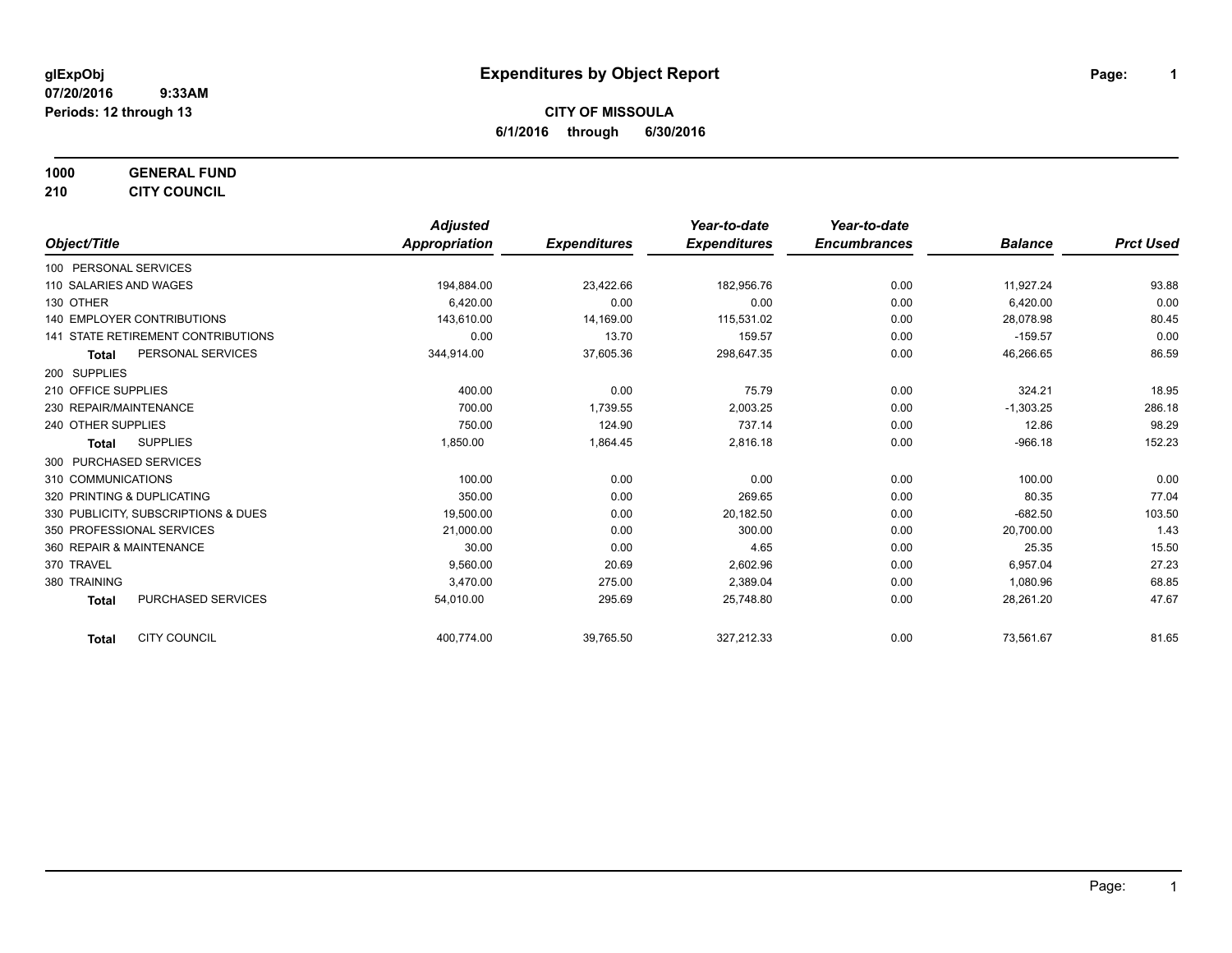**glExpObj**
**07/20/2016 9:33AM**
**Periods: 12 through 13**

# Expenditures by Object Report

**CITY OF MISSOULA**
**6/1/2016 through 6/30/2016**

**1000 GENERAL FUND**
**210 CITY COUNCIL**

| Object/Title | Adjusted Appropriation | Expenditures | Year-to-date Expenditures | Year-to-date Encumbrances | Balance | Prct Used |
|---|---|---|---|---|---|---|
| 100 PERSONAL SERVICES | | | | | | |
| 110 SALARIES AND WAGES | 194,884.00 | 23,422.66 | 182,956.76 | 0.00 | 11,927.24 | 93.88 |
| 130 OTHER | 6,420.00 | 0.00 | 0.00 | 0.00 | 6,420.00 | 0.00 |
| 140 EMPLOYER CONTRIBUTIONS | 143,610.00 | 14,169.00 | 115,531.02 | 0.00 | 28,078.98 | 80.45 |
| 141 STATE RETIREMENT CONTRIBUTIONS | 0.00 | 13.70 | 159.57 | 0.00 | -159.57 | 0.00 |
| **Total** PERSONAL SERVICES | 344,914.00 | 37,605.36 | 298,647.35 | 0.00 | 46,266.65 | 86.59 |
| 200 SUPPLIES | | | | | | |
| 210 OFFICE SUPPLIES | 400.00 | 0.00 | 75.79 | 0.00 | 324.21 | 18.95 |
| 230 REPAIR/MAINTENANCE | 700.00 | 1,739.55 | 2,003.25 | 0.00 | -1,303.25 | 286.18 |
| 240 OTHER SUPPLIES | 750.00 | 124.90 | 737.14 | 0.00 | 12.86 | 98.29 |
| **Total** SUPPLIES | 1,850.00 | 1,864.45 | 2,816.18 | 0.00 | -966.18 | 152.23 |
| 300 PURCHASED SERVICES | | | | | | |
| 310 COMMUNICATIONS | 100.00 | 0.00 | 0.00 | 0.00 | 100.00 | 0.00 |
| 320 PRINTING & DUPLICATING | 350.00 | 0.00 | 269.65 | 0.00 | 80.35 | 77.04 |
| 330 PUBLICITY, SUBSCRIPTIONS & DUES | 19,500.00 | 0.00 | 20,182.50 | 0.00 | -682.50 | 103.50 |
| 350 PROFESSIONAL SERVICES | 21,000.00 | 0.00 | 300.00 | 0.00 | 20,700.00 | 1.43 |
| 360 REPAIR & MAINTENANCE | 30.00 | 0.00 | 4.65 | 0.00 | 25.35 | 15.50 |
| 370 TRAVEL | 9,560.00 | 20.69 | 2,602.96 | 0.00 | 6,957.04 | 27.23 |
| 380 TRAINING | 3,470.00 | 275.00 | 2,389.04 | 0.00 | 1,080.96 | 68.85 |
| **Total** PURCHASED SERVICES | 54,010.00 | 295.69 | 25,748.80 | 0.00 | 28,261.20 | 47.67 |
| **Total** CITY COUNCIL | 400,774.00 | 39,765.50 | 327,212.33 | 0.00 | 73,561.67 | 81.65 |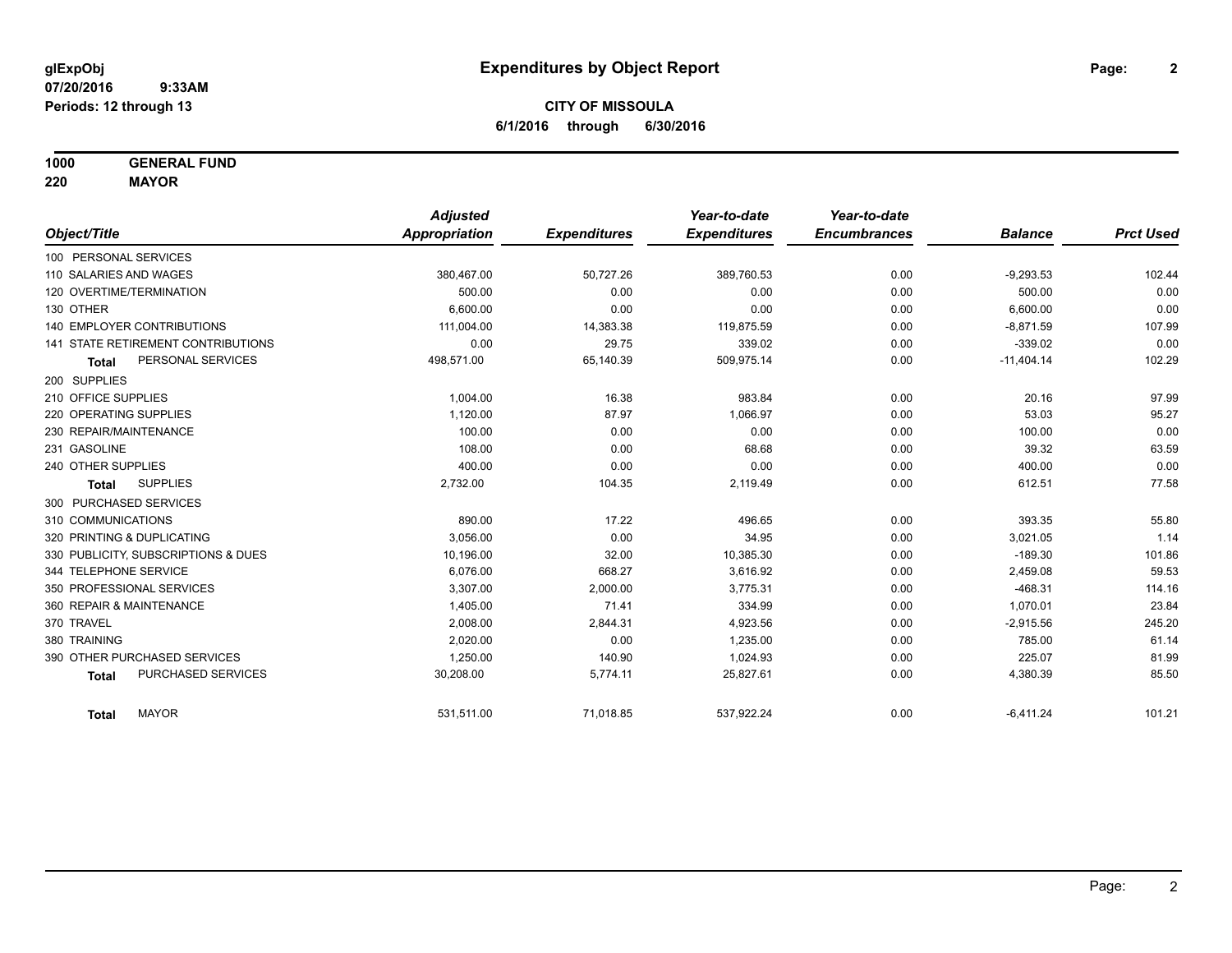**glExpObj**
**07/20/2016 9:33AM**
**Periods: 12 through 13**

# Expenditures by Object Report

**CITY OF MISSOULA**
**6/1/2016 through 6/30/2016**

**1000 GENERAL FUND**
**220 MAYOR**

| Object/Title | Adjusted Appropriation | Expenditures | Year-to-date Expenditures | Year-to-date Encumbrances | Balance | Prct Used |
|---|---|---|---|---|---|---|
| 100 PERSONAL SERVICES | | | | | | |
| 110 SALARIES AND WAGES | 380,467.00 | 50,727.26 | 389,760.53 | 0.00 | -9,293.53 | 102.44 |
| 120 OVERTIME/TERMINATION | 500.00 | 0.00 | 0.00 | 0.00 | 500.00 | 0.00 |
| 130 OTHER | 6,600.00 | 0.00 | 0.00 | 0.00 | 6,600.00 | 0.00 |
| 140 EMPLOYER CONTRIBUTIONS | 111,004.00 | 14,383.38 | 119,875.59 | 0.00 | -8,871.59 | 107.99 |
| 141 STATE RETIREMENT CONTRIBUTIONS | 0.00 | 29.75 | 339.02 | 0.00 | -339.02 | 0.00 |
| **Total** PERSONAL SERVICES | 498,571.00 | 65,140.39 | 509,975.14 | 0.00 | -11,404.14 | 102.29 |
| 200 SUPPLIES | | | | | | |
| 210 OFFICE SUPPLIES | 1,004.00 | 16.38 | 983.84 | 0.00 | 20.16 | 97.99 |
| 220 OPERATING SUPPLIES | 1,120.00 | 87.97 | 1,066.97 | 0.00 | 53.03 | 95.27 |
| 230 REPAIR/MAINTENANCE | 100.00 | 0.00 | 0.00 | 0.00 | 100.00 | 0.00 |
| 231 GASOLINE | 108.00 | 0.00 | 68.68 | 0.00 | 39.32 | 63.59 |
| 240 OTHER SUPPLIES | 400.00 | 0.00 | 0.00 | 0.00 | 400.00 | 0.00 |
| **Total** SUPPLIES | 2,732.00 | 104.35 | 2,119.49 | 0.00 | 612.51 | 77.58 |
| 300 PURCHASED SERVICES | | | | | | |
| 310 COMMUNICATIONS | 890.00 | 17.22 | 496.65 | 0.00 | 393.35 | 55.80 |
| 320 PRINTING & DUPLICATING | 3,056.00 | 0.00 | 34.95 | 0.00 | 3,021.05 | 1.14 |
| 330 PUBLICITY, SUBSCRIPTIONS & DUES | 10,196.00 | 32.00 | 10,385.30 | 0.00 | -189.30 | 101.86 |
| 344 TELEPHONE SERVICE | 6,076.00 | 668.27 | 3,616.92 | 0.00 | 2,459.08 | 59.53 |
| 350 PROFESSIONAL SERVICES | 3,307.00 | 2,000.00 | 3,775.31 | 0.00 | -468.31 | 114.16 |
| 360 REPAIR & MAINTENANCE | 1,405.00 | 71.41 | 334.99 | 0.00 | 1,070.01 | 23.84 |
| 370 TRAVEL | 2,008.00 | 2,844.31 | 4,923.56 | 0.00 | -2,915.56 | 245.20 |
| 380 TRAINING | 2,020.00 | 0.00 | 1,235.00 | 0.00 | 785.00 | 61.14 |
| 390 OTHER PURCHASED SERVICES | 1,250.00 | 140.90 | 1,024.93 | 0.00 | 225.07 | 81.99 |
| **Total** PURCHASED SERVICES | 30,208.00 | 5,774.11 | 25,827.61 | 0.00 | 4,380.39 | 85.50 |
| **Total** MAYOR | 531,511.00 | 71,018.85 | 537,922.24 | 0.00 | -6,411.24 | 101.21 |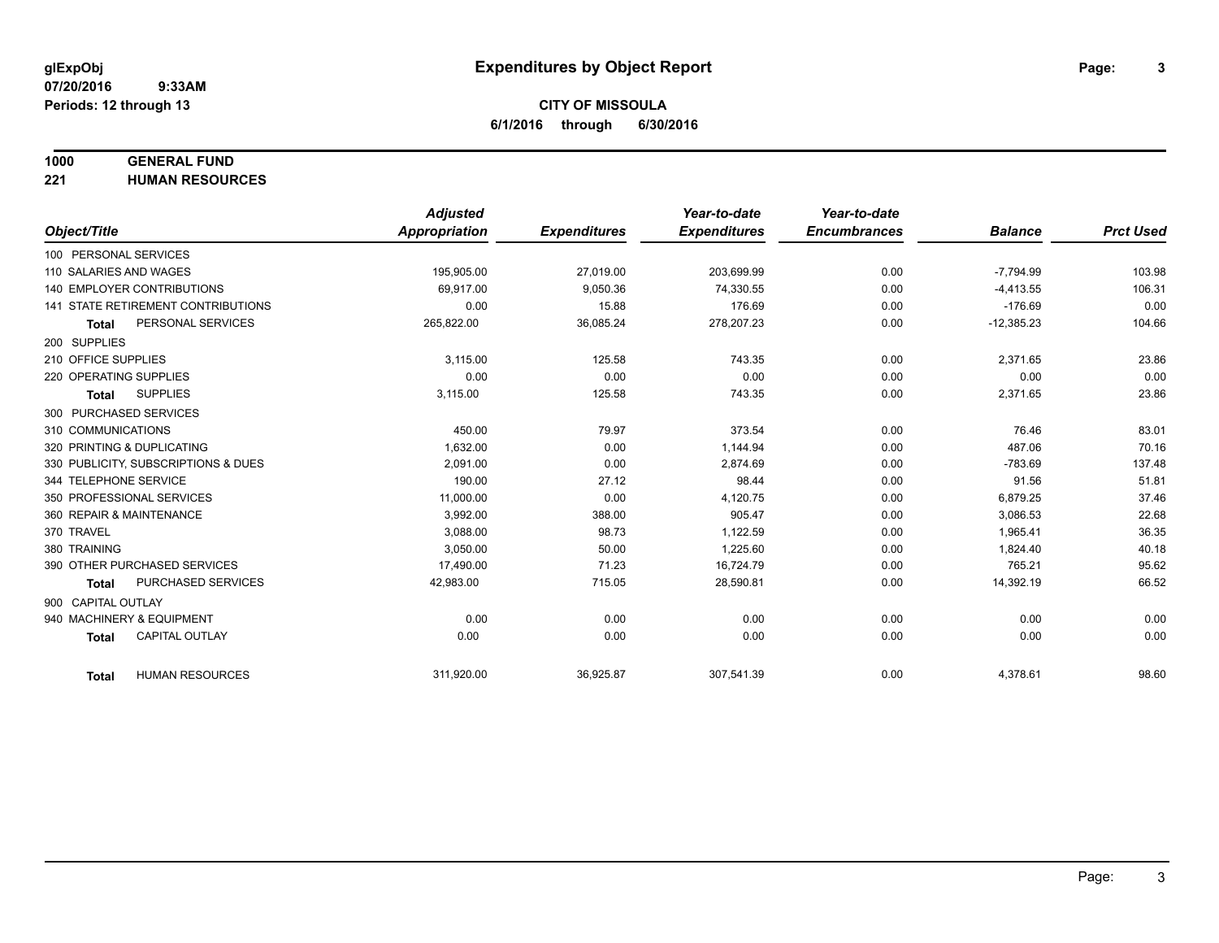# Expenditures by Object Report

glExpObj
07/20/2016 9:33AM
Periods: 12 through 13

**CITY OF MISSOULA**
**6/1/2016 through 6/30/2016**

**1000 GENERAL FUND**
**221 HUMAN RESOURCES**

| Object/Title | Adjusted Appropriation | Expenditures | Year-to-date Expenditures | Year-to-date Encumbrances | Balance | Prct Used |
|---|---|---|---|---|---|---|
| 100 PERSONAL SERVICES | | | | | | |
| 110 SALARIES AND WAGES | 195,905.00 | 27,019.00 | 203,699.99 | 0.00 | -7,794.99 | 103.98 |
| 140 EMPLOYER CONTRIBUTIONS | 69,917.00 | 9,050.36 | 74,330.55 | 0.00 | -4,413.55 | 106.31 |
| 141 STATE RETIREMENT CONTRIBUTIONS | 0.00 | 15.88 | 176.69 | 0.00 | -176.69 | 0.00 |
| **Total** PERSONAL SERVICES | 265,822.00 | 36,085.24 | 278,207.23 | 0.00 | -12,385.23 | 104.66 |
| 200 SUPPLIES | | | | | | |
| 210 OFFICE SUPPLIES | 3,115.00 | 125.58 | 743.35 | 0.00 | 2,371.65 | 23.86 |
| 220 OPERATING SUPPLIES | 0.00 | 0.00 | 0.00 | 0.00 | 0.00 | 0.00 |
| **Total** SUPPLIES | 3,115.00 | 125.58 | 743.35 | 0.00 | 2,371.65 | 23.86 |
| 300 PURCHASED SERVICES | | | | | | |
| 310 COMMUNICATIONS | 450.00 | 79.97 | 373.54 | 0.00 | 76.46 | 83.01 |
| 320 PRINTING & DUPLICATING | 1,632.00 | 0.00 | 1,144.94 | 0.00 | 487.06 | 70.16 |
| 330 PUBLICITY, SUBSCRIPTIONS & DUES | 2,091.00 | 0.00 | 2,874.69 | 0.00 | -783.69 | 137.48 |
| 344 TELEPHONE SERVICE | 190.00 | 27.12 | 98.44 | 0.00 | 91.56 | 51.81 |
| 350 PROFESSIONAL SERVICES | 11,000.00 | 0.00 | 4,120.75 | 0.00 | 6,879.25 | 37.46 |
| 360 REPAIR & MAINTENANCE | 3,992.00 | 388.00 | 905.47 | 0.00 | 3,086.53 | 22.68 |
| 370 TRAVEL | 3,088.00 | 98.73 | 1,122.59 | 0.00 | 1,965.41 | 36.35 |
| 380 TRAINING | 3,050.00 | 50.00 | 1,225.60 | 0.00 | 1,824.40 | 40.18 |
| 390 OTHER PURCHASED SERVICES | 17,490.00 | 71.23 | 16,724.79 | 0.00 | 765.21 | 95.62 |
| **Total** PURCHASED SERVICES | 42,983.00 | 715.05 | 28,590.81 | 0.00 | 14,392.19 | 66.52 |
| 900 CAPITAL OUTLAY | | | | | | |
| 940 MACHINERY & EQUIPMENT | 0.00 | 0.00 | 0.00 | 0.00 | 0.00 | 0.00 |
| **Total** CAPITAL OUTLAY | 0.00 | 0.00 | 0.00 | 0.00 | 0.00 | 0.00 |
| **Total** HUMAN RESOURCES | 311,920.00 | 36,925.87 | 307,541.39 | 0.00 | 4,378.61 | 98.60 |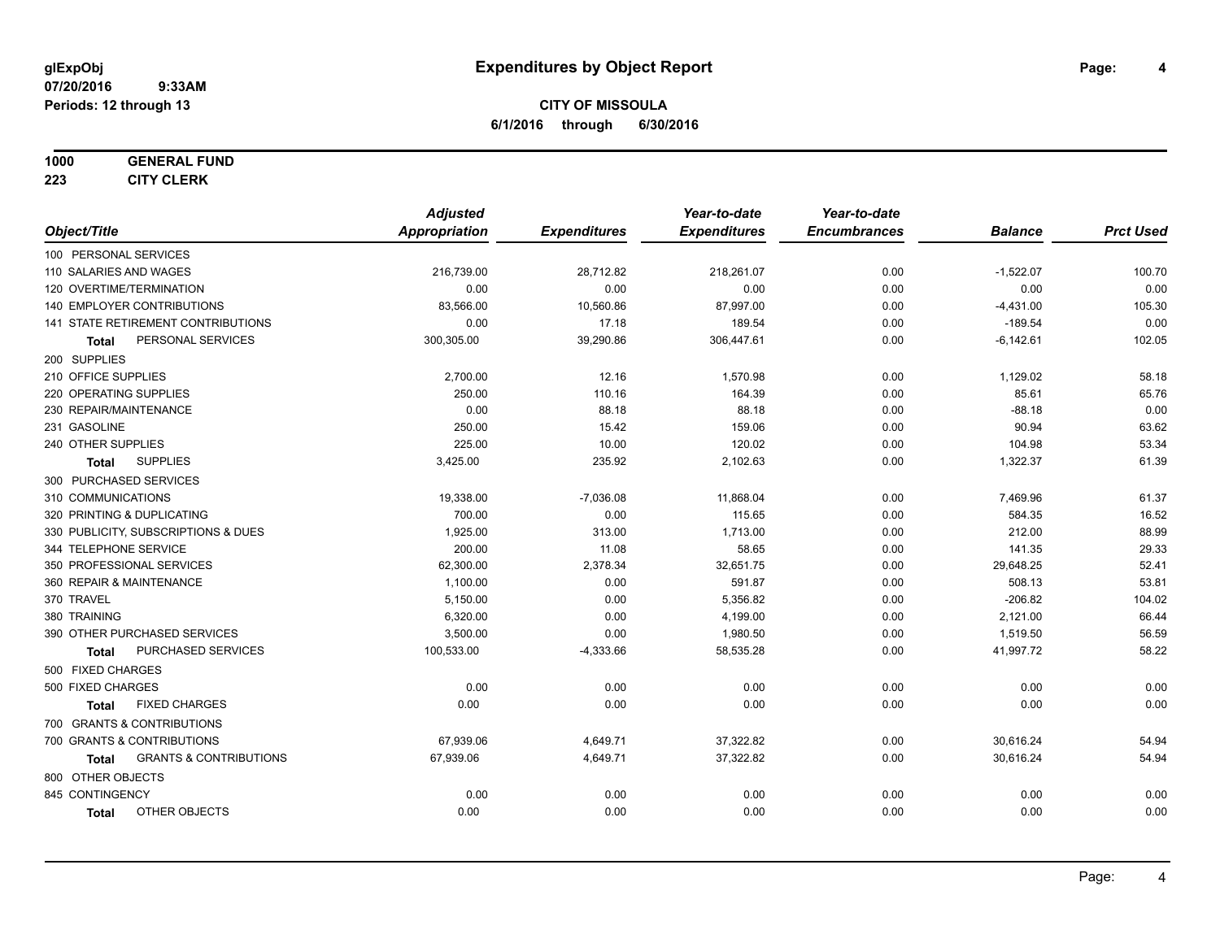# Expenditures by Object Report

glExpObj
07/20/2016 9:33AM
Periods: 12 through 13

**CITY OF MISSOULA**
**6/1/2016 through 6/30/2016**

**1000 GENERAL FUND**
**223 CITY CLERK**

| Object/Title | Adjusted Appropriation | Expenditures | Year-to-date Expenditures | Year-to-date Encumbrances | Balance | Prct Used |
|---|---|---|---|---|---|---|
| 100 PERSONAL SERVICES | | | | | | |
| 110 SALARIES AND WAGES | 216,739.00 | 28,712.82 | 218,261.07 | 0.00 | -1,522.07 | 100.70 |
| 120 OVERTIME/TERMINATION | 0.00 | 0.00 | 0.00 | 0.00 | 0.00 | 0.00 |
| 140 EMPLOYER CONTRIBUTIONS | 83,566.00 | 10,560.86 | 87,997.00 | 0.00 | -4,431.00 | 105.30 |
| 141 STATE RETIREMENT CONTRIBUTIONS | 0.00 | 17.18 | 189.54 | 0.00 | -189.54 | 0.00 |
| **Total** PERSONAL SERVICES | 300,305.00 | 39,290.86 | 306,447.61 | 0.00 | -6,142.61 | 102.05 |
| 200 SUPPLIES | | | | | | |
| 210 OFFICE SUPPLIES | 2,700.00 | 12.16 | 1,570.98 | 0.00 | 1,129.02 | 58.18 |
| 220 OPERATING SUPPLIES | 250.00 | 110.16 | 164.39 | 0.00 | 85.61 | 65.76 |
| 230 REPAIR/MAINTENANCE | 0.00 | 88.18 | 88.18 | 0.00 | -88.18 | 0.00 |
| 231 GASOLINE | 250.00 | 15.42 | 159.06 | 0.00 | 90.94 | 63.62 |
| 240 OTHER SUPPLIES | 225.00 | 10.00 | 120.02 | 0.00 | 104.98 | 53.34 |
| **Total** SUPPLIES | 3,425.00 | 235.92 | 2,102.63 | 0.00 | 1,322.37 | 61.39 |
| 300 PURCHASED SERVICES | | | | | | |
| 310 COMMUNICATIONS | 19,338.00 | -7,036.08 | 11,868.04 | 0.00 | 7,469.96 | 61.37 |
| 320 PRINTING & DUPLICATING | 700.00 | 0.00 | 115.65 | 0.00 | 584.35 | 16.52 |
| 330 PUBLICITY, SUBSCRIPTIONS & DUES | 1,925.00 | 313.00 | 1,713.00 | 0.00 | 212.00 | 88.99 |
| 344 TELEPHONE SERVICE | 200.00 | 11.08 | 58.65 | 0.00 | 141.35 | 29.33 |
| 350 PROFESSIONAL SERVICES | 62,300.00 | 2,378.34 | 32,651.75 | 0.00 | 29,648.25 | 52.41 |
| 360 REPAIR & MAINTENANCE | 1,100.00 | 0.00 | 591.87 | 0.00 | 508.13 | 53.81 |
| 370 TRAVEL | 5,150.00 | 0.00 | 5,356.82 | 0.00 | -206.82 | 104.02 |
| 380 TRAINING | 6,320.00 | 0.00 | 4,199.00 | 0.00 | 2,121.00 | 66.44 |
| 390 OTHER PURCHASED SERVICES | 3,500.00 | 0.00 | 1,980.50 | 0.00 | 1,519.50 | 56.59 |
| **Total** PURCHASED SERVICES | 100,533.00 | -4,333.66 | 58,535.28 | 0.00 | 41,997.72 | 58.22 |
| 500 FIXED CHARGES | | | | | | |
| 500 FIXED CHARGES | 0.00 | 0.00 | 0.00 | 0.00 | 0.00 | 0.00 |
| **Total** FIXED CHARGES | 0.00 | 0.00 | 0.00 | 0.00 | 0.00 | 0.00 |
| 700 GRANTS & CONTRIBUTIONS | | | | | | |
| 700 GRANTS & CONTRIBUTIONS | 67,939.06 | 4,649.71 | 37,322.82 | 0.00 | 30,616.24 | 54.94 |
| **Total** GRANTS & CONTRIBUTIONS | 67,939.06 | 4,649.71 | 37,322.82 | 0.00 | 30,616.24 | 54.94 |
| 800 OTHER OBJECTS | | | | | | |
| 845 CONTINGENCY | 0.00 | 0.00 | 0.00 | 0.00 | 0.00 | 0.00 |
| **Total** OTHER OBJECTS | 0.00 | 0.00 | 0.00 | 0.00 | 0.00 | 0.00 |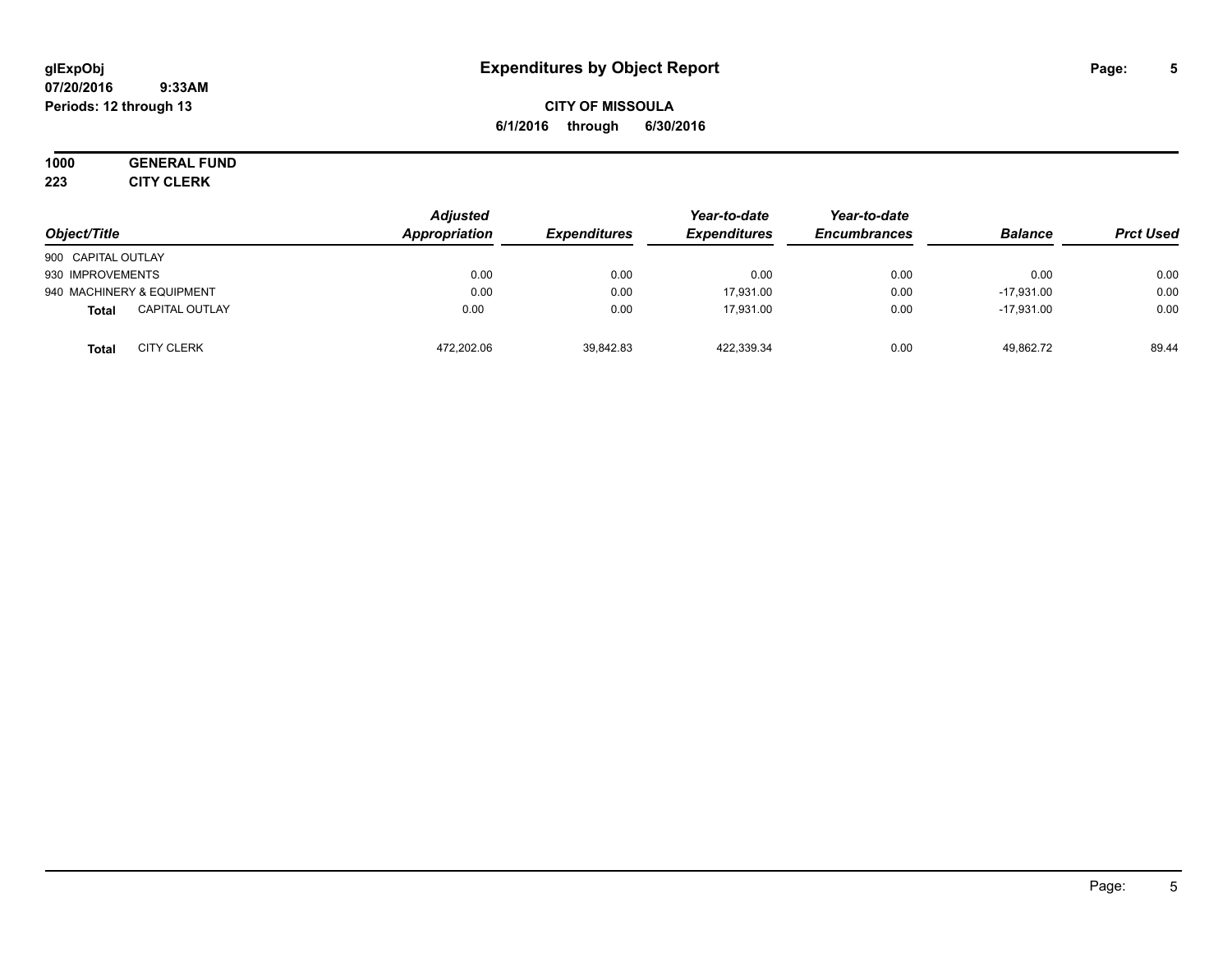# Expenditures by Object Report

glExpObj
07/20/2016 9:33AM
Periods: 12 through 13

**CITY OF MISSOULA**
**6/1/2016 through 6/30/2016**

**1000 GENERAL FUND**
**223 CITY CLERK**

| Object/Title | | Adjusted Appropriation | Expenditures | Year-to-date Expenditures | Year-to-date Encumbrances | Balance | Prct Used |
|---|---|---|---|---|---|---|---|
| 900 CAPITAL OUTLAY | | | | | | | |
| 930 IMPROVEMENTS | | 0.00 | 0.00 | 0.00 | 0.00 | 0.00 | 0.00 |
| 940 MACHINERY & EQUIPMENT | | 0.00 | 0.00 | 17,931.00 | 0.00 | -17,931.00 | 0.00 |
| **Total** | CAPITAL OUTLAY | 0.00 | 0.00 | 17,931.00 | 0.00 | -17,931.00 | 0.00 |
| **Total** | CITY CLERK | 472,202.06 | 39,842.83 | 422,339.34 | 0.00 | 49,862.72 | 89.44 |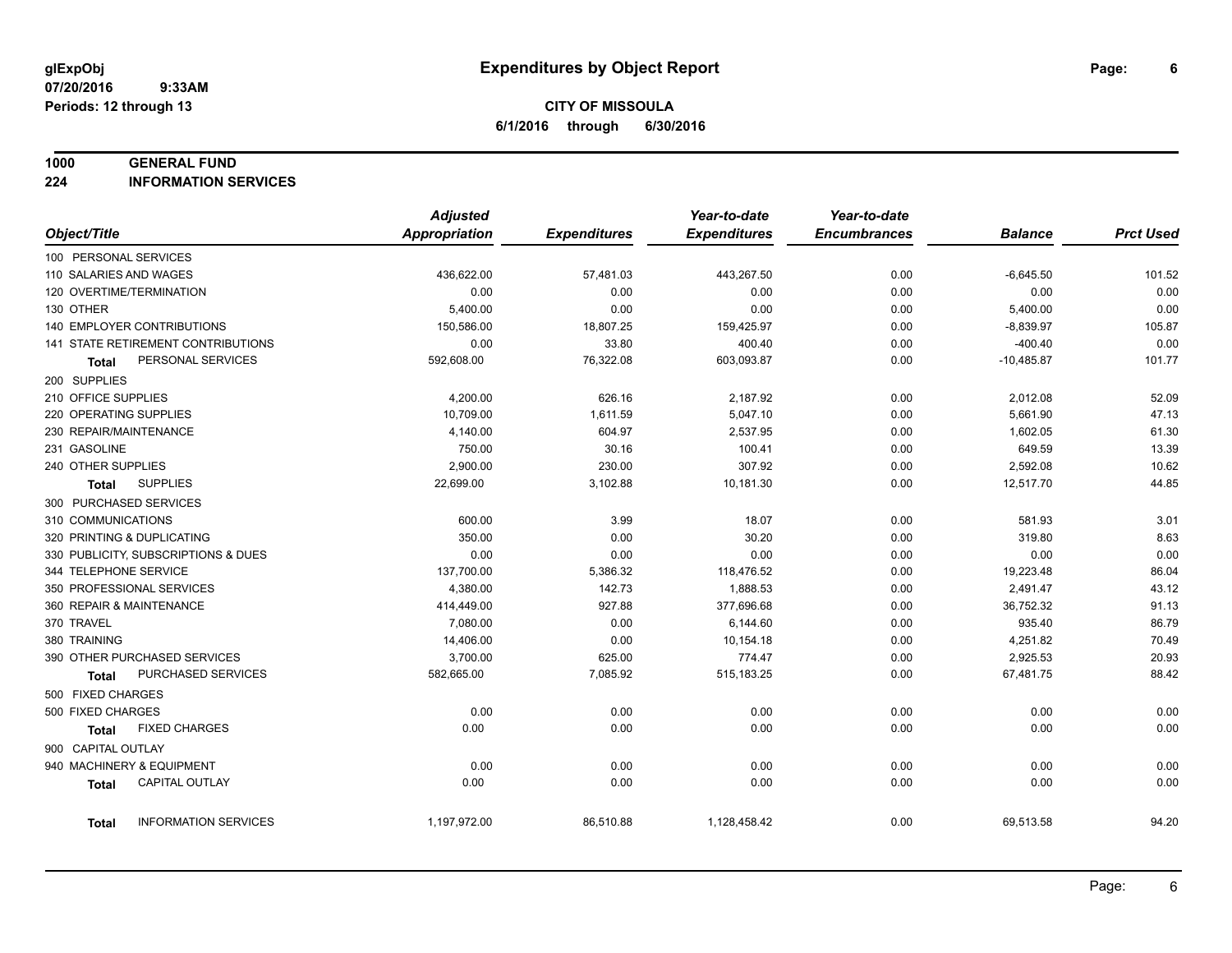# Expenditures by Object Report

glExpObj
07/20/2016 9:33AM
Periods: 12 through 13

**CITY OF MISSOULA**
**6/1/2016 through 6/30/2016**

**1000 GENERAL FUND**
**224 INFORMATION SERVICES**

| Object/Title | Adjusted Appropriation | Expenditures | Year-to-date Expenditures | Year-to-date Encumbrances | Balance | Prct Used |
|---|---|---|---|---|---|---|
| 100 PERSONAL SERVICES | | | | | | |
| 110 SALARIES AND WAGES | 436,622.00 | 57,481.03 | 443,267.50 | 0.00 | -6,645.50 | 101.52 |
| 120 OVERTIME/TERMINATION | 0.00 | 0.00 | 0.00 | 0.00 | 0.00 | 0.00 |
| 130 OTHER | 5,400.00 | 0.00 | 0.00 | 0.00 | 5,400.00 | 0.00 |
| 140 EMPLOYER CONTRIBUTIONS | 150,586.00 | 18,807.25 | 159,425.97 | 0.00 | -8,839.97 | 105.87 |
| 141 STATE RETIREMENT CONTRIBUTIONS | 0.00 | 33.80 | 400.40 | 0.00 | -400.40 | 0.00 |
| **Total** PERSONAL SERVICES | 592,608.00 | 76,322.08 | 603,093.87 | 0.00 | -10,485.87 | 101.77 |
| 200 SUPPLIES | | | | | | |
| 210 OFFICE SUPPLIES | 4,200.00 | 626.16 | 2,187.92 | 0.00 | 2,012.08 | 52.09 |
| 220 OPERATING SUPPLIES | 10,709.00 | 1,611.59 | 5,047.10 | 0.00 | 5,661.90 | 47.13 |
| 230 REPAIR/MAINTENANCE | 4,140.00 | 604.97 | 2,537.95 | 0.00 | 1,602.05 | 61.30 |
| 231 GASOLINE | 750.00 | 30.16 | 100.41 | 0.00 | 649.59 | 13.39 |
| 240 OTHER SUPPLIES | 2,900.00 | 230.00 | 307.92 | 0.00 | 2,592.08 | 10.62 |
| **Total** SUPPLIES | 22,699.00 | 3,102.88 | 10,181.30 | 0.00 | 12,517.70 | 44.85 |
| 300 PURCHASED SERVICES | | | | | | |
| 310 COMMUNICATIONS | 600.00 | 3.99 | 18.07 | 0.00 | 581.93 | 3.01 |
| 320 PRINTING & DUPLICATING | 350.00 | 0.00 | 30.20 | 0.00 | 319.80 | 8.63 |
| 330 PUBLICITY, SUBSCRIPTIONS & DUES | 0.00 | 0.00 | 0.00 | 0.00 | 0.00 | 0.00 |
| 344 TELEPHONE SERVICE | 137,700.00 | 5,386.32 | 118,476.52 | 0.00 | 19,223.48 | 86.04 |
| 350 PROFESSIONAL SERVICES | 4,380.00 | 142.73 | 1,888.53 | 0.00 | 2,491.47 | 43.12 |
| 360 REPAIR & MAINTENANCE | 414,449.00 | 927.88 | 377,696.68 | 0.00 | 36,752.32 | 91.13 |
| 370 TRAVEL | 7,080.00 | 0.00 | 6,144.60 | 0.00 | 935.40 | 86.79 |
| 380 TRAINING | 14,406.00 | 0.00 | 10,154.18 | 0.00 | 4,251.82 | 70.49 |
| 390 OTHER PURCHASED SERVICES | 3,700.00 | 625.00 | 774.47 | 0.00 | 2,925.53 | 20.93 |
| **Total** PURCHASED SERVICES | 582,665.00 | 7,085.92 | 515,183.25 | 0.00 | 67,481.75 | 88.42 |
| 500 FIXED CHARGES | | | | | | |
| 500 FIXED CHARGES | 0.00 | 0.00 | 0.00 | 0.00 | 0.00 | 0.00 |
| **Total** FIXED CHARGES | 0.00 | 0.00 | 0.00 | 0.00 | 0.00 | 0.00 |
| 900 CAPITAL OUTLAY | | | | | | |
| 940 MACHINERY & EQUIPMENT | 0.00 | 0.00 | 0.00 | 0.00 | 0.00 | 0.00 |
| **Total** CAPITAL OUTLAY | 0.00 | 0.00 | 0.00 | 0.00 | 0.00 | 0.00 |
| **Total** INFORMATION SERVICES | 1,197,972.00 | 86,510.88 | 1,128,458.42 | 0.00 | 69,513.58 | 94.20 |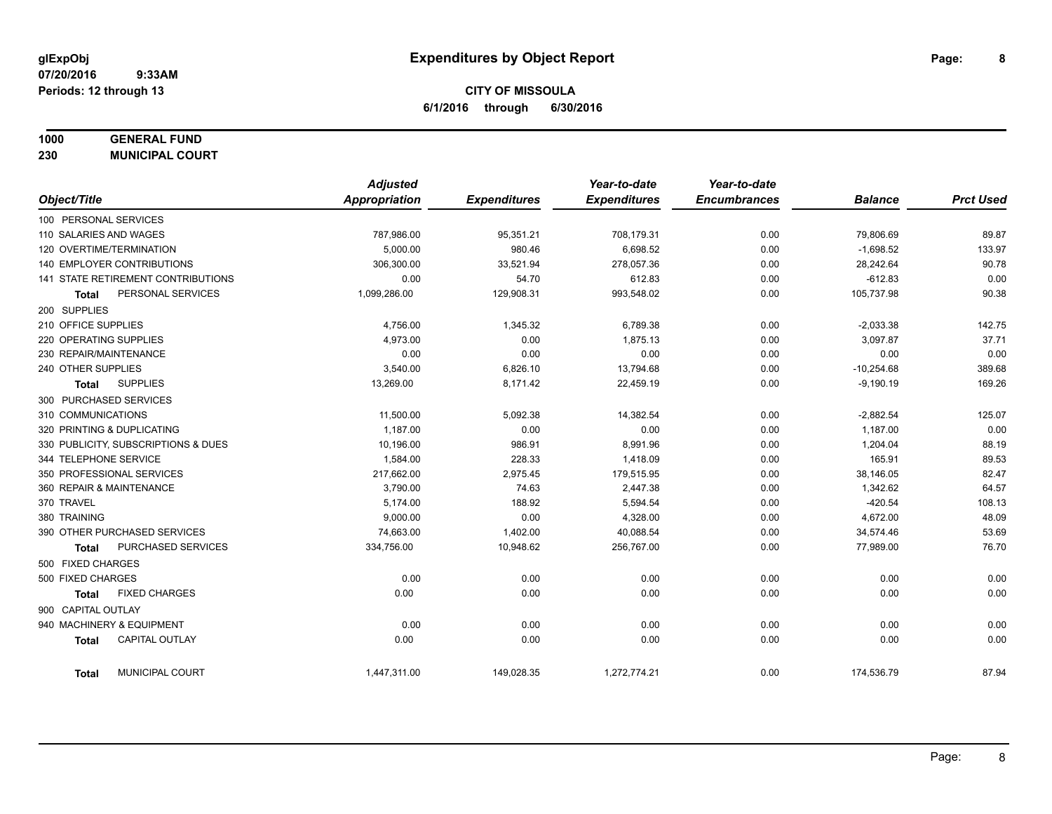# Expenditures by Object Report

glExpObj
07/20/2016 9:33AM
Periods: 12 through 13

**CITY OF MISSOULA**
**6/1/2016 through 6/30/2016**

**1000 GENERAL FUND**
**230 MUNICIPAL COURT**

| Object/Title | Adjusted Appropriation | Expenditures | Year-to-date Expenditures | Year-to-date Encumbrances | Balance | Prct Used |
|---|---|---|---|---|---|---|
| 100 PERSONAL SERVICES | | | | | | |
| 110 SALARIES AND WAGES | 787,986.00 | 95,351.21 | 708,179.31 | 0.00 | 79,806.69 | 89.87 |
| 120 OVERTIME/TERMINATION | 5,000.00 | 980.46 | 6,698.52 | 0.00 | -1,698.52 | 133.97 |
| 140 EMPLOYER CONTRIBUTIONS | 306,300.00 | 33,521.94 | 278,057.36 | 0.00 | 28,242.64 | 90.78 |
| 141 STATE RETIREMENT CONTRIBUTIONS | 0.00 | 54.70 | 612.83 | 0.00 | -612.83 | 0.00 |
| **Total** PERSONAL SERVICES | 1,099,286.00 | 129,908.31 | 993,548.02 | 0.00 | 105,737.98 | 90.38 |
| 200 SUPPLIES | | | | | | |
| 210 OFFICE SUPPLIES | 4,756.00 | 1,345.32 | 6,789.38 | 0.00 | -2,033.38 | 142.75 |
| 220 OPERATING SUPPLIES | 4,973.00 | 0.00 | 1,875.13 | 0.00 | 3,097.87 | 37.71 |
| 230 REPAIR/MAINTENANCE | 0.00 | 0.00 | 0.00 | 0.00 | 0.00 | 0.00 |
| 240 OTHER SUPPLIES | 3,540.00 | 6,826.10 | 13,794.68 | 0.00 | -10,254.68 | 389.68 |
| **Total** SUPPLIES | 13,269.00 | 8,171.42 | 22,459.19 | 0.00 | -9,190.19 | 169.26 |
| 300 PURCHASED SERVICES | | | | | | |
| 310 COMMUNICATIONS | 11,500.00 | 5,092.38 | 14,382.54 | 0.00 | -2,882.54 | 125.07 |
| 320 PRINTING & DUPLICATING | 1,187.00 | 0.00 | 0.00 | 0.00 | 1,187.00 | 0.00 |
| 330 PUBLICITY, SUBSCRIPTIONS & DUES | 10,196.00 | 986.91 | 8,991.96 | 0.00 | 1,204.04 | 88.19 |
| 344 TELEPHONE SERVICE | 1,584.00 | 228.33 | 1,418.09 | 0.00 | 165.91 | 89.53 |
| 350 PROFESSIONAL SERVICES | 217,662.00 | 2,975.45 | 179,515.95 | 0.00 | 38,146.05 | 82.47 |
| 360 REPAIR & MAINTENANCE | 3,790.00 | 74.63 | 2,447.38 | 0.00 | 1,342.62 | 64.57 |
| 370 TRAVEL | 5,174.00 | 188.92 | 5,594.54 | 0.00 | -420.54 | 108.13 |
| 380 TRAINING | 9,000.00 | 0.00 | 4,328.00 | 0.00 | 4,672.00 | 48.09 |
| 390 OTHER PURCHASED SERVICES | 74,663.00 | 1,402.00 | 40,088.54 | 0.00 | 34,574.46 | 53.69 |
| **Total** PURCHASED SERVICES | 334,756.00 | 10,948.62 | 256,767.00 | 0.00 | 77,989.00 | 76.70 |
| 500 FIXED CHARGES | | | | | | |
| 500 FIXED CHARGES | 0.00 | 0.00 | 0.00 | 0.00 | 0.00 | 0.00 |
| **Total** FIXED CHARGES | 0.00 | 0.00 | 0.00 | 0.00 | 0.00 | 0.00 |
| 900 CAPITAL OUTLAY | | | | | | |
| 940 MACHINERY & EQUIPMENT | 0.00 | 0.00 | 0.00 | 0.00 | 0.00 | 0.00 |
| **Total** CAPITAL OUTLAY | 0.00 | 0.00 | 0.00 | 0.00 | 0.00 | 0.00 |
| **Total** MUNICIPAL COURT | 1,447,311.00 | 149,028.35 | 1,272,774.21 | 0.00 | 174,536.79 | 87.94 |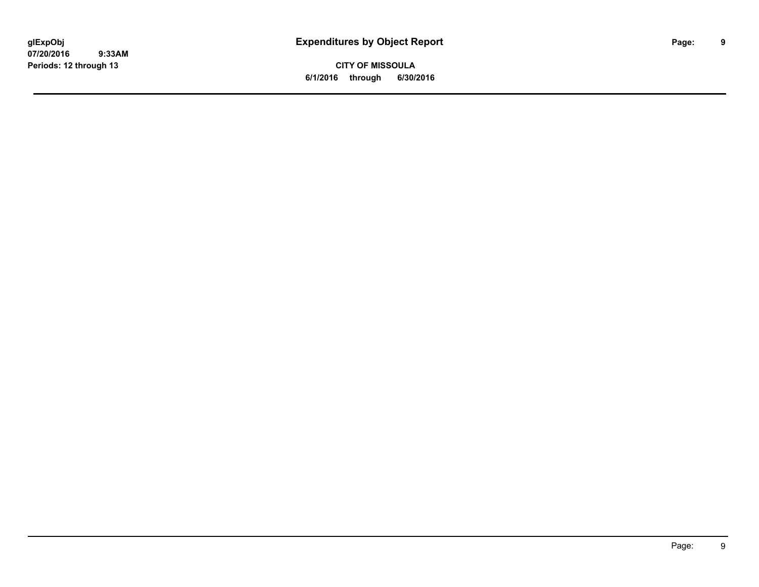glExpObj
07/20/2016 9:33AM
Periods: 12 through 13

# Expenditures by Object Report

CITY OF MISSOULA
6/1/2016 through 6/30/2016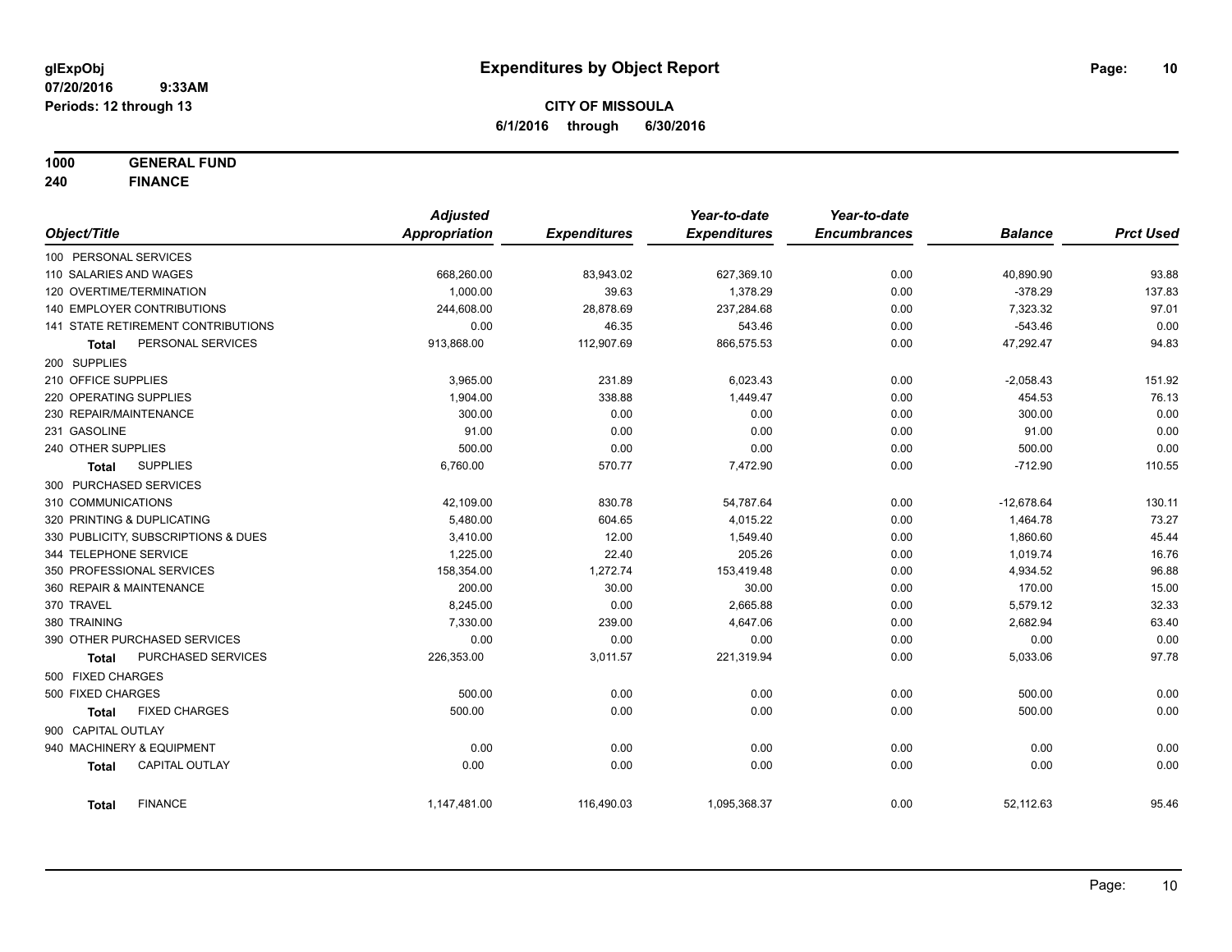glExpObj
07/20/2016 9:33AM
Periods: 12 through 13

# Expenditures by Object Report

**CITY OF MISSOULA**
**6/1/2016 through 6/30/2016**

**1000 GENERAL FUND**
**240 FINANCE**

| Object/Title | Adjusted Appropriation | Expenditures | Year-to-date Expenditures | Year-to-date Encumbrances | Balance | Prct Used |
|---|---|---|---|---|---|---|
| 100 PERSONAL SERVICES | | | | | | |
| 110 SALARIES AND WAGES | 668,260.00 | 83,943.02 | 627,369.10 | 0.00 | 40,890.90 | 93.88 |
| 120 OVERTIME/TERMINATION | 1,000.00 | 39.63 | 1,378.29 | 0.00 | -378.29 | 137.83 |
| 140 EMPLOYER CONTRIBUTIONS | 244,608.00 | 28,878.69 | 237,284.68 | 0.00 | 7,323.32 | 97.01 |
| 141 STATE RETIREMENT CONTRIBUTIONS | 0.00 | 46.35 | 543.46 | 0.00 | -543.46 | 0.00 |
| **Total** PERSONAL SERVICES | 913,868.00 | 112,907.69 | 866,575.53 | 0.00 | 47,292.47 | 94.83 |
| 200 SUPPLIES | | | | | | |
| 210 OFFICE SUPPLIES | 3,965.00 | 231.89 | 6,023.43 | 0.00 | -2,058.43 | 151.92 |
| 220 OPERATING SUPPLIES | 1,904.00 | 338.88 | 1,449.47 | 0.00 | 454.53 | 76.13 |
| 230 REPAIR/MAINTENANCE | 300.00 | 0.00 | 0.00 | 0.00 | 300.00 | 0.00 |
| 231 GASOLINE | 91.00 | 0.00 | 0.00 | 0.00 | 91.00 | 0.00 |
| 240 OTHER SUPPLIES | 500.00 | 0.00 | 0.00 | 0.00 | 500.00 | 0.00 |
| **Total** SUPPLIES | 6,760.00 | 570.77 | 7,472.90 | 0.00 | -712.90 | 110.55 |
| 300 PURCHASED SERVICES | | | | | | |
| 310 COMMUNICATIONS | 42,109.00 | 830.78 | 54,787.64 | 0.00 | -12,678.64 | 130.11 |
| 320 PRINTING & DUPLICATING | 5,480.00 | 604.65 | 4,015.22 | 0.00 | 1,464.78 | 73.27 |
| 330 PUBLICITY, SUBSCRIPTIONS & DUES | 3,410.00 | 12.00 | 1,549.40 | 0.00 | 1,860.60 | 45.44 |
| 344 TELEPHONE SERVICE | 1,225.00 | 22.40 | 205.26 | 0.00 | 1,019.74 | 16.76 |
| 350 PROFESSIONAL SERVICES | 158,354.00 | 1,272.74 | 153,419.48 | 0.00 | 4,934.52 | 96.88 |
| 360 REPAIR & MAINTENANCE | 200.00 | 30.00 | 30.00 | 0.00 | 170.00 | 15.00 |
| 370 TRAVEL | 8,245.00 | 0.00 | 2,665.88 | 0.00 | 5,579.12 | 32.33 |
| 380 TRAINING | 7,330.00 | 239.00 | 4,647.06 | 0.00 | 2,682.94 | 63.40 |
| 390 OTHER PURCHASED SERVICES | 0.00 | 0.00 | 0.00 | 0.00 | 0.00 | 0.00 |
| **Total** PURCHASED SERVICES | 226,353.00 | 3,011.57 | 221,319.94 | 0.00 | 5,033.06 | 97.78 |
| 500 FIXED CHARGES | | | | | | |
| 500 FIXED CHARGES | 500.00 | 0.00 | 0.00 | 0.00 | 500.00 | 0.00 |
| **Total** FIXED CHARGES | 500.00 | 0.00 | 0.00 | 0.00 | 500.00 | 0.00 |
| 900 CAPITAL OUTLAY | | | | | | |
| 940 MACHINERY & EQUIPMENT | 0.00 | 0.00 | 0.00 | 0.00 | 0.00 | 0.00 |
| **Total** CAPITAL OUTLAY | 0.00 | 0.00 | 0.00 | 0.00 | 0.00 | 0.00 |
| **Total** FINANCE | 1,147,481.00 | 116,490.03 | 1,095,368.37 | 0.00 | 52,112.63 | 95.46 |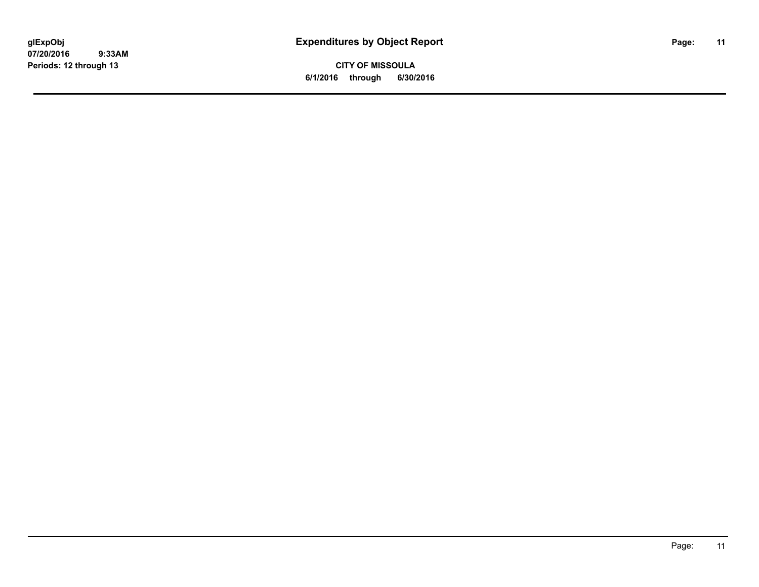**glExpObj**
**07/20/2016 9:33AM**
**Periods: 12 through 13**

# Expenditures by Object Report

**CITY OF MISSOULA**

**6/1/2016 through 6/30/2016**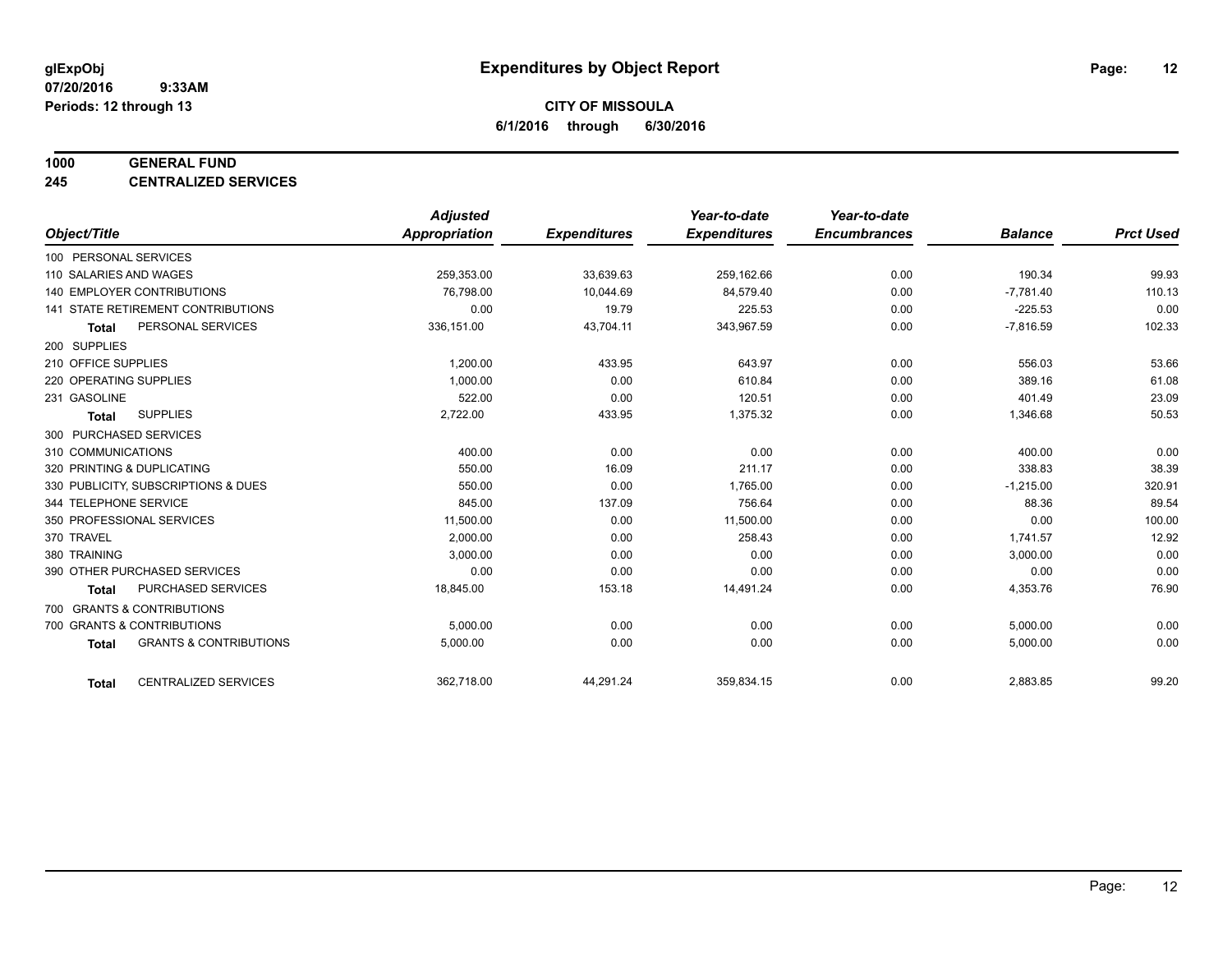**glExpObj**
**07/20/2016 9:33AM**
**Periods: 12 through 13**

# Expenditures by Object Report

**CITY OF MISSOULA**
**6/1/2016 through 6/30/2016**

## 1000 GENERAL FUND
## 245 CENTRALIZED SERVICES

| Object/Title | Adjusted Appropriation | Expenditures | Year-to-date Expenditures | Year-to-date Encumbrances | Balance | Prct Used |
|---|---|---|---|---|---|---|
| 100 PERSONAL SERVICES | | | | | | |
| 110 SALARIES AND WAGES | 259,353.00 | 33,639.63 | 259,162.66 | 0.00 | 190.34 | 99.93 |
| 140 EMPLOYER CONTRIBUTIONS | 76,798.00 | 10,044.69 | 84,579.40 | 0.00 | -7,781.40 | 110.13 |
| 141 STATE RETIREMENT CONTRIBUTIONS | 0.00 | 19.79 | 225.53 | 0.00 | -225.53 | 0.00 |
| **Total** PERSONAL SERVICES | 336,151.00 | 43,704.11 | 343,967.59 | 0.00 | -7,816.59 | 102.33 |
| 200 SUPPLIES | | | | | | |
| 210 OFFICE SUPPLIES | 1,200.00 | 433.95 | 643.97 | 0.00 | 556.03 | 53.66 |
| 220 OPERATING SUPPLIES | 1,000.00 | 0.00 | 610.84 | 0.00 | 389.16 | 61.08 |
| 231 GASOLINE | 522.00 | 0.00 | 120.51 | 0.00 | 401.49 | 23.09 |
| **Total** SUPPLIES | 2,722.00 | 433.95 | 1,375.32 | 0.00 | 1,346.68 | 50.53 |
| 300 PURCHASED SERVICES | | | | | | |
| 310 COMMUNICATIONS | 400.00 | 0.00 | 0.00 | 0.00 | 400.00 | 0.00 |
| 320 PRINTING & DUPLICATING | 550.00 | 16.09 | 211.17 | 0.00 | 338.83 | 38.39 |
| 330 PUBLICITY, SUBSCRIPTIONS & DUES | 550.00 | 0.00 | 1,765.00 | 0.00 | -1,215.00 | 320.91 |
| 344 TELEPHONE SERVICE | 845.00 | 137.09 | 756.64 | 0.00 | 88.36 | 89.54 |
| 350 PROFESSIONAL SERVICES | 11,500.00 | 0.00 | 11,500.00 | 0.00 | 0.00 | 100.00 |
| 370 TRAVEL | 2,000.00 | 0.00 | 258.43 | 0.00 | 1,741.57 | 12.92 |
| 380 TRAINING | 3,000.00 | 0.00 | 0.00 | 0.00 | 3,000.00 | 0.00 |
| 390 OTHER PURCHASED SERVICES | 0.00 | 0.00 | 0.00 | 0.00 | 0.00 | 0.00 |
| **Total** PURCHASED SERVICES | 18,845.00 | 153.18 | 14,491.24 | 0.00 | 4,353.76 | 76.90 |
| 700 GRANTS & CONTRIBUTIONS | | | | | | |
| 700 GRANTS & CONTRIBUTIONS | 5,000.00 | 0.00 | 0.00 | 0.00 | 5,000.00 | 0.00 |
| **Total** GRANTS & CONTRIBUTIONS | 5,000.00 | 0.00 | 0.00 | 0.00 | 5,000.00 | 0.00 |
| **Total** CENTRALIZED SERVICES | 362,718.00 | 44,291.24 | 359,834.15 | 0.00 | 2,883.85 | 99.20 |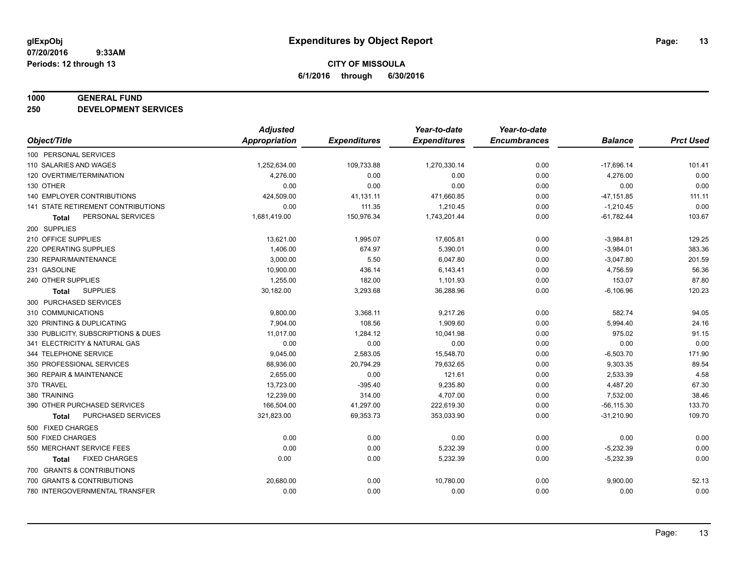# Expenditures by Object Report

glExpObj
07/20/2016 9:33AM
Periods: 12 through 13

**CITY OF MISSOULA**
**6/1/2016 through 6/30/2016**

**1000 GENERAL FUND**
**250 DEVELOPMENT SERVICES**

| Object/Title | Adjusted Appropriation | Expenditures | Year-to-date Expenditures | Year-to-date Encumbrances | Balance | Prct Used |
|---|---|---|---|---|---|---|
| 100 PERSONAL SERVICES | | | | | | |
| 110 SALARIES AND WAGES | 1,252,634.00 | 109,733.88 | 1,270,330.14 | 0.00 | -17,696.14 | 101.41 |
| 120 OVERTIME/TERMINATION | 4,276.00 | 0.00 | 0.00 | 0.00 | 4,276.00 | 0.00 |
| 130 OTHER | 0.00 | 0.00 | 0.00 | 0.00 | 0.00 | 0.00 |
| 140 EMPLOYER CONTRIBUTIONS | 424,509.00 | 41,131.11 | 471,660.85 | 0.00 | -47,151.85 | 111.11 |
| 141 STATE RETIREMENT CONTRIBUTIONS | 0.00 | 111.35 | 1,210.45 | 0.00 | -1,210.45 | 0.00 |
| **Total** PERSONAL SERVICES | 1,681,419.00 | 150,976.34 | 1,743,201.44 | 0.00 | -61,782.44 | 103.67 |
| 200 SUPPLIES | | | | | | |
| 210 OFFICE SUPPLIES | 13,621.00 | 1,995.07 | 17,605.81 | 0.00 | -3,984.81 | 129.25 |
| 220 OPERATING SUPPLIES | 1,406.00 | 674.97 | 5,390.01 | 0.00 | -3,984.01 | 383.36 |
| 230 REPAIR/MAINTENANCE | 3,000.00 | 5.50 | 6,047.80 | 0.00 | -3,047.80 | 201.59 |
| 231 GASOLINE | 10,900.00 | 436.14 | 6,143.41 | 0.00 | 4,756.59 | 56.36 |
| 240 OTHER SUPPLIES | 1,255.00 | 182.00 | 1,101.93 | 0.00 | 153.07 | 87.80 |
| **Total** SUPPLIES | 30,182.00 | 3,293.68 | 36,288.96 | 0.00 | -6,106.96 | 120.23 |
| 300 PURCHASED SERVICES | | | | | | |
| 310 COMMUNICATIONS | 9,800.00 | 3,368.11 | 9,217.26 | 0.00 | 582.74 | 94.05 |
| 320 PRINTING & DUPLICATING | 7,904.00 | 108.56 | 1,909.60 | 0.00 | 5,994.40 | 24.16 |
| 330 PUBLICITY, SUBSCRIPTIONS & DUES | 11,017.00 | 1,284.12 | 10,041.98 | 0.00 | 975.02 | 91.15 |
| 341 ELECTRICITY & NATURAL GAS | 0.00 | 0.00 | 0.00 | 0.00 | 0.00 | 0.00 |
| 344 TELEPHONE SERVICE | 9,045.00 | 2,583.05 | 15,548.70 | 0.00 | -6,503.70 | 171.90 |
| 350 PROFESSIONAL SERVICES | 88,936.00 | 20,794.29 | 79,632.65 | 0.00 | 9,303.35 | 89.54 |
| 360 REPAIR & MAINTENANCE | 2,655.00 | 0.00 | 121.61 | 0.00 | 2,533.39 | 4.58 |
| 370 TRAVEL | 13,723.00 | -395.40 | 9,235.80 | 0.00 | 4,487.20 | 67.30 |
| 380 TRAINING | 12,239.00 | 314.00 | 4,707.00 | 0.00 | 7,532.00 | 38.46 |
| 390 OTHER PURCHASED SERVICES | 166,504.00 | 41,297.00 | 222,619.30 | 0.00 | -56,115.30 | 133.70 |
| **Total** PURCHASED SERVICES | 321,823.00 | 69,353.73 | 353,033.90 | 0.00 | -31,210.90 | 109.70 |
| 500 FIXED CHARGES | | | | | | |
| 500 FIXED CHARGES | 0.00 | 0.00 | 0.00 | 0.00 | 0.00 | 0.00 |
| 550 MERCHANT SERVICE FEES | 0.00 | 0.00 | 5,232.39 | 0.00 | -5,232.39 | 0.00 |
| **Total** FIXED CHARGES | 0.00 | 0.00 | 5,232.39 | 0.00 | -5,232.39 | 0.00 |
| 700 GRANTS & CONTRIBUTIONS | | | | | | |
| 700 GRANTS & CONTRIBUTIONS | 20,680.00 | 0.00 | 10,780.00 | 0.00 | 9,900.00 | 52.13 |
| 780 INTERGOVERNMENTAL TRANSFER | 0.00 | 0.00 | 0.00 | 0.00 | 0.00 | 0.00 |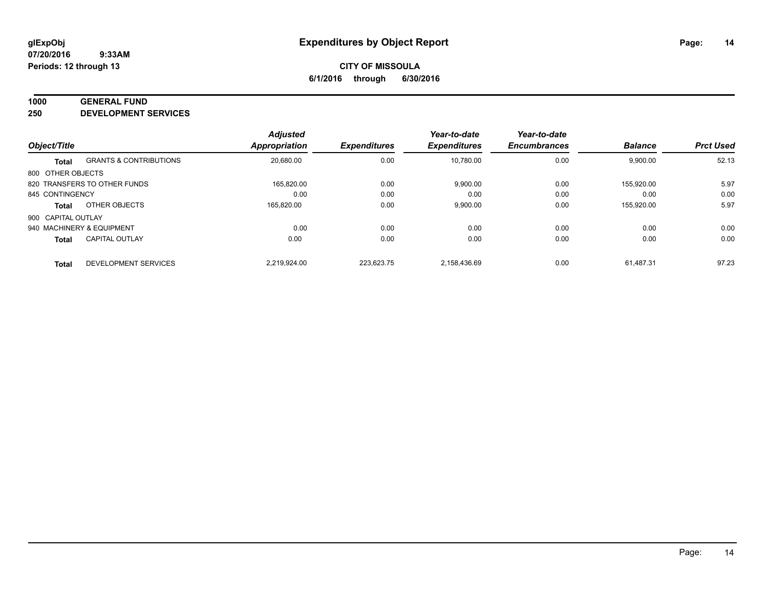**glExpObj** **Expenditures by Object Report**

**07/20/2016 9:33AM**

**Periods: 12 through 13**

**CITY OF MISSOULA**

**6/1/2016 through 6/30/2016**

**1000 GENERAL FUND**

**250 DEVELOPMENT SERVICES**

| Object/Title | | Adjusted Appropriation | Expenditures | Year-to-date Expenditures | Year-to-date Encumbrances | Balance | Prct Used |
|---|---|---|---|---|---|---|---|
| **Total** | GRANTS & CONTRIBUTIONS | 20,680.00 | 0.00 | 10,780.00 | 0.00 | 9,900.00 | 52.13 |
| 800 OTHER OBJECTS | | | | | | | |
| 820 TRANSFERS TO OTHER FUNDS | | 165,820.00 | 0.00 | 9,900.00 | 0.00 | 155,920.00 | 5.97 |
| 845 CONTINGENCY | | 0.00 | 0.00 | 0.00 | 0.00 | 0.00 | 0.00 |
| **Total** | OTHER OBJECTS | 165,820.00 | 0.00 | 9,900.00 | 0.00 | 155,920.00 | 5.97 |
| 900 CAPITAL OUTLAY | | | | | | | |
| 940 MACHINERY & EQUIPMENT | | 0.00 | 0.00 | 0.00 | 0.00 | 0.00 | 0.00 |
| **Total** | CAPITAL OUTLAY | 0.00 | 0.00 | 0.00 | 0.00 | 0.00 | 0.00 |
| **Total** | DEVELOPMENT SERVICES | 2,219,924.00 | 223,623.75 | 2,158,436.69 | 0.00 | 61,487.31 | 97.23 |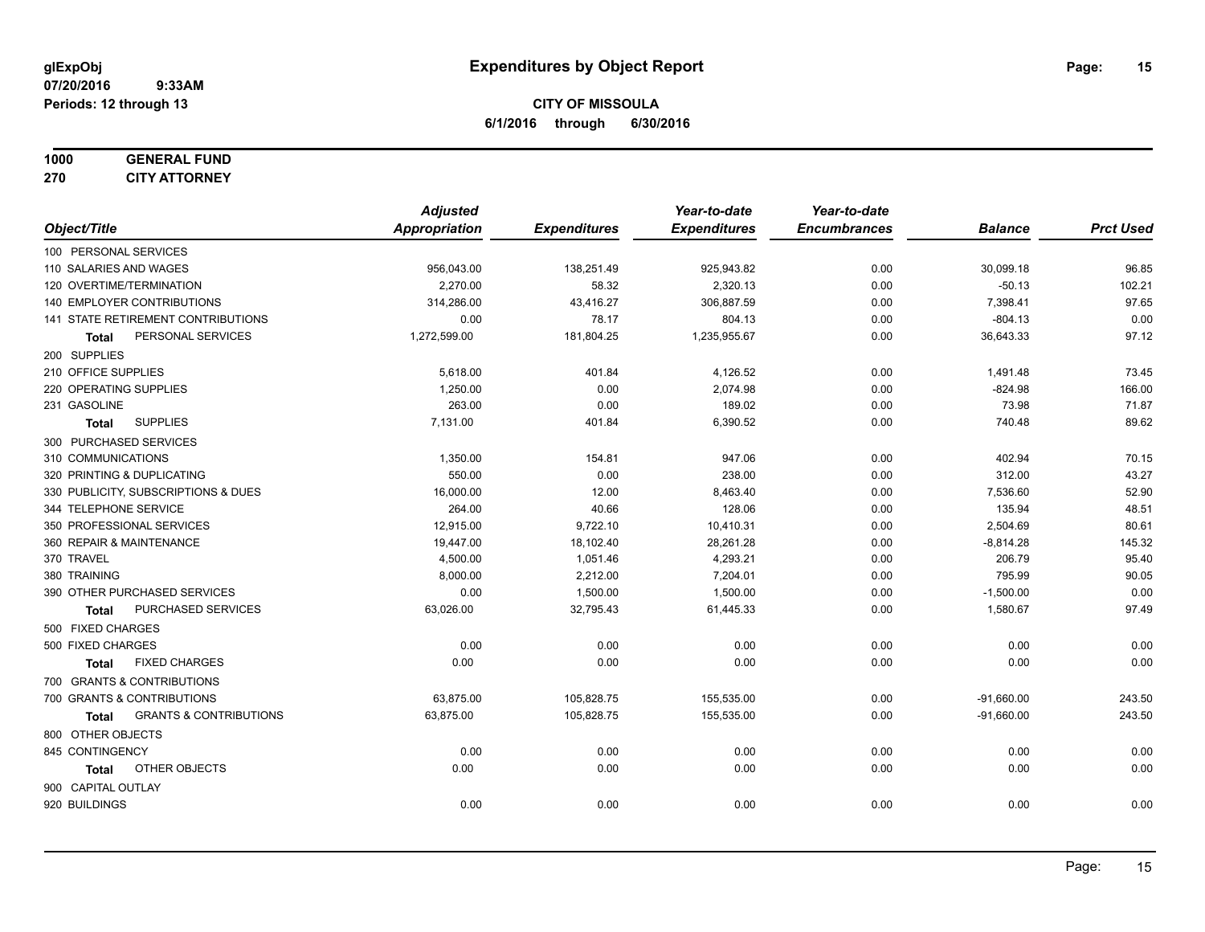# Expenditures by Object Report

glExpObj
07/20/2016 9:33AM
Periods: 12 through 13

**CITY OF MISSOULA**
**6/1/2016 through 6/30/2016**

**1000 GENERAL FUND**
**270 CITY ATTORNEY**

| Object/Title | Adjusted Appropriation | Expenditures | Year-to-date Expenditures | Year-to-date Encumbrances | Balance | Prct Used |
|---|---|---|---|---|---|---|
| 100 PERSONAL SERVICES | | | | | | |
| 110 SALARIES AND WAGES | 956,043.00 | 138,251.49 | 925,943.82 | 0.00 | 30,099.18 | 96.85 |
| 120 OVERTIME/TERMINATION | 2,270.00 | 58.32 | 2,320.13 | 0.00 | -50.13 | 102.21 |
| 140 EMPLOYER CONTRIBUTIONS | 314,286.00 | 43,416.27 | 306,887.59 | 0.00 | 7,398.41 | 97.65 |
| 141 STATE RETIREMENT CONTRIBUTIONS | 0.00 | 78.17 | 804.13 | 0.00 | -804.13 | 0.00 |
| **Total** PERSONAL SERVICES | 1,272,599.00 | 181,804.25 | 1,235,955.67 | 0.00 | 36,643.33 | 97.12 |
| 200 SUPPLIES | | | | | | |
| 210 OFFICE SUPPLIES | 5,618.00 | 401.84 | 4,126.52 | 0.00 | 1,491.48 | 73.45 |
| 220 OPERATING SUPPLIES | 1,250.00 | 0.00 | 2,074.98 | 0.00 | -824.98 | 166.00 |
| 231 GASOLINE | 263.00 | 0.00 | 189.02 | 0.00 | 73.98 | 71.87 |
| **Total** SUPPLIES | 7,131.00 | 401.84 | 6,390.52 | 0.00 | 740.48 | 89.62 |
| 300 PURCHASED SERVICES | | | | | | |
| 310 COMMUNICATIONS | 1,350.00 | 154.81 | 947.06 | 0.00 | 402.94 | 70.15 |
| 320 PRINTING & DUPLICATING | 550.00 | 0.00 | 238.00 | 0.00 | 312.00 | 43.27 |
| 330 PUBLICITY, SUBSCRIPTIONS & DUES | 16,000.00 | 12.00 | 8,463.40 | 0.00 | 7,536.60 | 52.90 |
| 344 TELEPHONE SERVICE | 264.00 | 40.66 | 128.06 | 0.00 | 135.94 | 48.51 |
| 350 PROFESSIONAL SERVICES | 12,915.00 | 9,722.10 | 10,410.31 | 0.00 | 2,504.69 | 80.61 |
| 360 REPAIR & MAINTENANCE | 19,447.00 | 18,102.40 | 28,261.28 | 0.00 | -8,814.28 | 145.32 |
| 370 TRAVEL | 4,500.00 | 1,051.46 | 4,293.21 | 0.00 | 206.79 | 95.40 |
| 380 TRAINING | 8,000.00 | 2,212.00 | 7,204.01 | 0.00 | 795.99 | 90.05 |
| 390 OTHER PURCHASED SERVICES | 0.00 | 1,500.00 | 1,500.00 | 0.00 | -1,500.00 | 0.00 |
| **Total** PURCHASED SERVICES | 63,026.00 | 32,795.43 | 61,445.33 | 0.00 | 1,580.67 | 97.49 |
| 500 FIXED CHARGES | | | | | | |
| 500 FIXED CHARGES | 0.00 | 0.00 | 0.00 | 0.00 | 0.00 | 0.00 |
| **Total** FIXED CHARGES | 0.00 | 0.00 | 0.00 | 0.00 | 0.00 | 0.00 |
| 700 GRANTS & CONTRIBUTIONS | | | | | | |
| 700 GRANTS & CONTRIBUTIONS | 63,875.00 | 105,828.75 | 155,535.00 | 0.00 | -91,660.00 | 243.50 |
| **Total** GRANTS & CONTRIBUTIONS | 63,875.00 | 105,828.75 | 155,535.00 | 0.00 | -91,660.00 | 243.50 |
| 800 OTHER OBJECTS | | | | | | |
| 845 CONTINGENCY | 0.00 | 0.00 | 0.00 | 0.00 | 0.00 | 0.00 |
| **Total** OTHER OBJECTS | 0.00 | 0.00 | 0.00 | 0.00 | 0.00 | 0.00 |
| 900 CAPITAL OUTLAY | | | | | | |
| 920 BUILDINGS | 0.00 | 0.00 | 0.00 | 0.00 | 0.00 | 0.00 |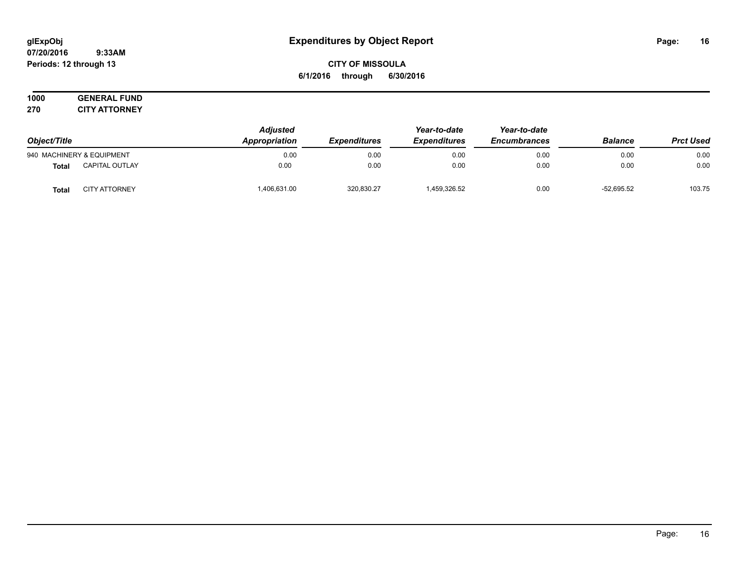**glExpObj** **Expenditures by Object Report**

**07/20/2016 9:33AM**

**Periods: 12 through 13**

**CITY OF MISSOULA**

**6/1/2016 through 6/30/2016**

**1000 GENERAL FUND**

**270 CITY ATTORNEY**

| Object/Title | | Adjusted Appropriation | Expenditures | Year-to-date Expenditures | Year-to-date Encumbrances | Balance | Prct Used |
|---|---|---|---|---|---|---|---|
| 940 MACHINERY & EQUIPMENT | | 0.00 | 0.00 | 0.00 | 0.00 | 0.00 | 0.00 |
| **Total** | CAPITAL OUTLAY | 0.00 | 0.00 | 0.00 | 0.00 | 0.00 | 0.00 |
| **Total** | CITY ATTORNEY | 1,406,631.00 | 320,830.27 | 1,459,326.52 | 0.00 | -52,695.52 | 103.75 |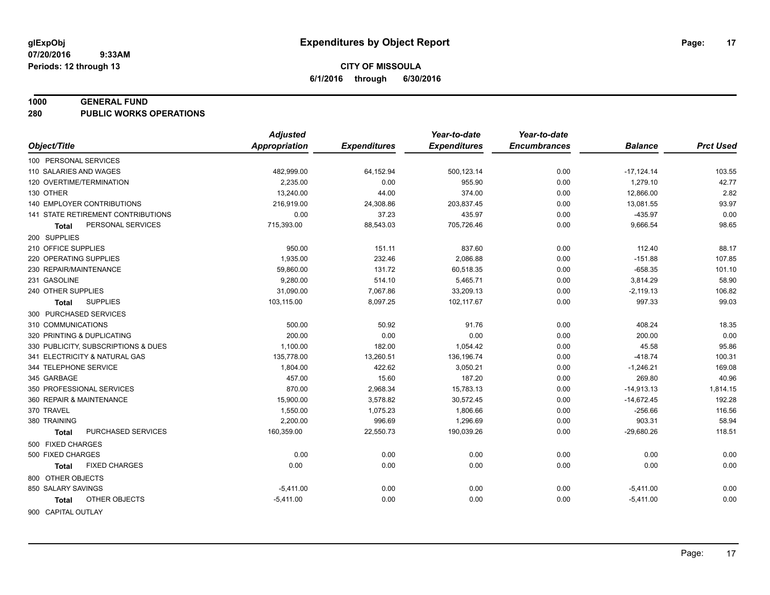**glExpObj** **Expenditures by Object Report**

**07/20/2016 9:33AM**

**Periods: 12 through 13**

**CITY OF MISSOULA**

**6/1/2016 through 6/30/2016**

## 1000 GENERAL FUND

## 280 PUBLIC WORKS OPERATIONS

| Object/Title | Adjusted Appropriation | Expenditures | Year-to-date Expenditures | Year-to-date Encumbrances | Balance | Prct Used |
|---|---|---|---|---|---|---|
| 100 PERSONAL SERVICES | | | | | | |
| 110 SALARIES AND WAGES | 482,999.00 | 64,152.94 | 500,123.14 | 0.00 | -17,124.14 | 103.55 |
| 120 OVERTIME/TERMINATION | 2,235.00 | 0.00 | 955.90 | 0.00 | 1,279.10 | 42.77 |
| 130 OTHER | 13,240.00 | 44.00 | 374.00 | 0.00 | 12,866.00 | 2.82 |
| 140 EMPLOYER CONTRIBUTIONS | 216,919.00 | 24,308.86 | 203,837.45 | 0.00 | 13,081.55 | 93.97 |
| 141 STATE RETIREMENT CONTRIBUTIONS | 0.00 | 37.23 | 435.97 | 0.00 | -435.97 | 0.00 |
| **Total** PERSONAL SERVICES | 715,393.00 | 88,543.03 | 705,726.46 | 0.00 | 9,666.54 | 98.65 |
| 200 SUPPLIES | | | | | | |
| 210 OFFICE SUPPLIES | 950.00 | 151.11 | 837.60 | 0.00 | 112.40 | 88.17 |
| 220 OPERATING SUPPLIES | 1,935.00 | 232.46 | 2,086.88 | 0.00 | -151.88 | 107.85 |
| 230 REPAIR/MAINTENANCE | 59,860.00 | 131.72 | 60,518.35 | 0.00 | -658.35 | 101.10 |
| 231 GASOLINE | 9,280.00 | 514.10 | 5,465.71 | 0.00 | 3,814.29 | 58.90 |
| 240 OTHER SUPPLIES | 31,090.00 | 7,067.86 | 33,209.13 | 0.00 | -2,119.13 | 106.82 |
| **Total** SUPPLIES | 103,115.00 | 8,097.25 | 102,117.67 | 0.00 | 997.33 | 99.03 |
| 300 PURCHASED SERVICES | | | | | | |
| 310 COMMUNICATIONS | 500.00 | 50.92 | 91.76 | 0.00 | 408.24 | 18.35 |
| 320 PRINTING & DUPLICATING | 200.00 | 0.00 | 0.00 | 0.00 | 200.00 | 0.00 |
| 330 PUBLICITY, SUBSCRIPTIONS & DUES | 1,100.00 | 182.00 | 1,054.42 | 0.00 | 45.58 | 95.86 |
| 341 ELECTRICITY & NATURAL GAS | 135,778.00 | 13,260.51 | 136,196.74 | 0.00 | -418.74 | 100.31 |
| 344 TELEPHONE SERVICE | 1,804.00 | 422.62 | 3,050.21 | 0.00 | -1,246.21 | 169.08 |
| 345 GARBAGE | 457.00 | 15.60 | 187.20 | 0.00 | 269.80 | 40.96 |
| 350 PROFESSIONAL SERVICES | 870.00 | 2,968.34 | 15,783.13 | 0.00 | -14,913.13 | 1,814.15 |
| 360 REPAIR & MAINTENANCE | 15,900.00 | 3,578.82 | 30,572.45 | 0.00 | -14,672.45 | 192.28 |
| 370 TRAVEL | 1,550.00 | 1,075.23 | 1,806.66 | 0.00 | -256.66 | 116.56 |
| 380 TRAINING | 2,200.00 | 996.69 | 1,296.69 | 0.00 | 903.31 | 58.94 |
| **Total** PURCHASED SERVICES | 160,359.00 | 22,550.73 | 190,039.26 | 0.00 | -29,680.26 | 118.51 |
| 500 FIXED CHARGES | | | | | | |
| 500 FIXED CHARGES | 0.00 | 0.00 | 0.00 | 0.00 | 0.00 | 0.00 |
| **Total** FIXED CHARGES | 0.00 | 0.00 | 0.00 | 0.00 | 0.00 | 0.00 |
| 800 OTHER OBJECTS | | | | | | |
| 850 SALARY SAVINGS | -5,411.00 | 0.00 | 0.00 | 0.00 | -5,411.00 | 0.00 |
| **Total** OTHER OBJECTS | -5,411.00 | 0.00 | 0.00 | 0.00 | -5,411.00 | 0.00 |
| 900 CAPITAL OUTLAY | | | | | | |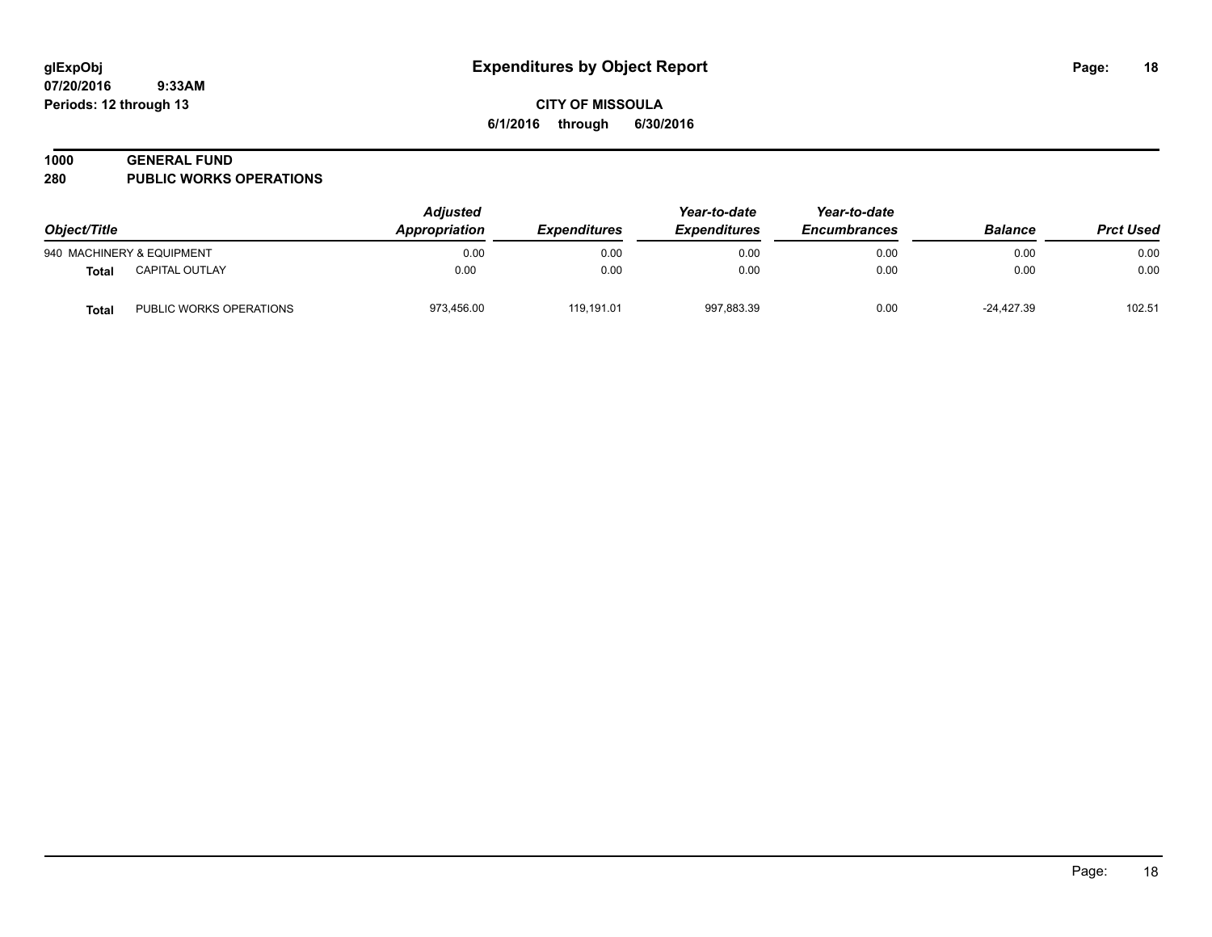# Expenditures by Object Report

glExpObj
07/20/2016 9:33AM
Periods: 12 through 13

**CITY OF MISSOULA**
**6/1/2016 through 6/30/2016**

**1000 GENERAL FUND**
**280 PUBLIC WORKS OPERATIONS**

| Object/Title | | Adjusted Appropriation | Expenditures | Year-to-date Expenditures | Year-to-date Encumbrances | Balance | Prct Used |
|---|---|---|---|---|---|---|---|
| 940 MACHINERY & EQUIPMENT | | 0.00 | 0.00 | 0.00 | 0.00 | 0.00 | 0.00 |
| **Total** | CAPITAL OUTLAY | 0.00 | 0.00 | 0.00 | 0.00 | 0.00 | 0.00 |
| **Total** | PUBLIC WORKS OPERATIONS | 973,456.00 | 119,191.01 | 997,883.39 | 0.00 | -24,427.39 | 102.51 |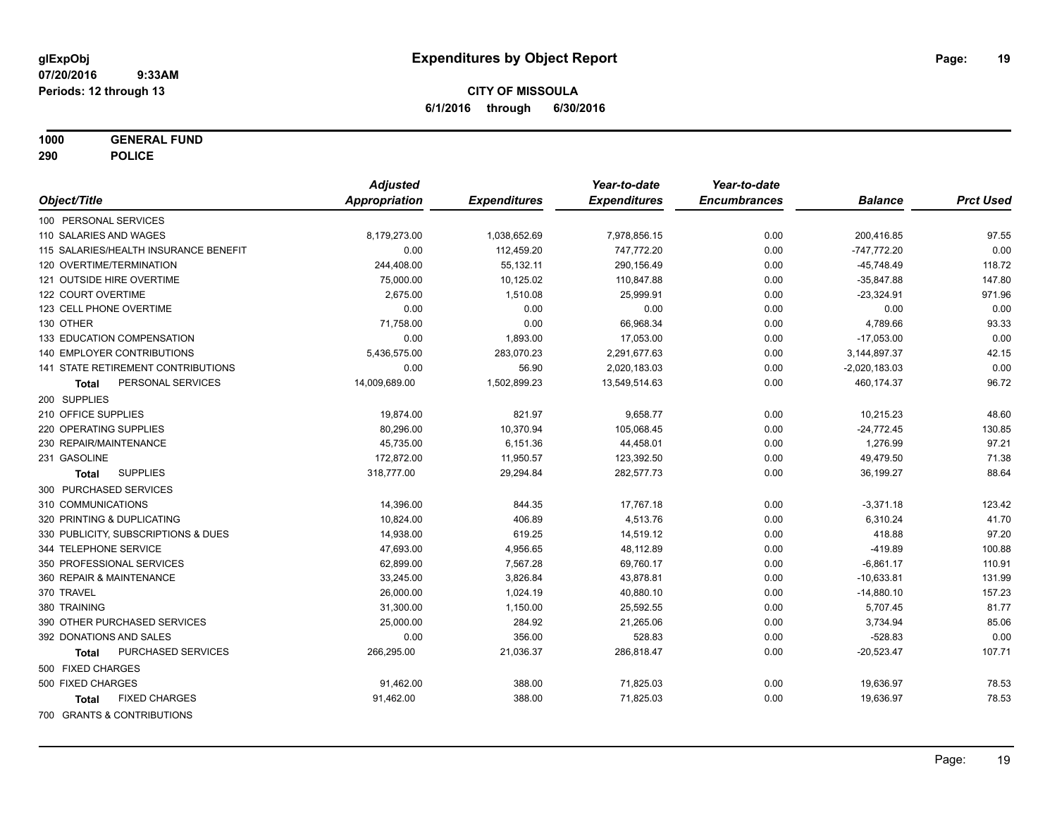# Expenditures by Object Report

glExpObj
07/20/2016 9:33AM
Periods: 12 through 13

**CITY OF MISSOULA**
**6/1/2016 through 6/30/2016**

**1000 GENERAL FUND**
**290 POLICE**

| Object/Title | Adjusted Appropriation | Expenditures | Year-to-date Expenditures | Year-to-date Encumbrances | Balance | Prct Used |
|---|---|---|---|---|---|---|
| 100 PERSONAL SERVICES | | | | | | |
| 110 SALARIES AND WAGES | 8,179,273.00 | 1,038,652.69 | 7,978,856.15 | 0.00 | 200,416.85 | 97.55 |
| 115 SALARIES/HEALTH INSURANCE BENEFIT | 0.00 | 112,459.20 | 747,772.20 | 0.00 | -747,772.20 | 0.00 |
| 120 OVERTIME/TERMINATION | 244,408.00 | 55,132.11 | 290,156.49 | 0.00 | -45,748.49 | 118.72 |
| 121 OUTSIDE HIRE OVERTIME | 75,000.00 | 10,125.02 | 110,847.88 | 0.00 | -35,847.88 | 147.80 |
| 122 COURT OVERTIME | 2,675.00 | 1,510.08 | 25,999.91 | 0.00 | -23,324.91 | 971.96 |
| 123 CELL PHONE OVERTIME | 0.00 | 0.00 | 0.00 | 0.00 | 0.00 | 0.00 |
| 130 OTHER | 71,758.00 | 0.00 | 66,968.34 | 0.00 | 4,789.66 | 93.33 |
| 133 EDUCATION COMPENSATION | 0.00 | 1,893.00 | 17,053.00 | 0.00 | -17,053.00 | 0.00 |
| 140 EMPLOYER CONTRIBUTIONS | 5,436,575.00 | 283,070.23 | 2,291,677.63 | 0.00 | 3,144,897.37 | 42.15 |
| 141 STATE RETIREMENT CONTRIBUTIONS | 0.00 | 56.90 | 2,020,183.03 | 0.00 | -2,020,183.03 | 0.00 |
| **Total** PERSONAL SERVICES | 14,009,689.00 | 1,502,899.23 | 13,549,514.63 | 0.00 | 460,174.37 | 96.72 |
| 200 SUPPLIES | | | | | | |
| 210 OFFICE SUPPLIES | 19,874.00 | 821.97 | 9,658.77 | 0.00 | 10,215.23 | 48.60 |
| 220 OPERATING SUPPLIES | 80,296.00 | 10,370.94 | 105,068.45 | 0.00 | -24,772.45 | 130.85 |
| 230 REPAIR/MAINTENANCE | 45,735.00 | 6,151.36 | 44,458.01 | 0.00 | 1,276.99 | 97.21 |
| 231 GASOLINE | 172,872.00 | 11,950.57 | 123,392.50 | 0.00 | 49,479.50 | 71.38 |
| **Total** SUPPLIES | 318,777.00 | 29,294.84 | 282,577.73 | 0.00 | 36,199.27 | 88.64 |
| 300 PURCHASED SERVICES | | | | | | |
| 310 COMMUNICATIONS | 14,396.00 | 844.35 | 17,767.18 | 0.00 | -3,371.18 | 123.42 |
| 320 PRINTING & DUPLICATING | 10,824.00 | 406.89 | 4,513.76 | 0.00 | 6,310.24 | 41.70 |
| 330 PUBLICITY, SUBSCRIPTIONS & DUES | 14,938.00 | 619.25 | 14,519.12 | 0.00 | 418.88 | 97.20 |
| 344 TELEPHONE SERVICE | 47,693.00 | 4,956.65 | 48,112.89 | 0.00 | -419.89 | 100.88 |
| 350 PROFESSIONAL SERVICES | 62,899.00 | 7,567.28 | 69,760.17 | 0.00 | -6,861.17 | 110.91 |
| 360 REPAIR & MAINTENANCE | 33,245.00 | 3,826.84 | 43,878.81 | 0.00 | -10,633.81 | 131.99 |
| 370 TRAVEL | 26,000.00 | 1,024.19 | 40,880.10 | 0.00 | -14,880.10 | 157.23 |
| 380 TRAINING | 31,300.00 | 1,150.00 | 25,592.55 | 0.00 | 5,707.45 | 81.77 |
| 390 OTHER PURCHASED SERVICES | 25,000.00 | 284.92 | 21,265.06 | 0.00 | 3,734.94 | 85.06 |
| 392 DONATIONS AND SALES | 0.00 | 356.00 | 528.83 | 0.00 | -528.83 | 0.00 |
| **Total** PURCHASED SERVICES | 266,295.00 | 21,036.37 | 286,818.47 | 0.00 | -20,523.47 | 107.71 |
| 500 FIXED CHARGES | | | | | | |
| 500 FIXED CHARGES | 91,462.00 | 388.00 | 71,825.03 | 0.00 | 19,636.97 | 78.53 |
| **Total** FIXED CHARGES | 91,462.00 | 388.00 | 71,825.03 | 0.00 | 19,636.97 | 78.53 |
| 700 GRANTS & CONTRIBUTIONS | | | | | | |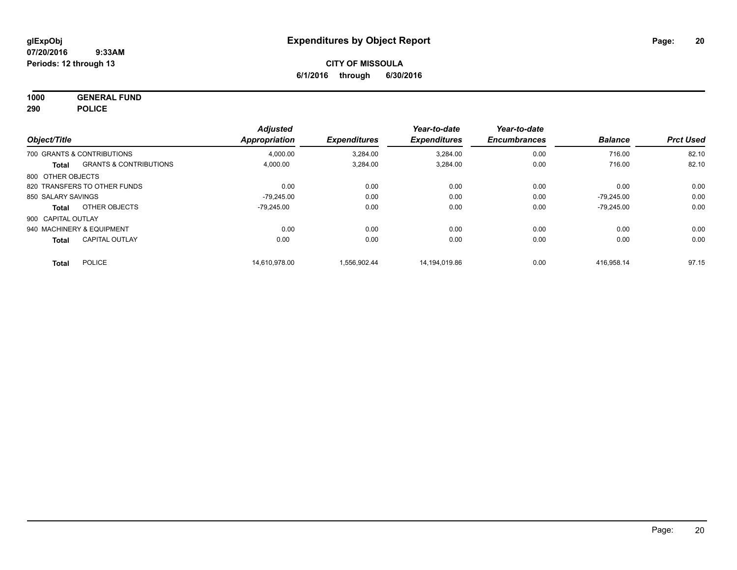**glExpObj**
**07/20/2016 9:33AM**
**Periods: 12 through 13**

# Expenditures by Object Report

**CITY OF MISSOULA**
**6/1/2016 through 6/30/2016**

**1000 GENERAL FUND**
**290 POLICE**

| Object/Title | | Adjusted Appropriation | Expenditures | Year-to-date Expenditures | Year-to-date Encumbrances | Balance | Prct Used |
|---|---|---|---|---|---|---|---|
| 700 GRANTS & CONTRIBUTIONS | | 4,000.00 | 3,284.00 | 3,284.00 | 0.00 | 716.00 | 82.10 |
| **Total** | GRANTS & CONTRIBUTIONS | 4,000.00 | 3,284.00 | 3,284.00 | 0.00 | 716.00 | 82.10 |
| 800 OTHER OBJECTS | | | | | | | |
| 820 TRANSFERS TO OTHER FUNDS | | 0.00 | 0.00 | 0.00 | 0.00 | 0.00 | 0.00 |
| 850 SALARY SAVINGS | | -79,245.00 | 0.00 | 0.00 | 0.00 | -79,245.00 | 0.00 |
| **Total** | OTHER OBJECTS | -79,245.00 | 0.00 | 0.00 | 0.00 | -79,245.00 | 0.00 |
| 900 CAPITAL OUTLAY | | | | | | | |
| 940 MACHINERY & EQUIPMENT | | 0.00 | 0.00 | 0.00 | 0.00 | 0.00 | 0.00 |
| **Total** | CAPITAL OUTLAY | 0.00 | 0.00 | 0.00 | 0.00 | 0.00 | 0.00 |
| **Total** | POLICE | 14,610,978.00 | 1,556,902.44 | 14,194,019.86 | 0.00 | 416,958.14 | 97.15 |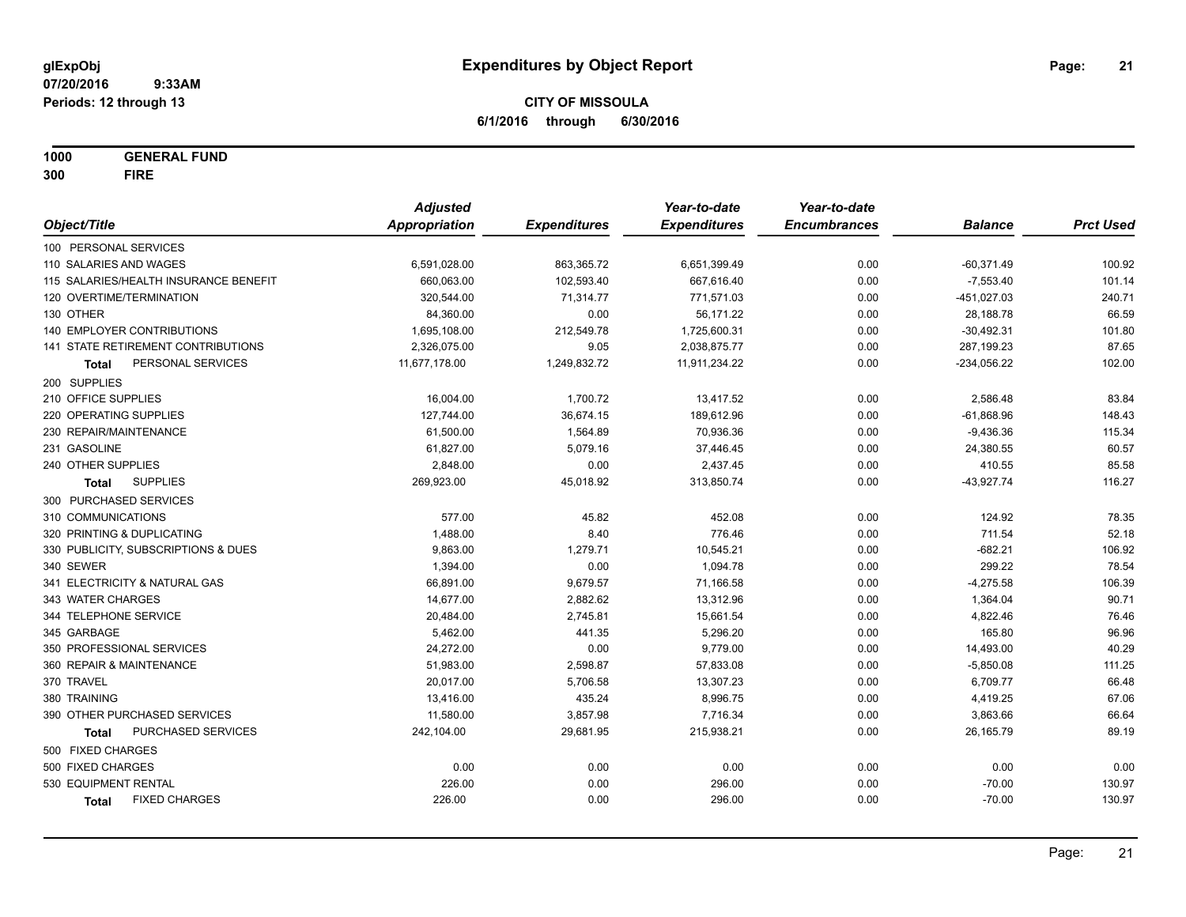glExpObj
07/20/2016 9:33AM
Periods: 12 through 13

# Expenditures by Object Report

**CITY OF MISSOULA**
**6/1/2016 through 6/30/2016**

**1000 GENERAL FUND**
**300 FIRE**

| Object/Title | Adjusted Appropriation | Expenditures | Year-to-date Expenditures | Year-to-date Encumbrances | Balance | Prct Used |
|---|---|---|---|---|---|---|
| 100 PERSONAL SERVICES | | | | | | |
| 110 SALARIES AND WAGES | 6,591,028.00 | 863,365.72 | 6,651,399.49 | 0.00 | -60,371.49 | 100.92 |
| 115 SALARIES/HEALTH INSURANCE BENEFIT | 660,063.00 | 102,593.40 | 667,616.40 | 0.00 | -7,553.40 | 101.14 |
| 120 OVERTIME/TERMINATION | 320,544.00 | 71,314.77 | 771,571.03 | 0.00 | -451,027.03 | 240.71 |
| 130 OTHER | 84,360.00 | 0.00 | 56,171.22 | 0.00 | 28,188.78 | 66.59 |
| 140 EMPLOYER CONTRIBUTIONS | 1,695,108.00 | 212,549.78 | 1,725,600.31 | 0.00 | -30,492.31 | 101.80 |
| 141 STATE RETIREMENT CONTRIBUTIONS | 2,326,075.00 | 9.05 | 2,038,875.77 | 0.00 | 287,199.23 | 87.65 |
| **Total** PERSONAL SERVICES | 11,677,178.00 | 1,249,832.72 | 11,911,234.22 | 0.00 | -234,056.22 | 102.00 |
| 200 SUPPLIES | | | | | | |
| 210 OFFICE SUPPLIES | 16,004.00 | 1,700.72 | 13,417.52 | 0.00 | 2,586.48 | 83.84 |
| 220 OPERATING SUPPLIES | 127,744.00 | 36,674.15 | 189,612.96 | 0.00 | -61,868.96 | 148.43 |
| 230 REPAIR/MAINTENANCE | 61,500.00 | 1,564.89 | 70,936.36 | 0.00 | -9,436.36 | 115.34 |
| 231 GASOLINE | 61,827.00 | 5,079.16 | 37,446.45 | 0.00 | 24,380.55 | 60.57 |
| 240 OTHER SUPPLIES | 2,848.00 | 0.00 | 2,437.45 | 0.00 | 410.55 | 85.58 |
| **Total** SUPPLIES | 269,923.00 | 45,018.92 | 313,850.74 | 0.00 | -43,927.74 | 116.27 |
| 300 PURCHASED SERVICES | | | | | | |
| 310 COMMUNICATIONS | 577.00 | 45.82 | 452.08 | 0.00 | 124.92 | 78.35 |
| 320 PRINTING & DUPLICATING | 1,488.00 | 8.40 | 776.46 | 0.00 | 711.54 | 52.18 |
| 330 PUBLICITY, SUBSCRIPTIONS & DUES | 9,863.00 | 1,279.71 | 10,545.21 | 0.00 | -682.21 | 106.92 |
| 340 SEWER | 1,394.00 | 0.00 | 1,094.78 | 0.00 | 299.22 | 78.54 |
| 341 ELECTRICITY & NATURAL GAS | 66,891.00 | 9,679.57 | 71,166.58 | 0.00 | -4,275.58 | 106.39 |
| 343 WATER CHARGES | 14,677.00 | 2,882.62 | 13,312.96 | 0.00 | 1,364.04 | 90.71 |
| 344 TELEPHONE SERVICE | 20,484.00 | 2,745.81 | 15,661.54 | 0.00 | 4,822.46 | 76.46 |
| 345 GARBAGE | 5,462.00 | 441.35 | 5,296.20 | 0.00 | 165.80 | 96.96 |
| 350 PROFESSIONAL SERVICES | 24,272.00 | 0.00 | 9,779.00 | 0.00 | 14,493.00 | 40.29 |
| 360 REPAIR & MAINTENANCE | 51,983.00 | 2,598.87 | 57,833.08 | 0.00 | -5,850.08 | 111.25 |
| 370 TRAVEL | 20,017.00 | 5,706.58 | 13,307.23 | 0.00 | 6,709.77 | 66.48 |
| 380 TRAINING | 13,416.00 | 435.24 | 8,996.75 | 0.00 | 4,419.25 | 67.06 |
| 390 OTHER PURCHASED SERVICES | 11,580.00 | 3,857.98 | 7,716.34 | 0.00 | 3,863.66 | 66.64 |
| **Total** PURCHASED SERVICES | 242,104.00 | 29,681.95 | 215,938.21 | 0.00 | 26,165.79 | 89.19 |
| 500 FIXED CHARGES | | | | | | |
| 500 FIXED CHARGES | 0.00 | 0.00 | 0.00 | 0.00 | 0.00 | 0.00 |
| 530 EQUIPMENT RENTAL | 226.00 | 0.00 | 296.00 | 0.00 | -70.00 | 130.97 |
| **Total** FIXED CHARGES | 226.00 | 0.00 | 296.00 | 0.00 | -70.00 | 130.97 |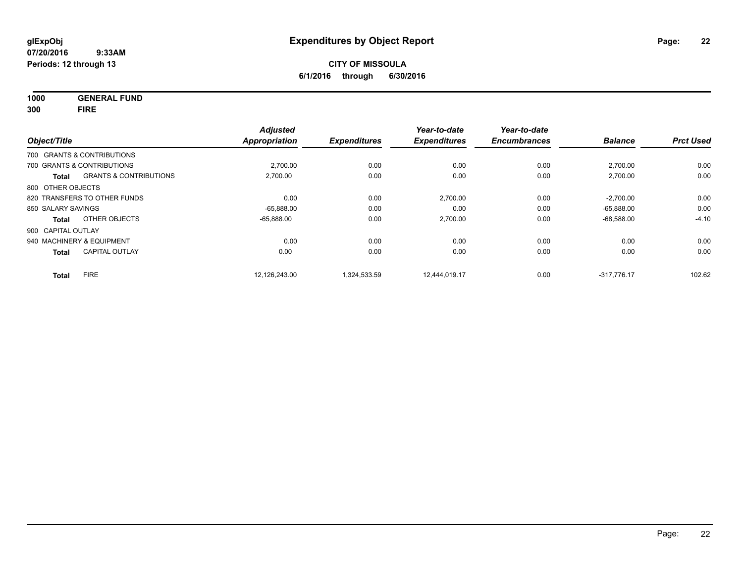# Expenditures by Object Report

glExpObj
07/20/2016 9:33AM
Periods: 12 through 13

**CITY OF MISSOULA**
**6/1/2016 through 6/30/2016**

**1000 GENERAL FUND**
**300 FIRE**

| Object/Title | | Adjusted Appropriation | Expenditures | Year-to-date Expenditures | Year-to-date Encumbrances | Balance | Prct Used |
|---|---|---|---|---|---|---|---|
| 700 GRANTS & CONTRIBUTIONS | | | | | | | |
| 700 GRANTS & CONTRIBUTIONS | | 2,700.00 | 0.00 | 0.00 | 0.00 | 2,700.00 | 0.00 |
| **Total** | GRANTS & CONTRIBUTIONS | 2,700.00 | 0.00 | 0.00 | 0.00 | 2,700.00 | 0.00 |
| 800 OTHER OBJECTS | | | | | | | |
| 820 TRANSFERS TO OTHER FUNDS | | 0.00 | 0.00 | 2,700.00 | 0.00 | -2,700.00 | 0.00 |
| 850 SALARY SAVINGS | | -65,888.00 | 0.00 | 0.00 | 0.00 | -65,888.00 | 0.00 |
| **Total** | OTHER OBJECTS | -65,888.00 | 0.00 | 2,700.00 | 0.00 | -68,588.00 | -4.10 |
| 900 CAPITAL OUTLAY | | | | | | | |
| 940 MACHINERY & EQUIPMENT | | 0.00 | 0.00 | 0.00 | 0.00 | 0.00 | 0.00 |
| **Total** | CAPITAL OUTLAY | 0.00 | 0.00 | 0.00 | 0.00 | 0.00 | 0.00 |
| **Total** | FIRE | 12,126,243.00 | 1,324,533.59 | 12,444,019.17 | 0.00 | -317,776.17 | 102.62 |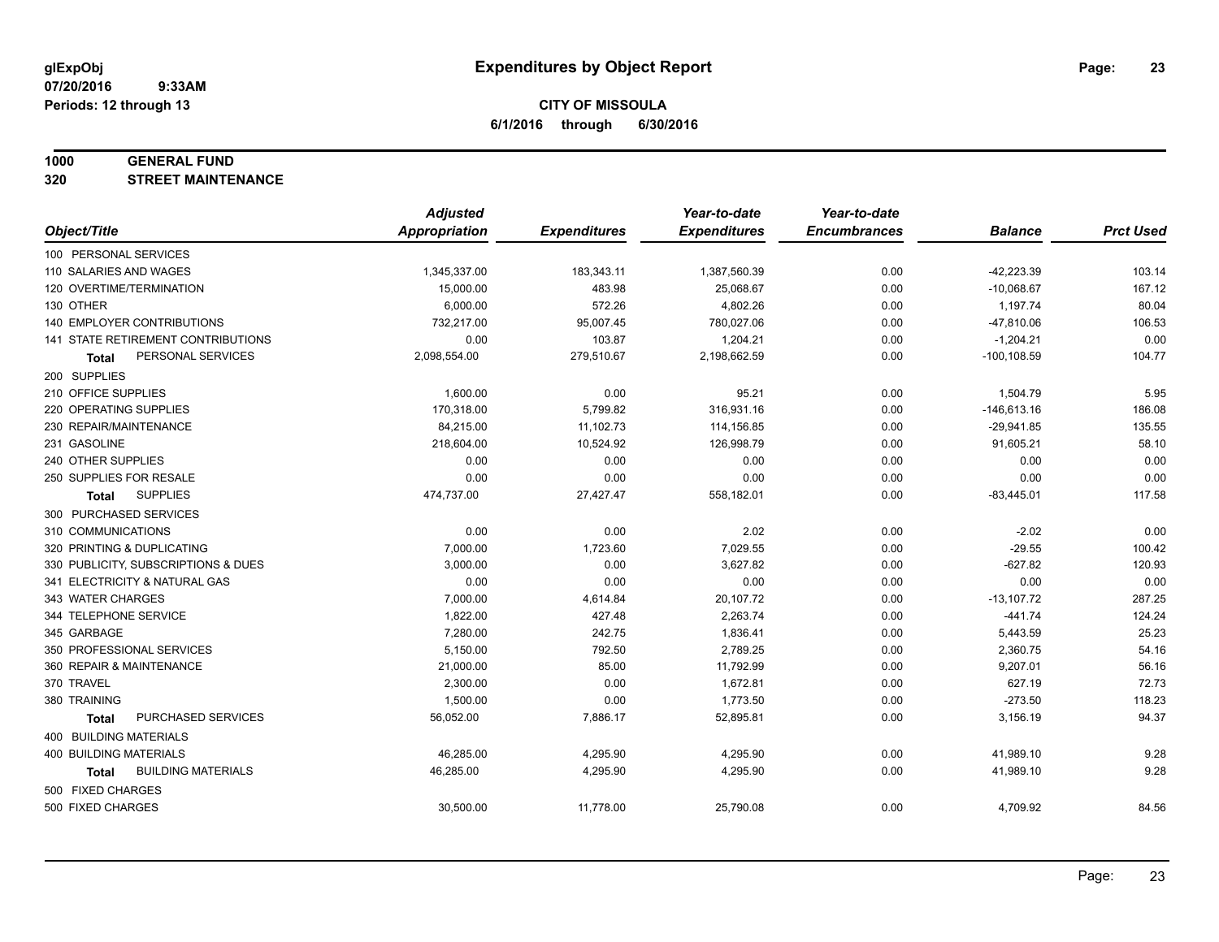# Expenditures by Object Report

glExpObj
07/20/2016 9:33AM
Periods: 12 through 13

**CITY OF MISSOULA**
**6/1/2016 through 6/30/2016**

**1000 GENERAL FUND**
**320 STREET MAINTENANCE**

| Object/Title | Adjusted Appropriation | Expenditures | Year-to-date Expenditures | Year-to-date Encumbrances | Balance | Prct Used |
|---|---|---|---|---|---|---|
| 100 PERSONAL SERVICES | | | | | | |
| 110 SALARIES AND WAGES | 1,345,337.00 | 183,343.11 | 1,387,560.39 | 0.00 | -42,223.39 | 103.14 |
| 120 OVERTIME/TERMINATION | 15,000.00 | 483.98 | 25,068.67 | 0.00 | -10,068.67 | 167.12 |
| 130 OTHER | 6,000.00 | 572.26 | 4,802.26 | 0.00 | 1,197.74 | 80.04 |
| 140 EMPLOYER CONTRIBUTIONS | 732,217.00 | 95,007.45 | 780,027.06 | 0.00 | -47,810.06 | 106.53 |
| 141 STATE RETIREMENT CONTRIBUTIONS | 0.00 | 103.87 | 1,204.21 | 0.00 | -1,204.21 | 0.00 |
| **Total** PERSONAL SERVICES | 2,098,554.00 | 279,510.67 | 2,198,662.59 | 0.00 | -100,108.59 | 104.77 |
| 200 SUPPLIES | | | | | | |
| 210 OFFICE SUPPLIES | 1,600.00 | 0.00 | 95.21 | 0.00 | 1,504.79 | 5.95 |
| 220 OPERATING SUPPLIES | 170,318.00 | 5,799.82 | 316,931.16 | 0.00 | -146,613.16 | 186.08 |
| 230 REPAIR/MAINTENANCE | 84,215.00 | 11,102.73 | 114,156.85 | 0.00 | -29,941.85 | 135.55 |
| 231 GASOLINE | 218,604.00 | 10,524.92 | 126,998.79 | 0.00 | 91,605.21 | 58.10 |
| 240 OTHER SUPPLIES | 0.00 | 0.00 | 0.00 | 0.00 | 0.00 | 0.00 |
| 250 SUPPLIES FOR RESALE | 0.00 | 0.00 | 0.00 | 0.00 | 0.00 | 0.00 |
| **Total** SUPPLIES | 474,737.00 | 27,427.47 | 558,182.01 | 0.00 | -83,445.01 | 117.58 |
| 300 PURCHASED SERVICES | | | | | | |
| 310 COMMUNICATIONS | 0.00 | 0.00 | 2.02 | 0.00 | -2.02 | 0.00 |
| 320 PRINTING & DUPLICATING | 7,000.00 | 1,723.60 | 7,029.55 | 0.00 | -29.55 | 100.42 |
| 330 PUBLICITY, SUBSCRIPTIONS & DUES | 3,000.00 | 0.00 | 3,627.82 | 0.00 | -627.82 | 120.93 |
| 341 ELECTRICITY & NATURAL GAS | 0.00 | 0.00 | 0.00 | 0.00 | 0.00 | 0.00 |
| 343 WATER CHARGES | 7,000.00 | 4,614.84 | 20,107.72 | 0.00 | -13,107.72 | 287.25 |
| 344 TELEPHONE SERVICE | 1,822.00 | 427.48 | 2,263.74 | 0.00 | -441.74 | 124.24 |
| 345 GARBAGE | 7,280.00 | 242.75 | 1,836.41 | 0.00 | 5,443.59 | 25.23 |
| 350 PROFESSIONAL SERVICES | 5,150.00 | 792.50 | 2,789.25 | 0.00 | 2,360.75 | 54.16 |
| 360 REPAIR & MAINTENANCE | 21,000.00 | 85.00 | 11,792.99 | 0.00 | 9,207.01 | 56.16 |
| 370 TRAVEL | 2,300.00 | 0.00 | 1,672.81 | 0.00 | 627.19 | 72.73 |
| 380 TRAINING | 1,500.00 | 0.00 | 1,773.50 | 0.00 | -273.50 | 118.23 |
| **Total** PURCHASED SERVICES | 56,052.00 | 7,886.17 | 52,895.81 | 0.00 | 3,156.19 | 94.37 |
| 400 BUILDING MATERIALS | | | | | | |
| 400 BUILDING MATERIALS | 46,285.00 | 4,295.90 | 4,295.90 | 0.00 | 41,989.10 | 9.28 |
| **Total** BUILDING MATERIALS | 46,285.00 | 4,295.90 | 4,295.90 | 0.00 | 41,989.10 | 9.28 |
| 500 FIXED CHARGES | | | | | | |
| 500 FIXED CHARGES | 30,500.00 | 11,778.00 | 25,790.08 | 0.00 | 4,709.92 | 84.56 |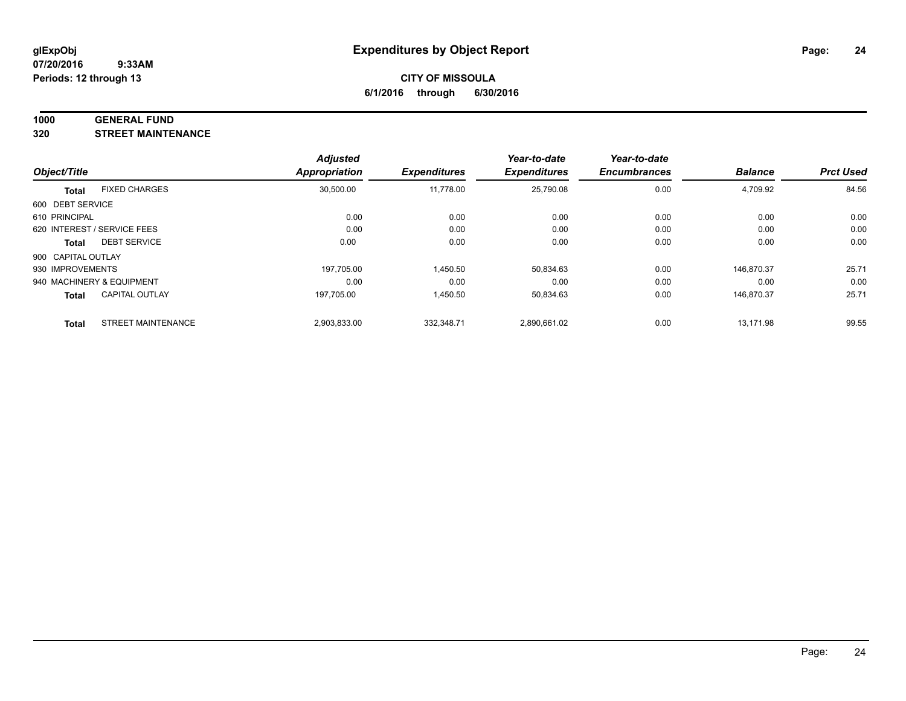glExpObj
07/20/2016 9:33AM
Periods: 12 through 13

# Expenditures by Object Report

**CITY OF MISSOULA**
**6/1/2016 through 6/30/2016**

**1000 GENERAL FUND**
**320 STREET MAINTENANCE**

| Object/Title | | Adjusted Appropriation | Expenditures | Year-to-date Expenditures | Year-to-date Encumbrances | Balance | Prct Used |
|---|---|---|---|---|---|---|---|
| **Total** | FIXED CHARGES | 30,500.00 | 11,778.00 | 25,790.08 | 0.00 | 4,709.92 | 84.56 |
| 600 DEBT SERVICE | | | | | | | |
| 610 PRINCIPAL | | 0.00 | 0.00 | 0.00 | 0.00 | 0.00 | 0.00 |
| 620 INTEREST / SERVICE FEES | | 0.00 | 0.00 | 0.00 | 0.00 | 0.00 | 0.00 |
| **Total** | DEBT SERVICE | 0.00 | 0.00 | 0.00 | 0.00 | 0.00 | 0.00 |
| 900 CAPITAL OUTLAY | | | | | | | |
| 930 IMPROVEMENTS | | 197,705.00 | 1,450.50 | 50,834.63 | 0.00 | 146,870.37 | 25.71 |
| 940 MACHINERY & EQUIPMENT | | 0.00 | 0.00 | 0.00 | 0.00 | 0.00 | 0.00 |
| **Total** | CAPITAL OUTLAY | 197,705.00 | 1,450.50 | 50,834.63 | 0.00 | 146,870.37 | 25.71 |
| **Total** | STREET MAINTENANCE | 2,903,833.00 | 332,348.71 | 2,890,661.02 | 0.00 | 13,171.98 | 99.55 |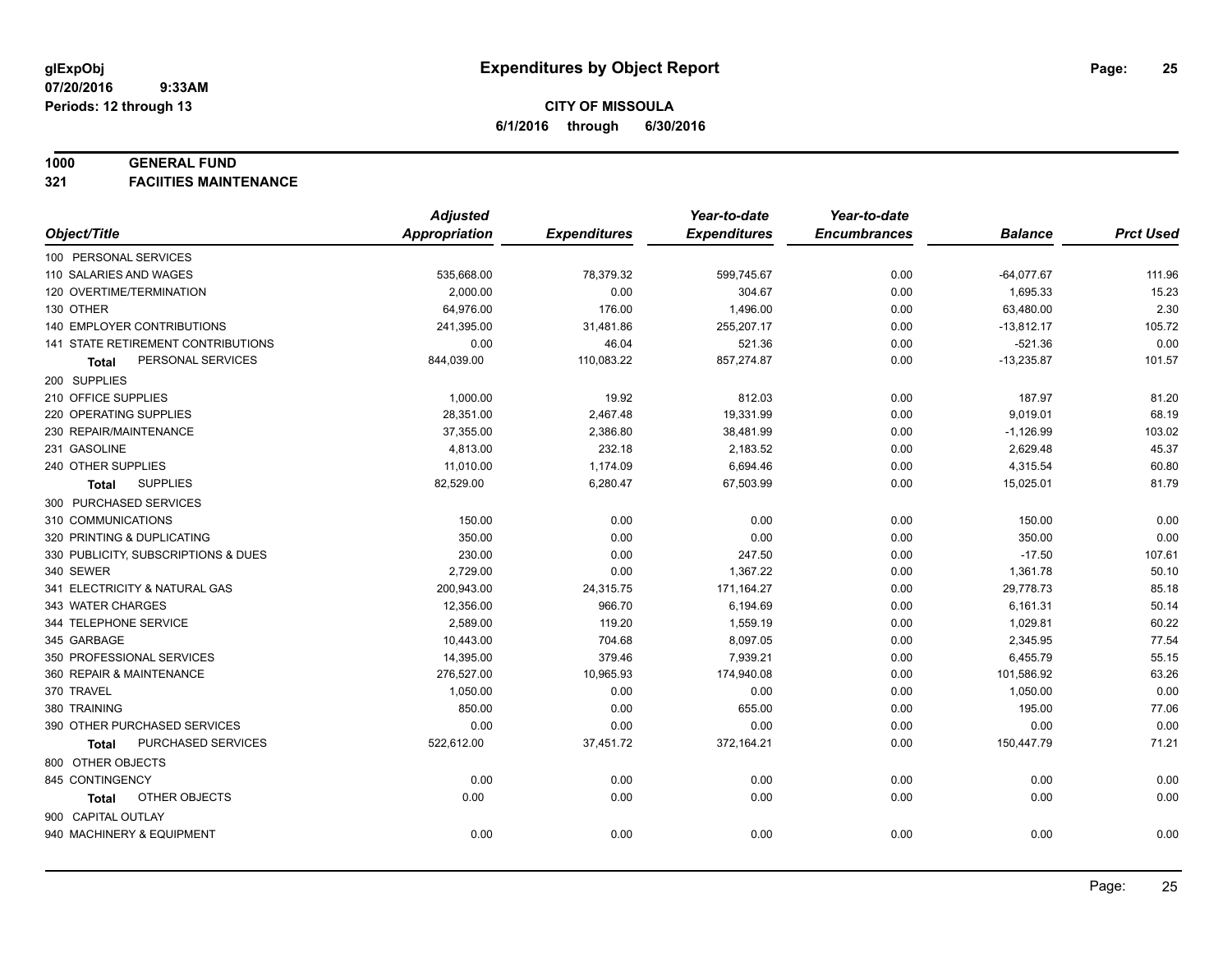glExpObj
07/20/2016 9:33AM
Periods: 12 through 13

# Expenditures by Object Report

**CITY OF MISSOULA**
**6/1/2016 through 6/30/2016**

**1000 GENERAL FUND**
**321 FACIITIES MAINTENANCE**

| Object/Title | Adjusted Appropriation | Expenditures | Year-to-date Expenditures | Year-to-date Encumbrances | Balance | Prct Used |
|---|---|---|---|---|---|---|
| 100 PERSONAL SERVICES | | | | | | |
| 110 SALARIES AND WAGES | 535,668.00 | 78,379.32 | 599,745.67 | 0.00 | -64,077.67 | 111.96 |
| 120 OVERTIME/TERMINATION | 2,000.00 | 0.00 | 304.67 | 0.00 | 1,695.33 | 15.23 |
| 130 OTHER | 64,976.00 | 176.00 | 1,496.00 | 0.00 | 63,480.00 | 2.30 |
| 140 EMPLOYER CONTRIBUTIONS | 241,395.00 | 31,481.86 | 255,207.17 | 0.00 | -13,812.17 | 105.72 |
| 141 STATE RETIREMENT CONTRIBUTIONS | 0.00 | 46.04 | 521.36 | 0.00 | -521.36 | 0.00 |
| **Total** PERSONAL SERVICES | 844,039.00 | 110,083.22 | 857,274.87 | 0.00 | -13,235.87 | 101.57 |
| 200 SUPPLIES | | | | | | |
| 210 OFFICE SUPPLIES | 1,000.00 | 19.92 | 812.03 | 0.00 | 187.97 | 81.20 |
| 220 OPERATING SUPPLIES | 28,351.00 | 2,467.48 | 19,331.99 | 0.00 | 9,019.01 | 68.19 |
| 230 REPAIR/MAINTENANCE | 37,355.00 | 2,386.80 | 38,481.99 | 0.00 | -1,126.99 | 103.02 |
| 231 GASOLINE | 4,813.00 | 232.18 | 2,183.52 | 0.00 | 2,629.48 | 45.37 |
| 240 OTHER SUPPLIES | 11,010.00 | 1,174.09 | 6,694.46 | 0.00 | 4,315.54 | 60.80 |
| **Total** SUPPLIES | 82,529.00 | 6,280.47 | 67,503.99 | 0.00 | 15,025.01 | 81.79 |
| 300 PURCHASED SERVICES | | | | | | |
| 310 COMMUNICATIONS | 150.00 | 0.00 | 0.00 | 0.00 | 150.00 | 0.00 |
| 320 PRINTING & DUPLICATING | 350.00 | 0.00 | 0.00 | 0.00 | 350.00 | 0.00 |
| 330 PUBLICITY, SUBSCRIPTIONS & DUES | 230.00 | 0.00 | 247.50 | 0.00 | -17.50 | 107.61 |
| 340 SEWER | 2,729.00 | 0.00 | 1,367.22 | 0.00 | 1,361.78 | 50.10 |
| 341 ELECTRICITY & NATURAL GAS | 200,943.00 | 24,315.75 | 171,164.27 | 0.00 | 29,778.73 | 85.18 |
| 343 WATER CHARGES | 12,356.00 | 966.70 | 6,194.69 | 0.00 | 6,161.31 | 50.14 |
| 344 TELEPHONE SERVICE | 2,589.00 | 119.20 | 1,559.19 | 0.00 | 1,029.81 | 60.22 |
| 345 GARBAGE | 10,443.00 | 704.68 | 8,097.05 | 0.00 | 2,345.95 | 77.54 |
| 350 PROFESSIONAL SERVICES | 14,395.00 | 379.46 | 7,939.21 | 0.00 | 6,455.79 | 55.15 |
| 360 REPAIR & MAINTENANCE | 276,527.00 | 10,965.93 | 174,940.08 | 0.00 | 101,586.92 | 63.26 |
| 370 TRAVEL | 1,050.00 | 0.00 | 0.00 | 0.00 | 1,050.00 | 0.00 |
| 380 TRAINING | 850.00 | 0.00 | 655.00 | 0.00 | 195.00 | 77.06 |
| 390 OTHER PURCHASED SERVICES | 0.00 | 0.00 | 0.00 | 0.00 | 0.00 | 0.00 |
| **Total** PURCHASED SERVICES | 522,612.00 | 37,451.72 | 372,164.21 | 0.00 | 150,447.79 | 71.21 |
| 800 OTHER OBJECTS | | | | | | |
| 845 CONTINGENCY | 0.00 | 0.00 | 0.00 | 0.00 | 0.00 | 0.00 |
| **Total** OTHER OBJECTS | 0.00 | 0.00 | 0.00 | 0.00 | 0.00 | 0.00 |
| 900 CAPITAL OUTLAY | | | | | | |
| 940 MACHINERY & EQUIPMENT | 0.00 | 0.00 | 0.00 | 0.00 | 0.00 | 0.00 |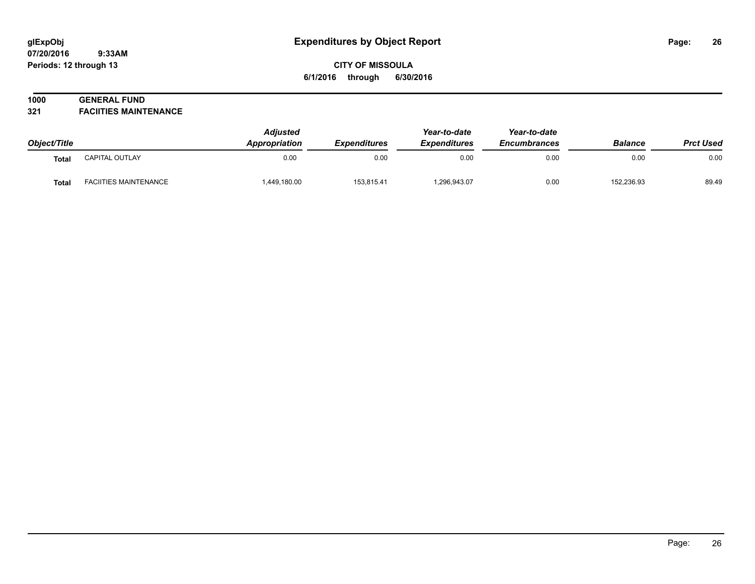# Expenditures by Object Report

glExpObj
07/20/2016 9:33AM
Periods: 12 through 13

**CITY OF MISSOULA**
**6/1/2016 through 6/30/2016**

**1000 GENERAL FUND**
**321 FACIITIES MAINTENANCE**

| Object/Title | | Adjusted Appropriation | Expenditures | Year-to-date Expenditures | Year-to-date Encumbrances | Balance | Prct Used |
|---|---|---|---|---|---|---|---|
| Total | CAPITAL OUTLAY | 0.00 | 0.00 | 0.00 | 0.00 | 0.00 | 0.00 |
| Total | FACIITIES MAINTENANCE | 1,449,180.00 | 153,815.41 | 1,296,943.07 | 0.00 | 152,236.93 | 89.49 |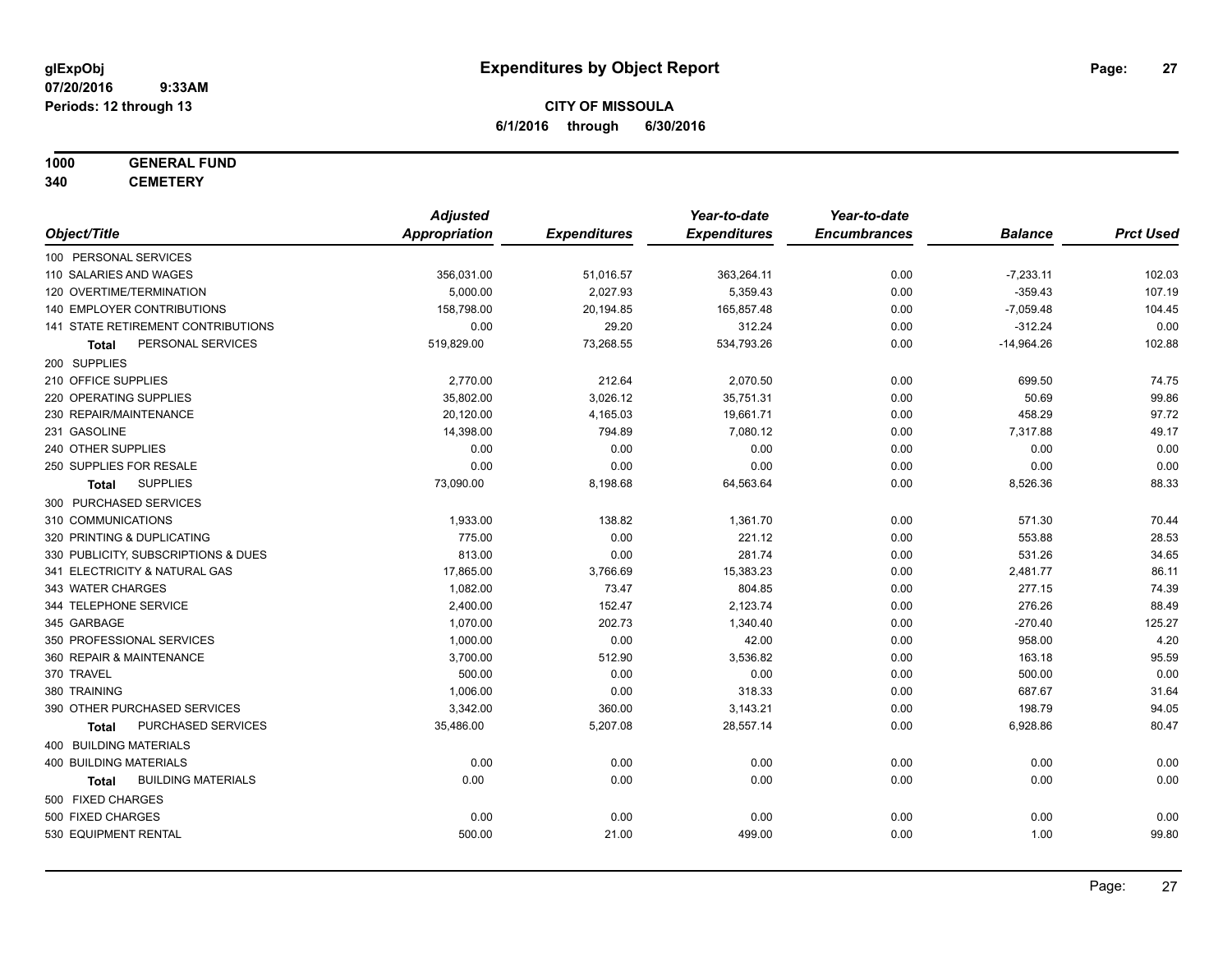# Expenditures by Object Report

glExpObj
07/20/2016 9:33AM
Periods: 12 through 13

**CITY OF MISSOULA**
**6/1/2016 through 6/30/2016**

**1000 GENERAL FUND**
**340 CEMETERY**

| Object/Title | Adjusted Appropriation | Expenditures | Year-to-date Expenditures | Year-to-date Encumbrances | Balance | Prct Used |
|---|---|---|---|---|---|---|
| 100 PERSONAL SERVICES | | | | | | |
| 110 SALARIES AND WAGES | 356,031.00 | 51,016.57 | 363,264.11 | 0.00 | -7,233.11 | 102.03 |
| 120 OVERTIME/TERMINATION | 5,000.00 | 2,027.93 | 5,359.43 | 0.00 | -359.43 | 107.19 |
| 140 EMPLOYER CONTRIBUTIONS | 158,798.00 | 20,194.85 | 165,857.48 | 0.00 | -7,059.48 | 104.45 |
| 141 STATE RETIREMENT CONTRIBUTIONS | 0.00 | 29.20 | 312.24 | 0.00 | -312.24 | 0.00 |
| **Total** PERSONAL SERVICES | 519,829.00 | 73,268.55 | 534,793.26 | 0.00 | -14,964.26 | 102.88 |
| 200 SUPPLIES | | | | | | |
| 210 OFFICE SUPPLIES | 2,770.00 | 212.64 | 2,070.50 | 0.00 | 699.50 | 74.75 |
| 220 OPERATING SUPPLIES | 35,802.00 | 3,026.12 | 35,751.31 | 0.00 | 50.69 | 99.86 |
| 230 REPAIR/MAINTENANCE | 20,120.00 | 4,165.03 | 19,661.71 | 0.00 | 458.29 | 97.72 |
| 231 GASOLINE | 14,398.00 | 794.89 | 7,080.12 | 0.00 | 7,317.88 | 49.17 |
| 240 OTHER SUPPLIES | 0.00 | 0.00 | 0.00 | 0.00 | 0.00 | 0.00 |
| 250 SUPPLIES FOR RESALE | 0.00 | 0.00 | 0.00 | 0.00 | 0.00 | 0.00 |
| **Total** SUPPLIES | 73,090.00 | 8,198.68 | 64,563.64 | 0.00 | 8,526.36 | 88.33 |
| 300 PURCHASED SERVICES | | | | | | |
| 310 COMMUNICATIONS | 1,933.00 | 138.82 | 1,361.70 | 0.00 | 571.30 | 70.44 |
| 320 PRINTING & DUPLICATING | 775.00 | 0.00 | 221.12 | 0.00 | 553.88 | 28.53 |
| 330 PUBLICITY, SUBSCRIPTIONS & DUES | 813.00 | 0.00 | 281.74 | 0.00 | 531.26 | 34.65 |
| 341 ELECTRICITY & NATURAL GAS | 17,865.00 | 3,766.69 | 15,383.23 | 0.00 | 2,481.77 | 86.11 |
| 343 WATER CHARGES | 1,082.00 | 73.47 | 804.85 | 0.00 | 277.15 | 74.39 |
| 344 TELEPHONE SERVICE | 2,400.00 | 152.47 | 2,123.74 | 0.00 | 276.26 | 88.49 |
| 345 GARBAGE | 1,070.00 | 202.73 | 1,340.40 | 0.00 | -270.40 | 125.27 |
| 350 PROFESSIONAL SERVICES | 1,000.00 | 0.00 | 42.00 | 0.00 | 958.00 | 4.20 |
| 360 REPAIR & MAINTENANCE | 3,700.00 | 512.90 | 3,536.82 | 0.00 | 163.18 | 95.59 |
| 370 TRAVEL | 500.00 | 0.00 | 0.00 | 0.00 | 500.00 | 0.00 |
| 380 TRAINING | 1,006.00 | 0.00 | 318.33 | 0.00 | 687.67 | 31.64 |
| 390 OTHER PURCHASED SERVICES | 3,342.00 | 360.00 | 3,143.21 | 0.00 | 198.79 | 94.05 |
| **Total** PURCHASED SERVICES | 35,486.00 | 5,207.08 | 28,557.14 | 0.00 | 6,928.86 | 80.47 |
| 400 BUILDING MATERIALS | | | | | | |
| 400 BUILDING MATERIALS | 0.00 | 0.00 | 0.00 | 0.00 | 0.00 | 0.00 |
| **Total** BUILDING MATERIALS | 0.00 | 0.00 | 0.00 | 0.00 | 0.00 | 0.00 |
| 500 FIXED CHARGES | | | | | | |
| 500 FIXED CHARGES | 0.00 | 0.00 | 0.00 | 0.00 | 0.00 | 0.00 |
| 530 EQUIPMENT RENTAL | 500.00 | 21.00 | 499.00 | 0.00 | 1.00 | 99.80 |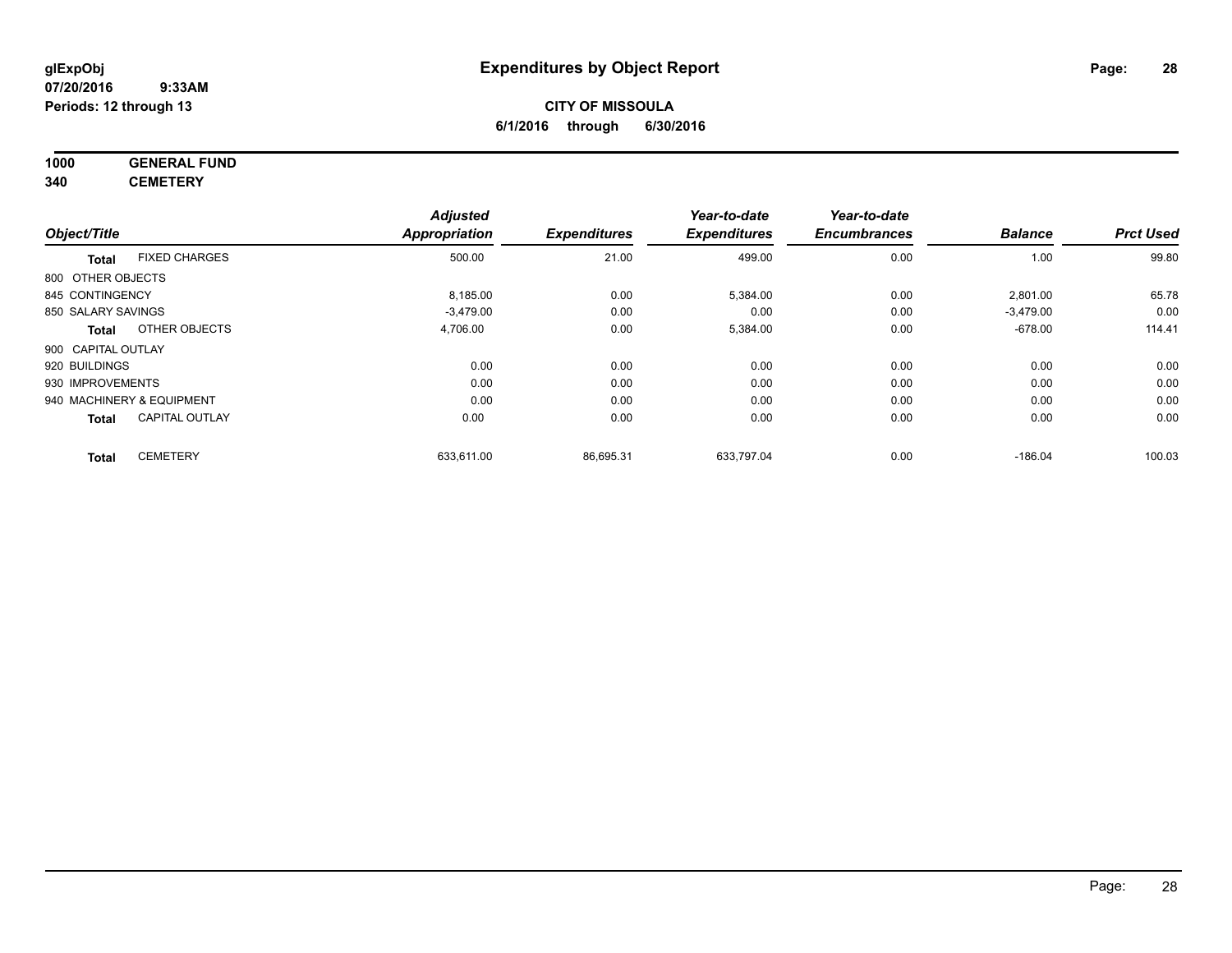# Expenditures by Object Report

glExpObj
07/20/2016 9:33AM
Periods: 12 through 13

**CITY OF MISSOULA**
**6/1/2016 through 6/30/2016**

**1000 GENERAL FUND**
**340 CEMETERY**

| Object/Title | | Adjusted Appropriation | Expenditures | Year-to-date Expenditures | Year-to-date Encumbrances | Balance | Prct Used |
|---|---|---|---|---|---|---|---|
| **Total** | FIXED CHARGES | 500.00 | 21.00 | 499.00 | 0.00 | 1.00 | 99.80 |
| 800 OTHER OBJECTS | | | | | | | |
| 845 CONTINGENCY | | 8,185.00 | 0.00 | 5,384.00 | 0.00 | 2,801.00 | 65.78 |
| 850 SALARY SAVINGS | | -3,479.00 | 0.00 | 0.00 | 0.00 | -3,479.00 | 0.00 |
| **Total** | OTHER OBJECTS | 4,706.00 | 0.00 | 5,384.00 | 0.00 | -678.00 | 114.41 |
| 900 CAPITAL OUTLAY | | | | | | | |
| 920 BUILDINGS | | 0.00 | 0.00 | 0.00 | 0.00 | 0.00 | 0.00 |
| 930 IMPROVEMENTS | | 0.00 | 0.00 | 0.00 | 0.00 | 0.00 | 0.00 |
| 940 MACHINERY & EQUIPMENT | | 0.00 | 0.00 | 0.00 | 0.00 | 0.00 | 0.00 |
| **Total** | CAPITAL OUTLAY | 0.00 | 0.00 | 0.00 | 0.00 | 0.00 | 0.00 |
| **Total** | CEMETERY | 633,611.00 | 86,695.31 | 633,797.04 | 0.00 | -186.04 | 100.03 |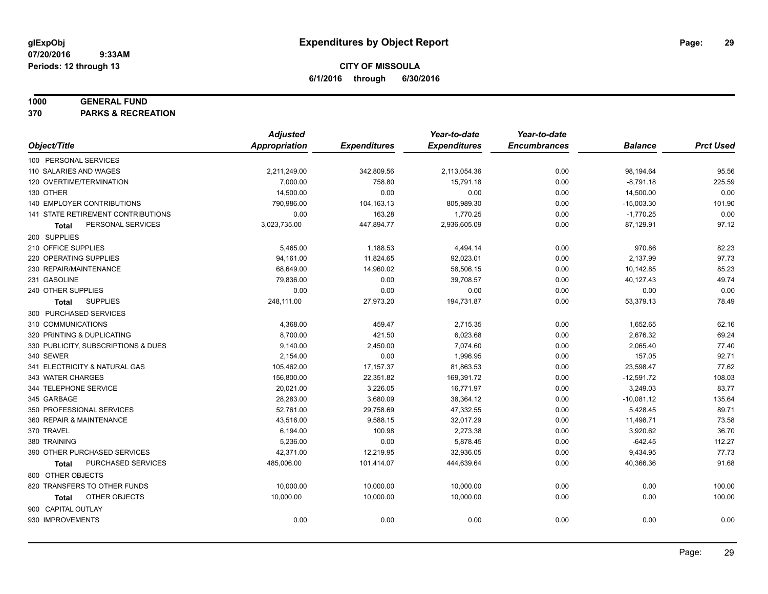**glExpObj** 07/20/2016 9:33AM
**Periods: 12 through 13**

# Expenditures by Object Report

**CITY OF MISSOULA**
**6/1/2016 through 6/30/2016**

**1000 GENERAL FUND**
**370 PARKS & RECREATION**

| Object/Title | Adjusted Appropriation | Expenditures | Year-to-date Expenditures | Year-to-date Encumbrances | Balance | Prct Used |
|---|---|---|---|---|---|---|
| 100 PERSONAL SERVICES | | | | | | |
| 110 SALARIES AND WAGES | 2,211,249.00 | 342,809.56 | 2,113,054.36 | 0.00 | 98,194.64 | 95.56 |
| 120 OVERTIME/TERMINATION | 7,000.00 | 758.80 | 15,791.18 | 0.00 | -8,791.18 | 225.59 |
| 130 OTHER | 14,500.00 | 0.00 | 0.00 | 0.00 | 14,500.00 | 0.00 |
| 140 EMPLOYER CONTRIBUTIONS | 790,986.00 | 104,163.13 | 805,989.30 | 0.00 | -15,003.30 | 101.90 |
| 141 STATE RETIREMENT CONTRIBUTIONS | 0.00 | 163.28 | 1,770.25 | 0.00 | -1,770.25 | 0.00 |
| **Total** PERSONAL SERVICES | 3,023,735.00 | 447,894.77 | 2,936,605.09 | 0.00 | 87,129.91 | 97.12 |
| 200 SUPPLIES | | | | | | |
| 210 OFFICE SUPPLIES | 5,465.00 | 1,188.53 | 4,494.14 | 0.00 | 970.86 | 82.23 |
| 220 OPERATING SUPPLIES | 94,161.00 | 11,824.65 | 92,023.01 | 0.00 | 2,137.99 | 97.73 |
| 230 REPAIR/MAINTENANCE | 68,649.00 | 14,960.02 | 58,506.15 | 0.00 | 10,142.85 | 85.23 |
| 231 GASOLINE | 79,836.00 | 0.00 | 39,708.57 | 0.00 | 40,127.43 | 49.74 |
| 240 OTHER SUPPLIES | 0.00 | 0.00 | 0.00 | 0.00 | 0.00 | 0.00 |
| **Total** SUPPLIES | 248,111.00 | 27,973.20 | 194,731.87 | 0.00 | 53,379.13 | 78.49 |
| 300 PURCHASED SERVICES | | | | | | |
| 310 COMMUNICATIONS | 4,368.00 | 459.47 | 2,715.35 | 0.00 | 1,652.65 | 62.16 |
| 320 PRINTING & DUPLICATING | 8,700.00 | 421.50 | 6,023.68 | 0.00 | 2,676.32 | 69.24 |
| 330 PUBLICITY, SUBSCRIPTIONS & DUES | 9,140.00 | 2,450.00 | 7,074.60 | 0.00 | 2,065.40 | 77.40 |
| 340 SEWER | 2,154.00 | 0.00 | 1,996.95 | 0.00 | 157.05 | 92.71 |
| 341 ELECTRICITY & NATURAL GAS | 105,462.00 | 17,157.37 | 81,863.53 | 0.00 | 23,598.47 | 77.62 |
| 343 WATER CHARGES | 156,800.00 | 22,351.82 | 169,391.72 | 0.00 | -12,591.72 | 108.03 |
| 344 TELEPHONE SERVICE | 20,021.00 | 3,226.05 | 16,771.97 | 0.00 | 3,249.03 | 83.77 |
| 345 GARBAGE | 28,283.00 | 3,680.09 | 38,364.12 | 0.00 | -10,081.12 | 135.64 |
| 350 PROFESSIONAL SERVICES | 52,761.00 | 29,758.69 | 47,332.55 | 0.00 | 5,428.45 | 89.71 |
| 360 REPAIR & MAINTENANCE | 43,516.00 | 9,588.15 | 32,017.29 | 0.00 | 11,498.71 | 73.58 |
| 370 TRAVEL | 6,194.00 | 100.98 | 2,273.38 | 0.00 | 3,920.62 | 36.70 |
| 380 TRAINING | 5,236.00 | 0.00 | 5,878.45 | 0.00 | -642.45 | 112.27 |
| 390 OTHER PURCHASED SERVICES | 42,371.00 | 12,219.95 | 32,936.05 | 0.00 | 9,434.95 | 77.73 |
| **Total** PURCHASED SERVICES | 485,006.00 | 101,414.07 | 444,639.64 | 0.00 | 40,366.36 | 91.68 |
| 800 OTHER OBJECTS | | | | | | |
| 820 TRANSFERS TO OTHER FUNDS | 10,000.00 | 10,000.00 | 10,000.00 | 0.00 | 0.00 | 100.00 |
| **Total** OTHER OBJECTS | 10,000.00 | 10,000.00 | 10,000.00 | 0.00 | 0.00 | 100.00 |
| 900 CAPITAL OUTLAY | | | | | | |
| 930 IMPROVEMENTS | 0.00 | 0.00 | 0.00 | 0.00 | 0.00 | 0.00 |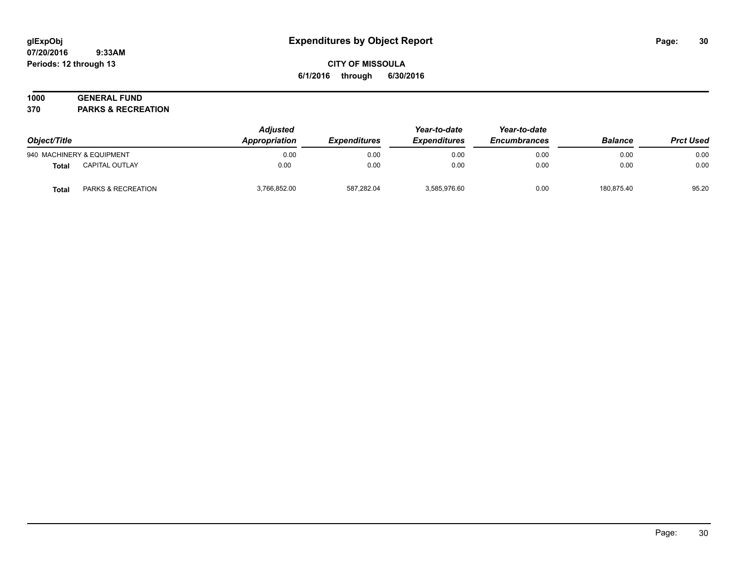# Expenditures by Object Report

glExpObj
07/20/2016 9:33AM
Periods: 12 through 13

**CITY OF MISSOULA**
**6/1/2016 through 6/30/2016**

**1000 GENERAL FUND**
**370 PARKS & RECREATION**

| Object/Title | | Adjusted Appropriation | Expenditures | Year-to-date Expenditures | Year-to-date Encumbrances | Balance | Prct Used |
|---|---|---|---|---|---|---|---|
| 940 MACHINERY & EQUIPMENT | | 0.00 | 0.00 | 0.00 | 0.00 | 0.00 | 0.00 |
| **Total** | CAPITAL OUTLAY | 0.00 | 0.00 | 0.00 | 0.00 | 0.00 | 0.00 |
| **Total** | PARKS & RECREATION | 3,766,852.00 | 587,282.04 | 3,585,976.60 | 0.00 | 180,875.40 | 95.20 |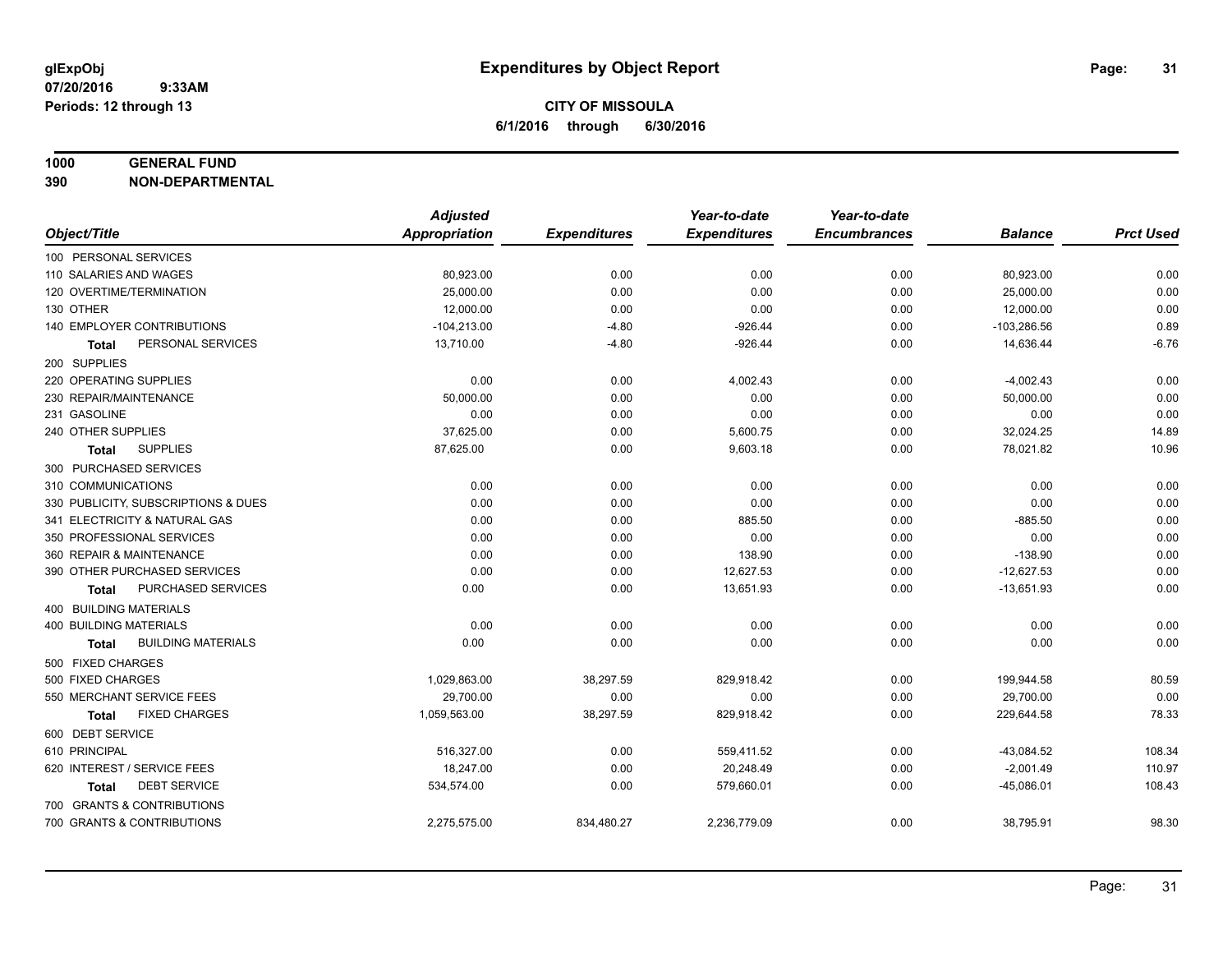# Expenditures by Object Report

glExpObj
07/20/2016 9:33AM
Periods: 12 through 13

**CITY OF MISSOULA**
**6/1/2016 through 6/30/2016**

**1000 GENERAL FUND**
**390 NON-DEPARTMENTAL**

| Object/Title | Adjusted Appropriation | Expenditures | Year-to-date Expenditures | Year-to-date Encumbrances | Balance | Prct Used |
|---|---|---|---|---|---|---|
| 100 PERSONAL SERVICES | | | | | | |
| 110 SALARIES AND WAGES | 80,923.00 | 0.00 | 0.00 | 0.00 | 80,923.00 | 0.00 |
| 120 OVERTIME/TERMINATION | 25,000.00 | 0.00 | 0.00 | 0.00 | 25,000.00 | 0.00 |
| 130 OTHER | 12,000.00 | 0.00 | 0.00 | 0.00 | 12,000.00 | 0.00 |
| 140 EMPLOYER CONTRIBUTIONS | -104,213.00 | -4.80 | -926.44 | 0.00 | -103,286.56 | 0.89 |
| **Total** PERSONAL SERVICES | 13,710.00 | -4.80 | -926.44 | 0.00 | 14,636.44 | -6.76 |
| 200 SUPPLIES | | | | | | |
| 220 OPERATING SUPPLIES | 0.00 | 0.00 | 4,002.43 | 0.00 | -4,002.43 | 0.00 |
| 230 REPAIR/MAINTENANCE | 50,000.00 | 0.00 | 0.00 | 0.00 | 50,000.00 | 0.00 |
| 231 GASOLINE | 0.00 | 0.00 | 0.00 | 0.00 | 0.00 | 0.00 |
| 240 OTHER SUPPLIES | 37,625.00 | 0.00 | 5,600.75 | 0.00 | 32,024.25 | 14.89 |
| **Total** SUPPLIES | 87,625.00 | 0.00 | 9,603.18 | 0.00 | 78,021.82 | 10.96 |
| 300 PURCHASED SERVICES | | | | | | |
| 310 COMMUNICATIONS | 0.00 | 0.00 | 0.00 | 0.00 | 0.00 | 0.00 |
| 330 PUBLICITY, SUBSCRIPTIONS & DUES | 0.00 | 0.00 | 0.00 | 0.00 | 0.00 | 0.00 |
| 341 ELECTRICITY & NATURAL GAS | 0.00 | 0.00 | 885.50 | 0.00 | -885.50 | 0.00 |
| 350 PROFESSIONAL SERVICES | 0.00 | 0.00 | 0.00 | 0.00 | 0.00 | 0.00 |
| 360 REPAIR & MAINTENANCE | 0.00 | 0.00 | 138.90 | 0.00 | -138.90 | 0.00 |
| 390 OTHER PURCHASED SERVICES | 0.00 | 0.00 | 12,627.53 | 0.00 | -12,627.53 | 0.00 |
| **Total** PURCHASED SERVICES | 0.00 | 0.00 | 13,651.93 | 0.00 | -13,651.93 | 0.00 |
| 400 BUILDING MATERIALS | | | | | | |
| 400 BUILDING MATERIALS | 0.00 | 0.00 | 0.00 | 0.00 | 0.00 | 0.00 |
| **Total** BUILDING MATERIALS | 0.00 | 0.00 | 0.00 | 0.00 | 0.00 | 0.00 |
| 500 FIXED CHARGES | | | | | | |
| 500 FIXED CHARGES | 1,029,863.00 | 38,297.59 | 829,918.42 | 0.00 | 199,944.58 | 80.59 |
| 550 MERCHANT SERVICE FEES | 29,700.00 | 0.00 | 0.00 | 0.00 | 29,700.00 | 0.00 |
| **Total** FIXED CHARGES | 1,059,563.00 | 38,297.59 | 829,918.42 | 0.00 | 229,644.58 | 78.33 |
| 600 DEBT SERVICE | | | | | | |
| 610 PRINCIPAL | 516,327.00 | 0.00 | 559,411.52 | 0.00 | -43,084.52 | 108.34 |
| 620 INTEREST / SERVICE FEES | 18,247.00 | 0.00 | 20,248.49 | 0.00 | -2,001.49 | 110.97 |
| **Total** DEBT SERVICE | 534,574.00 | 0.00 | 579,660.01 | 0.00 | -45,086.01 | 108.43 |
| 700 GRANTS & CONTRIBUTIONS | | | | | | |
| 700 GRANTS & CONTRIBUTIONS | 2,275,575.00 | 834,480.27 | 2,236,779.09 | 0.00 | 38,795.91 | 98.30 |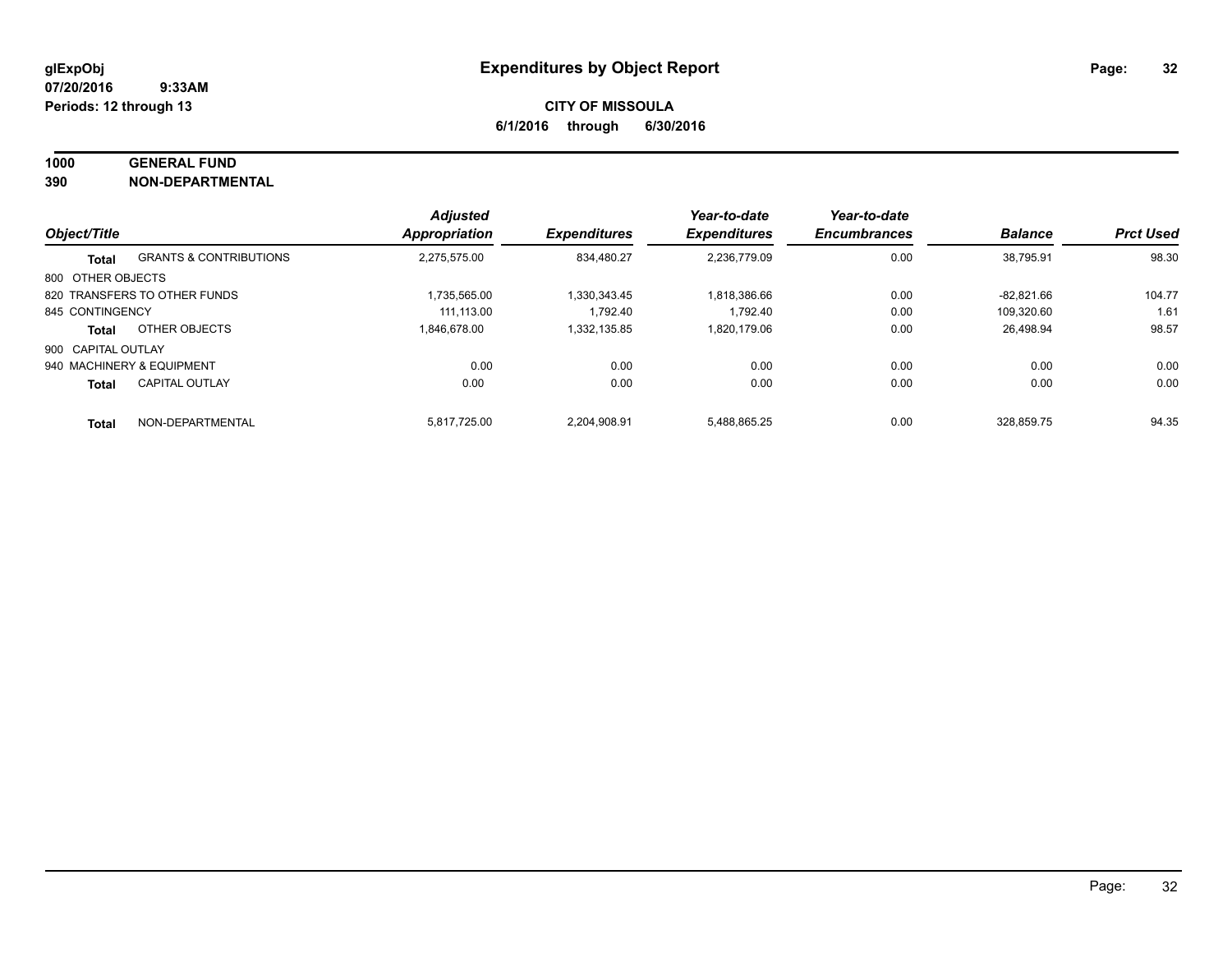**glExpObj**
**07/20/2016 9:33AM**
**Periods: 12 through 13**

# Expenditures by Object Report

**CITY OF MISSOULA**
**6/1/2016 through 6/30/2016**

**1000 GENERAL FUND**
**390 NON-DEPARTMENTAL**

| Object/Title | | Adjusted Appropriation | Expenditures | Year-to-date Expenditures | Year-to-date Encumbrances | Balance | Prct Used |
|---|---|---|---|---|---|---|---|
| **Total** | GRANTS & CONTRIBUTIONS | 2,275,575.00 | 834,480.27 | 2,236,779.09 | 0.00 | 38,795.91 | 98.30 |
| 800 OTHER OBJECTS | | | | | | | |
| 820 TRANSFERS TO OTHER FUNDS | | 1,735,565.00 | 1,330,343.45 | 1,818,386.66 | 0.00 | -82,821.66 | 104.77 |
| 845 CONTINGENCY | | 111,113.00 | 1,792.40 | 1,792.40 | 0.00 | 109,320.60 | 1.61 |
| **Total** | OTHER OBJECTS | 1,846,678.00 | 1,332,135.85 | 1,820,179.06 | 0.00 | 26,498.94 | 98.57 |
| 900 CAPITAL OUTLAY | | | | | | | |
| 940 MACHINERY & EQUIPMENT | | 0.00 | 0.00 | 0.00 | 0.00 | 0.00 | 0.00 |
| **Total** | CAPITAL OUTLAY | 0.00 | 0.00 | 0.00 | 0.00 | 0.00 | 0.00 |
| **Total** | NON-DEPARTMENTAL | 5,817,725.00 | 2,204,908.91 | 5,488,865.25 | 0.00 | 328,859.75 | 94.35 |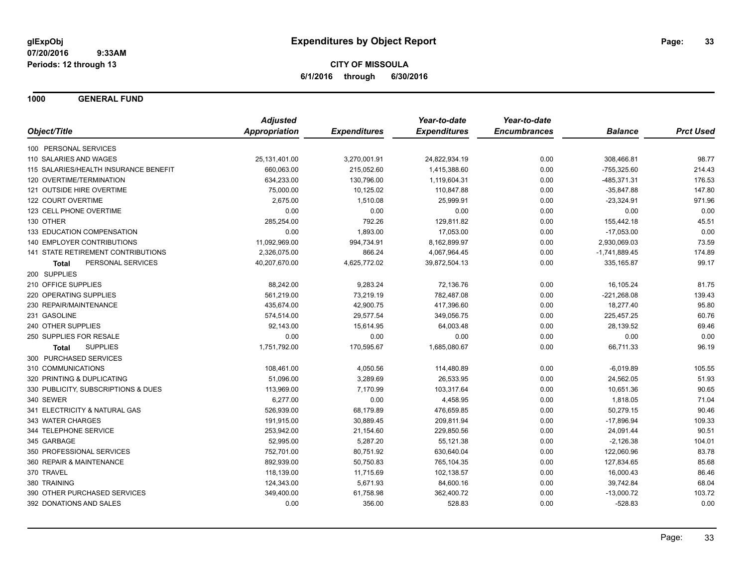**glExpObj**
**07/20/2016 9:33AM**
**Periods: 12 through 13**

# Expenditures by Object Report

**CITY OF MISSOULA**
**6/1/2016 through 6/30/2016**

## 1000 GENERAL FUND

| Object/Title | Adjusted Appropriation | Expenditures | Year-to-date Expenditures | Year-to-date Encumbrances | Balance | Prct Used |
|---|---|---|---|---|---|---|
| 100 PERSONAL SERVICES | | | | | | |
| 110 SALARIES AND WAGES | 25,131,401.00 | 3,270,001.91 | 24,822,934.19 | 0.00 | 308,466.81 | 98.77 |
| 115 SALARIES/HEALTH INSURANCE BENEFIT | 660,063.00 | 215,052.60 | 1,415,388.60 | 0.00 | -755,325.60 | 214.43 |
| 120 OVERTIME/TERMINATION | 634,233.00 | 130,796.00 | 1,119,604.31 | 0.00 | -485,371.31 | 176.53 |
| 121 OUTSIDE HIRE OVERTIME | 75,000.00 | 10,125.02 | 110,847.88 | 0.00 | -35,847.88 | 147.80 |
| 122 COURT OVERTIME | 2,675.00 | 1,510.08 | 25,999.91 | 0.00 | -23,324.91 | 971.96 |
| 123 CELL PHONE OVERTIME | 0.00 | 0.00 | 0.00 | 0.00 | 0.00 | 0.00 |
| 130 OTHER | 285,254.00 | 792.26 | 129,811.82 | 0.00 | 155,442.18 | 45.51 |
| 133 EDUCATION COMPENSATION | 0.00 | 1,893.00 | 17,053.00 | 0.00 | -17,053.00 | 0.00 |
| 140 EMPLOYER CONTRIBUTIONS | 11,092,969.00 | 994,734.91 | 8,162,899.97 | 0.00 | 2,930,069.03 | 73.59 |
| 141 STATE RETIREMENT CONTRIBUTIONS | 2,326,075.00 | 866.24 | 4,067,964.45 | 0.00 | -1,741,889.45 | 174.89 |
| **Total** PERSONAL SERVICES | 40,207,670.00 | 4,625,772.02 | 39,872,504.13 | 0.00 | 335,165.87 | 99.17 |
| 200 SUPPLIES | | | | | | |
| 210 OFFICE SUPPLIES | 88,242.00 | 9,283.24 | 72,136.76 | 0.00 | 16,105.24 | 81.75 |
| 220 OPERATING SUPPLIES | 561,219.00 | 73,219.19 | 782,487.08 | 0.00 | -221,268.08 | 139.43 |
| 230 REPAIR/MAINTENANCE | 435,674.00 | 42,900.75 | 417,396.60 | 0.00 | 18,277.40 | 95.80 |
| 231 GASOLINE | 574,514.00 | 29,577.54 | 349,056.75 | 0.00 | 225,457.25 | 60.76 |
| 240 OTHER SUPPLIES | 92,143.00 | 15,614.95 | 64,003.48 | 0.00 | 28,139.52 | 69.46 |
| 250 SUPPLIES FOR RESALE | 0.00 | 0.00 | 0.00 | 0.00 | 0.00 | 0.00 |
| **Total** SUPPLIES | 1,751,792.00 | 170,595.67 | 1,685,080.67 | 0.00 | 66,711.33 | 96.19 |
| 300 PURCHASED SERVICES | | | | | | |
| 310 COMMUNICATIONS | 108,461.00 | 4,050.56 | 114,480.89 | 0.00 | -6,019.89 | 105.55 |
| 320 PRINTING & DUPLICATING | 51,096.00 | 3,289.69 | 26,533.95 | 0.00 | 24,562.05 | 51.93 |
| 330 PUBLICITY, SUBSCRIPTIONS & DUES | 113,969.00 | 7,170.99 | 103,317.64 | 0.00 | 10,651.36 | 90.65 |
| 340 SEWER | 6,277.00 | 0.00 | 4,458.95 | 0.00 | 1,818.05 | 71.04 |
| 341 ELECTRICITY & NATURAL GAS | 526,939.00 | 68,179.89 | 476,659.85 | 0.00 | 50,279.15 | 90.46 |
| 343 WATER CHARGES | 191,915.00 | 30,889.45 | 209,811.94 | 0.00 | -17,896.94 | 109.33 |
| 344 TELEPHONE SERVICE | 253,942.00 | 21,154.60 | 229,850.56 | 0.00 | 24,091.44 | 90.51 |
| 345 GARBAGE | 52,995.00 | 5,287.20 | 55,121.38 | 0.00 | -2,126.38 | 104.01 |
| 350 PROFESSIONAL SERVICES | 752,701.00 | 80,751.92 | 630,640.04 | 0.00 | 122,060.96 | 83.78 |
| 360 REPAIR & MAINTENANCE | 892,939.00 | 50,750.83 | 765,104.35 | 0.00 | 127,834.65 | 85.68 |
| 370 TRAVEL | 118,139.00 | 11,715.69 | 102,138.57 | 0.00 | 16,000.43 | 86.46 |
| 380 TRAINING | 124,343.00 | 5,671.93 | 84,600.16 | 0.00 | 39,742.84 | 68.04 |
| 390 OTHER PURCHASED SERVICES | 349,400.00 | 61,758.98 | 362,400.72 | 0.00 | -13,000.72 | 103.72 |
| 392 DONATIONS AND SALES | 0.00 | 356.00 | 528.83 | 0.00 | -528.83 | 0.00 |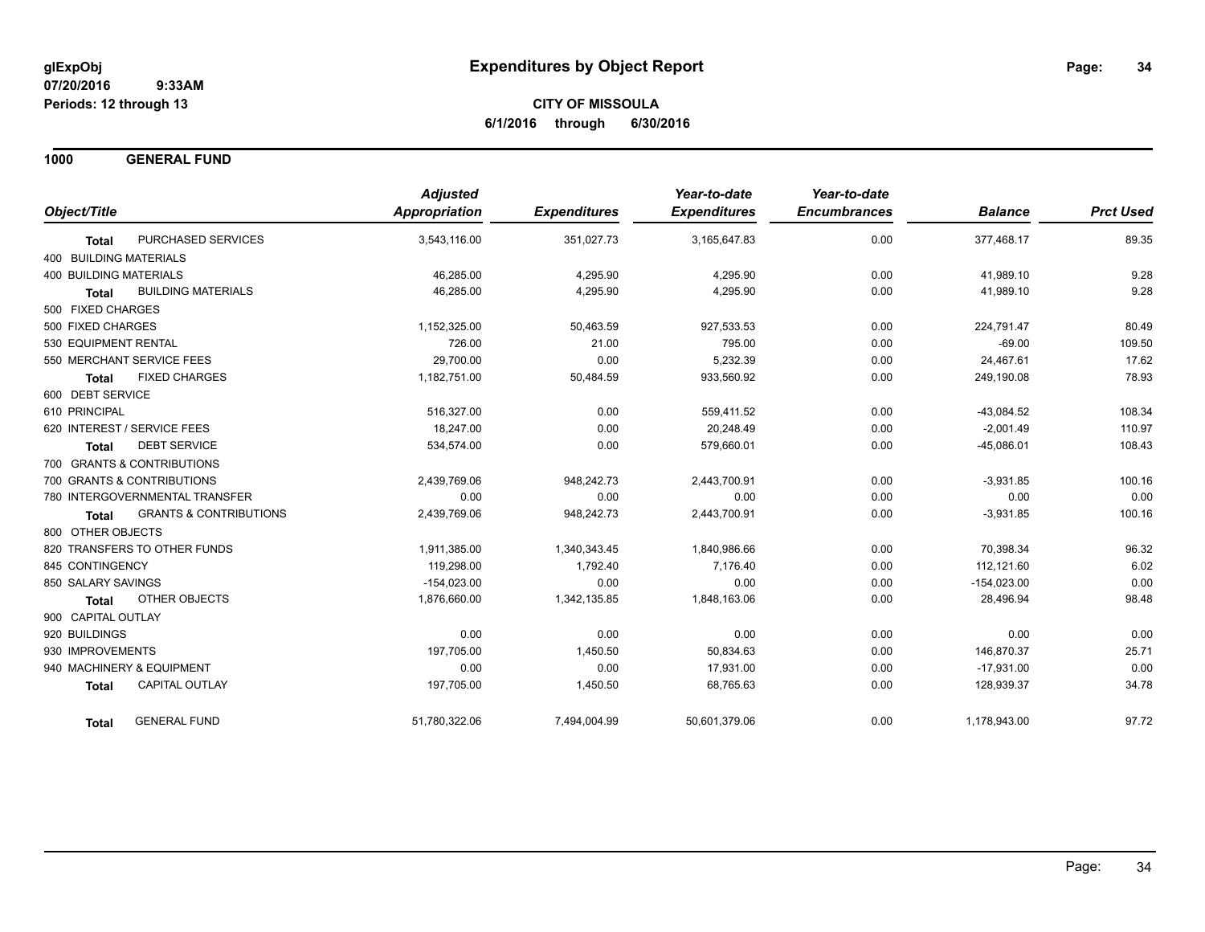**glExpObj**
**07/20/2016 9:33AM**
**Periods: 12 through 13**

# Expenditures by Object Report

**CITY OF MISSOULA**
**6/1/2016 through 6/30/2016**

## 1000 GENERAL FUND

| Object/Title | | Adjusted Appropriation | Expenditures | Year-to-date Expenditures | Year-to-date Encumbrances | Balance | Prct Used |
|---|---|---|---|---|---|---|---|
| **Total** | PURCHASED SERVICES | 3,543,116.00 | 351,027.73 | 3,165,647.83 | 0.00 | 377,468.17 | 89.35 |
| 400 BUILDING MATERIALS | | | | | | | |
| 400 BUILDING MATERIALS | | 46,285.00 | 4,295.90 | 4,295.90 | 0.00 | 41,989.10 | 9.28 |
| **Total** | BUILDING MATERIALS | 46,285.00 | 4,295.90 | 4,295.90 | 0.00 | 41,989.10 | 9.28 |
| 500 FIXED CHARGES | | | | | | | |
| 500 FIXED CHARGES | | 1,152,325.00 | 50,463.59 | 927,533.53 | 0.00 | 224,791.47 | 80.49 |
| 530 EQUIPMENT RENTAL | | 726.00 | 21.00 | 795.00 | 0.00 | -69.00 | 109.50 |
| 550 MERCHANT SERVICE FEES | | 29,700.00 | 0.00 | 5,232.39 | 0.00 | 24,467.61 | 17.62 |
| **Total** | FIXED CHARGES | 1,182,751.00 | 50,484.59 | 933,560.92 | 0.00 | 249,190.08 | 78.93 |
| 600 DEBT SERVICE | | | | | | | |
| 610 PRINCIPAL | | 516,327.00 | 0.00 | 559,411.52 | 0.00 | -43,084.52 | 108.34 |
| 620 INTEREST / SERVICE FEES | | 18,247.00 | 0.00 | 20,248.49 | 0.00 | -2,001.49 | 110.97 |
| **Total** | DEBT SERVICE | 534,574.00 | 0.00 | 579,660.01 | 0.00 | -45,086.01 | 108.43 |
| 700 GRANTS & CONTRIBUTIONS | | | | | | | |
| 700 GRANTS & CONTRIBUTIONS | | 2,439,769.06 | 948,242.73 | 2,443,700.91 | 0.00 | -3,931.85 | 100.16 |
| 780 INTERGOVERNMENTAL TRANSFER | | 0.00 | 0.00 | 0.00 | 0.00 | 0.00 | 0.00 |
| **Total** | GRANTS & CONTRIBUTIONS | 2,439,769.06 | 948,242.73 | 2,443,700.91 | 0.00 | -3,931.85 | 100.16 |
| 800 OTHER OBJECTS | | | | | | | |
| 820 TRANSFERS TO OTHER FUNDS | | 1,911,385.00 | 1,340,343.45 | 1,840,986.66 | 0.00 | 70,398.34 | 96.32 |
| 845 CONTINGENCY | | 119,298.00 | 1,792.40 | 7,176.40 | 0.00 | 112,121.60 | 6.02 |
| 850 SALARY SAVINGS | | -154,023.00 | 0.00 | 0.00 | 0.00 | -154,023.00 | 0.00 |
| **Total** | OTHER OBJECTS | 1,876,660.00 | 1,342,135.85 | 1,848,163.06 | 0.00 | 28,496.94 | 98.48 |
| 900 CAPITAL OUTLAY | | | | | | | |
| 920 BUILDINGS | | 0.00 | 0.00 | 0.00 | 0.00 | 0.00 | 0.00 |
| 930 IMPROVEMENTS | | 197,705.00 | 1,450.50 | 50,834.63 | 0.00 | 146,870.37 | 25.71 |
| 940 MACHINERY & EQUIPMENT | | 0.00 | 0.00 | 17,931.00 | 0.00 | -17,931.00 | 0.00 |
| **Total** | CAPITAL OUTLAY | 197,705.00 | 1,450.50 | 68,765.63 | 0.00 | 128,939.37 | 34.78 |
| **Total** | GENERAL FUND | 51,780,322.06 | 7,494,004.99 | 50,601,379.06 | 0.00 | 1,178,943.00 | 97.72 |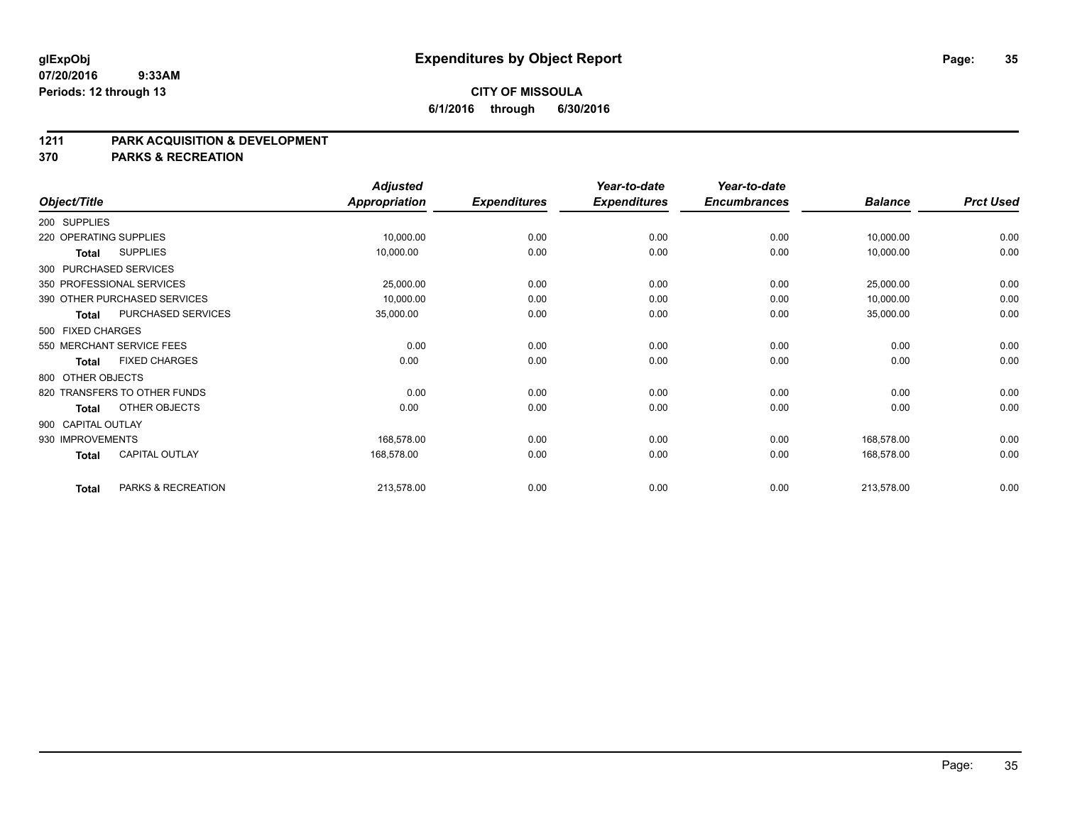# Expenditures by Object Report

glExpObj
07/20/2016 9:33AM
Periods: 12 through 13

**CITY OF MISSOULA**
**6/1/2016 through 6/30/2016**

## 1211 PARK ACQUISITION & DEVELOPMENT
## 370 PARKS & RECREATION

| Object/Title | Adjusted Appropriation | Expenditures | Year-to-date Expenditures | Year-to-date Encumbrances | Balance | Prct Used |
|---|---|---|---|---|---|---|
| 200 SUPPLIES | | | | | | |
| 220 OPERATING SUPPLIES | 10,000.00 | 0.00 | 0.00 | 0.00 | 10,000.00 | 0.00 |
| **Total** SUPPLIES | 10,000.00 | 0.00 | 0.00 | 0.00 | 10,000.00 | 0.00 |
| 300 PURCHASED SERVICES | | | | | | |
| 350 PROFESSIONAL SERVICES | 25,000.00 | 0.00 | 0.00 | 0.00 | 25,000.00 | 0.00 |
| 390 OTHER PURCHASED SERVICES | 10,000.00 | 0.00 | 0.00 | 0.00 | 10,000.00 | 0.00 |
| **Total** PURCHASED SERVICES | 35,000.00 | 0.00 | 0.00 | 0.00 | 35,000.00 | 0.00 |
| 500 FIXED CHARGES | | | | | | |
| 550 MERCHANT SERVICE FEES | 0.00 | 0.00 | 0.00 | 0.00 | 0.00 | 0.00 |
| **Total** FIXED CHARGES | 0.00 | 0.00 | 0.00 | 0.00 | 0.00 | 0.00 |
| 800 OTHER OBJECTS | | | | | | |
| 820 TRANSFERS TO OTHER FUNDS | 0.00 | 0.00 | 0.00 | 0.00 | 0.00 | 0.00 |
| **Total** OTHER OBJECTS | 0.00 | 0.00 | 0.00 | 0.00 | 0.00 | 0.00 |
| 900 CAPITAL OUTLAY | | | | | | |
| 930 IMPROVEMENTS | 168,578.00 | 0.00 | 0.00 | 0.00 | 168,578.00 | 0.00 |
| **Total** CAPITAL OUTLAY | 168,578.00 | 0.00 | 0.00 | 0.00 | 168,578.00 | 0.00 |
| **Total** PARKS & RECREATION | 213,578.00 | 0.00 | 0.00 | 0.00 | 213,578.00 | 0.00 |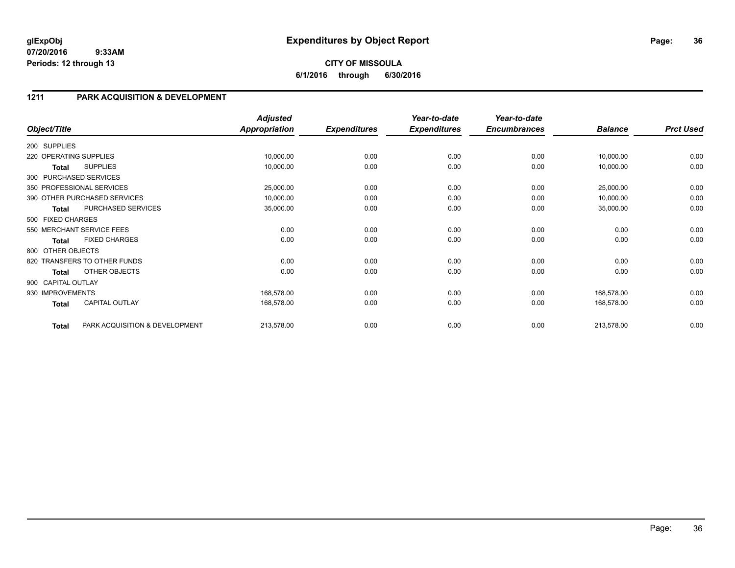**glExpObj**
**07/20/2016 9:33AM**
**Periods: 12 through 13**

# Expenditures by Object Report

**CITY OF MISSOULA**
**6/1/2016 through 6/30/2016**

## 1211 PARK ACQUISITION & DEVELOPMENT

| Object/Title | | *Adjusted Appropriation* | *Expenditures* | *Year-to-date Expenditures* | *Year-to-date Encumbrances* | *Balance* | *Prct Used* |
|---|---|---|---|---|---|---|---|
| 200 SUPPLIES | | | | | | | |
| 220 OPERATING SUPPLIES | | 10,000.00 | 0.00 | 0.00 | 0.00 | 10,000.00 | 0.00 |
| **Total** | SUPPLIES | 10,000.00 | 0.00 | 0.00 | 0.00 | 10,000.00 | 0.00 |
| 300 PURCHASED SERVICES | | | | | | | |
| 350 PROFESSIONAL SERVICES | | 25,000.00 | 0.00 | 0.00 | 0.00 | 25,000.00 | 0.00 |
| 390 OTHER PURCHASED SERVICES | | 10,000.00 | 0.00 | 0.00 | 0.00 | 10,000.00 | 0.00 |
| **Total** | PURCHASED SERVICES | 35,000.00 | 0.00 | 0.00 | 0.00 | 35,000.00 | 0.00 |
| 500 FIXED CHARGES | | | | | | | |
| 550 MERCHANT SERVICE FEES | | 0.00 | 0.00 | 0.00 | 0.00 | 0.00 | 0.00 |
| **Total** | FIXED CHARGES | 0.00 | 0.00 | 0.00 | 0.00 | 0.00 | 0.00 |
| 800 OTHER OBJECTS | | | | | | | |
| 820 TRANSFERS TO OTHER FUNDS | | 0.00 | 0.00 | 0.00 | 0.00 | 0.00 | 0.00 |
| **Total** | OTHER OBJECTS | 0.00 | 0.00 | 0.00 | 0.00 | 0.00 | 0.00 |
| 900 CAPITAL OUTLAY | | | | | | | |
| 930 IMPROVEMENTS | | 168,578.00 | 0.00 | 0.00 | 0.00 | 168,578.00 | 0.00 |
| **Total** | CAPITAL OUTLAY | 168,578.00 | 0.00 | 0.00 | 0.00 | 168,578.00 | 0.00 |
| **Total** | PARK ACQUISITION & DEVELOPMENT | 213,578.00 | 0.00 | 0.00 | 0.00 | 213,578.00 | 0.00 |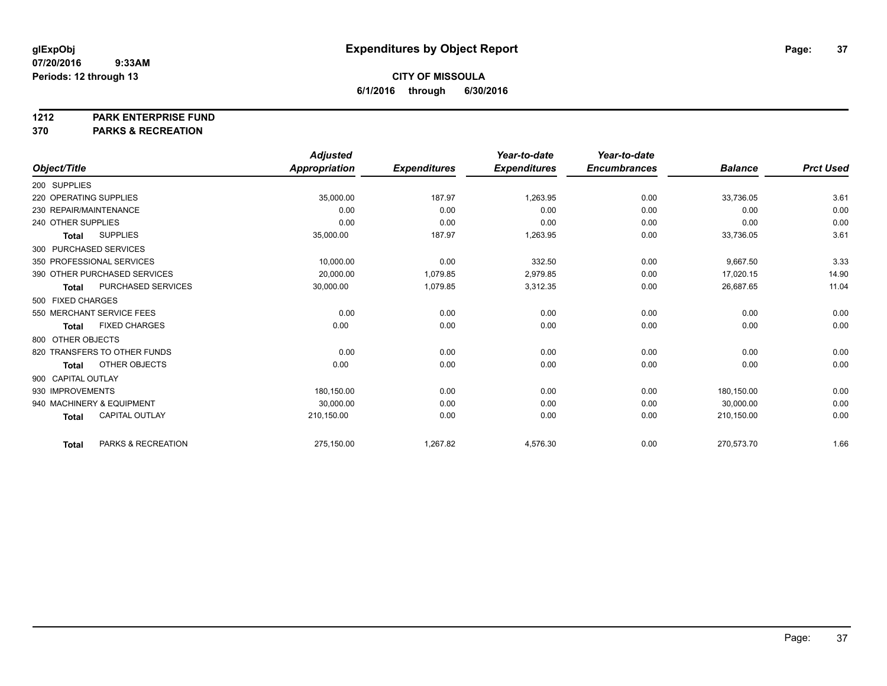**glExpObj** | **Expenditures by Object Report**

**07/20/2016 9:33AM**

**Periods: 12 through 13**

**CITY OF MISSOULA**

**6/1/2016 through 6/30/2016**

**1212 PARK ENTERPRISE FUND**

**370 PARKS & RECREATION**

| Object/Title | Adjusted Appropriation | Expenditures | Year-to-date Expenditures | Year-to-date Encumbrances | Balance | Prct Used |
|---|---|---|---|---|---|---|
| 200 SUPPLIES | | | | | | |
| 220 OPERATING SUPPLIES | 35,000.00 | 187.97 | 1,263.95 | 0.00 | 33,736.05 | 3.61 |
| 230 REPAIR/MAINTENANCE | 0.00 | 0.00 | 0.00 | 0.00 | 0.00 | 0.00 |
| 240 OTHER SUPPLIES | 0.00 | 0.00 | 0.00 | 0.00 | 0.00 | 0.00 |
| **Total** SUPPLIES | 35,000.00 | 187.97 | 1,263.95 | 0.00 | 33,736.05 | 3.61 |
| 300 PURCHASED SERVICES | | | | | | |
| 350 PROFESSIONAL SERVICES | 10,000.00 | 0.00 | 332.50 | 0.00 | 9,667.50 | 3.33 |
| 390 OTHER PURCHASED SERVICES | 20,000.00 | 1,079.85 | 2,979.85 | 0.00 | 17,020.15 | 14.90 |
| **Total** PURCHASED SERVICES | 30,000.00 | 1,079.85 | 3,312.35 | 0.00 | 26,687.65 | 11.04 |
| 500 FIXED CHARGES | | | | | | |
| 550 MERCHANT SERVICE FEES | 0.00 | 0.00 | 0.00 | 0.00 | 0.00 | 0.00 |
| **Total** FIXED CHARGES | 0.00 | 0.00 | 0.00 | 0.00 | 0.00 | 0.00 |
| 800 OTHER OBJECTS | | | | | | |
| 820 TRANSFERS TO OTHER FUNDS | 0.00 | 0.00 | 0.00 | 0.00 | 0.00 | 0.00 |
| **Total** OTHER OBJECTS | 0.00 | 0.00 | 0.00 | 0.00 | 0.00 | 0.00 |
| 900 CAPITAL OUTLAY | | | | | | |
| 930 IMPROVEMENTS | 180,150.00 | 0.00 | 0.00 | 0.00 | 180,150.00 | 0.00 |
| 940 MACHINERY & EQUIPMENT | 30,000.00 | 0.00 | 0.00 | 0.00 | 30,000.00 | 0.00 |
| **Total** CAPITAL OUTLAY | 210,150.00 | 0.00 | 0.00 | 0.00 | 210,150.00 | 0.00 |
| **Total** PARKS & RECREATION | 275,150.00 | 1,267.82 | 4,576.30 | 0.00 | 270,573.70 | 1.66 |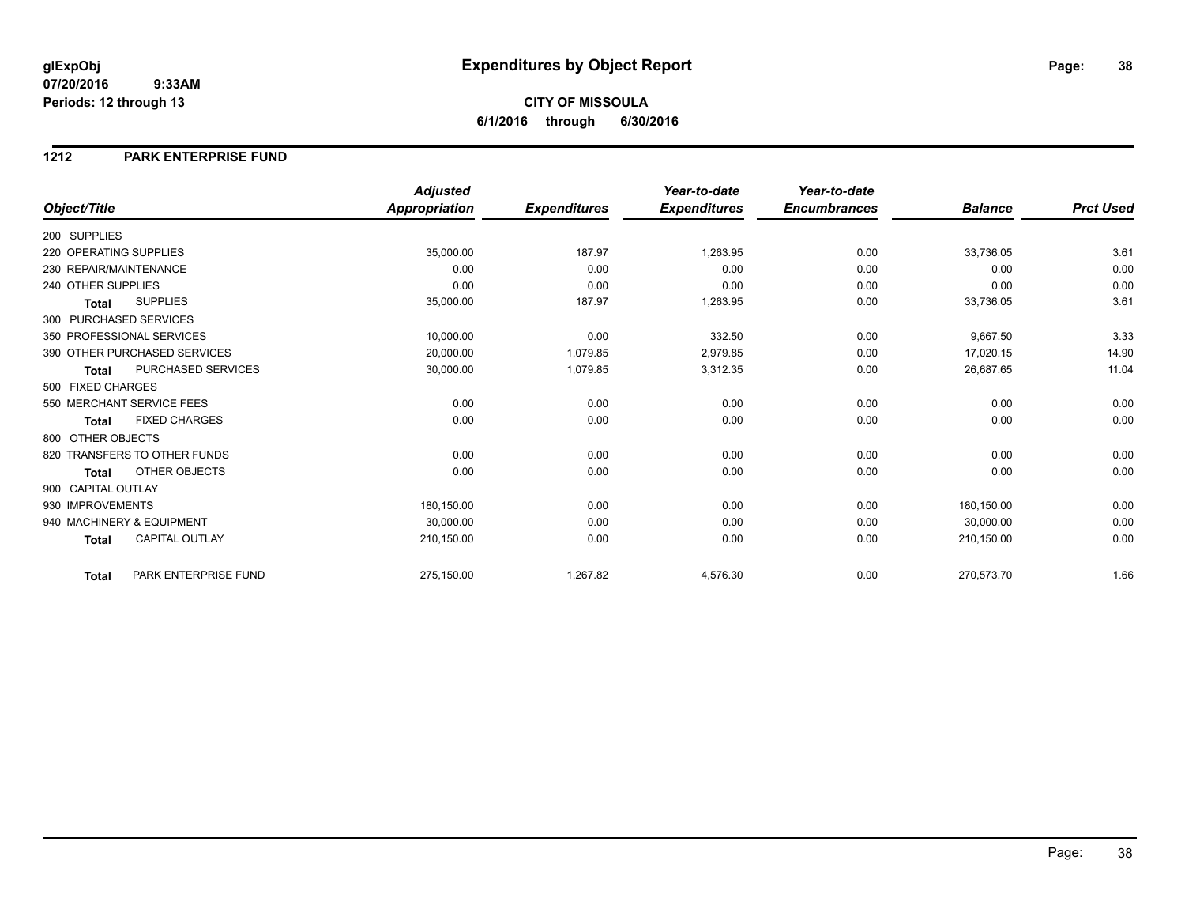# Expenditures by Object Report

glExpObj
07/20/2016 9:33AM
Periods: 12 through 13

**CITY OF MISSOULA**
**6/1/2016 through 6/30/2016**

## 1212 PARK ENTERPRISE FUND

| Object/Title | Adjusted Appropriation | Expenditures | Year-to-date Expenditures | Year-to-date Encumbrances | Balance | Prct Used |
|---|---|---|---|---|---|---|
| 200 SUPPLIES | | | | | | |
| 220 OPERATING SUPPLIES | 35,000.00 | 187.97 | 1,263.95 | 0.00 | 33,736.05 | 3.61 |
| 230 REPAIR/MAINTENANCE | 0.00 | 0.00 | 0.00 | 0.00 | 0.00 | 0.00 |
| 240 OTHER SUPPLIES | 0.00 | 0.00 | 0.00 | 0.00 | 0.00 | 0.00 |
| **Total** SUPPLIES | 35,000.00 | 187.97 | 1,263.95 | 0.00 | 33,736.05 | 3.61 |
| 300 PURCHASED SERVICES | | | | | | |
| 350 PROFESSIONAL SERVICES | 10,000.00 | 0.00 | 332.50 | 0.00 | 9,667.50 | 3.33 |
| 390 OTHER PURCHASED SERVICES | 20,000.00 | 1,079.85 | 2,979.85 | 0.00 | 17,020.15 | 14.90 |
| **Total** PURCHASED SERVICES | 30,000.00 | 1,079.85 | 3,312.35 | 0.00 | 26,687.65 | 11.04 |
| 500 FIXED CHARGES | | | | | | |
| 550 MERCHANT SERVICE FEES | 0.00 | 0.00 | 0.00 | 0.00 | 0.00 | 0.00 |
| **Total** FIXED CHARGES | 0.00 | 0.00 | 0.00 | 0.00 | 0.00 | 0.00 |
| 800 OTHER OBJECTS | | | | | | |
| 820 TRANSFERS TO OTHER FUNDS | 0.00 | 0.00 | 0.00 | 0.00 | 0.00 | 0.00 |
| **Total** OTHER OBJECTS | 0.00 | 0.00 | 0.00 | 0.00 | 0.00 | 0.00 |
| 900 CAPITAL OUTLAY | | | | | | |
| 930 IMPROVEMENTS | 180,150.00 | 0.00 | 0.00 | 0.00 | 180,150.00 | 0.00 |
| 940 MACHINERY & EQUIPMENT | 30,000.00 | 0.00 | 0.00 | 0.00 | 30,000.00 | 0.00 |
| **Total** CAPITAL OUTLAY | 210,150.00 | 0.00 | 0.00 | 0.00 | 210,150.00 | 0.00 |
| **Total** PARK ENTERPRISE FUND | 275,150.00 | 1,267.82 | 4,576.30 | 0.00 | 270,573.70 | 1.66 |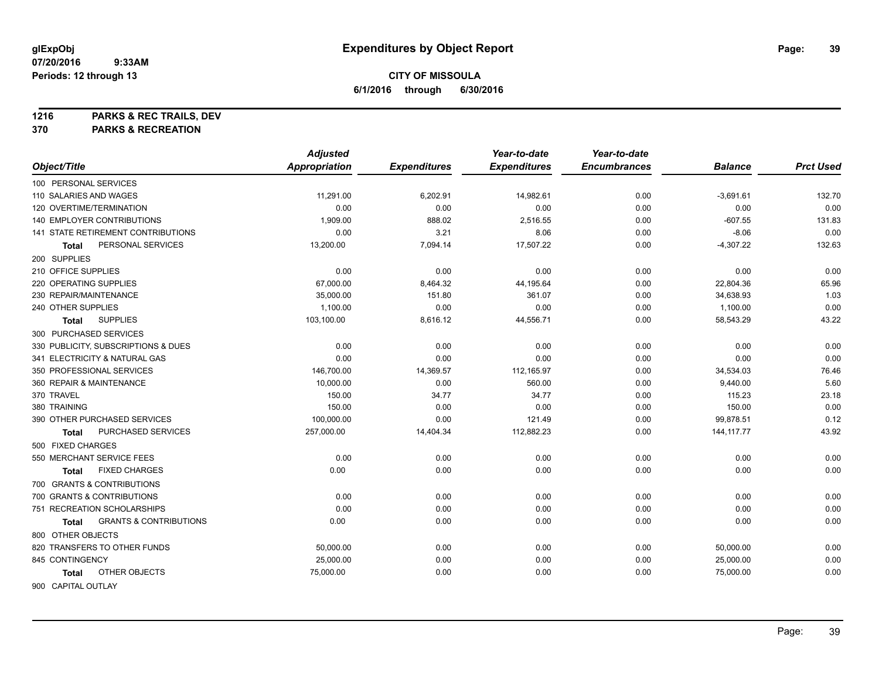**glExpObj** | **Expenditures by Object Report**

**07/20/2016 9:33AM**

**Periods: 12 through 13**

**CITY OF MISSOULA**

**6/1/2016 through 6/30/2016**

**1216 PARKS & REC TRAILS, DEV**

**370 PARKS & RECREATION**

| Object/Title | Adjusted Appropriation | Expenditures | Year-to-date Expenditures | Year-to-date Encumbrances | Balance | Prct Used |
|---|---|---|---|---|---|---|
| 100 PERSONAL SERVICES | | | | | | |
| 110 SALARIES AND WAGES | 11,291.00 | 6,202.91 | 14,982.61 | 0.00 | -3,691.61 | 132.70 |
| 120 OVERTIME/TERMINATION | 0.00 | 0.00 | 0.00 | 0.00 | 0.00 | 0.00 |
| 140 EMPLOYER CONTRIBUTIONS | 1,909.00 | 888.02 | 2,516.55 | 0.00 | -607.55 | 131.83 |
| 141 STATE RETIREMENT CONTRIBUTIONS | 0.00 | 3.21 | 8.06 | 0.00 | -8.06 | 0.00 |
| **Total** PERSONAL SERVICES | 13,200.00 | 7,094.14 | 17,507.22 | 0.00 | -4,307.22 | 132.63 |
| 200 SUPPLIES | | | | | | |
| 210 OFFICE SUPPLIES | 0.00 | 0.00 | 0.00 | 0.00 | 0.00 | 0.00 |
| 220 OPERATING SUPPLIES | 67,000.00 | 8,464.32 | 44,195.64 | 0.00 | 22,804.36 | 65.96 |
| 230 REPAIR/MAINTENANCE | 35,000.00 | 151.80 | 361.07 | 0.00 | 34,638.93 | 1.03 |
| 240 OTHER SUPPLIES | 1,100.00 | 0.00 | 0.00 | 0.00 | 1,100.00 | 0.00 |
| **Total** SUPPLIES | 103,100.00 | 8,616.12 | 44,556.71 | 0.00 | 58,543.29 | 43.22 |
| 300 PURCHASED SERVICES | | | | | | |
| 330 PUBLICITY, SUBSCRIPTIONS & DUES | 0.00 | 0.00 | 0.00 | 0.00 | 0.00 | 0.00 |
| 341 ELECTRICITY & NATURAL GAS | 0.00 | 0.00 | 0.00 | 0.00 | 0.00 | 0.00 |
| 350 PROFESSIONAL SERVICES | 146,700.00 | 14,369.57 | 112,165.97 | 0.00 | 34,534.03 | 76.46 |
| 360 REPAIR & MAINTENANCE | 10,000.00 | 0.00 | 560.00 | 0.00 | 9,440.00 | 5.60 |
| 370 TRAVEL | 150.00 | 34.77 | 34.77 | 0.00 | 115.23 | 23.18 |
| 380 TRAINING | 150.00 | 0.00 | 0.00 | 0.00 | 150.00 | 0.00 |
| 390 OTHER PURCHASED SERVICES | 100,000.00 | 0.00 | 121.49 | 0.00 | 99,878.51 | 0.12 |
| **Total** PURCHASED SERVICES | 257,000.00 | 14,404.34 | 112,882.23 | 0.00 | 144,117.77 | 43.92 |
| 500 FIXED CHARGES | | | | | | |
| 550 MERCHANT SERVICE FEES | 0.00 | 0.00 | 0.00 | 0.00 | 0.00 | 0.00 |
| **Total** FIXED CHARGES | 0.00 | 0.00 | 0.00 | 0.00 | 0.00 | 0.00 |
| 700 GRANTS & CONTRIBUTIONS | | | | | | |
| 700 GRANTS & CONTRIBUTIONS | 0.00 | 0.00 | 0.00 | 0.00 | 0.00 | 0.00 |
| 751 RECREATION SCHOLARSHIPS | 0.00 | 0.00 | 0.00 | 0.00 | 0.00 | 0.00 |
| **Total** GRANTS & CONTRIBUTIONS | 0.00 | 0.00 | 0.00 | 0.00 | 0.00 | 0.00 |
| 800 OTHER OBJECTS | | | | | | |
| 820 TRANSFERS TO OTHER FUNDS | 50,000.00 | 0.00 | 0.00 | 0.00 | 50,000.00 | 0.00 |
| 845 CONTINGENCY | 25,000.00 | 0.00 | 0.00 | 0.00 | 25,000.00 | 0.00 |
| **Total** OTHER OBJECTS | 75,000.00 | 0.00 | 0.00 | 0.00 | 75,000.00 | 0.00 |
| 900 CAPITAL OUTLAY | | | | | | |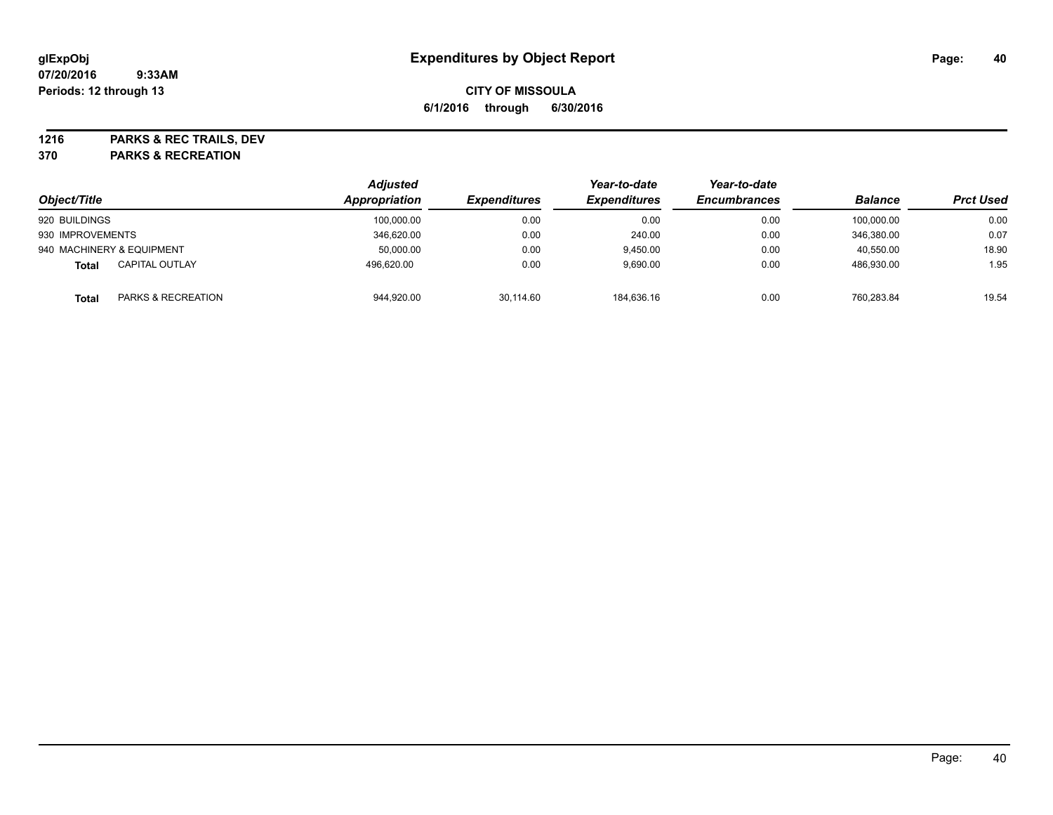**glExpObj** **Expenditures by Object Report**

**07/20/2016 9:33AM**

**Periods: 12 through 13**

**CITY OF MISSOULA**

**6/1/2016 through 6/30/2016**

**1216 PARKS & REC TRAILS, DEV**

**370 PARKS & RECREATION**

| Object/Title | | Adjusted Appropriation | Expenditures | Year-to-date Expenditures | Year-to-date Encumbrances | Balance | Prct Used |
|---|---|---|---|---|---|---|---|
| 920 BUILDINGS | | 100,000.00 | 0.00 | 0.00 | 0.00 | 100,000.00 | 0.00 |
| 930 IMPROVEMENTS | | 346,620.00 | 0.00 | 240.00 | 0.00 | 346,380.00 | 0.07 |
| 940 MACHINERY & EQUIPMENT | | 50,000.00 | 0.00 | 9,450.00 | 0.00 | 40,550.00 | 18.90 |
| **Total** | CAPITAL OUTLAY | 496,620.00 | 0.00 | 9,690.00 | 0.00 | 486,930.00 | 1.95 |
| **Total** | PARKS & RECREATION | 944,920.00 | 30,114.60 | 184,636.16 | 0.00 | 760,283.84 | 19.54 |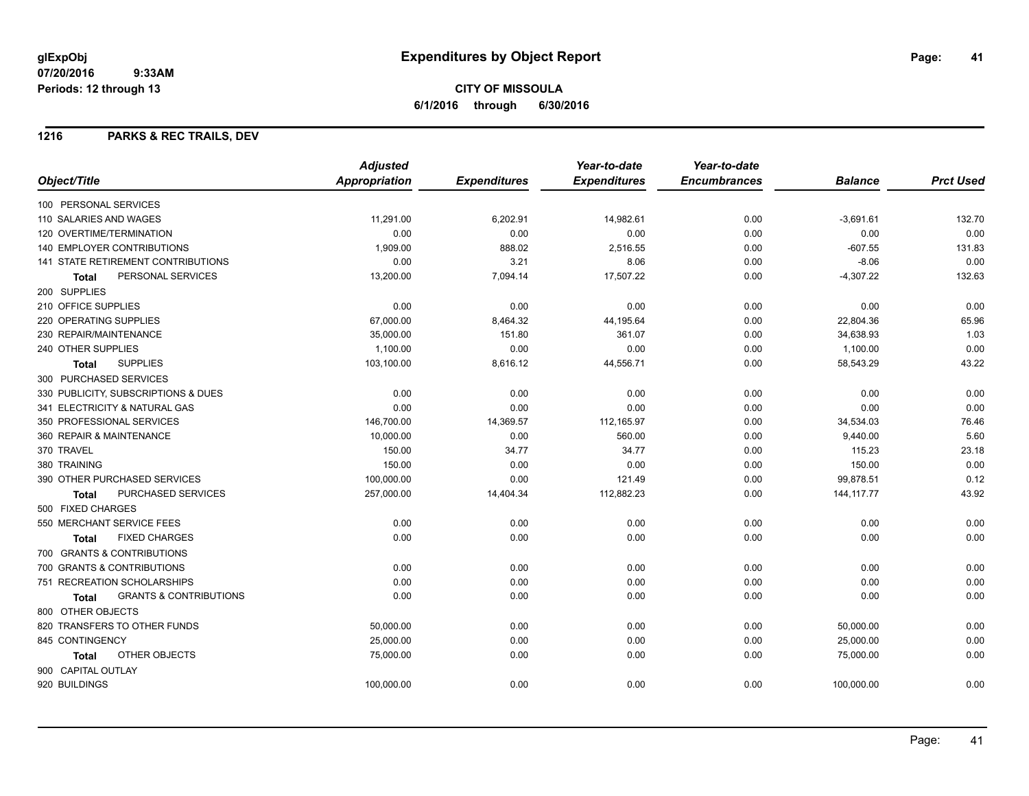glExpObj
07/20/2016 9:33AM
Periods: 12 through 13

# Expenditures by Object Report

**CITY OF MISSOULA**
**6/1/2016 through 6/30/2016**

## 1216 PARKS & REC TRAILS, DEV

| Object/Title | Adjusted Appropriation | Expenditures | Year-to-date Expenditures | Year-to-date Encumbrances | Balance | Prct Used |
|---|---|---|---|---|---|---|
| 100 PERSONAL SERVICES | | | | | | |
| 110 SALARIES AND WAGES | 11,291.00 | 6,202.91 | 14,982.61 | 0.00 | -3,691.61 | 132.70 |
| 120 OVERTIME/TERMINATION | 0.00 | 0.00 | 0.00 | 0.00 | 0.00 | 0.00 |
| 140 EMPLOYER CONTRIBUTIONS | 1,909.00 | 888.02 | 2,516.55 | 0.00 | -607.55 | 131.83 |
| 141 STATE RETIREMENT CONTRIBUTIONS | 0.00 | 3.21 | 8.06 | 0.00 | -8.06 | 0.00 |
| **Total** PERSONAL SERVICES | 13,200.00 | 7,094.14 | 17,507.22 | 0.00 | -4,307.22 | 132.63 |
| 200 SUPPLIES | | | | | | |
| 210 OFFICE SUPPLIES | 0.00 | 0.00 | 0.00 | 0.00 | 0.00 | 0.00 |
| 220 OPERATING SUPPLIES | 67,000.00 | 8,464.32 | 44,195.64 | 0.00 | 22,804.36 | 65.96 |
| 230 REPAIR/MAINTENANCE | 35,000.00 | 151.80 | 361.07 | 0.00 | 34,638.93 | 1.03 |
| 240 OTHER SUPPLIES | 1,100.00 | 0.00 | 0.00 | 0.00 | 1,100.00 | 0.00 |
| **Total** SUPPLIES | 103,100.00 | 8,616.12 | 44,556.71 | 0.00 | 58,543.29 | 43.22 |
| 300 PURCHASED SERVICES | | | | | | |
| 330 PUBLICITY, SUBSCRIPTIONS & DUES | 0.00 | 0.00 | 0.00 | 0.00 | 0.00 | 0.00 |
| 341 ELECTRICITY & NATURAL GAS | 0.00 | 0.00 | 0.00 | 0.00 | 0.00 | 0.00 |
| 350 PROFESSIONAL SERVICES | 146,700.00 | 14,369.57 | 112,165.97 | 0.00 | 34,534.03 | 76.46 |
| 360 REPAIR & MAINTENANCE | 10,000.00 | 0.00 | 560.00 | 0.00 | 9,440.00 | 5.60 |
| 370 TRAVEL | 150.00 | 34.77 | 34.77 | 0.00 | 115.23 | 23.18 |
| 380 TRAINING | 150.00 | 0.00 | 0.00 | 0.00 | 150.00 | 0.00 |
| 390 OTHER PURCHASED SERVICES | 100,000.00 | 0.00 | 121.49 | 0.00 | 99,878.51 | 0.12 |
| **Total** PURCHASED SERVICES | 257,000.00 | 14,404.34 | 112,882.23 | 0.00 | 144,117.77 | 43.92 |
| 500 FIXED CHARGES | | | | | | |
| 550 MERCHANT SERVICE FEES | 0.00 | 0.00 | 0.00 | 0.00 | 0.00 | 0.00 |
| **Total** FIXED CHARGES | 0.00 | 0.00 | 0.00 | 0.00 | 0.00 | 0.00 |
| 700 GRANTS & CONTRIBUTIONS | | | | | | |
| 700 GRANTS & CONTRIBUTIONS | 0.00 | 0.00 | 0.00 | 0.00 | 0.00 | 0.00 |
| 751 RECREATION SCHOLARSHIPS | 0.00 | 0.00 | 0.00 | 0.00 | 0.00 | 0.00 |
| **Total** GRANTS & CONTRIBUTIONS | 0.00 | 0.00 | 0.00 | 0.00 | 0.00 | 0.00 |
| 800 OTHER OBJECTS | | | | | | |
| 820 TRANSFERS TO OTHER FUNDS | 50,000.00 | 0.00 | 0.00 | 0.00 | 50,000.00 | 0.00 |
| 845 CONTINGENCY | 25,000.00 | 0.00 | 0.00 | 0.00 | 25,000.00 | 0.00 |
| **Total** OTHER OBJECTS | 75,000.00 | 0.00 | 0.00 | 0.00 | 75,000.00 | 0.00 |
| 900 CAPITAL OUTLAY | | | | | | |
| 920 BUILDINGS | 100,000.00 | 0.00 | 0.00 | 0.00 | 100,000.00 | 0.00 |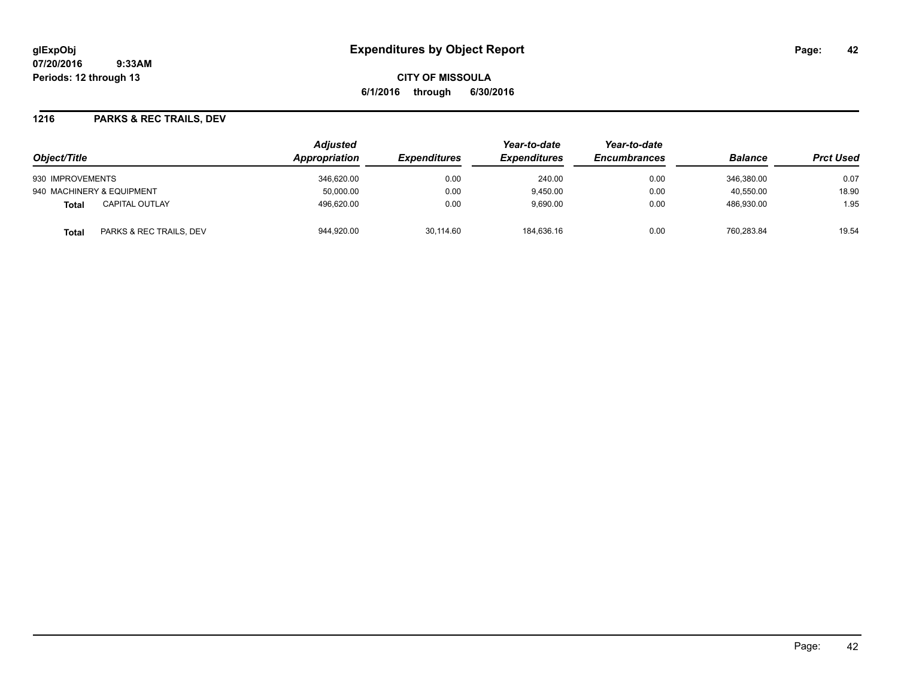**glExpObj** **Expenditures by Object Report**

**07/20/2016 9:33AM**

**Periods: 12 through 13**

**CITY OF MISSOULA**

**6/1/2016 through 6/30/2016**

## 1216 PARKS & REC TRAILS, DEV

| Object/Title | Adjusted Appropriation | Expenditures | Year-to-date Expenditures | Year-to-date Encumbrances | Balance | Prct Used |
|---|---|---|---|---|---|---|
| 930 IMPROVEMENTS | 346,620.00 | 0.00 | 240.00 | 0.00 | 346,380.00 | 0.07 |
| 940 MACHINERY & EQUIPMENT | 50,000.00 | 0.00 | 9,450.00 | 0.00 | 40,550.00 | 18.90 |
| **Total** CAPITAL OUTLAY | 496,620.00 | 0.00 | 9,690.00 | 0.00 | 486,930.00 | 1.95 |
| **Total** PARKS & REC TRAILS, DEV | 944,920.00 | 30,114.60 | 184,636.16 | 0.00 | 760,283.84 | 19.54 |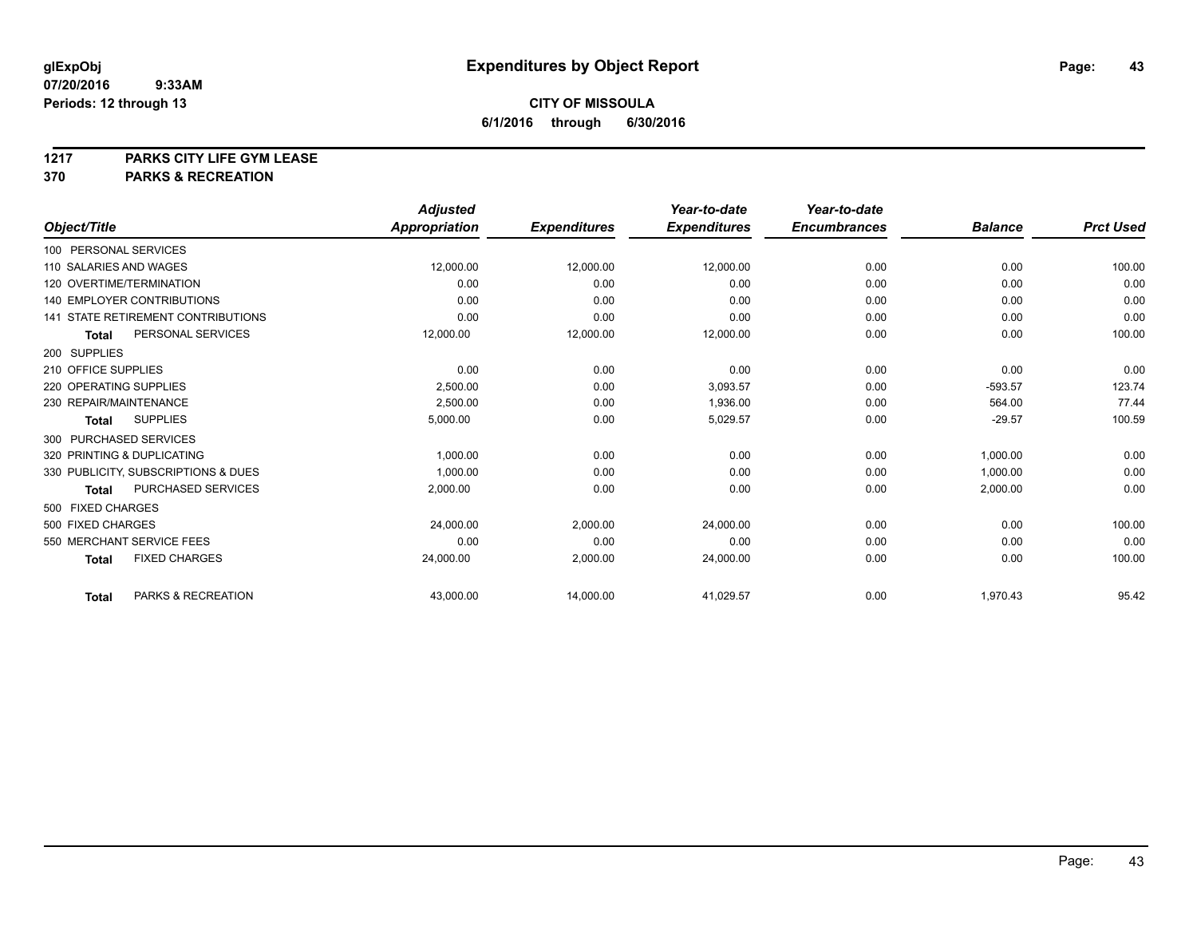**glExpObj**
**07/20/2016 9:33AM**
**Periods: 12 through 13**

# Expenditures by Object Report

**CITY OF MISSOULA**
**6/1/2016 through 6/30/2016**

**1217 PARKS CITY LIFE GYM LEASE**
**370 PARKS & RECREATION**

| Object/Title | Adjusted Appropriation | Expenditures | Year-to-date Expenditures | Year-to-date Encumbrances | Balance | Prct Used |
|---|---|---|---|---|---|---|
| 100 PERSONAL SERVICES | | | | | | |
| 110 SALARIES AND WAGES | 12,000.00 | 12,000.00 | 12,000.00 | 0.00 | 0.00 | 100.00 |
| 120 OVERTIME/TERMINATION | 0.00 | 0.00 | 0.00 | 0.00 | 0.00 | 0.00 |
| 140 EMPLOYER CONTRIBUTIONS | 0.00 | 0.00 | 0.00 | 0.00 | 0.00 | 0.00 |
| 141 STATE RETIREMENT CONTRIBUTIONS | 0.00 | 0.00 | 0.00 | 0.00 | 0.00 | 0.00 |
| **Total** PERSONAL SERVICES | 12,000.00 | 12,000.00 | 12,000.00 | 0.00 | 0.00 | 100.00 |
| 200 SUPPLIES | | | | | | |
| 210 OFFICE SUPPLIES | 0.00 | 0.00 | 0.00 | 0.00 | 0.00 | 0.00 |
| 220 OPERATING SUPPLIES | 2,500.00 | 0.00 | 3,093.57 | 0.00 | -593.57 | 123.74 |
| 230 REPAIR/MAINTENANCE | 2,500.00 | 0.00 | 1,936.00 | 0.00 | 564.00 | 77.44 |
| **Total** SUPPLIES | 5,000.00 | 0.00 | 5,029.57 | 0.00 | -29.57 | 100.59 |
| 300 PURCHASED SERVICES | | | | | | |
| 320 PRINTING & DUPLICATING | 1,000.00 | 0.00 | 0.00 | 0.00 | 1,000.00 | 0.00 |
| 330 PUBLICITY, SUBSCRIPTIONS & DUES | 1,000.00 | 0.00 | 0.00 | 0.00 | 1,000.00 | 0.00 |
| **Total** PURCHASED SERVICES | 2,000.00 | 0.00 | 0.00 | 0.00 | 2,000.00 | 0.00 |
| 500 FIXED CHARGES | | | | | | |
| 500 FIXED CHARGES | 24,000.00 | 2,000.00 | 24,000.00 | 0.00 | 0.00 | 100.00 |
| 550 MERCHANT SERVICE FEES | 0.00 | 0.00 | 0.00 | 0.00 | 0.00 | 0.00 |
| **Total** FIXED CHARGES | 24,000.00 | 2,000.00 | 24,000.00 | 0.00 | 0.00 | 100.00 |
| **Total** PARKS & RECREATION | 43,000.00 | 14,000.00 | 41,029.57 | 0.00 | 1,970.43 | 95.42 |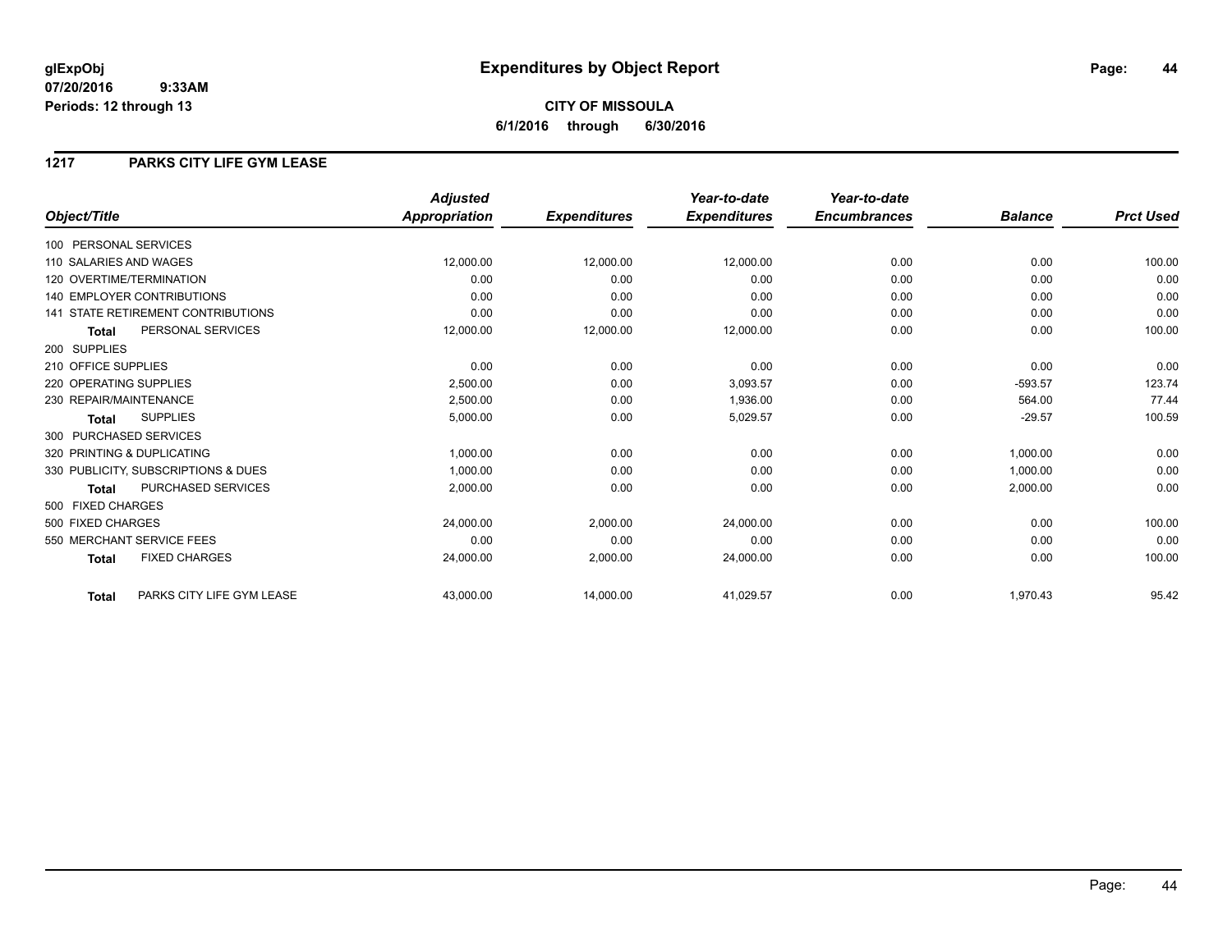# Expenditures by Object Report

glExpObj
07/20/2016 9:33AM
Periods: 12 through 13

**CITY OF MISSOULA**
**6/1/2016 through 6/30/2016**

## 1217 PARKS CITY LIFE GYM LEASE

| Object/Title | Adjusted Appropriation | Expenditures | Year-to-date Expenditures | Year-to-date Encumbrances | Balance | Prct Used |
|---|---|---|---|---|---|---|
| 100 PERSONAL SERVICES | | | | | | |
| 110 SALARIES AND WAGES | 12,000.00 | 12,000.00 | 12,000.00 | 0.00 | 0.00 | 100.00 |
| 120 OVERTIME/TERMINATION | 0.00 | 0.00 | 0.00 | 0.00 | 0.00 | 0.00 |
| 140 EMPLOYER CONTRIBUTIONS | 0.00 | 0.00 | 0.00 | 0.00 | 0.00 | 0.00 |
| 141 STATE RETIREMENT CONTRIBUTIONS | 0.00 | 0.00 | 0.00 | 0.00 | 0.00 | 0.00 |
| **Total** PERSONAL SERVICES | 12,000.00 | 12,000.00 | 12,000.00 | 0.00 | 0.00 | 100.00 |
| 200 SUPPLIES | | | | | | |
| 210 OFFICE SUPPLIES | 0.00 | 0.00 | 0.00 | 0.00 | 0.00 | 0.00 |
| 220 OPERATING SUPPLIES | 2,500.00 | 0.00 | 3,093.57 | 0.00 | -593.57 | 123.74 |
| 230 REPAIR/MAINTENANCE | 2,500.00 | 0.00 | 1,936.00 | 0.00 | 564.00 | 77.44 |
| **Total** SUPPLIES | 5,000.00 | 0.00 | 5,029.57 | 0.00 | -29.57 | 100.59 |
| 300 PURCHASED SERVICES | | | | | | |
| 320 PRINTING & DUPLICATING | 1,000.00 | 0.00 | 0.00 | 0.00 | 1,000.00 | 0.00 |
| 330 PUBLICITY, SUBSCRIPTIONS & DUES | 1,000.00 | 0.00 | 0.00 | 0.00 | 1,000.00 | 0.00 |
| **Total** PURCHASED SERVICES | 2,000.00 | 0.00 | 0.00 | 0.00 | 2,000.00 | 0.00 |
| 500 FIXED CHARGES | | | | | | |
| 500 FIXED CHARGES | 24,000.00 | 2,000.00 | 24,000.00 | 0.00 | 0.00 | 100.00 |
| 550 MERCHANT SERVICE FEES | 0.00 | 0.00 | 0.00 | 0.00 | 0.00 | 0.00 |
| **Total** FIXED CHARGES | 24,000.00 | 2,000.00 | 24,000.00 | 0.00 | 0.00 | 100.00 |
| **Total** PARKS CITY LIFE GYM LEASE | 43,000.00 | 14,000.00 | 41,029.57 | 0.00 | 1,970.43 | 95.42 |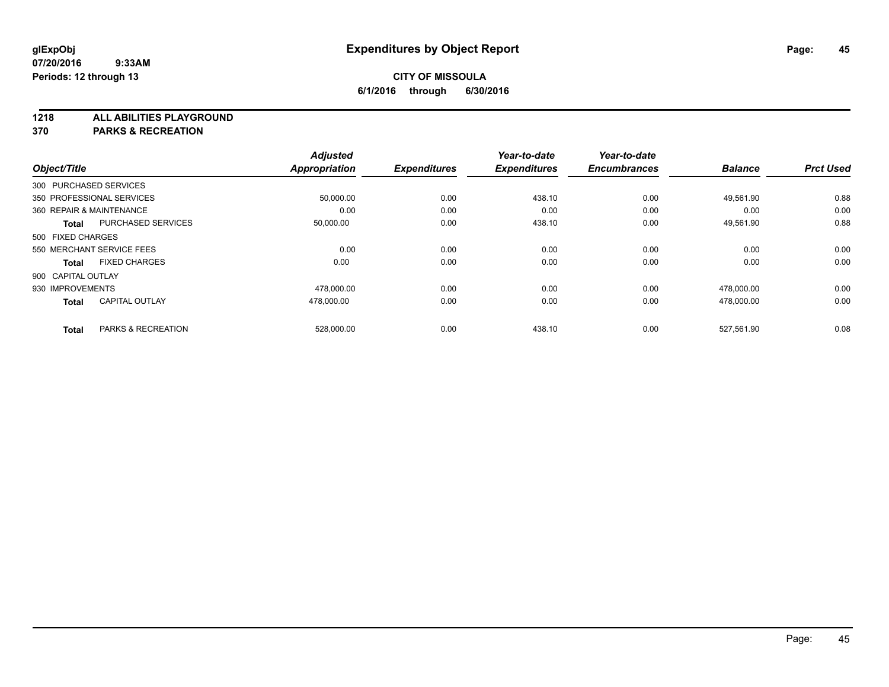**CITY OF MISSOULA**

**6/1/2016 through 6/30/2016**

**1218 ALL ABILITIES PLAYGROUND**

**370 PARKS & RECREATION**

| Object/Title | | Adjusted Appropriation | Expenditures | Year-to-date Expenditures | Year-to-date Encumbrances | Balance | Prct Used |
|---|---|---|---|---|---|---|---|
| 300 PURCHASED SERVICES | | | | | | | |
| 350 PROFESSIONAL SERVICES | | 50,000.00 | 0.00 | 438.10 | 0.00 | 49,561.90 | 0.88 |
| 360 REPAIR & MAINTENANCE | | 0.00 | 0.00 | 0.00 | 0.00 | 0.00 | 0.00 |
| **Total** | PURCHASED SERVICES | 50,000.00 | 0.00 | 438.10 | 0.00 | 49,561.90 | 0.88 |
| 500 FIXED CHARGES | | | | | | | |
| 550 MERCHANT SERVICE FEES | | 0.00 | 0.00 | 0.00 | 0.00 | 0.00 | 0.00 |
| **Total** | FIXED CHARGES | 0.00 | 0.00 | 0.00 | 0.00 | 0.00 | 0.00 |
| 900 CAPITAL OUTLAY | | | | | | | |
| 930 IMPROVEMENTS | | 478,000.00 | 0.00 | 0.00 | 0.00 | 478,000.00 | 0.00 |
| **Total** | CAPITAL OUTLAY | 478,000.00 | 0.00 | 0.00 | 0.00 | 478,000.00 | 0.00 |
| **Total** | PARKS & RECREATION | 528,000.00 | 0.00 | 438.10 | 0.00 | 527,561.90 | 0.08 |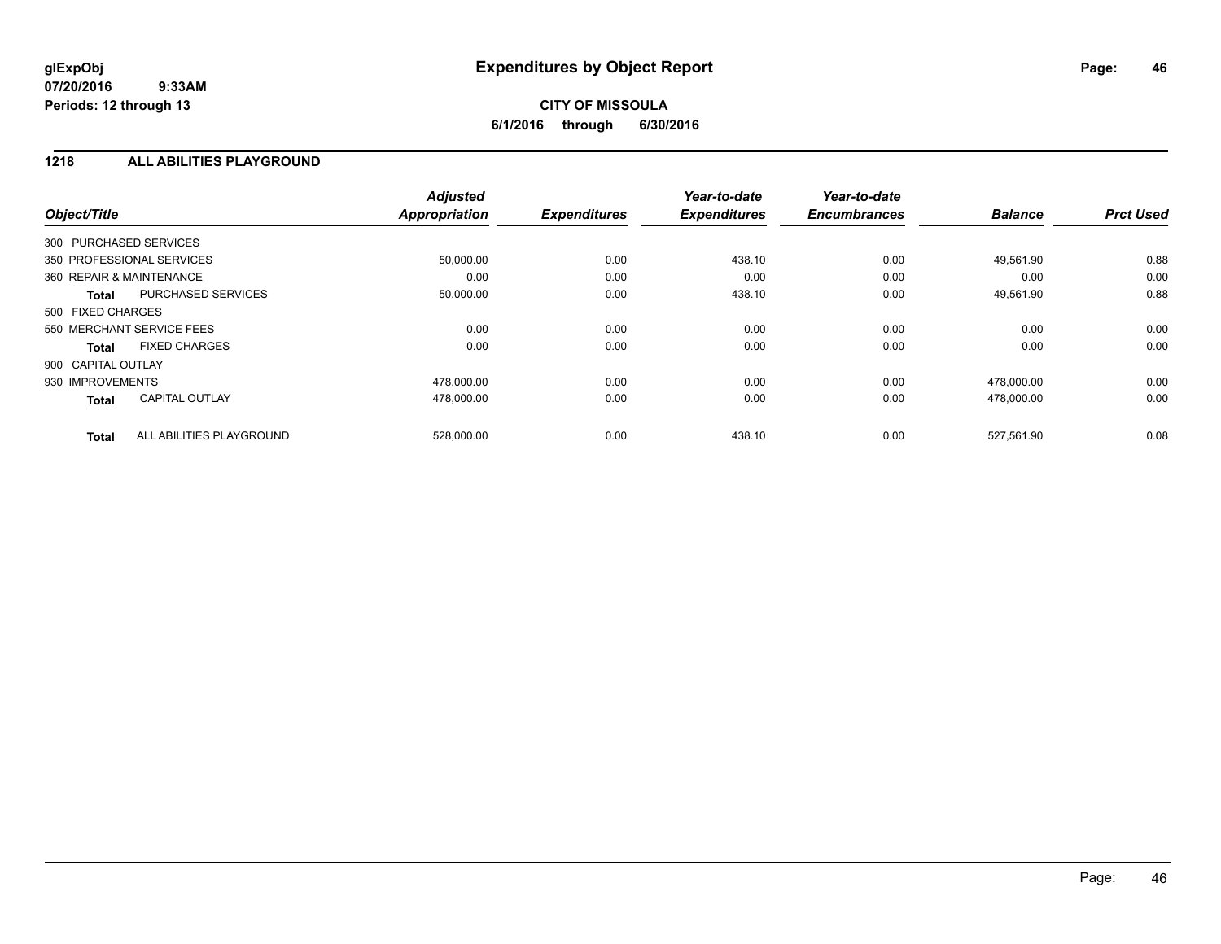**glExpObj**
**07/20/2016 9:33AM**
**Periods: 12 through 13**

# Expenditures by Object Report

**CITY OF MISSOULA**
**6/1/2016 through 6/30/2016**

## 1218 ALL ABILITIES PLAYGROUND

| Object/Title | | Adjusted Appropriation | Expenditures | Year-to-date Expenditures | Year-to-date Encumbrances | Balance | Prct Used |
|---|---|---|---|---|---|---|---|
| 300 PURCHASED SERVICES | | | | | | | |
| 350 PROFESSIONAL SERVICES | | 50,000.00 | 0.00 | 438.10 | 0.00 | 49,561.90 | 0.88 |
| 360 REPAIR & MAINTENANCE | | 0.00 | 0.00 | 0.00 | 0.00 | 0.00 | 0.00 |
| **Total** | PURCHASED SERVICES | 50,000.00 | 0.00 | 438.10 | 0.00 | 49,561.90 | 0.88 |
| 500 FIXED CHARGES | | | | | | | |
| 550 MERCHANT SERVICE FEES | | 0.00 | 0.00 | 0.00 | 0.00 | 0.00 | 0.00 |
| **Total** | FIXED CHARGES | 0.00 | 0.00 | 0.00 | 0.00 | 0.00 | 0.00 |
| 900 CAPITAL OUTLAY | | | | | | | |
| 930 IMPROVEMENTS | | 478,000.00 | 0.00 | 0.00 | 0.00 | 478,000.00 | 0.00 |
| **Total** | CAPITAL OUTLAY | 478,000.00 | 0.00 | 0.00 | 0.00 | 478,000.00 | 0.00 |
| **Total** | ALL ABILITIES PLAYGROUND | 528,000.00 | 0.00 | 438.10 | 0.00 | 527,561.90 | 0.08 |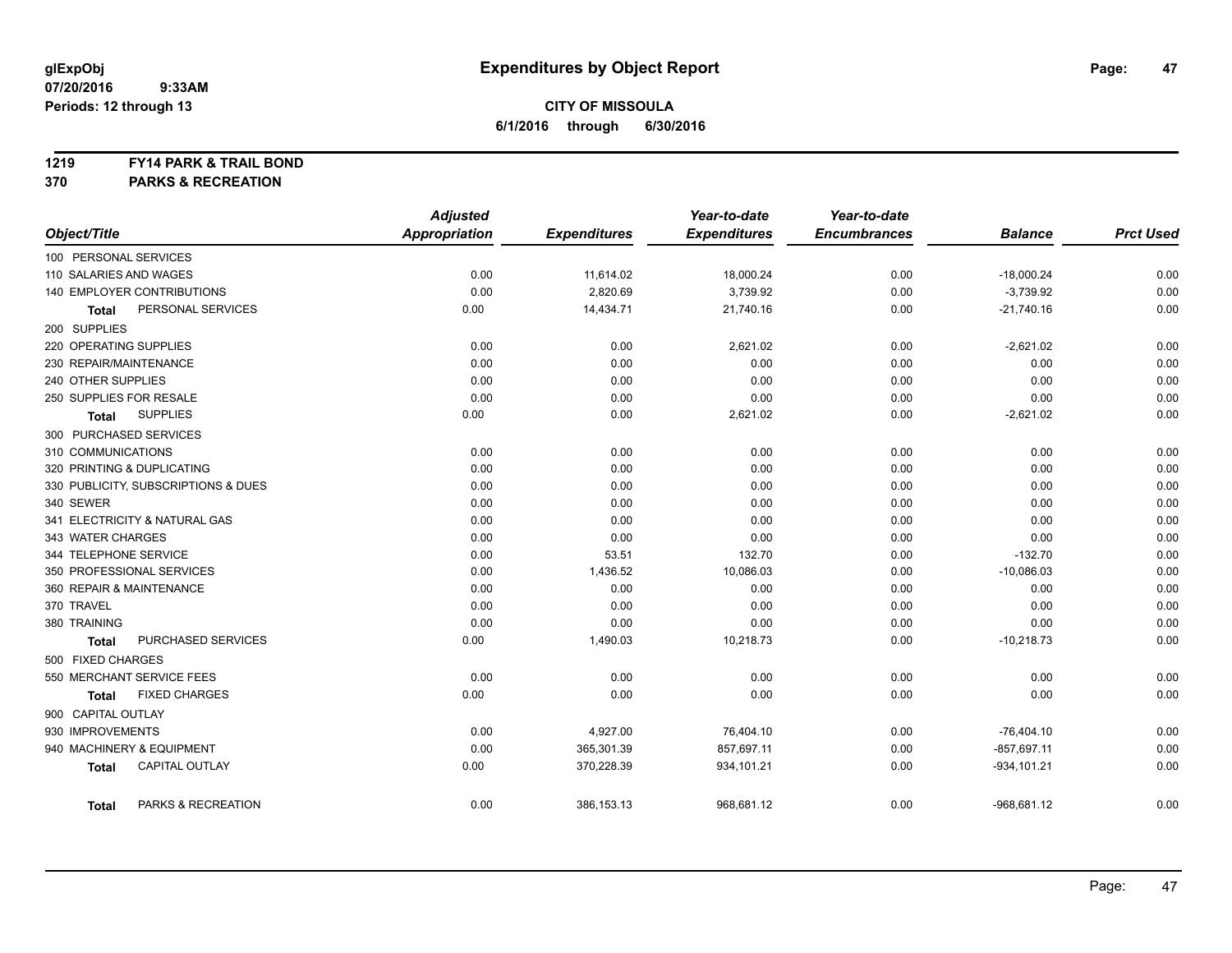# Expenditures by Object Report

glExpObj
07/20/2016 9:33AM
Periods: 12 through 13

**CITY OF MISSOULA**
**6/1/2016 through 6/30/2016**

**1219 FY14 PARK & TRAIL BOND**
**370 PARKS & RECREATION**

| Object/Title | Adjusted Appropriation | Expenditures | Year-to-date Expenditures | Year-to-date Encumbrances | Balance | Prct Used |
|---|---|---|---|---|---|---|
| 100 PERSONAL SERVICES | | | | | | |
| 110 SALARIES AND WAGES | 0.00 | 11,614.02 | 18,000.24 | 0.00 | -18,000.24 | 0.00 |
| 140 EMPLOYER CONTRIBUTIONS | 0.00 | 2,820.69 | 3,739.92 | 0.00 | -3,739.92 | 0.00 |
| **Total** PERSONAL SERVICES | 0.00 | 14,434.71 | 21,740.16 | 0.00 | -21,740.16 | 0.00 |
| 200 SUPPLIES | | | | | | |
| 220 OPERATING SUPPLIES | 0.00 | 0.00 | 2,621.02 | 0.00 | -2,621.02 | 0.00 |
| 230 REPAIR/MAINTENANCE | 0.00 | 0.00 | 0.00 | 0.00 | 0.00 | 0.00 |
| 240 OTHER SUPPLIES | 0.00 | 0.00 | 0.00 | 0.00 | 0.00 | 0.00 |
| 250 SUPPLIES FOR RESALE | 0.00 | 0.00 | 0.00 | 0.00 | 0.00 | 0.00 |
| **Total** SUPPLIES | 0.00 | 0.00 | 2,621.02 | 0.00 | -2,621.02 | 0.00 |
| 300 PURCHASED SERVICES | | | | | | |
| 310 COMMUNICATIONS | 0.00 | 0.00 | 0.00 | 0.00 | 0.00 | 0.00 |
| 320 PRINTING & DUPLICATING | 0.00 | 0.00 | 0.00 | 0.00 | 0.00 | 0.00 |
| 330 PUBLICITY, SUBSCRIPTIONS & DUES | 0.00 | 0.00 | 0.00 | 0.00 | 0.00 | 0.00 |
| 340 SEWER | 0.00 | 0.00 | 0.00 | 0.00 | 0.00 | 0.00 |
| 341 ELECTRICITY & NATURAL GAS | 0.00 | 0.00 | 0.00 | 0.00 | 0.00 | 0.00 |
| 343 WATER CHARGES | 0.00 | 0.00 | 0.00 | 0.00 | 0.00 | 0.00 |
| 344 TELEPHONE SERVICE | 0.00 | 53.51 | 132.70 | 0.00 | -132.70 | 0.00 |
| 350 PROFESSIONAL SERVICES | 0.00 | 1,436.52 | 10,086.03 | 0.00 | -10,086.03 | 0.00 |
| 360 REPAIR & MAINTENANCE | 0.00 | 0.00 | 0.00 | 0.00 | 0.00 | 0.00 |
| 370 TRAVEL | 0.00 | 0.00 | 0.00 | 0.00 | 0.00 | 0.00 |
| 380 TRAINING | 0.00 | 0.00 | 0.00 | 0.00 | 0.00 | 0.00 |
| **Total** PURCHASED SERVICES | 0.00 | 1,490.03 | 10,218.73 | 0.00 | -10,218.73 | 0.00 |
| 500 FIXED CHARGES | | | | | | |
| 550 MERCHANT SERVICE FEES | 0.00 | 0.00 | 0.00 | 0.00 | 0.00 | 0.00 |
| **Total** FIXED CHARGES | 0.00 | 0.00 | 0.00 | 0.00 | 0.00 | 0.00 |
| 900 CAPITAL OUTLAY | | | | | | |
| 930 IMPROVEMENTS | 0.00 | 4,927.00 | 76,404.10 | 0.00 | -76,404.10 | 0.00 |
| 940 MACHINERY & EQUIPMENT | 0.00 | 365,301.39 | 857,697.11 | 0.00 | -857,697.11 | 0.00 |
| **Total** CAPITAL OUTLAY | 0.00 | 370,228.39 | 934,101.21 | 0.00 | -934,101.21 | 0.00 |
| **Total** PARKS & RECREATION | 0.00 | 386,153.13 | 968,681.12 | 0.00 | -968,681.12 | 0.00 |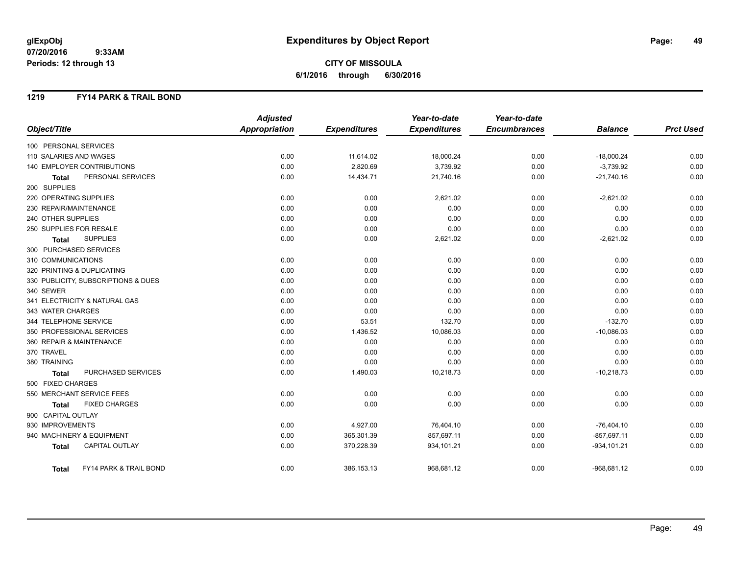**glExpObj** 
**07/20/2016 9:33AM** 
**Periods: 12 through 13**

# Expenditures by Object Report

**CITY OF MISSOULA**
**6/1/2016 through 6/30/2016**

## 1219 FY14 PARK & TRAIL BOND

| Object/Title | Adjusted Appropriation | Expenditures | Year-to-date Expenditures | Year-to-date Encumbrances | Balance | Prct Used |
|---|---|---|---|---|---|---|
| 100 PERSONAL SERVICES | | | | | | |
| 110 SALARIES AND WAGES | 0.00 | 11,614.02 | 18,000.24 | 0.00 | -18,000.24 | 0.00 |
| 140 EMPLOYER CONTRIBUTIONS | 0.00 | 2,820.69 | 3,739.92 | 0.00 | -3,739.92 | 0.00 |
| **Total** PERSONAL SERVICES | 0.00 | 14,434.71 | 21,740.16 | 0.00 | -21,740.16 | 0.00 |
| 200 SUPPLIES | | | | | | |
| 220 OPERATING SUPPLIES | 0.00 | 0.00 | 2,621.02 | 0.00 | -2,621.02 | 0.00 |
| 230 REPAIR/MAINTENANCE | 0.00 | 0.00 | 0.00 | 0.00 | 0.00 | 0.00 |
| 240 OTHER SUPPLIES | 0.00 | 0.00 | 0.00 | 0.00 | 0.00 | 0.00 |
| 250 SUPPLIES FOR RESALE | 0.00 | 0.00 | 0.00 | 0.00 | 0.00 | 0.00 |
| **Total** SUPPLIES | 0.00 | 0.00 | 2,621.02 | 0.00 | -2,621.02 | 0.00 |
| 300 PURCHASED SERVICES | | | | | | |
| 310 COMMUNICATIONS | 0.00 | 0.00 | 0.00 | 0.00 | 0.00 | 0.00 |
| 320 PRINTING & DUPLICATING | 0.00 | 0.00 | 0.00 | 0.00 | 0.00 | 0.00 |
| 330 PUBLICITY, SUBSCRIPTIONS & DUES | 0.00 | 0.00 | 0.00 | 0.00 | 0.00 | 0.00 |
| 340 SEWER | 0.00 | 0.00 | 0.00 | 0.00 | 0.00 | 0.00 |
| 341 ELECTRICITY & NATURAL GAS | 0.00 | 0.00 | 0.00 | 0.00 | 0.00 | 0.00 |
| 343 WATER CHARGES | 0.00 | 0.00 | 0.00 | 0.00 | 0.00 | 0.00 |
| 344 TELEPHONE SERVICE | 0.00 | 53.51 | 132.70 | 0.00 | -132.70 | 0.00 |
| 350 PROFESSIONAL SERVICES | 0.00 | 1,436.52 | 10,086.03 | 0.00 | -10,086.03 | 0.00 |
| 360 REPAIR & MAINTENANCE | 0.00 | 0.00 | 0.00 | 0.00 | 0.00 | 0.00 |
| 370 TRAVEL | 0.00 | 0.00 | 0.00 | 0.00 | 0.00 | 0.00 |
| 380 TRAINING | 0.00 | 0.00 | 0.00 | 0.00 | 0.00 | 0.00 |
| **Total** PURCHASED SERVICES | 0.00 | 1,490.03 | 10,218.73 | 0.00 | -10,218.73 | 0.00 |
| 500 FIXED CHARGES | | | | | | |
| 550 MERCHANT SERVICE FEES | 0.00 | 0.00 | 0.00 | 0.00 | 0.00 | 0.00 |
| **Total** FIXED CHARGES | 0.00 | 0.00 | 0.00 | 0.00 | 0.00 | 0.00 |
| 900 CAPITAL OUTLAY | | | | | | |
| 930 IMPROVEMENTS | 0.00 | 4,927.00 | 76,404.10 | 0.00 | -76,404.10 | 0.00 |
| 940 MACHINERY & EQUIPMENT | 0.00 | 365,301.39 | 857,697.11 | 0.00 | -857,697.11 | 0.00 |
| **Total** CAPITAL OUTLAY | 0.00 | 370,228.39 | 934,101.21 | 0.00 | -934,101.21 | 0.00 |
| **Total** FY14 PARK & TRAIL BOND | 0.00 | 386,153.13 | 968,681.12 | 0.00 | -968,681.12 | 0.00 |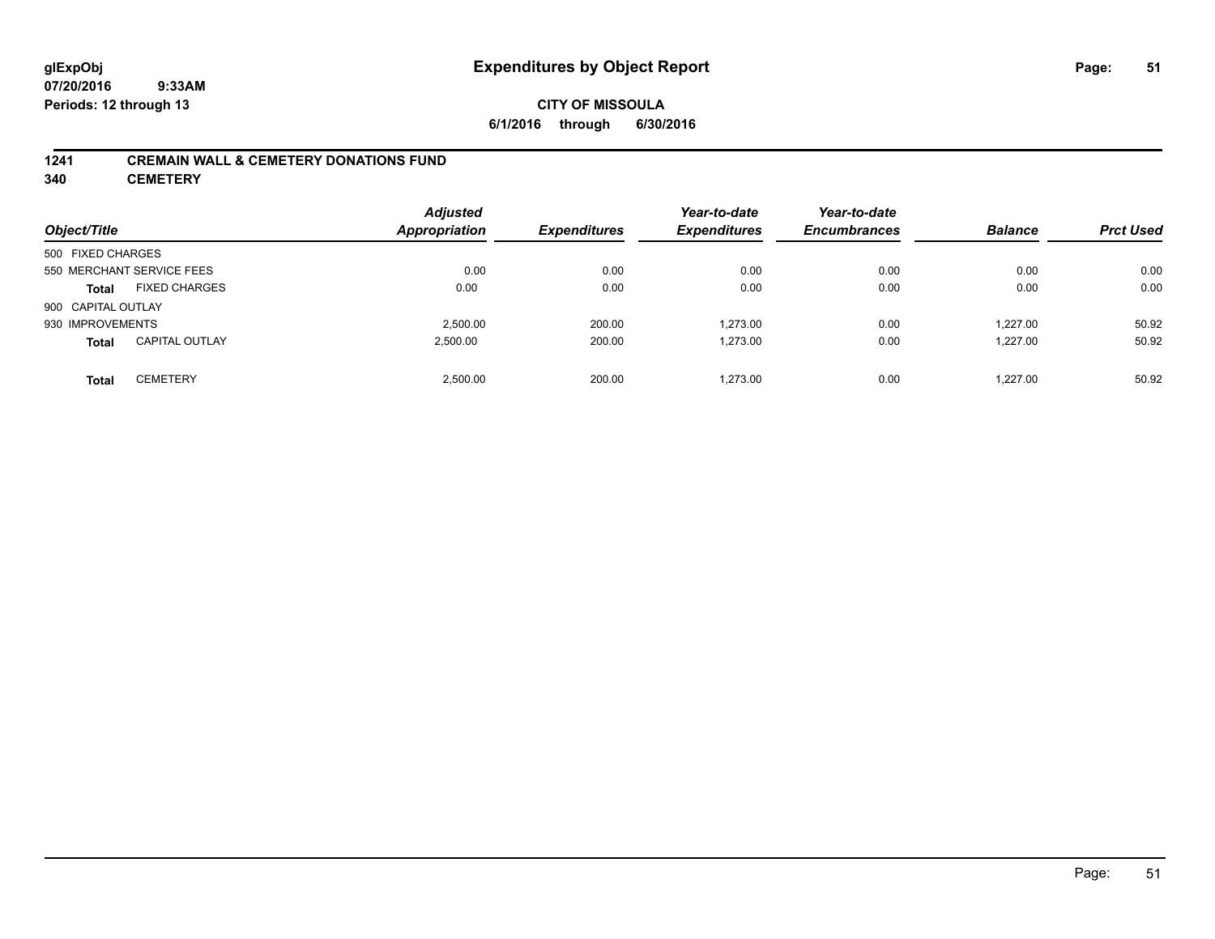**glExpObj**
**07/20/2016 9:33AM**
**Periods: 12 through 13**

# Expenditures by Object Report

**CITY OF MISSOULA**
**6/1/2016 through 6/30/2016**

## 1241 CREMAIN WALL & CEMETERY DONATIONS FUND
## 340 CEMETERY

| Object/Title | | Adjusted Appropriation | Expenditures | Year-to-date Expenditures | Year-to-date Encumbrances | Balance | Prct Used |
|---|---|---|---|---|---|---|---|
| 500 FIXED CHARGES | | | | | | | |
| 550 MERCHANT SERVICE FEES | | 0.00 | 0.00 | 0.00 | 0.00 | 0.00 | 0.00 |
| **Total** | FIXED CHARGES | 0.00 | 0.00 | 0.00 | 0.00 | 0.00 | 0.00 |
| 900 CAPITAL OUTLAY | | | | | | | |
| 930 IMPROVEMENTS | | 2,500.00 | 200.00 | 1,273.00 | 0.00 | 1,227.00 | 50.92 |
| **Total** | CAPITAL OUTLAY | 2,500.00 | 200.00 | 1,273.00 | 0.00 | 1,227.00 | 50.92 |
| **Total** | CEMETERY | 2,500.00 | 200.00 | 1,273.00 | 0.00 | 1,227.00 | 50.92 |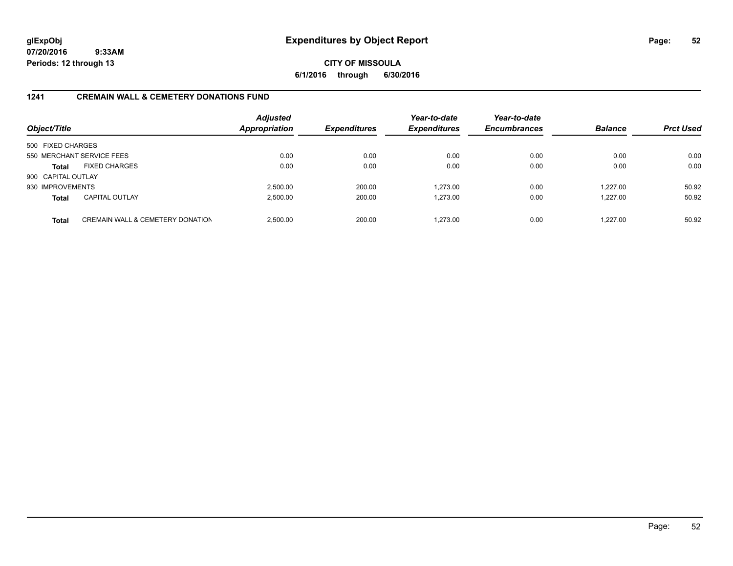# Expenditures by Object Report

**CITY OF MISSOULA**

**6/1/2016 through 6/30/2016**

glExpObj
07/20/2016 9:33AM
Periods: 12 through 13

## 1241 CREMAIN WALL & CEMETERY DONATIONS FUND

| Object/Title | | Adjusted Appropriation | Expenditures | Year-to-date Expenditures | Year-to-date Encumbrances | Balance | Prct Used |
|---|---|---|---|---|---|---|---|
| 500 FIXED CHARGES | | | | | | | |
| 550 MERCHANT SERVICE FEES | | 0.00 | 0.00 | 0.00 | 0.00 | 0.00 | 0.00 |
| **Total** | FIXED CHARGES | 0.00 | 0.00 | 0.00 | 0.00 | 0.00 | 0.00 |
| 900 CAPITAL OUTLAY | | | | | | | |
| 930 IMPROVEMENTS | | 2,500.00 | 200.00 | 1,273.00 | 0.00 | 1,227.00 | 50.92 |
| **Total** | CAPITAL OUTLAY | 2,500.00 | 200.00 | 1,273.00 | 0.00 | 1,227.00 | 50.92 |
| **Total** | CREMAIN WALL & CEMETERY DONATION | 2,500.00 | 200.00 | 1,273.00 | 0.00 | 1,227.00 | 50.92 |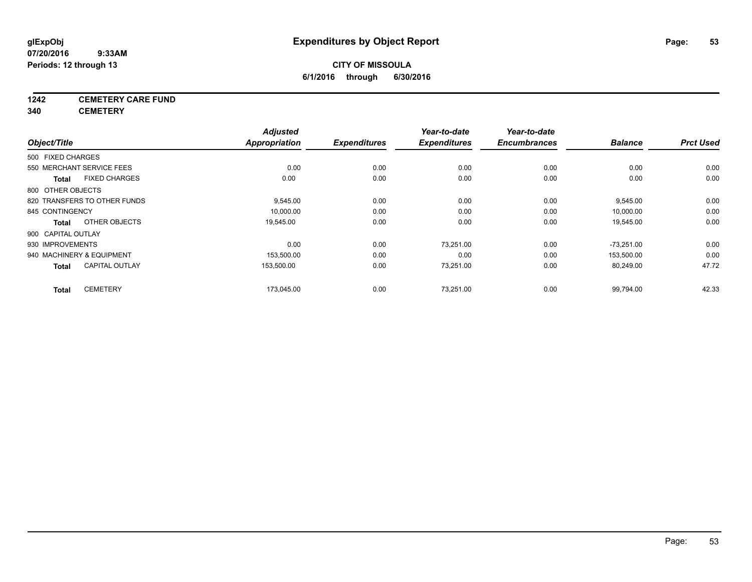# Expenditures by Object Report

glExpObj
07/20/2016 9:33AM
Periods: 12 through 13

**CITY OF MISSOULA**
**6/1/2016 through 6/30/2016**

**1242 CEMETERY CARE FUND**
**340 CEMETERY**

| Object/Title | Adjusted Appropriation | Expenditures | Year-to-date Expenditures | Year-to-date Encumbrances | Balance | Prct Used |
|---|---|---|---|---|---|---|
| 500 FIXED CHARGES | | | | | | |
| 550 MERCHANT SERVICE FEES | 0.00 | 0.00 | 0.00 | 0.00 | 0.00 | 0.00 |
| **Total** FIXED CHARGES | 0.00 | 0.00 | 0.00 | 0.00 | 0.00 | 0.00 |
| 800 OTHER OBJECTS | | | | | | |
| 820 TRANSFERS TO OTHER FUNDS | 9,545.00 | 0.00 | 0.00 | 0.00 | 9,545.00 | 0.00 |
| 845 CONTINGENCY | 10,000.00 | 0.00 | 0.00 | 0.00 | 10,000.00 | 0.00 |
| **Total** OTHER OBJECTS | 19,545.00 | 0.00 | 0.00 | 0.00 | 19,545.00 | 0.00 |
| 900 CAPITAL OUTLAY | | | | | | |
| 930 IMPROVEMENTS | 0.00 | 0.00 | 73,251.00 | 0.00 | -73,251.00 | 0.00 |
| 940 MACHINERY & EQUIPMENT | 153,500.00 | 0.00 | 0.00 | 0.00 | 153,500.00 | 0.00 |
| **Total** CAPITAL OUTLAY | 153,500.00 | 0.00 | 73,251.00 | 0.00 | 80,249.00 | 47.72 |
| **Total** CEMETERY | 173,045.00 | 0.00 | 73,251.00 | 0.00 | 99,794.00 | 42.33 |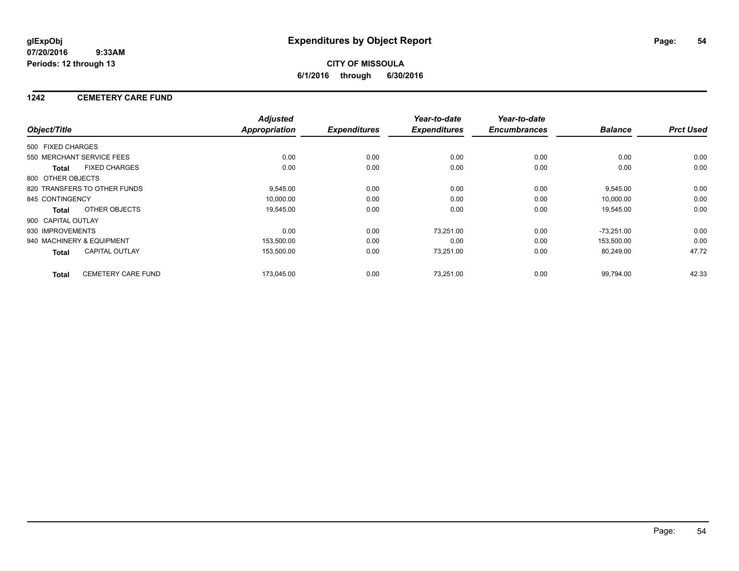# Expenditures by Object Report

glExpObj
07/20/2016 9:33AM
Periods: 12 through 13

**CITY OF MISSOULA**
**6/1/2016 through 6/30/2016**

## 1242 CEMETERY CARE FUND

| Object/Title | Adjusted Appropriation | Expenditures | Year-to-date Expenditures | Year-to-date Encumbrances | Balance | Prct Used |
|---|---|---|---|---|---|---|
| 500 FIXED CHARGES | | | | | | |
| 550 MERCHANT SERVICE FEES | 0.00 | 0.00 | 0.00 | 0.00 | 0.00 | 0.00 |
| **Total** FIXED CHARGES | 0.00 | 0.00 | 0.00 | 0.00 | 0.00 | 0.00 |
| 800 OTHER OBJECTS | | | | | | |
| 820 TRANSFERS TO OTHER FUNDS | 9,545.00 | 0.00 | 0.00 | 0.00 | 9,545.00 | 0.00 |
| 845 CONTINGENCY | 10,000.00 | 0.00 | 0.00 | 0.00 | 10,000.00 | 0.00 |
| **Total** OTHER OBJECTS | 19,545.00 | 0.00 | 0.00 | 0.00 | 19,545.00 | 0.00 |
| 900 CAPITAL OUTLAY | | | | | | |
| 930 IMPROVEMENTS | 0.00 | 0.00 | 73,251.00 | 0.00 | -73,251.00 | 0.00 |
| 940 MACHINERY & EQUIPMENT | 153,500.00 | 0.00 | 0.00 | 0.00 | 153,500.00 | 0.00 |
| **Total** CAPITAL OUTLAY | 153,500.00 | 0.00 | 73,251.00 | 0.00 | 80,249.00 | 47.72 |
| **Total** CEMETERY CARE FUND | 173,045.00 | 0.00 | 73,251.00 | 0.00 | 99,794.00 | 42.33 |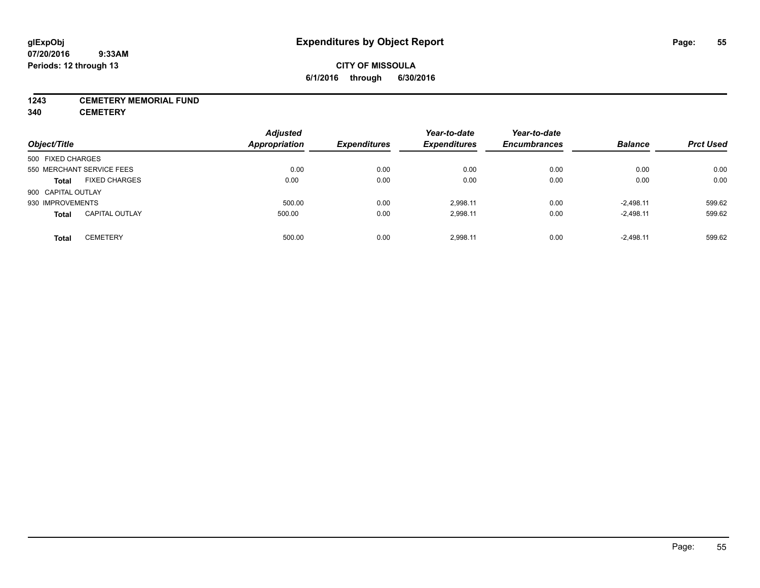# Expenditures by Object Report

glExpObj
07/20/2016 9:33AM
Periods: 12 through 13

**CITY OF MISSOULA**
**6/1/2016 through 6/30/2016**

**1243 CEMETERY MEMORIAL FUND**
**340 CEMETERY**

| Object/Title | | Adjusted Appropriation | Expenditures | Year-to-date Expenditures | Year-to-date Encumbrances | Balance | Prct Used |
|---|---|---|---|---|---|---|---|
| 500 FIXED CHARGES | | | | | | | |
| 550 MERCHANT SERVICE FEES | | 0.00 | 0.00 | 0.00 | 0.00 | 0.00 | 0.00 |
| **Total** | FIXED CHARGES | 0.00 | 0.00 | 0.00 | 0.00 | 0.00 | 0.00 |
| 900 CAPITAL OUTLAY | | | | | | | |
| 930 IMPROVEMENTS | | 500.00 | 0.00 | 2,998.11 | 0.00 | -2,498.11 | 599.62 |
| **Total** | CAPITAL OUTLAY | 500.00 | 0.00 | 2,998.11 | 0.00 | -2,498.11 | 599.62 |
| **Total** | CEMETERY | 500.00 | 0.00 | 2,998.11 | 0.00 | -2,498.11 | 599.62 |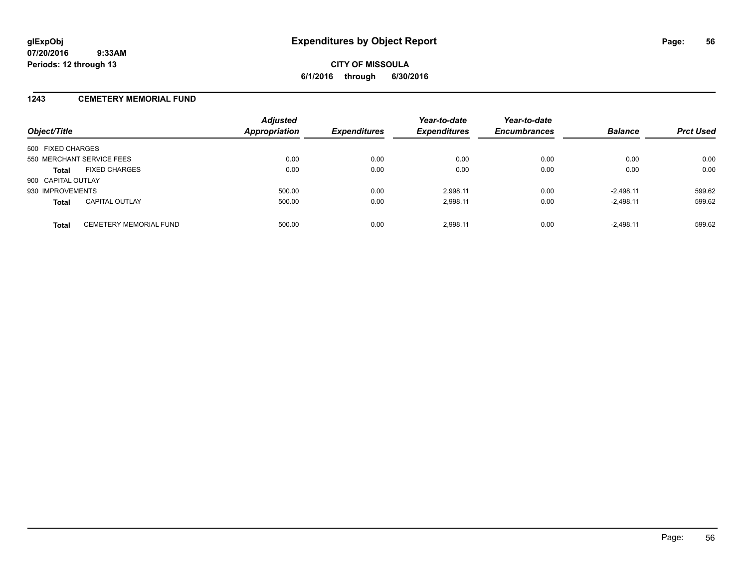**glExpObj**
**07/20/2016 9:33AM**
**Periods: 12 through 13**

# Expenditures by Object Report

**CITY OF MISSOULA**
**6/1/2016 through 6/30/2016**

## 1243 CEMETERY MEMORIAL FUND

| Object/Title | | Adjusted Appropriation | Expenditures | Year-to-date Expenditures | Year-to-date Encumbrances | Balance | Prct Used |
|---|---|---|---|---|---|---|---|
| 500 FIXED CHARGES | | | | | | | |
| 550 MERCHANT SERVICE FEES | | 0.00 | 0.00 | 0.00 | 0.00 | 0.00 | 0.00 |
| **Total** | FIXED CHARGES | 0.00 | 0.00 | 0.00 | 0.00 | 0.00 | 0.00 |
| 900 CAPITAL OUTLAY | | | | | | | |
| 930 IMPROVEMENTS | | 500.00 | 0.00 | 2,998.11 | 0.00 | -2,498.11 | 599.62 |
| **Total** | CAPITAL OUTLAY | 500.00 | 0.00 | 2,998.11 | 0.00 | -2,498.11 | 599.62 |
| **Total** | CEMETERY MEMORIAL FUND | 500.00 | 0.00 | 2,998.11 | 0.00 | -2,498.11 | 599.62 |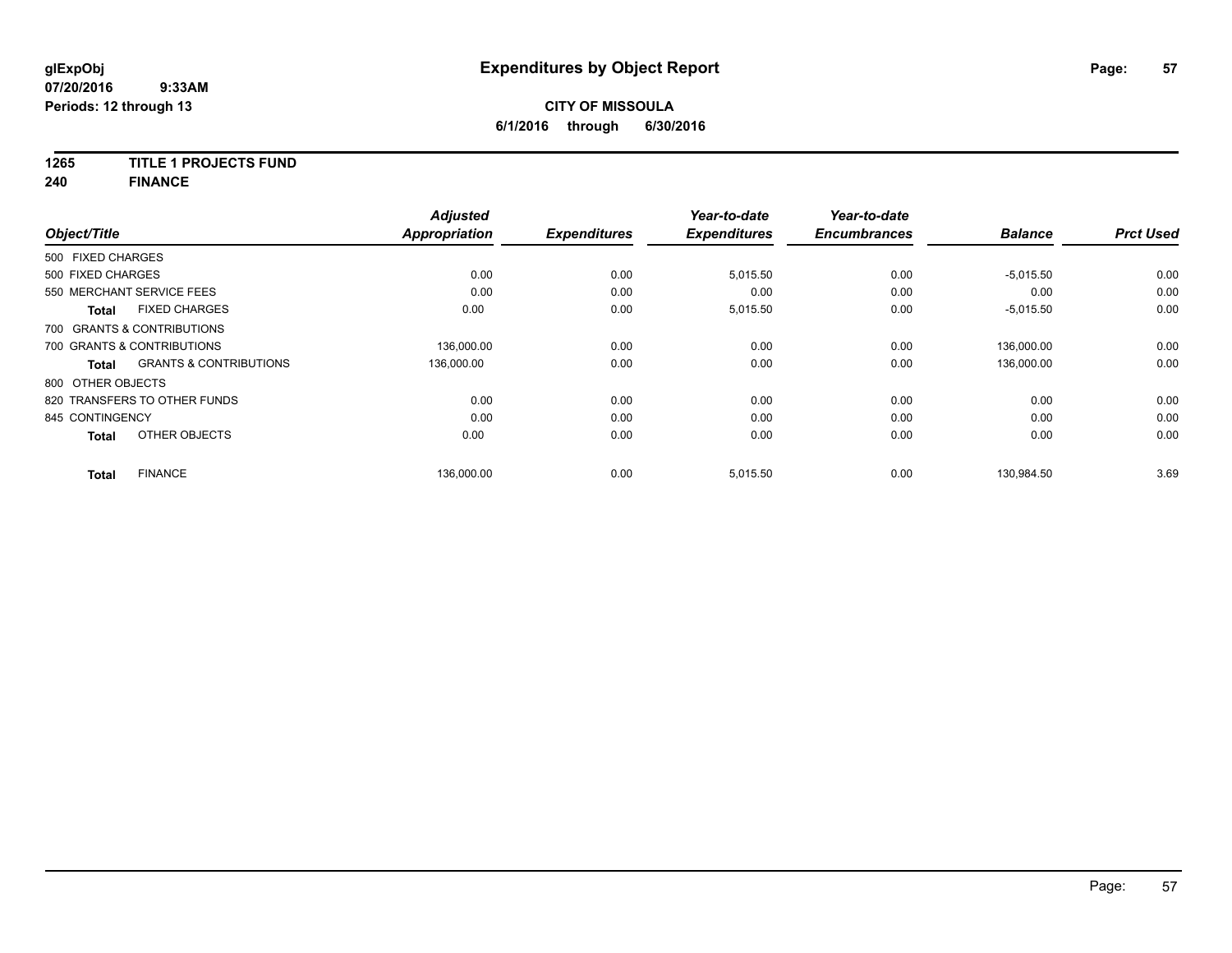# Expenditures by Object Report

glExpObj
07/20/2016 9:33AM
Periods: 12 through 13

**CITY OF MISSOULA**
**6/1/2016 through 6/30/2016**

**1265 TITLE 1 PROJECTS FUND**
**240 FINANCE**

| Object/Title | Adjusted Appropriation | Expenditures | Year-to-date Expenditures | Year-to-date Encumbrances | Balance | Prct Used |
|---|---|---|---|---|---|---|
| 500 FIXED CHARGES | | | | | | |
| 500 FIXED CHARGES | 0.00 | 0.00 | 5,015.50 | 0.00 | -5,015.50 | 0.00 |
| 550 MERCHANT SERVICE FEES | 0.00 | 0.00 | 0.00 | 0.00 | 0.00 | 0.00 |
| **Total** FIXED CHARGES | 0.00 | 0.00 | 5,015.50 | 0.00 | -5,015.50 | 0.00 |
| 700 GRANTS & CONTRIBUTIONS | | | | | | |
| 700 GRANTS & CONTRIBUTIONS | 136,000.00 | 0.00 | 0.00 | 0.00 | 136,000.00 | 0.00 |
| **Total** GRANTS & CONTRIBUTIONS | 136,000.00 | 0.00 | 0.00 | 0.00 | 136,000.00 | 0.00 |
| 800 OTHER OBJECTS | | | | | | |
| 820 TRANSFERS TO OTHER FUNDS | 0.00 | 0.00 | 0.00 | 0.00 | 0.00 | 0.00 |
| 845 CONTINGENCY | 0.00 | 0.00 | 0.00 | 0.00 | 0.00 | 0.00 |
| **Total** OTHER OBJECTS | 0.00 | 0.00 | 0.00 | 0.00 | 0.00 | 0.00 |
| **Total** FINANCE | 136,000.00 | 0.00 | 5,015.50 | 0.00 | 130,984.50 | 3.69 |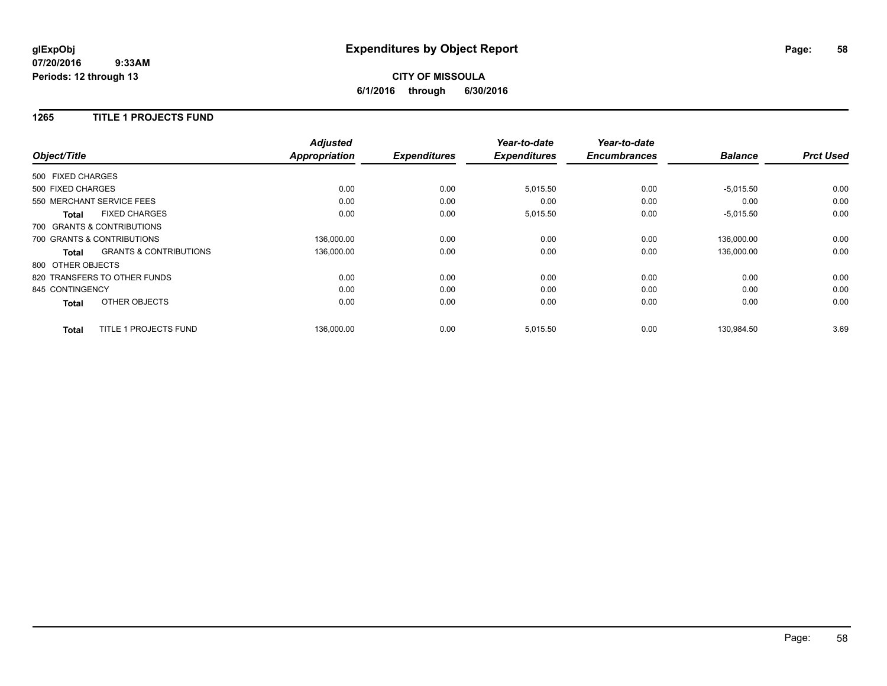# Expenditures by Object Report

glExpObj
07/20/2016 9:33AM
Periods: 12 through 13

**CITY OF MISSOULA**
**6/1/2016 through 6/30/2016**

## 1265 TITLE 1 PROJECTS FUND

| Object/Title | Adjusted Appropriation | Expenditures | Year-to-date Expenditures | Year-to-date Encumbrances | Balance | Prct Used |
|---|---|---|---|---|---|---|
| 500 FIXED CHARGES | | | | | | |
| 500 FIXED CHARGES | 0.00 | 0.00 | 5,015.50 | 0.00 | -5,015.50 | 0.00 |
| 550 MERCHANT SERVICE FEES | 0.00 | 0.00 | 0.00 | 0.00 | 0.00 | 0.00 |
| **Total** FIXED CHARGES | 0.00 | 0.00 | 5,015.50 | 0.00 | -5,015.50 | 0.00 |
| 700 GRANTS & CONTRIBUTIONS | | | | | | |
| 700 GRANTS & CONTRIBUTIONS | 136,000.00 | 0.00 | 0.00 | 0.00 | 136,000.00 | 0.00 |
| **Total** GRANTS & CONTRIBUTIONS | 136,000.00 | 0.00 | 0.00 | 0.00 | 136,000.00 | 0.00 |
| 800 OTHER OBJECTS | | | | | | |
| 820 TRANSFERS TO OTHER FUNDS | 0.00 | 0.00 | 0.00 | 0.00 | 0.00 | 0.00 |
| 845 CONTINGENCY | 0.00 | 0.00 | 0.00 | 0.00 | 0.00 | 0.00 |
| **Total** OTHER OBJECTS | 0.00 | 0.00 | 0.00 | 0.00 | 0.00 | 0.00 |
| **Total** TITLE 1 PROJECTS FUND | 136,000.00 | 0.00 | 5,015.50 | 0.00 | 130,984.50 | 3.69 |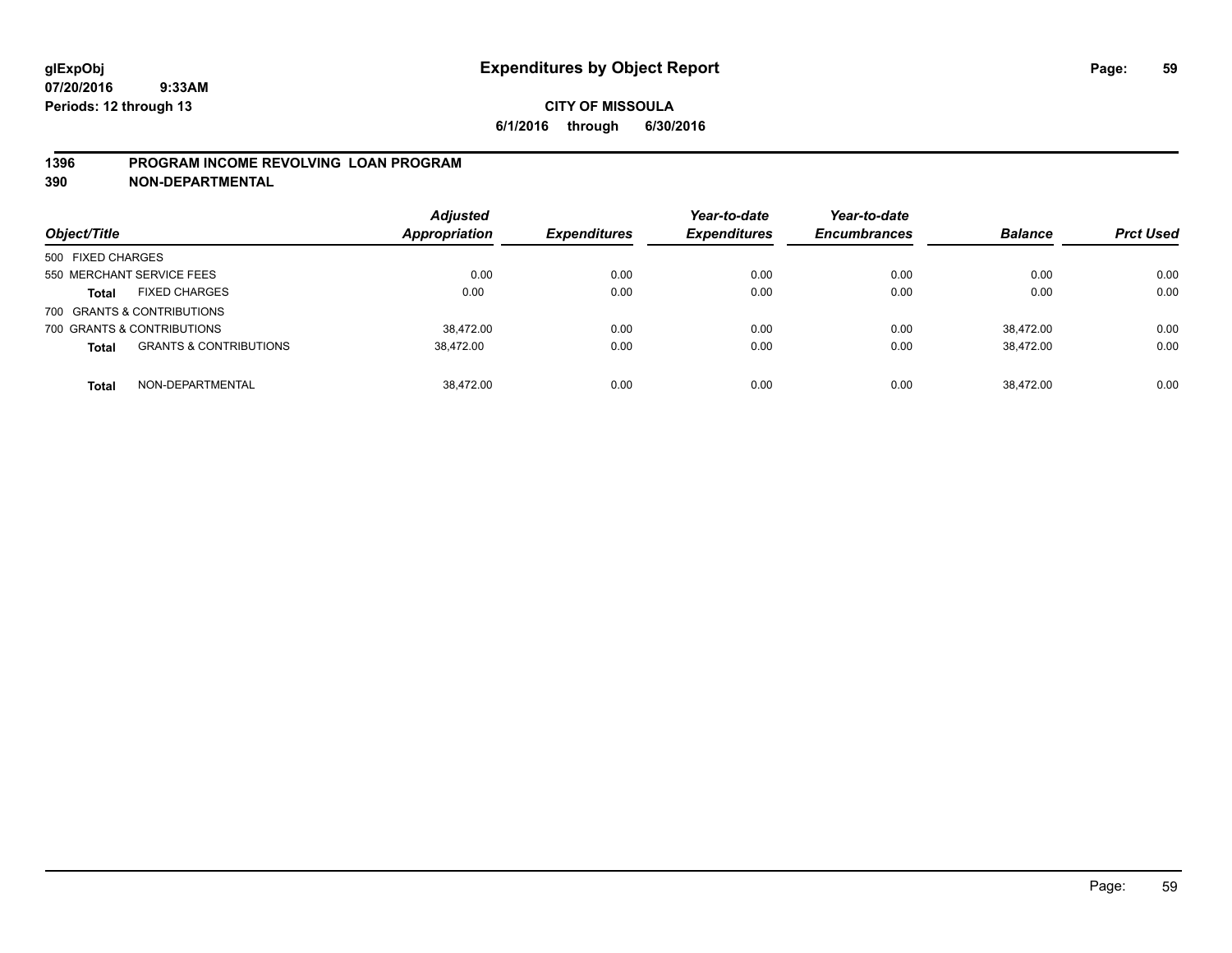**glExpObj**
**07/20/2016 9:33AM**
**Periods: 12 through 13**

# Expenditures by Object Report

**CITY OF MISSOULA**
**6/1/2016 through 6/30/2016**

## 1396 PROGRAM INCOME REVOLVING LOAN PROGRAM
## 390 NON-DEPARTMENTAL

| Object/Title | | Adjusted Appropriation | Expenditures | Year-to-date Expenditures | Year-to-date Encumbrances | Balance | Prct Used |
|---|---|---|---|---|---|---|---|
| 500 FIXED CHARGES | | | | | | | |
| 550 MERCHANT SERVICE FEES | | 0.00 | 0.00 | 0.00 | 0.00 | 0.00 | 0.00 |
| **Total** | FIXED CHARGES | 0.00 | 0.00 | 0.00 | 0.00 | 0.00 | 0.00 |
| 700 GRANTS & CONTRIBUTIONS | | | | | | | |
| 700 GRANTS & CONTRIBUTIONS | | 38,472.00 | 0.00 | 0.00 | 0.00 | 38,472.00 | 0.00 |
| **Total** | GRANTS & CONTRIBUTIONS | 38,472.00 | 0.00 | 0.00 | 0.00 | 38,472.00 | 0.00 |
| **Total** | NON-DEPARTMENTAL | 38,472.00 | 0.00 | 0.00 | 0.00 | 38,472.00 | 0.00 |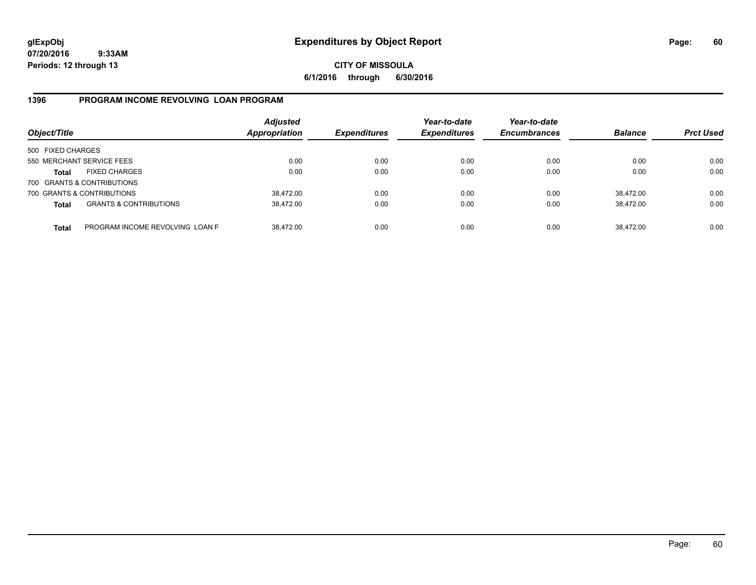# Expenditures by Object Report

glExpObj
07/20/2016 9:33AM
Periods: 12 through 13

**CITY OF MISSOULA**
**6/1/2016 through 6/30/2016**

## 1396 PROGRAM INCOME REVOLVING LOAN PROGRAM

| Object/Title | | Adjusted Appropriation | Expenditures | Year-to-date Expenditures | Year-to-date Encumbrances | Balance | Prct Used |
|---|---|---|---|---|---|---|---|
| 500 FIXED CHARGES | | | | | | | |
| 550 MERCHANT SERVICE FEES | | 0.00 | 0.00 | 0.00 | 0.00 | 0.00 | 0.00 |
| **Total** | FIXED CHARGES | 0.00 | 0.00 | 0.00 | 0.00 | 0.00 | 0.00 |
| 700 GRANTS & CONTRIBUTIONS | | | | | | | |
| 700 GRANTS & CONTRIBUTIONS | | 38,472.00 | 0.00 | 0.00 | 0.00 | 38,472.00 | 0.00 |
| **Total** | GRANTS & CONTRIBUTIONS | 38,472.00 | 0.00 | 0.00 | 0.00 | 38,472.00 | 0.00 |
| **Total** | PROGRAM INCOME REVOLVING LOAN F | 38,472.00 | 0.00 | 0.00 | 0.00 | 38,472.00 | 0.00 |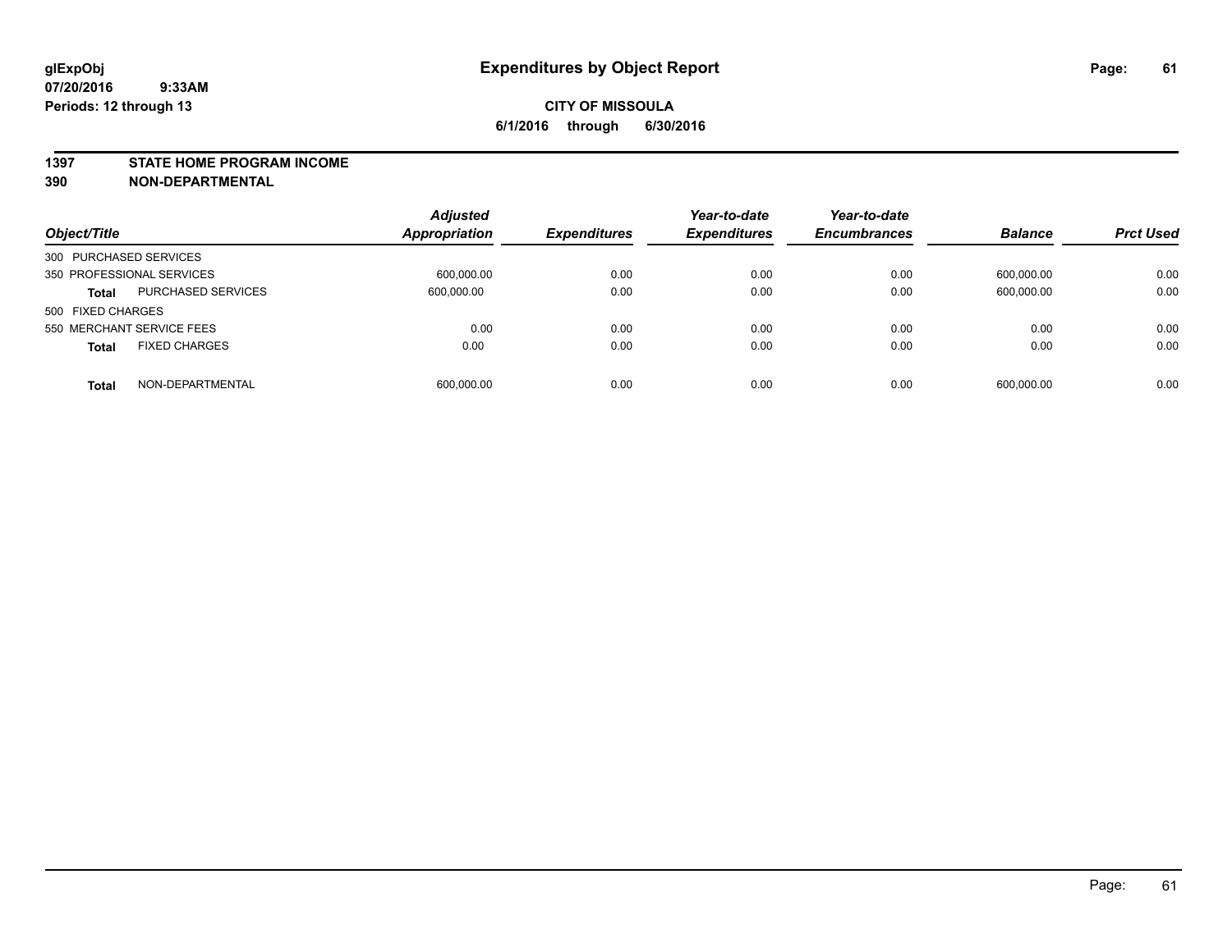glExpObj
07/20/2016 9:33AM
Periods: 12 through 13

# Expenditures by Object Report

**CITY OF MISSOULA**
**6/1/2016 through 6/30/2016**

**1397 STATE HOME PROGRAM INCOME**
**390 NON-DEPARTMENTAL**

| Object/Title | | Adjusted Appropriation | Expenditures | Year-to-date Expenditures | Year-to-date Encumbrances | Balance | Prct Used |
|---|---|---|---|---|---|---|---|
| 300 PURCHASED SERVICES | | | | | | | |
| 350 PROFESSIONAL SERVICES | | 600,000.00 | 0.00 | 0.00 | 0.00 | 600,000.00 | 0.00 |
| **Total** | PURCHASED SERVICES | 600,000.00 | 0.00 | 0.00 | 0.00 | 600,000.00 | 0.00 |
| 500 FIXED CHARGES | | | | | | | |
| 550 MERCHANT SERVICE FEES | | 0.00 | 0.00 | 0.00 | 0.00 | 0.00 | 0.00 |
| **Total** | FIXED CHARGES | 0.00 | 0.00 | 0.00 | 0.00 | 0.00 | 0.00 |
| **Total** | NON-DEPARTMENTAL | 600,000.00 | 0.00 | 0.00 | 0.00 | 600,000.00 | 0.00 |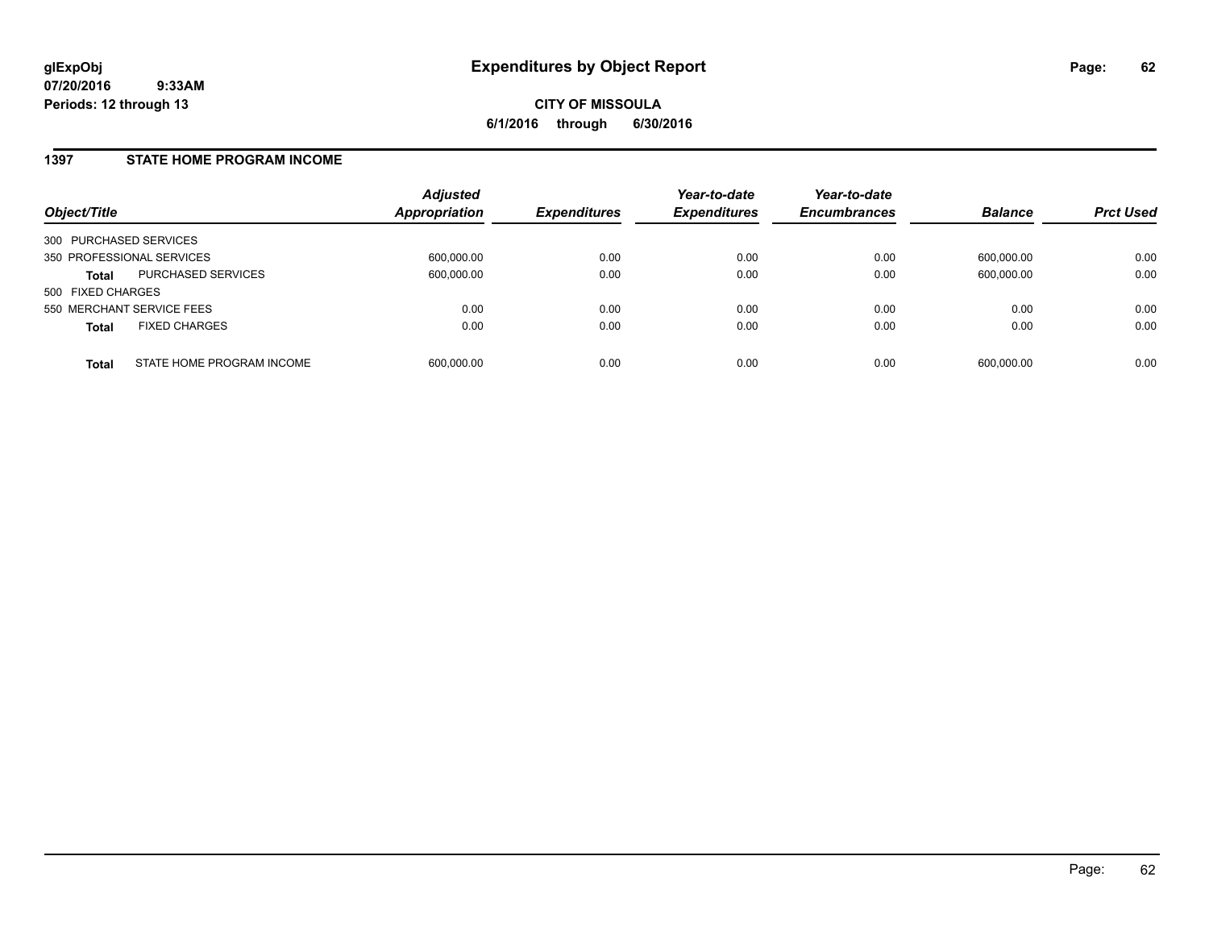**glExpObj**
**07/20/2016 9:33AM**
**Periods: 12 through 13**

# Expenditures by Object Report

**CITY OF MISSOULA**
**6/1/2016 through 6/30/2016**

## 1397 STATE HOME PROGRAM INCOME

| Object/Title | | Adjusted Appropriation | Expenditures | Year-to-date Expenditures | Year-to-date Encumbrances | Balance | Prct Used |
|---|---|---|---|---|---|---|---|
| 300 PURCHASED SERVICES | | | | | | | |
| 350 PROFESSIONAL SERVICES | | 600,000.00 | 0.00 | 0.00 | 0.00 | 600,000.00 | 0.00 |
| **Total** | PURCHASED SERVICES | 600,000.00 | 0.00 | 0.00 | 0.00 | 600,000.00 | 0.00 |
| 500 FIXED CHARGES | | | | | | | |
| 550 MERCHANT SERVICE FEES | | 0.00 | 0.00 | 0.00 | 0.00 | 0.00 | 0.00 |
| **Total** | FIXED CHARGES | 0.00 | 0.00 | 0.00 | 0.00 | 0.00 | 0.00 |
| **Total** | STATE HOME PROGRAM INCOME | 600,000.00 | 0.00 | 0.00 | 0.00 | 600,000.00 | 0.00 |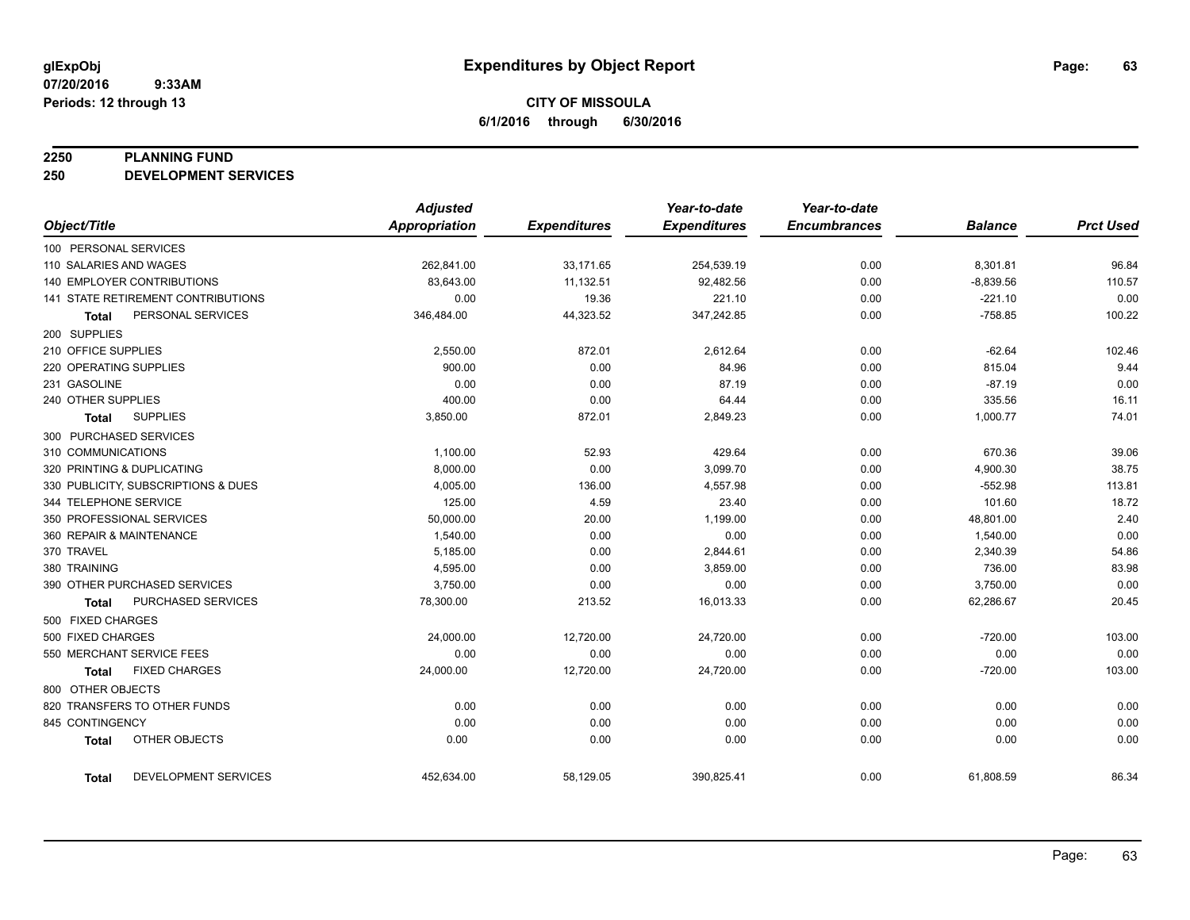# Expenditures by Object Report

glExpObj
07/20/2016 9:33AM
Periods: 12 through 13

**CITY OF MISSOULA**
**6/1/2016 through 6/30/2016**

## 2250 PLANNING FUND
## 250 DEVELOPMENT SERVICES

| Object/Title | Adjusted Appropriation | Expenditures | Year-to-date Expenditures | Year-to-date Encumbrances | Balance | Prct Used |
|---|---|---|---|---|---|---|
| 100 PERSONAL SERVICES | | | | | | |
| 110 SALARIES AND WAGES | 262,841.00 | 33,171.65 | 254,539.19 | 0.00 | 8,301.81 | 96.84 |
| 140 EMPLOYER CONTRIBUTIONS | 83,643.00 | 11,132.51 | 92,482.56 | 0.00 | -8,839.56 | 110.57 |
| 141 STATE RETIREMENT CONTRIBUTIONS | 0.00 | 19.36 | 221.10 | 0.00 | -221.10 | 0.00 |
| **Total** PERSONAL SERVICES | 346,484.00 | 44,323.52 | 347,242.85 | 0.00 | -758.85 | 100.22 |
| 200 SUPPLIES | | | | | | |
| 210 OFFICE SUPPLIES | 2,550.00 | 872.01 | 2,612.64 | 0.00 | -62.64 | 102.46 |
| 220 OPERATING SUPPLIES | 900.00 | 0.00 | 84.96 | 0.00 | 815.04 | 9.44 |
| 231 GASOLINE | 0.00 | 0.00 | 87.19 | 0.00 | -87.19 | 0.00 |
| 240 OTHER SUPPLIES | 400.00 | 0.00 | 64.44 | 0.00 | 335.56 | 16.11 |
| **Total** SUPPLIES | 3,850.00 | 872.01 | 2,849.23 | 0.00 | 1,000.77 | 74.01 |
| 300 PURCHASED SERVICES | | | | | | |
| 310 COMMUNICATIONS | 1,100.00 | 52.93 | 429.64 | 0.00 | 670.36 | 39.06 |
| 320 PRINTING & DUPLICATING | 8,000.00 | 0.00 | 3,099.70 | 0.00 | 4,900.30 | 38.75 |
| 330 PUBLICITY, SUBSCRIPTIONS & DUES | 4,005.00 | 136.00 | 4,557.98 | 0.00 | -552.98 | 113.81 |
| 344 TELEPHONE SERVICE | 125.00 | 4.59 | 23.40 | 0.00 | 101.60 | 18.72 |
| 350 PROFESSIONAL SERVICES | 50,000.00 | 20.00 | 1,199.00 | 0.00 | 48,801.00 | 2.40 |
| 360 REPAIR & MAINTENANCE | 1,540.00 | 0.00 | 0.00 | 0.00 | 1,540.00 | 0.00 |
| 370 TRAVEL | 5,185.00 | 0.00 | 2,844.61 | 0.00 | 2,340.39 | 54.86 |
| 380 TRAINING | 4,595.00 | 0.00 | 3,859.00 | 0.00 | 736.00 | 83.98 |
| 390 OTHER PURCHASED SERVICES | 3,750.00 | 0.00 | 0.00 | 0.00 | 3,750.00 | 0.00 |
| **Total** PURCHASED SERVICES | 78,300.00 | 213.52 | 16,013.33 | 0.00 | 62,286.67 | 20.45 |
| 500 FIXED CHARGES | | | | | | |
| 500 FIXED CHARGES | 24,000.00 | 12,720.00 | 24,720.00 | 0.00 | -720.00 | 103.00 |
| 550 MERCHANT SERVICE FEES | 0.00 | 0.00 | 0.00 | 0.00 | 0.00 | 0.00 |
| **Total** FIXED CHARGES | 24,000.00 | 12,720.00 | 24,720.00 | 0.00 | -720.00 | 103.00 |
| 800 OTHER OBJECTS | | | | | | |
| 820 TRANSFERS TO OTHER FUNDS | 0.00 | 0.00 | 0.00 | 0.00 | 0.00 | 0.00 |
| 845 CONTINGENCY | 0.00 | 0.00 | 0.00 | 0.00 | 0.00 | 0.00 |
| **Total** OTHER OBJECTS | 0.00 | 0.00 | 0.00 | 0.00 | 0.00 | 0.00 |
| **Total** DEVELOPMENT SERVICES | 452,634.00 | 58,129.05 | 390,825.41 | 0.00 | 61,808.59 | 86.34 |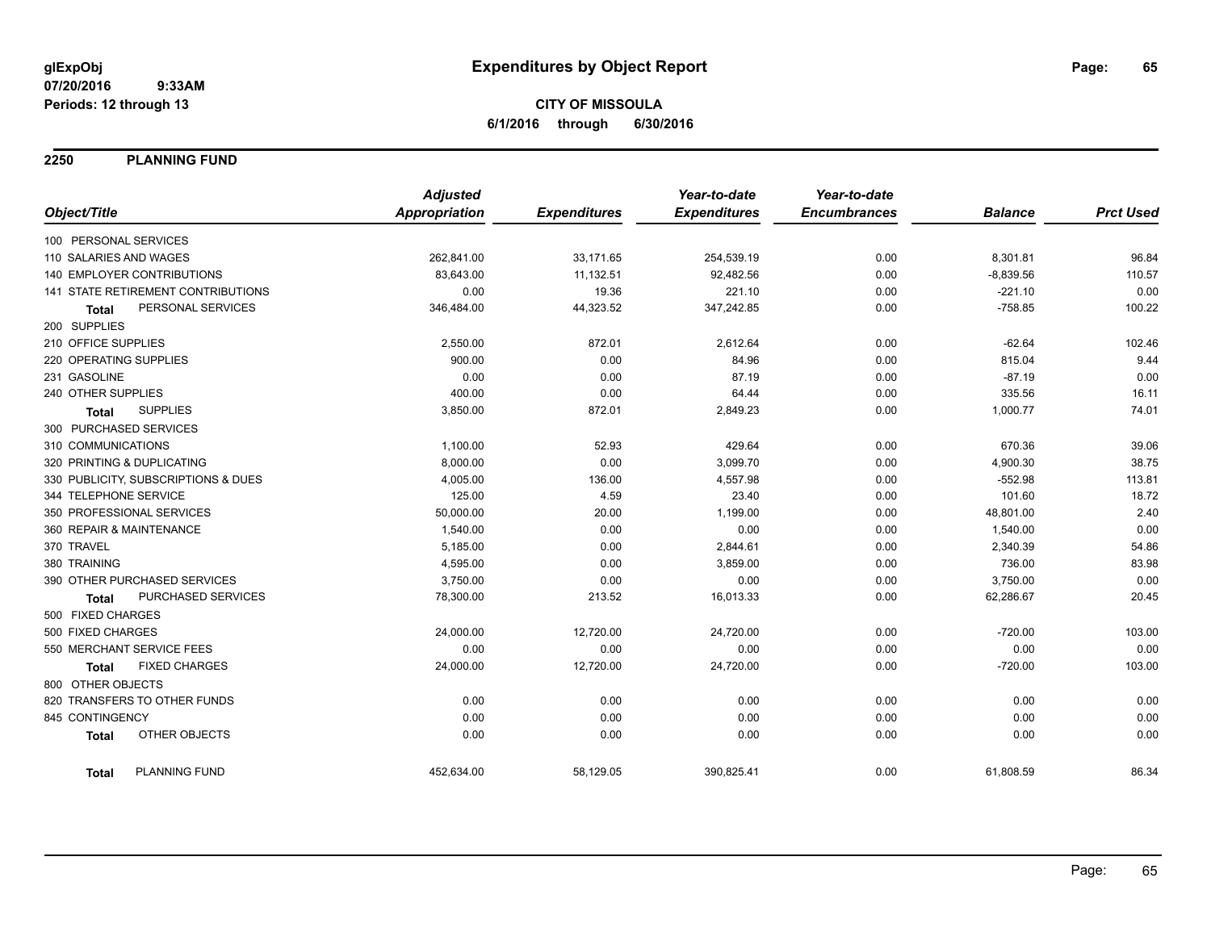**glExpObj** **Expenditures by Object Report**
**07/20/2016 9:33AM**
**Periods: 12 through 13**

**CITY OF MISSOULA**
**6/1/2016 through 6/30/2016**

## 2250 PLANNING FUND

| Object/Title | Adjusted Appropriation | Expenditures | Year-to-date Expenditures | Year-to-date Encumbrances | Balance | Prct Used |
|---|---|---|---|---|---|---|
| 100 PERSONAL SERVICES | | | | | | |
| 110 SALARIES AND WAGES | 262,841.00 | 33,171.65 | 254,539.19 | 0.00 | 8,301.81 | 96.84 |
| 140 EMPLOYER CONTRIBUTIONS | 83,643.00 | 11,132.51 | 92,482.56 | 0.00 | -8,839.56 | 110.57 |
| 141 STATE RETIREMENT CONTRIBUTIONS | 0.00 | 19.36 | 221.10 | 0.00 | -221.10 | 0.00 |
| **Total** PERSONAL SERVICES | 346,484.00 | 44,323.52 | 347,242.85 | 0.00 | -758.85 | 100.22 |
| 200 SUPPLIES | | | | | | |
| 210 OFFICE SUPPLIES | 2,550.00 | 872.01 | 2,612.64 | 0.00 | -62.64 | 102.46 |
| 220 OPERATING SUPPLIES | 900.00 | 0.00 | 84.96 | 0.00 | 815.04 | 9.44 |
| 231 GASOLINE | 0.00 | 0.00 | 87.19 | 0.00 | -87.19 | 0.00 |
| 240 OTHER SUPPLIES | 400.00 | 0.00 | 64.44 | 0.00 | 335.56 | 16.11 |
| **Total** SUPPLIES | 3,850.00 | 872.01 | 2,849.23 | 0.00 | 1,000.77 | 74.01 |
| 300 PURCHASED SERVICES | | | | | | |
| 310 COMMUNICATIONS | 1,100.00 | 52.93 | 429.64 | 0.00 | 670.36 | 39.06 |
| 320 PRINTING & DUPLICATING | 8,000.00 | 0.00 | 3,099.70 | 0.00 | 4,900.30 | 38.75 |
| 330 PUBLICITY, SUBSCRIPTIONS & DUES | 4,005.00 | 136.00 | 4,557.98 | 0.00 | -552.98 | 113.81 |
| 344 TELEPHONE SERVICE | 125.00 | 4.59 | 23.40 | 0.00 | 101.60 | 18.72 |
| 350 PROFESSIONAL SERVICES | 50,000.00 | 20.00 | 1,199.00 | 0.00 | 48,801.00 | 2.40 |
| 360 REPAIR & MAINTENANCE | 1,540.00 | 0.00 | 0.00 | 0.00 | 1,540.00 | 0.00 |
| 370 TRAVEL | 5,185.00 | 0.00 | 2,844.61 | 0.00 | 2,340.39 | 54.86 |
| 380 TRAINING | 4,595.00 | 0.00 | 3,859.00 | 0.00 | 736.00 | 83.98 |
| 390 OTHER PURCHASED SERVICES | 3,750.00 | 0.00 | 0.00 | 0.00 | 3,750.00 | 0.00 |
| **Total** PURCHASED SERVICES | 78,300.00 | 213.52 | 16,013.33 | 0.00 | 62,286.67 | 20.45 |
| 500 FIXED CHARGES | | | | | | |
| 500 FIXED CHARGES | 24,000.00 | 12,720.00 | 24,720.00 | 0.00 | -720.00 | 103.00 |
| 550 MERCHANT SERVICE FEES | 0.00 | 0.00 | 0.00 | 0.00 | 0.00 | 0.00 |
| **Total** FIXED CHARGES | 24,000.00 | 12,720.00 | 24,720.00 | 0.00 | -720.00 | 103.00 |
| 800 OTHER OBJECTS | | | | | | |
| 820 TRANSFERS TO OTHER FUNDS | 0.00 | 0.00 | 0.00 | 0.00 | 0.00 | 0.00 |
| 845 CONTINGENCY | 0.00 | 0.00 | 0.00 | 0.00 | 0.00 | 0.00 |
| **Total** OTHER OBJECTS | 0.00 | 0.00 | 0.00 | 0.00 | 0.00 | 0.00 |
| **Total** PLANNING FUND | 452,634.00 | 58,129.05 | 390,825.41 | 0.00 | 61,808.59 | 86.34 |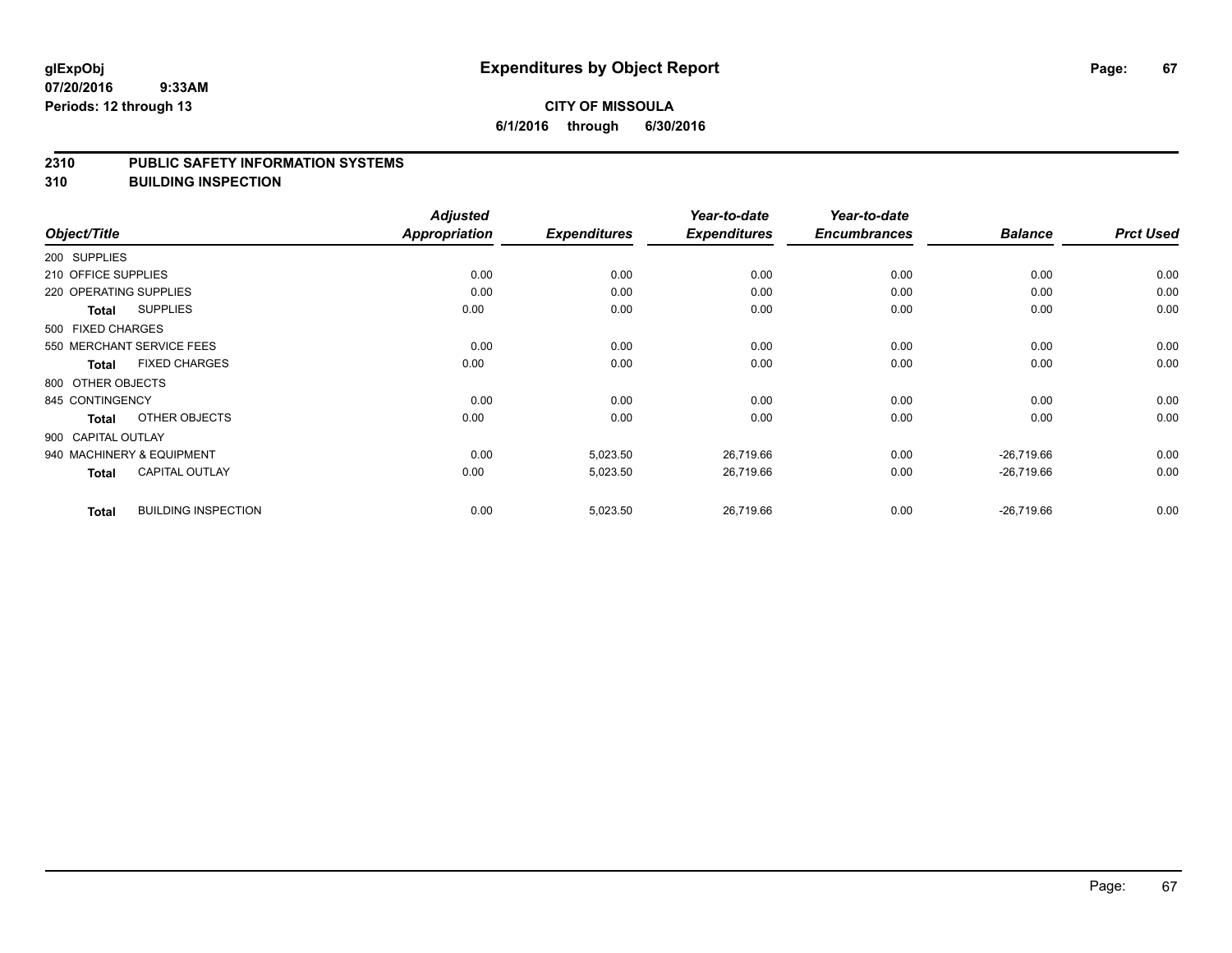**glExpObj**
**07/20/2016 9:33AM**
**Periods: 12 through 13**

# Expenditures by Object Report

**CITY OF MISSOULA**
**6/1/2016 through 6/30/2016**

## 2310 PUBLIC SAFETY INFORMATION SYSTEMS
## 310 BUILDING INSPECTION

| Object/Title | Adjusted Appropriation | Expenditures | Year-to-date Expenditures | Year-to-date Encumbrances | Balance | Prct Used |
|---|---|---|---|---|---|---|
| 200 SUPPLIES | | | | | | |
| 210 OFFICE SUPPLIES | 0.00 | 0.00 | 0.00 | 0.00 | 0.00 | 0.00 |
| 220 OPERATING SUPPLIES | 0.00 | 0.00 | 0.00 | 0.00 | 0.00 | 0.00 |
| **Total** SUPPLIES | 0.00 | 0.00 | 0.00 | 0.00 | 0.00 | 0.00 |
| 500 FIXED CHARGES | | | | | | |
| 550 MERCHANT SERVICE FEES | 0.00 | 0.00 | 0.00 | 0.00 | 0.00 | 0.00 |
| **Total** FIXED CHARGES | 0.00 | 0.00 | 0.00 | 0.00 | 0.00 | 0.00 |
| 800 OTHER OBJECTS | | | | | | |
| 845 CONTINGENCY | 0.00 | 0.00 | 0.00 | 0.00 | 0.00 | 0.00 |
| **Total** OTHER OBJECTS | 0.00 | 0.00 | 0.00 | 0.00 | 0.00 | 0.00 |
| 900 CAPITAL OUTLAY | | | | | | |
| 940 MACHINERY & EQUIPMENT | 0.00 | 5,023.50 | 26,719.66 | 0.00 | -26,719.66 | 0.00 |
| **Total** CAPITAL OUTLAY | 0.00 | 5,023.50 | 26,719.66 | 0.00 | -26,719.66 | 0.00 |
| **Total** BUILDING INSPECTION | 0.00 | 5,023.50 | 26,719.66 | 0.00 | -26,719.66 | 0.00 |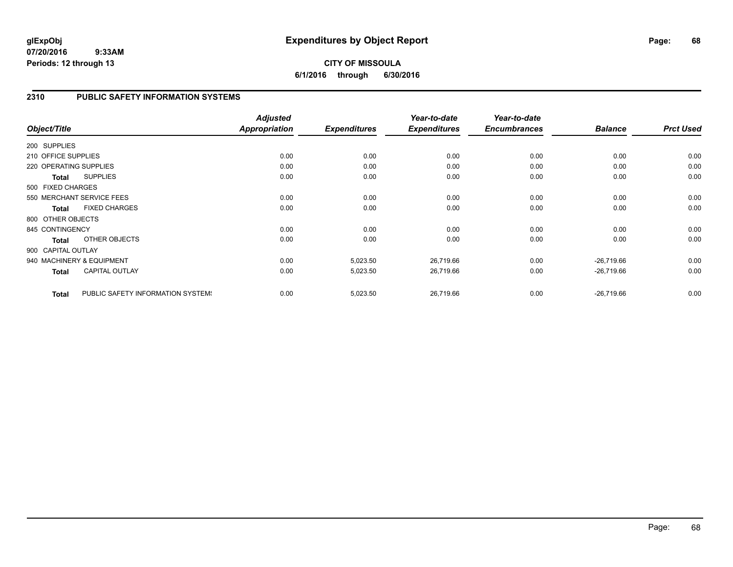# Expenditures by Object Report

glExpObj
07/20/2016 9:33AM
Periods: 12 through 13

**CITY OF MISSOULA**
**6/1/2016 through 6/30/2016**

## 2310 PUBLIC SAFETY INFORMATION SYSTEMS

| Object/Title | | *Adjusted Appropriation* | *Expenditures* | *Year-to-date Expenditures* | *Year-to-date Encumbrances* | *Balance* | *Prct Used* |
|---|---|---|---|---|---|---|---|
| 200 SUPPLIES | | | | | | | |
| 210 OFFICE SUPPLIES | | 0.00 | 0.00 | 0.00 | 0.00 | 0.00 | 0.00 |
| 220 OPERATING SUPPLIES | | 0.00 | 0.00 | 0.00 | 0.00 | 0.00 | 0.00 |
| **Total** | SUPPLIES | 0.00 | 0.00 | 0.00 | 0.00 | 0.00 | 0.00 |
| 500 FIXED CHARGES | | | | | | | |
| 550 MERCHANT SERVICE FEES | | 0.00 | 0.00 | 0.00 | 0.00 | 0.00 | 0.00 |
| **Total** | FIXED CHARGES | 0.00 | 0.00 | 0.00 | 0.00 | 0.00 | 0.00 |
| 800 OTHER OBJECTS | | | | | | | |
| 845 CONTINGENCY | | 0.00 | 0.00 | 0.00 | 0.00 | 0.00 | 0.00 |
| **Total** | OTHER OBJECTS | 0.00 | 0.00 | 0.00 | 0.00 | 0.00 | 0.00 |
| 900 CAPITAL OUTLAY | | | | | | | |
| 940 MACHINERY & EQUIPMENT | | 0.00 | 5,023.50 | 26,719.66 | 0.00 | -26,719.66 | 0.00 |
| **Total** | CAPITAL OUTLAY | 0.00 | 5,023.50 | 26,719.66 | 0.00 | -26,719.66 | 0.00 |
| **Total** | PUBLIC SAFETY INFORMATION SYSTEMS | 0.00 | 5,023.50 | 26,719.66 | 0.00 | -26,719.66 | 0.00 |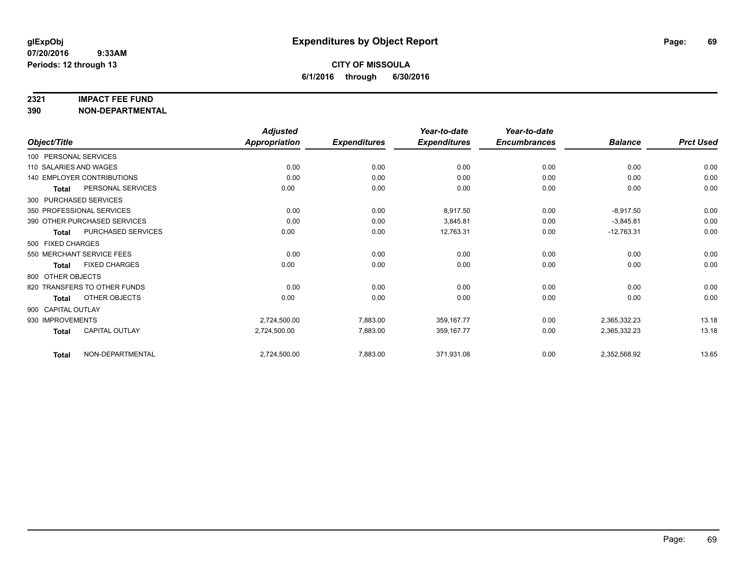# Expenditures by Object Report

glExpObj
07/20/2016 9:33AM
Periods: 12 through 13

**CITY OF MISSOULA**
**6/1/2016 through 6/30/2016**

## 2321 IMPACT FEE FUND
## 390 NON-DEPARTMENTAL

| Object/Title | | Adjusted Appropriation | Expenditures | Year-to-date Expenditures | Year-to-date Encumbrances | Balance | Prct Used |
|---|---|---|---|---|---|---|---|
| 100 PERSONAL SERVICES | | | | | | | |
| 110 SALARIES AND WAGES | | 0.00 | 0.00 | 0.00 | 0.00 | 0.00 | 0.00 |
| 140 EMPLOYER CONTRIBUTIONS | | 0.00 | 0.00 | 0.00 | 0.00 | 0.00 | 0.00 |
| **Total** | PERSONAL SERVICES | 0.00 | 0.00 | 0.00 | 0.00 | 0.00 | 0.00 |
| 300 PURCHASED SERVICES | | | | | | | |
| 350 PROFESSIONAL SERVICES | | 0.00 | 0.00 | 8,917.50 | 0.00 | -8,917.50 | 0.00 |
| 390 OTHER PURCHASED SERVICES | | 0.00 | 0.00 | 3,845.81 | 0.00 | -3,845.81 | 0.00 |
| **Total** | PURCHASED SERVICES | 0.00 | 0.00 | 12,763.31 | 0.00 | -12,763.31 | 0.00 |
| 500 FIXED CHARGES | | | | | | | |
| 550 MERCHANT SERVICE FEES | | 0.00 | 0.00 | 0.00 | 0.00 | 0.00 | 0.00 |
| **Total** | FIXED CHARGES | 0.00 | 0.00 | 0.00 | 0.00 | 0.00 | 0.00 |
| 800 OTHER OBJECTS | | | | | | | |
| 820 TRANSFERS TO OTHER FUNDS | | 0.00 | 0.00 | 0.00 | 0.00 | 0.00 | 0.00 |
| **Total** | OTHER OBJECTS | 0.00 | 0.00 | 0.00 | 0.00 | 0.00 | 0.00 |
| 900 CAPITAL OUTLAY | | | | | | | |
| 930 IMPROVEMENTS | | 2,724,500.00 | 7,883.00 | 359,167.77 | 0.00 | 2,365,332.23 | 13.18 |
| **Total** | CAPITAL OUTLAY | 2,724,500.00 | 7,883.00 | 359,167.77 | 0.00 | 2,365,332.23 | 13.18 |
| **Total** | NON-DEPARTMENTAL | 2,724,500.00 | 7,883.00 | 371,931.08 | 0.00 | 2,352,568.92 | 13.65 |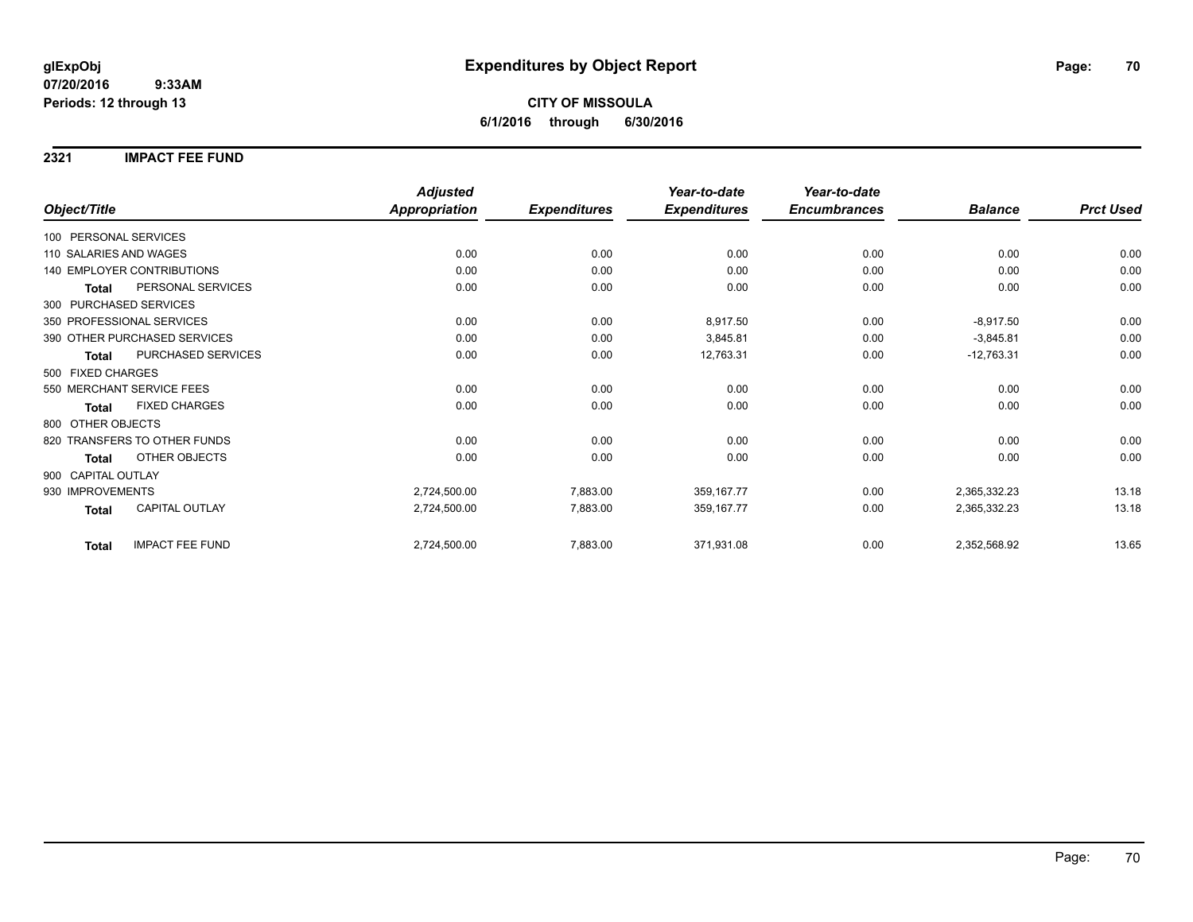glExpObj
07/20/2016 9:33AM
Periods: 12 through 13

# Expenditures by Object Report

**CITY OF MISSOULA**
**6/1/2016 through 6/30/2016**

## 2321 IMPACT FEE FUND

| Object/Title | | Adjusted Appropriation | Expenditures | Year-to-date Expenditures | Year-to-date Encumbrances | Balance | Prct Used |
|---|---|---|---|---|---|---|---|
| 100 PERSONAL SERVICES | | | | | | | |
| 110 SALARIES AND WAGES | | 0.00 | 0.00 | 0.00 | 0.00 | 0.00 | 0.00 |
| 140 EMPLOYER CONTRIBUTIONS | | 0.00 | 0.00 | 0.00 | 0.00 | 0.00 | 0.00 |
| Total | PERSONAL SERVICES | 0.00 | 0.00 | 0.00 | 0.00 | 0.00 | 0.00 |
| 300 PURCHASED SERVICES | | | | | | | |
| 350 PROFESSIONAL SERVICES | | 0.00 | 0.00 | 8,917.50 | 0.00 | -8,917.50 | 0.00 |
| 390 OTHER PURCHASED SERVICES | | 0.00 | 0.00 | 3,845.81 | 0.00 | -3,845.81 | 0.00 |
| Total | PURCHASED SERVICES | 0.00 | 0.00 | 12,763.31 | 0.00 | -12,763.31 | 0.00 |
| 500 FIXED CHARGES | | | | | | | |
| 550 MERCHANT SERVICE FEES | | 0.00 | 0.00 | 0.00 | 0.00 | 0.00 | 0.00 |
| Total | FIXED CHARGES | 0.00 | 0.00 | 0.00 | 0.00 | 0.00 | 0.00 |
| 800 OTHER OBJECTS | | | | | | | |
| 820 TRANSFERS TO OTHER FUNDS | | 0.00 | 0.00 | 0.00 | 0.00 | 0.00 | 0.00 |
| Total | OTHER OBJECTS | 0.00 | 0.00 | 0.00 | 0.00 | 0.00 | 0.00 |
| 900 CAPITAL OUTLAY | | | | | | | |
| 930 IMPROVEMENTS | | 2,724,500.00 | 7,883.00 | 359,167.77 | 0.00 | 2,365,332.23 | 13.18 |
| Total | CAPITAL OUTLAY | 2,724,500.00 | 7,883.00 | 359,167.77 | 0.00 | 2,365,332.23 | 13.18 |
| Total | IMPACT FEE FUND | 2,724,500.00 | 7,883.00 | 371,931.08 | 0.00 | 2,352,568.92 | 13.65 |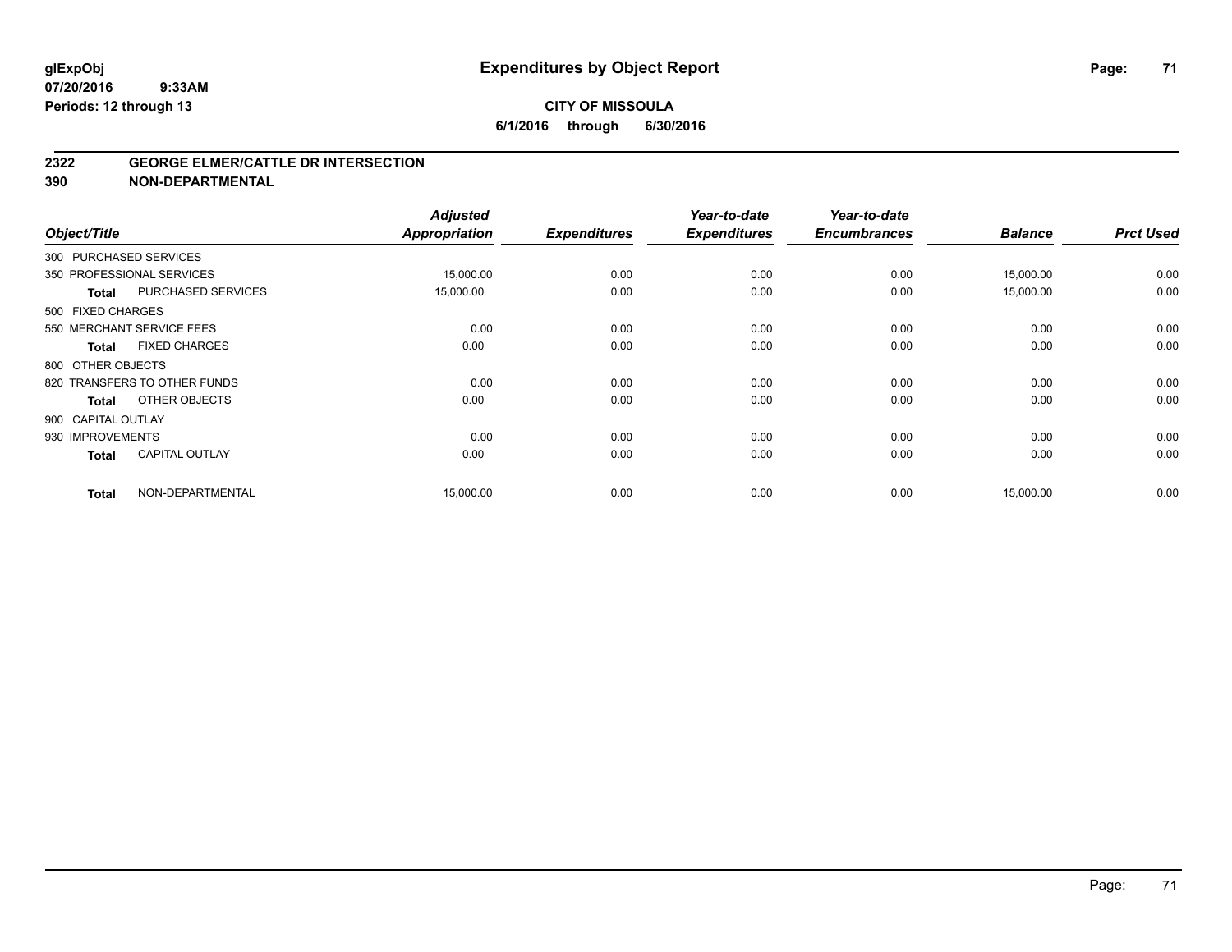**glExpObj**
**07/20/2016 9:33AM**
**Periods: 12 through 13**

# Expenditures by Object Report

**CITY OF MISSOULA**
**6/1/2016 through 6/30/2016**

## 2322 GEORGE ELMER/CATTLE DR INTERSECTION
## 390 NON-DEPARTMENTAL

| Object/Title | | Adjusted Appropriation | Expenditures | Year-to-date Expenditures | Year-to-date Encumbrances | Balance | Prct Used |
|---|---|---|---|---|---|---|---|
| 300 PURCHASED SERVICES | | | | | | | |
| 350 PROFESSIONAL SERVICES | | 15,000.00 | 0.00 | 0.00 | 0.00 | 15,000.00 | 0.00 |
| **Total** | PURCHASED SERVICES | 15,000.00 | 0.00 | 0.00 | 0.00 | 15,000.00 | 0.00 |
| 500 FIXED CHARGES | | | | | | | |
| 550 MERCHANT SERVICE FEES | | 0.00 | 0.00 | 0.00 | 0.00 | 0.00 | 0.00 |
| **Total** | FIXED CHARGES | 0.00 | 0.00 | 0.00 | 0.00 | 0.00 | 0.00 |
| 800 OTHER OBJECTS | | | | | | | |
| 820 TRANSFERS TO OTHER FUNDS | | 0.00 | 0.00 | 0.00 | 0.00 | 0.00 | 0.00 |
| **Total** | OTHER OBJECTS | 0.00 | 0.00 | 0.00 | 0.00 | 0.00 | 0.00 |
| 900 CAPITAL OUTLAY | | | | | | | |
| 930 IMPROVEMENTS | | 0.00 | 0.00 | 0.00 | 0.00 | 0.00 | 0.00 |
| **Total** | CAPITAL OUTLAY | 0.00 | 0.00 | 0.00 | 0.00 | 0.00 | 0.00 |
| **Total** | NON-DEPARTMENTAL | 15,000.00 | 0.00 | 0.00 | 0.00 | 15,000.00 | 0.00 |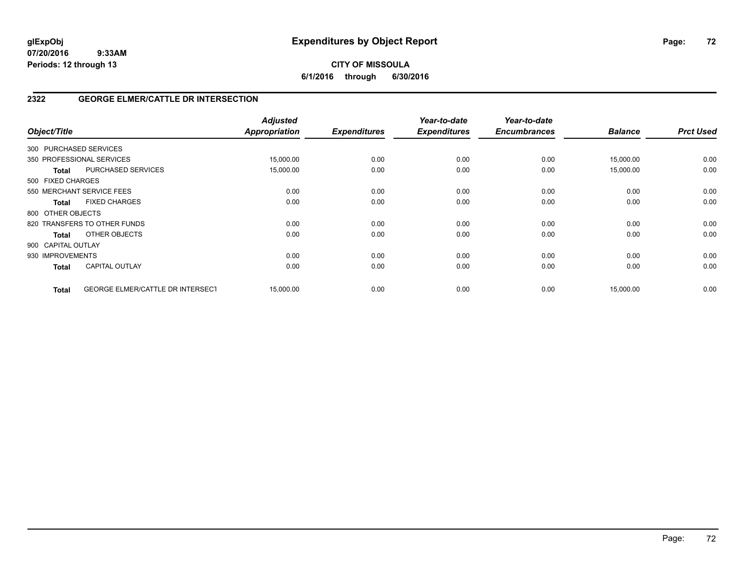# Expenditures by Object Report

glExpObj
07/20/2016 9:33AM
Periods: 12 through 13

**CITY OF MISSOULA**
**6/1/2016 through 6/30/2016**

## 2322 GEORGE ELMER/CATTLE DR INTERSECTION

| Object/Title | | Adjusted Appropriation | Expenditures | Year-to-date Expenditures | Year-to-date Encumbrances | Balance | Prct Used |
|---|---|---|---|---|---|---|---|
| 300 PURCHASED SERVICES | | | | | | | |
| 350 PROFESSIONAL SERVICES | | 15,000.00 | 0.00 | 0.00 | 0.00 | 15,000.00 | 0.00 |
| **Total** | PURCHASED SERVICES | 15,000.00 | 0.00 | 0.00 | 0.00 | 15,000.00 | 0.00 |
| 500 FIXED CHARGES | | | | | | | |
| 550 MERCHANT SERVICE FEES | | 0.00 | 0.00 | 0.00 | 0.00 | 0.00 | 0.00 |
| **Total** | FIXED CHARGES | 0.00 | 0.00 | 0.00 | 0.00 | 0.00 | 0.00 |
| 800 OTHER OBJECTS | | | | | | | |
| 820 TRANSFERS TO OTHER FUNDS | | 0.00 | 0.00 | 0.00 | 0.00 | 0.00 | 0.00 |
| **Total** | OTHER OBJECTS | 0.00 | 0.00 | 0.00 | 0.00 | 0.00 | 0.00 |
| 900 CAPITAL OUTLAY | | | | | | | |
| 930 IMPROVEMENTS | | 0.00 | 0.00 | 0.00 | 0.00 | 0.00 | 0.00 |
| **Total** | CAPITAL OUTLAY | 0.00 | 0.00 | 0.00 | 0.00 | 0.00 | 0.00 |
| **Total** | GEORGE ELMER/CATTLE DR INTERSECT | 15,000.00 | 0.00 | 0.00 | 0.00 | 15,000.00 | 0.00 |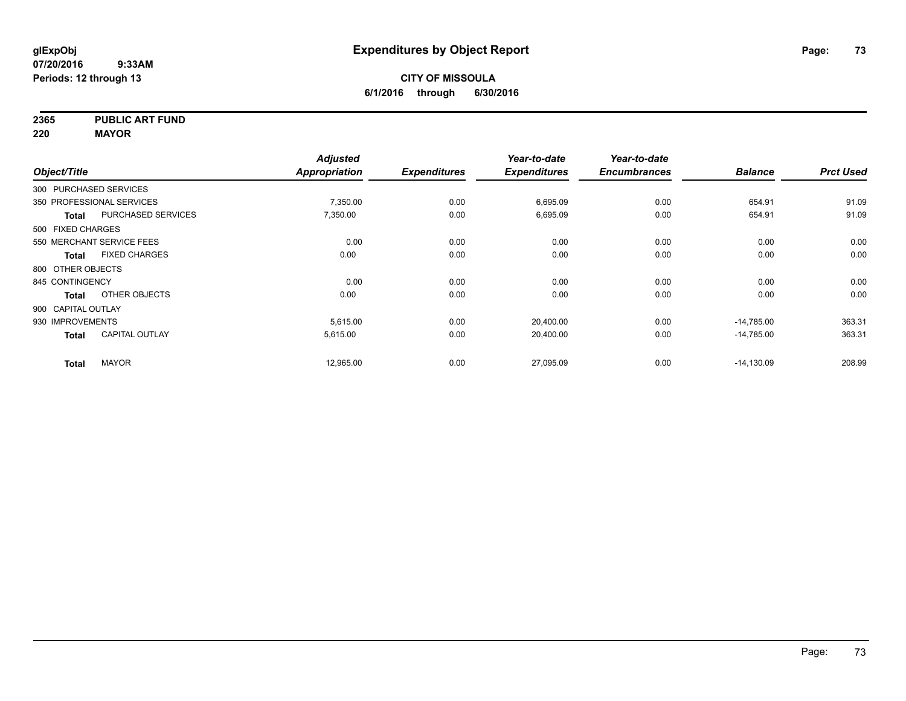glExpObj
07/20/2016 9:33AM
Periods: 12 through 13

# Expenditures by Object Report

**CITY OF MISSOULA**
**6/1/2016 through 6/30/2016**

**2365 PUBLIC ART FUND**
**220 MAYOR**

| Object/Title | | Adjusted Appropriation | Expenditures | Year-to-date Expenditures | Year-to-date Encumbrances | Balance | Prct Used |
|---|---|---|---|---|---|---|---|
| 300 PURCHASED SERVICES | | | | | | | |
| 350 PROFESSIONAL SERVICES | | 7,350.00 | 0.00 | 6,695.09 | 0.00 | 654.91 | 91.09 |
| **Total** | PURCHASED SERVICES | 7,350.00 | 0.00 | 6,695.09 | 0.00 | 654.91 | 91.09 |
| 500 FIXED CHARGES | | | | | | | |
| 550 MERCHANT SERVICE FEES | | 0.00 | 0.00 | 0.00 | 0.00 | 0.00 | 0.00 |
| **Total** | FIXED CHARGES | 0.00 | 0.00 | 0.00 | 0.00 | 0.00 | 0.00 |
| 800 OTHER OBJECTS | | | | | | | |
| 845 CONTINGENCY | | 0.00 | 0.00 | 0.00 | 0.00 | 0.00 | 0.00 |
| **Total** | OTHER OBJECTS | 0.00 | 0.00 | 0.00 | 0.00 | 0.00 | 0.00 |
| 900 CAPITAL OUTLAY | | | | | | | |
| 930 IMPROVEMENTS | | 5,615.00 | 0.00 | 20,400.00 | 0.00 | -14,785.00 | 363.31 |
| **Total** | CAPITAL OUTLAY | 5,615.00 | 0.00 | 20,400.00 | 0.00 | -14,785.00 | 363.31 |
| **Total** | MAYOR | 12,965.00 | 0.00 | 27,095.09 | 0.00 | -14,130.09 | 208.99 |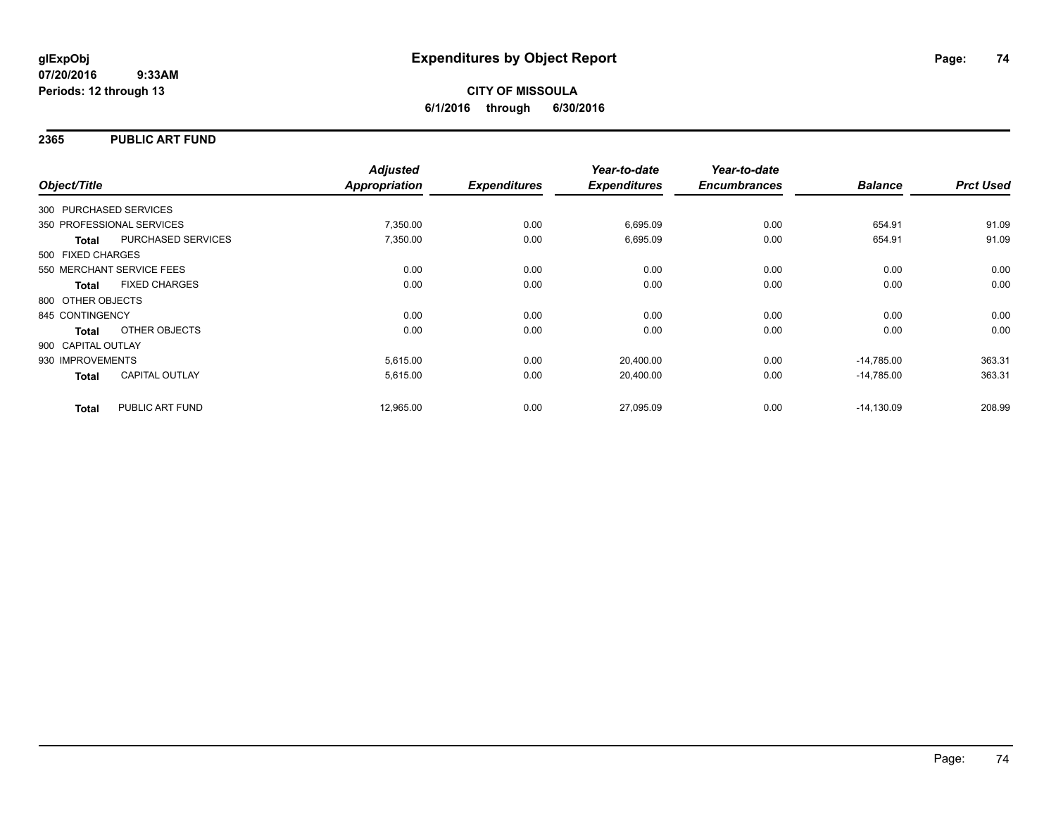# Expenditures by Object Report

glExpObj
07/20/2016 9:33AM
Periods: 12 through 13

**CITY OF MISSOULA**
**6/1/2016 through 6/30/2016**

## 2365 PUBLIC ART FUND

| Object/Title | | Adjusted Appropriation | Expenditures | Year-to-date Expenditures | Year-to-date Encumbrances | Balance | Prct Used |
|---|---|---|---|---|---|---|---|
| 300 PURCHASED SERVICES | | | | | | | |
| 350 PROFESSIONAL SERVICES | | 7,350.00 | 0.00 | 6,695.09 | 0.00 | 654.91 | 91.09 |
| **Total** | PURCHASED SERVICES | 7,350.00 | 0.00 | 6,695.09 | 0.00 | 654.91 | 91.09 |
| 500 FIXED CHARGES | | | | | | | |
| 550 MERCHANT SERVICE FEES | | 0.00 | 0.00 | 0.00 | 0.00 | 0.00 | 0.00 |
| **Total** | FIXED CHARGES | 0.00 | 0.00 | 0.00 | 0.00 | 0.00 | 0.00 |
| 800 OTHER OBJECTS | | | | | | | |
| 845 CONTINGENCY | | 0.00 | 0.00 | 0.00 | 0.00 | 0.00 | 0.00 |
| **Total** | OTHER OBJECTS | 0.00 | 0.00 | 0.00 | 0.00 | 0.00 | 0.00 |
| 900 CAPITAL OUTLAY | | | | | | | |
| 930 IMPROVEMENTS | | 5,615.00 | 0.00 | 20,400.00 | 0.00 | -14,785.00 | 363.31 |
| **Total** | CAPITAL OUTLAY | 5,615.00 | 0.00 | 20,400.00 | 0.00 | -14,785.00 | 363.31 |
| **Total** | PUBLIC ART FUND | 12,965.00 | 0.00 | 27,095.09 | 0.00 | -14,130.09 | 208.99 |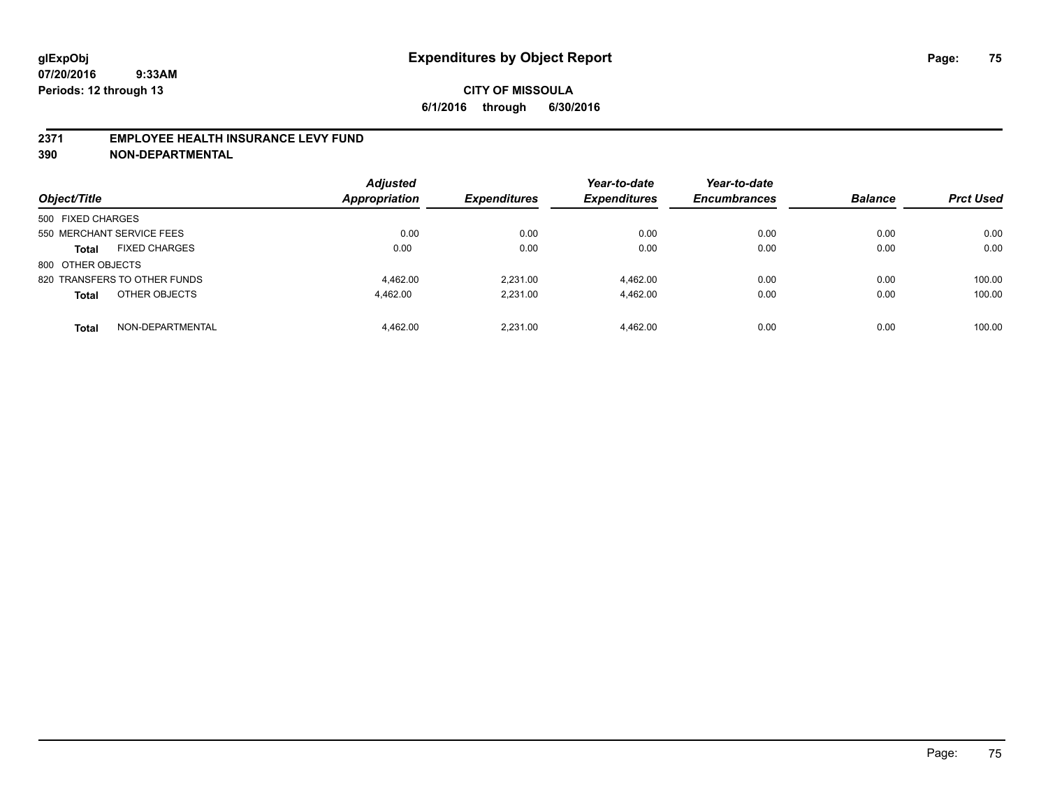**glExpObj**
**07/20/2016 9:33AM**
**Periods: 12 through 13**

# Expenditures by Object Report

**CITY OF MISSOULA**
**6/1/2016 through 6/30/2016**

## 2371 EMPLOYEE HEALTH INSURANCE LEVY FUND
## 390 NON-DEPARTMENTAL

| Object/Title | | Adjusted Appropriation | Expenditures | Year-to-date Expenditures | Year-to-date Encumbrances | Balance | Prct Used |
|---|---|---|---|---|---|---|---|
| 500 FIXED CHARGES | | | | | | | |
| 550 MERCHANT SERVICE FEES | | 0.00 | 0.00 | 0.00 | 0.00 | 0.00 | 0.00 |
| **Total** | FIXED CHARGES | 0.00 | 0.00 | 0.00 | 0.00 | 0.00 | 0.00 |
| 800 OTHER OBJECTS | | | | | | | |
| 820 TRANSFERS TO OTHER FUNDS | | 4,462.00 | 2,231.00 | 4,462.00 | 0.00 | 0.00 | 100.00 |
| **Total** | OTHER OBJECTS | 4,462.00 | 2,231.00 | 4,462.00 | 0.00 | 0.00 | 100.00 |
| **Total** | NON-DEPARTMENTAL | 4,462.00 | 2,231.00 | 4,462.00 | 0.00 | 0.00 | 100.00 |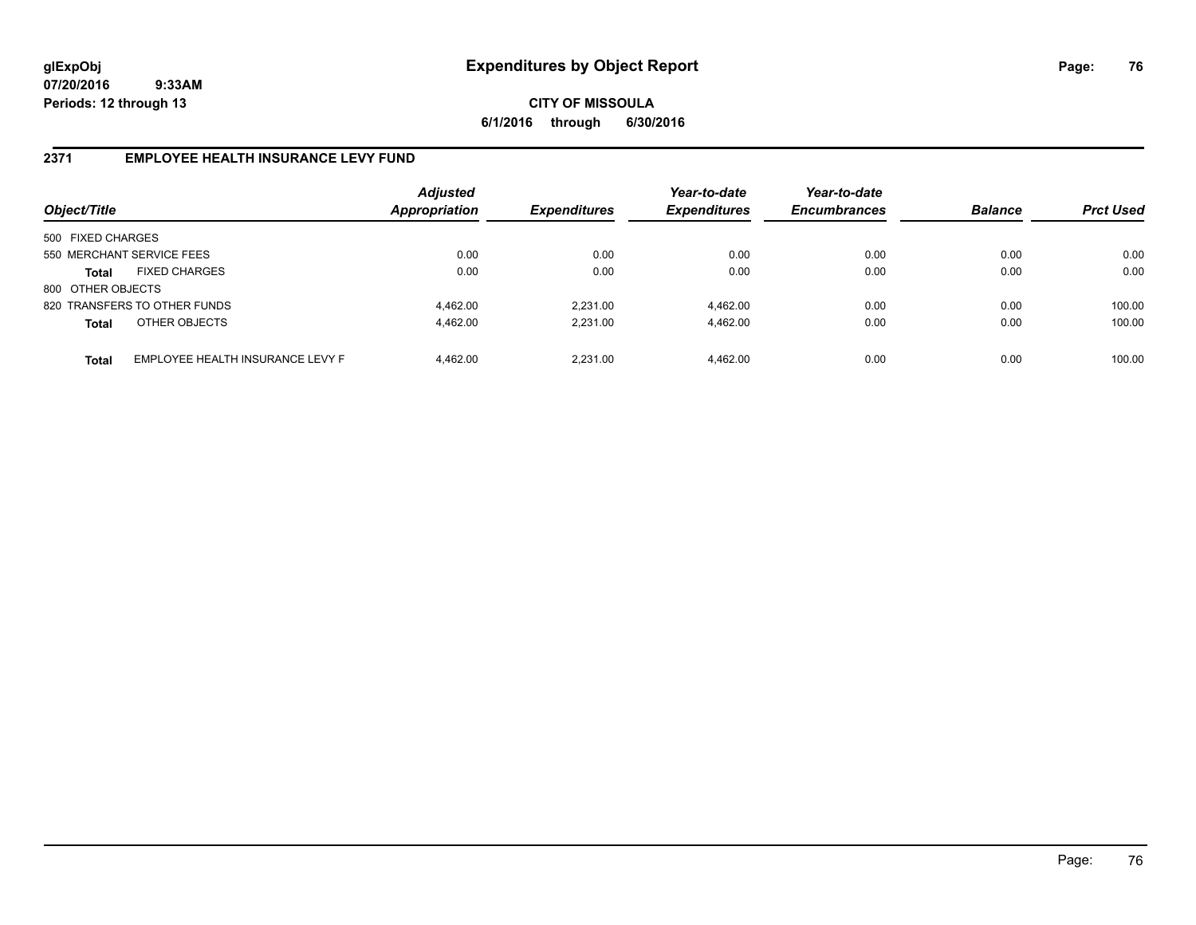# Expenditures by Object Report

glExpObj
07/20/2016 9:33AM
Periods: 12 through 13

**CITY OF MISSOULA**
**6/1/2016 through 6/30/2016**

## 2371 EMPLOYEE HEALTH INSURANCE LEVY FUND

| Object/Title | | Adjusted Appropriation | Expenditures | Year-to-date Expenditures | Year-to-date Encumbrances | Balance | Prct Used |
|---|---|---|---|---|---|---|---|
| 500 FIXED CHARGES | | | | | | | |
| 550 MERCHANT SERVICE FEES | | 0.00 | 0.00 | 0.00 | 0.00 | 0.00 | 0.00 |
| **Total** | FIXED CHARGES | 0.00 | 0.00 | 0.00 | 0.00 | 0.00 | 0.00 |
| 800 OTHER OBJECTS | | | | | | | |
| 820 TRANSFERS TO OTHER FUNDS | | 4,462.00 | 2,231.00 | 4,462.00 | 0.00 | 0.00 | 100.00 |
| **Total** | OTHER OBJECTS | 4,462.00 | 2,231.00 | 4,462.00 | 0.00 | 0.00 | 100.00 |
| **Total** | EMPLOYEE HEALTH INSURANCE LEVY F | 4,462.00 | 2,231.00 | 4,462.00 | 0.00 | 0.00 | 100.00 |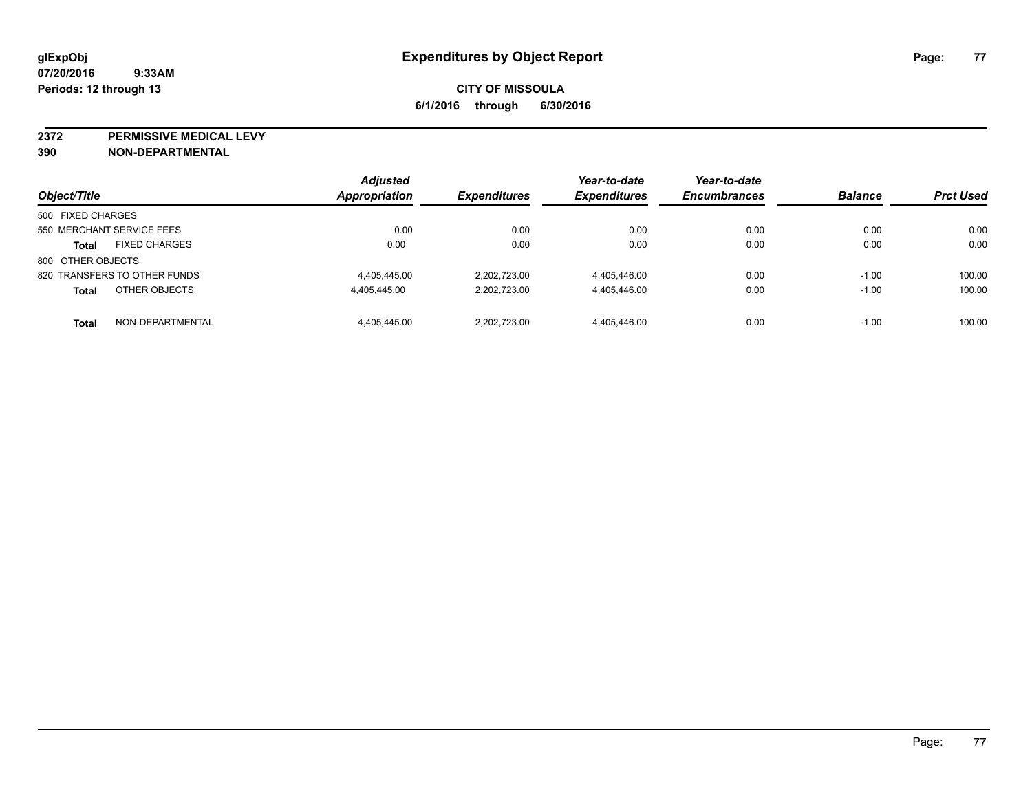# Expenditures by Object Report

glExpObj
07/20/2016 9:33AM
Periods: 12 through 13

**CITY OF MISSOULA**
**6/1/2016 through 6/30/2016**

**2372 PERMISSIVE MEDICAL LEVY**
**390 NON-DEPARTMENTAL**

| Object/Title | Adjusted Appropriation | Expenditures | Year-to-date Expenditures | Year-to-date Encumbrances | Balance | Prct Used |
|---|---|---|---|---|---|---|
| 500 FIXED CHARGES | | | | | | |
| 550 MERCHANT SERVICE FEES | 0.00 | 0.00 | 0.00 | 0.00 | 0.00 | 0.00 |
| **Total** FIXED CHARGES | 0.00 | 0.00 | 0.00 | 0.00 | 0.00 | 0.00 |
| 800 OTHER OBJECTS | | | | | | |
| 820 TRANSFERS TO OTHER FUNDS | 4,405,445.00 | 2,202,723.00 | 4,405,446.00 | 0.00 | -1.00 | 100.00 |
| **Total** OTHER OBJECTS | 4,405,445.00 | 2,202,723.00 | 4,405,446.00 | 0.00 | -1.00 | 100.00 |
| **Total** NON-DEPARTMENTAL | 4,405,445.00 | 2,202,723.00 | 4,405,446.00 | 0.00 | -1.00 | 100.00 |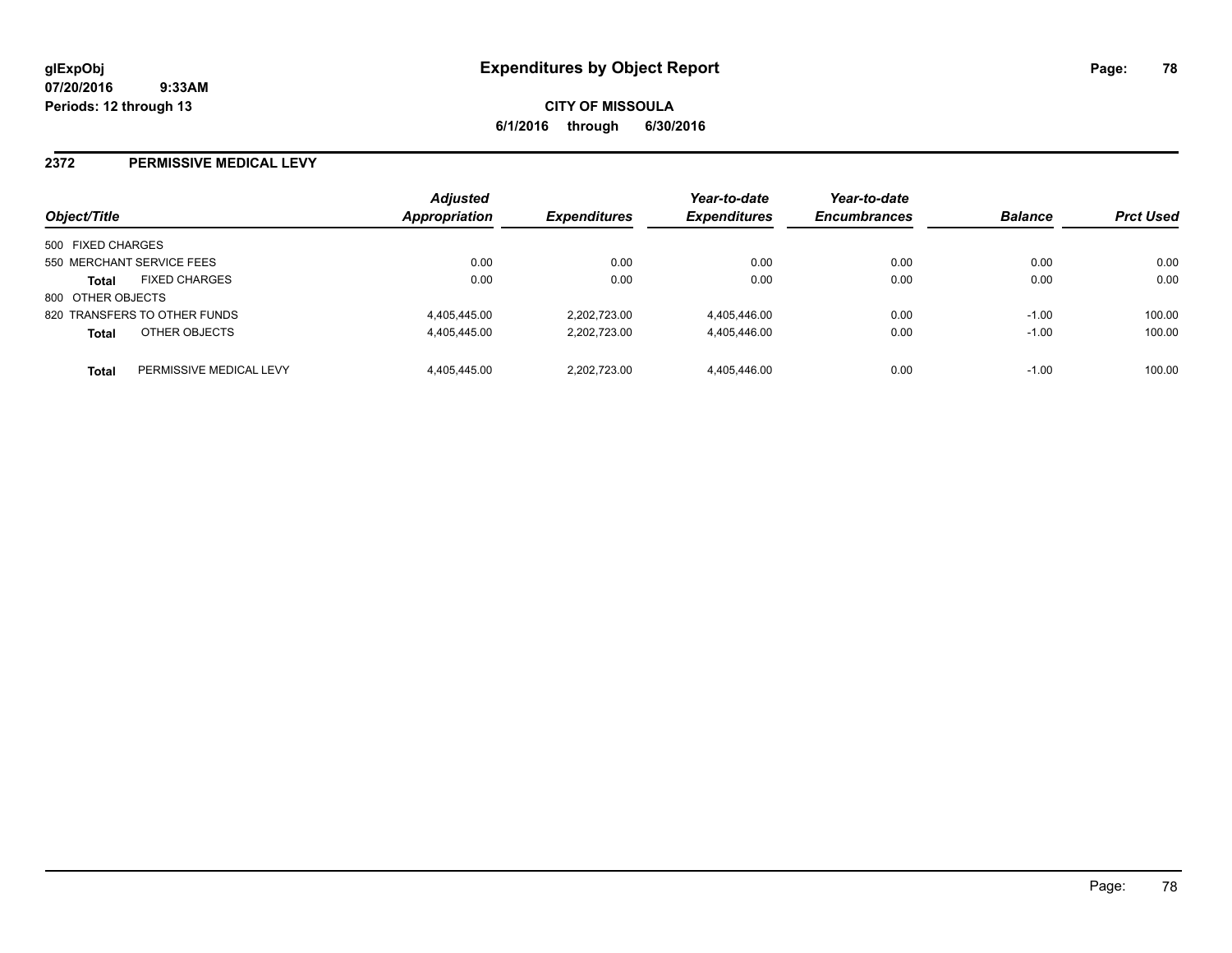**glExpObj**
**07/20/2016 9:33AM**
**Periods: 12 through 13**

# Expenditures by Object Report

**CITY OF MISSOULA**
**6/1/2016 through 6/30/2016**

## 2372 PERMISSIVE MEDICAL LEVY

| Object/Title | Adjusted Appropriation | Expenditures | Year-to-date Expenditures | Year-to-date Encumbrances | Balance | Prct Used |
|---|---|---|---|---|---|---|
| 500 FIXED CHARGES | | | | | | |
| 550 MERCHANT SERVICE FEES | 0.00 | 0.00 | 0.00 | 0.00 | 0.00 | 0.00 |
| **Total** FIXED CHARGES | 0.00 | 0.00 | 0.00 | 0.00 | 0.00 | 0.00 |
| 800 OTHER OBJECTS | | | | | | |
| 820 TRANSFERS TO OTHER FUNDS | 4,405,445.00 | 2,202,723.00 | 4,405,446.00 | 0.00 | -1.00 | 100.00 |
| **Total** OTHER OBJECTS | 4,405,445.00 | 2,202,723.00 | 4,405,446.00 | 0.00 | -1.00 | 100.00 |
| **Total** PERMISSIVE MEDICAL LEVY | 4,405,445.00 | 2,202,723.00 | 4,405,446.00 | 0.00 | -1.00 | 100.00 |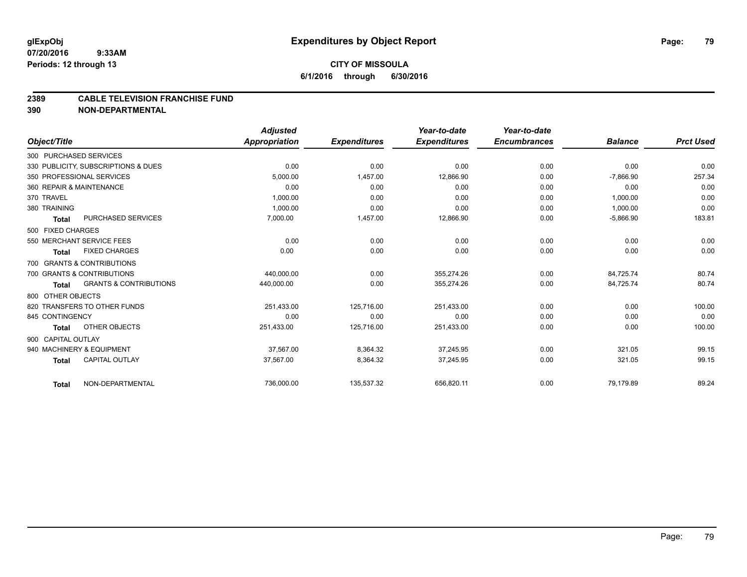# Expenditures by Object Report

glExpObj
07/20/2016 9:33AM
Periods: 12 through 13

**CITY OF MISSOULA**
**6/1/2016 through 6/30/2016**

## 2389 CABLE TELEVISION FRANCHISE FUND
## 390 NON-DEPARTMENTAL

| Object/Title | Adjusted Appropriation | Expenditures | Year-to-date Expenditures | Year-to-date Encumbrances | Balance | Prct Used |
|---|---|---|---|---|---|---|
| 300 PURCHASED SERVICES | | | | | | |
| 330 PUBLICITY, SUBSCRIPTIONS & DUES | 0.00 | 0.00 | 0.00 | 0.00 | 0.00 | 0.00 |
| 350 PROFESSIONAL SERVICES | 5,000.00 | 1,457.00 | 12,866.90 | 0.00 | -7,866.90 | 257.34 |
| 360 REPAIR & MAINTENANCE | 0.00 | 0.00 | 0.00 | 0.00 | 0.00 | 0.00 |
| 370 TRAVEL | 1,000.00 | 0.00 | 0.00 | 0.00 | 1,000.00 | 0.00 |
| 380 TRAINING | 1,000.00 | 0.00 | 0.00 | 0.00 | 1,000.00 | 0.00 |
| **Total** PURCHASED SERVICES | 7,000.00 | 1,457.00 | 12,866.90 | 0.00 | -5,866.90 | 183.81 |
| 500 FIXED CHARGES | | | | | | |
| 550 MERCHANT SERVICE FEES | 0.00 | 0.00 | 0.00 | 0.00 | 0.00 | 0.00 |
| **Total** FIXED CHARGES | 0.00 | 0.00 | 0.00 | 0.00 | 0.00 | 0.00 |
| 700 GRANTS & CONTRIBUTIONS | | | | | | |
| 700 GRANTS & CONTRIBUTIONS | 440,000.00 | 0.00 | 355,274.26 | 0.00 | 84,725.74 | 80.74 |
| **Total** GRANTS & CONTRIBUTIONS | 440,000.00 | 0.00 | 355,274.26 | 0.00 | 84,725.74 | 80.74 |
| 800 OTHER OBJECTS | | | | | | |
| 820 TRANSFERS TO OTHER FUNDS | 251,433.00 | 125,716.00 | 251,433.00 | 0.00 | 0.00 | 100.00 |
| 845 CONTINGENCY | 0.00 | 0.00 | 0.00 | 0.00 | 0.00 | 0.00 |
| **Total** OTHER OBJECTS | 251,433.00 | 125,716.00 | 251,433.00 | 0.00 | 0.00 | 100.00 |
| 900 CAPITAL OUTLAY | | | | | | |
| 940 MACHINERY & EQUIPMENT | 37,567.00 | 8,364.32 | 37,245.95 | 0.00 | 321.05 | 99.15 |
| **Total** CAPITAL OUTLAY | 37,567.00 | 8,364.32 | 37,245.95 | 0.00 | 321.05 | 99.15 |
| **Total** NON-DEPARTMENTAL | 736,000.00 | 135,537.32 | 656,820.11 | 0.00 | 79,179.89 | 89.24 |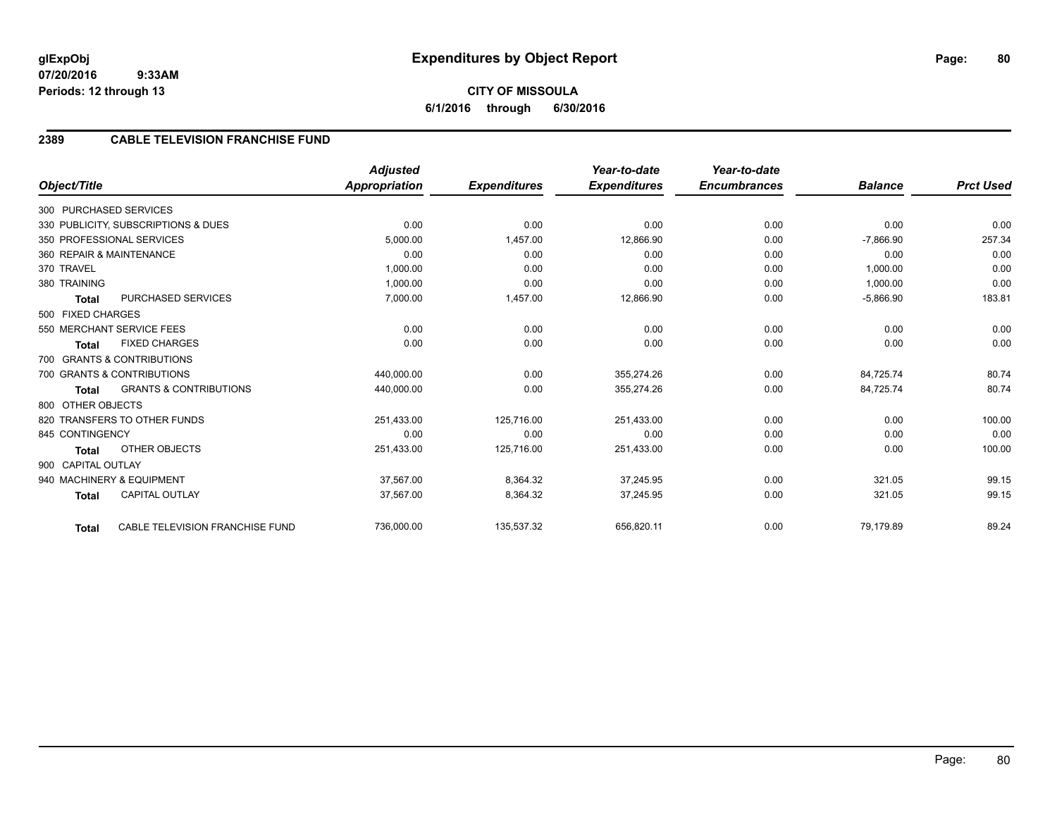# Expenditures by Object Report

glExpObj
07/20/2016 9:33AM
Periods: 12 through 13

**CITY OF MISSOULA**
**6/1/2016 through 6/30/2016**

## 2389 CABLE TELEVISION FRANCHISE FUND

| Object/Title | Adjusted Appropriation | Expenditures | Year-to-date Expenditures | Year-to-date Encumbrances | Balance | Prct Used |
|---|---|---|---|---|---|---|
| 300 PURCHASED SERVICES | | | | | | |
| 330 PUBLICITY, SUBSCRIPTIONS & DUES | 0.00 | 0.00 | 0.00 | 0.00 | 0.00 | 0.00 |
| 350 PROFESSIONAL SERVICES | 5,000.00 | 1,457.00 | 12,866.90 | 0.00 | -7,866.90 | 257.34 |
| 360 REPAIR & MAINTENANCE | 0.00 | 0.00 | 0.00 | 0.00 | 0.00 | 0.00 |
| 370 TRAVEL | 1,000.00 | 0.00 | 0.00 | 0.00 | 1,000.00 | 0.00 |
| 380 TRAINING | 1,000.00 | 0.00 | 0.00 | 0.00 | 1,000.00 | 0.00 |
| **Total** PURCHASED SERVICES | 7,000.00 | 1,457.00 | 12,866.90 | 0.00 | -5,866.90 | 183.81 |
| 500 FIXED CHARGES | | | | | | |
| 550 MERCHANT SERVICE FEES | 0.00 | 0.00 | 0.00 | 0.00 | 0.00 | 0.00 |
| **Total** FIXED CHARGES | 0.00 | 0.00 | 0.00 | 0.00 | 0.00 | 0.00 |
| 700 GRANTS & CONTRIBUTIONS | | | | | | |
| 700 GRANTS & CONTRIBUTIONS | 440,000.00 | 0.00 | 355,274.26 | 0.00 | 84,725.74 | 80.74 |
| **Total** GRANTS & CONTRIBUTIONS | 440,000.00 | 0.00 | 355,274.26 | 0.00 | 84,725.74 | 80.74 |
| 800 OTHER OBJECTS | | | | | | |
| 820 TRANSFERS TO OTHER FUNDS | 251,433.00 | 125,716.00 | 251,433.00 | 0.00 | 0.00 | 100.00 |
| 845 CONTINGENCY | 0.00 | 0.00 | 0.00 | 0.00 | 0.00 | 0.00 |
| **Total** OTHER OBJECTS | 251,433.00 | 125,716.00 | 251,433.00 | 0.00 | 0.00 | 100.00 |
| 900 CAPITAL OUTLAY | | | | | | |
| 940 MACHINERY & EQUIPMENT | 37,567.00 | 8,364.32 | 37,245.95 | 0.00 | 321.05 | 99.15 |
| **Total** CAPITAL OUTLAY | 37,567.00 | 8,364.32 | 37,245.95 | 0.00 | 321.05 | 99.15 |
| **Total** CABLE TELEVISION FRANCHISE FUND | 736,000.00 | 135,537.32 | 656,820.11 | 0.00 | 79,179.89 | 89.24 |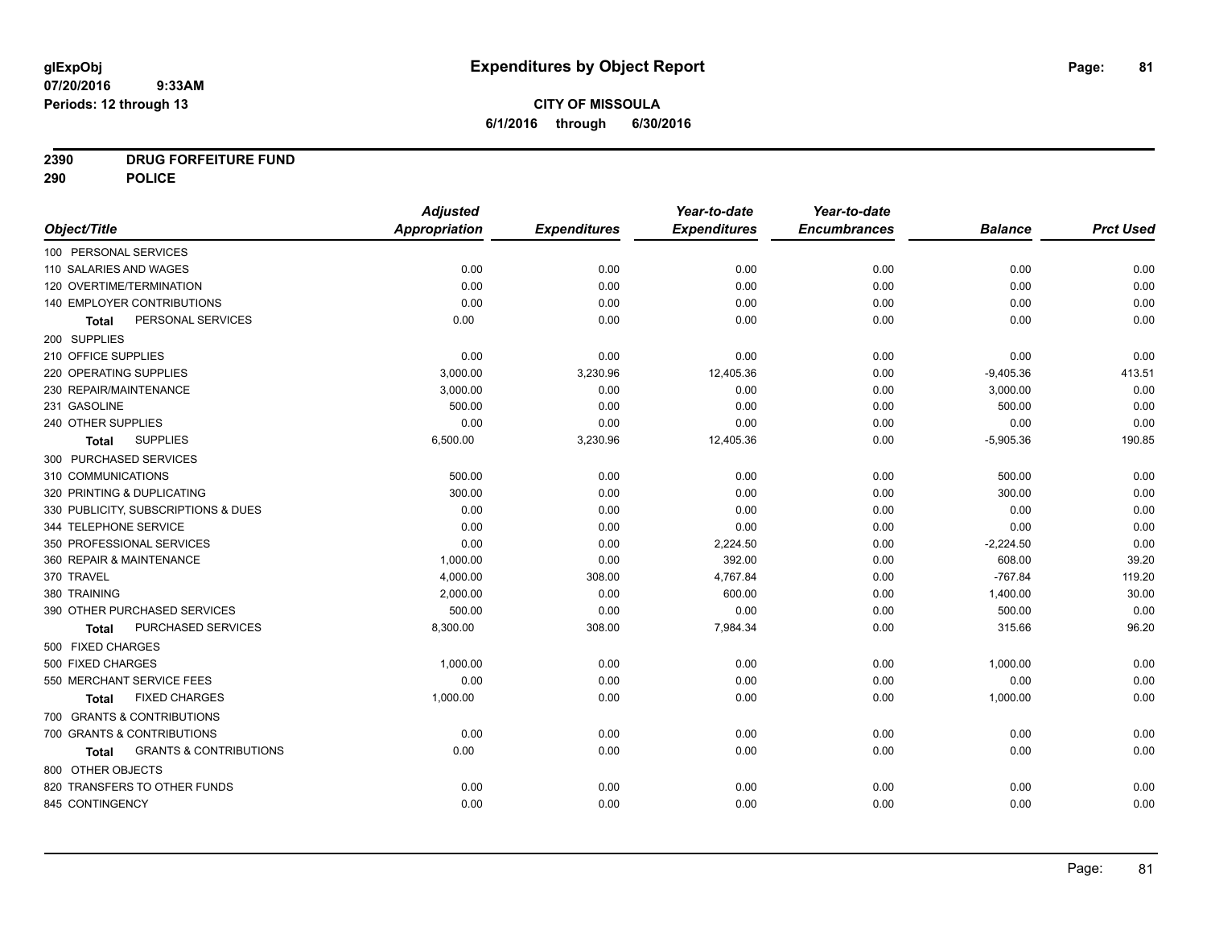**glExpObj** 07/20/2016 9:33AM
**Periods: 12 through 13**

# Expenditures by Object Report

**CITY OF MISSOULA**
**6/1/2016 through 6/30/2016**

**2390 DRUG FORFEITURE FUND**
**290 POLICE**

| Object/Title | Adjusted Appropriation | Expenditures | Year-to-date Expenditures | Year-to-date Encumbrances | Balance | Prct Used |
|---|---|---|---|---|---|---|
| 100 PERSONAL SERVICES | | | | | | |
| 110 SALARIES AND WAGES | 0.00 | 0.00 | 0.00 | 0.00 | 0.00 | 0.00 |
| 120 OVERTIME/TERMINATION | 0.00 | 0.00 | 0.00 | 0.00 | 0.00 | 0.00 |
| 140 EMPLOYER CONTRIBUTIONS | 0.00 | 0.00 | 0.00 | 0.00 | 0.00 | 0.00 |
| **Total** PERSONAL SERVICES | 0.00 | 0.00 | 0.00 | 0.00 | 0.00 | 0.00 |
| 200 SUPPLIES | | | | | | |
| 210 OFFICE SUPPLIES | 0.00 | 0.00 | 0.00 | 0.00 | 0.00 | 0.00 |
| 220 OPERATING SUPPLIES | 3,000.00 | 3,230.96 | 12,405.36 | 0.00 | -9,405.36 | 413.51 |
| 230 REPAIR/MAINTENANCE | 3,000.00 | 0.00 | 0.00 | 0.00 | 3,000.00 | 0.00 |
| 231 GASOLINE | 500.00 | 0.00 | 0.00 | 0.00 | 500.00 | 0.00 |
| 240 OTHER SUPPLIES | 0.00 | 0.00 | 0.00 | 0.00 | 0.00 | 0.00 |
| **Total** SUPPLIES | 6,500.00 | 3,230.96 | 12,405.36 | 0.00 | -5,905.36 | 190.85 |
| 300 PURCHASED SERVICES | | | | | | |
| 310 COMMUNICATIONS | 500.00 | 0.00 | 0.00 | 0.00 | 500.00 | 0.00 |
| 320 PRINTING & DUPLICATING | 300.00 | 0.00 | 0.00 | 0.00 | 300.00 | 0.00 |
| 330 PUBLICITY, SUBSCRIPTIONS & DUES | 0.00 | 0.00 | 0.00 | 0.00 | 0.00 | 0.00 |
| 344 TELEPHONE SERVICE | 0.00 | 0.00 | 0.00 | 0.00 | 0.00 | 0.00 |
| 350 PROFESSIONAL SERVICES | 0.00 | 0.00 | 2,224.50 | 0.00 | -2,224.50 | 0.00 |
| 360 REPAIR & MAINTENANCE | 1,000.00 | 0.00 | 392.00 | 0.00 | 608.00 | 39.20 |
| 370 TRAVEL | 4,000.00 | 308.00 | 4,767.84 | 0.00 | -767.84 | 119.20 |
| 380 TRAINING | 2,000.00 | 0.00 | 600.00 | 0.00 | 1,400.00 | 30.00 |
| 390 OTHER PURCHASED SERVICES | 500.00 | 0.00 | 0.00 | 0.00 | 500.00 | 0.00 |
| **Total** PURCHASED SERVICES | 8,300.00 | 308.00 | 7,984.34 | 0.00 | 315.66 | 96.20 |
| 500 FIXED CHARGES | | | | | | |
| 500 FIXED CHARGES | 1,000.00 | 0.00 | 0.00 | 0.00 | 1,000.00 | 0.00 |
| 550 MERCHANT SERVICE FEES | 0.00 | 0.00 | 0.00 | 0.00 | 0.00 | 0.00 |
| **Total** FIXED CHARGES | 1,000.00 | 0.00 | 0.00 | 0.00 | 1,000.00 | 0.00 |
| 700 GRANTS & CONTRIBUTIONS | | | | | | |
| 700 GRANTS & CONTRIBUTIONS | 0.00 | 0.00 | 0.00 | 0.00 | 0.00 | 0.00 |
| **Total** GRANTS & CONTRIBUTIONS | 0.00 | 0.00 | 0.00 | 0.00 | 0.00 | 0.00 |
| 800 OTHER OBJECTS | | | | | | |
| 820 TRANSFERS TO OTHER FUNDS | 0.00 | 0.00 | 0.00 | 0.00 | 0.00 | 0.00 |
| 845 CONTINGENCY | 0.00 | 0.00 | 0.00 | 0.00 | 0.00 | 0.00 |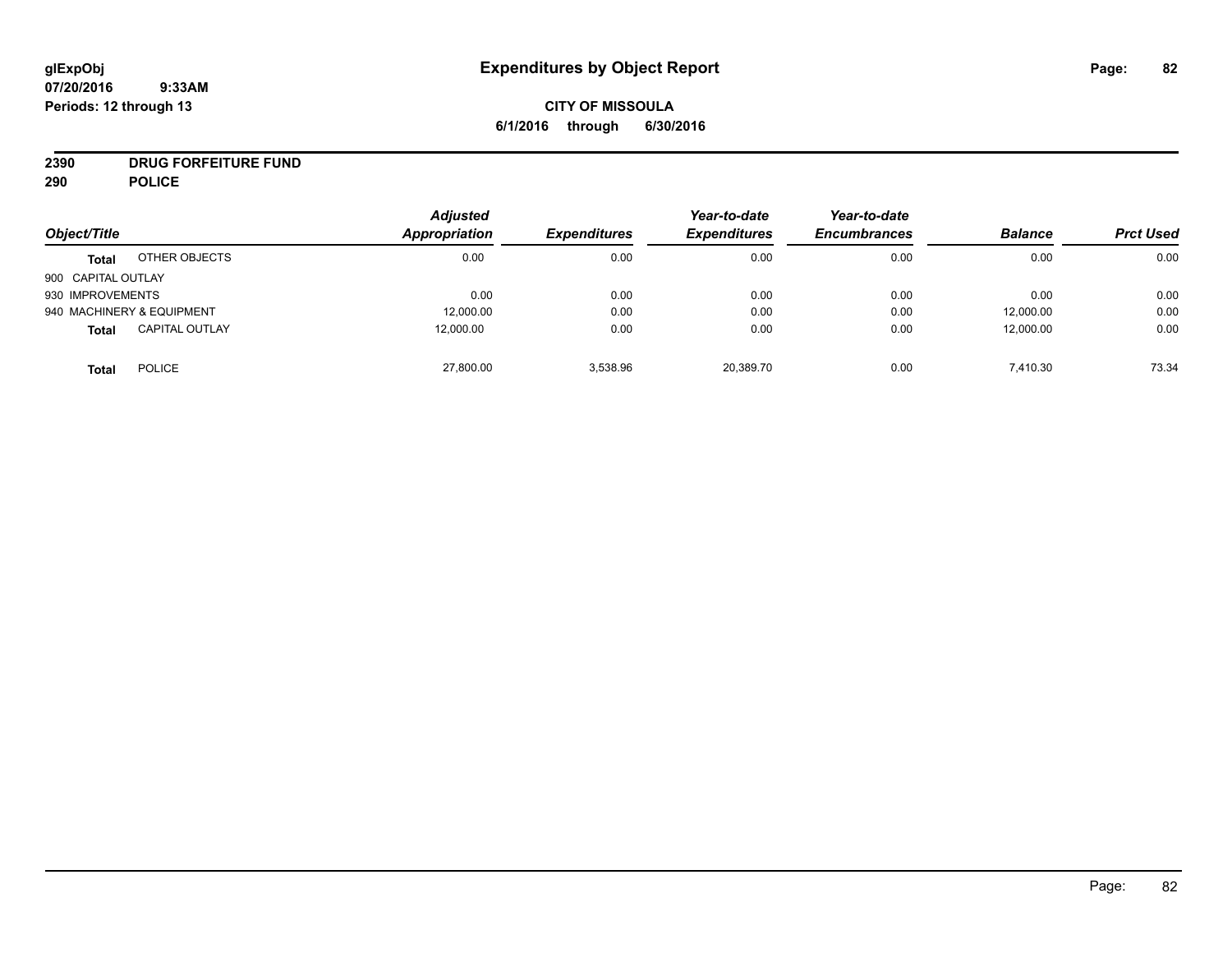**glExpObj** **Expenditures by Object Report**
**07/20/2016 9:33AM**
**Periods: 12 through 13**

**CITY OF MISSOULA**
**6/1/2016 through 6/30/2016**

**2390 DRUG FORFEITURE FUND**
**290 POLICE**

| Object/Title | | Adjusted Appropriation | Expenditures | Year-to-date Expenditures | Year-to-date Encumbrances | Balance | Prct Used |
|---|---|---|---|---|---|---|---|
| **Total** | OTHER OBJECTS | 0.00 | 0.00 | 0.00 | 0.00 | 0.00 | 0.00 |
| 900 CAPITAL OUTLAY | | | | | | | |
| 930 IMPROVEMENTS | | 0.00 | 0.00 | 0.00 | 0.00 | 0.00 | 0.00 |
| 940 MACHINERY & EQUIPMENT | | 12,000.00 | 0.00 | 0.00 | 0.00 | 12,000.00 | 0.00 |
| **Total** | CAPITAL OUTLAY | 12,000.00 | 0.00 | 0.00 | 0.00 | 12,000.00 | 0.00 |
| **Total** | POLICE | 27,800.00 | 3,538.96 | 20,389.70 | 0.00 | 7,410.30 | 73.34 |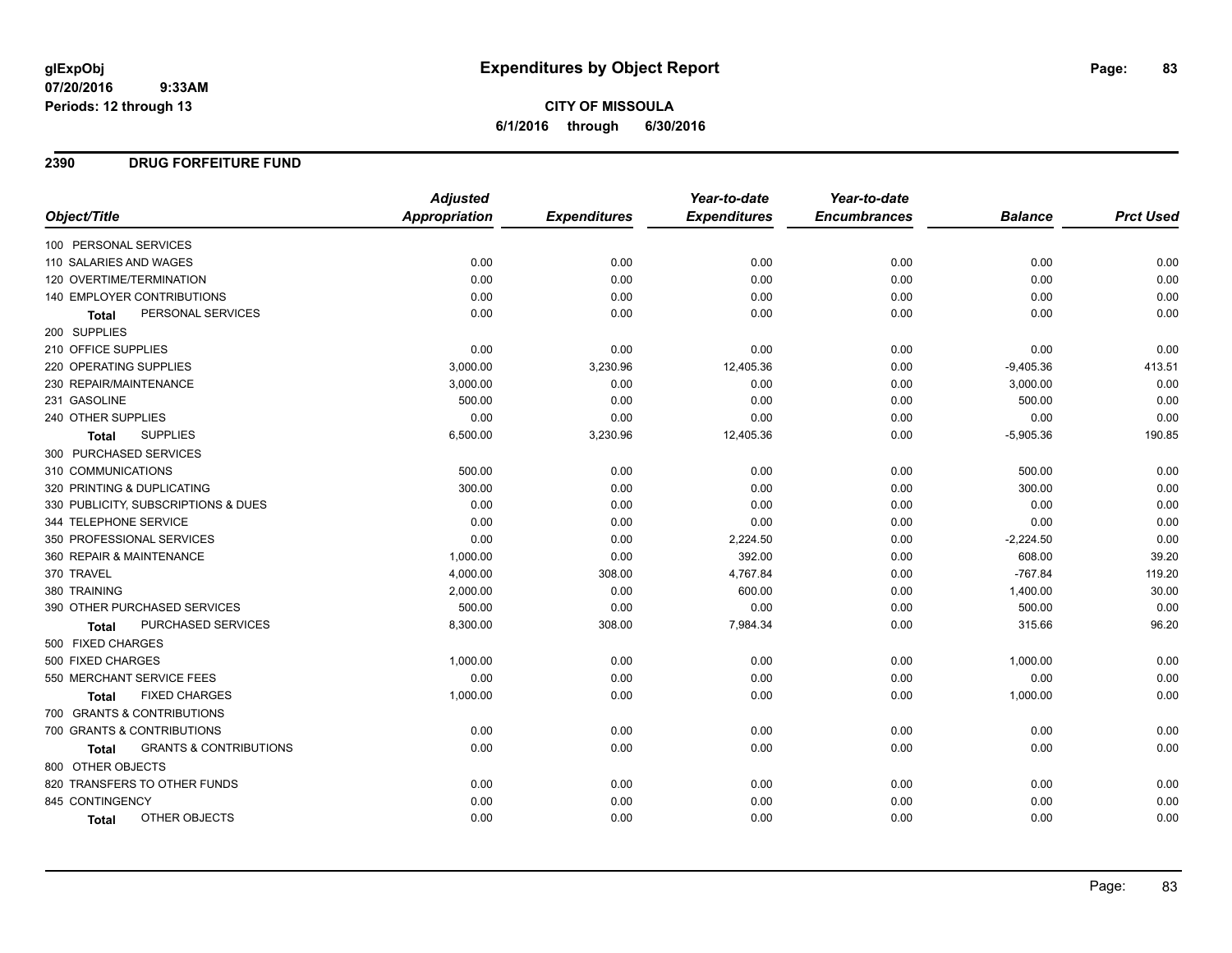**glExpObj**
**07/20/2016 9:33AM**
**Periods: 12 through 13**

# Expenditures by Object Report

**CITY OF MISSOULA**
**6/1/2016 through 6/30/2016**

## 2390 DRUG FORFEITURE FUND

| Object/Title | Adjusted Appropriation | Expenditures | Year-to-date Expenditures | Year-to-date Encumbrances | Balance | Prct Used |
|---|---|---|---|---|---|---|
| 100 PERSONAL SERVICES | | | | | | |
| 110 SALARIES AND WAGES | 0.00 | 0.00 | 0.00 | 0.00 | 0.00 | 0.00 |
| 120 OVERTIME/TERMINATION | 0.00 | 0.00 | 0.00 | 0.00 | 0.00 | 0.00 |
| 140 EMPLOYER CONTRIBUTIONS | 0.00 | 0.00 | 0.00 | 0.00 | 0.00 | 0.00 |
| **Total** PERSONAL SERVICES | 0.00 | 0.00 | 0.00 | 0.00 | 0.00 | 0.00 |
| 200 SUPPLIES | | | | | | |
| 210 OFFICE SUPPLIES | 0.00 | 0.00 | 0.00 | 0.00 | 0.00 | 0.00 |
| 220 OPERATING SUPPLIES | 3,000.00 | 3,230.96 | 12,405.36 | 0.00 | -9,405.36 | 413.51 |
| 230 REPAIR/MAINTENANCE | 3,000.00 | 0.00 | 0.00 | 0.00 | 3,000.00 | 0.00 |
| 231 GASOLINE | 500.00 | 0.00 | 0.00 | 0.00 | 500.00 | 0.00 |
| 240 OTHER SUPPLIES | 0.00 | 0.00 | 0.00 | 0.00 | 0.00 | 0.00 |
| **Total** SUPPLIES | 6,500.00 | 3,230.96 | 12,405.36 | 0.00 | -5,905.36 | 190.85 |
| 300 PURCHASED SERVICES | | | | | | |
| 310 COMMUNICATIONS | 500.00 | 0.00 | 0.00 | 0.00 | 500.00 | 0.00 |
| 320 PRINTING & DUPLICATING | 300.00 | 0.00 | 0.00 | 0.00 | 300.00 | 0.00 |
| 330 PUBLICITY, SUBSCRIPTIONS & DUES | 0.00 | 0.00 | 0.00 | 0.00 | 0.00 | 0.00 |
| 344 TELEPHONE SERVICE | 0.00 | 0.00 | 0.00 | 0.00 | 0.00 | 0.00 |
| 350 PROFESSIONAL SERVICES | 0.00 | 0.00 | 2,224.50 | 0.00 | -2,224.50 | 0.00 |
| 360 REPAIR & MAINTENANCE | 1,000.00 | 0.00 | 392.00 | 0.00 | 608.00 | 39.20 |
| 370 TRAVEL | 4,000.00 | 308.00 | 4,767.84 | 0.00 | -767.84 | 119.20 |
| 380 TRAINING | 2,000.00 | 0.00 | 600.00 | 0.00 | 1,400.00 | 30.00 |
| 390 OTHER PURCHASED SERVICES | 500.00 | 0.00 | 0.00 | 0.00 | 500.00 | 0.00 |
| **Total** PURCHASED SERVICES | 8,300.00 | 308.00 | 7,984.34 | 0.00 | 315.66 | 96.20 |
| 500 FIXED CHARGES | | | | | | |
| 500 FIXED CHARGES | 1,000.00 | 0.00 | 0.00 | 0.00 | 1,000.00 | 0.00 |
| 550 MERCHANT SERVICE FEES | 0.00 | 0.00 | 0.00 | 0.00 | 0.00 | 0.00 |
| **Total** FIXED CHARGES | 1,000.00 | 0.00 | 0.00 | 0.00 | 1,000.00 | 0.00 |
| 700 GRANTS & CONTRIBUTIONS | | | | | | |
| 700 GRANTS & CONTRIBUTIONS | 0.00 | 0.00 | 0.00 | 0.00 | 0.00 | 0.00 |
| **Total** GRANTS & CONTRIBUTIONS | 0.00 | 0.00 | 0.00 | 0.00 | 0.00 | 0.00 |
| 800 OTHER OBJECTS | | | | | | |
| 820 TRANSFERS TO OTHER FUNDS | 0.00 | 0.00 | 0.00 | 0.00 | 0.00 | 0.00 |
| 845 CONTINGENCY | 0.00 | 0.00 | 0.00 | 0.00 | 0.00 | 0.00 |
| **Total** OTHER OBJECTS | 0.00 | 0.00 | 0.00 | 0.00 | 0.00 | 0.00 |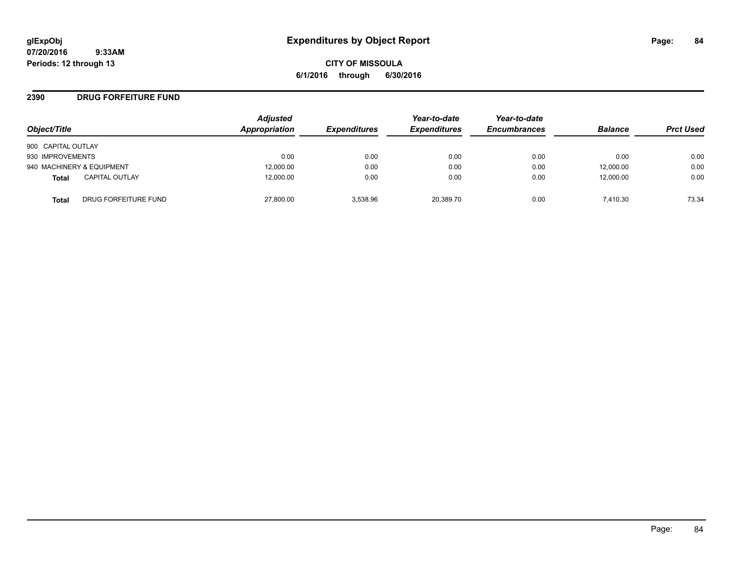# Expenditures by Object Report

glExpObj
07/20/2016 9:33AM
Periods: 12 through 13

**CITY OF MISSOULA**
**6/1/2016 through 6/30/2016**

## 2390 DRUG FORFEITURE FUND

| Object/Title | Adjusted Appropriation | Expenditures | Year-to-date Expenditures | Year-to-date Encumbrances | Balance | Prct Used |
|---|---|---|---|---|---|---|
| 900 CAPITAL OUTLAY | | | | | | |
| 930 IMPROVEMENTS | 0.00 | 0.00 | 0.00 | 0.00 | 0.00 | 0.00 |
| 940 MACHINERY & EQUIPMENT | 12,000.00 | 0.00 | 0.00 | 0.00 | 12,000.00 | 0.00 |
| **Total** CAPITAL OUTLAY | 12,000.00 | 0.00 | 0.00 | 0.00 | 12,000.00 | 0.00 |
| **Total** DRUG FORFEITURE FUND | 27,800.00 | 3,538.96 | 20,389.70 | 0.00 | 7,410.30 | 73.34 |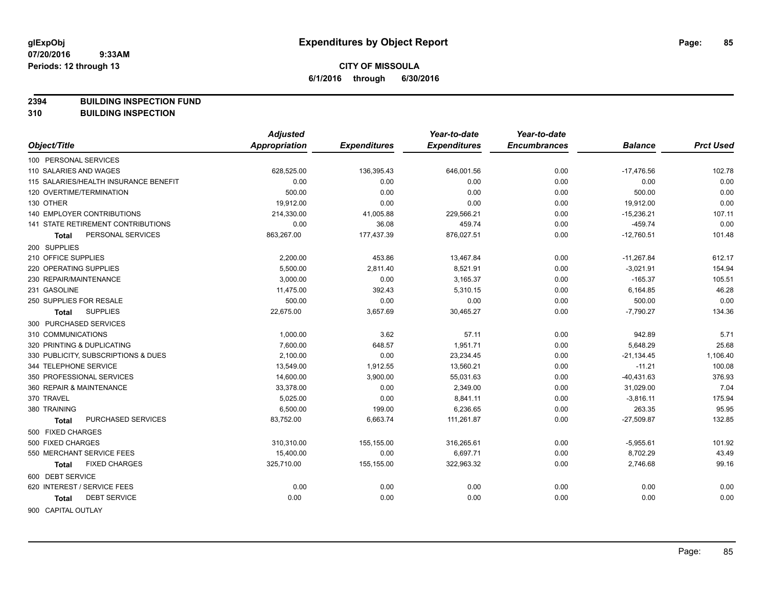**glExpObj** **Expenditures by Object Report**

**07/20/2016 9:33AM**

**Periods: 12 through 13**

**CITY OF MISSOULA**

**6/1/2016 through 6/30/2016**

**2394 BUILDING INSPECTION FUND**

**310 BUILDING INSPECTION**

| Object/Title | Adjusted Appropriation | Expenditures | Year-to-date Expenditures | Year-to-date Encumbrances | Balance | Prct Used |
|---|---|---|---|---|---|---|
| 100 PERSONAL SERVICES | | | | | | |
| 110 SALARIES AND WAGES | 628,525.00 | 136,395.43 | 646,001.56 | 0.00 | -17,476.56 | 102.78 |
| 115 SALARIES/HEALTH INSURANCE BENEFIT | 0.00 | 0.00 | 0.00 | 0.00 | 0.00 | 0.00 |
| 120 OVERTIME/TERMINATION | 500.00 | 0.00 | 0.00 | 0.00 | 500.00 | 0.00 |
| 130 OTHER | 19,912.00 | 0.00 | 0.00 | 0.00 | 19,912.00 | 0.00 |
| 140 EMPLOYER CONTRIBUTIONS | 214,330.00 | 41,005.88 | 229,566.21 | 0.00 | -15,236.21 | 107.11 |
| 141 STATE RETIREMENT CONTRIBUTIONS | 0.00 | 36.08 | 459.74 | 0.00 | -459.74 | 0.00 |
| **Total** PERSONAL SERVICES | 863,267.00 | 177,437.39 | 876,027.51 | 0.00 | -12,760.51 | 101.48 |
| 200 SUPPLIES | | | | | | |
| 210 OFFICE SUPPLIES | 2,200.00 | 453.86 | 13,467.84 | 0.00 | -11,267.84 | 612.17 |
| 220 OPERATING SUPPLIES | 5,500.00 | 2,811.40 | 8,521.91 | 0.00 | -3,021.91 | 154.94 |
| 230 REPAIR/MAINTENANCE | 3,000.00 | 0.00 | 3,165.37 | 0.00 | -165.37 | 105.51 |
| 231 GASOLINE | 11,475.00 | 392.43 | 5,310.15 | 0.00 | 6,164.85 | 46.28 |
| 250 SUPPLIES FOR RESALE | 500.00 | 0.00 | 0.00 | 0.00 | 500.00 | 0.00 |
| **Total** SUPPLIES | 22,675.00 | 3,657.69 | 30,465.27 | 0.00 | -7,790.27 | 134.36 |
| 300 PURCHASED SERVICES | | | | | | |
| 310 COMMUNICATIONS | 1,000.00 | 3.62 | 57.11 | 0.00 | 942.89 | 5.71 |
| 320 PRINTING & DUPLICATING | 7,600.00 | 648.57 | 1,951.71 | 0.00 | 5,648.29 | 25.68 |
| 330 PUBLICITY, SUBSCRIPTIONS & DUES | 2,100.00 | 0.00 | 23,234.45 | 0.00 | -21,134.45 | 1,106.40 |
| 344 TELEPHONE SERVICE | 13,549.00 | 1,912.55 | 13,560.21 | 0.00 | -11.21 | 100.08 |
| 350 PROFESSIONAL SERVICES | 14,600.00 | 3,900.00 | 55,031.63 | 0.00 | -40,431.63 | 376.93 |
| 360 REPAIR & MAINTENANCE | 33,378.00 | 0.00 | 2,349.00 | 0.00 | 31,029.00 | 7.04 |
| 370 TRAVEL | 5,025.00 | 0.00 | 8,841.11 | 0.00 | -3,816.11 | 175.94 |
| 380 TRAINING | 6,500.00 | 199.00 | 6,236.65 | 0.00 | 263.35 | 95.95 |
| **Total** PURCHASED SERVICES | 83,752.00 | 6,663.74 | 111,261.87 | 0.00 | -27,509.87 | 132.85 |
| 500 FIXED CHARGES | | | | | | |
| 500 FIXED CHARGES | 310,310.00 | 155,155.00 | 316,265.61 | 0.00 | -5,955.61 | 101.92 |
| 550 MERCHANT SERVICE FEES | 15,400.00 | 0.00 | 6,697.71 | 0.00 | 8,702.29 | 43.49 |
| **Total** FIXED CHARGES | 325,710.00 | 155,155.00 | 322,963.32 | 0.00 | 2,746.68 | 99.16 |
| 600 DEBT SERVICE | | | | | | |
| 620 INTEREST / SERVICE FEES | 0.00 | 0.00 | 0.00 | 0.00 | 0.00 | 0.00 |
| **Total** DEBT SERVICE | 0.00 | 0.00 | 0.00 | 0.00 | 0.00 | 0.00 |
| 900 CAPITAL OUTLAY | | | | | | |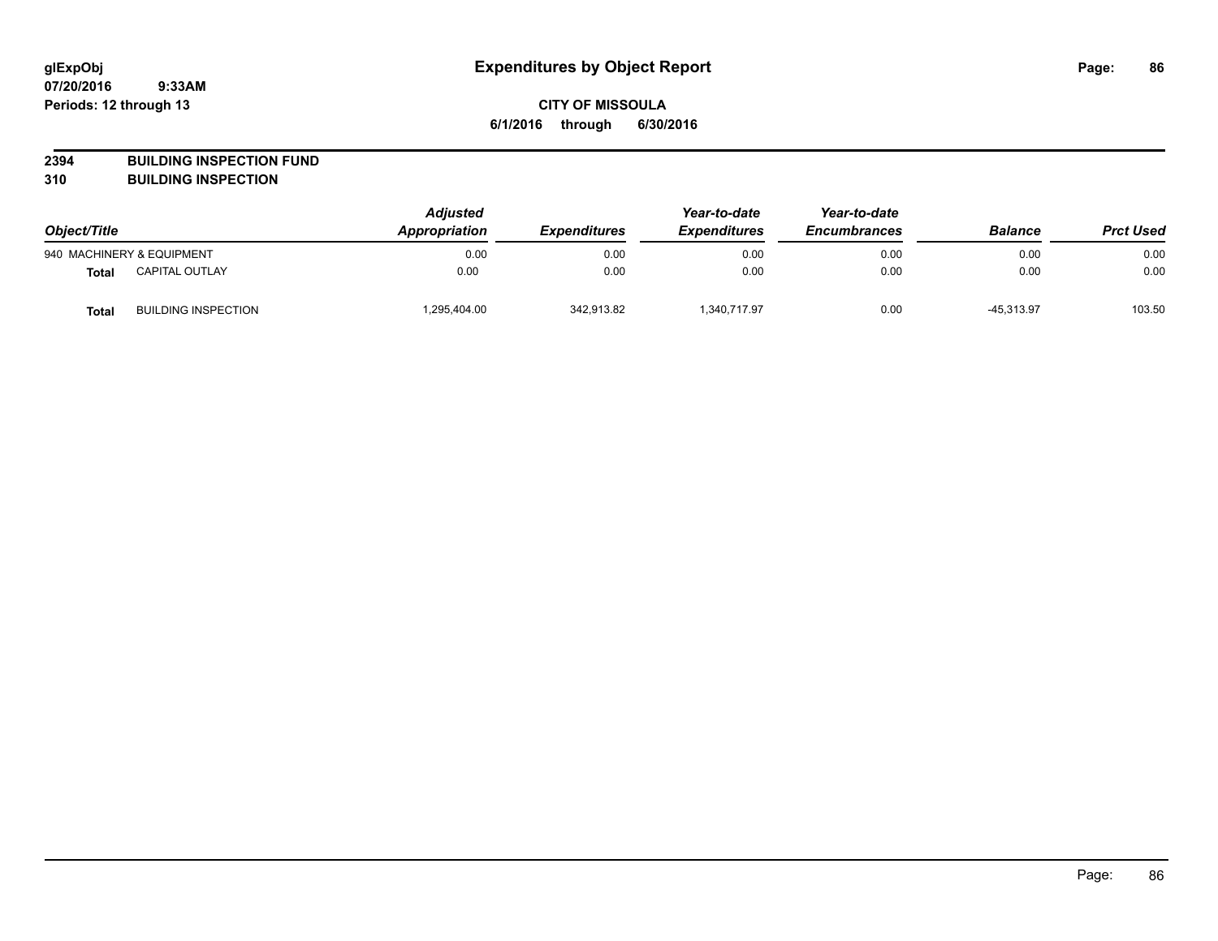# Expenditures by Object Report

glExpObj
07/20/2016 9:33AM
Periods: 12 through 13

**CITY OF MISSOULA**
**6/1/2016 through 6/30/2016**

**2394 BUILDING INSPECTION FUND**
**310 BUILDING INSPECTION**

| Object/Title | | Adjusted Appropriation | Expenditures | Year-to-date Expenditures | Year-to-date Encumbrances | Balance | Prct Used |
|---|---|---|---|---|---|---|---|
| 940 MACHINERY & EQUIPMENT | | 0.00 | 0.00 | 0.00 | 0.00 | 0.00 | 0.00 |
| **Total** | CAPITAL OUTLAY | 0.00 | 0.00 | 0.00 | 0.00 | 0.00 | 0.00 |
| **Total** | BUILDING INSPECTION | 1,295,404.00 | 342,913.82 | 1,340,717.97 | 0.00 | -45,313.97 | 103.50 |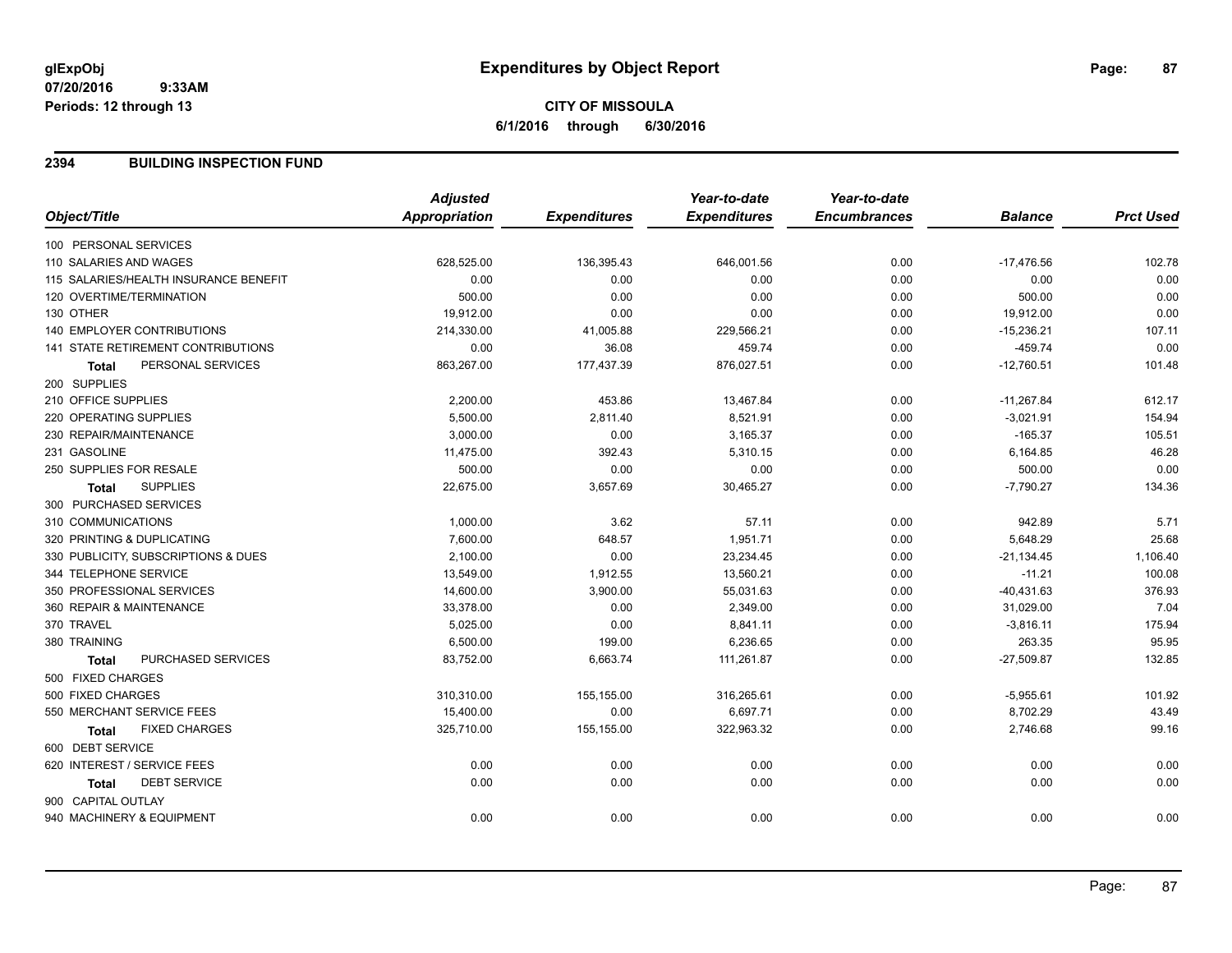# Expenditures by Object Report

glExpObj
07/20/2016 9:33AM
Periods: 12 through 13

**CITY OF MISSOULA**
**6/1/2016 through 6/30/2016**

## 2394 BUILDING INSPECTION FUND

| Object/Title | Adjusted Appropriation | Expenditures | Year-to-date Expenditures | Year-to-date Encumbrances | Balance | Prct Used |
|---|---|---|---|---|---|---|
| 100 PERSONAL SERVICES | | | | | | |
| 110 SALARIES AND WAGES | 628,525.00 | 136,395.43 | 646,001.56 | 0.00 | -17,476.56 | 102.78 |
| 115 SALARIES/HEALTH INSURANCE BENEFIT | 0.00 | 0.00 | 0.00 | 0.00 | 0.00 | 0.00 |
| 120 OVERTIME/TERMINATION | 500.00 | 0.00 | 0.00 | 0.00 | 500.00 | 0.00 |
| 130 OTHER | 19,912.00 | 0.00 | 0.00 | 0.00 | 19,912.00 | 0.00 |
| 140 EMPLOYER CONTRIBUTIONS | 214,330.00 | 41,005.88 | 229,566.21 | 0.00 | -15,236.21 | 107.11 |
| 141 STATE RETIREMENT CONTRIBUTIONS | 0.00 | 36.08 | 459.74 | 0.00 | -459.74 | 0.00 |
| **Total** PERSONAL SERVICES | 863,267.00 | 177,437.39 | 876,027.51 | 0.00 | -12,760.51 | 101.48 |
| 200 SUPPLIES | | | | | | |
| 210 OFFICE SUPPLIES | 2,200.00 | 453.86 | 13,467.84 | 0.00 | -11,267.84 | 612.17 |
| 220 OPERATING SUPPLIES | 5,500.00 | 2,811.40 | 8,521.91 | 0.00 | -3,021.91 | 154.94 |
| 230 REPAIR/MAINTENANCE | 3,000.00 | 0.00 | 3,165.37 | 0.00 | -165.37 | 105.51 |
| 231 GASOLINE | 11,475.00 | 392.43 | 5,310.15 | 0.00 | 6,164.85 | 46.28 |
| 250 SUPPLIES FOR RESALE | 500.00 | 0.00 | 0.00 | 0.00 | 500.00 | 0.00 |
| **Total** SUPPLIES | 22,675.00 | 3,657.69 | 30,465.27 | 0.00 | -7,790.27 | 134.36 |
| 300 PURCHASED SERVICES | | | | | | |
| 310 COMMUNICATIONS | 1,000.00 | 3.62 | 57.11 | 0.00 | 942.89 | 5.71 |
| 320 PRINTING & DUPLICATING | 7,600.00 | 648.57 | 1,951.71 | 0.00 | 5,648.29 | 25.68 |
| 330 PUBLICITY, SUBSCRIPTIONS & DUES | 2,100.00 | 0.00 | 23,234.45 | 0.00 | -21,134.45 | 1,106.40 |
| 344 TELEPHONE SERVICE | 13,549.00 | 1,912.55 | 13,560.21 | 0.00 | -11.21 | 100.08 |
| 350 PROFESSIONAL SERVICES | 14,600.00 | 3,900.00 | 55,031.63 | 0.00 | -40,431.63 | 376.93 |
| 360 REPAIR & MAINTENANCE | 33,378.00 | 0.00 | 2,349.00 | 0.00 | 31,029.00 | 7.04 |
| 370 TRAVEL | 5,025.00 | 0.00 | 8,841.11 | 0.00 | -3,816.11 | 175.94 |
| 380 TRAINING | 6,500.00 | 199.00 | 6,236.65 | 0.00 | 263.35 | 95.95 |
| **Total** PURCHASED SERVICES | 83,752.00 | 6,663.74 | 111,261.87 | 0.00 | -27,509.87 | 132.85 |
| 500 FIXED CHARGES | | | | | | |
| 500 FIXED CHARGES | 310,310.00 | 155,155.00 | 316,265.61 | 0.00 | -5,955.61 | 101.92 |
| 550 MERCHANT SERVICE FEES | 15,400.00 | 0.00 | 6,697.71 | 0.00 | 8,702.29 | 43.49 |
| **Total** FIXED CHARGES | 325,710.00 | 155,155.00 | 322,963.32 | 0.00 | 2,746.68 | 99.16 |
| 600 DEBT SERVICE | | | | | | |
| 620 INTEREST / SERVICE FEES | 0.00 | 0.00 | 0.00 | 0.00 | 0.00 | 0.00 |
| **Total** DEBT SERVICE | 0.00 | 0.00 | 0.00 | 0.00 | 0.00 | 0.00 |
| 900 CAPITAL OUTLAY | | | | | | |
| 940 MACHINERY & EQUIPMENT | 0.00 | 0.00 | 0.00 | 0.00 | 0.00 | 0.00 |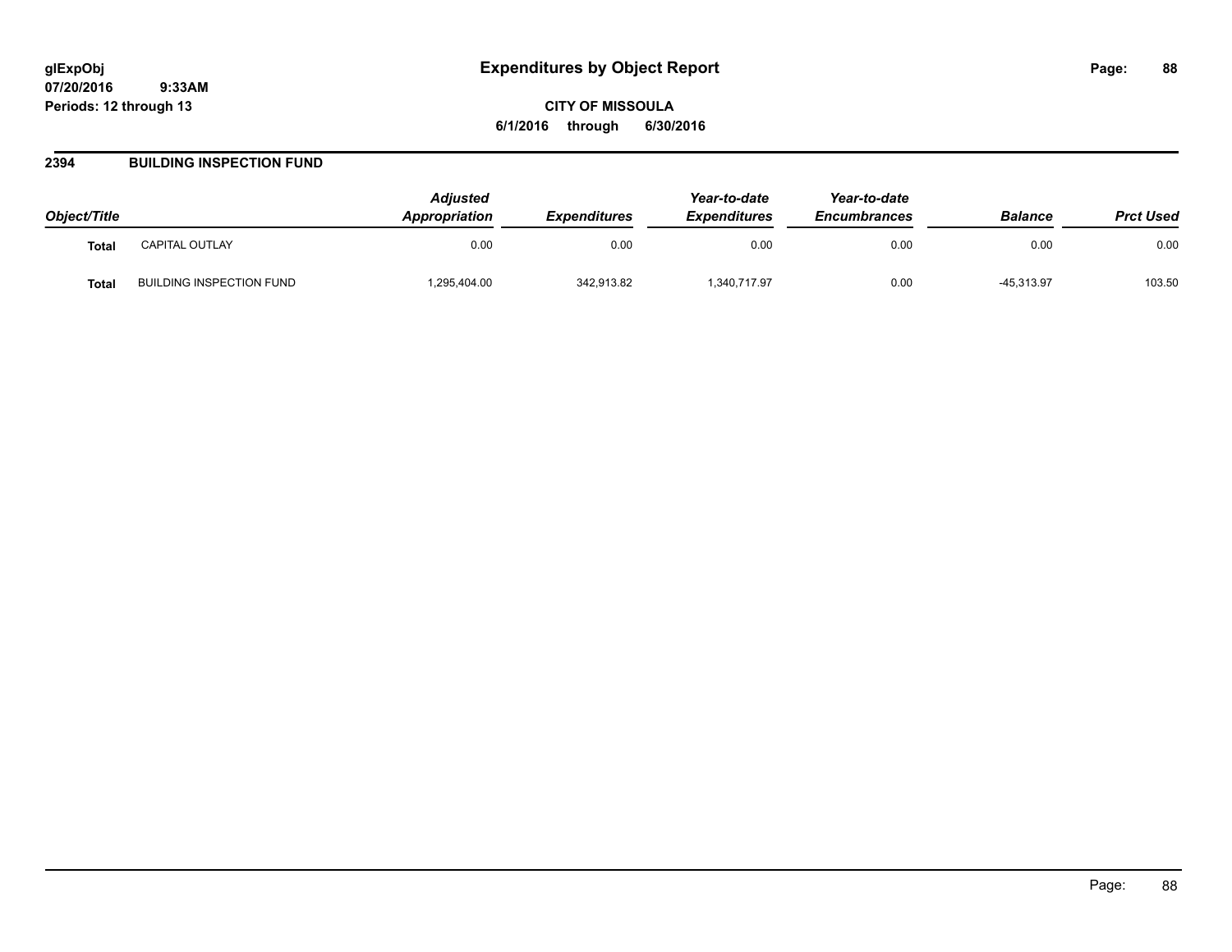**CITY OF MISSOULA**

**6/1/2016 through 6/30/2016**

## 2394 BUILDING INSPECTION FUND

| Object/Title | | Adjusted Appropriation | Expenditures | Year-to-date Expenditures | Year-to-date Encumbrances | Balance | Prct Used |
|---|---|---|---|---|---|---|---|
| **Total** | CAPITAL OUTLAY | 0.00 | 0.00 | 0.00 | 0.00 | 0.00 | 0.00 |
| **Total** | BUILDING INSPECTION FUND | 1,295,404.00 | 342,913.82 | 1,340,717.97 | 0.00 | -45,313.97 | 103.50 |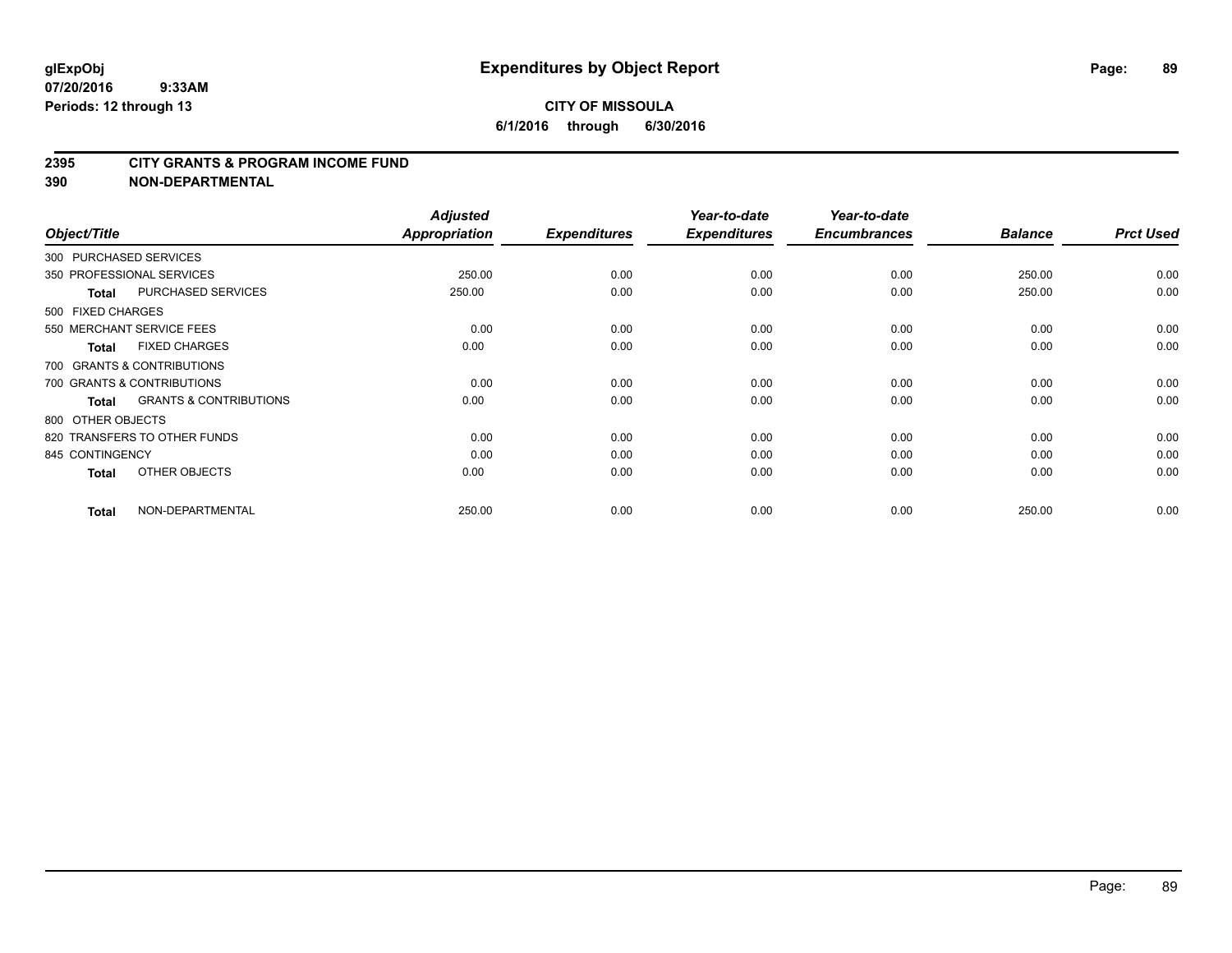# Expenditures by Object Report

glExpObj
07/20/2016 9:33AM
Periods: 12 through 13

**CITY OF MISSOULA**
**6/1/2016 through 6/30/2016**

## 2395 CITY GRANTS & PROGRAM INCOME FUND
## 390 NON-DEPARTMENTAL

| Object/Title | Adjusted Appropriation | Expenditures | Year-to-date Expenditures | Year-to-date Encumbrances | Balance | Prct Used |
|---|---|---|---|---|---|---|
| 300 PURCHASED SERVICES | | | | | | |
| 350 PROFESSIONAL SERVICES | 250.00 | 0.00 | 0.00 | 0.00 | 250.00 | 0.00 |
| **Total** PURCHASED SERVICES | 250.00 | 0.00 | 0.00 | 0.00 | 250.00 | 0.00 |
| 500 FIXED CHARGES | | | | | | |
| 550 MERCHANT SERVICE FEES | 0.00 | 0.00 | 0.00 | 0.00 | 0.00 | 0.00 |
| **Total** FIXED CHARGES | 0.00 | 0.00 | 0.00 | 0.00 | 0.00 | 0.00 |
| 700 GRANTS & CONTRIBUTIONS | | | | | | |
| 700 GRANTS & CONTRIBUTIONS | 0.00 | 0.00 | 0.00 | 0.00 | 0.00 | 0.00 |
| **Total** GRANTS & CONTRIBUTIONS | 0.00 | 0.00 | 0.00 | 0.00 | 0.00 | 0.00 |
| 800 OTHER OBJECTS | | | | | | |
| 820 TRANSFERS TO OTHER FUNDS | 0.00 | 0.00 | 0.00 | 0.00 | 0.00 | 0.00 |
| 845 CONTINGENCY | 0.00 | 0.00 | 0.00 | 0.00 | 0.00 | 0.00 |
| **Total** OTHER OBJECTS | 0.00 | 0.00 | 0.00 | 0.00 | 0.00 | 0.00 |
| **Total** NON-DEPARTMENTAL | 250.00 | 0.00 | 0.00 | 0.00 | 250.00 | 0.00 |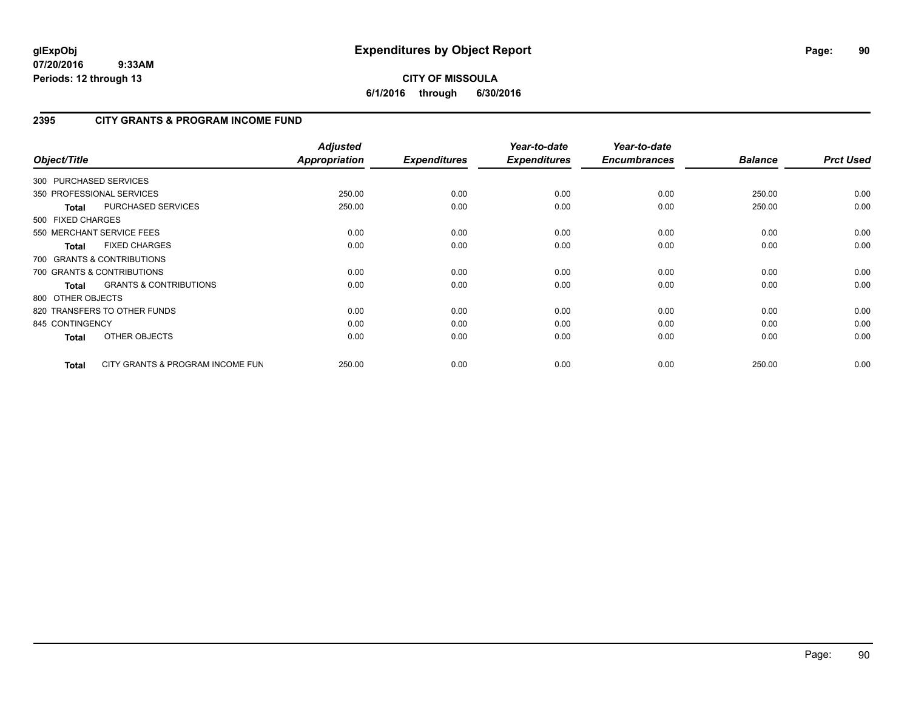**glExpObj** **Expenditures by Object Report**

**07/20/2016 9:33AM**

**Periods: 12 through 13**

**CITY OF MISSOULA**

**6/1/2016 through 6/30/2016**

## 2395 CITY GRANTS & PROGRAM INCOME FUND

| Object/Title | | Adjusted Appropriation | Expenditures | Year-to-date Expenditures | Year-to-date Encumbrances | Balance | Prct Used |
|---|---|---|---|---|---|---|---|
| 300 PURCHASED SERVICES | | | | | | | |
| 350 PROFESSIONAL SERVICES | | 250.00 | 0.00 | 0.00 | 0.00 | 250.00 | 0.00 |
| **Total** | PURCHASED SERVICES | 250.00 | 0.00 | 0.00 | 0.00 | 250.00 | 0.00 |
| 500 FIXED CHARGES | | | | | | | |
| 550 MERCHANT SERVICE FEES | | 0.00 | 0.00 | 0.00 | 0.00 | 0.00 | 0.00 |
| **Total** | FIXED CHARGES | 0.00 | 0.00 | 0.00 | 0.00 | 0.00 | 0.00 |
| 700 GRANTS & CONTRIBUTIONS | | | | | | | |
| 700 GRANTS & CONTRIBUTIONS | | 0.00 | 0.00 | 0.00 | 0.00 | 0.00 | 0.00 |
| **Total** | GRANTS & CONTRIBUTIONS | 0.00 | 0.00 | 0.00 | 0.00 | 0.00 | 0.00 |
| 800 OTHER OBJECTS | | | | | | | |
| 820 TRANSFERS TO OTHER FUNDS | | 0.00 | 0.00 | 0.00 | 0.00 | 0.00 | 0.00 |
| 845 CONTINGENCY | | 0.00 | 0.00 | 0.00 | 0.00 | 0.00 | 0.00 |
| **Total** | OTHER OBJECTS | 0.00 | 0.00 | 0.00 | 0.00 | 0.00 | 0.00 |
| **Total** | CITY GRANTS & PROGRAM INCOME FUN | 250.00 | 0.00 | 0.00 | 0.00 | 250.00 | 0.00 |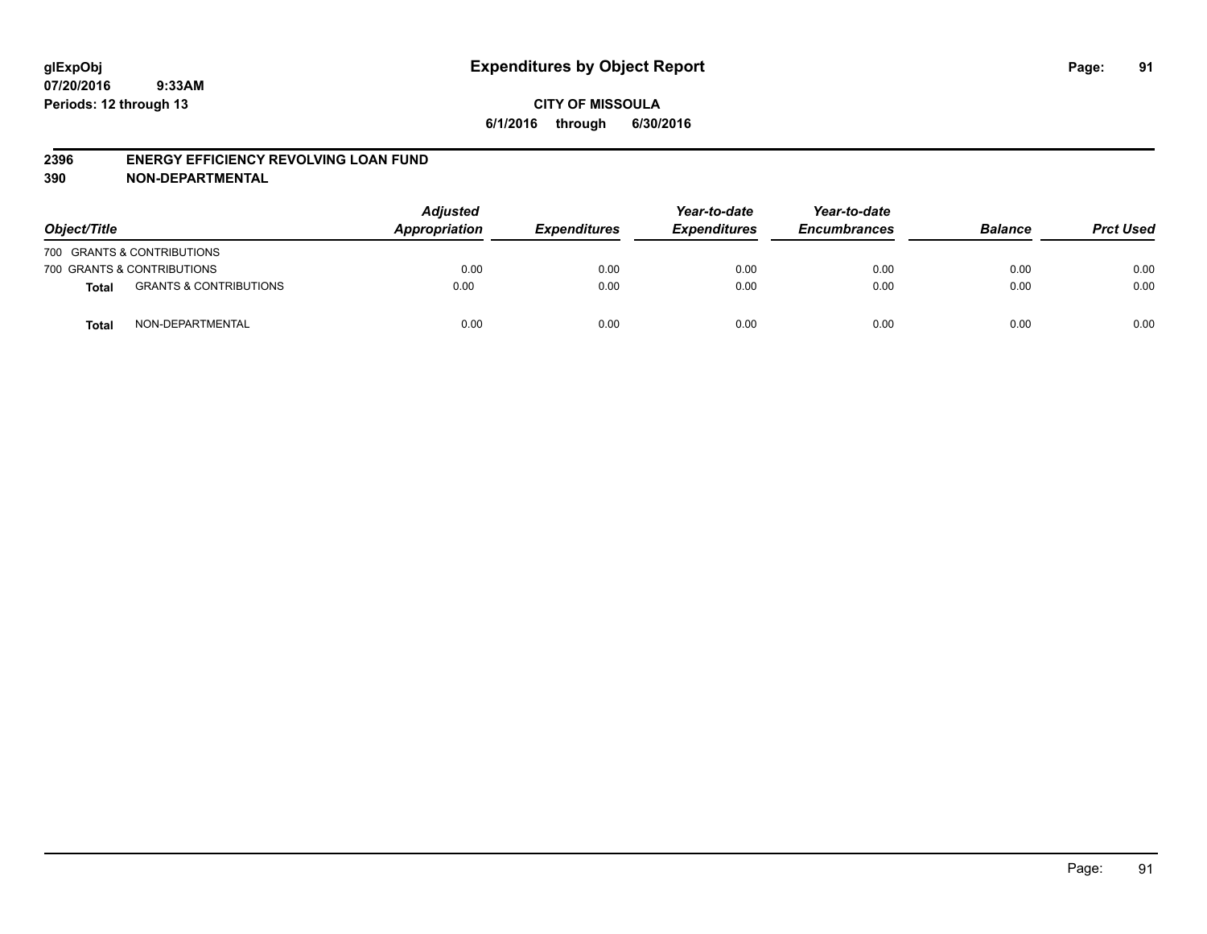**glExpObj** **Expenditures by Object Report**
**07/20/2016 9:33AM**
**Periods: 12 through 13**

**CITY OF MISSOULA**
**6/1/2016 through 6/30/2016**

## 2396 ENERGY EFFICIENCY REVOLVING LOAN FUND
## 390 NON-DEPARTMENTAL

| Object/Title | | Adjusted Appropriation | Expenditures | Year-to-date Expenditures | Year-to-date Encumbrances | Balance | Prct Used |
|---|---|---|---|---|---|---|---|
| 700 GRANTS & CONTRIBUTIONS | | | | | | | |
| 700 GRANTS & CONTRIBUTIONS | | 0.00 | 0.00 | 0.00 | 0.00 | 0.00 | 0.00 |
| **Total** | GRANTS & CONTRIBUTIONS | 0.00 | 0.00 | 0.00 | 0.00 | 0.00 | 0.00 |
| **Total** | NON-DEPARTMENTAL | 0.00 | 0.00 | 0.00 | 0.00 | 0.00 | 0.00 |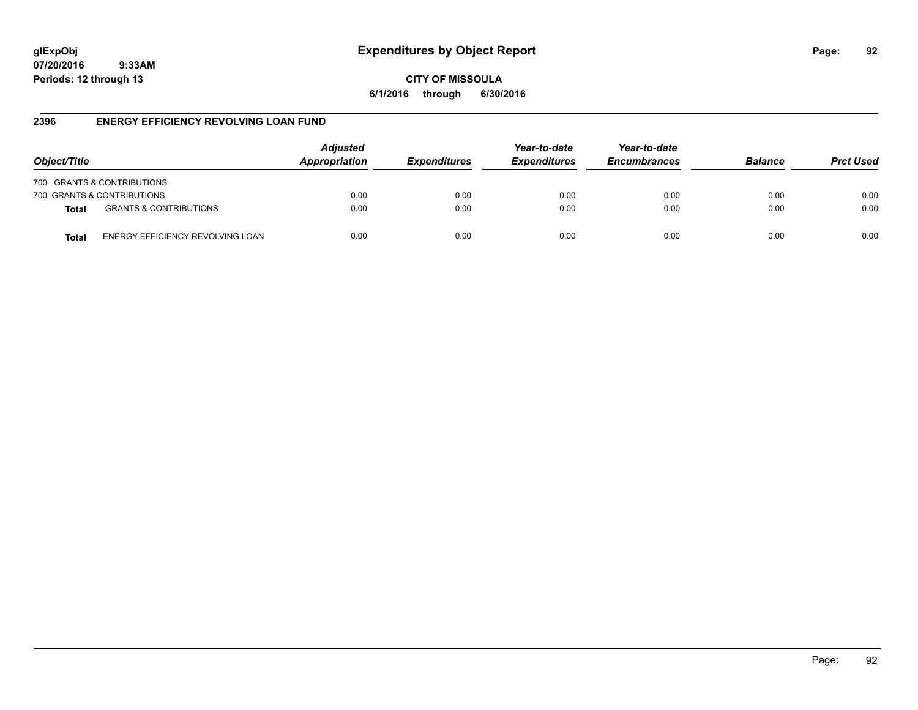glExpObj
07/20/2016 9:33AM
Periods: 12 through 13

# Expenditures by Object Report

**CITY OF MISSOULA**

**6/1/2016 through 6/30/2016**

## 2396 ENERGY EFFICIENCY REVOLVING LOAN FUND

| Object/Title | | Adjusted Appropriation | Expenditures | Year-to-date Expenditures | Year-to-date Encumbrances | Balance | Prct Used |
|---|---|---|---|---|---|---|---|
| 700 GRANTS & CONTRIBUTIONS | | | | | | | |
| 700 GRANTS & CONTRIBUTIONS | | 0.00 | 0.00 | 0.00 | 0.00 | 0.00 | 0.00 |
| **Total** | GRANTS & CONTRIBUTIONS | 0.00 | 0.00 | 0.00 | 0.00 | 0.00 | 0.00 |
| **Total** | ENERGY EFFICIENCY REVOLVING LOAN | 0.00 | 0.00 | 0.00 | 0.00 | 0.00 | 0.00 |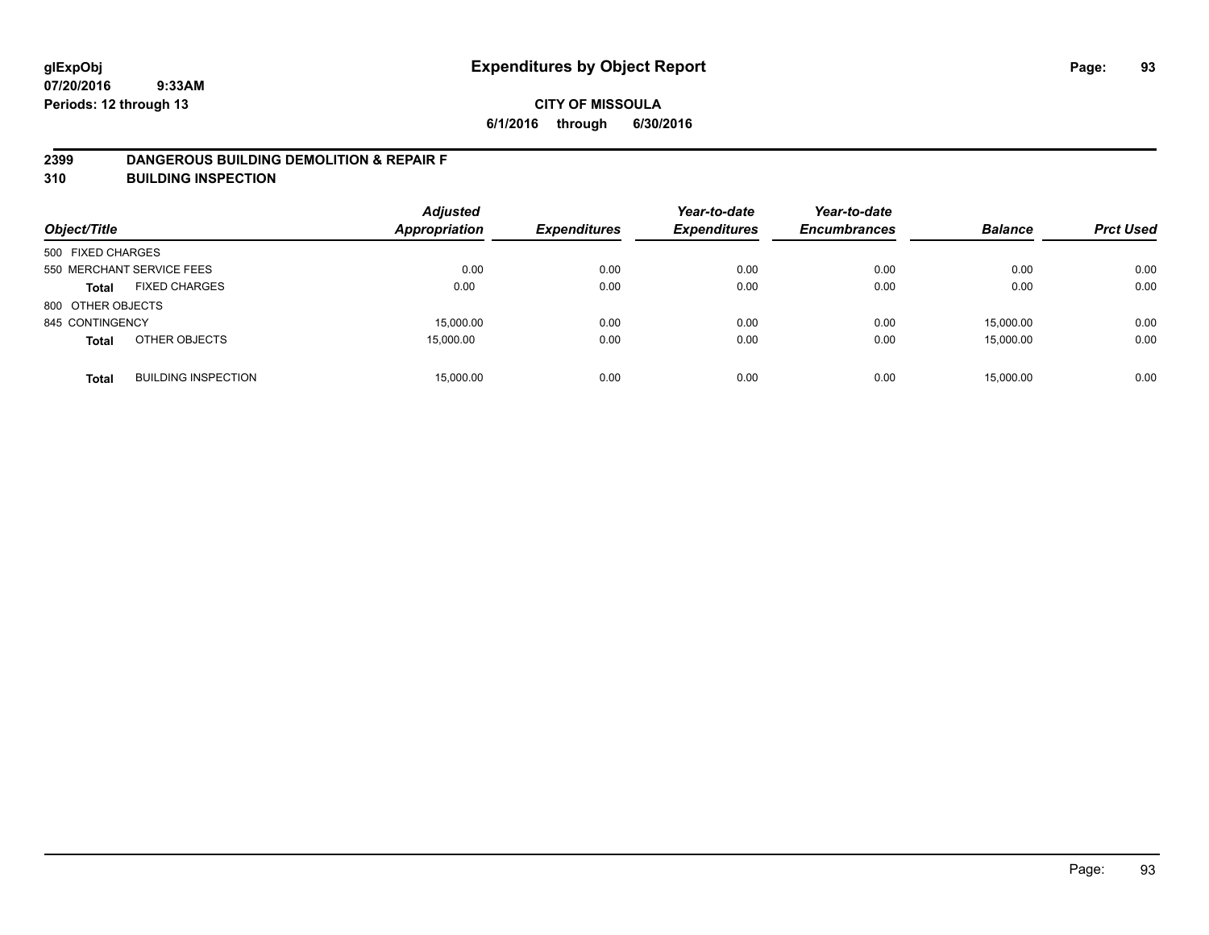**glExpObj**
**07/20/2016 9:33AM**
**Periods: 12 through 13**

# Expenditures by Object Report

**CITY OF MISSOULA**
**6/1/2016 through 6/30/2016**

## 2399 DANGEROUS BUILDING DEMOLITION & REPAIR F
## 310 BUILDING INSPECTION

| Object/Title | | Adjusted Appropriation | Expenditures | Year-to-date Expenditures | Year-to-date Encumbrances | Balance | Prct Used |
|---|---|---|---|---|---|---|---|
| 500 FIXED CHARGES | | | | | | | |
| 550 MERCHANT SERVICE FEES | | 0.00 | 0.00 | 0.00 | 0.00 | 0.00 | 0.00 |
| **Total** | FIXED CHARGES | 0.00 | 0.00 | 0.00 | 0.00 | 0.00 | 0.00 |
| 800 OTHER OBJECTS | | | | | | | |
| 845 CONTINGENCY | | 15,000.00 | 0.00 | 0.00 | 0.00 | 15,000.00 | 0.00 |
| **Total** | OTHER OBJECTS | 15,000.00 | 0.00 | 0.00 | 0.00 | 15,000.00 | 0.00 |
| **Total** | BUILDING INSPECTION | 15,000.00 | 0.00 | 0.00 | 0.00 | 15,000.00 | 0.00 |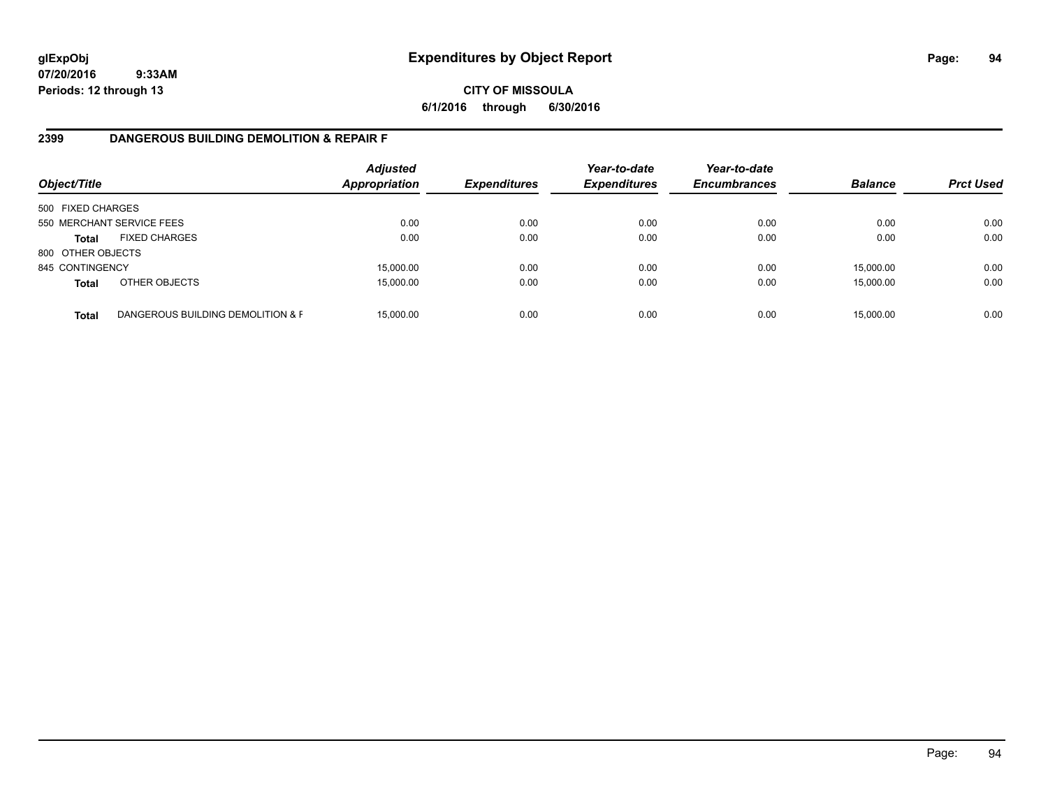**glExpObj** **Expenditures by Object Report**
**07/20/2016 9:33AM**
**Periods: 12 through 13**

**CITY OF MISSOULA**
**6/1/2016 through 6/30/2016**

## 2399 DANGEROUS BUILDING DEMOLITION & REPAIR F

| Object/Title | | Adjusted Appropriation | Expenditures | Year-to-date Expenditures | Year-to-date Encumbrances | Balance | Prct Used |
|---|---|---|---|---|---|---|---|
| 500 FIXED CHARGES | | | | | | | |
| 550 MERCHANT SERVICE FEES | | 0.00 | 0.00 | 0.00 | 0.00 | 0.00 | 0.00 |
| **Total** | FIXED CHARGES | 0.00 | 0.00 | 0.00 | 0.00 | 0.00 | 0.00 |
| 800 OTHER OBJECTS | | | | | | | |
| 845 CONTINGENCY | | 15,000.00 | 0.00 | 0.00 | 0.00 | 15,000.00 | 0.00 |
| **Total** | OTHER OBJECTS | 15,000.00 | 0.00 | 0.00 | 0.00 | 15,000.00 | 0.00 |
| **Total** | DANGEROUS BUILDING DEMOLITION & F | 15,000.00 | 0.00 | 0.00 | 0.00 | 15,000.00 | 0.00 |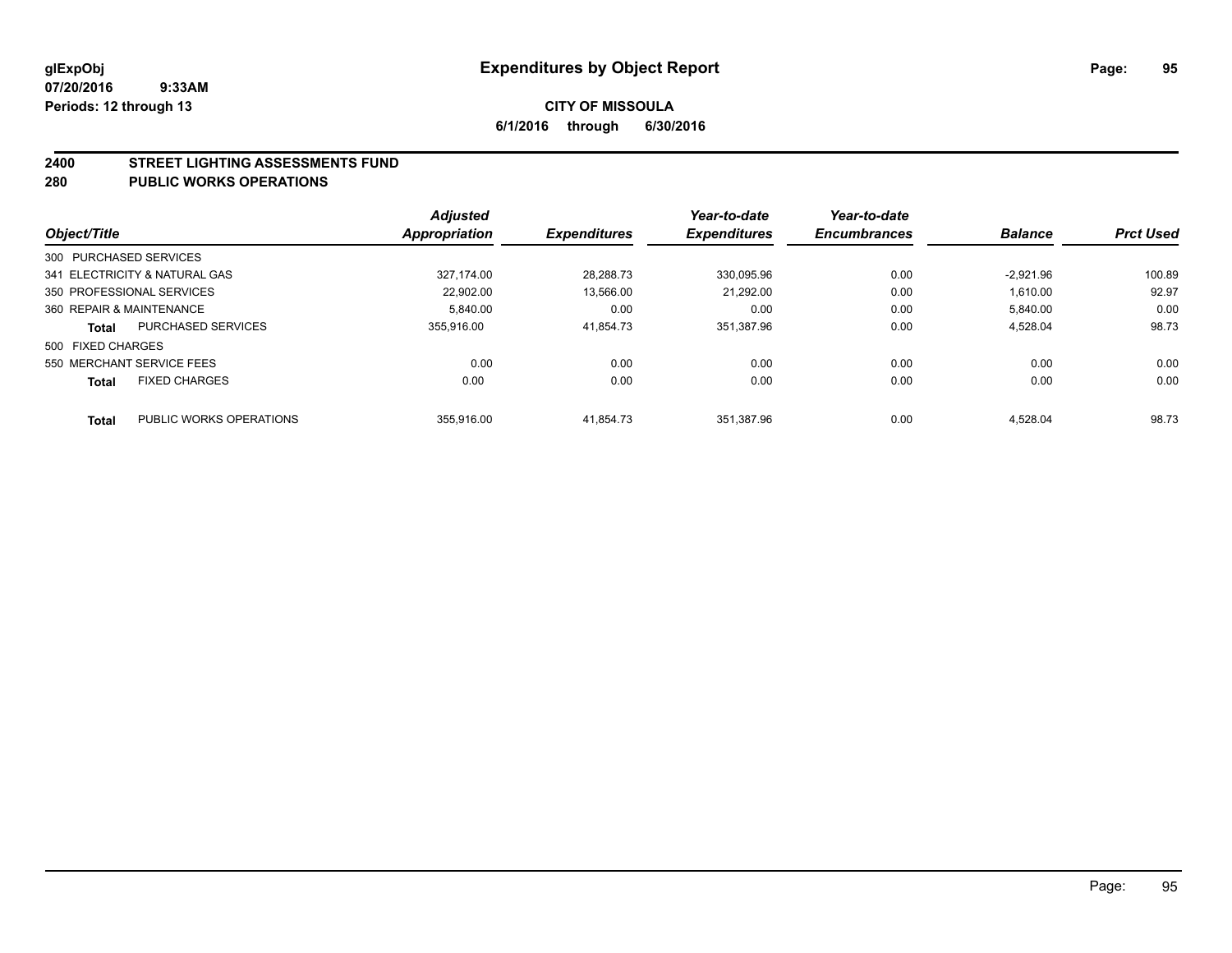**glExpObj** **Expenditures by Object Report**
**07/20/2016 9:33AM**
**Periods: 12 through 13**

**CITY OF MISSOULA**
**6/1/2016 through 6/30/2016**

## 2400 STREET LIGHTING ASSESSMENTS FUND
## 280 PUBLIC WORKS OPERATIONS

| Object/Title | Adjusted Appropriation | Expenditures | Year-to-date Expenditures | Year-to-date Encumbrances | Balance | Prct Used |
|---|---|---|---|---|---|---|
| 300 PURCHASED SERVICES | | | | | | |
| 341 ELECTRICITY & NATURAL GAS | 327,174.00 | 28,288.73 | 330,095.96 | 0.00 | -2,921.96 | 100.89 |
| 350 PROFESSIONAL SERVICES | 22,902.00 | 13,566.00 | 21,292.00 | 0.00 | 1,610.00 | 92.97 |
| 360 REPAIR & MAINTENANCE | 5,840.00 | 0.00 | 0.00 | 0.00 | 5,840.00 | 0.00 |
| **Total** PURCHASED SERVICES | 355,916.00 | 41,854.73 | 351,387.96 | 0.00 | 4,528.04 | 98.73 |
| 500 FIXED CHARGES | | | | | | |
| 550 MERCHANT SERVICE FEES | 0.00 | 0.00 | 0.00 | 0.00 | 0.00 | 0.00 |
| **Total** FIXED CHARGES | 0.00 | 0.00 | 0.00 | 0.00 | 0.00 | 0.00 |
| **Total** PUBLIC WORKS OPERATIONS | 355,916.00 | 41,854.73 | 351,387.96 | 0.00 | 4,528.04 | 98.73 |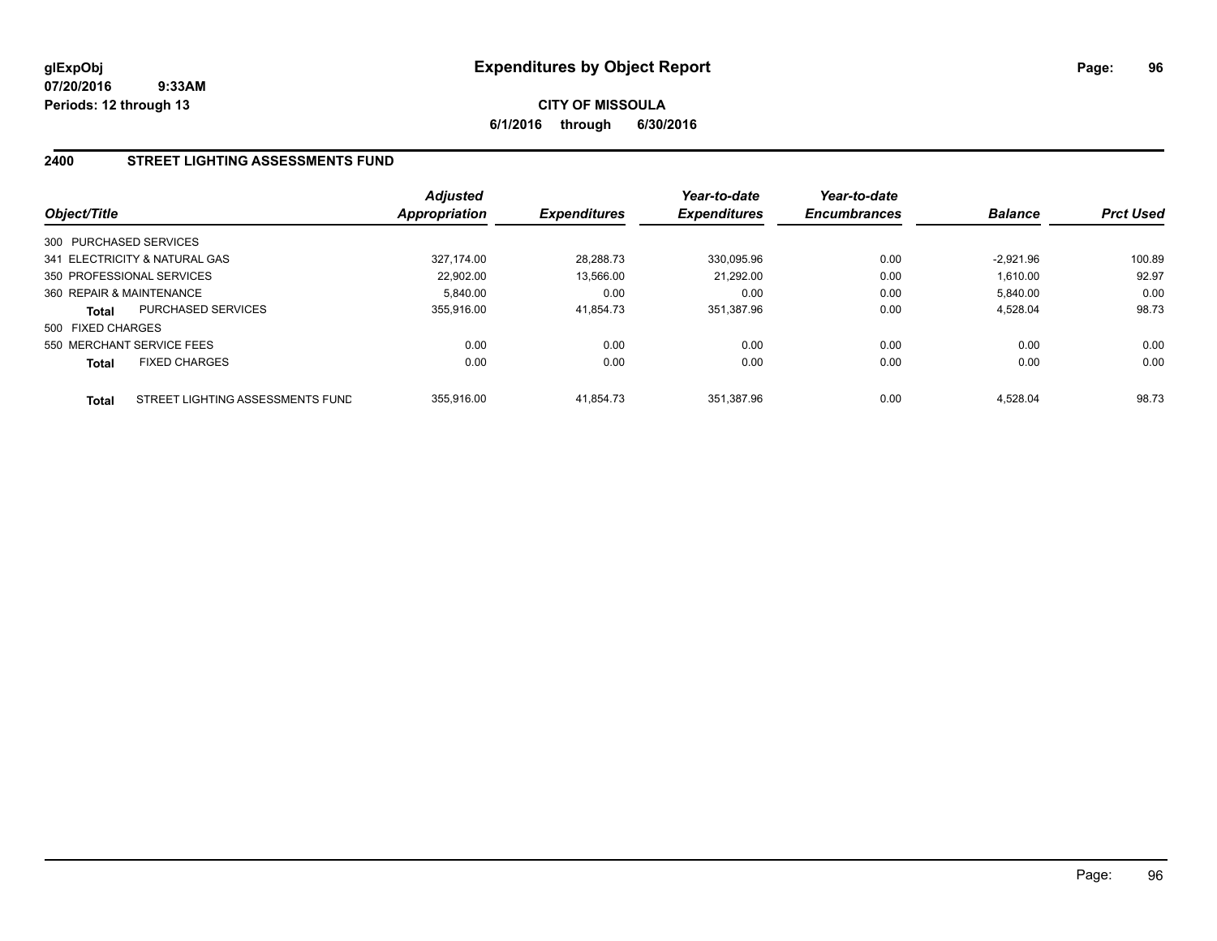# Expenditures by Object Report

glExpObj
07/20/2016 9:33AM
Periods: 12 through 13

**CITY OF MISSOULA**
**6/1/2016 through 6/30/2016**

## 2400 STREET LIGHTING ASSESSMENTS FUND

| Object/Title | | *Adjusted Appropriation* | *Expenditures* | *Year-to-date Expenditures* | *Year-to-date Encumbrances* | *Balance* | *Prct Used* |
|---|---|---|---|---|---|---|---|
| 300 PURCHASED SERVICES | | | | | | | |
| 341 ELECTRICITY & NATURAL GAS | | 327,174.00 | 28,288.73 | 330,095.96 | 0.00 | -2,921.96 | 100.89 |
| 350 PROFESSIONAL SERVICES | | 22,902.00 | 13,566.00 | 21,292.00 | 0.00 | 1,610.00 | 92.97 |
| 360 REPAIR & MAINTENANCE | | 5,840.00 | 0.00 | 0.00 | 0.00 | 5,840.00 | 0.00 |
| **Total** | PURCHASED SERVICES | 355,916.00 | 41,854.73 | 351,387.96 | 0.00 | 4,528.04 | 98.73 |
| 500 FIXED CHARGES | | | | | | | |
| 550 MERCHANT SERVICE FEES | | 0.00 | 0.00 | 0.00 | 0.00 | 0.00 | 0.00 |
| **Total** | FIXED CHARGES | 0.00 | 0.00 | 0.00 | 0.00 | 0.00 | 0.00 |
| **Total** | STREET LIGHTING ASSESSMENTS FUND | 355,916.00 | 41,854.73 | 351,387.96 | 0.00 | 4,528.04 | 98.73 |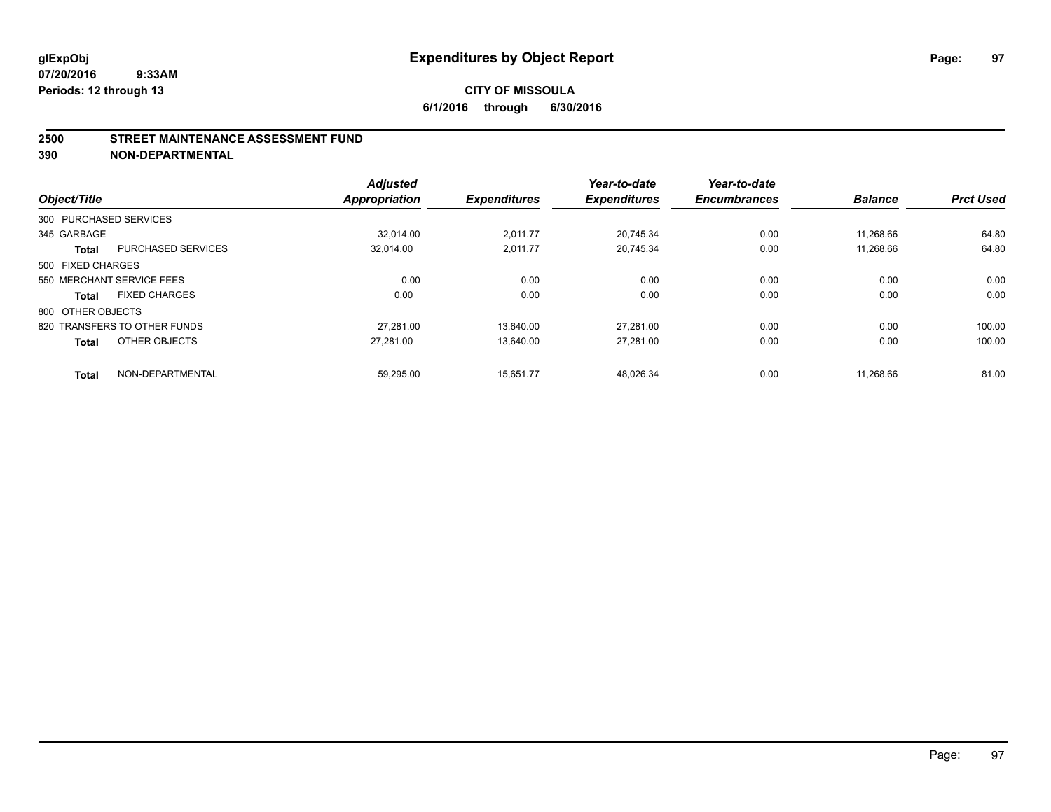# Expenditures by Object Report

glExpObj
07/20/2016 9:33AM
Periods: 12 through 13

**CITY OF MISSOULA**
**6/1/2016 through 6/30/2016**

## 2500 STREET MAINTENANCE ASSESSMENT FUND
## 390 NON-DEPARTMENTAL

| Object/Title | | Adjusted Appropriation | Expenditures | Year-to-date Expenditures | Year-to-date Encumbrances | Balance | Prct Used |
|---|---|---|---|---|---|---|---|
| 300 PURCHASED SERVICES | | | | | | | |
| 345 GARBAGE | | 32,014.00 | 2,011.77 | 20,745.34 | 0.00 | 11,268.66 | 64.80 |
| **Total** | PURCHASED SERVICES | 32,014.00 | 2,011.77 | 20,745.34 | 0.00 | 11,268.66 | 64.80 |
| 500 FIXED CHARGES | | | | | | | |
| 550 MERCHANT SERVICE FEES | | 0.00 | 0.00 | 0.00 | 0.00 | 0.00 | 0.00 |
| **Total** | FIXED CHARGES | 0.00 | 0.00 | 0.00 | 0.00 | 0.00 | 0.00 |
| 800 OTHER OBJECTS | | | | | | | |
| 820 TRANSFERS TO OTHER FUNDS | | 27,281.00 | 13,640.00 | 27,281.00 | 0.00 | 0.00 | 100.00 |
| **Total** | OTHER OBJECTS | 27,281.00 | 13,640.00 | 27,281.00 | 0.00 | 0.00 | 100.00 |
| **Total** | NON-DEPARTMENTAL | 59,295.00 | 15,651.77 | 48,026.34 | 0.00 | 11,268.66 | 81.00 |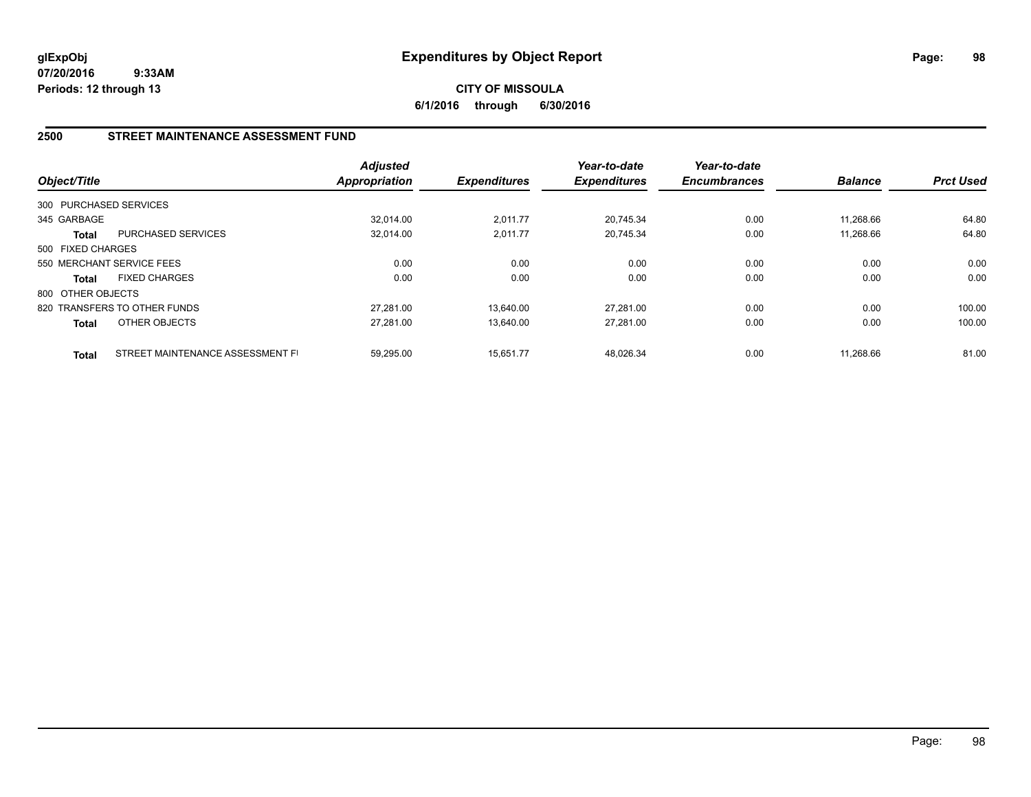**glExpObj**
**07/20/2016 9:33AM**
**Periods: 12 through 13**

# Expenditures by Object Report

**CITY OF MISSOULA**
**6/1/2016 through 6/30/2016**

## 2500 STREET MAINTENANCE ASSESSMENT FUND

| Object/Title | | Adjusted Appropriation | Expenditures | Year-to-date Expenditures | Year-to-date Encumbrances | Balance | Prct Used |
|---|---|---|---|---|---|---|---|
| 300 PURCHASED SERVICES | | | | | | | |
| 345 GARBAGE | | 32,014.00 | 2,011.77 | 20,745.34 | 0.00 | 11,268.66 | 64.80 |
| **Total** | PURCHASED SERVICES | 32,014.00 | 2,011.77 | 20,745.34 | 0.00 | 11,268.66 | 64.80 |
| 500 FIXED CHARGES | | | | | | | |
| 550 MERCHANT SERVICE FEES | | 0.00 | 0.00 | 0.00 | 0.00 | 0.00 | 0.00 |
| **Total** | FIXED CHARGES | 0.00 | 0.00 | 0.00 | 0.00 | 0.00 | 0.00 |
| 800 OTHER OBJECTS | | | | | | | |
| 820 TRANSFERS TO OTHER FUNDS | | 27,281.00 | 13,640.00 | 27,281.00 | 0.00 | 0.00 | 100.00 |
| **Total** | OTHER OBJECTS | 27,281.00 | 13,640.00 | 27,281.00 | 0.00 | 0.00 | 100.00 |
| **Total** | STREET MAINTENANCE ASSESSMENT FI | 59,295.00 | 15,651.77 | 48,026.34 | 0.00 | 11,268.66 | 81.00 |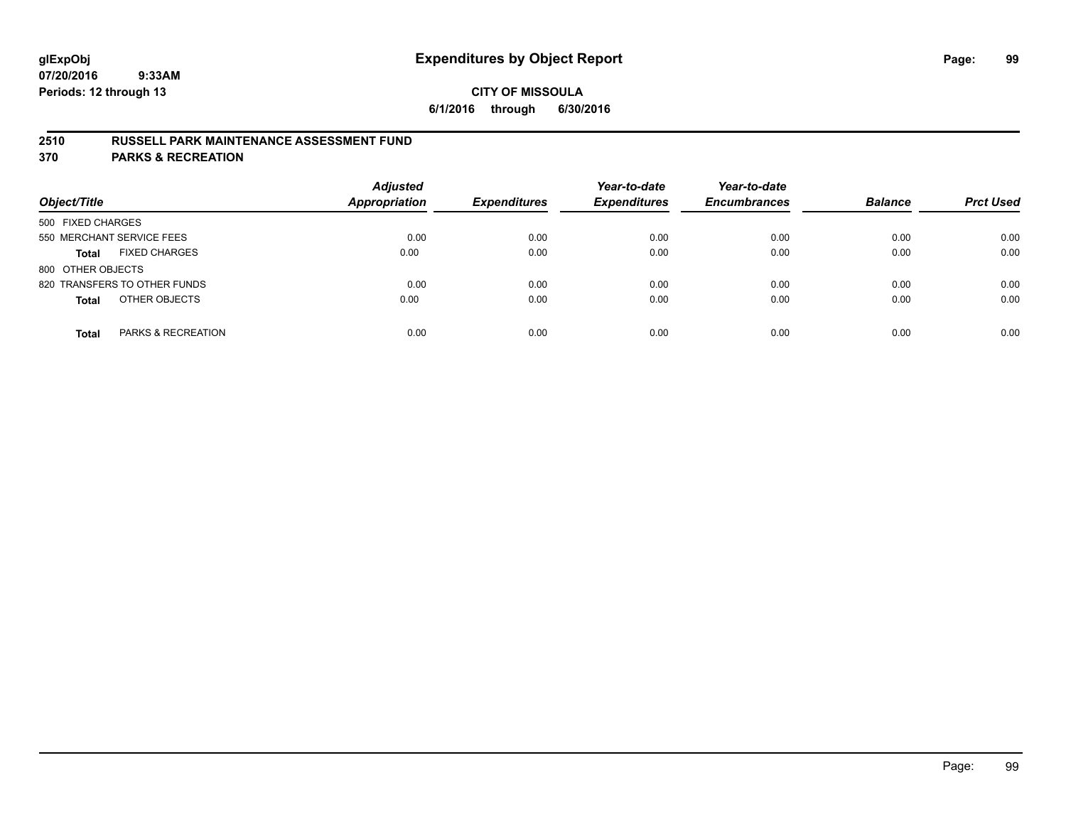# Expenditures by Object Report

glExpObj
07/20/2016 9:33AM
Periods: 12 through 13

**CITY OF MISSOULA**
**6/1/2016 through 6/30/2016**

## 2510 RUSSELL PARK MAINTENANCE ASSESSMENT FUND
## 370 PARKS & RECREATION

| Object/Title | Adjusted Appropriation | Expenditures | Year-to-date Expenditures | Year-to-date Encumbrances | Balance | Prct Used |
|---|---|---|---|---|---|---|
| 500 FIXED CHARGES | | | | | | |
| 550 MERCHANT SERVICE FEES | 0.00 | 0.00 | 0.00 | 0.00 | 0.00 | 0.00 |
| **Total** FIXED CHARGES | 0.00 | 0.00 | 0.00 | 0.00 | 0.00 | 0.00 |
| 800 OTHER OBJECTS | | | | | | |
| 820 TRANSFERS TO OTHER FUNDS | 0.00 | 0.00 | 0.00 | 0.00 | 0.00 | 0.00 |
| **Total** OTHER OBJECTS | 0.00 | 0.00 | 0.00 | 0.00 | 0.00 | 0.00 |
| **Total** PARKS & RECREATION | 0.00 | 0.00 | 0.00 | 0.00 | 0.00 | 0.00 |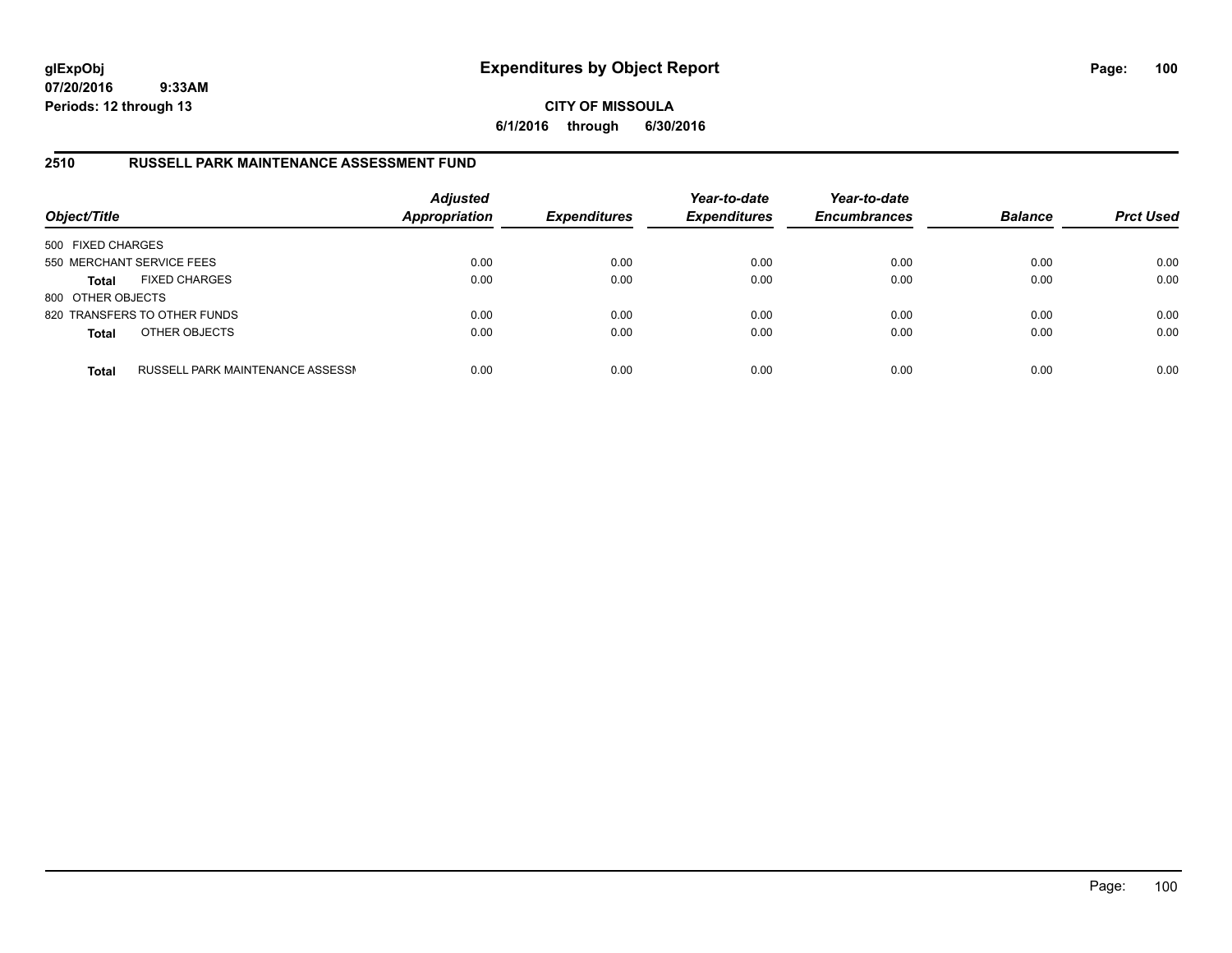# Expenditures by Object Report

glExpObj
07/20/2016 9:33AM
Periods: 12 through 13

**CITY OF MISSOULA**
**6/1/2016 through 6/30/2016**

## 2510 RUSSELL PARK MAINTENANCE ASSESSMENT FUND

| Object/Title | | Adjusted Appropriation | Expenditures | Year-to-date Expenditures | Year-to-date Encumbrances | Balance | Prct Used |
|---|---|---|---|---|---|---|---|
| 500 FIXED CHARGES | | | | | | | |
| 550 MERCHANT SERVICE FEES | | 0.00 | 0.00 | 0.00 | 0.00 | 0.00 | 0.00 |
| **Total** | FIXED CHARGES | 0.00 | 0.00 | 0.00 | 0.00 | 0.00 | 0.00 |
| 800 OTHER OBJECTS | | | | | | | |
| 820 TRANSFERS TO OTHER FUNDS | | 0.00 | 0.00 | 0.00 | 0.00 | 0.00 | 0.00 |
| **Total** | OTHER OBJECTS | 0.00 | 0.00 | 0.00 | 0.00 | 0.00 | 0.00 |
| **Total** | RUSSELL PARK MAINTENANCE ASSESSI | 0.00 | 0.00 | 0.00 | 0.00 | 0.00 | 0.00 |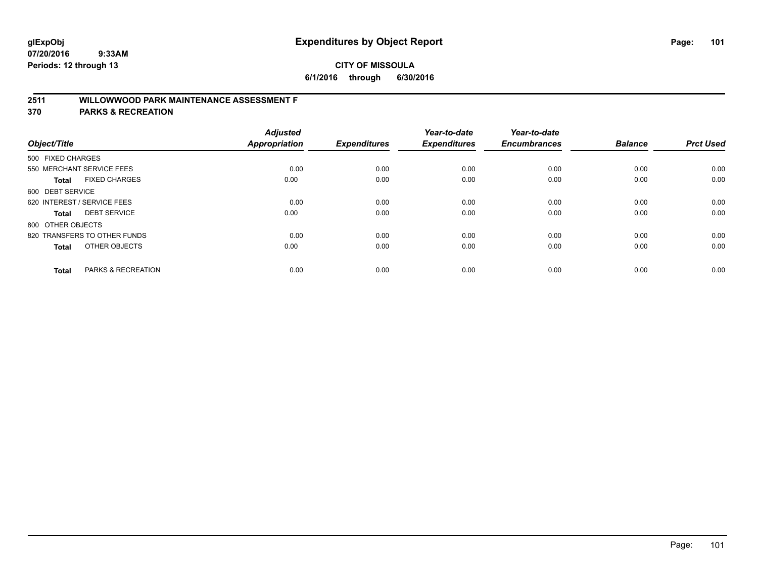# Expenditures by Object Report

glExpObj
07/20/2016 9:33AM
Periods: 12 through 13

**CITY OF MISSOULA**
**6/1/2016 through 6/30/2016**

## 2511 WILLOWWOOD PARK MAINTENANCE ASSESSMENT F
## 370 PARKS & RECREATION

| Object/Title | Adjusted Appropriation | Expenditures | Year-to-date Expenditures | Year-to-date Encumbrances | Balance | Prct Used |
|---|---|---|---|---|---|---|
| 500 FIXED CHARGES | | | | | | |
| 550 MERCHANT SERVICE FEES | 0.00 | 0.00 | 0.00 | 0.00 | 0.00 | 0.00 |
| **Total** FIXED CHARGES | 0.00 | 0.00 | 0.00 | 0.00 | 0.00 | 0.00 |
| 600 DEBT SERVICE | | | | | | |
| 620 INTEREST / SERVICE FEES | 0.00 | 0.00 | 0.00 | 0.00 | 0.00 | 0.00 |
| **Total** DEBT SERVICE | 0.00 | 0.00 | 0.00 | 0.00 | 0.00 | 0.00 |
| 800 OTHER OBJECTS | | | | | | |
| 820 TRANSFERS TO OTHER FUNDS | 0.00 | 0.00 | 0.00 | 0.00 | 0.00 | 0.00 |
| **Total** OTHER OBJECTS | 0.00 | 0.00 | 0.00 | 0.00 | 0.00 | 0.00 |
| **Total** PARKS & RECREATION | 0.00 | 0.00 | 0.00 | 0.00 | 0.00 | 0.00 |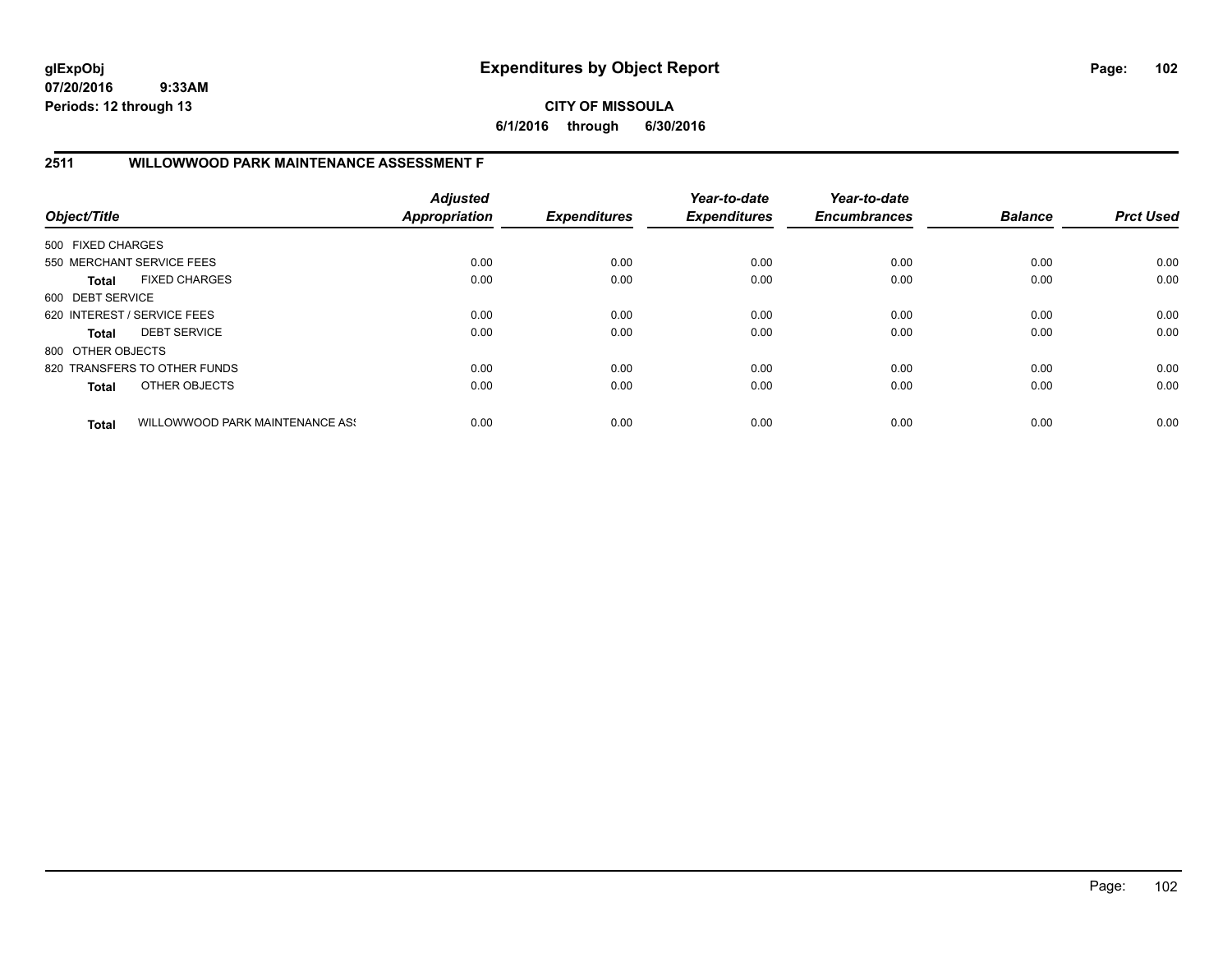## Expenditures by Object Report

**CITY OF MISSOULA**

**6/1/2016 through 6/30/2016**

glExpObj
07/20/2016 9:33AM
Periods: 12 through 13

### 2511 WILLOWWOOD PARK MAINTENANCE ASSESSMENT F

| Object/Title | | Adjusted Appropriation | Expenditures | Year-to-date Expenditures | Year-to-date Encumbrances | Balance | Prct Used |
|---|---|---|---|---|---|---|---|
| 500 FIXED CHARGES | | | | | | | |
| 550 MERCHANT SERVICE FEES | | 0.00 | 0.00 | 0.00 | 0.00 | 0.00 | 0.00 |
| **Total** | FIXED CHARGES | 0.00 | 0.00 | 0.00 | 0.00 | 0.00 | 0.00 |
| 600 DEBT SERVICE | | | | | | | |
| 620 INTEREST / SERVICE FEES | | 0.00 | 0.00 | 0.00 | 0.00 | 0.00 | 0.00 |
| **Total** | DEBT SERVICE | 0.00 | 0.00 | 0.00 | 0.00 | 0.00 | 0.00 |
| 800 OTHER OBJECTS | | | | | | | |
| 820 TRANSFERS TO OTHER FUNDS | | 0.00 | 0.00 | 0.00 | 0.00 | 0.00 | 0.00 |
| **Total** | OTHER OBJECTS | 0.00 | 0.00 | 0.00 | 0.00 | 0.00 | 0.00 |
| **Total** | WILLOWWOOD PARK MAINTENANCE ASS | 0.00 | 0.00 | 0.00 | 0.00 | 0.00 | 0.00 |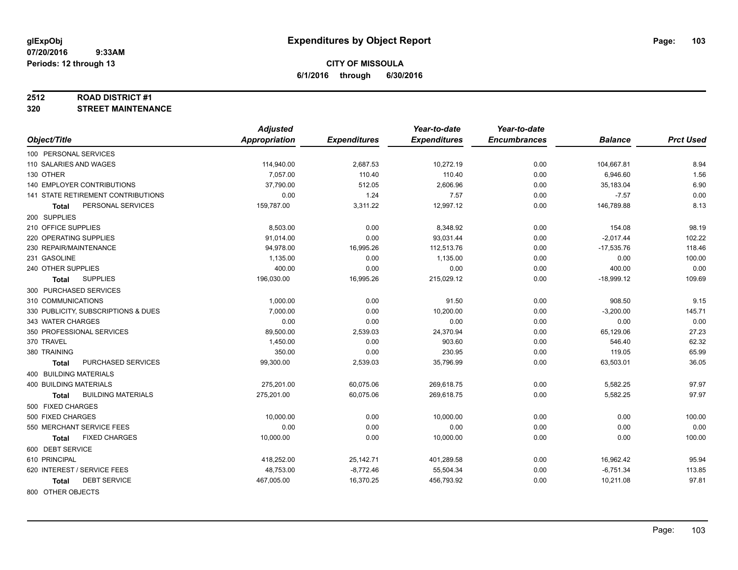glExpObj
07/20/2016 9:33AM
Periods: 12 through 13

# Expenditures by Object Report

**CITY OF MISSOULA**
**6/1/2016 through 6/30/2016**

**2512 ROAD DISTRICT #1**
**320 STREET MAINTENANCE**

| Object/Title | Adjusted Appropriation | Expenditures | Year-to-date Expenditures | Year-to-date Encumbrances | Balance | Prct Used |
|---|---|---|---|---|---|---|
| 100 PERSONAL SERVICES | | | | | | |
| 110 SALARIES AND WAGES | 114,940.00 | 2,687.53 | 10,272.19 | 0.00 | 104,667.81 | 8.94 |
| 130 OTHER | 7,057.00 | 110.40 | 110.40 | 0.00 | 6,946.60 | 1.56 |
| 140 EMPLOYER CONTRIBUTIONS | 37,790.00 | 512.05 | 2,606.96 | 0.00 | 35,183.04 | 6.90 |
| 141 STATE RETIREMENT CONTRIBUTIONS | 0.00 | 1.24 | 7.57 | 0.00 | -7.57 | 0.00 |
| **Total** PERSONAL SERVICES | 159,787.00 | 3,311.22 | 12,997.12 | 0.00 | 146,789.88 | 8.13 |
| 200 SUPPLIES | | | | | | |
| 210 OFFICE SUPPLIES | 8,503.00 | 0.00 | 8,348.92 | 0.00 | 154.08 | 98.19 |
| 220 OPERATING SUPPLIES | 91,014.00 | 0.00 | 93,031.44 | 0.00 | -2,017.44 | 102.22 |
| 230 REPAIR/MAINTENANCE | 94,978.00 | 16,995.26 | 112,513.76 | 0.00 | -17,535.76 | 118.46 |
| 231 GASOLINE | 1,135.00 | 0.00 | 1,135.00 | 0.00 | 0.00 | 100.00 |
| 240 OTHER SUPPLIES | 400.00 | 0.00 | 0.00 | 0.00 | 400.00 | 0.00 |
| **Total** SUPPLIES | 196,030.00 | 16,995.26 | 215,029.12 | 0.00 | -18,999.12 | 109.69 |
| 300 PURCHASED SERVICES | | | | | | |
| 310 COMMUNICATIONS | 1,000.00 | 0.00 | 91.50 | 0.00 | 908.50 | 9.15 |
| 330 PUBLICITY, SUBSCRIPTIONS & DUES | 7,000.00 | 0.00 | 10,200.00 | 0.00 | -3,200.00 | 145.71 |
| 343 WATER CHARGES | 0.00 | 0.00 | 0.00 | 0.00 | 0.00 | 0.00 |
| 350 PROFESSIONAL SERVICES | 89,500.00 | 2,539.03 | 24,370.94 | 0.00 | 65,129.06 | 27.23 |
| 370 TRAVEL | 1,450.00 | 0.00 | 903.60 | 0.00 | 546.40 | 62.32 |
| 380 TRAINING | 350.00 | 0.00 | 230.95 | 0.00 | 119.05 | 65.99 |
| **Total** PURCHASED SERVICES | 99,300.00 | 2,539.03 | 35,796.99 | 0.00 | 63,503.01 | 36.05 |
| 400 BUILDING MATERIALS | | | | | | |
| 400 BUILDING MATERIALS | 275,201.00 | 60,075.06 | 269,618.75 | 0.00 | 5,582.25 | 97.97 |
| **Total** BUILDING MATERIALS | 275,201.00 | 60,075.06 | 269,618.75 | 0.00 | 5,582.25 | 97.97 |
| 500 FIXED CHARGES | | | | | | |
| 500 FIXED CHARGES | 10,000.00 | 0.00 | 10,000.00 | 0.00 | 0.00 | 100.00 |
| 550 MERCHANT SERVICE FEES | 0.00 | 0.00 | 0.00 | 0.00 | 0.00 | 0.00 |
| **Total** FIXED CHARGES | 10,000.00 | 0.00 | 10,000.00 | 0.00 | 0.00 | 100.00 |
| 600 DEBT SERVICE | | | | | | |
| 610 PRINCIPAL | 418,252.00 | 25,142.71 | 401,289.58 | 0.00 | 16,962.42 | 95.94 |
| 620 INTEREST / SERVICE FEES | 48,753.00 | -8,772.46 | 55,504.34 | 0.00 | -6,751.34 | 113.85 |
| **Total** DEBT SERVICE | 467,005.00 | 16,370.25 | 456,793.92 | 0.00 | 10,211.08 | 97.81 |
| 800 OTHER OBJECTS | | | | | | |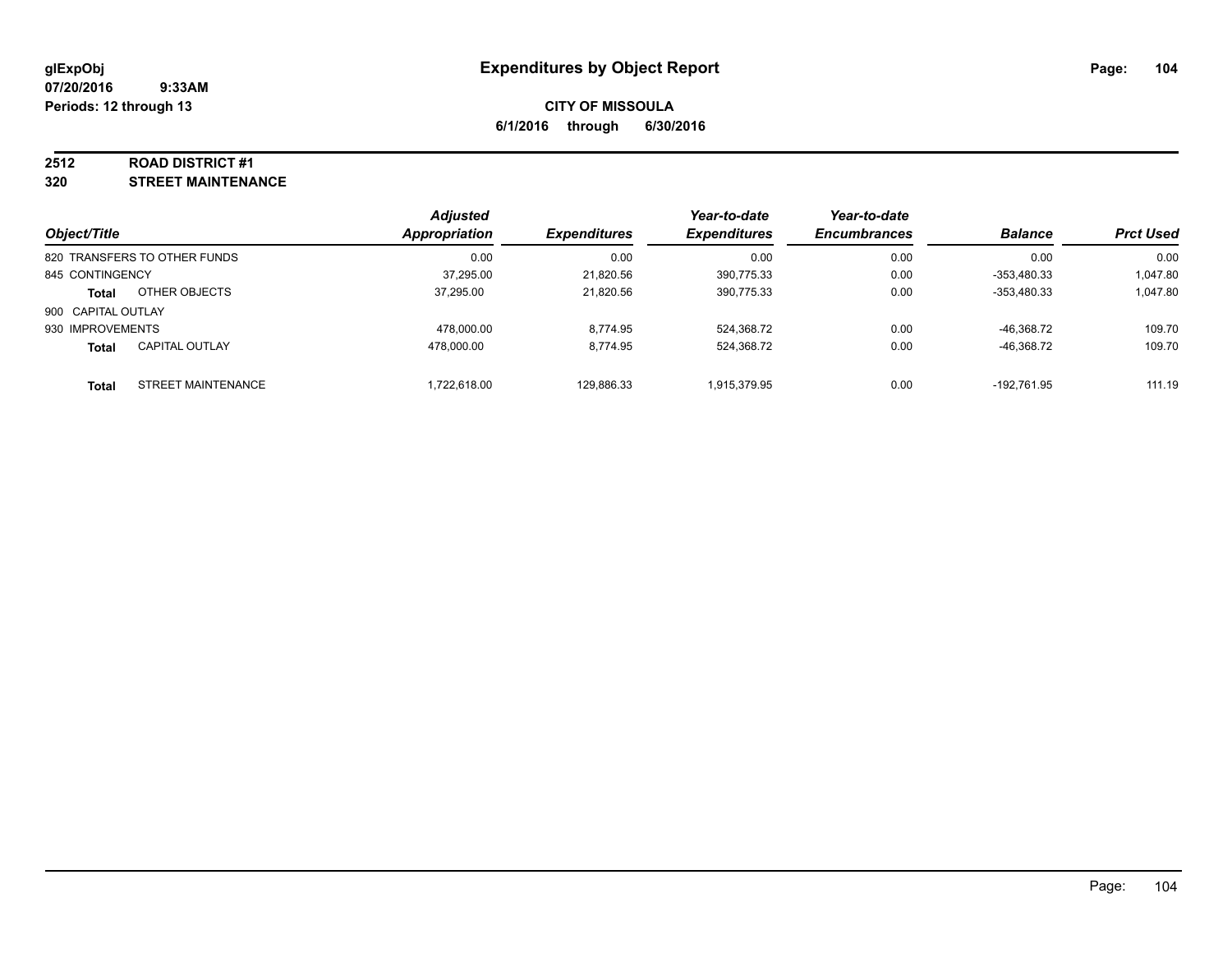**glExpObj**
**07/20/2016 9:33AM**
**Periods: 12 through 13**

# Expenditures by Object Report

**CITY OF MISSOULA**
**6/1/2016 through 6/30/2016**

**2512 ROAD DISTRICT #1**
**320 STREET MAINTENANCE**

| Object/Title | Adjusted Appropriation | Expenditures | Year-to-date Expenditures | Year-to-date Encumbrances | Balance | Prct Used |
|---|---|---|---|---|---|---|
| 820 TRANSFERS TO OTHER FUNDS | 0.00 | 0.00 | 0.00 | 0.00 | 0.00 | 0.00 |
| 845 CONTINGENCY | 37,295.00 | 21,820.56 | 390,775.33 | 0.00 | -353,480.33 | 1,047.80 |
| **Total** OTHER OBJECTS | 37,295.00 | 21,820.56 | 390,775.33 | 0.00 | -353,480.33 | 1,047.80 |
| 900 CAPITAL OUTLAY | | | | | | |
| 930 IMPROVEMENTS | 478,000.00 | 8,774.95 | 524,368.72 | 0.00 | -46,368.72 | 109.70 |
| **Total** CAPITAL OUTLAY | 478,000.00 | 8,774.95 | 524,368.72 | 0.00 | -46,368.72 | 109.70 |
| **Total** STREET MAINTENANCE | 1,722,618.00 | 129,886.33 | 1,915,379.95 | 0.00 | -192,761.95 | 111.19 |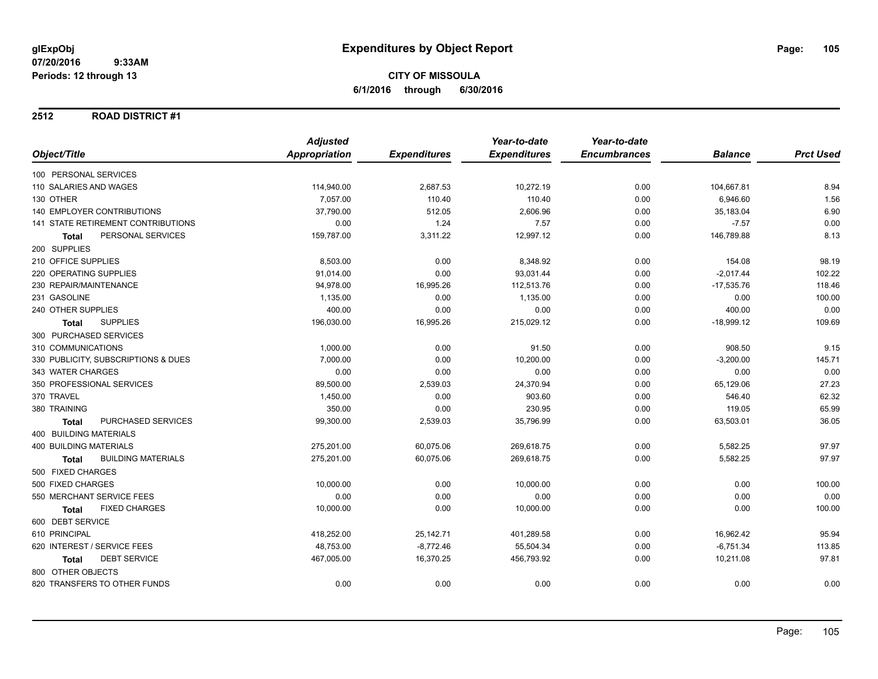**glExpObj**
**07/20/2016 9:33AM**
**Periods: 12 through 13**

# Expenditures by Object Report

**CITY OF MISSOULA**
**6/1/2016 through 6/30/2016**

## 2512 ROAD DISTRICT #1

| Object/Title | Adjusted Appropriation | Expenditures | Year-to-date Expenditures | Year-to-date Encumbrances | Balance | Prct Used |
|---|---|---|---|---|---|---|
| 100 PERSONAL SERVICES | | | | | | |
| 110 SALARIES AND WAGES | 114,940.00 | 2,687.53 | 10,272.19 | 0.00 | 104,667.81 | 8.94 |
| 130 OTHER | 7,057.00 | 110.40 | 110.40 | 0.00 | 6,946.60 | 1.56 |
| 140 EMPLOYER CONTRIBUTIONS | 37,790.00 | 512.05 | 2,606.96 | 0.00 | 35,183.04 | 6.90 |
| 141 STATE RETIREMENT CONTRIBUTIONS | 0.00 | 1.24 | 7.57 | 0.00 | -7.57 | 0.00 |
| **Total** PERSONAL SERVICES | 159,787.00 | 3,311.22 | 12,997.12 | 0.00 | 146,789.88 | 8.13 |
| 200 SUPPLIES | | | | | | |
| 210 OFFICE SUPPLIES | 8,503.00 | 0.00 | 8,348.92 | 0.00 | 154.08 | 98.19 |
| 220 OPERATING SUPPLIES | 91,014.00 | 0.00 | 93,031.44 | 0.00 | -2,017.44 | 102.22 |
| 230 REPAIR/MAINTENANCE | 94,978.00 | 16,995.26 | 112,513.76 | 0.00 | -17,535.76 | 118.46 |
| 231 GASOLINE | 1,135.00 | 0.00 | 1,135.00 | 0.00 | 0.00 | 100.00 |
| 240 OTHER SUPPLIES | 400.00 | 0.00 | 0.00 | 0.00 | 400.00 | 0.00 |
| **Total** SUPPLIES | 196,030.00 | 16,995.26 | 215,029.12 | 0.00 | -18,999.12 | 109.69 |
| 300 PURCHASED SERVICES | | | | | | |
| 310 COMMUNICATIONS | 1,000.00 | 0.00 | 91.50 | 0.00 | 908.50 | 9.15 |
| 330 PUBLICITY, SUBSCRIPTIONS & DUES | 7,000.00 | 0.00 | 10,200.00 | 0.00 | -3,200.00 | 145.71 |
| 343 WATER CHARGES | 0.00 | 0.00 | 0.00 | 0.00 | 0.00 | 0.00 |
| 350 PROFESSIONAL SERVICES | 89,500.00 | 2,539.03 | 24,370.94 | 0.00 | 65,129.06 | 27.23 |
| 370 TRAVEL | 1,450.00 | 0.00 | 903.60 | 0.00 | 546.40 | 62.32 |
| 380 TRAINING | 350.00 | 0.00 | 230.95 | 0.00 | 119.05 | 65.99 |
| **Total** PURCHASED SERVICES | 99,300.00 | 2,539.03 | 35,796.99 | 0.00 | 63,503.01 | 36.05 |
| 400 BUILDING MATERIALS | | | | | | |
| 400 BUILDING MATERIALS | 275,201.00 | 60,075.06 | 269,618.75 | 0.00 | 5,582.25 | 97.97 |
| **Total** BUILDING MATERIALS | 275,201.00 | 60,075.06 | 269,618.75 | 0.00 | 5,582.25 | 97.97 |
| 500 FIXED CHARGES | | | | | | |
| 500 FIXED CHARGES | 10,000.00 | 0.00 | 10,000.00 | 0.00 | 0.00 | 100.00 |
| 550 MERCHANT SERVICE FEES | 0.00 | 0.00 | 0.00 | 0.00 | 0.00 | 0.00 |
| **Total** FIXED CHARGES | 10,000.00 | 0.00 | 10,000.00 | 0.00 | 0.00 | 100.00 |
| 600 DEBT SERVICE | | | | | | |
| 610 PRINCIPAL | 418,252.00 | 25,142.71 | 401,289.58 | 0.00 | 16,962.42 | 95.94 |
| 620 INTEREST / SERVICE FEES | 48,753.00 | -8,772.46 | 55,504.34 | 0.00 | -6,751.34 | 113.85 |
| **Total** DEBT SERVICE | 467,005.00 | 16,370.25 | 456,793.92 | 0.00 | 10,211.08 | 97.81 |
| 800 OTHER OBJECTS | | | | | | |
| 820 TRANSFERS TO OTHER FUNDS | 0.00 | 0.00 | 0.00 | 0.00 | 0.00 | 0.00 |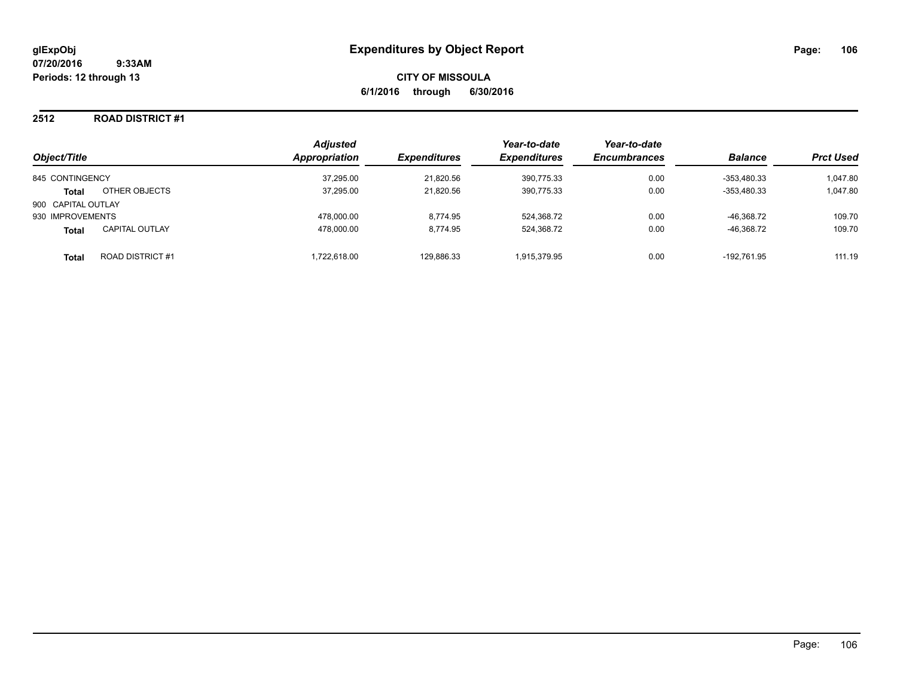# Expenditures by Object Report

glExpObj
07/20/2016 9:33AM
Periods: 12 through 13

**CITY OF MISSOULA**
**6/1/2016 through 6/30/2016**

## 2512 ROAD DISTRICT #1

| Object/Title | | Adjusted Appropriation | Expenditures | Year-to-date Expenditures | Year-to-date Encumbrances | Balance | Prct Used |
|---|---|---|---|---|---|---|---|
| 845 CONTINGENCY | | 37,295.00 | 21,820.56 | 390,775.33 | 0.00 | -353,480.33 | 1,047.80 |
| **Total** | OTHER OBJECTS | 37,295.00 | 21,820.56 | 390,775.33 | 0.00 | -353,480.33 | 1,047.80 |
| 900 CAPITAL OUTLAY | | | | | | | |
| 930 IMPROVEMENTS | | 478,000.00 | 8,774.95 | 524,368.72 | 0.00 | -46,368.72 | 109.70 |
| **Total** | CAPITAL OUTLAY | 478,000.00 | 8,774.95 | 524,368.72 | 0.00 | -46,368.72 | 109.70 |
| **Total** | ROAD DISTRICT #1 | 1,722,618.00 | 129,886.33 | 1,915,379.95 | 0.00 | -192,761.95 | 111.19 |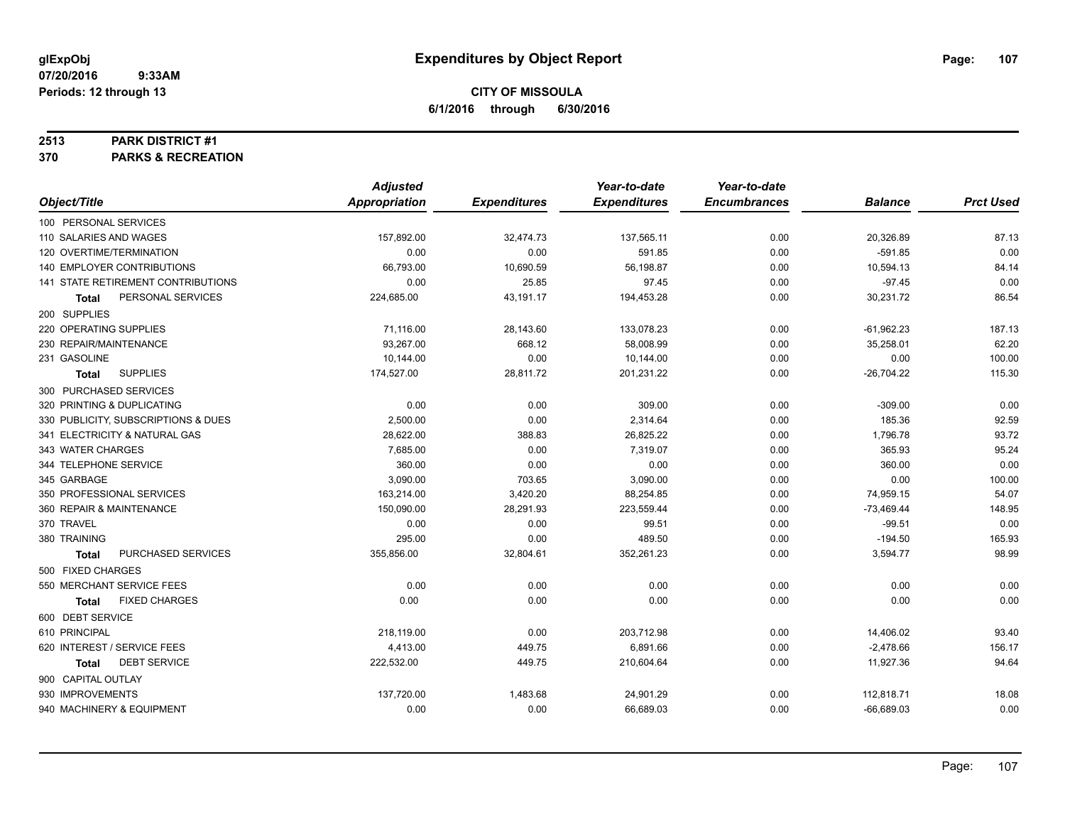# Expenditures by Object Report

glExpObj
07/20/2016 9:33AM
Periods: 12 through 13

**CITY OF MISSOULA**
**6/1/2016 through 6/30/2016**

**2513 PARK DISTRICT #1**
**370 PARKS & RECREATION**

| Object/Title | Adjusted Appropriation | Expenditures | Year-to-date Expenditures | Year-to-date Encumbrances | Balance | Prct Used |
|---|---|---|---|---|---|---|
| 100 PERSONAL SERVICES | | | | | | |
| 110 SALARIES AND WAGES | 157,892.00 | 32,474.73 | 137,565.11 | 0.00 | 20,326.89 | 87.13 |
| 120 OVERTIME/TERMINATION | 0.00 | 0.00 | 591.85 | 0.00 | -591.85 | 0.00 |
| 140 EMPLOYER CONTRIBUTIONS | 66,793.00 | 10,690.59 | 56,198.87 | 0.00 | 10,594.13 | 84.14 |
| 141 STATE RETIREMENT CONTRIBUTIONS | 0.00 | 25.85 | 97.45 | 0.00 | -97.45 | 0.00 |
| **Total** PERSONAL SERVICES | 224,685.00 | 43,191.17 | 194,453.28 | 0.00 | 30,231.72 | 86.54 |
| 200 SUPPLIES | | | | | | |
| 220 OPERATING SUPPLIES | 71,116.00 | 28,143.60 | 133,078.23 | 0.00 | -61,962.23 | 187.13 |
| 230 REPAIR/MAINTENANCE | 93,267.00 | 668.12 | 58,008.99 | 0.00 | 35,258.01 | 62.20 |
| 231 GASOLINE | 10,144.00 | 0.00 | 10,144.00 | 0.00 | 0.00 | 100.00 |
| **Total** SUPPLIES | 174,527.00 | 28,811.72 | 201,231.22 | 0.00 | -26,704.22 | 115.30 |
| 300 PURCHASED SERVICES | | | | | | |
| 320 PRINTING & DUPLICATING | 0.00 | 0.00 | 309.00 | 0.00 | -309.00 | 0.00 |
| 330 PUBLICITY, SUBSCRIPTIONS & DUES | 2,500.00 | 0.00 | 2,314.64 | 0.00 | 185.36 | 92.59 |
| 341 ELECTRICITY & NATURAL GAS | 28,622.00 | 388.83 | 26,825.22 | 0.00 | 1,796.78 | 93.72 |
| 343 WATER CHARGES | 7,685.00 | 0.00 | 7,319.07 | 0.00 | 365.93 | 95.24 |
| 344 TELEPHONE SERVICE | 360.00 | 0.00 | 0.00 | 0.00 | 360.00 | 0.00 |
| 345 GARBAGE | 3,090.00 | 703.65 | 3,090.00 | 0.00 | 0.00 | 100.00 |
| 350 PROFESSIONAL SERVICES | 163,214.00 | 3,420.20 | 88,254.85 | 0.00 | 74,959.15 | 54.07 |
| 360 REPAIR & MAINTENANCE | 150,090.00 | 28,291.93 | 223,559.44 | 0.00 | -73,469.44 | 148.95 |
| 370 TRAVEL | 0.00 | 0.00 | 99.51 | 0.00 | -99.51 | 0.00 |
| 380 TRAINING | 295.00 | 0.00 | 489.50 | 0.00 | -194.50 | 165.93 |
| **Total** PURCHASED SERVICES | 355,856.00 | 32,804.61 | 352,261.23 | 0.00 | 3,594.77 | 98.99 |
| 500 FIXED CHARGES | | | | | | |
| 550 MERCHANT SERVICE FEES | 0.00 | 0.00 | 0.00 | 0.00 | 0.00 | 0.00 |
| **Total** FIXED CHARGES | 0.00 | 0.00 | 0.00 | 0.00 | 0.00 | 0.00 |
| 600 DEBT SERVICE | | | | | | |
| 610 PRINCIPAL | 218,119.00 | 0.00 | 203,712.98 | 0.00 | 14,406.02 | 93.40 |
| 620 INTEREST / SERVICE FEES | 4,413.00 | 449.75 | 6,891.66 | 0.00 | -2,478.66 | 156.17 |
| **Total** DEBT SERVICE | 222,532.00 | 449.75 | 210,604.64 | 0.00 | 11,927.36 | 94.64 |
| 900 CAPITAL OUTLAY | | | | | | |
| 930 IMPROVEMENTS | 137,720.00 | 1,483.68 | 24,901.29 | 0.00 | 112,818.71 | 18.08 |
| 940 MACHINERY & EQUIPMENT | 0.00 | 0.00 | 66,689.03 | 0.00 | -66,689.03 | 0.00 |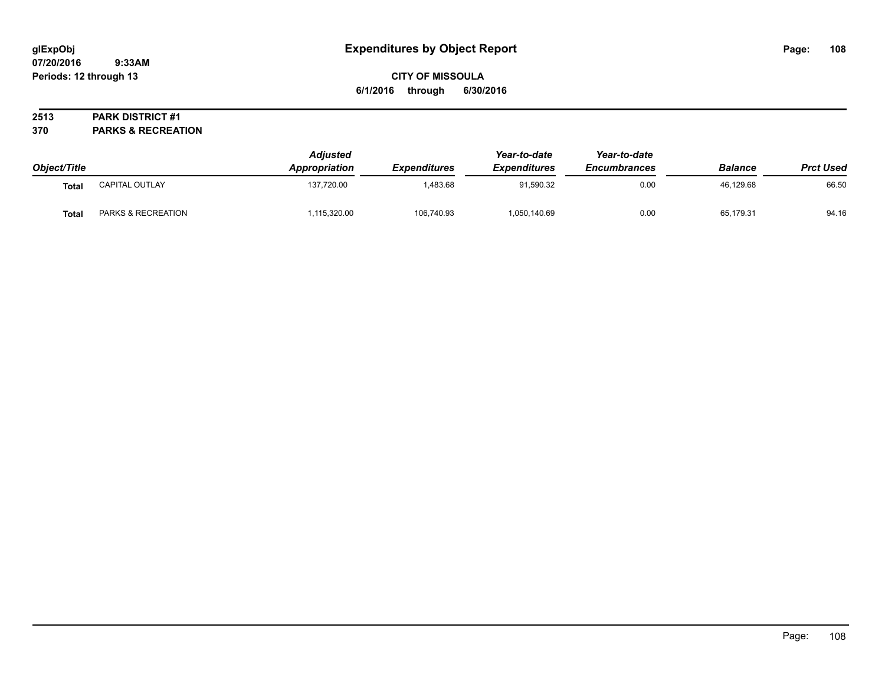# Expenditures by Object Report

glExpObj
07/20/2016 9:33AM
Periods: 12 through 13

**CITY OF MISSOULA**
**6/1/2016 through 6/30/2016**

**2513 PARK DISTRICT #1**
**370 PARKS & RECREATION**

| Object/Title | | Adjusted Appropriation | Expenditures | Year-to-date Expenditures | Year-to-date Encumbrances | Balance | Prct Used |
|---|---|---|---|---|---|---|---|
| **Total** | CAPITAL OUTLAY | 137,720.00 | 1,483.68 | 91,590.32 | 0.00 | 46,129.68 | 66.50 |
| **Total** | PARKS & RECREATION | 1,115,320.00 | 106,740.93 | 1,050,140.69 | 0.00 | 65,179.31 | 94.16 |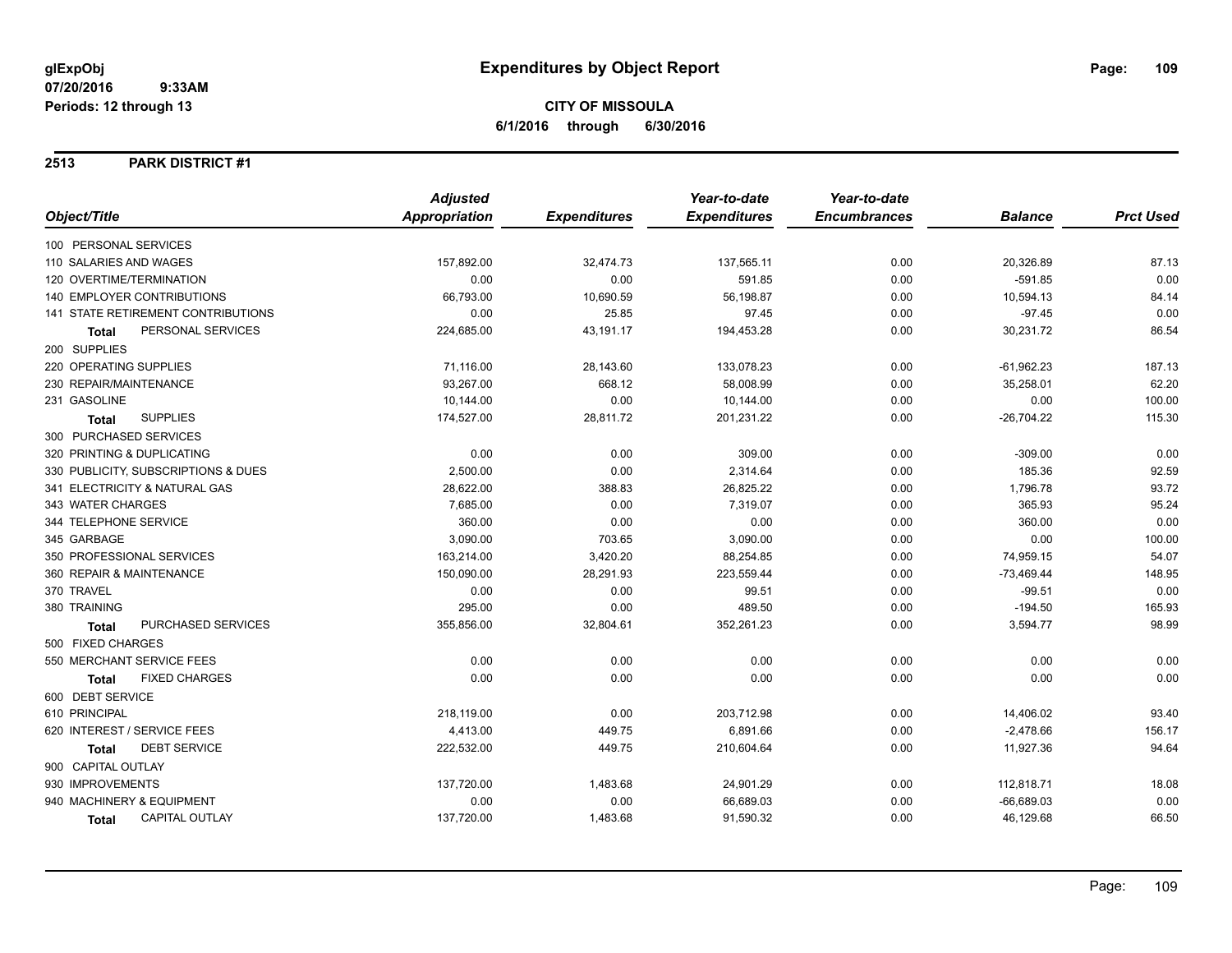glExpObj
07/20/2016 9:33AM
Periods: 12 through 13

# Expenditures by Object Report

**CITY OF MISSOULA**
**6/1/2016 through 6/30/2016**

## 2513 PARK DISTRICT #1

| Object/Title | Adjusted Appropriation | Expenditures | Year-to-date Expenditures | Year-to-date Encumbrances | Balance | Prct Used |
|---|---|---|---|---|---|---|
| 100 PERSONAL SERVICES | | | | | | |
| 110 SALARIES AND WAGES | 157,892.00 | 32,474.73 | 137,565.11 | 0.00 | 20,326.89 | 87.13 |
| 120 OVERTIME/TERMINATION | 0.00 | 0.00 | 591.85 | 0.00 | -591.85 | 0.00 |
| 140 EMPLOYER CONTRIBUTIONS | 66,793.00 | 10,690.59 | 56,198.87 | 0.00 | 10,594.13 | 84.14 |
| 141 STATE RETIREMENT CONTRIBUTIONS | 0.00 | 25.85 | 97.45 | 0.00 | -97.45 | 0.00 |
| **Total** PERSONAL SERVICES | 224,685.00 | 43,191.17 | 194,453.28 | 0.00 | 30,231.72 | 86.54 |
| 200 SUPPLIES | | | | | | |
| 220 OPERATING SUPPLIES | 71,116.00 | 28,143.60 | 133,078.23 | 0.00 | -61,962.23 | 187.13 |
| 230 REPAIR/MAINTENANCE | 93,267.00 | 668.12 | 58,008.99 | 0.00 | 35,258.01 | 62.20 |
| 231 GASOLINE | 10,144.00 | 0.00 | 10,144.00 | 0.00 | 0.00 | 100.00 |
| **Total** SUPPLIES | 174,527.00 | 28,811.72 | 201,231.22 | 0.00 | -26,704.22 | 115.30 |
| 300 PURCHASED SERVICES | | | | | | |
| 320 PRINTING & DUPLICATING | 0.00 | 0.00 | 309.00 | 0.00 | -309.00 | 0.00 |
| 330 PUBLICITY, SUBSCRIPTIONS & DUES | 2,500.00 | 0.00 | 2,314.64 | 0.00 | 185.36 | 92.59 |
| 341 ELECTRICITY & NATURAL GAS | 28,622.00 | 388.83 | 26,825.22 | 0.00 | 1,796.78 | 93.72 |
| 343 WATER CHARGES | 7,685.00 | 0.00 | 7,319.07 | 0.00 | 365.93 | 95.24 |
| 344 TELEPHONE SERVICE | 360.00 | 0.00 | 0.00 | 0.00 | 360.00 | 0.00 |
| 345 GARBAGE | 3,090.00 | 703.65 | 3,090.00 | 0.00 | 0.00 | 100.00 |
| 350 PROFESSIONAL SERVICES | 163,214.00 | 3,420.20 | 88,254.85 | 0.00 | 74,959.15 | 54.07 |
| 360 REPAIR & MAINTENANCE | 150,090.00 | 28,291.93 | 223,559.44 | 0.00 | -73,469.44 | 148.95 |
| 370 TRAVEL | 0.00 | 0.00 | 99.51 | 0.00 | -99.51 | 0.00 |
| 380 TRAINING | 295.00 | 0.00 | 489.50 | 0.00 | -194.50 | 165.93 |
| **Total** PURCHASED SERVICES | 355,856.00 | 32,804.61 | 352,261.23 | 0.00 | 3,594.77 | 98.99 |
| 500 FIXED CHARGES | | | | | | |
| 550 MERCHANT SERVICE FEES | 0.00 | 0.00 | 0.00 | 0.00 | 0.00 | 0.00 |
| **Total** FIXED CHARGES | 0.00 | 0.00 | 0.00 | 0.00 | 0.00 | 0.00 |
| 600 DEBT SERVICE | | | | | | |
| 610 PRINCIPAL | 218,119.00 | 0.00 | 203,712.98 | 0.00 | 14,406.02 | 93.40 |
| 620 INTEREST / SERVICE FEES | 4,413.00 | 449.75 | 6,891.66 | 0.00 | -2,478.66 | 156.17 |
| **Total** DEBT SERVICE | 222,532.00 | 449.75 | 210,604.64 | 0.00 | 11,927.36 | 94.64 |
| 900 CAPITAL OUTLAY | | | | | | |
| 930 IMPROVEMENTS | 137,720.00 | 1,483.68 | 24,901.29 | 0.00 | 112,818.71 | 18.08 |
| 940 MACHINERY & EQUIPMENT | 0.00 | 0.00 | 66,689.03 | 0.00 | -66,689.03 | 0.00 |
| **Total** CAPITAL OUTLAY | 137,720.00 | 1,483.68 | 91,590.32 | 0.00 | 46,129.68 | 66.50 |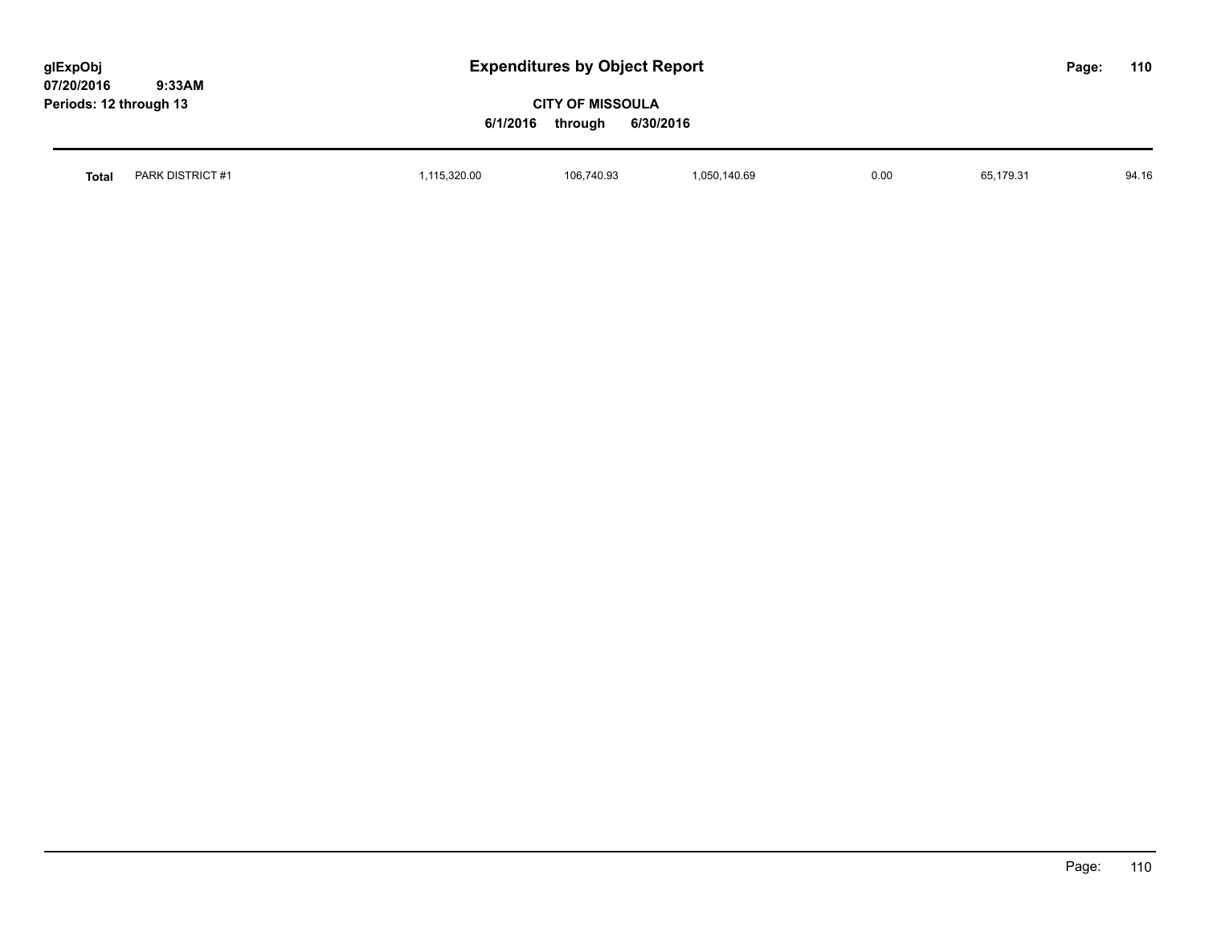| Total | PARK DISTRICT #1 | 1,115,320.00 | 106,740.93 | 1,050,140.69 | 0.00 | 65,179.31 | 94.16 |
|---|---|---|---|---|---|---|---|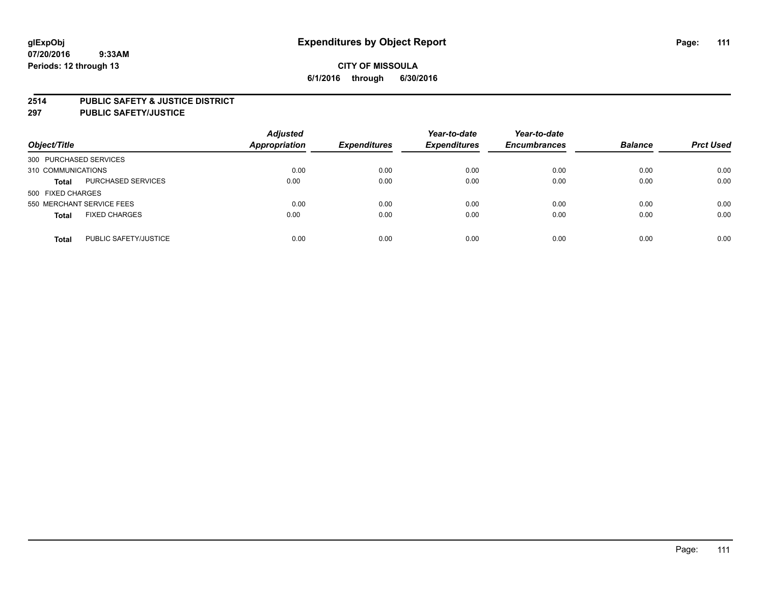# Expenditures by Object Report

glExpObj
07/20/2016 9:33AM
Periods: 12 through 13

**CITY OF MISSOULA**
**6/1/2016 through 6/30/2016**

## 2514 PUBLIC SAFETY & JUSTICE DISTRICT
## 297 PUBLIC SAFETY/JUSTICE

| Object/Title | | Adjusted Appropriation | Expenditures | Year-to-date Expenditures | Year-to-date Encumbrances | Balance | Prct Used |
|---|---|---|---|---|---|---|---|
| 300 PURCHASED SERVICES | | | | | | | |
| 310 COMMUNICATIONS | | 0.00 | 0.00 | 0.00 | 0.00 | 0.00 | 0.00 |
| **Total** | PURCHASED SERVICES | 0.00 | 0.00 | 0.00 | 0.00 | 0.00 | 0.00 |
| 500 FIXED CHARGES | | | | | | | |
| 550 MERCHANT SERVICE FEES | | 0.00 | 0.00 | 0.00 | 0.00 | 0.00 | 0.00 |
| **Total** | FIXED CHARGES | 0.00 | 0.00 | 0.00 | 0.00 | 0.00 | 0.00 |
| **Total** | PUBLIC SAFETY/JUSTICE | 0.00 | 0.00 | 0.00 | 0.00 | 0.00 | 0.00 |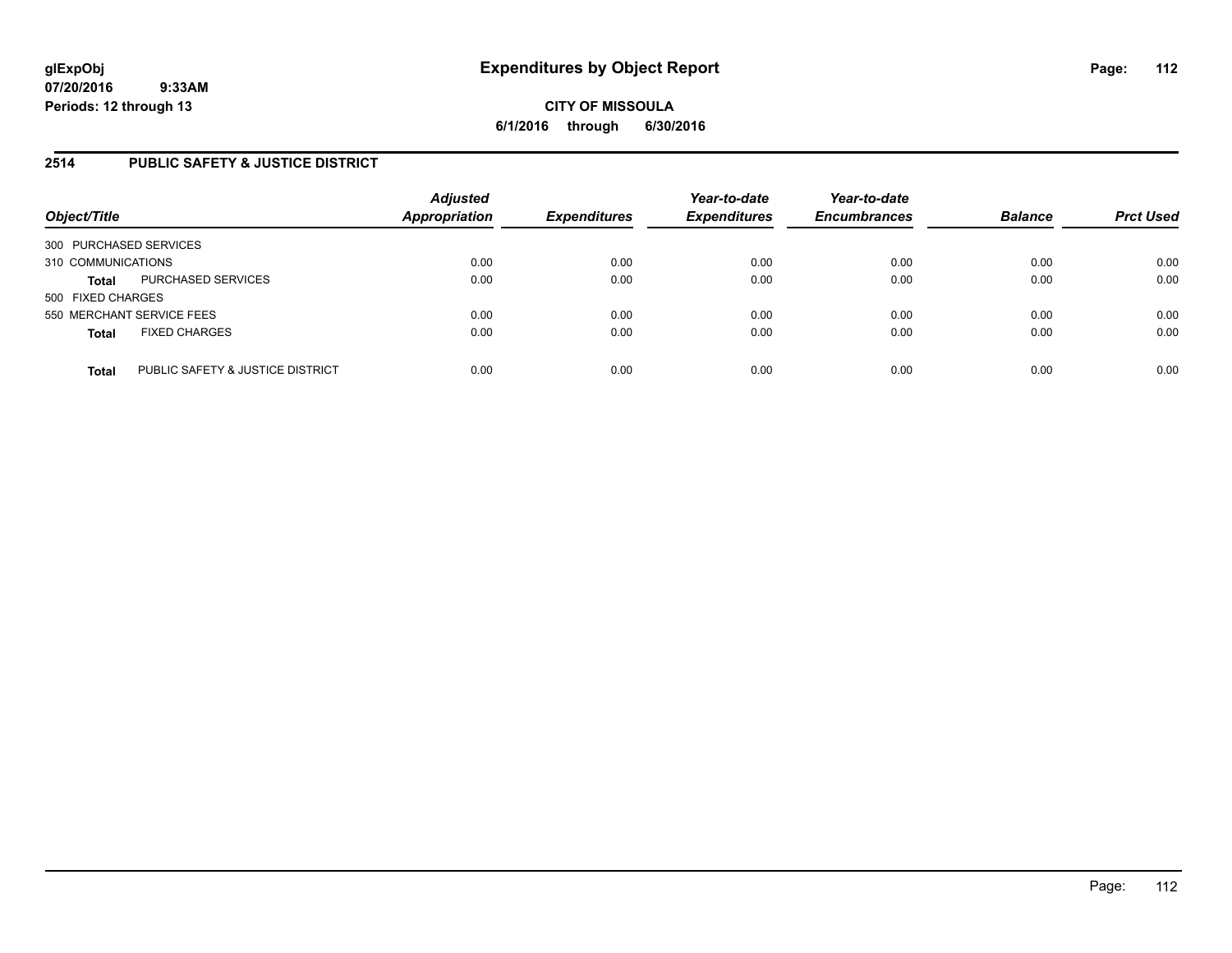**glExpObj**
**07/20/2016 9:33AM**
**Periods: 12 through 13**

# Expenditures by Object Report

**CITY OF MISSOULA**
**6/1/2016 through 6/30/2016**

## 2514 PUBLIC SAFETY & JUSTICE DISTRICT

| Object/Title | Adjusted Appropriation | Expenditures | Year-to-date Expenditures | Year-to-date Encumbrances | Balance | Prct Used |
|---|---|---|---|---|---|---|
| 300 PURCHASED SERVICES | | | | | | |
| 310 COMMUNICATIONS | 0.00 | 0.00 | 0.00 | 0.00 | 0.00 | 0.00 |
| **Total** PURCHASED SERVICES | 0.00 | 0.00 | 0.00 | 0.00 | 0.00 | 0.00 |
| 500 FIXED CHARGES | | | | | | |
| 550 MERCHANT SERVICE FEES | 0.00 | 0.00 | 0.00 | 0.00 | 0.00 | 0.00 |
| **Total** FIXED CHARGES | 0.00 | 0.00 | 0.00 | 0.00 | 0.00 | 0.00 |
| **Total** PUBLIC SAFETY & JUSTICE DISTRICT | 0.00 | 0.00 | 0.00 | 0.00 | 0.00 | 0.00 |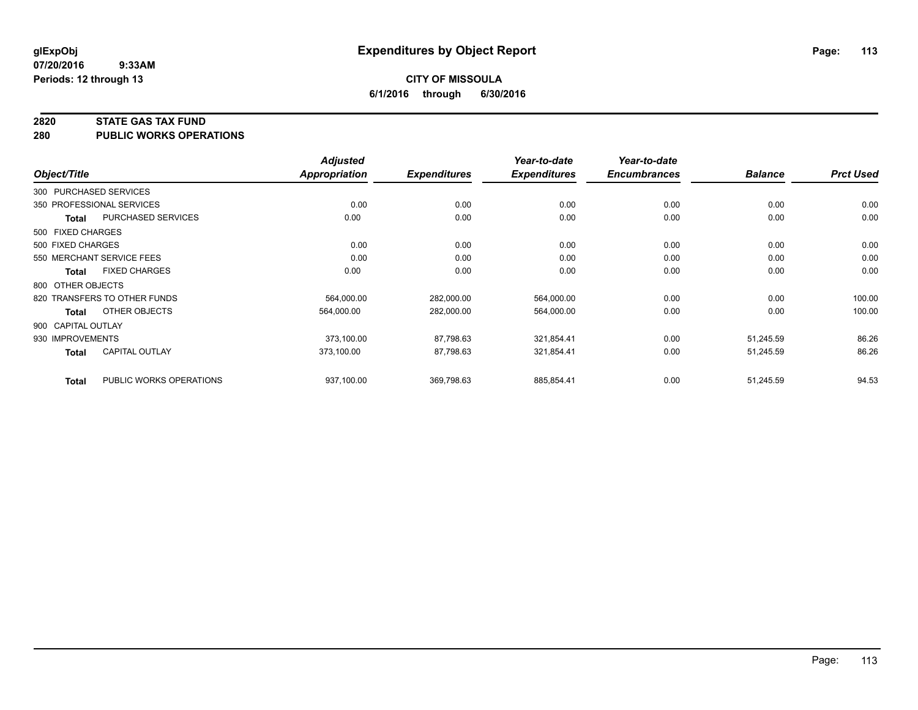**glExpObj**
**07/20/2016 9:33AM**
**Periods: 12 through 13**

# Expenditures by Object Report

**CITY OF MISSOULA**
**6/1/2016 through 6/30/2016**

## 2820 STATE GAS TAX FUND
## 280 PUBLIC WORKS OPERATIONS

| Object/Title | | Adjusted Appropriation | Expenditures | Year-to-date Expenditures | Year-to-date Encumbrances | Balance | Prct Used |
|---|---|---|---|---|---|---|---|
| 300 PURCHASED SERVICES | | | | | | | |
| 350 PROFESSIONAL SERVICES | | 0.00 | 0.00 | 0.00 | 0.00 | 0.00 | 0.00 |
| **Total** | PURCHASED SERVICES | 0.00 | 0.00 | 0.00 | 0.00 | 0.00 | 0.00 |
| 500 FIXED CHARGES | | | | | | | |
| 500 FIXED CHARGES | | 0.00 | 0.00 | 0.00 | 0.00 | 0.00 | 0.00 |
| 550 MERCHANT SERVICE FEES | | 0.00 | 0.00 | 0.00 | 0.00 | 0.00 | 0.00 |
| **Total** | FIXED CHARGES | 0.00 | 0.00 | 0.00 | 0.00 | 0.00 | 0.00 |
| 800 OTHER OBJECTS | | | | | | | |
| 820 TRANSFERS TO OTHER FUNDS | | 564,000.00 | 282,000.00 | 564,000.00 | 0.00 | 0.00 | 100.00 |
| **Total** | OTHER OBJECTS | 564,000.00 | 282,000.00 | 564,000.00 | 0.00 | 0.00 | 100.00 |
| 900 CAPITAL OUTLAY | | | | | | | |
| 930 IMPROVEMENTS | | 373,100.00 | 87,798.63 | 321,854.41 | 0.00 | 51,245.59 | 86.26 |
| **Total** | CAPITAL OUTLAY | 373,100.00 | 87,798.63 | 321,854.41 | 0.00 | 51,245.59 | 86.26 |
| **Total** | PUBLIC WORKS OPERATIONS | 937,100.00 | 369,798.63 | 885,854.41 | 0.00 | 51,245.59 | 94.53 |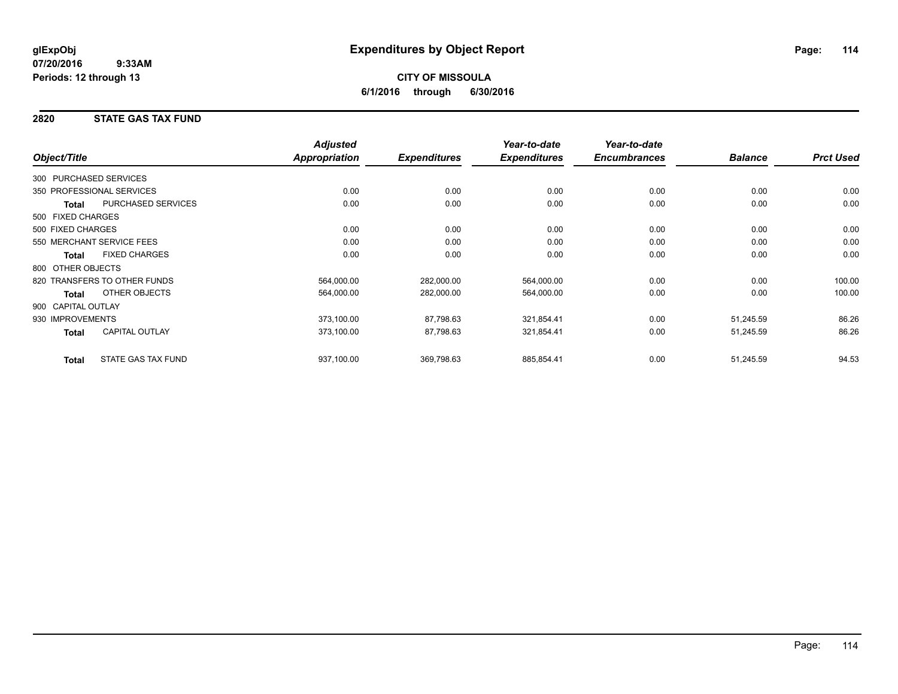# Expenditures by Object Report

glExpObj
07/20/2016 9:33AM
Periods: 12 through 13

**CITY OF MISSOULA**
**6/1/2016 through 6/30/2016**

## 2820 STATE GAS TAX FUND

| Object/Title | | Adjusted Appropriation | Expenditures | Year-to-date Expenditures | Year-to-date Encumbrances | Balance | Prct Used |
|---|---|---|---|---|---|---|---|
| 300 PURCHASED SERVICES | | | | | | | |
| 350 PROFESSIONAL SERVICES | | 0.00 | 0.00 | 0.00 | 0.00 | 0.00 | 0.00 |
| **Total** | PURCHASED SERVICES | 0.00 | 0.00 | 0.00 | 0.00 | 0.00 | 0.00 |
| 500 FIXED CHARGES | | | | | | | |
| 500 FIXED CHARGES | | 0.00 | 0.00 | 0.00 | 0.00 | 0.00 | 0.00 |
| 550 MERCHANT SERVICE FEES | | 0.00 | 0.00 | 0.00 | 0.00 | 0.00 | 0.00 |
| **Total** | FIXED CHARGES | 0.00 | 0.00 | 0.00 | 0.00 | 0.00 | 0.00 |
| 800 OTHER OBJECTS | | | | | | | |
| 820 TRANSFERS TO OTHER FUNDS | | 564,000.00 | 282,000.00 | 564,000.00 | 0.00 | 0.00 | 100.00 |
| **Total** | OTHER OBJECTS | 564,000.00 | 282,000.00 | 564,000.00 | 0.00 | 0.00 | 100.00 |
| 900 CAPITAL OUTLAY | | | | | | | |
| 930 IMPROVEMENTS | | 373,100.00 | 87,798.63 | 321,854.41 | 0.00 | 51,245.59 | 86.26 |
| **Total** | CAPITAL OUTLAY | 373,100.00 | 87,798.63 | 321,854.41 | 0.00 | 51,245.59 | 86.26 |
| **Total** | STATE GAS TAX FUND | 937,100.00 | 369,798.63 | 885,854.41 | 0.00 | 51,245.59 | 94.53 |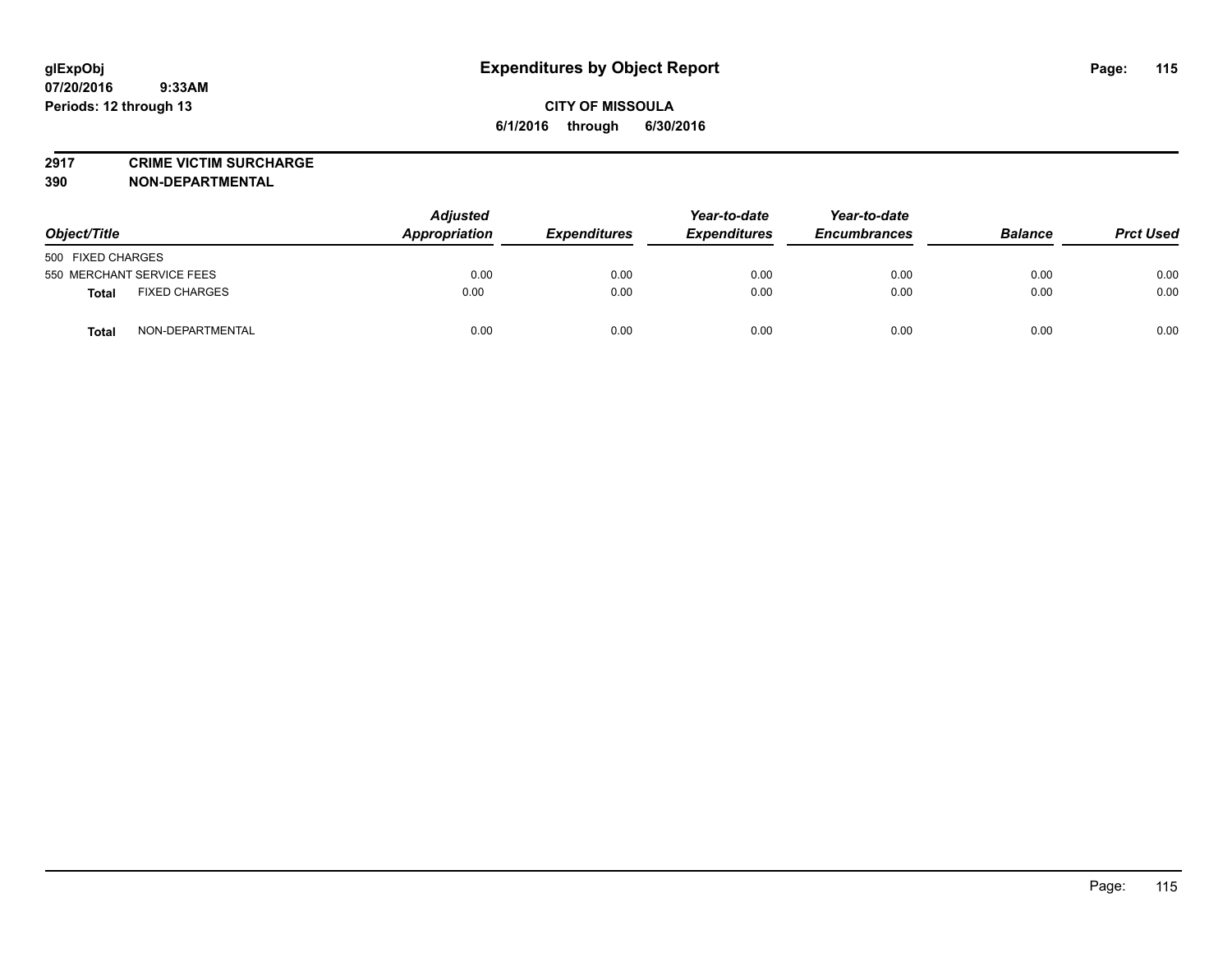# Expenditures by Object Report

glExpObj
07/20/2016 9:33AM
Periods: 12 through 13

**CITY OF MISSOULA**
**6/1/2016 through 6/30/2016**

**2917 CRIME VICTIM SURCHARGE**
**390 NON-DEPARTMENTAL**

| Object/Title | Adjusted Appropriation | Expenditures | Year-to-date Expenditures | Year-to-date Encumbrances | Balance | Prct Used |
|---|---|---|---|---|---|---|
| 500 FIXED CHARGES | | | | | | |
| 550 MERCHANT SERVICE FEES | 0.00 | 0.00 | 0.00 | 0.00 | 0.00 | 0.00 |
| **Total** FIXED CHARGES | 0.00 | 0.00 | 0.00 | 0.00 | 0.00 | 0.00 |
| **Total** NON-DEPARTMENTAL | 0.00 | 0.00 | 0.00 | 0.00 | 0.00 | 0.00 |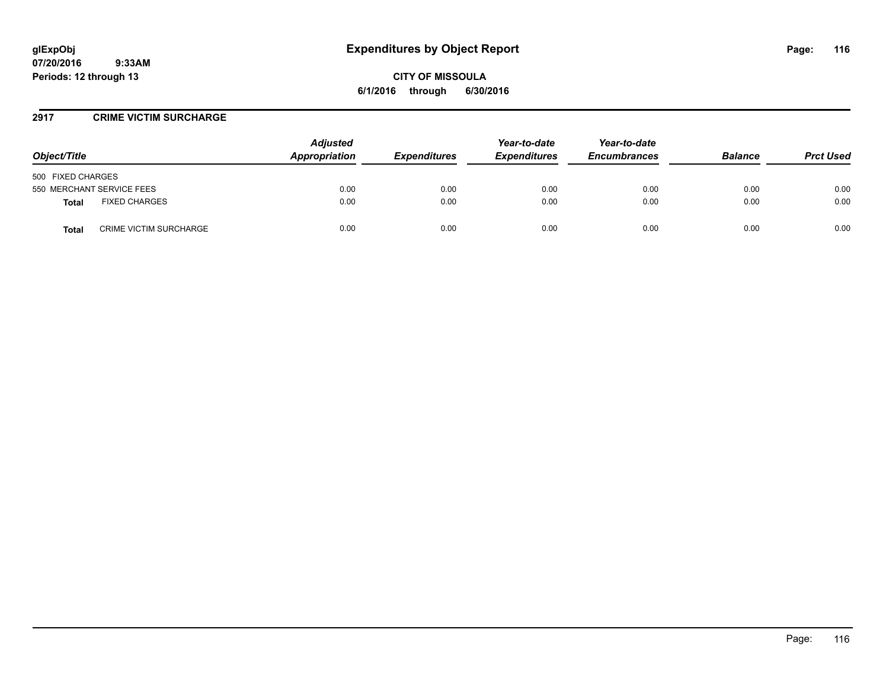# Expenditures by Object Report

**glExpObj**
**07/20/2016 9:33AM**
**Periods: 12 through 13**

**CITY OF MISSOULA**
**6/1/2016 through 6/30/2016**

## 2917 CRIME VICTIM SURCHARGE

| Object/Title | | Adjusted Appropriation | Expenditures | Year-to-date Expenditures | Year-to-date Encumbrances | Balance | Prct Used |
|---|---|---|---|---|---|---|---|
| 500 FIXED CHARGES | | | | | | | |
| 550 MERCHANT SERVICE FEES | | 0.00 | 0.00 | 0.00 | 0.00 | 0.00 | 0.00 |
| **Total** | FIXED CHARGES | 0.00 | 0.00 | 0.00 | 0.00 | 0.00 | 0.00 |
| **Total** | CRIME VICTIM SURCHARGE | 0.00 | 0.00 | 0.00 | 0.00 | 0.00 | 0.00 |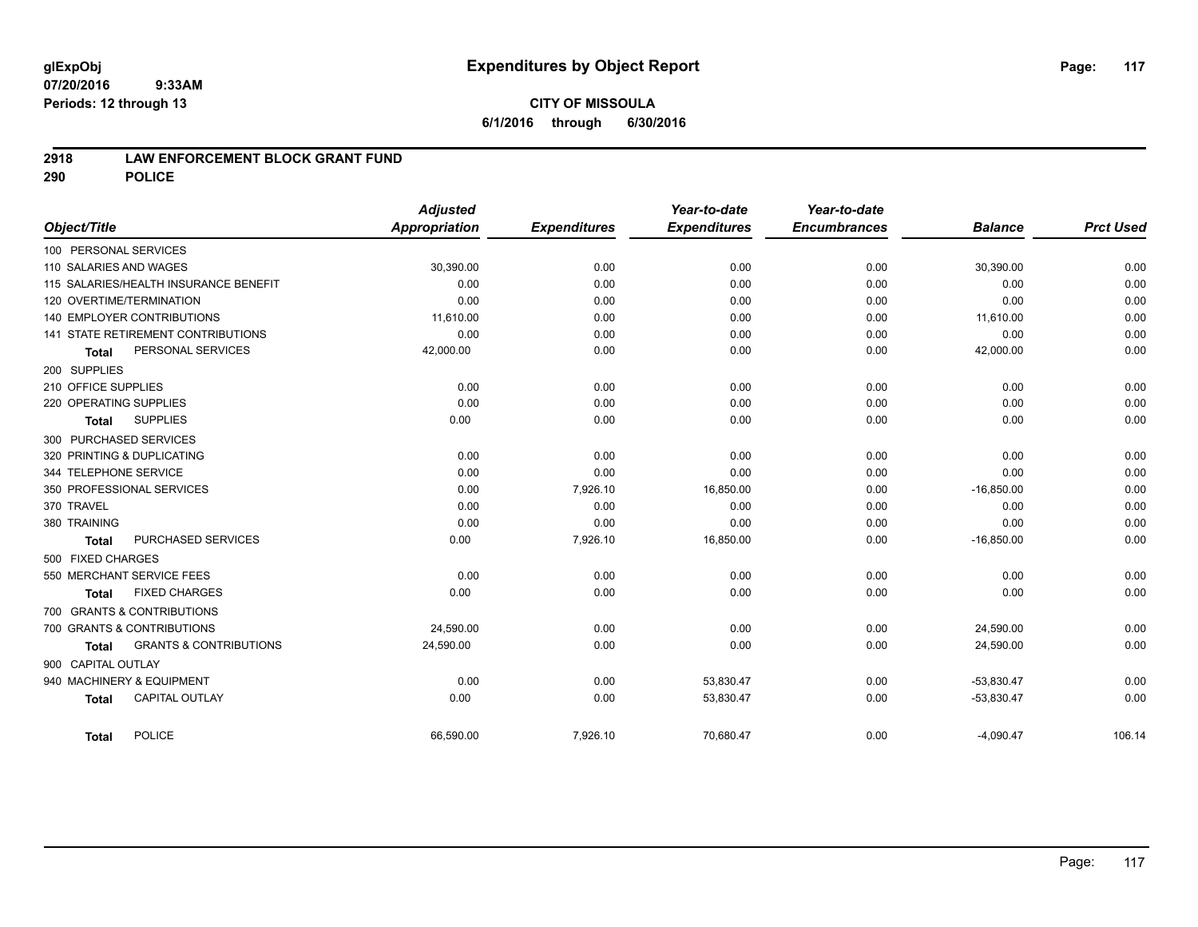# Expenditures by Object Report

glExpObj
07/20/2016 9:33AM
Periods: 12 through 13

**CITY OF MISSOULA**
**6/1/2016 through 6/30/2016**

## 2918 LAW ENFORCEMENT BLOCK GRANT FUND
## 290 POLICE

| Object/Title | Adjusted Appropriation | Expenditures | Year-to-date Expenditures | Year-to-date Encumbrances | Balance | Prct Used |
|---|---|---|---|---|---|---|
| 100 PERSONAL SERVICES | | | | | | |
| 110 SALARIES AND WAGES | 30,390.00 | 0.00 | 0.00 | 0.00 | 30,390.00 | 0.00 |
| 115 SALARIES/HEALTH INSURANCE BENEFIT | 0.00 | 0.00 | 0.00 | 0.00 | 0.00 | 0.00 |
| 120 OVERTIME/TERMINATION | 0.00 | 0.00 | 0.00 | 0.00 | 0.00 | 0.00 |
| 140 EMPLOYER CONTRIBUTIONS | 11,610.00 | 0.00 | 0.00 | 0.00 | 11,610.00 | 0.00 |
| 141 STATE RETIREMENT CONTRIBUTIONS | 0.00 | 0.00 | 0.00 | 0.00 | 0.00 | 0.00 |
| **Total** PERSONAL SERVICES | 42,000.00 | 0.00 | 0.00 | 0.00 | 42,000.00 | 0.00 |
| 200 SUPPLIES | | | | | | |
| 210 OFFICE SUPPLIES | 0.00 | 0.00 | 0.00 | 0.00 | 0.00 | 0.00 |
| 220 OPERATING SUPPLIES | 0.00 | 0.00 | 0.00 | 0.00 | 0.00 | 0.00 |
| **Total** SUPPLIES | 0.00 | 0.00 | 0.00 | 0.00 | 0.00 | 0.00 |
| 300 PURCHASED SERVICES | | | | | | |
| 320 PRINTING & DUPLICATING | 0.00 | 0.00 | 0.00 | 0.00 | 0.00 | 0.00 |
| 344 TELEPHONE SERVICE | 0.00 | 0.00 | 0.00 | 0.00 | 0.00 | 0.00 |
| 350 PROFESSIONAL SERVICES | 0.00 | 7,926.10 | 16,850.00 | 0.00 | -16,850.00 | 0.00 |
| 370 TRAVEL | 0.00 | 0.00 | 0.00 | 0.00 | 0.00 | 0.00 |
| 380 TRAINING | 0.00 | 0.00 | 0.00 | 0.00 | 0.00 | 0.00 |
| **Total** PURCHASED SERVICES | 0.00 | 7,926.10 | 16,850.00 | 0.00 | -16,850.00 | 0.00 |
| 500 FIXED CHARGES | | | | | | |
| 550 MERCHANT SERVICE FEES | 0.00 | 0.00 | 0.00 | 0.00 | 0.00 | 0.00 |
| **Total** FIXED CHARGES | 0.00 | 0.00 | 0.00 | 0.00 | 0.00 | 0.00 |
| 700 GRANTS & CONTRIBUTIONS | | | | | | |
| 700 GRANTS & CONTRIBUTIONS | 24,590.00 | 0.00 | 0.00 | 0.00 | 24,590.00 | 0.00 |
| **Total** GRANTS & CONTRIBUTIONS | 24,590.00 | 0.00 | 0.00 | 0.00 | 24,590.00 | 0.00 |
| 900 CAPITAL OUTLAY | | | | | | |
| 940 MACHINERY & EQUIPMENT | 0.00 | 0.00 | 53,830.47 | 0.00 | -53,830.47 | 0.00 |
| **Total** CAPITAL OUTLAY | 0.00 | 0.00 | 53,830.47 | 0.00 | -53,830.47 | 0.00 |
| **Total** POLICE | 66,590.00 | 7,926.10 | 70,680.47 | 0.00 | -4,090.47 | 106.14 |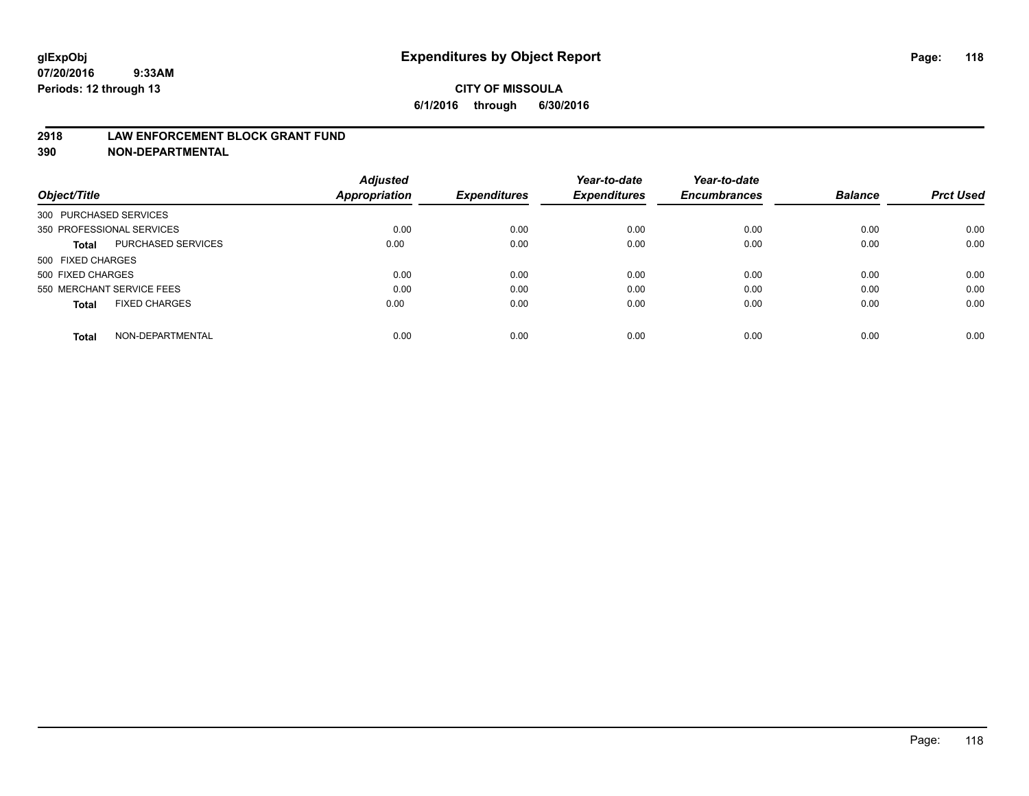# Expenditures by Object Report

glExpObj
07/20/2016 9:33AM
Periods: 12 through 13

**CITY OF MISSOULA**
**6/1/2016 through 6/30/2016**

**2918 LAW ENFORCEMENT BLOCK GRANT FUND**
**390 NON-DEPARTMENTAL**

| Object/Title | Adjusted Appropriation | Expenditures | Year-to-date Expenditures | Year-to-date Encumbrances | Balance | Prct Used |
|---|---|---|---|---|---|---|
| 300 PURCHASED SERVICES | | | | | | |
| 350 PROFESSIONAL SERVICES | 0.00 | 0.00 | 0.00 | 0.00 | 0.00 | 0.00 |
| **Total** PURCHASED SERVICES | 0.00 | 0.00 | 0.00 | 0.00 | 0.00 | 0.00 |
| 500 FIXED CHARGES | | | | | | |
| 500 FIXED CHARGES | 0.00 | 0.00 | 0.00 | 0.00 | 0.00 | 0.00 |
| 550 MERCHANT SERVICE FEES | 0.00 | 0.00 | 0.00 | 0.00 | 0.00 | 0.00 |
| **Total** FIXED CHARGES | 0.00 | 0.00 | 0.00 | 0.00 | 0.00 | 0.00 |
| **Total** NON-DEPARTMENTAL | 0.00 | 0.00 | 0.00 | 0.00 | 0.00 | 0.00 |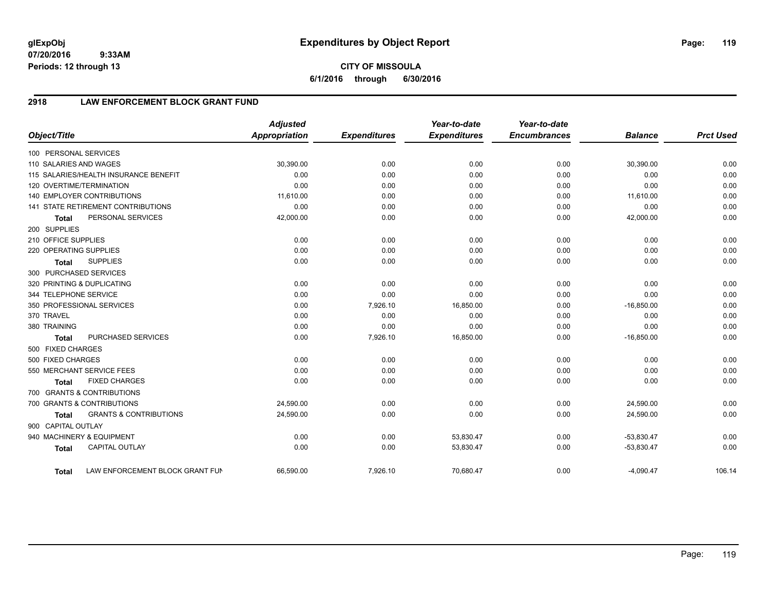glExpObj
07/20/2016 9:33AM
Periods: 12 through 13

# Expenditures by Object Report

**CITY OF MISSOULA**
**6/1/2016 through 6/30/2016**

## 2918 LAW ENFORCEMENT BLOCK GRANT FUND

| Object/Title | Adjusted Appropriation | Expenditures | Year-to-date Expenditures | Year-to-date Encumbrances | Balance | Prct Used |
|---|---|---|---|---|---|---|
| 100 PERSONAL SERVICES | | | | | | |
| 110 SALARIES AND WAGES | 30,390.00 | 0.00 | 0.00 | 0.00 | 30,390.00 | 0.00 |
| 115 SALARIES/HEALTH INSURANCE BENEFIT | 0.00 | 0.00 | 0.00 | 0.00 | 0.00 | 0.00 |
| 120 OVERTIME/TERMINATION | 0.00 | 0.00 | 0.00 | 0.00 | 0.00 | 0.00 |
| 140 EMPLOYER CONTRIBUTIONS | 11,610.00 | 0.00 | 0.00 | 0.00 | 11,610.00 | 0.00 |
| 141 STATE RETIREMENT CONTRIBUTIONS | 0.00 | 0.00 | 0.00 | 0.00 | 0.00 | 0.00 |
| **Total** PERSONAL SERVICES | 42,000.00 | 0.00 | 0.00 | 0.00 | 42,000.00 | 0.00 |
| 200 SUPPLIES | | | | | | |
| 210 OFFICE SUPPLIES | 0.00 | 0.00 | 0.00 | 0.00 | 0.00 | 0.00 |
| 220 OPERATING SUPPLIES | 0.00 | 0.00 | 0.00 | 0.00 | 0.00 | 0.00 |
| **Total** SUPPLIES | 0.00 | 0.00 | 0.00 | 0.00 | 0.00 | 0.00 |
| 300 PURCHASED SERVICES | | | | | | |
| 320 PRINTING & DUPLICATING | 0.00 | 0.00 | 0.00 | 0.00 | 0.00 | 0.00 |
| 344 TELEPHONE SERVICE | 0.00 | 0.00 | 0.00 | 0.00 | 0.00 | 0.00 |
| 350 PROFESSIONAL SERVICES | 0.00 | 7,926.10 | 16,850.00 | 0.00 | -16,850.00 | 0.00 |
| 370 TRAVEL | 0.00 | 0.00 | 0.00 | 0.00 | 0.00 | 0.00 |
| 380 TRAINING | 0.00 | 0.00 | 0.00 | 0.00 | 0.00 | 0.00 |
| **Total** PURCHASED SERVICES | 0.00 | 7,926.10 | 16,850.00 | 0.00 | -16,850.00 | 0.00 |
| 500 FIXED CHARGES | | | | | | |
| 500 FIXED CHARGES | 0.00 | 0.00 | 0.00 | 0.00 | 0.00 | 0.00 |
| 550 MERCHANT SERVICE FEES | 0.00 | 0.00 | 0.00 | 0.00 | 0.00 | 0.00 |
| **Total** FIXED CHARGES | 0.00 | 0.00 | 0.00 | 0.00 | 0.00 | 0.00 |
| 700 GRANTS & CONTRIBUTIONS | | | | | | |
| 700 GRANTS & CONTRIBUTIONS | 24,590.00 | 0.00 | 0.00 | 0.00 | 24,590.00 | 0.00 |
| **Total** GRANTS & CONTRIBUTIONS | 24,590.00 | 0.00 | 0.00 | 0.00 | 24,590.00 | 0.00 |
| 900 CAPITAL OUTLAY | | | | | | |
| 940 MACHINERY & EQUIPMENT | 0.00 | 0.00 | 53,830.47 | 0.00 | -53,830.47 | 0.00 |
| **Total** CAPITAL OUTLAY | 0.00 | 0.00 | 53,830.47 | 0.00 | -53,830.47 | 0.00 |
| **Total** LAW ENFORCEMENT BLOCK GRANT FUN | 66,590.00 | 7,926.10 | 70,680.47 | 0.00 | -4,090.47 | 106.14 |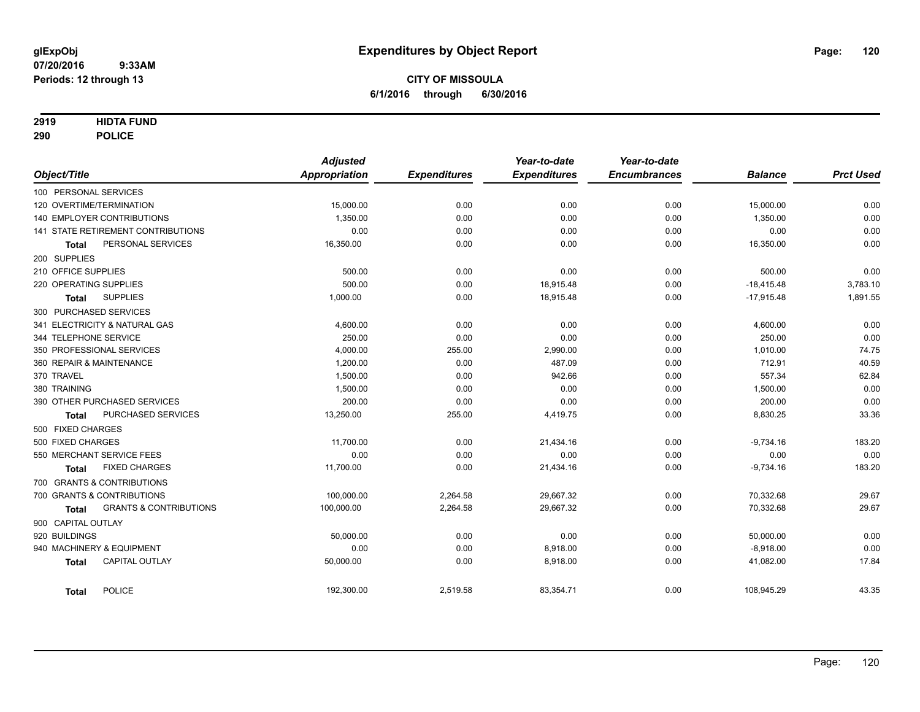glExpObj
07/20/2016 9:33AM
Periods: 12 through 13

# Expenditures by Object Report

**CITY OF MISSOULA**
**6/1/2016 through 6/30/2016**

**2919 HIDTA FUND**
**290 POLICE**

| Object/Title | Adjusted Appropriation | Expenditures | Year-to-date Expenditures | Year-to-date Encumbrances | Balance | Prct Used |
|---|---|---|---|---|---|---|
| 100 PERSONAL SERVICES | | | | | | |
| 120 OVERTIME/TERMINATION | 15,000.00 | 0.00 | 0.00 | 0.00 | 15,000.00 | 0.00 |
| 140 EMPLOYER CONTRIBUTIONS | 1,350.00 | 0.00 | 0.00 | 0.00 | 1,350.00 | 0.00 |
| 141 STATE RETIREMENT CONTRIBUTIONS | 0.00 | 0.00 | 0.00 | 0.00 | 0.00 | 0.00 |
| **Total** PERSONAL SERVICES | 16,350.00 | 0.00 | 0.00 | 0.00 | 16,350.00 | 0.00 |
| 200 SUPPLIES | | | | | | |
| 210 OFFICE SUPPLIES | 500.00 | 0.00 | 0.00 | 0.00 | 500.00 | 0.00 |
| 220 OPERATING SUPPLIES | 500.00 | 0.00 | 18,915.48 | 0.00 | -18,415.48 | 3,783.10 |
| **Total** SUPPLIES | 1,000.00 | 0.00 | 18,915.48 | 0.00 | -17,915.48 | 1,891.55 |
| 300 PURCHASED SERVICES | | | | | | |
| 341 ELECTRICITY & NATURAL GAS | 4,600.00 | 0.00 | 0.00 | 0.00 | 4,600.00 | 0.00 |
| 344 TELEPHONE SERVICE | 250.00 | 0.00 | 0.00 | 0.00 | 250.00 | 0.00 |
| 350 PROFESSIONAL SERVICES | 4,000.00 | 255.00 | 2,990.00 | 0.00 | 1,010.00 | 74.75 |
| 360 REPAIR & MAINTENANCE | 1,200.00 | 0.00 | 487.09 | 0.00 | 712.91 | 40.59 |
| 370 TRAVEL | 1,500.00 | 0.00 | 942.66 | 0.00 | 557.34 | 62.84 |
| 380 TRAINING | 1,500.00 | 0.00 | 0.00 | 0.00 | 1,500.00 | 0.00 |
| 390 OTHER PURCHASED SERVICES | 200.00 | 0.00 | 0.00 | 0.00 | 200.00 | 0.00 |
| **Total** PURCHASED SERVICES | 13,250.00 | 255.00 | 4,419.75 | 0.00 | 8,830.25 | 33.36 |
| 500 FIXED CHARGES | | | | | | |
| 500 FIXED CHARGES | 11,700.00 | 0.00 | 21,434.16 | 0.00 | -9,734.16 | 183.20 |
| 550 MERCHANT SERVICE FEES | 0.00 | 0.00 | 0.00 | 0.00 | 0.00 | 0.00 |
| **Total** FIXED CHARGES | 11,700.00 | 0.00 | 21,434.16 | 0.00 | -9,734.16 | 183.20 |
| 700 GRANTS & CONTRIBUTIONS | | | | | | |
| 700 GRANTS & CONTRIBUTIONS | 100,000.00 | 2,264.58 | 29,667.32 | 0.00 | 70,332.68 | 29.67 |
| **Total** GRANTS & CONTRIBUTIONS | 100,000.00 | 2,264.58 | 29,667.32 | 0.00 | 70,332.68 | 29.67 |
| 900 CAPITAL OUTLAY | | | | | | |
| 920 BUILDINGS | 50,000.00 | 0.00 | 0.00 | 0.00 | 50,000.00 | 0.00 |
| 940 MACHINERY & EQUIPMENT | 0.00 | 0.00 | 8,918.00 | 0.00 | -8,918.00 | 0.00 |
| **Total** CAPITAL OUTLAY | 50,000.00 | 0.00 | 8,918.00 | 0.00 | 41,082.00 | 17.84 |
| **Total** POLICE | 192,300.00 | 2,519.58 | 83,354.71 | 0.00 | 108,945.29 | 43.35 |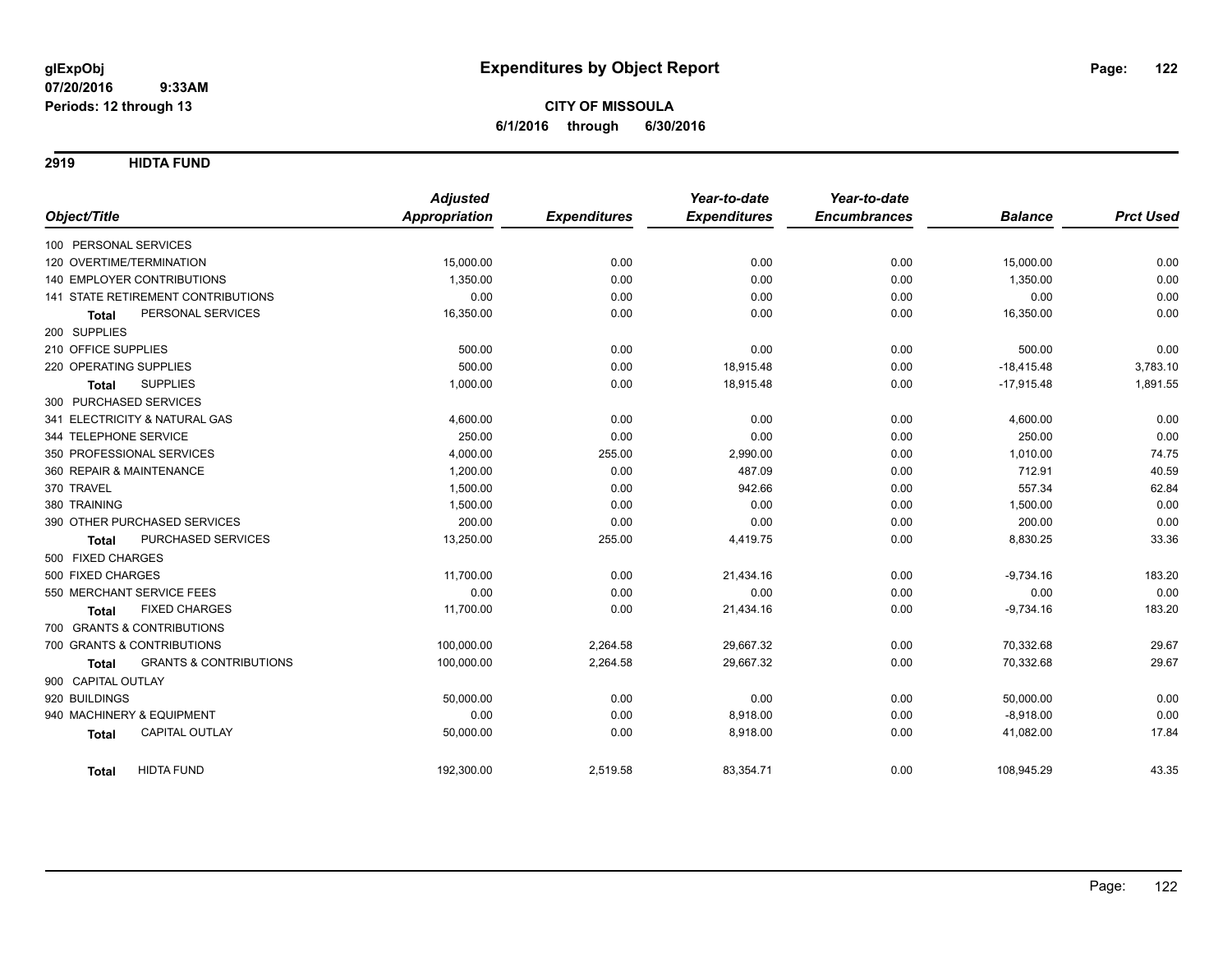**glExpObj**
**07/20/2016 9:33AM**
**Periods: 12 through 13**

# Expenditures by Object Report

**CITY OF MISSOULA**
**6/1/2016 through 6/30/2016**

## 2919 HIDTA FUND

| Object/Title | Adjusted Appropriation | Expenditures | Year-to-date Expenditures | Year-to-date Encumbrances | Balance | Prct Used |
|---|---|---|---|---|---|---|
| 100 PERSONAL SERVICES | | | | | | |
| 120 OVERTIME/TERMINATION | 15,000.00 | 0.00 | 0.00 | 0.00 | 15,000.00 | 0.00 |
| 140 EMPLOYER CONTRIBUTIONS | 1,350.00 | 0.00 | 0.00 | 0.00 | 1,350.00 | 0.00 |
| 141 STATE RETIREMENT CONTRIBUTIONS | 0.00 | 0.00 | 0.00 | 0.00 | 0.00 | 0.00 |
| **Total** PERSONAL SERVICES | 16,350.00 | 0.00 | 0.00 | 0.00 | 16,350.00 | 0.00 |
| 200 SUPPLIES | | | | | | |
| 210 OFFICE SUPPLIES | 500.00 | 0.00 | 0.00 | 0.00 | 500.00 | 0.00 |
| 220 OPERATING SUPPLIES | 500.00 | 0.00 | 18,915.48 | 0.00 | -18,415.48 | 3,783.10 |
| **Total** SUPPLIES | 1,000.00 | 0.00 | 18,915.48 | 0.00 | -17,915.48 | 1,891.55 |
| 300 PURCHASED SERVICES | | | | | | |
| 341 ELECTRICITY & NATURAL GAS | 4,600.00 | 0.00 | 0.00 | 0.00 | 4,600.00 | 0.00 |
| 344 TELEPHONE SERVICE | 250.00 | 0.00 | 0.00 | 0.00 | 250.00 | 0.00 |
| 350 PROFESSIONAL SERVICES | 4,000.00 | 255.00 | 2,990.00 | 0.00 | 1,010.00 | 74.75 |
| 360 REPAIR & MAINTENANCE | 1,200.00 | 0.00 | 487.09 | 0.00 | 712.91 | 40.59 |
| 370 TRAVEL | 1,500.00 | 0.00 | 942.66 | 0.00 | 557.34 | 62.84 |
| 380 TRAINING | 1,500.00 | 0.00 | 0.00 | 0.00 | 1,500.00 | 0.00 |
| 390 OTHER PURCHASED SERVICES | 200.00 | 0.00 | 0.00 | 0.00 | 200.00 | 0.00 |
| **Total** PURCHASED SERVICES | 13,250.00 | 255.00 | 4,419.75 | 0.00 | 8,830.25 | 33.36 |
| 500 FIXED CHARGES | | | | | | |
| 500 FIXED CHARGES | 11,700.00 | 0.00 | 21,434.16 | 0.00 | -9,734.16 | 183.20 |
| 550 MERCHANT SERVICE FEES | 0.00 | 0.00 | 0.00 | 0.00 | 0.00 | 0.00 |
| **Total** FIXED CHARGES | 11,700.00 | 0.00 | 21,434.16 | 0.00 | -9,734.16 | 183.20 |
| 700 GRANTS & CONTRIBUTIONS | | | | | | |
| 700 GRANTS & CONTRIBUTIONS | 100,000.00 | 2,264.58 | 29,667.32 | 0.00 | 70,332.68 | 29.67 |
| **Total** GRANTS & CONTRIBUTIONS | 100,000.00 | 2,264.58 | 29,667.32 | 0.00 | 70,332.68 | 29.67 |
| 900 CAPITAL OUTLAY | | | | | | |
| 920 BUILDINGS | 50,000.00 | 0.00 | 0.00 | 0.00 | 50,000.00 | 0.00 |
| 940 MACHINERY & EQUIPMENT | 0.00 | 0.00 | 8,918.00 | 0.00 | -8,918.00 | 0.00 |
| **Total** CAPITAL OUTLAY | 50,000.00 | 0.00 | 8,918.00 | 0.00 | 41,082.00 | 17.84 |
| **Total** HIDTA FUND | 192,300.00 | 2,519.58 | 83,354.71 | 0.00 | 108,945.29 | 43.35 |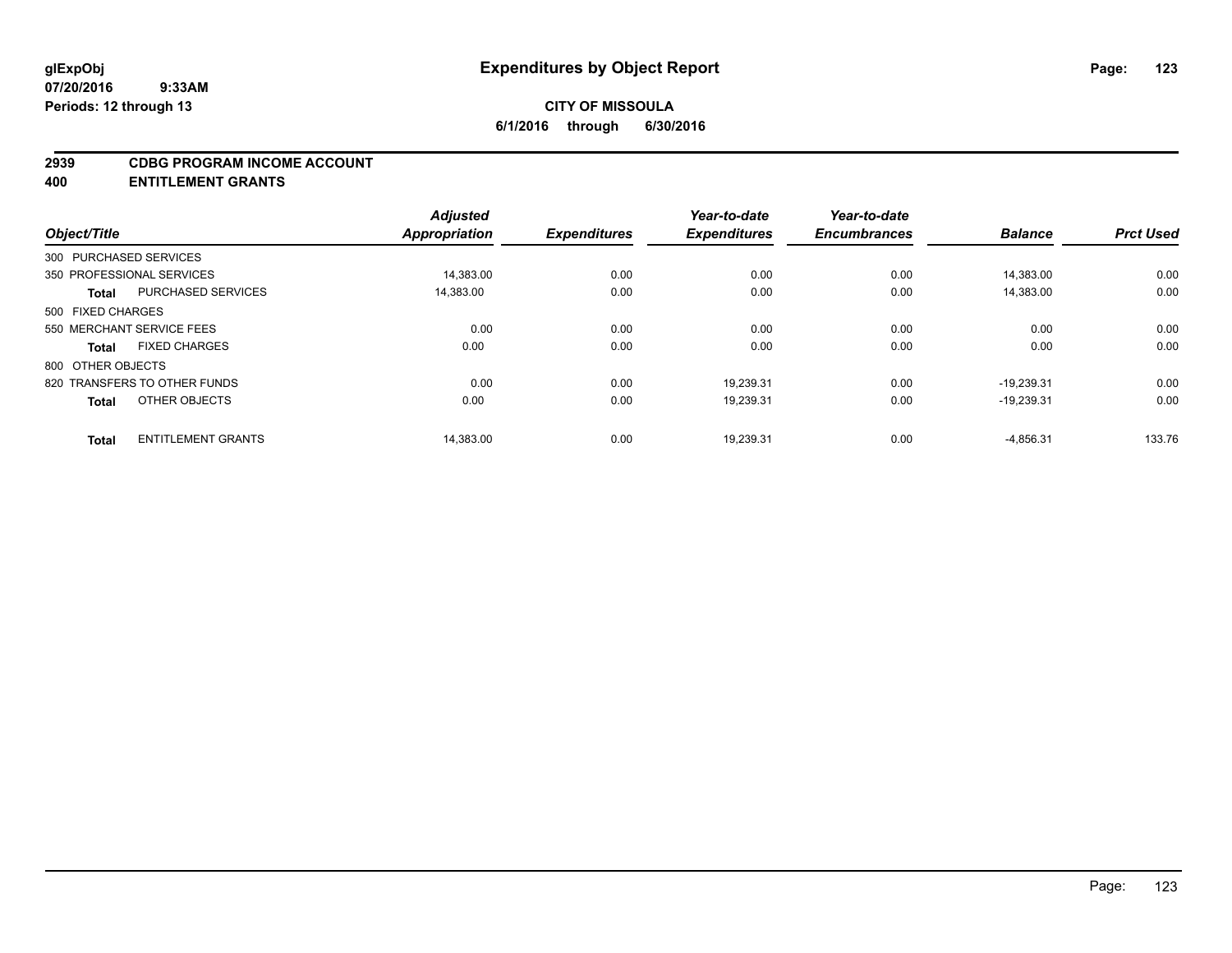**glExpObj**
**07/20/2016 9:33AM**
**Periods: 12 through 13**

# Expenditures by Object Report

**CITY OF MISSOULA**
**6/1/2016 through 6/30/2016**

## 2939 CDBG PROGRAM INCOME ACCOUNT
## 400 ENTITLEMENT GRANTS

| Object/Title | | Adjusted Appropriation | Expenditures | Year-to-date Expenditures | Year-to-date Encumbrances | Balance | Prct Used |
|---|---|---|---|---|---|---|---|
| 300 PURCHASED SERVICES | | | | | | | |
| 350 PROFESSIONAL SERVICES | | 14,383.00 | 0.00 | 0.00 | 0.00 | 14,383.00 | 0.00 |
| **Total** | PURCHASED SERVICES | 14,383.00 | 0.00 | 0.00 | 0.00 | 14,383.00 | 0.00 |
| 500 FIXED CHARGES | | | | | | | |
| 550 MERCHANT SERVICE FEES | | 0.00 | 0.00 | 0.00 | 0.00 | 0.00 | 0.00 |
| **Total** | FIXED CHARGES | 0.00 | 0.00 | 0.00 | 0.00 | 0.00 | 0.00 |
| 800 OTHER OBJECTS | | | | | | | |
| 820 TRANSFERS TO OTHER FUNDS | | 0.00 | 0.00 | 19,239.31 | 0.00 | -19,239.31 | 0.00 |
| **Total** | OTHER OBJECTS | 0.00 | 0.00 | 19,239.31 | 0.00 | -19,239.31 | 0.00 |
| **Total** | ENTITLEMENT GRANTS | 14,383.00 | 0.00 | 19,239.31 | 0.00 | -4,856.31 | 133.76 |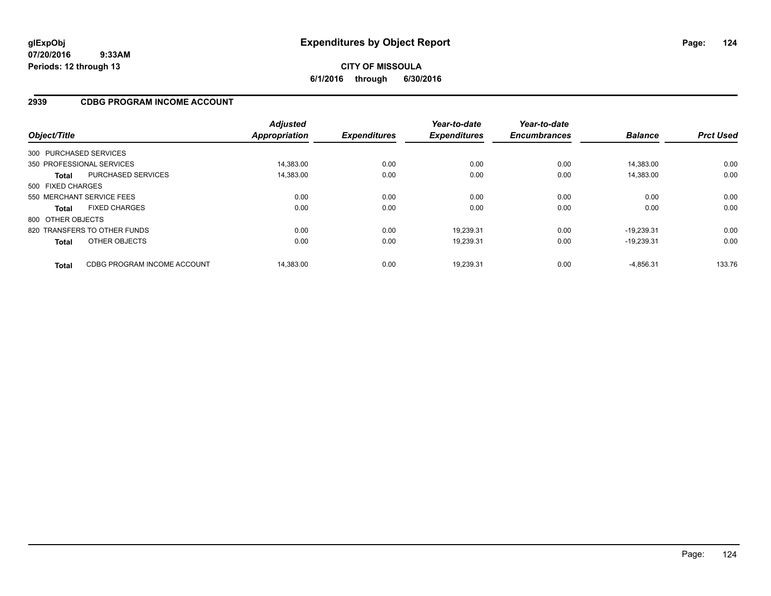# Expenditures by Object Report

glExpObj
07/20/2016 9:33AM
Periods: 12 through 13

**CITY OF MISSOULA**
**6/1/2016 through 6/30/2016**

## 2939 CDBG PROGRAM INCOME ACCOUNT

| Object/Title | Adjusted Appropriation | Expenditures | Year-to-date Expenditures | Year-to-date Encumbrances | Balance | Prct Used |
|---|---|---|---|---|---|---|
| 300 PURCHASED SERVICES | | | | | | |
| 350 PROFESSIONAL SERVICES | 14,383.00 | 0.00 | 0.00 | 0.00 | 14,383.00 | 0.00 |
| **Total** PURCHASED SERVICES | 14,383.00 | 0.00 | 0.00 | 0.00 | 14,383.00 | 0.00 |
| 500 FIXED CHARGES | | | | | | |
| 550 MERCHANT SERVICE FEES | 0.00 | 0.00 | 0.00 | 0.00 | 0.00 | 0.00 |
| **Total** FIXED CHARGES | 0.00 | 0.00 | 0.00 | 0.00 | 0.00 | 0.00 |
| 800 OTHER OBJECTS | | | | | | |
| 820 TRANSFERS TO OTHER FUNDS | 0.00 | 0.00 | 19,239.31 | 0.00 | -19,239.31 | 0.00 |
| **Total** OTHER OBJECTS | 0.00 | 0.00 | 19,239.31 | 0.00 | -19,239.31 | 0.00 |
| **Total** CDBG PROGRAM INCOME ACCOUNT | 14,383.00 | 0.00 | 19,239.31 | 0.00 | -4,856.31 | 133.76 |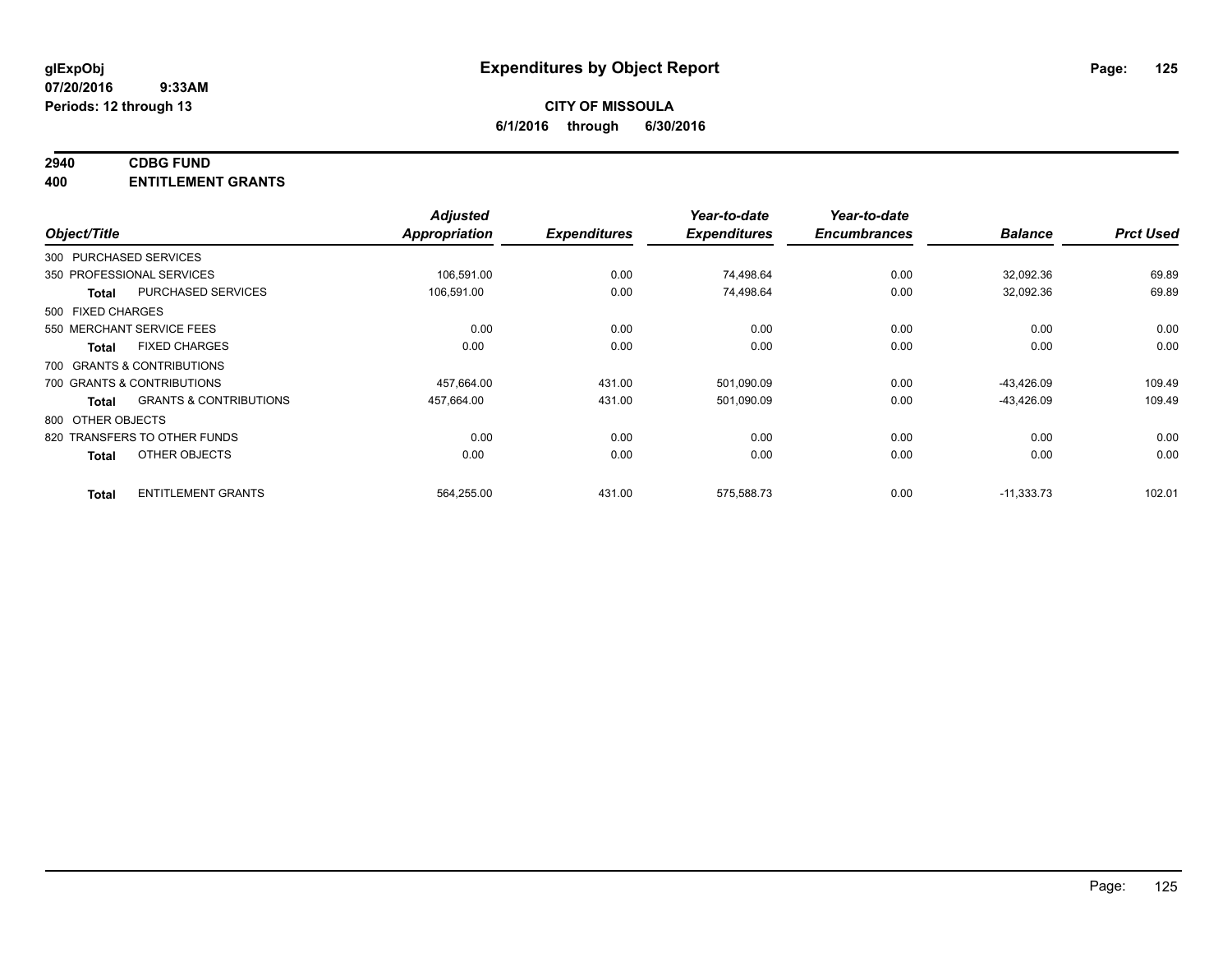**glExpObj** **Expenditures by Object Report**
**07/20/2016 9:33AM**
**Periods: 12 through 13**

**CITY OF MISSOULA**
**6/1/2016 through 6/30/2016**

## 2940 CDBG FUND
## 400 ENTITLEMENT GRANTS

| Object/Title | | Adjusted Appropriation | Expenditures | Year-to-date Expenditures | Year-to-date Encumbrances | Balance | Prct Used |
|---|---|---|---|---|---|---|---|
| 300 PURCHASED SERVICES | | | | | | | |
| 350 PROFESSIONAL SERVICES | | 106,591.00 | 0.00 | 74,498.64 | 0.00 | 32,092.36 | 69.89 |
| **Total** | PURCHASED SERVICES | 106,591.00 | 0.00 | 74,498.64 | 0.00 | 32,092.36 | 69.89 |
| 500 FIXED CHARGES | | | | | | | |
| 550 MERCHANT SERVICE FEES | | 0.00 | 0.00 | 0.00 | 0.00 | 0.00 | 0.00 |
| **Total** | FIXED CHARGES | 0.00 | 0.00 | 0.00 | 0.00 | 0.00 | 0.00 |
| 700 GRANTS & CONTRIBUTIONS | | | | | | | |
| 700 GRANTS & CONTRIBUTIONS | | 457,664.00 | 431.00 | 501,090.09 | 0.00 | -43,426.09 | 109.49 |
| **Total** | GRANTS & CONTRIBUTIONS | 457,664.00 | 431.00 | 501,090.09 | 0.00 | -43,426.09 | 109.49 |
| 800 OTHER OBJECTS | | | | | | | |
| 820 TRANSFERS TO OTHER FUNDS | | 0.00 | 0.00 | 0.00 | 0.00 | 0.00 | 0.00 |
| **Total** | OTHER OBJECTS | 0.00 | 0.00 | 0.00 | 0.00 | 0.00 | 0.00 |
| **Total** | ENTITLEMENT GRANTS | 564,255.00 | 431.00 | 575,588.73 | 0.00 | -11,333.73 | 102.01 |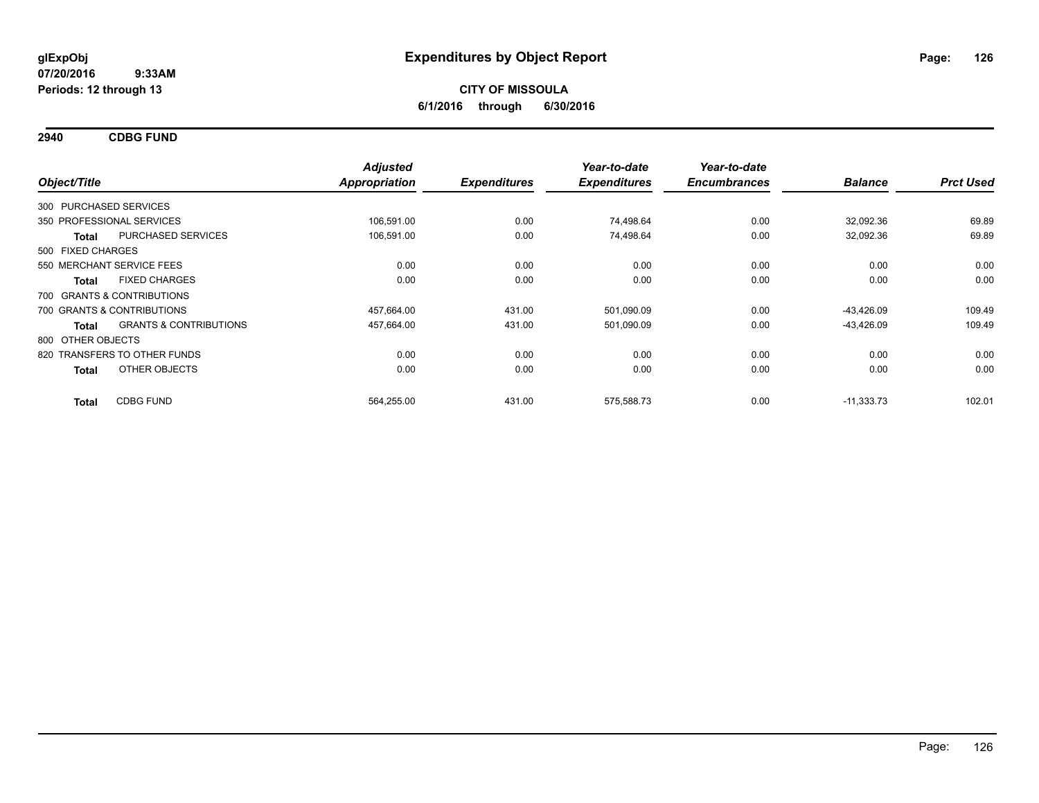**glExpObj**
**07/20/2016 9:33AM**
**Periods: 12 through 13**

# Expenditures by Object Report

**CITY OF MISSOULA**
**6/1/2016 through 6/30/2016**

## 2940 CDBG FUND

| Object/Title | | Adjusted Appropriation | Expenditures | Year-to-date Expenditures | Year-to-date Encumbrances | Balance | Prct Used |
|---|---|---|---|---|---|---|---|
| 300 PURCHASED SERVICES | | | | | | | |
| 350 PROFESSIONAL SERVICES | | 106,591.00 | 0.00 | 74,498.64 | 0.00 | 32,092.36 | 69.89 |
| **Total** | PURCHASED SERVICES | 106,591.00 | 0.00 | 74,498.64 | 0.00 | 32,092.36 | 69.89 |
| 500 FIXED CHARGES | | | | | | | |
| 550 MERCHANT SERVICE FEES | | 0.00 | 0.00 | 0.00 | 0.00 | 0.00 | 0.00 |
| **Total** | FIXED CHARGES | 0.00 | 0.00 | 0.00 | 0.00 | 0.00 | 0.00 |
| 700 GRANTS & CONTRIBUTIONS | | | | | | | |
| 700 GRANTS & CONTRIBUTIONS | | 457,664.00 | 431.00 | 501,090.09 | 0.00 | -43,426.09 | 109.49 |
| **Total** | GRANTS & CONTRIBUTIONS | 457,664.00 | 431.00 | 501,090.09 | 0.00 | -43,426.09 | 109.49 |
| 800 OTHER OBJECTS | | | | | | | |
| 820 TRANSFERS TO OTHER FUNDS | | 0.00 | 0.00 | 0.00 | 0.00 | 0.00 | 0.00 |
| **Total** | OTHER OBJECTS | 0.00 | 0.00 | 0.00 | 0.00 | 0.00 | 0.00 |
| **Total** | CDBG FUND | 564,255.00 | 431.00 | 575,588.73 | 0.00 | -11,333.73 | 102.01 |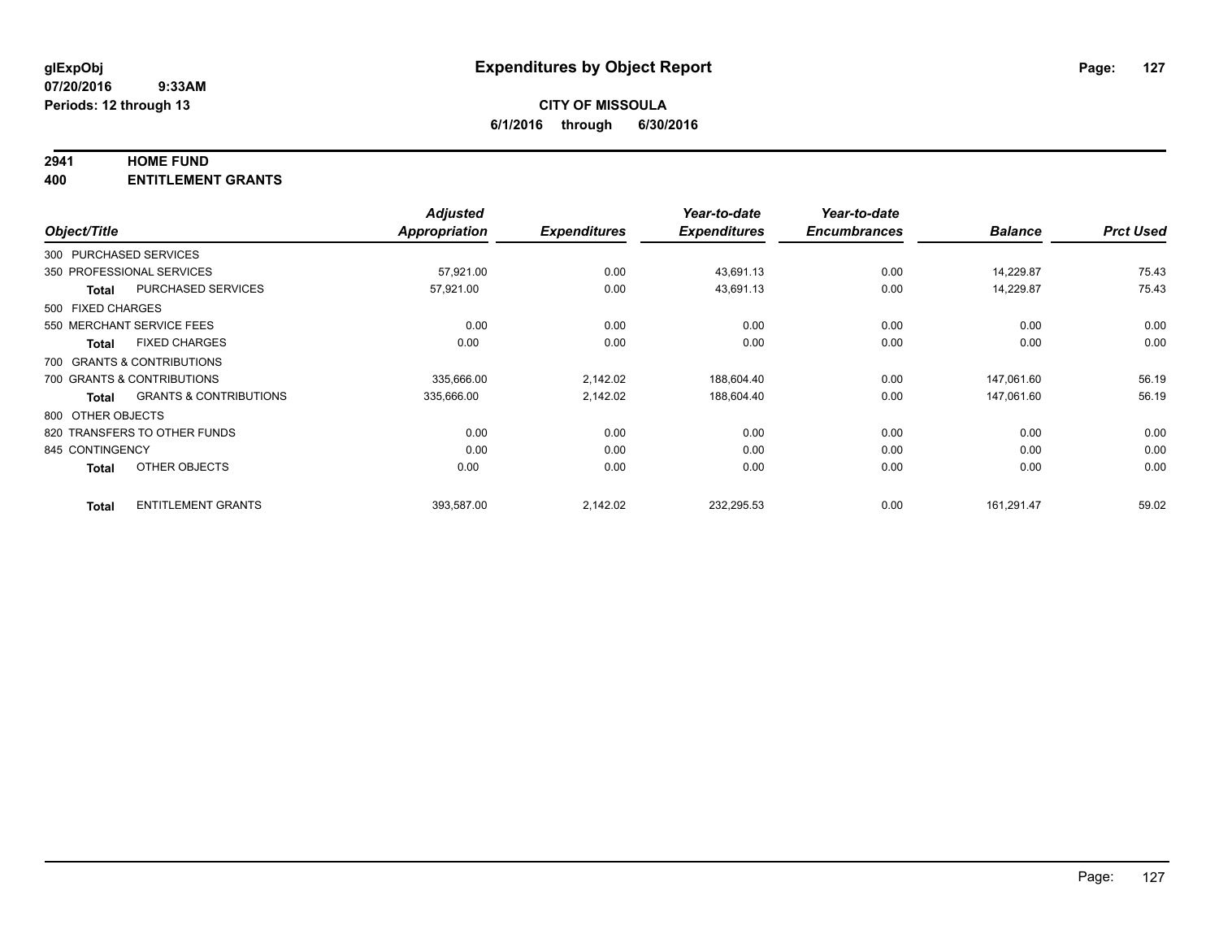**glExpObj**
**07/20/2016 9:33AM**
**Periods: 12 through 13**

# Expenditures by Object Report

**CITY OF MISSOULA**
**6/1/2016 through 6/30/2016**

## 2941 HOME FUND
## 400 ENTITLEMENT GRANTS

| Object/Title | Adjusted Appropriation | Expenditures | Year-to-date Expenditures | Year-to-date Encumbrances | Balance | Prct Used |
|---|---|---|---|---|---|---|
| 300 PURCHASED SERVICES | | | | | | |
| 350 PROFESSIONAL SERVICES | 57,921.00 | 0.00 | 43,691.13 | 0.00 | 14,229.87 | 75.43 |
| **Total** PURCHASED SERVICES | 57,921.00 | 0.00 | 43,691.13 | 0.00 | 14,229.87 | 75.43 |
| 500 FIXED CHARGES | | | | | | |
| 550 MERCHANT SERVICE FEES | 0.00 | 0.00 | 0.00 | 0.00 | 0.00 | 0.00 |
| **Total** FIXED CHARGES | 0.00 | 0.00 | 0.00 | 0.00 | 0.00 | 0.00 |
| 700 GRANTS & CONTRIBUTIONS | | | | | | |
| 700 GRANTS & CONTRIBUTIONS | 335,666.00 | 2,142.02 | 188,604.40 | 0.00 | 147,061.60 | 56.19 |
| **Total** GRANTS & CONTRIBUTIONS | 335,666.00 | 2,142.02 | 188,604.40 | 0.00 | 147,061.60 | 56.19 |
| 800 OTHER OBJECTS | | | | | | |
| 820 TRANSFERS TO OTHER FUNDS | 0.00 | 0.00 | 0.00 | 0.00 | 0.00 | 0.00 |
| 845 CONTINGENCY | 0.00 | 0.00 | 0.00 | 0.00 | 0.00 | 0.00 |
| **Total** OTHER OBJECTS | 0.00 | 0.00 | 0.00 | 0.00 | 0.00 | 0.00 |
| **Total** ENTITLEMENT GRANTS | 393,587.00 | 2,142.02 | 232,295.53 | 0.00 | 161,291.47 | 59.02 |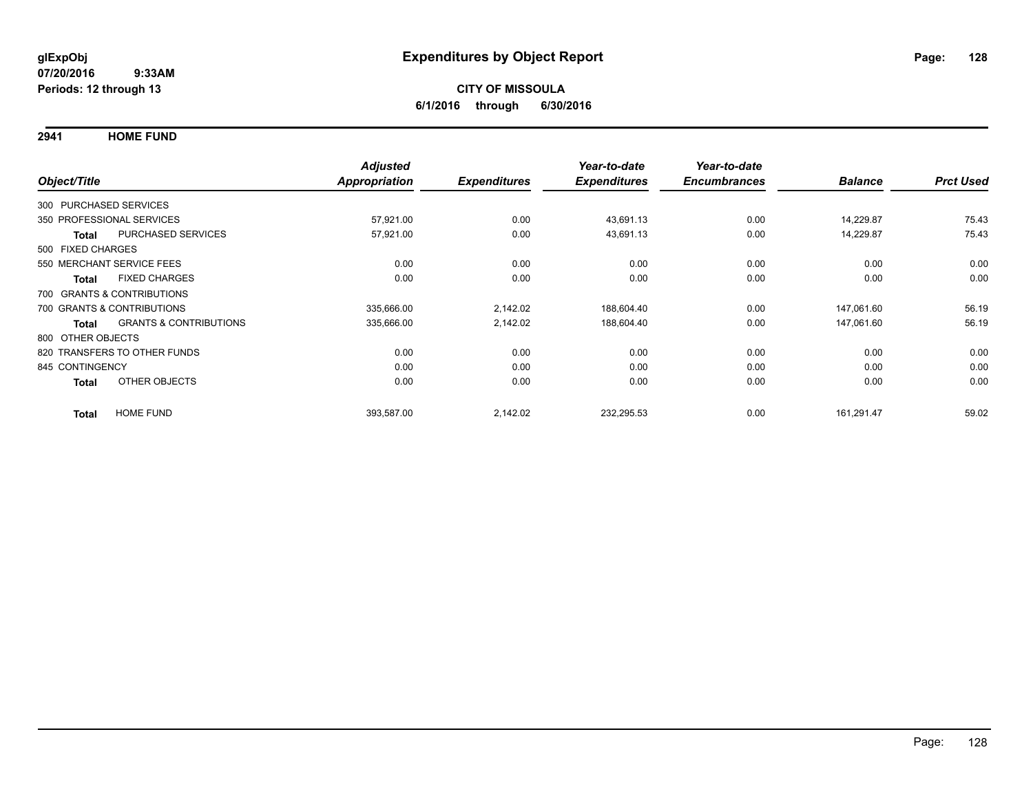glExpObj
07/20/2016 9:33AM
Periods: 12 through 13

# Expenditures by Object Report

**CITY OF MISSOULA**
**6/1/2016 through 6/30/2016**

## 2941 HOME FUND

| Object/Title | | Adjusted Appropriation | Expenditures | Year-to-date Expenditures | Year-to-date Encumbrances | Balance | Prct Used |
|---|---|---|---|---|---|---|---|
| 300 PURCHASED SERVICES | | | | | | | |
| 350 PROFESSIONAL SERVICES | | 57,921.00 | 0.00 | 43,691.13 | 0.00 | 14,229.87 | 75.43 |
| Total | PURCHASED SERVICES | 57,921.00 | 0.00 | 43,691.13 | 0.00 | 14,229.87 | 75.43 |
| 500 FIXED CHARGES | | | | | | | |
| 550 MERCHANT SERVICE FEES | | 0.00 | 0.00 | 0.00 | 0.00 | 0.00 | 0.00 |
| Total | FIXED CHARGES | 0.00 | 0.00 | 0.00 | 0.00 | 0.00 | 0.00 |
| 700 GRANTS & CONTRIBUTIONS | | | | | | | |
| 700 GRANTS & CONTRIBUTIONS | | 335,666.00 | 2,142.02 | 188,604.40 | 0.00 | 147,061.60 | 56.19 |
| Total | GRANTS & CONTRIBUTIONS | 335,666.00 | 2,142.02 | 188,604.40 | 0.00 | 147,061.60 | 56.19 |
| 800 OTHER OBJECTS | | | | | | | |
| 820 TRANSFERS TO OTHER FUNDS | | 0.00 | 0.00 | 0.00 | 0.00 | 0.00 | 0.00 |
| 845 CONTINGENCY | | 0.00 | 0.00 | 0.00 | 0.00 | 0.00 | 0.00 |
| Total | OTHER OBJECTS | 0.00 | 0.00 | 0.00 | 0.00 | 0.00 | 0.00 |
| Total | HOME FUND | 393,587.00 | 2,142.02 | 232,295.53 | 0.00 | 161,291.47 | 59.02 |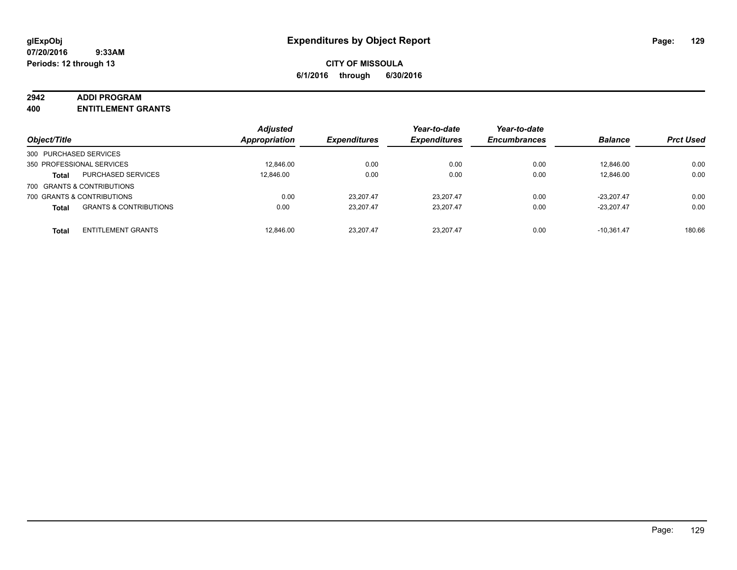**glExpObj**
**07/20/2016 9:33AM**
**Periods: 12 through 13**

# Expenditures by Object Report

**CITY OF MISSOULA**
**6/1/2016 through 6/30/2016**

**2942 ADDI PROGRAM**
**400 ENTITLEMENT GRANTS**

| Object/Title | | Adjusted Appropriation | Expenditures | Year-to-date Expenditures | Year-to-date Encumbrances | Balance | Prct Used |
|---|---|---|---|---|---|---|---|
| 300 PURCHASED SERVICES | | | | | | | |
| 350 PROFESSIONAL SERVICES | | 12,846.00 | 0.00 | 0.00 | 0.00 | 12,846.00 | 0.00 |
| **Total** | PURCHASED SERVICES | 12,846.00 | 0.00 | 0.00 | 0.00 | 12,846.00 | 0.00 |
| 700 GRANTS & CONTRIBUTIONS | | | | | | | |
| 700 GRANTS & CONTRIBUTIONS | | 0.00 | 23,207.47 | 23,207.47 | 0.00 | -23,207.47 | 0.00 |
| **Total** | GRANTS & CONTRIBUTIONS | 0.00 | 23,207.47 | 23,207.47 | 0.00 | -23,207.47 | 0.00 |
| **Total** | ENTITLEMENT GRANTS | 12,846.00 | 23,207.47 | 23,207.47 | 0.00 | -10,361.47 | 180.66 |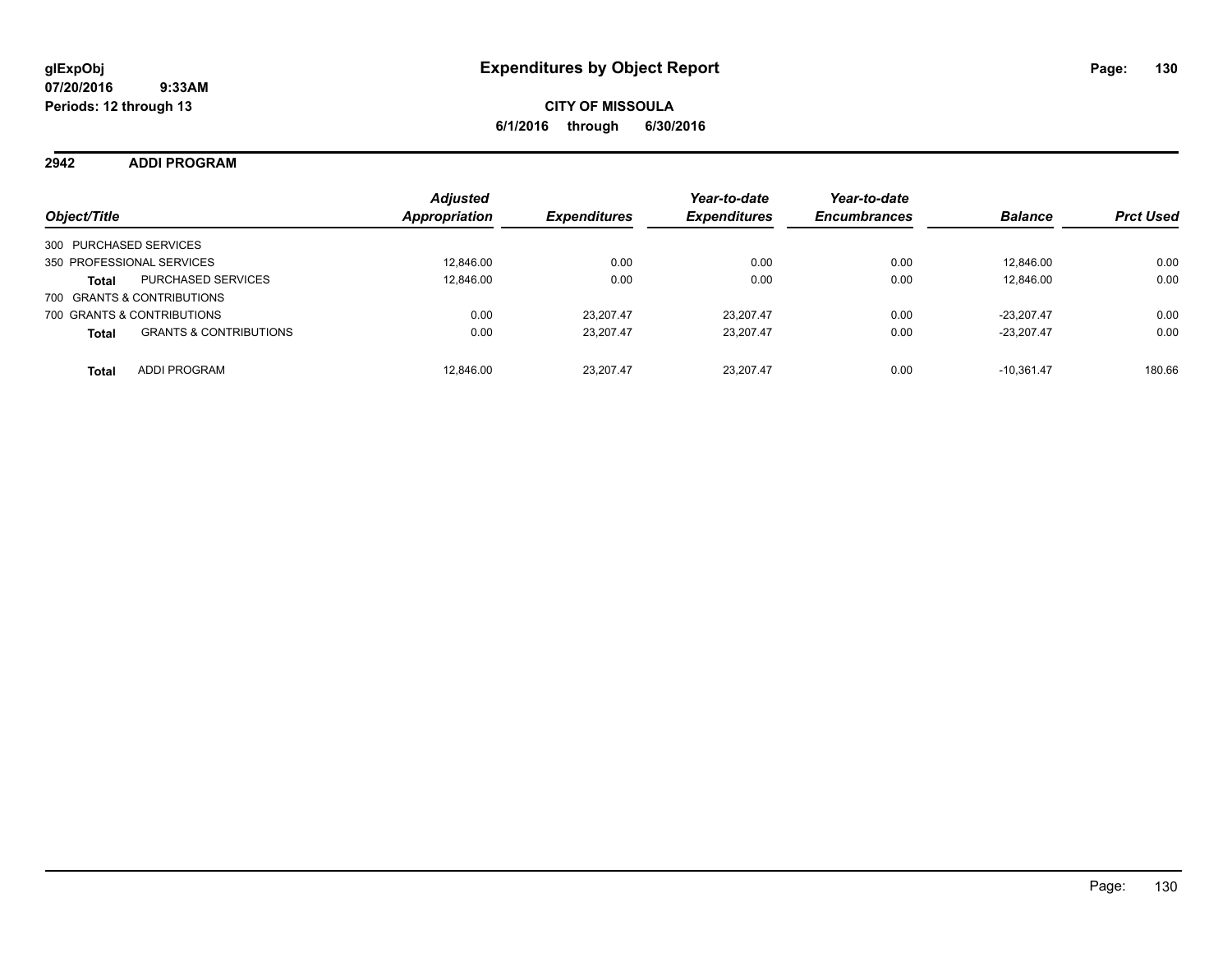# Expenditures by Object Report

glExpObj
07/20/2016 9:33AM
Periods: 12 through 13

**CITY OF MISSOULA**
**6/1/2016 through 6/30/2016**

## 2942 ADDI PROGRAM

| Object/Title | | *Adjusted Appropriation* | *Expenditures* | *Year-to-date Expenditures* | *Year-to-date Encumbrances* | *Balance* | *Prct Used* |
|---|---|---|---|---|---|---|---|
| 300 PURCHASED SERVICES | | | | | | | |
| 350 PROFESSIONAL SERVICES | | 12,846.00 | 0.00 | 0.00 | 0.00 | 12,846.00 | 0.00 |
| **Total** | PURCHASED SERVICES | 12,846.00 | 0.00 | 0.00 | 0.00 | 12,846.00 | 0.00 |
| 700 GRANTS & CONTRIBUTIONS | | | | | | | |
| 700 GRANTS & CONTRIBUTIONS | | 0.00 | 23,207.47 | 23,207.47 | 0.00 | -23,207.47 | 0.00 |
| **Total** | GRANTS & CONTRIBUTIONS | 0.00 | 23,207.47 | 23,207.47 | 0.00 | -23,207.47 | 0.00 |
| **Total** | ADDI PROGRAM | 12,846.00 | 23,207.47 | 23,207.47 | 0.00 | -10,361.47 | 180.66 |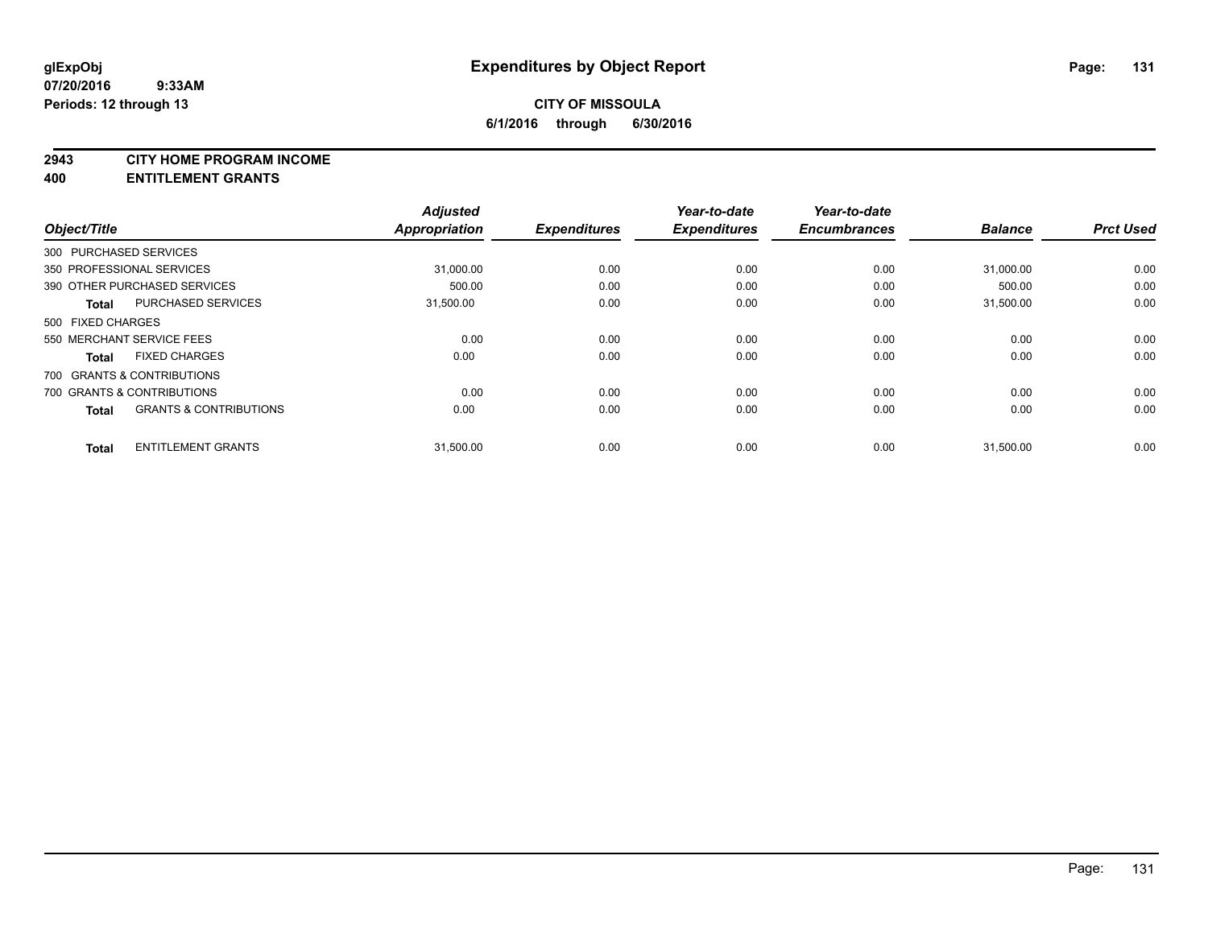**glExpObj**
**07/20/2016 9:33AM**
**Periods: 12 through 13**

# Expenditures by Object Report

**CITY OF MISSOULA**
**6/1/2016 through 6/30/2016**

## 2943 CITY HOME PROGRAM INCOME
## 400 ENTITLEMENT GRANTS

| Object/Title | | Adjusted Appropriation | Expenditures | Year-to-date Expenditures | Year-to-date Encumbrances | Balance | Prct Used |
|---|---|---|---|---|---|---|---|
| 300 PURCHASED SERVICES | | | | | | | |
| 350 PROFESSIONAL SERVICES | | 31,000.00 | 0.00 | 0.00 | 0.00 | 31,000.00 | 0.00 |
| 390 OTHER PURCHASED SERVICES | | 500.00 | 0.00 | 0.00 | 0.00 | 500.00 | 0.00 |
| **Total** | PURCHASED SERVICES | 31,500.00 | 0.00 | 0.00 | 0.00 | 31,500.00 | 0.00 |
| 500 FIXED CHARGES | | | | | | | |
| 550 MERCHANT SERVICE FEES | | 0.00 | 0.00 | 0.00 | 0.00 | 0.00 | 0.00 |
| **Total** | FIXED CHARGES | 0.00 | 0.00 | 0.00 | 0.00 | 0.00 | 0.00 |
| 700 GRANTS & CONTRIBUTIONS | | | | | | | |
| 700 GRANTS & CONTRIBUTIONS | | 0.00 | 0.00 | 0.00 | 0.00 | 0.00 | 0.00 |
| **Total** | GRANTS & CONTRIBUTIONS | 0.00 | 0.00 | 0.00 | 0.00 | 0.00 | 0.00 |
| **Total** | ENTITLEMENT GRANTS | 31,500.00 | 0.00 | 0.00 | 0.00 | 31,500.00 | 0.00 |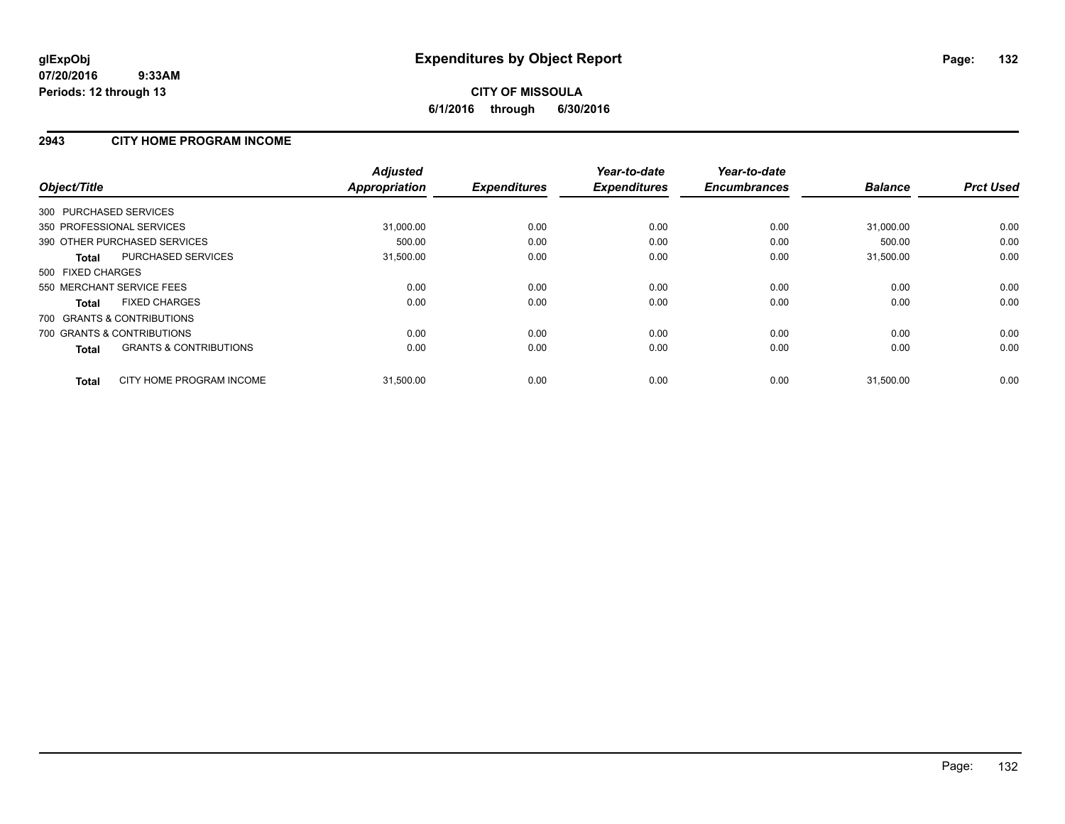**glExpObj**
**07/20/2016 9:33AM**
**Periods: 12 through 13**

# Expenditures by Object Report

**CITY OF MISSOULA**
**6/1/2016 through 6/30/2016**

## 2943 CITY HOME PROGRAM INCOME

| Object/Title | | Adjusted Appropriation | Expenditures | Year-to-date Expenditures | Year-to-date Encumbrances | Balance | Prct Used |
|---|---|---|---|---|---|---|---|
| 300 PURCHASED SERVICES | | | | | | | |
| 350 PROFESSIONAL SERVICES | | 31,000.00 | 0.00 | 0.00 | 0.00 | 31,000.00 | 0.00 |
| 390 OTHER PURCHASED SERVICES | | 500.00 | 0.00 | 0.00 | 0.00 | 500.00 | 0.00 |
| **Total** | PURCHASED SERVICES | 31,500.00 | 0.00 | 0.00 | 0.00 | 31,500.00 | 0.00 |
| 500 FIXED CHARGES | | | | | | | |
| 550 MERCHANT SERVICE FEES | | 0.00 | 0.00 | 0.00 | 0.00 | 0.00 | 0.00 |
| **Total** | FIXED CHARGES | 0.00 | 0.00 | 0.00 | 0.00 | 0.00 | 0.00 |
| 700 GRANTS & CONTRIBUTIONS | | | | | | | |
| 700 GRANTS & CONTRIBUTIONS | | 0.00 | 0.00 | 0.00 | 0.00 | 0.00 | 0.00 |
| **Total** | GRANTS & CONTRIBUTIONS | 0.00 | 0.00 | 0.00 | 0.00 | 0.00 | 0.00 |
| **Total** | CITY HOME PROGRAM INCOME | 31,500.00 | 0.00 | 0.00 | 0.00 | 31,500.00 | 0.00 |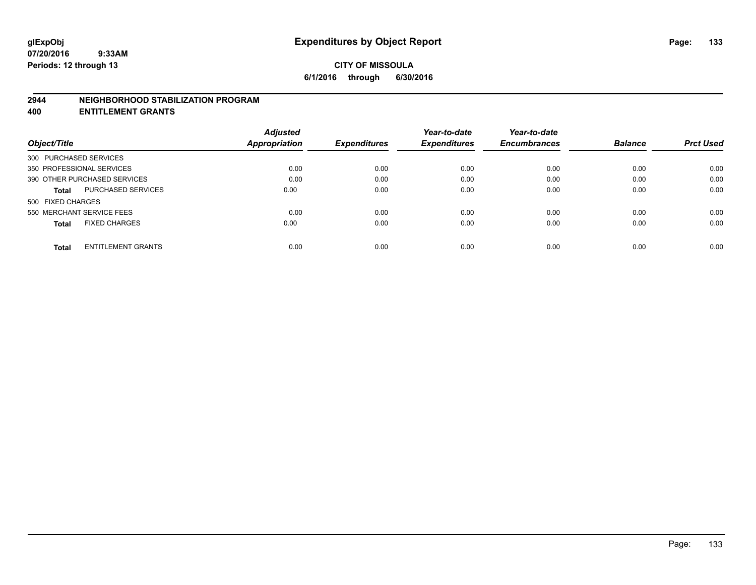**glExpObj** **Expenditures by Object Report**

07/20/2016 9:33AM

Periods: 12 through 13

**CITY OF MISSOULA**

**6/1/2016 through 6/30/2016**

## 2944 NEIGHBORHOOD STABILIZATION PROGRAM
## 400 ENTITLEMENT GRANTS

| Object/Title | | Adjusted Appropriation | Expenditures | Year-to-date Expenditures | Year-to-date Encumbrances | Balance | Prct Used |
|---|---|---|---|---|---|---|---|
| 300 PURCHASED SERVICES | | | | | | | |
| 350 PROFESSIONAL SERVICES | | 0.00 | 0.00 | 0.00 | 0.00 | 0.00 | 0.00 |
| 390 OTHER PURCHASED SERVICES | | 0.00 | 0.00 | 0.00 | 0.00 | 0.00 | 0.00 |
| **Total** | PURCHASED SERVICES | 0.00 | 0.00 | 0.00 | 0.00 | 0.00 | 0.00 |
| 500 FIXED CHARGES | | | | | | | |
| 550 MERCHANT SERVICE FEES | | 0.00 | 0.00 | 0.00 | 0.00 | 0.00 | 0.00 |
| **Total** | FIXED CHARGES | 0.00 | 0.00 | 0.00 | 0.00 | 0.00 | 0.00 |
| **Total** | ENTITLEMENT GRANTS | 0.00 | 0.00 | 0.00 | 0.00 | 0.00 | 0.00 |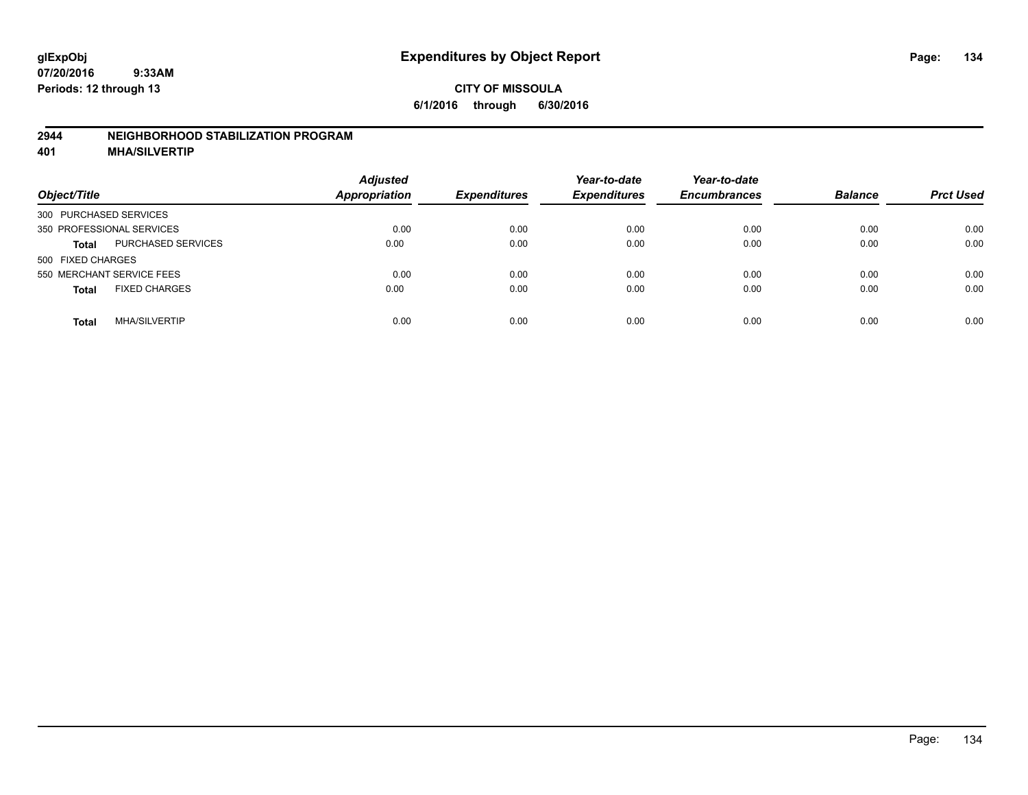# Expenditures by Object Report

**glExpObj**
**07/20/2016 9:33AM**
**Periods: 12 through 13**

**CITY OF MISSOULA**
**6/1/2016 through 6/30/2016**

## 2944 NEIGHBORHOOD STABILIZATION PROGRAM
## 401 MHA/SILVERTIP

| Object/Title | | Adjusted Appropriation | Expenditures | Year-to-date Expenditures | Year-to-date Encumbrances | Balance | Prct Used |
|---|---|---|---|---|---|---|---|
| 300 PURCHASED SERVICES | | | | | | | |
| 350 PROFESSIONAL SERVICES | | 0.00 | 0.00 | 0.00 | 0.00 | 0.00 | 0.00 |
| **Total** | PURCHASED SERVICES | 0.00 | 0.00 | 0.00 | 0.00 | 0.00 | 0.00 |
| 500 FIXED CHARGES | | | | | | | |
| 550 MERCHANT SERVICE FEES | | 0.00 | 0.00 | 0.00 | 0.00 | 0.00 | 0.00 |
| **Total** | FIXED CHARGES | 0.00 | 0.00 | 0.00 | 0.00 | 0.00 | 0.00 |
| **Total** | MHA/SILVERTIP | 0.00 | 0.00 | 0.00 | 0.00 | 0.00 | 0.00 |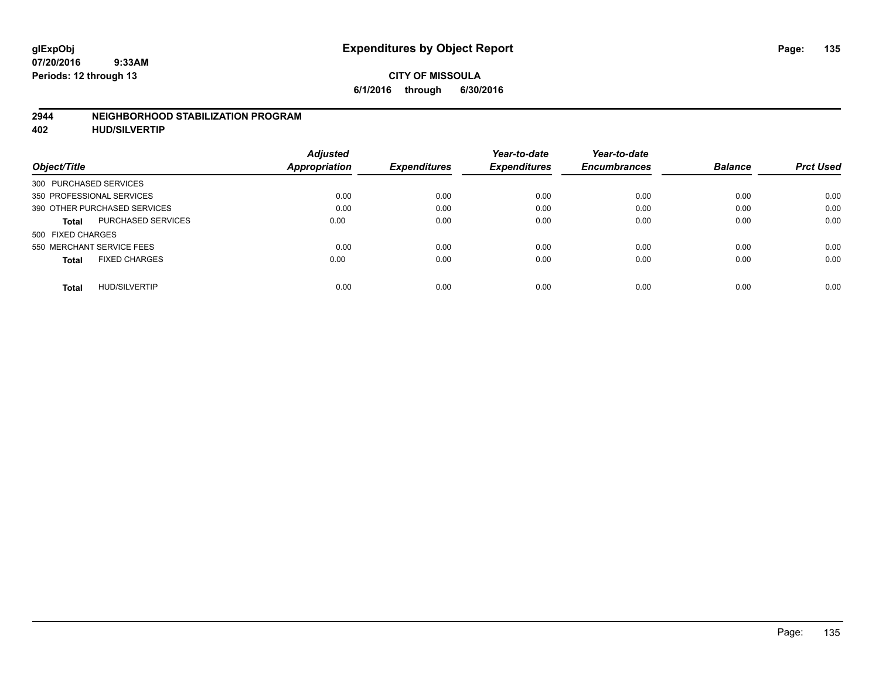**glExpObj**
**07/20/2016 9:33AM**
**Periods: 12 through 13**

# Expenditures by Object Report

**CITY OF MISSOULA**
**6/1/2016 through 6/30/2016**

## 2944 NEIGHBORHOOD STABILIZATION PROGRAM
## 402 HUD/SILVERTIP

| Object/Title | | Adjusted Appropriation | Expenditures | Year-to-date Expenditures | Year-to-date Encumbrances | Balance | Prct Used |
|---|---|---|---|---|---|---|---|
| 300 PURCHASED SERVICES | | | | | | | |
| 350 PROFESSIONAL SERVICES | | 0.00 | 0.00 | 0.00 | 0.00 | 0.00 | 0.00 |
| 390 OTHER PURCHASED SERVICES | | 0.00 | 0.00 | 0.00 | 0.00 | 0.00 | 0.00 |
| **Total** | PURCHASED SERVICES | 0.00 | 0.00 | 0.00 | 0.00 | 0.00 | 0.00 |
| 500 FIXED CHARGES | | | | | | | |
| 550 MERCHANT SERVICE FEES | | 0.00 | 0.00 | 0.00 | 0.00 | 0.00 | 0.00 |
| **Total** | FIXED CHARGES | 0.00 | 0.00 | 0.00 | 0.00 | 0.00 | 0.00 |
| **Total** | HUD/SILVERTIP | 0.00 | 0.00 | 0.00 | 0.00 | 0.00 | 0.00 |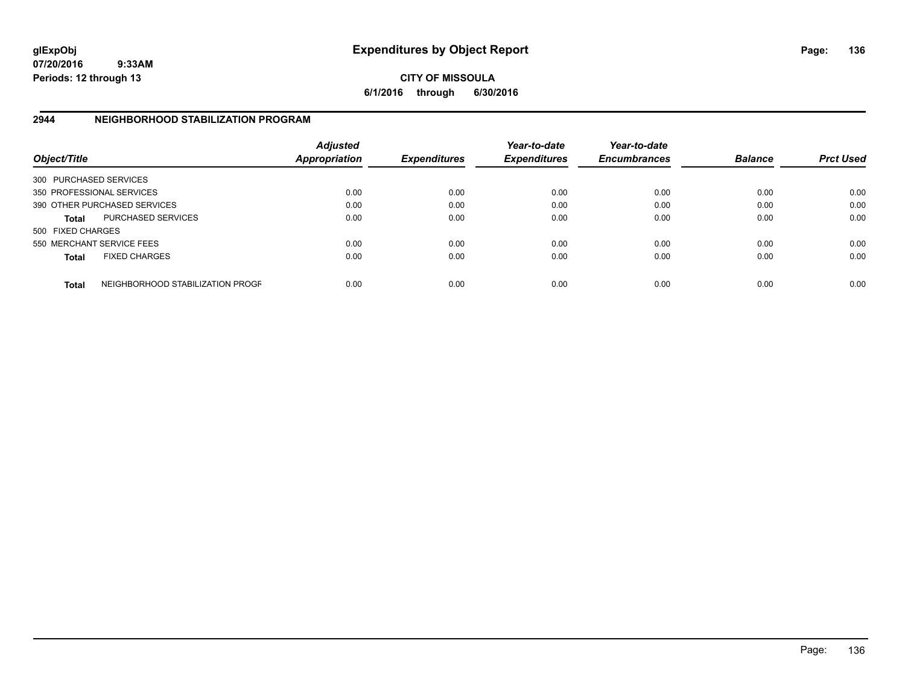**glExpObj**
**07/20/2016 9:33AM**
**Periods: 12 through 13**

# Expenditures by Object Report

**CITY OF MISSOULA**
**6/1/2016 through 6/30/2016**

## 2944 NEIGHBORHOOD STABILIZATION PROGRAM

| Object/Title | | Adjusted Appropriation | Expenditures | Year-to-date Expenditures | Year-to-date Encumbrances | Balance | Prct Used |
|---|---|---|---|---|---|---|---|
| 300 PURCHASED SERVICES | | | | | | | |
| 350 PROFESSIONAL SERVICES | | 0.00 | 0.00 | 0.00 | 0.00 | 0.00 | 0.00 |
| 390 OTHER PURCHASED SERVICES | | 0.00 | 0.00 | 0.00 | 0.00 | 0.00 | 0.00 |
| **Total** | PURCHASED SERVICES | 0.00 | 0.00 | 0.00 | 0.00 | 0.00 | 0.00 |
| 500 FIXED CHARGES | | | | | | | |
| 550 MERCHANT SERVICE FEES | | 0.00 | 0.00 | 0.00 | 0.00 | 0.00 | 0.00 |
| **Total** | FIXED CHARGES | 0.00 | 0.00 | 0.00 | 0.00 | 0.00 | 0.00 |
| **Total** | NEIGHBORHOOD STABILIZATION PROGF | 0.00 | 0.00 | 0.00 | 0.00 | 0.00 | 0.00 |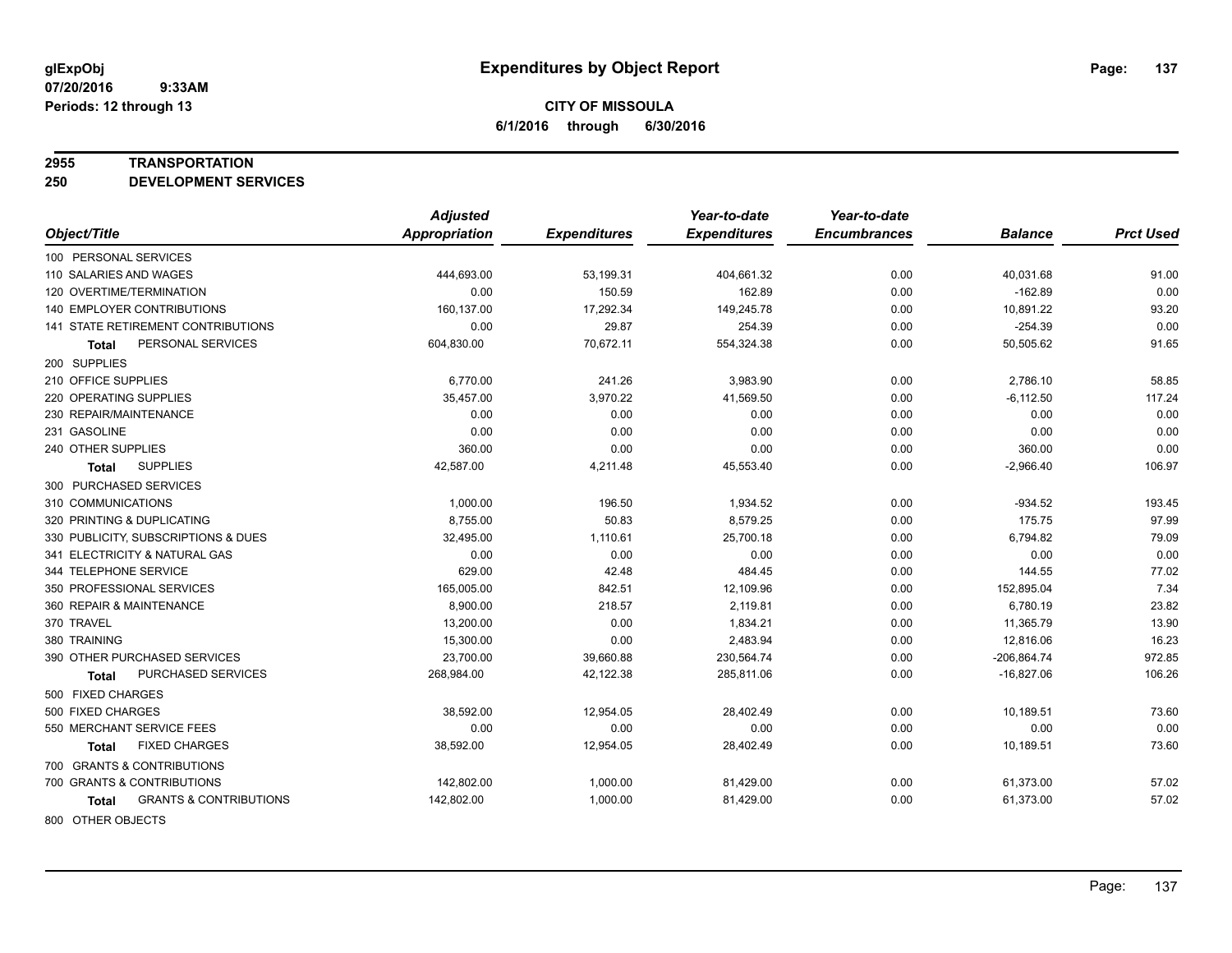glExpObj
07/20/2016 9:33AM
Periods: 12 through 13

# Expenditures by Object Report

**CITY OF MISSOULA**
**6/1/2016 through 6/30/2016**

**2955 TRANSPORTATION**
**250 DEVELOPMENT SERVICES**

| Object/Title | Adjusted Appropriation | Expenditures | Year-to-date Expenditures | Year-to-date Encumbrances | Balance | Prct Used |
|---|---|---|---|---|---|---|
| 100 PERSONAL SERVICES | | | | | | |
| 110 SALARIES AND WAGES | 444,693.00 | 53,199.31 | 404,661.32 | 0.00 | 40,031.68 | 91.00 |
| 120 OVERTIME/TERMINATION | 0.00 | 150.59 | 162.89 | 0.00 | -162.89 | 0.00 |
| 140 EMPLOYER CONTRIBUTIONS | 160,137.00 | 17,292.34 | 149,245.78 | 0.00 | 10,891.22 | 93.20 |
| 141 STATE RETIREMENT CONTRIBUTIONS | 0.00 | 29.87 | 254.39 | 0.00 | -254.39 | 0.00 |
| **Total** PERSONAL SERVICES | 604,830.00 | 70,672.11 | 554,324.38 | 0.00 | 50,505.62 | 91.65 |
| 200 SUPPLIES | | | | | | |
| 210 OFFICE SUPPLIES | 6,770.00 | 241.26 | 3,983.90 | 0.00 | 2,786.10 | 58.85 |
| 220 OPERATING SUPPLIES | 35,457.00 | 3,970.22 | 41,569.50 | 0.00 | -6,112.50 | 117.24 |
| 230 REPAIR/MAINTENANCE | 0.00 | 0.00 | 0.00 | 0.00 | 0.00 | 0.00 |
| 231 GASOLINE | 0.00 | 0.00 | 0.00 | 0.00 | 0.00 | 0.00 |
| 240 OTHER SUPPLIES | 360.00 | 0.00 | 0.00 | 0.00 | 360.00 | 0.00 |
| **Total** SUPPLIES | 42,587.00 | 4,211.48 | 45,553.40 | 0.00 | -2,966.40 | 106.97 |
| 300 PURCHASED SERVICES | | | | | | |
| 310 COMMUNICATIONS | 1,000.00 | 196.50 | 1,934.52 | 0.00 | -934.52 | 193.45 |
| 320 PRINTING & DUPLICATING | 8,755.00 | 50.83 | 8,579.25 | 0.00 | 175.75 | 97.99 |
| 330 PUBLICITY, SUBSCRIPTIONS & DUES | 32,495.00 | 1,110.61 | 25,700.18 | 0.00 | 6,794.82 | 79.09 |
| 341 ELECTRICITY & NATURAL GAS | 0.00 | 0.00 | 0.00 | 0.00 | 0.00 | 0.00 |
| 344 TELEPHONE SERVICE | 629.00 | 42.48 | 484.45 | 0.00 | 144.55 | 77.02 |
| 350 PROFESSIONAL SERVICES | 165,005.00 | 842.51 | 12,109.96 | 0.00 | 152,895.04 | 7.34 |
| 360 REPAIR & MAINTENANCE | 8,900.00 | 218.57 | 2,119.81 | 0.00 | 6,780.19 | 23.82 |
| 370 TRAVEL | 13,200.00 | 0.00 | 1,834.21 | 0.00 | 11,365.79 | 13.90 |
| 380 TRAINING | 15,300.00 | 0.00 | 2,483.94 | 0.00 | 12,816.06 | 16.23 |
| 390 OTHER PURCHASED SERVICES | 23,700.00 | 39,660.88 | 230,564.74 | 0.00 | -206,864.74 | 972.85 |
| **Total** PURCHASED SERVICES | 268,984.00 | 42,122.38 | 285,811.06 | 0.00 | -16,827.06 | 106.26 |
| 500 FIXED CHARGES | | | | | | |
| 500 FIXED CHARGES | 38,592.00 | 12,954.05 | 28,402.49 | 0.00 | 10,189.51 | 73.60 |
| 550 MERCHANT SERVICE FEES | 0.00 | 0.00 | 0.00 | 0.00 | 0.00 | 0.00 |
| **Total** FIXED CHARGES | 38,592.00 | 12,954.05 | 28,402.49 | 0.00 | 10,189.51 | 73.60 |
| 700 GRANTS & CONTRIBUTIONS | | | | | | |
| 700 GRANTS & CONTRIBUTIONS | 142,802.00 | 1,000.00 | 81,429.00 | 0.00 | 61,373.00 | 57.02 |
| **Total** GRANTS & CONTRIBUTIONS | 142,802.00 | 1,000.00 | 81,429.00 | 0.00 | 61,373.00 | 57.02 |
| 800 OTHER OBJECTS | | | | | | |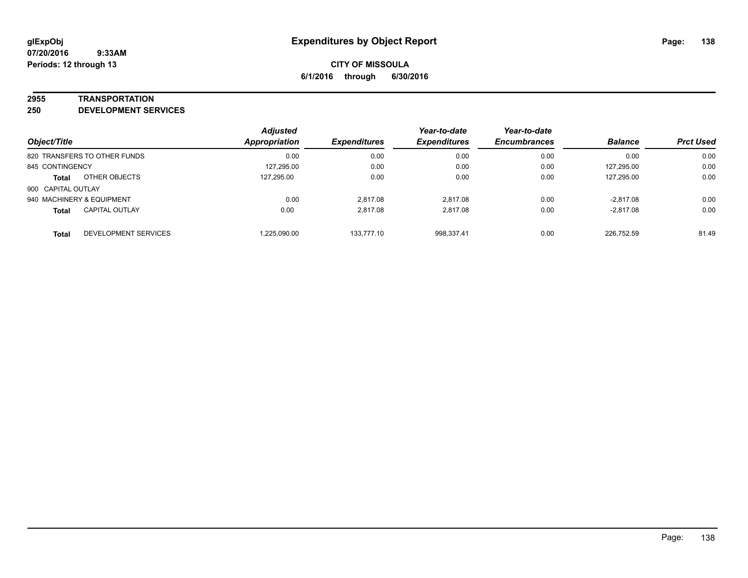# Expenditures by Object Report

**glExpObj**
**07/20/2016 9:33AM**
**Periods: 12 through 13**

**CITY OF MISSOULA**
**6/1/2016 through 6/30/2016**

## 2955 TRANSPORTATION
## 250 DEVELOPMENT SERVICES

| Object/Title | | Adjusted Appropriation | Expenditures | Year-to-date Expenditures | Year-to-date Encumbrances | Balance | Prct Used |
|---|---|---|---|---|---|---|---|
| 820 TRANSFERS TO OTHER FUNDS | | 0.00 | 0.00 | 0.00 | 0.00 | 0.00 | 0.00 |
| 845 CONTINGENCY | | 127,295.00 | 0.00 | 0.00 | 0.00 | 127,295.00 | 0.00 |
| **Total** | OTHER OBJECTS | 127,295.00 | 0.00 | 0.00 | 0.00 | 127,295.00 | 0.00 |
| 900 CAPITAL OUTLAY | | | | | | | |
| 940 MACHINERY & EQUIPMENT | | 0.00 | 2,817.08 | 2,817.08 | 0.00 | -2,817.08 | 0.00 |
| **Total** | CAPITAL OUTLAY | 0.00 | 2,817.08 | 2,817.08 | 0.00 | -2,817.08 | 0.00 |
| **Total** | DEVELOPMENT SERVICES | 1,225,090.00 | 133,777.10 | 998,337.41 | 0.00 | 226,752.59 | 81.49 |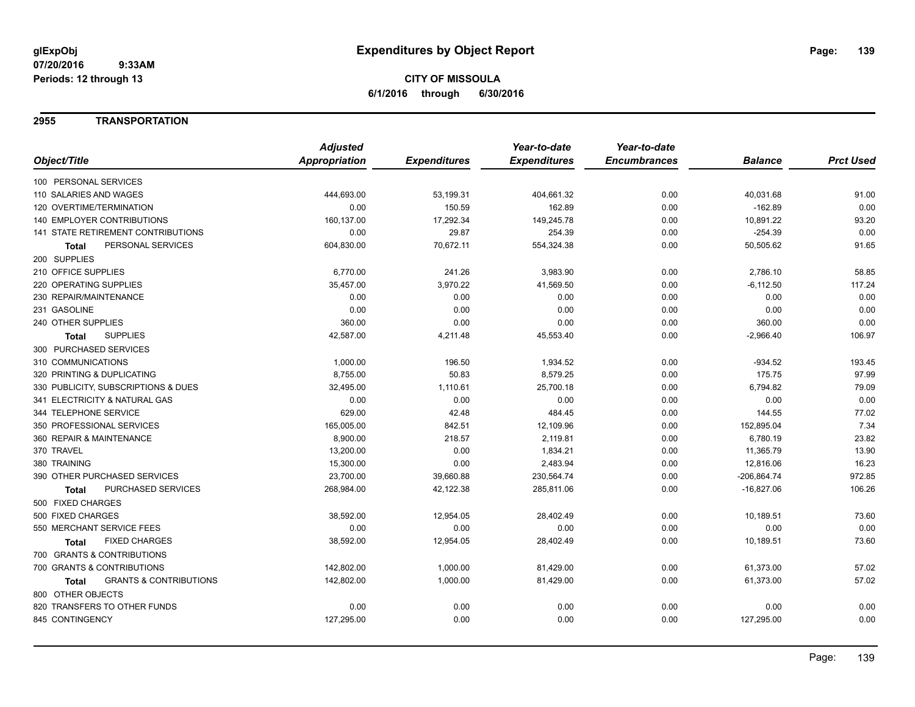glExpObj
07/20/2016 9:33AM
Periods: 12 through 13

# Expenditures by Object Report

**CITY OF MISSOULA**
**6/1/2016 through 6/30/2016**

## 2955 TRANSPORTATION

| Object/Title | Adjusted Appropriation | Expenditures | Year-to-date Expenditures | Year-to-date Encumbrances | Balance | Prct Used |
|---|---|---|---|---|---|---|
| 100 PERSONAL SERVICES | | | | | | |
| 110 SALARIES AND WAGES | 444,693.00 | 53,199.31 | 404,661.32 | 0.00 | 40,031.68 | 91.00 |
| 120 OVERTIME/TERMINATION | 0.00 | 150.59 | 162.89 | 0.00 | -162.89 | 0.00 |
| 140 EMPLOYER CONTRIBUTIONS | 160,137.00 | 17,292.34 | 149,245.78 | 0.00 | 10,891.22 | 93.20 |
| 141 STATE RETIREMENT CONTRIBUTIONS | 0.00 | 29.87 | 254.39 | 0.00 | -254.39 | 0.00 |
| **Total** PERSONAL SERVICES | 604,830.00 | 70,672.11 | 554,324.38 | 0.00 | 50,505.62 | 91.65 |
| 200 SUPPLIES | | | | | | |
| 210 OFFICE SUPPLIES | 6,770.00 | 241.26 | 3,983.90 | 0.00 | 2,786.10 | 58.85 |
| 220 OPERATING SUPPLIES | 35,457.00 | 3,970.22 | 41,569.50 | 0.00 | -6,112.50 | 117.24 |
| 230 REPAIR/MAINTENANCE | 0.00 | 0.00 | 0.00 | 0.00 | 0.00 | 0.00 |
| 231 GASOLINE | 0.00 | 0.00 | 0.00 | 0.00 | 0.00 | 0.00 |
| 240 OTHER SUPPLIES | 360.00 | 0.00 | 0.00 | 0.00 | 360.00 | 0.00 |
| **Total** SUPPLIES | 42,587.00 | 4,211.48 | 45,553.40 | 0.00 | -2,966.40 | 106.97 |
| 300 PURCHASED SERVICES | | | | | | |
| 310 COMMUNICATIONS | 1,000.00 | 196.50 | 1,934.52 | 0.00 | -934.52 | 193.45 |
| 320 PRINTING & DUPLICATING | 8,755.00 | 50.83 | 8,579.25 | 0.00 | 175.75 | 97.99 |
| 330 PUBLICITY, SUBSCRIPTIONS & DUES | 32,495.00 | 1,110.61 | 25,700.18 | 0.00 | 6,794.82 | 79.09 |
| 341 ELECTRICITY & NATURAL GAS | 0.00 | 0.00 | 0.00 | 0.00 | 0.00 | 0.00 |
| 344 TELEPHONE SERVICE | 629.00 | 42.48 | 484.45 | 0.00 | 144.55 | 77.02 |
| 350 PROFESSIONAL SERVICES | 165,005.00 | 842.51 | 12,109.96 | 0.00 | 152,895.04 | 7.34 |
| 360 REPAIR & MAINTENANCE | 8,900.00 | 218.57 | 2,119.81 | 0.00 | 6,780.19 | 23.82 |
| 370 TRAVEL | 13,200.00 | 0.00 | 1,834.21 | 0.00 | 11,365.79 | 13.90 |
| 380 TRAINING | 15,300.00 | 0.00 | 2,483.94 | 0.00 | 12,816.06 | 16.23 |
| 390 OTHER PURCHASED SERVICES | 23,700.00 | 39,660.88 | 230,564.74 | 0.00 | -206,864.74 | 972.85 |
| **Total** PURCHASED SERVICES | 268,984.00 | 42,122.38 | 285,811.06 | 0.00 | -16,827.06 | 106.26 |
| 500 FIXED CHARGES | | | | | | |
| 500 FIXED CHARGES | 38,592.00 | 12,954.05 | 28,402.49 | 0.00 | 10,189.51 | 73.60 |
| 550 MERCHANT SERVICE FEES | 0.00 | 0.00 | 0.00 | 0.00 | 0.00 | 0.00 |
| **Total** FIXED CHARGES | 38,592.00 | 12,954.05 | 28,402.49 | 0.00 | 10,189.51 | 73.60 |
| 700 GRANTS & CONTRIBUTIONS | | | | | | |
| 700 GRANTS & CONTRIBUTIONS | 142,802.00 | 1,000.00 | 81,429.00 | 0.00 | 61,373.00 | 57.02 |
| **Total** GRANTS & CONTRIBUTIONS | 142,802.00 | 1,000.00 | 81,429.00 | 0.00 | 61,373.00 | 57.02 |
| 800 OTHER OBJECTS | | | | | | |
| 820 TRANSFERS TO OTHER FUNDS | 0.00 | 0.00 | 0.00 | 0.00 | 0.00 | 0.00 |
| 845 CONTINGENCY | 127,295.00 | 0.00 | 0.00 | 0.00 | 127,295.00 | 0.00 |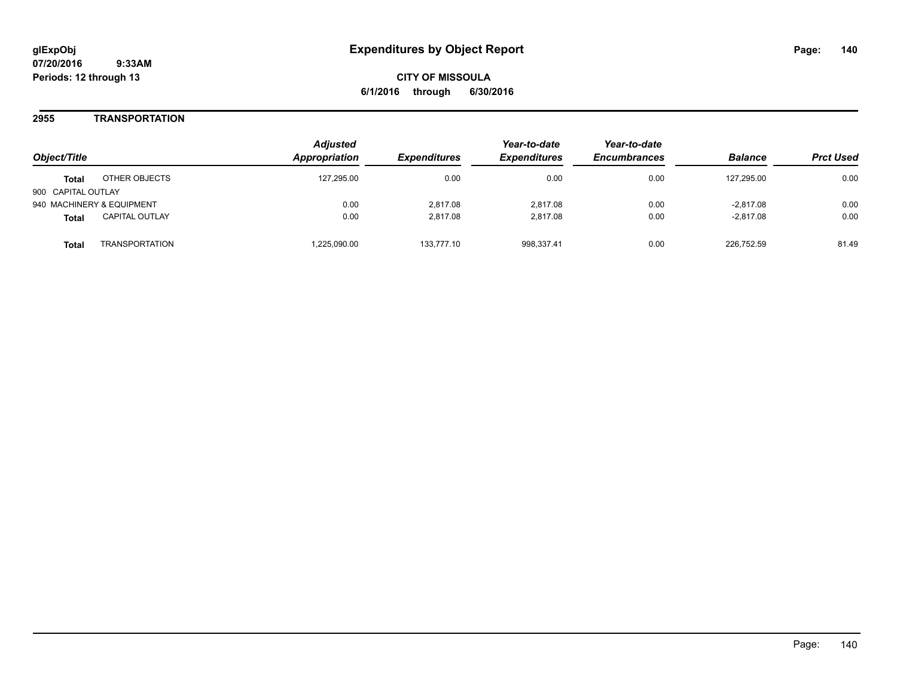# Expenditures by Object Report

glExpObj
07/20/2016 9:33AM
Periods: 12 through 13

**CITY OF MISSOULA**
**6/1/2016 through 6/30/2016**

## 2955 TRANSPORTATION

| Object/Title | | Adjusted Appropriation | Expenditures | Year-to-date Expenditures | Year-to-date Encumbrances | Balance | Prct Used |
|---|---|---|---|---|---|---|---|
| **Total** | OTHER OBJECTS | 127,295.00 | 0.00 | 0.00 | 0.00 | 127,295.00 | 0.00 |
| 900 CAPITAL OUTLAY | | | | | | | |
| 940 MACHINERY & EQUIPMENT | | 0.00 | 2,817.08 | 2,817.08 | 0.00 | -2,817.08 | 0.00 |
| **Total** | CAPITAL OUTLAY | 0.00 | 2,817.08 | 2,817.08 | 0.00 | -2,817.08 | 0.00 |
| **Total** | TRANSPORTATION | 1,225,090.00 | 133,777.10 | 998,337.41 | 0.00 | 226,752.59 | 81.49 |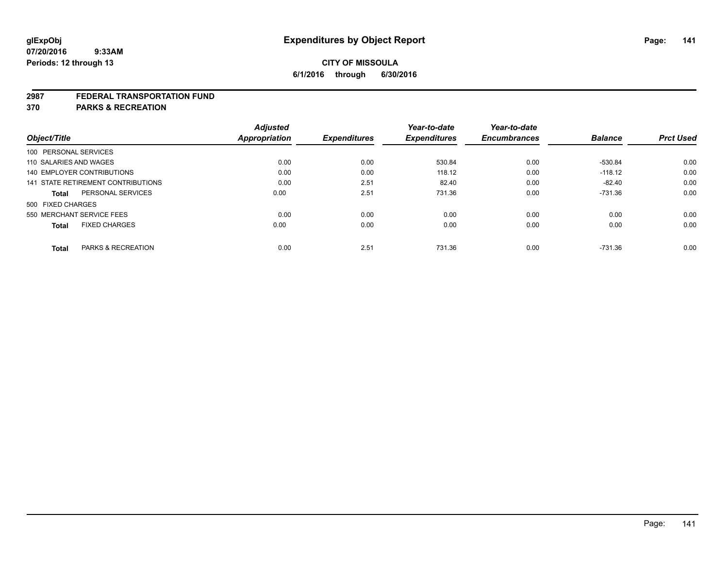# Expenditures by Object Report

glExpObj
07/20/2016 9:33AM
Periods: 12 through 13

**CITY OF MISSOULA**
**6/1/2016 through 6/30/2016**

**2987 FEDERAL TRANSPORTATION FUND**
**370 PARKS & RECREATION**

| Object/Title | Adjusted Appropriation | Expenditures | Year-to-date Expenditures | Year-to-date Encumbrances | Balance | Prct Used |
|---|---|---|---|---|---|---|
| 100 PERSONAL SERVICES | | | | | | |
| 110 SALARIES AND WAGES | 0.00 | 0.00 | 530.84 | 0.00 | -530.84 | 0.00 |
| 140 EMPLOYER CONTRIBUTIONS | 0.00 | 0.00 | 118.12 | 0.00 | -118.12 | 0.00 |
| 141 STATE RETIREMENT CONTRIBUTIONS | 0.00 | 2.51 | 82.40 | 0.00 | -82.40 | 0.00 |
| **Total** PERSONAL SERVICES | 0.00 | 2.51 | 731.36 | 0.00 | -731.36 | 0.00 |
| 500 FIXED CHARGES | | | | | | |
| 550 MERCHANT SERVICE FEES | 0.00 | 0.00 | 0.00 | 0.00 | 0.00 | 0.00 |
| **Total** FIXED CHARGES | 0.00 | 0.00 | 0.00 | 0.00 | 0.00 | 0.00 |
| **Total** PARKS & RECREATION | 0.00 | 2.51 | 731.36 | 0.00 | -731.36 | 0.00 |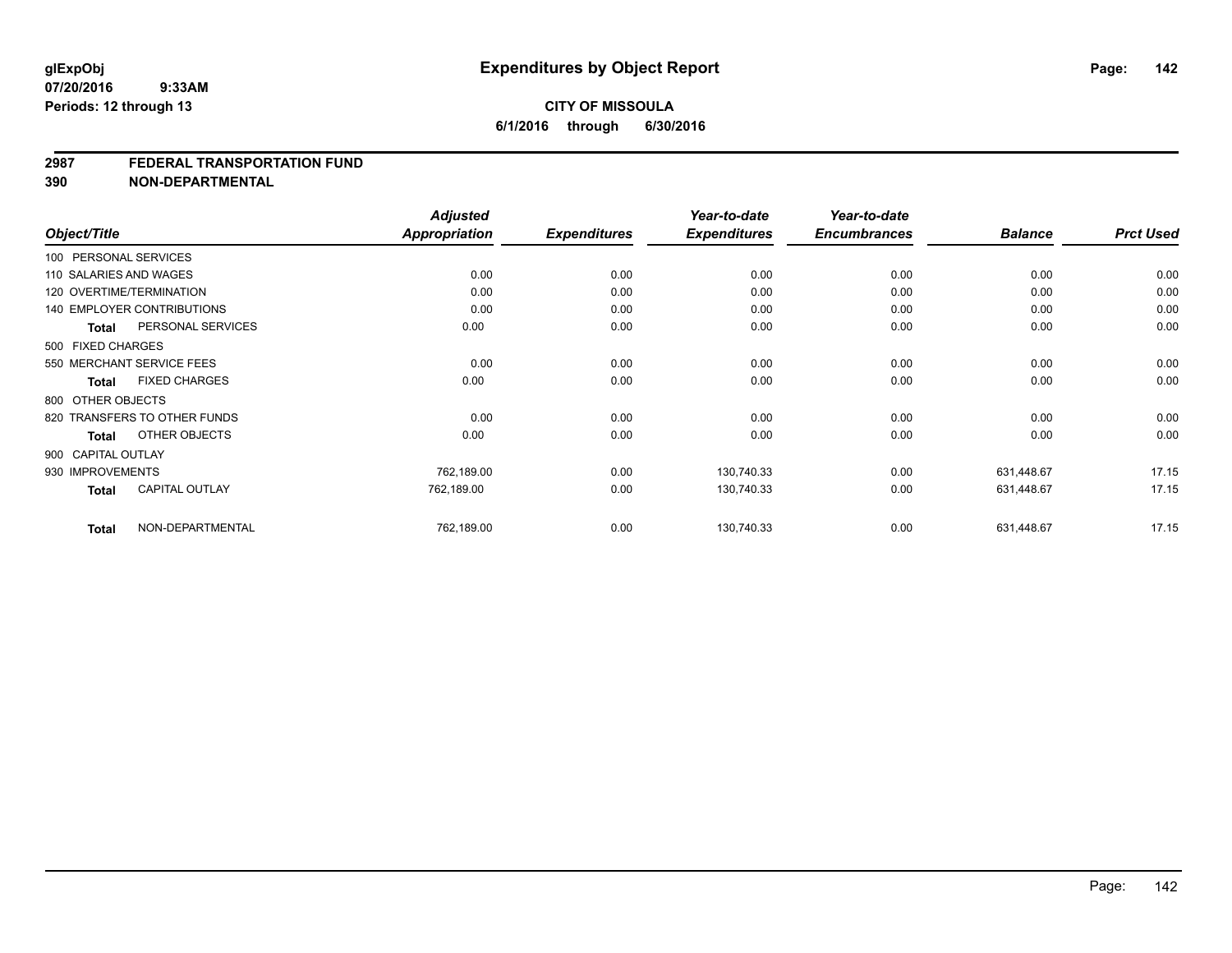**glExpObj**
**07/20/2016 9:33AM**
**Periods: 12 through 13**

# Expenditures by Object Report

**CITY OF MISSOULA**
**6/1/2016 through 6/30/2016**

## 2987 FEDERAL TRANSPORTATION FUND
## 390 NON-DEPARTMENTAL

| Object/Title | Adjusted Appropriation | Expenditures | Year-to-date Expenditures | Year-to-date Encumbrances | Balance | Prct Used |
|---|---|---|---|---|---|---|
| 100 PERSONAL SERVICES | | | | | | |
| 110 SALARIES AND WAGES | 0.00 | 0.00 | 0.00 | 0.00 | 0.00 | 0.00 |
| 120 OVERTIME/TERMINATION | 0.00 | 0.00 | 0.00 | 0.00 | 0.00 | 0.00 |
| 140 EMPLOYER CONTRIBUTIONS | 0.00 | 0.00 | 0.00 | 0.00 | 0.00 | 0.00 |
| **Total** PERSONAL SERVICES | 0.00 | 0.00 | 0.00 | 0.00 | 0.00 | 0.00 |
| 500 FIXED CHARGES | | | | | | |
| 550 MERCHANT SERVICE FEES | 0.00 | 0.00 | 0.00 | 0.00 | 0.00 | 0.00 |
| **Total** FIXED CHARGES | 0.00 | 0.00 | 0.00 | 0.00 | 0.00 | 0.00 |
| 800 OTHER OBJECTS | | | | | | |
| 820 TRANSFERS TO OTHER FUNDS | 0.00 | 0.00 | 0.00 | 0.00 | 0.00 | 0.00 |
| **Total** OTHER OBJECTS | 0.00 | 0.00 | 0.00 | 0.00 | 0.00 | 0.00 |
| 900 CAPITAL OUTLAY | | | | | | |
| 930 IMPROVEMENTS | 762,189.00 | 0.00 | 130,740.33 | 0.00 | 631,448.67 | 17.15 |
| **Total** CAPITAL OUTLAY | 762,189.00 | 0.00 | 130,740.33 | 0.00 | 631,448.67 | 17.15 |
| **Total** NON-DEPARTMENTAL | 762,189.00 | 0.00 | 130,740.33 | 0.00 | 631,448.67 | 17.15 |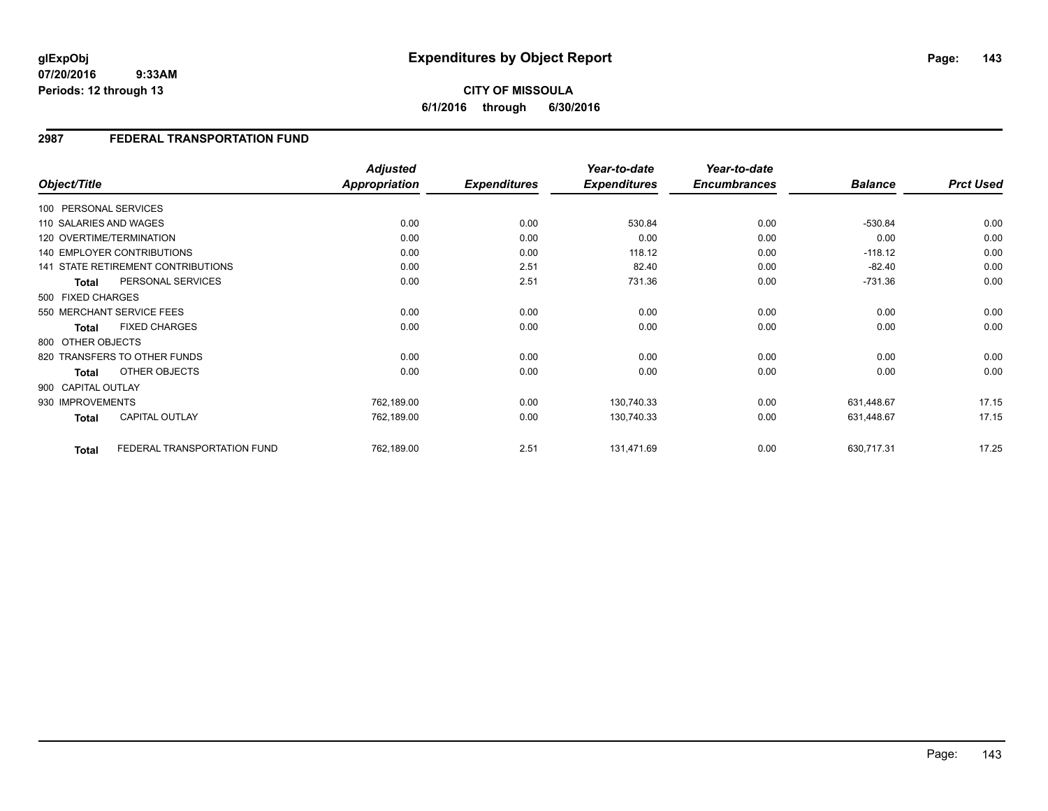**glExpObj**
**07/20/2016 9:33AM**
**Periods: 12 through 13**

# Expenditures by Object Report

**CITY OF MISSOULA**
**6/1/2016 through 6/30/2016**

## 2987 FEDERAL TRANSPORTATION FUND

| Object/Title | Adjusted Appropriation | Expenditures | Year-to-date Expenditures | Year-to-date Encumbrances | Balance | Prct Used |
|---|---|---|---|---|---|---|
| 100 PERSONAL SERVICES | | | | | | |
| 110 SALARIES AND WAGES | 0.00 | 0.00 | 530.84 | 0.00 | -530.84 | 0.00 |
| 120 OVERTIME/TERMINATION | 0.00 | 0.00 | 0.00 | 0.00 | 0.00 | 0.00 |
| 140 EMPLOYER CONTRIBUTIONS | 0.00 | 0.00 | 118.12 | 0.00 | -118.12 | 0.00 |
| 141 STATE RETIREMENT CONTRIBUTIONS | 0.00 | 2.51 | 82.40 | 0.00 | -82.40 | 0.00 |
| **Total** PERSONAL SERVICES | 0.00 | 2.51 | 731.36 | 0.00 | -731.36 | 0.00 |
| 500 FIXED CHARGES | | | | | | |
| 550 MERCHANT SERVICE FEES | 0.00 | 0.00 | 0.00 | 0.00 | 0.00 | 0.00 |
| **Total** FIXED CHARGES | 0.00 | 0.00 | 0.00 | 0.00 | 0.00 | 0.00 |
| 800 OTHER OBJECTS | | | | | | |
| 820 TRANSFERS TO OTHER FUNDS | 0.00 | 0.00 | 0.00 | 0.00 | 0.00 | 0.00 |
| **Total** OTHER OBJECTS | 0.00 | 0.00 | 0.00 | 0.00 | 0.00 | 0.00 |
| 900 CAPITAL OUTLAY | | | | | | |
| 930 IMPROVEMENTS | 762,189.00 | 0.00 | 130,740.33 | 0.00 | 631,448.67 | 17.15 |
| **Total** CAPITAL OUTLAY | 762,189.00 | 0.00 | 130,740.33 | 0.00 | 631,448.67 | 17.15 |
| **Total** FEDERAL TRANSPORTATION FUND | 762,189.00 | 2.51 | 131,471.69 | 0.00 | 630,717.31 | 17.25 |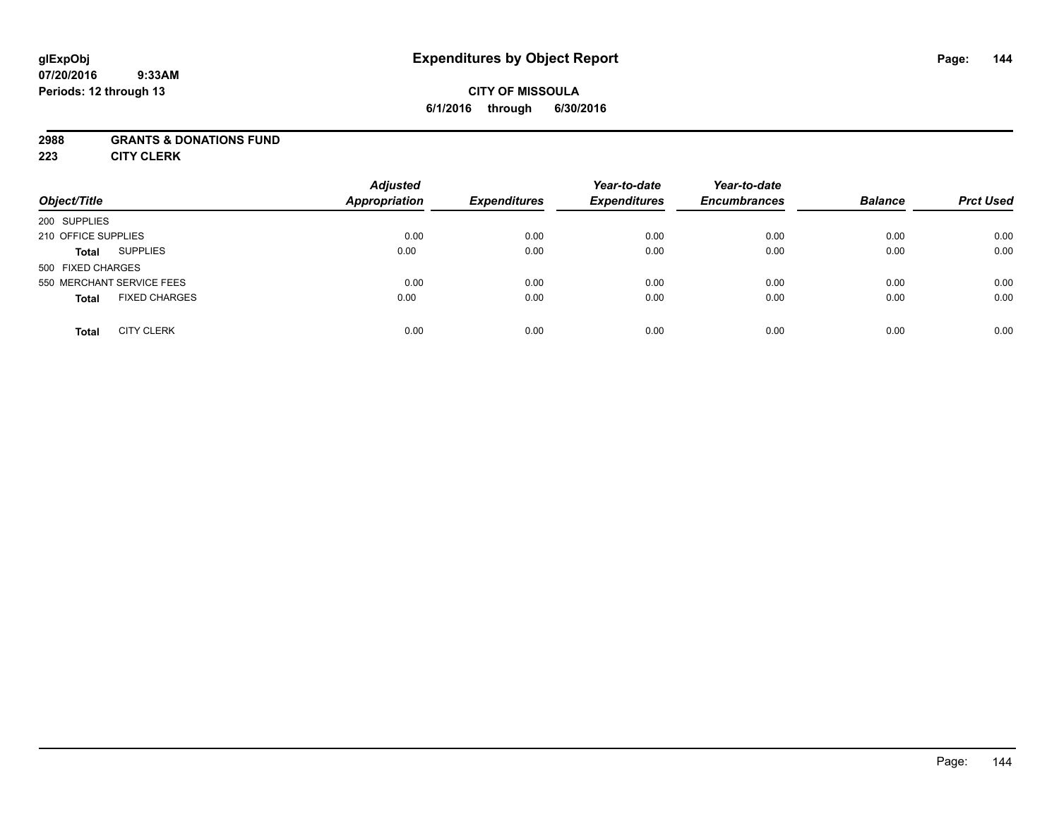# Expenditures by Object Report

glExpObj
07/20/2016 9:33AM
Periods: 12 through 13

**CITY OF MISSOULA**
**6/1/2016 through 6/30/2016**

**2988 GRANTS & DONATIONS FUND**
**223 CITY CLERK**

| Object/Title | | Adjusted Appropriation | Expenditures | Year-to-date Expenditures | Year-to-date Encumbrances | Balance | Prct Used |
|---|---|---|---|---|---|---|---|
| 200 SUPPLIES | | | | | | | |
| 210 OFFICE SUPPLIES | | 0.00 | 0.00 | 0.00 | 0.00 | 0.00 | 0.00 |
| **Total** | SUPPLIES | 0.00 | 0.00 | 0.00 | 0.00 | 0.00 | 0.00 |
| 500 FIXED CHARGES | | | | | | | |
| 550 MERCHANT SERVICE FEES | | 0.00 | 0.00 | 0.00 | 0.00 | 0.00 | 0.00 |
| **Total** | FIXED CHARGES | 0.00 | 0.00 | 0.00 | 0.00 | 0.00 | 0.00 |
| **Total** | CITY CLERK | 0.00 | 0.00 | 0.00 | 0.00 | 0.00 | 0.00 |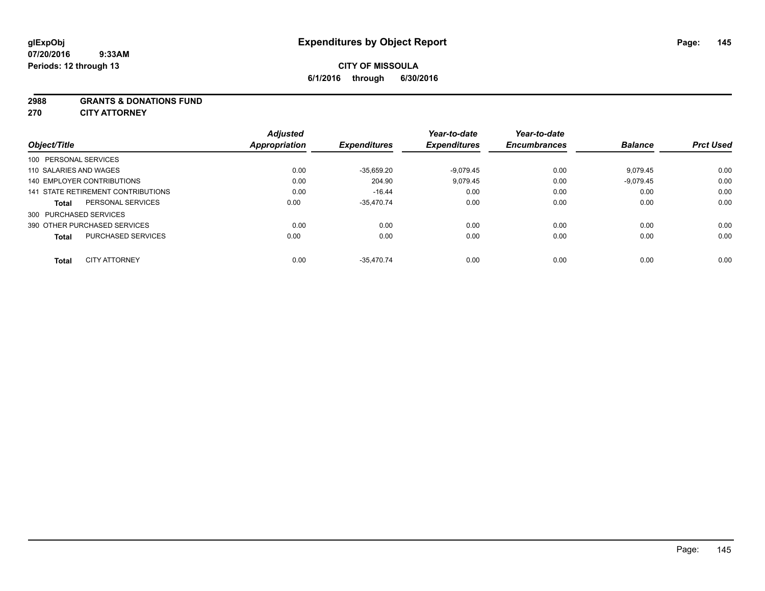# Expenditures by Object Report

glExpObj
07/20/2016 9:33AM
Periods: 12 through 13

**CITY OF MISSOULA**
**6/1/2016 through 6/30/2016**

**2988 GRANTS & DONATIONS FUND**
**270 CITY ATTORNEY**

| Object/Title | | Adjusted Appropriation | Expenditures | Year-to-date Expenditures | Year-to-date Encumbrances | Balance | Prct Used |
|---|---|---|---|---|---|---|---|
| 100 PERSONAL SERVICES | | | | | | | |
| 110 SALARIES AND WAGES | | 0.00 | -35,659.20 | -9,079.45 | 0.00 | 9,079.45 | 0.00 |
| 140 EMPLOYER CONTRIBUTIONS | | 0.00 | 204.90 | 9,079.45 | 0.00 | -9,079.45 | 0.00 |
| 141 STATE RETIREMENT CONTRIBUTIONS | | 0.00 | -16.44 | 0.00 | 0.00 | 0.00 | 0.00 |
| **Total** | PERSONAL SERVICES | 0.00 | -35,470.74 | 0.00 | 0.00 | 0.00 | 0.00 |
| 300 PURCHASED SERVICES | | | | | | | |
| 390 OTHER PURCHASED SERVICES | | 0.00 | 0.00 | 0.00 | 0.00 | 0.00 | 0.00 |
| **Total** | PURCHASED SERVICES | 0.00 | 0.00 | 0.00 | 0.00 | 0.00 | 0.00 |
| **Total** | CITY ATTORNEY | 0.00 | -35,470.74 | 0.00 | 0.00 | 0.00 | 0.00 |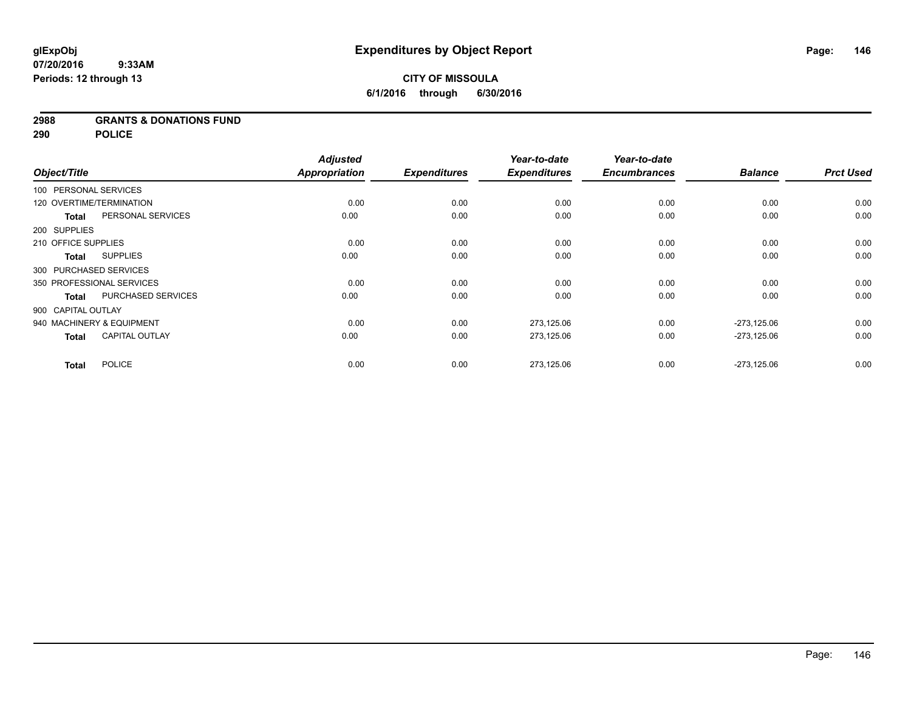**glExpObj**
**07/20/2016 9:33AM**
**Periods: 12 through 13**

# Expenditures by Object Report

**CITY OF MISSOULA**
**6/1/2016 through 6/30/2016**

**2988 GRANTS & DONATIONS FUND**
**290 POLICE**

| Object/Title | Adjusted Appropriation | Expenditures | Year-to-date Expenditures | Year-to-date Encumbrances | Balance | Prct Used |
|---|---|---|---|---|---|---|
| 100 PERSONAL SERVICES | | | | | | |
| 120 OVERTIME/TERMINATION | 0.00 | 0.00 | 0.00 | 0.00 | 0.00 | 0.00 |
| **Total** PERSONAL SERVICES | 0.00 | 0.00 | 0.00 | 0.00 | 0.00 | 0.00 |
| 200 SUPPLIES | | | | | | |
| 210 OFFICE SUPPLIES | 0.00 | 0.00 | 0.00 | 0.00 | 0.00 | 0.00 |
| **Total** SUPPLIES | 0.00 | 0.00 | 0.00 | 0.00 | 0.00 | 0.00 |
| 300 PURCHASED SERVICES | | | | | | |
| 350 PROFESSIONAL SERVICES | 0.00 | 0.00 | 0.00 | 0.00 | 0.00 | 0.00 |
| **Total** PURCHASED SERVICES | 0.00 | 0.00 | 0.00 | 0.00 | 0.00 | 0.00 |
| 900 CAPITAL OUTLAY | | | | | | |
| 940 MACHINERY & EQUIPMENT | 0.00 | 0.00 | 273,125.06 | 0.00 | -273,125.06 | 0.00 |
| **Total** CAPITAL OUTLAY | 0.00 | 0.00 | 273,125.06 | 0.00 | -273,125.06 | 0.00 |
| **Total** POLICE | 0.00 | 0.00 | 273,125.06 | 0.00 | -273,125.06 | 0.00 |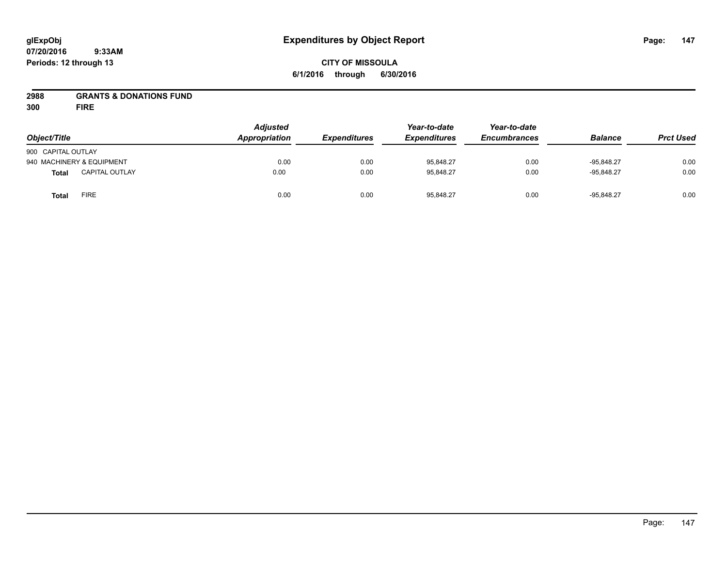**glExpObj**
**07/20/2016 9:33AM**
**Periods: 12 through 13**

# Expenditures by Object Report

**CITY OF MISSOULA**
**6/1/2016 through 6/30/2016**

**2988 GRANTS & DONATIONS FUND**
**300 FIRE**

| Object/Title | Adjusted Appropriation | Expenditures | Year-to-date Expenditures | Year-to-date Encumbrances | Balance | Prct Used |
|---|---|---|---|---|---|---|
| 900 CAPITAL OUTLAY | | | | | | |
| 940 MACHINERY & EQUIPMENT | 0.00 | 0.00 | 95,848.27 | 0.00 | -95,848.27 | 0.00 |
| **Total** CAPITAL OUTLAY | 0.00 | 0.00 | 95,848.27 | 0.00 | -95,848.27 | 0.00 |
| **Total** FIRE | 0.00 | 0.00 | 95,848.27 | 0.00 | -95,848.27 | 0.00 |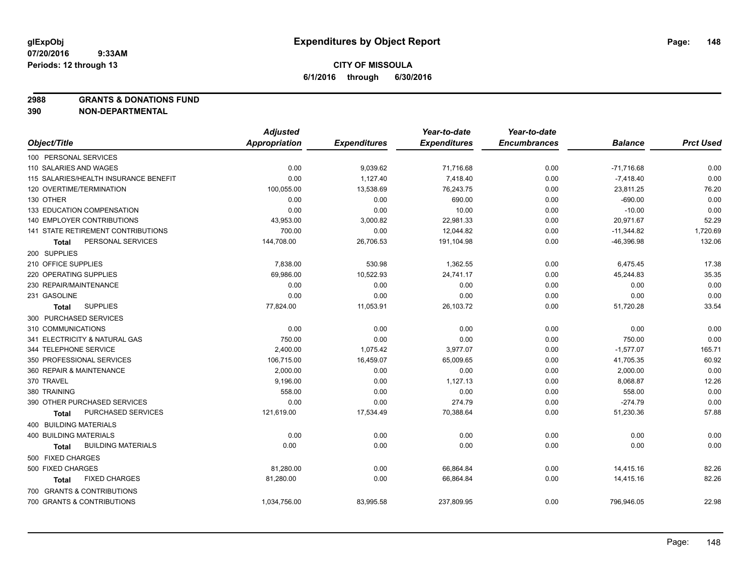**glExpObj**
**07/20/2016 9:33AM**
**Periods: 12 through 13**

# Expenditures by Object Report

**CITY OF MISSOULA**
**6/1/2016 through 6/30/2016**

**2988 GRANTS & DONATIONS FUND**
**390 NON-DEPARTMENTAL**

| Object/Title | Adjusted Appropriation | Expenditures | Year-to-date Expenditures | Year-to-date Encumbrances | Balance | Prct Used |
|---|---|---|---|---|---|---|
| 100 PERSONAL SERVICES | | | | | | |
| 110 SALARIES AND WAGES | 0.00 | 9,039.62 | 71,716.68 | 0.00 | -71,716.68 | 0.00 |
| 115 SALARIES/HEALTH INSURANCE BENEFIT | 0.00 | 1,127.40 | 7,418.40 | 0.00 | -7,418.40 | 0.00 |
| 120 OVERTIME/TERMINATION | 100,055.00 | 13,538.69 | 76,243.75 | 0.00 | 23,811.25 | 76.20 |
| 130 OTHER | 0.00 | 0.00 | 690.00 | 0.00 | -690.00 | 0.00 |
| 133 EDUCATION COMPENSATION | 0.00 | 0.00 | 10.00 | 0.00 | -10.00 | 0.00 |
| 140 EMPLOYER CONTRIBUTIONS | 43,953.00 | 3,000.82 | 22,981.33 | 0.00 | 20,971.67 | 52.29 |
| 141 STATE RETIREMENT CONTRIBUTIONS | 700.00 | 0.00 | 12,044.82 | 0.00 | -11,344.82 | 1,720.69 |
| **Total** PERSONAL SERVICES | 144,708.00 | 26,706.53 | 191,104.98 | 0.00 | -46,396.98 | 132.06 |
| 200 SUPPLIES | | | | | | |
| 210 OFFICE SUPPLIES | 7,838.00 | 530.98 | 1,362.55 | 0.00 | 6,475.45 | 17.38 |
| 220 OPERATING SUPPLIES | 69,986.00 | 10,522.93 | 24,741.17 | 0.00 | 45,244.83 | 35.35 |
| 230 REPAIR/MAINTENANCE | 0.00 | 0.00 | 0.00 | 0.00 | 0.00 | 0.00 |
| 231 GASOLINE | 0.00 | 0.00 | 0.00 | 0.00 | 0.00 | 0.00 |
| **Total** SUPPLIES | 77,824.00 | 11,053.91 | 26,103.72 | 0.00 | 51,720.28 | 33.54 |
| 300 PURCHASED SERVICES | | | | | | |
| 310 COMMUNICATIONS | 0.00 | 0.00 | 0.00 | 0.00 | 0.00 | 0.00 |
| 341 ELECTRICITY & NATURAL GAS | 750.00 | 0.00 | 0.00 | 0.00 | 750.00 | 0.00 |
| 344 TELEPHONE SERVICE | 2,400.00 | 1,075.42 | 3,977.07 | 0.00 | -1,577.07 | 165.71 |
| 350 PROFESSIONAL SERVICES | 106,715.00 | 16,459.07 | 65,009.65 | 0.00 | 41,705.35 | 60.92 |
| 360 REPAIR & MAINTENANCE | 2,000.00 | 0.00 | 0.00 | 0.00 | 2,000.00 | 0.00 |
| 370 TRAVEL | 9,196.00 | 0.00 | 1,127.13 | 0.00 | 8,068.87 | 12.26 |
| 380 TRAINING | 558.00 | 0.00 | 0.00 | 0.00 | 558.00 | 0.00 |
| 390 OTHER PURCHASED SERVICES | 0.00 | 0.00 | 274.79 | 0.00 | -274.79 | 0.00 |
| **Total** PURCHASED SERVICES | 121,619.00 | 17,534.49 | 70,388.64 | 0.00 | 51,230.36 | 57.88 |
| 400 BUILDING MATERIALS | | | | | | |
| 400 BUILDING MATERIALS | 0.00 | 0.00 | 0.00 | 0.00 | 0.00 | 0.00 |
| **Total** BUILDING MATERIALS | 0.00 | 0.00 | 0.00 | 0.00 | 0.00 | 0.00 |
| 500 FIXED CHARGES | | | | | | |
| 500 FIXED CHARGES | 81,280.00 | 0.00 | 66,864.84 | 0.00 | 14,415.16 | 82.26 |
| **Total** FIXED CHARGES | 81,280.00 | 0.00 | 66,864.84 | 0.00 | 14,415.16 | 82.26 |
| 700 GRANTS & CONTRIBUTIONS | | | | | | |
| 700 GRANTS & CONTRIBUTIONS | 1,034,756.00 | 83,995.58 | 237,809.95 | 0.00 | 796,946.05 | 22.98 |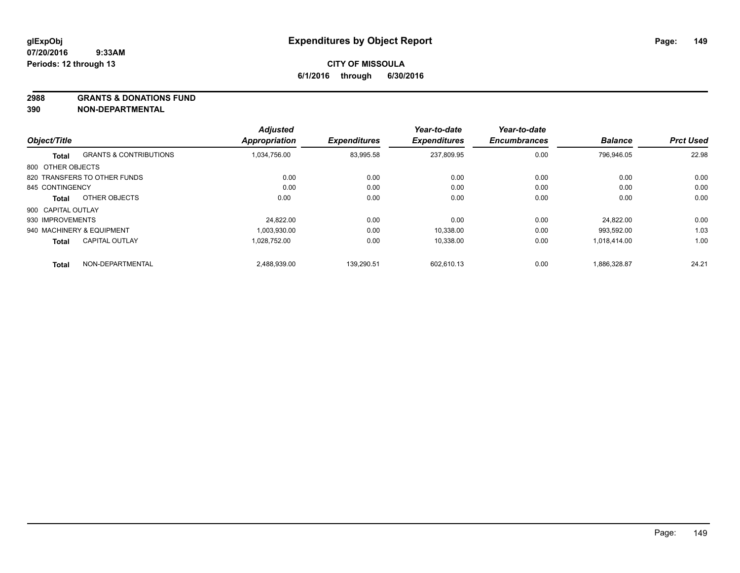# Expenditures by Object Report

glExpObj
07/20/2016 9:33AM
Periods: 12 through 13

**CITY OF MISSOULA**
**6/1/2016 through 6/30/2016**

**2988 GRANTS & DONATIONS FUND**
**390 NON-DEPARTMENTAL**

| Object/Title | | Adjusted Appropriation | Expenditures | Year-to-date Expenditures | Year-to-date Encumbrances | Balance | Prct Used |
|---|---|---|---|---|---|---|---|
| **Total** | GRANTS & CONTRIBUTIONS | 1,034,756.00 | 83,995.58 | 237,809.95 | 0.00 | 796,946.05 | 22.98 |
| 800 OTHER OBJECTS | | | | | | | |
| 820 TRANSFERS TO OTHER FUNDS | | 0.00 | 0.00 | 0.00 | 0.00 | 0.00 | 0.00 |
| 845 CONTINGENCY | | 0.00 | 0.00 | 0.00 | 0.00 | 0.00 | 0.00 |
| **Total** | OTHER OBJECTS | 0.00 | 0.00 | 0.00 | 0.00 | 0.00 | 0.00 |
| 900 CAPITAL OUTLAY | | | | | | | |
| 930 IMPROVEMENTS | | 24,822.00 | 0.00 | 0.00 | 0.00 | 24,822.00 | 0.00 |
| 940 MACHINERY & EQUIPMENT | | 1,003,930.00 | 0.00 | 10,338.00 | 0.00 | 993,592.00 | 1.03 |
| **Total** | CAPITAL OUTLAY | 1,028,752.00 | 0.00 | 10,338.00 | 0.00 | 1,018,414.00 | 1.00 |
| **Total** | NON-DEPARTMENTAL | 2,488,939.00 | 139,290.51 | 602,610.13 | 0.00 | 1,886,328.87 | 24.21 |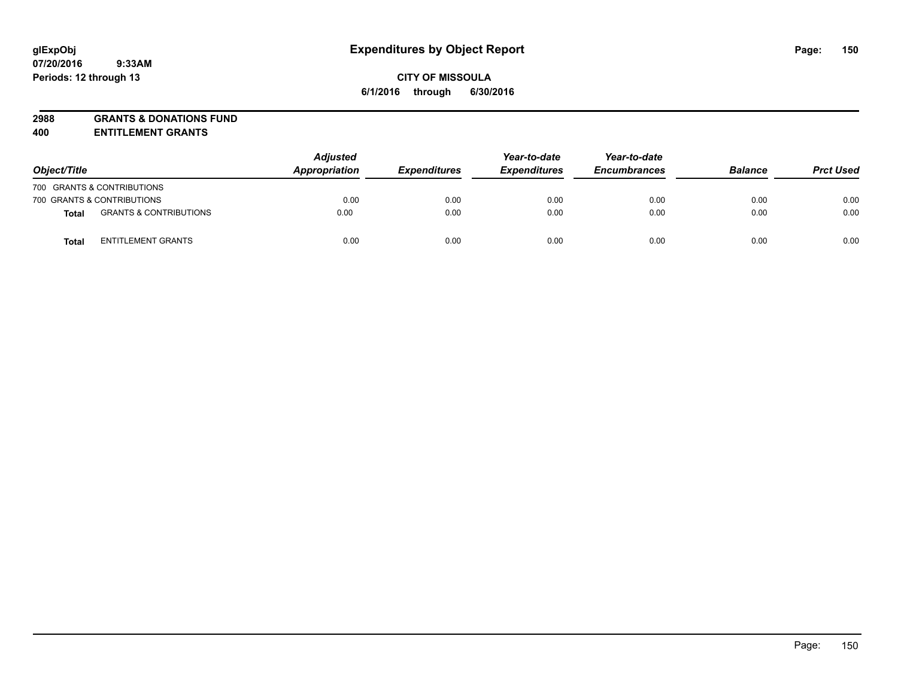# Expenditures by Object Report

glExpObj
07/20/2016 9:33AM
Periods: 12 through 13

**CITY OF MISSOULA**

**6/1/2016 through 6/30/2016**

**2988 GRANTS & DONATIONS FUND**
**400 ENTITLEMENT GRANTS**

| Object/Title | | Adjusted Appropriation | Expenditures | Year-to-date Expenditures | Year-to-date Encumbrances | Balance | Prct Used |
|---|---|---|---|---|---|---|---|
| 700 GRANTS & CONTRIBUTIONS | | | | | | | |
| 700 GRANTS & CONTRIBUTIONS | | 0.00 | 0.00 | 0.00 | 0.00 | 0.00 | 0.00 |
| **Total** | GRANTS & CONTRIBUTIONS | 0.00 | 0.00 | 0.00 | 0.00 | 0.00 | 0.00 |
| **Total** | ENTITLEMENT GRANTS | 0.00 | 0.00 | 0.00 | 0.00 | 0.00 | 0.00 |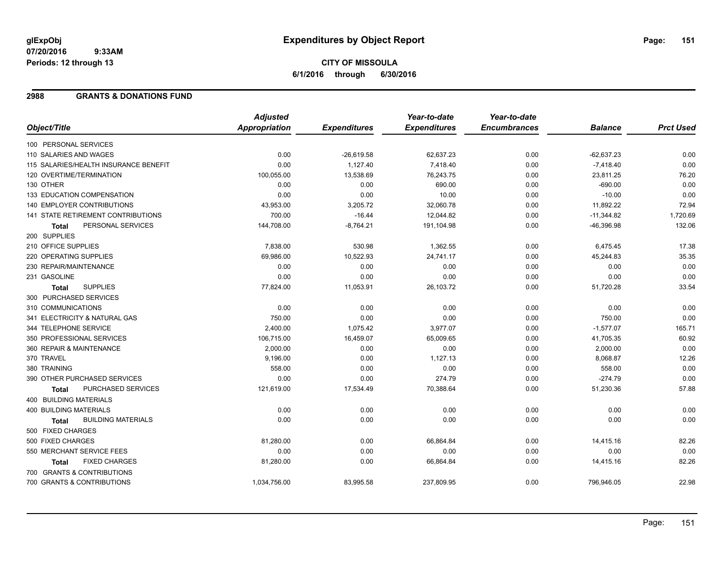glExpObj
07/20/2016 9:33AM
Periods: 12 through 13

# Expenditures by Object Report

**CITY OF MISSOULA**
**6/1/2016 through 6/30/2016**

## 2988 GRANTS & DONATIONS FUND

| Object/Title | Adjusted Appropriation | Expenditures | Year-to-date Expenditures | Year-to-date Encumbrances | Balance | Prct Used |
|---|---|---|---|---|---|---|
| 100 PERSONAL SERVICES | | | | | | |
| 110 SALARIES AND WAGES | 0.00 | -26,619.58 | 62,637.23 | 0.00 | -62,637.23 | 0.00 |
| 115 SALARIES/HEALTH INSURANCE BENEFIT | 0.00 | 1,127.40 | 7,418.40 | 0.00 | -7,418.40 | 0.00 |
| 120 OVERTIME/TERMINATION | 100,055.00 | 13,538.69 | 76,243.75 | 0.00 | 23,811.25 | 76.20 |
| 130 OTHER | 0.00 | 0.00 | 690.00 | 0.00 | -690.00 | 0.00 |
| 133 EDUCATION COMPENSATION | 0.00 | 0.00 | 10.00 | 0.00 | -10.00 | 0.00 |
| 140 EMPLOYER CONTRIBUTIONS | 43,953.00 | 3,205.72 | 32,060.78 | 0.00 | 11,892.22 | 72.94 |
| 141 STATE RETIREMENT CONTRIBUTIONS | 700.00 | -16.44 | 12,044.82 | 0.00 | -11,344.82 | 1,720.69 |
| **Total** PERSONAL SERVICES | 144,708.00 | -8,764.21 | 191,104.98 | 0.00 | -46,396.98 | 132.06 |
| 200 SUPPLIES | | | | | | |
| 210 OFFICE SUPPLIES | 7,838.00 | 530.98 | 1,362.55 | 0.00 | 6,475.45 | 17.38 |
| 220 OPERATING SUPPLIES | 69,986.00 | 10,522.93 | 24,741.17 | 0.00 | 45,244.83 | 35.35 |
| 230 REPAIR/MAINTENANCE | 0.00 | 0.00 | 0.00 | 0.00 | 0.00 | 0.00 |
| 231 GASOLINE | 0.00 | 0.00 | 0.00 | 0.00 | 0.00 | 0.00 |
| **Total** SUPPLIES | 77,824.00 | 11,053.91 | 26,103.72 | 0.00 | 51,720.28 | 33.54 |
| 300 PURCHASED SERVICES | | | | | | |
| 310 COMMUNICATIONS | 0.00 | 0.00 | 0.00 | 0.00 | 0.00 | 0.00 |
| 341 ELECTRICITY & NATURAL GAS | 750.00 | 0.00 | 0.00 | 0.00 | 750.00 | 0.00 |
| 344 TELEPHONE SERVICE | 2,400.00 | 1,075.42 | 3,977.07 | 0.00 | -1,577.07 | 165.71 |
| 350 PROFESSIONAL SERVICES | 106,715.00 | 16,459.07 | 65,009.65 | 0.00 | 41,705.35 | 60.92 |
| 360 REPAIR & MAINTENANCE | 2,000.00 | 0.00 | 0.00 | 0.00 | 2,000.00 | 0.00 |
| 370 TRAVEL | 9,196.00 | 0.00 | 1,127.13 | 0.00 | 8,068.87 | 12.26 |
| 380 TRAINING | 558.00 | 0.00 | 0.00 | 0.00 | 558.00 | 0.00 |
| 390 OTHER PURCHASED SERVICES | 0.00 | 0.00 | 274.79 | 0.00 | -274.79 | 0.00 |
| **Total** PURCHASED SERVICES | 121,619.00 | 17,534.49 | 70,388.64 | 0.00 | 51,230.36 | 57.88 |
| 400 BUILDING MATERIALS | | | | | | |
| 400 BUILDING MATERIALS | 0.00 | 0.00 | 0.00 | 0.00 | 0.00 | 0.00 |
| **Total** BUILDING MATERIALS | 0.00 | 0.00 | 0.00 | 0.00 | 0.00 | 0.00 |
| 500 FIXED CHARGES | | | | | | |
| 500 FIXED CHARGES | 81,280.00 | 0.00 | 66,864.84 | 0.00 | 14,415.16 | 82.26 |
| 550 MERCHANT SERVICE FEES | 0.00 | 0.00 | 0.00 | 0.00 | 0.00 | 0.00 |
| **Total** FIXED CHARGES | 81,280.00 | 0.00 | 66,864.84 | 0.00 | 14,415.16 | 82.26 |
| 700 GRANTS & CONTRIBUTIONS | | | | | | |
| 700 GRANTS & CONTRIBUTIONS | 1,034,756.00 | 83,995.58 | 237,809.95 | 0.00 | 796,946.05 | 22.98 |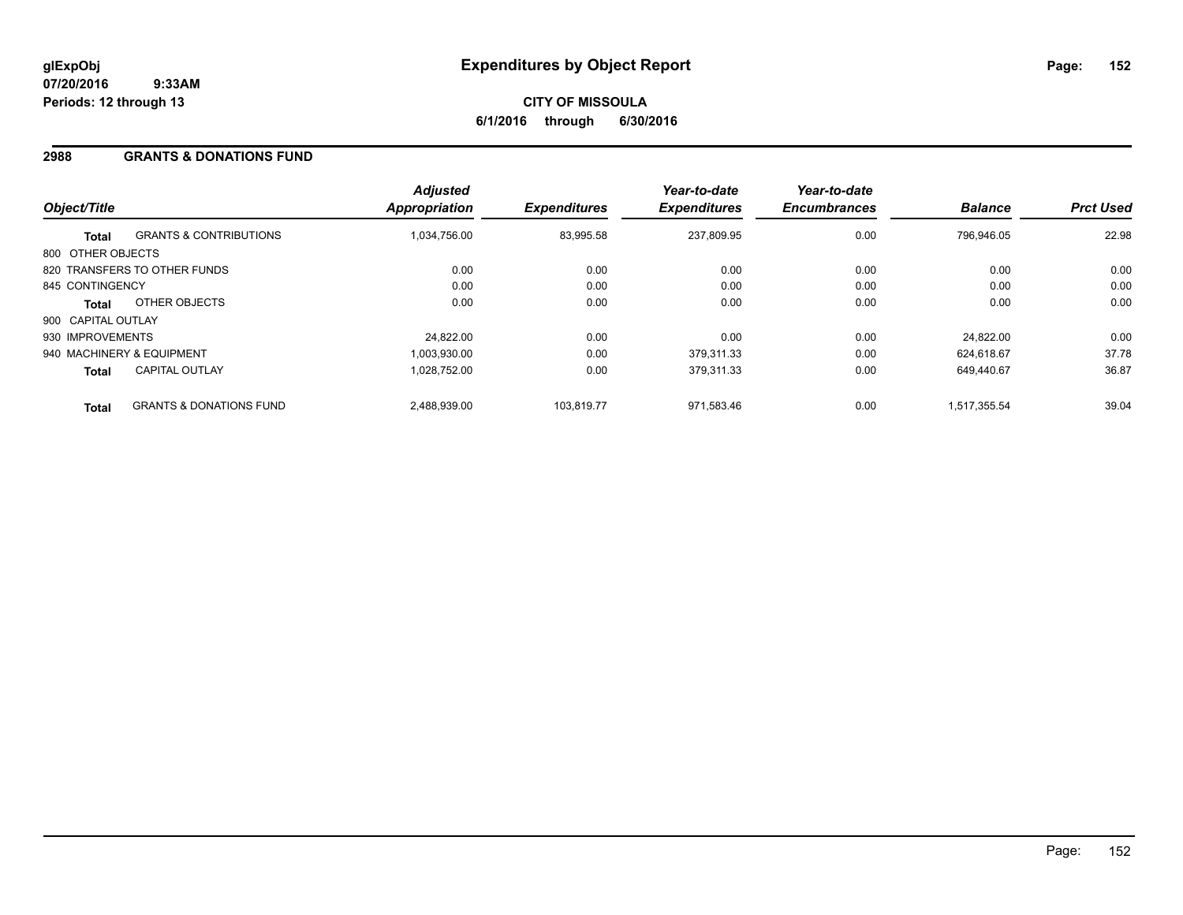**CITY OF MISSOULA**

**6/1/2016 through 6/30/2016**

## 2988 GRANTS & DONATIONS FUND

| Object/Title | | Adjusted Appropriation | Expenditures | Year-to-date Expenditures | Year-to-date Encumbrances | Balance | Prct Used |
|---|---|---|---|---|---|---|---|
| **Total** | GRANTS & CONTRIBUTIONS | 1,034,756.00 | 83,995.58 | 237,809.95 | 0.00 | 796,946.05 | 22.98 |
| 800 OTHER OBJECTS | | | | | | | |
| 820 TRANSFERS TO OTHER FUNDS | | 0.00 | 0.00 | 0.00 | 0.00 | 0.00 | 0.00 |
| 845 CONTINGENCY | | 0.00 | 0.00 | 0.00 | 0.00 | 0.00 | 0.00 |
| **Total** | OTHER OBJECTS | 0.00 | 0.00 | 0.00 | 0.00 | 0.00 | 0.00 |
| 900 CAPITAL OUTLAY | | | | | | | |
| 930 IMPROVEMENTS | | 24,822.00 | 0.00 | 0.00 | 0.00 | 24,822.00 | 0.00 |
| 940 MACHINERY & EQUIPMENT | | 1,003,930.00 | 0.00 | 379,311.33 | 0.00 | 624,618.67 | 37.78 |
| **Total** | CAPITAL OUTLAY | 1,028,752.00 | 0.00 | 379,311.33 | 0.00 | 649,440.67 | 36.87 |
| **Total** | GRANTS & DONATIONS FUND | 2,488,939.00 | 103,819.77 | 971,583.46 | 0.00 | 1,517,355.54 | 39.04 |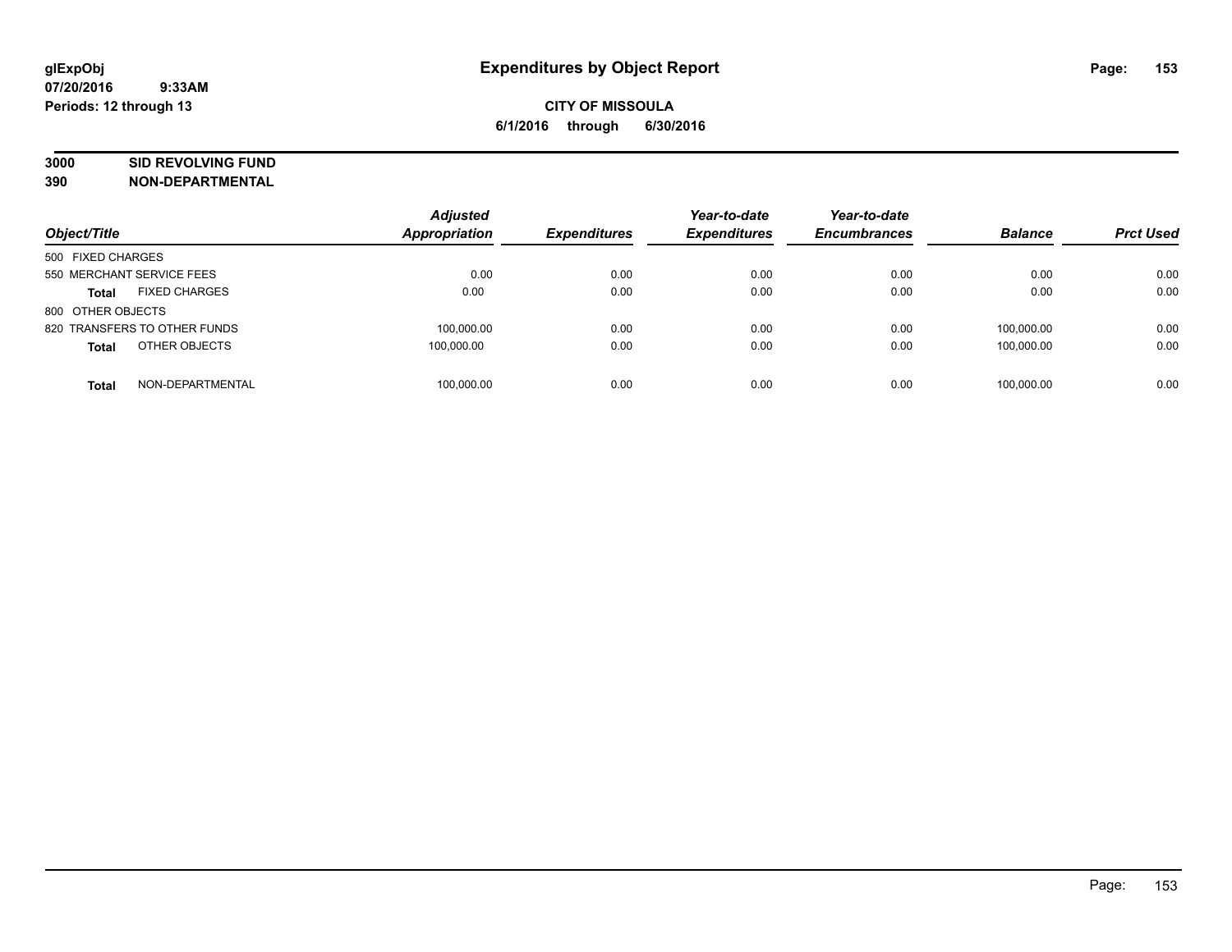**glExpObj**
**07/20/2016 9:33AM**
**Periods: 12 through 13**

# Expenditures by Object Report

**CITY OF MISSOULA**
**6/1/2016 through 6/30/2016**

**3000 SID REVOLVING FUND**
**390 NON-DEPARTMENTAL**

| Object/Title | | Adjusted Appropriation | Expenditures | Year-to-date Expenditures | Year-to-date Encumbrances | Balance | Prct Used |
|---|---|---|---|---|---|---|---|
| 500 FIXED CHARGES | | | | | | | |
| 550 MERCHANT SERVICE FEES | | 0.00 | 0.00 | 0.00 | 0.00 | 0.00 | 0.00 |
| **Total** | FIXED CHARGES | 0.00 | 0.00 | 0.00 | 0.00 | 0.00 | 0.00 |
| 800 OTHER OBJECTS | | | | | | | |
| 820 TRANSFERS TO OTHER FUNDS | | 100,000.00 | 0.00 | 0.00 | 0.00 | 100,000.00 | 0.00 |
| **Total** | OTHER OBJECTS | 100,000.00 | 0.00 | 0.00 | 0.00 | 100,000.00 | 0.00 |
| **Total** | NON-DEPARTMENTAL | 100,000.00 | 0.00 | 0.00 | 0.00 | 100,000.00 | 0.00 |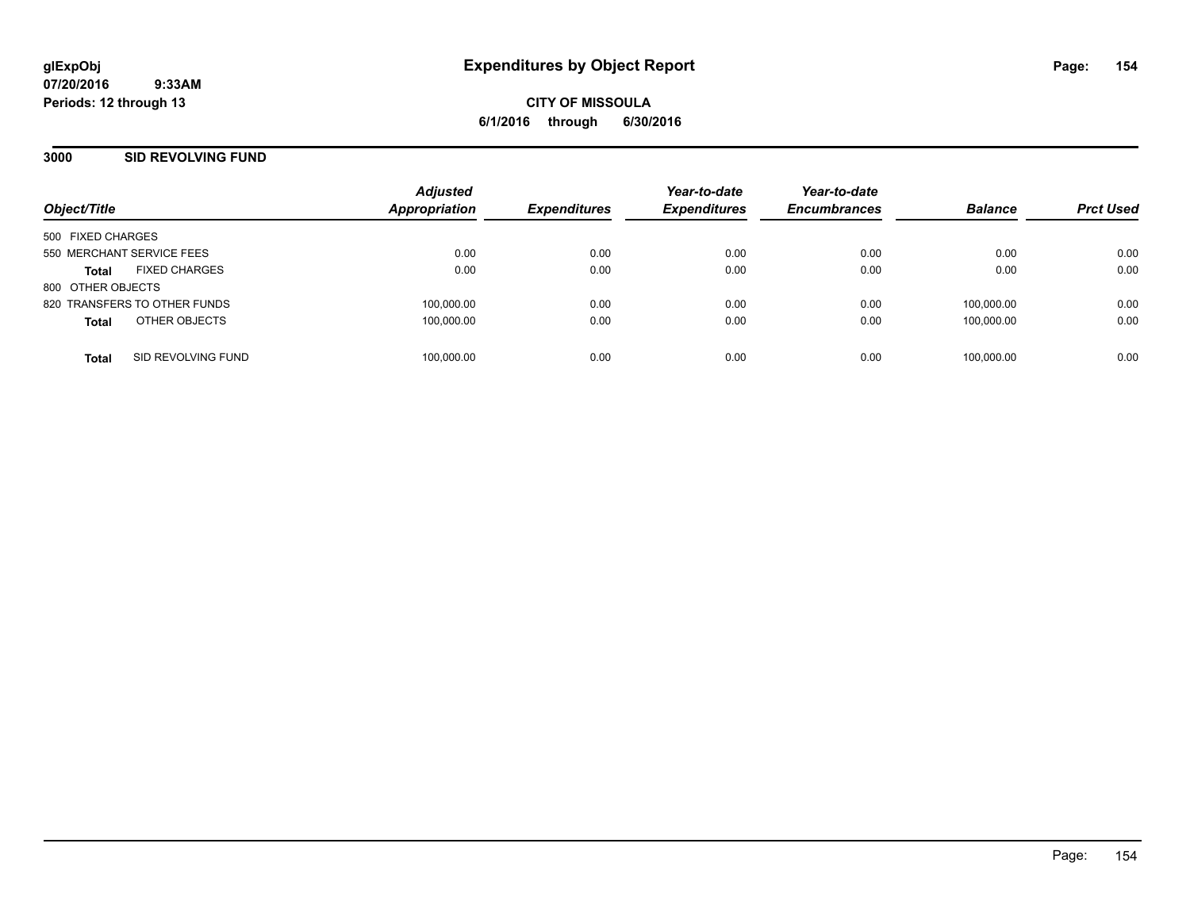glExpObj
07/20/2016 9:33AM
Periods: 12 through 13

# Expenditures by Object Report

**CITY OF MISSOULA**
**6/1/2016 through 6/30/2016**

## 3000 SID REVOLVING FUND

| Object/Title | Adjusted Appropriation | Expenditures | Year-to-date Expenditures | Year-to-date Encumbrances | Balance | Prct Used |
|---|---|---|---|---|---|---|
| 500 FIXED CHARGES | | | | | | |
| 550 MERCHANT SERVICE FEES | 0.00 | 0.00 | 0.00 | 0.00 | 0.00 | 0.00 |
| **Total** FIXED CHARGES | 0.00 | 0.00 | 0.00 | 0.00 | 0.00 | 0.00 |
| 800 OTHER OBJECTS | | | | | | |
| 820 TRANSFERS TO OTHER FUNDS | 100,000.00 | 0.00 | 0.00 | 0.00 | 100,000.00 | 0.00 |
| **Total** OTHER OBJECTS | 100,000.00 | 0.00 | 0.00 | 0.00 | 100,000.00 | 0.00 |
| **Total** SID REVOLVING FUND | 100,000.00 | 0.00 | 0.00 | 0.00 | 100,000.00 | 0.00 |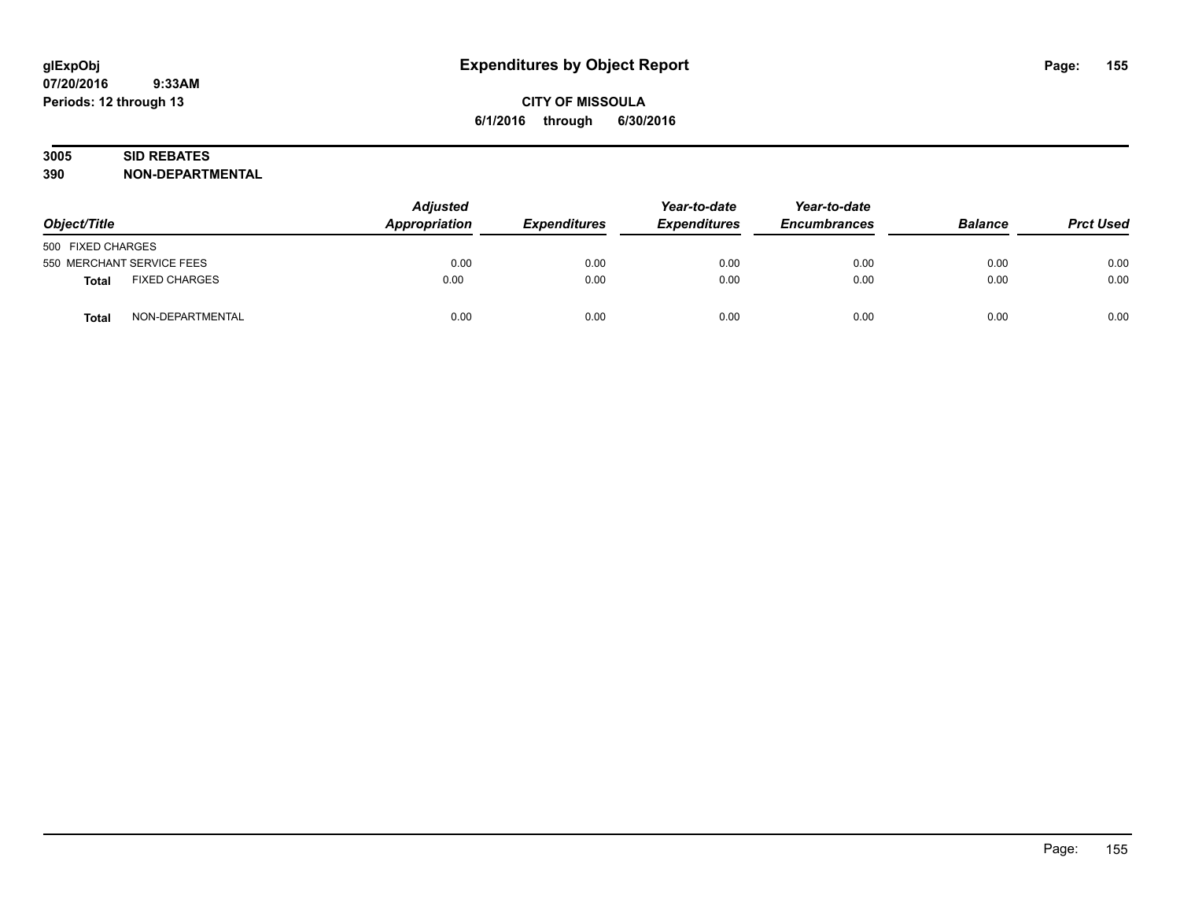# Expenditures by Object Report

glExpObj
07/20/2016 9:33AM
Periods: 12 through 13

**CITY OF MISSOULA**
**6/1/2016 through 6/30/2016**

**3005 SID REBATES**
**390 NON-DEPARTMENTAL**

| Object/Title | | Adjusted Appropriation | Expenditures | Year-to-date Expenditures | Year-to-date Encumbrances | Balance | Prct Used |
|---|---|---|---|---|---|---|---|
| 500 FIXED CHARGES | | | | | | | |
| 550 MERCHANT SERVICE FEES | | 0.00 | 0.00 | 0.00 | 0.00 | 0.00 | 0.00 |
| **Total** | FIXED CHARGES | 0.00 | 0.00 | 0.00 | 0.00 | 0.00 | 0.00 |
| **Total** | NON-DEPARTMENTAL | 0.00 | 0.00 | 0.00 | 0.00 | 0.00 | 0.00 |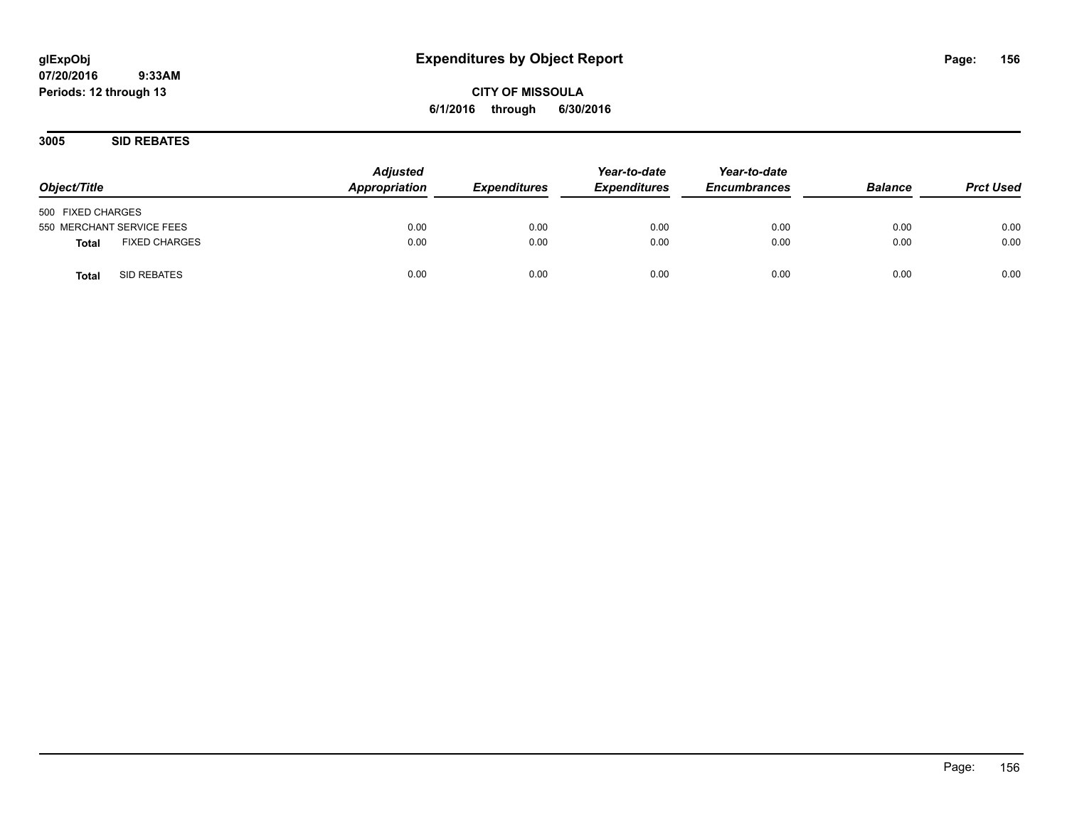**glExpObj**
**07/20/2016 9:33AM**
**Periods: 12 through 13**

# Expenditures by Object Report

**CITY OF MISSOULA**
**6/1/2016 through 6/30/2016**

## 3005 SID REBATES

| Object/Title | Adjusted Appropriation | Expenditures | Year-to-date Expenditures | Year-to-date Encumbrances | Balance | Prct Used |
|---|---|---|---|---|---|---|
| 500 FIXED CHARGES | | | | | | |
| 550 MERCHANT SERVICE FEES | 0.00 | 0.00 | 0.00 | 0.00 | 0.00 | 0.00 |
| **Total** FIXED CHARGES | 0.00 | 0.00 | 0.00 | 0.00 | 0.00 | 0.00 |
| **Total** SID REBATES | 0.00 | 0.00 | 0.00 | 0.00 | 0.00 | 0.00 |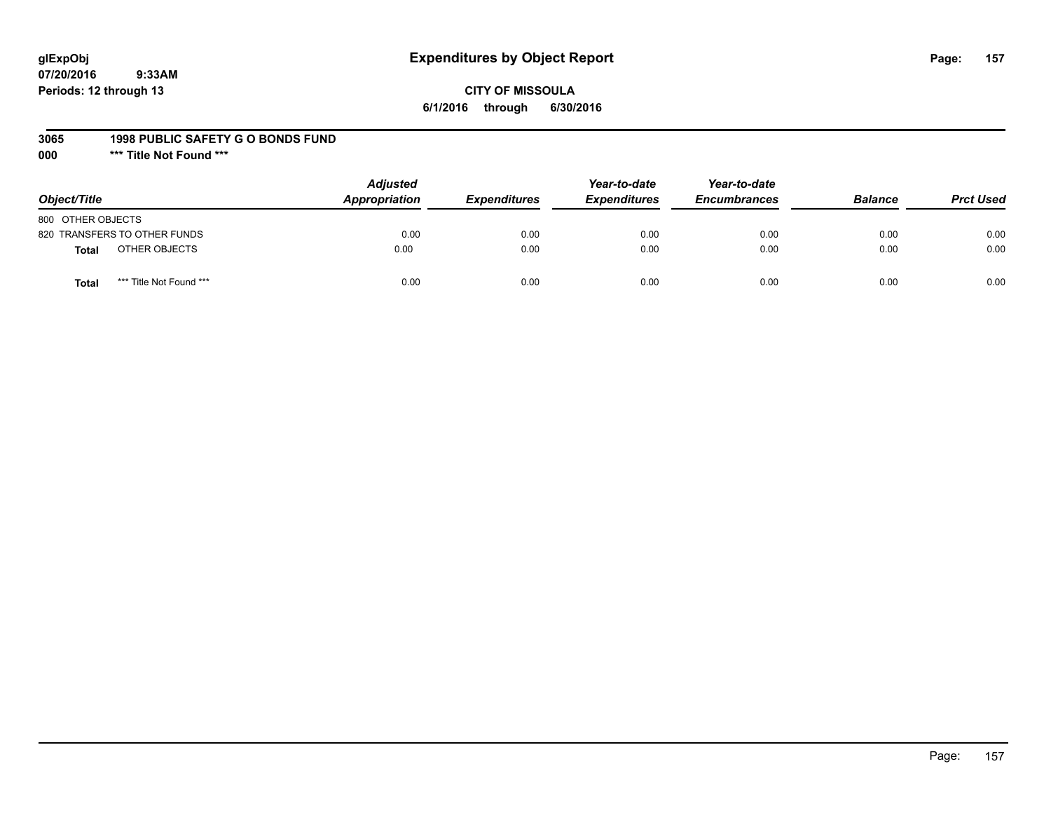# Expenditures by Object Report

glExpObj
07/20/2016 9:33AM
Periods: 12 through 13

**CITY OF MISSOULA**
**6/1/2016 through 6/30/2016**

**3065 1998 PUBLIC SAFETY G O BONDS FUND**
**000 \*\*\* Title Not Found \*\*\***

| Object/Title | | Adjusted Appropriation | Expenditures | Year-to-date Expenditures | Year-to-date Encumbrances | Balance | Prct Used |
|---|---|---|---|---|---|---|---|
| 800 OTHER OBJECTS | | | | | | | |
| 820 TRANSFERS TO OTHER FUNDS | | 0.00 | 0.00 | 0.00 | 0.00 | 0.00 | 0.00 |
| **Total** | OTHER OBJECTS | 0.00 | 0.00 | 0.00 | 0.00 | 0.00 | 0.00 |
| **Total** | *** Title Not Found *** | 0.00 | 0.00 | 0.00 | 0.00 | 0.00 | 0.00 |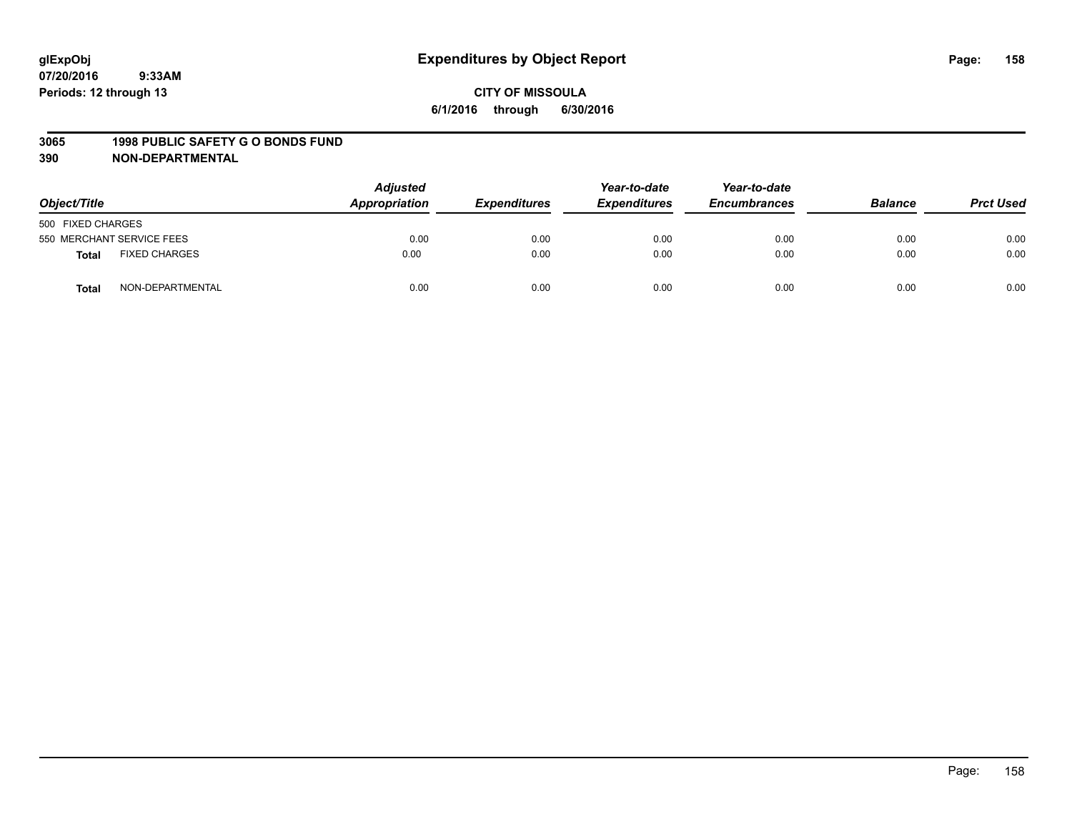**glExpObj** **Expenditures by Object Report**
**07/20/2016 9:33AM**
**Periods: 12 through 13**

**CITY OF MISSOULA**
**6/1/2016 through 6/30/2016**

**3065 1998 PUBLIC SAFETY G O BONDS FUND**
**390 NON-DEPARTMENTAL**

| Object/Title | Adjusted Appropriation | Expenditures | Year-to-date Expenditures | Year-to-date Encumbrances | Balance | Prct Used |
|---|---|---|---|---|---|---|
| 500 FIXED CHARGES | | | | | | |
| 550 MERCHANT SERVICE FEES | 0.00 | 0.00 | 0.00 | 0.00 | 0.00 | 0.00 |
| **Total** FIXED CHARGES | 0.00 | 0.00 | 0.00 | 0.00 | 0.00 | 0.00 |
| **Total** NON-DEPARTMENTAL | 0.00 | 0.00 | 0.00 | 0.00 | 0.00 | 0.00 |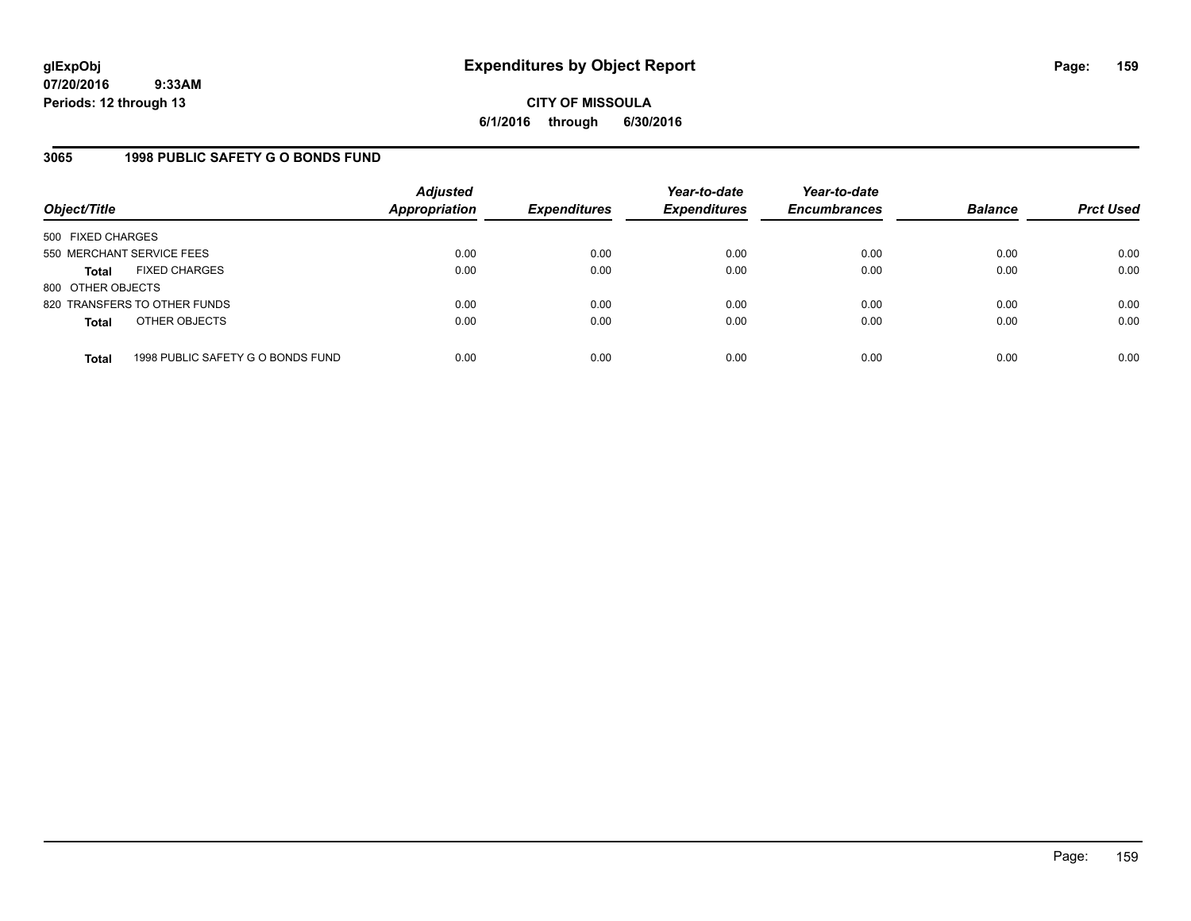**glExpObj**
**07/20/2016 9:33AM**
**Periods: 12 through 13**

# Expenditures by Object Report

**CITY OF MISSOULA**
**6/1/2016 through 6/30/2016**

## 3065 1998 PUBLIC SAFETY G O BONDS FUND

| Object/Title | Adjusted Appropriation | Expenditures | Year-to-date Expenditures | Year-to-date Encumbrances | Balance | Prct Used |
|---|---|---|---|---|---|---|
| 500 FIXED CHARGES | | | | | | |
| 550 MERCHANT SERVICE FEES | 0.00 | 0.00 | 0.00 | 0.00 | 0.00 | 0.00 |
| **Total** FIXED CHARGES | 0.00 | 0.00 | 0.00 | 0.00 | 0.00 | 0.00 |
| 800 OTHER OBJECTS | | | | | | |
| 820 TRANSFERS TO OTHER FUNDS | 0.00 | 0.00 | 0.00 | 0.00 | 0.00 | 0.00 |
| **Total** OTHER OBJECTS | 0.00 | 0.00 | 0.00 | 0.00 | 0.00 | 0.00 |
| **Total** 1998 PUBLIC SAFETY G O BONDS FUND | 0.00 | 0.00 | 0.00 | 0.00 | 0.00 | 0.00 |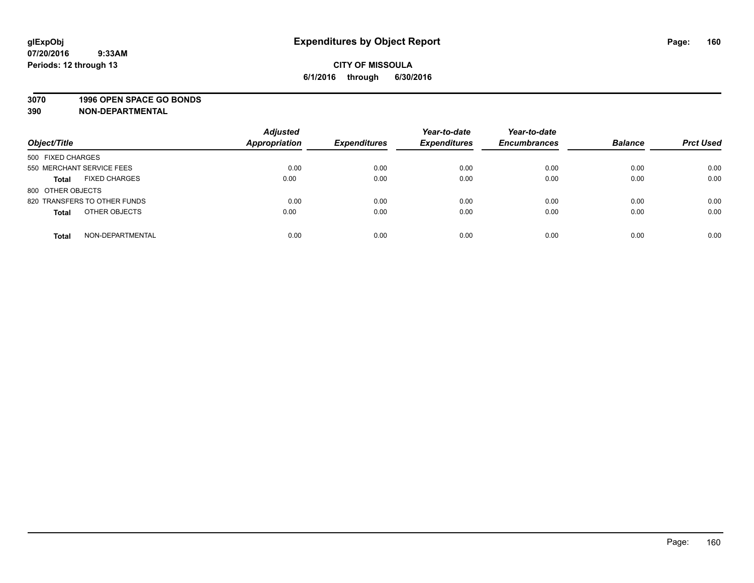# Expenditures by Object Report

glExpObj
07/20/2016 9:33AM
Periods: 12 through 13

**CITY OF MISSOULA**
**6/1/2016 through 6/30/2016**

**3070 1996 OPEN SPACE GO BONDS**
**390 NON-DEPARTMENTAL**

| Object/Title | Adjusted Appropriation | Expenditures | Year-to-date Expenditures | Year-to-date Encumbrances | Balance | Prct Used |
|---|---|---|---|---|---|---|
| 500 FIXED CHARGES | | | | | | |
| 550 MERCHANT SERVICE FEES | 0.00 | 0.00 | 0.00 | 0.00 | 0.00 | 0.00 |
| **Total** FIXED CHARGES | 0.00 | 0.00 | 0.00 | 0.00 | 0.00 | 0.00 |
| 800 OTHER OBJECTS | | | | | | |
| 820 TRANSFERS TO OTHER FUNDS | 0.00 | 0.00 | 0.00 | 0.00 | 0.00 | 0.00 |
| **Total** OTHER OBJECTS | 0.00 | 0.00 | 0.00 | 0.00 | 0.00 | 0.00 |
| **Total** NON-DEPARTMENTAL | 0.00 | 0.00 | 0.00 | 0.00 | 0.00 | 0.00 |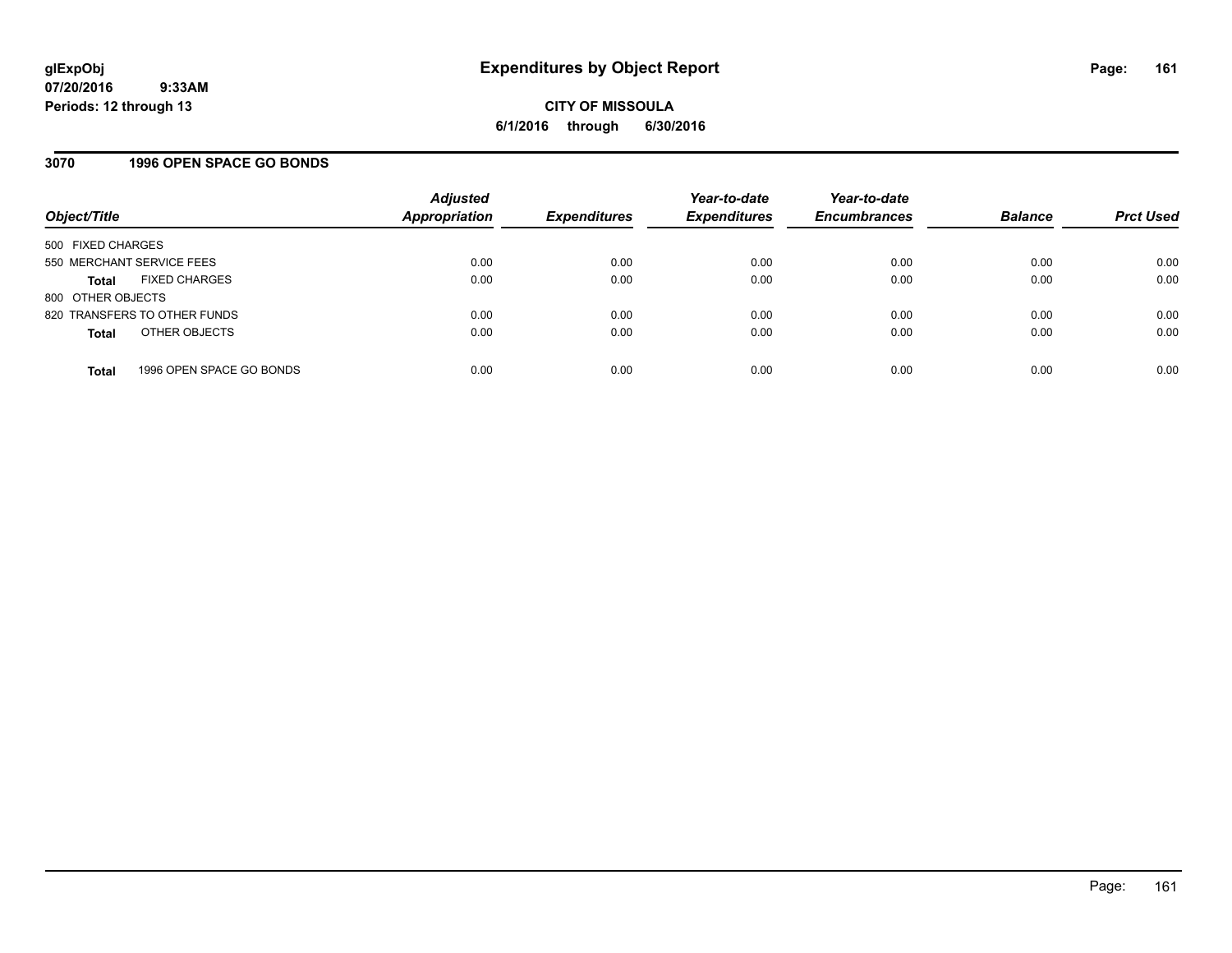# Expenditures by Object Report

glExpObj
07/20/2016 9:33AM
Periods: 12 through 13

**CITY OF MISSOULA**
**6/1/2016 through 6/30/2016**

## 3070 1996 OPEN SPACE GO BONDS

| Object/Title | Adjusted Appropriation | Expenditures | Year-to-date Expenditures | Year-to-date Encumbrances | Balance | Prct Used |
|---|---|---|---|---|---|---|
| 500 FIXED CHARGES | | | | | | |
| 550 MERCHANT SERVICE FEES | 0.00 | 0.00 | 0.00 | 0.00 | 0.00 | 0.00 |
| **Total** FIXED CHARGES | 0.00 | 0.00 | 0.00 | 0.00 | 0.00 | 0.00 |
| 800 OTHER OBJECTS | | | | | | |
| 820 TRANSFERS TO OTHER FUNDS | 0.00 | 0.00 | 0.00 | 0.00 | 0.00 | 0.00 |
| **Total** OTHER OBJECTS | 0.00 | 0.00 | 0.00 | 0.00 | 0.00 | 0.00 |
| **Total** 1996 OPEN SPACE GO BONDS | 0.00 | 0.00 | 0.00 | 0.00 | 0.00 | 0.00 |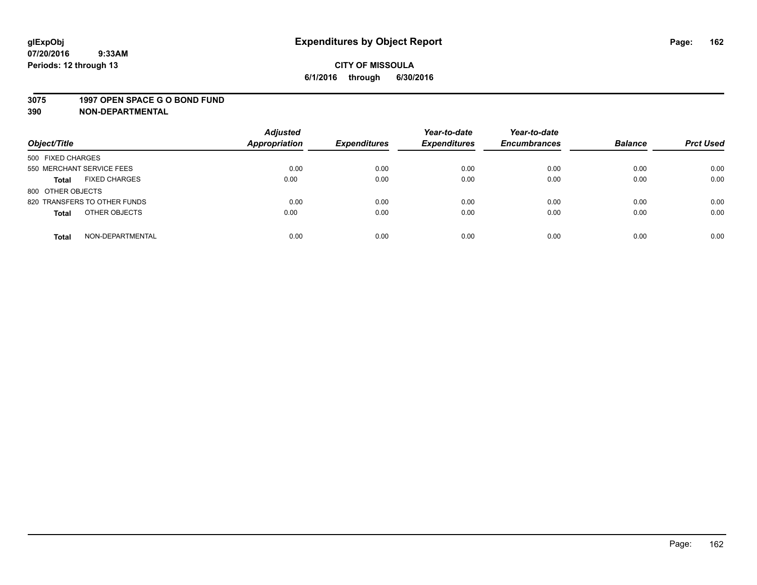# Expenditures by Object Report

glExpObj
07/20/2016 9:33AM
Periods: 12 through 13

**CITY OF MISSOULA**
**6/1/2016 through 6/30/2016**

**3075 1997 OPEN SPACE G O BOND FUND**
**390 NON-DEPARTMENTAL**

| Object/Title | Adjusted Appropriation | Expenditures | Year-to-date Expenditures | Year-to-date Encumbrances | Balance | Prct Used |
|---|---|---|---|---|---|---|
| 500 FIXED CHARGES | | | | | | |
| 550 MERCHANT SERVICE FEES | 0.00 | 0.00 | 0.00 | 0.00 | 0.00 | 0.00 |
| **Total** FIXED CHARGES | 0.00 | 0.00 | 0.00 | 0.00 | 0.00 | 0.00 |
| 800 OTHER OBJECTS | | | | | | |
| 820 TRANSFERS TO OTHER FUNDS | 0.00 | 0.00 | 0.00 | 0.00 | 0.00 | 0.00 |
| **Total** OTHER OBJECTS | 0.00 | 0.00 | 0.00 | 0.00 | 0.00 | 0.00 |
| **Total** NON-DEPARTMENTAL | 0.00 | 0.00 | 0.00 | 0.00 | 0.00 | 0.00 |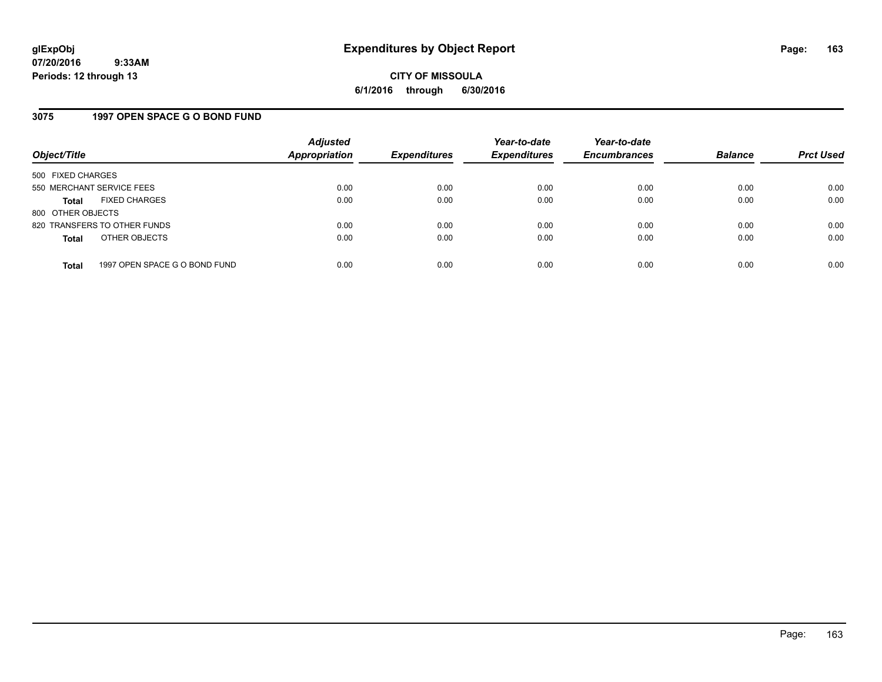# Expenditures by Object Report

glExpObj
07/20/2016 9:33AM
Periods: 12 through 13

**CITY OF MISSOULA**
**6/1/2016 through 6/30/2016**

## 3075 1997 OPEN SPACE G O BOND FUND

| Object/Title | Adjusted Appropriation | Expenditures | Year-to-date Expenditures | Year-to-date Encumbrances | Balance | Prct Used |
|---|---|---|---|---|---|---|
| 500 FIXED CHARGES | | | | | | |
| 550 MERCHANT SERVICE FEES | 0.00 | 0.00 | 0.00 | 0.00 | 0.00 | 0.00 |
| **Total** FIXED CHARGES | 0.00 | 0.00 | 0.00 | 0.00 | 0.00 | 0.00 |
| 800 OTHER OBJECTS | | | | | | |
| 820 TRANSFERS TO OTHER FUNDS | 0.00 | 0.00 | 0.00 | 0.00 | 0.00 | 0.00 |
| **Total** OTHER OBJECTS | 0.00 | 0.00 | 0.00 | 0.00 | 0.00 | 0.00 |
| **Total** 1997 OPEN SPACE G O BOND FUND | 0.00 | 0.00 | 0.00 | 0.00 | 0.00 | 0.00 |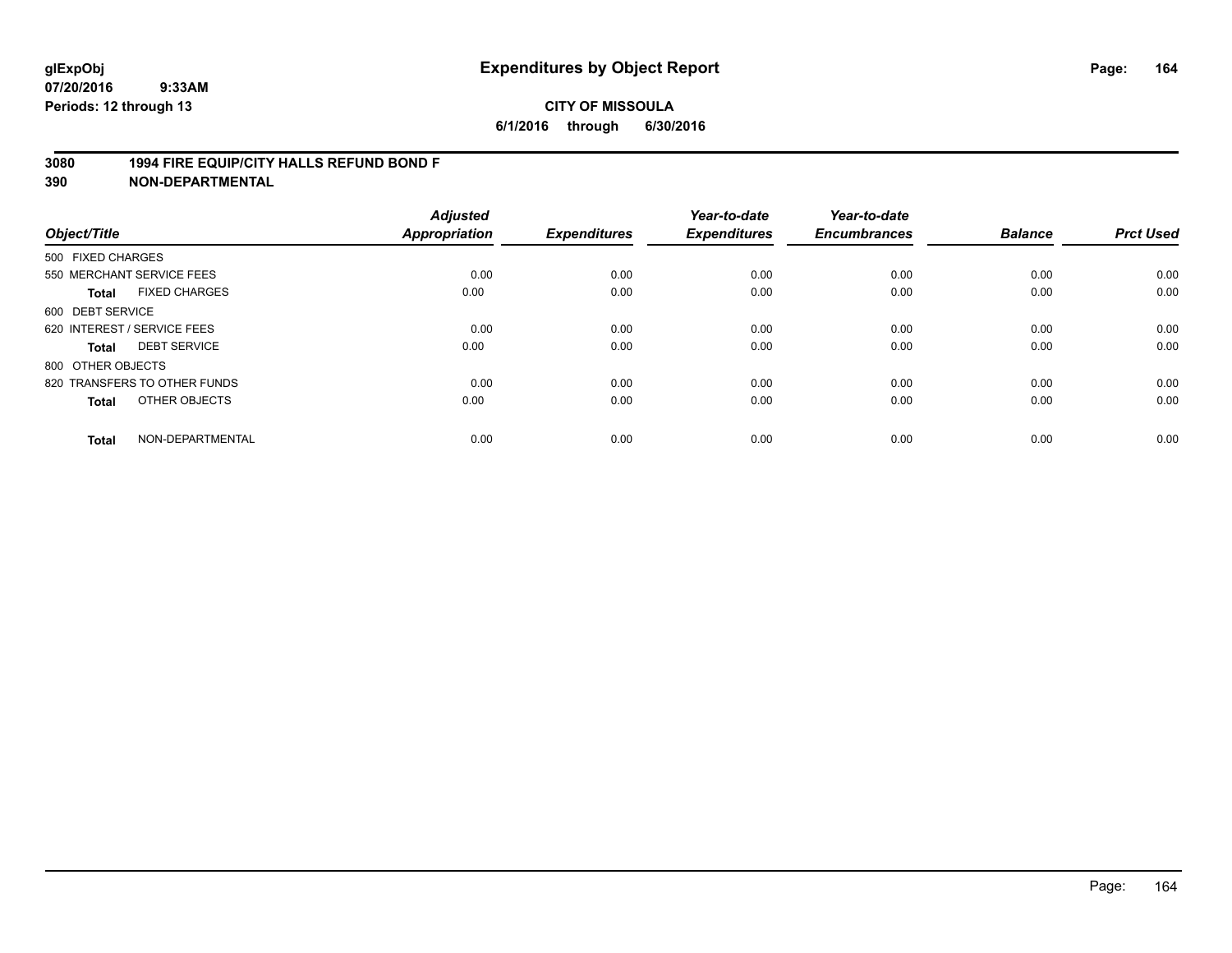# Expenditures by Object Report

glExpObj
07/20/2016 9:33AM
Periods: 12 through 13

**CITY OF MISSOULA**
**6/1/2016 through 6/30/2016**

**3080 1994 FIRE EQUIP/CITY HALLS REFUND BOND F**
**390 NON-DEPARTMENTAL**

| Object/Title | Adjusted Appropriation | Expenditures | Year-to-date Expenditures | Year-to-date Encumbrances | Balance | Prct Used |
|---|---|---|---|---|---|---|
| 500 FIXED CHARGES | | | | | | |
| 550 MERCHANT SERVICE FEES | 0.00 | 0.00 | 0.00 | 0.00 | 0.00 | 0.00 |
| **Total** FIXED CHARGES | 0.00 | 0.00 | 0.00 | 0.00 | 0.00 | 0.00 |
| 600 DEBT SERVICE | | | | | | |
| 620 INTEREST / SERVICE FEES | 0.00 | 0.00 | 0.00 | 0.00 | 0.00 | 0.00 |
| **Total** DEBT SERVICE | 0.00 | 0.00 | 0.00 | 0.00 | 0.00 | 0.00 |
| 800 OTHER OBJECTS | | | | | | |
| 820 TRANSFERS TO OTHER FUNDS | 0.00 | 0.00 | 0.00 | 0.00 | 0.00 | 0.00 |
| **Total** OTHER OBJECTS | 0.00 | 0.00 | 0.00 | 0.00 | 0.00 | 0.00 |
| **Total** NON-DEPARTMENTAL | 0.00 | 0.00 | 0.00 | 0.00 | 0.00 | 0.00 |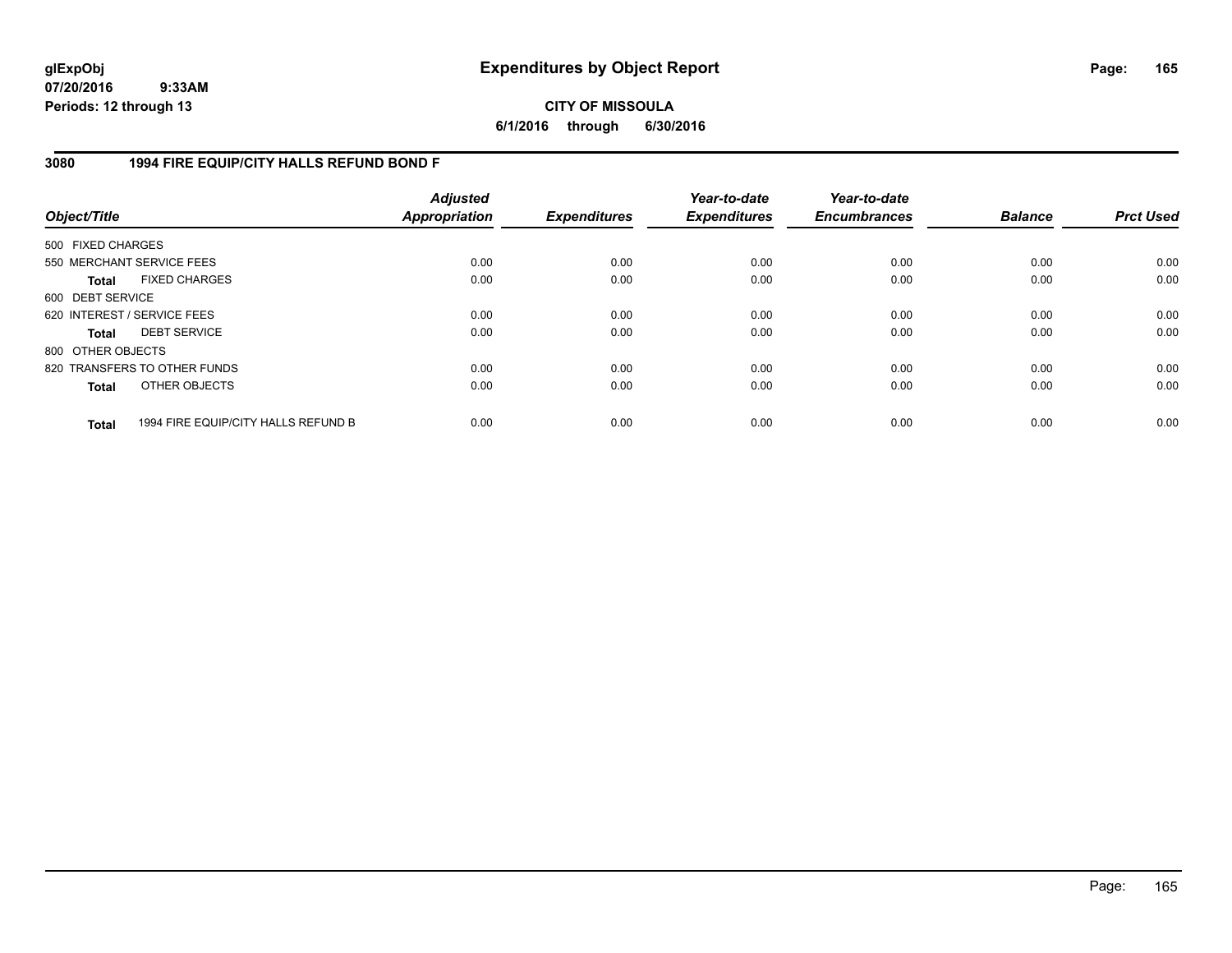# Expenditures by Object Report

glExpObj
07/20/2016 9:33AM
Periods: 12 through 13

**CITY OF MISSOULA**
**6/1/2016 through 6/30/2016**

## 3080 1994 FIRE EQUIP/CITY HALLS REFUND BOND F

| Object/Title | | Adjusted Appropriation | Expenditures | Year-to-date Expenditures | Year-to-date Encumbrances | Balance | Prct Used |
|---|---|---|---|---|---|---|---|
| 500 FIXED CHARGES | | | | | | | |
| 550 MERCHANT SERVICE FEES | | 0.00 | 0.00 | 0.00 | 0.00 | 0.00 | 0.00 |
| **Total** | FIXED CHARGES | 0.00 | 0.00 | 0.00 | 0.00 | 0.00 | 0.00 |
| 600 DEBT SERVICE | | | | | | | |
| 620 INTEREST / SERVICE FEES | | 0.00 | 0.00 | 0.00 | 0.00 | 0.00 | 0.00 |
| **Total** | DEBT SERVICE | 0.00 | 0.00 | 0.00 | 0.00 | 0.00 | 0.00 |
| 800 OTHER OBJECTS | | | | | | | |
| 820 TRANSFERS TO OTHER FUNDS | | 0.00 | 0.00 | 0.00 | 0.00 | 0.00 | 0.00 |
| **Total** | OTHER OBJECTS | 0.00 | 0.00 | 0.00 | 0.00 | 0.00 | 0.00 |
| **Total** | 1994 FIRE EQUIP/CITY HALLS REFUND B | 0.00 | 0.00 | 0.00 | 0.00 | 0.00 | 0.00 |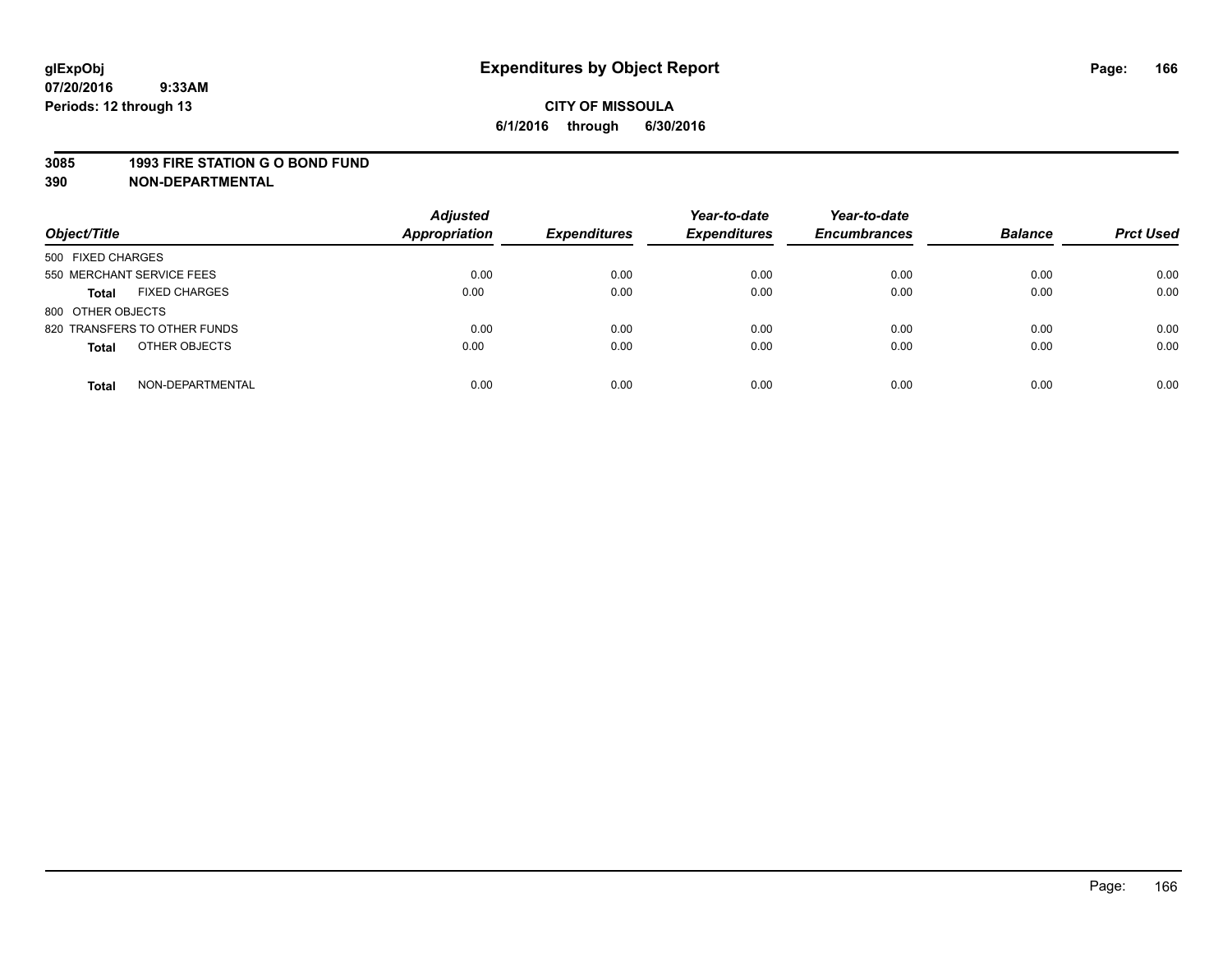glExpObj
07/20/2016 9:33AM
Periods: 12 through 13

# Expenditures by Object Report

**CITY OF MISSOULA**
**6/1/2016 through 6/30/2016**

**3085 1993 FIRE STATION G O BOND FUND**
**390 NON-DEPARTMENTAL**

| Object/Title | Adjusted Appropriation | Expenditures | Year-to-date Expenditures | Year-to-date Encumbrances | Balance | Prct Used |
|---|---|---|---|---|---|---|
| 500 FIXED CHARGES | | | | | | |
| 550 MERCHANT SERVICE FEES | 0.00 | 0.00 | 0.00 | 0.00 | 0.00 | 0.00 |
| **Total** FIXED CHARGES | 0.00 | 0.00 | 0.00 | 0.00 | 0.00 | 0.00 |
| 800 OTHER OBJECTS | | | | | | |
| 820 TRANSFERS TO OTHER FUNDS | 0.00 | 0.00 | 0.00 | 0.00 | 0.00 | 0.00 |
| **Total** OTHER OBJECTS | 0.00 | 0.00 | 0.00 | 0.00 | 0.00 | 0.00 |
| **Total** NON-DEPARTMENTAL | 0.00 | 0.00 | 0.00 | 0.00 | 0.00 | 0.00 |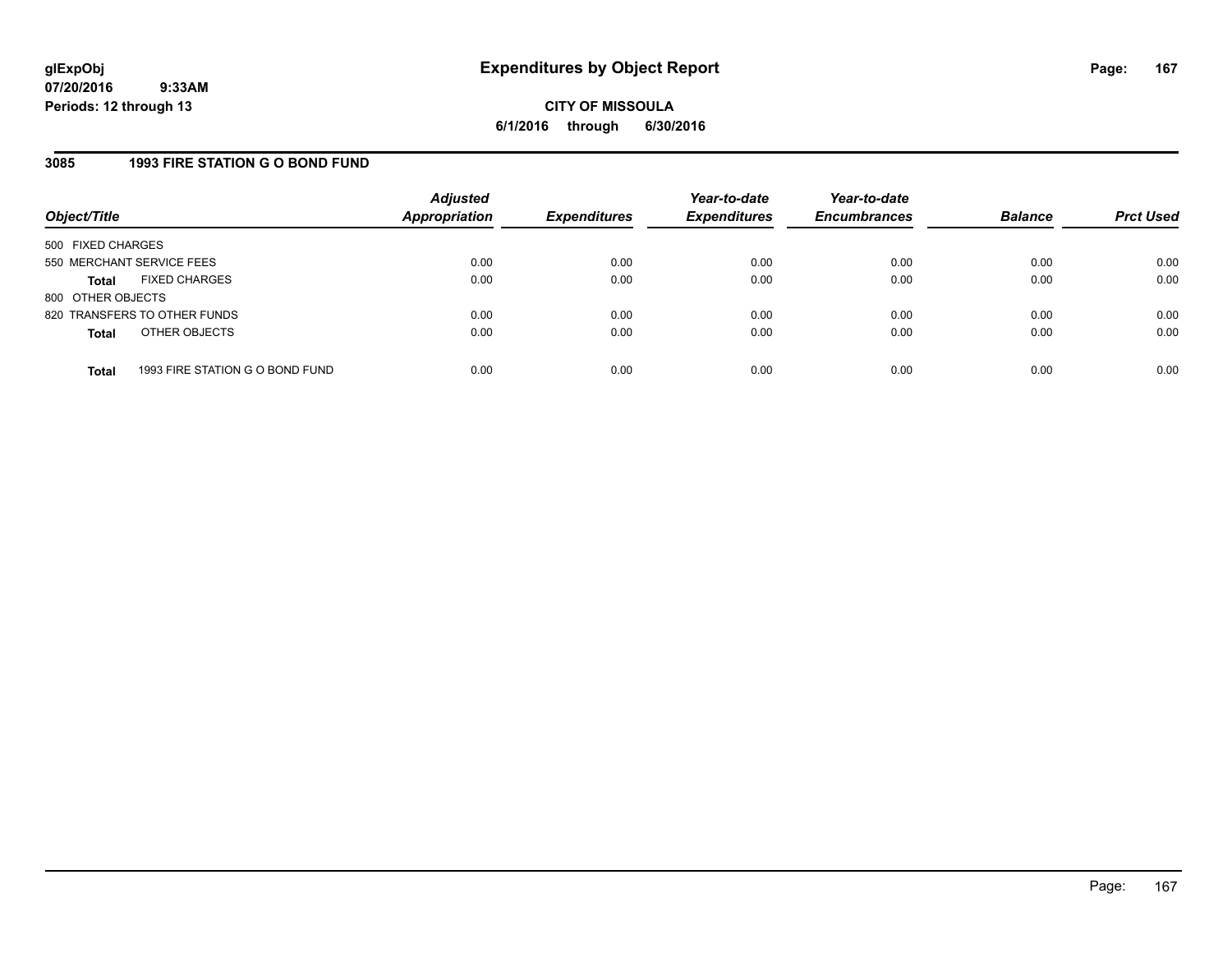**glExpObj**
**07/20/2016 9:33AM**
**Periods: 12 through 13**

# Expenditures by Object Report

**CITY OF MISSOULA**
**6/1/2016 through 6/30/2016**

## 3085 1993 FIRE STATION G O BOND FUND

| Object/Title | Adjusted Appropriation | Expenditures | Year-to-date Expenditures | Year-to-date Encumbrances | Balance | Prct Used |
|---|---|---|---|---|---|---|
| 500 FIXED CHARGES | | | | | | |
| 550 MERCHANT SERVICE FEES | 0.00 | 0.00 | 0.00 | 0.00 | 0.00 | 0.00 |
| **Total** FIXED CHARGES | 0.00 | 0.00 | 0.00 | 0.00 | 0.00 | 0.00 |
| 800 OTHER OBJECTS | | | | | | |
| 820 TRANSFERS TO OTHER FUNDS | 0.00 | 0.00 | 0.00 | 0.00 | 0.00 | 0.00 |
| **Total** OTHER OBJECTS | 0.00 | 0.00 | 0.00 | 0.00 | 0.00 | 0.00 |
| **Total** 1993 FIRE STATION G O BOND FUND | 0.00 | 0.00 | 0.00 | 0.00 | 0.00 | 0.00 |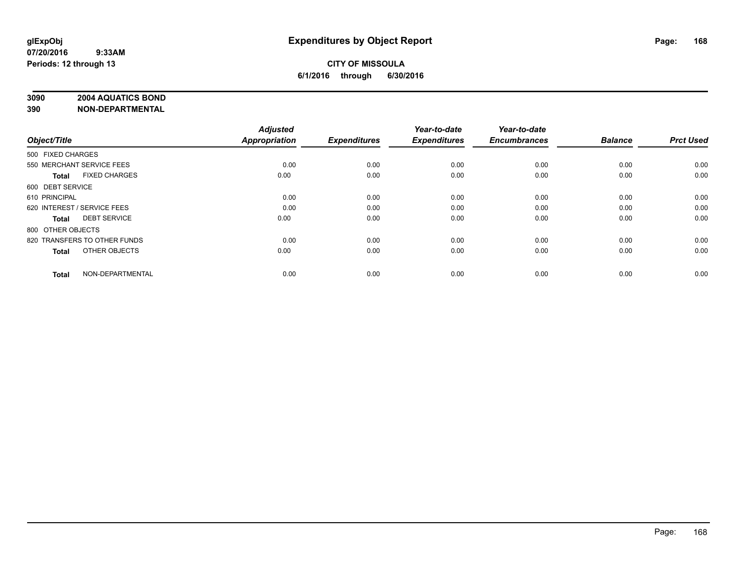**glExpObj** **Expenditures by Object Report**

**07/20/2016 9:33AM**

**Periods: 12 through 13**

**CITY OF MISSOULA**

**6/1/2016 through 6/30/2016**

**3090 2004 AQUATICS BOND**

**390 NON-DEPARTMENTAL**

| Object/Title | Adjusted Appropriation | Expenditures | Year-to-date Expenditures | Year-to-date Encumbrances | Balance | Prct Used |
|---|---|---|---|---|---|---|
| 500 FIXED CHARGES | | | | | | |
| 550 MERCHANT SERVICE FEES | 0.00 | 0.00 | 0.00 | 0.00 | 0.00 | 0.00 |
| **Total** FIXED CHARGES | 0.00 | 0.00 | 0.00 | 0.00 | 0.00 | 0.00 |
| 600 DEBT SERVICE | | | | | | |
| 610 PRINCIPAL | 0.00 | 0.00 | 0.00 | 0.00 | 0.00 | 0.00 |
| 620 INTEREST / SERVICE FEES | 0.00 | 0.00 | 0.00 | 0.00 | 0.00 | 0.00 |
| **Total** DEBT SERVICE | 0.00 | 0.00 | 0.00 | 0.00 | 0.00 | 0.00 |
| 800 OTHER OBJECTS | | | | | | |
| 820 TRANSFERS TO OTHER FUNDS | 0.00 | 0.00 | 0.00 | 0.00 | 0.00 | 0.00 |
| **Total** OTHER OBJECTS | 0.00 | 0.00 | 0.00 | 0.00 | 0.00 | 0.00 |
| **Total** NON-DEPARTMENTAL | 0.00 | 0.00 | 0.00 | 0.00 | 0.00 | 0.00 |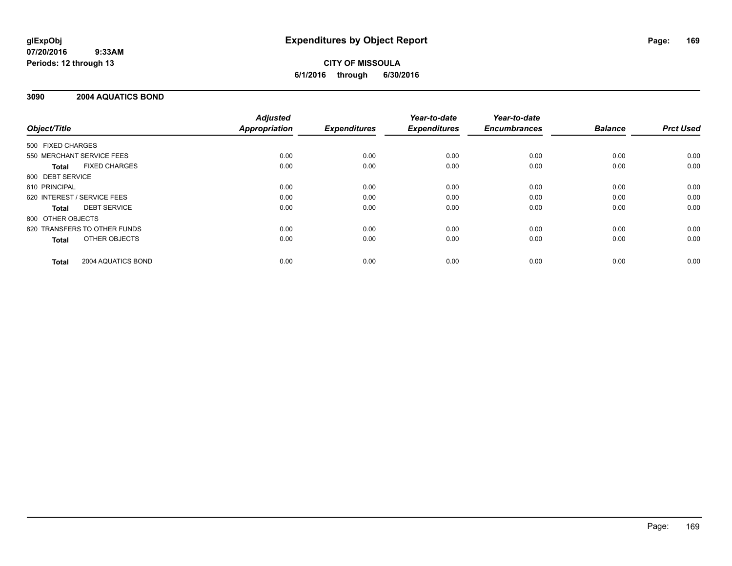**glExpObj**
**07/20/2016 9:33AM**
**Periods: 12 through 13**

# Expenditures by Object Report

**CITY OF MISSOULA**
**6/1/2016 through 6/30/2016**

## 3090 2004 AQUATICS BOND

| Object/Title | Adjusted Appropriation | Expenditures | Year-to-date Expenditures | Year-to-date Encumbrances | Balance | Prct Used |
|---|---|---|---|---|---|---|
| 500 FIXED CHARGES | | | | | | |
| 550 MERCHANT SERVICE FEES | 0.00 | 0.00 | 0.00 | 0.00 | 0.00 | 0.00 |
| **Total** FIXED CHARGES | 0.00 | 0.00 | 0.00 | 0.00 | 0.00 | 0.00 |
| 600 DEBT SERVICE | | | | | | |
| 610 PRINCIPAL | 0.00 | 0.00 | 0.00 | 0.00 | 0.00 | 0.00 |
| 620 INTEREST / SERVICE FEES | 0.00 | 0.00 | 0.00 | 0.00 | 0.00 | 0.00 |
| **Total** DEBT SERVICE | 0.00 | 0.00 | 0.00 | 0.00 | 0.00 | 0.00 |
| 800 OTHER OBJECTS | | | | | | |
| 820 TRANSFERS TO OTHER FUNDS | 0.00 | 0.00 | 0.00 | 0.00 | 0.00 | 0.00 |
| **Total** OTHER OBJECTS | 0.00 | 0.00 | 0.00 | 0.00 | 0.00 | 0.00 |
| **Total** 2004 AQUATICS BOND | 0.00 | 0.00 | 0.00 | 0.00 | 0.00 | 0.00 |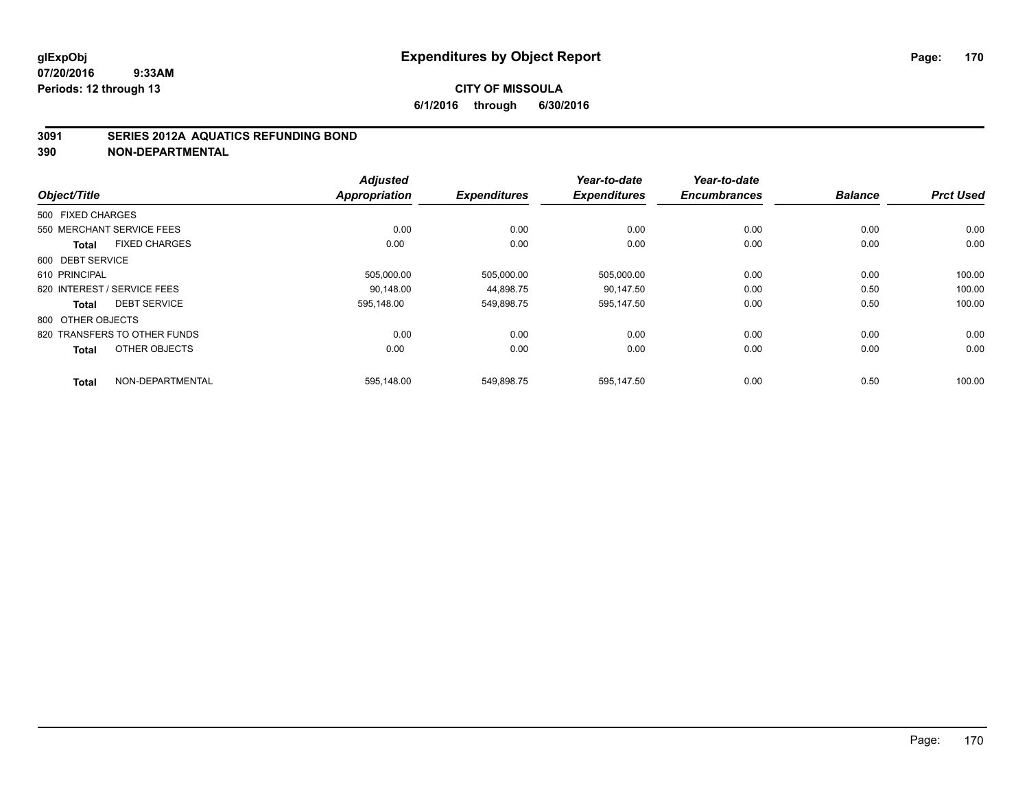**glExpObj**
**07/20/2016 9:33AM**
**Periods: 12 through 13**

# Expenditures by Object Report

**CITY OF MISSOULA**
**6/1/2016 through 6/30/2016**

## 3091 SERIES 2012A AQUATICS REFUNDING BOND
## 390 NON-DEPARTMENTAL

| Object/Title | Adjusted Appropriation | Expenditures | Year-to-date Expenditures | Year-to-date Encumbrances | Balance | Prct Used |
|---|---|---|---|---|---|---|
| 500 FIXED CHARGES | | | | | | |
| 550 MERCHANT SERVICE FEES | 0.00 | 0.00 | 0.00 | 0.00 | 0.00 | 0.00 |
| **Total** FIXED CHARGES | 0.00 | 0.00 | 0.00 | 0.00 | 0.00 | 0.00 |
| 600 DEBT SERVICE | | | | | | |
| 610 PRINCIPAL | 505,000.00 | 505,000.00 | 505,000.00 | 0.00 | 0.00 | 100.00 |
| 620 INTEREST / SERVICE FEES | 90,148.00 | 44,898.75 | 90,147.50 | 0.00 | 0.50 | 100.00 |
| **Total** DEBT SERVICE | 595,148.00 | 549,898.75 | 595,147.50 | 0.00 | 0.50 | 100.00 |
| 800 OTHER OBJECTS | | | | | | |
| 820 TRANSFERS TO OTHER FUNDS | 0.00 | 0.00 | 0.00 | 0.00 | 0.00 | 0.00 |
| **Total** OTHER OBJECTS | 0.00 | 0.00 | 0.00 | 0.00 | 0.00 | 0.00 |
| **Total** NON-DEPARTMENTAL | 595,148.00 | 549,898.75 | 595,147.50 | 0.00 | 0.50 | 100.00 |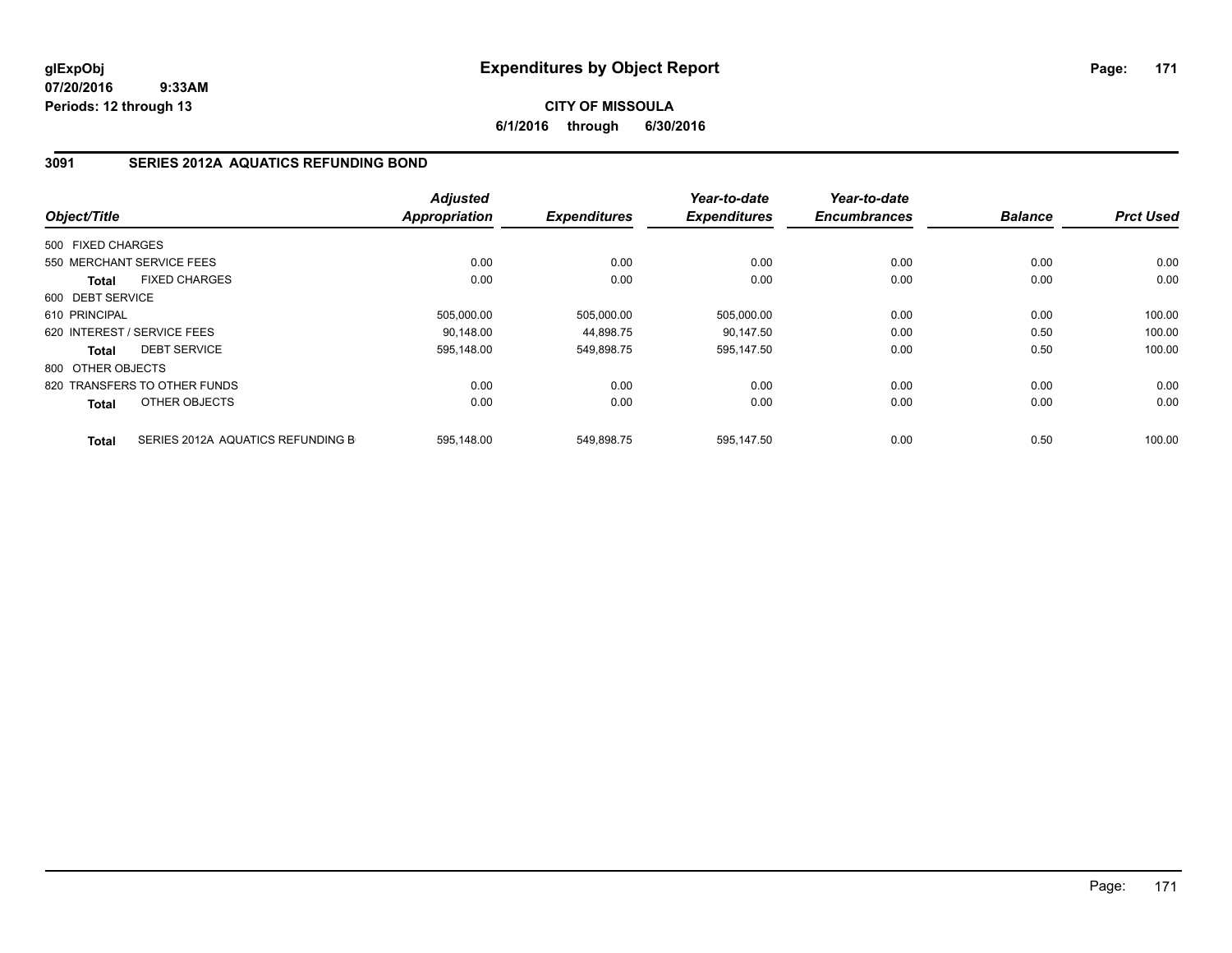**glExpObj** **Expenditures by Object Report**

**07/20/2016 9:33AM**

**Periods: 12 through 13**

**CITY OF MISSOULA**

**6/1/2016 through 6/30/2016**

## 3091 SERIES 2012A AQUATICS REFUNDING BOND

| Object/Title | | Adjusted Appropriation | Expenditures | Year-to-date Expenditures | Year-to-date Encumbrances | Balance | Prct Used |
|---|---|---|---|---|---|---|---|
| 500 FIXED CHARGES | | | | | | | |
| 550 MERCHANT SERVICE FEES | | 0.00 | 0.00 | 0.00 | 0.00 | 0.00 | 0.00 |
| **Total** | FIXED CHARGES | 0.00 | 0.00 | 0.00 | 0.00 | 0.00 | 0.00 |
| 600 DEBT SERVICE | | | | | | | |
| 610 PRINCIPAL | | 505,000.00 | 505,000.00 | 505,000.00 | 0.00 | 0.00 | 100.00 |
| 620 INTEREST / SERVICE FEES | | 90,148.00 | 44,898.75 | 90,147.50 | 0.00 | 0.50 | 100.00 |
| **Total** | DEBT SERVICE | 595,148.00 | 549,898.75 | 595,147.50 | 0.00 | 0.50 | 100.00 |
| 800 OTHER OBJECTS | | | | | | | |
| 820 TRANSFERS TO OTHER FUNDS | | 0.00 | 0.00 | 0.00 | 0.00 | 0.00 | 0.00 |
| **Total** | OTHER OBJECTS | 0.00 | 0.00 | 0.00 | 0.00 | 0.00 | 0.00 |
| **Total** | SERIES 2012A AQUATICS REFUNDING B | 595,148.00 | 549,898.75 | 595,147.50 | 0.00 | 0.50 | 100.00 |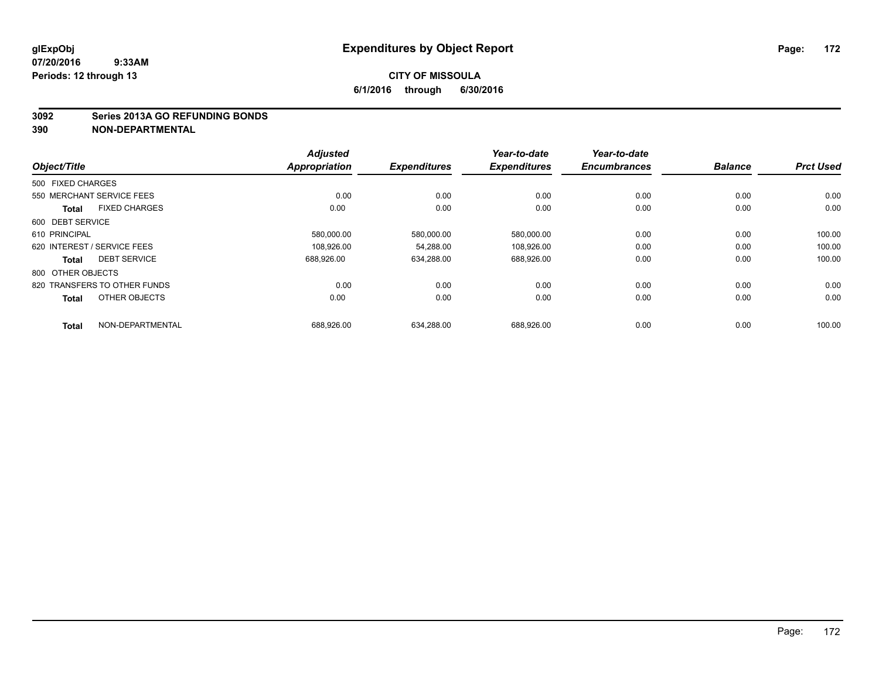**glExpObj**
**07/20/2016 9:33AM**
**Periods: 12 through 13**

# Expenditures by Object Report

**CITY OF MISSOULA**
**6/1/2016 through 6/30/2016**

## 3092 Series 2013A GO REFUNDING BONDS
## 390 NON-DEPARTMENTAL

| Object/Title | Adjusted Appropriation | Expenditures | Year-to-date Expenditures | Year-to-date Encumbrances | Balance | Prct Used |
|---|---|---|---|---|---|---|
| 500 FIXED CHARGES | | | | | | |
| 550 MERCHANT SERVICE FEES | 0.00 | 0.00 | 0.00 | 0.00 | 0.00 | 0.00 |
| **Total** FIXED CHARGES | 0.00 | 0.00 | 0.00 | 0.00 | 0.00 | 0.00 |
| 600 DEBT SERVICE | | | | | | |
| 610 PRINCIPAL | 580,000.00 | 580,000.00 | 580,000.00 | 0.00 | 0.00 | 100.00 |
| 620 INTEREST / SERVICE FEES | 108,926.00 | 54,288.00 | 108,926.00 | 0.00 | 0.00 | 100.00 |
| **Total** DEBT SERVICE | 688,926.00 | 634,288.00 | 688,926.00 | 0.00 | 0.00 | 100.00 |
| 800 OTHER OBJECTS | | | | | | |
| 820 TRANSFERS TO OTHER FUNDS | 0.00 | 0.00 | 0.00 | 0.00 | 0.00 | 0.00 |
| **Total** OTHER OBJECTS | 0.00 | 0.00 | 0.00 | 0.00 | 0.00 | 0.00 |
| **Total** NON-DEPARTMENTAL | 688,926.00 | 634,288.00 | 688,926.00 | 0.00 | 0.00 | 100.00 |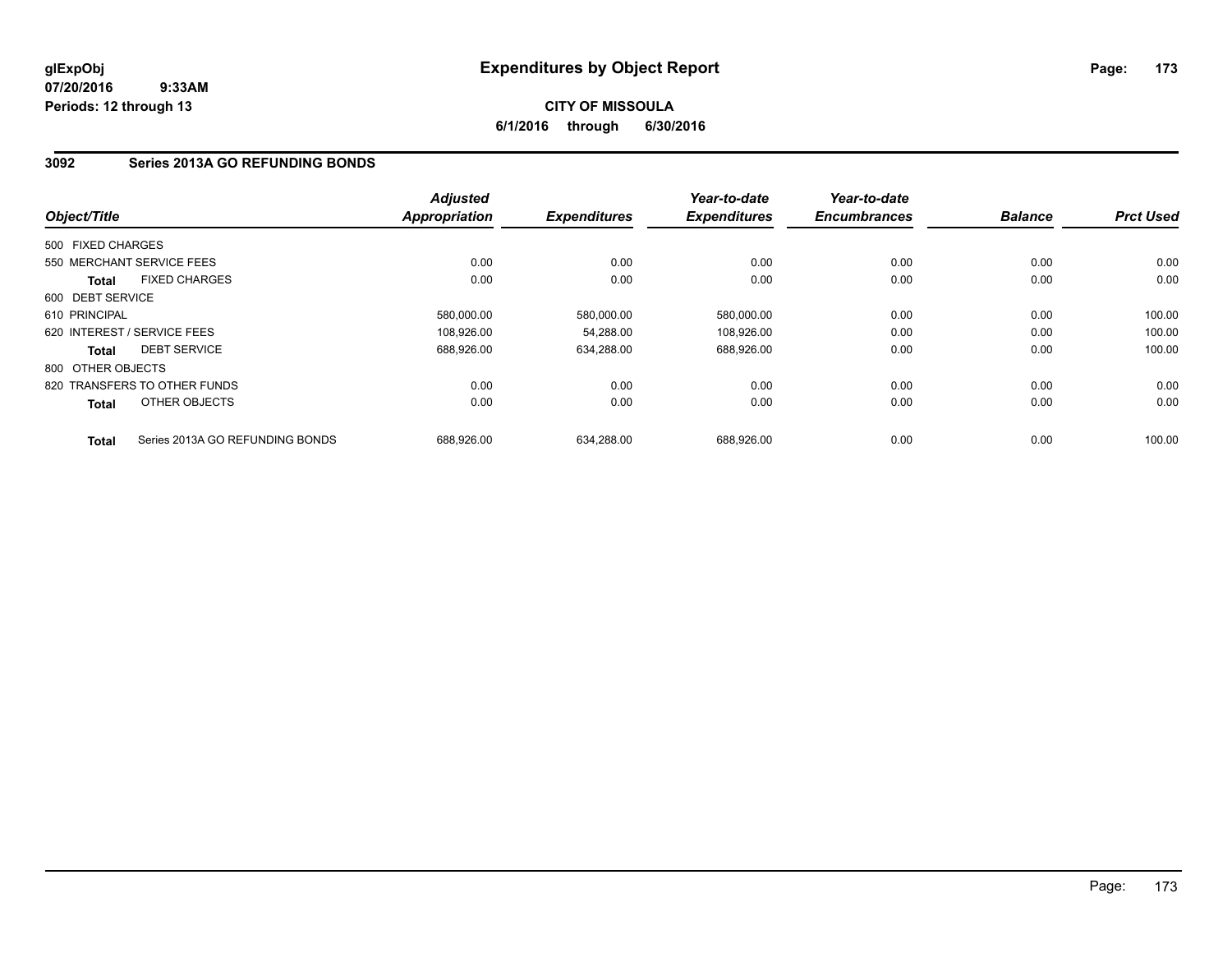**glExpObj**
**07/20/2016 9:33AM**
**Periods: 12 through 13**

# Expenditures by Object Report

**CITY OF MISSOULA**
**6/1/2016 through 6/30/2016**

## 3092 Series 2013A GO REFUNDING BONDS

| Object/Title | Adjusted Appropriation | Expenditures | Year-to-date Expenditures | Year-to-date Encumbrances | Balance | Prct Used |
|---|---|---|---|---|---|---|
| 500 FIXED CHARGES | | | | | | |
| 550 MERCHANT SERVICE FEES | 0.00 | 0.00 | 0.00 | 0.00 | 0.00 | 0.00 |
| **Total** FIXED CHARGES | 0.00 | 0.00 | 0.00 | 0.00 | 0.00 | 0.00 |
| 600 DEBT SERVICE | | | | | | |
| 610 PRINCIPAL | 580,000.00 | 580,000.00 | 580,000.00 | 0.00 | 0.00 | 100.00 |
| 620 INTEREST / SERVICE FEES | 108,926.00 | 54,288.00 | 108,926.00 | 0.00 | 0.00 | 100.00 |
| **Total** DEBT SERVICE | 688,926.00 | 634,288.00 | 688,926.00 | 0.00 | 0.00 | 100.00 |
| 800 OTHER OBJECTS | | | | | | |
| 820 TRANSFERS TO OTHER FUNDS | 0.00 | 0.00 | 0.00 | 0.00 | 0.00 | 0.00 |
| **Total** OTHER OBJECTS | 0.00 | 0.00 | 0.00 | 0.00 | 0.00 | 0.00 |
| **Total** Series 2013A GO REFUNDING BONDS | 688,926.00 | 634,288.00 | 688,926.00 | 0.00 | 0.00 | 100.00 |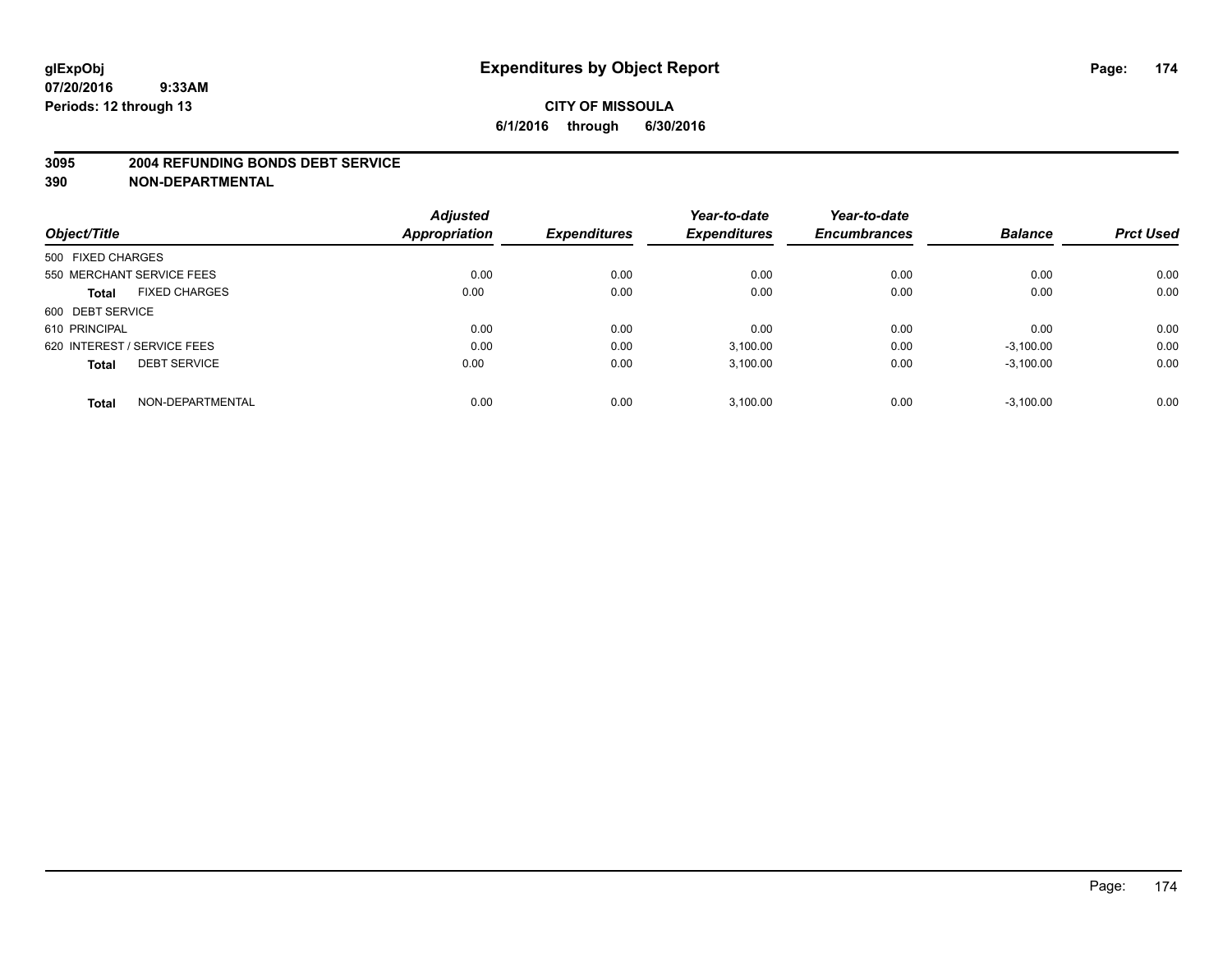glExpObj
07/20/2016 9:33AM
Periods: 12 through 13

# Expenditures by Object Report

**CITY OF MISSOULA**
**6/1/2016 through 6/30/2016**

**3095 2004 REFUNDING BONDS DEBT SERVICE**
**390 NON-DEPARTMENTAL**

| Object/Title | Adjusted Appropriation | Expenditures | Year-to-date Expenditures | Year-to-date Encumbrances | Balance | Prct Used |
|---|---|---|---|---|---|---|
| 500 FIXED CHARGES | | | | | | |
| 550 MERCHANT SERVICE FEES | 0.00 | 0.00 | 0.00 | 0.00 | 0.00 | 0.00 |
| **Total** FIXED CHARGES | 0.00 | 0.00 | 0.00 | 0.00 | 0.00 | 0.00 |
| 600 DEBT SERVICE | | | | | | |
| 610 PRINCIPAL | 0.00 | 0.00 | 0.00 | 0.00 | 0.00 | 0.00 |
| 620 INTEREST / SERVICE FEES | 0.00 | 0.00 | 3,100.00 | 0.00 | -3,100.00 | 0.00 |
| **Total** DEBT SERVICE | 0.00 | 0.00 | 3,100.00 | 0.00 | -3,100.00 | 0.00 |
| **Total** NON-DEPARTMENTAL | 0.00 | 0.00 | 3,100.00 | 0.00 | -3,100.00 | 0.00 |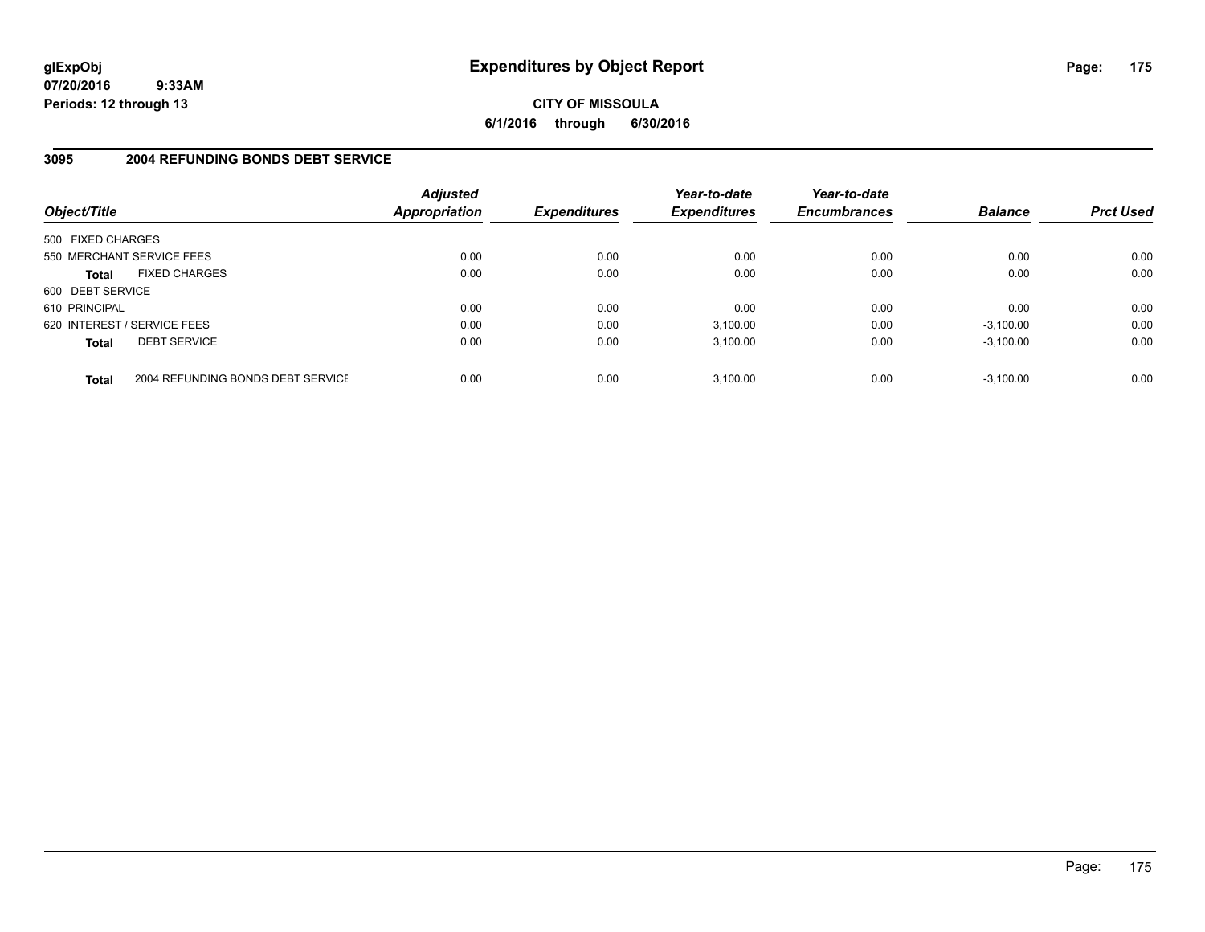**glExpObj** **Expenditures by Object Report**
**07/20/2016 9:33AM**
**Periods: 12 through 13**

**CITY OF MISSOULA**
**6/1/2016 through 6/30/2016**

## 3095 2004 REFUNDING BONDS DEBT SERVICE

| Object/Title | | Adjusted Appropriation | Expenditures | Year-to-date Expenditures | Year-to-date Encumbrances | Balance | Prct Used |
|---|---|---|---|---|---|---|---|
| 500 FIXED CHARGES | | | | | | | |
| 550 MERCHANT SERVICE FEES | | 0.00 | 0.00 | 0.00 | 0.00 | 0.00 | 0.00 |
| **Total** | FIXED CHARGES | 0.00 | 0.00 | 0.00 | 0.00 | 0.00 | 0.00 |
| 600 DEBT SERVICE | | | | | | | |
| 610 PRINCIPAL | | 0.00 | 0.00 | 0.00 | 0.00 | 0.00 | 0.00 |
| 620 INTEREST / SERVICE FEES | | 0.00 | 0.00 | 3,100.00 | 0.00 | -3,100.00 | 0.00 |
| **Total** | DEBT SERVICE | 0.00 | 0.00 | 3,100.00 | 0.00 | -3,100.00 | 0.00 |
| **Total** | 2004 REFUNDING BONDS DEBT SERVICE | 0.00 | 0.00 | 3,100.00 | 0.00 | -3,100.00 | 0.00 |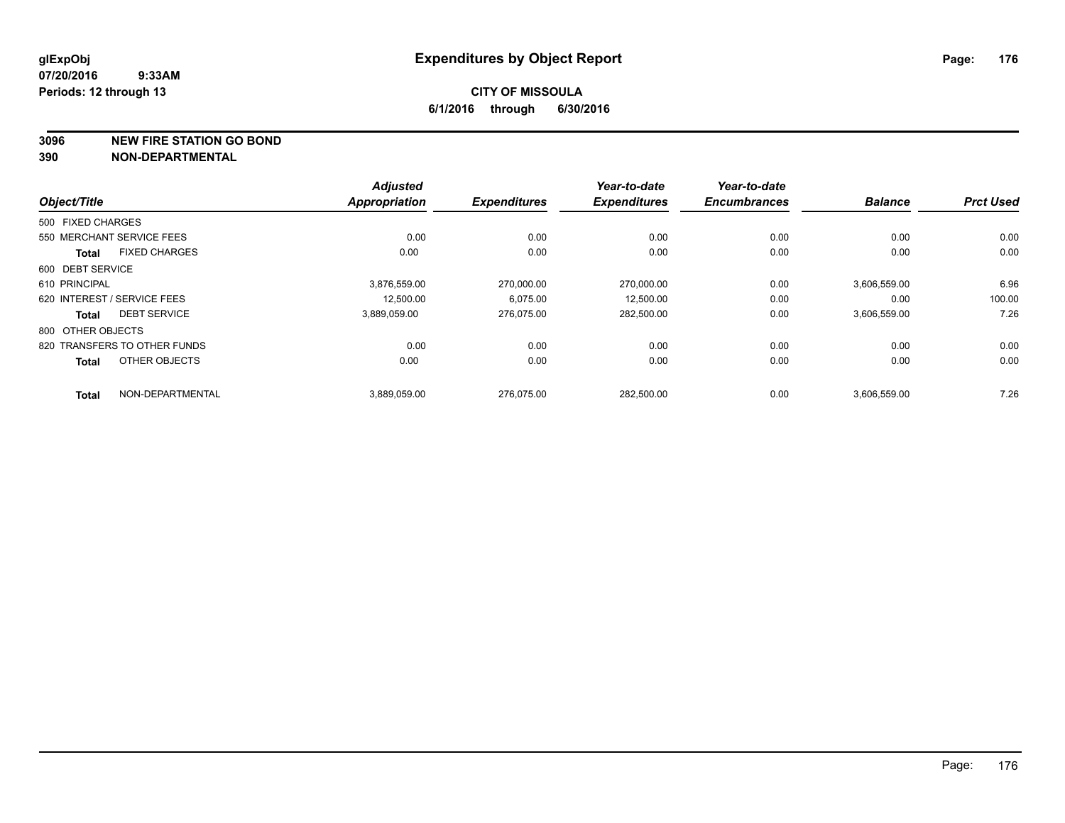**glExpObj**
**07/20/2016 9:33AM**
**Periods: 12 through 13**

# Expenditures by Object Report

**CITY OF MISSOULA**
**6/1/2016 through 6/30/2016**

**3096 NEW FIRE STATION GO BOND**
**390 NON-DEPARTMENTAL**

| Object/Title | Adjusted Appropriation | Expenditures | Year-to-date Expenditures | Year-to-date Encumbrances | Balance | Prct Used |
|---|---|---|---|---|---|---|
| 500 FIXED CHARGES | | | | | | |
| 550 MERCHANT SERVICE FEES | 0.00 | 0.00 | 0.00 | 0.00 | 0.00 | 0.00 |
| **Total** FIXED CHARGES | 0.00 | 0.00 | 0.00 | 0.00 | 0.00 | 0.00 |
| 600 DEBT SERVICE | | | | | | |
| 610 PRINCIPAL | 3,876,559.00 | 270,000.00 | 270,000.00 | 0.00 | 3,606,559.00 | 6.96 |
| 620 INTEREST / SERVICE FEES | 12,500.00 | 6,075.00 | 12,500.00 | 0.00 | 0.00 | 100.00 |
| **Total** DEBT SERVICE | 3,889,059.00 | 276,075.00 | 282,500.00 | 0.00 | 3,606,559.00 | 7.26 |
| 800 OTHER OBJECTS | | | | | | |
| 820 TRANSFERS TO OTHER FUNDS | 0.00 | 0.00 | 0.00 | 0.00 | 0.00 | 0.00 |
| **Total** OTHER OBJECTS | 0.00 | 0.00 | 0.00 | 0.00 | 0.00 | 0.00 |
| **Total** NON-DEPARTMENTAL | 3,889,059.00 | 276,075.00 | 282,500.00 | 0.00 | 3,606,559.00 | 7.26 |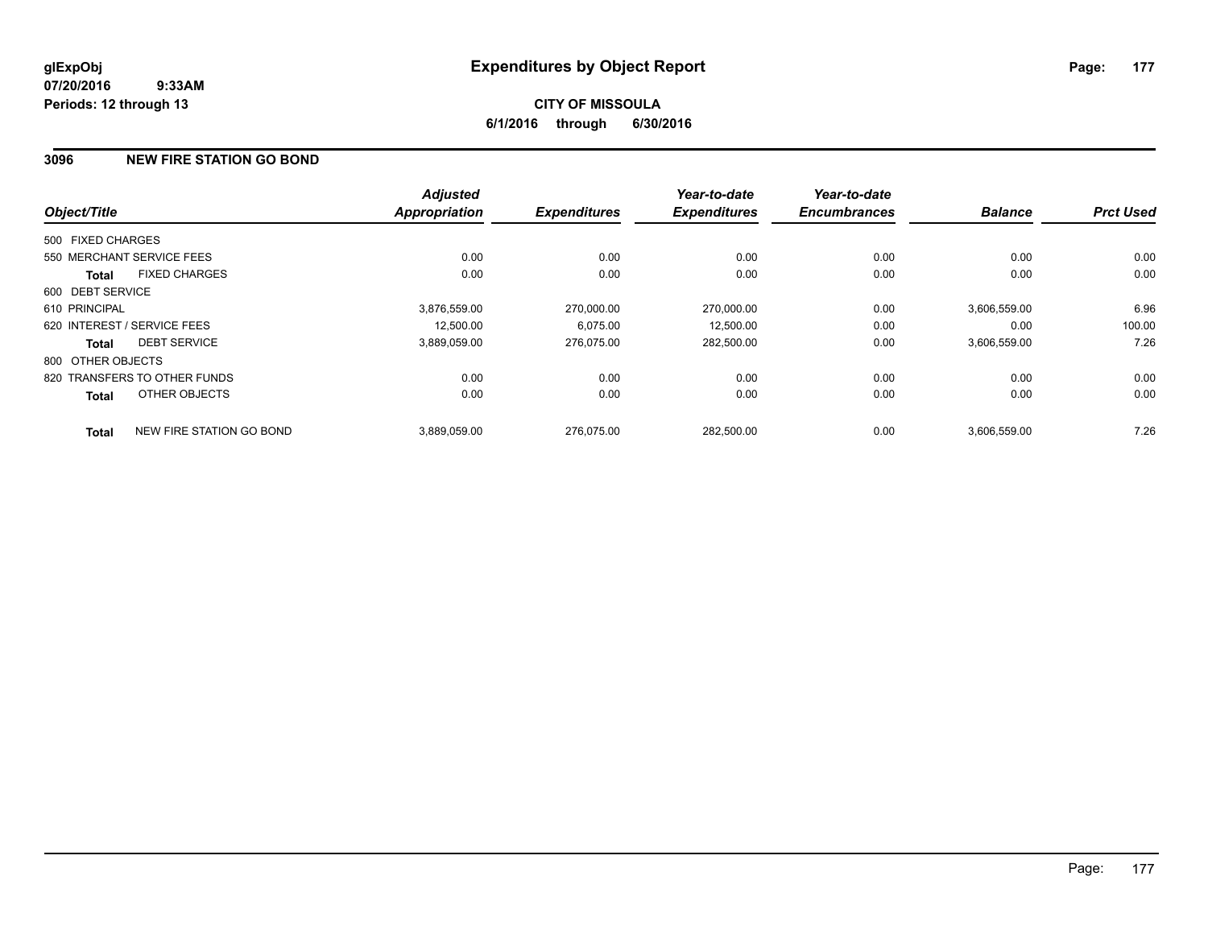**glExpObj** **Expenditures by Object Report**
**07/20/2016 9:33AM**
**Periods: 12 through 13**

**CITY OF MISSOULA**
**6/1/2016 through 6/30/2016**

## 3096 NEW FIRE STATION GO BOND

| Object/Title | Adjusted Appropriation | Expenditures | Year-to-date Expenditures | Year-to-date Encumbrances | Balance | Prct Used |
|---|---|---|---|---|---|---|
| 500 FIXED CHARGES | | | | | | |
| 550 MERCHANT SERVICE FEES | 0.00 | 0.00 | 0.00 | 0.00 | 0.00 | 0.00 |
| **Total** FIXED CHARGES | 0.00 | 0.00 | 0.00 | 0.00 | 0.00 | 0.00 |
| 600 DEBT SERVICE | | | | | | |
| 610 PRINCIPAL | 3,876,559.00 | 270,000.00 | 270,000.00 | 0.00 | 3,606,559.00 | 6.96 |
| 620 INTEREST / SERVICE FEES | 12,500.00 | 6,075.00 | 12,500.00 | 0.00 | 0.00 | 100.00 |
| **Total** DEBT SERVICE | 3,889,059.00 | 276,075.00 | 282,500.00 | 0.00 | 3,606,559.00 | 7.26 |
| 800 OTHER OBJECTS | | | | | | |
| 820 TRANSFERS TO OTHER FUNDS | 0.00 | 0.00 | 0.00 | 0.00 | 0.00 | 0.00 |
| **Total** OTHER OBJECTS | 0.00 | 0.00 | 0.00 | 0.00 | 0.00 | 0.00 |
| **Total** NEW FIRE STATION GO BOND | 3,889,059.00 | 276,075.00 | 282,500.00 | 0.00 | 3,606,559.00 | 7.26 |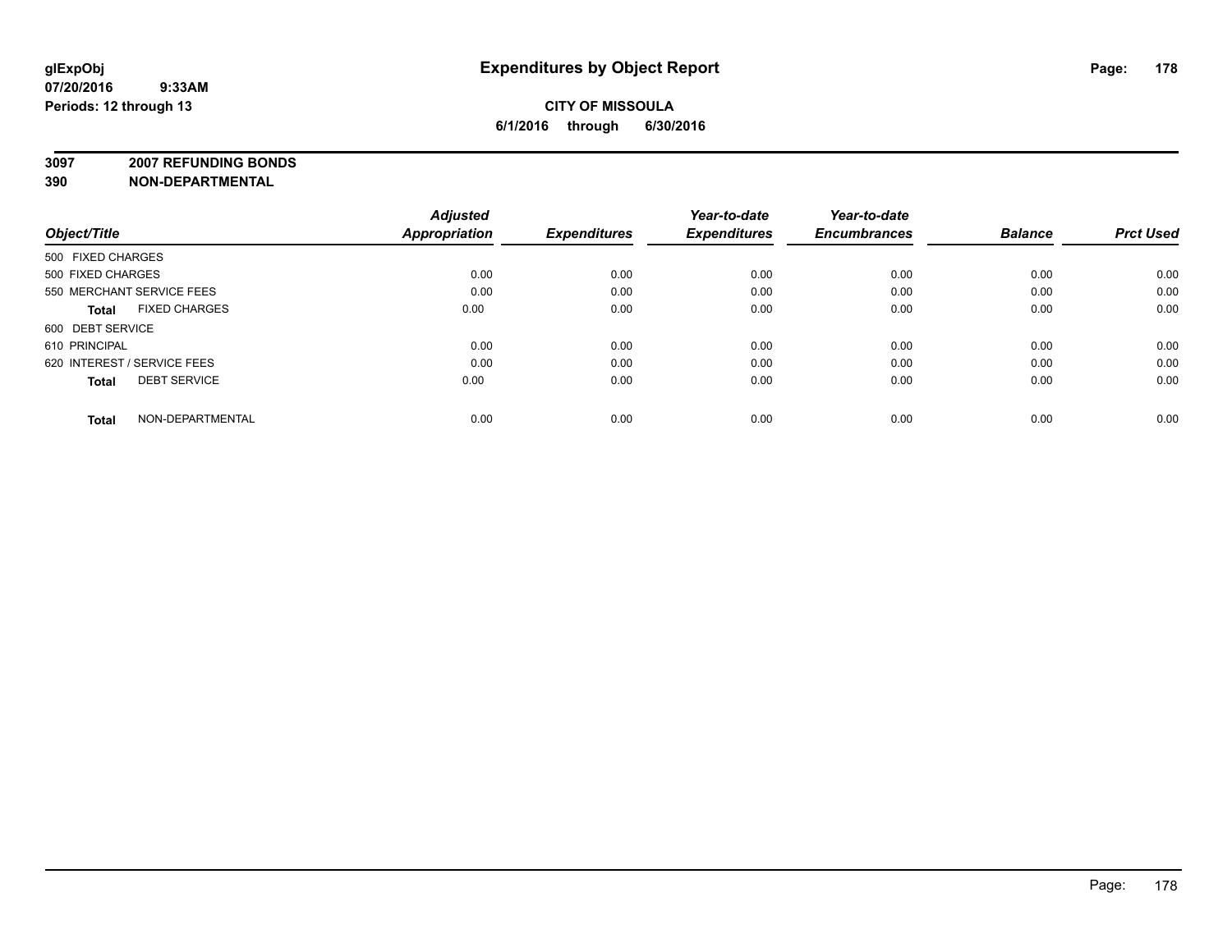**glExpObj**
**07/20/2016 9:33AM**
**Periods: 12 through 13**

# Expenditures by Object Report

**CITY OF MISSOULA**
**6/1/2016 through 6/30/2016**

**3097 2007 REFUNDING BONDS**
**390 NON-DEPARTMENTAL**

| Object/Title | | Adjusted Appropriation | Expenditures | Year-to-date Expenditures | Year-to-date Encumbrances | Balance | Prct Used |
|---|---|---|---|---|---|---|---|
| 500 FIXED CHARGES | | | | | | | |
| 500 FIXED CHARGES | | 0.00 | 0.00 | 0.00 | 0.00 | 0.00 | 0.00 |
| 550 MERCHANT SERVICE FEES | | 0.00 | 0.00 | 0.00 | 0.00 | 0.00 | 0.00 |
| **Total** | FIXED CHARGES | 0.00 | 0.00 | 0.00 | 0.00 | 0.00 | 0.00 |
| 600 DEBT SERVICE | | | | | | | |
| 610 PRINCIPAL | | 0.00 | 0.00 | 0.00 | 0.00 | 0.00 | 0.00 |
| 620 INTEREST / SERVICE FEES | | 0.00 | 0.00 | 0.00 | 0.00 | 0.00 | 0.00 |
| **Total** | DEBT SERVICE | 0.00 | 0.00 | 0.00 | 0.00 | 0.00 | 0.00 |
| **Total** | NON-DEPARTMENTAL | 0.00 | 0.00 | 0.00 | 0.00 | 0.00 | 0.00 |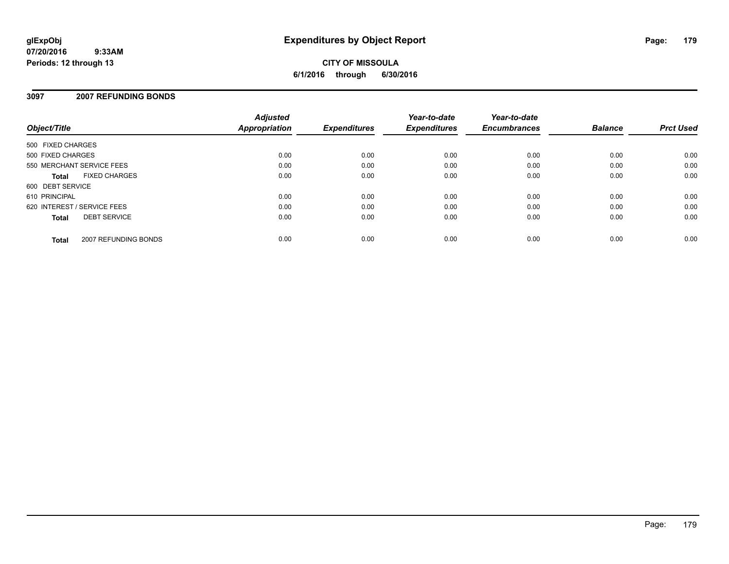**glExpObj**
**07/20/2016 9:33AM**
**Periods: 12 through 13**

# Expenditures by Object Report

**CITY OF MISSOULA**
**6/1/2016 through 6/30/2016**

## 3097 2007 REFUNDING BONDS

| Object/Title | Adjusted Appropriation | Expenditures | Year-to-date Expenditures | Year-to-date Encumbrances | Balance | Prct Used |
|---|---|---|---|---|---|---|
| 500 FIXED CHARGES | | | | | | |
| 500 FIXED CHARGES | 0.00 | 0.00 | 0.00 | 0.00 | 0.00 | 0.00 |
| 550 MERCHANT SERVICE FEES | 0.00 | 0.00 | 0.00 | 0.00 | 0.00 | 0.00 |
| **Total** FIXED CHARGES | 0.00 | 0.00 | 0.00 | 0.00 | 0.00 | 0.00 |
| 600 DEBT SERVICE | | | | | | |
| 610 PRINCIPAL | 0.00 | 0.00 | 0.00 | 0.00 | 0.00 | 0.00 |
| 620 INTEREST / SERVICE FEES | 0.00 | 0.00 | 0.00 | 0.00 | 0.00 | 0.00 |
| **Total** DEBT SERVICE | 0.00 | 0.00 | 0.00 | 0.00 | 0.00 | 0.00 |
| **Total** 2007 REFUNDING BONDS | 0.00 | 0.00 | 0.00 | 0.00 | 0.00 | 0.00 |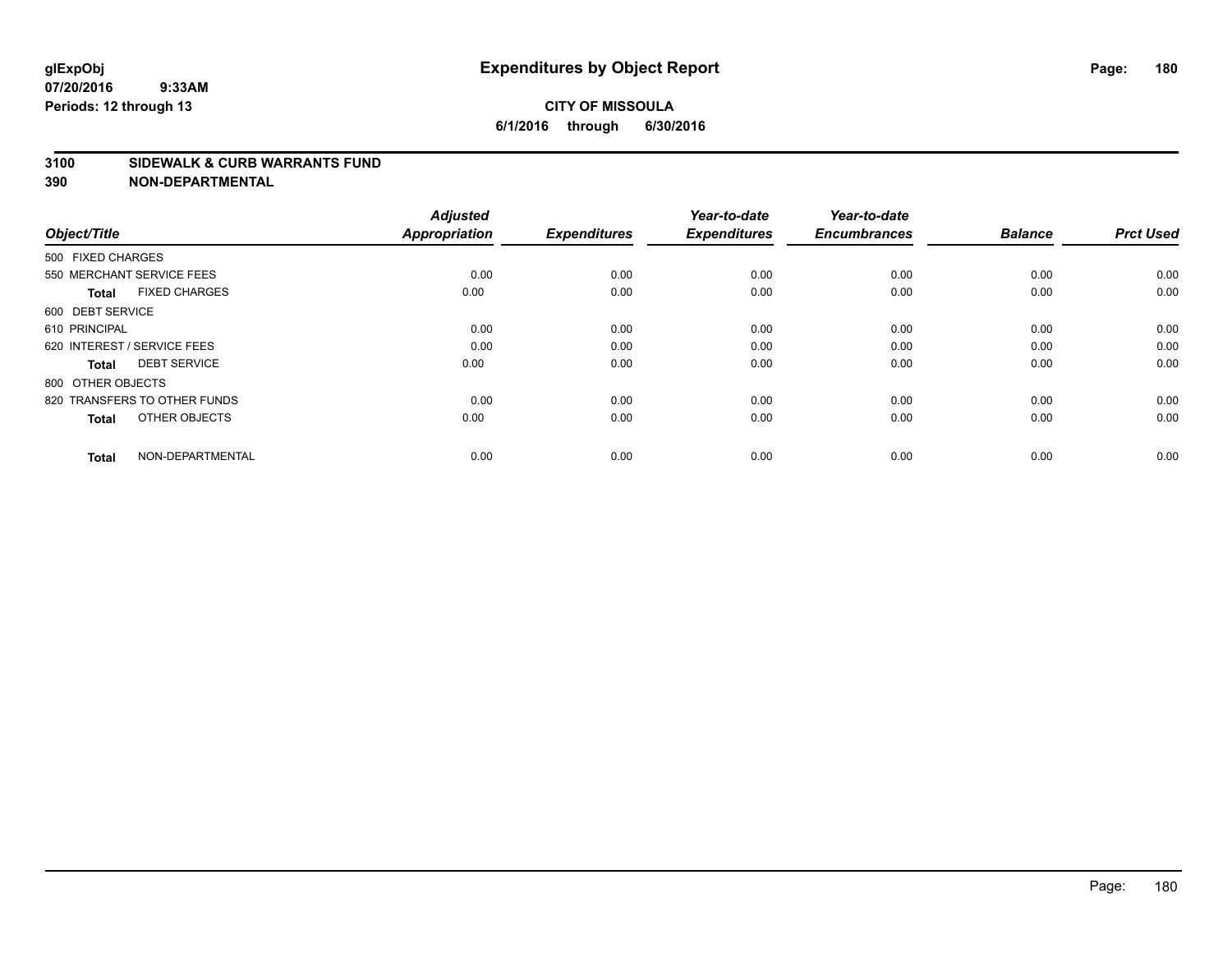**glExpObj**
**07/20/2016 9:33AM**
**Periods: 12 through 13**

# Expenditures by Object Report

**CITY OF MISSOULA**
**6/1/2016 through 6/30/2016**

## 3100 SIDEWALK & CURB WARRANTS FUND
## 390 NON-DEPARTMENTAL

| Object/Title | Adjusted Appropriation | Expenditures | Year-to-date Expenditures | Year-to-date Encumbrances | Balance | Prct Used |
|---|---|---|---|---|---|---|
| 500 FIXED CHARGES | | | | | | |
| 550 MERCHANT SERVICE FEES | 0.00 | 0.00 | 0.00 | 0.00 | 0.00 | 0.00 |
| **Total** FIXED CHARGES | 0.00 | 0.00 | 0.00 | 0.00 | 0.00 | 0.00 |
| 600 DEBT SERVICE | | | | | | |
| 610 PRINCIPAL | 0.00 | 0.00 | 0.00 | 0.00 | 0.00 | 0.00 |
| 620 INTEREST / SERVICE FEES | 0.00 | 0.00 | 0.00 | 0.00 | 0.00 | 0.00 |
| **Total** DEBT SERVICE | 0.00 | 0.00 | 0.00 | 0.00 | 0.00 | 0.00 |
| 800 OTHER OBJECTS | | | | | | |
| 820 TRANSFERS TO OTHER FUNDS | 0.00 | 0.00 | 0.00 | 0.00 | 0.00 | 0.00 |
| **Total** OTHER OBJECTS | 0.00 | 0.00 | 0.00 | 0.00 | 0.00 | 0.00 |
| **Total** NON-DEPARTMENTAL | 0.00 | 0.00 | 0.00 | 0.00 | 0.00 | 0.00 |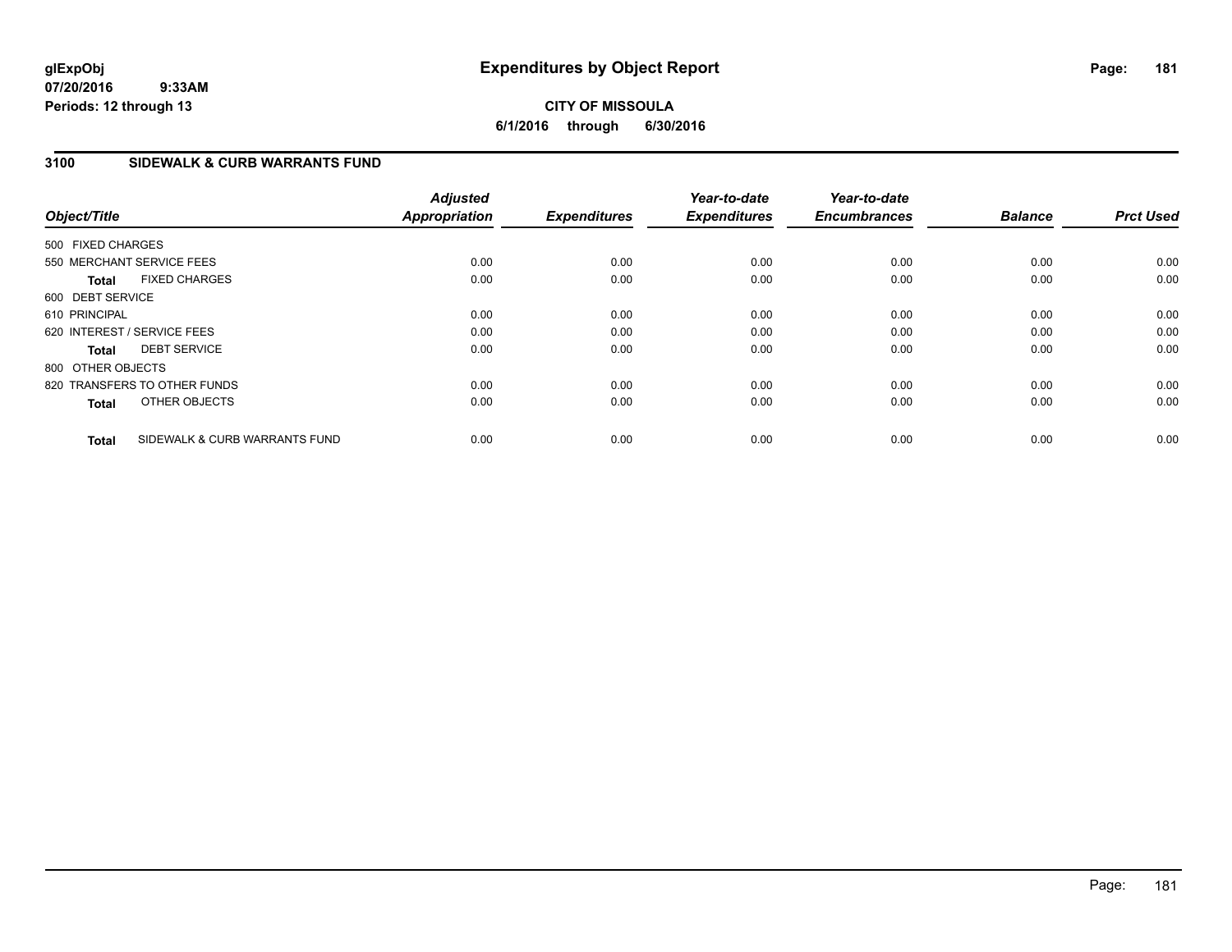# Expenditures by Object Report

**glExpObj**
**07/20/2016 9:33AM**
**Periods: 12 through 13**

**CITY OF MISSOULA**
**6/1/2016 through 6/30/2016**

## 3100 SIDEWALK & CURB WARRANTS FUND

| Object/Title | Adjusted Appropriation | Expenditures | Year-to-date Expenditures | Year-to-date Encumbrances | Balance | Prct Used |
|---|---|---|---|---|---|---|
| 500 FIXED CHARGES | | | | | | |
| 550 MERCHANT SERVICE FEES | 0.00 | 0.00 | 0.00 | 0.00 | 0.00 | 0.00 |
| **Total** FIXED CHARGES | 0.00 | 0.00 | 0.00 | 0.00 | 0.00 | 0.00 |
| 600 DEBT SERVICE | | | | | | |
| 610 PRINCIPAL | 0.00 | 0.00 | 0.00 | 0.00 | 0.00 | 0.00 |
| 620 INTEREST / SERVICE FEES | 0.00 | 0.00 | 0.00 | 0.00 | 0.00 | 0.00 |
| **Total** DEBT SERVICE | 0.00 | 0.00 | 0.00 | 0.00 | 0.00 | 0.00 |
| 800 OTHER OBJECTS | | | | | | |
| 820 TRANSFERS TO OTHER FUNDS | 0.00 | 0.00 | 0.00 | 0.00 | 0.00 | 0.00 |
| **Total** OTHER OBJECTS | 0.00 | 0.00 | 0.00 | 0.00 | 0.00 | 0.00 |
| **Total** SIDEWALK & CURB WARRANTS FUND | 0.00 | 0.00 | 0.00 | 0.00 | 0.00 | 0.00 |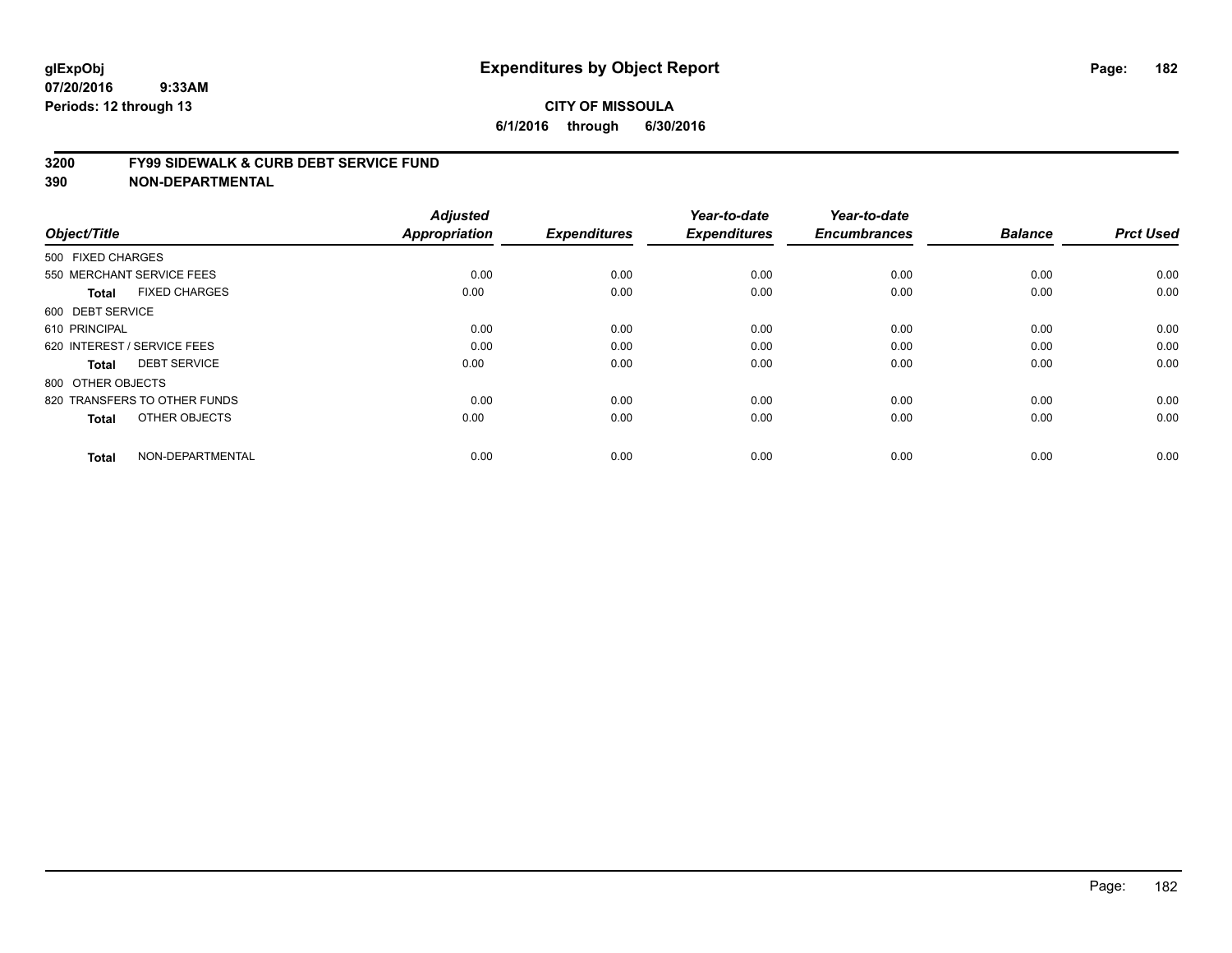# Expenditures by Object Report

glExpObj
07/20/2016 9:33AM
Periods: 12 through 13

**CITY OF MISSOULA**
**6/1/2016 through 6/30/2016**

## 3200 FY99 SIDEWALK & CURB DEBT SERVICE FUND
## 390 NON-DEPARTMENTAL

| Object/Title | Adjusted Appropriation | Expenditures | Year-to-date Expenditures | Year-to-date Encumbrances | Balance | Prct Used |
|---|---|---|---|---|---|---|
| 500 FIXED CHARGES | | | | | | |
| 550 MERCHANT SERVICE FEES | 0.00 | 0.00 | 0.00 | 0.00 | 0.00 | 0.00 |
| **Total** FIXED CHARGES | 0.00 | 0.00 | 0.00 | 0.00 | 0.00 | 0.00 |
| 600 DEBT SERVICE | | | | | | |
| 610 PRINCIPAL | 0.00 | 0.00 | 0.00 | 0.00 | 0.00 | 0.00 |
| 620 INTEREST / SERVICE FEES | 0.00 | 0.00 | 0.00 | 0.00 | 0.00 | 0.00 |
| **Total** DEBT SERVICE | 0.00 | 0.00 | 0.00 | 0.00 | 0.00 | 0.00 |
| 800 OTHER OBJECTS | | | | | | |
| 820 TRANSFERS TO OTHER FUNDS | 0.00 | 0.00 | 0.00 | 0.00 | 0.00 | 0.00 |
| **Total** OTHER OBJECTS | 0.00 | 0.00 | 0.00 | 0.00 | 0.00 | 0.00 |
| **Total** NON-DEPARTMENTAL | 0.00 | 0.00 | 0.00 | 0.00 | 0.00 | 0.00 |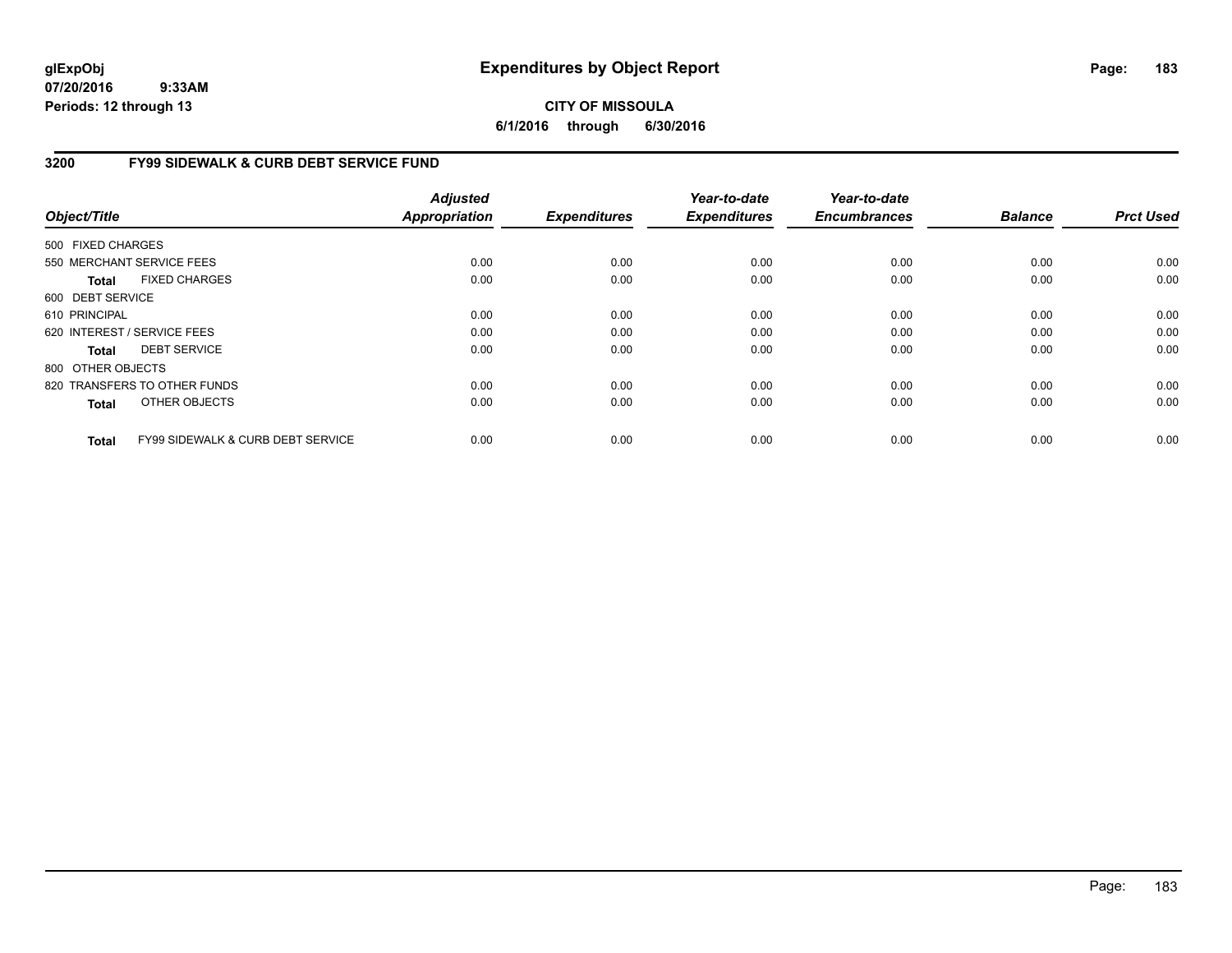**glExpObj** 07/20/2016 9:33AM
**Periods: 12 through 13**

# Expenditures by Object Report

**CITY OF MISSOULA**
**6/1/2016 through 6/30/2016**

## 3200 FY99 SIDEWALK & CURB DEBT SERVICE FUND

| Object/Title | Adjusted Appropriation | Expenditures | Year-to-date Expenditures | Year-to-date Encumbrances | Balance | Prct Used |
|---|---|---|---|---|---|---|
| 500 FIXED CHARGES | | | | | | |
| 550 MERCHANT SERVICE FEES | 0.00 | 0.00 | 0.00 | 0.00 | 0.00 | 0.00 |
| **Total** FIXED CHARGES | 0.00 | 0.00 | 0.00 | 0.00 | 0.00 | 0.00 |
| 600 DEBT SERVICE | | | | | | |
| 610 PRINCIPAL | 0.00 | 0.00 | 0.00 | 0.00 | 0.00 | 0.00 |
| 620 INTEREST / SERVICE FEES | 0.00 | 0.00 | 0.00 | 0.00 | 0.00 | 0.00 |
| **Total** DEBT SERVICE | 0.00 | 0.00 | 0.00 | 0.00 | 0.00 | 0.00 |
| 800 OTHER OBJECTS | | | | | | |
| 820 TRANSFERS TO OTHER FUNDS | 0.00 | 0.00 | 0.00 | 0.00 | 0.00 | 0.00 |
| **Total** OTHER OBJECTS | 0.00 | 0.00 | 0.00 | 0.00 | 0.00 | 0.00 |
| **Total** FY99 SIDEWALK & CURB DEBT SERVICE | 0.00 | 0.00 | 0.00 | 0.00 | 0.00 | 0.00 |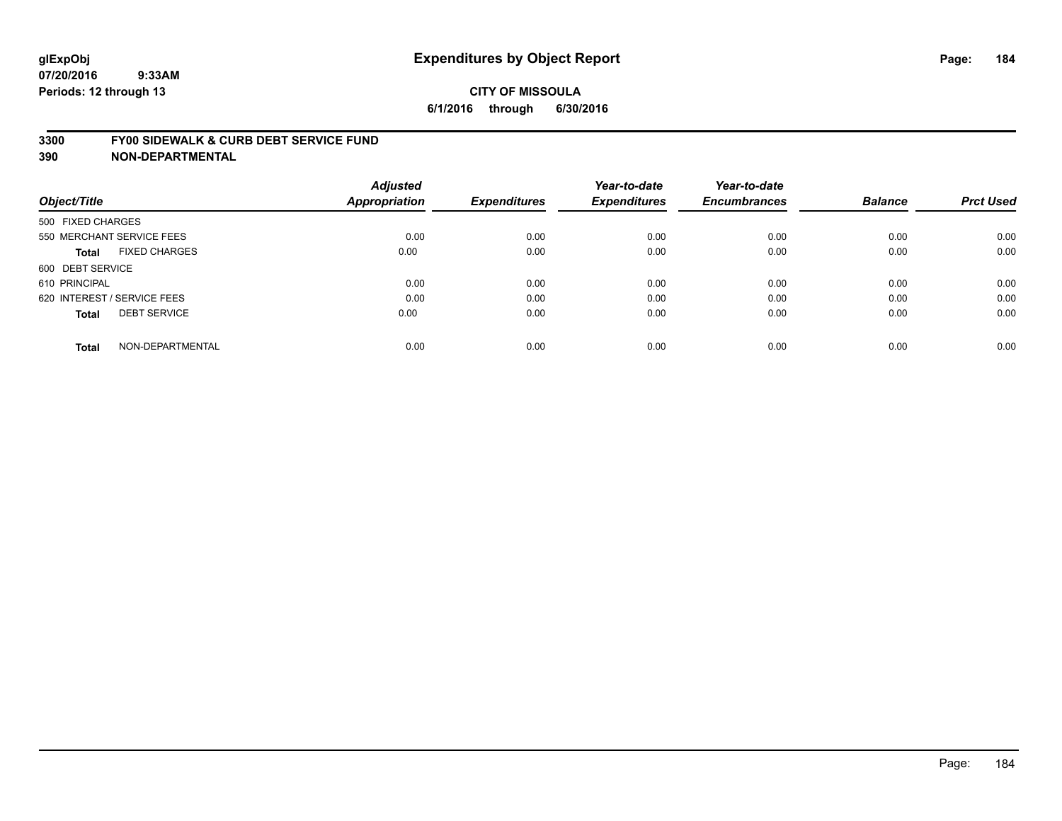glExpObj
07/20/2016 9:33AM
Periods: 12 through 13

# Expenditures by Object Report

**CITY OF MISSOULA**
**6/1/2016 through 6/30/2016**

## 3300 FY00 SIDEWALK & CURB DEBT SERVICE FUND
## 390 NON-DEPARTMENTAL

| Object/Title | Adjusted Appropriation | Expenditures | Year-to-date Expenditures | Year-to-date Encumbrances | Balance | Prct Used |
|---|---|---|---|---|---|---|
| 500 FIXED CHARGES | | | | | | |
| 550 MERCHANT SERVICE FEES | 0.00 | 0.00 | 0.00 | 0.00 | 0.00 | 0.00 |
| **Total** FIXED CHARGES | 0.00 | 0.00 | 0.00 | 0.00 | 0.00 | 0.00 |
| 600 DEBT SERVICE | | | | | | |
| 610 PRINCIPAL | 0.00 | 0.00 | 0.00 | 0.00 | 0.00 | 0.00 |
| 620 INTEREST / SERVICE FEES | 0.00 | 0.00 | 0.00 | 0.00 | 0.00 | 0.00 |
| **Total** DEBT SERVICE | 0.00 | 0.00 | 0.00 | 0.00 | 0.00 | 0.00 |
| **Total** NON-DEPARTMENTAL | 0.00 | 0.00 | 0.00 | 0.00 | 0.00 | 0.00 |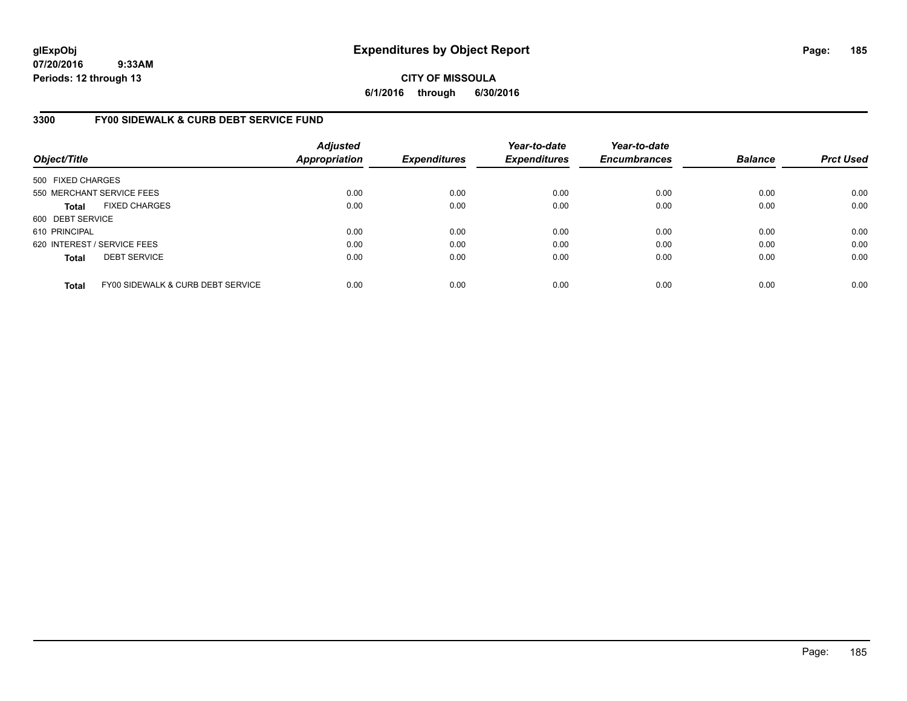glExpObj
07/20/2016 9:33AM
Periods: 12 through 13

# Expenditures by Object Report

**CITY OF MISSOULA**
**6/1/2016 through 6/30/2016**

## 3300 FY00 SIDEWALK & CURB DEBT SERVICE FUND

| Object/Title | Adjusted Appropriation | Expenditures | Year-to-date Expenditures | Year-to-date Encumbrances | Balance | Prct Used |
|---|---|---|---|---|---|---|
| 500 FIXED CHARGES | | | | | | |
| 550 MERCHANT SERVICE FEES | 0.00 | 0.00 | 0.00 | 0.00 | 0.00 | 0.00 |
| **Total** FIXED CHARGES | 0.00 | 0.00 | 0.00 | 0.00 | 0.00 | 0.00 |
| 600 DEBT SERVICE | | | | | | |
| 610 PRINCIPAL | 0.00 | 0.00 | 0.00 | 0.00 | 0.00 | 0.00 |
| 620 INTEREST / SERVICE FEES | 0.00 | 0.00 | 0.00 | 0.00 | 0.00 | 0.00 |
| **Total** DEBT SERVICE | 0.00 | 0.00 | 0.00 | 0.00 | 0.00 | 0.00 |
| **Total** FY00 SIDEWALK & CURB DEBT SERVICE | 0.00 | 0.00 | 0.00 | 0.00 | 0.00 | 0.00 |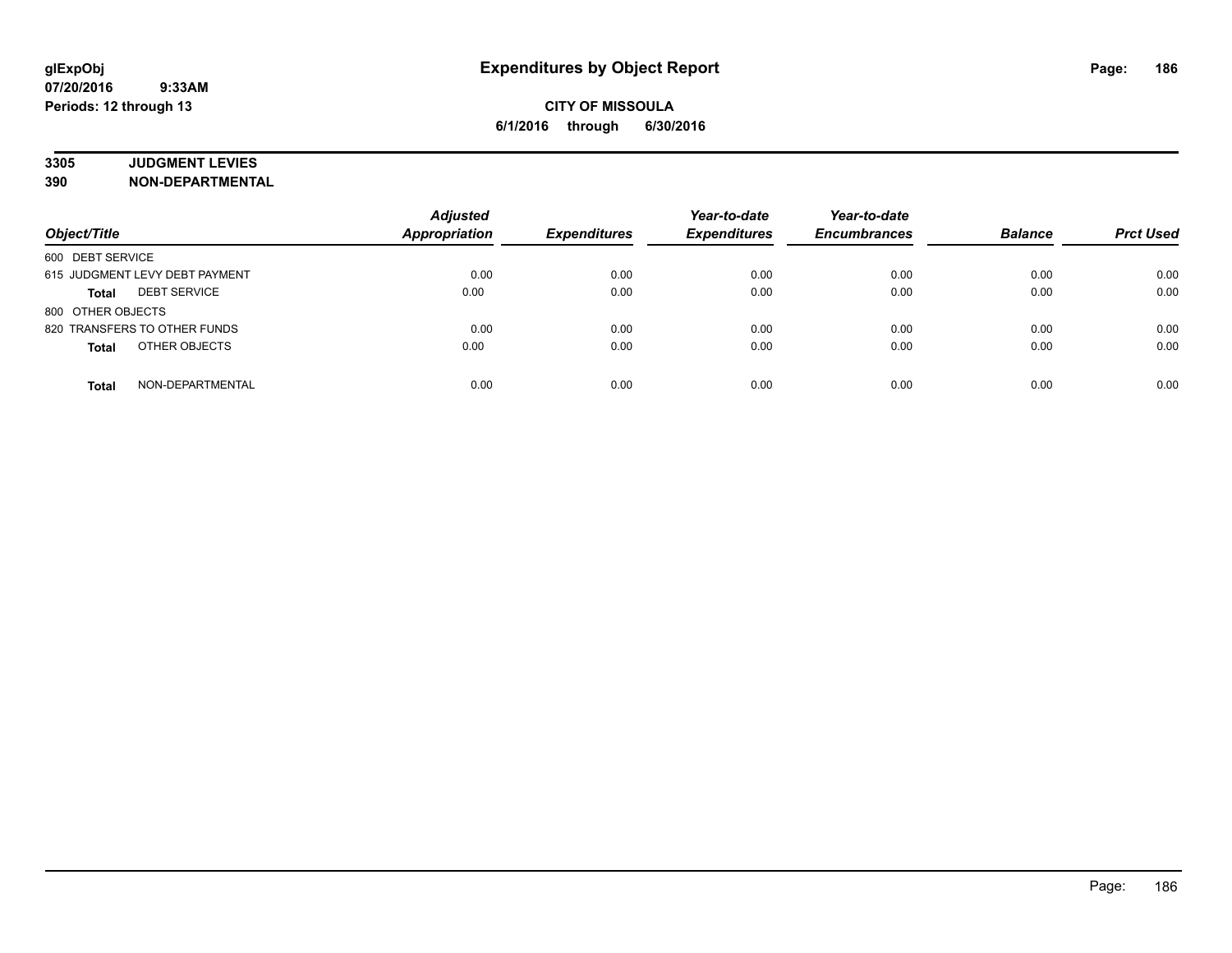# Expenditures by Object Report

glExpObj
07/20/2016 9:33AM
Periods: 12 through 13

**CITY OF MISSOULA**
**6/1/2016 through 6/30/2016**

**3305 JUDGMENT LEVIES**
**390 NON-DEPARTMENTAL**

| Object/Title | Adjusted Appropriation | Expenditures | Year-to-date Expenditures | Year-to-date Encumbrances | Balance | Prct Used |
|---|---|---|---|---|---|---|
| 600 DEBT SERVICE | | | | | | |
| 615 JUDGMENT LEVY DEBT PAYMENT | 0.00 | 0.00 | 0.00 | 0.00 | 0.00 | 0.00 |
| **Total** DEBT SERVICE | 0.00 | 0.00 | 0.00 | 0.00 | 0.00 | 0.00 |
| 800 OTHER OBJECTS | | | | | | |
| 820 TRANSFERS TO OTHER FUNDS | 0.00 | 0.00 | 0.00 | 0.00 | 0.00 | 0.00 |
| **Total** OTHER OBJECTS | 0.00 | 0.00 | 0.00 | 0.00 | 0.00 | 0.00 |
| **Total** NON-DEPARTMENTAL | 0.00 | 0.00 | 0.00 | 0.00 | 0.00 | 0.00 |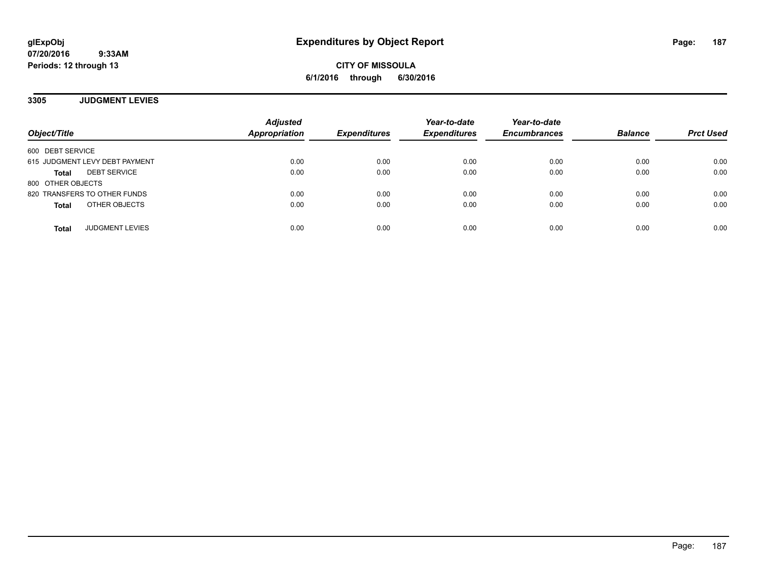**glExpObj**
**07/20/2016 9:33AM**
**Periods: 12 through 13**

# Expenditures by Object Report

**CITY OF MISSOULA**
**6/1/2016 through 6/30/2016**

## 3305 JUDGMENT LEVIES

| Object/Title | Adjusted Appropriation | Expenditures | Year-to-date Expenditures | Year-to-date Encumbrances | Balance | Prct Used |
|---|---|---|---|---|---|---|
| 600 DEBT SERVICE | | | | | | |
| 615 JUDGMENT LEVY DEBT PAYMENT | 0.00 | 0.00 | 0.00 | 0.00 | 0.00 | 0.00 |
| **Total** DEBT SERVICE | 0.00 | 0.00 | 0.00 | 0.00 | 0.00 | 0.00 |
| 800 OTHER OBJECTS | | | | | | |
| 820 TRANSFERS TO OTHER FUNDS | 0.00 | 0.00 | 0.00 | 0.00 | 0.00 | 0.00 |
| **Total** OTHER OBJECTS | 0.00 | 0.00 | 0.00 | 0.00 | 0.00 | 0.00 |
| **Total** JUDGMENT LEVIES | 0.00 | 0.00 | 0.00 | 0.00 | 0.00 | 0.00 |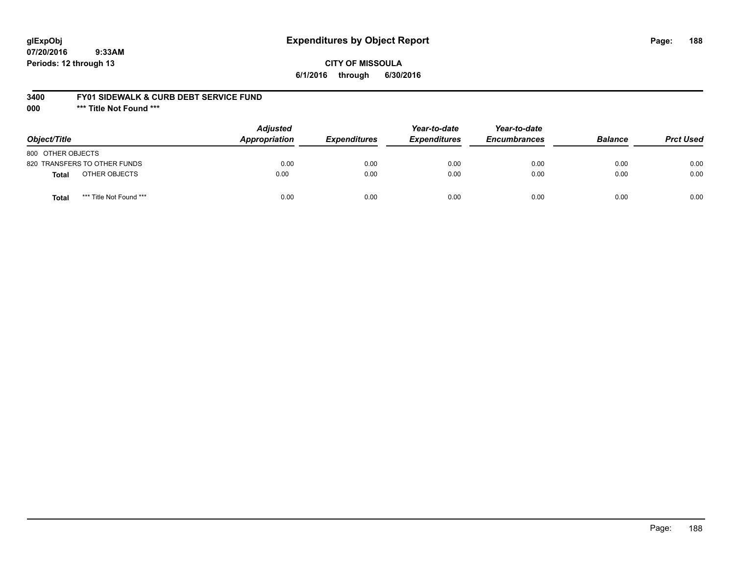glExpObj
07/20/2016 9:33AM
Periods: 12 through 13

# Expenditures by Object Report

**CITY OF MISSOULA**
**6/1/2016 through 6/30/2016**

**3400 FY01 SIDEWALK & CURB DEBT SERVICE FUND**
**000 *** Title Not Found *****

| Object/Title | Adjusted Appropriation | Expenditures | Year-to-date Expenditures | Year-to-date Encumbrances | Balance | Prct Used |
|---|---|---|---|---|---|---|
| 800 OTHER OBJECTS | | | | | | |
| 820 TRANSFERS TO OTHER FUNDS | 0.00 | 0.00 | 0.00 | 0.00 | 0.00 | 0.00 |
| **Total** OTHER OBJECTS | 0.00 | 0.00 | 0.00 | 0.00 | 0.00 | 0.00 |
| **Total** *** Title Not Found *** | 0.00 | 0.00 | 0.00 | 0.00 | 0.00 | 0.00 |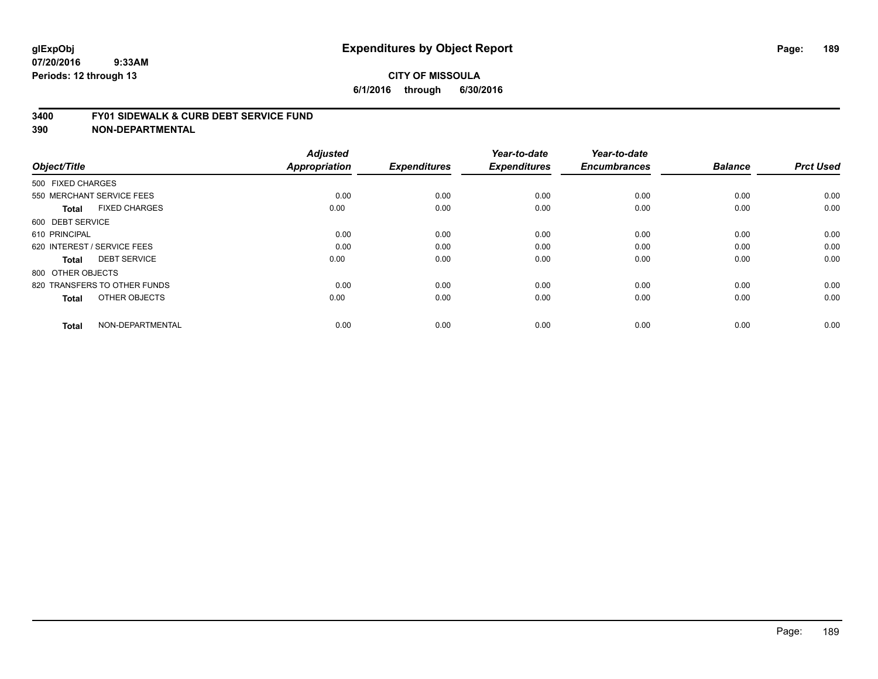# Expenditures by Object Report

glExpObj
07/20/2016 9:33AM
Periods: 12 through 13

**CITY OF MISSOULA**
**6/1/2016 through 6/30/2016**

**3400 FY01 SIDEWALK & CURB DEBT SERVICE FUND**
**390 NON-DEPARTMENTAL**

| Object/Title | Adjusted Appropriation | Expenditures | Year-to-date Expenditures | Year-to-date Encumbrances | Balance | Prct Used |
|---|---|---|---|---|---|---|
| 500 FIXED CHARGES | | | | | | |
| 550 MERCHANT SERVICE FEES | 0.00 | 0.00 | 0.00 | 0.00 | 0.00 | 0.00 |
| **Total** FIXED CHARGES | 0.00 | 0.00 | 0.00 | 0.00 | 0.00 | 0.00 |
| 600 DEBT SERVICE | | | | | | |
| 610 PRINCIPAL | 0.00 | 0.00 | 0.00 | 0.00 | 0.00 | 0.00 |
| 620 INTEREST / SERVICE FEES | 0.00 | 0.00 | 0.00 | 0.00 | 0.00 | 0.00 |
| **Total** DEBT SERVICE | 0.00 | 0.00 | 0.00 | 0.00 | 0.00 | 0.00 |
| 800 OTHER OBJECTS | | | | | | |
| 820 TRANSFERS TO OTHER FUNDS | 0.00 | 0.00 | 0.00 | 0.00 | 0.00 | 0.00 |
| **Total** OTHER OBJECTS | 0.00 | 0.00 | 0.00 | 0.00 | 0.00 | 0.00 |
| **Total** NON-DEPARTMENTAL | 0.00 | 0.00 | 0.00 | 0.00 | 0.00 | 0.00 |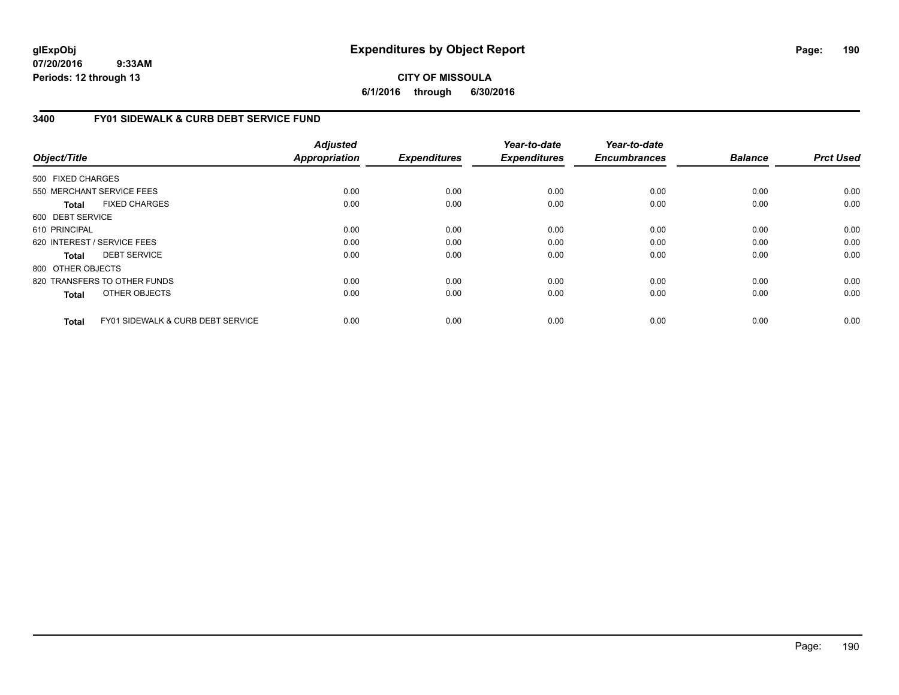# Expenditures by Object Report

glExpObj
07/20/2016 9:33AM
Periods: 12 through 13

**CITY OF MISSOULA**
**6/1/2016 through 6/30/2016**

## 3400 FY01 SIDEWALK & CURB DEBT SERVICE FUND

| Object/Title | Adjusted Appropriation | Expenditures | Year-to-date Expenditures | Year-to-date Encumbrances | Balance | Prct Used |
|---|---|---|---|---|---|---|
| 500 FIXED CHARGES | | | | | | |
| 550 MERCHANT SERVICE FEES | 0.00 | 0.00 | 0.00 | 0.00 | 0.00 | 0.00 |
| **Total** FIXED CHARGES | 0.00 | 0.00 | 0.00 | 0.00 | 0.00 | 0.00 |
| 600 DEBT SERVICE | | | | | | |
| 610 PRINCIPAL | 0.00 | 0.00 | 0.00 | 0.00 | 0.00 | 0.00 |
| 620 INTEREST / SERVICE FEES | 0.00 | 0.00 | 0.00 | 0.00 | 0.00 | 0.00 |
| **Total** DEBT SERVICE | 0.00 | 0.00 | 0.00 | 0.00 | 0.00 | 0.00 |
| 800 OTHER OBJECTS | | | | | | |
| 820 TRANSFERS TO OTHER FUNDS | 0.00 | 0.00 | 0.00 | 0.00 | 0.00 | 0.00 |
| **Total** OTHER OBJECTS | 0.00 | 0.00 | 0.00 | 0.00 | 0.00 | 0.00 |
| **Total** FY01 SIDEWALK & CURB DEBT SERVICE | 0.00 | 0.00 | 0.00 | 0.00 | 0.00 | 0.00 |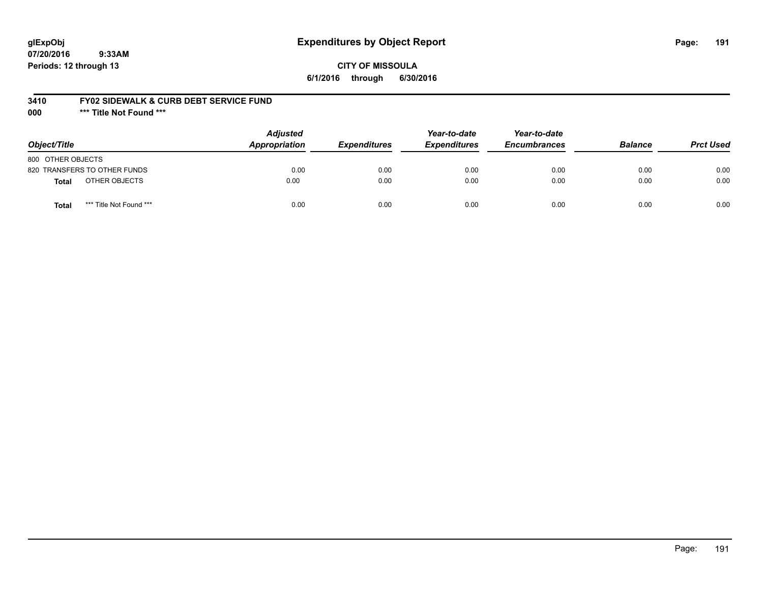**glExpObj**
**07/20/2016 9:33AM**
**Periods: 12 through 13**

# Expenditures by Object Report

**CITY OF MISSOULA**
**6/1/2016 through 6/30/2016**

**3410 FY02 SIDEWALK & CURB DEBT SERVICE FUND**
**000 *** Title Not Found *****

| Object/Title | Adjusted Appropriation | Expenditures | Year-to-date Expenditures | Year-to-date Encumbrances | Balance | Prct Used |
|---|---|---|---|---|---|---|
| 800 OTHER OBJECTS | | | | | | |
| 820 TRANSFERS TO OTHER FUNDS | 0.00 | 0.00 | 0.00 | 0.00 | 0.00 | 0.00 |
| **Total** OTHER OBJECTS | 0.00 | 0.00 | 0.00 | 0.00 | 0.00 | 0.00 |
| **Total** *** Title Not Found *** | 0.00 | 0.00 | 0.00 | 0.00 | 0.00 | 0.00 |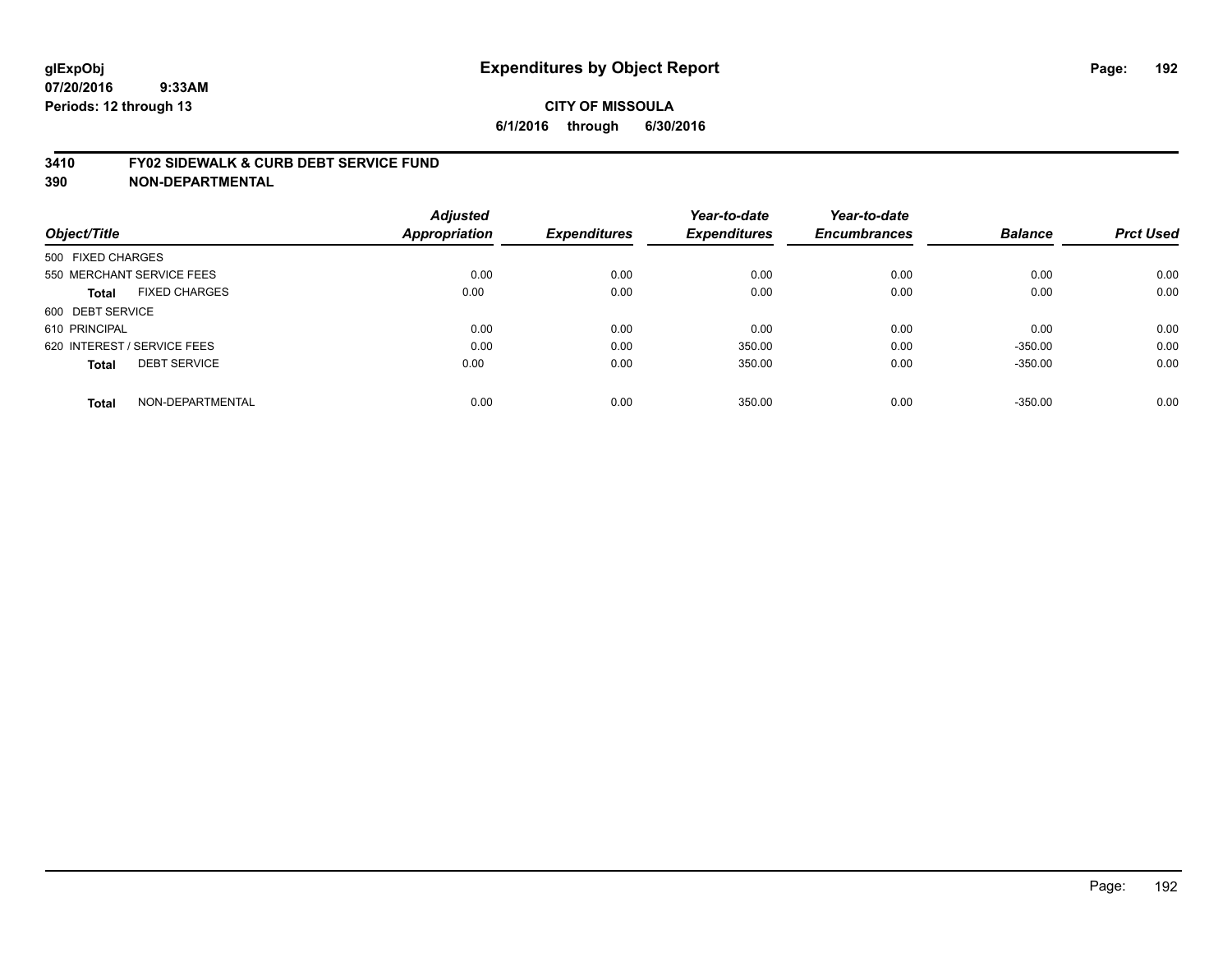**glExpObj**
**07/20/2016 9:33AM**
**Periods: 12 through 13**

# Expenditures by Object Report

**CITY OF MISSOULA**
**6/1/2016 through 6/30/2016**

**3410 FY02 SIDEWALK & CURB DEBT SERVICE FUND**
**390 NON-DEPARTMENTAL**

| Object/Title | Adjusted Appropriation | Expenditures | Year-to-date Expenditures | Year-to-date Encumbrances | Balance | Prct Used |
|---|---|---|---|---|---|---|
| 500 FIXED CHARGES | | | | | | |
| 550 MERCHANT SERVICE FEES | 0.00 | 0.00 | 0.00 | 0.00 | 0.00 | 0.00 |
| **Total** FIXED CHARGES | 0.00 | 0.00 | 0.00 | 0.00 | 0.00 | 0.00 |
| 600 DEBT SERVICE | | | | | | |
| 610 PRINCIPAL | 0.00 | 0.00 | 0.00 | 0.00 | 0.00 | 0.00 |
| 620 INTEREST / SERVICE FEES | 0.00 | 0.00 | 350.00 | 0.00 | -350.00 | 0.00 |
| **Total** DEBT SERVICE | 0.00 | 0.00 | 350.00 | 0.00 | -350.00 | 0.00 |
| **Total** NON-DEPARTMENTAL | 0.00 | 0.00 | 350.00 | 0.00 | -350.00 | 0.00 |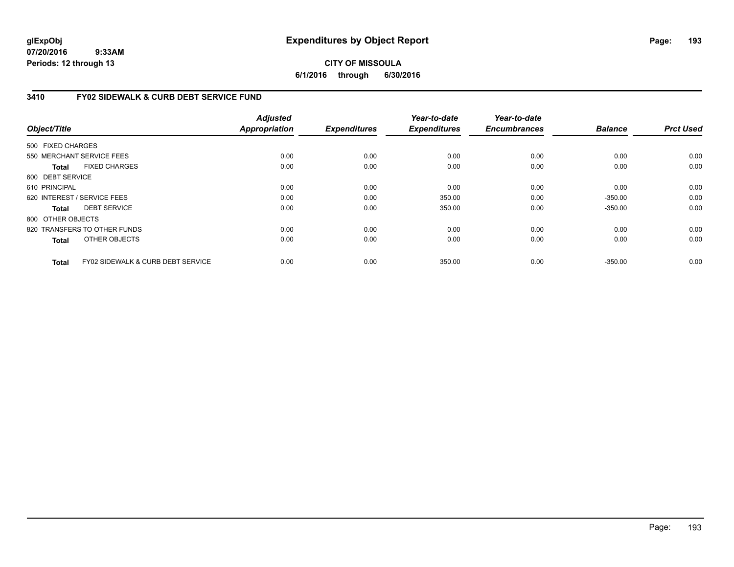# Expenditures by Object Report

glExpObj
07/20/2016 9:33AM
Periods: 12 through 13

**CITY OF MISSOULA**
**6/1/2016 through 6/30/2016**

## 3410 FY02 SIDEWALK & CURB DEBT SERVICE FUND

| Object/Title | | Adjusted Appropriation | Expenditures | Year-to-date Expenditures | Year-to-date Encumbrances | Balance | Prct Used |
|---|---|---|---|---|---|---|---|
| 500 FIXED CHARGES | | | | | | | |
| 550 MERCHANT SERVICE FEES | | 0.00 | 0.00 | 0.00 | 0.00 | 0.00 | 0.00 |
| **Total** | FIXED CHARGES | 0.00 | 0.00 | 0.00 | 0.00 | 0.00 | 0.00 |
| 600 DEBT SERVICE | | | | | | | |
| 610 PRINCIPAL | | 0.00 | 0.00 | 0.00 | 0.00 | 0.00 | 0.00 |
| 620 INTEREST / SERVICE FEES | | 0.00 | 0.00 | 350.00 | 0.00 | -350.00 | 0.00 |
| **Total** | DEBT SERVICE | 0.00 | 0.00 | 350.00 | 0.00 | -350.00 | 0.00 |
| 800 OTHER OBJECTS | | | | | | | |
| 820 TRANSFERS TO OTHER FUNDS | | 0.00 | 0.00 | 0.00 | 0.00 | 0.00 | 0.00 |
| **Total** | OTHER OBJECTS | 0.00 | 0.00 | 0.00 | 0.00 | 0.00 | 0.00 |
| **Total** | FY02 SIDEWALK & CURB DEBT SERVICE | 0.00 | 0.00 | 350.00 | 0.00 | -350.00 | 0.00 |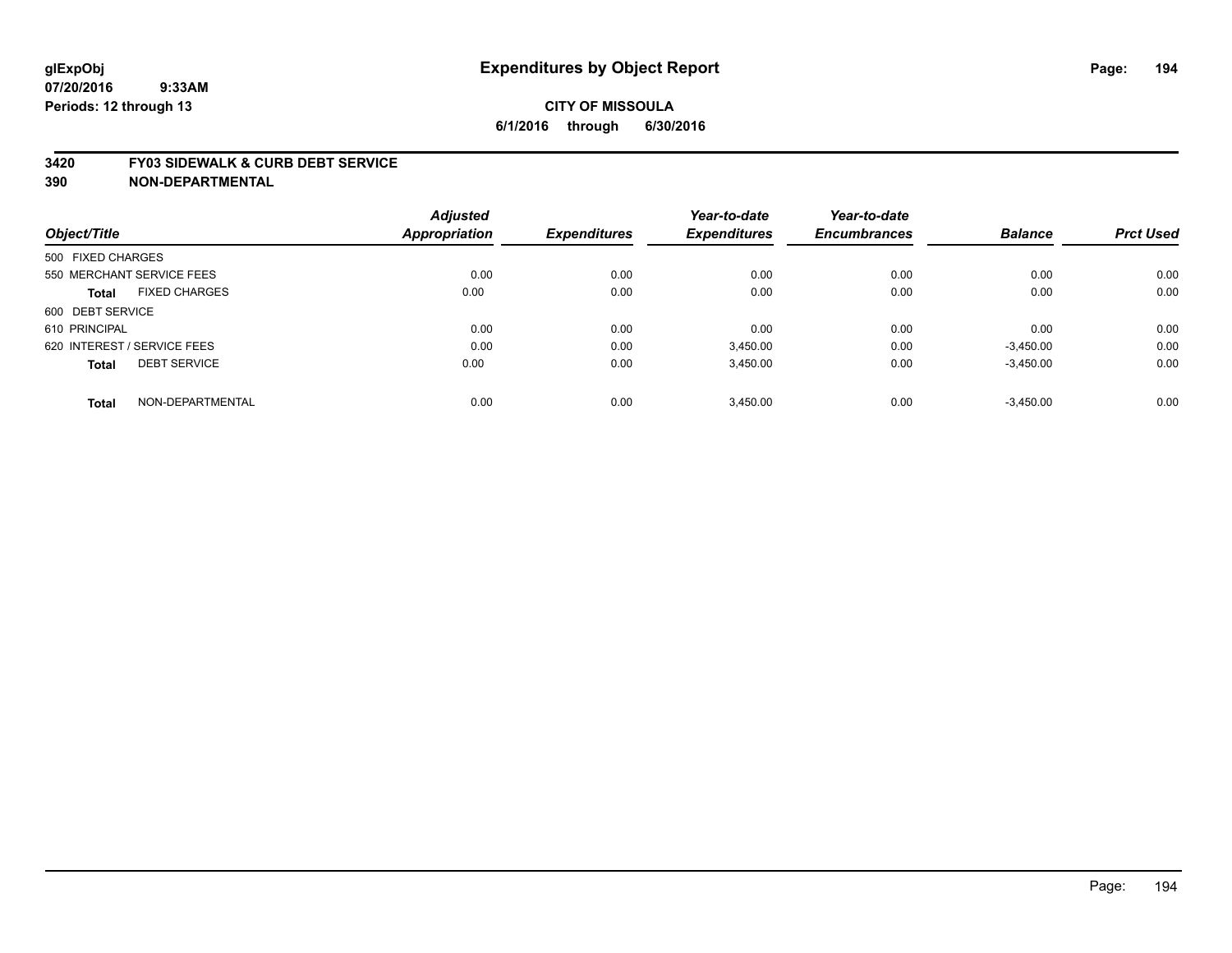**glExpObj** **Expenditures by Object Report**

**07/20/2016 9:33AM**

**Periods: 12 through 13**

**CITY OF MISSOULA**

**6/1/2016 through 6/30/2016**

## 3420 FY03 SIDEWALK & CURB DEBT SERVICE

## 390 NON-DEPARTMENTAL

| Object/Title | | Adjusted Appropriation | Expenditures | Year-to-date Expenditures | Year-to-date Encumbrances | Balance | Prct Used |
|---|---|---|---|---|---|---|---|
| 500 FIXED CHARGES | | | | | | | |
| 550 MERCHANT SERVICE FEES | | 0.00 | 0.00 | 0.00 | 0.00 | 0.00 | 0.00 |
| **Total** | FIXED CHARGES | 0.00 | 0.00 | 0.00 | 0.00 | 0.00 | 0.00 |
| 600 DEBT SERVICE | | | | | | | |
| 610 PRINCIPAL | | 0.00 | 0.00 | 0.00 | 0.00 | 0.00 | 0.00 |
| 620 INTEREST / SERVICE FEES | | 0.00 | 0.00 | 3,450.00 | 0.00 | -3,450.00 | 0.00 |
| **Total** | DEBT SERVICE | 0.00 | 0.00 | 3,450.00 | 0.00 | -3,450.00 | 0.00 |
| **Total** | NON-DEPARTMENTAL | 0.00 | 0.00 | 3,450.00 | 0.00 | -3,450.00 | 0.00 |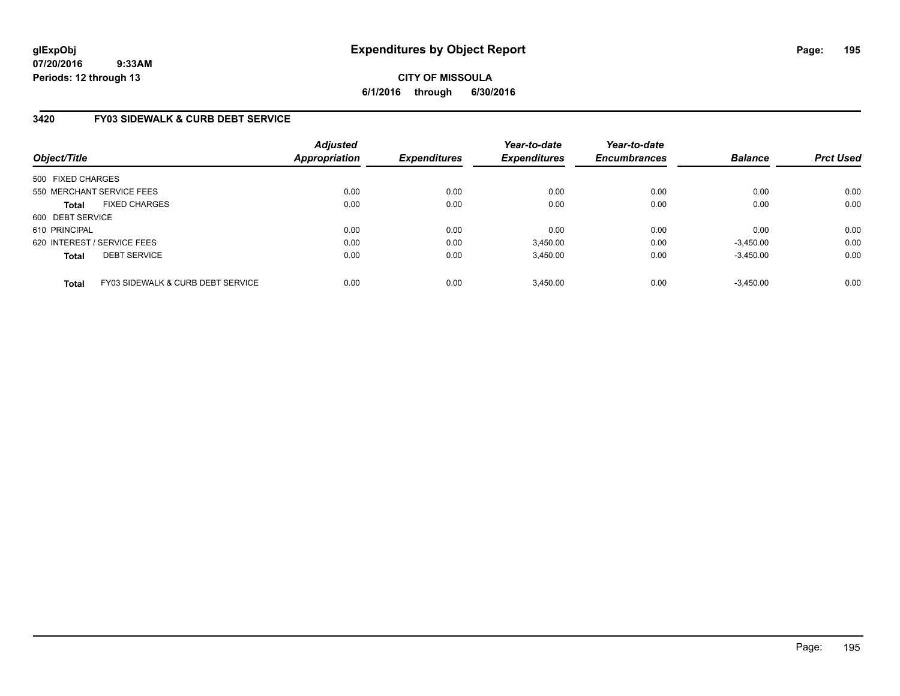# Expenditures by Object Report

**CITY OF MISSOULA**

**6/1/2016 through 6/30/2016**

glExpObj
07/20/2016 9:33AM
Periods: 12 through 13

## 3420 FY03 SIDEWALK & CURB DEBT SERVICE

| Object/Title | Adjusted Appropriation | Expenditures | Year-to-date Expenditures | Year-to-date Encumbrances | Balance | Prct Used |
|---|---|---|---|---|---|---|
| 500 FIXED CHARGES | | | | | | |
| 550 MERCHANT SERVICE FEES | 0.00 | 0.00 | 0.00 | 0.00 | 0.00 | 0.00 |
| **Total** FIXED CHARGES | 0.00 | 0.00 | 0.00 | 0.00 | 0.00 | 0.00 |
| 600 DEBT SERVICE | | | | | | |
| 610 PRINCIPAL | 0.00 | 0.00 | 0.00 | 0.00 | 0.00 | 0.00 |
| 620 INTEREST / SERVICE FEES | 0.00 | 0.00 | 3,450.00 | 0.00 | -3,450.00 | 0.00 |
| **Total** DEBT SERVICE | 0.00 | 0.00 | 3,450.00 | 0.00 | -3,450.00 | 0.00 |
| **Total** FY03 SIDEWALK & CURB DEBT SERVICE | 0.00 | 0.00 | 3,450.00 | 0.00 | -3,450.00 | 0.00 |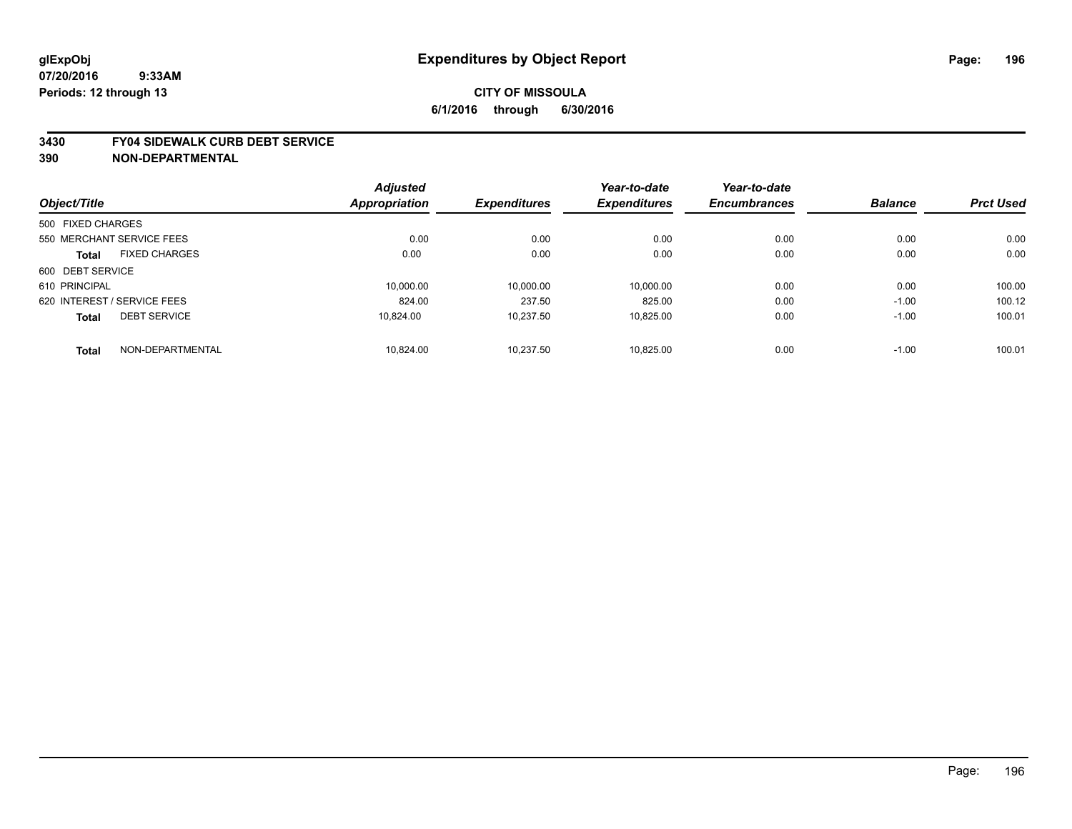glExpObj
07/20/2016 9:33AM
Periods: 12 through 13

# Expenditures by Object Report

**CITY OF MISSOULA**

**6/1/2016 through 6/30/2016**

**3430 FY04 SIDEWALK CURB DEBT SERVICE**
**390 NON-DEPARTMENTAL**

| Object/Title | | Adjusted Appropriation | Expenditures | Year-to-date Expenditures | Year-to-date Encumbrances | Balance | Prct Used |
|---|---|---|---|---|---|---|---|
| 500 FIXED CHARGES | | | | | | | |
| 550 MERCHANT SERVICE FEES | | 0.00 | 0.00 | 0.00 | 0.00 | 0.00 | 0.00 |
| **Total** | FIXED CHARGES | 0.00 | 0.00 | 0.00 | 0.00 | 0.00 | 0.00 |
| 600 DEBT SERVICE | | | | | | | |
| 610 PRINCIPAL | | 10,000.00 | 10,000.00 | 10,000.00 | 0.00 | 0.00 | 100.00 |
| 620 INTEREST / SERVICE FEES | | 824.00 | 237.50 | 825.00 | 0.00 | -1.00 | 100.12 |
| **Total** | DEBT SERVICE | 10,824.00 | 10,237.50 | 10,825.00 | 0.00 | -1.00 | 100.01 |
| **Total** | NON-DEPARTMENTAL | 10,824.00 | 10,237.50 | 10,825.00 | 0.00 | -1.00 | 100.01 |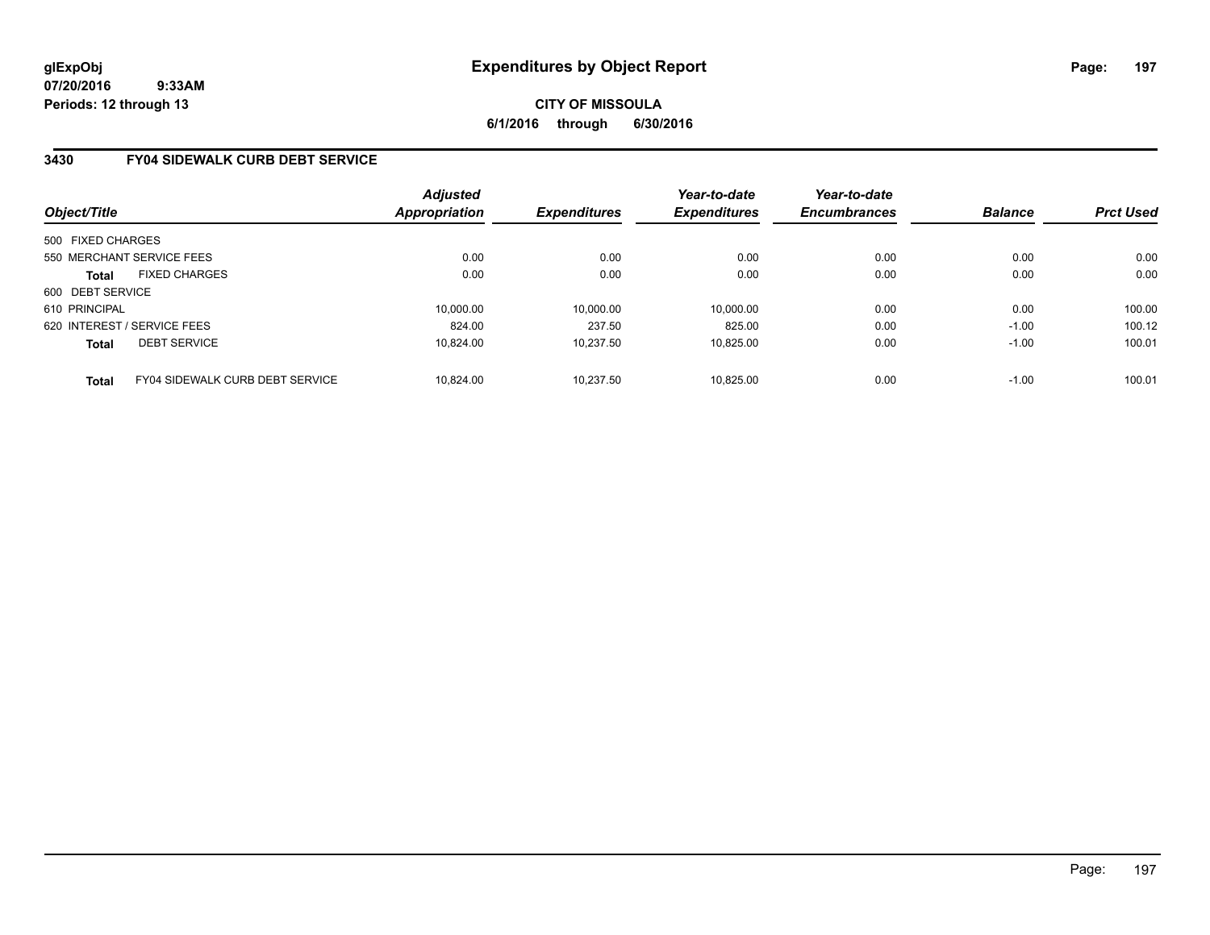**glExpObj**
**07/20/2016 9:33AM**
**Periods: 12 through 13**

# Expenditures by Object Report

**CITY OF MISSOULA**
**6/1/2016 through 6/30/2016**

## 3430 FY04 SIDEWALK CURB DEBT SERVICE

| Object/Title | Adjusted Appropriation | Expenditures | Year-to-date Expenditures | Year-to-date Encumbrances | Balance | Prct Used |
|---|---|---|---|---|---|---|
| 500 FIXED CHARGES | | | | | | |
| 550 MERCHANT SERVICE FEES | 0.00 | 0.00 | 0.00 | 0.00 | 0.00 | 0.00 |
| **Total** FIXED CHARGES | 0.00 | 0.00 | 0.00 | 0.00 | 0.00 | 0.00 |
| 600 DEBT SERVICE | | | | | | |
| 610 PRINCIPAL | 10,000.00 | 10,000.00 | 10,000.00 | 0.00 | 0.00 | 100.00 |
| 620 INTEREST / SERVICE FEES | 824.00 | 237.50 | 825.00 | 0.00 | -1.00 | 100.12 |
| **Total** DEBT SERVICE | 10,824.00 | 10,237.50 | 10,825.00 | 0.00 | -1.00 | 100.01 |
| **Total** FY04 SIDEWALK CURB DEBT SERVICE | 10,824.00 | 10,237.50 | 10,825.00 | 0.00 | -1.00 | 100.01 |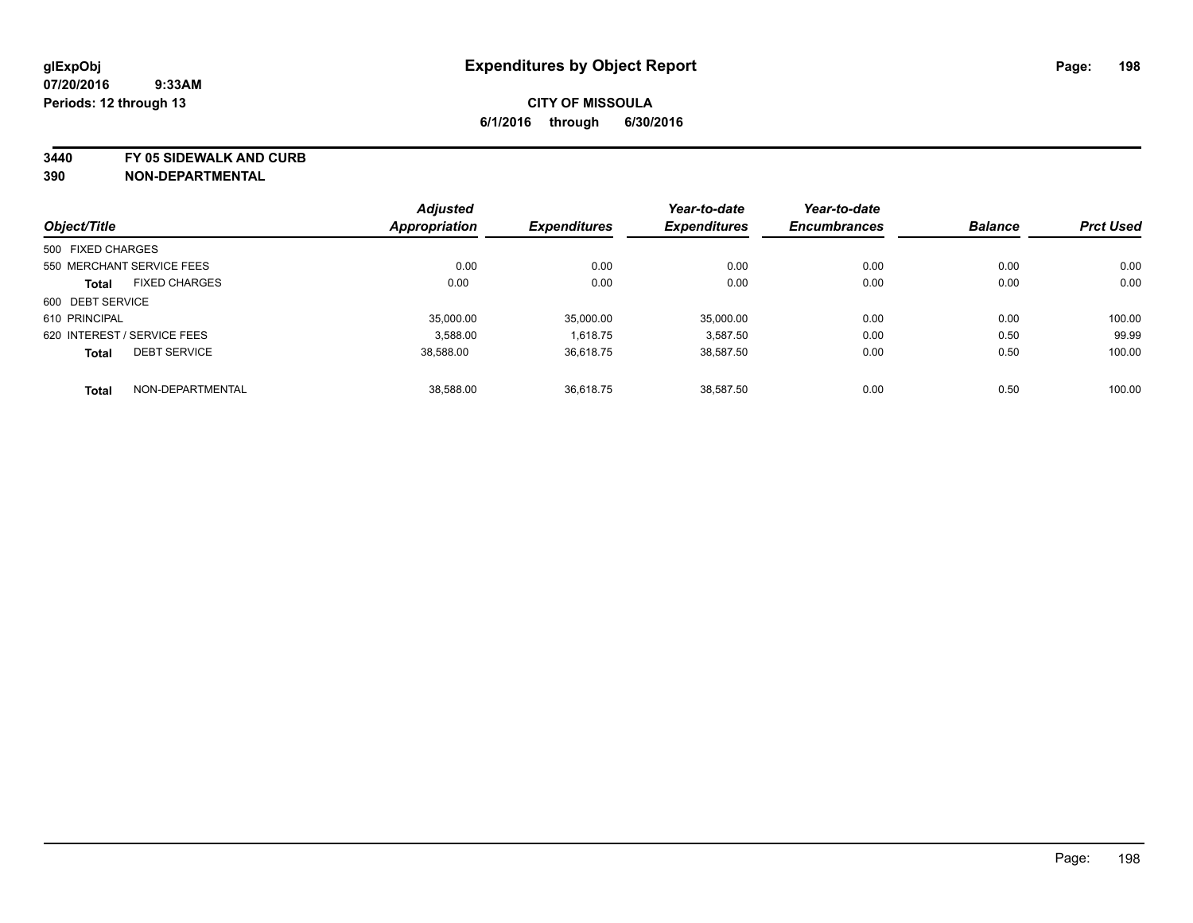# Expenditures by Object Report

glExpObj
07/20/2016 9:33AM
Periods: 12 through 13

**CITY OF MISSOULA**
**6/1/2016 through 6/30/2016**

**3440 FY 05 SIDEWALK AND CURB**
**390 NON-DEPARTMENTAL**

| Object/Title | | Adjusted Appropriation | Expenditures | Year-to-date Expenditures | Year-to-date Encumbrances | Balance | Prct Used |
|---|---|---|---|---|---|---|---|
| 500 FIXED CHARGES | | | | | | | |
| 550 MERCHANT SERVICE FEES | | 0.00 | 0.00 | 0.00 | 0.00 | 0.00 | 0.00 |
| **Total** | FIXED CHARGES | 0.00 | 0.00 | 0.00 | 0.00 | 0.00 | 0.00 |
| 600 DEBT SERVICE | | | | | | | |
| 610 PRINCIPAL | | 35,000.00 | 35,000.00 | 35,000.00 | 0.00 | 0.00 | 100.00 |
| 620 INTEREST / SERVICE FEES | | 3,588.00 | 1,618.75 | 3,587.50 | 0.00 | 0.50 | 99.99 |
| **Total** | DEBT SERVICE | 38,588.00 | 36,618.75 | 38,587.50 | 0.00 | 0.50 | 100.00 |
| **Total** | NON-DEPARTMENTAL | 38,588.00 | 36,618.75 | 38,587.50 | 0.00 | 0.50 | 100.00 |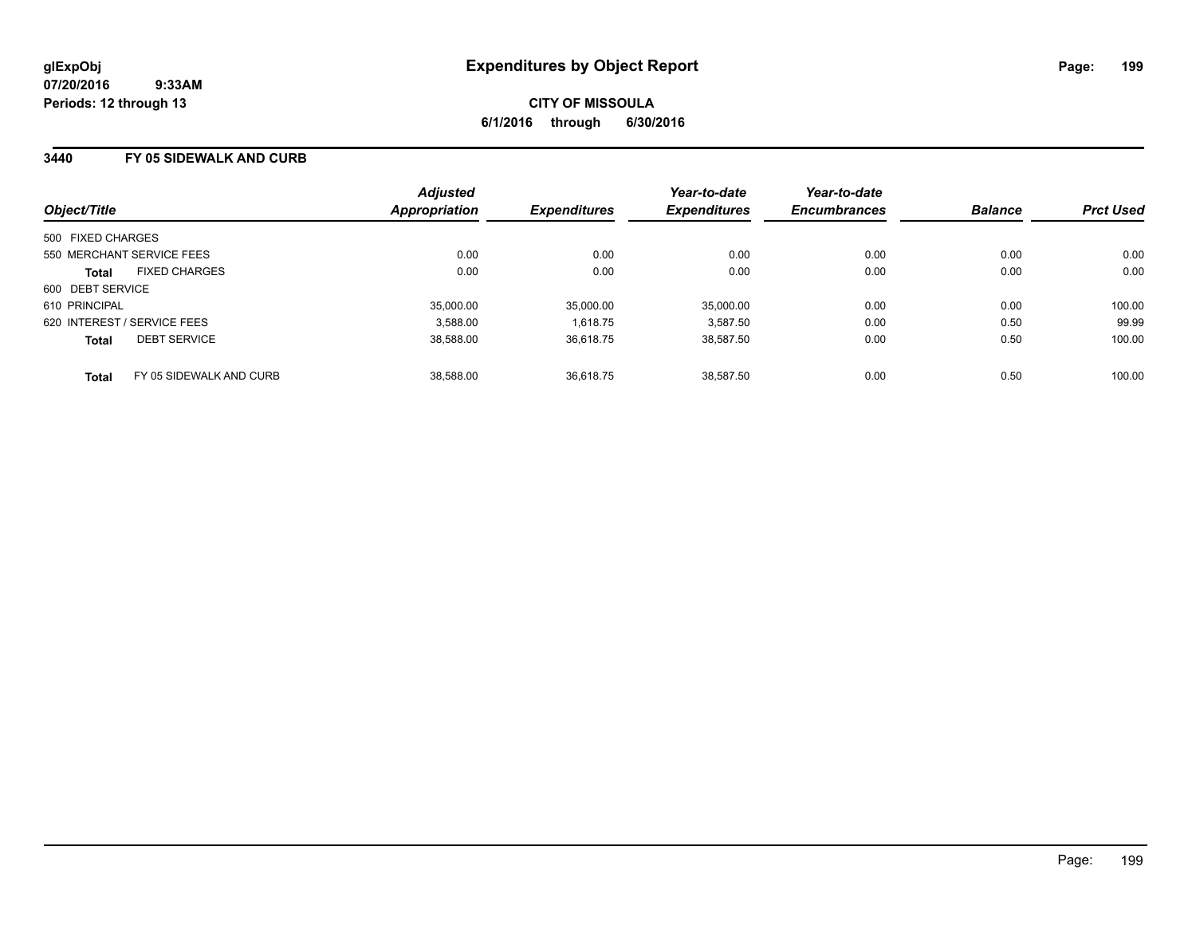# Expenditures by Object Report

glExpObj
07/20/2016 9:33AM
Periods: 12 through 13

**CITY OF MISSOULA**
**6/1/2016 through 6/30/2016**

## 3440 FY 05 SIDEWALK AND CURB

| Object/Title | Adjusted Appropriation | Expenditures | Year-to-date Expenditures | Year-to-date Encumbrances | Balance | Prct Used |
|---|---|---|---|---|---|---|
| 500 FIXED CHARGES | | | | | | |
| 550 MERCHANT SERVICE FEES | 0.00 | 0.00 | 0.00 | 0.00 | 0.00 | 0.00 |
| **Total** FIXED CHARGES | 0.00 | 0.00 | 0.00 | 0.00 | 0.00 | 0.00 |
| 600 DEBT SERVICE | | | | | | |
| 610 PRINCIPAL | 35,000.00 | 35,000.00 | 35,000.00 | 0.00 | 0.00 | 100.00 |
| 620 INTEREST / SERVICE FEES | 3,588.00 | 1,618.75 | 3,587.50 | 0.00 | 0.50 | 99.99 |
| **Total** DEBT SERVICE | 38,588.00 | 36,618.75 | 38,587.50 | 0.00 | 0.50 | 100.00 |
| **Total** FY 05 SIDEWALK AND CURB | 38,588.00 | 36,618.75 | 38,587.50 | 0.00 | 0.50 | 100.00 |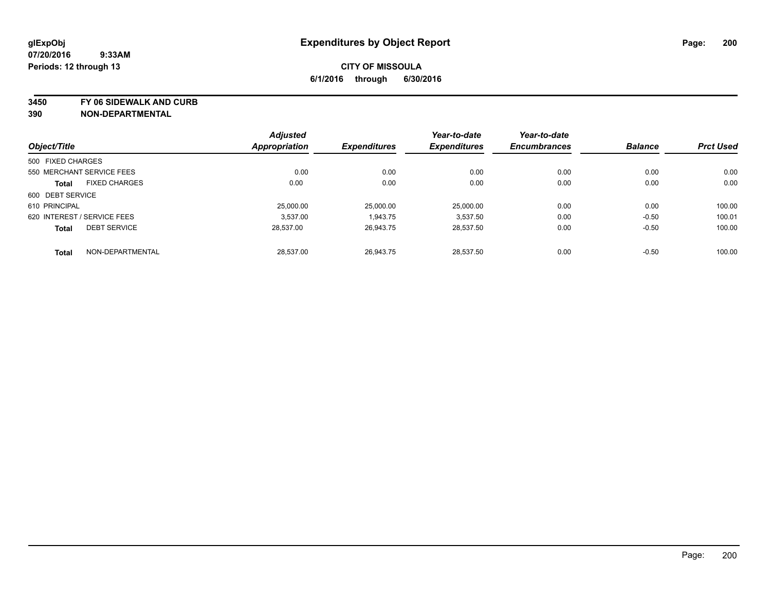# Expenditures by Object Report

glExpObj
07/20/2016 9:33AM
Periods: 12 through 13

**CITY OF MISSOULA**
**6/1/2016 through 6/30/2016**

**3450 FY 06 SIDEWALK AND CURB**
**390 NON-DEPARTMENTAL**

| Object/Title | Adjusted Appropriation | Expenditures | Year-to-date Expenditures | Year-to-date Encumbrances | Balance | Prct Used |
|---|---|---|---|---|---|---|
| 500 FIXED CHARGES | | | | | | |
| 550 MERCHANT SERVICE FEES | 0.00 | 0.00 | 0.00 | 0.00 | 0.00 | 0.00 |
| **Total** FIXED CHARGES | 0.00 | 0.00 | 0.00 | 0.00 | 0.00 | 0.00 |
| 600 DEBT SERVICE | | | | | | |
| 610 PRINCIPAL | 25,000.00 | 25,000.00 | 25,000.00 | 0.00 | 0.00 | 100.00 |
| 620 INTEREST / SERVICE FEES | 3,537.00 | 1,943.75 | 3,537.50 | 0.00 | -0.50 | 100.01 |
| **Total** DEBT SERVICE | 28,537.00 | 26,943.75 | 28,537.50 | 0.00 | -0.50 | 100.00 |
| **Total** NON-DEPARTMENTAL | 28,537.00 | 26,943.75 | 28,537.50 | 0.00 | -0.50 | 100.00 |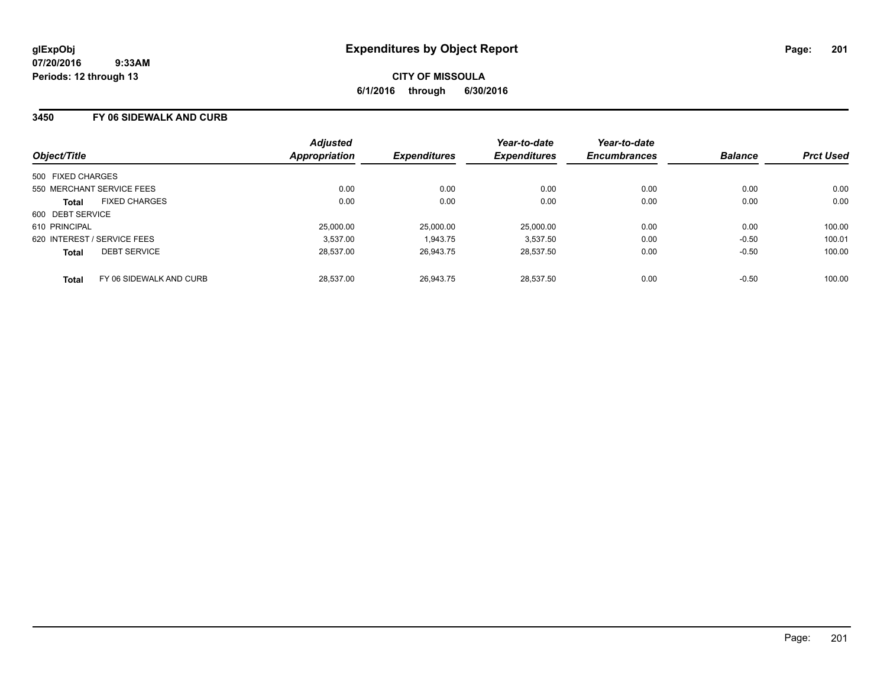**glExpObj**
**07/20/2016 9:33AM**
**Periods: 12 through 13**

# Expenditures by Object Report

**CITY OF MISSOULA**
**6/1/2016 through 6/30/2016**

## 3450 FY 06 SIDEWALK AND CURB

| Object/Title | Adjusted Appropriation | Expenditures | Year-to-date Expenditures | Year-to-date Encumbrances | Balance | Prct Used |
|---|---|---|---|---|---|---|
| 500 FIXED CHARGES | | | | | | |
| 550 MERCHANT SERVICE FEES | 0.00 | 0.00 | 0.00 | 0.00 | 0.00 | 0.00 |
| **Total** FIXED CHARGES | 0.00 | 0.00 | 0.00 | 0.00 | 0.00 | 0.00 |
| 600 DEBT SERVICE | | | | | | |
| 610 PRINCIPAL | 25,000.00 | 25,000.00 | 25,000.00 | 0.00 | 0.00 | 100.00 |
| 620 INTEREST / SERVICE FEES | 3,537.00 | 1,943.75 | 3,537.50 | 0.00 | -0.50 | 100.01 |
| **Total** DEBT SERVICE | 28,537.00 | 26,943.75 | 28,537.50 | 0.00 | -0.50 | 100.00 |
| **Total** FY 06 SIDEWALK AND CURB | 28,537.00 | 26,943.75 | 28,537.50 | 0.00 | -0.50 | 100.00 |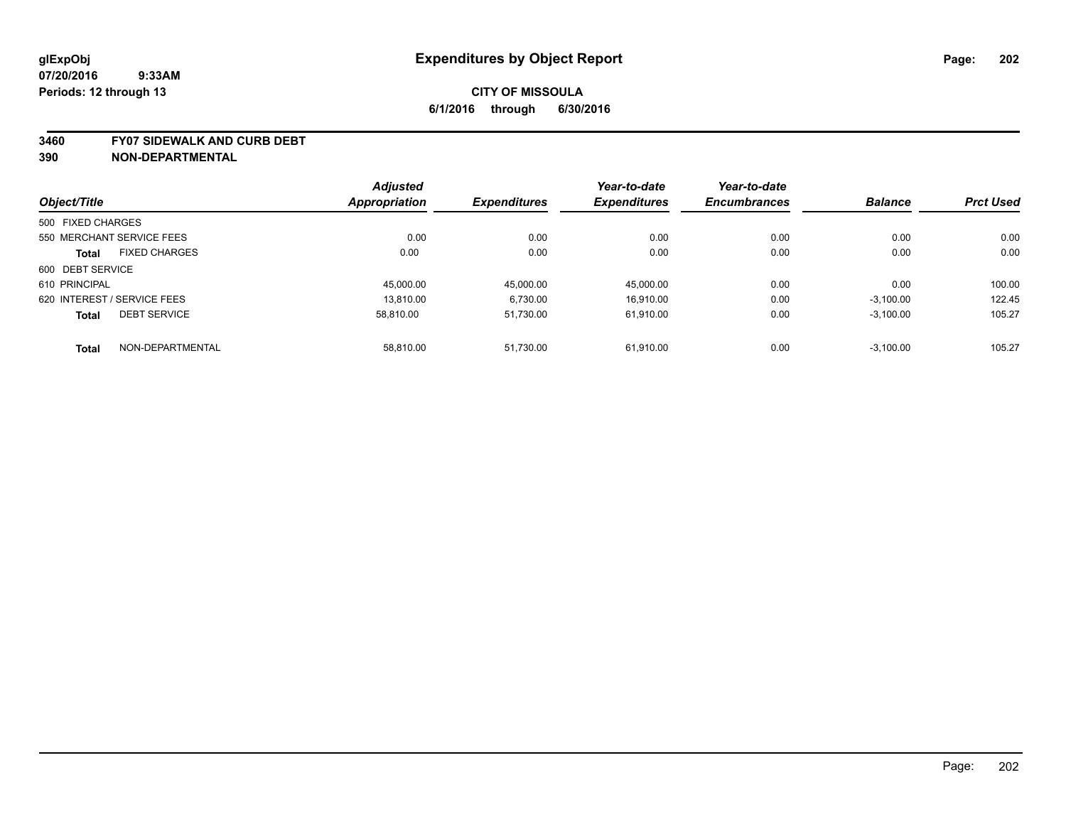glExpObj
07/20/2016 9:33AM
Periods: 12 through 13

# Expenditures by Object Report

**CITY OF MISSOULA**
**6/1/2016 through 6/30/2016**

**3460 FY07 SIDEWALK AND CURB DEBT**
**390 NON-DEPARTMENTAL**

| Object/Title | Adjusted Appropriation | Expenditures | Year-to-date Expenditures | Year-to-date Encumbrances | Balance | Prct Used |
|---|---|---|---|---|---|---|
| 500 FIXED CHARGES | | | | | | |
| 550 MERCHANT SERVICE FEES | 0.00 | 0.00 | 0.00 | 0.00 | 0.00 | 0.00 |
| **Total** FIXED CHARGES | 0.00 | 0.00 | 0.00 | 0.00 | 0.00 | 0.00 |
| 600 DEBT SERVICE | | | | | | |
| 610 PRINCIPAL | 45,000.00 | 45,000.00 | 45,000.00 | 0.00 | 0.00 | 100.00 |
| 620 INTEREST / SERVICE FEES | 13,810.00 | 6,730.00 | 16,910.00 | 0.00 | -3,100.00 | 122.45 |
| **Total** DEBT SERVICE | 58,810.00 | 51,730.00 | 61,910.00 | 0.00 | -3,100.00 | 105.27 |
| **Total** NON-DEPARTMENTAL | 58,810.00 | 51,730.00 | 61,910.00 | 0.00 | -3,100.00 | 105.27 |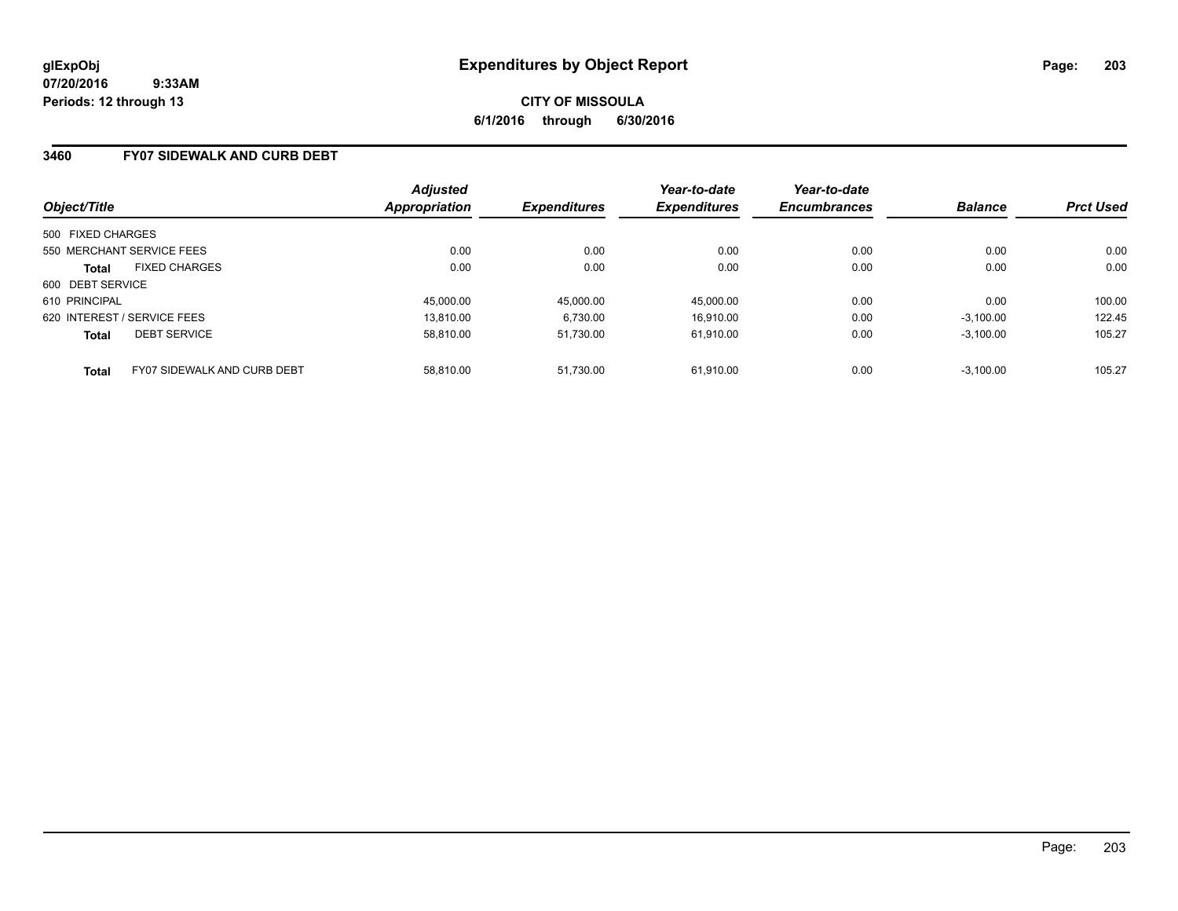**glExpObj**
**07/20/2016 9:33AM**
**Periods: 12 through 13**

# Expenditures by Object Report

**CITY OF MISSOULA**
**6/1/2016 through 6/30/2016**

## 3460 FY07 SIDEWALK AND CURB DEBT

| Object/Title | Adjusted Appropriation | Expenditures | Year-to-date Expenditures | Year-to-date Encumbrances | Balance | Prct Used |
|---|---|---|---|---|---|---|
| 500 FIXED CHARGES | | | | | | |
| 550 MERCHANT SERVICE FEES | 0.00 | 0.00 | 0.00 | 0.00 | 0.00 | 0.00 |
| **Total** FIXED CHARGES | 0.00 | 0.00 | 0.00 | 0.00 | 0.00 | 0.00 |
| 600 DEBT SERVICE | | | | | | |
| 610 PRINCIPAL | 45,000.00 | 45,000.00 | 45,000.00 | 0.00 | 0.00 | 100.00 |
| 620 INTEREST / SERVICE FEES | 13,810.00 | 6,730.00 | 16,910.00 | 0.00 | -3,100.00 | 122.45 |
| **Total** DEBT SERVICE | 58,810.00 | 51,730.00 | 61,910.00 | 0.00 | -3,100.00 | 105.27 |
| **Total** FY07 SIDEWALK AND CURB DEBT | 58,810.00 | 51,730.00 | 61,910.00 | 0.00 | -3,100.00 | 105.27 |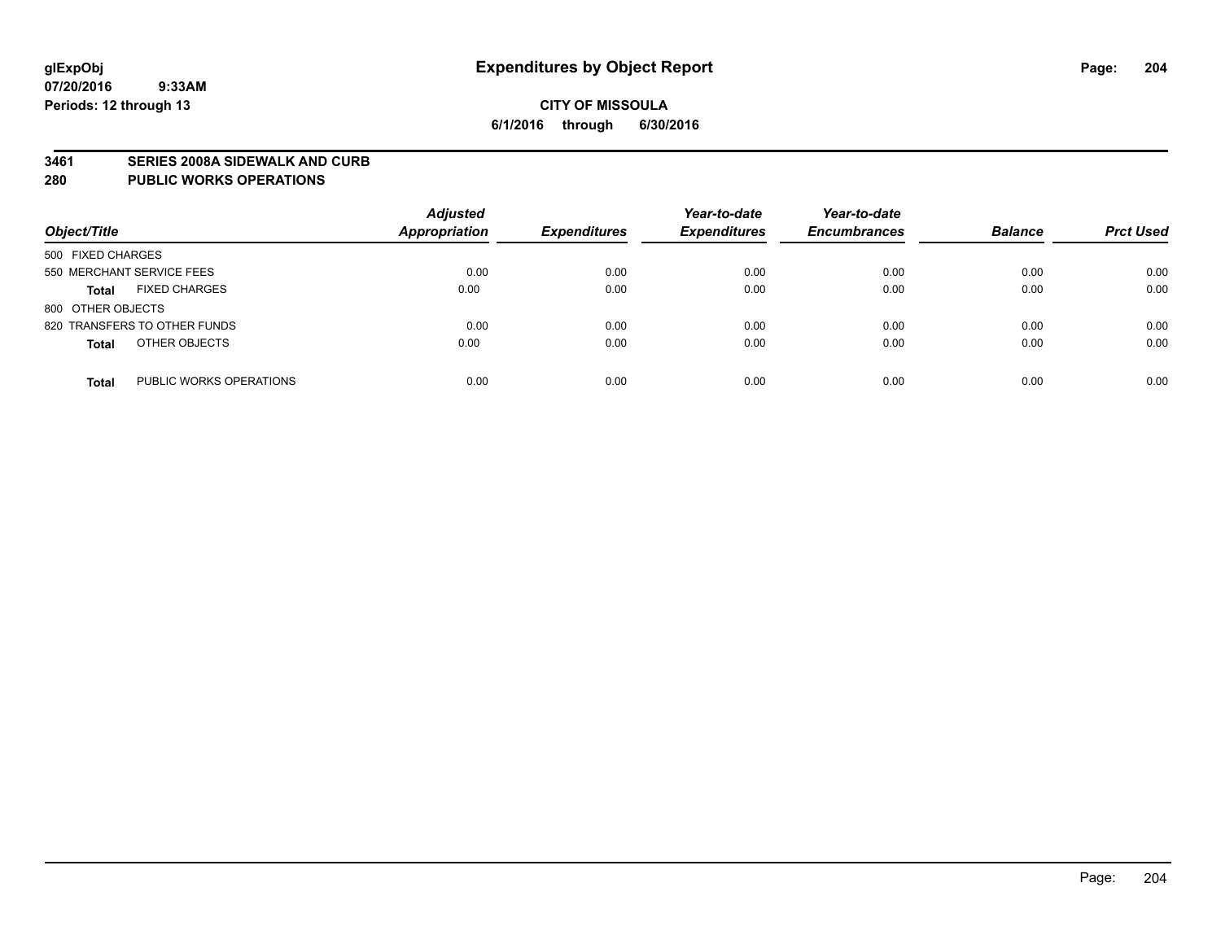# Expenditures by Object Report

glExpObj
07/20/2016 9:33AM
Periods: 12 through 13

**CITY OF MISSOULA**
**6/1/2016 through 6/30/2016**

**3461 SERIES 2008A SIDEWALK AND CURB**
**280 PUBLIC WORKS OPERATIONS**

| Object/Title | Adjusted Appropriation | Expenditures | Year-to-date Expenditures | Year-to-date Encumbrances | Balance | Prct Used |
|---|---|---|---|---|---|---|
| 500 FIXED CHARGES | | | | | | |
| 550 MERCHANT SERVICE FEES | 0.00 | 0.00 | 0.00 | 0.00 | 0.00 | 0.00 |
| **Total** FIXED CHARGES | 0.00 | 0.00 | 0.00 | 0.00 | 0.00 | 0.00 |
| 800 OTHER OBJECTS | | | | | | |
| 820 TRANSFERS TO OTHER FUNDS | 0.00 | 0.00 | 0.00 | 0.00 | 0.00 | 0.00 |
| **Total** OTHER OBJECTS | 0.00 | 0.00 | 0.00 | 0.00 | 0.00 | 0.00 |
| **Total** PUBLIC WORKS OPERATIONS | 0.00 | 0.00 | 0.00 | 0.00 | 0.00 | 0.00 |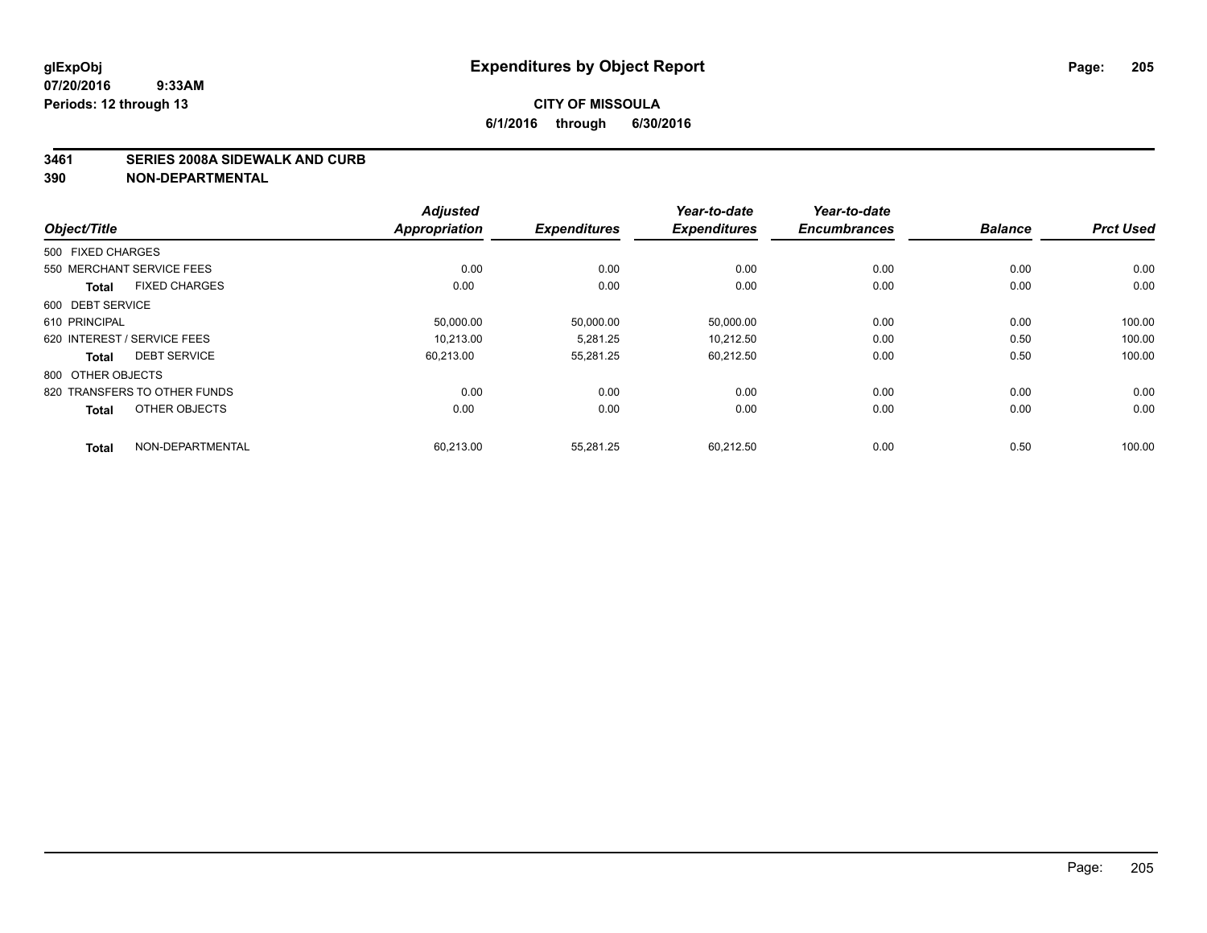**glExpObj**
**07/20/2016 9:33AM**
**Periods: 12 through 13**

# Expenditures by Object Report

**CITY OF MISSOULA**
**6/1/2016 through 6/30/2016**

## 3461 SERIES 2008A SIDEWALK AND CURB
## 390 NON-DEPARTMENTAL

| Object/Title | | Adjusted Appropriation | Expenditures | Year-to-date Expenditures | Year-to-date Encumbrances | Balance | Prct Used |
|---|---|---|---|---|---|---|---|
| 500 FIXED CHARGES | | | | | | | |
| 550 MERCHANT SERVICE FEES | | 0.00 | 0.00 | 0.00 | 0.00 | 0.00 | 0.00 |
| **Total** | FIXED CHARGES | 0.00 | 0.00 | 0.00 | 0.00 | 0.00 | 0.00 |
| 600 DEBT SERVICE | | | | | | | |
| 610 PRINCIPAL | | 50,000.00 | 50,000.00 | 50,000.00 | 0.00 | 0.00 | 100.00 |
| 620 INTEREST / SERVICE FEES | | 10,213.00 | 5,281.25 | 10,212.50 | 0.00 | 0.50 | 100.00 |
| **Total** | DEBT SERVICE | 60,213.00 | 55,281.25 | 60,212.50 | 0.00 | 0.50 | 100.00 |
| 800 OTHER OBJECTS | | | | | | | |
| 820 TRANSFERS TO OTHER FUNDS | | 0.00 | 0.00 | 0.00 | 0.00 | 0.00 | 0.00 |
| **Total** | OTHER OBJECTS | 0.00 | 0.00 | 0.00 | 0.00 | 0.00 | 0.00 |
| **Total** | NON-DEPARTMENTAL | 60,213.00 | 55,281.25 | 60,212.50 | 0.00 | 0.50 | 100.00 |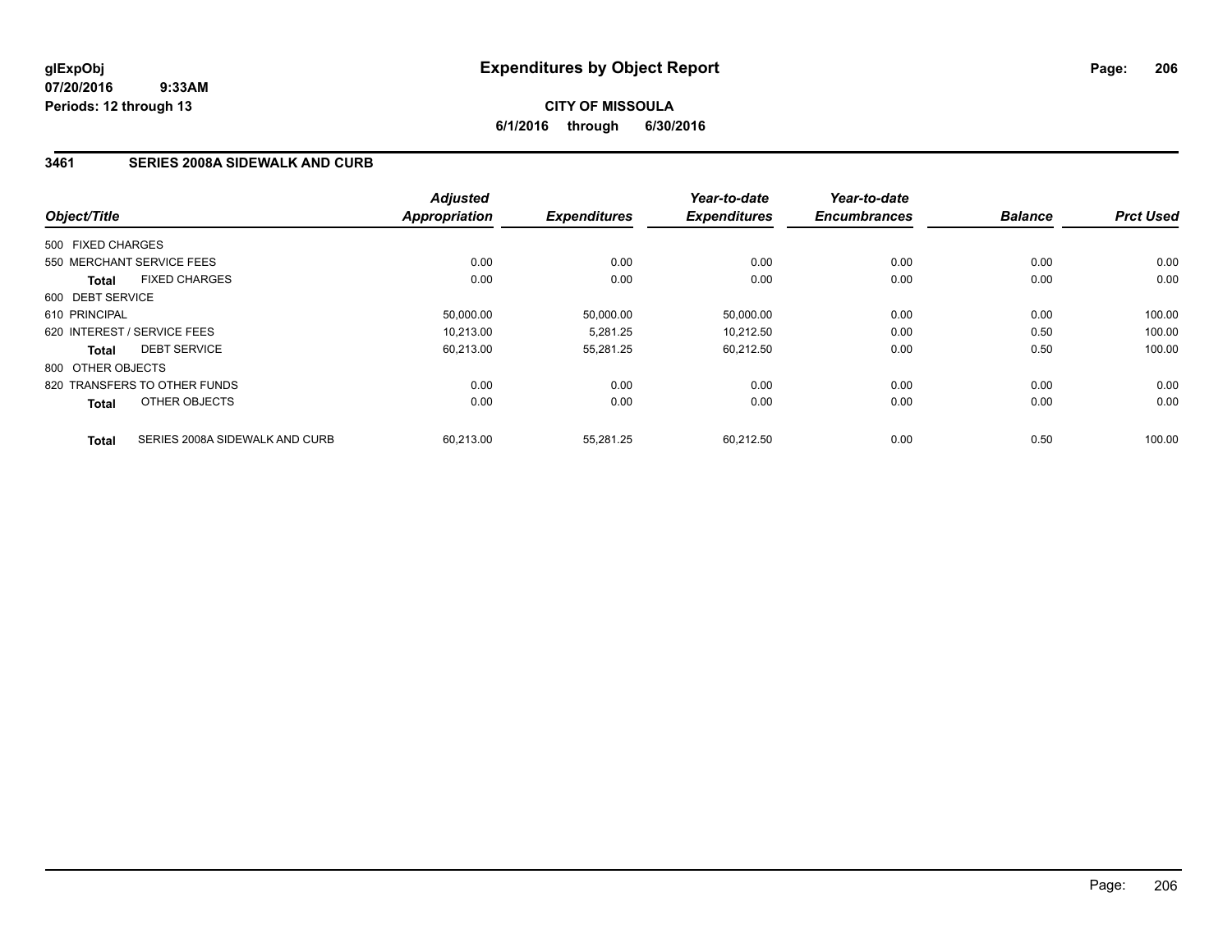# Expenditures by Object Report

glExpObj
07/20/2016 9:33AM
Periods: 12 through 13

**CITY OF MISSOULA**
**6/1/2016 through 6/30/2016**

## 3461 SERIES 2008A SIDEWALK AND CURB

| Object/Title | | Adjusted Appropriation | Expenditures | Year-to-date Expenditures | Year-to-date Encumbrances | Balance | Prct Used |
|---|---|---|---|---|---|---|---|
| 500 FIXED CHARGES | | | | | | | |
| 550 MERCHANT SERVICE FEES | | 0.00 | 0.00 | 0.00 | 0.00 | 0.00 | 0.00 |
| **Total** | FIXED CHARGES | 0.00 | 0.00 | 0.00 | 0.00 | 0.00 | 0.00 |
| 600 DEBT SERVICE | | | | | | | |
| 610 PRINCIPAL | | 50,000.00 | 50,000.00 | 50,000.00 | 0.00 | 0.00 | 100.00 |
| 620 INTEREST / SERVICE FEES | | 10,213.00 | 5,281.25 | 10,212.50 | 0.00 | 0.50 | 100.00 |
| **Total** | DEBT SERVICE | 60,213.00 | 55,281.25 | 60,212.50 | 0.00 | 0.50 | 100.00 |
| 800 OTHER OBJECTS | | | | | | | |
| 820 TRANSFERS TO OTHER FUNDS | | 0.00 | 0.00 | 0.00 | 0.00 | 0.00 | 0.00 |
| **Total** | OTHER OBJECTS | 0.00 | 0.00 | 0.00 | 0.00 | 0.00 | 0.00 |
| **Total** | SERIES 2008A SIDEWALK AND CURB | 60,213.00 | 55,281.25 | 60,212.50 | 0.00 | 0.50 | 100.00 |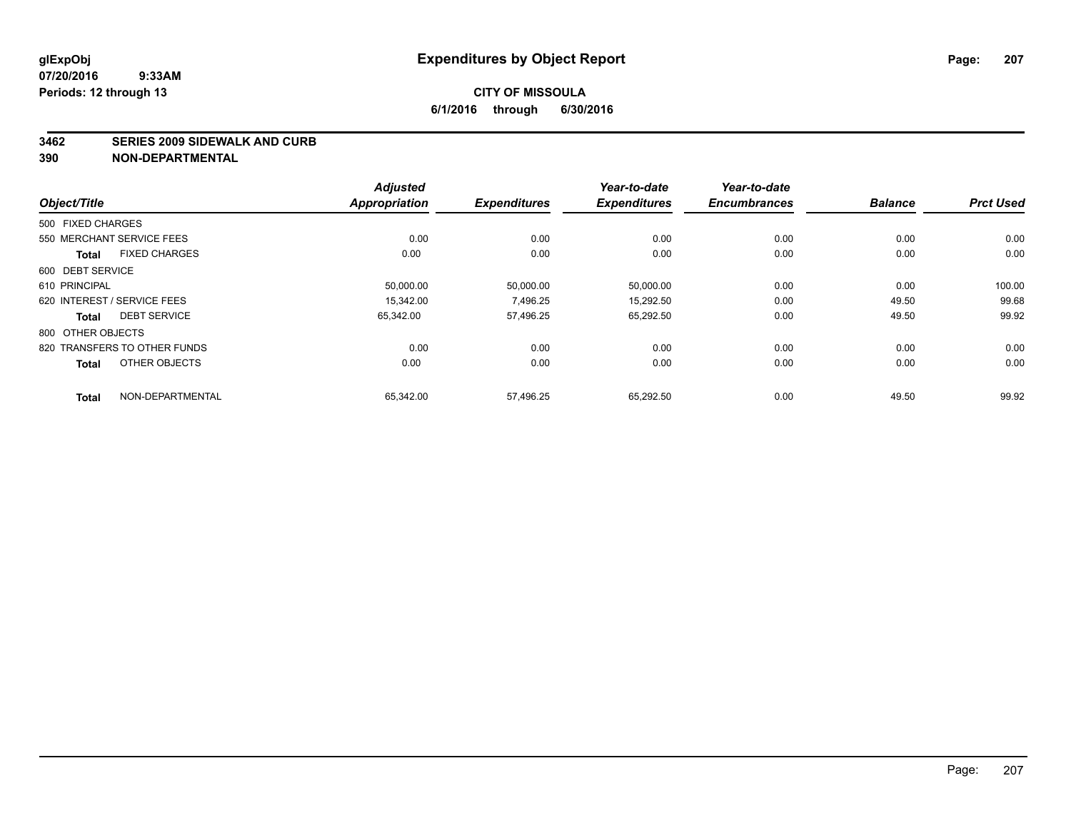glExpObj
07/20/2016 9:33AM
Periods: 12 through 13

# Expenditures by Object Report

**CITY OF MISSOULA**
**6/1/2016 through 6/30/2016**

## 3462 SERIES 2009 SIDEWALK AND CURB
## 390 NON-DEPARTMENTAL

| Object/Title | | Adjusted Appropriation | Expenditures | Year-to-date Expenditures | Year-to-date Encumbrances | Balance | Prct Used |
|---|---|---|---|---|---|---|---|
| 500 FIXED CHARGES | | | | | | | |
| 550 MERCHANT SERVICE FEES | | 0.00 | 0.00 | 0.00 | 0.00 | 0.00 | 0.00 |
| **Total** | FIXED CHARGES | 0.00 | 0.00 | 0.00 | 0.00 | 0.00 | 0.00 |
| 600 DEBT SERVICE | | | | | | | |
| 610 PRINCIPAL | | 50,000.00 | 50,000.00 | 50,000.00 | 0.00 | 0.00 | 100.00 |
| 620 INTEREST / SERVICE FEES | | 15,342.00 | 7,496.25 | 15,292.50 | 0.00 | 49.50 | 99.68 |
| **Total** | DEBT SERVICE | 65,342.00 | 57,496.25 | 65,292.50 | 0.00 | 49.50 | 99.92 |
| 800 OTHER OBJECTS | | | | | | | |
| 820 TRANSFERS TO OTHER FUNDS | | 0.00 | 0.00 | 0.00 | 0.00 | 0.00 | 0.00 |
| **Total** | OTHER OBJECTS | 0.00 | 0.00 | 0.00 | 0.00 | 0.00 | 0.00 |
| **Total** | NON-DEPARTMENTAL | 65,342.00 | 57,496.25 | 65,292.50 | 0.00 | 49.50 | 99.92 |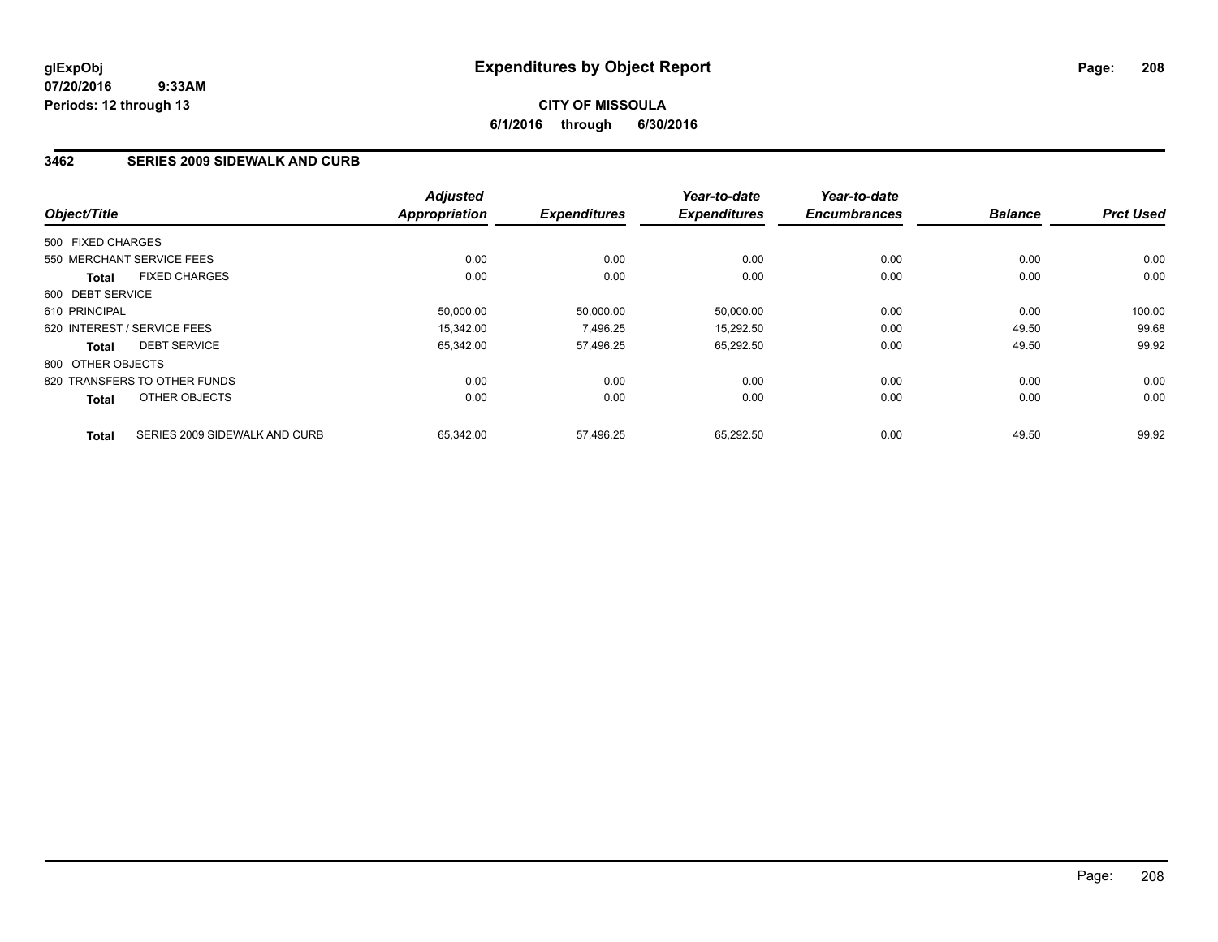**glExpObj**
**07/20/2016 9:33AM**
**Periods: 12 through 13**

# Expenditures by Object Report

**CITY OF MISSOULA**
**6/1/2016 through 6/30/2016**

## 3462 SERIES 2009 SIDEWALK AND CURB

| Object/Title | Adjusted Appropriation | Expenditures | Year-to-date Expenditures | Year-to-date Encumbrances | Balance | Prct Used |
|---|---|---|---|---|---|---|
| 500 FIXED CHARGES | | | | | | |
| 550 MERCHANT SERVICE FEES | 0.00 | 0.00 | 0.00 | 0.00 | 0.00 | 0.00 |
| **Total** FIXED CHARGES | 0.00 | 0.00 | 0.00 | 0.00 | 0.00 | 0.00 |
| 600 DEBT SERVICE | | | | | | |
| 610 PRINCIPAL | 50,000.00 | 50,000.00 | 50,000.00 | 0.00 | 0.00 | 100.00 |
| 620 INTEREST / SERVICE FEES | 15,342.00 | 7,496.25 | 15,292.50 | 0.00 | 49.50 | 99.68 |
| **Total** DEBT SERVICE | 65,342.00 | 57,496.25 | 65,292.50 | 0.00 | 49.50 | 99.92 |
| 800 OTHER OBJECTS | | | | | | |
| 820 TRANSFERS TO OTHER FUNDS | 0.00 | 0.00 | 0.00 | 0.00 | 0.00 | 0.00 |
| **Total** OTHER OBJECTS | 0.00 | 0.00 | 0.00 | 0.00 | 0.00 | 0.00 |
| **Total** SERIES 2009 SIDEWALK AND CURB | 65,342.00 | 57,496.25 | 65,292.50 | 0.00 | 49.50 | 99.92 |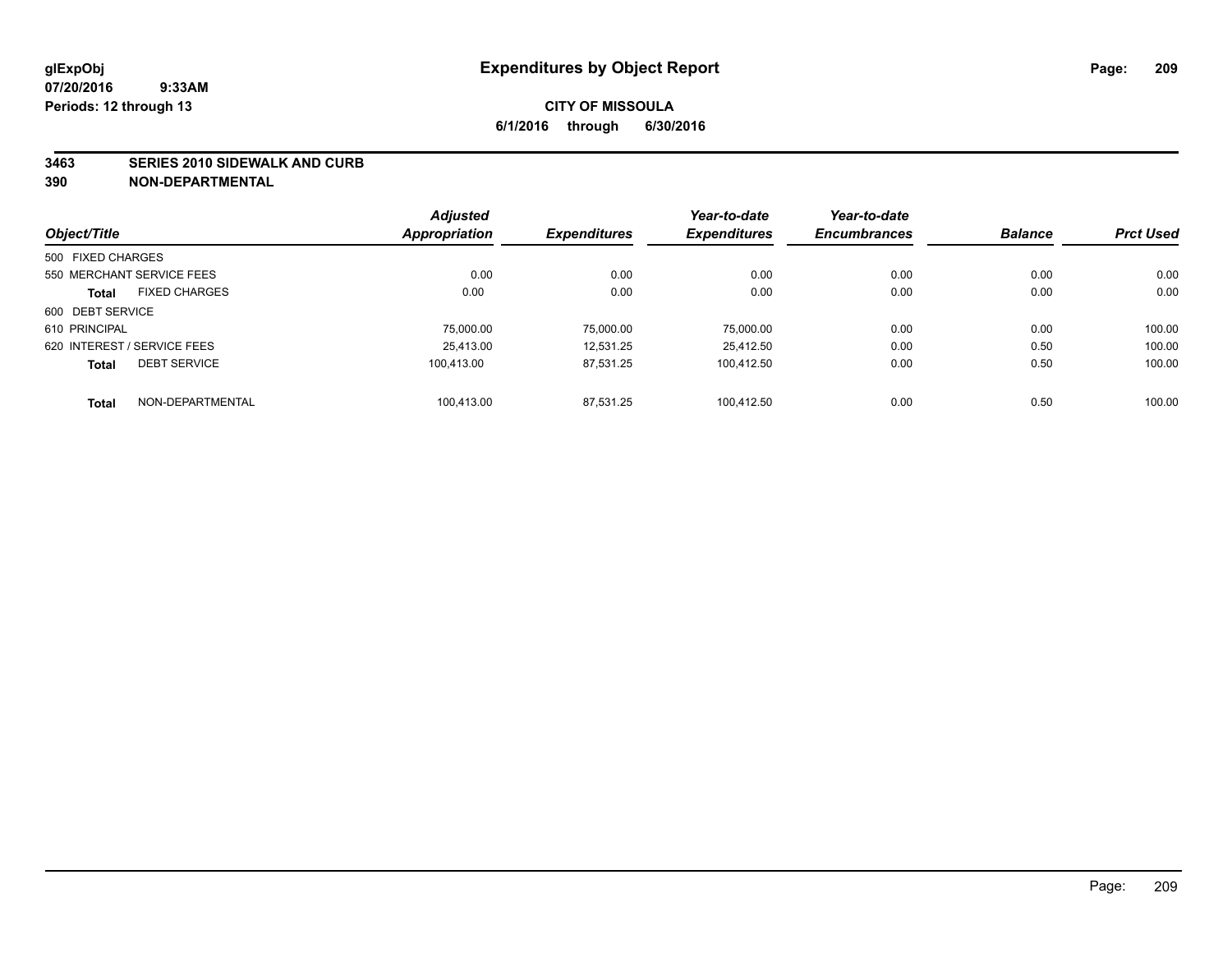**glExpObj**
**07/20/2016 9:33AM**
**Periods: 12 through 13**

# Expenditures by Object Report

**CITY OF MISSOULA**
**6/1/2016 through 6/30/2016**

**3463 SERIES 2010 SIDEWALK AND CURB**
**390 NON-DEPARTMENTAL**

| Object/Title | | Adjusted Appropriation | Expenditures | Year-to-date Expenditures | Year-to-date Encumbrances | Balance | Prct Used |
|---|---|---|---|---|---|---|---|
| 500 FIXED CHARGES | | | | | | | |
| 550 MERCHANT SERVICE FEES | | 0.00 | 0.00 | 0.00 | 0.00 | 0.00 | 0.00 |
| **Total** | FIXED CHARGES | 0.00 | 0.00 | 0.00 | 0.00 | 0.00 | 0.00 |
| 600 DEBT SERVICE | | | | | | | |
| 610 PRINCIPAL | | 75,000.00 | 75,000.00 | 75,000.00 | 0.00 | 0.00 | 100.00 |
| 620 INTEREST / SERVICE FEES | | 25,413.00 | 12,531.25 | 25,412.50 | 0.00 | 0.50 | 100.00 |
| **Total** | DEBT SERVICE | 100,413.00 | 87,531.25 | 100,412.50 | 0.00 | 0.50 | 100.00 |
| **Total** | NON-DEPARTMENTAL | 100,413.00 | 87,531.25 | 100,412.50 | 0.00 | 0.50 | 100.00 |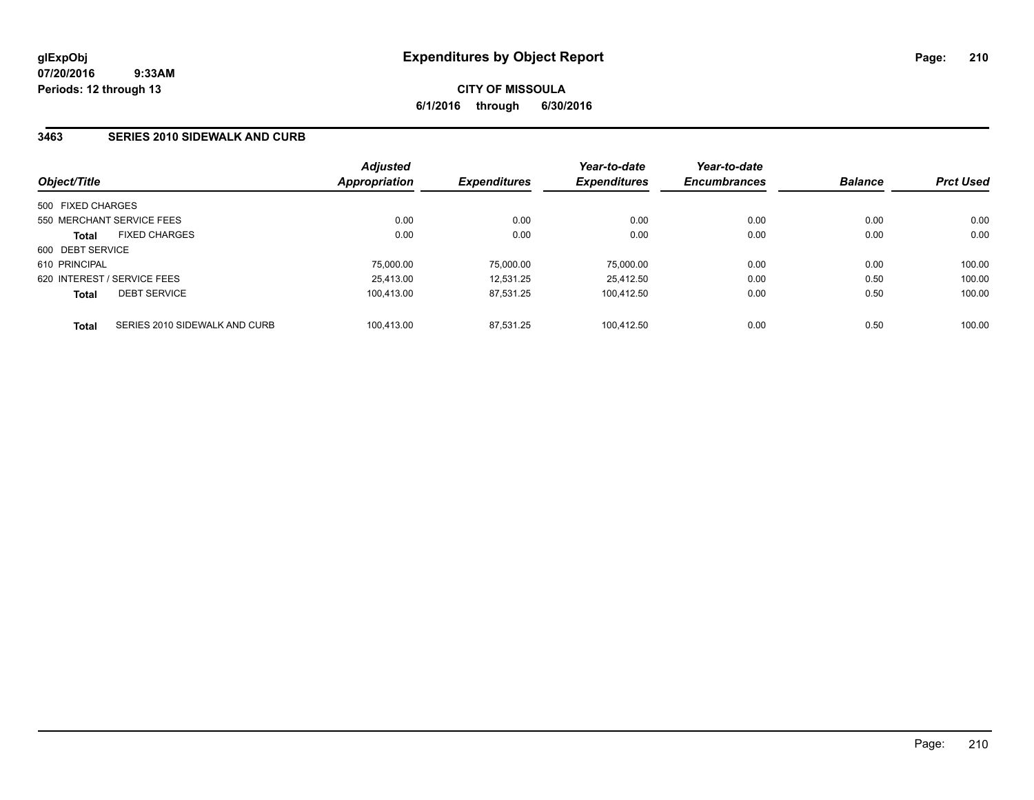# Expenditures by Object Report

glExpObj
07/20/2016 9:33AM
Periods: 12 through 13

**CITY OF MISSOULA**
**6/1/2016 through 6/30/2016**

## 3463 SERIES 2010 SIDEWALK AND CURB

| Object/Title | | Adjusted Appropriation | Expenditures | Year-to-date Expenditures | Year-to-date Encumbrances | Balance | Prct Used |
|---|---|---|---|---|---|---|---|
| 500 FIXED CHARGES | | | | | | | |
| 550 MERCHANT SERVICE FEES | | 0.00 | 0.00 | 0.00 | 0.00 | 0.00 | 0.00 |
| **Total** | FIXED CHARGES | 0.00 | 0.00 | 0.00 | 0.00 | 0.00 | 0.00 |
| 600 DEBT SERVICE | | | | | | | |
| 610 PRINCIPAL | | 75,000.00 | 75,000.00 | 75,000.00 | 0.00 | 0.00 | 100.00 |
| 620 INTEREST / SERVICE FEES | | 25,413.00 | 12,531.25 | 25,412.50 | 0.00 | 0.50 | 100.00 |
| **Total** | DEBT SERVICE | 100,413.00 | 87,531.25 | 100,412.50 | 0.00 | 0.50 | 100.00 |
| **Total** | SERIES 2010 SIDEWALK AND CURB | 100,413.00 | 87,531.25 | 100,412.50 | 0.00 | 0.50 | 100.00 |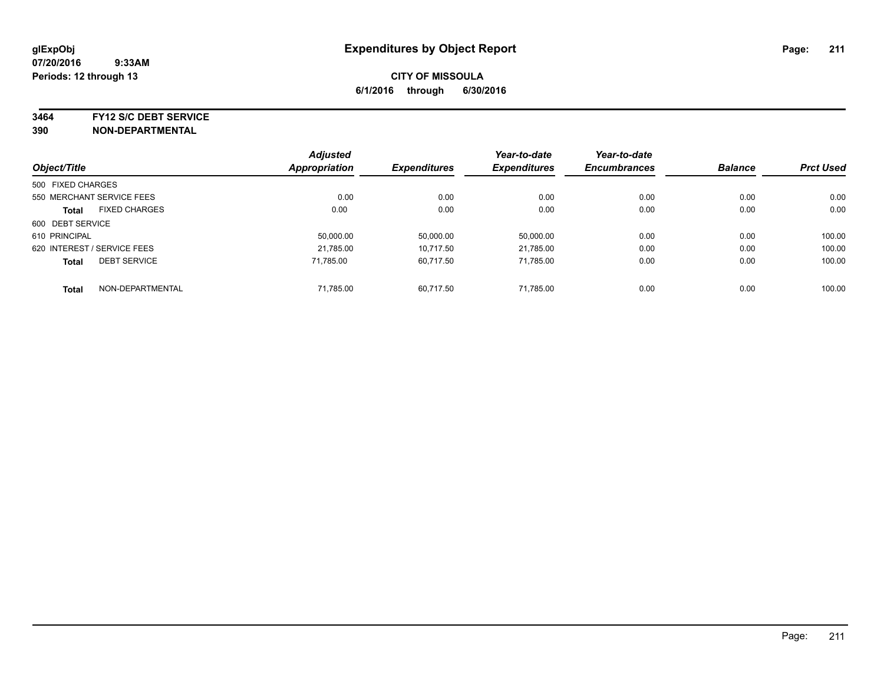**glExpObj**
**07/20/2016 9:33AM**
**Periods: 12 through 13**

# Expenditures by Object Report

**CITY OF MISSOULA**
**6/1/2016 through 6/30/2016**

**3464 FY12 S/C DEBT SERVICE**
**390 NON-DEPARTMENTAL**

| Object/Title | Adjusted Appropriation | Expenditures | Year-to-date Expenditures | Year-to-date Encumbrances | Balance | Prct Used |
|---|---|---|---|---|---|---|
| 500 FIXED CHARGES | | | | | | |
| 550 MERCHANT SERVICE FEES | 0.00 | 0.00 | 0.00 | 0.00 | 0.00 | 0.00 |
| **Total** FIXED CHARGES | 0.00 | 0.00 | 0.00 | 0.00 | 0.00 | 0.00 |
| 600 DEBT SERVICE | | | | | | |
| 610 PRINCIPAL | 50,000.00 | 50,000.00 | 50,000.00 | 0.00 | 0.00 | 100.00 |
| 620 INTEREST / SERVICE FEES | 21,785.00 | 10,717.50 | 21,785.00 | 0.00 | 0.00 | 100.00 |
| **Total** DEBT SERVICE | 71,785.00 | 60,717.50 | 71,785.00 | 0.00 | 0.00 | 100.00 |
| **Total** NON-DEPARTMENTAL | 71,785.00 | 60,717.50 | 71,785.00 | 0.00 | 0.00 | 100.00 |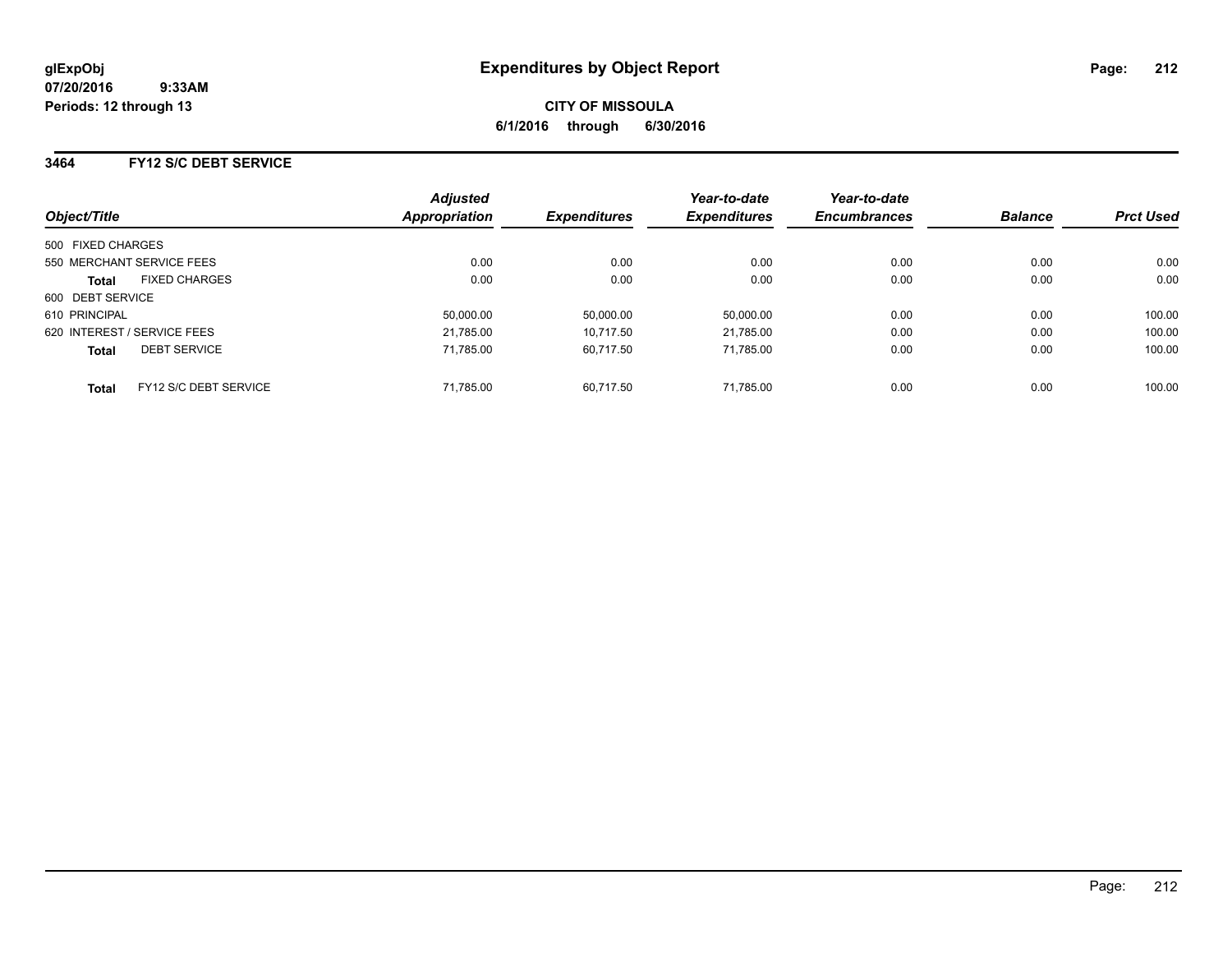# Expenditures by Object Report

glExpObj
07/20/2016 9:33AM
Periods: 12 through 13

**CITY OF MISSOULA**
**6/1/2016 through 6/30/2016**

## 3464 FY12 S/C DEBT SERVICE

| Object/Title | Adjusted Appropriation | Expenditures | Year-to-date Expenditures | Year-to-date Encumbrances | Balance | Prct Used |
|---|---|---|---|---|---|---|
| 500 FIXED CHARGES | | | | | | |
| 550 MERCHANT SERVICE FEES | 0.00 | 0.00 | 0.00 | 0.00 | 0.00 | 0.00 |
| **Total** FIXED CHARGES | 0.00 | 0.00 | 0.00 | 0.00 | 0.00 | 0.00 |
| 600 DEBT SERVICE | | | | | | |
| 610 PRINCIPAL | 50,000.00 | 50,000.00 | 50,000.00 | 0.00 | 0.00 | 100.00 |
| 620 INTEREST / SERVICE FEES | 21,785.00 | 10,717.50 | 21,785.00 | 0.00 | 0.00 | 100.00 |
| **Total** DEBT SERVICE | 71,785.00 | 60,717.50 | 71,785.00 | 0.00 | 0.00 | 100.00 |
| **Total** FY12 S/C DEBT SERVICE | 71,785.00 | 60,717.50 | 71,785.00 | 0.00 | 0.00 | 100.00 |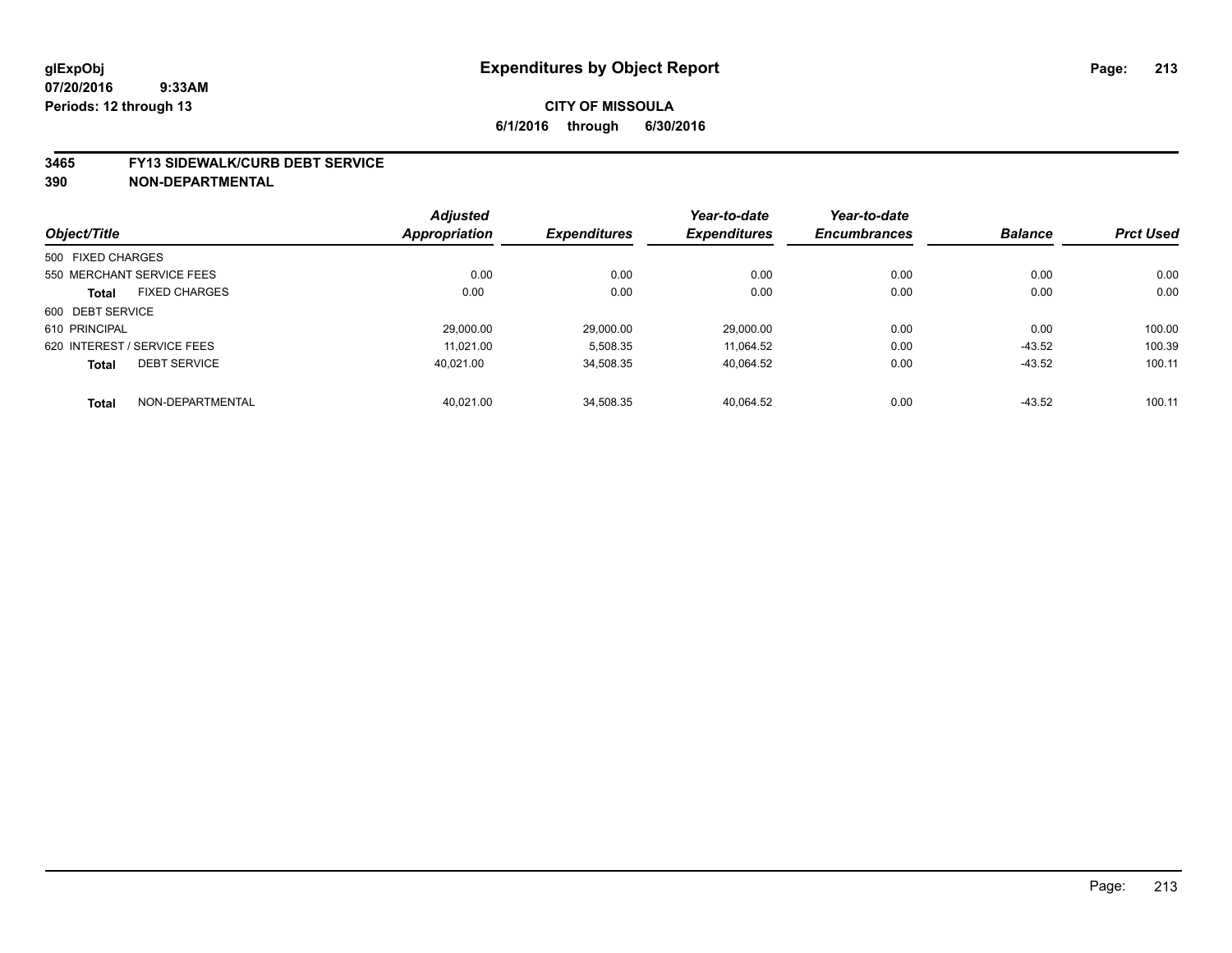# Expenditures by Object Report

glExpObj
07/20/2016 9:33AM
Periods: 12 through 13

**CITY OF MISSOULA**
**6/1/2016 through 6/30/2016**

**3465 FY13 SIDEWALK/CURB DEBT SERVICE**
**390 NON-DEPARTMENTAL**

| Object/Title | Adjusted Appropriation | Expenditures | Year-to-date Expenditures | Year-to-date Encumbrances | Balance | Prct Used |
|---|---|---|---|---|---|---|
| 500 FIXED CHARGES | | | | | | |
| 550 MERCHANT SERVICE FEES | 0.00 | 0.00 | 0.00 | 0.00 | 0.00 | 0.00 |
| **Total** FIXED CHARGES | 0.00 | 0.00 | 0.00 | 0.00 | 0.00 | 0.00 |
| 600 DEBT SERVICE | | | | | | |
| 610 PRINCIPAL | 29,000.00 | 29,000.00 | 29,000.00 | 0.00 | 0.00 | 100.00 |
| 620 INTEREST / SERVICE FEES | 11,021.00 | 5,508.35 | 11,064.52 | 0.00 | -43.52 | 100.39 |
| **Total** DEBT SERVICE | 40,021.00 | 34,508.35 | 40,064.52 | 0.00 | -43.52 | 100.11 |
| **Total** NON-DEPARTMENTAL | 40,021.00 | 34,508.35 | 40,064.52 | 0.00 | -43.52 | 100.11 |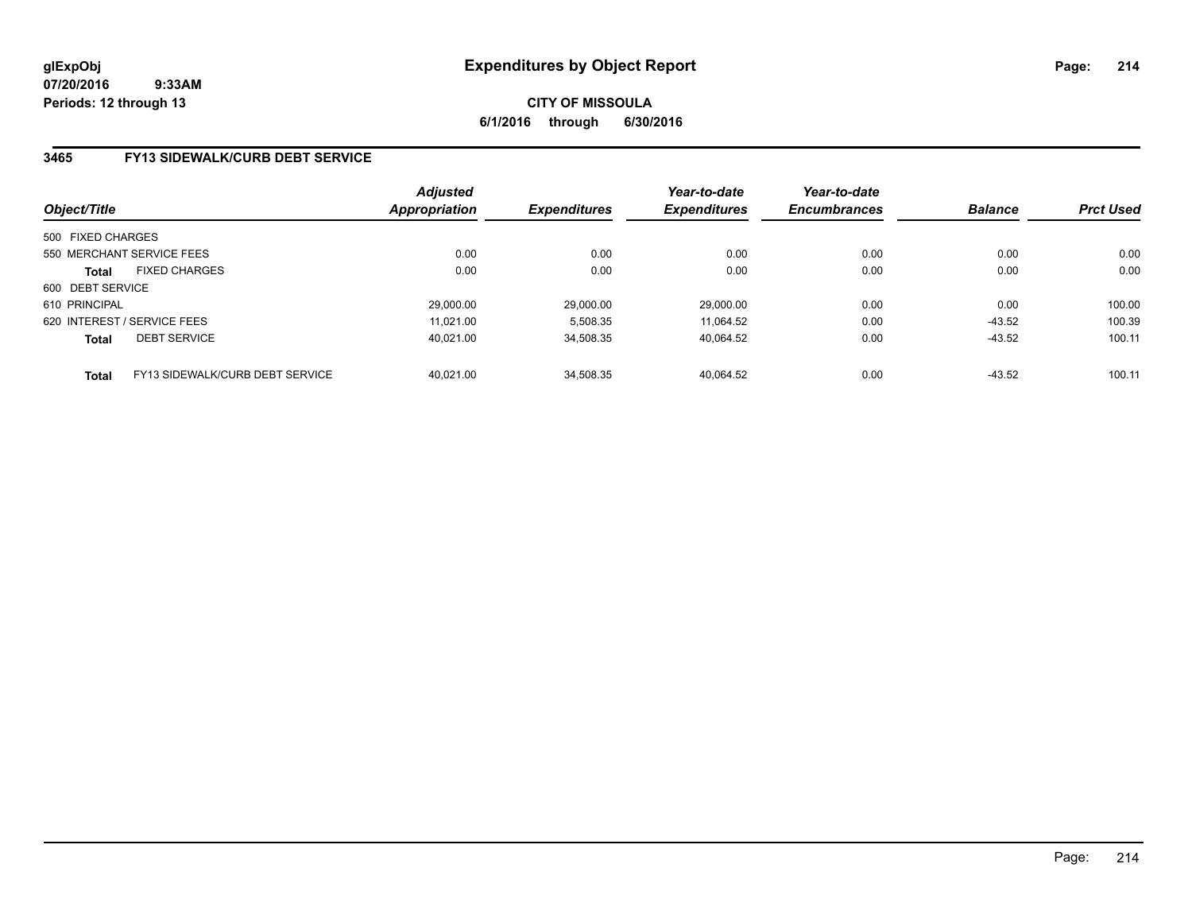glExpObj
07/20/2016 9:33AM
Periods: 12 through 13

# Expenditures by Object Report

CITY OF MISSOULA

6/1/2016 through 6/30/2016

## 3465 FY13 SIDEWALK/CURB DEBT SERVICE

| Object/Title | | Adjusted Appropriation | Expenditures | Year-to-date Expenditures | Year-to-date Encumbrances | Balance | Prct Used |
|---|---|---|---|---|---|---|---|
| 500 FIXED CHARGES | | | | | | | |
| 550 MERCHANT SERVICE FEES | | 0.00 | 0.00 | 0.00 | 0.00 | 0.00 | 0.00 |
| **Total** | FIXED CHARGES | 0.00 | 0.00 | 0.00 | 0.00 | 0.00 | 0.00 |
| 600 DEBT SERVICE | | | | | | | |
| 610 PRINCIPAL | | 29,000.00 | 29,000.00 | 29,000.00 | 0.00 | 0.00 | 100.00 |
| 620 INTEREST / SERVICE FEES | | 11,021.00 | 5,508.35 | 11,064.52 | 0.00 | -43.52 | 100.39 |
| **Total** | DEBT SERVICE | 40,021.00 | 34,508.35 | 40,064.52 | 0.00 | -43.52 | 100.11 |
| **Total** | FY13 SIDEWALK/CURB DEBT SERVICE | 40,021.00 | 34,508.35 | 40,064.52 | 0.00 | -43.52 | 100.11 |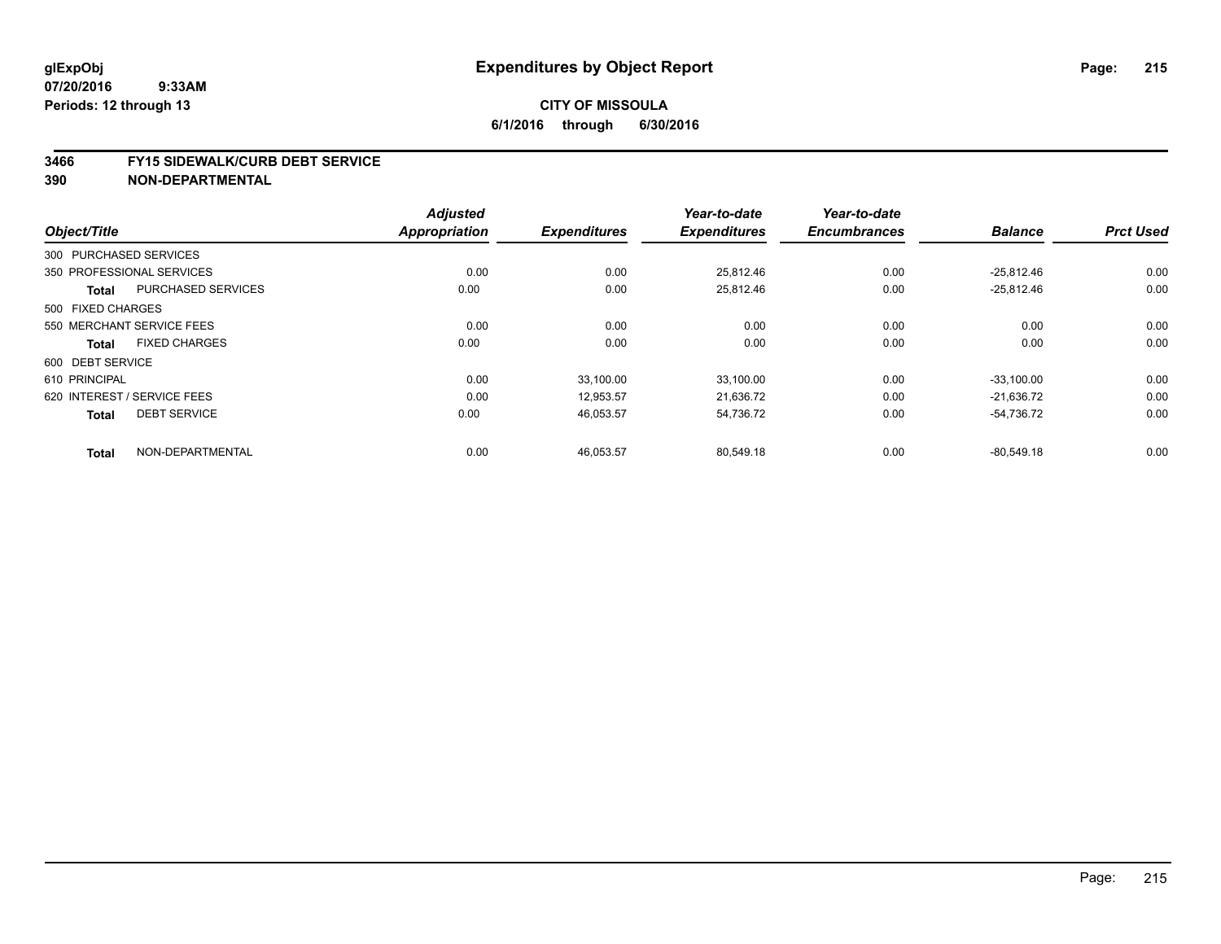**glExpObj** **Expenditures by Object Report**

**07/20/2016 9:33AM**

**Periods: 12 through 13**

**CITY OF MISSOULA**

**6/1/2016 through 6/30/2016**

## 3466 FY15 SIDEWALK/CURB DEBT SERVICE
## 390 NON-DEPARTMENTAL

| Object/Title | | Adjusted Appropriation | Expenditures | Year-to-date Expenditures | Year-to-date Encumbrances | Balance | Prct Used |
|---|---|---|---|---|---|---|---|
| 300 PURCHASED SERVICES | | | | | | | |
| 350 PROFESSIONAL SERVICES | | 0.00 | 0.00 | 25,812.46 | 0.00 | -25,812.46 | 0.00 |
| **Total** | PURCHASED SERVICES | 0.00 | 0.00 | 25,812.46 | 0.00 | -25,812.46 | 0.00 |
| 500 FIXED CHARGES | | | | | | | |
| 550 MERCHANT SERVICE FEES | | 0.00 | 0.00 | 0.00 | 0.00 | 0.00 | 0.00 |
| **Total** | FIXED CHARGES | 0.00 | 0.00 | 0.00 | 0.00 | 0.00 | 0.00 |
| 600 DEBT SERVICE | | | | | | | |
| 610 PRINCIPAL | | 0.00 | 33,100.00 | 33,100.00 | 0.00 | -33,100.00 | 0.00 |
| 620 INTEREST / SERVICE FEES | | 0.00 | 12,953.57 | 21,636.72 | 0.00 | -21,636.72 | 0.00 |
| **Total** | DEBT SERVICE | 0.00 | 46,053.57 | 54,736.72 | 0.00 | -54,736.72 | 0.00 |
| **Total** | NON-DEPARTMENTAL | 0.00 | 46,053.57 | 80,549.18 | 0.00 | -80,549.18 | 0.00 |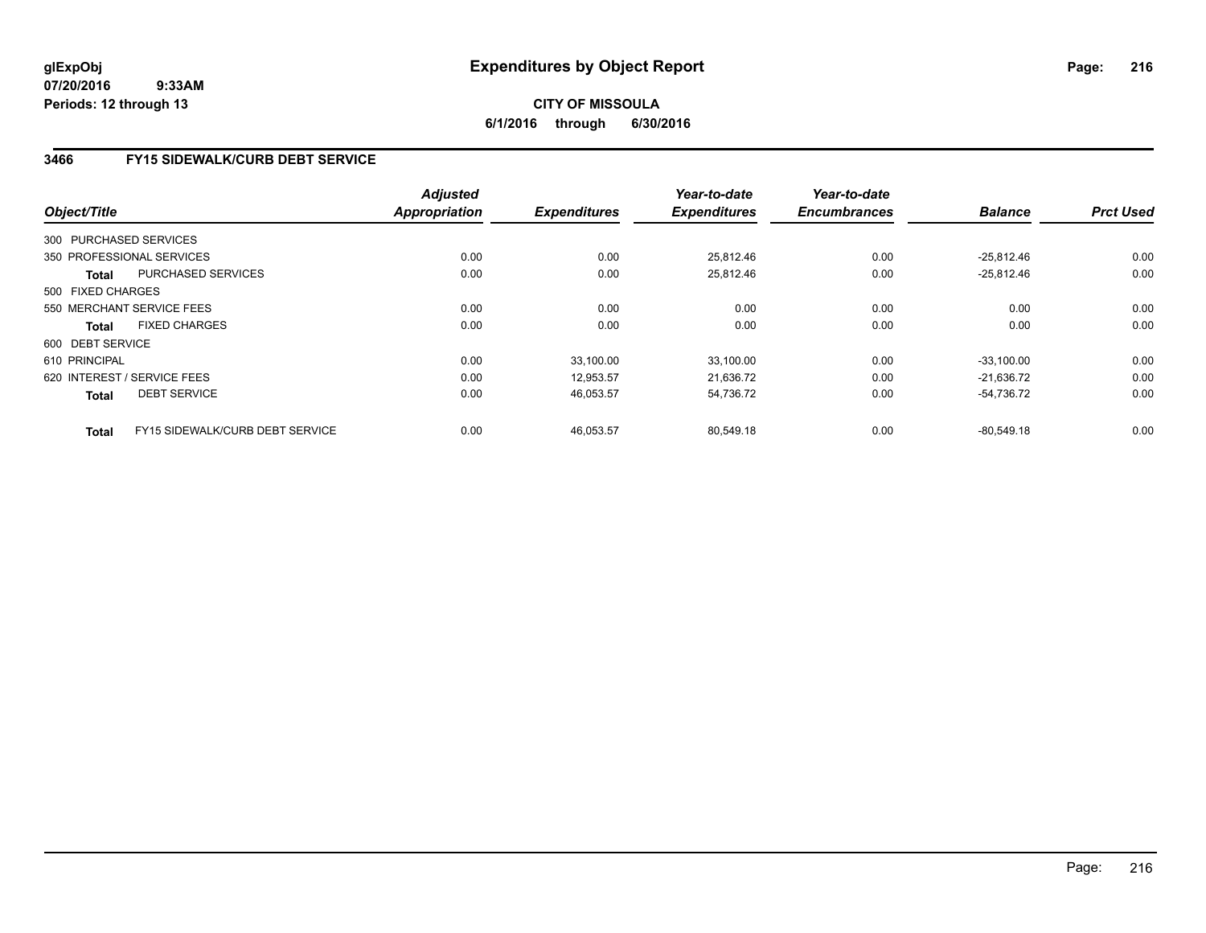**glExpObj**
**07/20/2016 9:33AM**
**Periods: 12 through 13**

# Expenditures by Object Report

**CITY OF MISSOULA**
**6/1/2016 through 6/30/2016**

## 3466 FY15 SIDEWALK/CURB DEBT SERVICE

| Object/Title | | Adjusted Appropriation | Expenditures | Year-to-date Expenditures | Year-to-date Encumbrances | Balance | Prct Used |
|---|---|---|---|---|---|---|---|
| 300 PURCHASED SERVICES | | | | | | | |
| 350 PROFESSIONAL SERVICES | | 0.00 | 0.00 | 25,812.46 | 0.00 | -25,812.46 | 0.00 |
| **Total** | PURCHASED SERVICES | 0.00 | 0.00 | 25,812.46 | 0.00 | -25,812.46 | 0.00 |
| 500 FIXED CHARGES | | | | | | | |
| 550 MERCHANT SERVICE FEES | | 0.00 | 0.00 | 0.00 | 0.00 | 0.00 | 0.00 |
| **Total** | FIXED CHARGES | 0.00 | 0.00 | 0.00 | 0.00 | 0.00 | 0.00 |
| 600 DEBT SERVICE | | | | | | | |
| 610 PRINCIPAL | | 0.00 | 33,100.00 | 33,100.00 | 0.00 | -33,100.00 | 0.00 |
| 620 INTEREST / SERVICE FEES | | 0.00 | 12,953.57 | 21,636.72 | 0.00 | -21,636.72 | 0.00 |
| **Total** | DEBT SERVICE | 0.00 | 46,053.57 | 54,736.72 | 0.00 | -54,736.72 | 0.00 |
| **Total** | FY15 SIDEWALK/CURB DEBT SERVICE | 0.00 | 46,053.57 | 80,549.18 | 0.00 | -80,549.18 | 0.00 |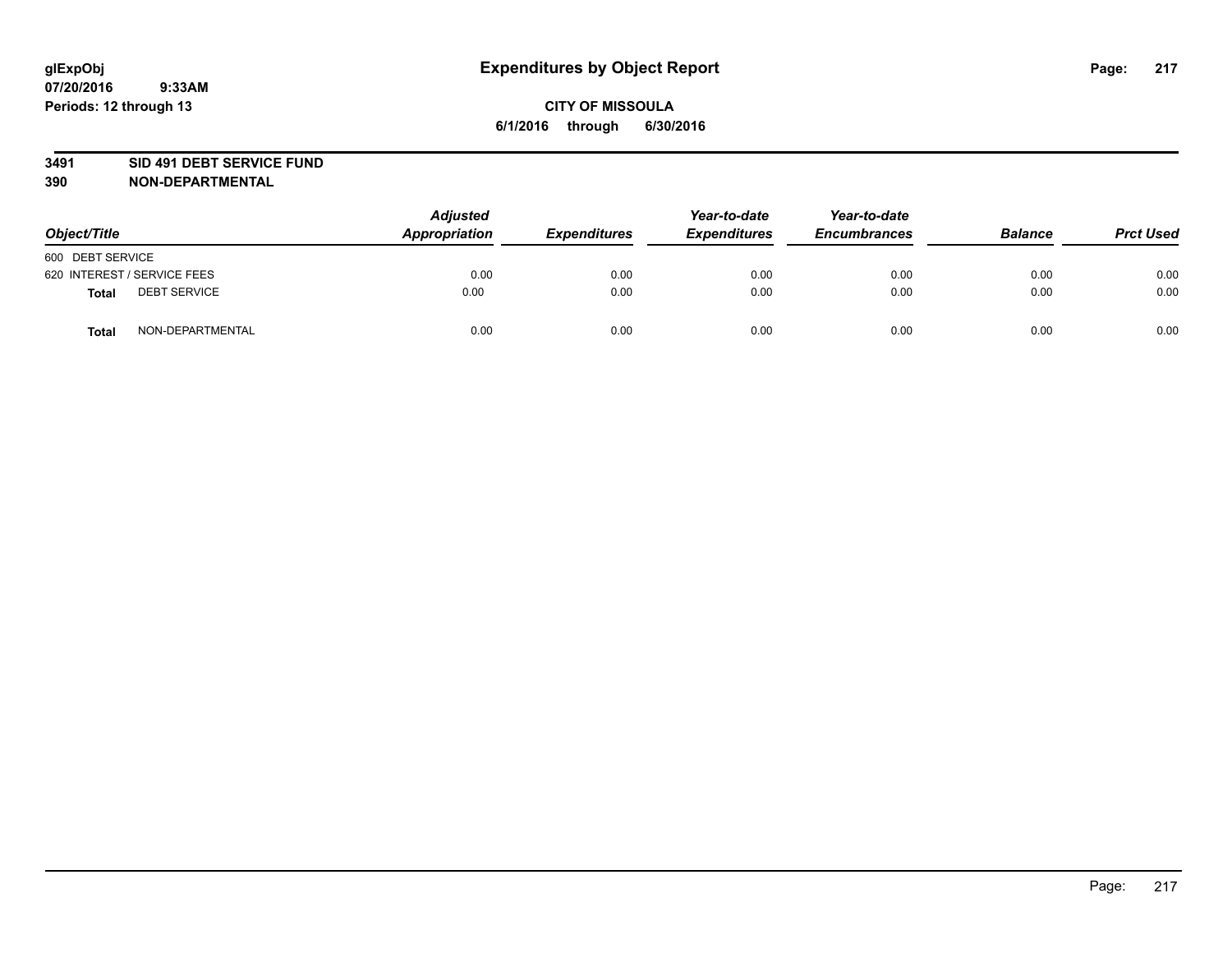**glExpObj** **Expenditures by Object Report**
**07/20/2016 9:33AM**
**Periods: 12 through 13**

**CITY OF MISSOULA**
**6/1/2016 through 6/30/2016**

**3491 SID 491 DEBT SERVICE FUND**
**390 NON-DEPARTMENTAL**

| Object/Title | | Adjusted Appropriation | Expenditures | Year-to-date Expenditures | Year-to-date Encumbrances | Balance | Prct Used |
|---|---|---|---|---|---|---|---|
| 600 DEBT SERVICE | | | | | | | |
| 620 INTEREST / SERVICE FEES | | 0.00 | 0.00 | 0.00 | 0.00 | 0.00 | 0.00 |
| **Total** | DEBT SERVICE | 0.00 | 0.00 | 0.00 | 0.00 | 0.00 | 0.00 |
| **Total** | NON-DEPARTMENTAL | 0.00 | 0.00 | 0.00 | 0.00 | 0.00 | 0.00 |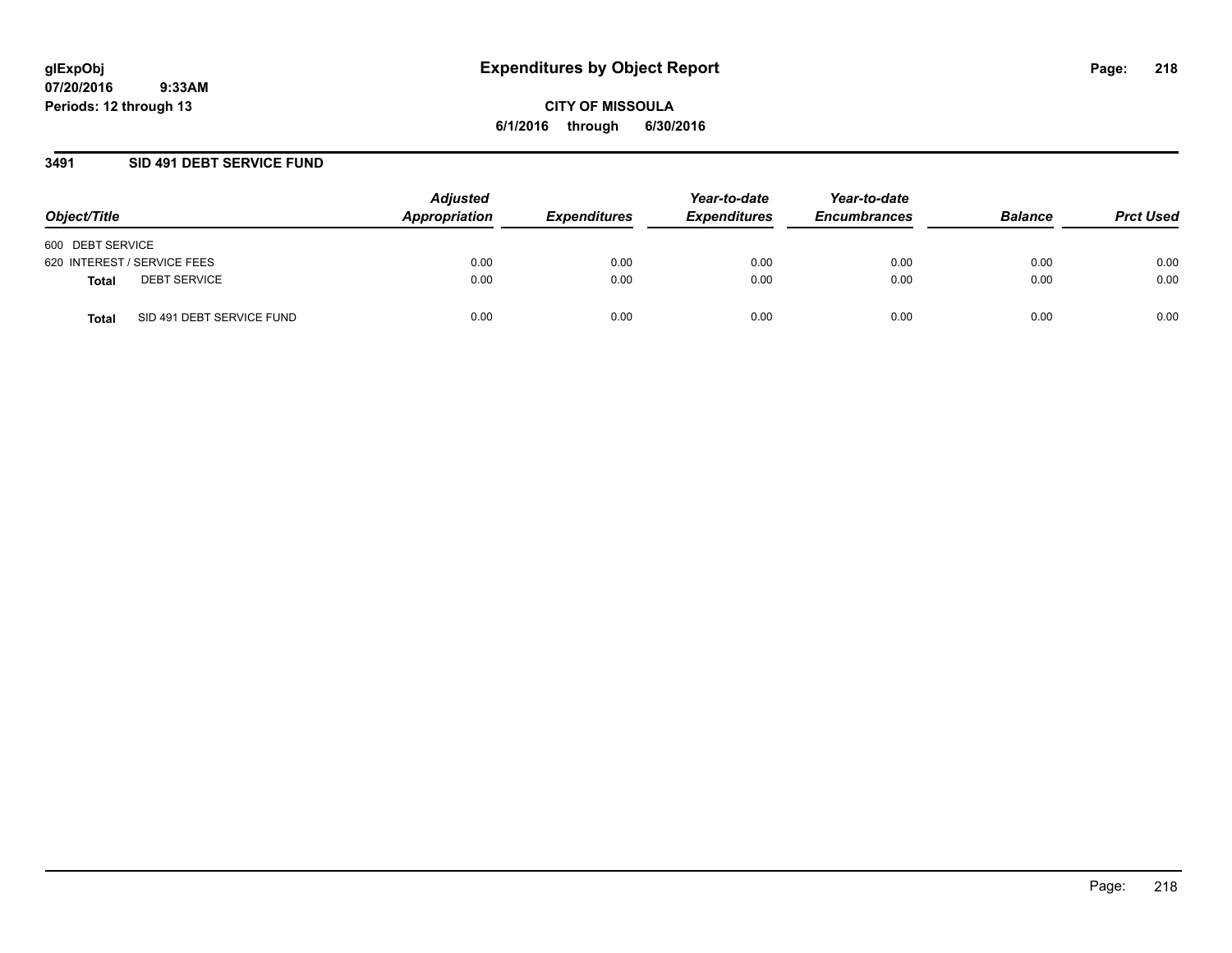**glExpObj**
**07/20/2016 9:33AM**
**Periods: 12 through 13**

# Expenditures by Object Report

**CITY OF MISSOULA**
**6/1/2016 through 6/30/2016**

## 3491 SID 491 DEBT SERVICE FUND

| Object/Title | | Adjusted Appropriation | Expenditures | Year-to-date Expenditures | Year-to-date Encumbrances | Balance | Prct Used |
|---|---|---|---|---|---|---|---|
| 600 DEBT SERVICE | | | | | | | |
| 620 INTEREST / SERVICE FEES | | 0.00 | 0.00 | 0.00 | 0.00 | 0.00 | 0.00 |
| **Total** | DEBT SERVICE | 0.00 | 0.00 | 0.00 | 0.00 | 0.00 | 0.00 |
| **Total** | SID 491 DEBT SERVICE FUND | 0.00 | 0.00 | 0.00 | 0.00 | 0.00 | 0.00 |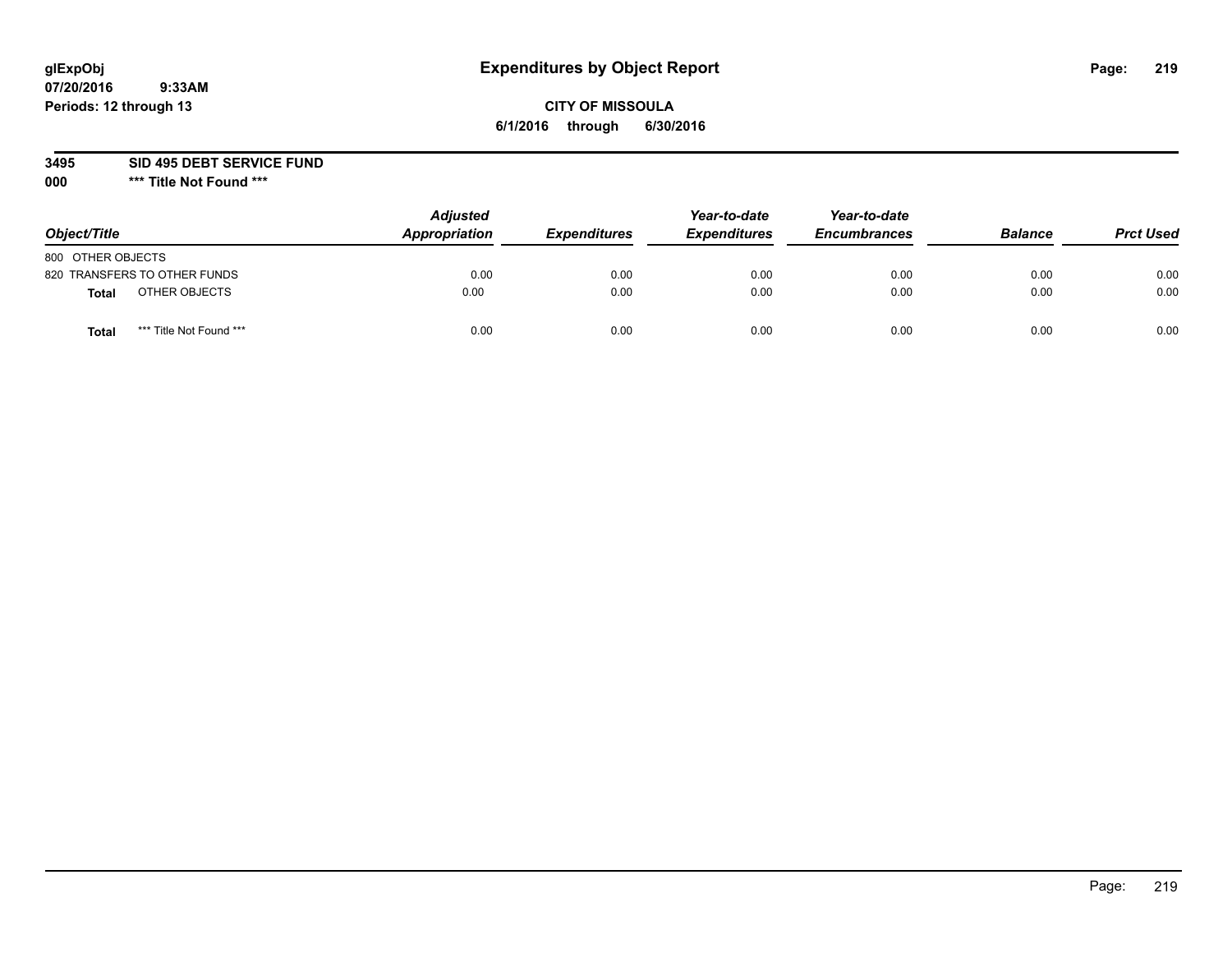# Expenditures by Object Report

glExpObj
07/20/2016 9:33AM
Periods: 12 through 13

**CITY OF MISSOULA**
**6/1/2016 through 6/30/2016**

**3495 SID 495 DEBT SERVICE FUND**
**000 \*\*\* Title Not Found \*\*\***

| Object/Title | Adjusted Appropriation | Expenditures | Year-to-date Expenditures | Year-to-date Encumbrances | Balance | Prct Used |
|---|---|---|---|---|---|---|
| 800 OTHER OBJECTS | | | | | | |
| 820 TRANSFERS TO OTHER FUNDS | 0.00 | 0.00 | 0.00 | 0.00 | 0.00 | 0.00 |
| **Total** OTHER OBJECTS | 0.00 | 0.00 | 0.00 | 0.00 | 0.00 | 0.00 |
| **Total** *** Title Not Found *** | 0.00 | 0.00 | 0.00 | 0.00 | 0.00 | 0.00 |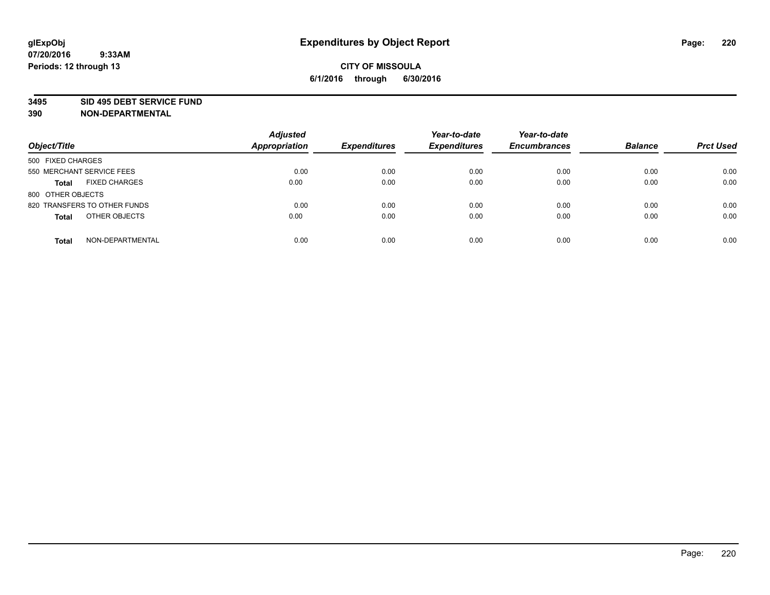# Expenditures by Object Report

glExpObj
07/20/2016 9:33AM
Periods: 12 through 13

**CITY OF MISSOULA**
**6/1/2016 through 6/30/2016**

**3495 SID 495 DEBT SERVICE FUND**
**390 NON-DEPARTMENTAL**

| Object/Title | | Adjusted Appropriation | Expenditures | Year-to-date Expenditures | Year-to-date Encumbrances | Balance | Prct Used |
|---|---|---|---|---|---|---|---|
| 500 FIXED CHARGES | | | | | | | |
| 550 MERCHANT SERVICE FEES | | 0.00 | 0.00 | 0.00 | 0.00 | 0.00 | 0.00 |
| **Total** | FIXED CHARGES | 0.00 | 0.00 | 0.00 | 0.00 | 0.00 | 0.00 |
| 800 OTHER OBJECTS | | | | | | | |
| 820 TRANSFERS TO OTHER FUNDS | | 0.00 | 0.00 | 0.00 | 0.00 | 0.00 | 0.00 |
| **Total** | OTHER OBJECTS | 0.00 | 0.00 | 0.00 | 0.00 | 0.00 | 0.00 |
| **Total** | NON-DEPARTMENTAL | 0.00 | 0.00 | 0.00 | 0.00 | 0.00 | 0.00 |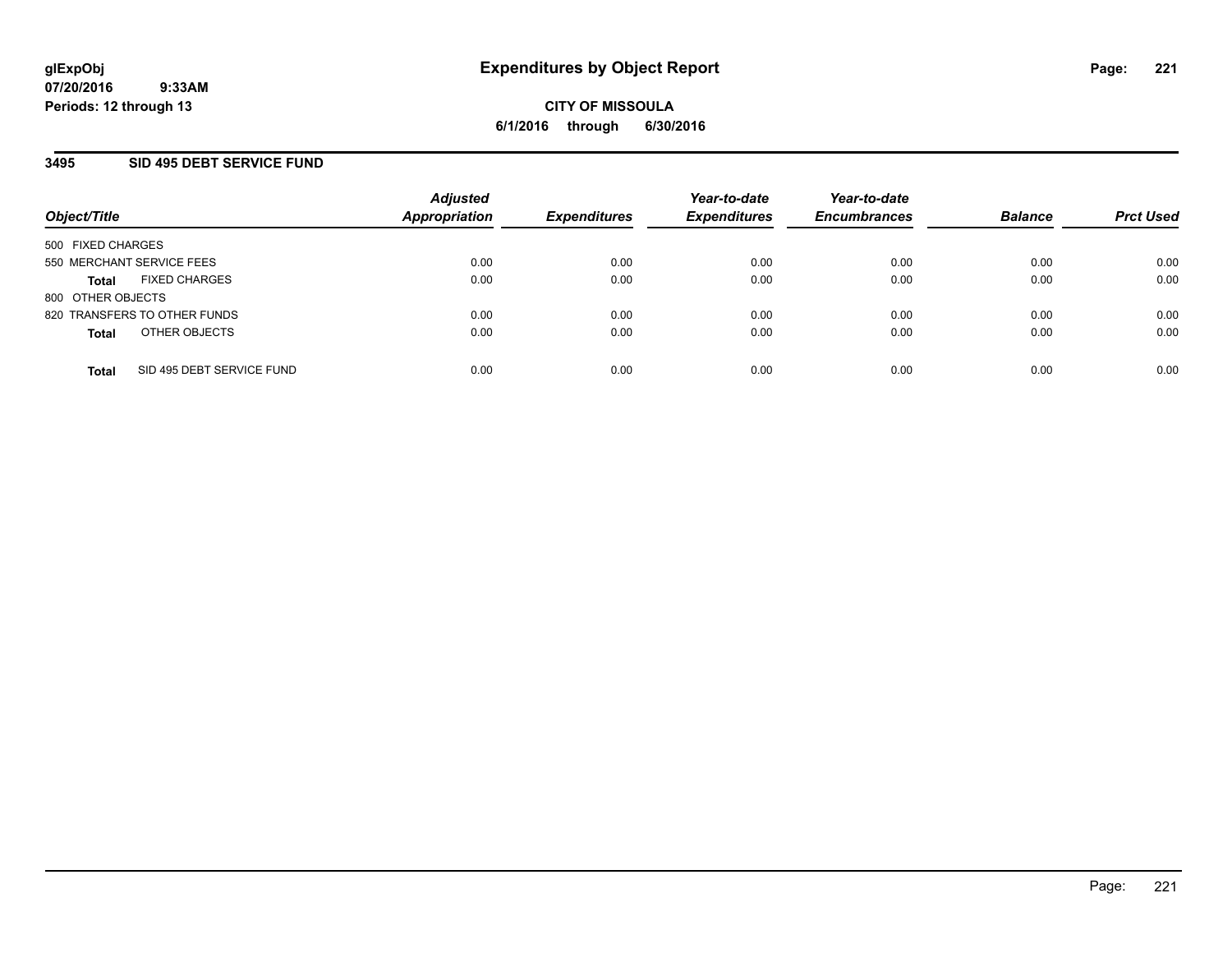# Expenditures by Object Report

**glExpObj**
**07/20/2016 9:33AM**
**Periods: 12 through 13**

**CITY OF MISSOULA**
**6/1/2016 through 6/30/2016**

## 3495 SID 495 DEBT SERVICE FUND

| Object/Title | Adjusted Appropriation | Expenditures | Year-to-date Expenditures | Year-to-date Encumbrances | Balance | Prct Used |
|---|---|---|---|---|---|---|
| 500 FIXED CHARGES | | | | | | |
| 550 MERCHANT SERVICE FEES | 0.00 | 0.00 | 0.00 | 0.00 | 0.00 | 0.00 |
| **Total** FIXED CHARGES | 0.00 | 0.00 | 0.00 | 0.00 | 0.00 | 0.00 |
| 800 OTHER OBJECTS | | | | | | |
| 820 TRANSFERS TO OTHER FUNDS | 0.00 | 0.00 | 0.00 | 0.00 | 0.00 | 0.00 |
| **Total** OTHER OBJECTS | 0.00 | 0.00 | 0.00 | 0.00 | 0.00 | 0.00 |
| **Total** SID 495 DEBT SERVICE FUND | 0.00 | 0.00 | 0.00 | 0.00 | 0.00 | 0.00 |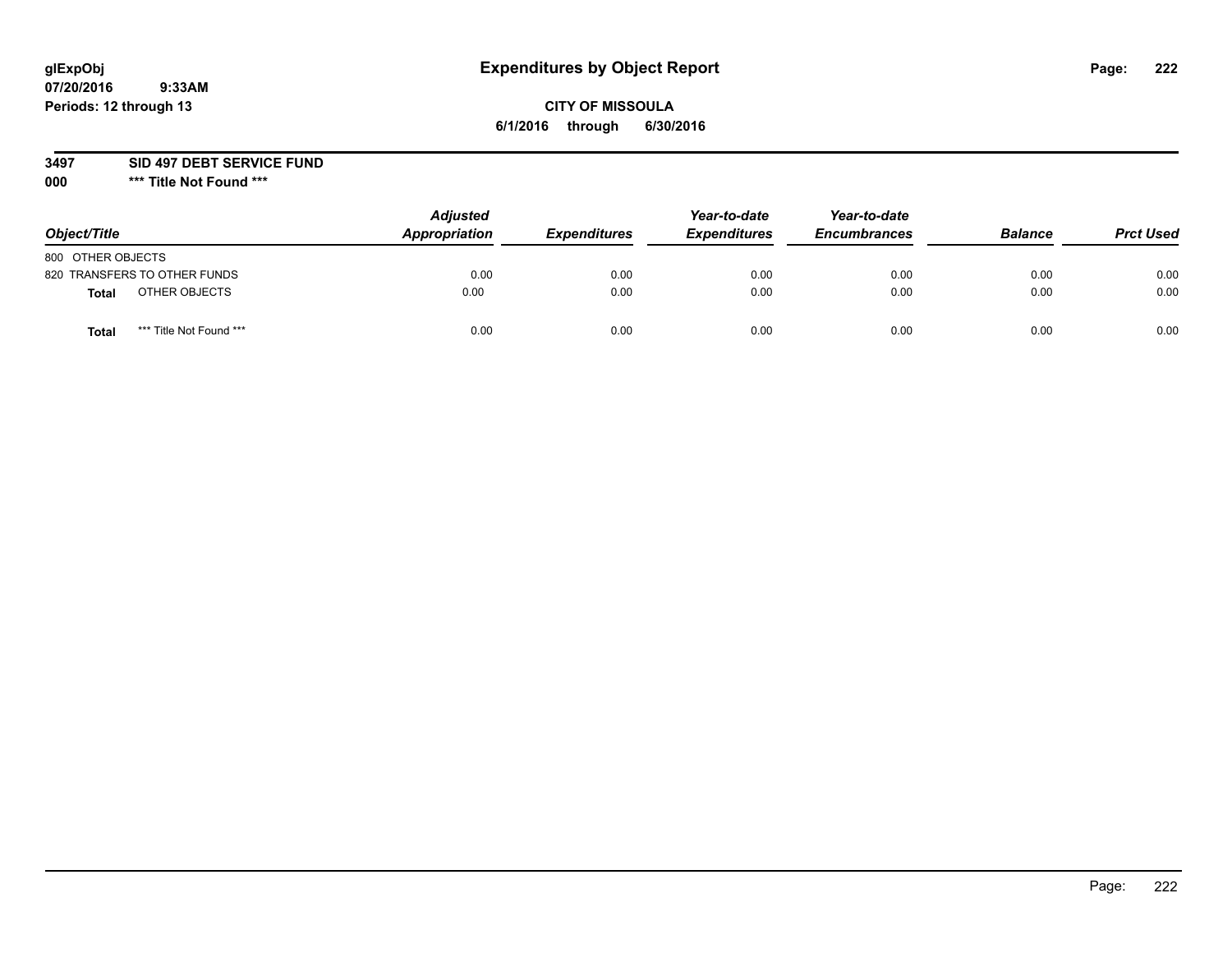glExpObj **Expenditures by Object Report**
07/20/2016 9:33AM
Periods: 12 through 13

**CITY OF MISSOULA**
**6/1/2016 through 6/30/2016**

**3497 SID 497 DEBT SERVICE FUND**
**000 \*\*\* Title Not Found \*\*\***

| Object/Title | | Adjusted Appropriation | Expenditures | Year-to-date Expenditures | Year-to-date Encumbrances | Balance | Prct Used |
|---|---|---|---|---|---|---|---|
| 800 OTHER OBJECTS | | | | | | | |
| 820 TRANSFERS TO OTHER FUNDS | | 0.00 | 0.00 | 0.00 | 0.00 | 0.00 | 0.00 |
| **Total** | OTHER OBJECTS | 0.00 | 0.00 | 0.00 | 0.00 | 0.00 | 0.00 |
| **Total** | *** Title Not Found *** | 0.00 | 0.00 | 0.00 | 0.00 | 0.00 | 0.00 |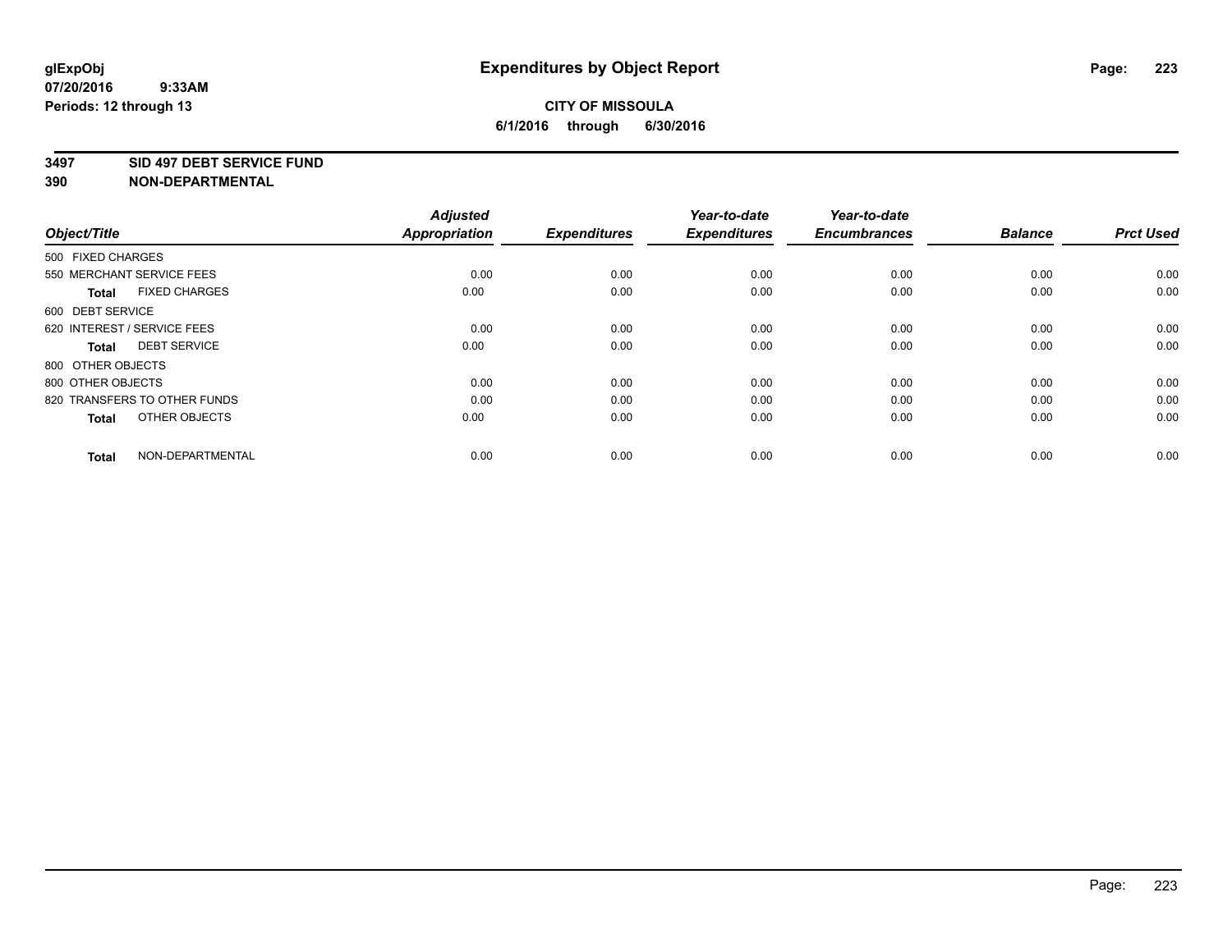**glExpObj**
**07/20/2016 9:33AM**
**Periods: 12 through 13**

# Expenditures by Object Report

**CITY OF MISSOULA**
**6/1/2016 through 6/30/2016**

## 3497 SID 497 DEBT SERVICE FUND
## 390 NON-DEPARTMENTAL

| Object/Title | Adjusted Appropriation | Expenditures | Year-to-date Expenditures | Year-to-date Encumbrances | Balance | Prct Used |
|---|---|---|---|---|---|---|
| 500 FIXED CHARGES | | | | | | |
| 550 MERCHANT SERVICE FEES | 0.00 | 0.00 | 0.00 | 0.00 | 0.00 | 0.00 |
| **Total** FIXED CHARGES | 0.00 | 0.00 | 0.00 | 0.00 | 0.00 | 0.00 |
| 600 DEBT SERVICE | | | | | | |
| 620 INTEREST / SERVICE FEES | 0.00 | 0.00 | 0.00 | 0.00 | 0.00 | 0.00 |
| **Total** DEBT SERVICE | 0.00 | 0.00 | 0.00 | 0.00 | 0.00 | 0.00 |
| 800 OTHER OBJECTS | | | | | | |
| 800 OTHER OBJECTS | 0.00 | 0.00 | 0.00 | 0.00 | 0.00 | 0.00 |
| 820 TRANSFERS TO OTHER FUNDS | 0.00 | 0.00 | 0.00 | 0.00 | 0.00 | 0.00 |
| **Total** OTHER OBJECTS | 0.00 | 0.00 | 0.00 | 0.00 | 0.00 | 0.00 |
| **Total** NON-DEPARTMENTAL | 0.00 | 0.00 | 0.00 | 0.00 | 0.00 | 0.00 |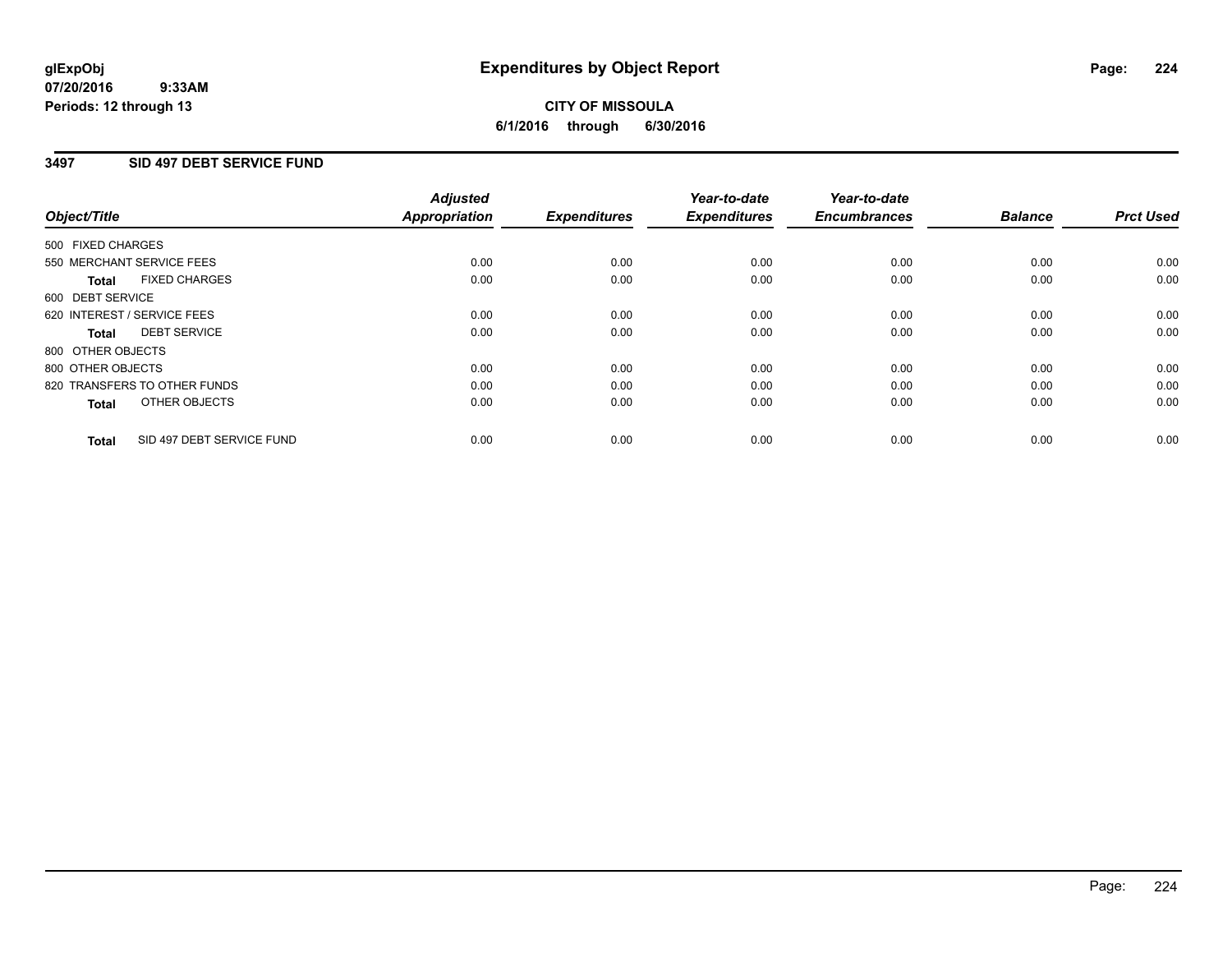**glExpObj** **Expenditures by Object Report**
**07/20/2016 9:33AM**
**Periods: 12 through 13**

**CITY OF MISSOULA**
**6/1/2016 through 6/30/2016**

## 3497 SID 497 DEBT SERVICE FUND

| Object/Title | Adjusted Appropriation | Expenditures | Year-to-date Expenditures | Year-to-date Encumbrances | Balance | Prct Used |
|---|---|---|---|---|---|---|
| 500 FIXED CHARGES | | | | | | |
| 550 MERCHANT SERVICE FEES | 0.00 | 0.00 | 0.00 | 0.00 | 0.00 | 0.00 |
| **Total** FIXED CHARGES | 0.00 | 0.00 | 0.00 | 0.00 | 0.00 | 0.00 |
| 600 DEBT SERVICE | | | | | | |
| 620 INTEREST / SERVICE FEES | 0.00 | 0.00 | 0.00 | 0.00 | 0.00 | 0.00 |
| **Total** DEBT SERVICE | 0.00 | 0.00 | 0.00 | 0.00 | 0.00 | 0.00 |
| 800 OTHER OBJECTS | | | | | | |
| 800 OTHER OBJECTS | 0.00 | 0.00 | 0.00 | 0.00 | 0.00 | 0.00 |
| 820 TRANSFERS TO OTHER FUNDS | 0.00 | 0.00 | 0.00 | 0.00 | 0.00 | 0.00 |
| **Total** OTHER OBJECTS | 0.00 | 0.00 | 0.00 | 0.00 | 0.00 | 0.00 |
| **Total** SID 497 DEBT SERVICE FUND | 0.00 | 0.00 | 0.00 | 0.00 | 0.00 | 0.00 |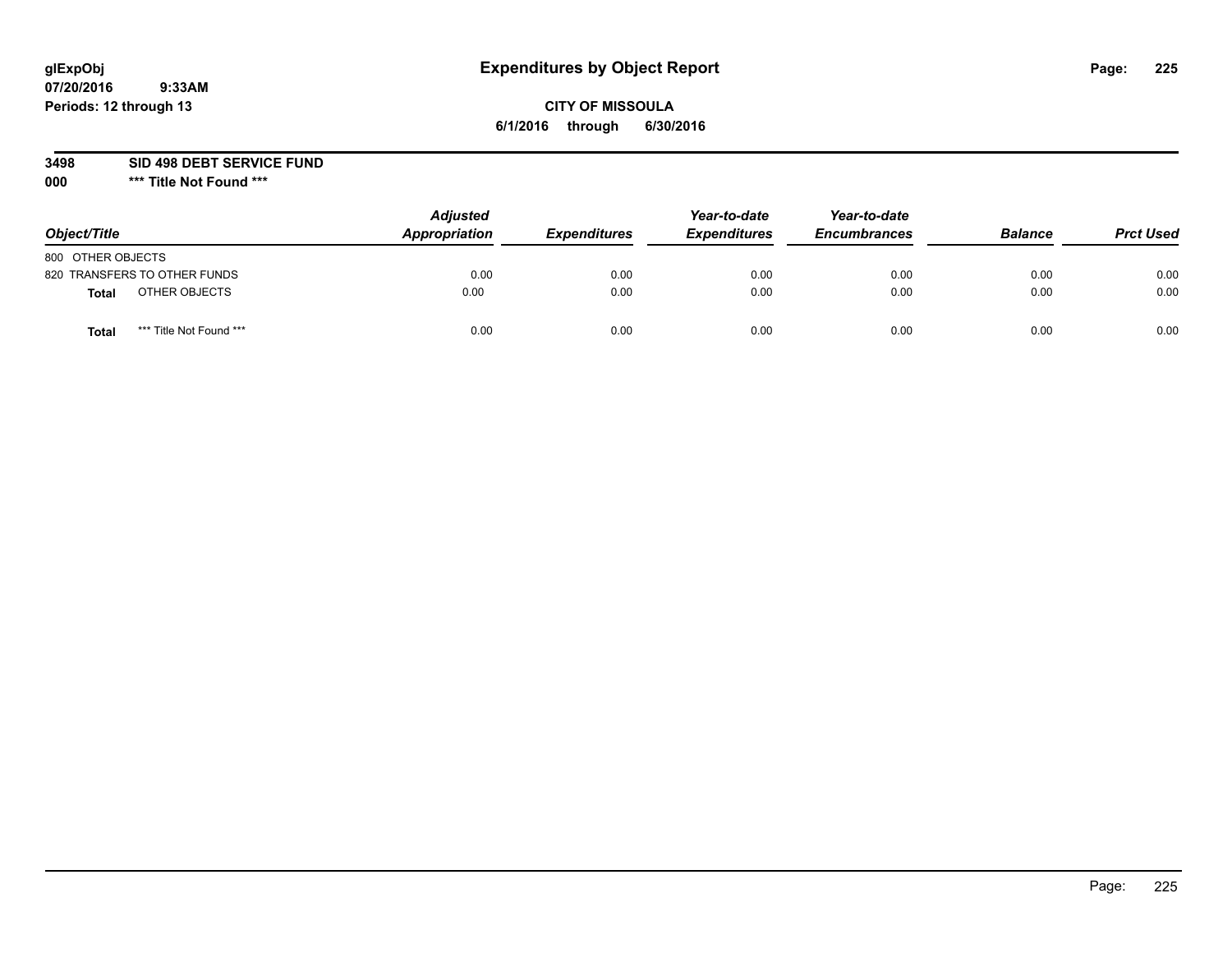glExpObj
07/20/2016 9:33AM
Periods: 12 through 13

# Expenditures by Object Report

**CITY OF MISSOULA**
**6/1/2016 through 6/30/2016**

**3498 SID 498 DEBT SERVICE FUND**
**000 \*\*\* Title Not Found \*\*\***

| Object/Title | Adjusted Appropriation | Expenditures | Year-to-date Expenditures | Year-to-date Encumbrances | Balance | Prct Used |
|---|---|---|---|---|---|---|
| 800 OTHER OBJECTS | | | | | | |
| 820 TRANSFERS TO OTHER FUNDS | 0.00 | 0.00 | 0.00 | 0.00 | 0.00 | 0.00 |
| **Total** OTHER OBJECTS | 0.00 | 0.00 | 0.00 | 0.00 | 0.00 | 0.00 |
| **Total** *** Title Not Found *** | 0.00 | 0.00 | 0.00 | 0.00 | 0.00 | 0.00 |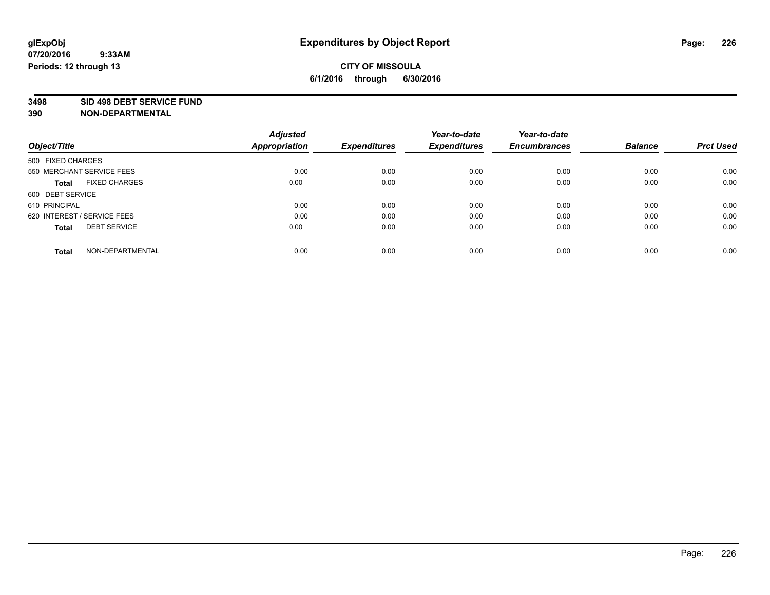# Expenditures by Object Report

glExpObj
07/20/2016 9:33AM
Periods: 12 through 13

**CITY OF MISSOULA**
**6/1/2016 through 6/30/2016**

**3498 SID 498 DEBT SERVICE FUND**
**390 NON-DEPARTMENTAL**

| Object/Title | Adjusted Appropriation | Expenditures | Year-to-date Expenditures | Year-to-date Encumbrances | Balance | Prct Used |
|---|---|---|---|---|---|---|
| 500 FIXED CHARGES | | | | | | |
| 550 MERCHANT SERVICE FEES | 0.00 | 0.00 | 0.00 | 0.00 | 0.00 | 0.00 |
| **Total** FIXED CHARGES | 0.00 | 0.00 | 0.00 | 0.00 | 0.00 | 0.00 |
| 600 DEBT SERVICE | | | | | | |
| 610 PRINCIPAL | 0.00 | 0.00 | 0.00 | 0.00 | 0.00 | 0.00 |
| 620 INTEREST / SERVICE FEES | 0.00 | 0.00 | 0.00 | 0.00 | 0.00 | 0.00 |
| **Total** DEBT SERVICE | 0.00 | 0.00 | 0.00 | 0.00 | 0.00 | 0.00 |
| **Total** NON-DEPARTMENTAL | 0.00 | 0.00 | 0.00 | 0.00 | 0.00 | 0.00 |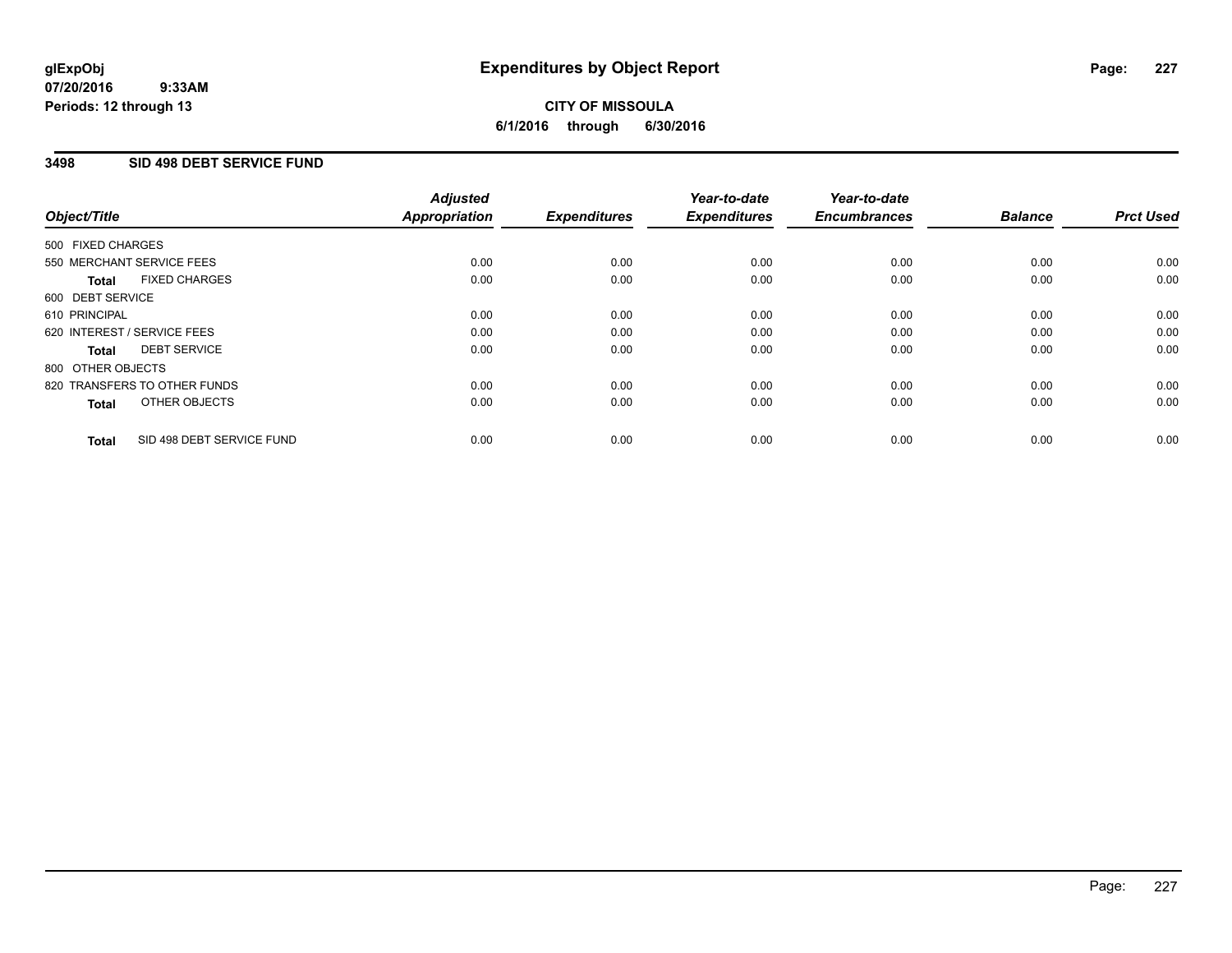**glExpObj**
**07/20/2016 9:33AM**
**Periods: 12 through 13**

# Expenditures by Object Report

**CITY OF MISSOULA**
**6/1/2016 through 6/30/2016**

## 3498 SID 498 DEBT SERVICE FUND

| Object/Title | Adjusted Appropriation | Expenditures | Year-to-date Expenditures | Year-to-date Encumbrances | Balance | Prct Used |
|---|---|---|---|---|---|---|
| 500 FIXED CHARGES | | | | | | |
| 550 MERCHANT SERVICE FEES | 0.00 | 0.00 | 0.00 | 0.00 | 0.00 | 0.00 |
| **Total** FIXED CHARGES | 0.00 | 0.00 | 0.00 | 0.00 | 0.00 | 0.00 |
| 600 DEBT SERVICE | | | | | | |
| 610 PRINCIPAL | 0.00 | 0.00 | 0.00 | 0.00 | 0.00 | 0.00 |
| 620 INTEREST / SERVICE FEES | 0.00 | 0.00 | 0.00 | 0.00 | 0.00 | 0.00 |
| **Total** DEBT SERVICE | 0.00 | 0.00 | 0.00 | 0.00 | 0.00 | 0.00 |
| 800 OTHER OBJECTS | | | | | | |
| 820 TRANSFERS TO OTHER FUNDS | 0.00 | 0.00 | 0.00 | 0.00 | 0.00 | 0.00 |
| **Total** OTHER OBJECTS | 0.00 | 0.00 | 0.00 | 0.00 | 0.00 | 0.00 |
| **Total** SID 498 DEBT SERVICE FUND | 0.00 | 0.00 | 0.00 | 0.00 | 0.00 | 0.00 |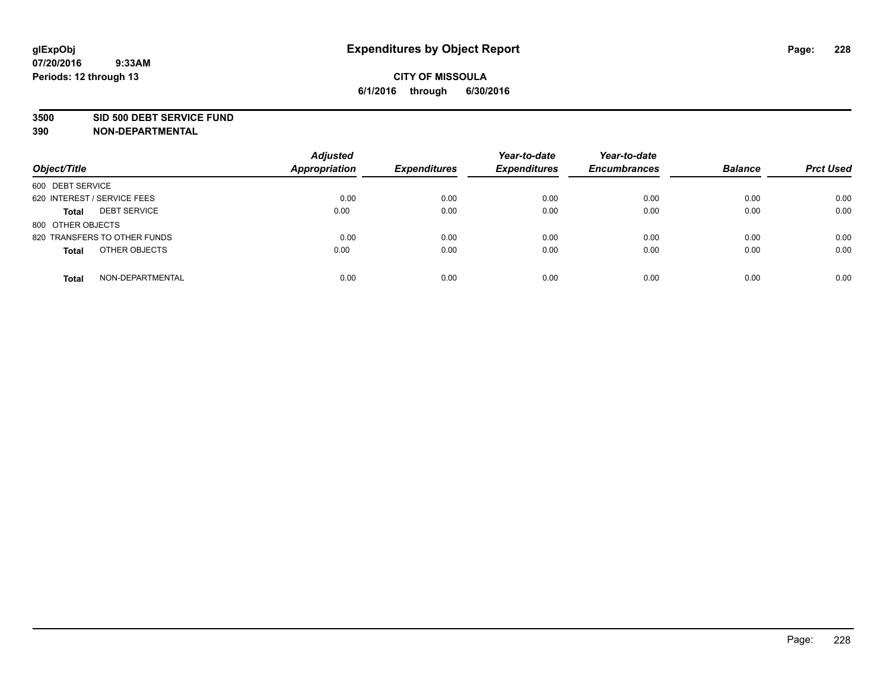**glExpObj**
**07/20/2016 9:33AM**
**Periods: 12 through 13**

# Expenditures by Object Report

**CITY OF MISSOULA**
**6/1/2016 through 6/30/2016**

## 3500 SID 500 DEBT SERVICE FUND
## 390 NON-DEPARTMENTAL

| Object/Title | Adjusted Appropriation | Expenditures | Year-to-date Expenditures | Year-to-date Encumbrances | Balance | Prct Used |
|---|---|---|---|---|---|---|
| 600 DEBT SERVICE | | | | | | |
| 620 INTEREST / SERVICE FEES | 0.00 | 0.00 | 0.00 | 0.00 | 0.00 | 0.00 |
| **Total** DEBT SERVICE | 0.00 | 0.00 | 0.00 | 0.00 | 0.00 | 0.00 |
| 800 OTHER OBJECTS | | | | | | |
| 820 TRANSFERS TO OTHER FUNDS | 0.00 | 0.00 | 0.00 | 0.00 | 0.00 | 0.00 |
| **Total** OTHER OBJECTS | 0.00 | 0.00 | 0.00 | 0.00 | 0.00 | 0.00 |
| **Total** NON-DEPARTMENTAL | 0.00 | 0.00 | 0.00 | 0.00 | 0.00 | 0.00 |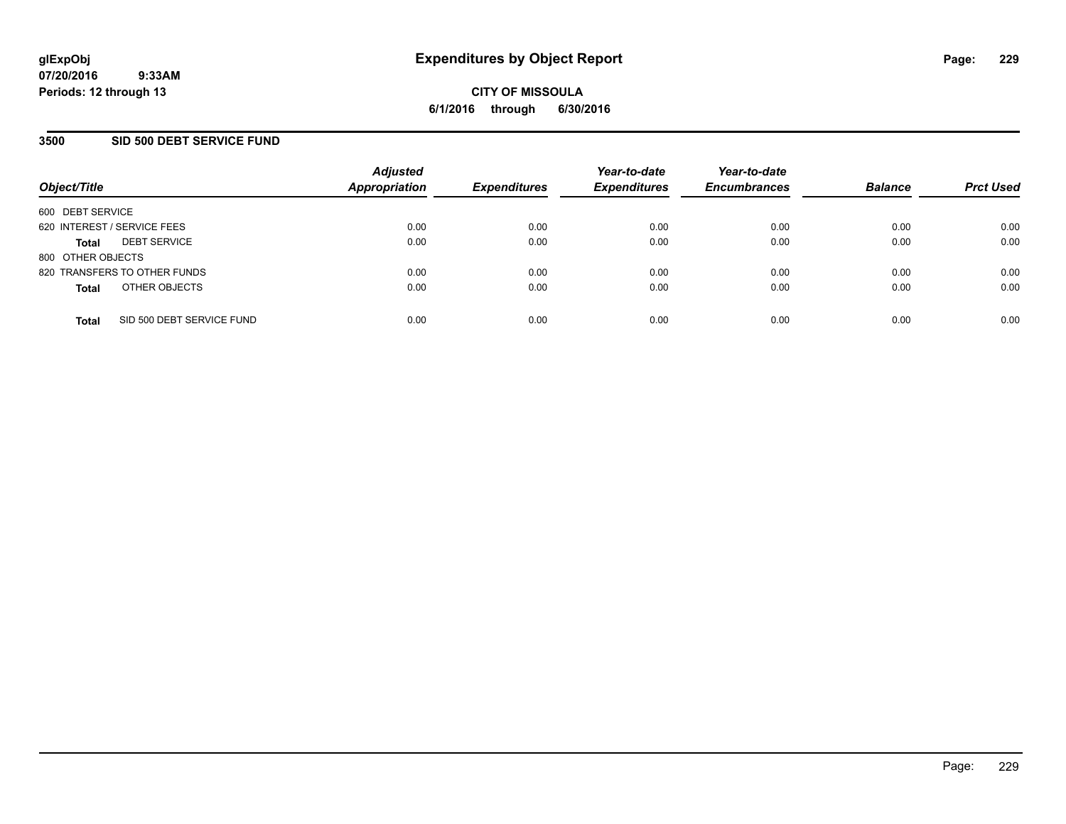# Expenditures by Object Report

glExpObj
07/20/2016 9:33AM
Periods: 12 through 13

**CITY OF MISSOULA**
**6/1/2016 through 6/30/2016**

## 3500 SID 500 DEBT SERVICE FUND

| Object/Title | | Adjusted Appropriation | Expenditures | Year-to-date Expenditures | Year-to-date Encumbrances | Balance | Prct Used |
|---|---|---|---|---|---|---|---|
| 600 DEBT SERVICE | | | | | | | |
| 620 INTEREST / SERVICE FEES | | 0.00 | 0.00 | 0.00 | 0.00 | 0.00 | 0.00 |
| **Total** | DEBT SERVICE | 0.00 | 0.00 | 0.00 | 0.00 | 0.00 | 0.00 |
| 800 OTHER OBJECTS | | | | | | | |
| 820 TRANSFERS TO OTHER FUNDS | | 0.00 | 0.00 | 0.00 | 0.00 | 0.00 | 0.00 |
| **Total** | OTHER OBJECTS | 0.00 | 0.00 | 0.00 | 0.00 | 0.00 | 0.00 |
| **Total** | SID 500 DEBT SERVICE FUND | 0.00 | 0.00 | 0.00 | 0.00 | 0.00 | 0.00 |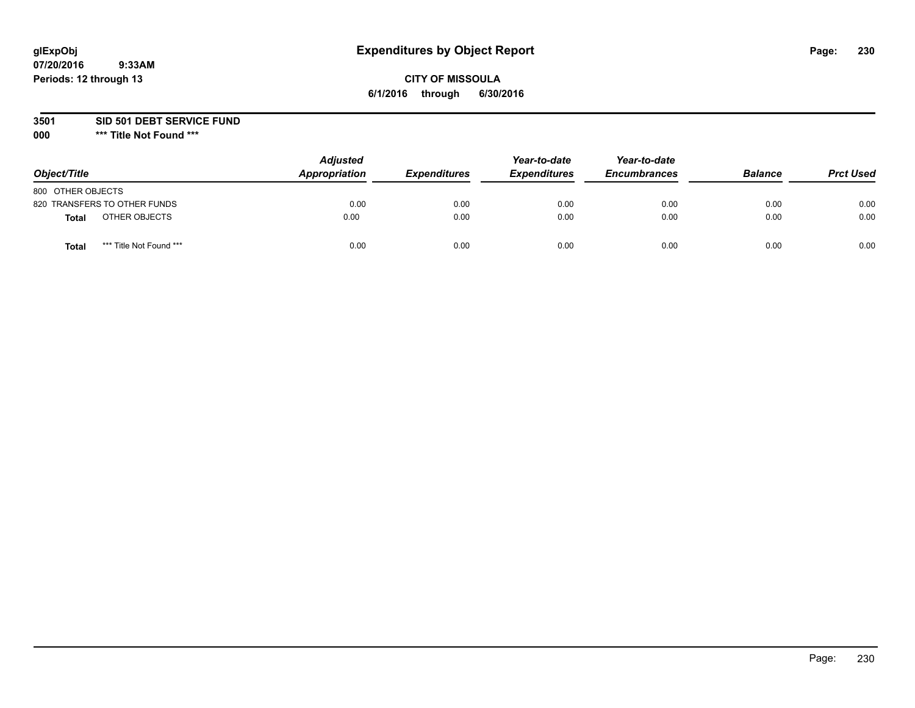**glExpObj**
**07/20/2016 9:33AM**
**Periods: 12 through 13**

# Expenditures by Object Report

**CITY OF MISSOULA**
**6/1/2016 through 6/30/2016**

**3501 SID 501 DEBT SERVICE FUND**
**000 *** Title Not Found *****

| Object/Title | Adjusted Appropriation | Expenditures | Year-to-date Expenditures | Year-to-date Encumbrances | Balance | Prct Used |
|---|---|---|---|---|---|---|
| 800 OTHER OBJECTS | | | | | | |
| 820 TRANSFERS TO OTHER FUNDS | 0.00 | 0.00 | 0.00 | 0.00 | 0.00 | 0.00 |
| **Total** OTHER OBJECTS | 0.00 | 0.00 | 0.00 | 0.00 | 0.00 | 0.00 |
| **Total** *** Title Not Found *** | 0.00 | 0.00 | 0.00 | 0.00 | 0.00 | 0.00 |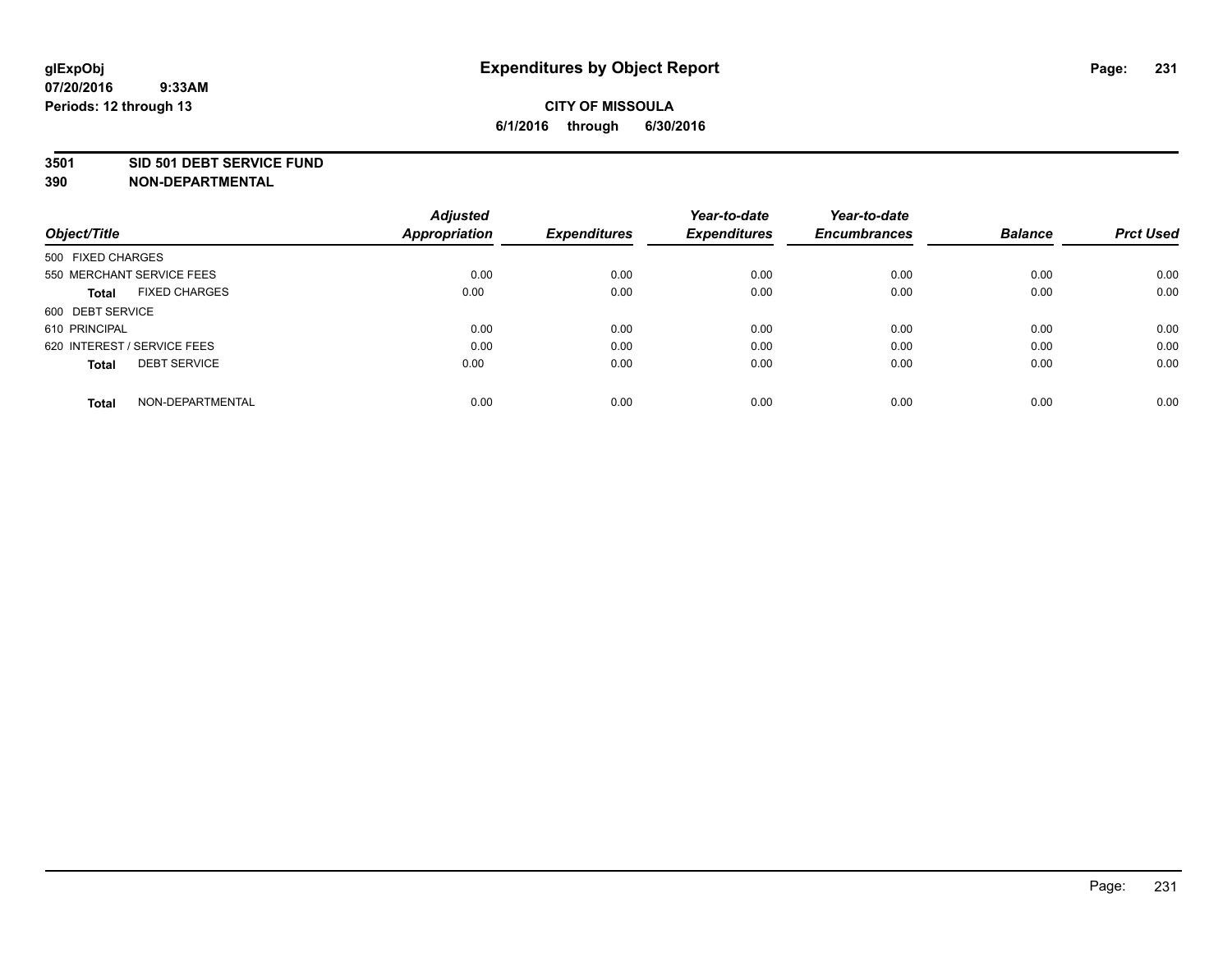# Expenditures by Object Report

glExpObj
07/20/2016 9:33AM
Periods: 12 through 13

**CITY OF MISSOULA**
**6/1/2016 through 6/30/2016**

**3501 SID 501 DEBT SERVICE FUND**
**390 NON-DEPARTMENTAL**

| Object/Title | Adjusted Appropriation | Expenditures | Year-to-date Expenditures | Year-to-date Encumbrances | Balance | Prct Used |
|---|---|---|---|---|---|---|
| 500 FIXED CHARGES | | | | | | |
| 550 MERCHANT SERVICE FEES | 0.00 | 0.00 | 0.00 | 0.00 | 0.00 | 0.00 |
| **Total** FIXED CHARGES | 0.00 | 0.00 | 0.00 | 0.00 | 0.00 | 0.00 |
| 600 DEBT SERVICE | | | | | | |
| 610 PRINCIPAL | 0.00 | 0.00 | 0.00 | 0.00 | 0.00 | 0.00 |
| 620 INTEREST / SERVICE FEES | 0.00 | 0.00 | 0.00 | 0.00 | 0.00 | 0.00 |
| **Total** DEBT SERVICE | 0.00 | 0.00 | 0.00 | 0.00 | 0.00 | 0.00 |
| **Total** NON-DEPARTMENTAL | 0.00 | 0.00 | 0.00 | 0.00 | 0.00 | 0.00 |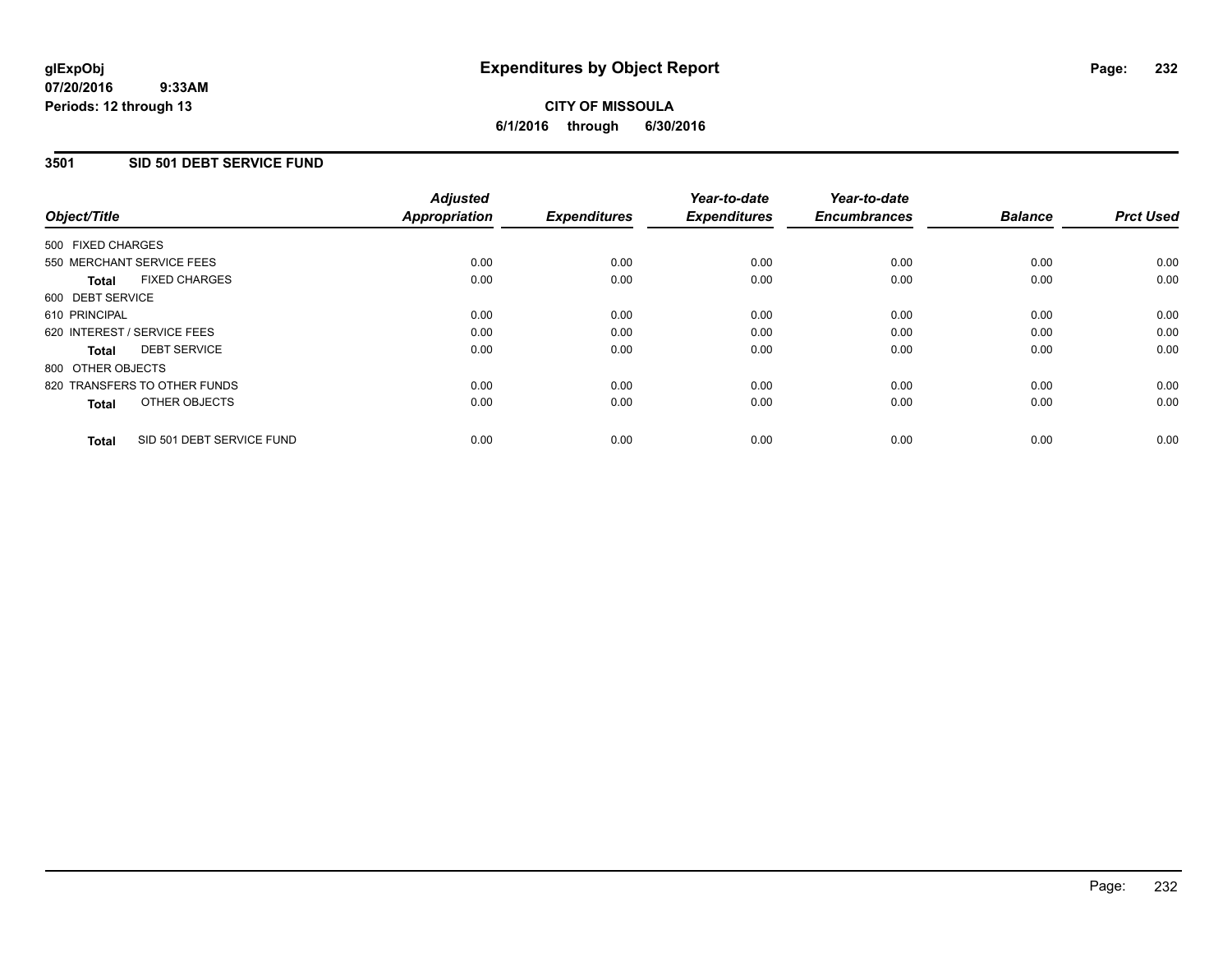**glExpObj** **Expenditures by Object Report**
**07/20/2016 9:33AM**
**Periods: 12 through 13**

**CITY OF MISSOULA**
**6/1/2016 through 6/30/2016**

## 3501 SID 501 DEBT SERVICE FUND

| Object/Title | Adjusted Appropriation | Expenditures | Year-to-date Expenditures | Year-to-date Encumbrances | Balance | Prct Used |
|---|---|---|---|---|---|---|
| 500 FIXED CHARGES | | | | | | |
| 550 MERCHANT SERVICE FEES | 0.00 | 0.00 | 0.00 | 0.00 | 0.00 | 0.00 |
| **Total** FIXED CHARGES | 0.00 | 0.00 | 0.00 | 0.00 | 0.00 | 0.00 |
| 600 DEBT SERVICE | | | | | | |
| 610 PRINCIPAL | 0.00 | 0.00 | 0.00 | 0.00 | 0.00 | 0.00 |
| 620 INTEREST / SERVICE FEES | 0.00 | 0.00 | 0.00 | 0.00 | 0.00 | 0.00 |
| **Total** DEBT SERVICE | 0.00 | 0.00 | 0.00 | 0.00 | 0.00 | 0.00 |
| 800 OTHER OBJECTS | | | | | | |
| 820 TRANSFERS TO OTHER FUNDS | 0.00 | 0.00 | 0.00 | 0.00 | 0.00 | 0.00 |
| **Total** OTHER OBJECTS | 0.00 | 0.00 | 0.00 | 0.00 | 0.00 | 0.00 |
| **Total** SID 501 DEBT SERVICE FUND | 0.00 | 0.00 | 0.00 | 0.00 | 0.00 | 0.00 |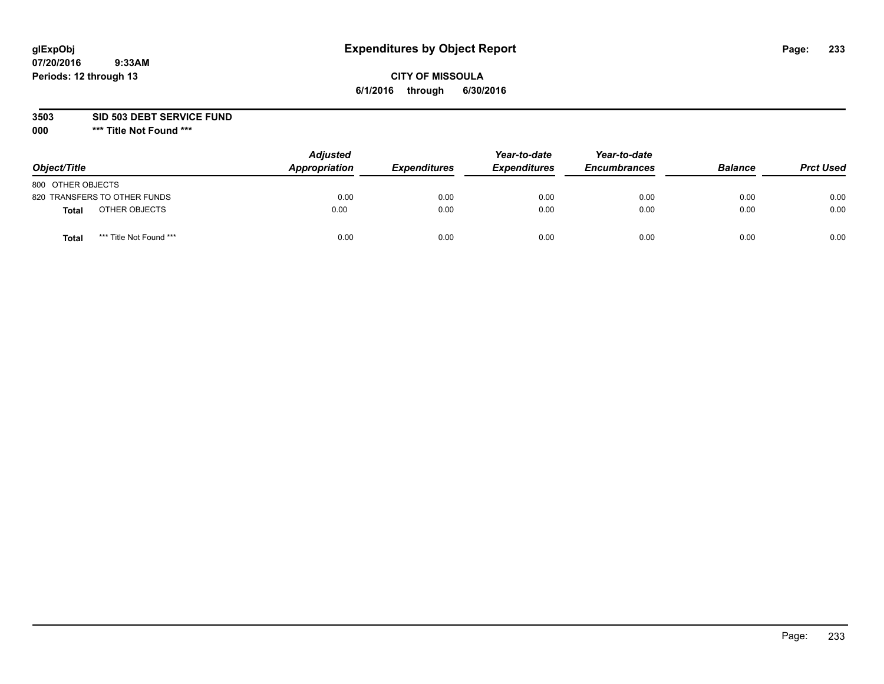glExpObj
07/20/2016 9:33AM
Periods: 12 through 13

# Expenditures by Object Report

**CITY OF MISSOULA**
**6/1/2016 through 6/30/2016**

**3503 SID 503 DEBT SERVICE FUND**
**000 *** Title Not Found *****

| Object/Title | Adjusted Appropriation | Expenditures | Year-to-date Expenditures | Year-to-date Encumbrances | Balance | Prct Used |
|---|---|---|---|---|---|---|
| 800 OTHER OBJECTS | | | | | | |
| 820 TRANSFERS TO OTHER FUNDS | 0.00 | 0.00 | 0.00 | 0.00 | 0.00 | 0.00 |
| **Total** OTHER OBJECTS | 0.00 | 0.00 | 0.00 | 0.00 | 0.00 | 0.00 |
| **Total** *** Title Not Found *** | 0.00 | 0.00 | 0.00 | 0.00 | 0.00 | 0.00 |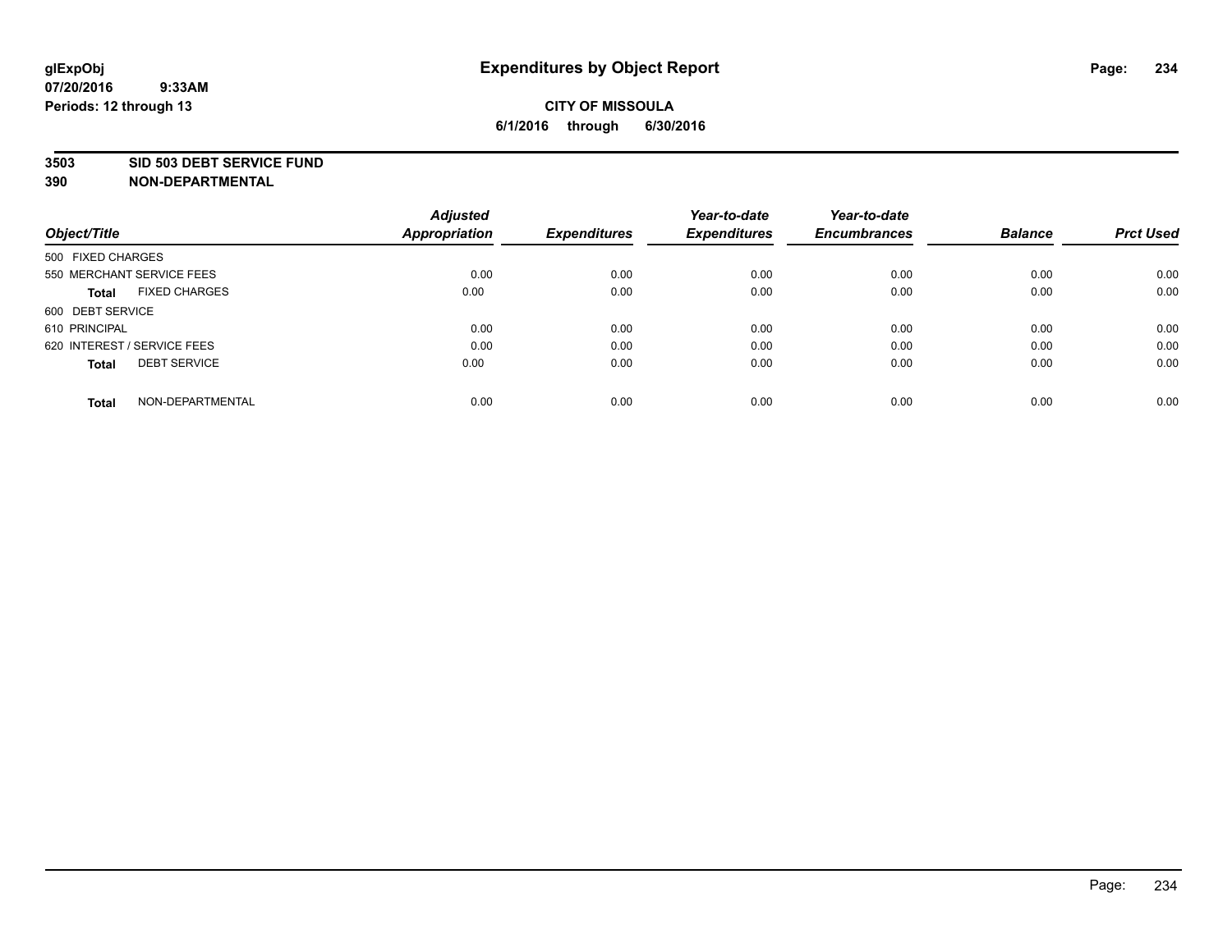# Expenditures by Object Report

glExpObj
07/20/2016 9:33AM
Periods: 12 through 13

**CITY OF MISSOULA**
**6/1/2016 through 6/30/2016**

**3503 SID 503 DEBT SERVICE FUND**
**390 NON-DEPARTMENTAL**

| Object/Title | Adjusted Appropriation | Expenditures | Year-to-date Expenditures | Year-to-date Encumbrances | Balance | Prct Used |
|---|---|---|---|---|---|---|
| 500 FIXED CHARGES | | | | | | |
| 550 MERCHANT SERVICE FEES | 0.00 | 0.00 | 0.00 | 0.00 | 0.00 | 0.00 |
| **Total** FIXED CHARGES | 0.00 | 0.00 | 0.00 | 0.00 | 0.00 | 0.00 |
| 600 DEBT SERVICE | | | | | | |
| 610 PRINCIPAL | 0.00 | 0.00 | 0.00 | 0.00 | 0.00 | 0.00 |
| 620 INTEREST / SERVICE FEES | 0.00 | 0.00 | 0.00 | 0.00 | 0.00 | 0.00 |
| **Total** DEBT SERVICE | 0.00 | 0.00 | 0.00 | 0.00 | 0.00 | 0.00 |
| **Total** NON-DEPARTMENTAL | 0.00 | 0.00 | 0.00 | 0.00 | 0.00 | 0.00 |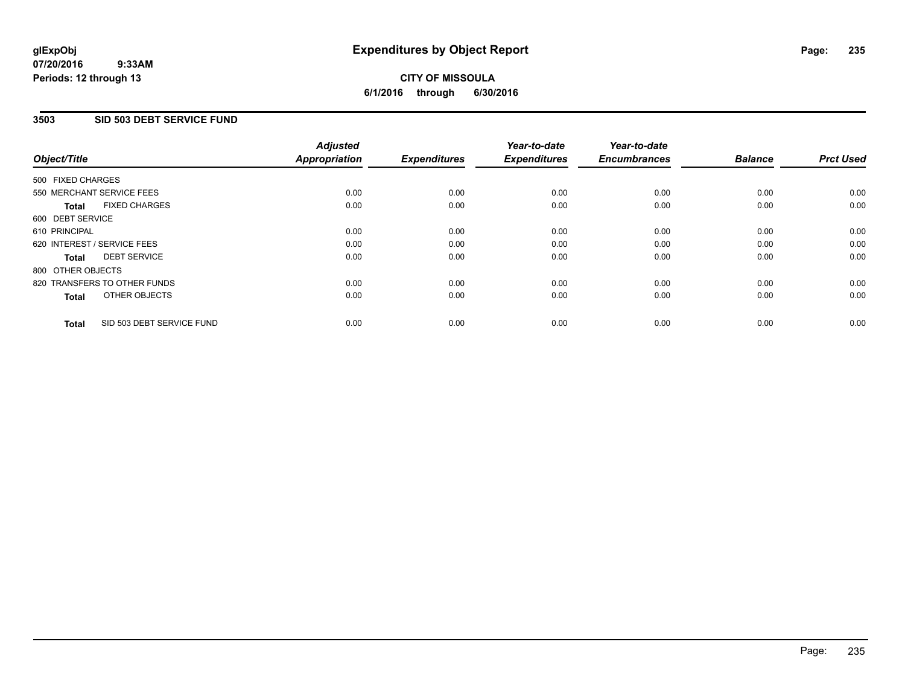**glExpObj**
**07/20/2016 9:33AM**
**Periods: 12 through 13**

# Expenditures by Object Report

**CITY OF MISSOULA**
**6/1/2016 through 6/30/2016**

## 3503 SID 503 DEBT SERVICE FUND

| Object/Title | Adjusted Appropriation | Expenditures | Year-to-date Expenditures | Year-to-date Encumbrances | Balance | Prct Used |
|---|---|---|---|---|---|---|
| 500 FIXED CHARGES | | | | | | |
| 550 MERCHANT SERVICE FEES | 0.00 | 0.00 | 0.00 | 0.00 | 0.00 | 0.00 |
| **Total** FIXED CHARGES | 0.00 | 0.00 | 0.00 | 0.00 | 0.00 | 0.00 |
| 600 DEBT SERVICE | | | | | | |
| 610 PRINCIPAL | 0.00 | 0.00 | 0.00 | 0.00 | 0.00 | 0.00 |
| 620 INTEREST / SERVICE FEES | 0.00 | 0.00 | 0.00 | 0.00 | 0.00 | 0.00 |
| **Total** DEBT SERVICE | 0.00 | 0.00 | 0.00 | 0.00 | 0.00 | 0.00 |
| 800 OTHER OBJECTS | | | | | | |
| 820 TRANSFERS TO OTHER FUNDS | 0.00 | 0.00 | 0.00 | 0.00 | 0.00 | 0.00 |
| **Total** OTHER OBJECTS | 0.00 | 0.00 | 0.00 | 0.00 | 0.00 | 0.00 |
| **Total** SID 503 DEBT SERVICE FUND | 0.00 | 0.00 | 0.00 | 0.00 | 0.00 | 0.00 |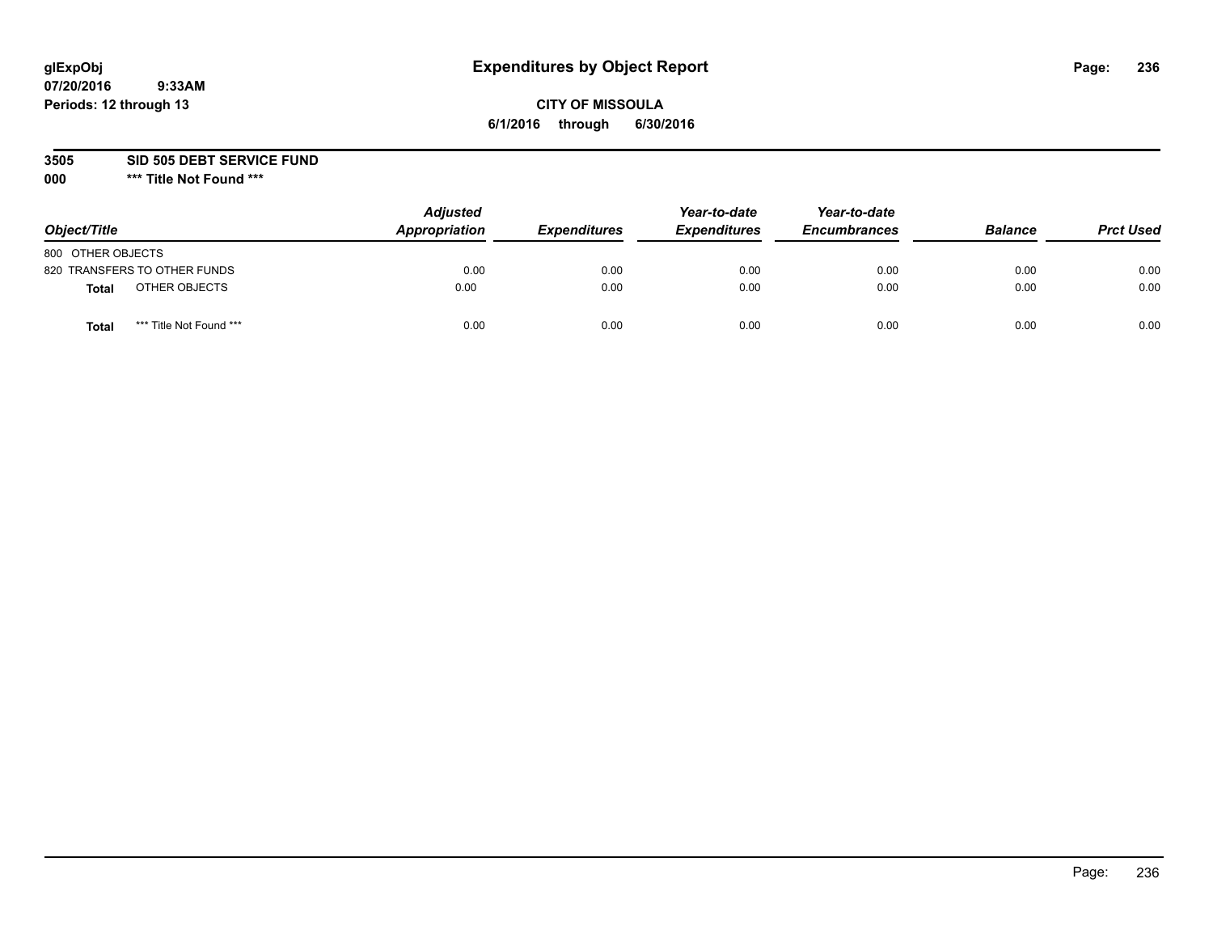**glExpObj**
**07/20/2016 9:33AM**
**Periods: 12 through 13**

# Expenditures by Object Report

**CITY OF MISSOULA**
**6/1/2016 through 6/30/2016**

**3505 SID 505 DEBT SERVICE FUND**
**000 *** Title Not Found *****

| Object/Title | Adjusted Appropriation | Expenditures | Year-to-date Expenditures | Year-to-date Encumbrances | Balance | Prct Used |
|---|---|---|---|---|---|---|
| 800 OTHER OBJECTS | | | | | | |
| 820 TRANSFERS TO OTHER FUNDS | 0.00 | 0.00 | 0.00 | 0.00 | 0.00 | 0.00 |
| **Total** OTHER OBJECTS | 0.00 | 0.00 | 0.00 | 0.00 | 0.00 | 0.00 |
| **Total** *** Title Not Found *** | 0.00 | 0.00 | 0.00 | 0.00 | 0.00 | 0.00 |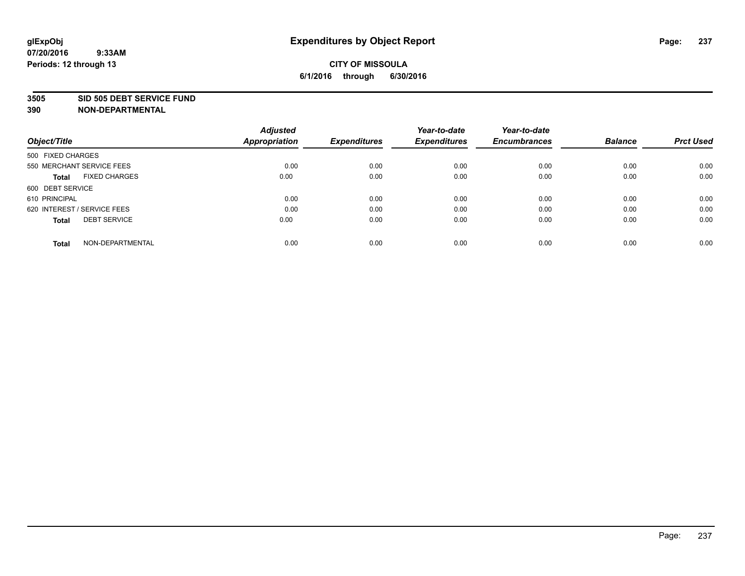**glExpObj**
**07/20/2016 9:33AM**
**Periods: 12 through 13**

# Expenditures by Object Report

**CITY OF MISSOULA**
**6/1/2016 through 6/30/2016**

**3505 SID 505 DEBT SERVICE FUND**
**390 NON-DEPARTMENTAL**

| Object/Title | Adjusted Appropriation | Expenditures | Year-to-date Expenditures | Year-to-date Encumbrances | Balance | Prct Used |
|---|---|---|---|---|---|---|
| 500 FIXED CHARGES | | | | | | |
| 550 MERCHANT SERVICE FEES | 0.00 | 0.00 | 0.00 | 0.00 | 0.00 | 0.00 |
| **Total** FIXED CHARGES | 0.00 | 0.00 | 0.00 | 0.00 | 0.00 | 0.00 |
| 600 DEBT SERVICE | | | | | | |
| 610 PRINCIPAL | 0.00 | 0.00 | 0.00 | 0.00 | 0.00 | 0.00 |
| 620 INTEREST / SERVICE FEES | 0.00 | 0.00 | 0.00 | 0.00 | 0.00 | 0.00 |
| **Total** DEBT SERVICE | 0.00 | 0.00 | 0.00 | 0.00 | 0.00 | 0.00 |
| **Total** NON-DEPARTMENTAL | 0.00 | 0.00 | 0.00 | 0.00 | 0.00 | 0.00 |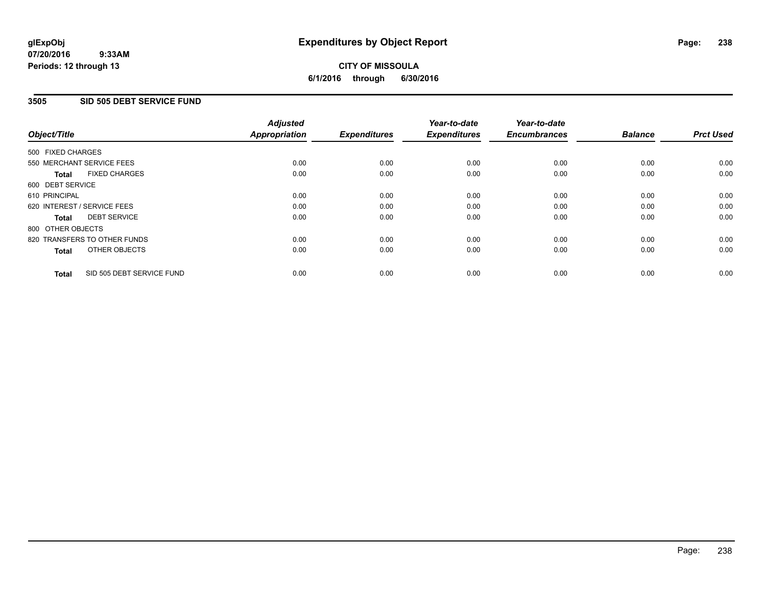# Expenditures by Object Report

glExpObj
07/20/2016 9:33AM
Periods: 12 through 13

**CITY OF MISSOULA**
**6/1/2016 through 6/30/2016**

## 3505 SID 505 DEBT SERVICE FUND

| Object/Title | Adjusted Appropriation | Expenditures | Year-to-date Expenditures | Year-to-date Encumbrances | Balance | Prct Used |
|---|---|---|---|---|---|---|
| 500 FIXED CHARGES | | | | | | |
| 550 MERCHANT SERVICE FEES | 0.00 | 0.00 | 0.00 | 0.00 | 0.00 | 0.00 |
| **Total** FIXED CHARGES | 0.00 | 0.00 | 0.00 | 0.00 | 0.00 | 0.00 |
| 600 DEBT SERVICE | | | | | | |
| 610 PRINCIPAL | 0.00 | 0.00 | 0.00 | 0.00 | 0.00 | 0.00 |
| 620 INTEREST / SERVICE FEES | 0.00 | 0.00 | 0.00 | 0.00 | 0.00 | 0.00 |
| **Total** DEBT SERVICE | 0.00 | 0.00 | 0.00 | 0.00 | 0.00 | 0.00 |
| 800 OTHER OBJECTS | | | | | | |
| 820 TRANSFERS TO OTHER FUNDS | 0.00 | 0.00 | 0.00 | 0.00 | 0.00 | 0.00 |
| **Total** OTHER OBJECTS | 0.00 | 0.00 | 0.00 | 0.00 | 0.00 | 0.00 |
| **Total** SID 505 DEBT SERVICE FUND | 0.00 | 0.00 | 0.00 | 0.00 | 0.00 | 0.00 |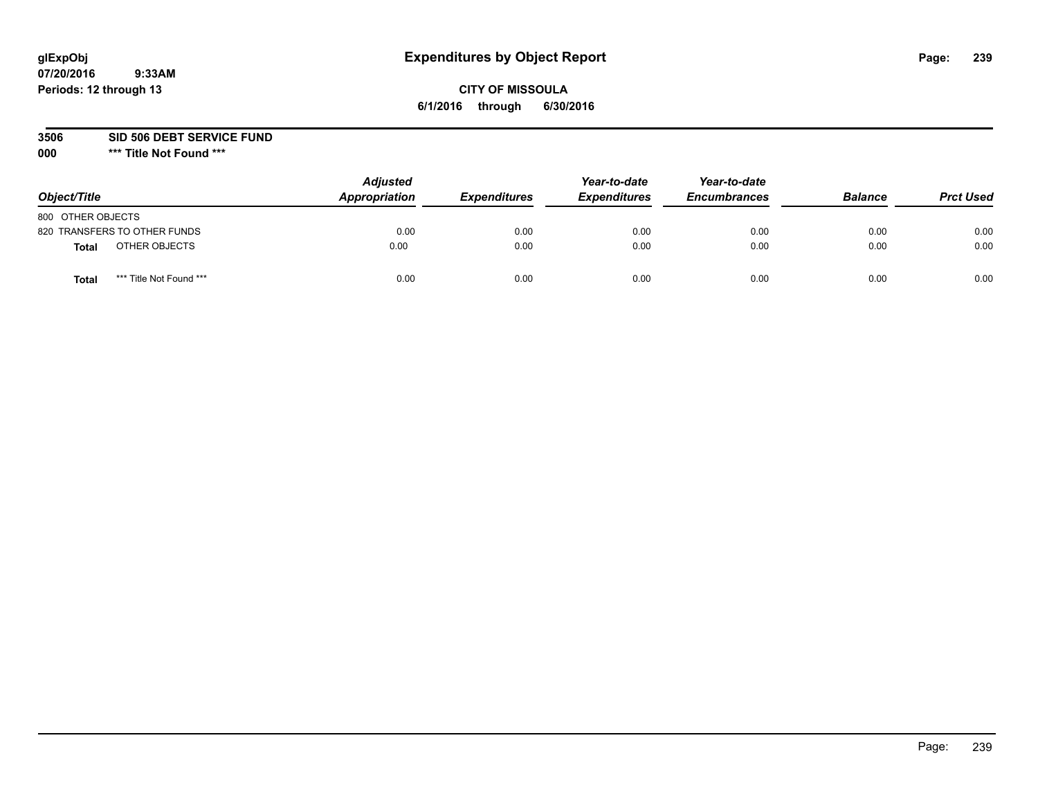# Expenditures by Object Report

glExpObj
07/20/2016 9:33AM
Periods: 12 through 13

**CITY OF MISSOULA**
**6/1/2016 through 6/30/2016**

**3506 SID 506 DEBT SERVICE FUND**
**000 \*\*\* Title Not Found \*\*\***

| Object/Title | Adjusted Appropriation | Expenditures | Year-to-date Expenditures | Year-to-date Encumbrances | Balance | Prct Used |
|---|---|---|---|---|---|---|
| 800 OTHER OBJECTS | | | | | | |
| 820 TRANSFERS TO OTHER FUNDS | 0.00 | 0.00 | 0.00 | 0.00 | 0.00 | 0.00 |
| **Total** OTHER OBJECTS | 0.00 | 0.00 | 0.00 | 0.00 | 0.00 | 0.00 |
| **Total** *** Title Not Found *** | 0.00 | 0.00 | 0.00 | 0.00 | 0.00 | 0.00 |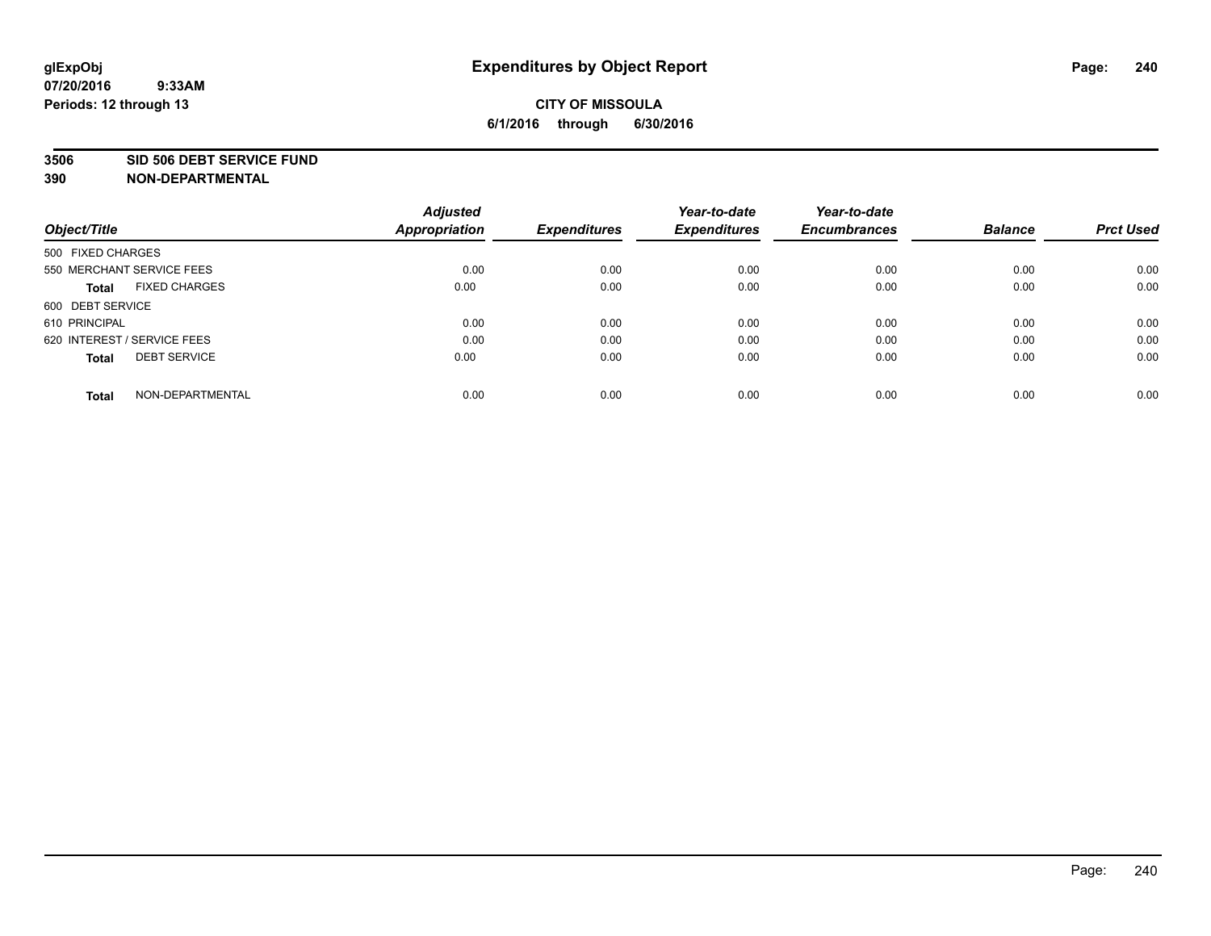**glExpObj** **Expenditures by Object Report**
**07/20/2016 9:33AM**
**Periods: 12 through 13**

**CITY OF MISSOULA**
**6/1/2016 through 6/30/2016**

**3506 SID 506 DEBT SERVICE FUND**
**390 NON-DEPARTMENTAL**

| Object/Title | Adjusted Appropriation | Expenditures | Year-to-date Expenditures | Year-to-date Encumbrances | Balance | Prct Used |
|---|---|---|---|---|---|---|
| 500 FIXED CHARGES | | | | | | |
| 550 MERCHANT SERVICE FEES | 0.00 | 0.00 | 0.00 | 0.00 | 0.00 | 0.00 |
| **Total** FIXED CHARGES | 0.00 | 0.00 | 0.00 | 0.00 | 0.00 | 0.00 |
| 600 DEBT SERVICE | | | | | | |
| 610 PRINCIPAL | 0.00 | 0.00 | 0.00 | 0.00 | 0.00 | 0.00 |
| 620 INTEREST / SERVICE FEES | 0.00 | 0.00 | 0.00 | 0.00 | 0.00 | 0.00 |
| **Total** DEBT SERVICE | 0.00 | 0.00 | 0.00 | 0.00 | 0.00 | 0.00 |
| **Total** NON-DEPARTMENTAL | 0.00 | 0.00 | 0.00 | 0.00 | 0.00 | 0.00 |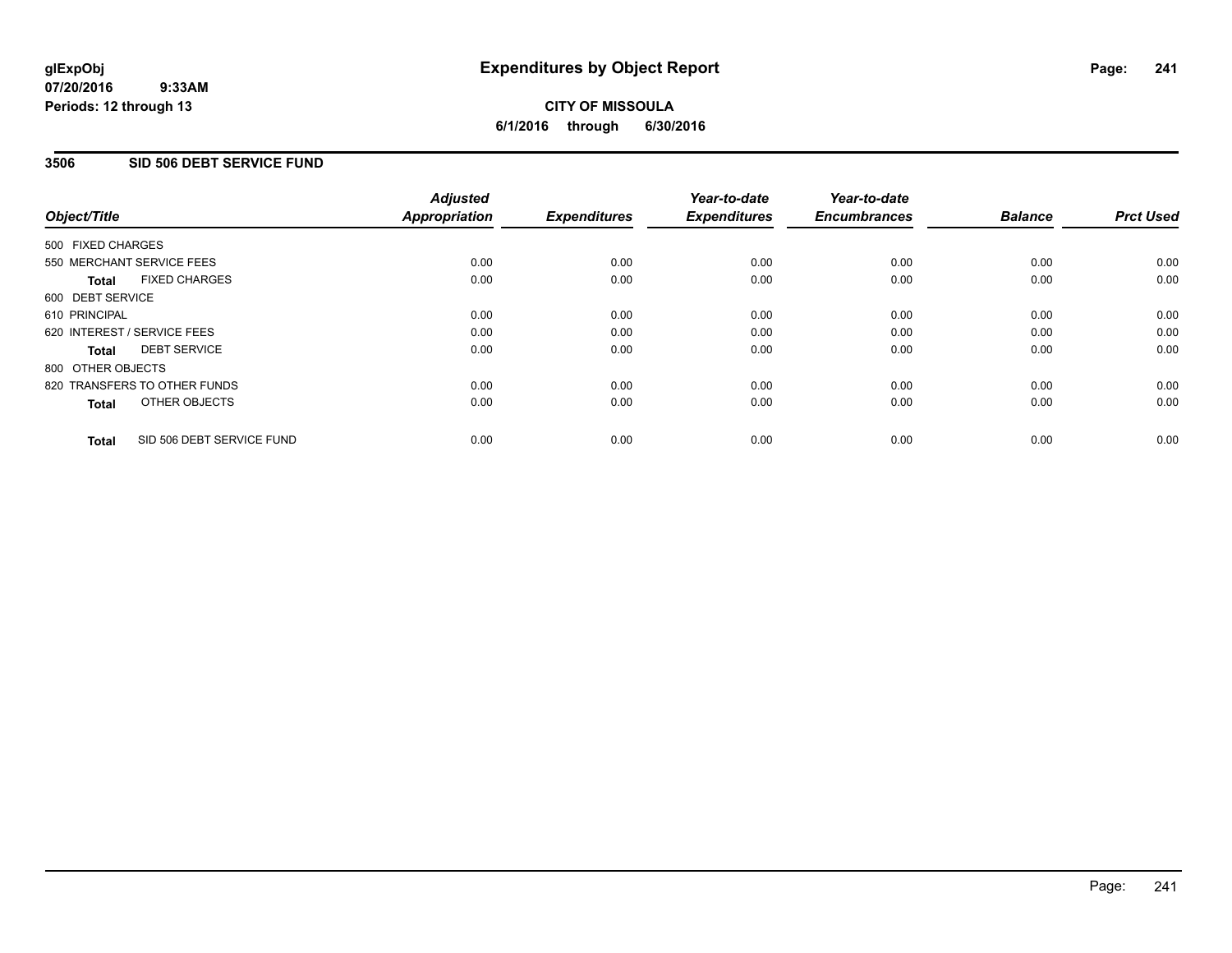# Expenditures by Object Report

glExpObj
07/20/2016 9:33AM
Periods: 12 through 13

**CITY OF MISSOULA**
**6/1/2016 through 6/30/2016**

## 3506 SID 506 DEBT SERVICE FUND

| Object/Title | Adjusted Appropriation | Expenditures | Year-to-date Expenditures | Year-to-date Encumbrances | Balance | Prct Used |
|---|---|---|---|---|---|---|
| 500 FIXED CHARGES | | | | | | |
| 550 MERCHANT SERVICE FEES | 0.00 | 0.00 | 0.00 | 0.00 | 0.00 | 0.00 |
| **Total** FIXED CHARGES | 0.00 | 0.00 | 0.00 | 0.00 | 0.00 | 0.00 |
| 600 DEBT SERVICE | | | | | | |
| 610 PRINCIPAL | 0.00 | 0.00 | 0.00 | 0.00 | 0.00 | 0.00 |
| 620 INTEREST / SERVICE FEES | 0.00 | 0.00 | 0.00 | 0.00 | 0.00 | 0.00 |
| **Total** DEBT SERVICE | 0.00 | 0.00 | 0.00 | 0.00 | 0.00 | 0.00 |
| 800 OTHER OBJECTS | | | | | | |
| 820 TRANSFERS TO OTHER FUNDS | 0.00 | 0.00 | 0.00 | 0.00 | 0.00 | 0.00 |
| **Total** OTHER OBJECTS | 0.00 | 0.00 | 0.00 | 0.00 | 0.00 | 0.00 |
| **Total** SID 506 DEBT SERVICE FUND | 0.00 | 0.00 | 0.00 | 0.00 | 0.00 | 0.00 |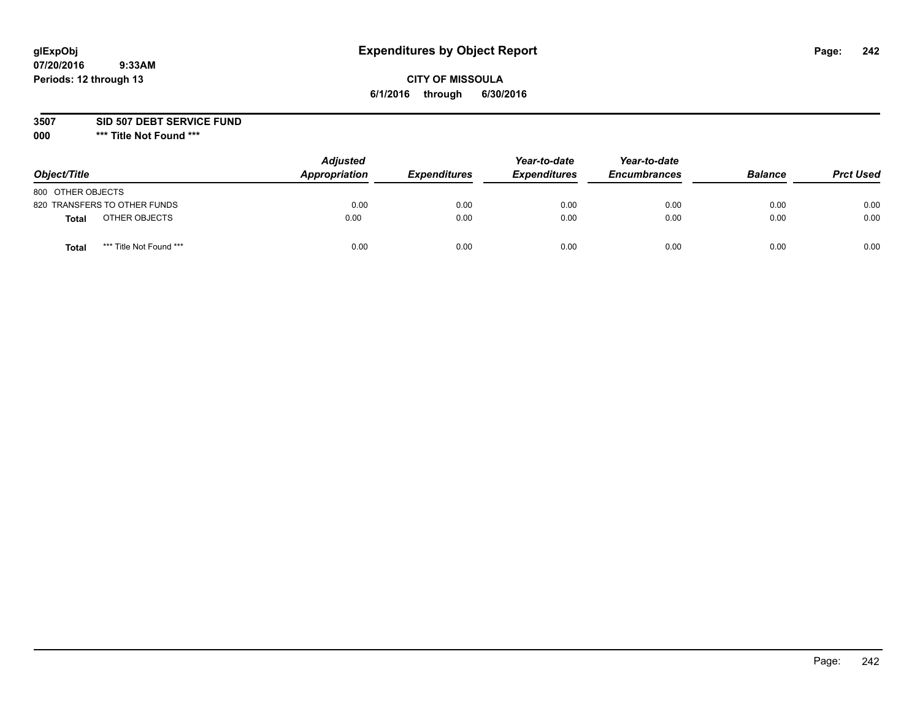glExpObj
07/20/2016 9:33AM
Periods: 12 through 13

# Expenditures by Object Report

**CITY OF MISSOULA**
**6/1/2016 through 6/30/2016**

**3507 SID 507 DEBT SERVICE FUND**
**000 *** Title Not Found *****

| Object/Title | Adjusted Appropriation | Expenditures | Year-to-date Expenditures | Year-to-date Encumbrances | Balance | Prct Used |
|---|---|---|---|---|---|---|
| 800 OTHER OBJECTS | | | | | | |
| 820 TRANSFERS TO OTHER FUNDS | 0.00 | 0.00 | 0.00 | 0.00 | 0.00 | 0.00 |
| **Total** OTHER OBJECTS | 0.00 | 0.00 | 0.00 | 0.00 | 0.00 | 0.00 |
| **Total** *** Title Not Found *** | 0.00 | 0.00 | 0.00 | 0.00 | 0.00 | 0.00 |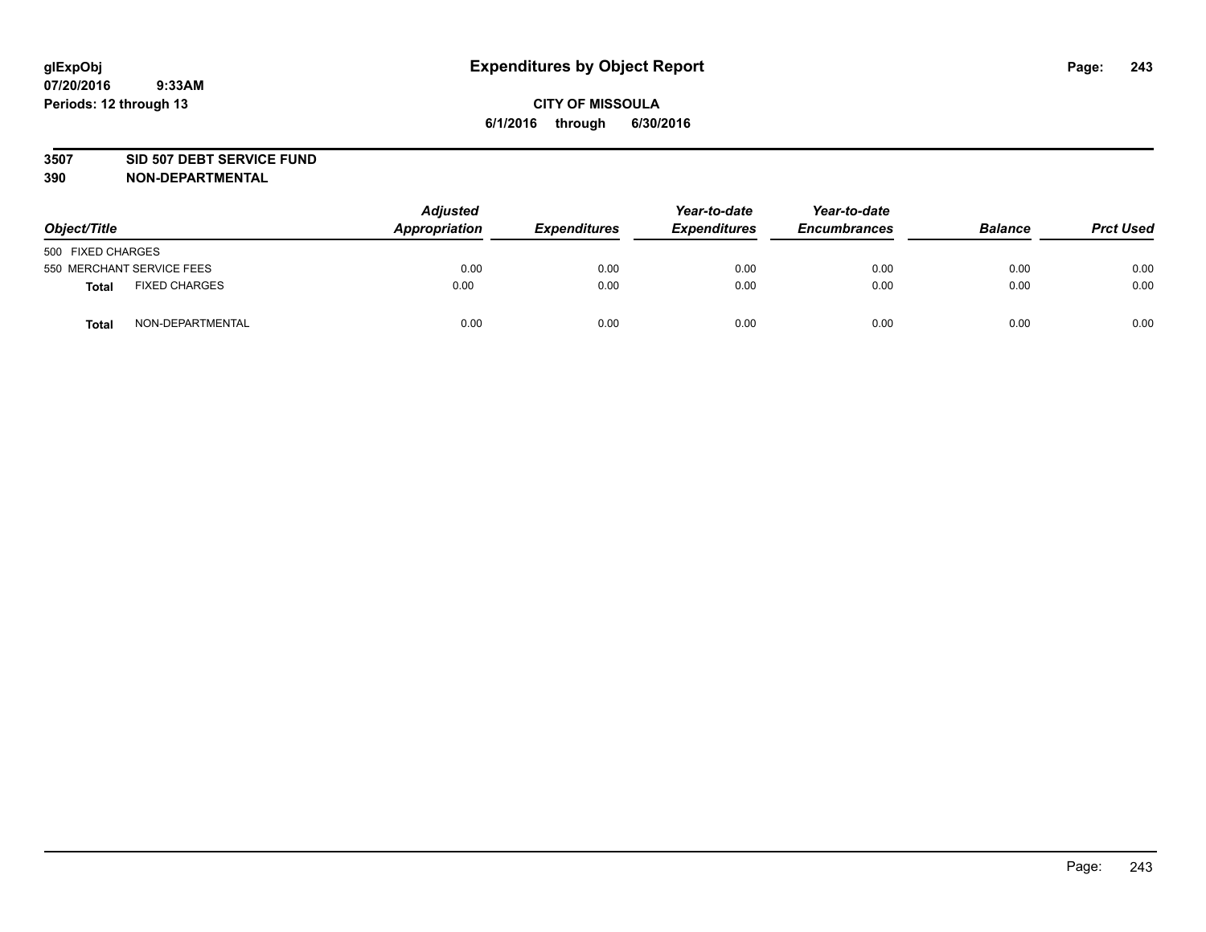**glExpObj**
**07/20/2016 9:33AM**
**Periods: 12 through 13**

# Expenditures by Object Report

**CITY OF MISSOULA**
**6/1/2016 through 6/30/2016**

**3507 SID 507 DEBT SERVICE FUND**
**390 NON-DEPARTMENTAL**

| Object/Title | | Adjusted Appropriation | Expenditures | Year-to-date Expenditures | Year-to-date Encumbrances | Balance | Prct Used |
|---|---|---|---|---|---|---|---|
| 500 FIXED CHARGES | | | | | | | |
| 550 MERCHANT SERVICE FEES | | 0.00 | 0.00 | 0.00 | 0.00 | 0.00 | 0.00 |
| **Total** | FIXED CHARGES | 0.00 | 0.00 | 0.00 | 0.00 | 0.00 | 0.00 |
| **Total** | NON-DEPARTMENTAL | 0.00 | 0.00 | 0.00 | 0.00 | 0.00 | 0.00 |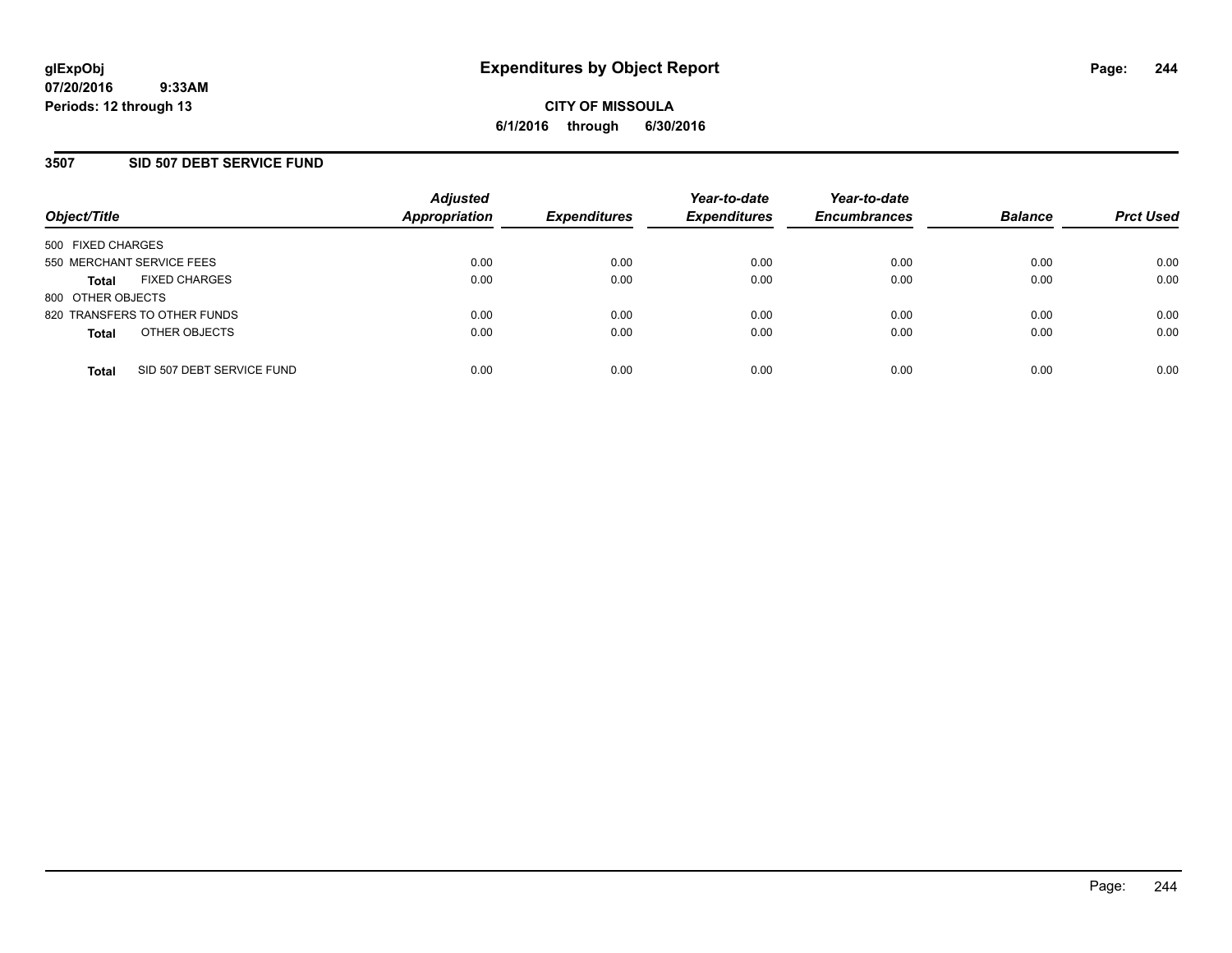**glExpObj**
**07/20/2016 9:33AM**
**Periods: 12 through 13**

# Expenditures by Object Report

**CITY OF MISSOULA**
**6/1/2016 through 6/30/2016**

## 3507 SID 507 DEBT SERVICE FUND

| Object/Title | Adjusted Appropriation | Expenditures | Year-to-date Expenditures | Year-to-date Encumbrances | Balance | Prct Used |
|---|---|---|---|---|---|---|
| 500 FIXED CHARGES | | | | | | |
| 550 MERCHANT SERVICE FEES | 0.00 | 0.00 | 0.00 | 0.00 | 0.00 | 0.00 |
| **Total** FIXED CHARGES | 0.00 | 0.00 | 0.00 | 0.00 | 0.00 | 0.00 |
| 800 OTHER OBJECTS | | | | | | |
| 820 TRANSFERS TO OTHER FUNDS | 0.00 | 0.00 | 0.00 | 0.00 | 0.00 | 0.00 |
| **Total** OTHER OBJECTS | 0.00 | 0.00 | 0.00 | 0.00 | 0.00 | 0.00 |
| **Total** SID 507 DEBT SERVICE FUND | 0.00 | 0.00 | 0.00 | 0.00 | 0.00 | 0.00 |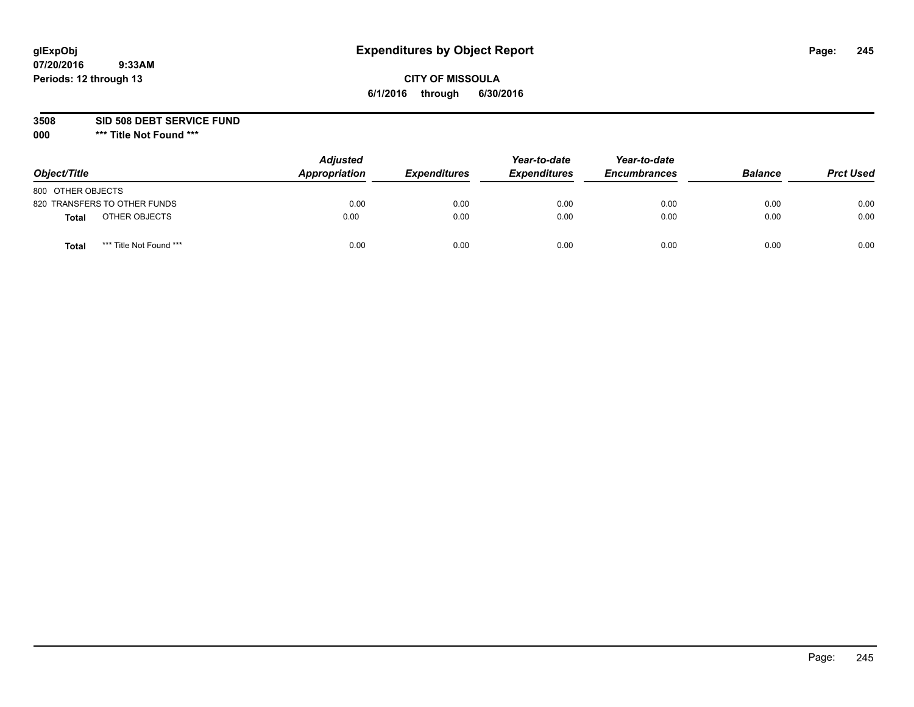# Expenditures by Object Report

glExpObj
07/20/2016 9:33AM
Periods: 12 through 13

**CITY OF MISSOULA**
**6/1/2016 through 6/30/2016**

**3508 SID 508 DEBT SERVICE FUND**
**000 \*\*\* Title Not Found \*\*\***

| Object/Title | Adjusted Appropriation | Expenditures | Year-to-date Expenditures | Year-to-date Encumbrances | Balance | Prct Used |
|---|---|---|---|---|---|---|
| 800 OTHER OBJECTS | | | | | | |
| 820 TRANSFERS TO OTHER FUNDS | 0.00 | 0.00 | 0.00 | 0.00 | 0.00 | 0.00 |
| **Total** OTHER OBJECTS | 0.00 | 0.00 | 0.00 | 0.00 | 0.00 | 0.00 |
| **Total** \*\*\* Title Not Found \*\*\* | 0.00 | 0.00 | 0.00 | 0.00 | 0.00 | 0.00 |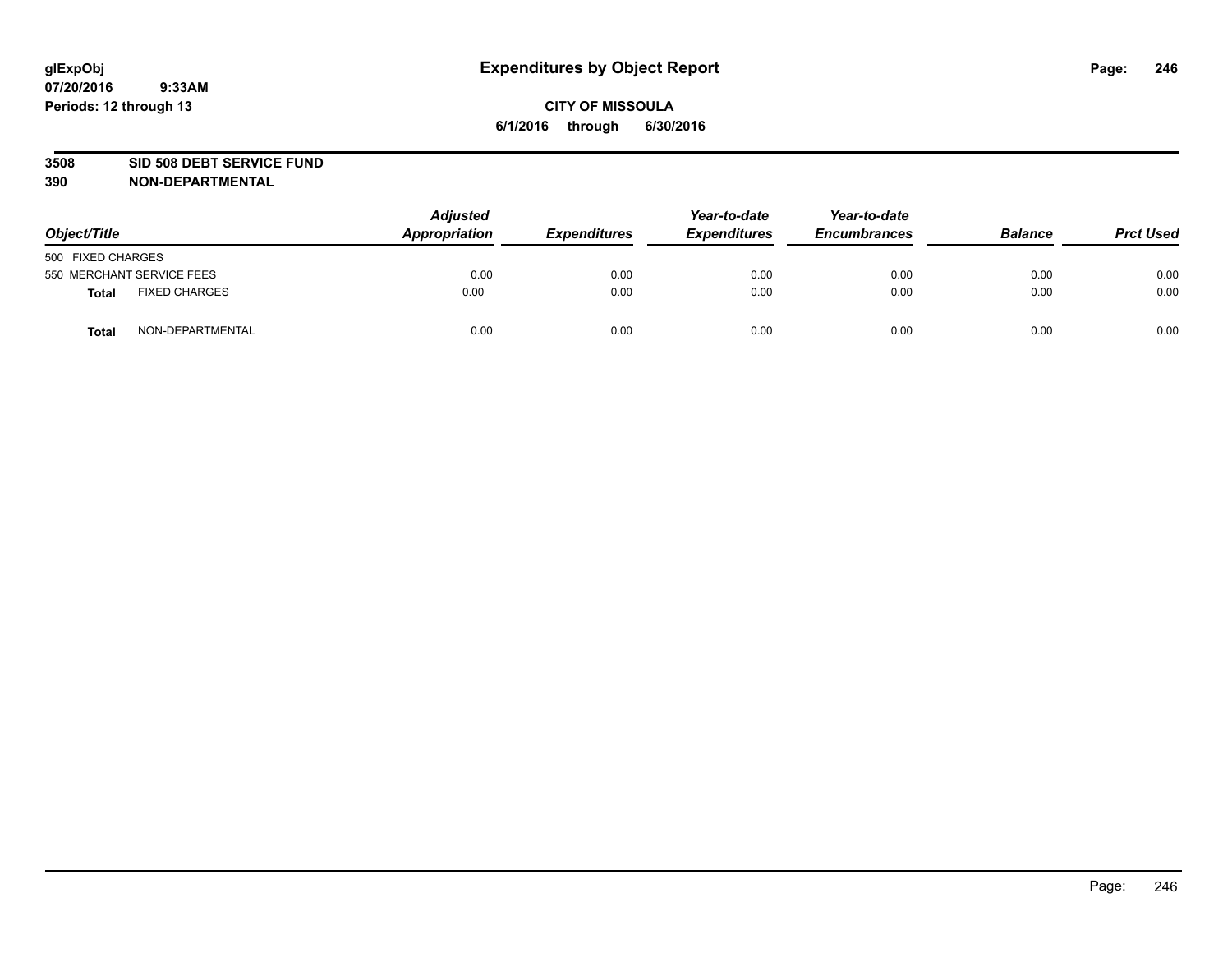glExpObj
07/20/2016 9:33AM
Periods: 12 through 13

# Expenditures by Object Report

**CITY OF MISSOULA**
**6/1/2016 through 6/30/2016**

**3508 SID 508 DEBT SERVICE FUND**
**390 NON-DEPARTMENTAL**

| Object/Title | | Adjusted Appropriation | Expenditures | Year-to-date Expenditures | Year-to-date Encumbrances | Balance | Prct Used |
|---|---|---|---|---|---|---|---|
| 500 FIXED CHARGES | | | | | | | |
| 550 MERCHANT SERVICE FEES | | 0.00 | 0.00 | 0.00 | 0.00 | 0.00 | 0.00 |
| **Total** | FIXED CHARGES | 0.00 | 0.00 | 0.00 | 0.00 | 0.00 | 0.00 |
| **Total** | NON-DEPARTMENTAL | 0.00 | 0.00 | 0.00 | 0.00 | 0.00 | 0.00 |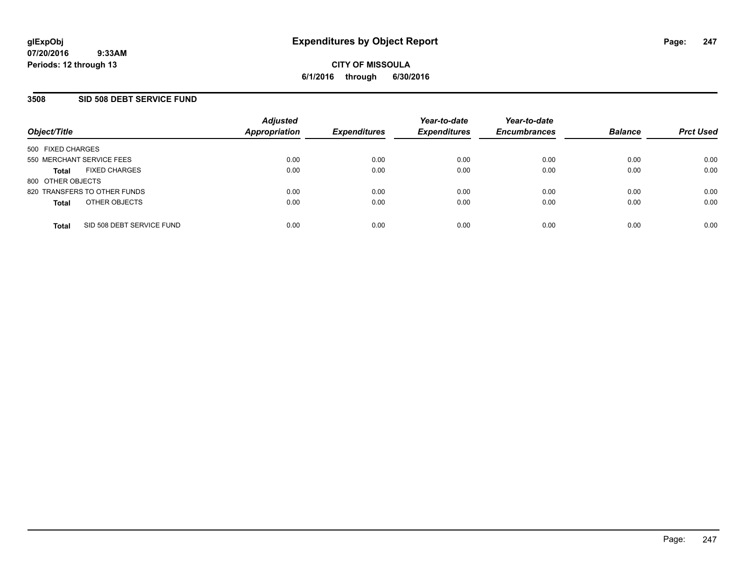**glExpObj**
**07/20/2016 9:33AM**
**Periods: 12 through 13**

# Expenditures by Object Report

**CITY OF MISSOULA**
**6/1/2016 through 6/30/2016**

## 3508 SID 508 DEBT SERVICE FUND

| Object/Title | | Adjusted Appropriation | Expenditures | Year-to-date Expenditures | Year-to-date Encumbrances | Balance | Prct Used |
|---|---|---|---|---|---|---|---|
| 500 FIXED CHARGES | | | | | | | |
| 550 MERCHANT SERVICE FEES | | 0.00 | 0.00 | 0.00 | 0.00 | 0.00 | 0.00 |
| **Total** | FIXED CHARGES | 0.00 | 0.00 | 0.00 | 0.00 | 0.00 | 0.00 |
| 800 OTHER OBJECTS | | | | | | | |
| 820 TRANSFERS TO OTHER FUNDS | | 0.00 | 0.00 | 0.00 | 0.00 | 0.00 | 0.00 |
| **Total** | OTHER OBJECTS | 0.00 | 0.00 | 0.00 | 0.00 | 0.00 | 0.00 |
| **Total** | SID 508 DEBT SERVICE FUND | 0.00 | 0.00 | 0.00 | 0.00 | 0.00 | 0.00 |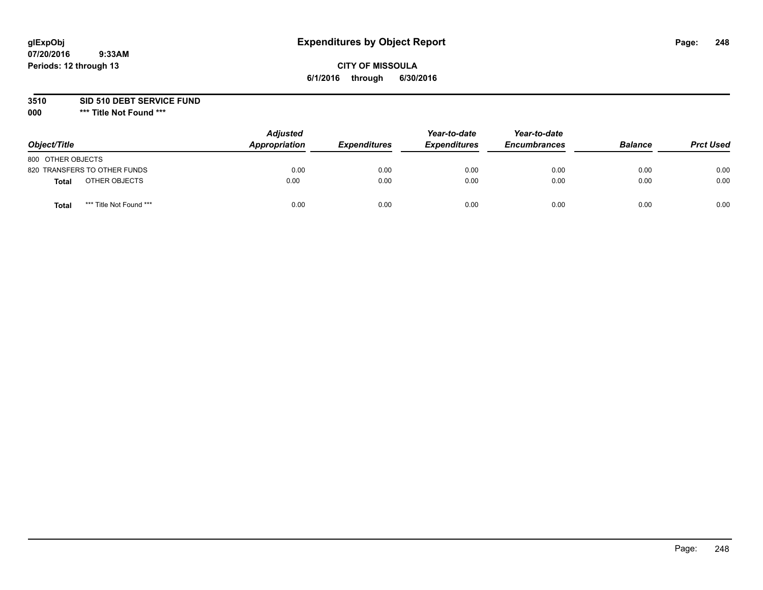**glExpObj** **Expenditures by Object Report**

**07/20/2016 9:33AM**

**Periods: 12 through 13**

**CITY OF MISSOULA**

**6/1/2016 through 6/30/2016**

**3510 SID 510 DEBT SERVICE FUND**

**000 \*\*\* Title Not Found \*\*\***

| Object/Title | Adjusted Appropriation | Expenditures | Year-to-date Expenditures | Year-to-date Encumbrances | Balance | Prct Used |
|---|---|---|---|---|---|---|
| 800 OTHER OBJECTS | | | | | | |
| 820 TRANSFERS TO OTHER FUNDS | 0.00 | 0.00 | 0.00 | 0.00 | 0.00 | 0.00 |
| **Total** OTHER OBJECTS | 0.00 | 0.00 | 0.00 | 0.00 | 0.00 | 0.00 |
| **Total** \*\*\* Title Not Found \*\*\* | 0.00 | 0.00 | 0.00 | 0.00 | 0.00 | 0.00 |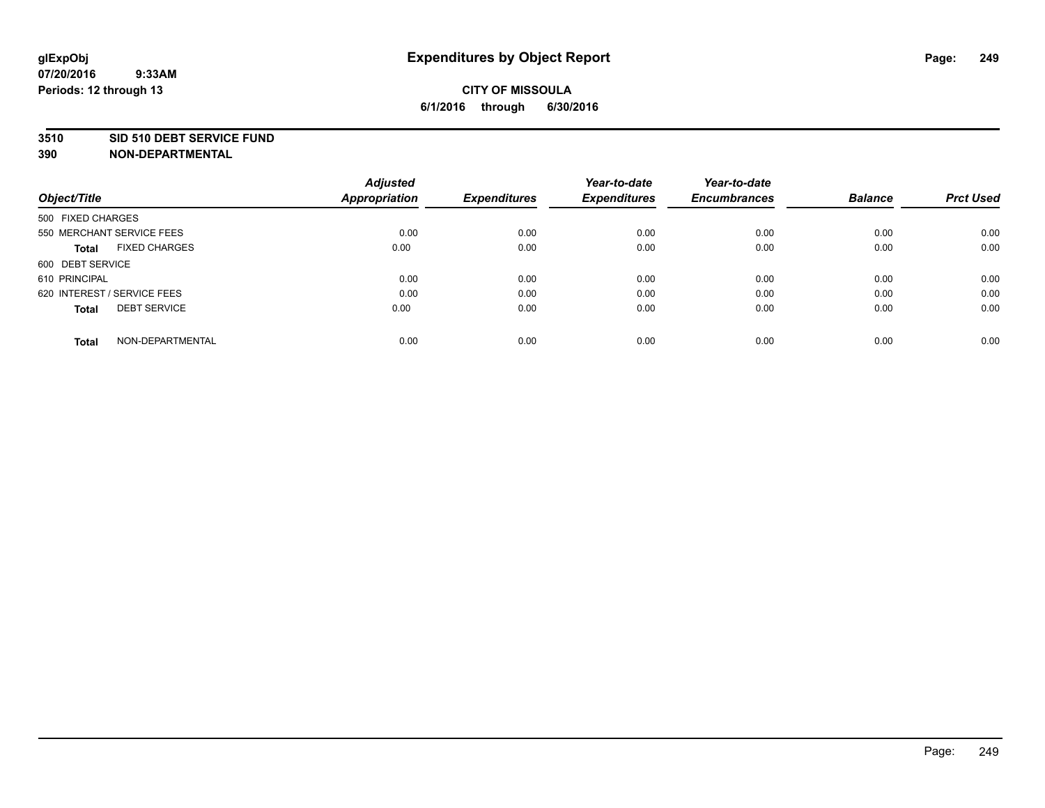glExpObj
07/20/2016 9:33AM
Periods: 12 through 13

# Expenditures by Object Report

**CITY OF MISSOULA**
**6/1/2016 through 6/30/2016**

**3510 SID 510 DEBT SERVICE FUND**
**390 NON-DEPARTMENTAL**

| Object/Title | | Adjusted Appropriation | Expenditures | Year-to-date Expenditures | Year-to-date Encumbrances | Balance | Prct Used |
|---|---|---|---|---|---|---|---|
| 500 FIXED CHARGES | | | | | | | |
| 550 MERCHANT SERVICE FEES | | 0.00 | 0.00 | 0.00 | 0.00 | 0.00 | 0.00 |
| **Total** | FIXED CHARGES | 0.00 | 0.00 | 0.00 | 0.00 | 0.00 | 0.00 |
| 600 DEBT SERVICE | | | | | | | |
| 610 PRINCIPAL | | 0.00 | 0.00 | 0.00 | 0.00 | 0.00 | 0.00 |
| 620 INTEREST / SERVICE FEES | | 0.00 | 0.00 | 0.00 | 0.00 | 0.00 | 0.00 |
| **Total** | DEBT SERVICE | 0.00 | 0.00 | 0.00 | 0.00 | 0.00 | 0.00 |
| **Total** | NON-DEPARTMENTAL | 0.00 | 0.00 | 0.00 | 0.00 | 0.00 | 0.00 |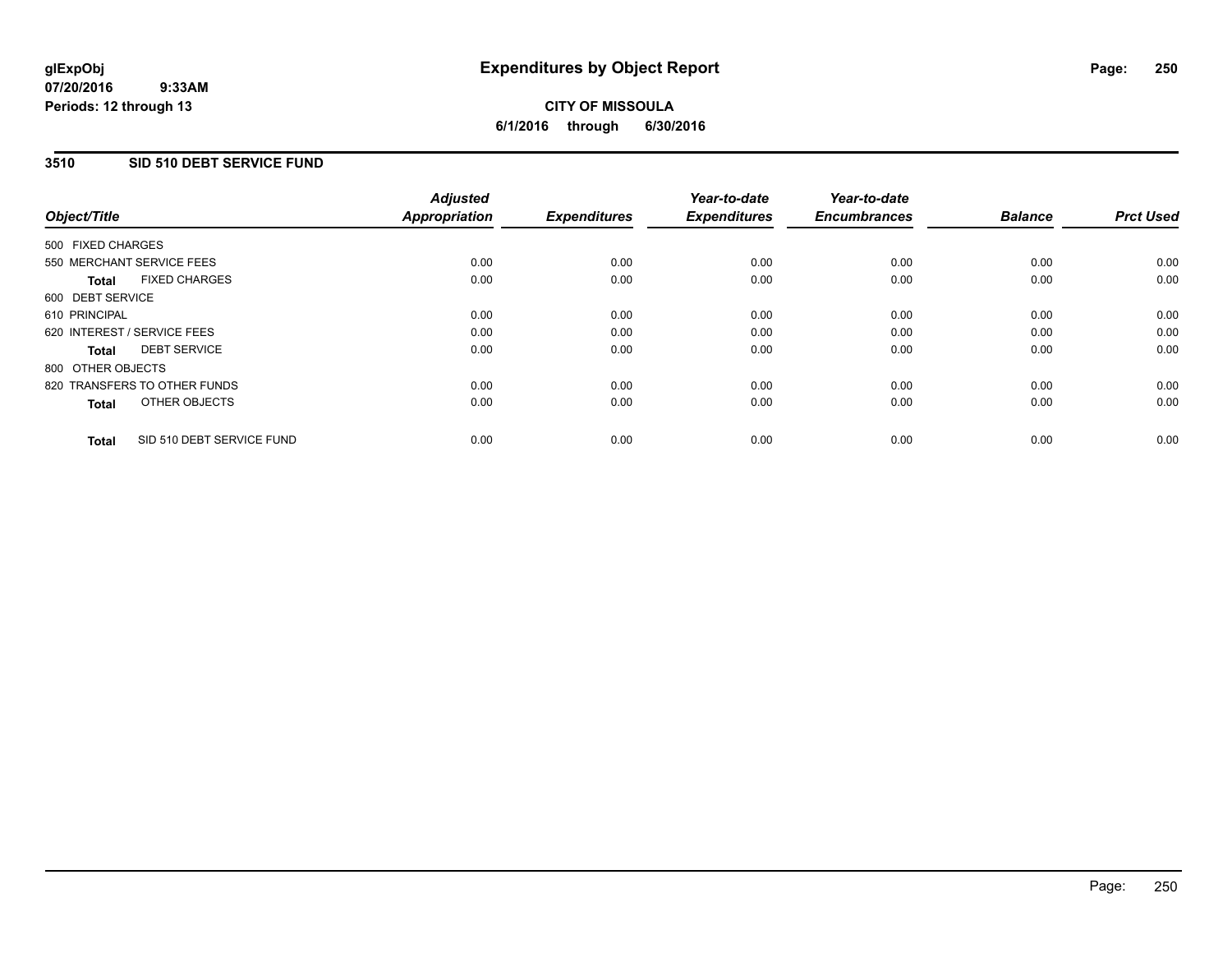# Expenditures by Object Report

glExpObj
07/20/2016 9:33AM
Periods: 12 through 13

**CITY OF MISSOULA**
**6/1/2016 through 6/30/2016**

## 3510 SID 510 DEBT SERVICE FUND

| Object/Title | | Adjusted Appropriation | Expenditures | Year-to-date Expenditures | Year-to-date Encumbrances | Balance | Prct Used |
|---|---|---|---|---|---|---|---|
| 500 FIXED CHARGES | | | | | | | |
| 550 MERCHANT SERVICE FEES | | 0.00 | 0.00 | 0.00 | 0.00 | 0.00 | 0.00 |
| **Total** | FIXED CHARGES | 0.00 | 0.00 | 0.00 | 0.00 | 0.00 | 0.00 |
| 600 DEBT SERVICE | | | | | | | |
| 610 PRINCIPAL | | 0.00 | 0.00 | 0.00 | 0.00 | 0.00 | 0.00 |
| 620 INTEREST / SERVICE FEES | | 0.00 | 0.00 | 0.00 | 0.00 | 0.00 | 0.00 |
| **Total** | DEBT SERVICE | 0.00 | 0.00 | 0.00 | 0.00 | 0.00 | 0.00 |
| 800 OTHER OBJECTS | | | | | | | |
| 820 TRANSFERS TO OTHER FUNDS | | 0.00 | 0.00 | 0.00 | 0.00 | 0.00 | 0.00 |
| **Total** | OTHER OBJECTS | 0.00 | 0.00 | 0.00 | 0.00 | 0.00 | 0.00 |
| **Total** | SID 510 DEBT SERVICE FUND | 0.00 | 0.00 | 0.00 | 0.00 | 0.00 | 0.00 |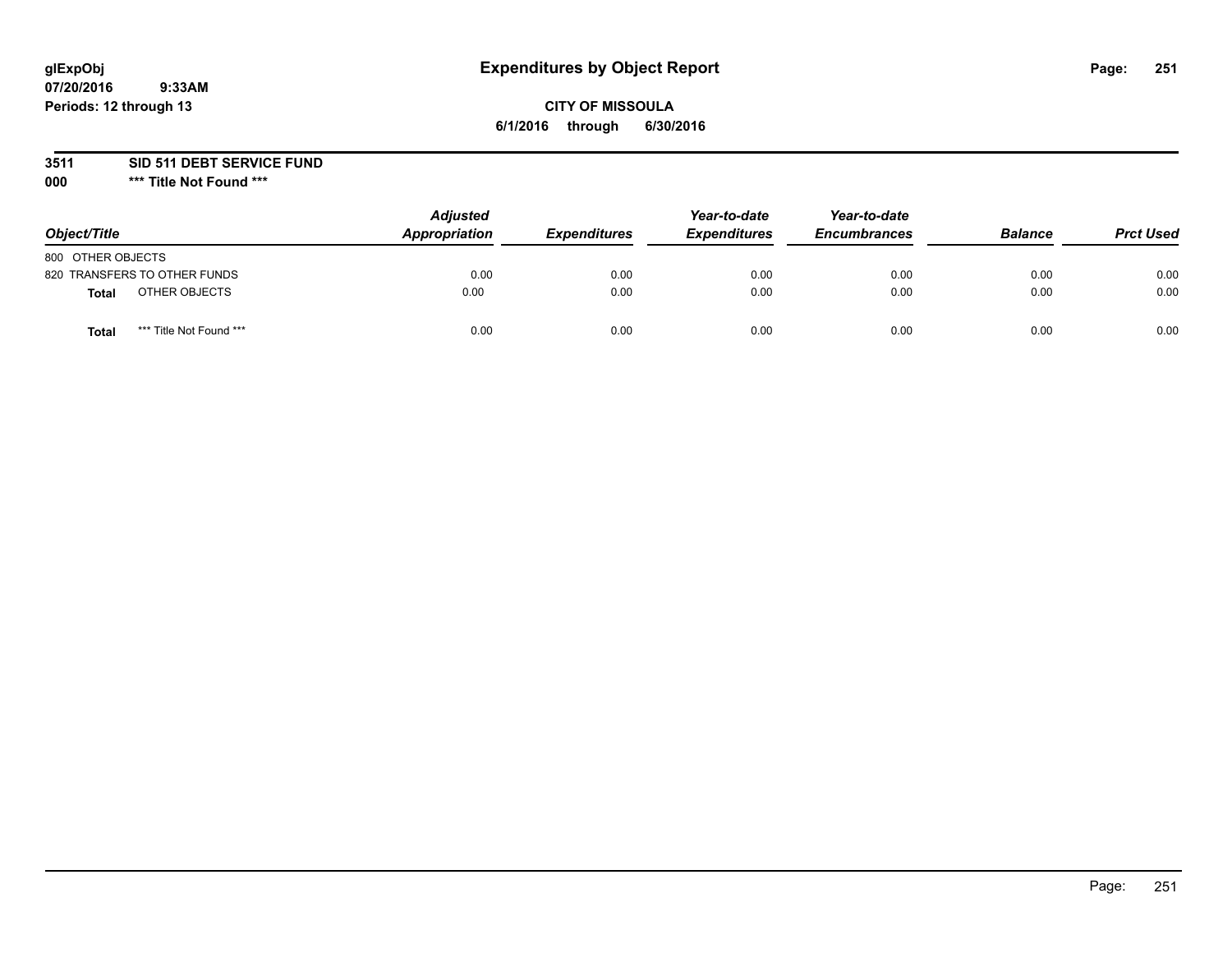**glExpObj** **Expenditures by Object Report**

**07/20/2016 9:33AM**

**Periods: 12 through 13**

**CITY OF MISSOULA**

**6/1/2016 through 6/30/2016**

**3511 SID 511 DEBT SERVICE FUND**

**000 \*\*\* Title Not Found \*\*\***

| Object/Title | Adjusted Appropriation | Expenditures | Year-to-date Expenditures | Year-to-date Encumbrances | Balance | Prct Used |
|---|---|---|---|---|---|---|
| 800 OTHER OBJECTS | | | | | | |
| 820 TRANSFERS TO OTHER FUNDS | 0.00 | 0.00 | 0.00 | 0.00 | 0.00 | 0.00 |
| **Total** OTHER OBJECTS | 0.00 | 0.00 | 0.00 | 0.00 | 0.00 | 0.00 |
| **Total** \*\*\* Title Not Found \*\*\* | 0.00 | 0.00 | 0.00 | 0.00 | 0.00 | 0.00 |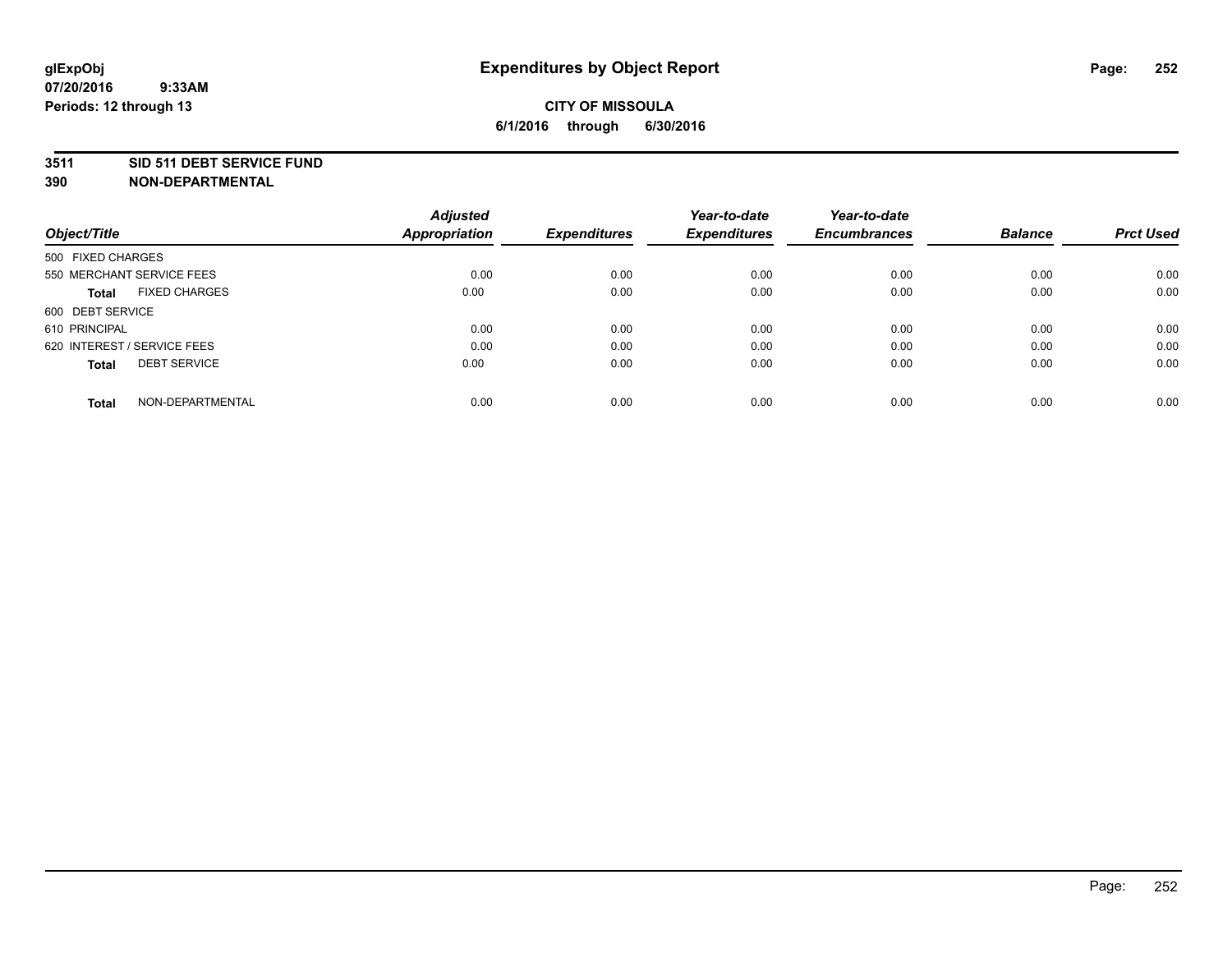**glExpObj**
**07/20/2016 9:33AM**
**Periods: 12 through 13**

# Expenditures by Object Report

**CITY OF MISSOULA**
**6/1/2016 through 6/30/2016**

## 3511 SID 511 DEBT SERVICE FUND
## 390 NON-DEPARTMENTAL

| Object/Title | Adjusted Appropriation | Expenditures | Year-to-date Expenditures | Year-to-date Encumbrances | Balance | Prct Used |
|---|---|---|---|---|---|---|
| 500 FIXED CHARGES | | | | | | |
| 550 MERCHANT SERVICE FEES | 0.00 | 0.00 | 0.00 | 0.00 | 0.00 | 0.00 |
| **Total** FIXED CHARGES | 0.00 | 0.00 | 0.00 | 0.00 | 0.00 | 0.00 |
| 600 DEBT SERVICE | | | | | | |
| 610 PRINCIPAL | 0.00 | 0.00 | 0.00 | 0.00 | 0.00 | 0.00 |
| 620 INTEREST / SERVICE FEES | 0.00 | 0.00 | 0.00 | 0.00 | 0.00 | 0.00 |
| **Total** DEBT SERVICE | 0.00 | 0.00 | 0.00 | 0.00 | 0.00 | 0.00 |
| **Total** NON-DEPARTMENTAL | 0.00 | 0.00 | 0.00 | 0.00 | 0.00 | 0.00 |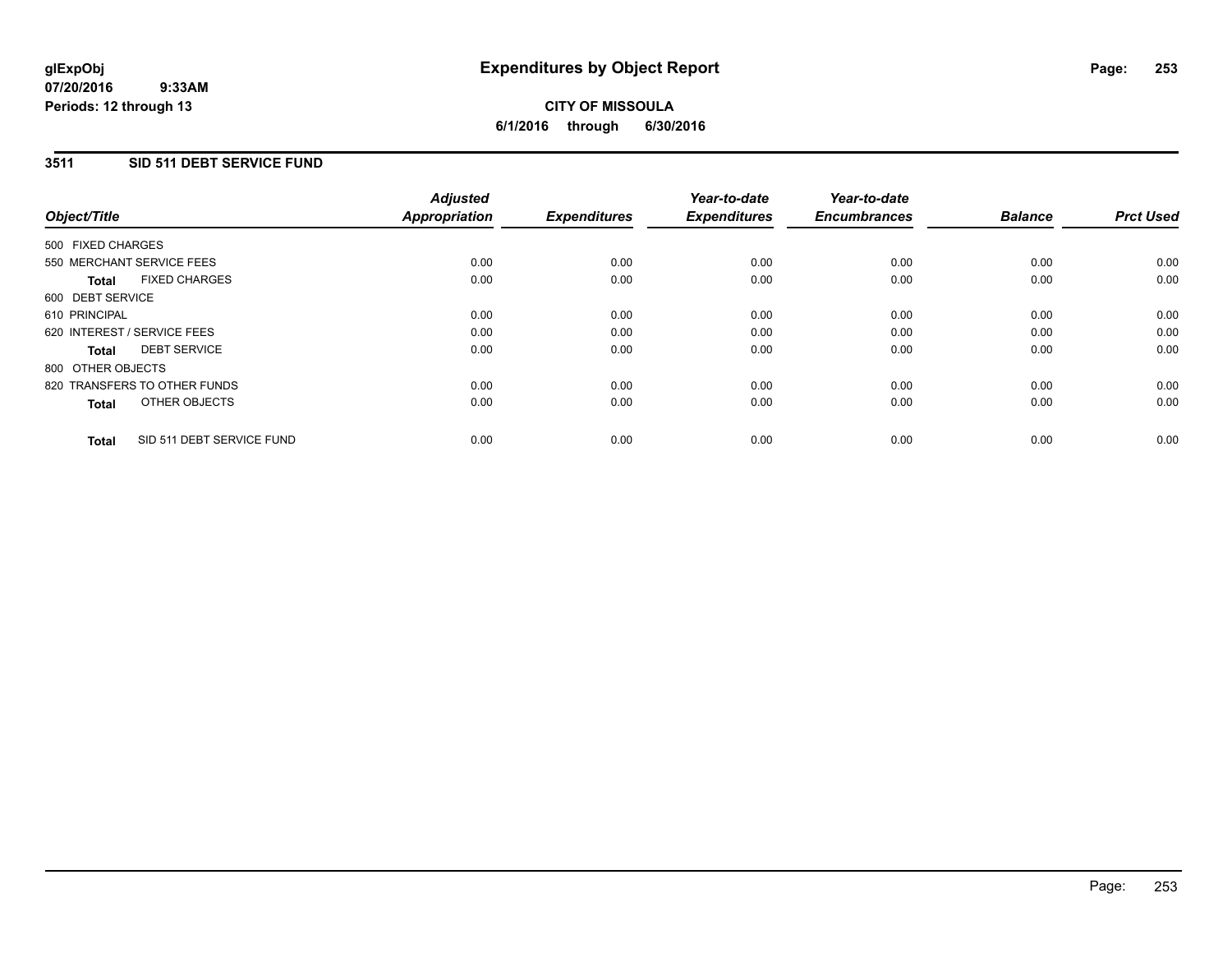**glExpObj**
**07/20/2016 9:33AM**
**Periods: 12 through 13**

# Expenditures by Object Report

**CITY OF MISSOULA**
**6/1/2016 through 6/30/2016**

## 3511 SID 511 DEBT SERVICE FUND

| Object/Title | Adjusted Appropriation | Expenditures | Year-to-date Expenditures | Year-to-date Encumbrances | Balance | Prct Used |
|---|---|---|---|---|---|---|
| 500 FIXED CHARGES | | | | | | |
| 550 MERCHANT SERVICE FEES | 0.00 | 0.00 | 0.00 | 0.00 | 0.00 | 0.00 |
| **Total** FIXED CHARGES | 0.00 | 0.00 | 0.00 | 0.00 | 0.00 | 0.00 |
| 600 DEBT SERVICE | | | | | | |
| 610 PRINCIPAL | 0.00 | 0.00 | 0.00 | 0.00 | 0.00 | 0.00 |
| 620 INTEREST / SERVICE FEES | 0.00 | 0.00 | 0.00 | 0.00 | 0.00 | 0.00 |
| **Total** DEBT SERVICE | 0.00 | 0.00 | 0.00 | 0.00 | 0.00 | 0.00 |
| 800 OTHER OBJECTS | | | | | | |
| 820 TRANSFERS TO OTHER FUNDS | 0.00 | 0.00 | 0.00 | 0.00 | 0.00 | 0.00 |
| **Total** OTHER OBJECTS | 0.00 | 0.00 | 0.00 | 0.00 | 0.00 | 0.00 |
| **Total** SID 511 DEBT SERVICE FUND | 0.00 | 0.00 | 0.00 | 0.00 | 0.00 | 0.00 |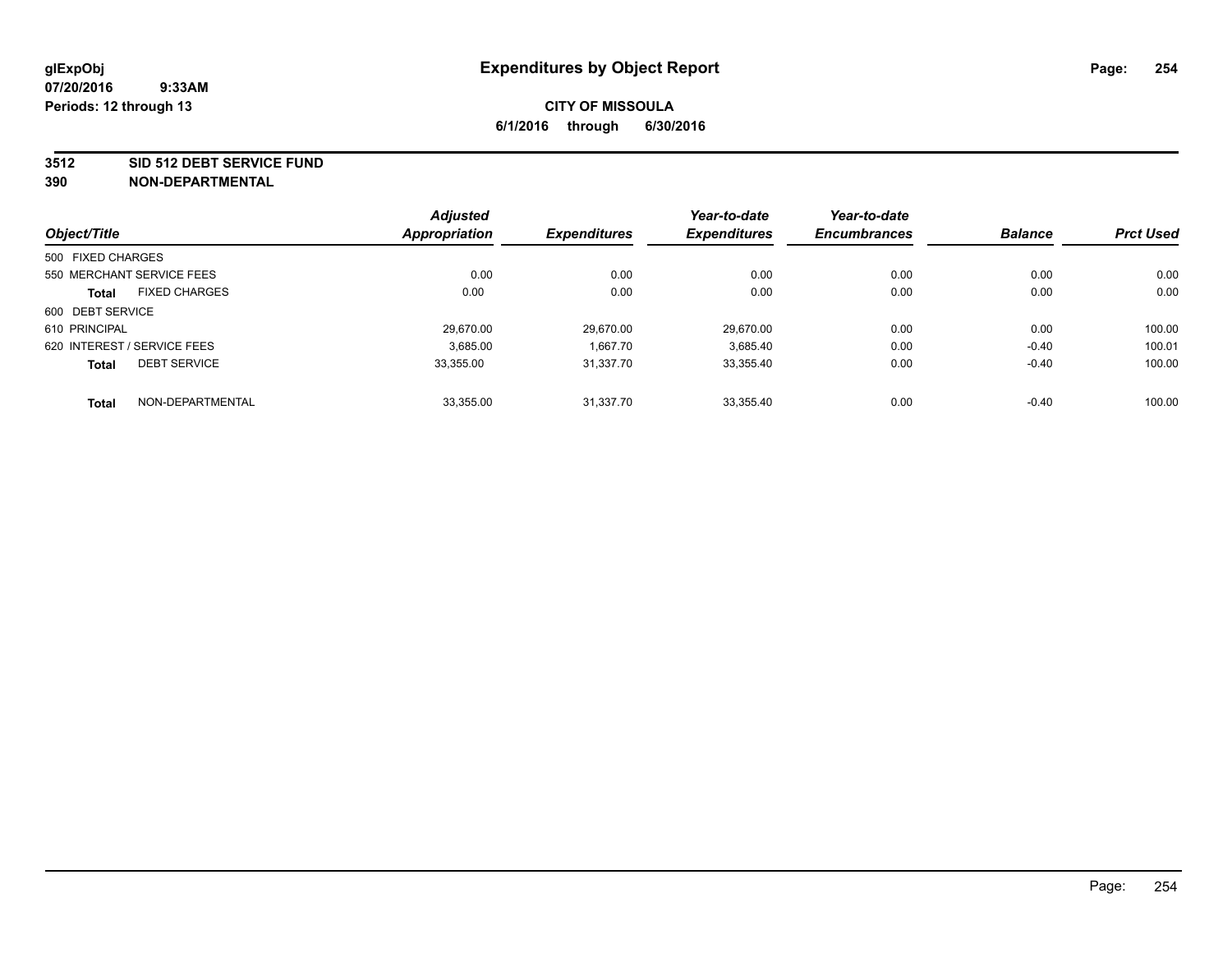**glExpObj**
**07/20/2016 9:33AM**
**Periods: 12 through 13**

# Expenditures by Object Report

**CITY OF MISSOULA**
**6/1/2016 through 6/30/2016**

**3512 SID 512 DEBT SERVICE FUND**
**390 NON-DEPARTMENTAL**

| Object/Title | Adjusted Appropriation | Expenditures | Year-to-date Expenditures | Year-to-date Encumbrances | Balance | Prct Used |
|---|---|---|---|---|---|---|
| 500 FIXED CHARGES | | | | | | |
| 550 MERCHANT SERVICE FEES | 0.00 | 0.00 | 0.00 | 0.00 | 0.00 | 0.00 |
| **Total** FIXED CHARGES | 0.00 | 0.00 | 0.00 | 0.00 | 0.00 | 0.00 |
| 600 DEBT SERVICE | | | | | | |
| 610 PRINCIPAL | 29,670.00 | 29,670.00 | 29,670.00 | 0.00 | 0.00 | 100.00 |
| 620 INTEREST / SERVICE FEES | 3,685.00 | 1,667.70 | 3,685.40 | 0.00 | -0.40 | 100.01 |
| **Total** DEBT SERVICE | 33,355.00 | 31,337.70 | 33,355.40 | 0.00 | -0.40 | 100.00 |
| **Total** NON-DEPARTMENTAL | 33,355.00 | 31,337.70 | 33,355.40 | 0.00 | -0.40 | 100.00 |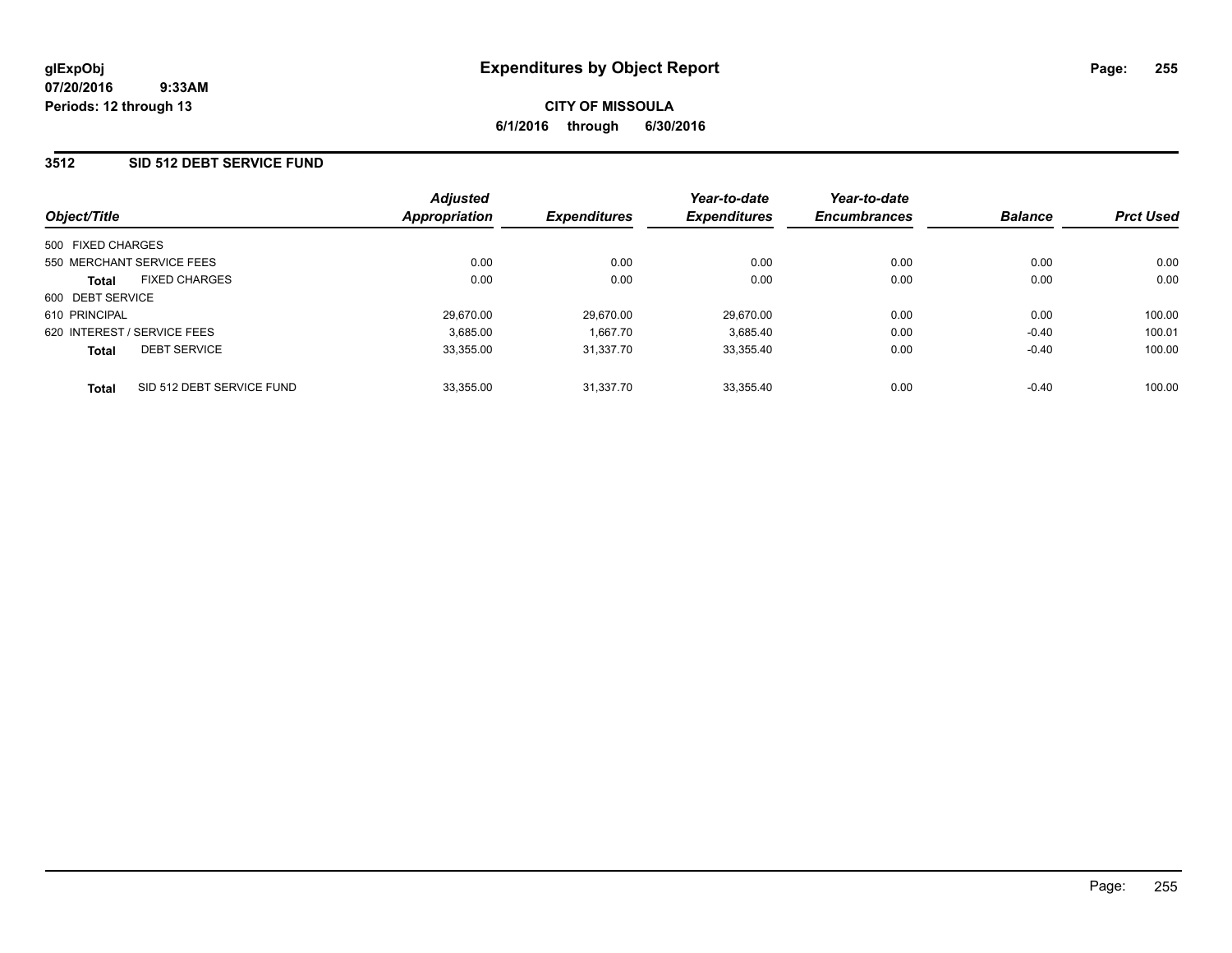# Expenditures by Object Report

glExpObj
07/20/2016 9:33AM
Periods: 12 through 13

**CITY OF MISSOULA**
**6/1/2016 through 6/30/2016**

## 3512 SID 512 DEBT SERVICE FUND

| Object/Title | | Adjusted Appropriation | Expenditures | Year-to-date Expenditures | Year-to-date Encumbrances | Balance | Prct Used |
|---|---|---|---|---|---|---|---|
| 500 FIXED CHARGES | | | | | | | |
| 550 MERCHANT SERVICE FEES | | 0.00 | 0.00 | 0.00 | 0.00 | 0.00 | 0.00 |
| **Total** | FIXED CHARGES | 0.00 | 0.00 | 0.00 | 0.00 | 0.00 | 0.00 |
| 600 DEBT SERVICE | | | | | | | |
| 610 PRINCIPAL | | 29,670.00 | 29,670.00 | 29,670.00 | 0.00 | 0.00 | 100.00 |
| 620 INTEREST / SERVICE FEES | | 3,685.00 | 1,667.70 | 3,685.40 | 0.00 | -0.40 | 100.01 |
| **Total** | DEBT SERVICE | 33,355.00 | 31,337.70 | 33,355.40 | 0.00 | -0.40 | 100.00 |
| **Total** | SID 512 DEBT SERVICE FUND | 33,355.00 | 31,337.70 | 33,355.40 | 0.00 | -0.40 | 100.00 |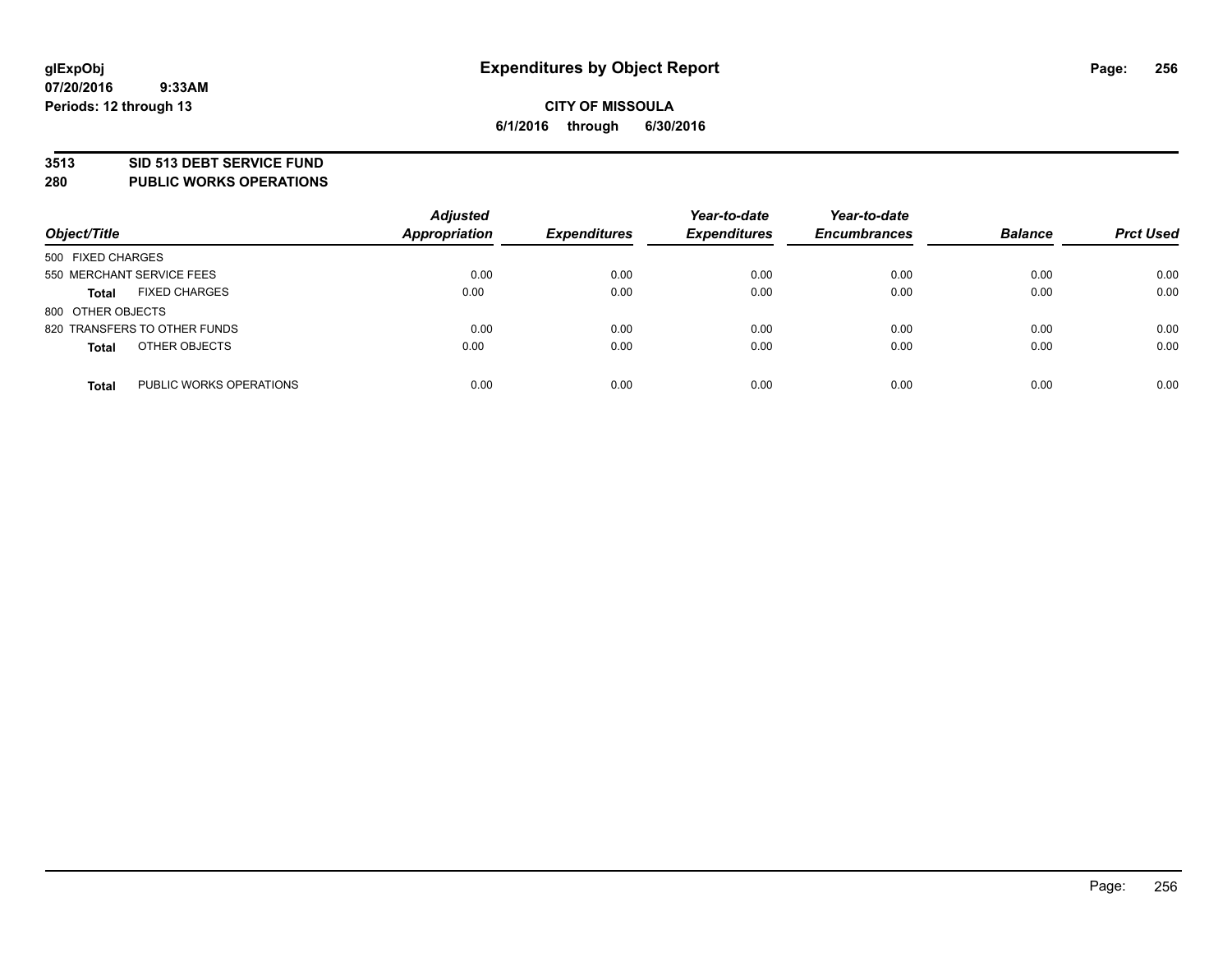**glExpObj** **Expenditures by Object Report**
**07/20/2016 9:33AM**
**Periods: 12 through 13**

**CITY OF MISSOULA**
**6/1/2016 through 6/30/2016**

## 3513 SID 513 DEBT SERVICE FUND
## 280 PUBLIC WORKS OPERATIONS

| Object/Title | | Adjusted Appropriation | Expenditures | Year-to-date Expenditures | Year-to-date Encumbrances | Balance | Prct Used |
|---|---|---|---|---|---|---|---|
| 500 FIXED CHARGES | | | | | | | |
| 550 MERCHANT SERVICE FEES | | 0.00 | 0.00 | 0.00 | 0.00 | 0.00 | 0.00 |
| **Total** | FIXED CHARGES | 0.00 | 0.00 | 0.00 | 0.00 | 0.00 | 0.00 |
| 800 OTHER OBJECTS | | | | | | | |
| 820 TRANSFERS TO OTHER FUNDS | | 0.00 | 0.00 | 0.00 | 0.00 | 0.00 | 0.00 |
| **Total** | OTHER OBJECTS | 0.00 | 0.00 | 0.00 | 0.00 | 0.00 | 0.00 |
| **Total** | PUBLIC WORKS OPERATIONS | 0.00 | 0.00 | 0.00 | 0.00 | 0.00 | 0.00 |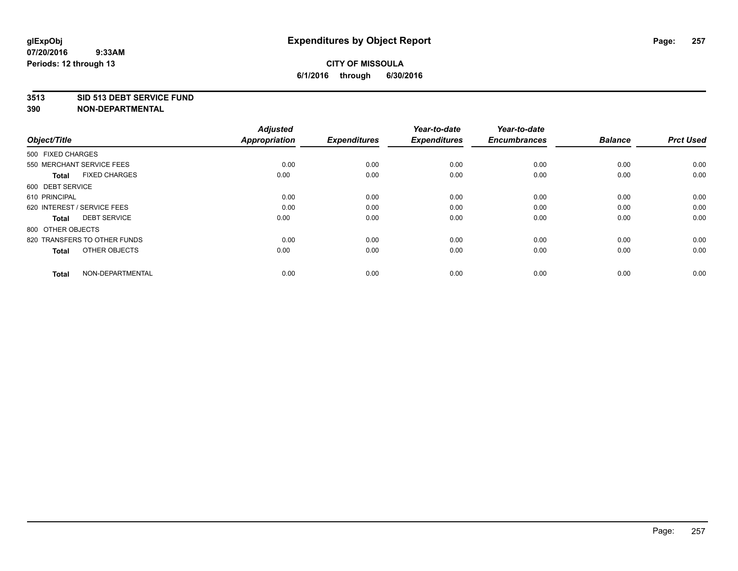**glExpObj**
**07/20/2016 9:33AM**
**Periods: 12 through 13**

# Expenditures by Object Report

**CITY OF MISSOULA**
**6/1/2016 through 6/30/2016**

**3513 SID 513 DEBT SERVICE FUND**
**390 NON-DEPARTMENTAL**

| Object/Title | Adjusted Appropriation | Expenditures | Year-to-date Expenditures | Year-to-date Encumbrances | Balance | Prct Used |
|---|---|---|---|---|---|---|
| 500 FIXED CHARGES | | | | | | |
| 550 MERCHANT SERVICE FEES | 0.00 | 0.00 | 0.00 | 0.00 | 0.00 | 0.00 |
| **Total** FIXED CHARGES | 0.00 | 0.00 | 0.00 | 0.00 | 0.00 | 0.00 |
| 600 DEBT SERVICE | | | | | | |
| 610 PRINCIPAL | 0.00 | 0.00 | 0.00 | 0.00 | 0.00 | 0.00 |
| 620 INTEREST / SERVICE FEES | 0.00 | 0.00 | 0.00 | 0.00 | 0.00 | 0.00 |
| **Total** DEBT SERVICE | 0.00 | 0.00 | 0.00 | 0.00 | 0.00 | 0.00 |
| 800 OTHER OBJECTS | | | | | | |
| 820 TRANSFERS TO OTHER FUNDS | 0.00 | 0.00 | 0.00 | 0.00 | 0.00 | 0.00 |
| **Total** OTHER OBJECTS | 0.00 | 0.00 | 0.00 | 0.00 | 0.00 | 0.00 |
| **Total** NON-DEPARTMENTAL | 0.00 | 0.00 | 0.00 | 0.00 | 0.00 | 0.00 |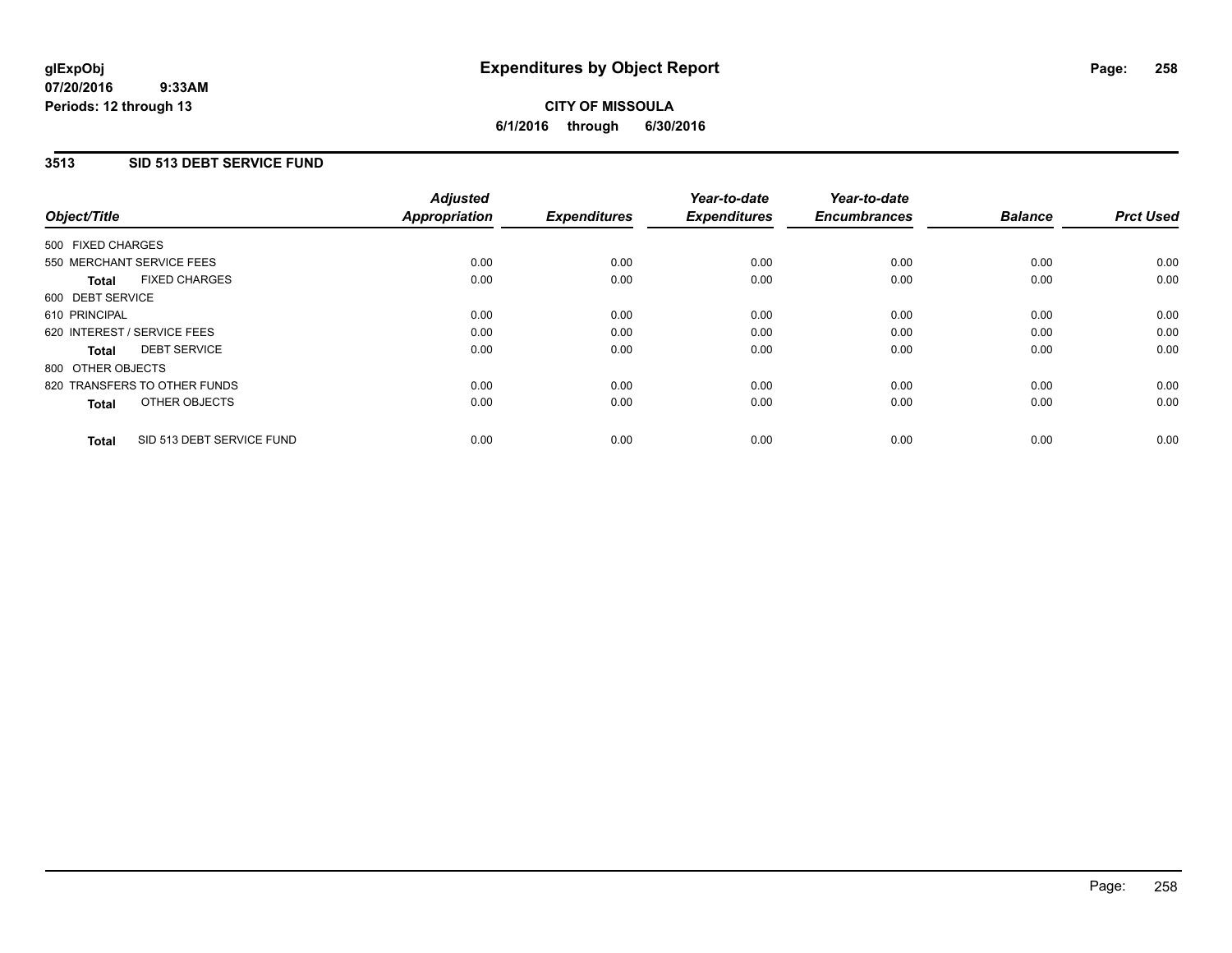# Expenditures by Object Report

glExpObj
07/20/2016 9:33AM
Periods: 12 through 13

**CITY OF MISSOULA**
**6/1/2016 through 6/30/2016**

## 3513 SID 513 DEBT SERVICE FUND

| Object/Title | Adjusted Appropriation | Expenditures | Year-to-date Expenditures | Year-to-date Encumbrances | Balance | Prct Used |
|---|---|---|---|---|---|---|
| 500 FIXED CHARGES | | | | | | |
| 550 MERCHANT SERVICE FEES | 0.00 | 0.00 | 0.00 | 0.00 | 0.00 | 0.00 |
| **Total** FIXED CHARGES | 0.00 | 0.00 | 0.00 | 0.00 | 0.00 | 0.00 |
| 600 DEBT SERVICE | | | | | | |
| 610 PRINCIPAL | 0.00 | 0.00 | 0.00 | 0.00 | 0.00 | 0.00 |
| 620 INTEREST / SERVICE FEES | 0.00 | 0.00 | 0.00 | 0.00 | 0.00 | 0.00 |
| **Total** DEBT SERVICE | 0.00 | 0.00 | 0.00 | 0.00 | 0.00 | 0.00 |
| 800 OTHER OBJECTS | | | | | | |
| 820 TRANSFERS TO OTHER FUNDS | 0.00 | 0.00 | 0.00 | 0.00 | 0.00 | 0.00 |
| **Total** OTHER OBJECTS | 0.00 | 0.00 | 0.00 | 0.00 | 0.00 | 0.00 |
| **Total** SID 513 DEBT SERVICE FUND | 0.00 | 0.00 | 0.00 | 0.00 | 0.00 | 0.00 |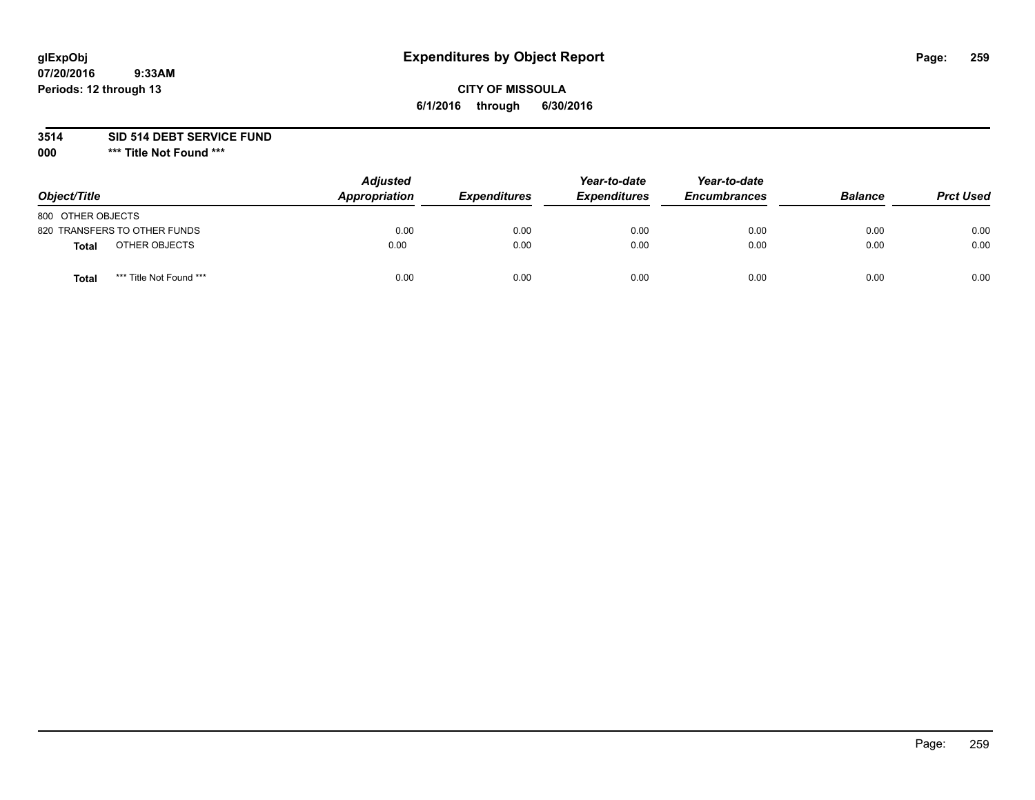**glExpObj**
**07/20/2016 9:33AM**
**Periods: 12 through 13**

# Expenditures by Object Report

**CITY OF MISSOULA**
**6/1/2016 through 6/30/2016**

**3514 SID 514 DEBT SERVICE FUND**
**000 *** Title Not Found *****

| Object/Title | Adjusted Appropriation | Expenditures | Year-to-date Expenditures | Year-to-date Encumbrances | Balance | Prct Used |
|---|---|---|---|---|---|---|
| 800 OTHER OBJECTS | | | | | | |
| 820 TRANSFERS TO OTHER FUNDS | 0.00 | 0.00 | 0.00 | 0.00 | 0.00 | 0.00 |
| **Total** OTHER OBJECTS | 0.00 | 0.00 | 0.00 | 0.00 | 0.00 | 0.00 |
| **Total** *** Title Not Found *** | 0.00 | 0.00 | 0.00 | 0.00 | 0.00 | 0.00 |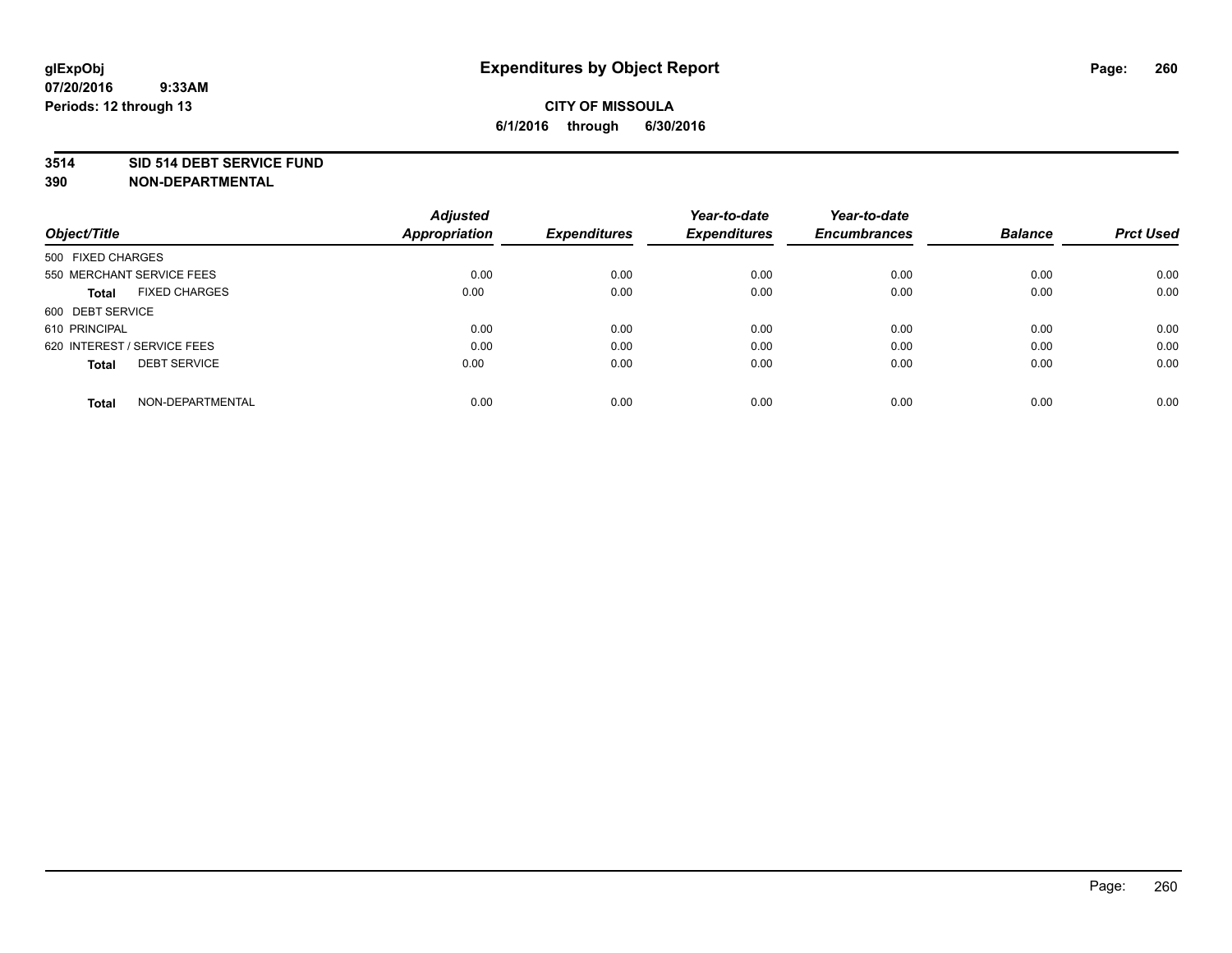**glExpObj**
**07/20/2016 9:33AM**
**Periods: 12 through 13**

# Expenditures by Object Report

**CITY OF MISSOULA**
**6/1/2016 through 6/30/2016**

**3514 SID 514 DEBT SERVICE FUND**
**390 NON-DEPARTMENTAL**

| Object/Title | Adjusted Appropriation | Expenditures | Year-to-date Expenditures | Year-to-date Encumbrances | Balance | Prct Used |
|---|---|---|---|---|---|---|
| 500 FIXED CHARGES | | | | | | |
| 550 MERCHANT SERVICE FEES | 0.00 | 0.00 | 0.00 | 0.00 | 0.00 | 0.00 |
| **Total** FIXED CHARGES | 0.00 | 0.00 | 0.00 | 0.00 | 0.00 | 0.00 |
| 600 DEBT SERVICE | | | | | | |
| 610 PRINCIPAL | 0.00 | 0.00 | 0.00 | 0.00 | 0.00 | 0.00 |
| 620 INTEREST / SERVICE FEES | 0.00 | 0.00 | 0.00 | 0.00 | 0.00 | 0.00 |
| **Total** DEBT SERVICE | 0.00 | 0.00 | 0.00 | 0.00 | 0.00 | 0.00 |
| **Total** NON-DEPARTMENTAL | 0.00 | 0.00 | 0.00 | 0.00 | 0.00 | 0.00 |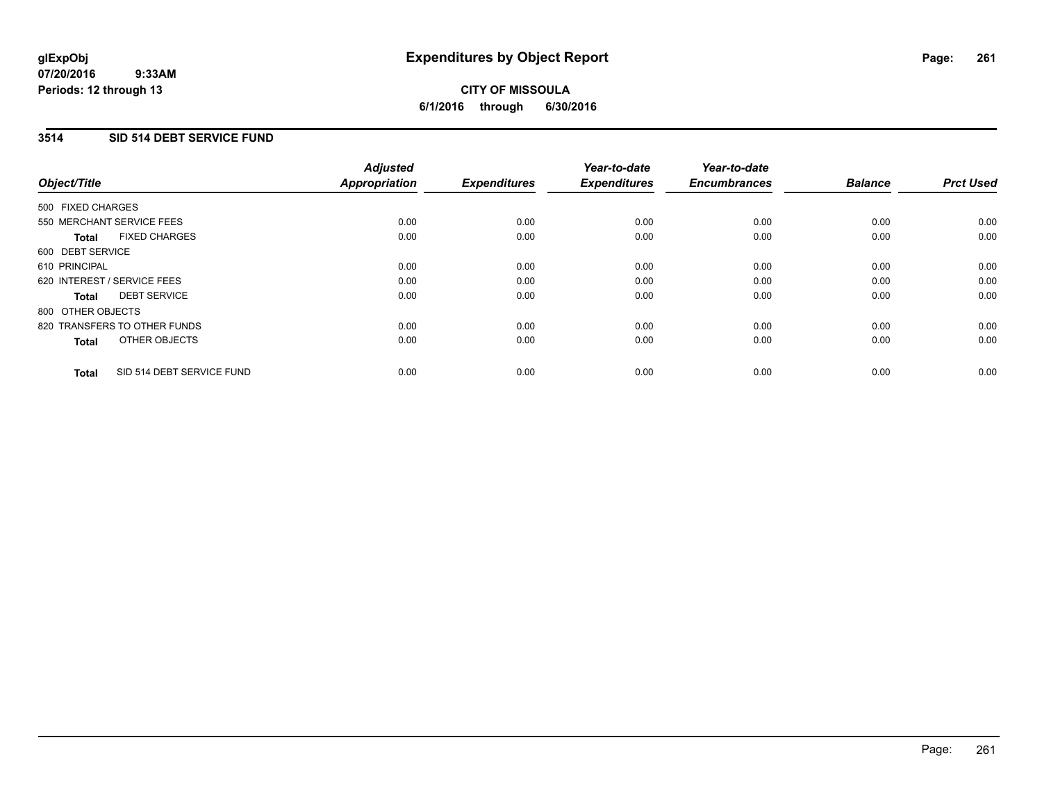glExpObj
07/20/2016 9:33AM
Periods: 12 through 13

# Expenditures by Object Report

**CITY OF MISSOULA**
**6/1/2016 through 6/30/2016**

## 3514 SID 514 DEBT SERVICE FUND

| Object/Title | Adjusted Appropriation | Expenditures | Year-to-date Expenditures | Year-to-date Encumbrances | Balance | Prct Used |
|---|---|---|---|---|---|---|
| 500 FIXED CHARGES | | | | | | |
| 550 MERCHANT SERVICE FEES | 0.00 | 0.00 | 0.00 | 0.00 | 0.00 | 0.00 |
| **Total** FIXED CHARGES | 0.00 | 0.00 | 0.00 | 0.00 | 0.00 | 0.00 |
| 600 DEBT SERVICE | | | | | | |
| 610 PRINCIPAL | 0.00 | 0.00 | 0.00 | 0.00 | 0.00 | 0.00 |
| 620 INTEREST / SERVICE FEES | 0.00 | 0.00 | 0.00 | 0.00 | 0.00 | 0.00 |
| **Total** DEBT SERVICE | 0.00 | 0.00 | 0.00 | 0.00 | 0.00 | 0.00 |
| 800 OTHER OBJECTS | | | | | | |
| 820 TRANSFERS TO OTHER FUNDS | 0.00 | 0.00 | 0.00 | 0.00 | 0.00 | 0.00 |
| **Total** OTHER OBJECTS | 0.00 | 0.00 | 0.00 | 0.00 | 0.00 | 0.00 |
| **Total** SID 514 DEBT SERVICE FUND | 0.00 | 0.00 | 0.00 | 0.00 | 0.00 | 0.00 |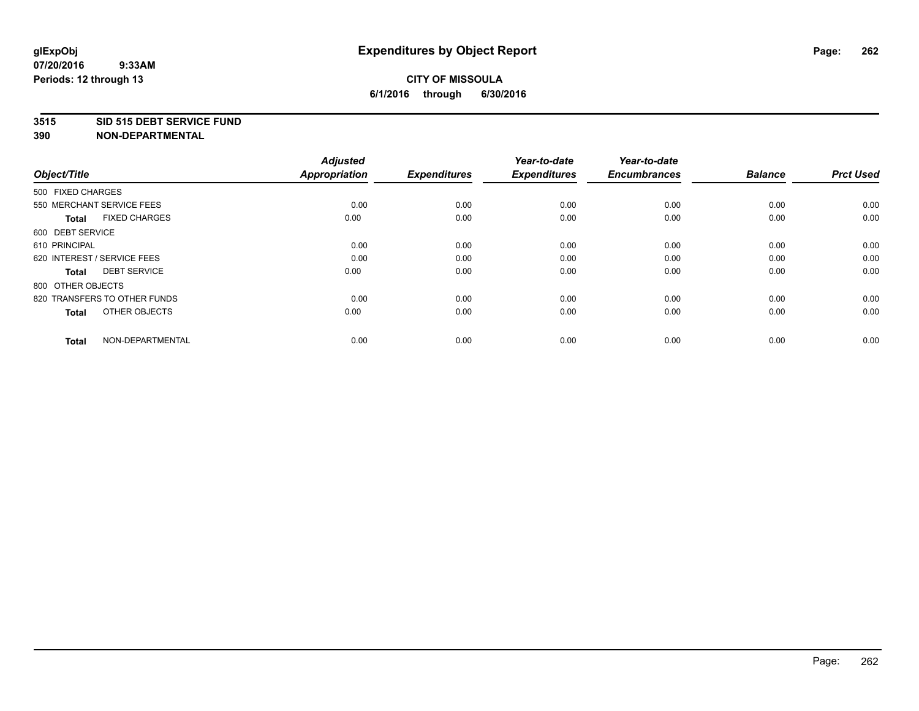glExpObj
07/20/2016 9:33AM
Periods: 12 through 13

# Expenditures by Object Report

**CITY OF MISSOULA**
**6/1/2016 through 6/30/2016**

**3515 SID 515 DEBT SERVICE FUND**
**390 NON-DEPARTMENTAL**

| Object/Title | | Adjusted Appropriation | Expenditures | Year-to-date Expenditures | Year-to-date Encumbrances | Balance | Prct Used |
|---|---|---|---|---|---|---|---|
| 500 FIXED CHARGES | | | | | | | |
| 550 MERCHANT SERVICE FEES | | 0.00 | 0.00 | 0.00 | 0.00 | 0.00 | 0.00 |
| **Total** | FIXED CHARGES | 0.00 | 0.00 | 0.00 | 0.00 | 0.00 | 0.00 |
| 600 DEBT SERVICE | | | | | | | |
| 610 PRINCIPAL | | 0.00 | 0.00 | 0.00 | 0.00 | 0.00 | 0.00 |
| 620 INTEREST / SERVICE FEES | | 0.00 | 0.00 | 0.00 | 0.00 | 0.00 | 0.00 |
| **Total** | DEBT SERVICE | 0.00 | 0.00 | 0.00 | 0.00 | 0.00 | 0.00 |
| 800 OTHER OBJECTS | | | | | | | |
| 820 TRANSFERS TO OTHER FUNDS | | 0.00 | 0.00 | 0.00 | 0.00 | 0.00 | 0.00 |
| **Total** | OTHER OBJECTS | 0.00 | 0.00 | 0.00 | 0.00 | 0.00 | 0.00 |
| **Total** | NON-DEPARTMENTAL | 0.00 | 0.00 | 0.00 | 0.00 | 0.00 | 0.00 |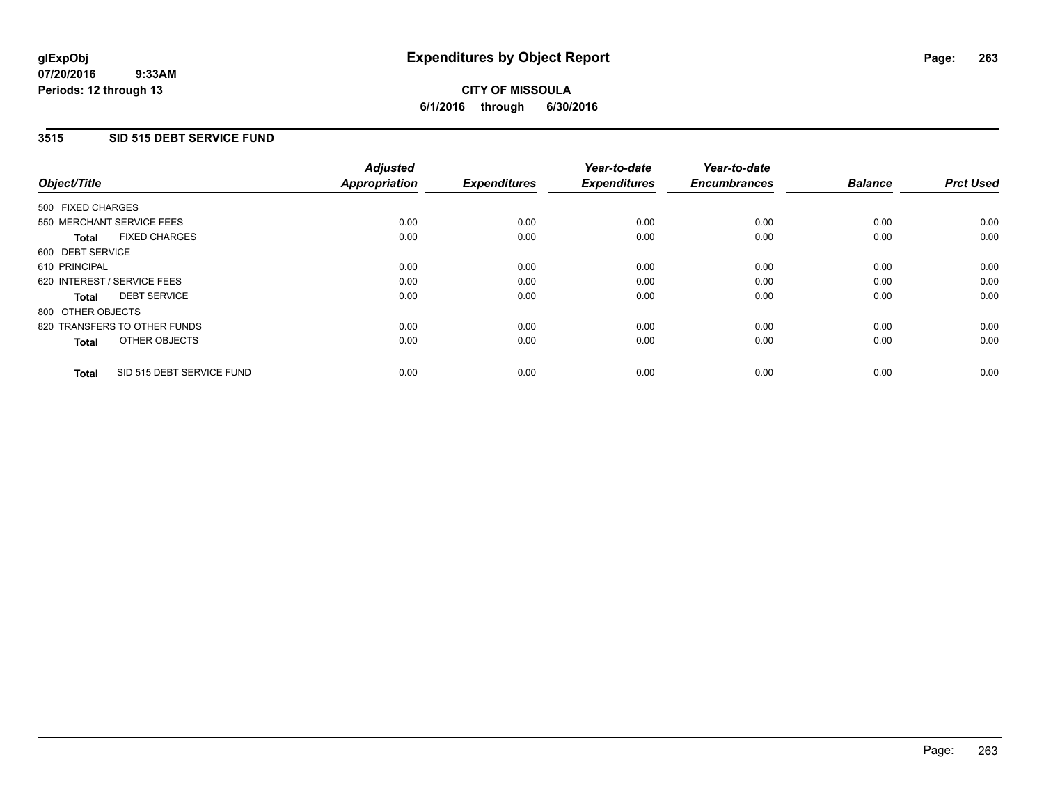# Expenditures by Object Report

**glExpObj**
**07/20/2016 9:33AM**
**Periods: 12 through 13**

**CITY OF MISSOULA**
**6/1/2016 through 6/30/2016**

## 3515 SID 515 DEBT SERVICE FUND

| Object/Title | Adjusted Appropriation | Expenditures | Year-to-date Expenditures | Year-to-date Encumbrances | Balance | Prct Used |
|---|---|---|---|---|---|---|
| 500 FIXED CHARGES | | | | | | |
| 550 MERCHANT SERVICE FEES | 0.00 | 0.00 | 0.00 | 0.00 | 0.00 | 0.00 |
| **Total** FIXED CHARGES | 0.00 | 0.00 | 0.00 | 0.00 | 0.00 | 0.00 |
| 600 DEBT SERVICE | | | | | | |
| 610 PRINCIPAL | 0.00 | 0.00 | 0.00 | 0.00 | 0.00 | 0.00 |
| 620 INTEREST / SERVICE FEES | 0.00 | 0.00 | 0.00 | 0.00 | 0.00 | 0.00 |
| **Total** DEBT SERVICE | 0.00 | 0.00 | 0.00 | 0.00 | 0.00 | 0.00 |
| 800 OTHER OBJECTS | | | | | | |
| 820 TRANSFERS TO OTHER FUNDS | 0.00 | 0.00 | 0.00 | 0.00 | 0.00 | 0.00 |
| **Total** OTHER OBJECTS | 0.00 | 0.00 | 0.00 | 0.00 | 0.00 | 0.00 |
| **Total** SID 515 DEBT SERVICE FUND | 0.00 | 0.00 | 0.00 | 0.00 | 0.00 | 0.00 |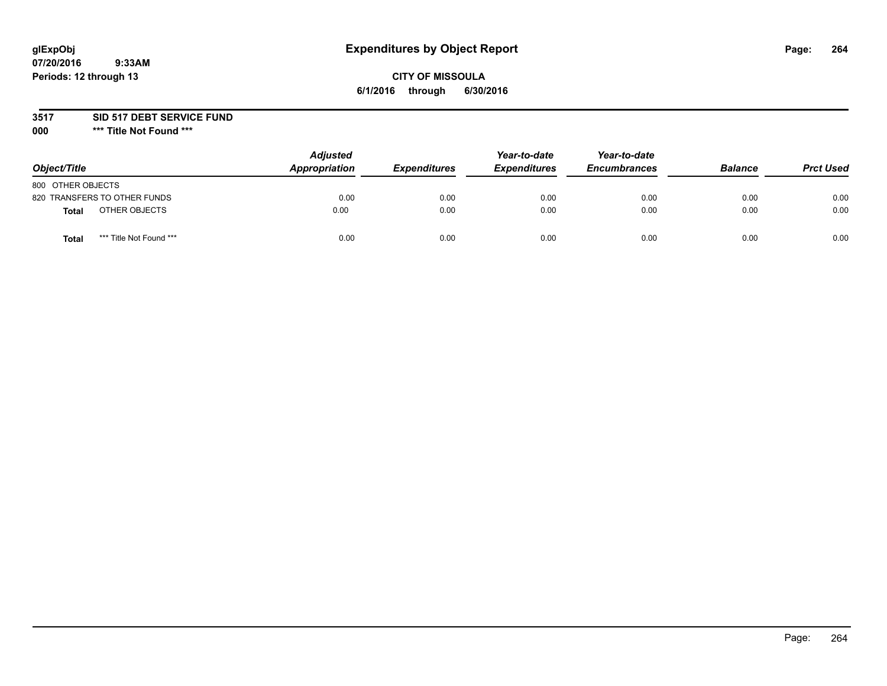glExpObj
07/20/2016 9:33AM
Periods: 12 through 13

# Expenditures by Object Report

**CITY OF MISSOULA**

**6/1/2016 through 6/30/2016**

**3517 SID 517 DEBT SERVICE FUND**

**000 \*\*\* Title Not Found \*\*\***

| Object/Title | | Adjusted Appropriation | Expenditures | Year-to-date Expenditures | Year-to-date Encumbrances | Balance | Prct Used |
|---|---|---|---|---|---|---|---|
| 800 OTHER OBJECTS | | | | | | | |
| 820 TRANSFERS TO OTHER FUNDS | | 0.00 | 0.00 | 0.00 | 0.00 | 0.00 | 0.00 |
| **Total** | OTHER OBJECTS | 0.00 | 0.00 | 0.00 | 0.00 | 0.00 | 0.00 |
| **Total** | *** Title Not Found *** | 0.00 | 0.00 | 0.00 | 0.00 | 0.00 | 0.00 |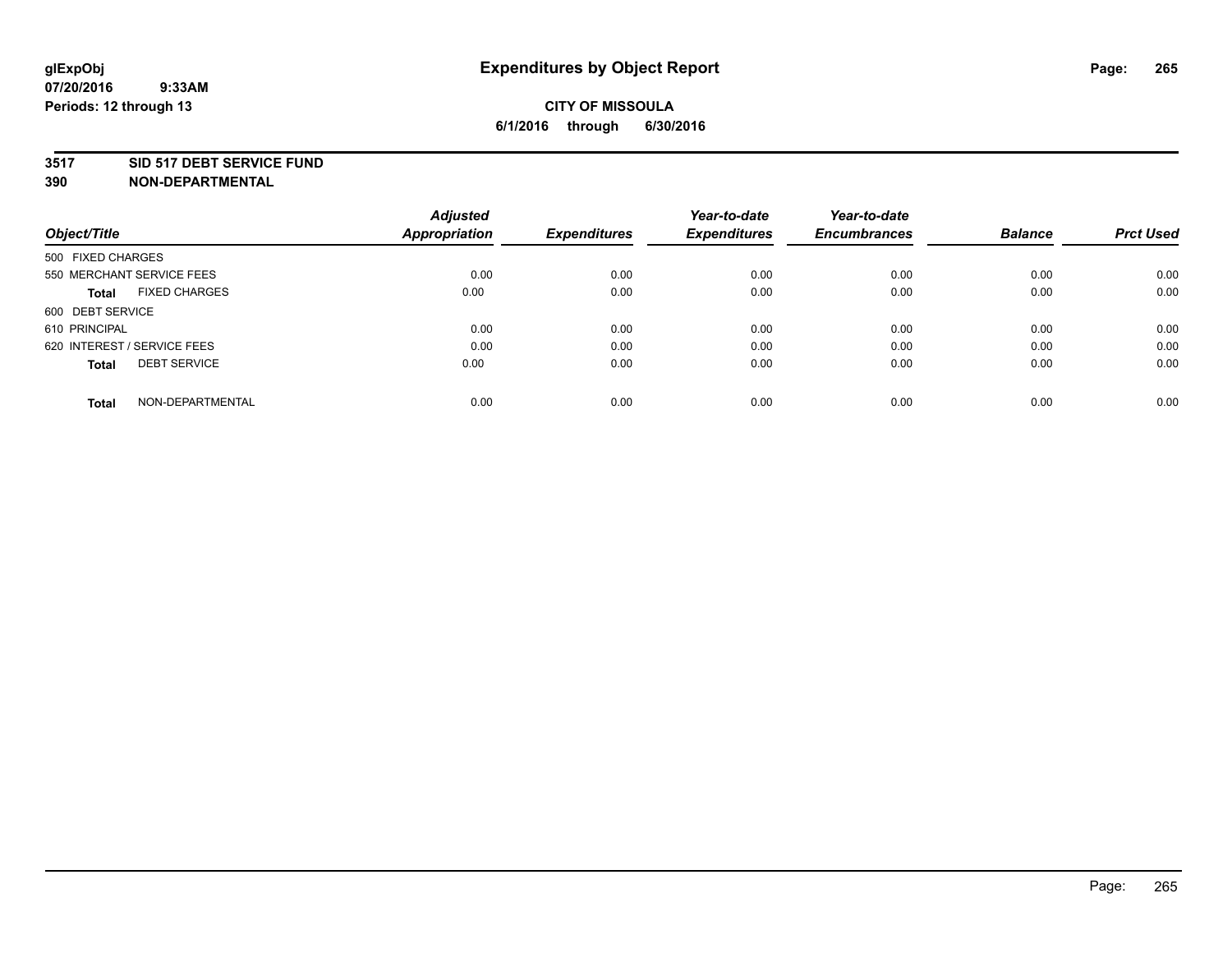**glExpObj** **Expenditures by Object Report**

**07/20/2016 9:33AM**

**Periods: 12 through 13**

**CITY OF MISSOULA**

**6/1/2016 through 6/30/2016**

**3517 SID 517 DEBT SERVICE FUND**

**390 NON-DEPARTMENTAL**

| Object/Title | | Adjusted Appropriation | Expenditures | Year-to-date Expenditures | Year-to-date Encumbrances | Balance | Prct Used |
|---|---|---|---|---|---|---|---|
| 500 FIXED CHARGES | | | | | | | |
| 550 MERCHANT SERVICE FEES | | 0.00 | 0.00 | 0.00 | 0.00 | 0.00 | 0.00 |
| **Total** | FIXED CHARGES | 0.00 | 0.00 | 0.00 | 0.00 | 0.00 | 0.00 |
| 600 DEBT SERVICE | | | | | | | |
| 610 PRINCIPAL | | 0.00 | 0.00 | 0.00 | 0.00 | 0.00 | 0.00 |
| 620 INTEREST / SERVICE FEES | | 0.00 | 0.00 | 0.00 | 0.00 | 0.00 | 0.00 |
| **Total** | DEBT SERVICE | 0.00 | 0.00 | 0.00 | 0.00 | 0.00 | 0.00 |
| **Total** | NON-DEPARTMENTAL | 0.00 | 0.00 | 0.00 | 0.00 | 0.00 | 0.00 |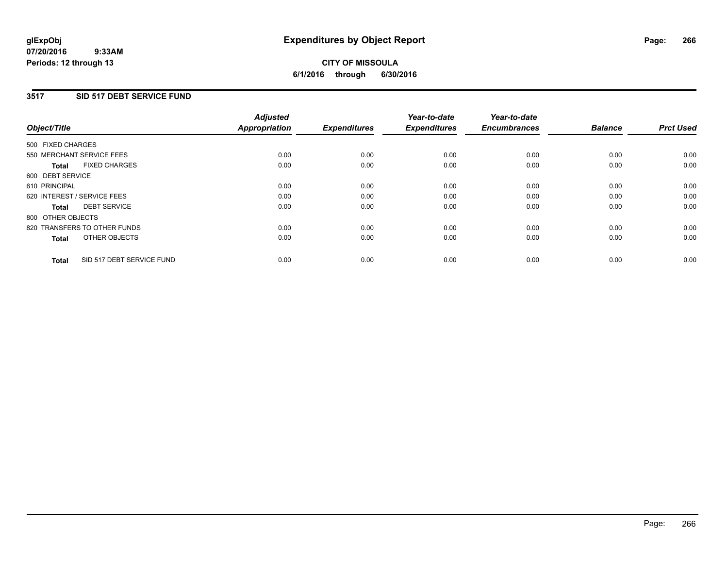# Expenditures by Object Report

glExpObj
07/20/2016 9:33AM
Periods: 12 through 13

**CITY OF MISSOULA**
**6/1/2016 through 6/30/2016**

## 3517 SID 517 DEBT SERVICE FUND

| Object/Title | Adjusted Appropriation | Expenditures | Year-to-date Expenditures | Year-to-date Encumbrances | Balance | Prct Used |
|---|---|---|---|---|---|---|
| 500 FIXED CHARGES | | | | | | |
| 550 MERCHANT SERVICE FEES | 0.00 | 0.00 | 0.00 | 0.00 | 0.00 | 0.00 |
| **Total** FIXED CHARGES | 0.00 | 0.00 | 0.00 | 0.00 | 0.00 | 0.00 |
| 600 DEBT SERVICE | | | | | | |
| 610 PRINCIPAL | 0.00 | 0.00 | 0.00 | 0.00 | 0.00 | 0.00 |
| 620 INTEREST / SERVICE FEES | 0.00 | 0.00 | 0.00 | 0.00 | 0.00 | 0.00 |
| **Total** DEBT SERVICE | 0.00 | 0.00 | 0.00 | 0.00 | 0.00 | 0.00 |
| 800 OTHER OBJECTS | | | | | | |
| 820 TRANSFERS TO OTHER FUNDS | 0.00 | 0.00 | 0.00 | 0.00 | 0.00 | 0.00 |
| **Total** OTHER OBJECTS | 0.00 | 0.00 | 0.00 | 0.00 | 0.00 | 0.00 |
| **Total** SID 517 DEBT SERVICE FUND | 0.00 | 0.00 | 0.00 | 0.00 | 0.00 | 0.00 |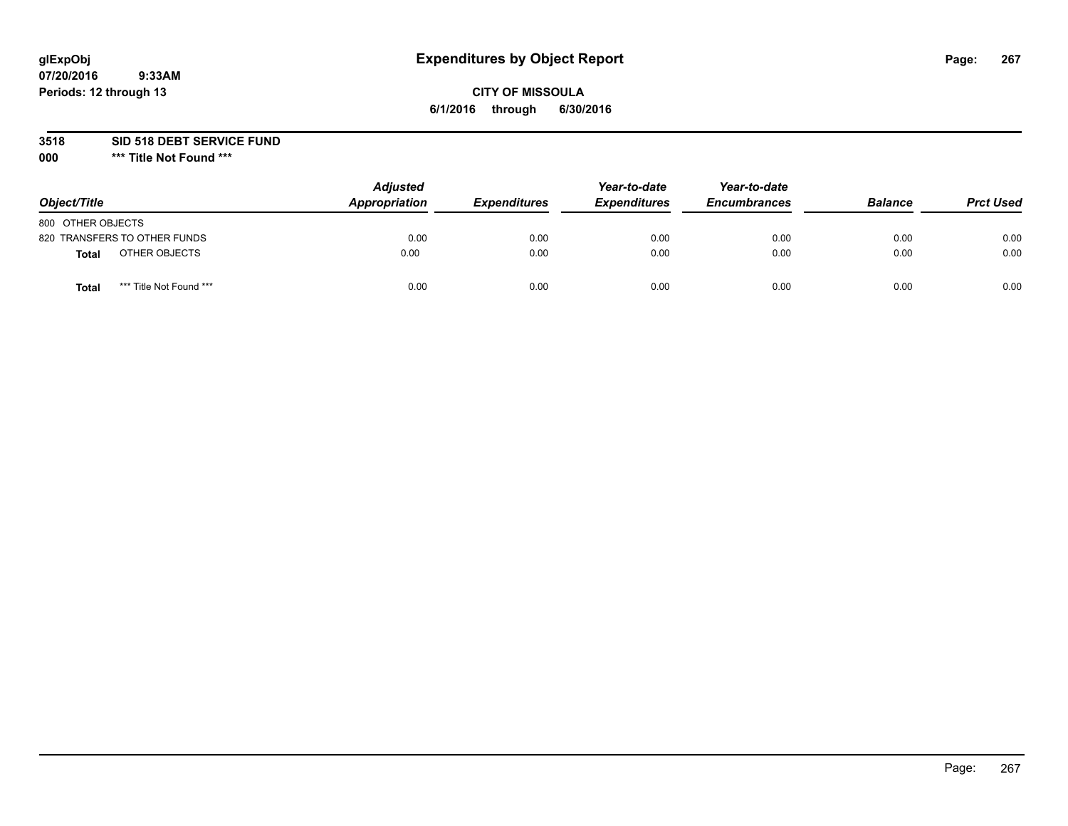**glExpObj**
**07/20/2016 9:33AM**
**Periods: 12 through 13**

# Expenditures by Object Report

**CITY OF MISSOULA**
**6/1/2016 through 6/30/2016**

**3518 SID 518 DEBT SERVICE FUND**
**000 \*\*\* Title Not Found \*\*\***

| Object/Title | | Adjusted Appropriation | Expenditures | Year-to-date Expenditures | Year-to-date Encumbrances | Balance | Prct Used |
|---|---|---|---|---|---|---|---|
| 800 OTHER OBJECTS | | | | | | | |
| 820 TRANSFERS TO OTHER FUNDS | | 0.00 | 0.00 | 0.00 | 0.00 | 0.00 | 0.00 |
| **Total** | OTHER OBJECTS | 0.00 | 0.00 | 0.00 | 0.00 | 0.00 | 0.00 |
| **Total** | *** Title Not Found *** | 0.00 | 0.00 | 0.00 | 0.00 | 0.00 | 0.00 |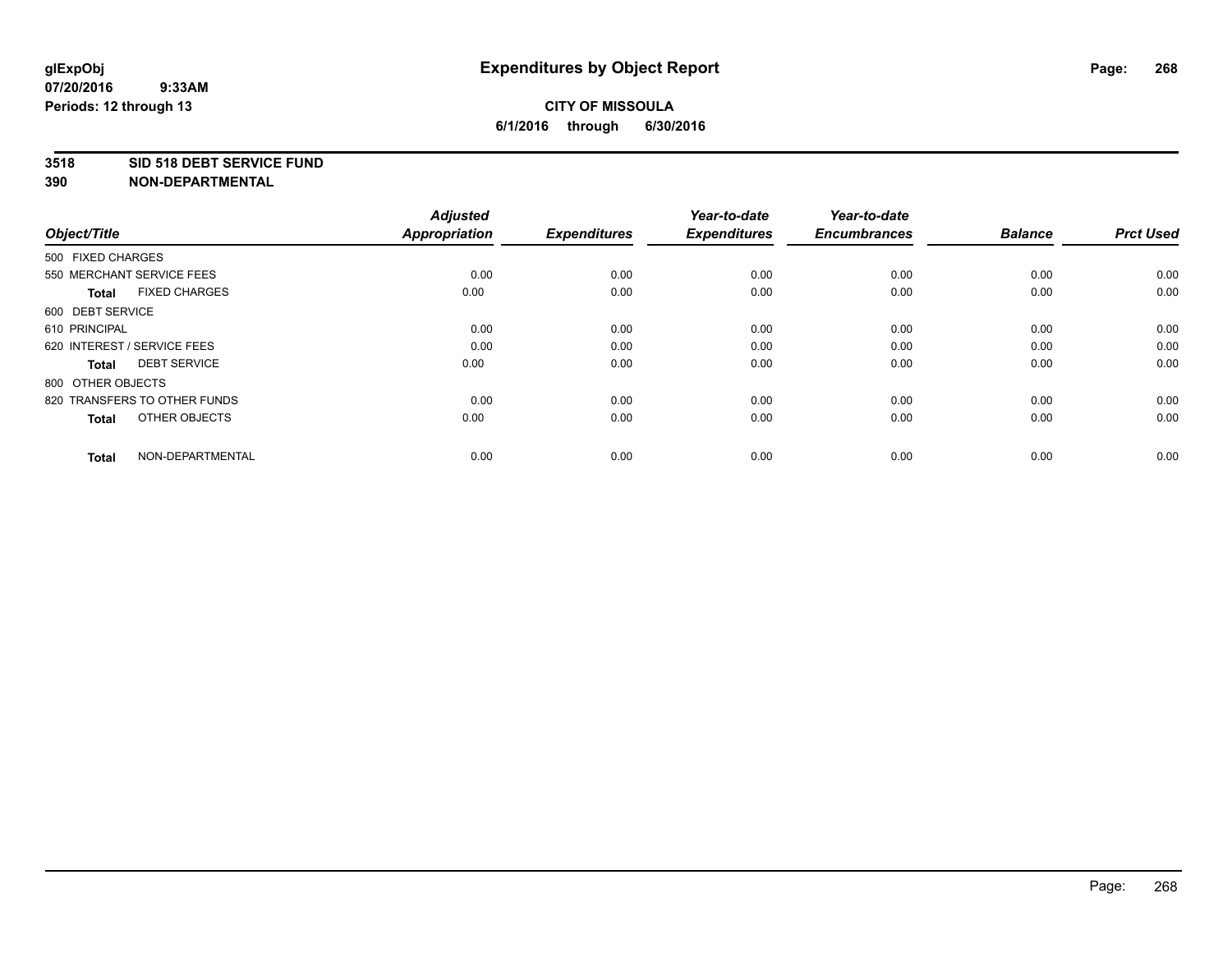# Expenditures by Object Report

**glExpObj**
**07/20/2016 9:33AM**
**Periods: 12 through 13**

**CITY OF MISSOULA**
**6/1/2016 through 6/30/2016**

**3518 SID 518 DEBT SERVICE FUND**
**390 NON-DEPARTMENTAL**

| Object/Title | Adjusted Appropriation | Expenditures | Year-to-date Expenditures | Year-to-date Encumbrances | Balance | Prct Used |
|---|---|---|---|---|---|---|
| 500 FIXED CHARGES | | | | | | |
| 550 MERCHANT SERVICE FEES | 0.00 | 0.00 | 0.00 | 0.00 | 0.00 | 0.00 |
| **Total** FIXED CHARGES | 0.00 | 0.00 | 0.00 | 0.00 | 0.00 | 0.00 |
| 600 DEBT SERVICE | | | | | | |
| 610 PRINCIPAL | 0.00 | 0.00 | 0.00 | 0.00 | 0.00 | 0.00 |
| 620 INTEREST / SERVICE FEES | 0.00 | 0.00 | 0.00 | 0.00 | 0.00 | 0.00 |
| **Total** DEBT SERVICE | 0.00 | 0.00 | 0.00 | 0.00 | 0.00 | 0.00 |
| 800 OTHER OBJECTS | | | | | | |
| 820 TRANSFERS TO OTHER FUNDS | 0.00 | 0.00 | 0.00 | 0.00 | 0.00 | 0.00 |
| **Total** OTHER OBJECTS | 0.00 | 0.00 | 0.00 | 0.00 | 0.00 | 0.00 |
| **Total** NON-DEPARTMENTAL | 0.00 | 0.00 | 0.00 | 0.00 | 0.00 | 0.00 |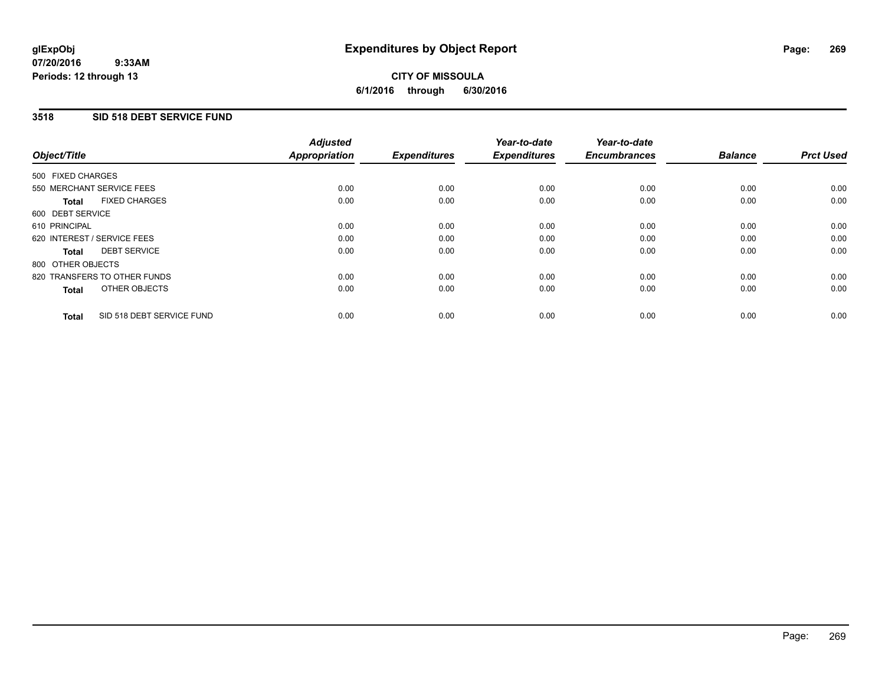**glExpObj**
**07/20/2016 9:33AM**
**Periods: 12 through 13**

# Expenditures by Object Report

**CITY OF MISSOULA**
**6/1/2016 through 6/30/2016**

## 3518 SID 518 DEBT SERVICE FUND

| Object/Title | Adjusted Appropriation | Expenditures | Year-to-date Expenditures | Year-to-date Encumbrances | Balance | Prct Used |
|---|---|---|---|---|---|---|
| 500 FIXED CHARGES | | | | | | |
| 550 MERCHANT SERVICE FEES | 0.00 | 0.00 | 0.00 | 0.00 | 0.00 | 0.00 |
| **Total** FIXED CHARGES | 0.00 | 0.00 | 0.00 | 0.00 | 0.00 | 0.00 |
| 600 DEBT SERVICE | | | | | | |
| 610 PRINCIPAL | 0.00 | 0.00 | 0.00 | 0.00 | 0.00 | 0.00 |
| 620 INTEREST / SERVICE FEES | 0.00 | 0.00 | 0.00 | 0.00 | 0.00 | 0.00 |
| **Total** DEBT SERVICE | 0.00 | 0.00 | 0.00 | 0.00 | 0.00 | 0.00 |
| 800 OTHER OBJECTS | | | | | | |
| 820 TRANSFERS TO OTHER FUNDS | 0.00 | 0.00 | 0.00 | 0.00 | 0.00 | 0.00 |
| **Total** OTHER OBJECTS | 0.00 | 0.00 | 0.00 | 0.00 | 0.00 | 0.00 |
| **Total** SID 518 DEBT SERVICE FUND | 0.00 | 0.00 | 0.00 | 0.00 | 0.00 | 0.00 |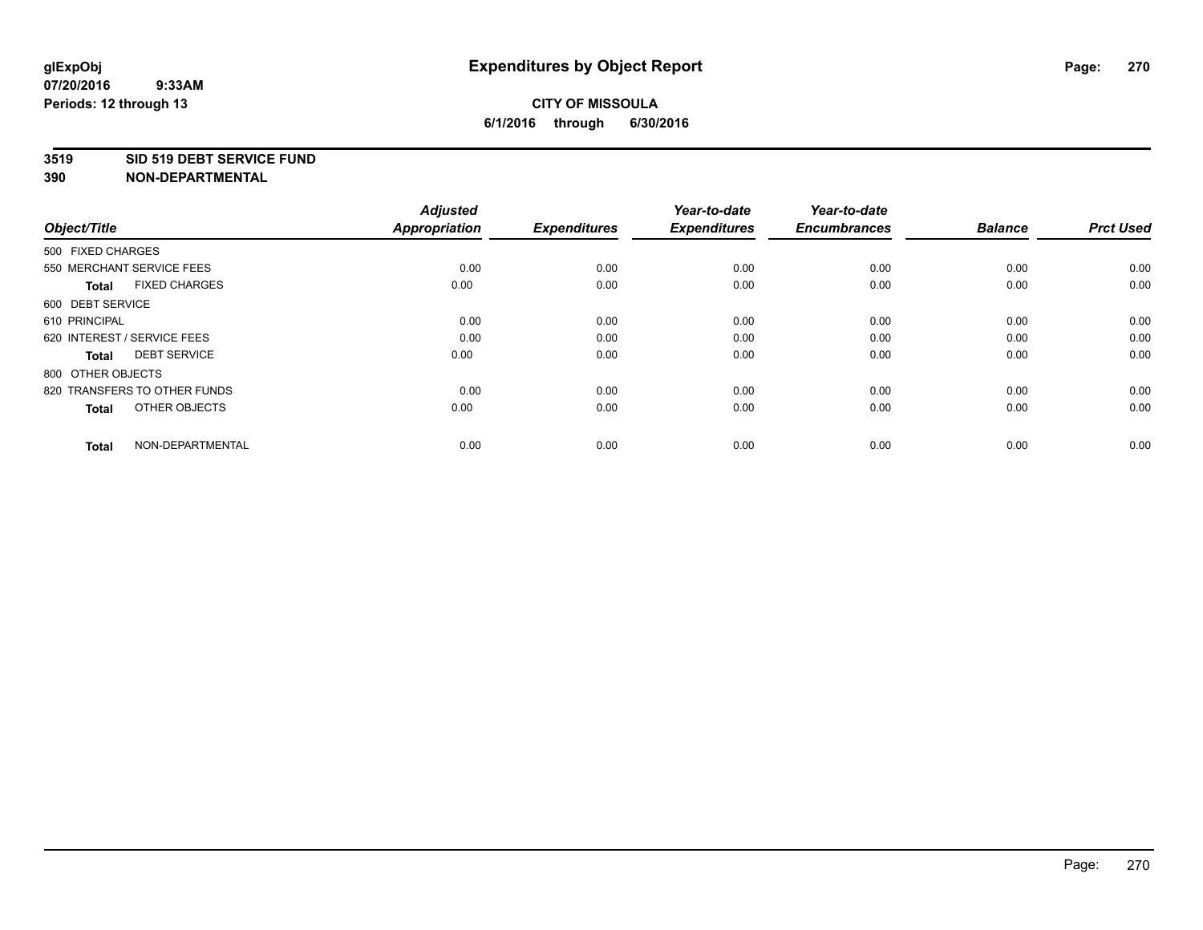# Expenditures by Object Report

glExpObj
07/20/2016 9:33AM
Periods: 12 through 13

**CITY OF MISSOULA**
**6/1/2016 through 6/30/2016**

**3519 SID 519 DEBT SERVICE FUND**
**390 NON-DEPARTMENTAL**

| Object/Title | | Adjusted Appropriation | Expenditures | Year-to-date Expenditures | Year-to-date Encumbrances | Balance | Prct Used |
|---|---|---|---|---|---|---|---|
| 500 FIXED CHARGES | | | | | | | |
| 550 MERCHANT SERVICE FEES | | 0.00 | 0.00 | 0.00 | 0.00 | 0.00 | 0.00 |
| **Total** | FIXED CHARGES | 0.00 | 0.00 | 0.00 | 0.00 | 0.00 | 0.00 |
| 600 DEBT SERVICE | | | | | | | |
| 610 PRINCIPAL | | 0.00 | 0.00 | 0.00 | 0.00 | 0.00 | 0.00 |
| 620 INTEREST / SERVICE FEES | | 0.00 | 0.00 | 0.00 | 0.00 | 0.00 | 0.00 |
| **Total** | DEBT SERVICE | 0.00 | 0.00 | 0.00 | 0.00 | 0.00 | 0.00 |
| 800 OTHER OBJECTS | | | | | | | |
| 820 TRANSFERS TO OTHER FUNDS | | 0.00 | 0.00 | 0.00 | 0.00 | 0.00 | 0.00 |
| **Total** | OTHER OBJECTS | 0.00 | 0.00 | 0.00 | 0.00 | 0.00 | 0.00 |
| **Total** | NON-DEPARTMENTAL | 0.00 | 0.00 | 0.00 | 0.00 | 0.00 | 0.00 |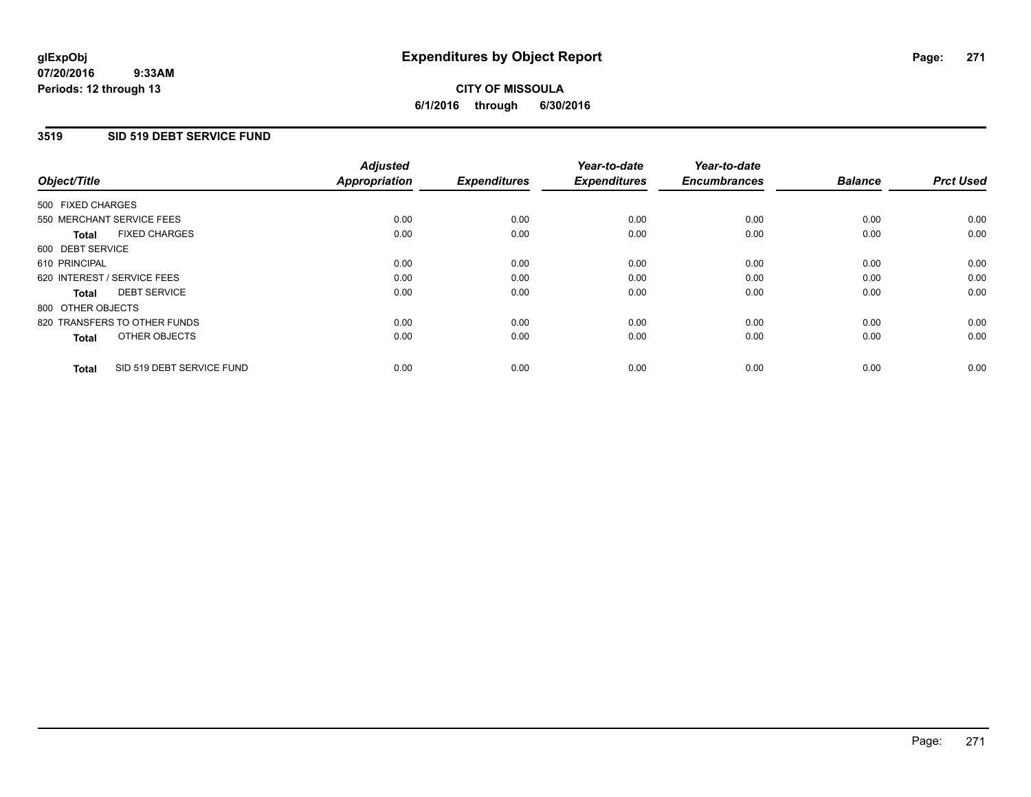**glExpObj**
**07/20/2016 9:33AM**
**Periods: 12 through 13**

# Expenditures by Object Report

**CITY OF MISSOULA**
**6/1/2016 through 6/30/2016**

## 3519 SID 519 DEBT SERVICE FUND

| Object/Title | Adjusted Appropriation | Expenditures | Year-to-date Expenditures | Year-to-date Encumbrances | Balance | Prct Used |
|---|---|---|---|---|---|---|
| 500 FIXED CHARGES | | | | | | |
| 550 MERCHANT SERVICE FEES | 0.00 | 0.00 | 0.00 | 0.00 | 0.00 | 0.00 |
| **Total** FIXED CHARGES | 0.00 | 0.00 | 0.00 | 0.00 | 0.00 | 0.00 |
| 600 DEBT SERVICE | | | | | | |
| 610 PRINCIPAL | 0.00 | 0.00 | 0.00 | 0.00 | 0.00 | 0.00 |
| 620 INTEREST / SERVICE FEES | 0.00 | 0.00 | 0.00 | 0.00 | 0.00 | 0.00 |
| **Total** DEBT SERVICE | 0.00 | 0.00 | 0.00 | 0.00 | 0.00 | 0.00 |
| 800 OTHER OBJECTS | | | | | | |
| 820 TRANSFERS TO OTHER FUNDS | 0.00 | 0.00 | 0.00 | 0.00 | 0.00 | 0.00 |
| **Total** OTHER OBJECTS | 0.00 | 0.00 | 0.00 | 0.00 | 0.00 | 0.00 |
| **Total** SID 519 DEBT SERVICE FUND | 0.00 | 0.00 | 0.00 | 0.00 | 0.00 | 0.00 |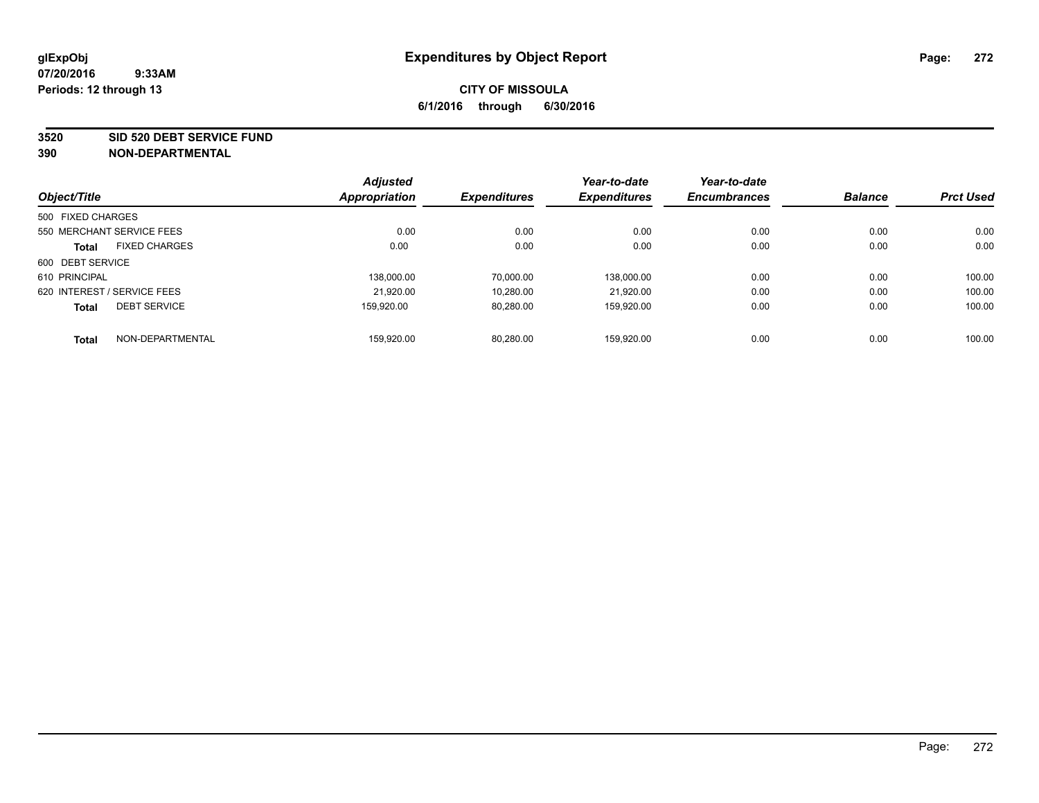# Expenditures by Object Report

glExpObj
07/20/2016 9:33AM
Periods: 12 through 13

**CITY OF MISSOULA**
**6/1/2016 through 6/30/2016**

**3520 SID 520 DEBT SERVICE FUND**
**390 NON-DEPARTMENTAL**

| Object/Title | Adjusted Appropriation | Expenditures | Year-to-date Expenditures | Year-to-date Encumbrances | Balance | Prct Used |
|---|---|---|---|---|---|---|
| 500 FIXED CHARGES | | | | | | |
| 550 MERCHANT SERVICE FEES | 0.00 | 0.00 | 0.00 | 0.00 | 0.00 | 0.00 |
| **Total** FIXED CHARGES | 0.00 | 0.00 | 0.00 | 0.00 | 0.00 | 0.00 |
| 600 DEBT SERVICE | | | | | | |
| 610 PRINCIPAL | 138,000.00 | 70,000.00 | 138,000.00 | 0.00 | 0.00 | 100.00 |
| 620 INTEREST / SERVICE FEES | 21,920.00 | 10,280.00 | 21,920.00 | 0.00 | 0.00 | 100.00 |
| **Total** DEBT SERVICE | 159,920.00 | 80,280.00 | 159,920.00 | 0.00 | 0.00 | 100.00 |
| **Total** NON-DEPARTMENTAL | 159,920.00 | 80,280.00 | 159,920.00 | 0.00 | 0.00 | 100.00 |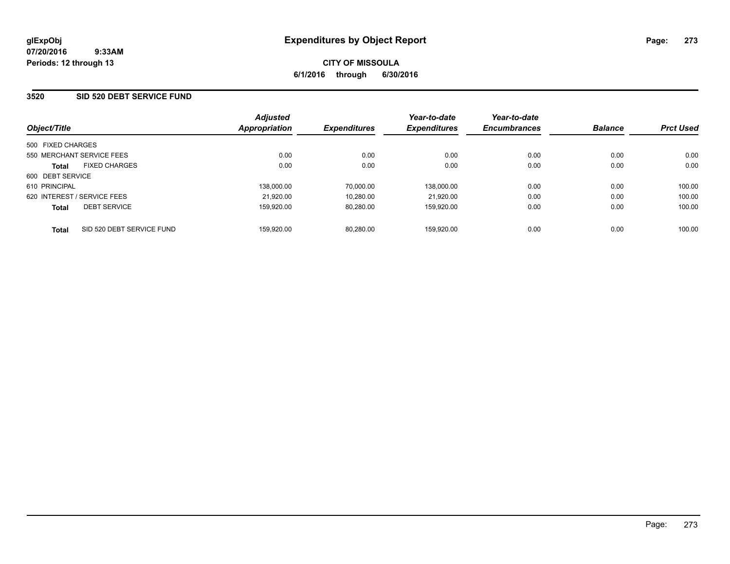# Expenditures by Object Report

glExpObj
07/20/2016 9:33AM
Periods: 12 through 13

**CITY OF MISSOULA**
**6/1/2016 through 6/30/2016**

## 3520 SID 520 DEBT SERVICE FUND

| Object/Title | Adjusted Appropriation | Expenditures | Year-to-date Expenditures | Year-to-date Encumbrances | Balance | Prct Used |
|---|---|---|---|---|---|---|
| 500 FIXED CHARGES | | | | | | |
| 550 MERCHANT SERVICE FEES | 0.00 | 0.00 | 0.00 | 0.00 | 0.00 | 0.00 |
| **Total** FIXED CHARGES | 0.00 | 0.00 | 0.00 | 0.00 | 0.00 | 0.00 |
| 600 DEBT SERVICE | | | | | | |
| 610 PRINCIPAL | 138,000.00 | 70,000.00 | 138,000.00 | 0.00 | 0.00 | 100.00 |
| 620 INTEREST / SERVICE FEES | 21,920.00 | 10,280.00 | 21,920.00 | 0.00 | 0.00 | 100.00 |
| **Total** DEBT SERVICE | 159,920.00 | 80,280.00 | 159,920.00 | 0.00 | 0.00 | 100.00 |
| **Total** SID 520 DEBT SERVICE FUND | 159,920.00 | 80,280.00 | 159,920.00 | 0.00 | 0.00 | 100.00 |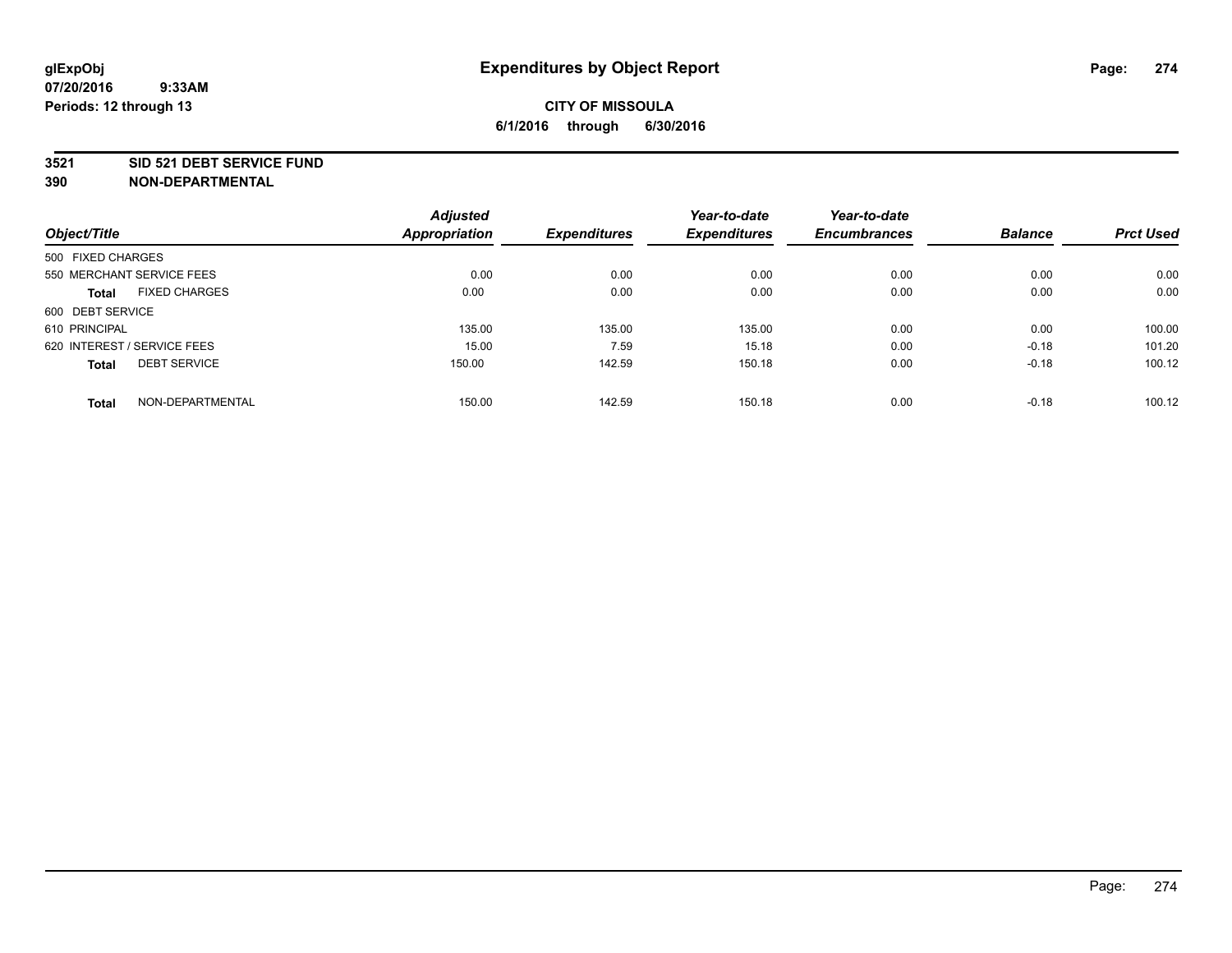**glExpObj**
**07/20/2016 9:33AM**
**Periods: 12 through 13**

# Expenditures by Object Report

**CITY OF MISSOULA**
**6/1/2016 through 6/30/2016**

**3521 SID 521 DEBT SERVICE FUND**
**390 NON-DEPARTMENTAL**

| Object/Title | Adjusted Appropriation | Expenditures | Year-to-date Expenditures | Year-to-date Encumbrances | Balance | Prct Used |
|---|---|---|---|---|---|---|
| 500 FIXED CHARGES | | | | | | |
| 550 MERCHANT SERVICE FEES | 0.00 | 0.00 | 0.00 | 0.00 | 0.00 | 0.00 |
| **Total** FIXED CHARGES | 0.00 | 0.00 | 0.00 | 0.00 | 0.00 | 0.00 |
| 600 DEBT SERVICE | | | | | | |
| 610 PRINCIPAL | 135.00 | 135.00 | 135.00 | 0.00 | 0.00 | 100.00 |
| 620 INTEREST / SERVICE FEES | 15.00 | 7.59 | 15.18 | 0.00 | -0.18 | 101.20 |
| **Total** DEBT SERVICE | 150.00 | 142.59 | 150.18 | 0.00 | -0.18 | 100.12 |
| **Total** NON-DEPARTMENTAL | 150.00 | 142.59 | 150.18 | 0.00 | -0.18 | 100.12 |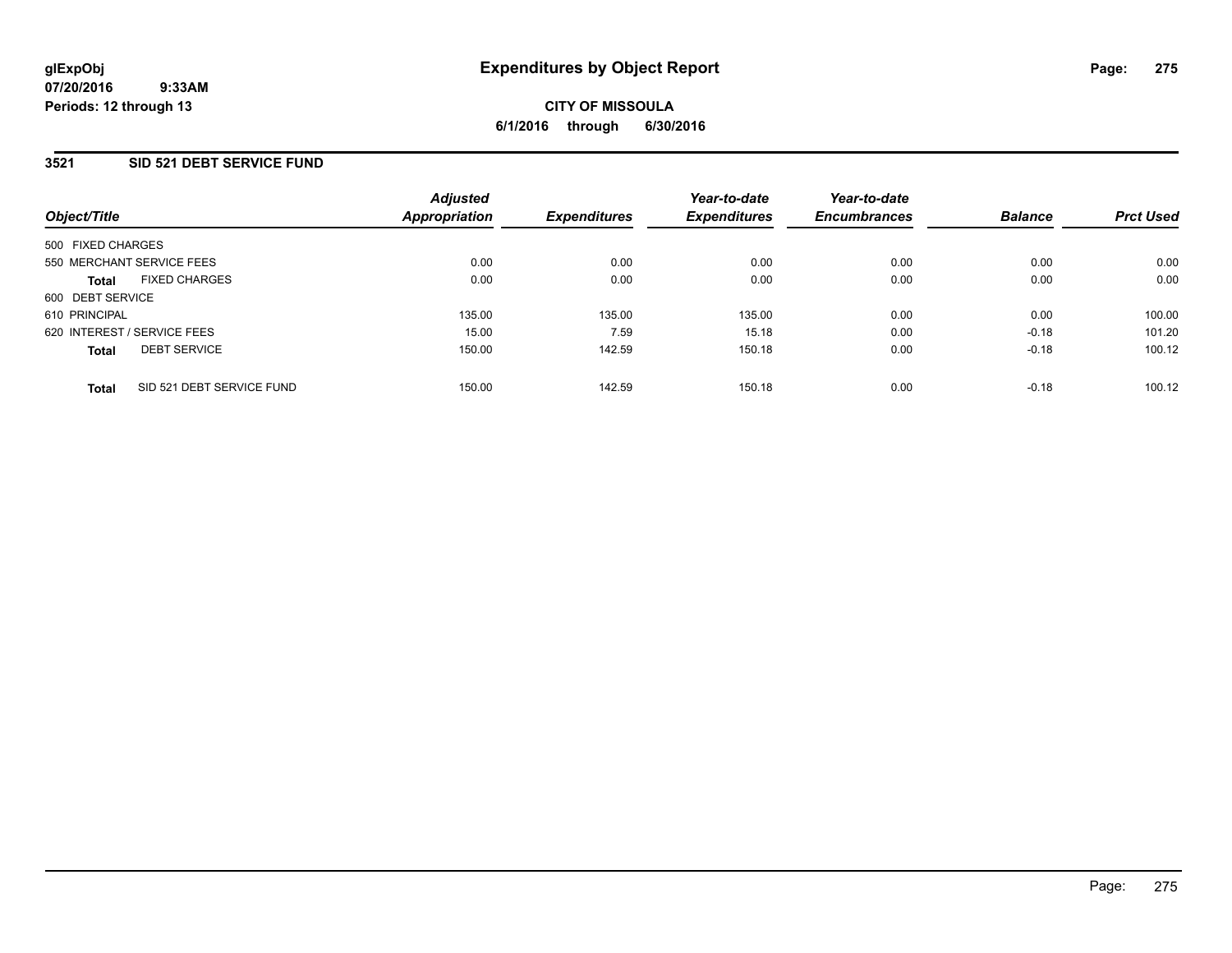**glExpObj** 
**07/20/2016 9:33AM**
**Periods: 12 through 13**

# Expenditures by Object Report

**CITY OF MISSOULA**
**6/1/2016 through 6/30/2016**

## 3521 SID 521 DEBT SERVICE FUND

| Object/Title | Adjusted Appropriation | Expenditures | Year-to-date Expenditures | Year-to-date Encumbrances | Balance | Prct Used |
|---|---|---|---|---|---|---|
| 500 FIXED CHARGES | | | | | | |
| 550 MERCHANT SERVICE FEES | 0.00 | 0.00 | 0.00 | 0.00 | 0.00 | 0.00 |
| **Total** FIXED CHARGES | 0.00 | 0.00 | 0.00 | 0.00 | 0.00 | 0.00 |
| 600 DEBT SERVICE | | | | | | |
| 610 PRINCIPAL | 135.00 | 135.00 | 135.00 | 0.00 | 0.00 | 100.00 |
| 620 INTEREST / SERVICE FEES | 15.00 | 7.59 | 15.18 | 0.00 | -0.18 | 101.20 |
| **Total** DEBT SERVICE | 150.00 | 142.59 | 150.18 | 0.00 | -0.18 | 100.12 |
| **Total** SID 521 DEBT SERVICE FUND | 150.00 | 142.59 | 150.18 | 0.00 | -0.18 | 100.12 |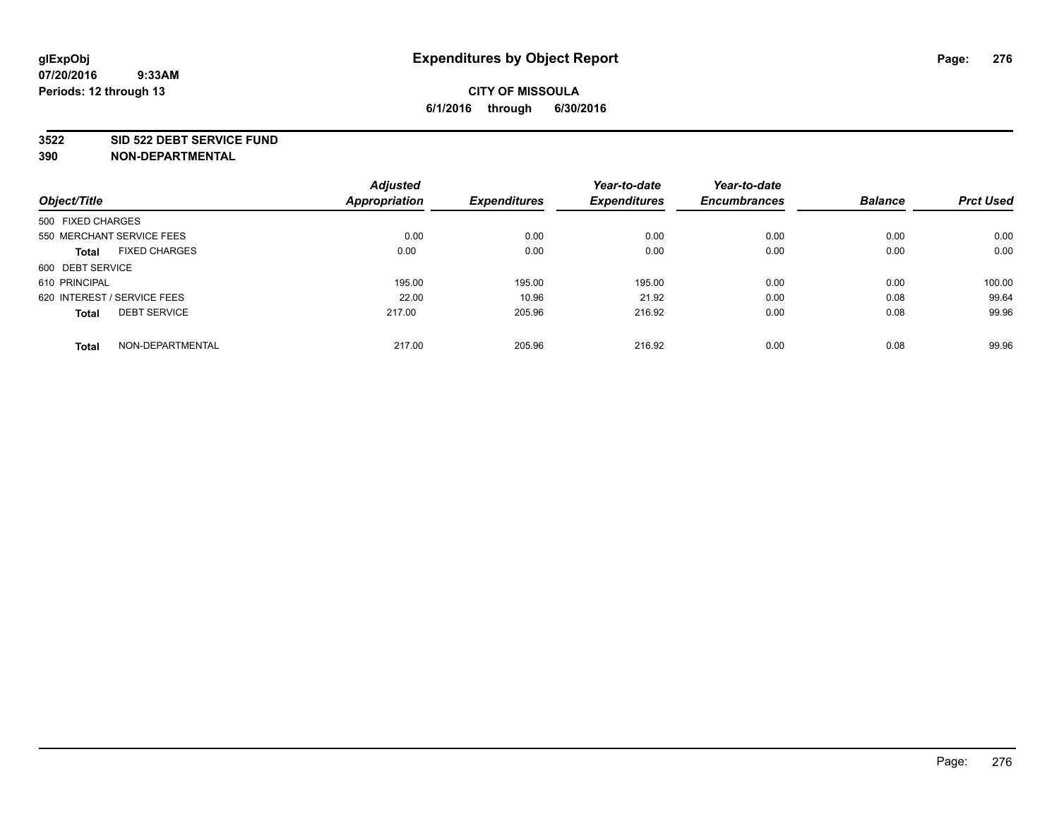# Expenditures by Object Report

glExpObj
07/20/2016 9:33AM
Periods: 12 through 13

**CITY OF MISSOULA**
**6/1/2016 through 6/30/2016**

## 3522 SID 522 DEBT SERVICE FUND
## 390 NON-DEPARTMENTAL

| Object/Title | | Adjusted Appropriation | Expenditures | Year-to-date Expenditures | Year-to-date Encumbrances | Balance | Prct Used |
|---|---|---|---|---|---|---|---|
| 500 FIXED CHARGES | | | | | | | |
| 550 MERCHANT SERVICE FEES | | 0.00 | 0.00 | 0.00 | 0.00 | 0.00 | 0.00 |
| **Total** | FIXED CHARGES | 0.00 | 0.00 | 0.00 | 0.00 | 0.00 | 0.00 |
| 600 DEBT SERVICE | | | | | | | |
| 610 PRINCIPAL | | 195.00 | 195.00 | 195.00 | 0.00 | 0.00 | 100.00 |
| 620 INTEREST / SERVICE FEES | | 22.00 | 10.96 | 21.92 | 0.00 | 0.08 | 99.64 |
| **Total** | DEBT SERVICE | 217.00 | 205.96 | 216.92 | 0.00 | 0.08 | 99.96 |
| **Total** | NON-DEPARTMENTAL | 217.00 | 205.96 | 216.92 | 0.00 | 0.08 | 99.96 |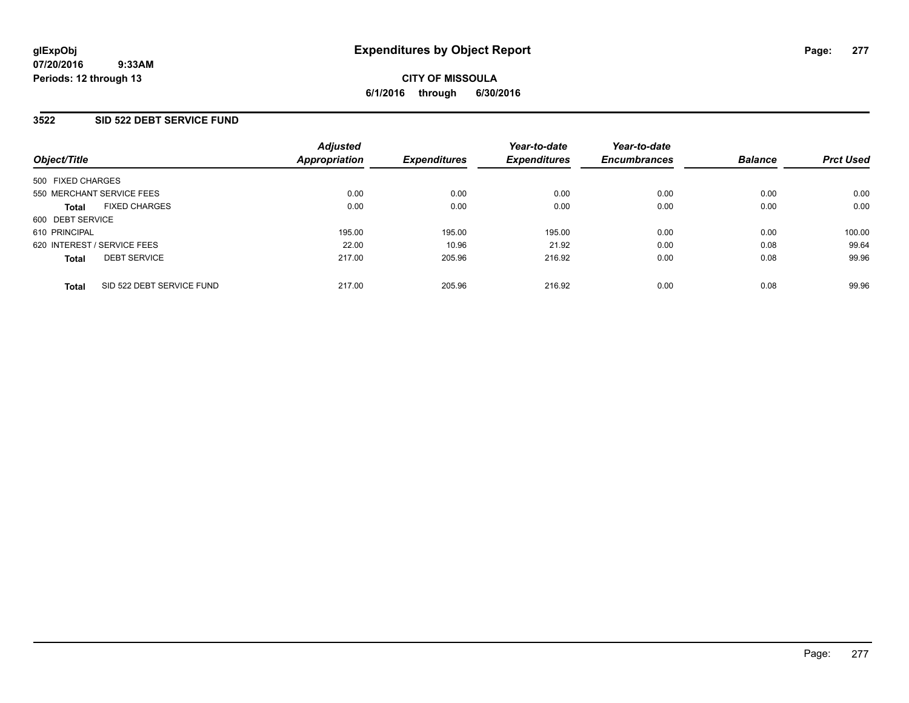# Expenditures by Object Report

glExpObj
07/20/2016 9:33AM
Periods: 12 through 13

**CITY OF MISSOULA**
**6/1/2016 through 6/30/2016**

## 3522 SID 522 DEBT SERVICE FUND

| Object/Title | Adjusted Appropriation | Expenditures | Year-to-date Expenditures | Year-to-date Encumbrances | Balance | Prct Used |
|---|---|---|---|---|---|---|
| 500 FIXED CHARGES | | | | | | |
| 550 MERCHANT SERVICE FEES | 0.00 | 0.00 | 0.00 | 0.00 | 0.00 | 0.00 |
| **Total** FIXED CHARGES | 0.00 | 0.00 | 0.00 | 0.00 | 0.00 | 0.00 |
| 600 DEBT SERVICE | | | | | | |
| 610 PRINCIPAL | 195.00 | 195.00 | 195.00 | 0.00 | 0.00 | 100.00 |
| 620 INTEREST / SERVICE FEES | 22.00 | 10.96 | 21.92 | 0.00 | 0.08 | 99.64 |
| **Total** DEBT SERVICE | 217.00 | 205.96 | 216.92 | 0.00 | 0.08 | 99.96 |
| **Total** SID 522 DEBT SERVICE FUND | 217.00 | 205.96 | 216.92 | 0.00 | 0.08 | 99.96 |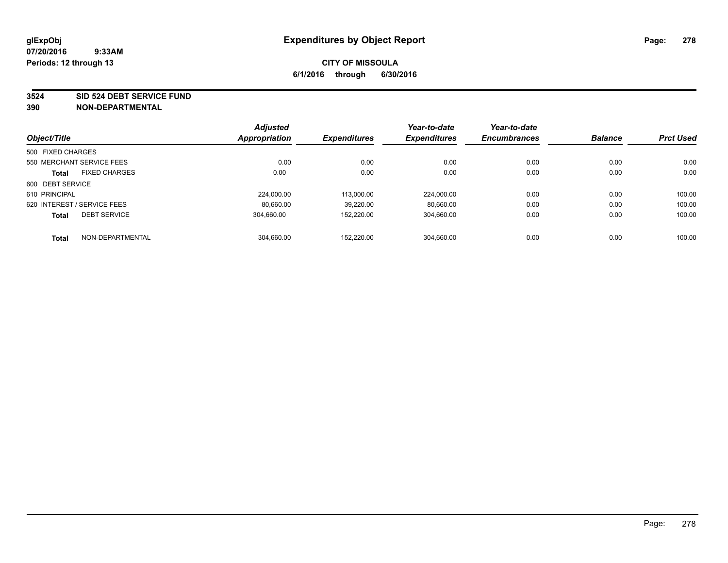# Expenditures by Object Report

glExpObj
07/20/2016 9:33AM
Periods: 12 through 13

**CITY OF MISSOULA**
**6/1/2016 through 6/30/2016**

**3524 SID 524 DEBT SERVICE FUND**
**390 NON-DEPARTMENTAL**

| Object/Title | | Adjusted Appropriation | Expenditures | Year-to-date Expenditures | Year-to-date Encumbrances | Balance | Prct Used |
|---|---|---|---|---|---|---|---|
| 500 FIXED CHARGES | | | | | | | |
| 550 MERCHANT SERVICE FEES | | 0.00 | 0.00 | 0.00 | 0.00 | 0.00 | 0.00 |
| **Total** | FIXED CHARGES | 0.00 | 0.00 | 0.00 | 0.00 | 0.00 | 0.00 |
| 600 DEBT SERVICE | | | | | | | |
| 610 PRINCIPAL | | 224,000.00 | 113,000.00 | 224,000.00 | 0.00 | 0.00 | 100.00 |
| 620 INTEREST / SERVICE FEES | | 80,660.00 | 39,220.00 | 80,660.00 | 0.00 | 0.00 | 100.00 |
| **Total** | DEBT SERVICE | 304,660.00 | 152,220.00 | 304,660.00 | 0.00 | 0.00 | 100.00 |
| **Total** | NON-DEPARTMENTAL | 304,660.00 | 152,220.00 | 304,660.00 | 0.00 | 0.00 | 100.00 |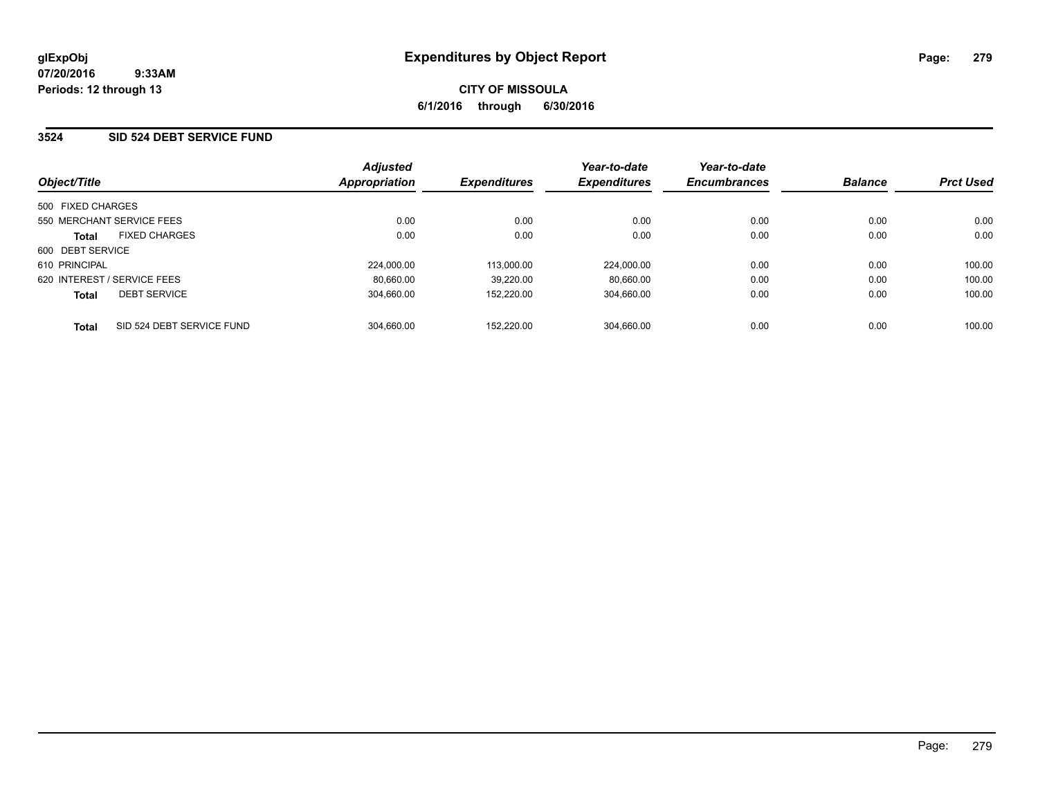# Expenditures by Object Report

glExpObj
07/20/2016 9:33AM
Periods: 12 through 13

**CITY OF MISSOULA**
**6/1/2016 through 6/30/2016**

## 3524 SID 524 DEBT SERVICE FUND

| Object/Title | Adjusted Appropriation | Expenditures | Year-to-date Expenditures | Year-to-date Encumbrances | Balance | Prct Used |
|---|---|---|---|---|---|---|
| 500 FIXED CHARGES | | | | | | |
| 550 MERCHANT SERVICE FEES | 0.00 | 0.00 | 0.00 | 0.00 | 0.00 | 0.00 |
| **Total** FIXED CHARGES | 0.00 | 0.00 | 0.00 | 0.00 | 0.00 | 0.00 |
| 600 DEBT SERVICE | | | | | | |
| 610 PRINCIPAL | 224,000.00 | 113,000.00 | 224,000.00 | 0.00 | 0.00 | 100.00 |
| 620 INTEREST / SERVICE FEES | 80,660.00 | 39,220.00 | 80,660.00 | 0.00 | 0.00 | 100.00 |
| **Total** DEBT SERVICE | 304,660.00 | 152,220.00 | 304,660.00 | 0.00 | 0.00 | 100.00 |
| **Total** SID 524 DEBT SERVICE FUND | 304,660.00 | 152,220.00 | 304,660.00 | 0.00 | 0.00 | 100.00 |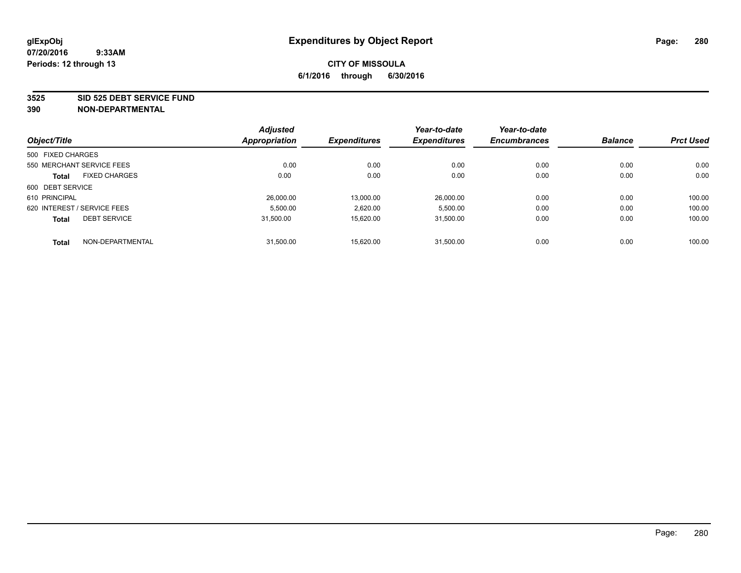**glExpObj** **Expenditures by Object Report**

**07/20/2016 9:33AM**

**Periods: 12 through 13**

**CITY OF MISSOULA**

**6/1/2016 through 6/30/2016**

**3525 SID 525 DEBT SERVICE FUND**

**390 NON-DEPARTMENTAL**

| Object/Title | | Adjusted Appropriation | Expenditures | Year-to-date Expenditures | Year-to-date Encumbrances | Balance | Prct Used |
|---|---|---|---|---|---|---|---|
| 500 FIXED CHARGES | | | | | | | |
| 550 MERCHANT SERVICE FEES | | 0.00 | 0.00 | 0.00 | 0.00 | 0.00 | 0.00 |
| **Total** | FIXED CHARGES | 0.00 | 0.00 | 0.00 | 0.00 | 0.00 | 0.00 |
| 600 DEBT SERVICE | | | | | | | |
| 610 PRINCIPAL | | 26,000.00 | 13,000.00 | 26,000.00 | 0.00 | 0.00 | 100.00 |
| 620 INTEREST / SERVICE FEES | | 5,500.00 | 2,620.00 | 5,500.00 | 0.00 | 0.00 | 100.00 |
| **Total** | DEBT SERVICE | 31,500.00 | 15,620.00 | 31,500.00 | 0.00 | 0.00 | 100.00 |
| **Total** | NON-DEPARTMENTAL | 31,500.00 | 15,620.00 | 31,500.00 | 0.00 | 0.00 | 100.00 |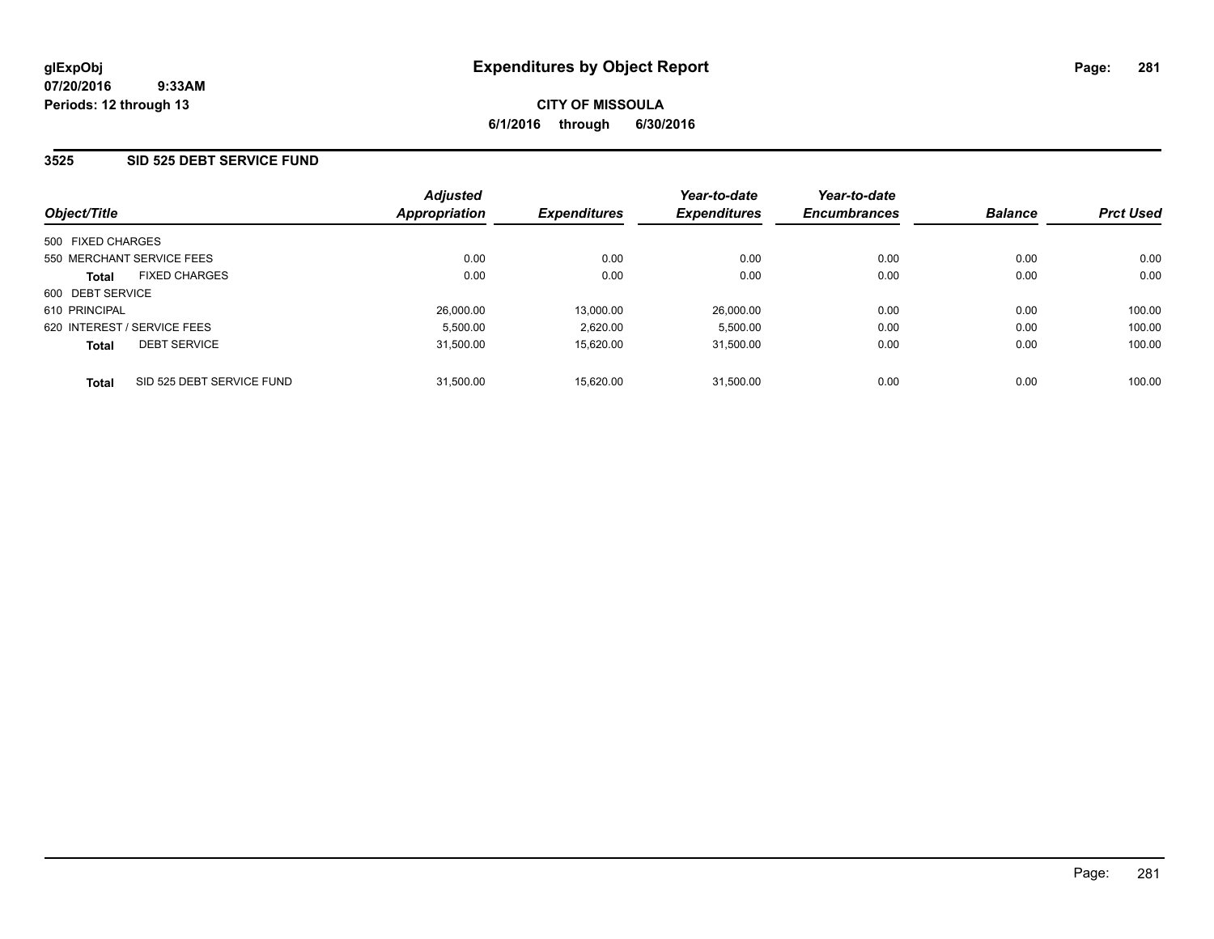**glExpObj**
**07/20/2016 9:33AM**
**Periods: 12 through 13**

# Expenditures by Object Report

**CITY OF MISSOULA**
**6/1/2016 through 6/30/2016**

## 3525 SID 525 DEBT SERVICE FUND

| Object/Title | Adjusted Appropriation | Expenditures | Year-to-date Expenditures | Year-to-date Encumbrances | Balance | Prct Used |
|---|---|---|---|---|---|---|
| 500 FIXED CHARGES | | | | | | |
| 550 MERCHANT SERVICE FEES | 0.00 | 0.00 | 0.00 | 0.00 | 0.00 | 0.00 |
| **Total** FIXED CHARGES | 0.00 | 0.00 | 0.00 | 0.00 | 0.00 | 0.00 |
| 600 DEBT SERVICE | | | | | | |
| 610 PRINCIPAL | 26,000.00 | 13,000.00 | 26,000.00 | 0.00 | 0.00 | 100.00 |
| 620 INTEREST / SERVICE FEES | 5,500.00 | 2,620.00 | 5,500.00 | 0.00 | 0.00 | 100.00 |
| **Total** DEBT SERVICE | 31,500.00 | 15,620.00 | 31,500.00 | 0.00 | 0.00 | 100.00 |
| **Total** SID 525 DEBT SERVICE FUND | 31,500.00 | 15,620.00 | 31,500.00 | 0.00 | 0.00 | 100.00 |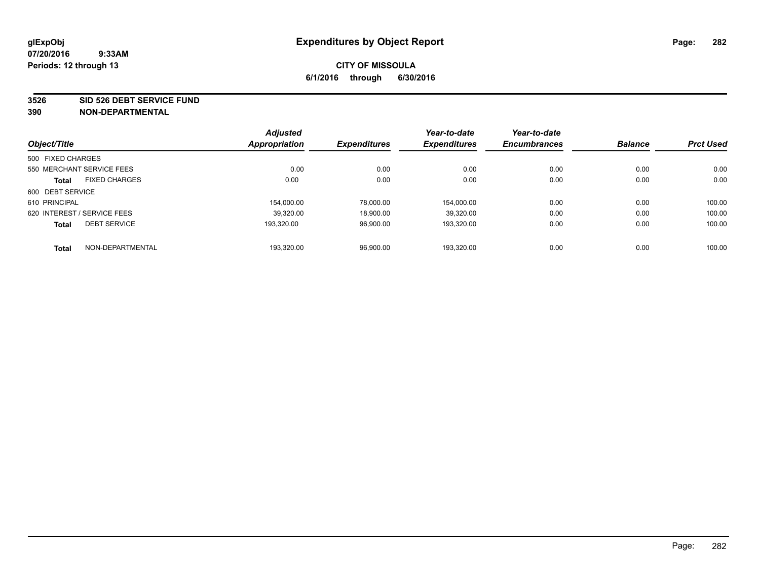**glExpObj**
**07/20/2016 9:33AM**
**Periods: 12 through 13**

# Expenditures by Object Report

**CITY OF MISSOULA**
**6/1/2016 through 6/30/2016**

**3526 SID 526 DEBT SERVICE FUND**
**390 NON-DEPARTMENTAL**

| Object/Title | Adjusted Appropriation | Expenditures | Year-to-date Expenditures | Year-to-date Encumbrances | Balance | Prct Used |
|---|---|---|---|---|---|---|
| 500 FIXED CHARGES | | | | | | |
| 550 MERCHANT SERVICE FEES | 0.00 | 0.00 | 0.00 | 0.00 | 0.00 | 0.00 |
| **Total** FIXED CHARGES | 0.00 | 0.00 | 0.00 | 0.00 | 0.00 | 0.00 |
| 600 DEBT SERVICE | | | | | | |
| 610 PRINCIPAL | 154,000.00 | 78,000.00 | 154,000.00 | 0.00 | 0.00 | 100.00 |
| 620 INTEREST / SERVICE FEES | 39,320.00 | 18,900.00 | 39,320.00 | 0.00 | 0.00 | 100.00 |
| **Total** DEBT SERVICE | 193,320.00 | 96,900.00 | 193,320.00 | 0.00 | 0.00 | 100.00 |
| **Total** NON-DEPARTMENTAL | 193,320.00 | 96,900.00 | 193,320.00 | 0.00 | 0.00 | 100.00 |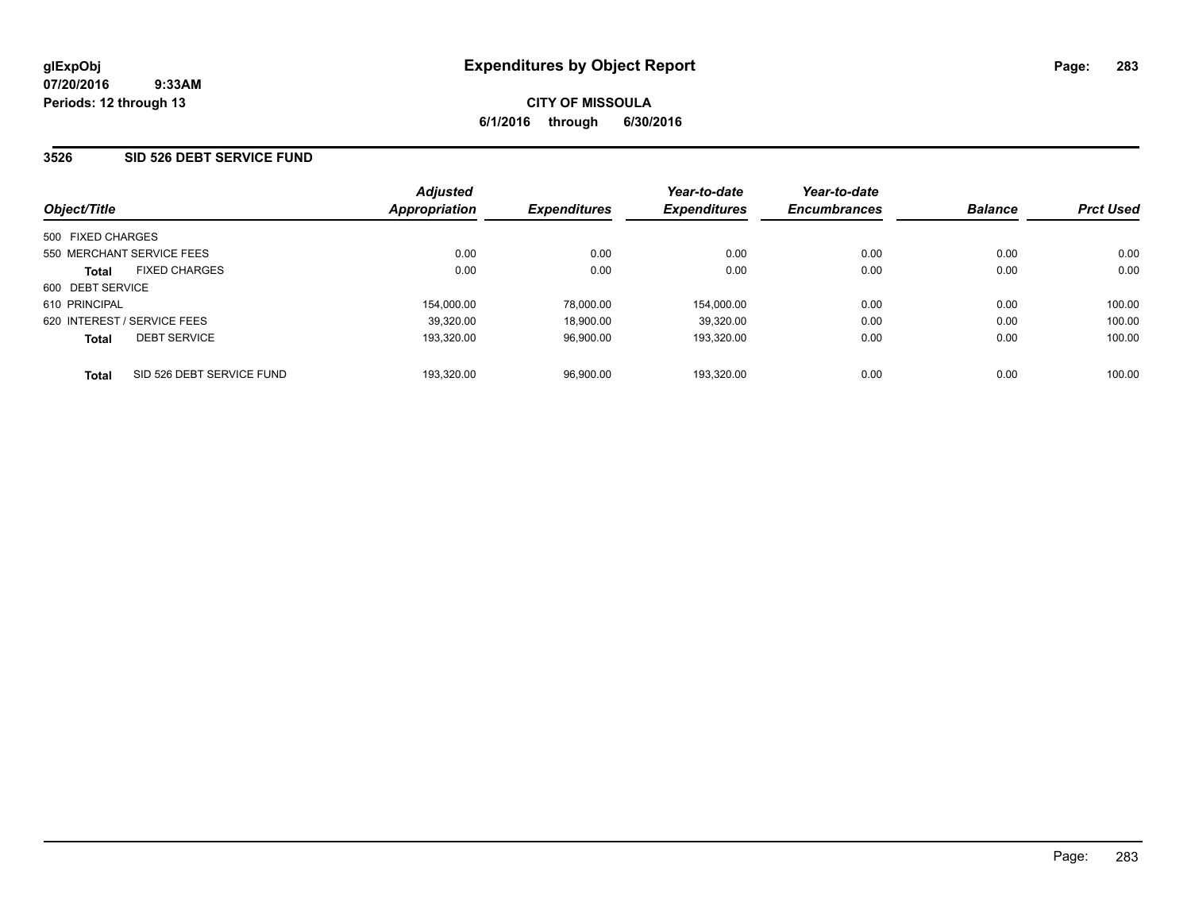**glExpObj**
**07/20/2016 9:33AM**
**Periods: 12 through 13**

# Expenditures by Object Report

**CITY OF MISSOULA**
**6/1/2016 through 6/30/2016**

## 3526 SID 526 DEBT SERVICE FUND

| Object/Title | | Adjusted Appropriation | Expenditures | Year-to-date Expenditures | Year-to-date Encumbrances | Balance | Prct Used |
|---|---|---|---|---|---|---|---|
| 500 FIXED CHARGES | | | | | | | |
| 550 MERCHANT SERVICE FEES | | 0.00 | 0.00 | 0.00 | 0.00 | 0.00 | 0.00 |
| **Total** | FIXED CHARGES | 0.00 | 0.00 | 0.00 | 0.00 | 0.00 | 0.00 |
| 600 DEBT SERVICE | | | | | | | |
| 610 PRINCIPAL | | 154,000.00 | 78,000.00 | 154,000.00 | 0.00 | 0.00 | 100.00 |
| 620 INTEREST / SERVICE FEES | | 39,320.00 | 18,900.00 | 39,320.00 | 0.00 | 0.00 | 100.00 |
| **Total** | DEBT SERVICE | 193,320.00 | 96,900.00 | 193,320.00 | 0.00 | 0.00 | 100.00 |
| **Total** | SID 526 DEBT SERVICE FUND | 193,320.00 | 96,900.00 | 193,320.00 | 0.00 | 0.00 | 100.00 |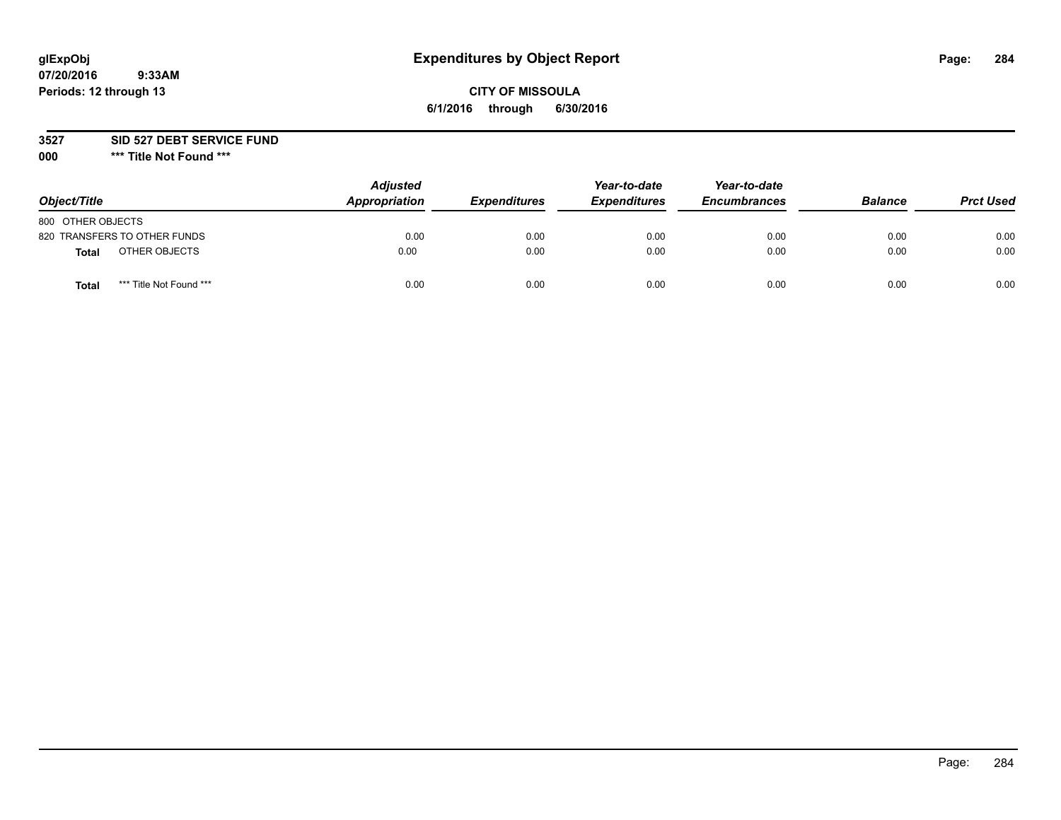glExpObj
07/20/2016 9:33AM
Periods: 12 through 13

# Expenditures by Object Report

**CITY OF MISSOULA**
**6/1/2016 through 6/30/2016**

**3527 SID 527 DEBT SERVICE FUND**
**000 \*\*\* Title Not Found \*\*\***

| Object/Title | Adjusted Appropriation | Expenditures | Year-to-date Expenditures | Year-to-date Encumbrances | Balance | Prct Used |
|---|---|---|---|---|---|---|
| 800 OTHER OBJECTS | | | | | | |
| 820 TRANSFERS TO OTHER FUNDS | 0.00 | 0.00 | 0.00 | 0.00 | 0.00 | 0.00 |
| **Total** OTHER OBJECTS | 0.00 | 0.00 | 0.00 | 0.00 | 0.00 | 0.00 |
| **Total** *** Title Not Found *** | 0.00 | 0.00 | 0.00 | 0.00 | 0.00 | 0.00 |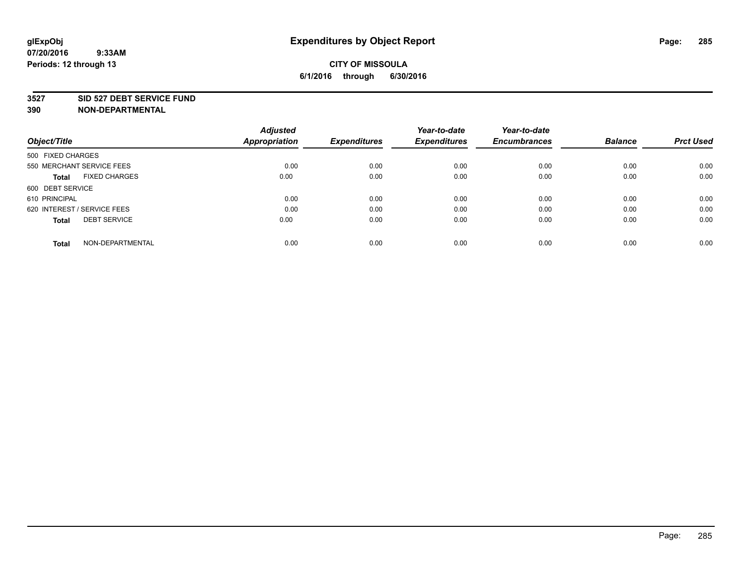**glExpObj** **Expenditures by Object Report**

**07/20/2016 9:33AM**

**Periods: 12 through 13**

**CITY OF MISSOULA**

**6/1/2016 through 6/30/2016**

**3527 SID 527 DEBT SERVICE FUND**

**390 NON-DEPARTMENTAL**

| Object/Title | | Adjusted Appropriation | Expenditures | Year-to-date Expenditures | Year-to-date Encumbrances | Balance | Prct Used |
|---|---|---|---|---|---|---|---|
| 500 FIXED CHARGES | | | | | | | |
| 550 MERCHANT SERVICE FEES | | 0.00 | 0.00 | 0.00 | 0.00 | 0.00 | 0.00 |
| **Total** | FIXED CHARGES | 0.00 | 0.00 | 0.00 | 0.00 | 0.00 | 0.00 |
| 600 DEBT SERVICE | | | | | | | |
| 610 PRINCIPAL | | 0.00 | 0.00 | 0.00 | 0.00 | 0.00 | 0.00 |
| 620 INTEREST / SERVICE FEES | | 0.00 | 0.00 | 0.00 | 0.00 | 0.00 | 0.00 |
| **Total** | DEBT SERVICE | 0.00 | 0.00 | 0.00 | 0.00 | 0.00 | 0.00 |
| **Total** | NON-DEPARTMENTAL | 0.00 | 0.00 | 0.00 | 0.00 | 0.00 | 0.00 |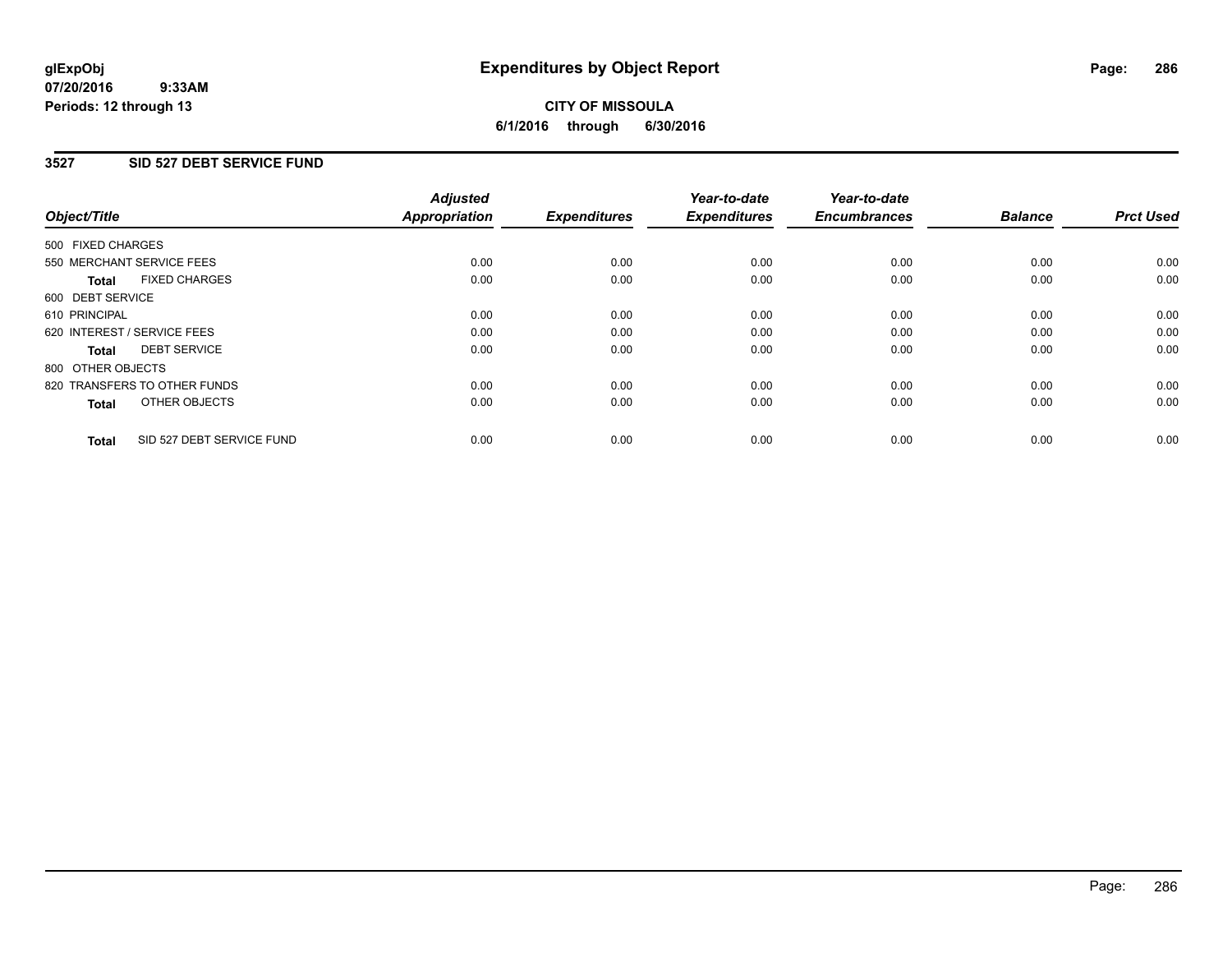**glExpObj**
**07/20/2016 9:33AM**
**Periods: 12 through 13**

# Expenditures by Object Report

**CITY OF MISSOULA**
**6/1/2016 through 6/30/2016**

## 3527 SID 527 DEBT SERVICE FUND

| Object/Title | Adjusted Appropriation | Expenditures | Year-to-date Expenditures | Year-to-date Encumbrances | Balance | Prct Used |
|---|---|---|---|---|---|---|
| 500 FIXED CHARGES | | | | | | |
| 550 MERCHANT SERVICE FEES | 0.00 | 0.00 | 0.00 | 0.00 | 0.00 | 0.00 |
| **Total** FIXED CHARGES | 0.00 | 0.00 | 0.00 | 0.00 | 0.00 | 0.00 |
| 600 DEBT SERVICE | | | | | | |
| 610 PRINCIPAL | 0.00 | 0.00 | 0.00 | 0.00 | 0.00 | 0.00 |
| 620 INTEREST / SERVICE FEES | 0.00 | 0.00 | 0.00 | 0.00 | 0.00 | 0.00 |
| **Total** DEBT SERVICE | 0.00 | 0.00 | 0.00 | 0.00 | 0.00 | 0.00 |
| 800 OTHER OBJECTS | | | | | | |
| 820 TRANSFERS TO OTHER FUNDS | 0.00 | 0.00 | 0.00 | 0.00 | 0.00 | 0.00 |
| **Total** OTHER OBJECTS | 0.00 | 0.00 | 0.00 | 0.00 | 0.00 | 0.00 |
| **Total** SID 527 DEBT SERVICE FUND | 0.00 | 0.00 | 0.00 | 0.00 | 0.00 | 0.00 |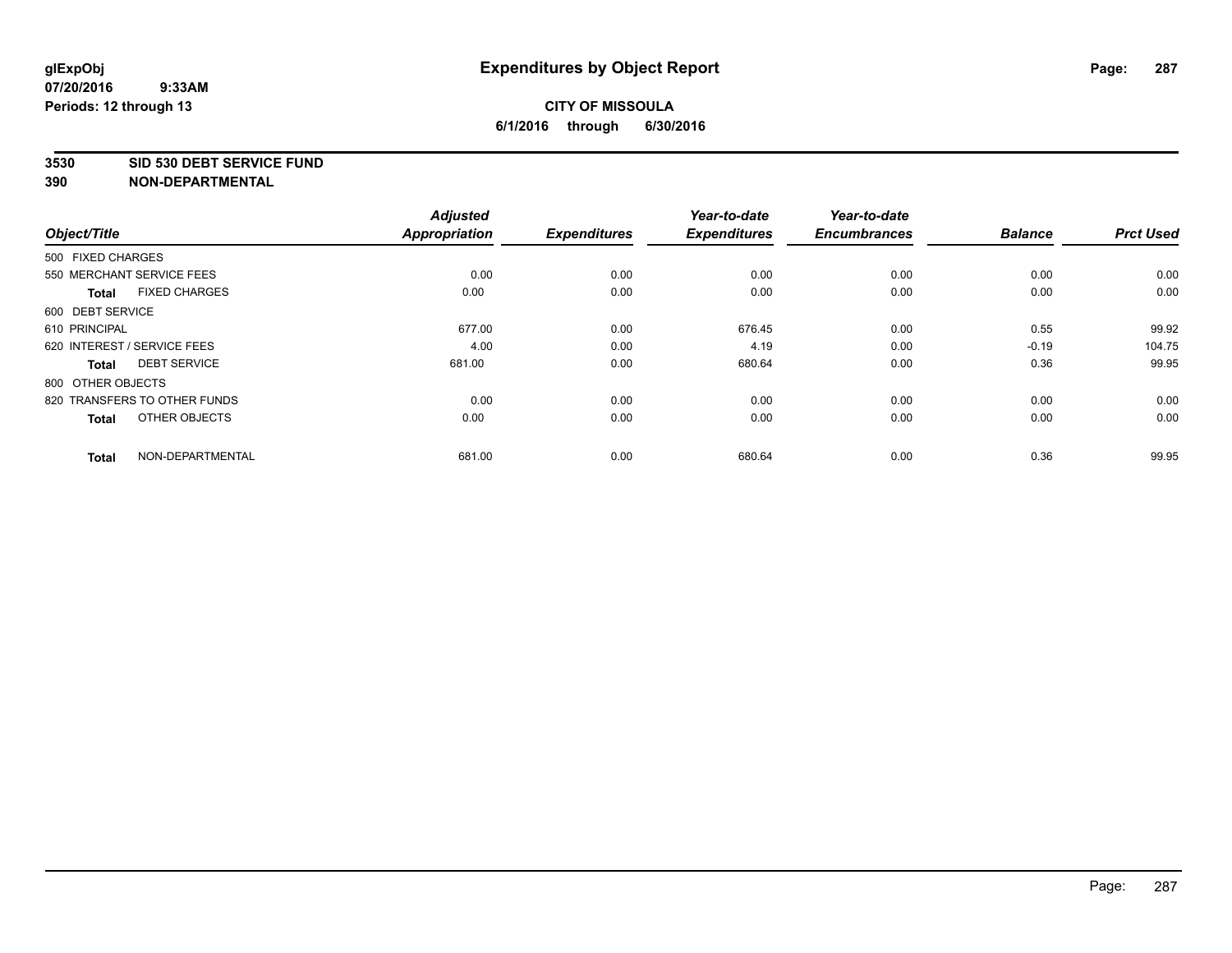# Expenditures by Object Report

glExpObj
07/20/2016 9:33AM
Periods: 12 through 13

**CITY OF MISSOULA**
**6/1/2016 through 6/30/2016**

**3530 SID 530 DEBT SERVICE FUND**
**390 NON-DEPARTMENTAL**

| Object/Title | | Adjusted Appropriation | Expenditures | Year-to-date Expenditures | Year-to-date Encumbrances | Balance | Prct Used |
|---|---|---|---|---|---|---|---|
| 500 FIXED CHARGES | | | | | | | |
| 550 MERCHANT SERVICE FEES | | 0.00 | 0.00 | 0.00 | 0.00 | 0.00 | 0.00 |
| **Total** | FIXED CHARGES | 0.00 | 0.00 | 0.00 | 0.00 | 0.00 | 0.00 |
| 600 DEBT SERVICE | | | | | | | |
| 610 PRINCIPAL | | 677.00 | 0.00 | 676.45 | 0.00 | 0.55 | 99.92 |
| 620 INTEREST / SERVICE FEES | | 4.00 | 0.00 | 4.19 | 0.00 | -0.19 | 104.75 |
| **Total** | DEBT SERVICE | 681.00 | 0.00 | 680.64 | 0.00 | 0.36 | 99.95 |
| 800 OTHER OBJECTS | | | | | | | |
| 820 TRANSFERS TO OTHER FUNDS | | 0.00 | 0.00 | 0.00 | 0.00 | 0.00 | 0.00 |
| **Total** | OTHER OBJECTS | 0.00 | 0.00 | 0.00 | 0.00 | 0.00 | 0.00 |
| **Total** | NON-DEPARTMENTAL | 681.00 | 0.00 | 680.64 | 0.00 | 0.36 | 99.95 |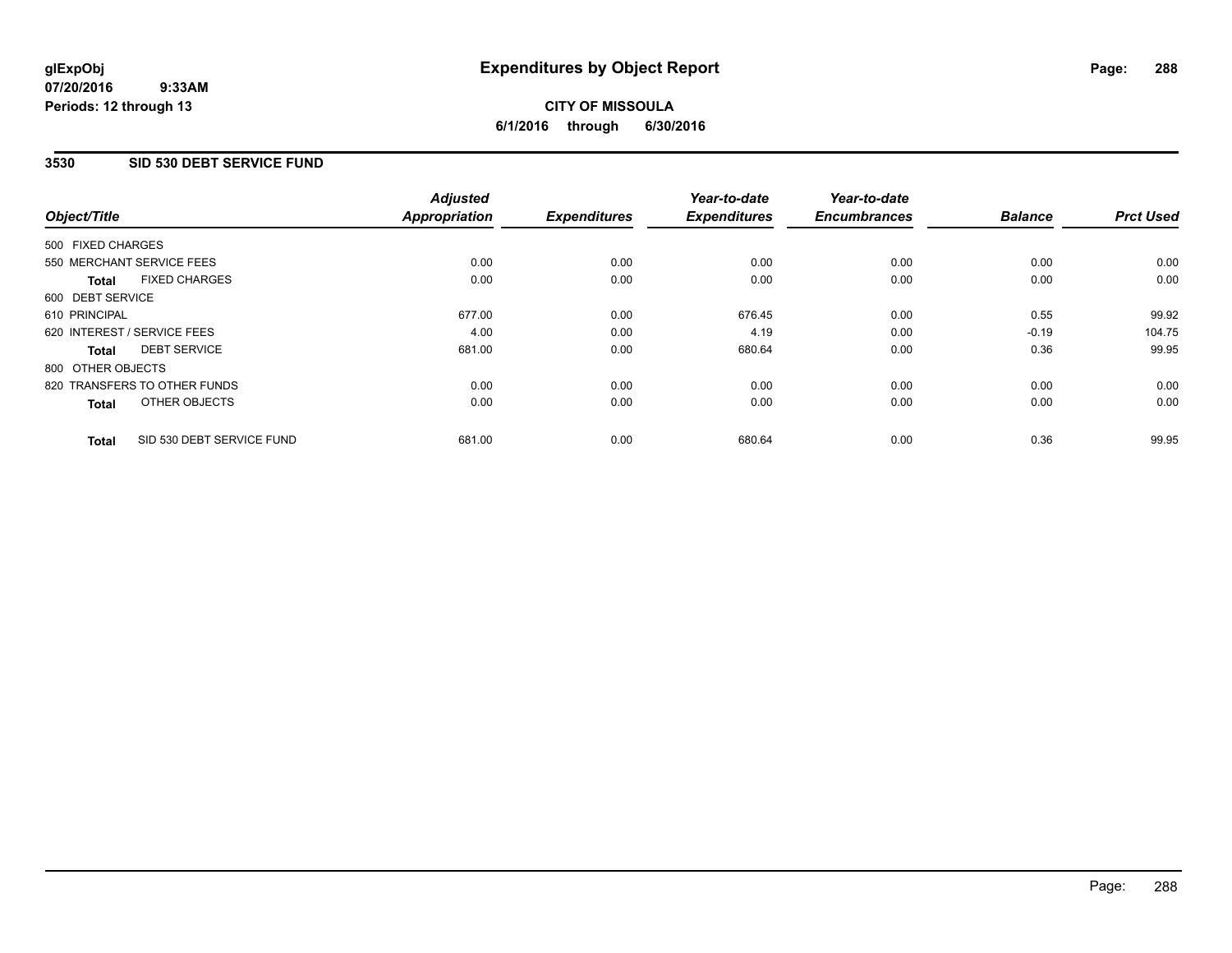**glExpObj**
**07/20/2016 9:33AM**
**Periods: 12 through 13**

# Expenditures by Object Report

**CITY OF MISSOULA**
**6/1/2016 through 6/30/2016**

## 3530 SID 530 DEBT SERVICE FUND

| Object/Title | | Adjusted Appropriation | Expenditures | Year-to-date Expenditures | Year-to-date Encumbrances | Balance | Prct Used |
|---|---|---|---|---|---|---|---|
| 500 FIXED CHARGES | | | | | | | |
| 550 MERCHANT SERVICE FEES | | 0.00 | 0.00 | 0.00 | 0.00 | 0.00 | 0.00 |
| **Total** | FIXED CHARGES | 0.00 | 0.00 | 0.00 | 0.00 | 0.00 | 0.00 |
| 600 DEBT SERVICE | | | | | | | |
| 610 PRINCIPAL | | 677.00 | 0.00 | 676.45 | 0.00 | 0.55 | 99.92 |
| 620 INTEREST / SERVICE FEES | | 4.00 | 0.00 | 4.19 | 0.00 | -0.19 | 104.75 |
| **Total** | DEBT SERVICE | 681.00 | 0.00 | 680.64 | 0.00 | 0.36 | 99.95 |
| 800 OTHER OBJECTS | | | | | | | |
| 820 TRANSFERS TO OTHER FUNDS | | 0.00 | 0.00 | 0.00 | 0.00 | 0.00 | 0.00 |
| **Total** | OTHER OBJECTS | 0.00 | 0.00 | 0.00 | 0.00 | 0.00 | 0.00 |
| **Total** | SID 530 DEBT SERVICE FUND | 681.00 | 0.00 | 680.64 | 0.00 | 0.36 | 99.95 |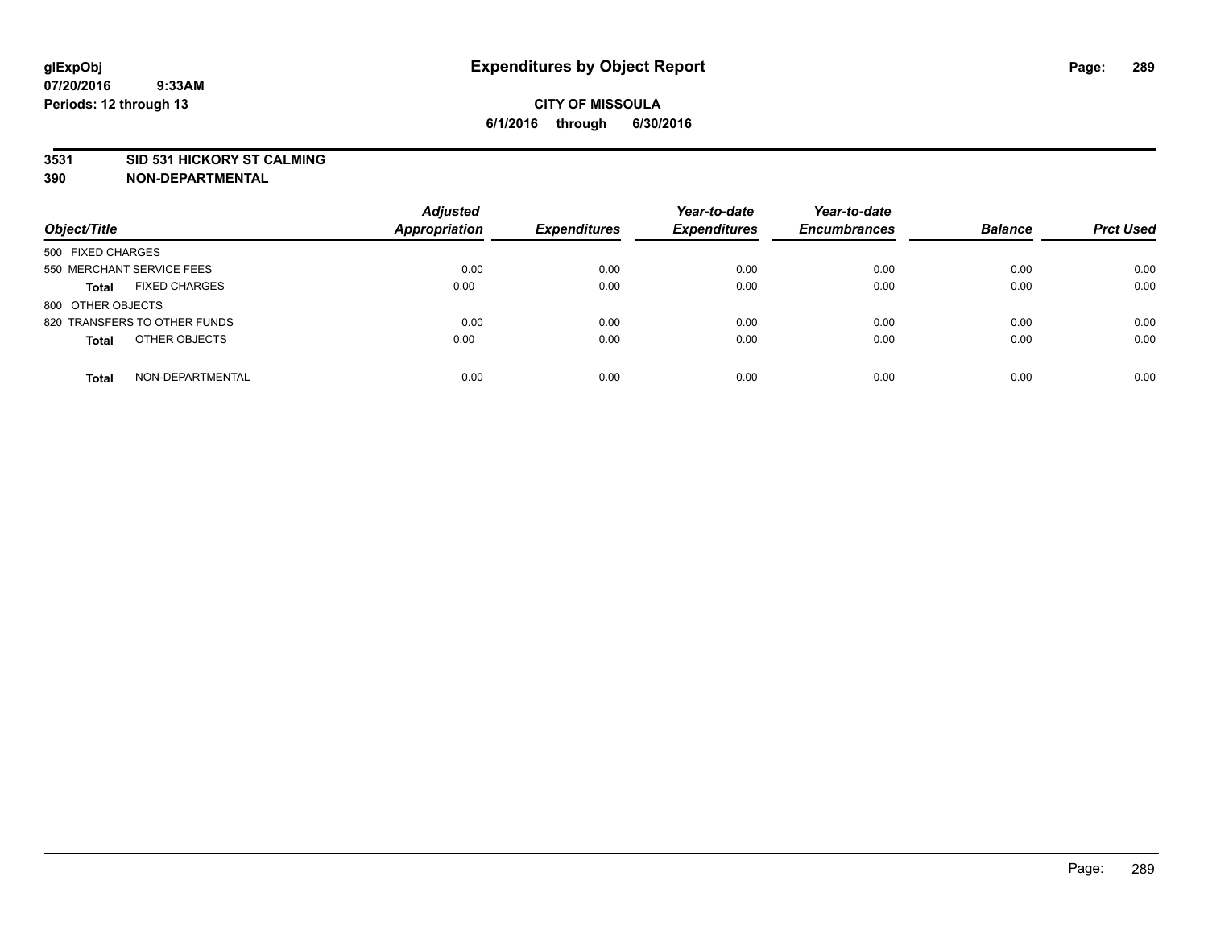# Expenditures by Object Report

glExpObj
07/20/2016 9:33AM
Periods: 12 through 13

**CITY OF MISSOULA**
**6/1/2016 through 6/30/2016**

**3531 SID 531 HICKORY ST CALMING**
**390 NON-DEPARTMENTAL**

| Object/Title | Adjusted Appropriation | Expenditures | Year-to-date Expenditures | Year-to-date Encumbrances | Balance | Prct Used |
|---|---|---|---|---|---|---|
| 500 FIXED CHARGES | | | | | | |
| 550 MERCHANT SERVICE FEES | 0.00 | 0.00 | 0.00 | 0.00 | 0.00 | 0.00 |
| **Total** FIXED CHARGES | 0.00 | 0.00 | 0.00 | 0.00 | 0.00 | 0.00 |
| 800 OTHER OBJECTS | | | | | | |
| 820 TRANSFERS TO OTHER FUNDS | 0.00 | 0.00 | 0.00 | 0.00 | 0.00 | 0.00 |
| **Total** OTHER OBJECTS | 0.00 | 0.00 | 0.00 | 0.00 | 0.00 | 0.00 |
| **Total** NON-DEPARTMENTAL | 0.00 | 0.00 | 0.00 | 0.00 | 0.00 | 0.00 |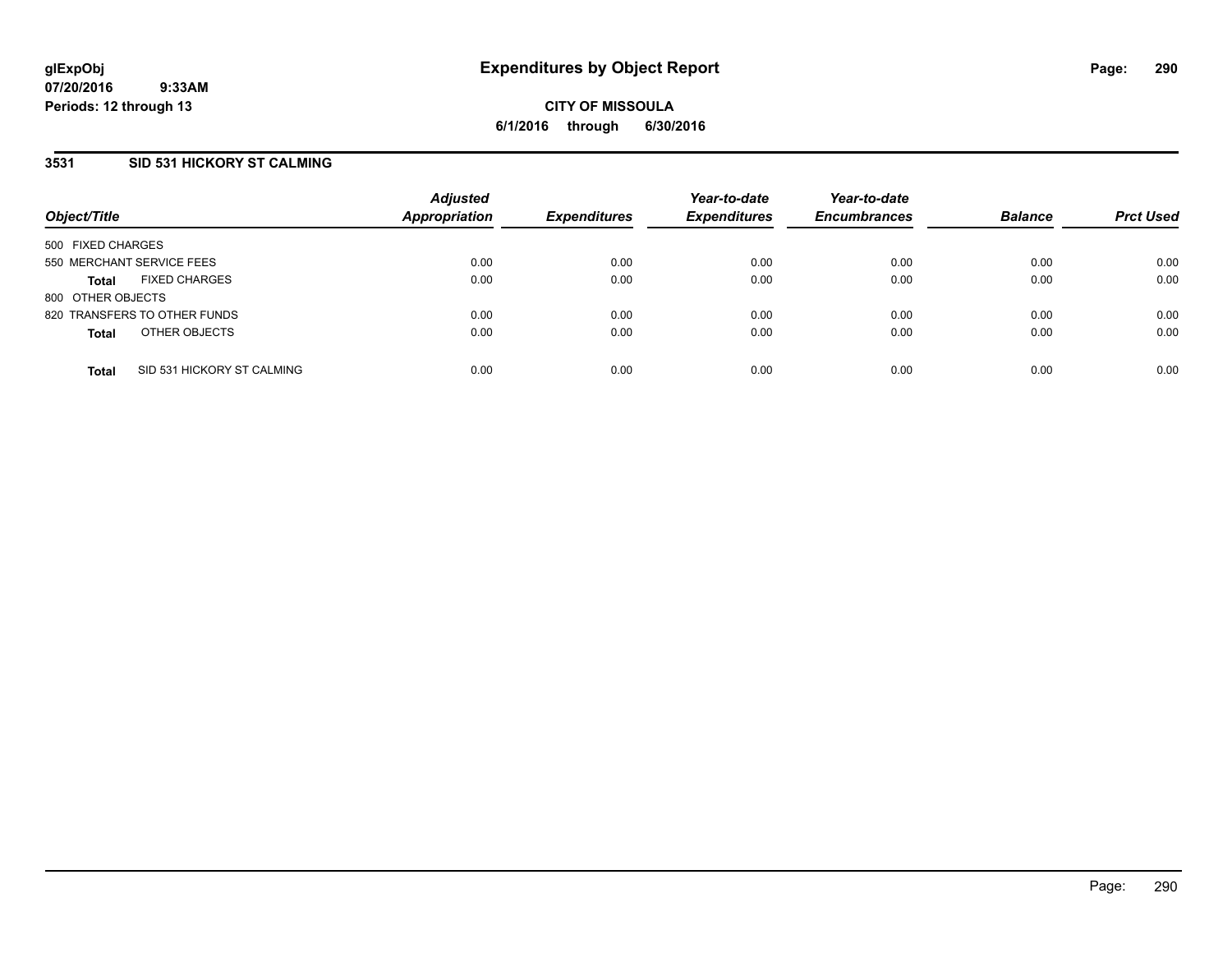**glExpObj**
**07/20/2016 9:33AM**
**Periods: 12 through 13**

# Expenditures by Object Report

**CITY OF MISSOULA**
**6/1/2016 through 6/30/2016**

## 3531 SID 531 HICKORY ST CALMING

| Object/Title | | Adjusted Appropriation | Expenditures | Year-to-date Expenditures | Year-to-date Encumbrances | Balance | Prct Used |
|---|---|---|---|---|---|---|---|
| 500 FIXED CHARGES | | | | | | | |
| 550 MERCHANT SERVICE FEES | | 0.00 | 0.00 | 0.00 | 0.00 | 0.00 | 0.00 |
| **Total** | FIXED CHARGES | 0.00 | 0.00 | 0.00 | 0.00 | 0.00 | 0.00 |
| 800 OTHER OBJECTS | | | | | | | |
| 820 TRANSFERS TO OTHER FUNDS | | 0.00 | 0.00 | 0.00 | 0.00 | 0.00 | 0.00 |
| **Total** | OTHER OBJECTS | 0.00 | 0.00 | 0.00 | 0.00 | 0.00 | 0.00 |
| **Total** | SID 531 HICKORY ST CALMING | 0.00 | 0.00 | 0.00 | 0.00 | 0.00 | 0.00 |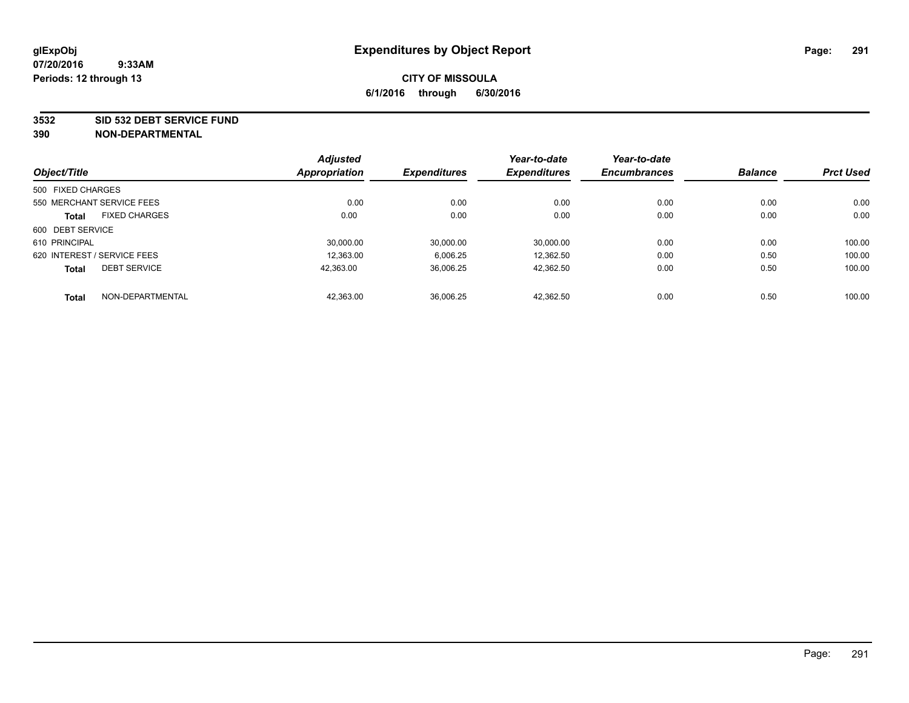**glExpObj**
**07/20/2016 9:33AM**
**Periods: 12 through 13**

# Expenditures by Object Report

**CITY OF MISSOULA**
**6/1/2016 through 6/30/2016**

**3532 SID 532 DEBT SERVICE FUND**
**390 NON-DEPARTMENTAL**

| Object/Title | Adjusted Appropriation | Expenditures | Year-to-date Expenditures | Year-to-date Encumbrances | Balance | Prct Used |
|---|---|---|---|---|---|---|
| 500 FIXED CHARGES | | | | | | |
| 550 MERCHANT SERVICE FEES | 0.00 | 0.00 | 0.00 | 0.00 | 0.00 | 0.00 |
| **Total** FIXED CHARGES | 0.00 | 0.00 | 0.00 | 0.00 | 0.00 | 0.00 |
| 600 DEBT SERVICE | | | | | | |
| 610 PRINCIPAL | 30,000.00 | 30,000.00 | 30,000.00 | 0.00 | 0.00 | 100.00 |
| 620 INTEREST / SERVICE FEES | 12,363.00 | 6,006.25 | 12,362.50 | 0.00 | 0.50 | 100.00 |
| **Total** DEBT SERVICE | 42,363.00 | 36,006.25 | 42,362.50 | 0.00 | 0.50 | 100.00 |
| **Total** NON-DEPARTMENTAL | 42,363.00 | 36,006.25 | 42,362.50 | 0.00 | 0.50 | 100.00 |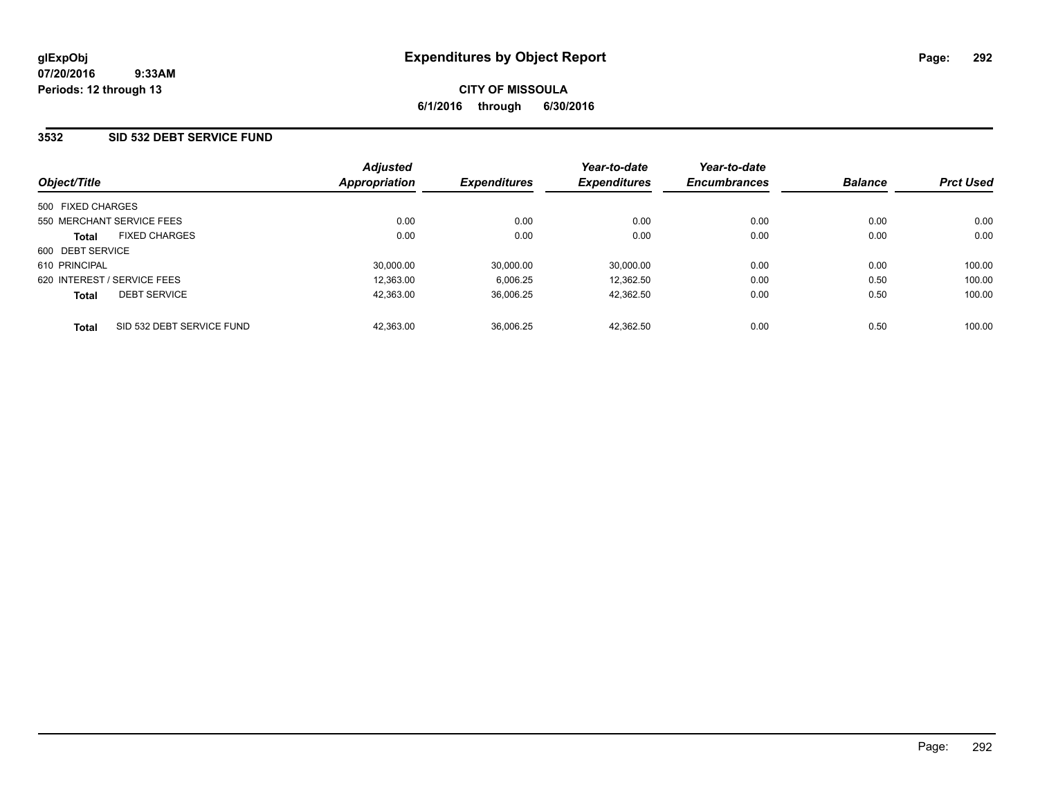**glExpObj**
**07/20/2016 9:33AM**
**Periods: 12 through 13**

# Expenditures by Object Report

**CITY OF MISSOULA**
**6/1/2016 through 6/30/2016**

## 3532 SID 532 DEBT SERVICE FUND

| Object/Title | Adjusted Appropriation | Expenditures | Year-to-date Expenditures | Year-to-date Encumbrances | Balance | Prct Used |
|---|---|---|---|---|---|---|
| 500 FIXED CHARGES | | | | | | |
| 550 MERCHANT SERVICE FEES | 0.00 | 0.00 | 0.00 | 0.00 | 0.00 | 0.00 |
| **Total** FIXED CHARGES | 0.00 | 0.00 | 0.00 | 0.00 | 0.00 | 0.00 |
| 600 DEBT SERVICE | | | | | | |
| 610 PRINCIPAL | 30,000.00 | 30,000.00 | 30,000.00 | 0.00 | 0.00 | 100.00 |
| 620 INTEREST / SERVICE FEES | 12,363.00 | 6,006.25 | 12,362.50 | 0.00 | 0.50 | 100.00 |
| **Total** DEBT SERVICE | 42,363.00 | 36,006.25 | 42,362.50 | 0.00 | 0.50 | 100.00 |
| **Total** SID 532 DEBT SERVICE FUND | 42,363.00 | 36,006.25 | 42,362.50 | 0.00 | 0.50 | 100.00 |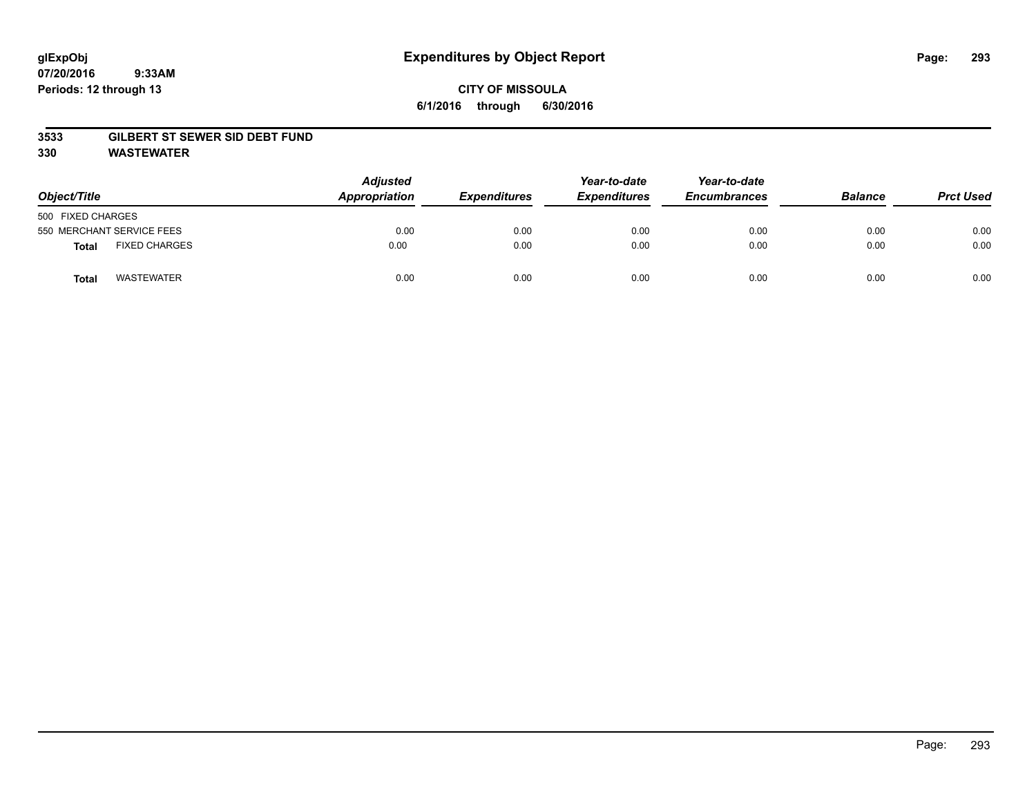# Expenditures by Object Report

glExpObj
07/20/2016 9:33AM
Periods: 12 through 13

**CITY OF MISSOULA**
**6/1/2016 through 6/30/2016**

## 3533 GILBERT ST SEWER SID DEBT FUND
## 330 WASTEWATER

| Object/Title | | Adjusted Appropriation | Expenditures | Year-to-date Expenditures | Year-to-date Encumbrances | Balance | Prct Used |
|---|---|---|---|---|---|---|---|
| 500 FIXED CHARGES | | | | | | | |
| 550 MERCHANT SERVICE FEES | | 0.00 | 0.00 | 0.00 | 0.00 | 0.00 | 0.00 |
| **Total** | FIXED CHARGES | 0.00 | 0.00 | 0.00 | 0.00 | 0.00 | 0.00 |
| **Total** | WASTEWATER | 0.00 | 0.00 | 0.00 | 0.00 | 0.00 | 0.00 |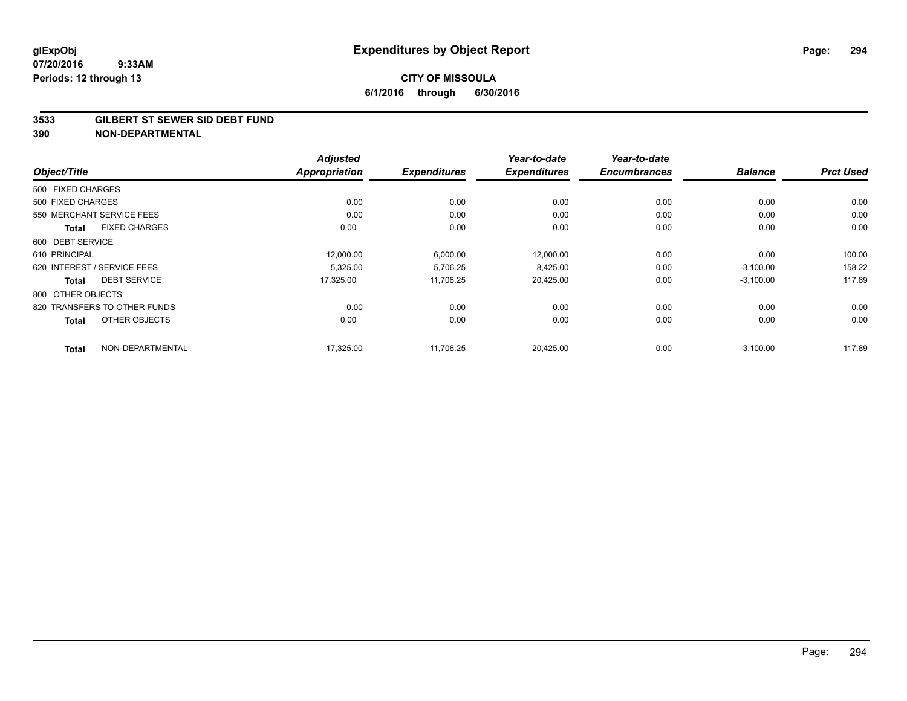**glExpObj** 07/20/2016 9:33AM
**Periods: 12 through 13**

# Expenditures by Object Report

**CITY OF MISSOULA**
**6/1/2016 through 6/30/2016**

**3533 GILBERT ST SEWER SID DEBT FUND**
**390 NON-DEPARTMENTAL**

| Object/Title | Adjusted Appropriation | Expenditures | Year-to-date Expenditures | Year-to-date Encumbrances | Balance | Prct Used |
|---|---|---|---|---|---|---|
| 500 FIXED CHARGES | | | | | | |
| 500 FIXED CHARGES | 0.00 | 0.00 | 0.00 | 0.00 | 0.00 | 0.00 |
| 550 MERCHANT SERVICE FEES | 0.00 | 0.00 | 0.00 | 0.00 | 0.00 | 0.00 |
| **Total** FIXED CHARGES | 0.00 | 0.00 | 0.00 | 0.00 | 0.00 | 0.00 |
| 600 DEBT SERVICE | | | | | | |
| 610 PRINCIPAL | 12,000.00 | 6,000.00 | 12,000.00 | 0.00 | 0.00 | 100.00 |
| 620 INTEREST / SERVICE FEES | 5,325.00 | 5,706.25 | 8,425.00 | 0.00 | -3,100.00 | 158.22 |
| **Total** DEBT SERVICE | 17,325.00 | 11,706.25 | 20,425.00 | 0.00 | -3,100.00 | 117.89 |
| 800 OTHER OBJECTS | | | | | | |
| 820 TRANSFERS TO OTHER FUNDS | 0.00 | 0.00 | 0.00 | 0.00 | 0.00 | 0.00 |
| **Total** OTHER OBJECTS | 0.00 | 0.00 | 0.00 | 0.00 | 0.00 | 0.00 |
| **Total** NON-DEPARTMENTAL | 17,325.00 | 11,706.25 | 20,425.00 | 0.00 | -3,100.00 | 117.89 |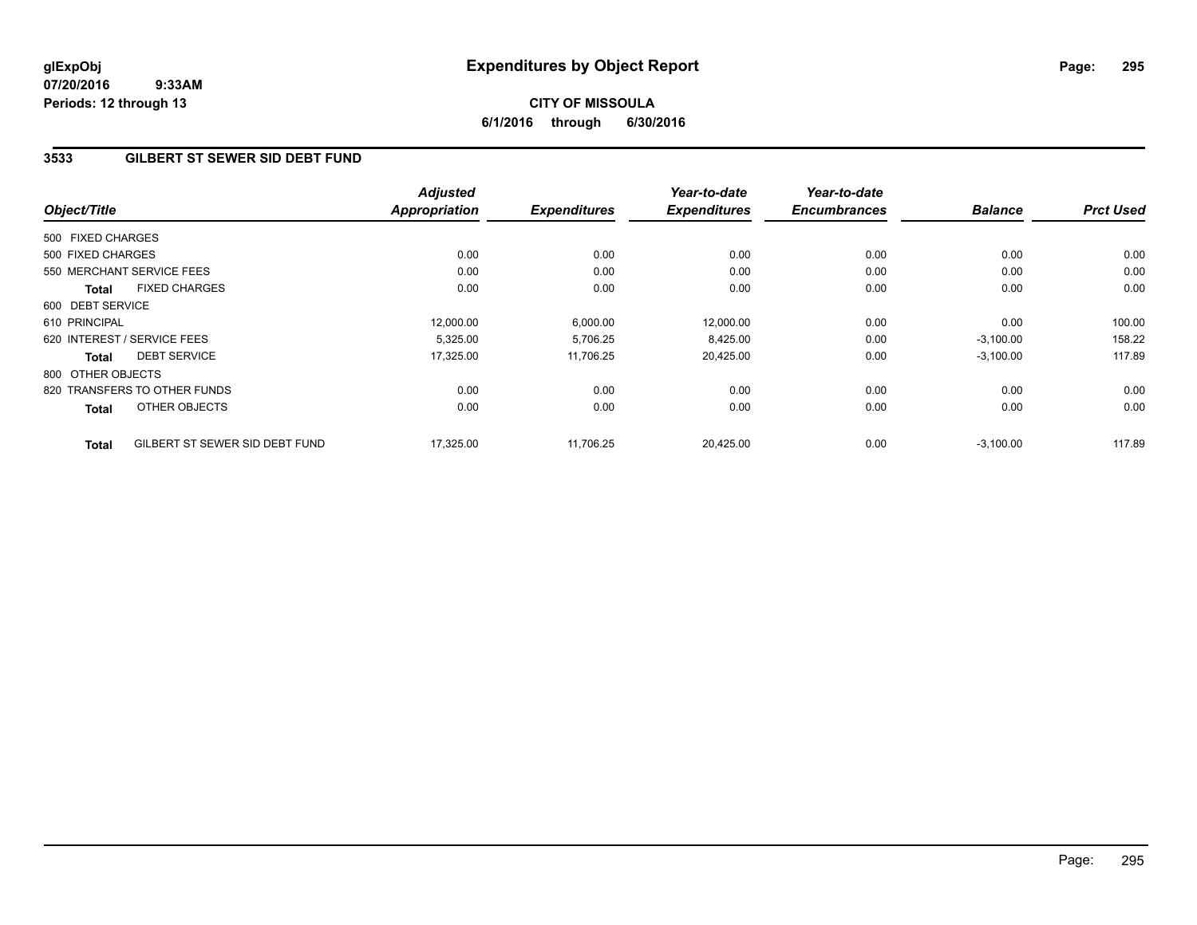**glExpObj**
**07/20/2016 9:33AM**
**Periods: 12 through 13**

# Expenditures by Object Report

**CITY OF MISSOULA**
**6/1/2016 through 6/30/2016**

## 3533 GILBERT ST SEWER SID DEBT FUND

| Object/Title | Adjusted Appropriation | Expenditures | Year-to-date Expenditures | Year-to-date Encumbrances | Balance | Prct Used |
|---|---|---|---|---|---|---|
| 500 FIXED CHARGES | | | | | | |
| 500 FIXED CHARGES | 0.00 | 0.00 | 0.00 | 0.00 | 0.00 | 0.00 |
| 550 MERCHANT SERVICE FEES | 0.00 | 0.00 | 0.00 | 0.00 | 0.00 | 0.00 |
| **Total** FIXED CHARGES | 0.00 | 0.00 | 0.00 | 0.00 | 0.00 | 0.00 |
| 600 DEBT SERVICE | | | | | | |
| 610 PRINCIPAL | 12,000.00 | 6,000.00 | 12,000.00 | 0.00 | 0.00 | 100.00 |
| 620 INTEREST / SERVICE FEES | 5,325.00 | 5,706.25 | 8,425.00 | 0.00 | -3,100.00 | 158.22 |
| **Total** DEBT SERVICE | 17,325.00 | 11,706.25 | 20,425.00 | 0.00 | -3,100.00 | 117.89 |
| 800 OTHER OBJECTS | | | | | | |
| 820 TRANSFERS TO OTHER FUNDS | 0.00 | 0.00 | 0.00 | 0.00 | 0.00 | 0.00 |
| **Total** OTHER OBJECTS | 0.00 | 0.00 | 0.00 | 0.00 | 0.00 | 0.00 |
| **Total** GILBERT ST SEWER SID DEBT FUND | 17,325.00 | 11,706.25 | 20,425.00 | 0.00 | -3,100.00 | 117.89 |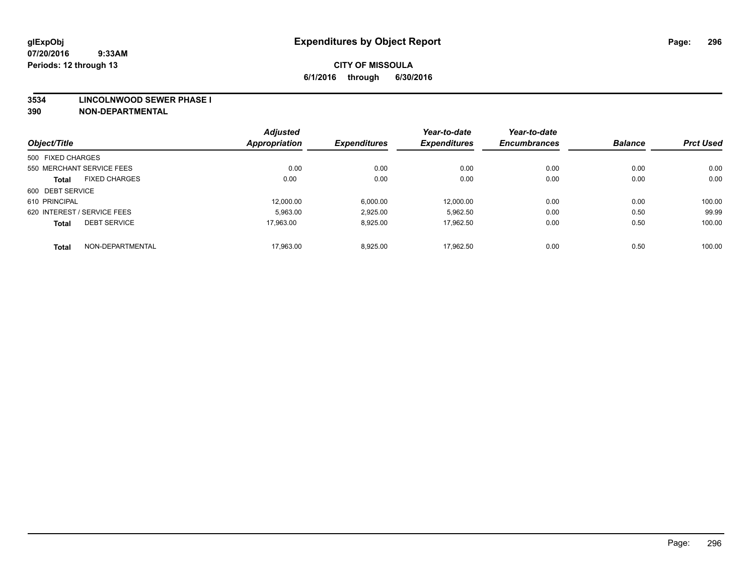# Expenditures by Object Report

glExpObj
07/20/2016 9:33AM
Periods: 12 through 13

**CITY OF MISSOULA**
**6/1/2016 through 6/30/2016**

**3534 LINCOLNWOOD SEWER PHASE I**
**390 NON-DEPARTMENTAL**

| Object/Title | Adjusted Appropriation | Expenditures | Year-to-date Expenditures | Year-to-date Encumbrances | Balance | Prct Used |
|---|---|---|---|---|---|---|
| 500 FIXED CHARGES | | | | | | |
| 550 MERCHANT SERVICE FEES | 0.00 | 0.00 | 0.00 | 0.00 | 0.00 | 0.00 |
| **Total** FIXED CHARGES | 0.00 | 0.00 | 0.00 | 0.00 | 0.00 | 0.00 |
| 600 DEBT SERVICE | | | | | | |
| 610 PRINCIPAL | 12,000.00 | 6,000.00 | 12,000.00 | 0.00 | 0.00 | 100.00 |
| 620 INTEREST / SERVICE FEES | 5,963.00 | 2,925.00 | 5,962.50 | 0.00 | 0.50 | 99.99 |
| **Total** DEBT SERVICE | 17,963.00 | 8,925.00 | 17,962.50 | 0.00 | 0.50 | 100.00 |
| **Total** NON-DEPARTMENTAL | 17,963.00 | 8,925.00 | 17,962.50 | 0.00 | 0.50 | 100.00 |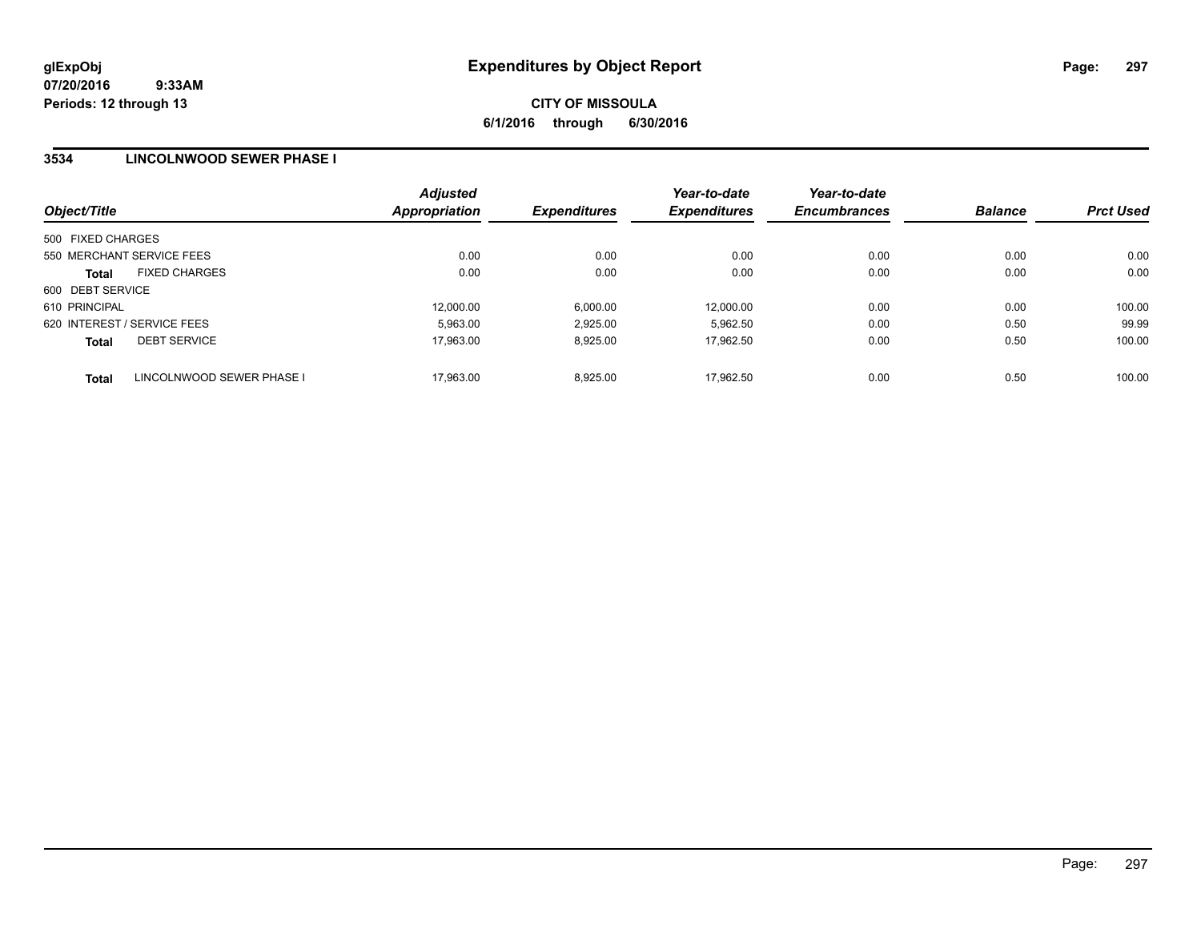# Expenditures by Object Report

glExpObj
07/20/2016 9:33AM
Periods: 12 through 13

**CITY OF MISSOULA**
**6/1/2016 through 6/30/2016**

## 3534 LINCOLNWOOD SEWER PHASE I

| Object/Title | Adjusted Appropriation | Expenditures | Year-to-date Expenditures | Year-to-date Encumbrances | Balance | Prct Used |
|---|---|---|---|---|---|---|
| 500 FIXED CHARGES | | | | | | |
| 550 MERCHANT SERVICE FEES | 0.00 | 0.00 | 0.00 | 0.00 | 0.00 | 0.00 |
| **Total** FIXED CHARGES | 0.00 | 0.00 | 0.00 | 0.00 | 0.00 | 0.00 |
| 600 DEBT SERVICE | | | | | | |
| 610 PRINCIPAL | 12,000.00 | 6,000.00 | 12,000.00 | 0.00 | 0.00 | 100.00 |
| 620 INTEREST / SERVICE FEES | 5,963.00 | 2,925.00 | 5,962.50 | 0.00 | 0.50 | 99.99 |
| **Total** DEBT SERVICE | 17,963.00 | 8,925.00 | 17,962.50 | 0.00 | 0.50 | 100.00 |
| **Total** LINCOLNWOOD SEWER PHASE I | 17,963.00 | 8,925.00 | 17,962.50 | 0.00 | 0.50 | 100.00 |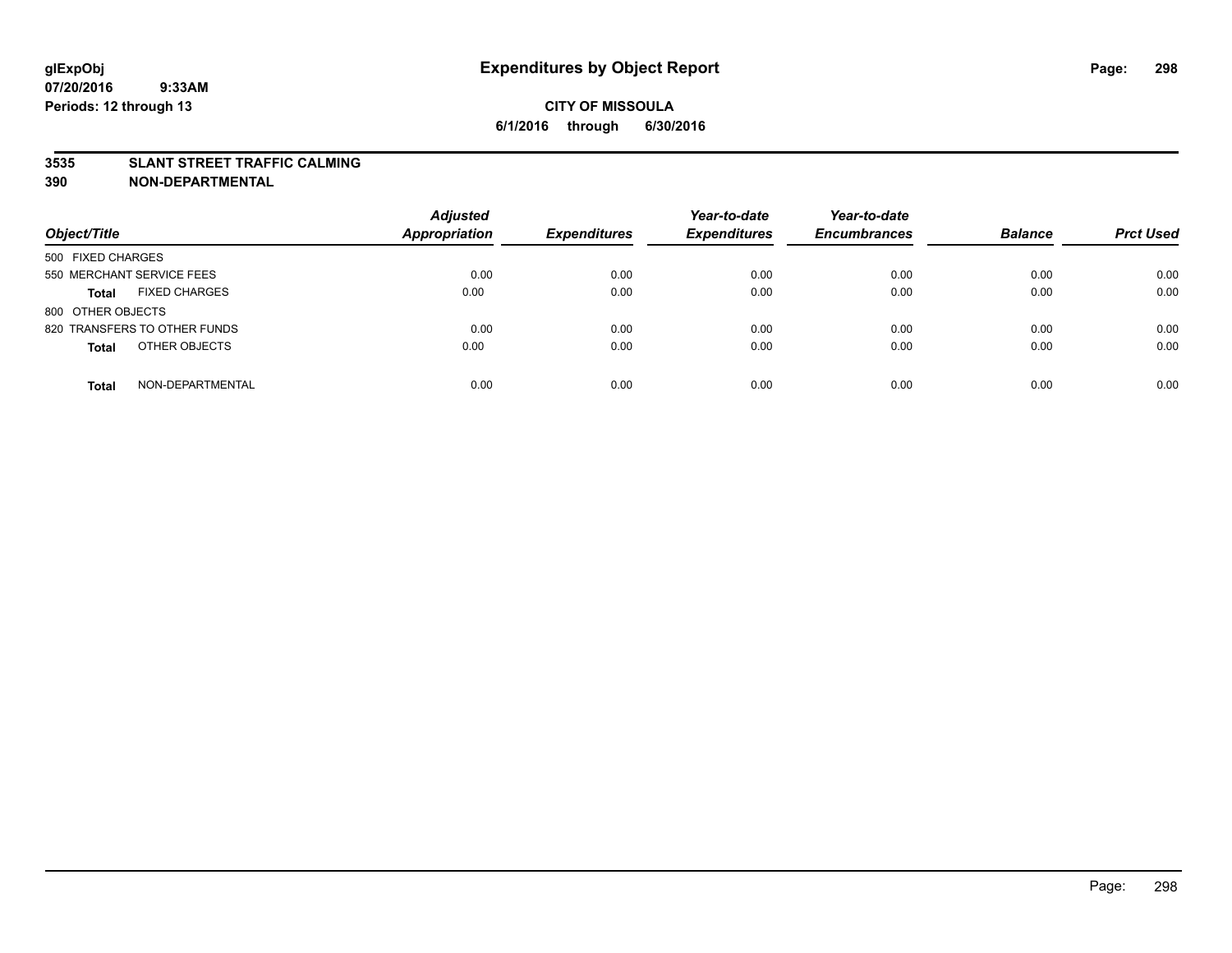# Expenditures by Object Report

glExpObj
07/20/2016 9:33AM
Periods: 12 through 13

**CITY OF MISSOULA**
**6/1/2016 through 6/30/2016**

## 3535 SLANT STREET TRAFFIC CALMING
## 390 NON-DEPARTMENTAL

| Object/Title | Adjusted Appropriation | Expenditures | Year-to-date Expenditures | Year-to-date Encumbrances | Balance | Prct Used |
|---|---|---|---|---|---|---|
| 500 FIXED CHARGES | | | | | | |
| 550 MERCHANT SERVICE FEES | 0.00 | 0.00 | 0.00 | 0.00 | 0.00 | 0.00 |
| **Total** FIXED CHARGES | 0.00 | 0.00 | 0.00 | 0.00 | 0.00 | 0.00 |
| 800 OTHER OBJECTS | | | | | | |
| 820 TRANSFERS TO OTHER FUNDS | 0.00 | 0.00 | 0.00 | 0.00 | 0.00 | 0.00 |
| **Total** OTHER OBJECTS | 0.00 | 0.00 | 0.00 | 0.00 | 0.00 | 0.00 |
| **Total** NON-DEPARTMENTAL | 0.00 | 0.00 | 0.00 | 0.00 | 0.00 | 0.00 |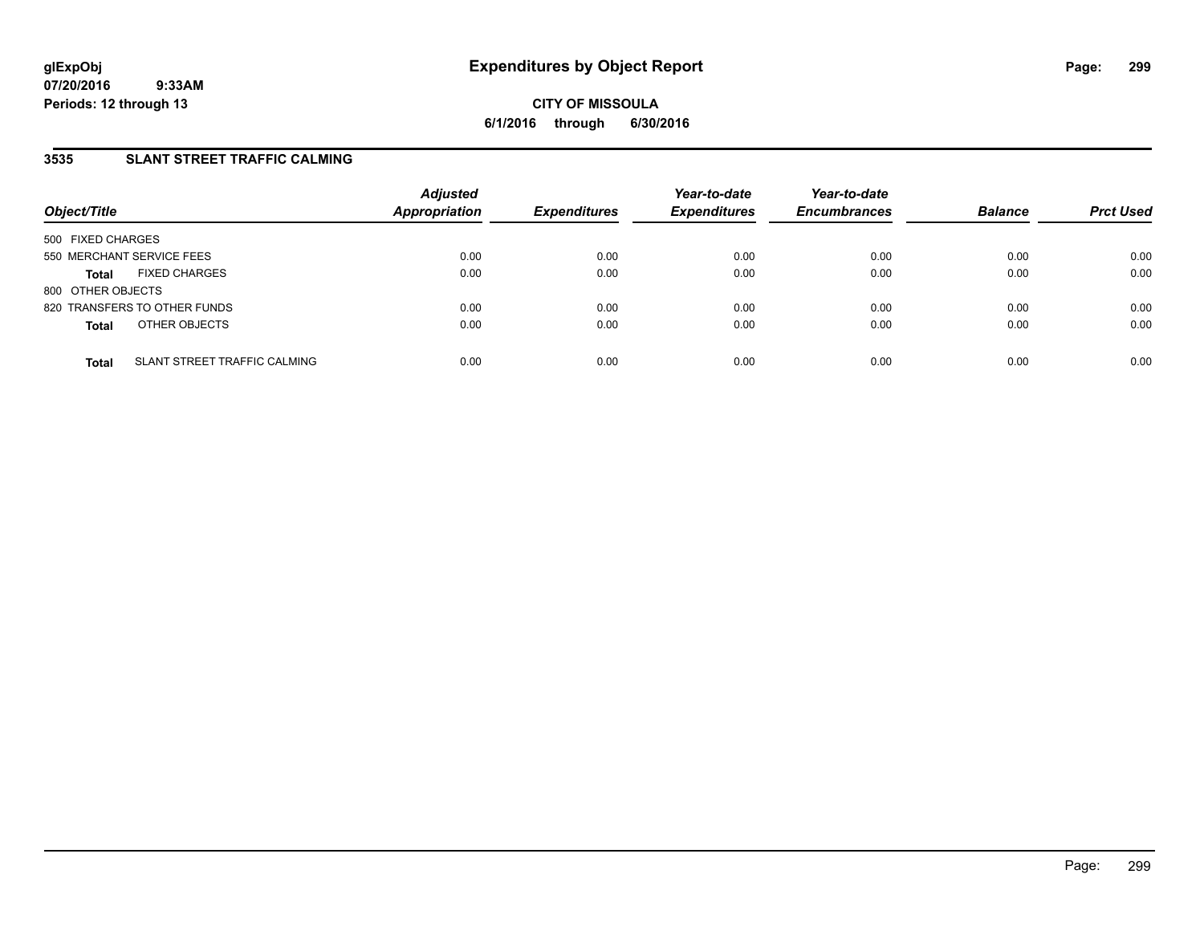glExpObj
07/20/2016 9:33AM
Periods: 12 through 13

# Expenditures by Object Report

**CITY OF MISSOULA**
**6/1/2016 through 6/30/2016**

## 3535 SLANT STREET TRAFFIC CALMING

| Object/Title | Adjusted Appropriation | Expenditures | Year-to-date Expenditures | Year-to-date Encumbrances | Balance | Prct Used |
|---|---|---|---|---|---|---|
| 500 FIXED CHARGES | | | | | | |
| 550 MERCHANT SERVICE FEES | 0.00 | 0.00 | 0.00 | 0.00 | 0.00 | 0.00 |
| **Total** FIXED CHARGES | 0.00 | 0.00 | 0.00 | 0.00 | 0.00 | 0.00 |
| 800 OTHER OBJECTS | | | | | | |
| 820 TRANSFERS TO OTHER FUNDS | 0.00 | 0.00 | 0.00 | 0.00 | 0.00 | 0.00 |
| **Total** OTHER OBJECTS | 0.00 | 0.00 | 0.00 | 0.00 | 0.00 | 0.00 |
| **Total** SLANT STREET TRAFFIC CALMING | 0.00 | 0.00 | 0.00 | 0.00 | 0.00 | 0.00 |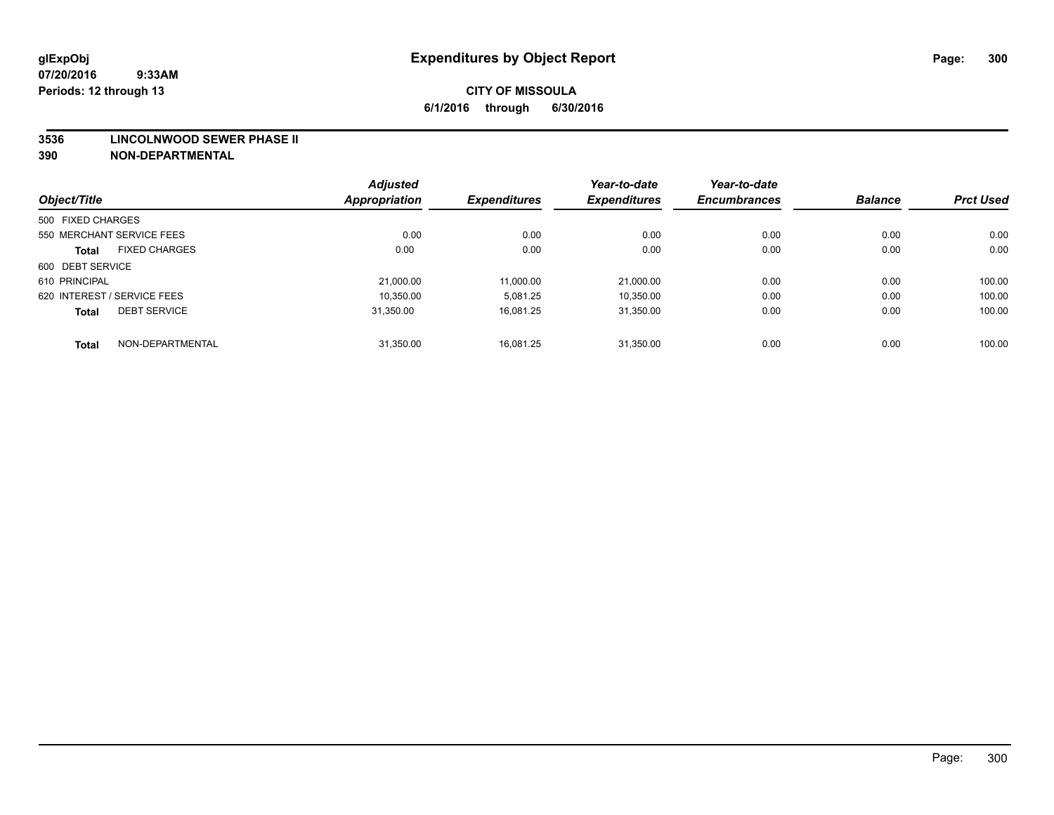# Expenditures by Object Report

glExpObj
07/20/2016 9:33AM
Periods: 12 through 13

**CITY OF MISSOULA**
**6/1/2016 through 6/30/2016**

**3536 LINCOLNWOOD SEWER PHASE II**
**390 NON-DEPARTMENTAL**

| Object/Title | Adjusted Appropriation | Expenditures | Year-to-date Expenditures | Year-to-date Encumbrances | Balance | Prct Used |
|---|---|---|---|---|---|---|
| 500 FIXED CHARGES | | | | | | |
| 550 MERCHANT SERVICE FEES | 0.00 | 0.00 | 0.00 | 0.00 | 0.00 | 0.00 |
| **Total** FIXED CHARGES | 0.00 | 0.00 | 0.00 | 0.00 | 0.00 | 0.00 |
| 600 DEBT SERVICE | | | | | | |
| 610 PRINCIPAL | 21,000.00 | 11,000.00 | 21,000.00 | 0.00 | 0.00 | 100.00 |
| 620 INTEREST / SERVICE FEES | 10,350.00 | 5,081.25 | 10,350.00 | 0.00 | 0.00 | 100.00 |
| **Total** DEBT SERVICE | 31,350.00 | 16,081.25 | 31,350.00 | 0.00 | 0.00 | 100.00 |
| **Total** NON-DEPARTMENTAL | 31,350.00 | 16,081.25 | 31,350.00 | 0.00 | 0.00 | 100.00 |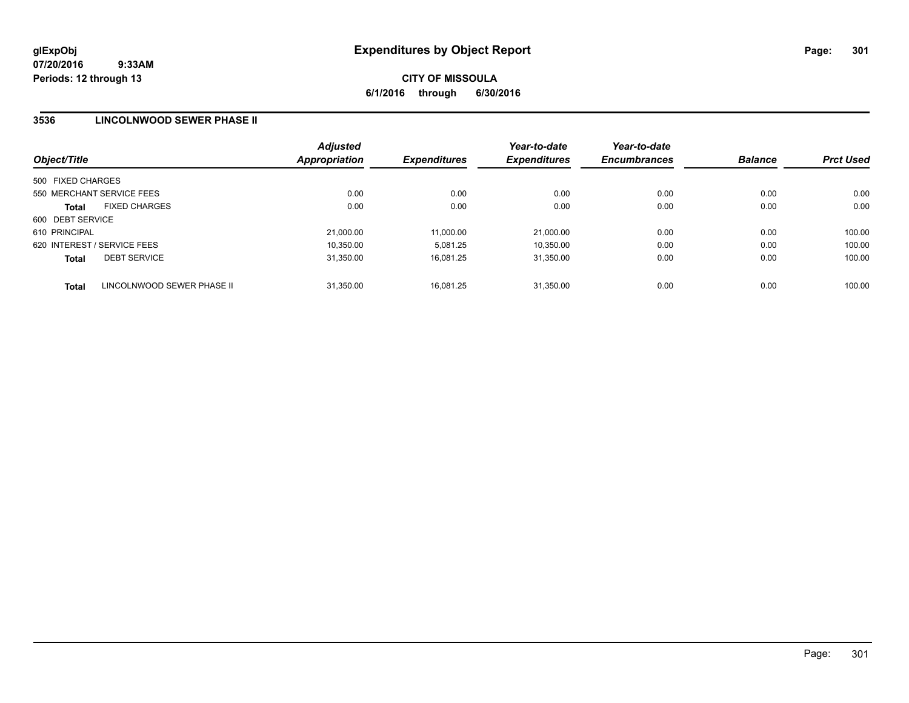# Expenditures by Object Report

glExpObj
07/20/2016 9:33AM
Periods: 12 through 13

**CITY OF MISSOULA**
**6/1/2016 through 6/30/2016**

## 3536 LINCOLNWOOD SEWER PHASE II

| Object/Title | Adjusted Appropriation | Expenditures | Year-to-date Expenditures | Year-to-date Encumbrances | Balance | Prct Used |
|---|---|---|---|---|---|---|
| 500 FIXED CHARGES | | | | | | |
| 550 MERCHANT SERVICE FEES | 0.00 | 0.00 | 0.00 | 0.00 | 0.00 | 0.00 |
| **Total** FIXED CHARGES | 0.00 | 0.00 | 0.00 | 0.00 | 0.00 | 0.00 |
| 600 DEBT SERVICE | | | | | | |
| 610 PRINCIPAL | 21,000.00 | 11,000.00 | 21,000.00 | 0.00 | 0.00 | 100.00 |
| 620 INTEREST / SERVICE FEES | 10,350.00 | 5,081.25 | 10,350.00 | 0.00 | 0.00 | 100.00 |
| **Total** DEBT SERVICE | 31,350.00 | 16,081.25 | 31,350.00 | 0.00 | 0.00 | 100.00 |
| **Total** LINCOLNWOOD SEWER PHASE II | 31,350.00 | 16,081.25 | 31,350.00 | 0.00 | 0.00 | 100.00 |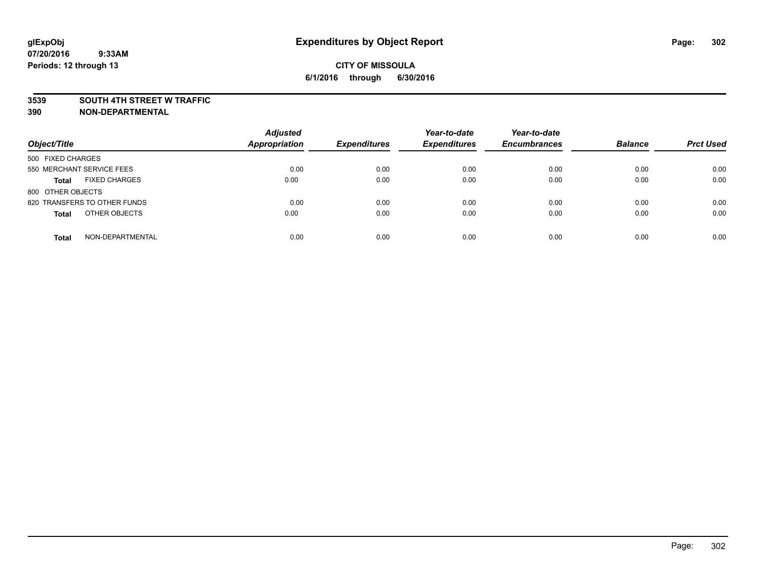# Expenditures by Object Report

glExpObj
07/20/2016 9:33AM
Periods: 12 through 13

**CITY OF MISSOULA**
**6/1/2016 through 6/30/2016**

**3539 SOUTH 4TH STREET W TRAFFIC**
**390 NON-DEPARTMENTAL**

| Object/Title | Adjusted Appropriation | Expenditures | Year-to-date Expenditures | Year-to-date Encumbrances | Balance | Prct Used |
|---|---|---|---|---|---|---|
| 500 FIXED CHARGES | | | | | | |
| 550 MERCHANT SERVICE FEES | 0.00 | 0.00 | 0.00 | 0.00 | 0.00 | 0.00 |
| **Total** FIXED CHARGES | 0.00 | 0.00 | 0.00 | 0.00 | 0.00 | 0.00 |
| 800 OTHER OBJECTS | | | | | | |
| 820 TRANSFERS TO OTHER FUNDS | 0.00 | 0.00 | 0.00 | 0.00 | 0.00 | 0.00 |
| **Total** OTHER OBJECTS | 0.00 | 0.00 | 0.00 | 0.00 | 0.00 | 0.00 |
| **Total** NON-DEPARTMENTAL | 0.00 | 0.00 | 0.00 | 0.00 | 0.00 | 0.00 |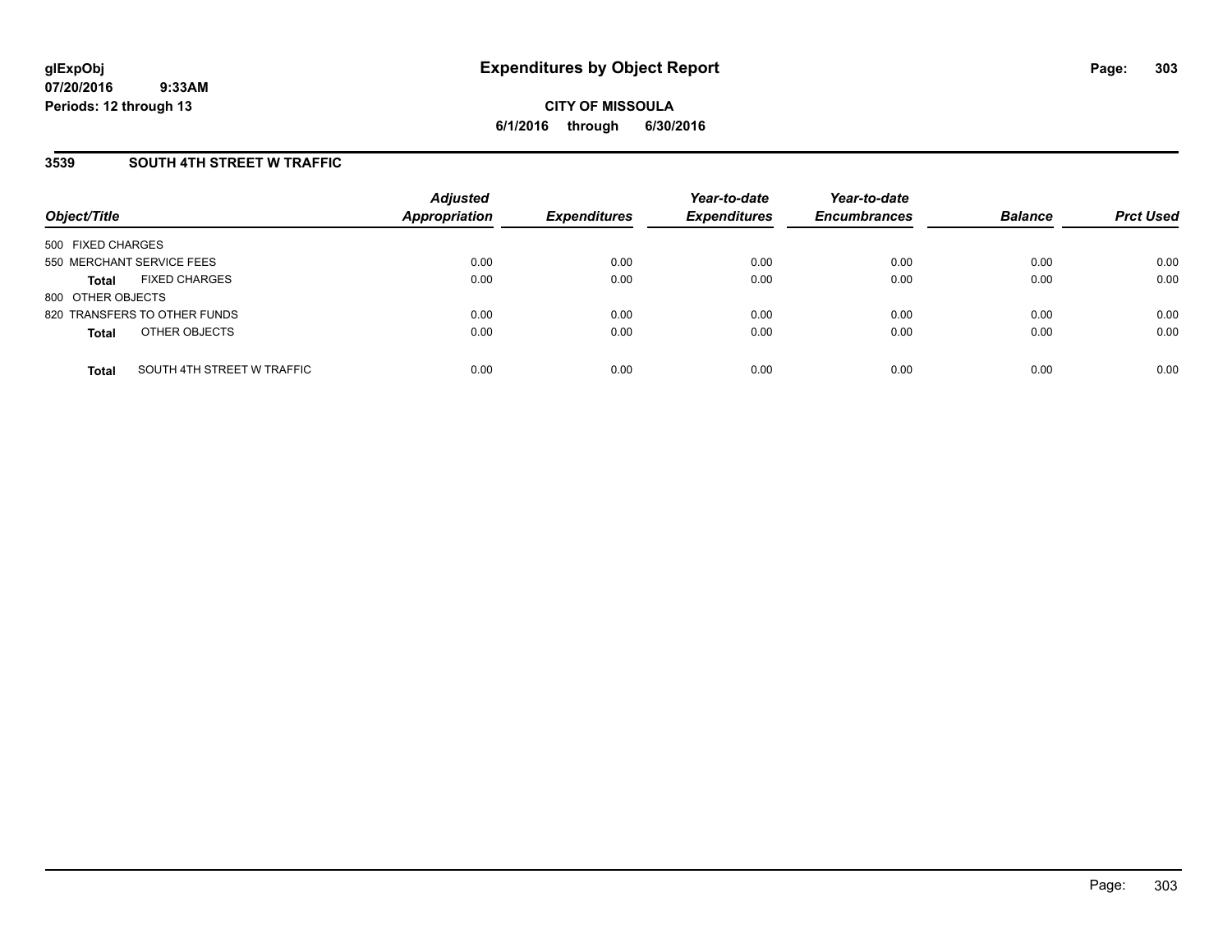**glExpObj**
**07/20/2016 9:33AM**
**Periods: 12 through 13**

# Expenditures by Object Report

**CITY OF MISSOULA**
**6/1/2016 through 6/30/2016**

## 3539 SOUTH 4TH STREET W TRAFFIC

| Object/Title | Adjusted Appropriation | Expenditures | Year-to-date Expenditures | Year-to-date Encumbrances | Balance | Prct Used |
|---|---|---|---|---|---|---|
| 500 FIXED CHARGES | | | | | | |
| 550 MERCHANT SERVICE FEES | 0.00 | 0.00 | 0.00 | 0.00 | 0.00 | 0.00 |
| **Total** FIXED CHARGES | 0.00 | 0.00 | 0.00 | 0.00 | 0.00 | 0.00 |
| 800 OTHER OBJECTS | | | | | | |
| 820 TRANSFERS TO OTHER FUNDS | 0.00 | 0.00 | 0.00 | 0.00 | 0.00 | 0.00 |
| **Total** OTHER OBJECTS | 0.00 | 0.00 | 0.00 | 0.00 | 0.00 | 0.00 |
| **Total** SOUTH 4TH STREET W TRAFFIC | 0.00 | 0.00 | 0.00 | 0.00 | 0.00 | 0.00 |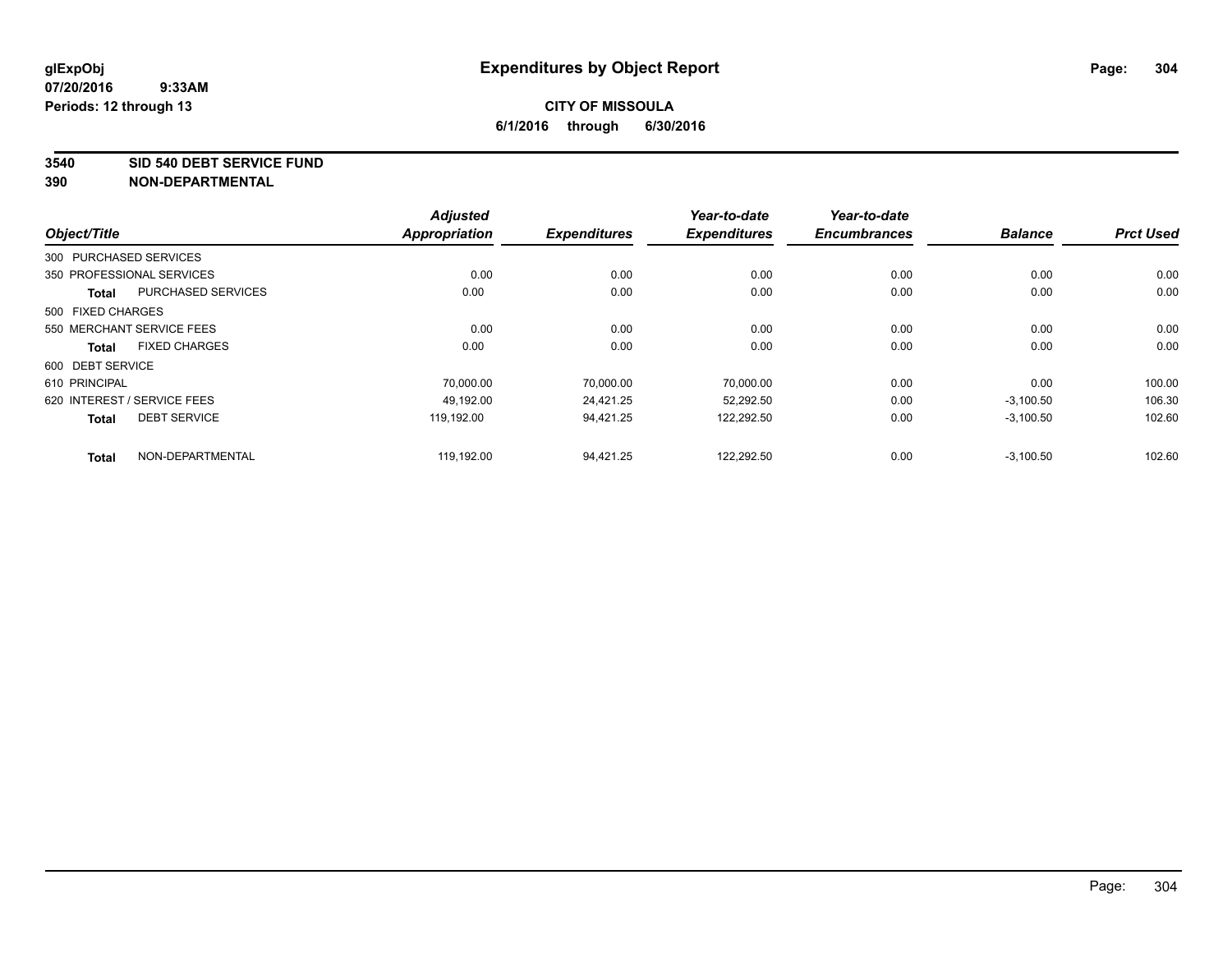# Expenditures by Object Report

glExpObj
07/20/2016 9:33AM
Periods: 12 through 13

**CITY OF MISSOULA**
**6/1/2016 through 6/30/2016**

**3540 SID 540 DEBT SERVICE FUND**
**390 NON-DEPARTMENTAL**

| Object/Title | | Adjusted Appropriation | Expenditures | Year-to-date Expenditures | Year-to-date Encumbrances | Balance | Prct Used |
|---|---|---|---|---|---|---|---|
| 300 PURCHASED SERVICES | | | | | | | |
| 350 PROFESSIONAL SERVICES | | 0.00 | 0.00 | 0.00 | 0.00 | 0.00 | 0.00 |
| **Total** | PURCHASED SERVICES | 0.00 | 0.00 | 0.00 | 0.00 | 0.00 | 0.00 |
| 500 FIXED CHARGES | | | | | | | |
| 550 MERCHANT SERVICE FEES | | 0.00 | 0.00 | 0.00 | 0.00 | 0.00 | 0.00 |
| **Total** | FIXED CHARGES | 0.00 | 0.00 | 0.00 | 0.00 | 0.00 | 0.00 |
| 600 DEBT SERVICE | | | | | | | |
| 610 PRINCIPAL | | 70,000.00 | 70,000.00 | 70,000.00 | 0.00 | 0.00 | 100.00 |
| 620 INTEREST / SERVICE FEES | | 49,192.00 | 24,421.25 | 52,292.50 | 0.00 | -3,100.50 | 106.30 |
| **Total** | DEBT SERVICE | 119,192.00 | 94,421.25 | 122,292.50 | 0.00 | -3,100.50 | 102.60 |
| **Total** | NON-DEPARTMENTAL | 119,192.00 | 94,421.25 | 122,292.50 | 0.00 | -3,100.50 | 102.60 |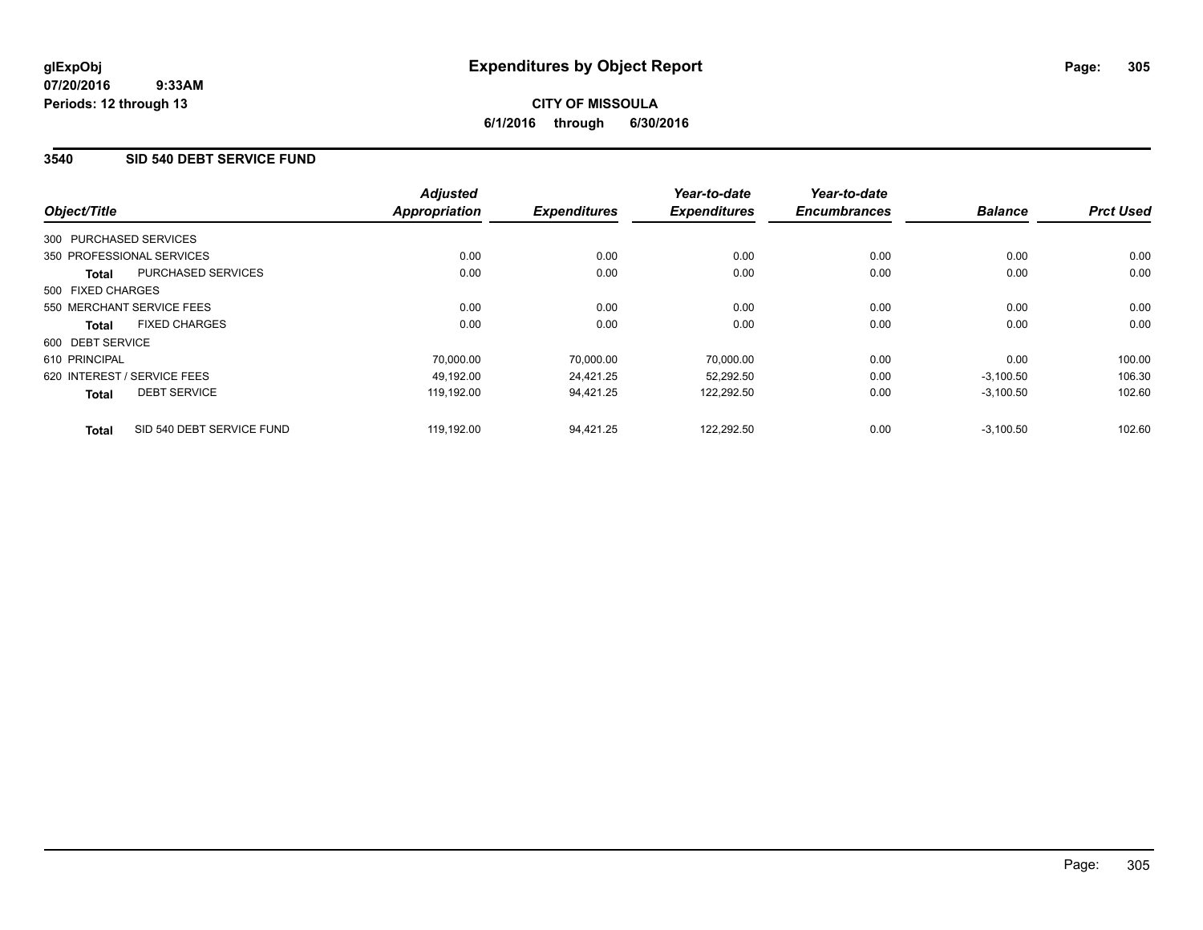**glExpObj**
**07/20/2016 9:33AM**
**Periods: 12 through 13**

# Expenditures by Object Report

**CITY OF MISSOULA**
**6/1/2016 through 6/30/2016**

## 3540 SID 540 DEBT SERVICE FUND

| Object/Title | Adjusted Appropriation | Expenditures | Year-to-date Expenditures | Year-to-date Encumbrances | Balance | Prct Used |
|---|---|---|---|---|---|---|
| 300 PURCHASED SERVICES | | | | | | |
| 350 PROFESSIONAL SERVICES | 0.00 | 0.00 | 0.00 | 0.00 | 0.00 | 0.00 |
| **Total** PURCHASED SERVICES | 0.00 | 0.00 | 0.00 | 0.00 | 0.00 | 0.00 |
| 500 FIXED CHARGES | | | | | | |
| 550 MERCHANT SERVICE FEES | 0.00 | 0.00 | 0.00 | 0.00 | 0.00 | 0.00 |
| **Total** FIXED CHARGES | 0.00 | 0.00 | 0.00 | 0.00 | 0.00 | 0.00 |
| 600 DEBT SERVICE | | | | | | |
| 610 PRINCIPAL | 70,000.00 | 70,000.00 | 70,000.00 | 0.00 | 0.00 | 100.00 |
| 620 INTEREST / SERVICE FEES | 49,192.00 | 24,421.25 | 52,292.50 | 0.00 | -3,100.50 | 106.30 |
| **Total** DEBT SERVICE | 119,192.00 | 94,421.25 | 122,292.50 | 0.00 | -3,100.50 | 102.60 |
| **Total** SID 540 DEBT SERVICE FUND | 119,192.00 | 94,421.25 | 122,292.50 | 0.00 | -3,100.50 | 102.60 |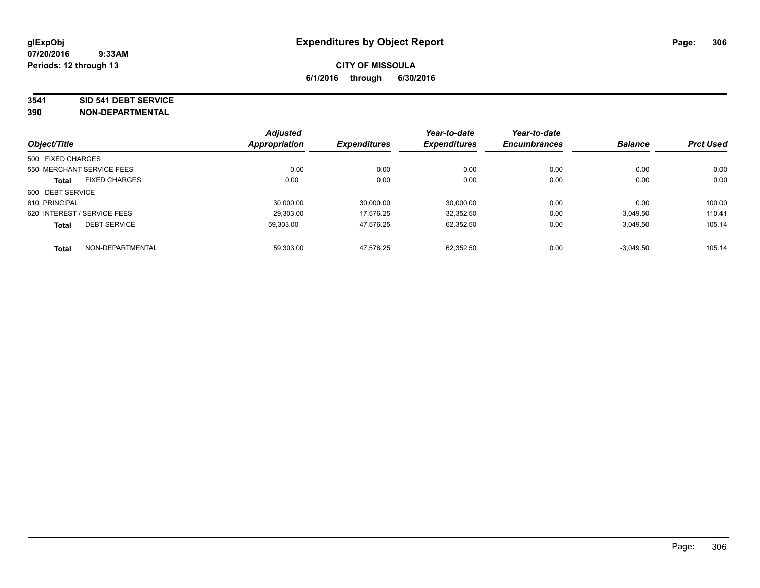**glExpObj**
**07/20/2016 9:33AM**
**Periods: 12 through 13**

# Expenditures by Object Report

**CITY OF MISSOULA**
**6/1/2016 through 6/30/2016**

**3541 SID 541 DEBT SERVICE**
**390 NON-DEPARTMENTAL**

| Object/Title | Adjusted Appropriation | Expenditures | Year-to-date Expenditures | Year-to-date Encumbrances | Balance | Prct Used |
|---|---|---|---|---|---|---|
| 500 FIXED CHARGES | | | | | | |
| 550 MERCHANT SERVICE FEES | 0.00 | 0.00 | 0.00 | 0.00 | 0.00 | 0.00 |
| **Total** FIXED CHARGES | 0.00 | 0.00 | 0.00 | 0.00 | 0.00 | 0.00 |
| 600 DEBT SERVICE | | | | | | |
| 610 PRINCIPAL | 30,000.00 | 30,000.00 | 30,000.00 | 0.00 | 0.00 | 100.00 |
| 620 INTEREST / SERVICE FEES | 29,303.00 | 17,576.25 | 32,352.50 | 0.00 | -3,049.50 | 110.41 |
| **Total** DEBT SERVICE | 59,303.00 | 47,576.25 | 62,352.50 | 0.00 | -3,049.50 | 105.14 |
| **Total** NON-DEPARTMENTAL | 59,303.00 | 47,576.25 | 62,352.50 | 0.00 | -3,049.50 | 105.14 |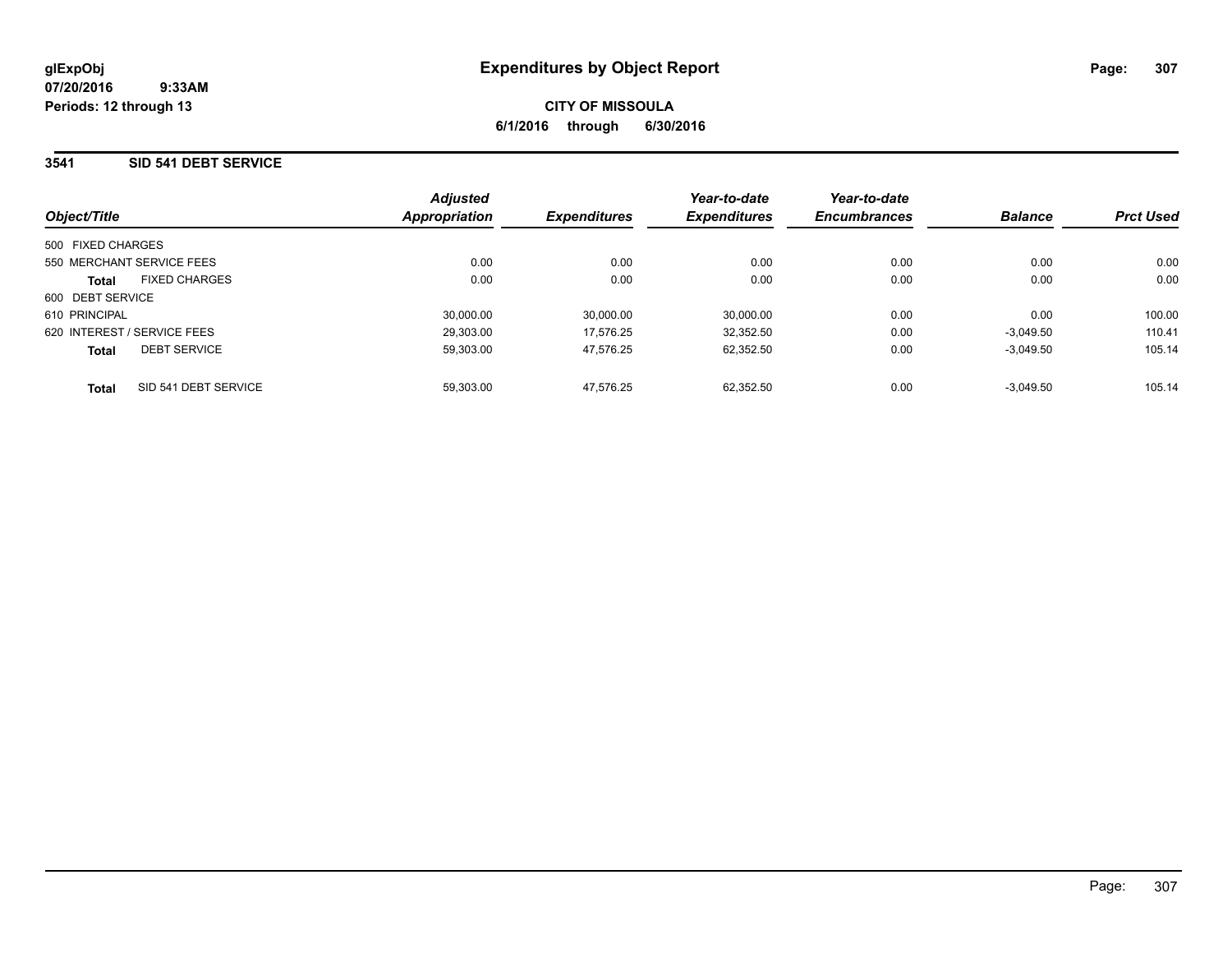# Expenditures by Object Report

glExpObj
07/20/2016 9:33AM
Periods: 12 through 13

**CITY OF MISSOULA**
**6/1/2016 through 6/30/2016**

## 3541 SID 541 DEBT SERVICE

| Object/Title | | Adjusted Appropriation | Expenditures | Year-to-date Expenditures | Year-to-date Encumbrances | Balance | Prct Used |
|---|---|---|---|---|---|---|---|
| 500 FIXED CHARGES | | | | | | | |
| 550 MERCHANT SERVICE FEES | | 0.00 | 0.00 | 0.00 | 0.00 | 0.00 | 0.00 |
| **Total** | FIXED CHARGES | 0.00 | 0.00 | 0.00 | 0.00 | 0.00 | 0.00 |
| 600 DEBT SERVICE | | | | | | | |
| 610 PRINCIPAL | | 30,000.00 | 30,000.00 | 30,000.00 | 0.00 | 0.00 | 100.00 |
| 620 INTEREST / SERVICE FEES | | 29,303.00 | 17,576.25 | 32,352.50 | 0.00 | -3,049.50 | 110.41 |
| **Total** | DEBT SERVICE | 59,303.00 | 47,576.25 | 62,352.50 | 0.00 | -3,049.50 | 105.14 |
| **Total** | SID 541 DEBT SERVICE | 59,303.00 | 47,576.25 | 62,352.50 | 0.00 | -3,049.50 | 105.14 |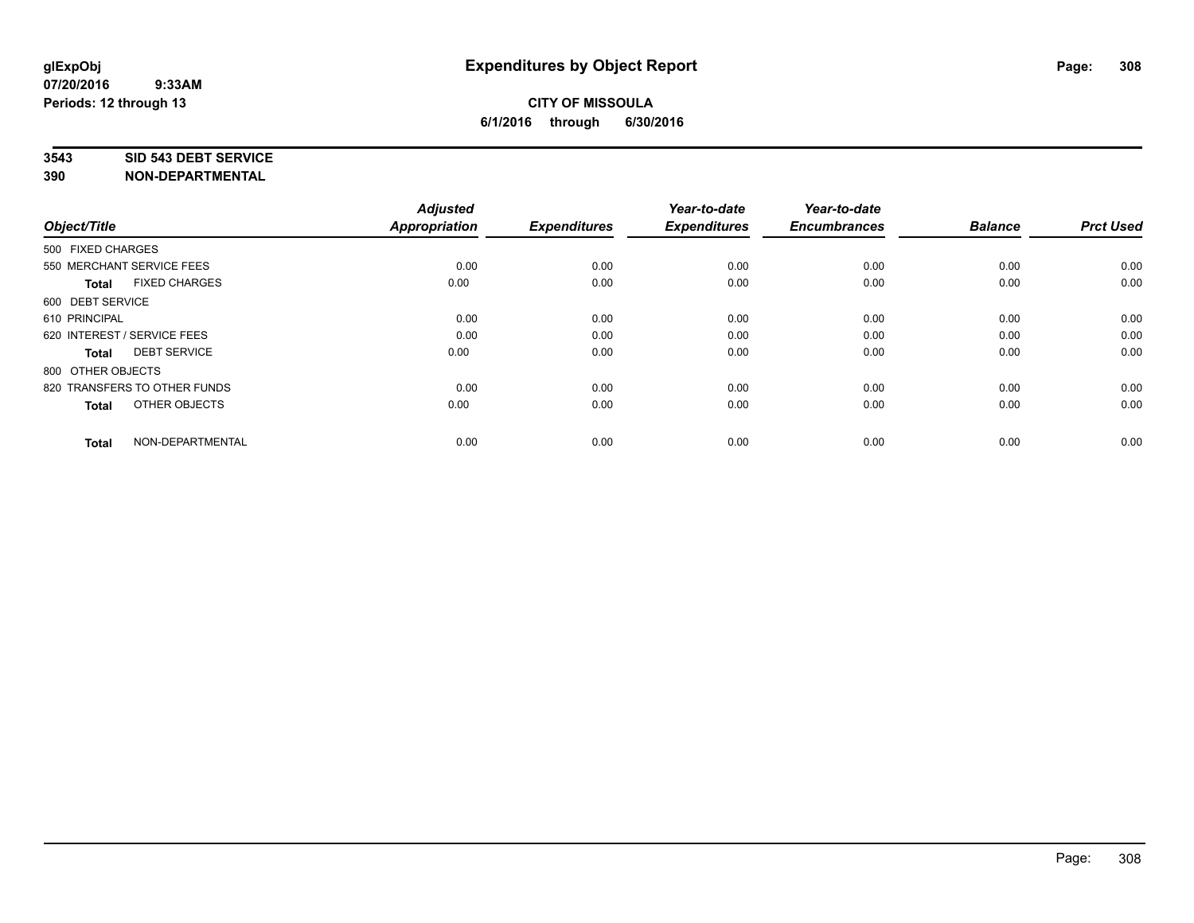**glExpObj**
**07/20/2016 9:33AM**
**Periods: 12 through 13**

# Expenditures by Object Report

**CITY OF MISSOULA**
**6/1/2016 through 6/30/2016**

**3543 SID 543 DEBT SERVICE**
**390 NON-DEPARTMENTAL**

| Object/Title | Adjusted Appropriation | Expenditures | Year-to-date Expenditures | Year-to-date Encumbrances | Balance | Prct Used |
|---|---|---|---|---|---|---|
| 500 FIXED CHARGES | | | | | | |
| 550 MERCHANT SERVICE FEES | 0.00 | 0.00 | 0.00 | 0.00 | 0.00 | 0.00 |
| **Total** FIXED CHARGES | 0.00 | 0.00 | 0.00 | 0.00 | 0.00 | 0.00 |
| 600 DEBT SERVICE | | | | | | |
| 610 PRINCIPAL | 0.00 | 0.00 | 0.00 | 0.00 | 0.00 | 0.00 |
| 620 INTEREST / SERVICE FEES | 0.00 | 0.00 | 0.00 | 0.00 | 0.00 | 0.00 |
| **Total** DEBT SERVICE | 0.00 | 0.00 | 0.00 | 0.00 | 0.00 | 0.00 |
| 800 OTHER OBJECTS | | | | | | |
| 820 TRANSFERS TO OTHER FUNDS | 0.00 | 0.00 | 0.00 | 0.00 | 0.00 | 0.00 |
| **Total** OTHER OBJECTS | 0.00 | 0.00 | 0.00 | 0.00 | 0.00 | 0.00 |
| **Total** NON-DEPARTMENTAL | 0.00 | 0.00 | 0.00 | 0.00 | 0.00 | 0.00 |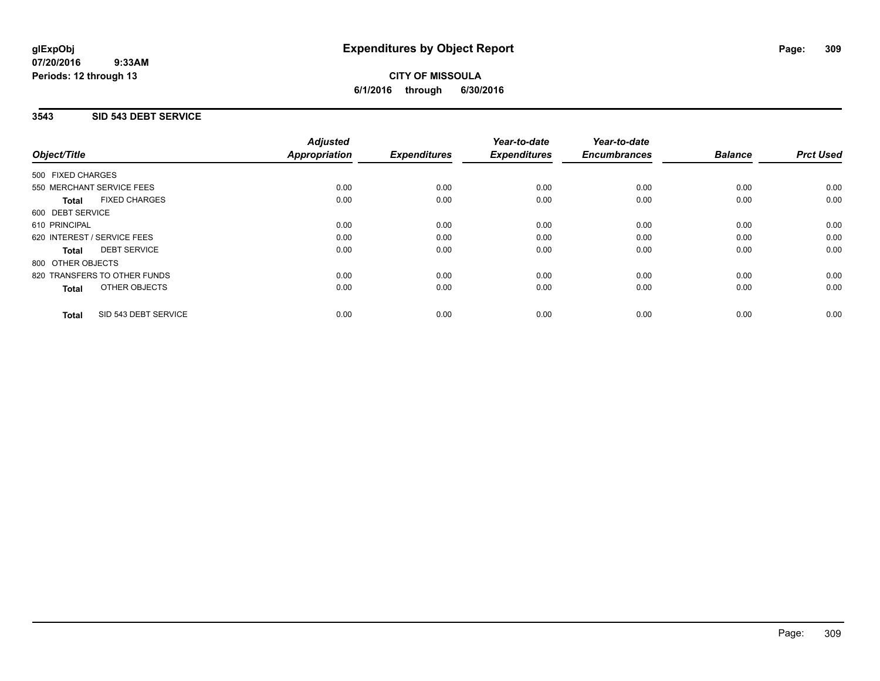# Expenditures by Object Report

glExpObj
07/20/2016 9:33AM
Periods: 12 through 13

**CITY OF MISSOULA**
**6/1/2016 through 6/30/2016**

## 3543 SID 543 DEBT SERVICE

| Object/Title | Adjusted Appropriation | Expenditures | Year-to-date Expenditures | Year-to-date Encumbrances | Balance | Prct Used |
|---|---|---|---|---|---|---|
| 500 FIXED CHARGES | | | | | | |
| 550 MERCHANT SERVICE FEES | 0.00 | 0.00 | 0.00 | 0.00 | 0.00 | 0.00 |
| **Total** FIXED CHARGES | 0.00 | 0.00 | 0.00 | 0.00 | 0.00 | 0.00 |
| 600 DEBT SERVICE | | | | | | |
| 610 PRINCIPAL | 0.00 | 0.00 | 0.00 | 0.00 | 0.00 | 0.00 |
| 620 INTEREST / SERVICE FEES | 0.00 | 0.00 | 0.00 | 0.00 | 0.00 | 0.00 |
| **Total** DEBT SERVICE | 0.00 | 0.00 | 0.00 | 0.00 | 0.00 | 0.00 |
| 800 OTHER OBJECTS | | | | | | |
| 820 TRANSFERS TO OTHER FUNDS | 0.00 | 0.00 | 0.00 | 0.00 | 0.00 | 0.00 |
| **Total** OTHER OBJECTS | 0.00 | 0.00 | 0.00 | 0.00 | 0.00 | 0.00 |
| **Total** SID 543 DEBT SERVICE | 0.00 | 0.00 | 0.00 | 0.00 | 0.00 | 0.00 |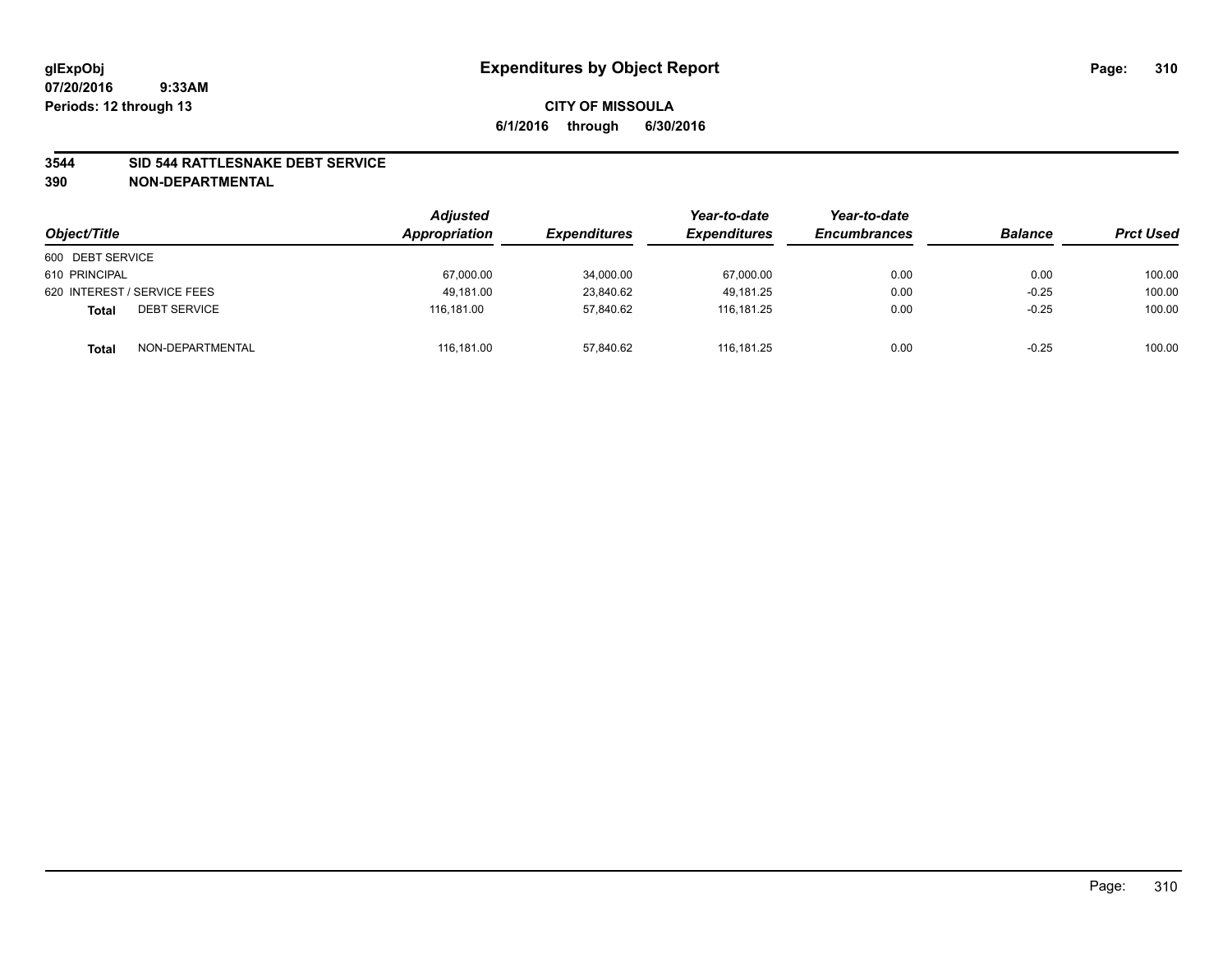**glExpObj** **Expenditures by Object Report**

**07/20/2016 9:33AM**

**Periods: 12 through 13**

**CITY OF MISSOULA**

**6/1/2016 through 6/30/2016**

**3544 SID 544 RATTLESNAKE DEBT SERVICE**

**390 NON-DEPARTMENTAL**

| Object/Title | | Adjusted Appropriation | Expenditures | Year-to-date Expenditures | Year-to-date Encumbrances | Balance | Prct Used |
|---|---|---|---|---|---|---|---|
| 600 DEBT SERVICE | | | | | | | |
| 610 PRINCIPAL | | 67,000.00 | 34,000.00 | 67,000.00 | 0.00 | 0.00 | 100.00 |
| 620 INTEREST / SERVICE FEES | | 49,181.00 | 23,840.62 | 49,181.25 | 0.00 | -0.25 | 100.00 |
| **Total** | DEBT SERVICE | 116,181.00 | 57,840.62 | 116,181.25 | 0.00 | -0.25 | 100.00 |
| **Total** | NON-DEPARTMENTAL | 116,181.00 | 57,840.62 | 116,181.25 | 0.00 | -0.25 | 100.00 |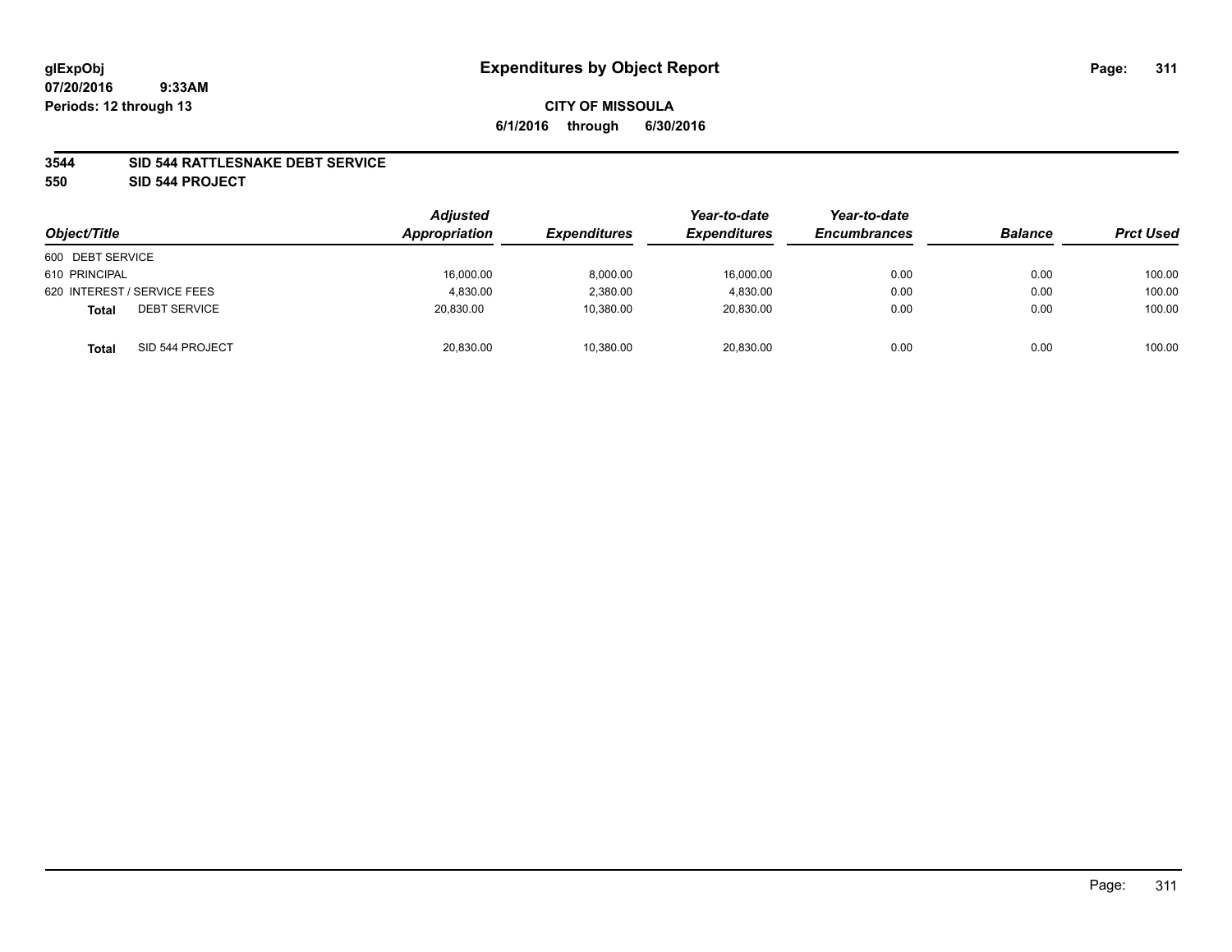**glExpObj**
**07/20/2016 9:33AM**
**Periods: 12 through 13**

# Expenditures by Object Report

**CITY OF MISSOULA**
**6/1/2016 through 6/30/2016**

**3544 SID 544 RATTLESNAKE DEBT SERVICE**
**550 SID 544 PROJECT**

| Object/Title | | Adjusted Appropriation | Expenditures | Year-to-date Expenditures | Year-to-date Encumbrances | Balance | Prct Used |
|---|---|---|---|---|---|---|---|
| 600 DEBT SERVICE | | | | | | | |
| 610 PRINCIPAL | | 16,000.00 | 8,000.00 | 16,000.00 | 0.00 | 0.00 | 100.00 |
| 620 INTEREST / SERVICE FEES | | 4,830.00 | 2,380.00 | 4,830.00 | 0.00 | 0.00 | 100.00 |
| **Total** | DEBT SERVICE | 20,830.00 | 10,380.00 | 20,830.00 | 0.00 | 0.00 | 100.00 |
| **Total** | SID 544 PROJECT | 20,830.00 | 10,380.00 | 20,830.00 | 0.00 | 0.00 | 100.00 |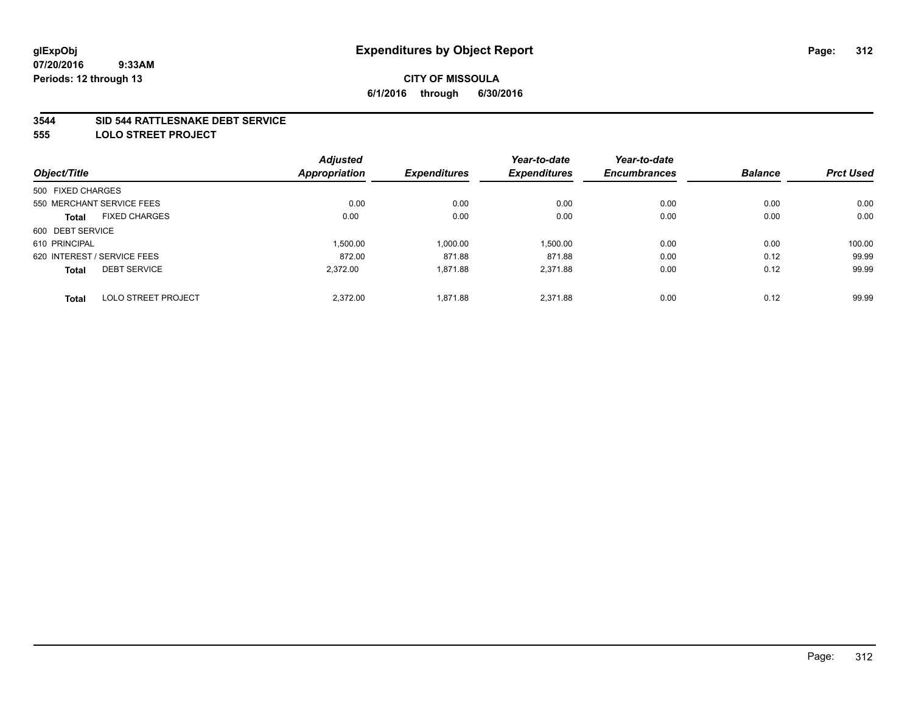# Expenditures by Object Report

glExpObj
07/20/2016 9:33AM
Periods: 12 through 13

**CITY OF MISSOULA**
**6/1/2016 through 6/30/2016**

## 3544 SID 544 RATTLESNAKE DEBT SERVICE
## 555 LOLO STREET PROJECT

| Object/Title | Adjusted Appropriation | Expenditures | Year-to-date Expenditures | Year-to-date Encumbrances | Balance | Prct Used |
|---|---|---|---|---|---|---|
| 500 FIXED CHARGES | | | | | | |
| 550 MERCHANT SERVICE FEES | 0.00 | 0.00 | 0.00 | 0.00 | 0.00 | 0.00 |
| **Total** FIXED CHARGES | 0.00 | 0.00 | 0.00 | 0.00 | 0.00 | 0.00 |
| 600 DEBT SERVICE | | | | | | |
| 610 PRINCIPAL | 1,500.00 | 1,000.00 | 1,500.00 | 0.00 | 0.00 | 100.00 |
| 620 INTEREST / SERVICE FEES | 872.00 | 871.88 | 871.88 | 0.00 | 0.12 | 99.99 |
| **Total** DEBT SERVICE | 2,372.00 | 1,871.88 | 2,371.88 | 0.00 | 0.12 | 99.99 |
| **Total** LOLO STREET PROJECT | 2,372.00 | 1,871.88 | 2,371.88 | 0.00 | 0.12 | 99.99 |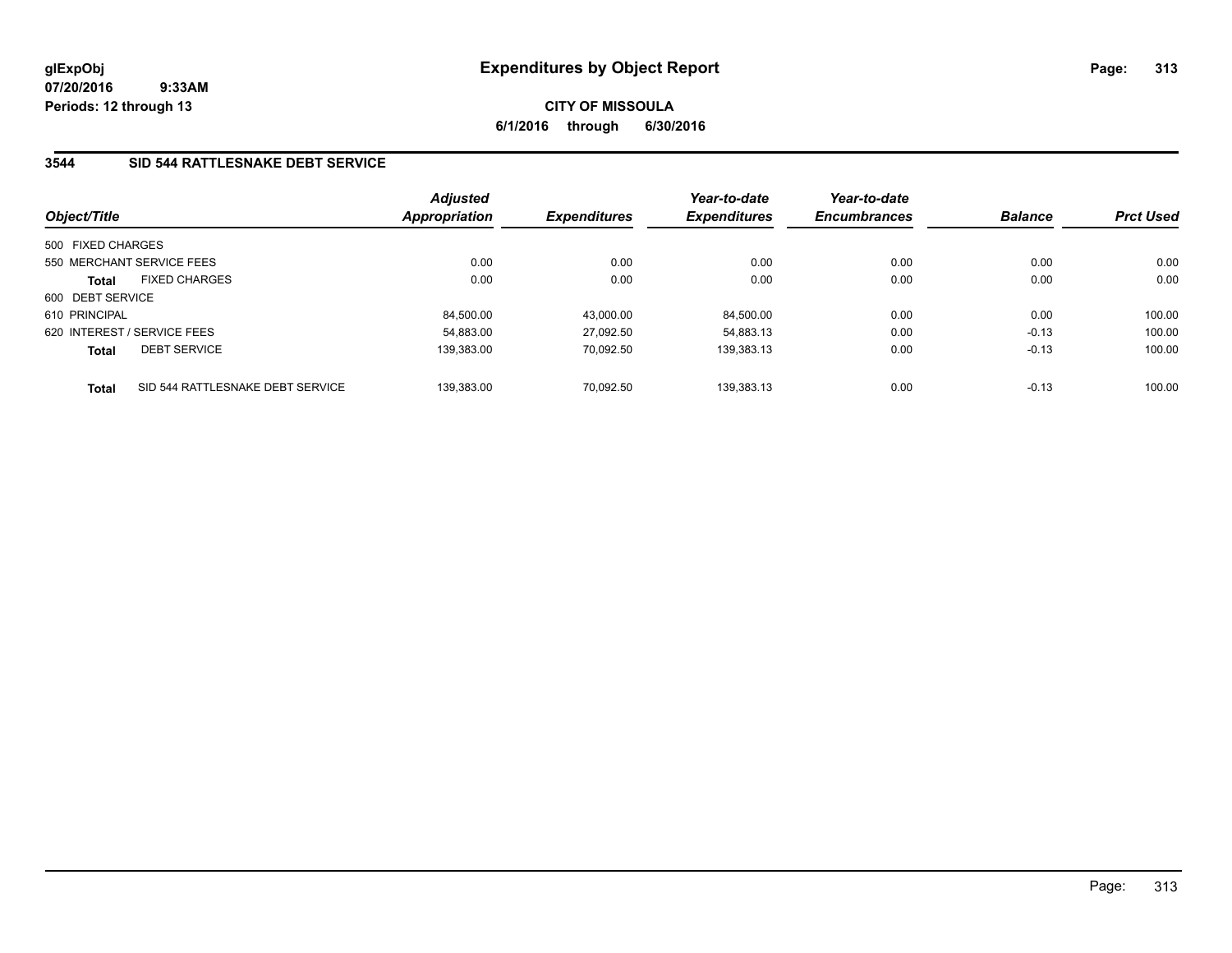# Expenditures by Object Report

glExpObj
07/20/2016 9:33AM
Periods: 12 through 13

**CITY OF MISSOULA**
**6/1/2016 through 6/30/2016**

## 3544 SID 544 RATTLESNAKE DEBT SERVICE

| Object/Title | Adjusted Appropriation | Expenditures | Year-to-date Expenditures | Year-to-date Encumbrances | Balance | Prct Used |
|---|---|---|---|---|---|---|
| 500 FIXED CHARGES | | | | | | |
| 550 MERCHANT SERVICE FEES | 0.00 | 0.00 | 0.00 | 0.00 | 0.00 | 0.00 |
| **Total** FIXED CHARGES | 0.00 | 0.00 | 0.00 | 0.00 | 0.00 | 0.00 |
| 600 DEBT SERVICE | | | | | | |
| 610 PRINCIPAL | 84,500.00 | 43,000.00 | 84,500.00 | 0.00 | 0.00 | 100.00 |
| 620 INTEREST / SERVICE FEES | 54,883.00 | 27,092.50 | 54,883.13 | 0.00 | -0.13 | 100.00 |
| **Total** DEBT SERVICE | 139,383.00 | 70,092.50 | 139,383.13 | 0.00 | -0.13 | 100.00 |
| **Total** SID 544 RATTLESNAKE DEBT SERVICE | 139,383.00 | 70,092.50 | 139,383.13 | 0.00 | -0.13 | 100.00 |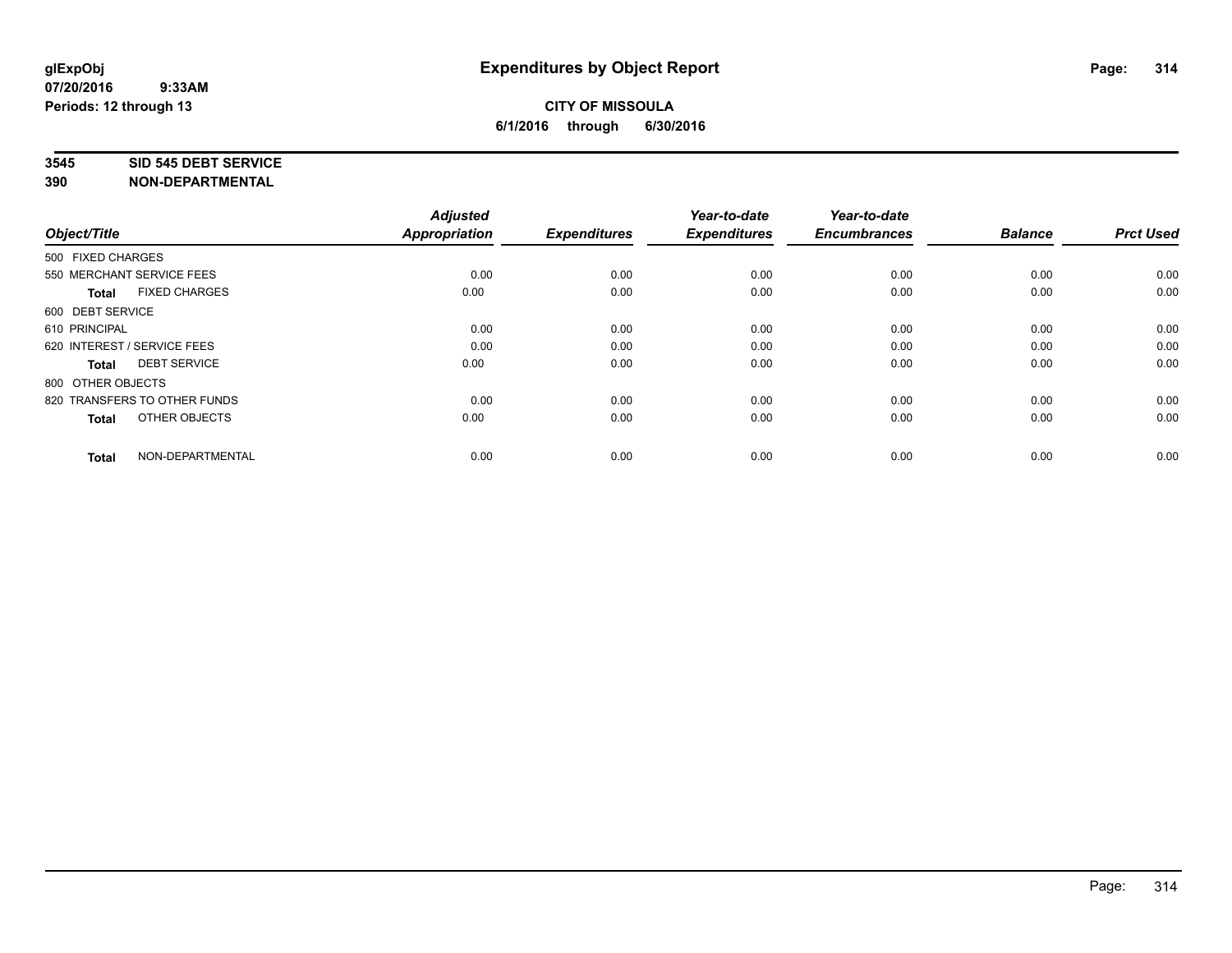glExpObj
07/20/2016 9:33AM
Periods: 12 through 13

# Expenditures by Object Report

**CITY OF MISSOULA**
**6/1/2016 through 6/30/2016**

**3545 SID 545 DEBT SERVICE**
**390 NON-DEPARTMENTAL**

| Object/Title | Adjusted Appropriation | Expenditures | Year-to-date Expenditures | Year-to-date Encumbrances | Balance | Prct Used |
|---|---|---|---|---|---|---|
| 500 FIXED CHARGES | | | | | | |
| 550 MERCHANT SERVICE FEES | 0.00 | 0.00 | 0.00 | 0.00 | 0.00 | 0.00 |
| **Total** FIXED CHARGES | 0.00 | 0.00 | 0.00 | 0.00 | 0.00 | 0.00 |
| 600 DEBT SERVICE | | | | | | |
| 610 PRINCIPAL | 0.00 | 0.00 | 0.00 | 0.00 | 0.00 | 0.00 |
| 620 INTEREST / SERVICE FEES | 0.00 | 0.00 | 0.00 | 0.00 | 0.00 | 0.00 |
| **Total** DEBT SERVICE | 0.00 | 0.00 | 0.00 | 0.00 | 0.00 | 0.00 |
| 800 OTHER OBJECTS | | | | | | |
| 820 TRANSFERS TO OTHER FUNDS | 0.00 | 0.00 | 0.00 | 0.00 | 0.00 | 0.00 |
| **Total** OTHER OBJECTS | 0.00 | 0.00 | 0.00 | 0.00 | 0.00 | 0.00 |
| **Total** NON-DEPARTMENTAL | 0.00 | 0.00 | 0.00 | 0.00 | 0.00 | 0.00 |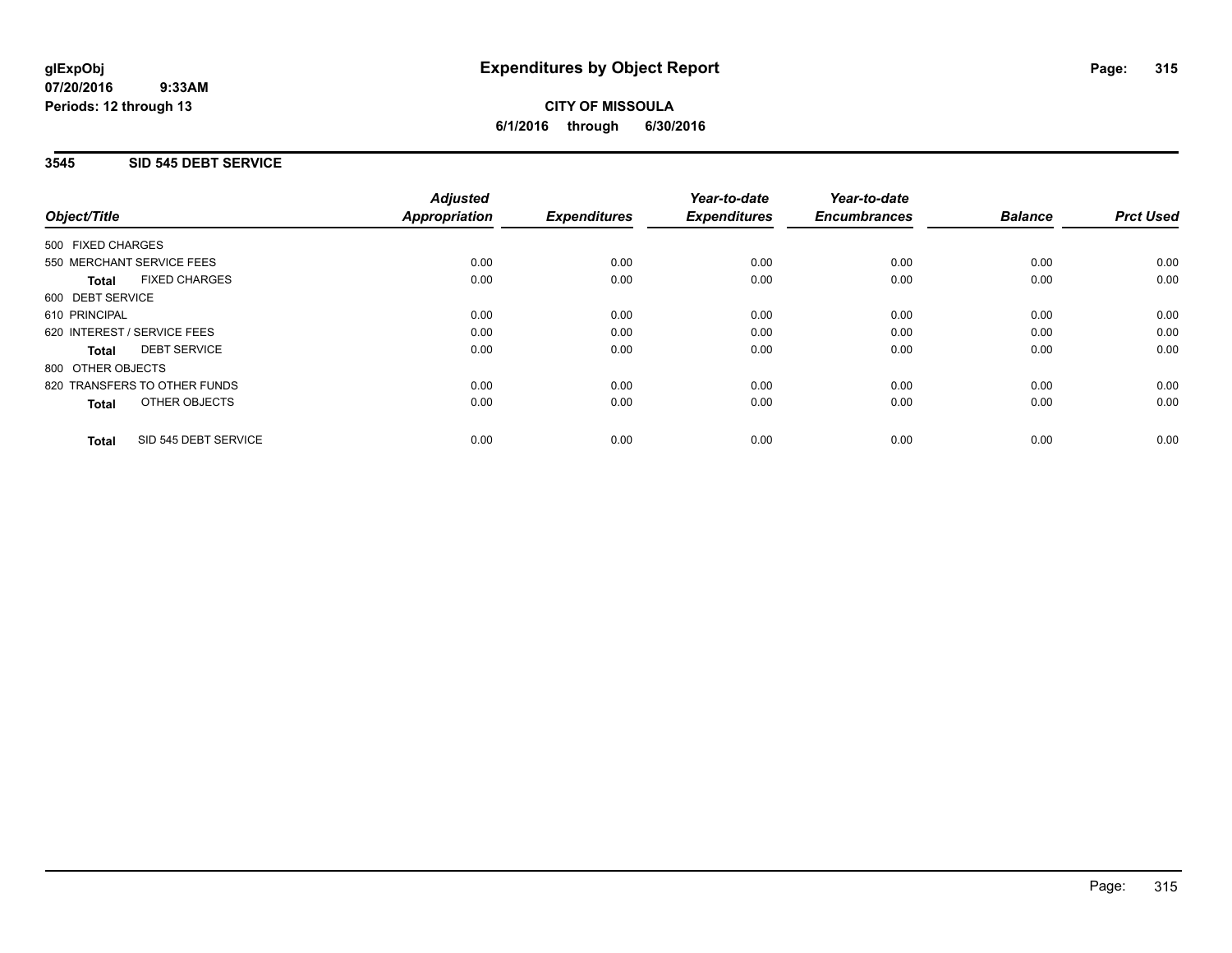# Expenditures by Object Report

glExpObj
07/20/2016 9:33AM
Periods: 12 through 13

**CITY OF MISSOULA**
**6/1/2016 through 6/30/2016**

## 3545 SID 545 DEBT SERVICE

| Object/Title | Adjusted Appropriation | Expenditures | Year-to-date Expenditures | Year-to-date Encumbrances | Balance | Prct Used |
|---|---|---|---|---|---|---|
| 500 FIXED CHARGES | | | | | | |
| 550 MERCHANT SERVICE FEES | 0.00 | 0.00 | 0.00 | 0.00 | 0.00 | 0.00 |
| **Total** FIXED CHARGES | 0.00 | 0.00 | 0.00 | 0.00 | 0.00 | 0.00 |
| 600 DEBT SERVICE | | | | | | |
| 610 PRINCIPAL | 0.00 | 0.00 | 0.00 | 0.00 | 0.00 | 0.00 |
| 620 INTEREST / SERVICE FEES | 0.00 | 0.00 | 0.00 | 0.00 | 0.00 | 0.00 |
| **Total** DEBT SERVICE | 0.00 | 0.00 | 0.00 | 0.00 | 0.00 | 0.00 |
| 800 OTHER OBJECTS | | | | | | |
| 820 TRANSFERS TO OTHER FUNDS | 0.00 | 0.00 | 0.00 | 0.00 | 0.00 | 0.00 |
| **Total** OTHER OBJECTS | 0.00 | 0.00 | 0.00 | 0.00 | 0.00 | 0.00 |
| **Total** SID 545 DEBT SERVICE | 0.00 | 0.00 | 0.00 | 0.00 | 0.00 | 0.00 |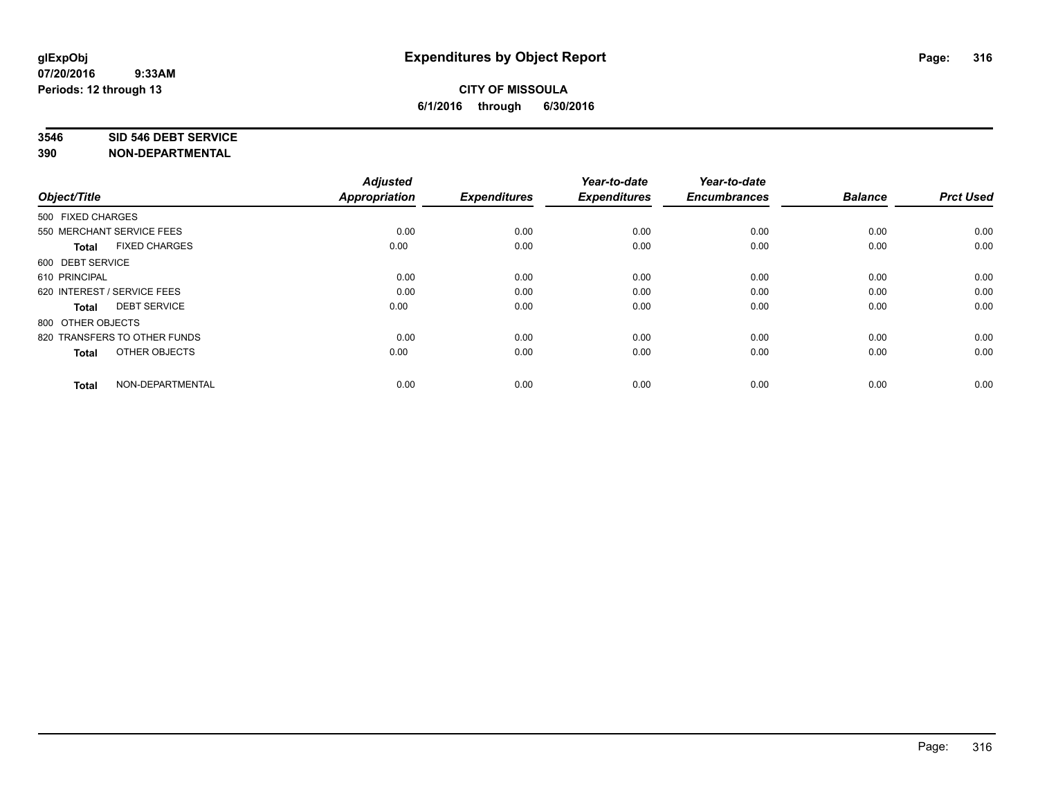**glExpObj**
**07/20/2016 9:33AM**
**Periods: 12 through 13**

# Expenditures by Object Report

**CITY OF MISSOULA**
**6/1/2016 through 6/30/2016**

**3546 SID 546 DEBT SERVICE**
**390 NON-DEPARTMENTAL**

| Object/Title | Adjusted Appropriation | Expenditures | Year-to-date Expenditures | Year-to-date Encumbrances | Balance | Prct Used |
|---|---|---|---|---|---|---|
| 500 FIXED CHARGES | | | | | | |
| 550 MERCHANT SERVICE FEES | 0.00 | 0.00 | 0.00 | 0.00 | 0.00 | 0.00 |
| **Total** FIXED CHARGES | 0.00 | 0.00 | 0.00 | 0.00 | 0.00 | 0.00 |
| 600 DEBT SERVICE | | | | | | |
| 610 PRINCIPAL | 0.00 | 0.00 | 0.00 | 0.00 | 0.00 | 0.00 |
| 620 INTEREST / SERVICE FEES | 0.00 | 0.00 | 0.00 | 0.00 | 0.00 | 0.00 |
| **Total** DEBT SERVICE | 0.00 | 0.00 | 0.00 | 0.00 | 0.00 | 0.00 |
| 800 OTHER OBJECTS | | | | | | |
| 820 TRANSFERS TO OTHER FUNDS | 0.00 | 0.00 | 0.00 | 0.00 | 0.00 | 0.00 |
| **Total** OTHER OBJECTS | 0.00 | 0.00 | 0.00 | 0.00 | 0.00 | 0.00 |
| **Total** NON-DEPARTMENTAL | 0.00 | 0.00 | 0.00 | 0.00 | 0.00 | 0.00 |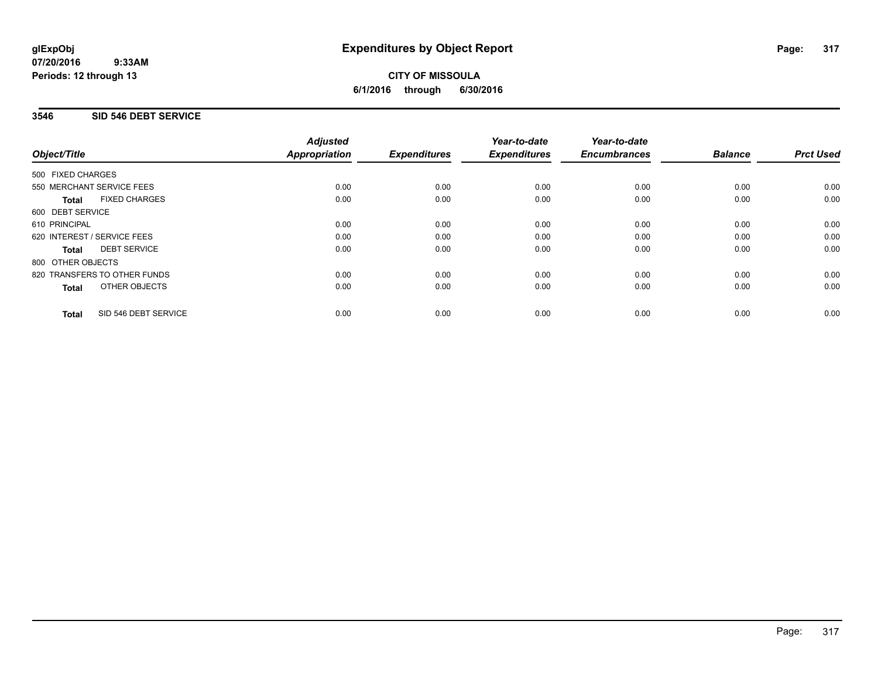glExpObj
07/20/2016 9:33AM
Periods: 12 through 13

# Expenditures by Object Report

**CITY OF MISSOULA**
**6/1/2016 through 6/30/2016**

## 3546 SID 546 DEBT SERVICE

| Object/Title | Adjusted Appropriation | Expenditures | Year-to-date Expenditures | Year-to-date Encumbrances | Balance | Prct Used |
|---|---|---|---|---|---|---|
| 500 FIXED CHARGES | | | | | | |
| 550 MERCHANT SERVICE FEES | 0.00 | 0.00 | 0.00 | 0.00 | 0.00 | 0.00 |
| **Total** FIXED CHARGES | 0.00 | 0.00 | 0.00 | 0.00 | 0.00 | 0.00 |
| 600 DEBT SERVICE | | | | | | |
| 610 PRINCIPAL | 0.00 | 0.00 | 0.00 | 0.00 | 0.00 | 0.00 |
| 620 INTEREST / SERVICE FEES | 0.00 | 0.00 | 0.00 | 0.00 | 0.00 | 0.00 |
| **Total** DEBT SERVICE | 0.00 | 0.00 | 0.00 | 0.00 | 0.00 | 0.00 |
| 800 OTHER OBJECTS | | | | | | |
| 820 TRANSFERS TO OTHER FUNDS | 0.00 | 0.00 | 0.00 | 0.00 | 0.00 | 0.00 |
| **Total** OTHER OBJECTS | 0.00 | 0.00 | 0.00 | 0.00 | 0.00 | 0.00 |
| **Total** SID 546 DEBT SERVICE | 0.00 | 0.00 | 0.00 | 0.00 | 0.00 | 0.00 |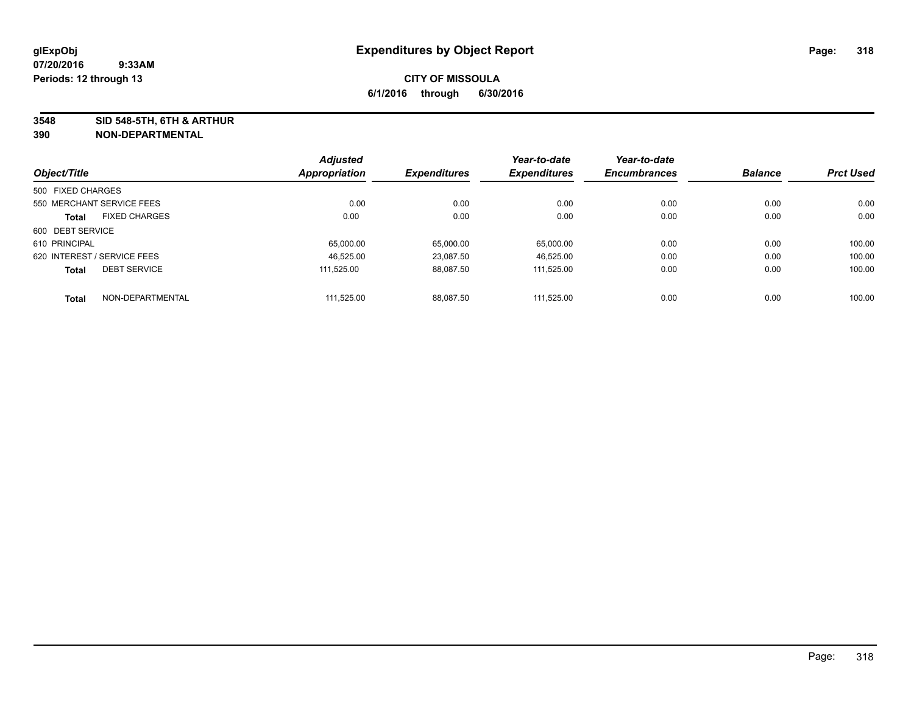# Expenditures by Object Report

glExpObj
07/20/2016 9:33AM
Periods: 12 through 13

**CITY OF MISSOULA**
**6/1/2016 through 6/30/2016**

**3548 SID 548-5TH, 6TH & ARTHUR**
**390 NON-DEPARTMENTAL**

| Object/Title | Adjusted Appropriation | Expenditures | Year-to-date Expenditures | Year-to-date Encumbrances | Balance | Prct Used |
|---|---|---|---|---|---|---|
| 500 FIXED CHARGES | | | | | | |
| 550 MERCHANT SERVICE FEES | 0.00 | 0.00 | 0.00 | 0.00 | 0.00 | 0.00 |
| **Total** FIXED CHARGES | 0.00 | 0.00 | 0.00 | 0.00 | 0.00 | 0.00 |
| 600 DEBT SERVICE | | | | | | |
| 610 PRINCIPAL | 65,000.00 | 65,000.00 | 65,000.00 | 0.00 | 0.00 | 100.00 |
| 620 INTEREST / SERVICE FEES | 46,525.00 | 23,087.50 | 46,525.00 | 0.00 | 0.00 | 100.00 |
| **Total** DEBT SERVICE | 111,525.00 | 88,087.50 | 111,525.00 | 0.00 | 0.00 | 100.00 |
| **Total** NON-DEPARTMENTAL | 111,525.00 | 88,087.50 | 111,525.00 | 0.00 | 0.00 | 100.00 |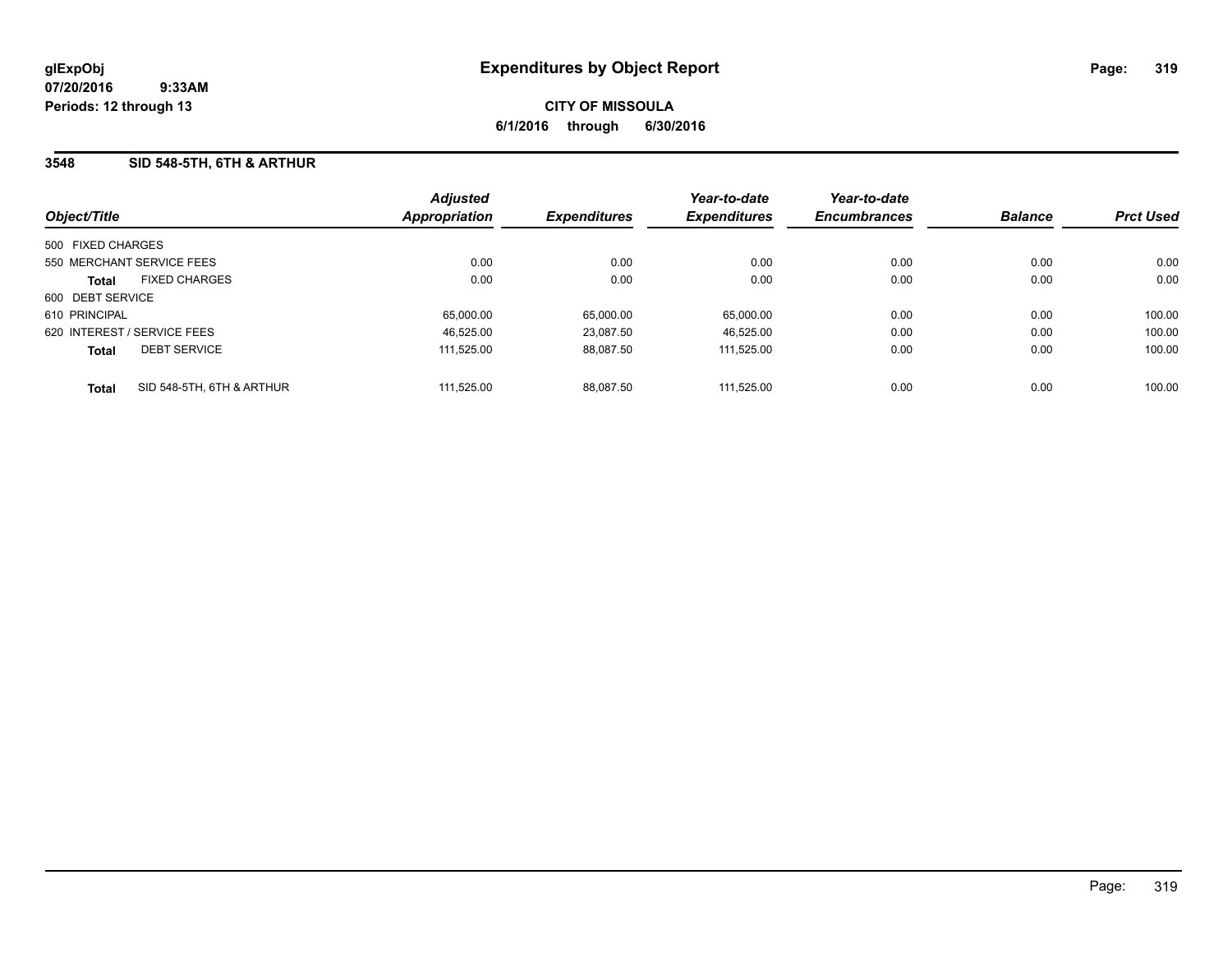**glExpObj**
**07/20/2016 9:33AM**
**Periods: 12 through 13**

# Expenditures by Object Report

**CITY OF MISSOULA**
**6/1/2016 through 6/30/2016**

## 3548 SID 548-5TH, 6TH & ARTHUR

| Object/Title | Adjusted Appropriation | Expenditures | Year-to-date Expenditures | Year-to-date Encumbrances | Balance | Prct Used |
|---|---|---|---|---|---|---|
| 500 FIXED CHARGES | | | | | | |
| 550 MERCHANT SERVICE FEES | 0.00 | 0.00 | 0.00 | 0.00 | 0.00 | 0.00 |
| **Total** FIXED CHARGES | 0.00 | 0.00 | 0.00 | 0.00 | 0.00 | 0.00 |
| 600 DEBT SERVICE | | | | | | |
| 610 PRINCIPAL | 65,000.00 | 65,000.00 | 65,000.00 | 0.00 | 0.00 | 100.00 |
| 620 INTEREST / SERVICE FEES | 46,525.00 | 23,087.50 | 46,525.00 | 0.00 | 0.00 | 100.00 |
| **Total** DEBT SERVICE | 111,525.00 | 88,087.50 | 111,525.00 | 0.00 | 0.00 | 100.00 |
| **Total** SID 548-5TH, 6TH & ARTHUR | 111,525.00 | 88,087.50 | 111,525.00 | 0.00 | 0.00 | 100.00 |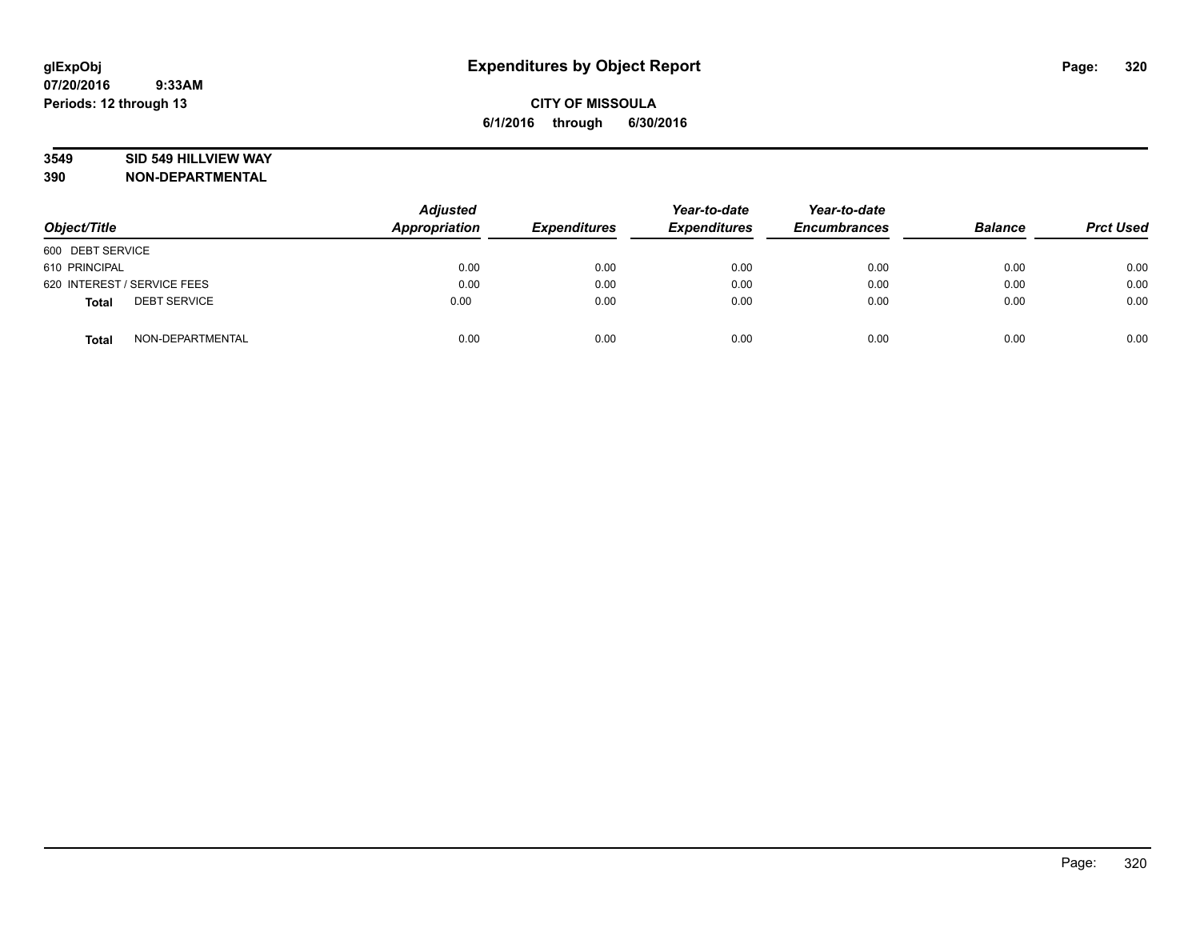**glExpObj** **Expenditures by Object Report**

**07/20/2016 9:33AM**

**Periods: 12 through 13**

**CITY OF MISSOULA**

**6/1/2016 through 6/30/2016**

**3549 SID 549 HILLVIEW WAY**

**390 NON-DEPARTMENTAL**

| Object/Title | | Adjusted Appropriation | Expenditures | Year-to-date Expenditures | Year-to-date Encumbrances | Balance | Prct Used |
|---|---|---|---|---|---|---|---|
| 600 DEBT SERVICE | | | | | | | |
| 610 PRINCIPAL | | 0.00 | 0.00 | 0.00 | 0.00 | 0.00 | 0.00 |
| 620 INTEREST / SERVICE FEES | | 0.00 | 0.00 | 0.00 | 0.00 | 0.00 | 0.00 |
| **Total** | DEBT SERVICE | 0.00 | 0.00 | 0.00 | 0.00 | 0.00 | 0.00 |
| **Total** | NON-DEPARTMENTAL | 0.00 | 0.00 | 0.00 | 0.00 | 0.00 | 0.00 |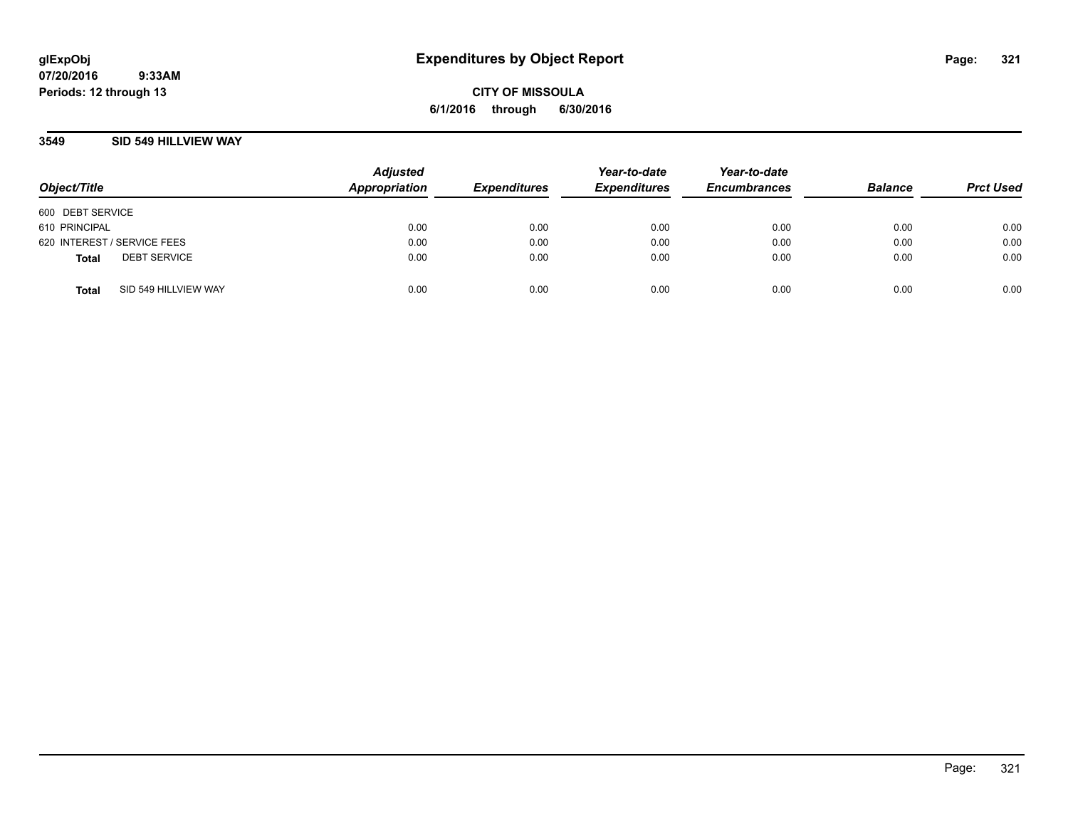**glExpObj**
**07/20/2016 9:33AM**
**Periods: 12 through 13**

# Expenditures by Object Report

**CITY OF MISSOULA**
**6/1/2016 through 6/30/2016**

## 3549 SID 549 HILLVIEW WAY

| Object/Title | | Adjusted Appropriation | Expenditures | Year-to-date Expenditures | Year-to-date Encumbrances | Balance | Prct Used |
|---|---|---|---|---|---|---|---|
| 600 DEBT SERVICE | | | | | | | |
| 610 PRINCIPAL | | 0.00 | 0.00 | 0.00 | 0.00 | 0.00 | 0.00 |
| 620 INTEREST / SERVICE FEES | | 0.00 | 0.00 | 0.00 | 0.00 | 0.00 | 0.00 |
| **Total** | DEBT SERVICE | 0.00 | 0.00 | 0.00 | 0.00 | 0.00 | 0.00 |
| **Total** | SID 549 HILLVIEW WAY | 0.00 | 0.00 | 0.00 | 0.00 | 0.00 | 0.00 |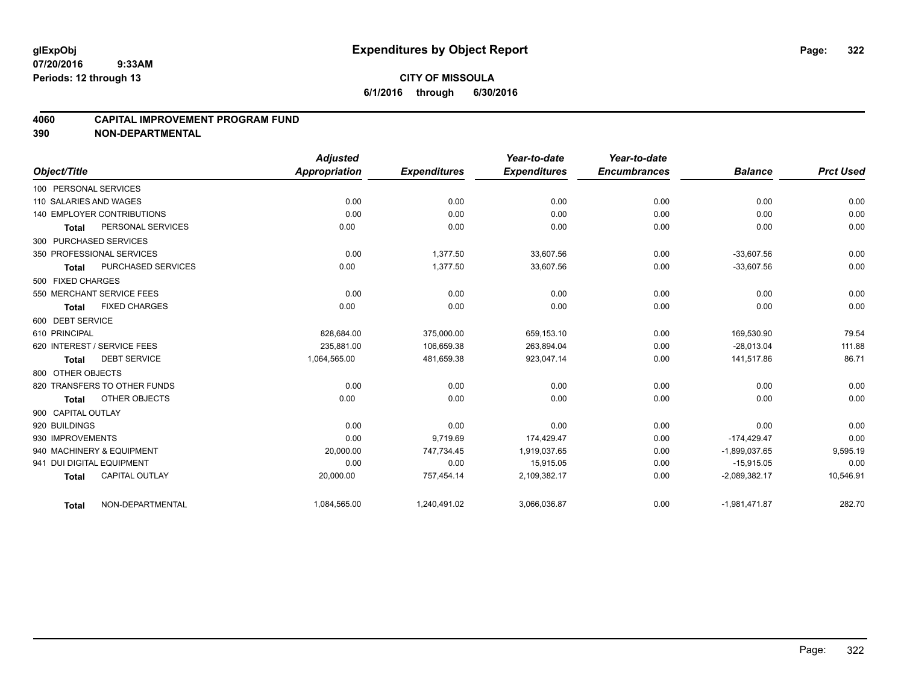**glExpObj** 07/20/2016 9:33AM
**Periods: 12 through 13**

# Expenditures by Object Report

**CITY OF MISSOULA**
**6/1/2016 through 6/30/2016**

## 4060 CAPITAL IMPROVEMENT PROGRAM FUND
## 390 NON-DEPARTMENTAL

| Object/Title | Adjusted Appropriation | Expenditures | Year-to-date Expenditures | Year-to-date Encumbrances | Balance | Prct Used |
|---|---|---|---|---|---|---|
| 100 PERSONAL SERVICES | | | | | | |
| 110 SALARIES AND WAGES | 0.00 | 0.00 | 0.00 | 0.00 | 0.00 | 0.00 |
| 140 EMPLOYER CONTRIBUTIONS | 0.00 | 0.00 | 0.00 | 0.00 | 0.00 | 0.00 |
| **Total** PERSONAL SERVICES | 0.00 | 0.00 | 0.00 | 0.00 | 0.00 | 0.00 |
| 300 PURCHASED SERVICES | | | | | | |
| 350 PROFESSIONAL SERVICES | 0.00 | 1,377.50 | 33,607.56 | 0.00 | -33,607.56 | 0.00 |
| **Total** PURCHASED SERVICES | 0.00 | 1,377.50 | 33,607.56 | 0.00 | -33,607.56 | 0.00 |
| 500 FIXED CHARGES | | | | | | |
| 550 MERCHANT SERVICE FEES | 0.00 | 0.00 | 0.00 | 0.00 | 0.00 | 0.00 |
| **Total** FIXED CHARGES | 0.00 | 0.00 | 0.00 | 0.00 | 0.00 | 0.00 |
| 600 DEBT SERVICE | | | | | | |
| 610 PRINCIPAL | 828,684.00 | 375,000.00 | 659,153.10 | 0.00 | 169,530.90 | 79.54 |
| 620 INTEREST / SERVICE FEES | 235,881.00 | 106,659.38 | 263,894.04 | 0.00 | -28,013.04 | 111.88 |
| **Total** DEBT SERVICE | 1,064,565.00 | 481,659.38 | 923,047.14 | 0.00 | 141,517.86 | 86.71 |
| 800 OTHER OBJECTS | | | | | | |
| 820 TRANSFERS TO OTHER FUNDS | 0.00 | 0.00 | 0.00 | 0.00 | 0.00 | 0.00 |
| **Total** OTHER OBJECTS | 0.00 | 0.00 | 0.00 | 0.00 | 0.00 | 0.00 |
| 900 CAPITAL OUTLAY | | | | | | |
| 920 BUILDINGS | 0.00 | 0.00 | 0.00 | 0.00 | 0.00 | 0.00 |
| 930 IMPROVEMENTS | 0.00 | 9,719.69 | 174,429.47 | 0.00 | -174,429.47 | 0.00 |
| 940 MACHINERY & EQUIPMENT | 20,000.00 | 747,734.45 | 1,919,037.65 | 0.00 | -1,899,037.65 | 9,595.19 |
| 941 DUI DIGITAL EQUIPMENT | 0.00 | 0.00 | 15,915.05 | 0.00 | -15,915.05 | 0.00 |
| **Total** CAPITAL OUTLAY | 20,000.00 | 757,454.14 | 2,109,382.17 | 0.00 | -2,089,382.17 | 10,546.91 |
| **Total** NON-DEPARTMENTAL | 1,084,565.00 | 1,240,491.02 | 3,066,036.87 | 0.00 | -1,981,471.87 | 282.70 |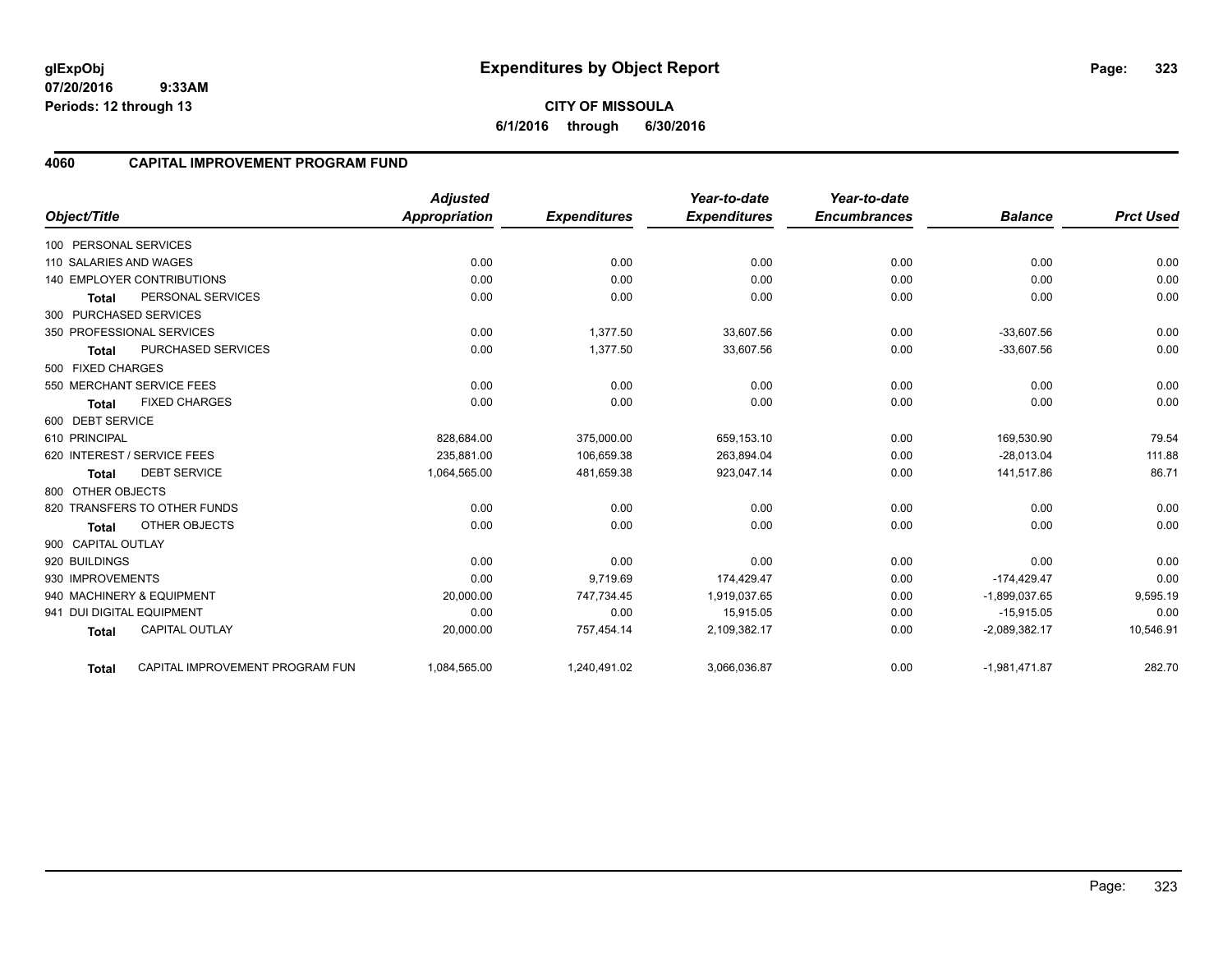**glExpObj**
**07/20/2016 9:33AM**
**Periods: 12 through 13**

# Expenditures by Object Report

**CITY OF MISSOULA**
**6/1/2016 through 6/30/2016**

## 4060 CAPITAL IMPROVEMENT PROGRAM FUND

| Object/Title | | Adjusted Appropriation | Expenditures | Year-to-date Expenditures | Year-to-date Encumbrances | Balance | Prct Used |
|---|---|---|---|---|---|---|---|
| 100 PERSONAL SERVICES | | | | | | | |
| 110 SALARIES AND WAGES | | 0.00 | 0.00 | 0.00 | 0.00 | 0.00 | 0.00 |
| 140 EMPLOYER CONTRIBUTIONS | | 0.00 | 0.00 | 0.00 | 0.00 | 0.00 | 0.00 |
| **Total** | PERSONAL SERVICES | 0.00 | 0.00 | 0.00 | 0.00 | 0.00 | 0.00 |
| 300 PURCHASED SERVICES | | | | | | | |
| 350 PROFESSIONAL SERVICES | | 0.00 | 1,377.50 | 33,607.56 | 0.00 | -33,607.56 | 0.00 |
| **Total** | PURCHASED SERVICES | 0.00 | 1,377.50 | 33,607.56 | 0.00 | -33,607.56 | 0.00 |
| 500 FIXED CHARGES | | | | | | | |
| 550 MERCHANT SERVICE FEES | | 0.00 | 0.00 | 0.00 | 0.00 | 0.00 | 0.00 |
| **Total** | FIXED CHARGES | 0.00 | 0.00 | 0.00 | 0.00 | 0.00 | 0.00 |
| 600 DEBT SERVICE | | | | | | | |
| 610 PRINCIPAL | | 828,684.00 | 375,000.00 | 659,153.10 | 0.00 | 169,530.90 | 79.54 |
| 620 INTEREST / SERVICE FEES | | 235,881.00 | 106,659.38 | 263,894.04 | 0.00 | -28,013.04 | 111.88 |
| **Total** | DEBT SERVICE | 1,064,565.00 | 481,659.38 | 923,047.14 | 0.00 | 141,517.86 | 86.71 |
| 800 OTHER OBJECTS | | | | | | | |
| 820 TRANSFERS TO OTHER FUNDS | | 0.00 | 0.00 | 0.00 | 0.00 | 0.00 | 0.00 |
| **Total** | OTHER OBJECTS | 0.00 | 0.00 | 0.00 | 0.00 | 0.00 | 0.00 |
| 900 CAPITAL OUTLAY | | | | | | | |
| 920 BUILDINGS | | 0.00 | 0.00 | 0.00 | 0.00 | 0.00 | 0.00 |
| 930 IMPROVEMENTS | | 0.00 | 9,719.69 | 174,429.47 | 0.00 | -174,429.47 | 0.00 |
| 940 MACHINERY & EQUIPMENT | | 20,000.00 | 747,734.45 | 1,919,037.65 | 0.00 | -1,899,037.65 | 9,595.19 |
| 941 DUI DIGITAL EQUIPMENT | | 0.00 | 0.00 | 15,915.05 | 0.00 | -15,915.05 | 0.00 |
| **Total** | CAPITAL OUTLAY | 20,000.00 | 757,454.14 | 2,109,382.17 | 0.00 | -2,089,382.17 | 10,546.91 |
| **Total** | CAPITAL IMPROVEMENT PROGRAM FUN | 1,084,565.00 | 1,240,491.02 | 3,066,036.87 | 0.00 | -1,981,471.87 | 282.70 |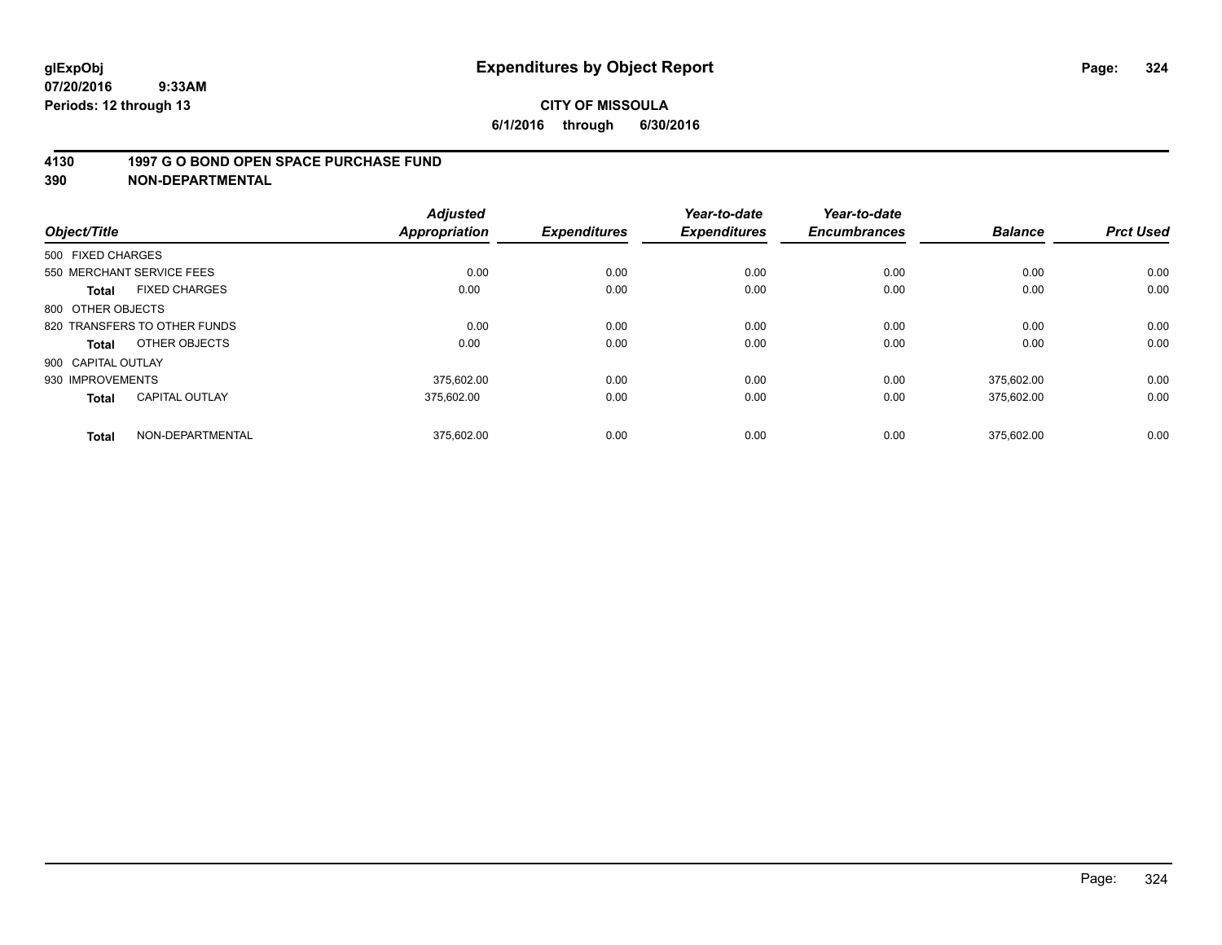glExpObj
07/20/2016 9:33AM
Periods: 12 through 13

# Expenditures by Object Report

**CITY OF MISSOULA**
**6/1/2016 through 6/30/2016**

## 4130 1997 G O BOND OPEN SPACE PURCHASE FUND
## 390 NON-DEPARTMENTAL

| Object/Title | | Adjusted Appropriation | Expenditures | Year-to-date Expenditures | Year-to-date Encumbrances | Balance | Prct Used |
|---|---|---|---|---|---|---|---|
| 500 FIXED CHARGES | | | | | | | |
| 550 MERCHANT SERVICE FEES | | 0.00 | 0.00 | 0.00 | 0.00 | 0.00 | 0.00 |
| **Total** | FIXED CHARGES | 0.00 | 0.00 | 0.00 | 0.00 | 0.00 | 0.00 |
| 800 OTHER OBJECTS | | | | | | | |
| 820 TRANSFERS TO OTHER FUNDS | | 0.00 | 0.00 | 0.00 | 0.00 | 0.00 | 0.00 |
| **Total** | OTHER OBJECTS | 0.00 | 0.00 | 0.00 | 0.00 | 0.00 | 0.00 |
| 900 CAPITAL OUTLAY | | | | | | | |
| 930 IMPROVEMENTS | | 375,602.00 | 0.00 | 0.00 | 0.00 | 375,602.00 | 0.00 |
| **Total** | CAPITAL OUTLAY | 375,602.00 | 0.00 | 0.00 | 0.00 | 375,602.00 | 0.00 |
| **Total** | NON-DEPARTMENTAL | 375,602.00 | 0.00 | 0.00 | 0.00 | 375,602.00 | 0.00 |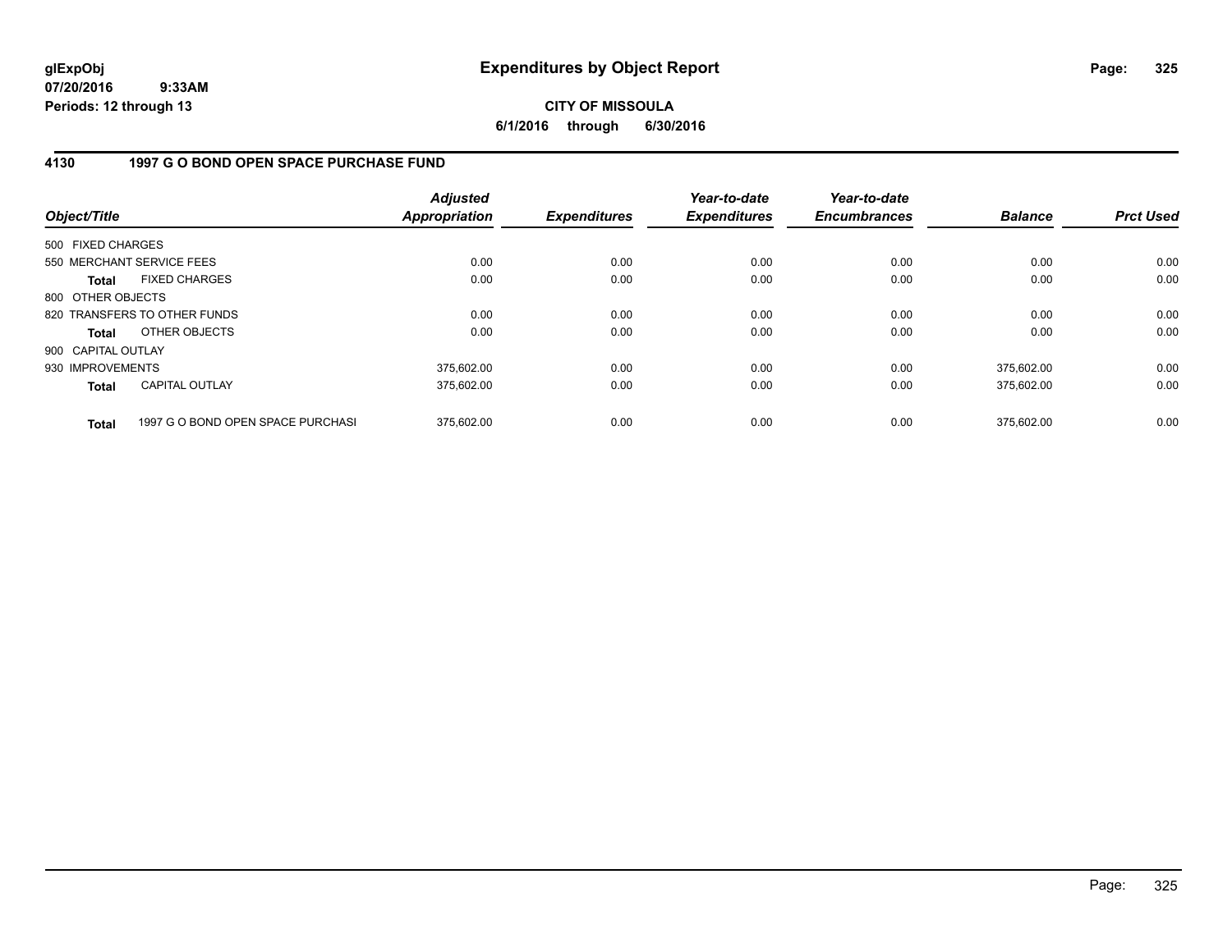# Expenditures by Object Report

glExpObj
07/20/2016 9:33AM
Periods: 12 through 13

**CITY OF MISSOULA**
**6/1/2016 through 6/30/2016**

## 4130 1997 G O BOND OPEN SPACE PURCHASE FUND

| Object/Title | Adjusted Appropriation | Expenditures | Year-to-date Expenditures | Year-to-date Encumbrances | Balance | Prct Used |
|---|---|---|---|---|---|---|
| 500 FIXED CHARGES | | | | | | |
| 550 MERCHANT SERVICE FEES | 0.00 | 0.00 | 0.00 | 0.00 | 0.00 | 0.00 |
| **Total** FIXED CHARGES | 0.00 | 0.00 | 0.00 | 0.00 | 0.00 | 0.00 |
| 800 OTHER OBJECTS | | | | | | |
| 820 TRANSFERS TO OTHER FUNDS | 0.00 | 0.00 | 0.00 | 0.00 | 0.00 | 0.00 |
| **Total** OTHER OBJECTS | 0.00 | 0.00 | 0.00 | 0.00 | 0.00 | 0.00 |
| 900 CAPITAL OUTLAY | | | | | | |
| 930 IMPROVEMENTS | 375,602.00 | 0.00 | 0.00 | 0.00 | 375,602.00 | 0.00 |
| **Total** CAPITAL OUTLAY | 375,602.00 | 0.00 | 0.00 | 0.00 | 375,602.00 | 0.00 |
| **Total** 1997 G O BOND OPEN SPACE PURCHASI | 375,602.00 | 0.00 | 0.00 | 0.00 | 375,602.00 | 0.00 |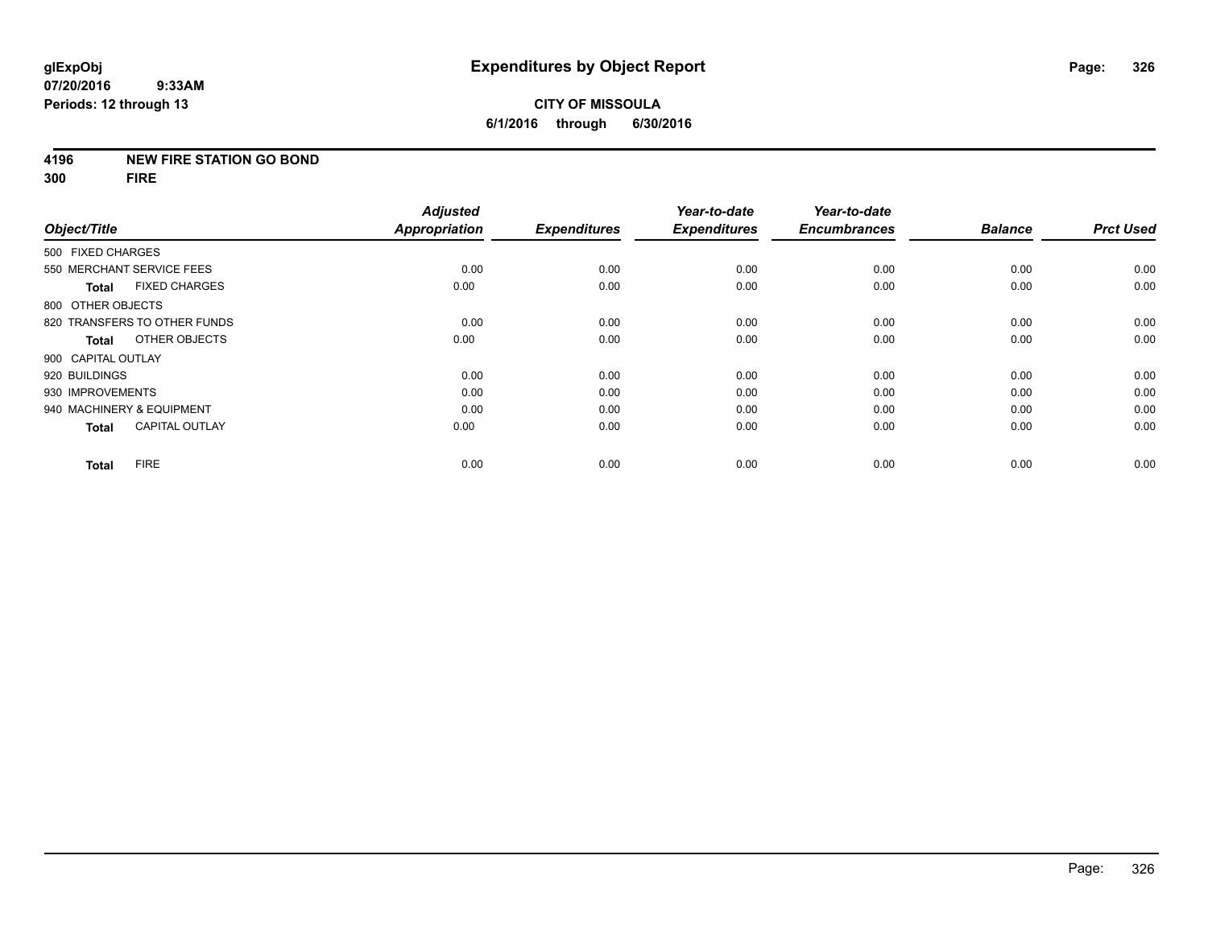glExpObj
07/20/2016 9:33AM
Periods: 12 through 13

# Expenditures by Object Report

**CITY OF MISSOULA**
**6/1/2016 through 6/30/2016**

**4196 NEW FIRE STATION GO BOND**
**300 FIRE**

| Object/Title | Adjusted Appropriation | Expenditures | Year-to-date Expenditures | Year-to-date Encumbrances | Balance | Prct Used |
|---|---|---|---|---|---|---|
| 500 FIXED CHARGES | | | | | | |
| 550 MERCHANT SERVICE FEES | 0.00 | 0.00 | 0.00 | 0.00 | 0.00 | 0.00 |
| **Total** FIXED CHARGES | 0.00 | 0.00 | 0.00 | 0.00 | 0.00 | 0.00 |
| 800 OTHER OBJECTS | | | | | | |
| 820 TRANSFERS TO OTHER FUNDS | 0.00 | 0.00 | 0.00 | 0.00 | 0.00 | 0.00 |
| **Total** OTHER OBJECTS | 0.00 | 0.00 | 0.00 | 0.00 | 0.00 | 0.00 |
| 900 CAPITAL OUTLAY | | | | | | |
| 920 BUILDINGS | 0.00 | 0.00 | 0.00 | 0.00 | 0.00 | 0.00 |
| 930 IMPROVEMENTS | 0.00 | 0.00 | 0.00 | 0.00 | 0.00 | 0.00 |
| 940 MACHINERY & EQUIPMENT | 0.00 | 0.00 | 0.00 | 0.00 | 0.00 | 0.00 |
| **Total** CAPITAL OUTLAY | 0.00 | 0.00 | 0.00 | 0.00 | 0.00 | 0.00 |
| **Total** FIRE | 0.00 | 0.00 | 0.00 | 0.00 | 0.00 | 0.00 |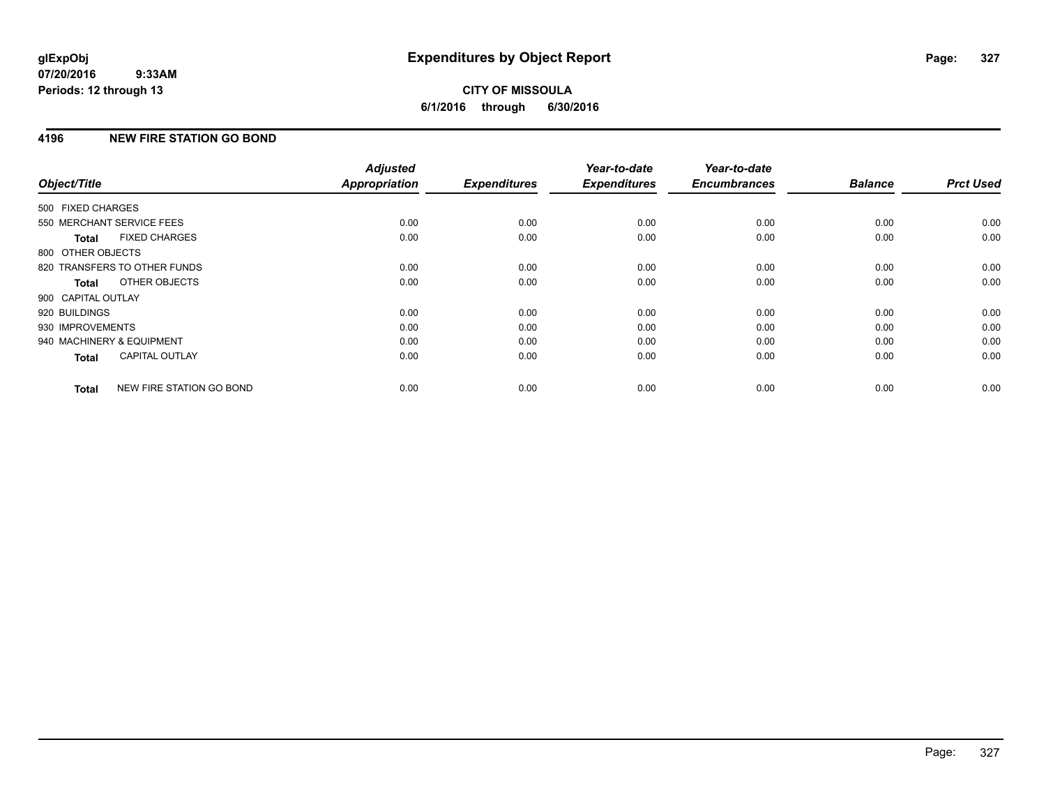**CITY OF MISSOULA**

**6/1/2016 through 6/30/2016**

## 4196 NEW FIRE STATION GO BOND

| Object/Title | Adjusted Appropriation | Expenditures | Year-to-date Expenditures | Year-to-date Encumbrances | Balance | Prct Used |
|---|---|---|---|---|---|---|
| 500 FIXED CHARGES | | | | | | |
| 550 MERCHANT SERVICE FEES | 0.00 | 0.00 | 0.00 | 0.00 | 0.00 | 0.00 |
| **Total** FIXED CHARGES | 0.00 | 0.00 | 0.00 | 0.00 | 0.00 | 0.00 |
| 800 OTHER OBJECTS | | | | | | |
| 820 TRANSFERS TO OTHER FUNDS | 0.00 | 0.00 | 0.00 | 0.00 | 0.00 | 0.00 |
| **Total** OTHER OBJECTS | 0.00 | 0.00 | 0.00 | 0.00 | 0.00 | 0.00 |
| 900 CAPITAL OUTLAY | | | | | | |
| 920 BUILDINGS | 0.00 | 0.00 | 0.00 | 0.00 | 0.00 | 0.00 |
| 930 IMPROVEMENTS | 0.00 | 0.00 | 0.00 | 0.00 | 0.00 | 0.00 |
| 940 MACHINERY & EQUIPMENT | 0.00 | 0.00 | 0.00 | 0.00 | 0.00 | 0.00 |
| **Total** CAPITAL OUTLAY | 0.00 | 0.00 | 0.00 | 0.00 | 0.00 | 0.00 |
| **Total** NEW FIRE STATION GO BOND | 0.00 | 0.00 | 0.00 | 0.00 | 0.00 | 0.00 |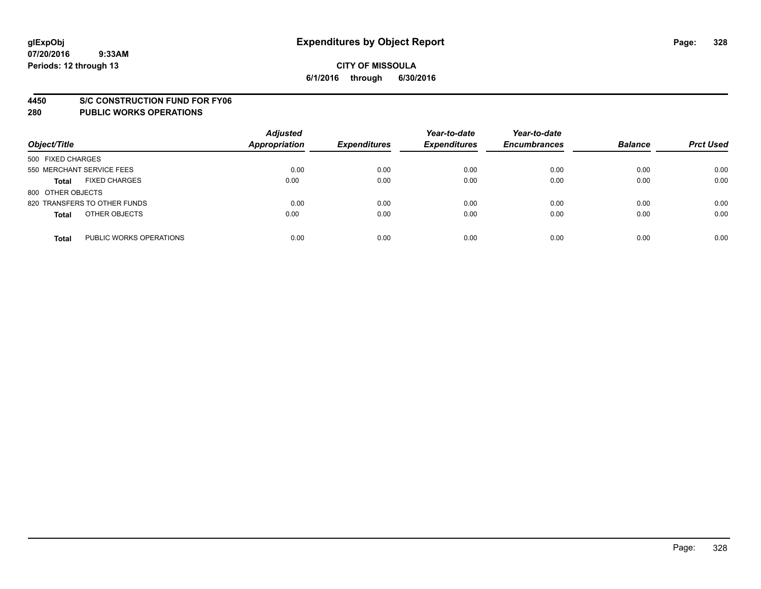glExpObj
07/20/2016 9:33AM
Periods: 12 through 13

# Expenditures by Object Report

**CITY OF MISSOULA**
**6/1/2016 through 6/30/2016**

## 4450 S/C CONSTRUCTION FUND FOR FY06
## 280 PUBLIC WORKS OPERATIONS

| Object/Title | | Adjusted Appropriation | Expenditures | Year-to-date Expenditures | Year-to-date Encumbrances | Balance | Prct Used |
|---|---|---|---|---|---|---|---|
| 500 FIXED CHARGES | | | | | | | |
| 550 MERCHANT SERVICE FEES | | 0.00 | 0.00 | 0.00 | 0.00 | 0.00 | 0.00 |
| **Total** | FIXED CHARGES | 0.00 | 0.00 | 0.00 | 0.00 | 0.00 | 0.00 |
| 800 OTHER OBJECTS | | | | | | | |
| 820 TRANSFERS TO OTHER FUNDS | | 0.00 | 0.00 | 0.00 | 0.00 | 0.00 | 0.00 |
| **Total** | OTHER OBJECTS | 0.00 | 0.00 | 0.00 | 0.00 | 0.00 | 0.00 |
| **Total** | PUBLIC WORKS OPERATIONS | 0.00 | 0.00 | 0.00 | 0.00 | 0.00 | 0.00 |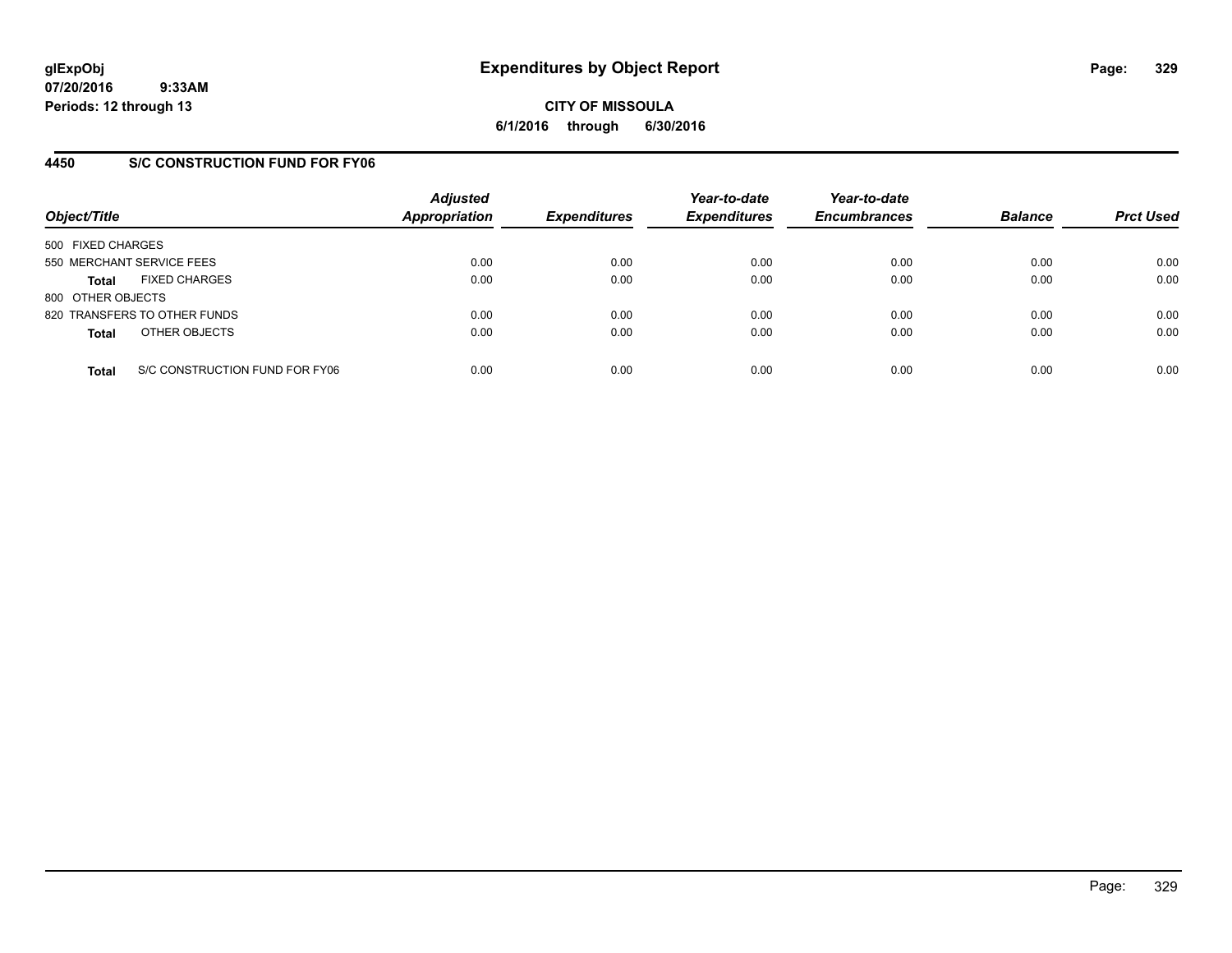**glExpObj** **Expenditures by Object Report**

**07/20/2016 9:33AM**

**Periods: 12 through 13**

**CITY OF MISSOULA**

**6/1/2016 through 6/30/2016**

## 4450 S/C CONSTRUCTION FUND FOR FY06

| Object/Title | Adjusted Appropriation | Expenditures | Year-to-date Expenditures | Year-to-date Encumbrances | Balance | Prct Used |
|---|---|---|---|---|---|---|
| 500 FIXED CHARGES | | | | | | |
| 550 MERCHANT SERVICE FEES | 0.00 | 0.00 | 0.00 | 0.00 | 0.00 | 0.00 |
| **Total** FIXED CHARGES | 0.00 | 0.00 | 0.00 | 0.00 | 0.00 | 0.00 |
| 800 OTHER OBJECTS | | | | | | |
| 820 TRANSFERS TO OTHER FUNDS | 0.00 | 0.00 | 0.00 | 0.00 | 0.00 | 0.00 |
| **Total** OTHER OBJECTS | 0.00 | 0.00 | 0.00 | 0.00 | 0.00 | 0.00 |
| **Total** S/C CONSTRUCTION FUND FOR FY06 | 0.00 | 0.00 | 0.00 | 0.00 | 0.00 | 0.00 |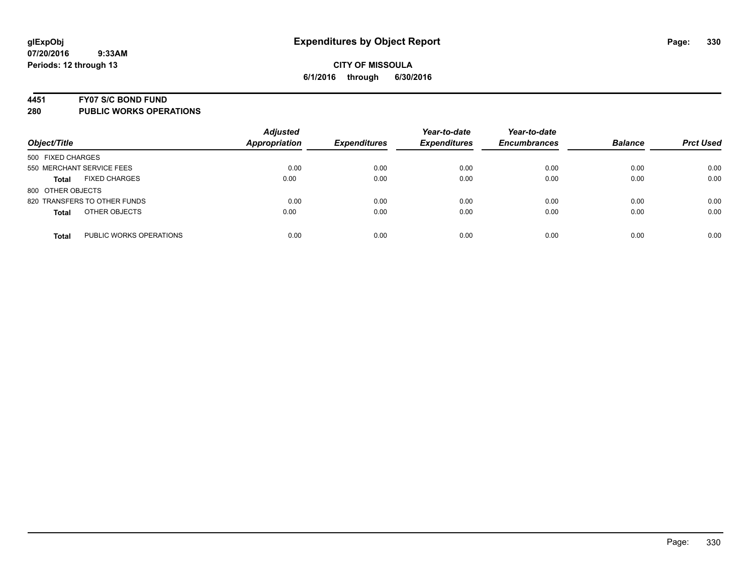glExpObj
07/20/2016 9:33AM
Periods: 12 through 13

# Expenditures by Object Report

**CITY OF MISSOULA**
**6/1/2016 through 6/30/2016**

## 4451 FY07 S/C BOND FUND
## 280 PUBLIC WORKS OPERATIONS

| Object/Title | | Adjusted Appropriation | Expenditures | Year-to-date Expenditures | Year-to-date Encumbrances | Balance | Prct Used |
|---|---|---|---|---|---|---|---|
| 500 FIXED CHARGES | | | | | | | |
| 550 MERCHANT SERVICE FEES | | 0.00 | 0.00 | 0.00 | 0.00 | 0.00 | 0.00 |
| **Total** | FIXED CHARGES | 0.00 | 0.00 | 0.00 | 0.00 | 0.00 | 0.00 |
| 800 OTHER OBJECTS | | | | | | | |
| 820 TRANSFERS TO OTHER FUNDS | | 0.00 | 0.00 | 0.00 | 0.00 | 0.00 | 0.00 |
| **Total** | OTHER OBJECTS | 0.00 | 0.00 | 0.00 | 0.00 | 0.00 | 0.00 |
| **Total** | PUBLIC WORKS OPERATIONS | 0.00 | 0.00 | 0.00 | 0.00 | 0.00 | 0.00 |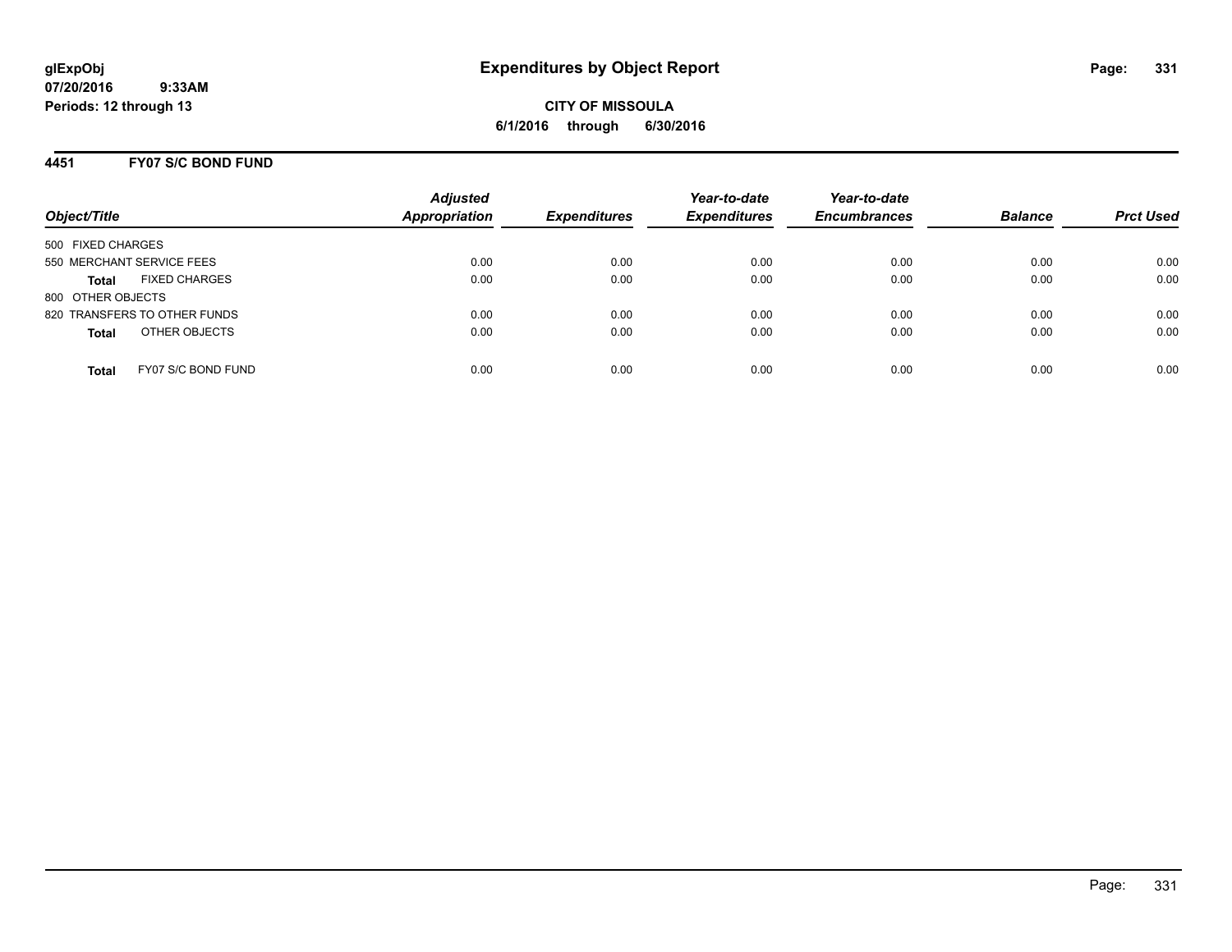# Expenditures by Object Report

glExpObj
07/20/2016 9:33AM
Periods: 12 through 13

**CITY OF MISSOULA**
**6/1/2016 through 6/30/2016**

## 4451 FY07 S/C BOND FUND

| Object/Title | Adjusted Appropriation | Expenditures | Year-to-date Expenditures | Year-to-date Encumbrances | Balance | Prct Used |
|---|---|---|---|---|---|---|
| 500 FIXED CHARGES | | | | | | |
| 550 MERCHANT SERVICE FEES | 0.00 | 0.00 | 0.00 | 0.00 | 0.00 | 0.00 |
| **Total** FIXED CHARGES | 0.00 | 0.00 | 0.00 | 0.00 | 0.00 | 0.00 |
| 800 OTHER OBJECTS | | | | | | |
| 820 TRANSFERS TO OTHER FUNDS | 0.00 | 0.00 | 0.00 | 0.00 | 0.00 | 0.00 |
| **Total** OTHER OBJECTS | 0.00 | 0.00 | 0.00 | 0.00 | 0.00 | 0.00 |
| **Total** FY07 S/C BOND FUND | 0.00 | 0.00 | 0.00 | 0.00 | 0.00 | 0.00 |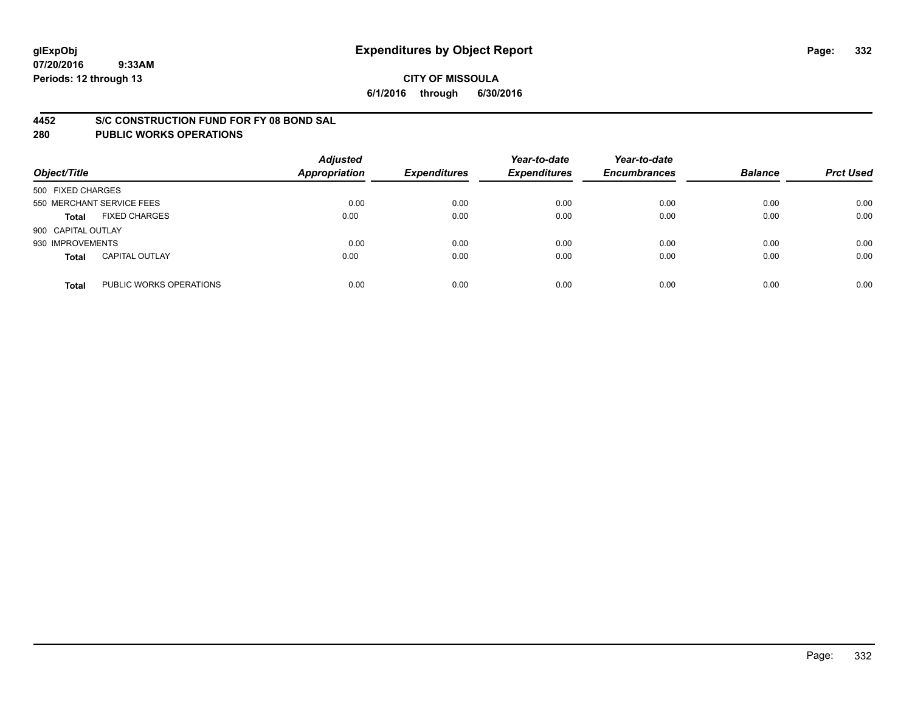glExpObj
07/20/2016 9:33AM
Periods: 12 through 13

# Expenditures by Object Report

**CITY OF MISSOULA**

**6/1/2016 through 6/30/2016**

## 4452 S/C CONSTRUCTION FUND FOR FY 08 BOND SAL
## 280 PUBLIC WORKS OPERATIONS

| Object/Title | | Adjusted Appropriation | Expenditures | Year-to-date Expenditures | Year-to-date Encumbrances | Balance | Prct Used |
|---|---|---|---|---|---|---|---|
| 500 FIXED CHARGES | | | | | | | |
| 550 MERCHANT SERVICE FEES | | 0.00 | 0.00 | 0.00 | 0.00 | 0.00 | 0.00 |
| **Total** | FIXED CHARGES | 0.00 | 0.00 | 0.00 | 0.00 | 0.00 | 0.00 |
| 900 CAPITAL OUTLAY | | | | | | | |
| 930 IMPROVEMENTS | | 0.00 | 0.00 | 0.00 | 0.00 | 0.00 | 0.00 |
| **Total** | CAPITAL OUTLAY | 0.00 | 0.00 | 0.00 | 0.00 | 0.00 | 0.00 |
| **Total** | PUBLIC WORKS OPERATIONS | 0.00 | 0.00 | 0.00 | 0.00 | 0.00 | 0.00 |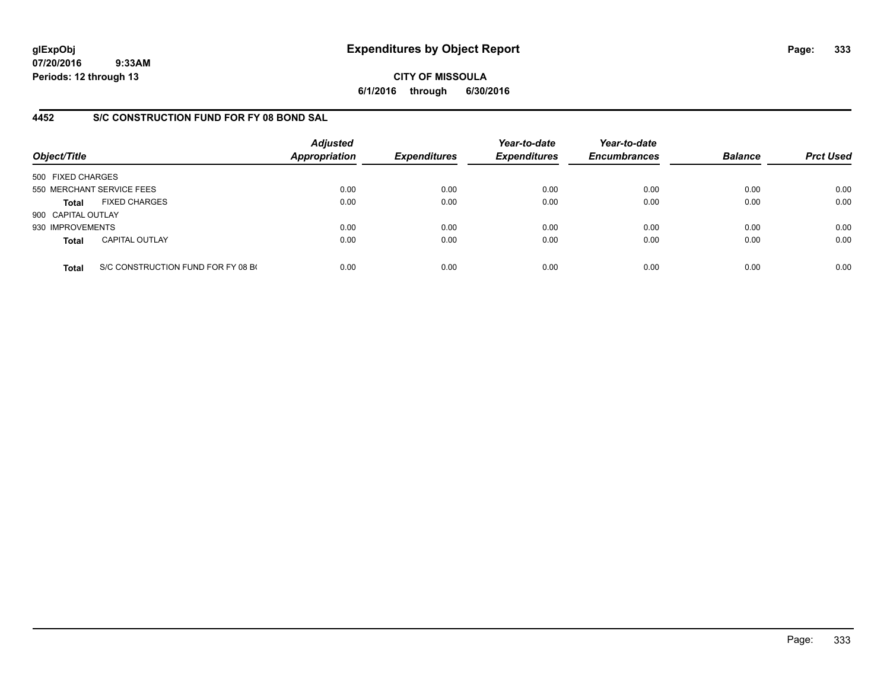# Expenditures by Object Report

glExpObj
07/20/2016 9:33AM
Periods: 12 through 13

**CITY OF MISSOULA**
**6/1/2016 through 6/30/2016**

## 4452 S/C CONSTRUCTION FUND FOR FY 08 BOND SAL

| Object/Title | | Adjusted Appropriation | Expenditures | Year-to-date Expenditures | Year-to-date Encumbrances | Balance | Prct Used |
|---|---|---|---|---|---|---|---|
| 500 FIXED CHARGES | | | | | | | |
| 550 MERCHANT SERVICE FEES | | 0.00 | 0.00 | 0.00 | 0.00 | 0.00 | 0.00 |
| **Total** | FIXED CHARGES | 0.00 | 0.00 | 0.00 | 0.00 | 0.00 | 0.00 |
| 900 CAPITAL OUTLAY | | | | | | | |
| 930 IMPROVEMENTS | | 0.00 | 0.00 | 0.00 | 0.00 | 0.00 | 0.00 |
| **Total** | CAPITAL OUTLAY | 0.00 | 0.00 | 0.00 | 0.00 | 0.00 | 0.00 |
| **Total** | S/C CONSTRUCTION FUND FOR FY 08 B( | 0.00 | 0.00 | 0.00 | 0.00 | 0.00 | 0.00 |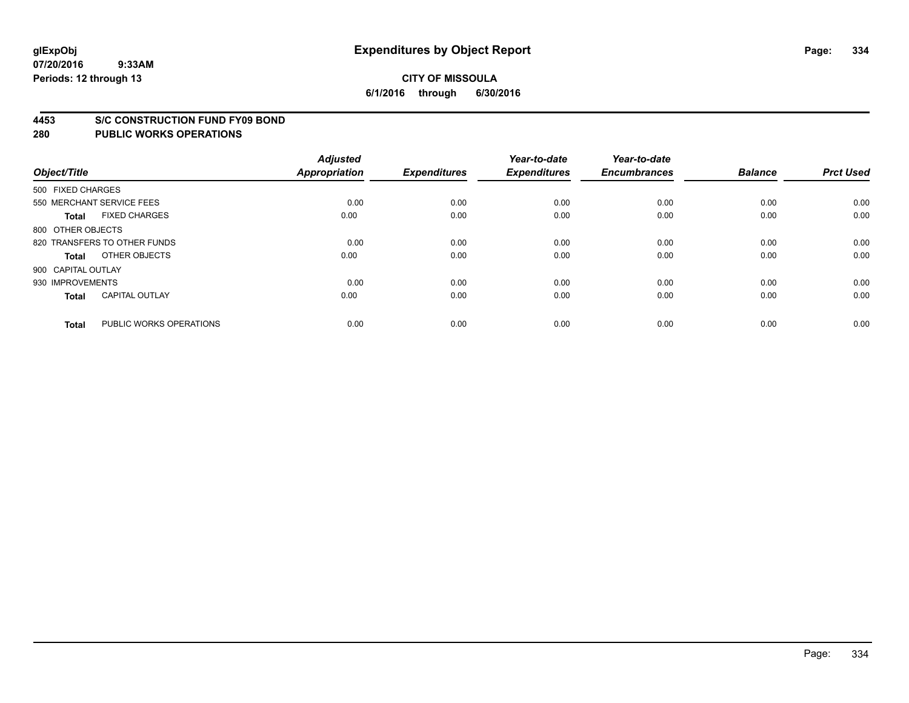**glExpObj** 07/20/2016 9:33AM
**Periods: 12 through 13**

# Expenditures by Object Report

**CITY OF MISSOULA**
**6/1/2016 through 6/30/2016**

## 4453 S/C CONSTRUCTION FUND FY09 BOND
## 280 PUBLIC WORKS OPERATIONS

| Object/Title | | Adjusted Appropriation | Expenditures | Year-to-date Expenditures | Year-to-date Encumbrances | Balance | Prct Used |
|---|---|---|---|---|---|---|---|
| 500 FIXED CHARGES | | | | | | | |
| 550 MERCHANT SERVICE FEES | | 0.00 | 0.00 | 0.00 | 0.00 | 0.00 | 0.00 |
| **Total** | FIXED CHARGES | 0.00 | 0.00 | 0.00 | 0.00 | 0.00 | 0.00 |
| 800 OTHER OBJECTS | | | | | | | |
| 820 TRANSFERS TO OTHER FUNDS | | 0.00 | 0.00 | 0.00 | 0.00 | 0.00 | 0.00 |
| **Total** | OTHER OBJECTS | 0.00 | 0.00 | 0.00 | 0.00 | 0.00 | 0.00 |
| 900 CAPITAL OUTLAY | | | | | | | |
| 930 IMPROVEMENTS | | 0.00 | 0.00 | 0.00 | 0.00 | 0.00 | 0.00 |
| **Total** | CAPITAL OUTLAY | 0.00 | 0.00 | 0.00 | 0.00 | 0.00 | 0.00 |
| **Total** | PUBLIC WORKS OPERATIONS | 0.00 | 0.00 | 0.00 | 0.00 | 0.00 | 0.00 |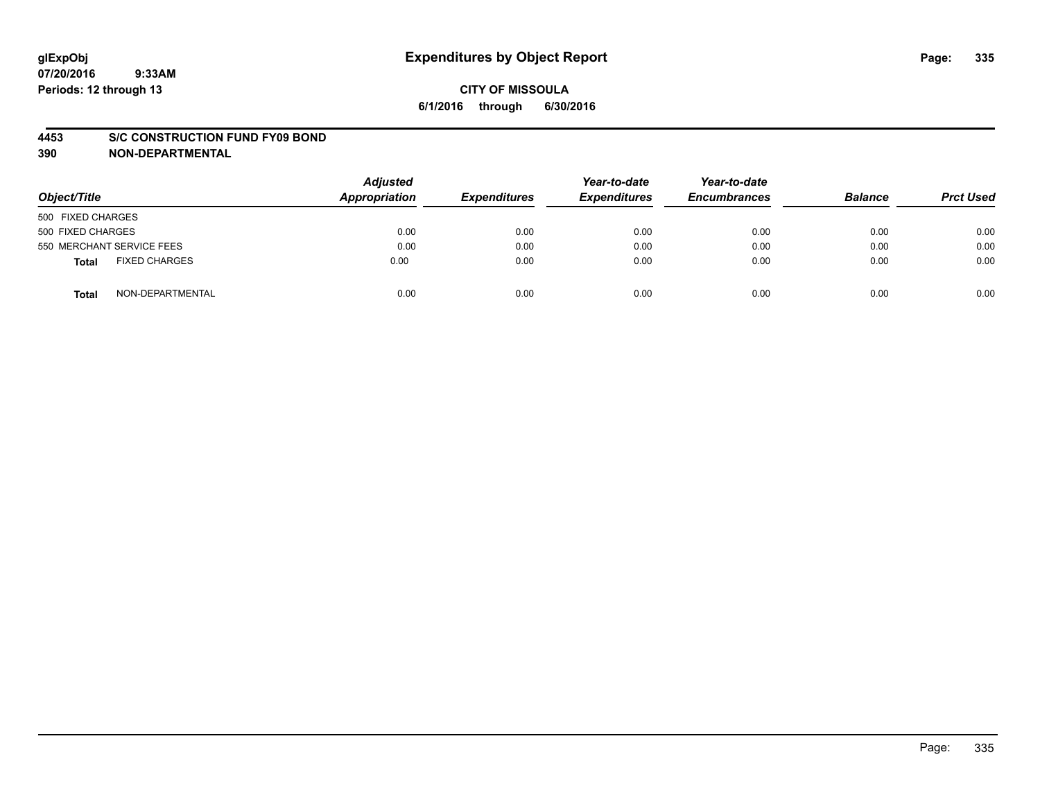# Expenditures by Object Report

glExpObj
07/20/2016 9:33AM
Periods: 12 through 13

**CITY OF MISSOULA**
**6/1/2016 through 6/30/2016**

**4453 S/C CONSTRUCTION FUND FY09 BOND**
**390 NON-DEPARTMENTAL**

| Object/Title | | Adjusted Appropriation | Expenditures | Year-to-date Expenditures | Year-to-date Encumbrances | Balance | Prct Used |
|---|---|---|---|---|---|---|---|
| 500 FIXED CHARGES | | | | | | | |
| 500 FIXED CHARGES | | 0.00 | 0.00 | 0.00 | 0.00 | 0.00 | 0.00 |
| 550 MERCHANT SERVICE FEES | | 0.00 | 0.00 | 0.00 | 0.00 | 0.00 | 0.00 |
| **Total** | FIXED CHARGES | 0.00 | 0.00 | 0.00 | 0.00 | 0.00 | 0.00 |
| **Total** | NON-DEPARTMENTAL | 0.00 | 0.00 | 0.00 | 0.00 | 0.00 | 0.00 |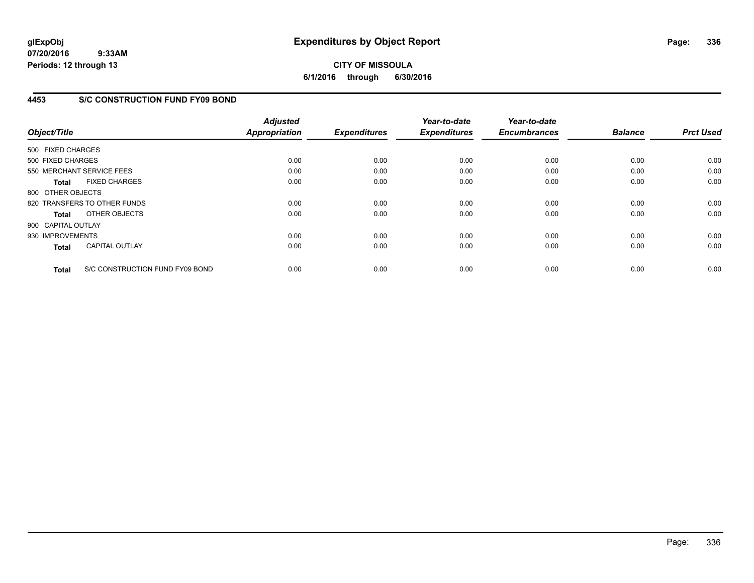# Expenditures by Object Report

glExpObj
07/20/2016 9:33AM
Periods: 12 through 13

**CITY OF MISSOULA**
**6/1/2016 through 6/30/2016**

## 4453 S/C CONSTRUCTION FUND FY09 BOND

| Object/Title | | Adjusted Appropriation | Expenditures | Year-to-date Expenditures | Year-to-date Encumbrances | Balance | Prct Used |
|---|---|---|---|---|---|---|---|
| 500 FIXED CHARGES | | | | | | | |
| 500 FIXED CHARGES | | 0.00 | 0.00 | 0.00 | 0.00 | 0.00 | 0.00 |
| 550 MERCHANT SERVICE FEES | | 0.00 | 0.00 | 0.00 | 0.00 | 0.00 | 0.00 |
| **Total** | FIXED CHARGES | 0.00 | 0.00 | 0.00 | 0.00 | 0.00 | 0.00 |
| 800 OTHER OBJECTS | | | | | | | |
| 820 TRANSFERS TO OTHER FUNDS | | 0.00 | 0.00 | 0.00 | 0.00 | 0.00 | 0.00 |
| **Total** | OTHER OBJECTS | 0.00 | 0.00 | 0.00 | 0.00 | 0.00 | 0.00 |
| 900 CAPITAL OUTLAY | | | | | | | |
| 930 IMPROVEMENTS | | 0.00 | 0.00 | 0.00 | 0.00 | 0.00 | 0.00 |
| **Total** | CAPITAL OUTLAY | 0.00 | 0.00 | 0.00 | 0.00 | 0.00 | 0.00 |
| **Total** | S/C CONSTRUCTION FUND FY09 BOND | 0.00 | 0.00 | 0.00 | 0.00 | 0.00 | 0.00 |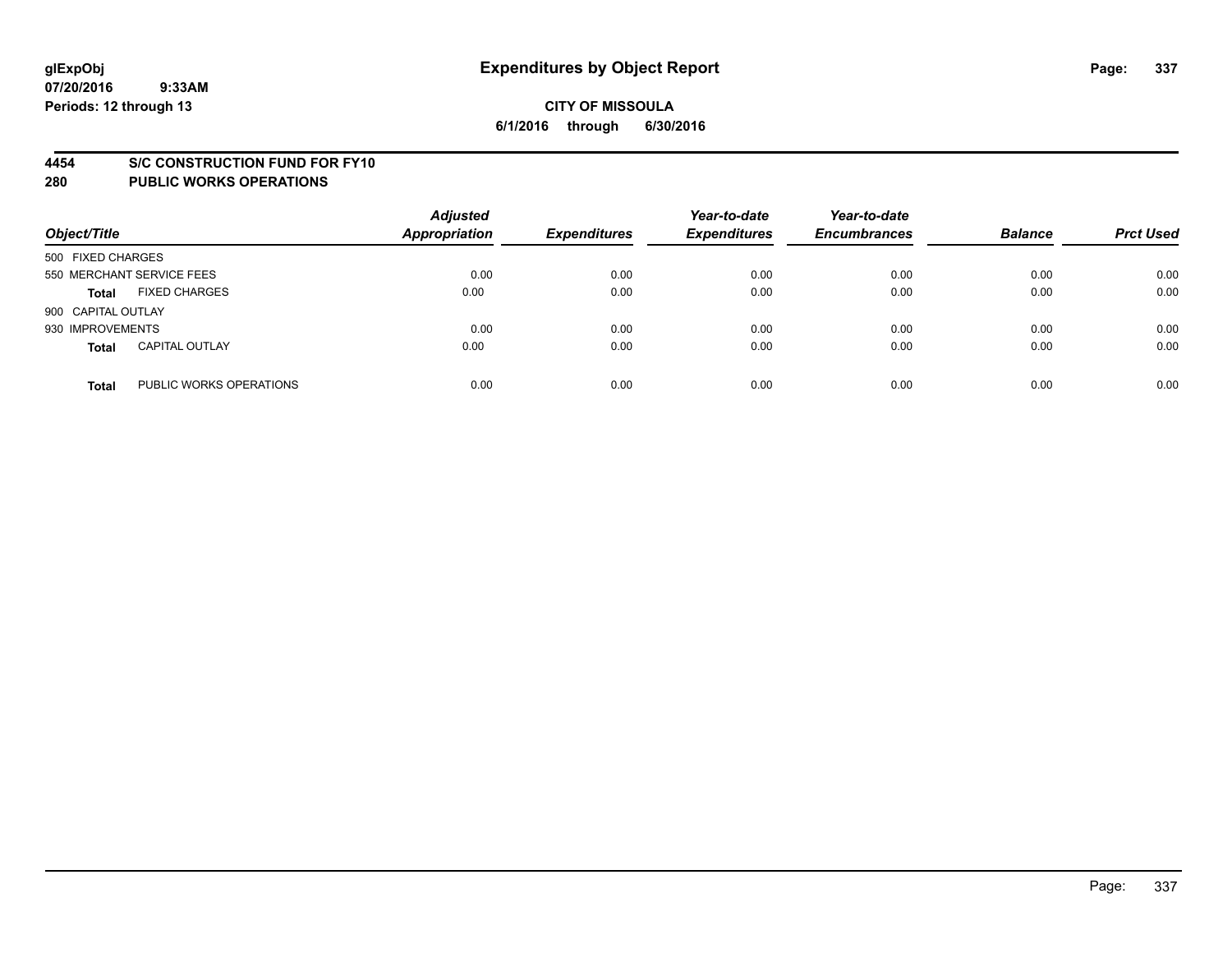**glExpObj**
**07/20/2016 9:33AM**
**Periods: 12 through 13**

# Expenditures by Object Report

**CITY OF MISSOULA**
**6/1/2016 through 6/30/2016**

## 4454 S/C CONSTRUCTION FUND FOR FY10
## 280 PUBLIC WORKS OPERATIONS

| Object/Title | | Adjusted Appropriation | Expenditures | Year-to-date Expenditures | Year-to-date Encumbrances | Balance | Prct Used |
|---|---|---|---|---|---|---|---|
| 500 FIXED CHARGES | | | | | | | |
| 550 MERCHANT SERVICE FEES | | 0.00 | 0.00 | 0.00 | 0.00 | 0.00 | 0.00 |
| **Total** | FIXED CHARGES | 0.00 | 0.00 | 0.00 | 0.00 | 0.00 | 0.00 |
| 900 CAPITAL OUTLAY | | | | | | | |
| 930 IMPROVEMENTS | | 0.00 | 0.00 | 0.00 | 0.00 | 0.00 | 0.00 |
| **Total** | CAPITAL OUTLAY | 0.00 | 0.00 | 0.00 | 0.00 | 0.00 | 0.00 |
| **Total** | PUBLIC WORKS OPERATIONS | 0.00 | 0.00 | 0.00 | 0.00 | 0.00 | 0.00 |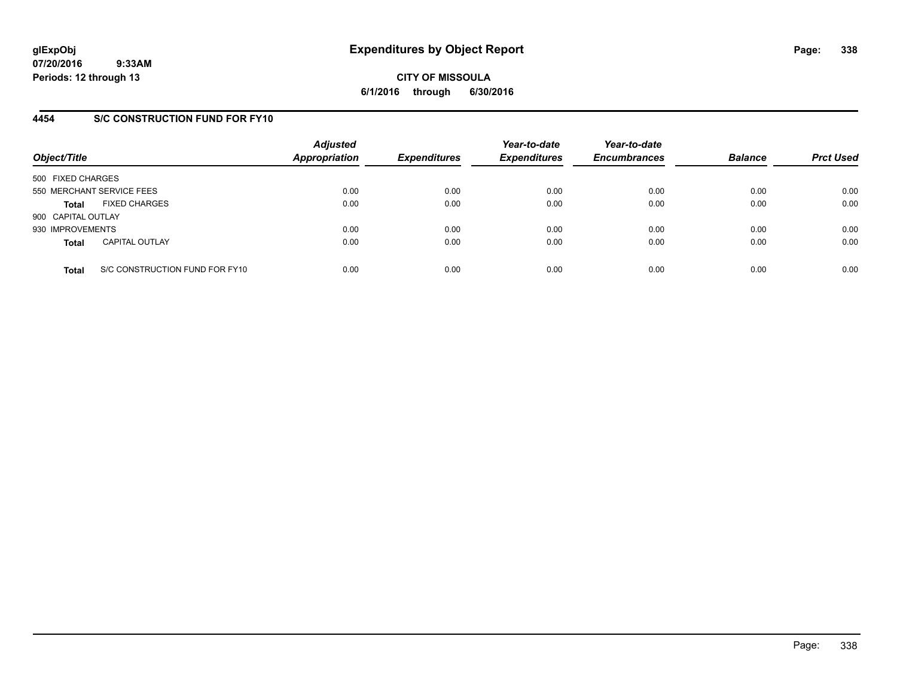# Expenditures by Object Report

glExpObj
07/20/2016 9:33AM
Periods: 12 through 13

**CITY OF MISSOULA**
**6/1/2016 through 6/30/2016**

## 4454 S/C CONSTRUCTION FUND FOR FY10

| Object/Title | Adjusted Appropriation | Expenditures | Year-to-date Expenditures | Year-to-date Encumbrances | Balance | Prct Used |
|---|---|---|---|---|---|---|
| 500 FIXED CHARGES | | | | | | |
| 550 MERCHANT SERVICE FEES | 0.00 | 0.00 | 0.00 | 0.00 | 0.00 | 0.00 |
| **Total** FIXED CHARGES | 0.00 | 0.00 | 0.00 | 0.00 | 0.00 | 0.00 |
| 900 CAPITAL OUTLAY | | | | | | |
| 930 IMPROVEMENTS | 0.00 | 0.00 | 0.00 | 0.00 | 0.00 | 0.00 |
| **Total** CAPITAL OUTLAY | 0.00 | 0.00 | 0.00 | 0.00 | 0.00 | 0.00 |
| **Total** S/C CONSTRUCTION FUND FOR FY10 | 0.00 | 0.00 | 0.00 | 0.00 | 0.00 | 0.00 |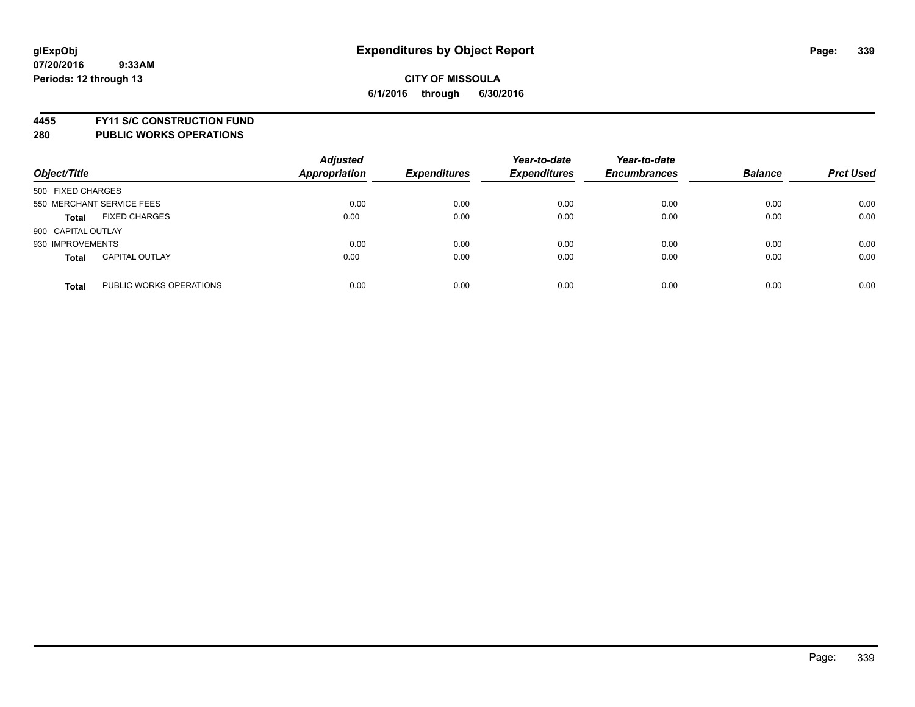glExpObj
07/20/2016 9:33AM
Periods: 12 through 13

# Expenditures by Object Report

**CITY OF MISSOULA**
**6/1/2016 through 6/30/2016**

## 4455 FY11 S/C CONSTRUCTION FUND
## 280 PUBLIC WORKS OPERATIONS

| Object/Title | | Adjusted Appropriation | Expenditures | Year-to-date Expenditures | Year-to-date Encumbrances | Balance | Prct Used |
|---|---|---|---|---|---|---|---|
| 500 FIXED CHARGES | | | | | | | |
| 550 MERCHANT SERVICE FEES | | 0.00 | 0.00 | 0.00 | 0.00 | 0.00 | 0.00 |
| **Total** | FIXED CHARGES | 0.00 | 0.00 | 0.00 | 0.00 | 0.00 | 0.00 |
| 900 CAPITAL OUTLAY | | | | | | | |
| 930 IMPROVEMENTS | | 0.00 | 0.00 | 0.00 | 0.00 | 0.00 | 0.00 |
| **Total** | CAPITAL OUTLAY | 0.00 | 0.00 | 0.00 | 0.00 | 0.00 | 0.00 |
| **Total** | PUBLIC WORKS OPERATIONS | 0.00 | 0.00 | 0.00 | 0.00 | 0.00 | 0.00 |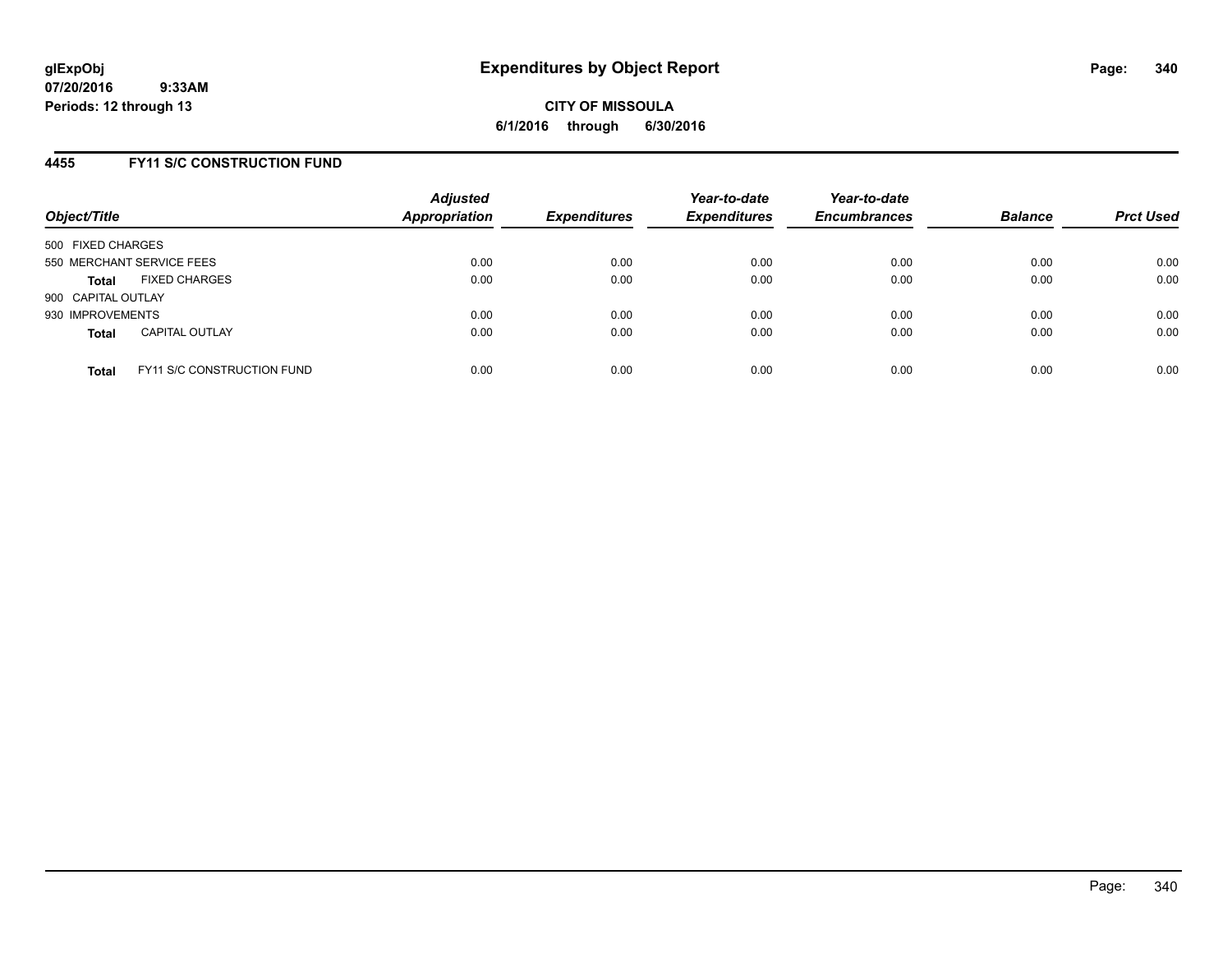**glExpObj** **Expenditures by Object Report**
**07/20/2016 9:33AM**
**Periods: 12 through 13**

**CITY OF MISSOULA**
**6/1/2016 through 6/30/2016**

## 4455 FY11 S/C CONSTRUCTION FUND

| Object/Title | Adjusted Appropriation | Expenditures | Year-to-date Expenditures | Year-to-date Encumbrances | Balance | Prct Used |
|---|---|---|---|---|---|---|
| 500 FIXED CHARGES | | | | | | |
| 550 MERCHANT SERVICE FEES | 0.00 | 0.00 | 0.00 | 0.00 | 0.00 | 0.00 |
| **Total** FIXED CHARGES | 0.00 | 0.00 | 0.00 | 0.00 | 0.00 | 0.00 |
| 900 CAPITAL OUTLAY | | | | | | |
| 930 IMPROVEMENTS | 0.00 | 0.00 | 0.00 | 0.00 | 0.00 | 0.00 |
| **Total** CAPITAL OUTLAY | 0.00 | 0.00 | 0.00 | 0.00 | 0.00 | 0.00 |
| **Total** FY11 S/C CONSTRUCTION FUND | 0.00 | 0.00 | 0.00 | 0.00 | 0.00 | 0.00 |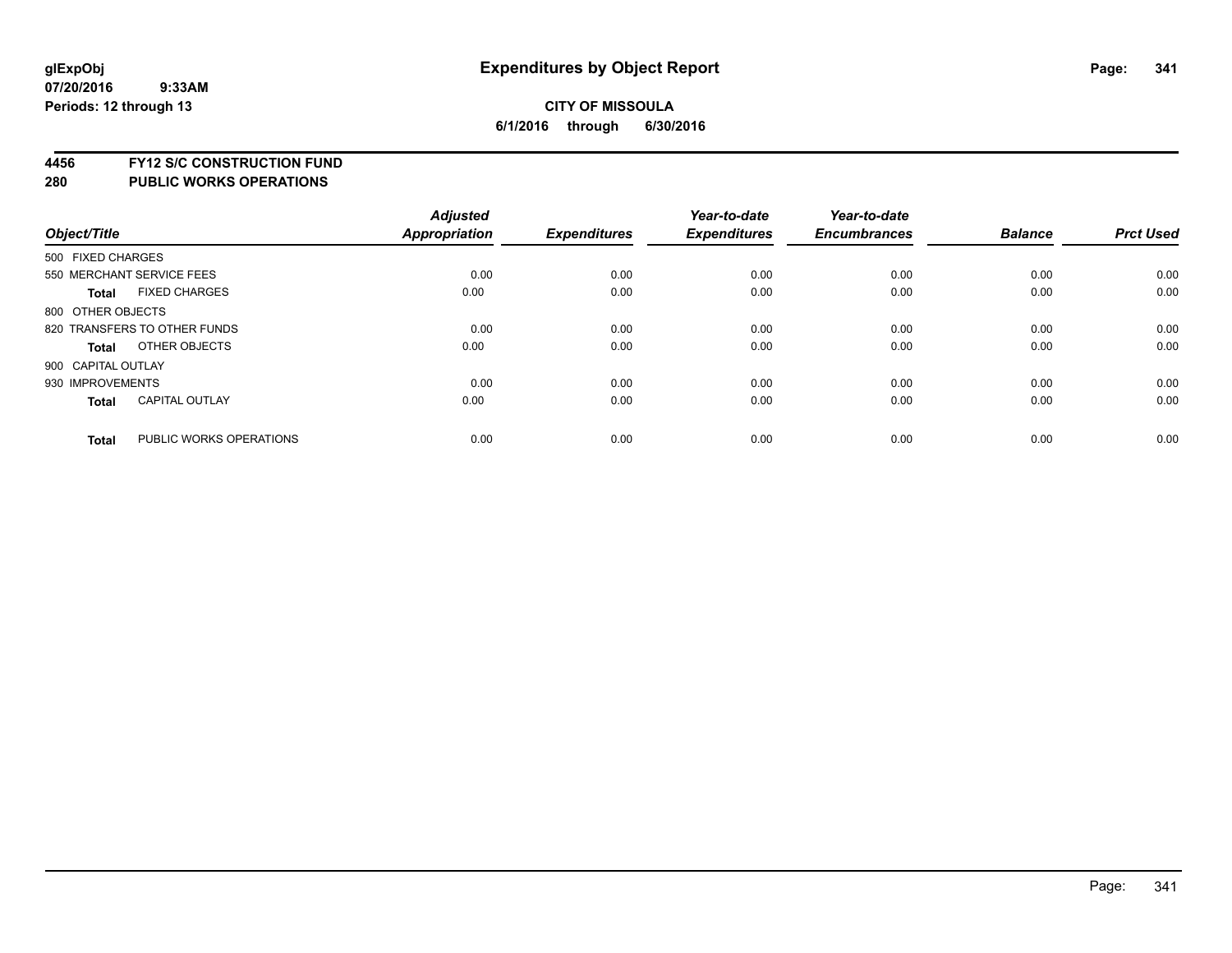# Expenditures by Object Report

**glExpObj**
**07/20/2016 9:33AM**
**Periods: 12 through 13**

**CITY OF MISSOULA**
**6/1/2016 through 6/30/2016**

**4456 FY12 S/C CONSTRUCTION FUND**
**280 PUBLIC WORKS OPERATIONS**

| Object/Title | | Adjusted Appropriation | Expenditures | Year-to-date Expenditures | Year-to-date Encumbrances | Balance | Prct Used |
|---|---|---|---|---|---|---|---|
| 500 FIXED CHARGES | | | | | | | |
| 550 MERCHANT SERVICE FEES | | 0.00 | 0.00 | 0.00 | 0.00 | 0.00 | 0.00 |
| **Total** | FIXED CHARGES | 0.00 | 0.00 | 0.00 | 0.00 | 0.00 | 0.00 |
| 800 OTHER OBJECTS | | | | | | | |
| 820 TRANSFERS TO OTHER FUNDS | | 0.00 | 0.00 | 0.00 | 0.00 | 0.00 | 0.00 |
| **Total** | OTHER OBJECTS | 0.00 | 0.00 | 0.00 | 0.00 | 0.00 | 0.00 |
| 900 CAPITAL OUTLAY | | | | | | | |
| 930 IMPROVEMENTS | | 0.00 | 0.00 | 0.00 | 0.00 | 0.00 | 0.00 |
| **Total** | CAPITAL OUTLAY | 0.00 | 0.00 | 0.00 | 0.00 | 0.00 | 0.00 |
| **Total** | PUBLIC WORKS OPERATIONS | 0.00 | 0.00 | 0.00 | 0.00 | 0.00 | 0.00 |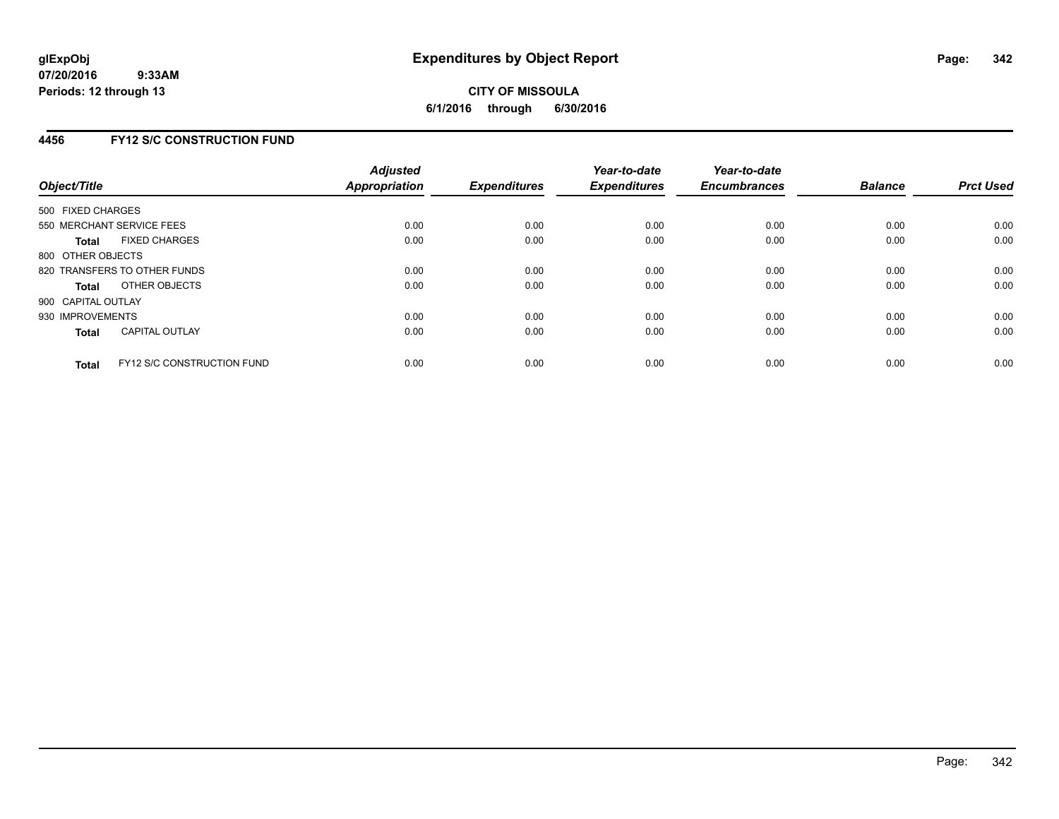# Expenditures by Object Report

glExpObj
07/20/2016 9:33AM
Periods: 12 through 13

**CITY OF MISSOULA**
**6/1/2016 through 6/30/2016**

## 4456 FY12 S/C CONSTRUCTION FUND

| Object/Title | | Adjusted Appropriation | Expenditures | Year-to-date Expenditures | Year-to-date Encumbrances | Balance | Prct Used |
|---|---|---|---|---|---|---|---|
| 500 FIXED CHARGES | | | | | | | |
| 550 MERCHANT SERVICE FEES | | 0.00 | 0.00 | 0.00 | 0.00 | 0.00 | 0.00 |
| **Total** | FIXED CHARGES | 0.00 | 0.00 | 0.00 | 0.00 | 0.00 | 0.00 |
| 800 OTHER OBJECTS | | | | | | | |
| 820 TRANSFERS TO OTHER FUNDS | | 0.00 | 0.00 | 0.00 | 0.00 | 0.00 | 0.00 |
| **Total** | OTHER OBJECTS | 0.00 | 0.00 | 0.00 | 0.00 | 0.00 | 0.00 |
| 900 CAPITAL OUTLAY | | | | | | | |
| 930 IMPROVEMENTS | | 0.00 | 0.00 | 0.00 | 0.00 | 0.00 | 0.00 |
| **Total** | CAPITAL OUTLAY | 0.00 | 0.00 | 0.00 | 0.00 | 0.00 | 0.00 |
| **Total** | FY12 S/C CONSTRUCTION FUND | 0.00 | 0.00 | 0.00 | 0.00 | 0.00 | 0.00 |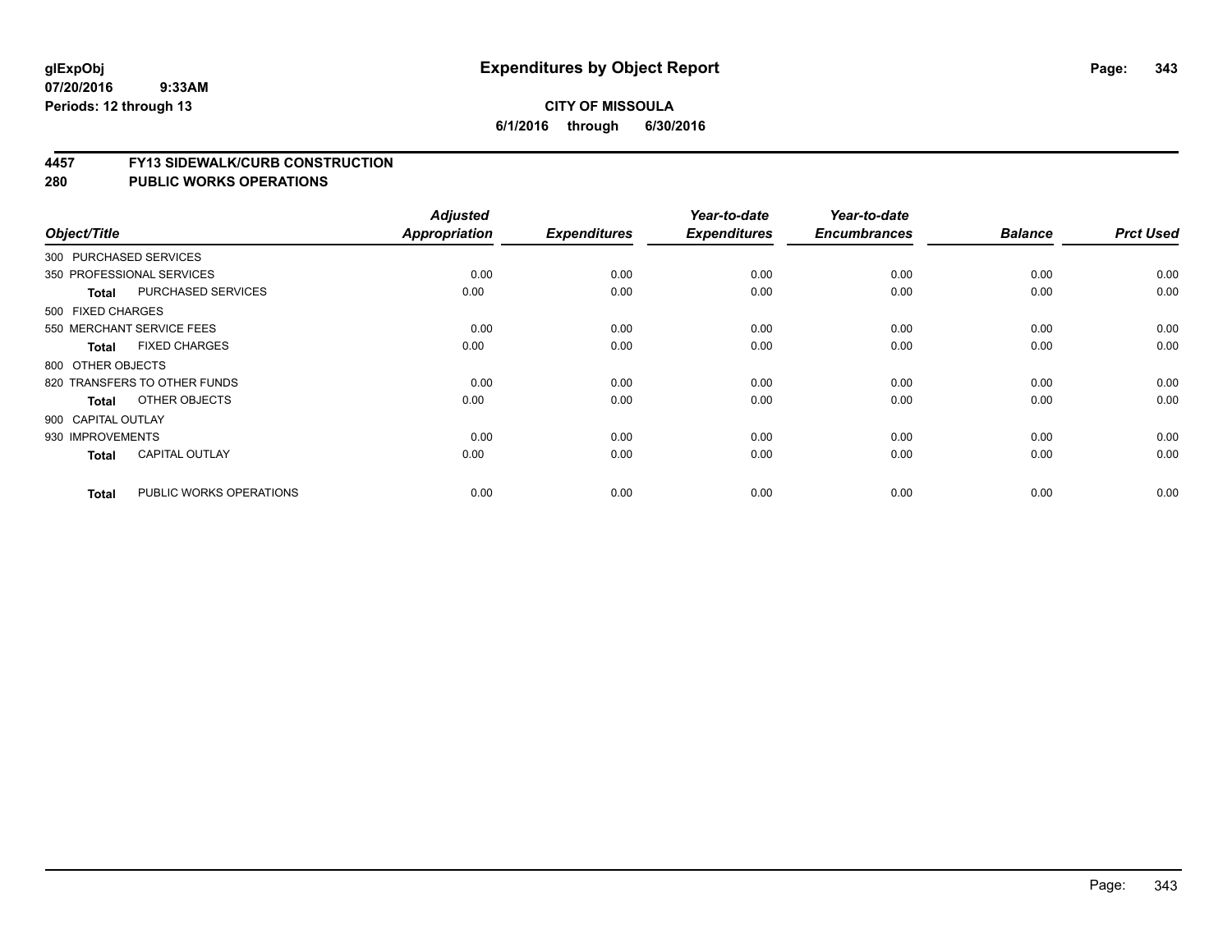**glExpObj**
**07/20/2016 9:33AM**
**Periods: 12 through 13**

# Expenditures by Object Report

**CITY OF MISSOULA**
**6/1/2016 through 6/30/2016**

## 4457 FY13 SIDEWALK/CURB CONSTRUCTION
## 280 PUBLIC WORKS OPERATIONS

| Object/Title | | Adjusted Appropriation | Expenditures | Year-to-date Expenditures | Year-to-date Encumbrances | Balance | Prct Used |
|---|---|---|---|---|---|---|---|
| 300 PURCHASED SERVICES | | | | | | | |
| 350 PROFESSIONAL SERVICES | | 0.00 | 0.00 | 0.00 | 0.00 | 0.00 | 0.00 |
| **Total** | PURCHASED SERVICES | 0.00 | 0.00 | 0.00 | 0.00 | 0.00 | 0.00 |
| 500 FIXED CHARGES | | | | | | | |
| 550 MERCHANT SERVICE FEES | | 0.00 | 0.00 | 0.00 | 0.00 | 0.00 | 0.00 |
| **Total** | FIXED CHARGES | 0.00 | 0.00 | 0.00 | 0.00 | 0.00 | 0.00 |
| 800 OTHER OBJECTS | | | | | | | |
| 820 TRANSFERS TO OTHER FUNDS | | 0.00 | 0.00 | 0.00 | 0.00 | 0.00 | 0.00 |
| **Total** | OTHER OBJECTS | 0.00 | 0.00 | 0.00 | 0.00 | 0.00 | 0.00 |
| 900 CAPITAL OUTLAY | | | | | | | |
| 930 IMPROVEMENTS | | 0.00 | 0.00 | 0.00 | 0.00 | 0.00 | 0.00 |
| **Total** | CAPITAL OUTLAY | 0.00 | 0.00 | 0.00 | 0.00 | 0.00 | 0.00 |
| **Total** | PUBLIC WORKS OPERATIONS | 0.00 | 0.00 | 0.00 | 0.00 | 0.00 | 0.00 |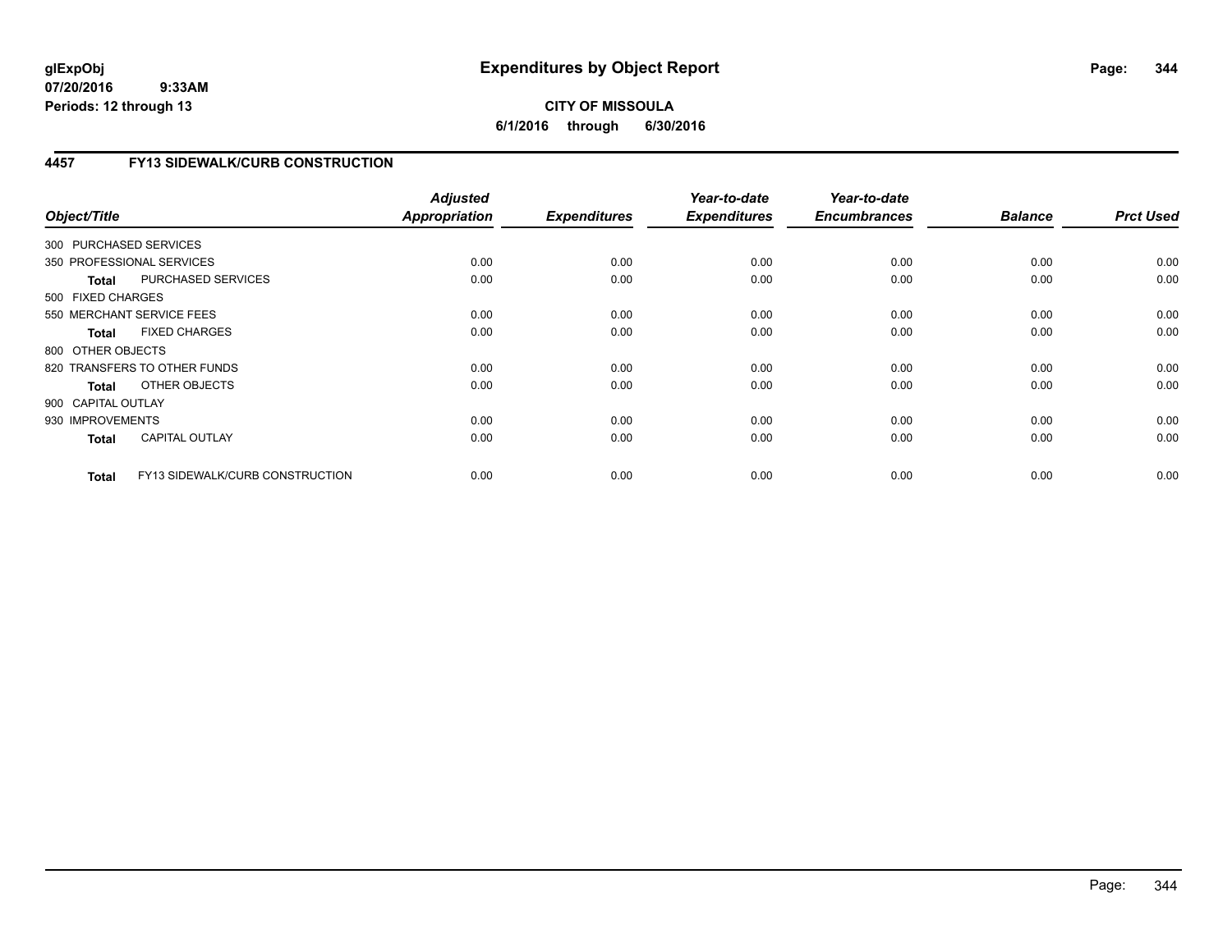# Expenditures by Object Report

glExpObj
07/20/2016 9:33AM
Periods: 12 through 13

**CITY OF MISSOULA**
**6/1/2016 through 6/30/2016**

## 4457 FY13 SIDEWALK/CURB CONSTRUCTION

| Object/Title | | Adjusted Appropriation | Expenditures | Year-to-date Expenditures | Year-to-date Encumbrances | Balance | Prct Used |
|---|---|---|---|---|---|---|---|
| 300 PURCHASED SERVICES | | | | | | | |
| 350 PROFESSIONAL SERVICES | | 0.00 | 0.00 | 0.00 | 0.00 | 0.00 | 0.00 |
| **Total** | PURCHASED SERVICES | 0.00 | 0.00 | 0.00 | 0.00 | 0.00 | 0.00 |
| 500 FIXED CHARGES | | | | | | | |
| 550 MERCHANT SERVICE FEES | | 0.00 | 0.00 | 0.00 | 0.00 | 0.00 | 0.00 |
| **Total** | FIXED CHARGES | 0.00 | 0.00 | 0.00 | 0.00 | 0.00 | 0.00 |
| 800 OTHER OBJECTS | | | | | | | |
| 820 TRANSFERS TO OTHER FUNDS | | 0.00 | 0.00 | 0.00 | 0.00 | 0.00 | 0.00 |
| **Total** | OTHER OBJECTS | 0.00 | 0.00 | 0.00 | 0.00 | 0.00 | 0.00 |
| 900 CAPITAL OUTLAY | | | | | | | |
| 930 IMPROVEMENTS | | 0.00 | 0.00 | 0.00 | 0.00 | 0.00 | 0.00 |
| **Total** | CAPITAL OUTLAY | 0.00 | 0.00 | 0.00 | 0.00 | 0.00 | 0.00 |
| **Total** | FY13 SIDEWALK/CURB CONSTRUCTION | 0.00 | 0.00 | 0.00 | 0.00 | 0.00 | 0.00 |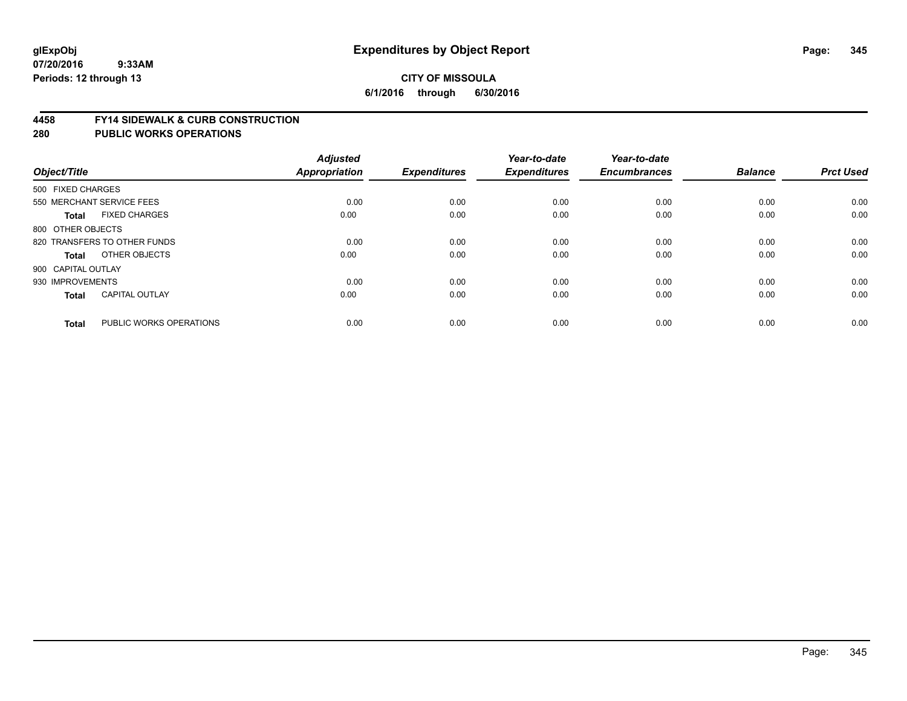**CITY OF MISSOULA**

**6/1/2016 through 6/30/2016**

## 4458 FY14 SIDEWALK & CURB CONSTRUCTION
## 280 PUBLIC WORKS OPERATIONS

| Object/Title | | Adjusted Appropriation | Expenditures | Year-to-date Expenditures | Year-to-date Encumbrances | Balance | Prct Used |
|---|---|---|---|---|---|---|---|
| 500 FIXED CHARGES | | | | | | | |
| 550 MERCHANT SERVICE FEES | | 0.00 | 0.00 | 0.00 | 0.00 | 0.00 | 0.00 |
| **Total** | FIXED CHARGES | 0.00 | 0.00 | 0.00 | 0.00 | 0.00 | 0.00 |
| 800 OTHER OBJECTS | | | | | | | |
| 820 TRANSFERS TO OTHER FUNDS | | 0.00 | 0.00 | 0.00 | 0.00 | 0.00 | 0.00 |
| **Total** | OTHER OBJECTS | 0.00 | 0.00 | 0.00 | 0.00 | 0.00 | 0.00 |
| 900 CAPITAL OUTLAY | | | | | | | |
| 930 IMPROVEMENTS | | 0.00 | 0.00 | 0.00 | 0.00 | 0.00 | 0.00 |
| **Total** | CAPITAL OUTLAY | 0.00 | 0.00 | 0.00 | 0.00 | 0.00 | 0.00 |
| **Total** | PUBLIC WORKS OPERATIONS | 0.00 | 0.00 | 0.00 | 0.00 | 0.00 | 0.00 |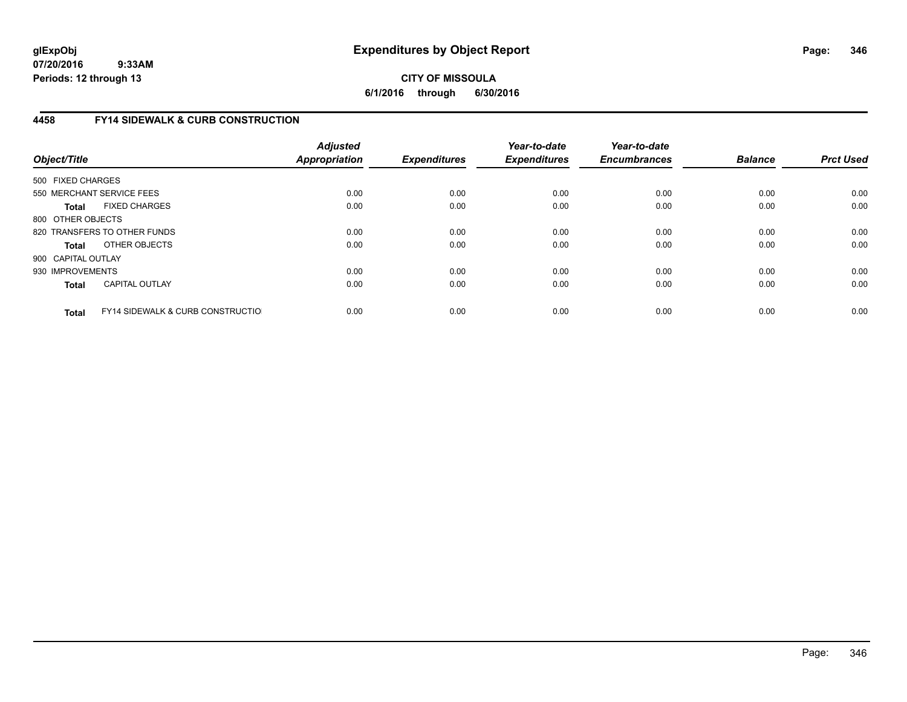**glExpObj**
**07/20/2016 9:33AM**
**Periods: 12 through 13**

# Expenditures by Object Report

**CITY OF MISSOULA**
**6/1/2016 through 6/30/2016**

## 4458 FY14 SIDEWALK & CURB CONSTRUCTION

| Object/Title | Adjusted Appropriation | Expenditures | Year-to-date Expenditures | Year-to-date Encumbrances | Balance | Prct Used |
|---|---|---|---|---|---|---|
| 500 FIXED CHARGES | | | | | | |
| 550 MERCHANT SERVICE FEES | 0.00 | 0.00 | 0.00 | 0.00 | 0.00 | 0.00 |
| **Total** FIXED CHARGES | 0.00 | 0.00 | 0.00 | 0.00 | 0.00 | 0.00 |
| 800 OTHER OBJECTS | | | | | | |
| 820 TRANSFERS TO OTHER FUNDS | 0.00 | 0.00 | 0.00 | 0.00 | 0.00 | 0.00 |
| **Total** OTHER OBJECTS | 0.00 | 0.00 | 0.00 | 0.00 | 0.00 | 0.00 |
| 900 CAPITAL OUTLAY | | | | | | |
| 930 IMPROVEMENTS | 0.00 | 0.00 | 0.00 | 0.00 | 0.00 | 0.00 |
| **Total** CAPITAL OUTLAY | 0.00 | 0.00 | 0.00 | 0.00 | 0.00 | 0.00 |
| **Total** FY14 SIDEWALK & CURB CONSTRUCTIO | 0.00 | 0.00 | 0.00 | 0.00 | 0.00 | 0.00 |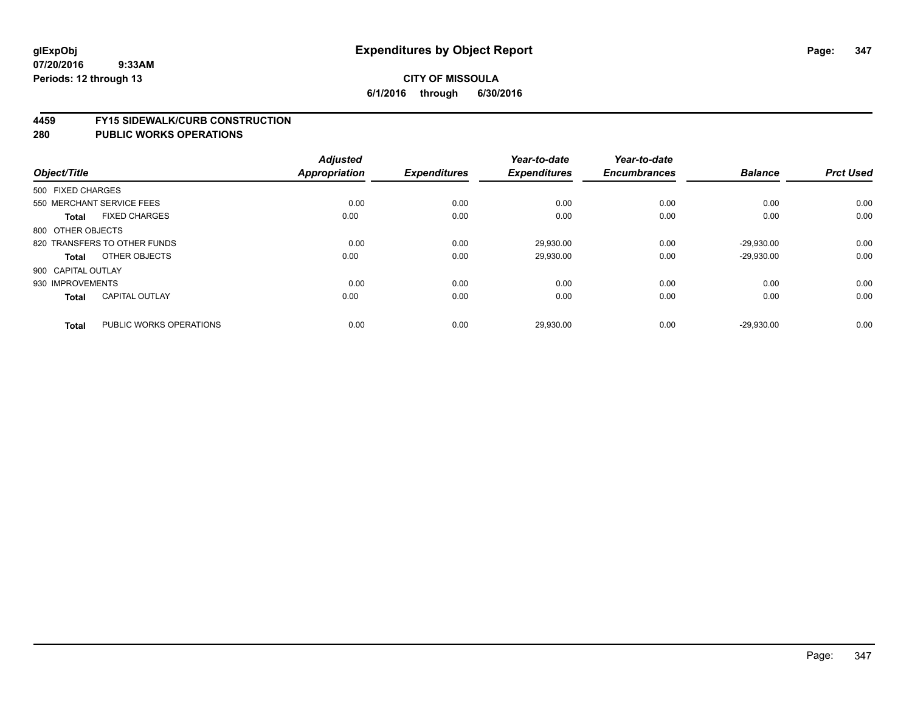**glExpObj**
**07/20/2016 9:33AM**
**Periods: 12 through 13**

# Expenditures by Object Report

**CITY OF MISSOULA**
**6/1/2016 through 6/30/2016**

## 4459 FY15 SIDEWALK/CURB CONSTRUCTION
## 280 PUBLIC WORKS OPERATIONS

| Object/Title | | Adjusted Appropriation | Expenditures | Year-to-date Expenditures | Year-to-date Encumbrances | Balance | Prct Used |
|---|---|---|---|---|---|---|---|
| 500 FIXED CHARGES | | | | | | | |
| 550 MERCHANT SERVICE FEES | | 0.00 | 0.00 | 0.00 | 0.00 | 0.00 | 0.00 |
| **Total** | FIXED CHARGES | 0.00 | 0.00 | 0.00 | 0.00 | 0.00 | 0.00 |
| 800 OTHER OBJECTS | | | | | | | |
| 820 TRANSFERS TO OTHER FUNDS | | 0.00 | 0.00 | 29,930.00 | 0.00 | -29,930.00 | 0.00 |
| **Total** | OTHER OBJECTS | 0.00 | 0.00 | 29,930.00 | 0.00 | -29,930.00 | 0.00 |
| 900 CAPITAL OUTLAY | | | | | | | |
| 930 IMPROVEMENTS | | 0.00 | 0.00 | 0.00 | 0.00 | 0.00 | 0.00 |
| **Total** | CAPITAL OUTLAY | 0.00 | 0.00 | 0.00 | 0.00 | 0.00 | 0.00 |
| **Total** | PUBLIC WORKS OPERATIONS | 0.00 | 0.00 | 29,930.00 | 0.00 | -29,930.00 | 0.00 |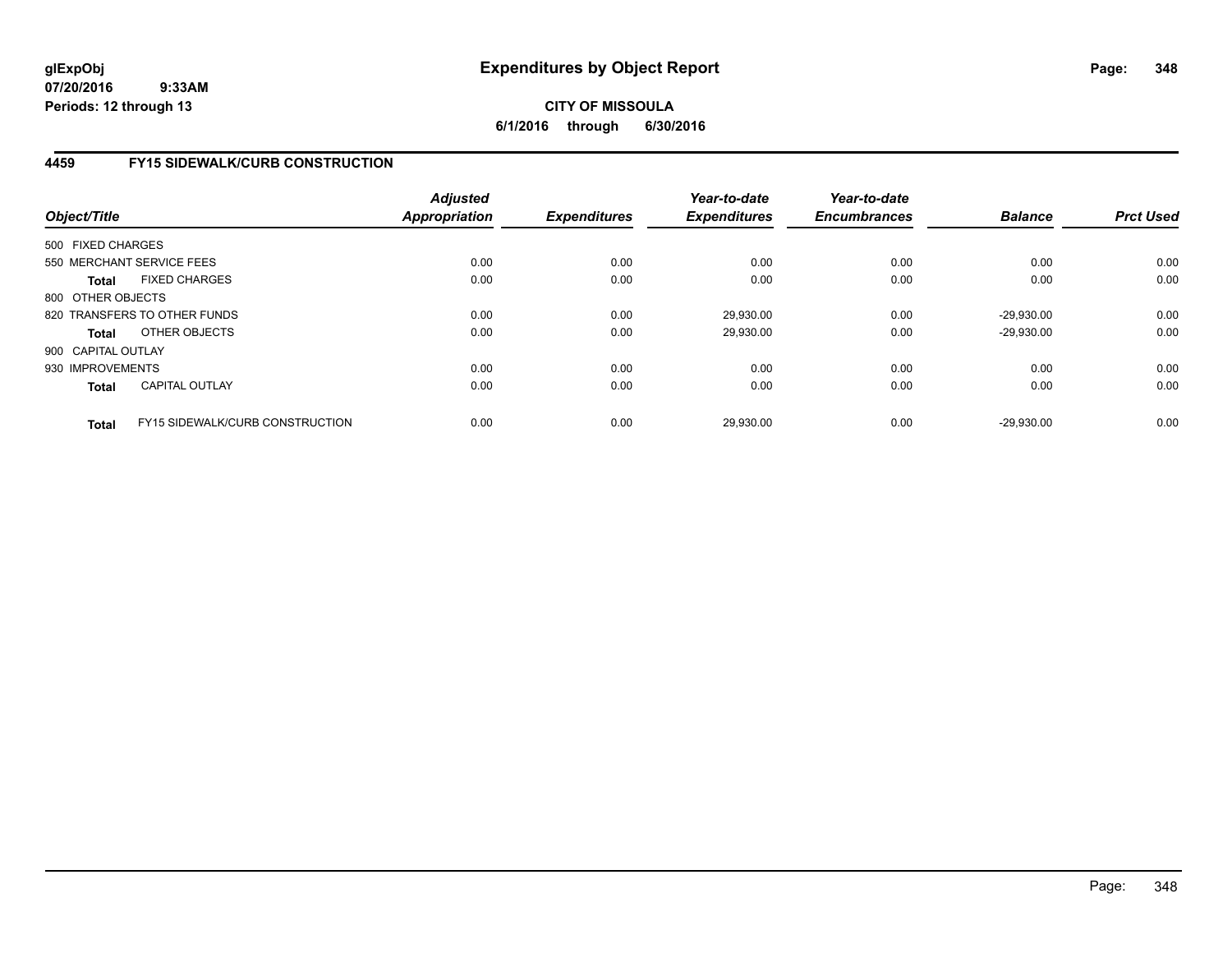**glExpObj**
**07/20/2016 9:33AM**
**Periods: 12 through 13**

# Expenditures by Object Report

**CITY OF MISSOULA**
**6/1/2016 through 6/30/2016**

## 4459 FY15 SIDEWALK/CURB CONSTRUCTION

| Object/Title | Adjusted Appropriation | Expenditures | Year-to-date Expenditures | Year-to-date Encumbrances | Balance | Prct Used |
|---|---|---|---|---|---|---|
| 500 FIXED CHARGES | | | | | | |
| 550 MERCHANT SERVICE FEES | 0.00 | 0.00 | 0.00 | 0.00 | 0.00 | 0.00 |
| **Total** FIXED CHARGES | 0.00 | 0.00 | 0.00 | 0.00 | 0.00 | 0.00 |
| 800 OTHER OBJECTS | | | | | | |
| 820 TRANSFERS TO OTHER FUNDS | 0.00 | 0.00 | 29,930.00 | 0.00 | -29,930.00 | 0.00 |
| **Total** OTHER OBJECTS | 0.00 | 0.00 | 29,930.00 | 0.00 | -29,930.00 | 0.00 |
| 900 CAPITAL OUTLAY | | | | | | |
| 930 IMPROVEMENTS | 0.00 | 0.00 | 0.00 | 0.00 | 0.00 | 0.00 |
| **Total** CAPITAL OUTLAY | 0.00 | 0.00 | 0.00 | 0.00 | 0.00 | 0.00 |
| **Total** FY15 SIDEWALK/CURB CONSTRUCTION | 0.00 | 0.00 | 29,930.00 | 0.00 | -29,930.00 | 0.00 |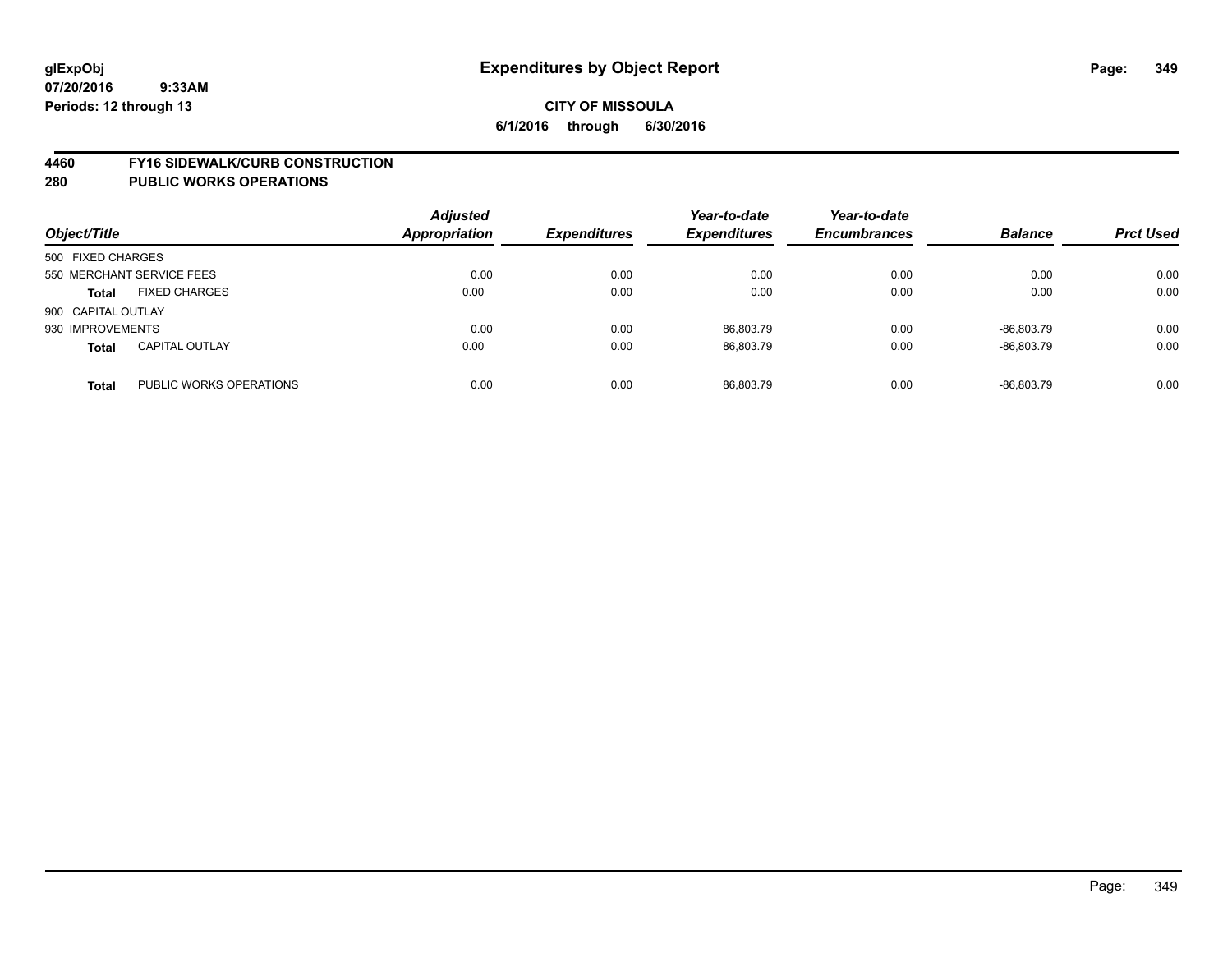**glExpObj**
**07/20/2016 9:33AM**
**Periods: 12 through 13**

# Expenditures by Object Report

**CITY OF MISSOULA**
**6/1/2016 through 6/30/2016**

## 4460 FY16 SIDEWALK/CURB CONSTRUCTION
## 280 PUBLIC WORKS OPERATIONS

| Object/Title | | Adjusted Appropriation | Expenditures | Year-to-date Expenditures | Year-to-date Encumbrances | Balance | Prct Used |
|---|---|---|---|---|---|---|---|
| 500 FIXED CHARGES | | | | | | | |
| 550 MERCHANT SERVICE FEES | | 0.00 | 0.00 | 0.00 | 0.00 | 0.00 | 0.00 |
| **Total** | FIXED CHARGES | 0.00 | 0.00 | 0.00 | 0.00 | 0.00 | 0.00 |
| 900 CAPITAL OUTLAY | | | | | | | |
| 930 IMPROVEMENTS | | 0.00 | 0.00 | 86,803.79 | 0.00 | -86,803.79 | 0.00 |
| **Total** | CAPITAL OUTLAY | 0.00 | 0.00 | 86,803.79 | 0.00 | -86,803.79 | 0.00 |
| **Total** | PUBLIC WORKS OPERATIONS | 0.00 | 0.00 | 86,803.79 | 0.00 | -86,803.79 | 0.00 |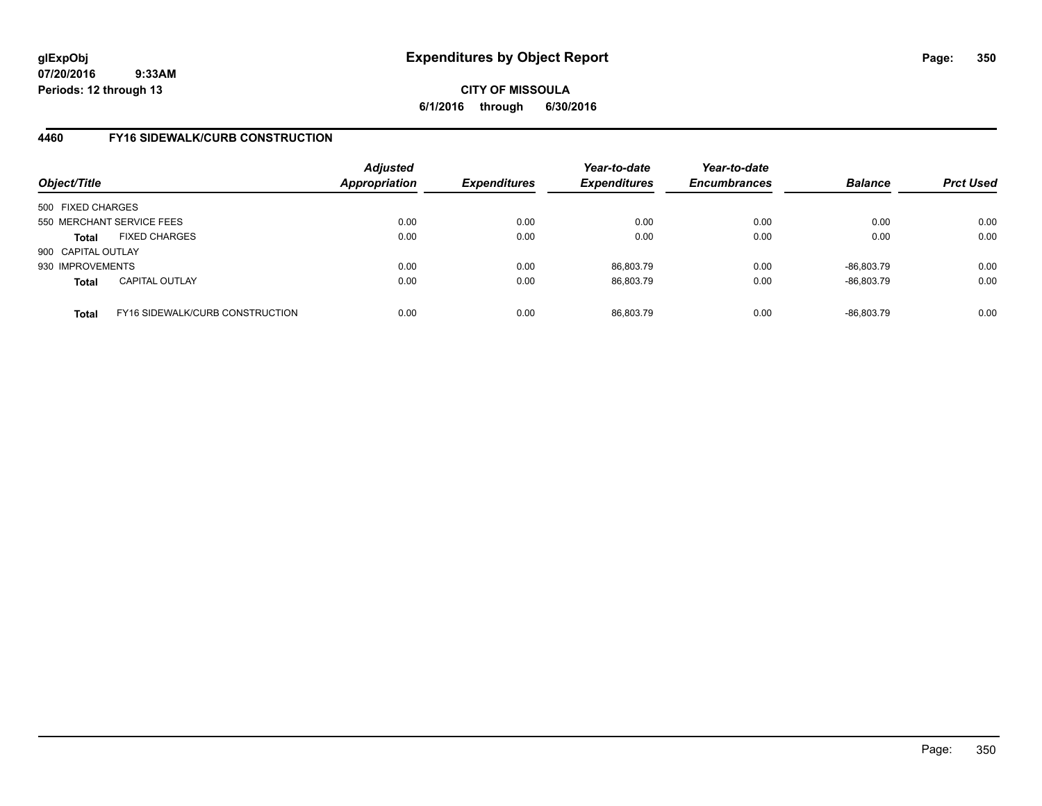# Expenditures by Object Report

glExpObj
07/20/2016 9:33AM
Periods: 12 through 13

**CITY OF MISSOULA**

**6/1/2016 through 6/30/2016**

## 4460 FY16 SIDEWALK/CURB CONSTRUCTION

| Object/Title | | Adjusted Appropriation | Expenditures | Year-to-date Expenditures | Year-to-date Encumbrances | Balance | Prct Used |
|---|---|---|---|---|---|---|---|
| 500 FIXED CHARGES | | | | | | | |
| 550 MERCHANT SERVICE FEES | | 0.00 | 0.00 | 0.00 | 0.00 | 0.00 | 0.00 |
| **Total** | FIXED CHARGES | 0.00 | 0.00 | 0.00 | 0.00 | 0.00 | 0.00 |
| 900 CAPITAL OUTLAY | | | | | | | |
| 930 IMPROVEMENTS | | 0.00 | 0.00 | 86,803.79 | 0.00 | -86,803.79 | 0.00 |
| **Total** | CAPITAL OUTLAY | 0.00 | 0.00 | 86,803.79 | 0.00 | -86,803.79 | 0.00 |
| **Total** | FY16 SIDEWALK/CURB CONSTRUCTION | 0.00 | 0.00 | 86,803.79 | 0.00 | -86,803.79 | 0.00 |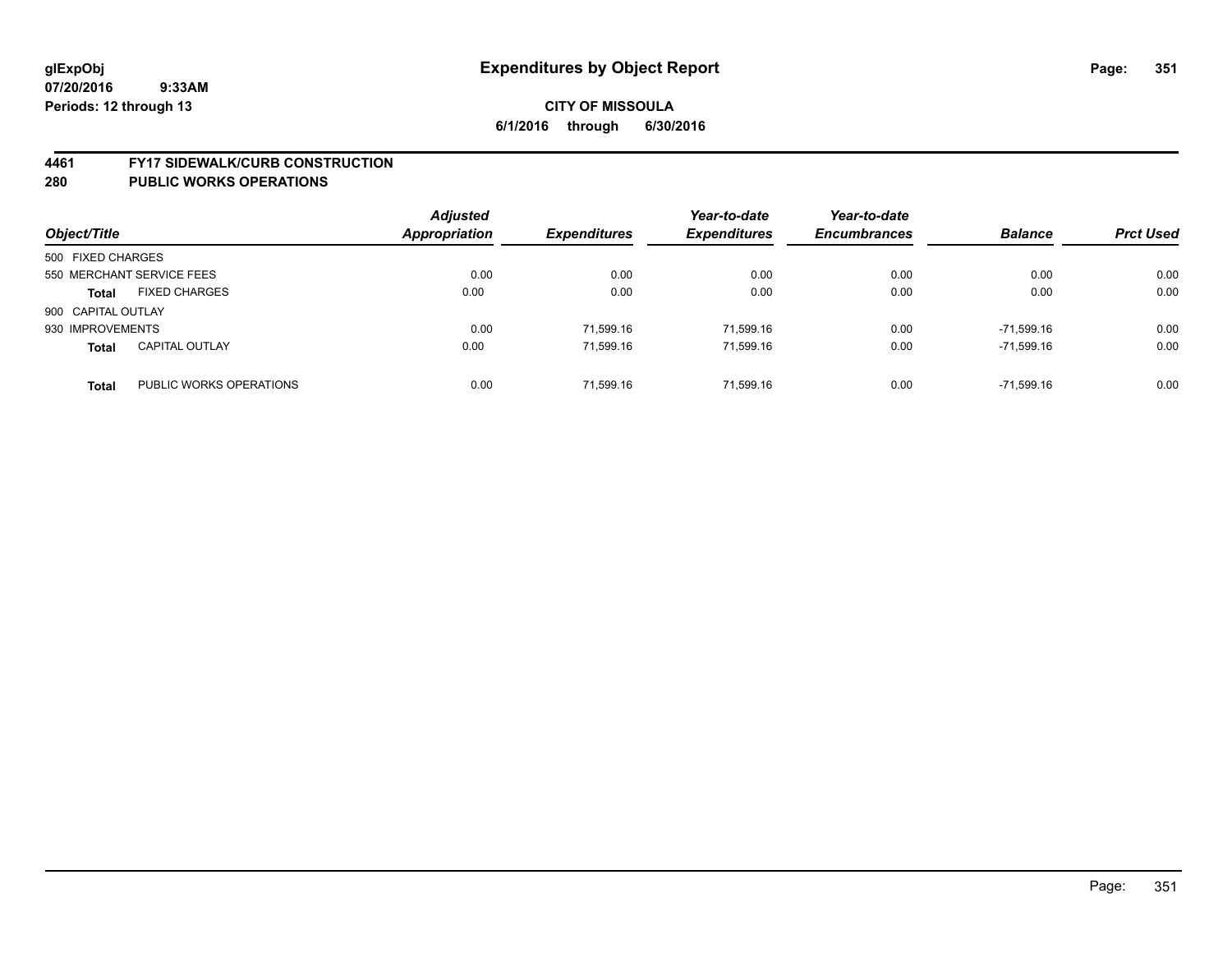**glExpObj**
**07/20/2016 9:33AM**
**Periods: 12 through 13**

# Expenditures by Object Report

**CITY OF MISSOULA**
**6/1/2016 through 6/30/2016**

## 4461 FY17 SIDEWALK/CURB CONSTRUCTION
## 280 PUBLIC WORKS OPERATIONS

| Object/Title | | Adjusted Appropriation | Expenditures | Year-to-date Expenditures | Year-to-date Encumbrances | Balance | Prct Used |
|---|---|---|---|---|---|---|---|
| 500 FIXED CHARGES | | | | | | | |
| 550 MERCHANT SERVICE FEES | | 0.00 | 0.00 | 0.00 | 0.00 | 0.00 | 0.00 |
| **Total** | FIXED CHARGES | 0.00 | 0.00 | 0.00 | 0.00 | 0.00 | 0.00 |
| 900 CAPITAL OUTLAY | | | | | | | |
| 930 IMPROVEMENTS | | 0.00 | 71,599.16 | 71,599.16 | 0.00 | -71,599.16 | 0.00 |
| **Total** | CAPITAL OUTLAY | 0.00 | 71,599.16 | 71,599.16 | 0.00 | -71,599.16 | 0.00 |
| **Total** | PUBLIC WORKS OPERATIONS | 0.00 | 71,599.16 | 71,599.16 | 0.00 | -71,599.16 | 0.00 |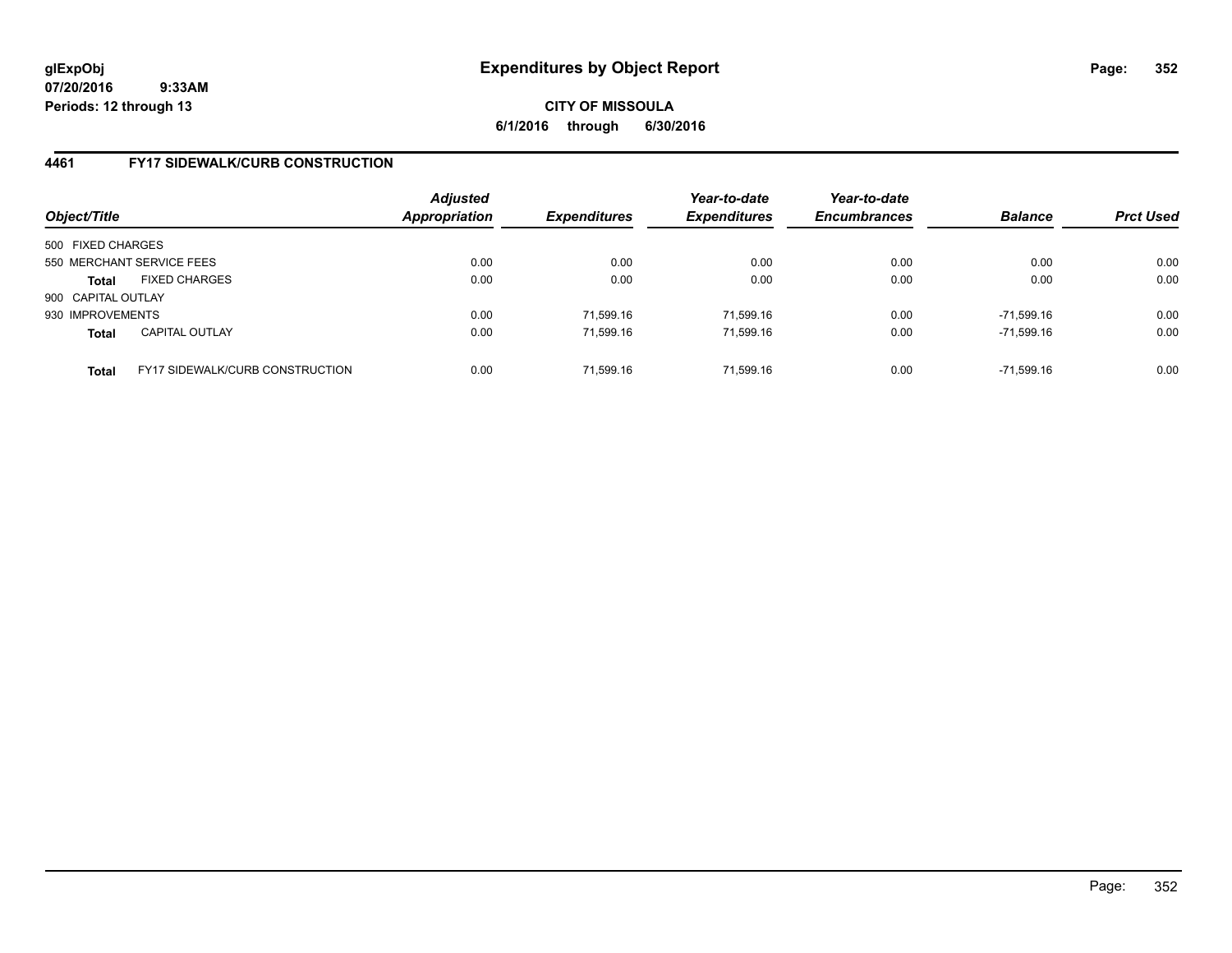glExpObj
07/20/2016 9:33AM
Periods: 12 through 13

# Expenditures by Object Report

**CITY OF MISSOULA**
**6/1/2016 through 6/30/2016**

## 4461 FY17 SIDEWALK/CURB CONSTRUCTION

| Object/Title | | Adjusted Appropriation | Expenditures | Year-to-date Expenditures | Year-to-date Encumbrances | Balance | Prct Used |
|---|---|---|---|---|---|---|---|
| 500 FIXED CHARGES | | | | | | | |
| 550 MERCHANT SERVICE FEES | | 0.00 | 0.00 | 0.00 | 0.00 | 0.00 | 0.00 |
| **Total** | FIXED CHARGES | 0.00 | 0.00 | 0.00 | 0.00 | 0.00 | 0.00 |
| 900 CAPITAL OUTLAY | | | | | | | |
| 930 IMPROVEMENTS | | 0.00 | 71,599.16 | 71,599.16 | 0.00 | -71,599.16 | 0.00 |
| **Total** | CAPITAL OUTLAY | 0.00 | 71,599.16 | 71,599.16 | 0.00 | -71,599.16 | 0.00 |
| **Total** | FY17 SIDEWALK/CURB CONSTRUCTION | 0.00 | 71,599.16 | 71,599.16 | 0.00 | -71,599.16 | 0.00 |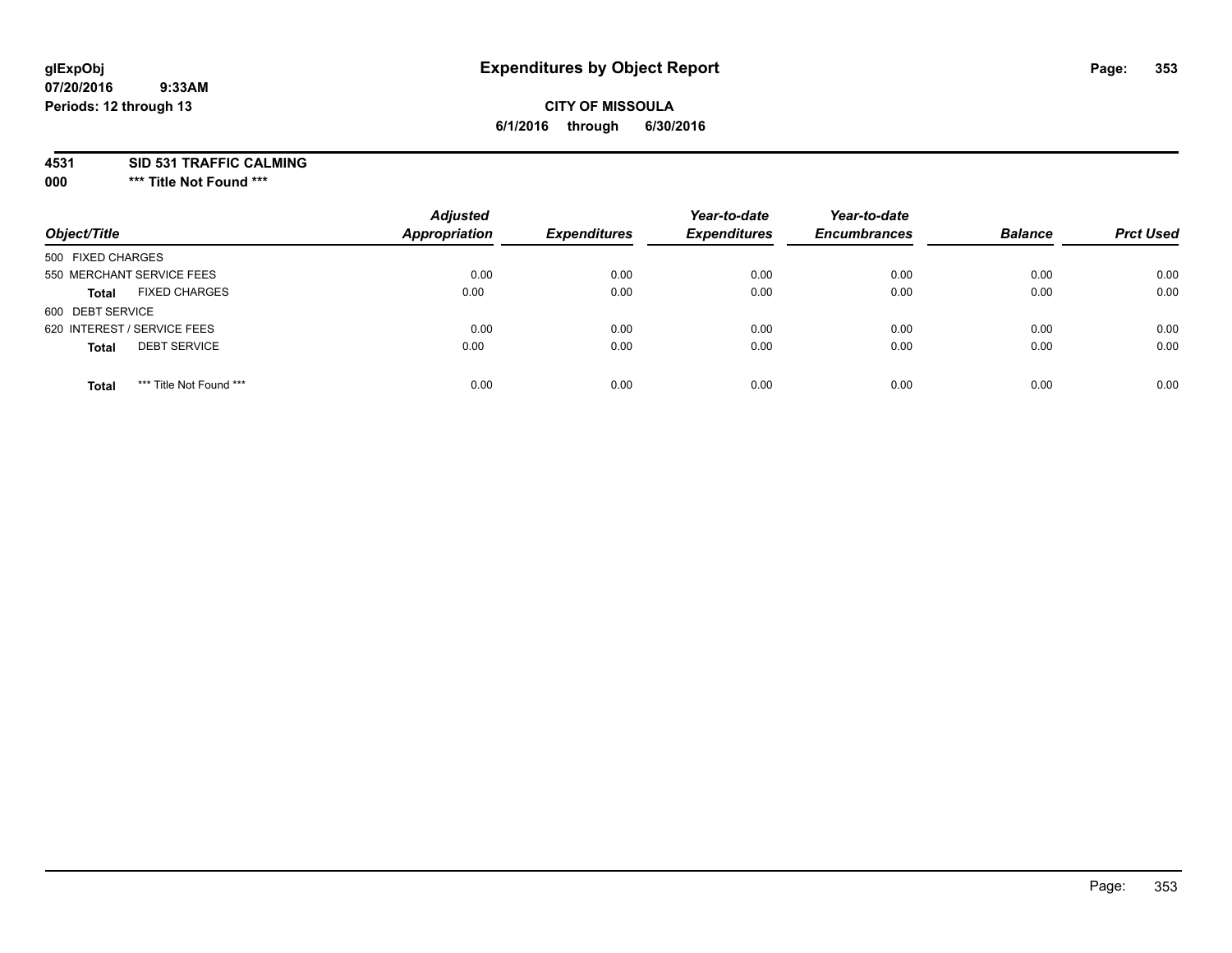glExpObj
07/20/2016 9:33AM
Periods: 12 through 13

# Expenditures by Object Report

**CITY OF MISSOULA**
**6/1/2016 through 6/30/2016**

**4531 SID 531 TRAFFIC CALMING**
**000 \*\*\* Title Not Found \*\*\***

| Object/Title | Adjusted Appropriation | Expenditures | Year-to-date Expenditures | Year-to-date Encumbrances | Balance | Prct Used |
|---|---|---|---|---|---|---|
| 500 FIXED CHARGES | | | | | | |
| 550 MERCHANT SERVICE FEES | 0.00 | 0.00 | 0.00 | 0.00 | 0.00 | 0.00 |
| **Total** FIXED CHARGES | 0.00 | 0.00 | 0.00 | 0.00 | 0.00 | 0.00 |
| 600 DEBT SERVICE | | | | | | |
| 620 INTEREST / SERVICE FEES | 0.00 | 0.00 | 0.00 | 0.00 | 0.00 | 0.00 |
| **Total** DEBT SERVICE | 0.00 | 0.00 | 0.00 | 0.00 | 0.00 | 0.00 |
| **Total** *** Title Not Found *** | 0.00 | 0.00 | 0.00 | 0.00 | 0.00 | 0.00 |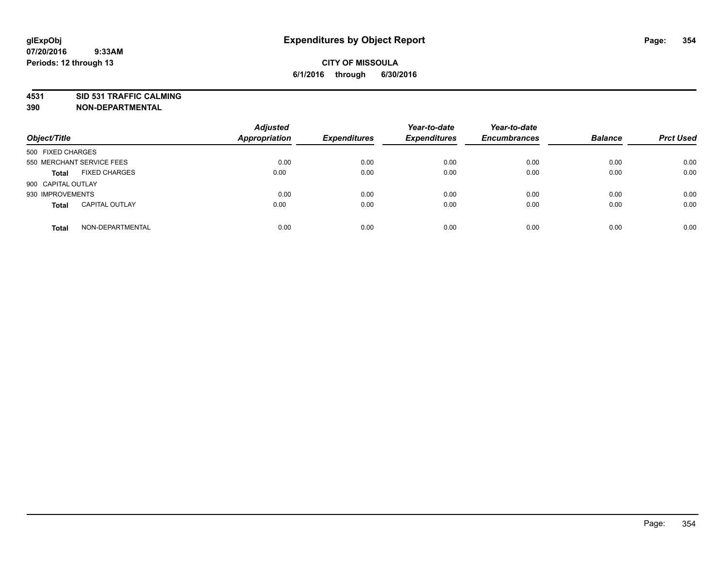# Expenditures by Object Report

glExpObj
07/20/2016 9:33AM
Periods: 12 through 13

**CITY OF MISSOULA**
**6/1/2016 through 6/30/2016**

**4531 SID 531 TRAFFIC CALMING**
**390 NON-DEPARTMENTAL**

| Object/Title | Adjusted Appropriation | Expenditures | Year-to-date Expenditures | Year-to-date Encumbrances | Balance | Prct Used |
|---|---|---|---|---|---|---|
| 500 FIXED CHARGES | | | | | | |
| 550 MERCHANT SERVICE FEES | 0.00 | 0.00 | 0.00 | 0.00 | 0.00 | 0.00 |
| **Total** FIXED CHARGES | 0.00 | 0.00 | 0.00 | 0.00 | 0.00 | 0.00 |
| 900 CAPITAL OUTLAY | | | | | | |
| 930 IMPROVEMENTS | 0.00 | 0.00 | 0.00 | 0.00 | 0.00 | 0.00 |
| **Total** CAPITAL OUTLAY | 0.00 | 0.00 | 0.00 | 0.00 | 0.00 | 0.00 |
| **Total** NON-DEPARTMENTAL | 0.00 | 0.00 | 0.00 | 0.00 | 0.00 | 0.00 |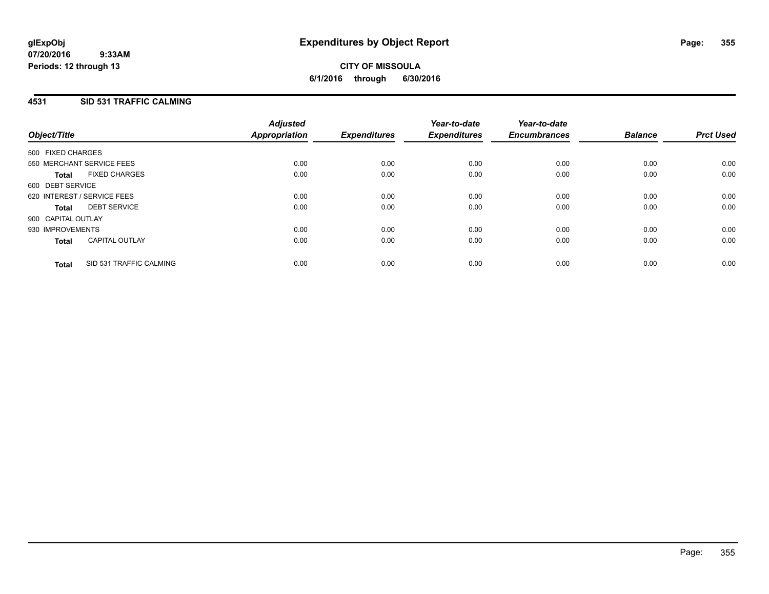**glExpObj**
**07/20/2016 9:33AM**
**Periods: 12 through 13**

# Expenditures by Object Report

**CITY OF MISSOULA**
**6/1/2016 through 6/30/2016**

## 4531 SID 531 TRAFFIC CALMING

| Object/Title | | Adjusted Appropriation | Expenditures | Year-to-date Expenditures | Year-to-date Encumbrances | Balance | Prct Used |
|---|---|---|---|---|---|---|---|
| 500 FIXED CHARGES | | | | | | | |
| 550 MERCHANT SERVICE FEES | | 0.00 | 0.00 | 0.00 | 0.00 | 0.00 | 0.00 |
| **Total** | FIXED CHARGES | 0.00 | 0.00 | 0.00 | 0.00 | 0.00 | 0.00 |
| 600 DEBT SERVICE | | | | | | | |
| 620 INTEREST / SERVICE FEES | | 0.00 | 0.00 | 0.00 | 0.00 | 0.00 | 0.00 |
| **Total** | DEBT SERVICE | 0.00 | 0.00 | 0.00 | 0.00 | 0.00 | 0.00 |
| 900 CAPITAL OUTLAY | | | | | | | |
| 930 IMPROVEMENTS | | 0.00 | 0.00 | 0.00 | 0.00 | 0.00 | 0.00 |
| **Total** | CAPITAL OUTLAY | 0.00 | 0.00 | 0.00 | 0.00 | 0.00 | 0.00 |
| **Total** | SID 531 TRAFFIC CALMING | 0.00 | 0.00 | 0.00 | 0.00 | 0.00 | 0.00 |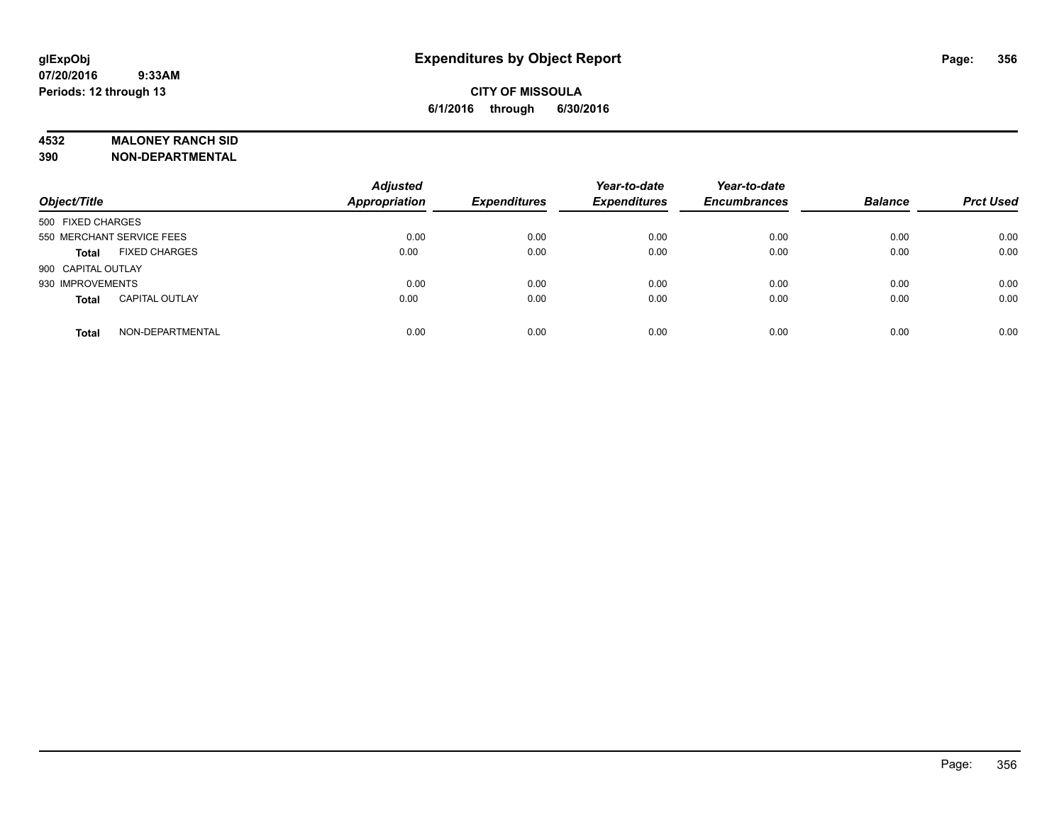**glExpObj**
**07/20/2016 9:33AM**
**Periods: 12 through 13**

# Expenditures by Object Report

**CITY OF MISSOULA**
**6/1/2016 through 6/30/2016**

**4532 MALONEY RANCH SID**
**390 NON-DEPARTMENTAL**

| Object/Title | | Adjusted Appropriation | Expenditures | Year-to-date Expenditures | Year-to-date Encumbrances | Balance | Prct Used |
|---|---|---|---|---|---|---|---|
| 500 FIXED CHARGES | | | | | | | |
| 550 MERCHANT SERVICE FEES | | 0.00 | 0.00 | 0.00 | 0.00 | 0.00 | 0.00 |
| **Total** | FIXED CHARGES | 0.00 | 0.00 | 0.00 | 0.00 | 0.00 | 0.00 |
| 900 CAPITAL OUTLAY | | | | | | | |
| 930 IMPROVEMENTS | | 0.00 | 0.00 | 0.00 | 0.00 | 0.00 | 0.00 |
| **Total** | CAPITAL OUTLAY | 0.00 | 0.00 | 0.00 | 0.00 | 0.00 | 0.00 |
| **Total** | NON-DEPARTMENTAL | 0.00 | 0.00 | 0.00 | 0.00 | 0.00 | 0.00 |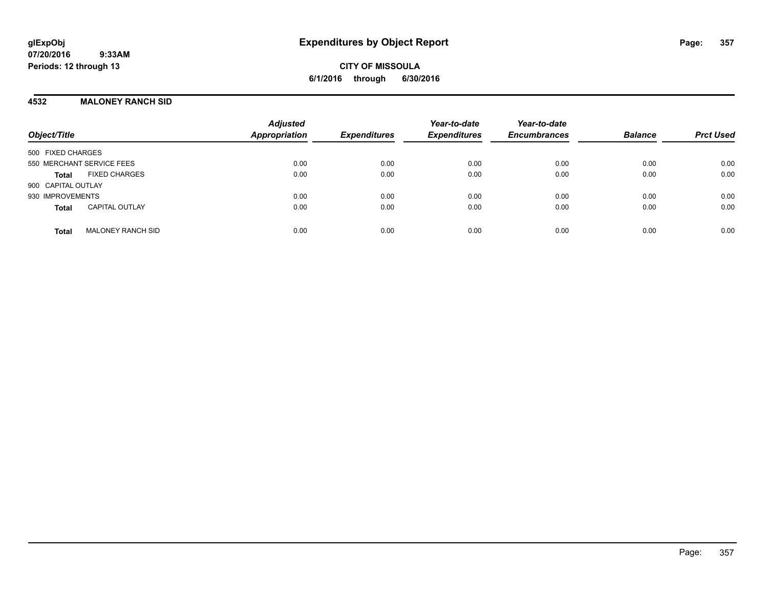**glExpObj**
**07/20/2016 9:33AM**
**Periods: 12 through 13**

# Expenditures by Object Report

**CITY OF MISSOULA**
**6/1/2016 through 6/30/2016**

## 4532 MALONEY RANCH SID

| Object/Title | | Adjusted Appropriation | Expenditures | Year-to-date Expenditures | Year-to-date Encumbrances | Balance | Prct Used |
|---|---|---|---|---|---|---|---|
| 500 FIXED CHARGES | | | | | | | |
| 550 MERCHANT SERVICE FEES | | 0.00 | 0.00 | 0.00 | 0.00 | 0.00 | 0.00 |
| **Total** | FIXED CHARGES | 0.00 | 0.00 | 0.00 | 0.00 | 0.00 | 0.00 |
| 900 CAPITAL OUTLAY | | | | | | | |
| 930 IMPROVEMENTS | | 0.00 | 0.00 | 0.00 | 0.00 | 0.00 | 0.00 |
| **Total** | CAPITAL OUTLAY | 0.00 | 0.00 | 0.00 | 0.00 | 0.00 | 0.00 |
| **Total** | MALONEY RANCH SID | 0.00 | 0.00 | 0.00 | 0.00 | 0.00 | 0.00 |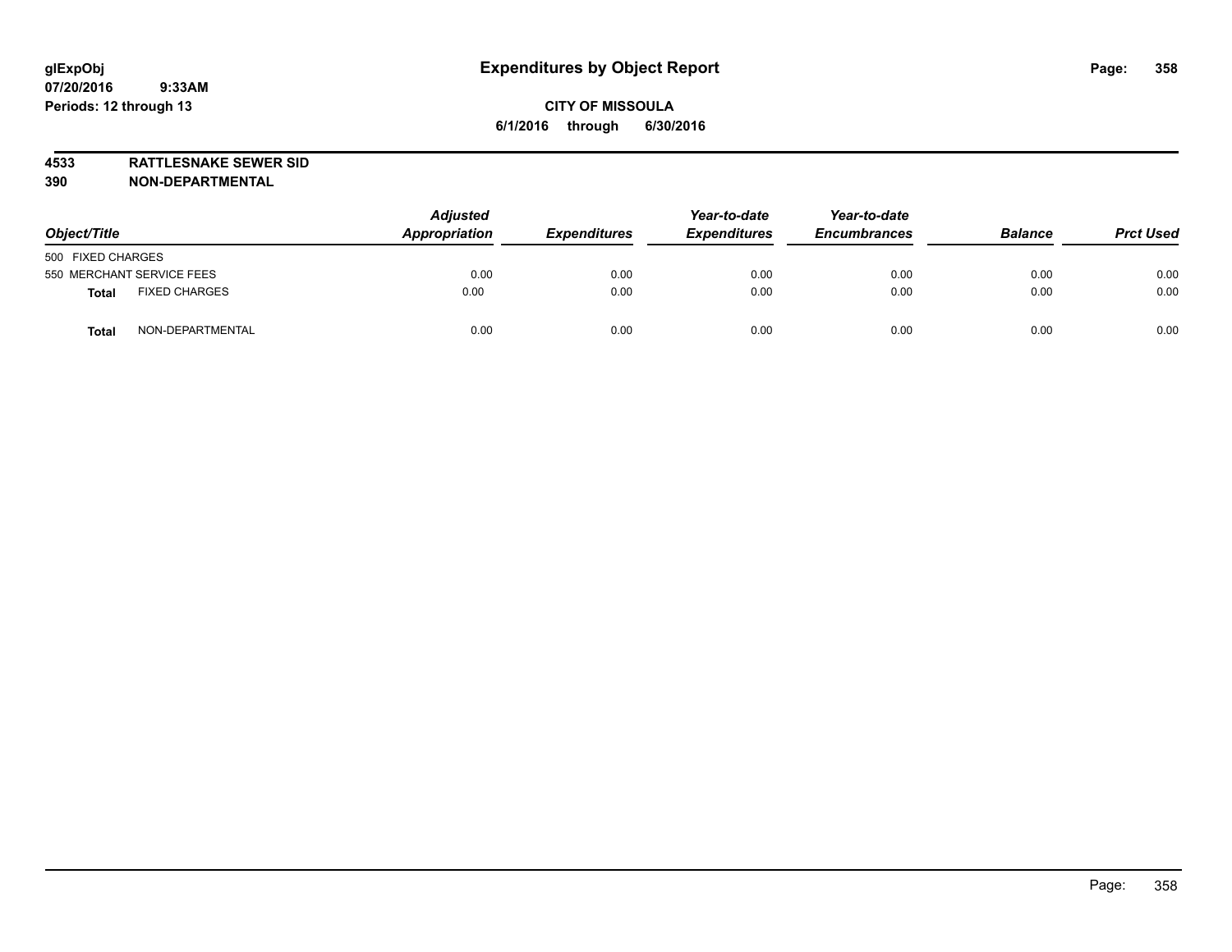glExpObj
07/20/2016 9:33AM
Periods: 12 through 13

# Expenditures by Object Report

**CITY OF MISSOULA**
**6/1/2016 through 6/30/2016**

**4533 RATTLESNAKE SEWER SID**
**390 NON-DEPARTMENTAL**

| Object/Title | Adjusted Appropriation | Expenditures | Year-to-date Expenditures | Year-to-date Encumbrances | Balance | Prct Used |
|---|---|---|---|---|---|---|
| 500 FIXED CHARGES | | | | | | |
| 550 MERCHANT SERVICE FEES | 0.00 | 0.00 | 0.00 | 0.00 | 0.00 | 0.00 |
| **Total** FIXED CHARGES | 0.00 | 0.00 | 0.00 | 0.00 | 0.00 | 0.00 |
| **Total** NON-DEPARTMENTAL | 0.00 | 0.00 | 0.00 | 0.00 | 0.00 | 0.00 |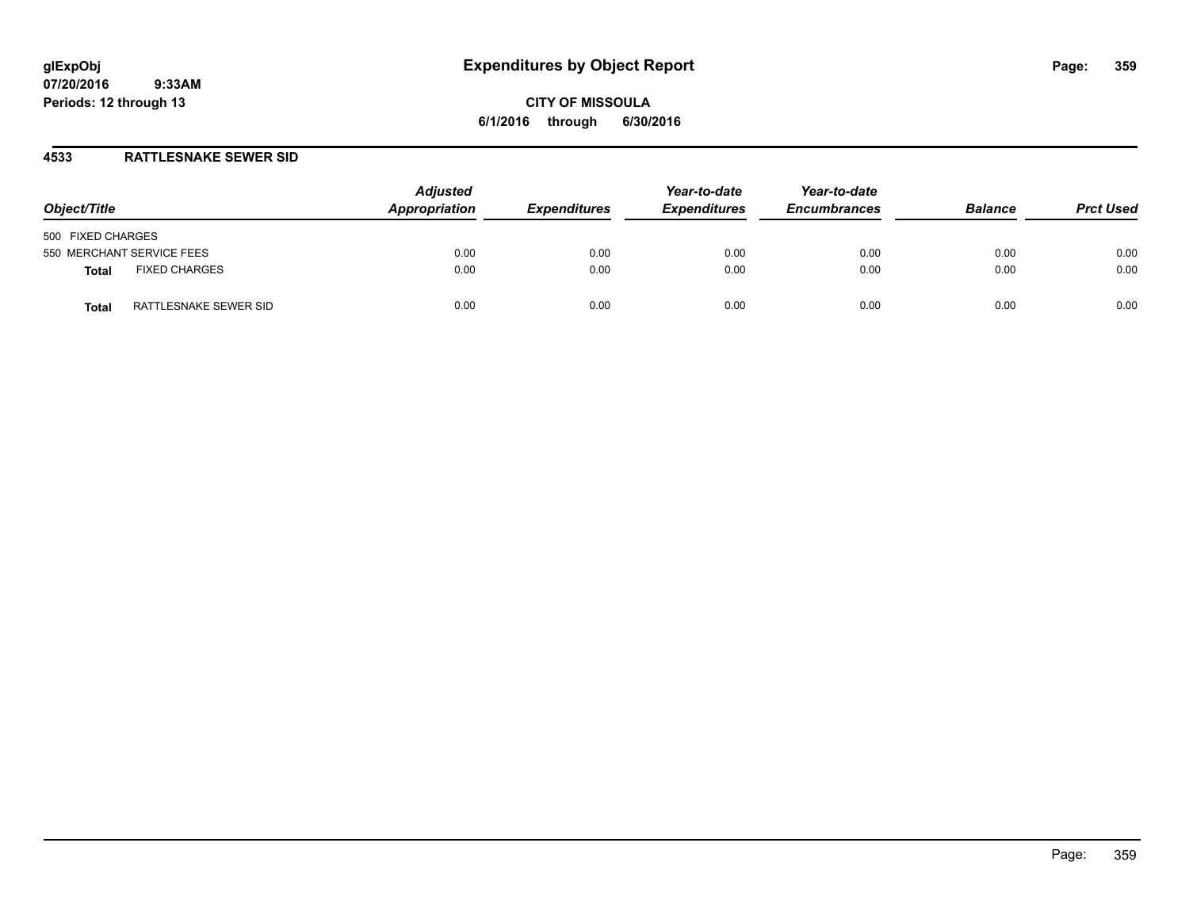# Expenditures by Object Report

**CITY OF MISSOULA**

**6/1/2016 through 6/30/2016**

glExpObj
07/20/2016 9:33AM
Periods: 12 through 13

## 4533 RATTLESNAKE SEWER SID

| Object/Title | Adjusted Appropriation | Expenditures | Year-to-date Expenditures | Year-to-date Encumbrances | Balance | Prct Used |
|---|---|---|---|---|---|---|
| 500 FIXED CHARGES | | | | | | |
| 550 MERCHANT SERVICE FEES | 0.00 | 0.00 | 0.00 | 0.00 | 0.00 | 0.00 |
| **Total** FIXED CHARGES | 0.00 | 0.00 | 0.00 | 0.00 | 0.00 | 0.00 |
| **Total** RATTLESNAKE SEWER SID | 0.00 | 0.00 | 0.00 | 0.00 | 0.00 | 0.00 |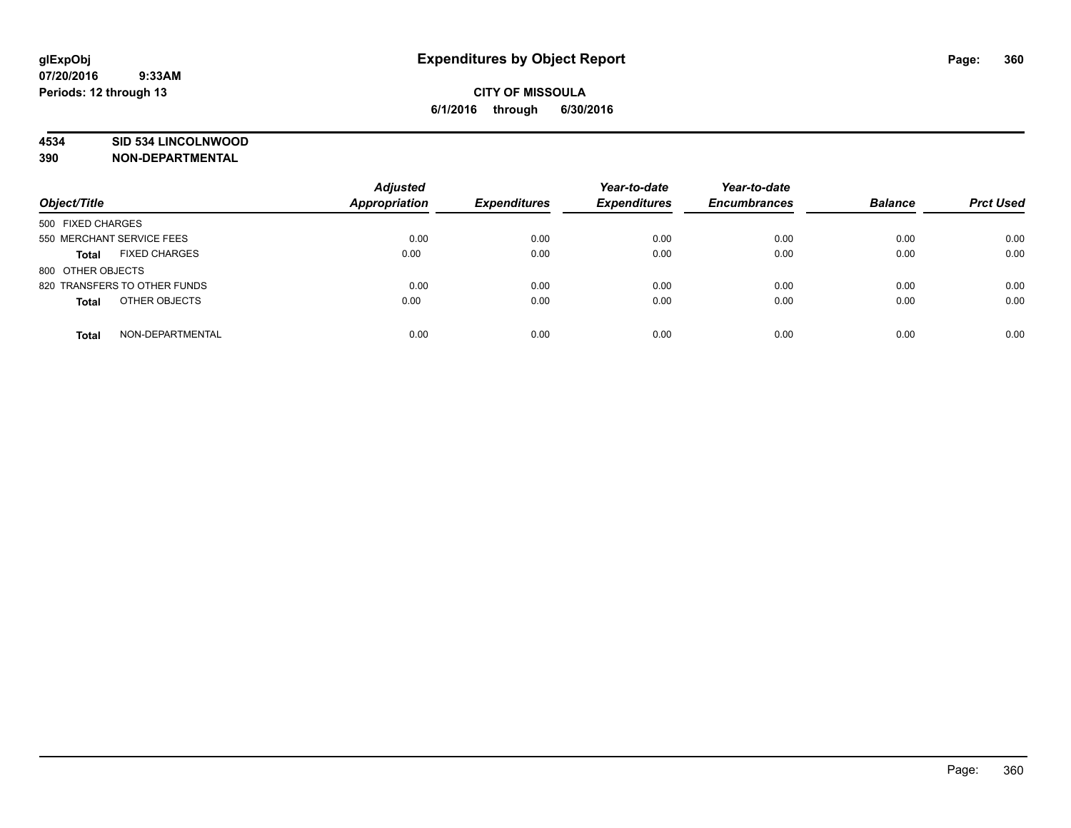**glExpObj**
**07/20/2016 9:33AM**
**Periods: 12 through 13**

# Expenditures by Object Report

**CITY OF MISSOULA**
**6/1/2016 through 6/30/2016**

**4534 SID 534 LINCOLNWOOD**
**390 NON-DEPARTMENTAL**

| Object/Title | Adjusted Appropriation | Expenditures | Year-to-date Expenditures | Year-to-date Encumbrances | Balance | Prct Used |
|---|---|---|---|---|---|---|
| 500 FIXED CHARGES | | | | | | |
| 550 MERCHANT SERVICE FEES | 0.00 | 0.00 | 0.00 | 0.00 | 0.00 | 0.00 |
| **Total** FIXED CHARGES | 0.00 | 0.00 | 0.00 | 0.00 | 0.00 | 0.00 |
| 800 OTHER OBJECTS | | | | | | |
| 820 TRANSFERS TO OTHER FUNDS | 0.00 | 0.00 | 0.00 | 0.00 | 0.00 | 0.00 |
| **Total** OTHER OBJECTS | 0.00 | 0.00 | 0.00 | 0.00 | 0.00 | 0.00 |
| **Total** NON-DEPARTMENTAL | 0.00 | 0.00 | 0.00 | 0.00 | 0.00 | 0.00 |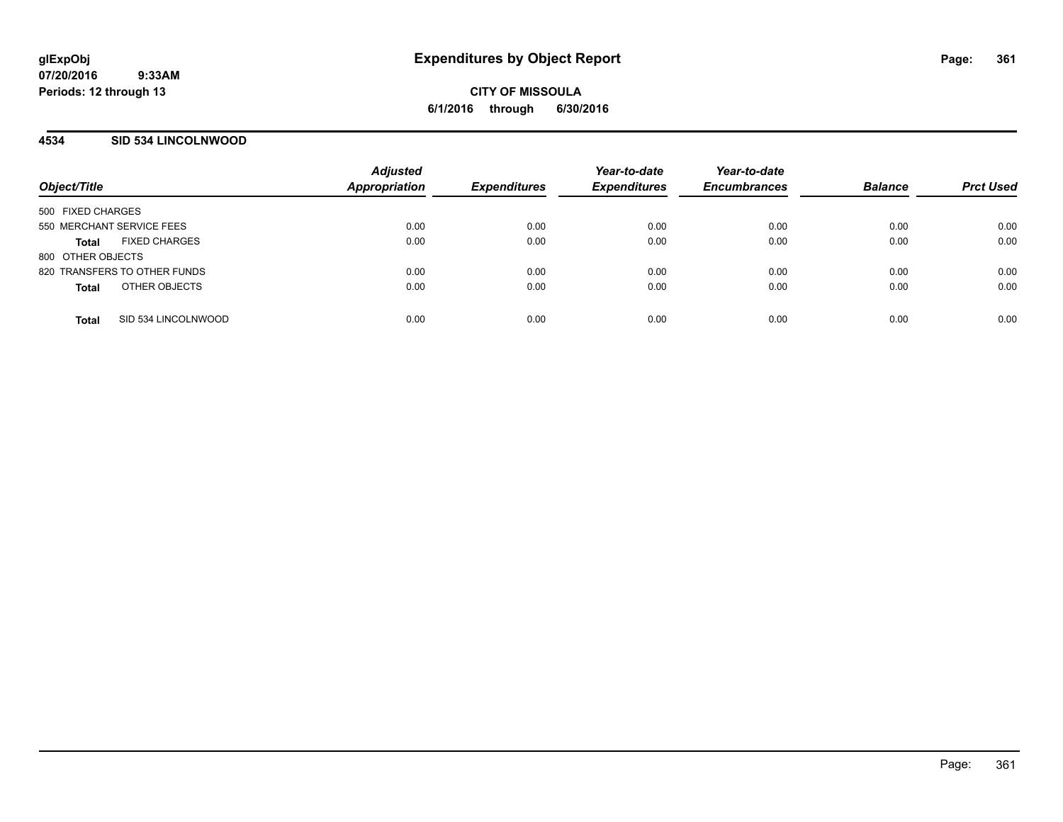# Expenditures by Object Report

**glExpObj**
**07/20/2016 9:33AM**
**Periods: 12 through 13**

**CITY OF MISSOULA**
**6/1/2016 through 6/30/2016**

## 4534 SID 534 LINCOLNWOOD

| Object/Title | Adjusted Appropriation | Expenditures | Year-to-date Expenditures | Year-to-date Encumbrances | Balance | Prct Used |
|---|---|---|---|---|---|---|
| 500 FIXED CHARGES | | | | | | |
| 550 MERCHANT SERVICE FEES | 0.00 | 0.00 | 0.00 | 0.00 | 0.00 | 0.00 |
| **Total** FIXED CHARGES | 0.00 | 0.00 | 0.00 | 0.00 | 0.00 | 0.00 |
| 800 OTHER OBJECTS | | | | | | |
| 820 TRANSFERS TO OTHER FUNDS | 0.00 | 0.00 | 0.00 | 0.00 | 0.00 | 0.00 |
| **Total** OTHER OBJECTS | 0.00 | 0.00 | 0.00 | 0.00 | 0.00 | 0.00 |
| **Total** SID 534 LINCOLNWOOD | 0.00 | 0.00 | 0.00 | 0.00 | 0.00 | 0.00 |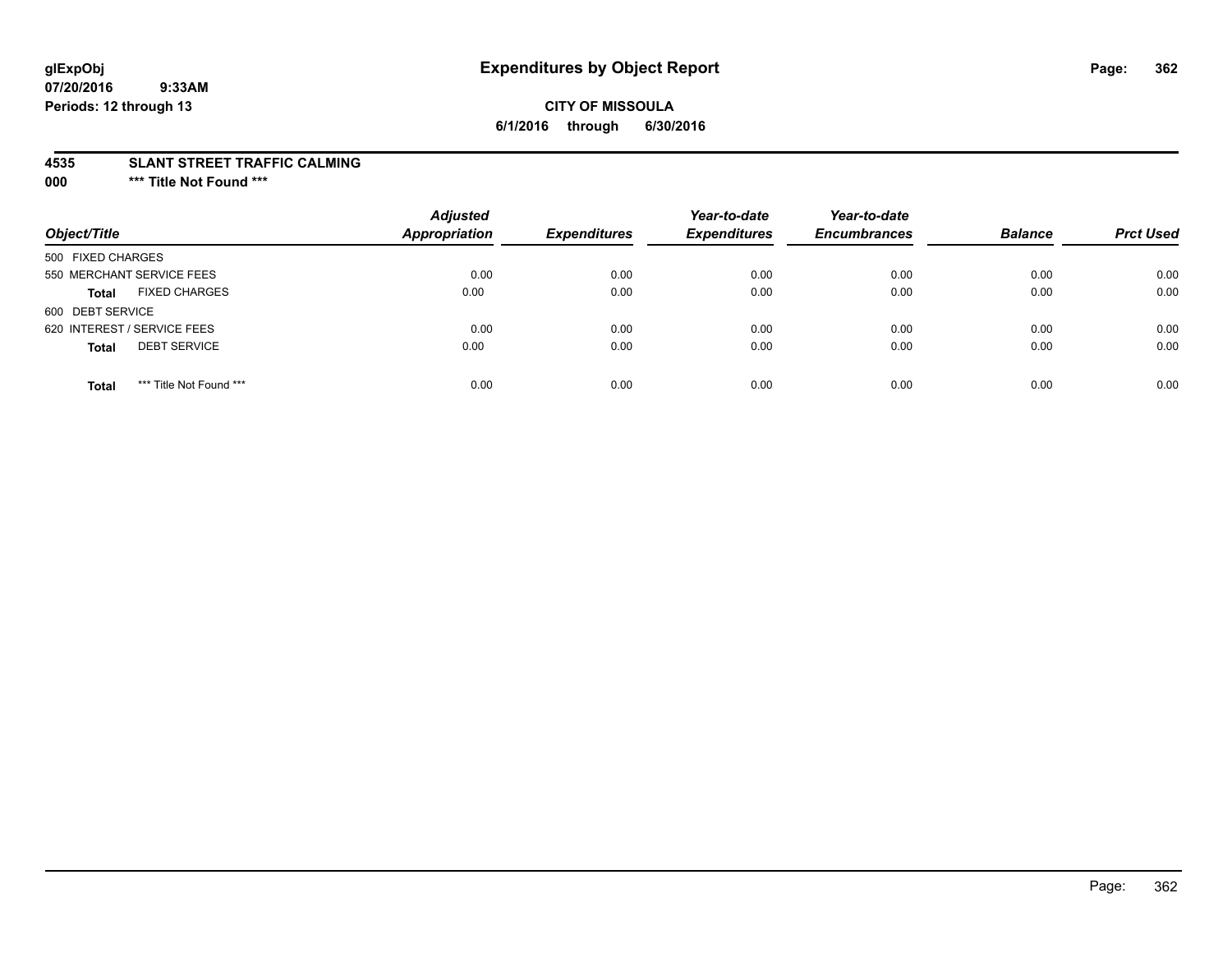# Expenditures by Object Report

glExpObj
07/20/2016 9:33AM
Periods: 12 through 13

**CITY OF MISSOULA**
**6/1/2016 through 6/30/2016**

**4535 SLANT STREET TRAFFIC CALMING**
**000 \*\*\* Title Not Found \*\*\***

| Object/Title | Adjusted Appropriation | Expenditures | Year-to-date Expenditures | Year-to-date Encumbrances | Balance | Prct Used |
|---|---|---|---|---|---|---|
| 500 FIXED CHARGES | | | | | | |
| 550 MERCHANT SERVICE FEES | 0.00 | 0.00 | 0.00 | 0.00 | 0.00 | 0.00 |
| **Total** FIXED CHARGES | 0.00 | 0.00 | 0.00 | 0.00 | 0.00 | 0.00 |
| 600 DEBT SERVICE | | | | | | |
| 620 INTEREST / SERVICE FEES | 0.00 | 0.00 | 0.00 | 0.00 | 0.00 | 0.00 |
| **Total** DEBT SERVICE | 0.00 | 0.00 | 0.00 | 0.00 | 0.00 | 0.00 |
| **Total** *** Title Not Found *** | 0.00 | 0.00 | 0.00 | 0.00 | 0.00 | 0.00 |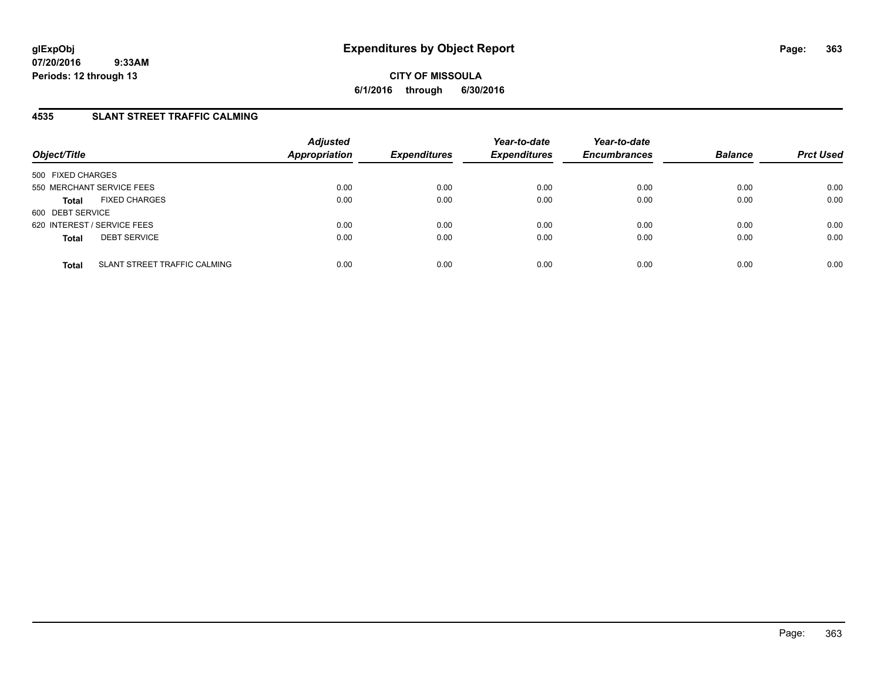# Expenditures by Object Report

**glExpObj**
**07/20/2016 9:33AM**
**Periods: 12 through 13**

**CITY OF MISSOULA**
**6/1/2016 through 6/30/2016**

## 4535 SLANT STREET TRAFFIC CALMING

| Object/Title | | Adjusted Appropriation | Expenditures | Year-to-date Expenditures | Year-to-date Encumbrances | Balance | Prct Used |
|---|---|---|---|---|---|---|---|
| 500 FIXED CHARGES | | | | | | | |
| 550 MERCHANT SERVICE FEES | | 0.00 | 0.00 | 0.00 | 0.00 | 0.00 | 0.00 |
| **Total** | FIXED CHARGES | 0.00 | 0.00 | 0.00 | 0.00 | 0.00 | 0.00 |
| 600 DEBT SERVICE | | | | | | | |
| 620 INTEREST / SERVICE FEES | | 0.00 | 0.00 | 0.00 | 0.00 | 0.00 | 0.00 |
| **Total** | DEBT SERVICE | 0.00 | 0.00 | 0.00 | 0.00 | 0.00 | 0.00 |
| **Total** | SLANT STREET TRAFFIC CALMING | 0.00 | 0.00 | 0.00 | 0.00 | 0.00 | 0.00 |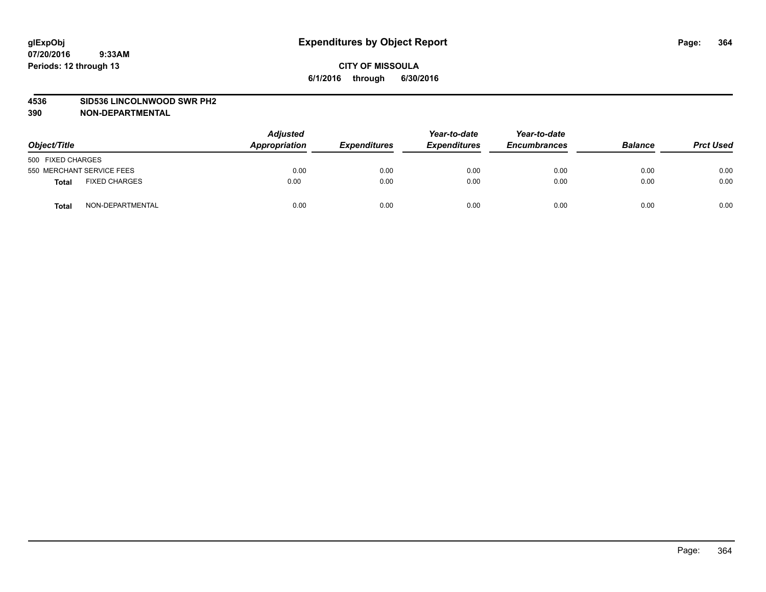glExpObj
07/20/2016 9:33AM
Periods: 12 through 13

# Expenditures by Object Report

**CITY OF MISSOULA**
**6/1/2016 through 6/30/2016**

**4536 SID536 LINCOLNWOOD SWR PH2**
**390 NON-DEPARTMENTAL**

| Object/Title | Adjusted Appropriation | Expenditures | Year-to-date Expenditures | Year-to-date Encumbrances | Balance | Prct Used |
|---|---|---|---|---|---|---|
| 500 FIXED CHARGES | | | | | | |
| 550 MERCHANT SERVICE FEES | 0.00 | 0.00 | 0.00 | 0.00 | 0.00 | 0.00 |
| **Total** FIXED CHARGES | 0.00 | 0.00 | 0.00 | 0.00 | 0.00 | 0.00 |
| **Total** NON-DEPARTMENTAL | 0.00 | 0.00 | 0.00 | 0.00 | 0.00 | 0.00 |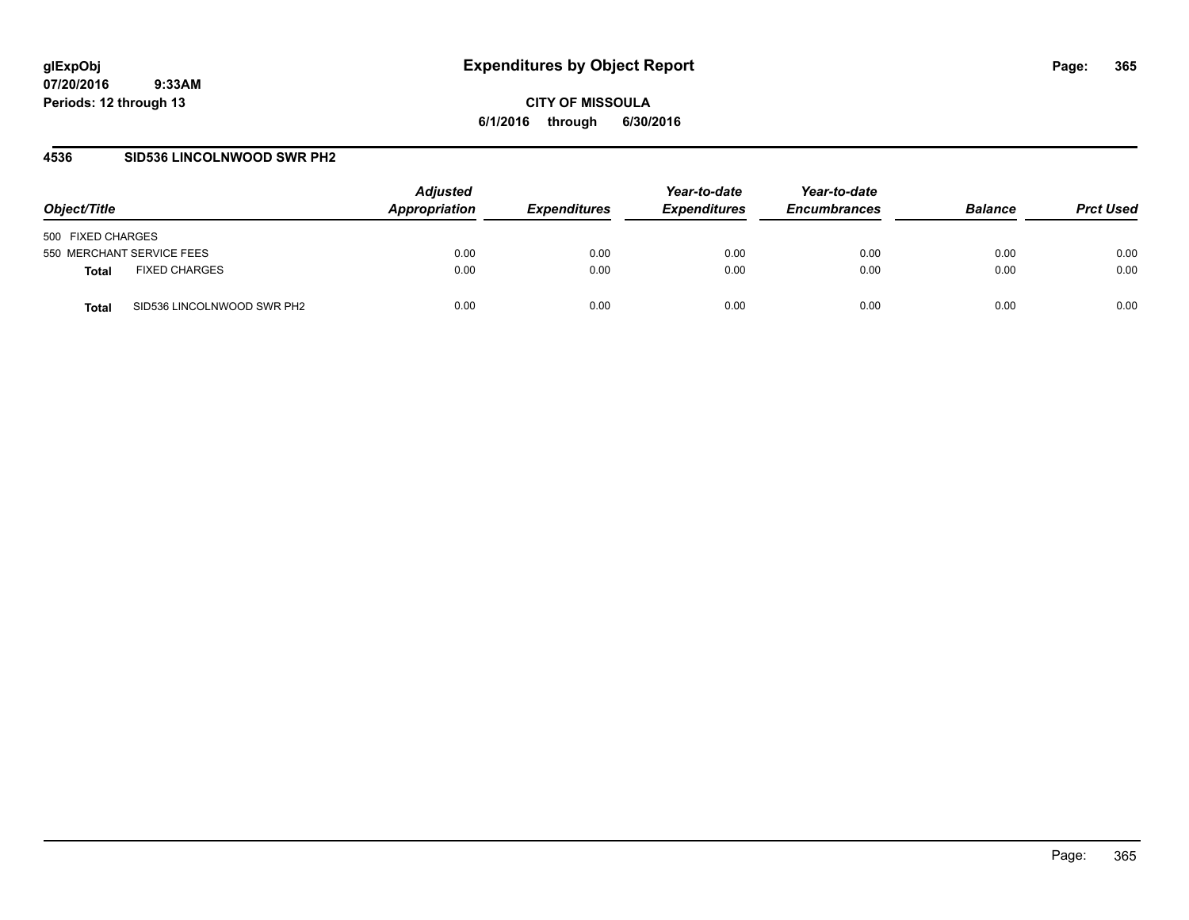**glExpObj**
**07/20/2016 9:33AM**
**Periods: 12 through 13**

# Expenditures by Object Report

**CITY OF MISSOULA**
**6/1/2016 through 6/30/2016**

## 4536 SID536 LINCOLNWOOD SWR PH2

| Object/Title | | Adjusted Appropriation | Expenditures | Year-to-date Expenditures | Year-to-date Encumbrances | Balance | Prct Used |
|---|---|---|---|---|---|---|---|
| 500 FIXED CHARGES | | | | | | | |
| 550 MERCHANT SERVICE FEES | | 0.00 | 0.00 | 0.00 | 0.00 | 0.00 | 0.00 |
| **Total** | FIXED CHARGES | 0.00 | 0.00 | 0.00 | 0.00 | 0.00 | 0.00 |
| **Total** | SID536 LINCOLNWOOD SWR PH2 | 0.00 | 0.00 | 0.00 | 0.00 | 0.00 | 0.00 |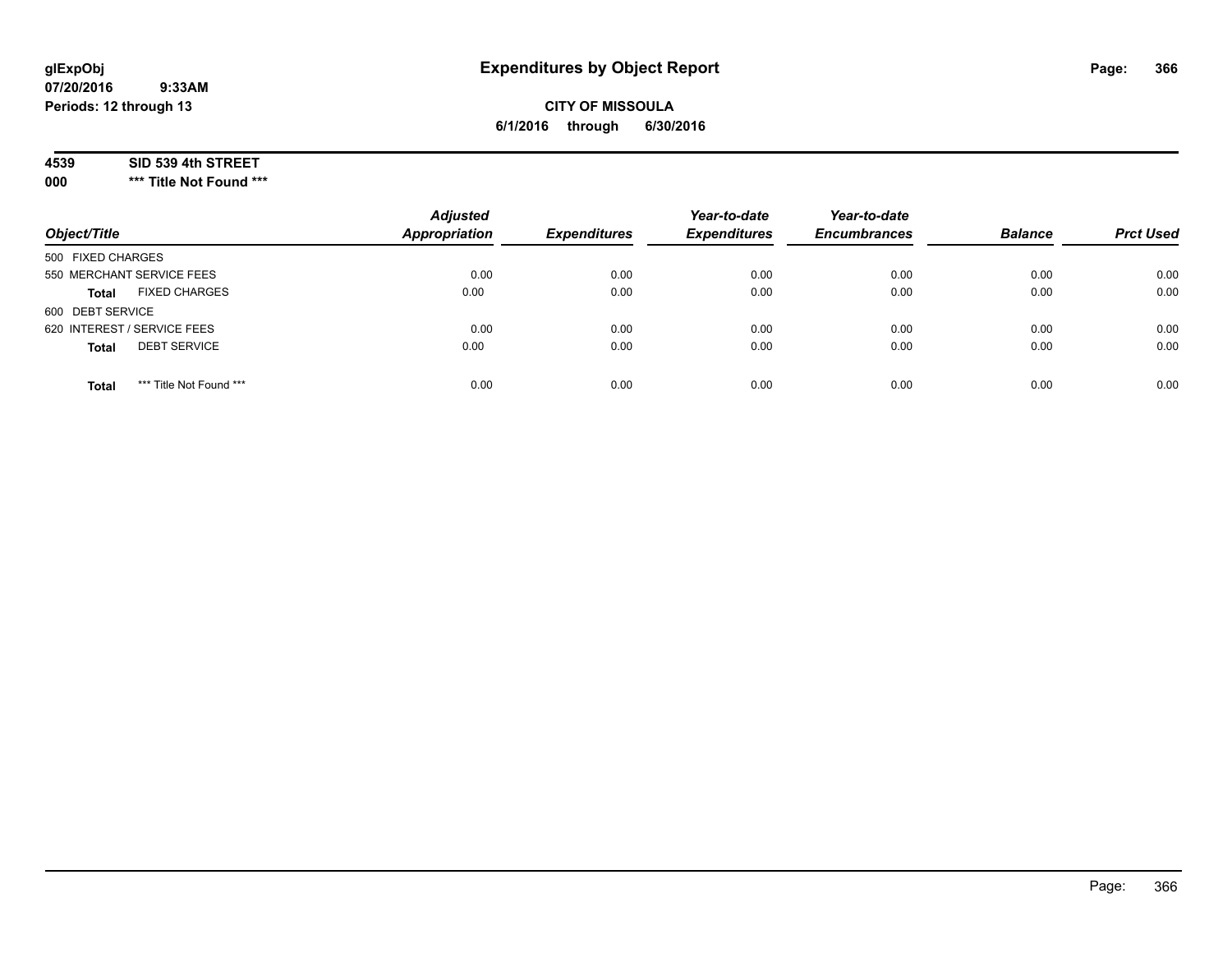glExpObj
07/20/2016 9:33AM
Periods: 12 through 13

# Expenditures by Object Report

**CITY OF MISSOULA**
**6/1/2016 through 6/30/2016**

**4539 SID 539 4th STREET**
**000 \*\*\* Title Not Found \*\*\***

| Object/Title | Adjusted Appropriation | Expenditures | Year-to-date Expenditures | Year-to-date Encumbrances | Balance | Prct Used |
|---|---|---|---|---|---|---|
| 500 FIXED CHARGES | | | | | | |
| 550 MERCHANT SERVICE FEES | 0.00 | 0.00 | 0.00 | 0.00 | 0.00 | 0.00 |
| **Total** FIXED CHARGES | 0.00 | 0.00 | 0.00 | 0.00 | 0.00 | 0.00 |
| 600 DEBT SERVICE | | | | | | |
| 620 INTEREST / SERVICE FEES | 0.00 | 0.00 | 0.00 | 0.00 | 0.00 | 0.00 |
| **Total** DEBT SERVICE | 0.00 | 0.00 | 0.00 | 0.00 | 0.00 | 0.00 |
| **Total** *** Title Not Found *** | 0.00 | 0.00 | 0.00 | 0.00 | 0.00 | 0.00 |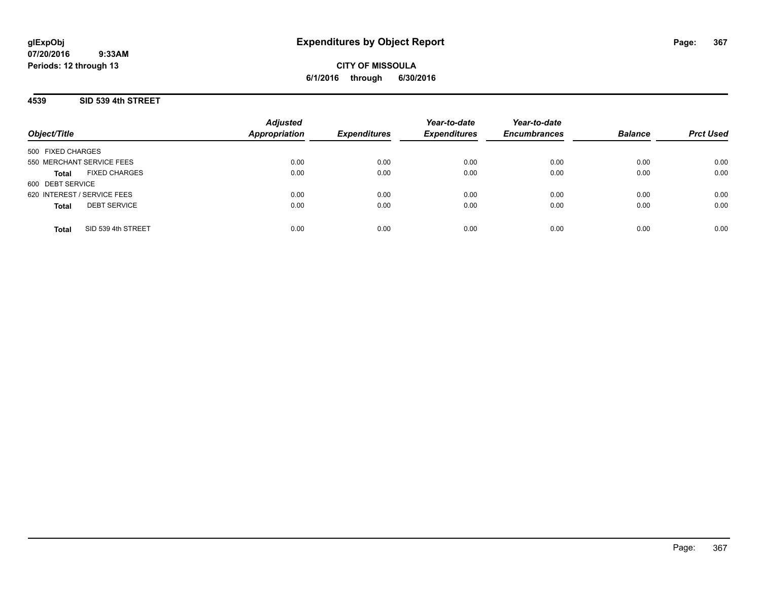**glExpObj**
**07/20/2016 9:33AM**
**Periods: 12 through 13**

# Expenditures by Object Report

**CITY OF MISSOULA**
**6/1/2016 through 6/30/2016**

## 4539 SID 539 4th STREET

| Object/Title | Adjusted Appropriation | Expenditures | Year-to-date Expenditures | Year-to-date Encumbrances | Balance | Prct Used |
|---|---|---|---|---|---|---|
| 500 FIXED CHARGES | | | | | | |
| 550 MERCHANT SERVICE FEES | 0.00 | 0.00 | 0.00 | 0.00 | 0.00 | 0.00 |
| **Total** FIXED CHARGES | 0.00 | 0.00 | 0.00 | 0.00 | 0.00 | 0.00 |
| 600 DEBT SERVICE | | | | | | |
| 620 INTEREST / SERVICE FEES | 0.00 | 0.00 | 0.00 | 0.00 | 0.00 | 0.00 |
| **Total** DEBT SERVICE | 0.00 | 0.00 | 0.00 | 0.00 | 0.00 | 0.00 |
| **Total** SID 539 4th STREET | 0.00 | 0.00 | 0.00 | 0.00 | 0.00 | 0.00 |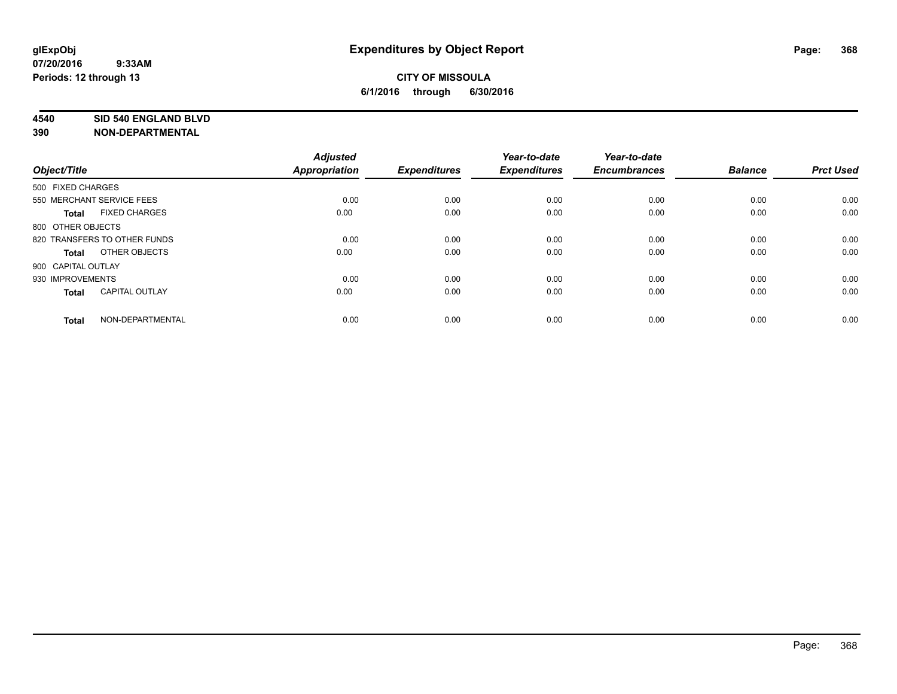glExpObj
07/20/2016 9:33AM
Periods: 12 through 13

# Expenditures by Object Report

**CITY OF MISSOULA**
**6/1/2016 through 6/30/2016**

**4540 SID 540 ENGLAND BLVD**
**390 NON-DEPARTMENTAL**

| Object/Title | Adjusted Appropriation | Expenditures | Year-to-date Expenditures | Year-to-date Encumbrances | Balance | Prct Used |
|---|---|---|---|---|---|---|
| 500 FIXED CHARGES | | | | | | |
| 550 MERCHANT SERVICE FEES | 0.00 | 0.00 | 0.00 | 0.00 | 0.00 | 0.00 |
| **Total** FIXED CHARGES | 0.00 | 0.00 | 0.00 | 0.00 | 0.00 | 0.00 |
| 800 OTHER OBJECTS | | | | | | |
| 820 TRANSFERS TO OTHER FUNDS | 0.00 | 0.00 | 0.00 | 0.00 | 0.00 | 0.00 |
| **Total** OTHER OBJECTS | 0.00 | 0.00 | 0.00 | 0.00 | 0.00 | 0.00 |
| 900 CAPITAL OUTLAY | | | | | | |
| 930 IMPROVEMENTS | 0.00 | 0.00 | 0.00 | 0.00 | 0.00 | 0.00 |
| **Total** CAPITAL OUTLAY | 0.00 | 0.00 | 0.00 | 0.00 | 0.00 | 0.00 |
| **Total** NON-DEPARTMENTAL | 0.00 | 0.00 | 0.00 | 0.00 | 0.00 | 0.00 |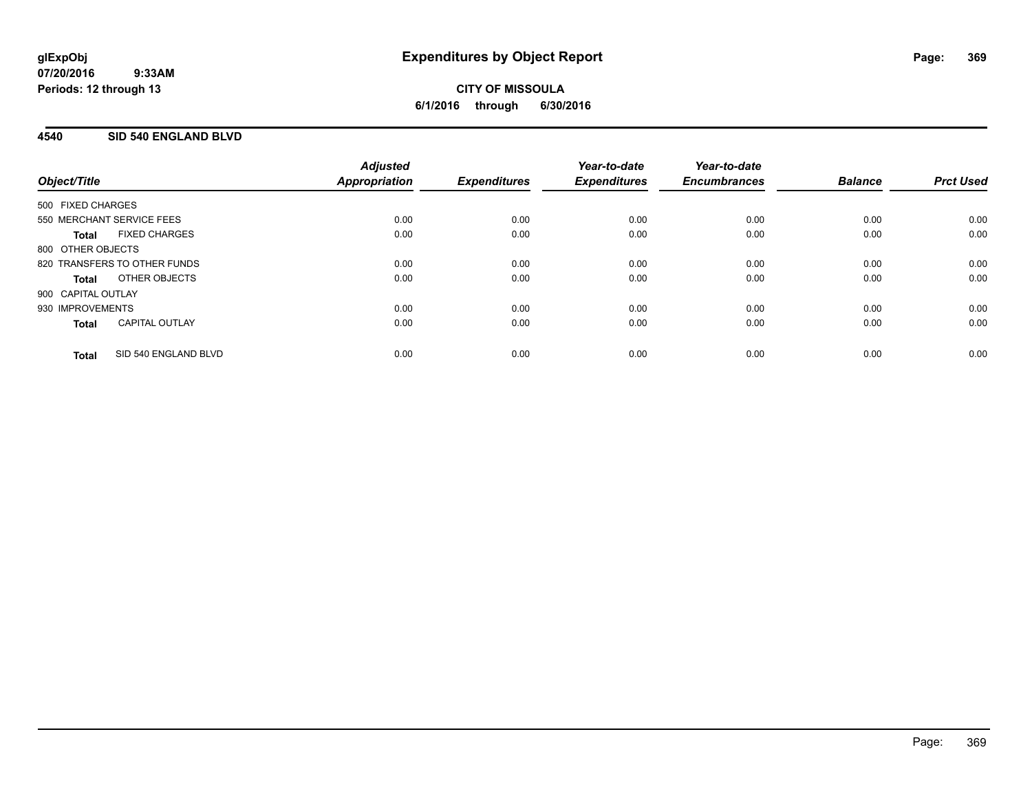glExpObj
07/20/2016 9:33AM
Periods: 12 through 13

# Expenditures by Object Report

**CITY OF MISSOULA**

**6/1/2016 through 6/30/2016**

## 4540 SID 540 ENGLAND BLVD

| Object/Title | | Adjusted Appropriation | Expenditures | Year-to-date Expenditures | Year-to-date Encumbrances | Balance | Prct Used |
|---|---|---|---|---|---|---|---|
| 500 FIXED CHARGES | | | | | | | |
| 550 MERCHANT SERVICE FEES | | 0.00 | 0.00 | 0.00 | 0.00 | 0.00 | 0.00 |
| **Total** | FIXED CHARGES | 0.00 | 0.00 | 0.00 | 0.00 | 0.00 | 0.00 |
| 800 OTHER OBJECTS | | | | | | | |
| 820 TRANSFERS TO OTHER FUNDS | | 0.00 | 0.00 | 0.00 | 0.00 | 0.00 | 0.00 |
| **Total** | OTHER OBJECTS | 0.00 | 0.00 | 0.00 | 0.00 | 0.00 | 0.00 |
| 900 CAPITAL OUTLAY | | | | | | | |
| 930 IMPROVEMENTS | | 0.00 | 0.00 | 0.00 | 0.00 | 0.00 | 0.00 |
| **Total** | CAPITAL OUTLAY | 0.00 | 0.00 | 0.00 | 0.00 | 0.00 | 0.00 |
| **Total** | SID 540 ENGLAND BLVD | 0.00 | 0.00 | 0.00 | 0.00 | 0.00 | 0.00 |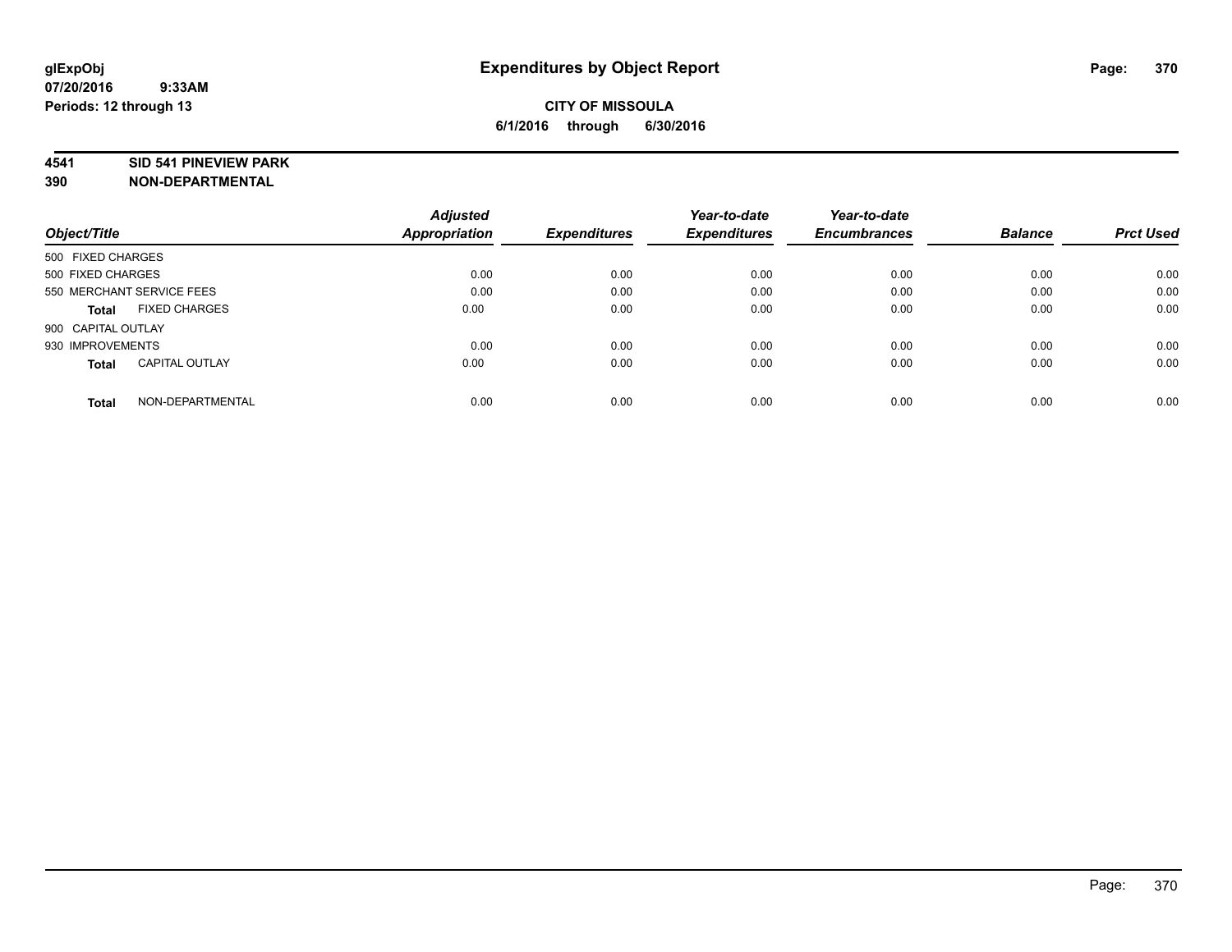**glExpObj**
**07/20/2016 9:33AM**
**Periods: 12 through 13**

# Expenditures by Object Report

**CITY OF MISSOULA**
**6/1/2016 through 6/30/2016**

**4541 SID 541 PINEVIEW PARK**
**390 NON-DEPARTMENTAL**

| Object/Title | Adjusted Appropriation | Expenditures | Year-to-date Expenditures | Year-to-date Encumbrances | Balance | Prct Used |
|---|---|---|---|---|---|---|
| 500 FIXED CHARGES | | | | | | |
| 500 FIXED CHARGES | 0.00 | 0.00 | 0.00 | 0.00 | 0.00 | 0.00 |
| 550 MERCHANT SERVICE FEES | 0.00 | 0.00 | 0.00 | 0.00 | 0.00 | 0.00 |
| **Total** FIXED CHARGES | 0.00 | 0.00 | 0.00 | 0.00 | 0.00 | 0.00 |
| 900 CAPITAL OUTLAY | | | | | | |
| 930 IMPROVEMENTS | 0.00 | 0.00 | 0.00 | 0.00 | 0.00 | 0.00 |
| **Total** CAPITAL OUTLAY | 0.00 | 0.00 | 0.00 | 0.00 | 0.00 | 0.00 |
| **Total** NON-DEPARTMENTAL | 0.00 | 0.00 | 0.00 | 0.00 | 0.00 | 0.00 |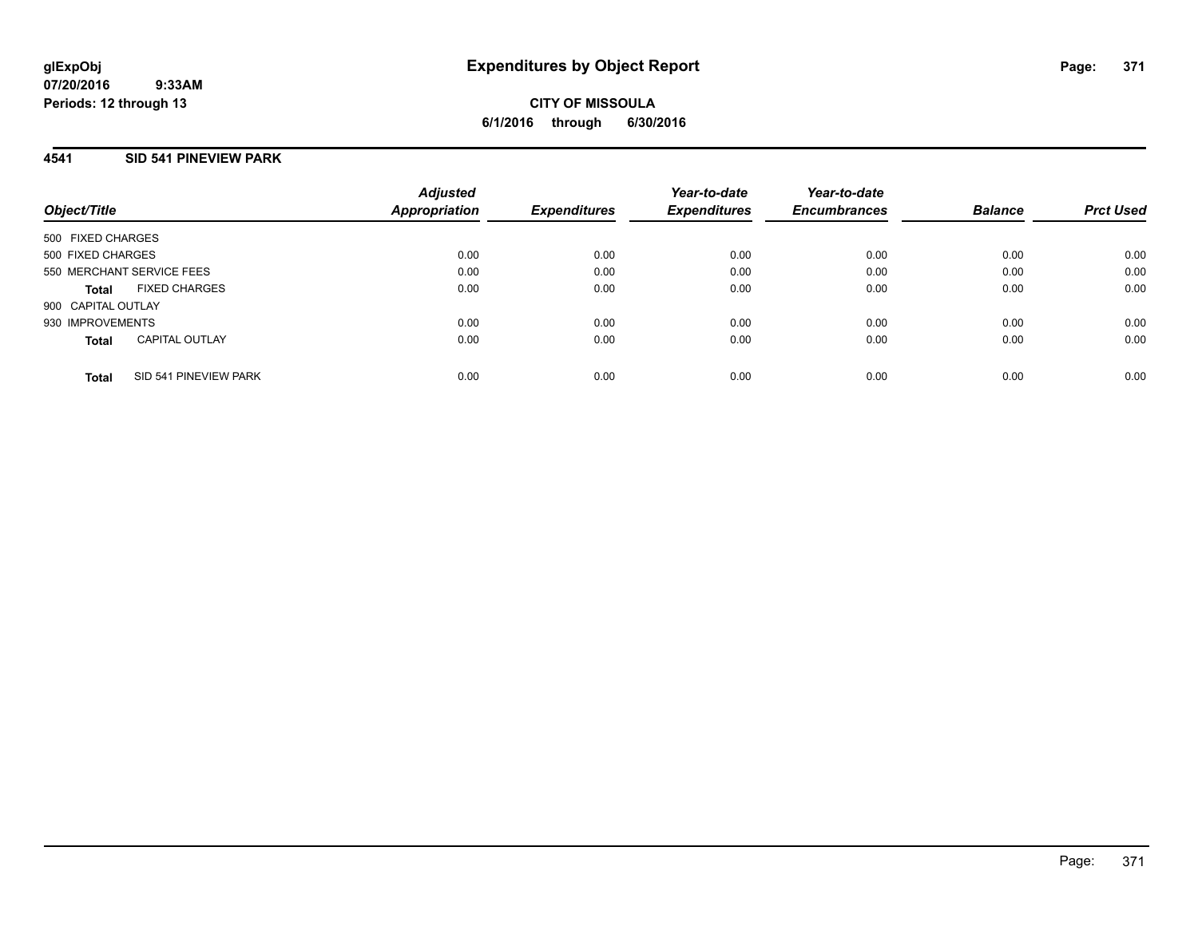glExpObj
07/20/2016 9:33AM
Periods: 12 through 13

# Expenditures by Object Report

CITY OF MISSOULA
6/1/2016 through 6/30/2016

## 4541 SID 541 PINEVIEW PARK

| Object/Title | | Adjusted Appropriation | Expenditures | Year-to-date Expenditures | Year-to-date Encumbrances | Balance | Prct Used |
|---|---|---|---|---|---|---|---|
| 500 FIXED CHARGES | | | | | | | |
| 500 FIXED CHARGES | | 0.00 | 0.00 | 0.00 | 0.00 | 0.00 | 0.00 |
| 550 MERCHANT SERVICE FEES | | 0.00 | 0.00 | 0.00 | 0.00 | 0.00 | 0.00 |
| **Total** | FIXED CHARGES | 0.00 | 0.00 | 0.00 | 0.00 | 0.00 | 0.00 |
| 900 CAPITAL OUTLAY | | | | | | | |
| 930 IMPROVEMENTS | | 0.00 | 0.00 | 0.00 | 0.00 | 0.00 | 0.00 |
| **Total** | CAPITAL OUTLAY | 0.00 | 0.00 | 0.00 | 0.00 | 0.00 | 0.00 |
| **Total** | SID 541 PINEVIEW PARK | 0.00 | 0.00 | 0.00 | 0.00 | 0.00 | 0.00 |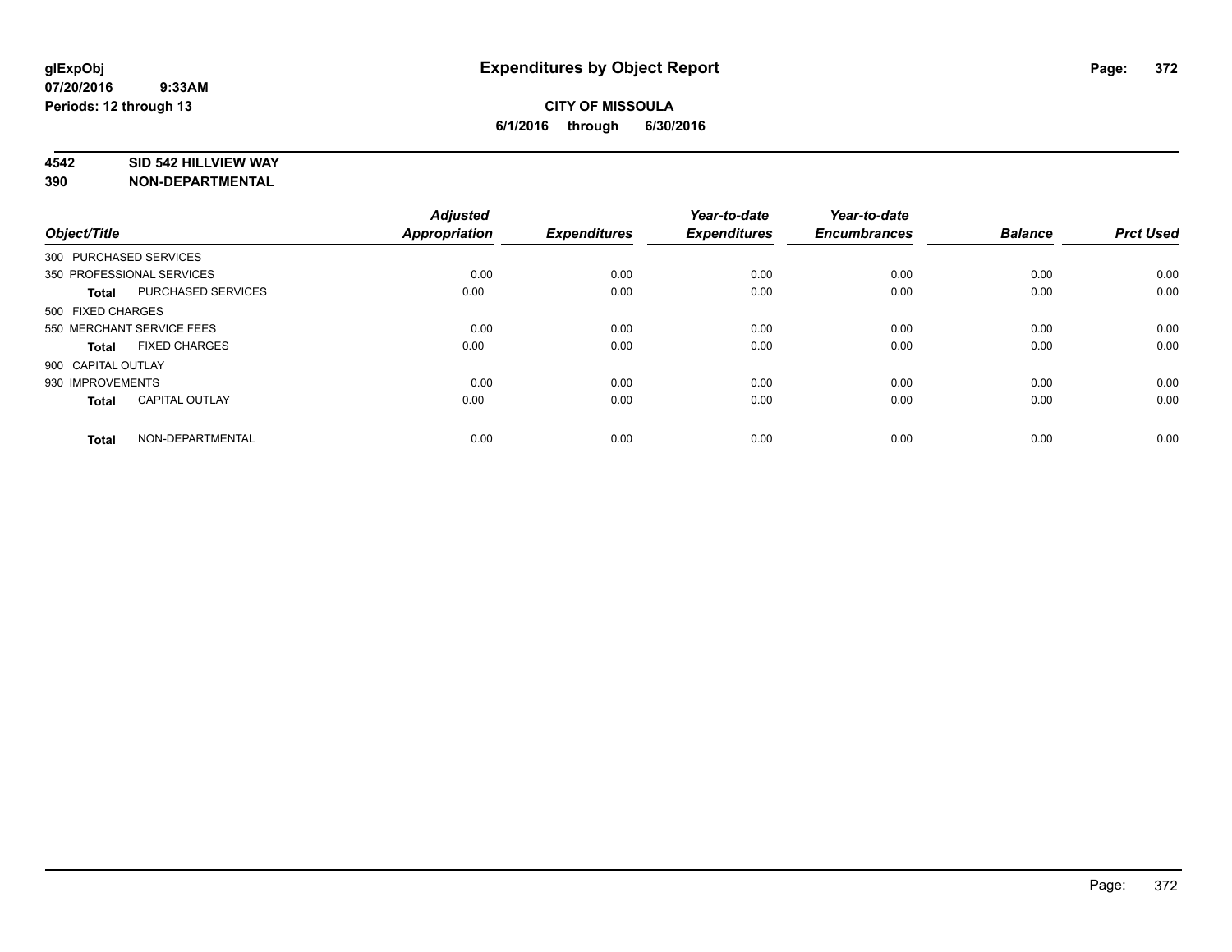**glExpObj**
**07/20/2016 9:33AM**
**Periods: 12 through 13**

# Expenditures by Object Report

**CITY OF MISSOULA**
**6/1/2016 through 6/30/2016**

**4542 SID 542 HILLVIEW WAY**
**390 NON-DEPARTMENTAL**

| Object/Title | | Adjusted Appropriation | Expenditures | Year-to-date Expenditures | Year-to-date Encumbrances | Balance | Prct Used |
|---|---|---|---|---|---|---|---|
| 300 PURCHASED SERVICES | | | | | | | |
| 350 PROFESSIONAL SERVICES | | 0.00 | 0.00 | 0.00 | 0.00 | 0.00 | 0.00 |
| **Total** | PURCHASED SERVICES | 0.00 | 0.00 | 0.00 | 0.00 | 0.00 | 0.00 |
| 500 FIXED CHARGES | | | | | | | |
| 550 MERCHANT SERVICE FEES | | 0.00 | 0.00 | 0.00 | 0.00 | 0.00 | 0.00 |
| **Total** | FIXED CHARGES | 0.00 | 0.00 | 0.00 | 0.00 | 0.00 | 0.00 |
| 900 CAPITAL OUTLAY | | | | | | | |
| 930 IMPROVEMENTS | | 0.00 | 0.00 | 0.00 | 0.00 | 0.00 | 0.00 |
| **Total** | CAPITAL OUTLAY | 0.00 | 0.00 | 0.00 | 0.00 | 0.00 | 0.00 |
| **Total** | NON-DEPARTMENTAL | 0.00 | 0.00 | 0.00 | 0.00 | 0.00 | 0.00 |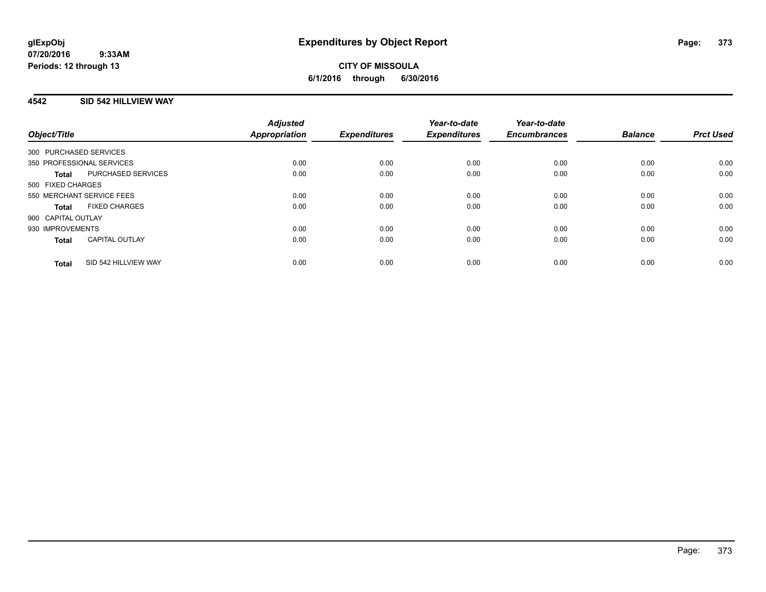# Expenditures by Object Report

glExpObj
07/20/2016 9:33AM
Periods: 12 through 13

**CITY OF MISSOULA**
**6/1/2016 through 6/30/2016**

## 4542 SID 542 HILLVIEW WAY

| Object/Title | Adjusted Appropriation | Expenditures | Year-to-date Expenditures | Year-to-date Encumbrances | Balance | Prct Used |
|---|---|---|---|---|---|---|
| 300 PURCHASED SERVICES | | | | | | |
| 350 PROFESSIONAL SERVICES | 0.00 | 0.00 | 0.00 | 0.00 | 0.00 | 0.00 |
| **Total** PURCHASED SERVICES | 0.00 | 0.00 | 0.00 | 0.00 | 0.00 | 0.00 |
| 500 FIXED CHARGES | | | | | | |
| 550 MERCHANT SERVICE FEES | 0.00 | 0.00 | 0.00 | 0.00 | 0.00 | 0.00 |
| **Total** FIXED CHARGES | 0.00 | 0.00 | 0.00 | 0.00 | 0.00 | 0.00 |
| 900 CAPITAL OUTLAY | | | | | | |
| 930 IMPROVEMENTS | 0.00 | 0.00 | 0.00 | 0.00 | 0.00 | 0.00 |
| **Total** CAPITAL OUTLAY | 0.00 | 0.00 | 0.00 | 0.00 | 0.00 | 0.00 |
| **Total** SID 542 HILLVIEW WAY | 0.00 | 0.00 | 0.00 | 0.00 | 0.00 | 0.00 |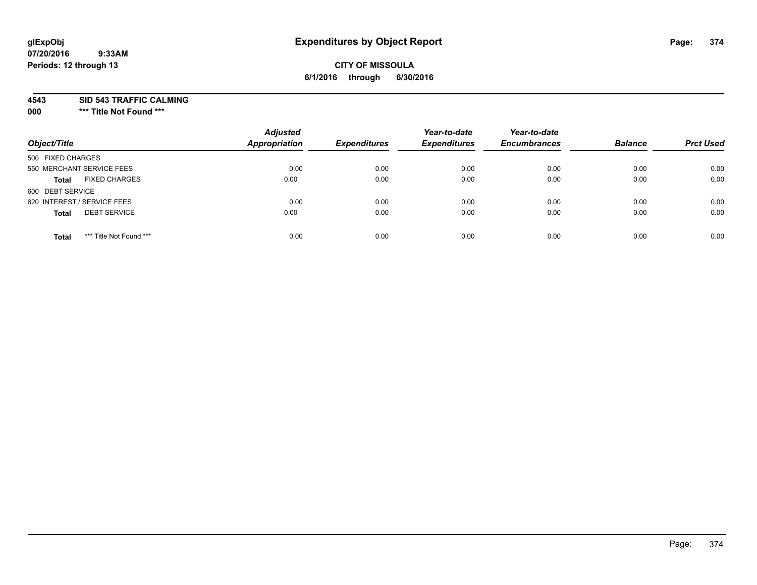**glExpObj**
**07/20/2016 9:33AM**
**Periods: 12 through 13**

# Expenditures by Object Report

**CITY OF MISSOULA**
**6/1/2016 through 6/30/2016**

**4543 SID 543 TRAFFIC CALMING**
**000 \*\*\* Title Not Found \*\*\***

| Object/Title | | Adjusted Appropriation | Expenditures | Year-to-date Expenditures | Year-to-date Encumbrances | Balance | Prct Used |
|---|---|---|---|---|---|---|---|
| 500 FIXED CHARGES | | | | | | | |
| 550 MERCHANT SERVICE FEES | | 0.00 | 0.00 | 0.00 | 0.00 | 0.00 | 0.00 |
| **Total** | FIXED CHARGES | 0.00 | 0.00 | 0.00 | 0.00 | 0.00 | 0.00 |
| 600 DEBT SERVICE | | | | | | | |
| 620 INTEREST / SERVICE FEES | | 0.00 | 0.00 | 0.00 | 0.00 | 0.00 | 0.00 |
| **Total** | DEBT SERVICE | 0.00 | 0.00 | 0.00 | 0.00 | 0.00 | 0.00 |
| **Total** | *** Title Not Found *** | 0.00 | 0.00 | 0.00 | 0.00 | 0.00 | 0.00 |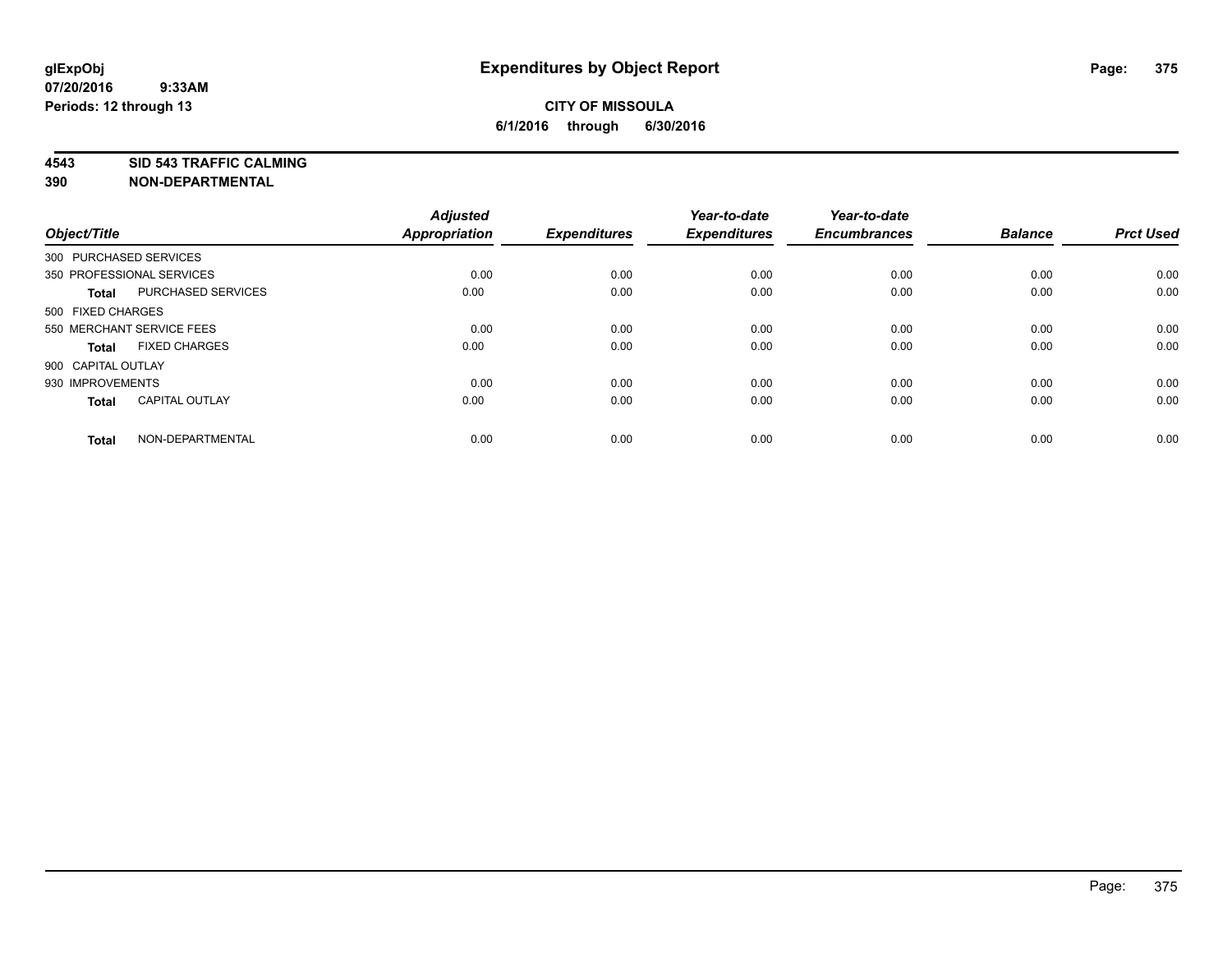**glExpObj**
**07/20/2016 9:33AM**
**Periods: 12 through 13**

# Expenditures by Object Report

**CITY OF MISSOULA**
**6/1/2016 through 6/30/2016**

**4543 SID 543 TRAFFIC CALMING**
**390 NON-DEPARTMENTAL**

| Object/Title | | Adjusted Appropriation | Expenditures | Year-to-date Expenditures | Year-to-date Encumbrances | Balance | Prct Used |
|---|---|---|---|---|---|---|---|
| 300 PURCHASED SERVICES | | | | | | | |
| 350 PROFESSIONAL SERVICES | | 0.00 | 0.00 | 0.00 | 0.00 | 0.00 | 0.00 |
| **Total** | PURCHASED SERVICES | 0.00 | 0.00 | 0.00 | 0.00 | 0.00 | 0.00 |
| 500 FIXED CHARGES | | | | | | | |
| 550 MERCHANT SERVICE FEES | | 0.00 | 0.00 | 0.00 | 0.00 | 0.00 | 0.00 |
| **Total** | FIXED CHARGES | 0.00 | 0.00 | 0.00 | 0.00 | 0.00 | 0.00 |
| 900 CAPITAL OUTLAY | | | | | | | |
| 930 IMPROVEMENTS | | 0.00 | 0.00 | 0.00 | 0.00 | 0.00 | 0.00 |
| **Total** | CAPITAL OUTLAY | 0.00 | 0.00 | 0.00 | 0.00 | 0.00 | 0.00 |
| **Total** | NON-DEPARTMENTAL | 0.00 | 0.00 | 0.00 | 0.00 | 0.00 | 0.00 |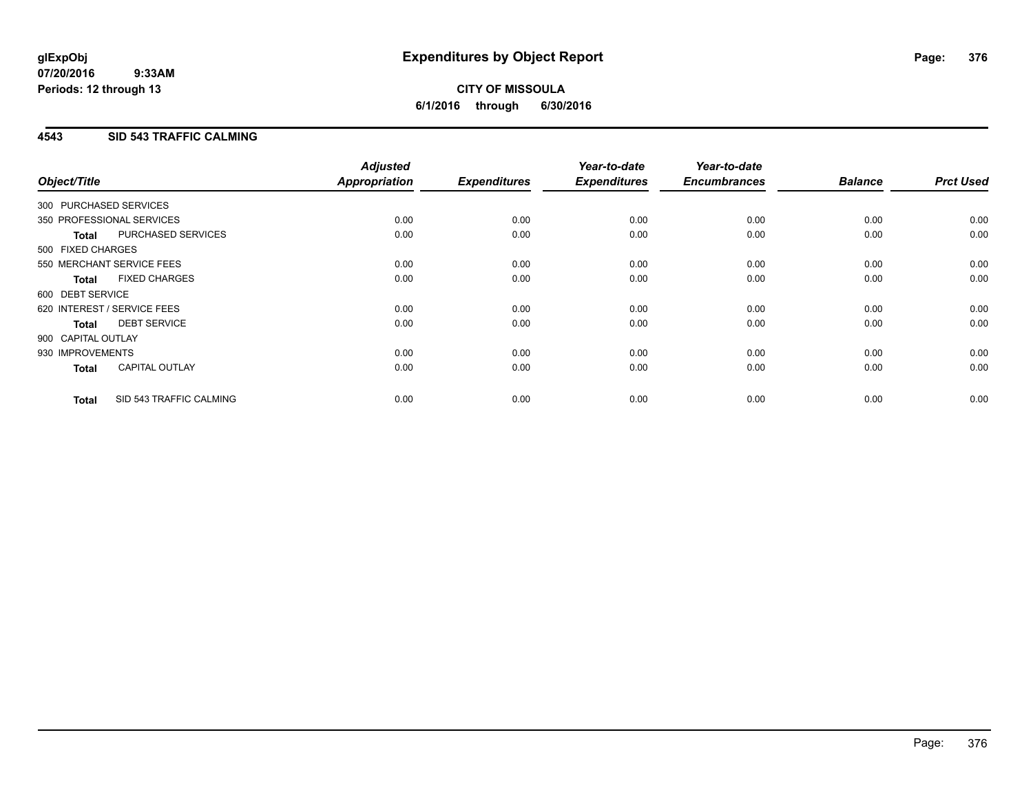**glExpObj**
**07/20/2016 9:33AM**
**Periods: 12 through 13**

# Expenditures by Object Report

**CITY OF MISSOULA**
**6/1/2016 through 6/30/2016**

## 4543 SID 543 TRAFFIC CALMING

| Object/Title | | Adjusted Appropriation | Expenditures | Year-to-date Expenditures | Year-to-date Encumbrances | Balance | Prct Used |
|---|---|---|---|---|---|---|---|
| 300 PURCHASED SERVICES | | | | | | | |
| 350 PROFESSIONAL SERVICES | | 0.00 | 0.00 | 0.00 | 0.00 | 0.00 | 0.00 |
| **Total** | PURCHASED SERVICES | 0.00 | 0.00 | 0.00 | 0.00 | 0.00 | 0.00 |
| 500 FIXED CHARGES | | | | | | | |
| 550 MERCHANT SERVICE FEES | | 0.00 | 0.00 | 0.00 | 0.00 | 0.00 | 0.00 |
| **Total** | FIXED CHARGES | 0.00 | 0.00 | 0.00 | 0.00 | 0.00 | 0.00 |
| 600 DEBT SERVICE | | | | | | | |
| 620 INTEREST / SERVICE FEES | | 0.00 | 0.00 | 0.00 | 0.00 | 0.00 | 0.00 |
| **Total** | DEBT SERVICE | 0.00 | 0.00 | 0.00 | 0.00 | 0.00 | 0.00 |
| 900 CAPITAL OUTLAY | | | | | | | |
| 930 IMPROVEMENTS | | 0.00 | 0.00 | 0.00 | 0.00 | 0.00 | 0.00 |
| **Total** | CAPITAL OUTLAY | 0.00 | 0.00 | 0.00 | 0.00 | 0.00 | 0.00 |
| **Total** | SID 543 TRAFFIC CALMING | 0.00 | 0.00 | 0.00 | 0.00 | 0.00 | 0.00 |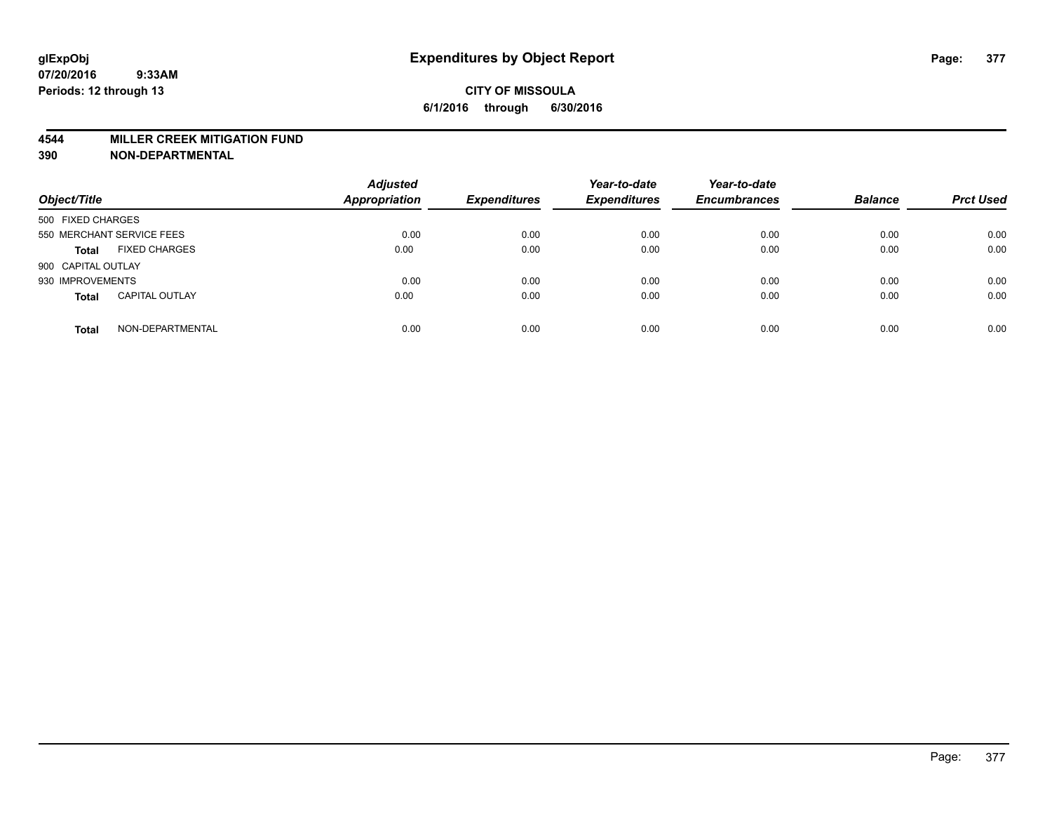# Expenditures by Object Report

glExpObj
07/20/2016 9:33AM
Periods: 12 through 13

**CITY OF MISSOULA**
**6/1/2016 through 6/30/2016**

**4544 MILLER CREEK MITIGATION FUND**
**390 NON-DEPARTMENTAL**

| Object/Title | | Adjusted Appropriation | Expenditures | Year-to-date Expenditures | Year-to-date Encumbrances | Balance | Prct Used |
|---|---|---|---|---|---|---|---|
| 500 FIXED CHARGES | | | | | | | |
| 550 MERCHANT SERVICE FEES | | 0.00 | 0.00 | 0.00 | 0.00 | 0.00 | 0.00 |
| **Total** | FIXED CHARGES | 0.00 | 0.00 | 0.00 | 0.00 | 0.00 | 0.00 |
| 900 CAPITAL OUTLAY | | | | | | | |
| 930 IMPROVEMENTS | | 0.00 | 0.00 | 0.00 | 0.00 | 0.00 | 0.00 |
| **Total** | CAPITAL OUTLAY | 0.00 | 0.00 | 0.00 | 0.00 | 0.00 | 0.00 |
| **Total** | NON-DEPARTMENTAL | 0.00 | 0.00 | 0.00 | 0.00 | 0.00 | 0.00 |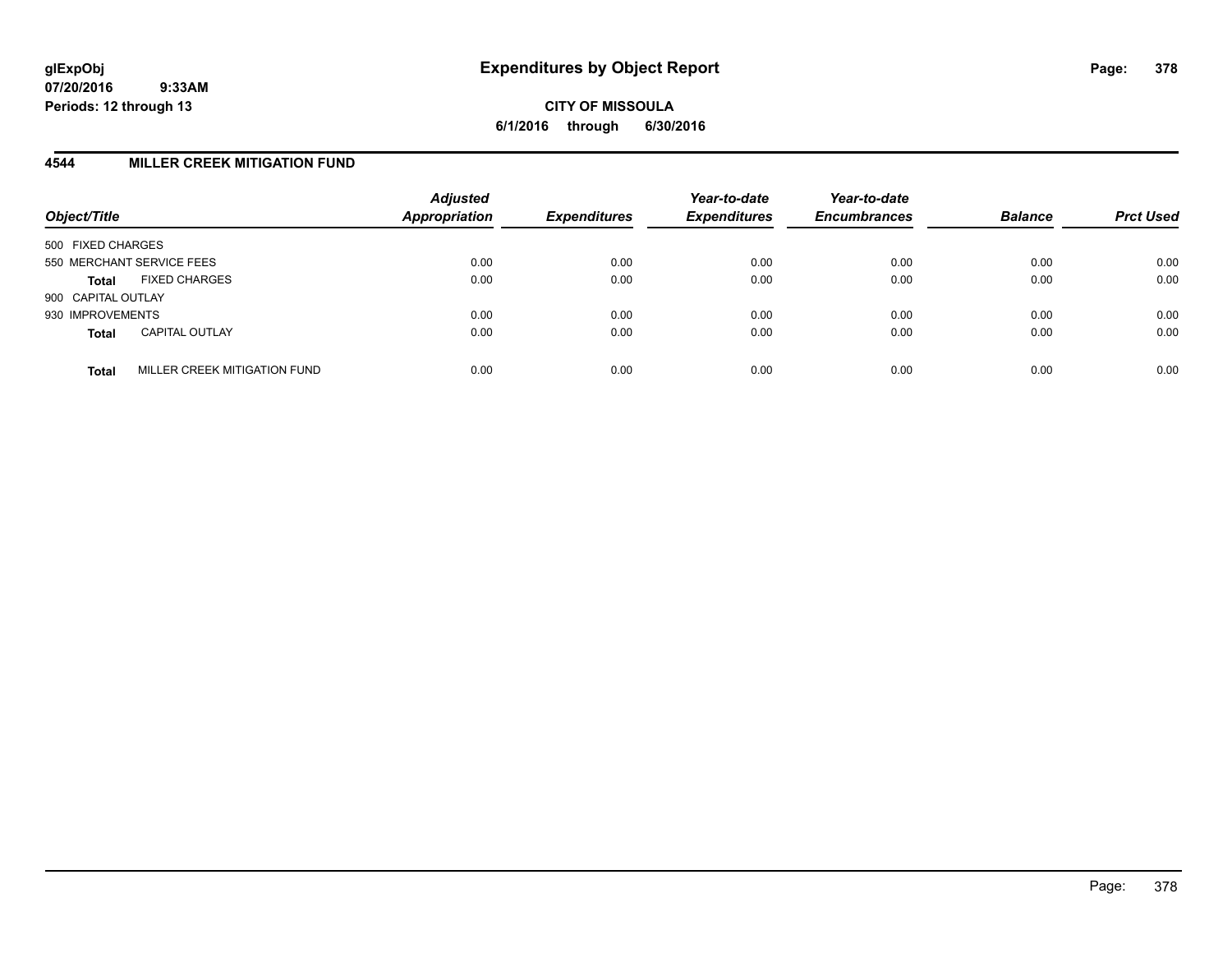**glExpObj** | **Expenditures by Object Report**

**07/20/2016 9:33AM**

**Periods: 12 through 13**

**CITY OF MISSOULA**

**6/1/2016 through 6/30/2016**

## 4544 MILLER CREEK MITIGATION FUND

| Object/Title | | *Adjusted Appropriation* | *Expenditures* | *Year-to-date Expenditures* | *Year-to-date Encumbrances* | *Balance* | *Prct Used* |
|---|---|---|---|---|---|---|---|
| 500 FIXED CHARGES | | | | | | | |
| 550 MERCHANT SERVICE FEES | | 0.00 | 0.00 | 0.00 | 0.00 | 0.00 | 0.00 |
| **Total** | FIXED CHARGES | 0.00 | 0.00 | 0.00 | 0.00 | 0.00 | 0.00 |
| 900 CAPITAL OUTLAY | | | | | | | |
| 930 IMPROVEMENTS | | 0.00 | 0.00 | 0.00 | 0.00 | 0.00 | 0.00 |
| **Total** | CAPITAL OUTLAY | 0.00 | 0.00 | 0.00 | 0.00 | 0.00 | 0.00 |
| **Total** | MILLER CREEK MITIGATION FUND | 0.00 | 0.00 | 0.00 | 0.00 | 0.00 | 0.00 |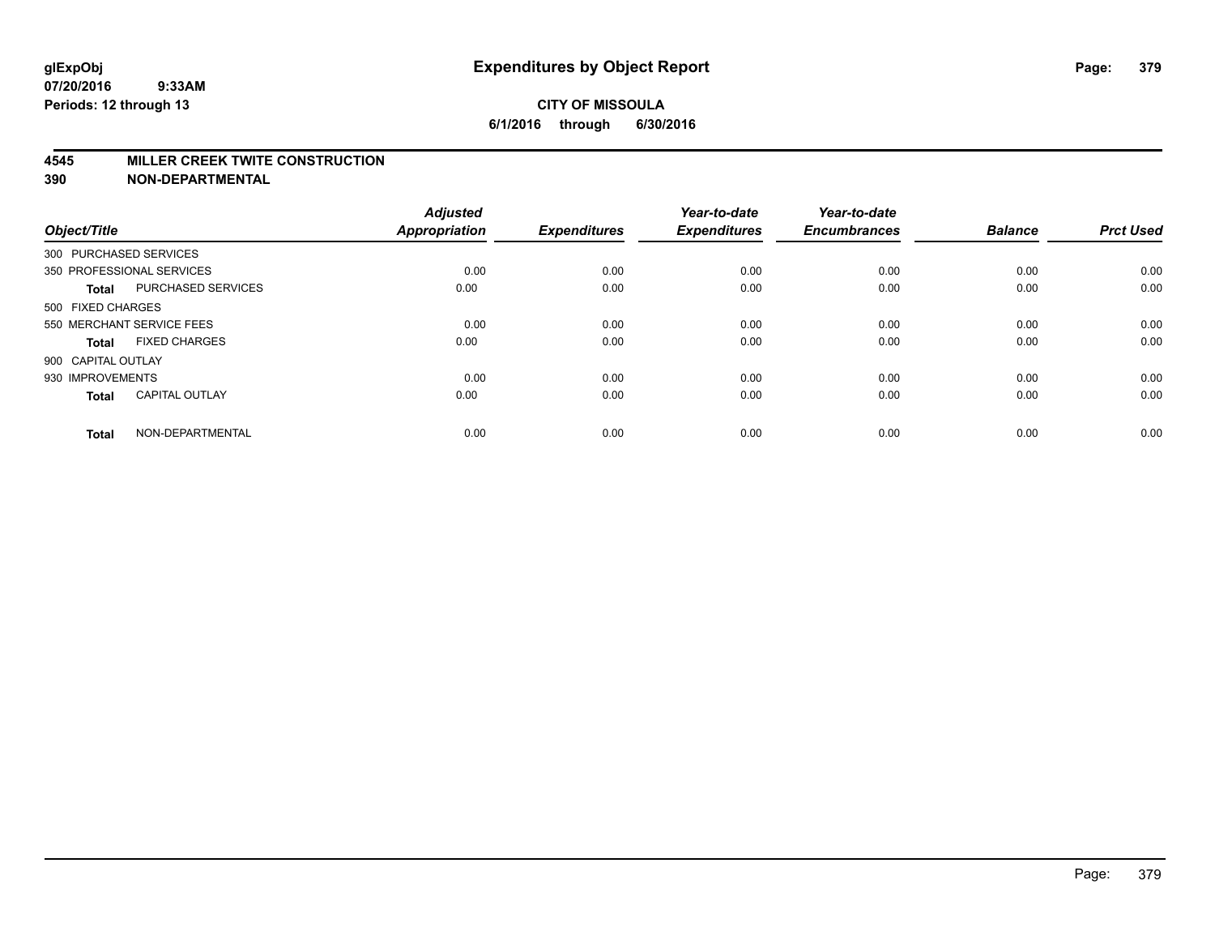# Expenditures by Object Report

glExpObj
07/20/2016 9:33AM
Periods: 12 through 13

**CITY OF MISSOULA**
**6/1/2016 through 6/30/2016**

## 4545 MILLER CREEK TWITE CONSTRUCTION
## 390 NON-DEPARTMENTAL

| Object/Title | | Adjusted Appropriation | Expenditures | Year-to-date Expenditures | Year-to-date Encumbrances | Balance | Prct Used |
|---|---|---|---|---|---|---|---|
| 300 PURCHASED SERVICES | | | | | | | |
| 350 PROFESSIONAL SERVICES | | 0.00 | 0.00 | 0.00 | 0.00 | 0.00 | 0.00 |
| **Total** | PURCHASED SERVICES | 0.00 | 0.00 | 0.00 | 0.00 | 0.00 | 0.00 |
| 500 FIXED CHARGES | | | | | | | |
| 550 MERCHANT SERVICE FEES | | 0.00 | 0.00 | 0.00 | 0.00 | 0.00 | 0.00 |
| **Total** | FIXED CHARGES | 0.00 | 0.00 | 0.00 | 0.00 | 0.00 | 0.00 |
| 900 CAPITAL OUTLAY | | | | | | | |
| 930 IMPROVEMENTS | | 0.00 | 0.00 | 0.00 | 0.00 | 0.00 | 0.00 |
| **Total** | CAPITAL OUTLAY | 0.00 | 0.00 | 0.00 | 0.00 | 0.00 | 0.00 |
| **Total** | NON-DEPARTMENTAL | 0.00 | 0.00 | 0.00 | 0.00 | 0.00 | 0.00 |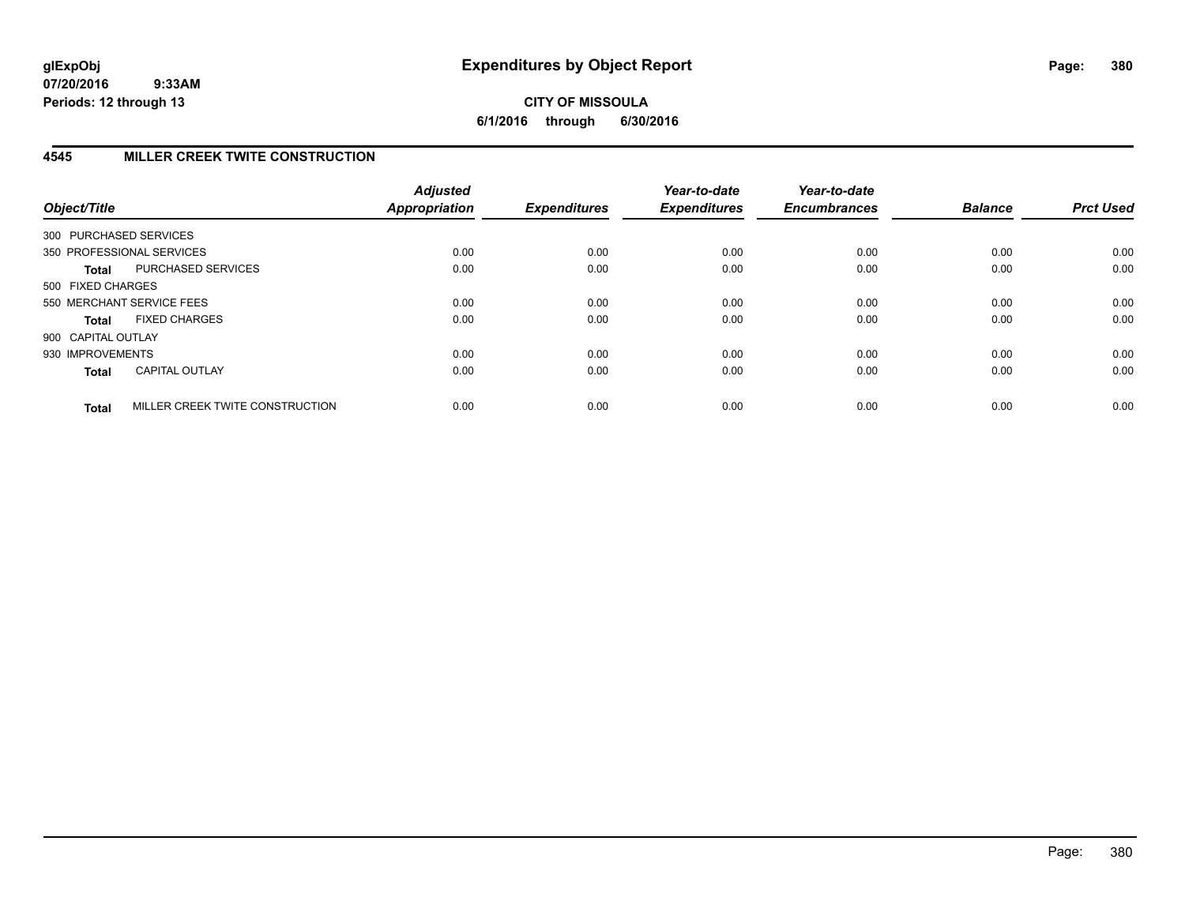# Expenditures by Object Report

**glExpObj**
**07/20/2016 9:33AM**
**Periods: 12 through 13**

**CITY OF MISSOULA**
**6/1/2016 through 6/30/2016**

## 4545 MILLER CREEK TWITE CONSTRUCTION

| Object/Title | | *Adjusted Appropriation* | *Expenditures* | *Year-to-date Expenditures* | *Year-to-date Encumbrances* | *Balance* | *Prct Used* |
|---|---|---|---|---|---|---|---|
| 300 PURCHASED SERVICES | | | | | | | |
| 350 PROFESSIONAL SERVICES | | 0.00 | 0.00 | 0.00 | 0.00 | 0.00 | 0.00 |
| **Total** | PURCHASED SERVICES | 0.00 | 0.00 | 0.00 | 0.00 | 0.00 | 0.00 |
| 500 FIXED CHARGES | | | | | | | |
| 550 MERCHANT SERVICE FEES | | 0.00 | 0.00 | 0.00 | 0.00 | 0.00 | 0.00 |
| **Total** | FIXED CHARGES | 0.00 | 0.00 | 0.00 | 0.00 | 0.00 | 0.00 |
| 900 CAPITAL OUTLAY | | | | | | | |
| 930 IMPROVEMENTS | | 0.00 | 0.00 | 0.00 | 0.00 | 0.00 | 0.00 |
| **Total** | CAPITAL OUTLAY | 0.00 | 0.00 | 0.00 | 0.00 | 0.00 | 0.00 |
| **Total** | MILLER CREEK TWITE CONSTRUCTION | 0.00 | 0.00 | 0.00 | 0.00 | 0.00 | 0.00 |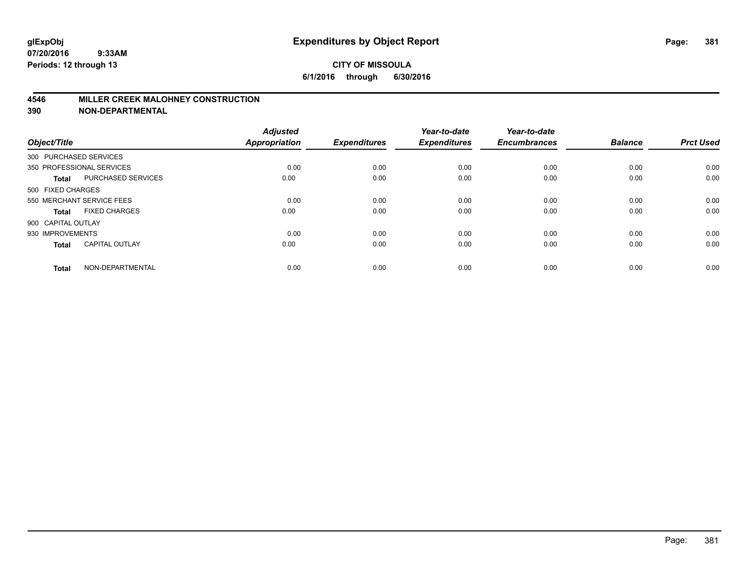# Expenditures by Object Report

glExpObj
07/20/2016 9:33AM
Periods: 12 through 13

**CITY OF MISSOULA**
**6/1/2016 through 6/30/2016**

## 4546 MILLER CREEK MALOHNEY CONSTRUCTION
## 390 NON-DEPARTMENTAL

| Object/Title | | Adjusted Appropriation | Expenditures | Year-to-date Expenditures | Year-to-date Encumbrances | Balance | Prct Used |
|---|---|---|---|---|---|---|---|
| 300 PURCHASED SERVICES | | | | | | | |
| 350 PROFESSIONAL SERVICES | | 0.00 | 0.00 | 0.00 | 0.00 | 0.00 | 0.00 |
| **Total** | PURCHASED SERVICES | 0.00 | 0.00 | 0.00 | 0.00 | 0.00 | 0.00 |
| 500 FIXED CHARGES | | | | | | | |
| 550 MERCHANT SERVICE FEES | | 0.00 | 0.00 | 0.00 | 0.00 | 0.00 | 0.00 |
| **Total** | FIXED CHARGES | 0.00 | 0.00 | 0.00 | 0.00 | 0.00 | 0.00 |
| 900 CAPITAL OUTLAY | | | | | | | |
| 930 IMPROVEMENTS | | 0.00 | 0.00 | 0.00 | 0.00 | 0.00 | 0.00 |
| **Total** | CAPITAL OUTLAY | 0.00 | 0.00 | 0.00 | 0.00 | 0.00 | 0.00 |
| **Total** | NON-DEPARTMENTAL | 0.00 | 0.00 | 0.00 | 0.00 | 0.00 | 0.00 |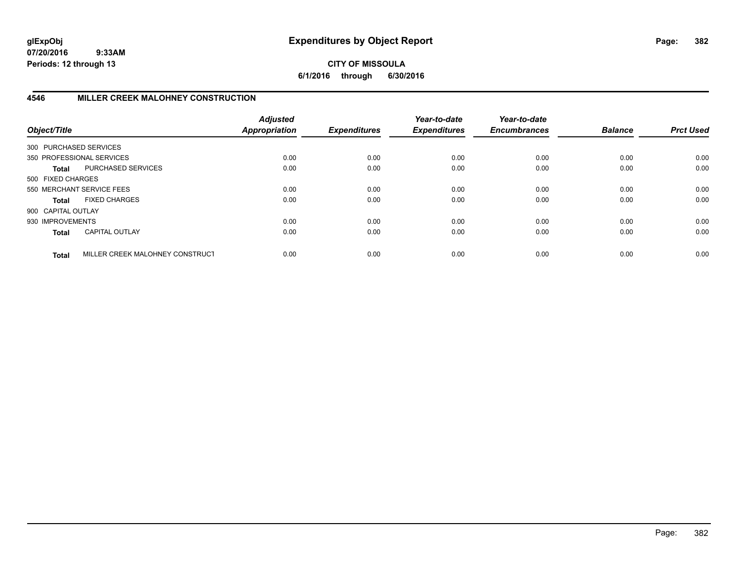**glExpObj**
**07/20/2016 9:33AM**
**Periods: 12 through 13**

# Expenditures by Object Report

**CITY OF MISSOULA**
**6/1/2016 through 6/30/2016**

## 4546 MILLER CREEK MALOHNEY CONSTRUCTION

| Object/Title | | *Adjusted Appropriation* | *Expenditures* | *Year-to-date Expenditures* | *Year-to-date Encumbrances* | *Balance* | *Prct Used* |
|---|---|---|---|---|---|---|---|
| 300 PURCHASED SERVICES | | | | | | | |
| 350 PROFESSIONAL SERVICES | | 0.00 | 0.00 | 0.00 | 0.00 | 0.00 | 0.00 |
| **Total** | PURCHASED SERVICES | 0.00 | 0.00 | 0.00 | 0.00 | 0.00 | 0.00 |
| 500 FIXED CHARGES | | | | | | | |
| 550 MERCHANT SERVICE FEES | | 0.00 | 0.00 | 0.00 | 0.00 | 0.00 | 0.00 |
| **Total** | FIXED CHARGES | 0.00 | 0.00 | 0.00 | 0.00 | 0.00 | 0.00 |
| 900 CAPITAL OUTLAY | | | | | | | |
| 930 IMPROVEMENTS | | 0.00 | 0.00 | 0.00 | 0.00 | 0.00 | 0.00 |
| **Total** | CAPITAL OUTLAY | 0.00 | 0.00 | 0.00 | 0.00 | 0.00 | 0.00 |
| **Total** | MILLER CREEK MALOHNEY CONSTRUCT | 0.00 | 0.00 | 0.00 | 0.00 | 0.00 | 0.00 |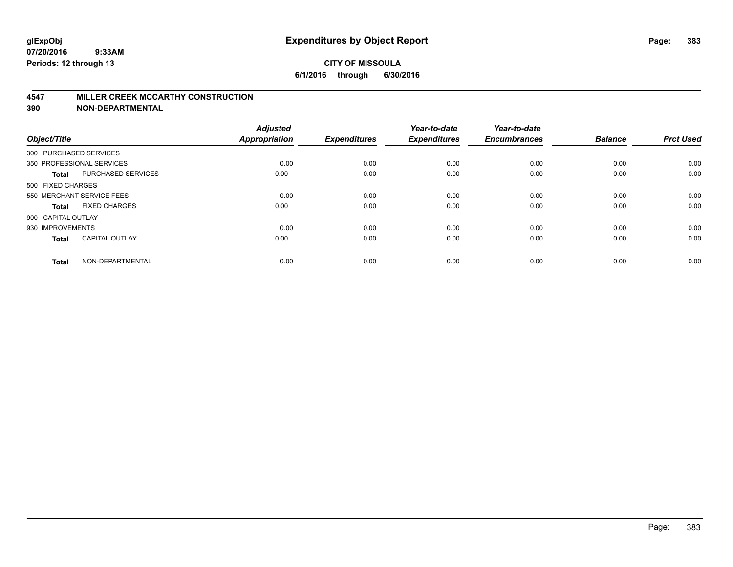# Expenditures by Object Report

glExpObj
07/20/2016 9:33AM
Periods: 12 through 13

**CITY OF MISSOULA**
**6/1/2016 through 6/30/2016**

## 4547 MILLER CREEK MCCARTHY CONSTRUCTION
## 390 NON-DEPARTMENTAL

| Object/Title | | Adjusted Appropriation | Expenditures | Year-to-date Expenditures | Year-to-date Encumbrances | Balance | Prct Used |
|---|---|---|---|---|---|---|---|
| 300 PURCHASED SERVICES | | | | | | | |
| 350 PROFESSIONAL SERVICES | | 0.00 | 0.00 | 0.00 | 0.00 | 0.00 | 0.00 |
| **Total** | PURCHASED SERVICES | 0.00 | 0.00 | 0.00 | 0.00 | 0.00 | 0.00 |
| 500 FIXED CHARGES | | | | | | | |
| 550 MERCHANT SERVICE FEES | | 0.00 | 0.00 | 0.00 | 0.00 | 0.00 | 0.00 |
| **Total** | FIXED CHARGES | 0.00 | 0.00 | 0.00 | 0.00 | 0.00 | 0.00 |
| 900 CAPITAL OUTLAY | | | | | | | |
| 930 IMPROVEMENTS | | 0.00 | 0.00 | 0.00 | 0.00 | 0.00 | 0.00 |
| **Total** | CAPITAL OUTLAY | 0.00 | 0.00 | 0.00 | 0.00 | 0.00 | 0.00 |
| **Total** | NON-DEPARTMENTAL | 0.00 | 0.00 | 0.00 | 0.00 | 0.00 | 0.00 |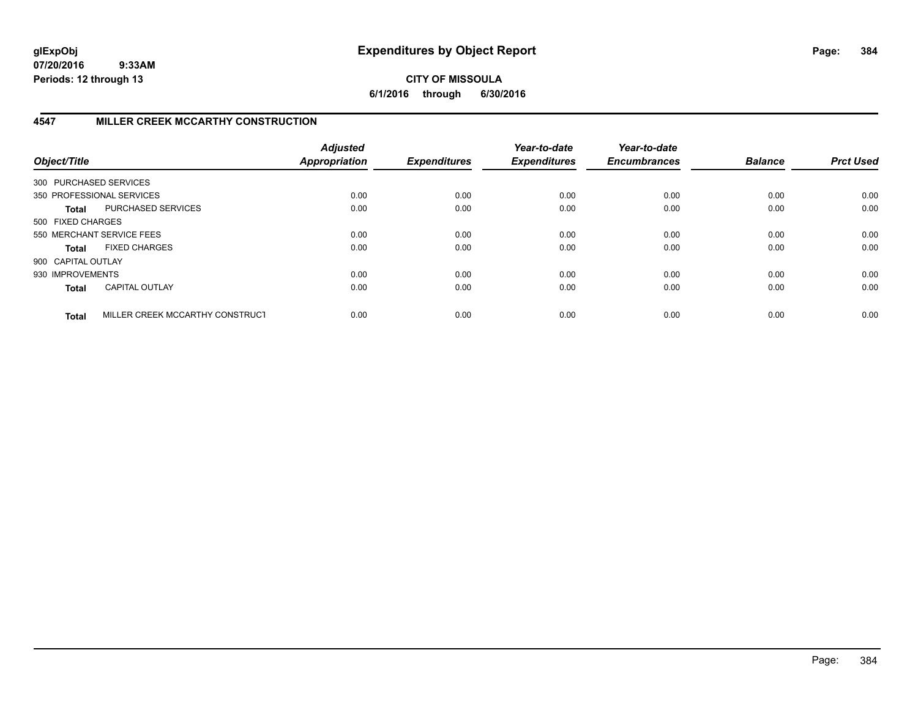**glExpObj**
**07/20/2016 9:33AM**
**Periods: 12 through 13**

# Expenditures by Object Report

**CITY OF MISSOULA**
**6/1/2016 through 6/30/2016**

## 4547 MILLER CREEK MCCARTHY CONSTRUCTION

| Object/Title | | Adjusted Appropriation | Expenditures | Year-to-date Expenditures | Year-to-date Encumbrances | Balance | Prct Used |
|---|---|---|---|---|---|---|---|
| 300 PURCHASED SERVICES | | | | | | | |
| 350 PROFESSIONAL SERVICES | | 0.00 | 0.00 | 0.00 | 0.00 | 0.00 | 0.00 |
| **Total** | PURCHASED SERVICES | 0.00 | 0.00 | 0.00 | 0.00 | 0.00 | 0.00 |
| 500 FIXED CHARGES | | | | | | | |
| 550 MERCHANT SERVICE FEES | | 0.00 | 0.00 | 0.00 | 0.00 | 0.00 | 0.00 |
| **Total** | FIXED CHARGES | 0.00 | 0.00 | 0.00 | 0.00 | 0.00 | 0.00 |
| 900 CAPITAL OUTLAY | | | | | | | |
| 930 IMPROVEMENTS | | 0.00 | 0.00 | 0.00 | 0.00 | 0.00 | 0.00 |
| **Total** | CAPITAL OUTLAY | 0.00 | 0.00 | 0.00 | 0.00 | 0.00 | 0.00 |
| **Total** | MILLER CREEK MCCARTHY CONSTRUCT | 0.00 | 0.00 | 0.00 | 0.00 | 0.00 | 0.00 |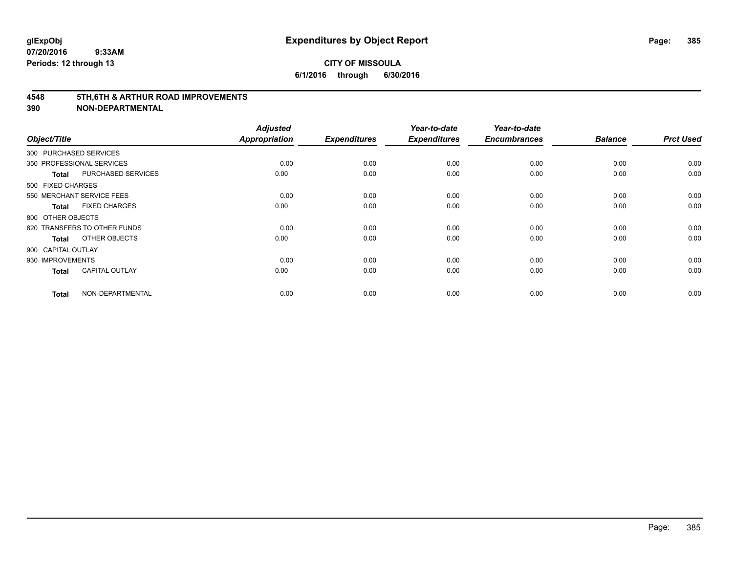**glExpObj**
**07/20/2016 9:33AM**
**Periods: 12 through 13**

# Expenditures by Object Report

**CITY OF MISSOULA**
**6/1/2016 through 6/30/2016**

## 4548 5TH,6TH & ARTHUR ROAD IMPROVEMENTS
## 390 NON-DEPARTMENTAL

| Object/Title | | Adjusted Appropriation | Expenditures | Year-to-date Expenditures | Year-to-date Encumbrances | Balance | Prct Used |
|---|---|---|---|---|---|---|---|
| 300 PURCHASED SERVICES | | | | | | | |
| 350 PROFESSIONAL SERVICES | | 0.00 | 0.00 | 0.00 | 0.00 | 0.00 | 0.00 |
| **Total** | PURCHASED SERVICES | 0.00 | 0.00 | 0.00 | 0.00 | 0.00 | 0.00 |
| 500 FIXED CHARGES | | | | | | | |
| 550 MERCHANT SERVICE FEES | | 0.00 | 0.00 | 0.00 | 0.00 | 0.00 | 0.00 |
| **Total** | FIXED CHARGES | 0.00 | 0.00 | 0.00 | 0.00 | 0.00 | 0.00 |
| 800 OTHER OBJECTS | | | | | | | |
| 820 TRANSFERS TO OTHER FUNDS | | 0.00 | 0.00 | 0.00 | 0.00 | 0.00 | 0.00 |
| **Total** | OTHER OBJECTS | 0.00 | 0.00 | 0.00 | 0.00 | 0.00 | 0.00 |
| 900 CAPITAL OUTLAY | | | | | | | |
| 930 IMPROVEMENTS | | 0.00 | 0.00 | 0.00 | 0.00 | 0.00 | 0.00 |
| **Total** | CAPITAL OUTLAY | 0.00 | 0.00 | 0.00 | 0.00 | 0.00 | 0.00 |
| **Total** | NON-DEPARTMENTAL | 0.00 | 0.00 | 0.00 | 0.00 | 0.00 | 0.00 |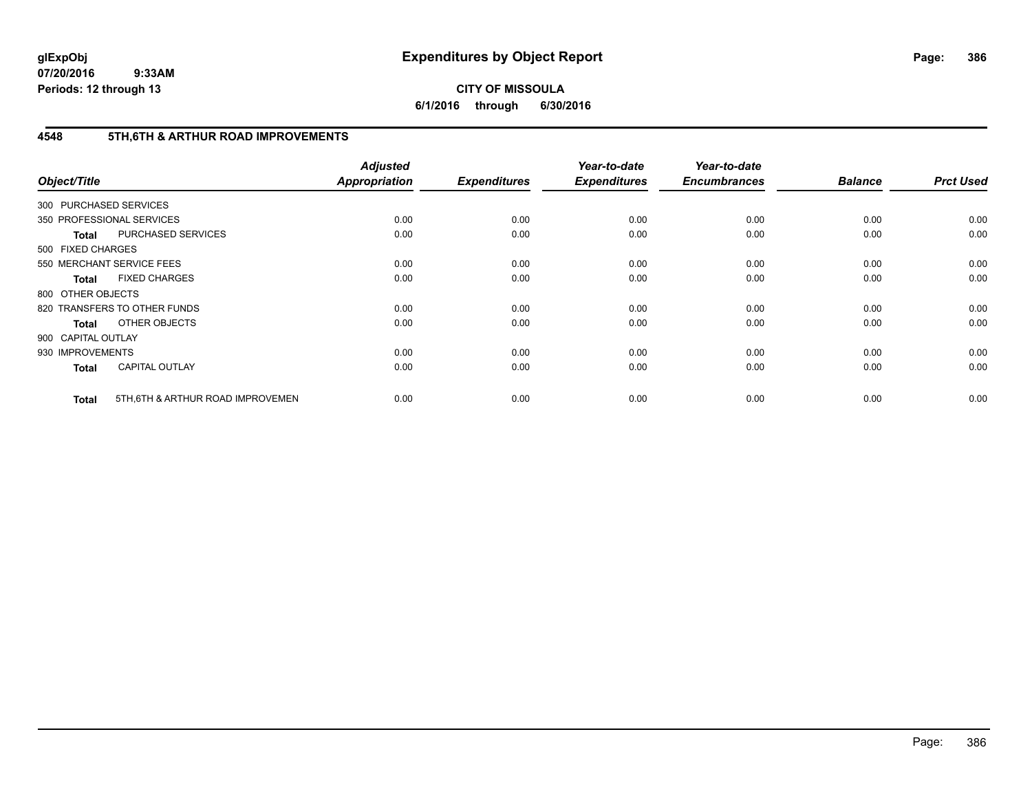**glExpObj**
**07/20/2016 9:33AM**
**Periods: 12 through 13**

# Expenditures by Object Report

**CITY OF MISSOULA**
**6/1/2016 through 6/30/2016**

## 4548 5TH,6TH & ARTHUR ROAD IMPROVEMENTS

| Object/Title | | Adjusted Appropriation | Expenditures | Year-to-date Expenditures | Year-to-date Encumbrances | Balance | Prct Used |
|---|---|---|---|---|---|---|---|
| 300 PURCHASED SERVICES | | | | | | | |
| 350 PROFESSIONAL SERVICES | | 0.00 | 0.00 | 0.00 | 0.00 | 0.00 | 0.00 |
| **Total** | PURCHASED SERVICES | 0.00 | 0.00 | 0.00 | 0.00 | 0.00 | 0.00 |
| 500 FIXED CHARGES | | | | | | | |
| 550 MERCHANT SERVICE FEES | | 0.00 | 0.00 | 0.00 | 0.00 | 0.00 | 0.00 |
| **Total** | FIXED CHARGES | 0.00 | 0.00 | 0.00 | 0.00 | 0.00 | 0.00 |
| 800 OTHER OBJECTS | | | | | | | |
| 820 TRANSFERS TO OTHER FUNDS | | 0.00 | 0.00 | 0.00 | 0.00 | 0.00 | 0.00 |
| **Total** | OTHER OBJECTS | 0.00 | 0.00 | 0.00 | 0.00 | 0.00 | 0.00 |
| 900 CAPITAL OUTLAY | | | | | | | |
| 930 IMPROVEMENTS | | 0.00 | 0.00 | 0.00 | 0.00 | 0.00 | 0.00 |
| **Total** | CAPITAL OUTLAY | 0.00 | 0.00 | 0.00 | 0.00 | 0.00 | 0.00 |
| **Total** | 5TH,6TH & ARTHUR ROAD IMPROVEMEN | 0.00 | 0.00 | 0.00 | 0.00 | 0.00 | 0.00 |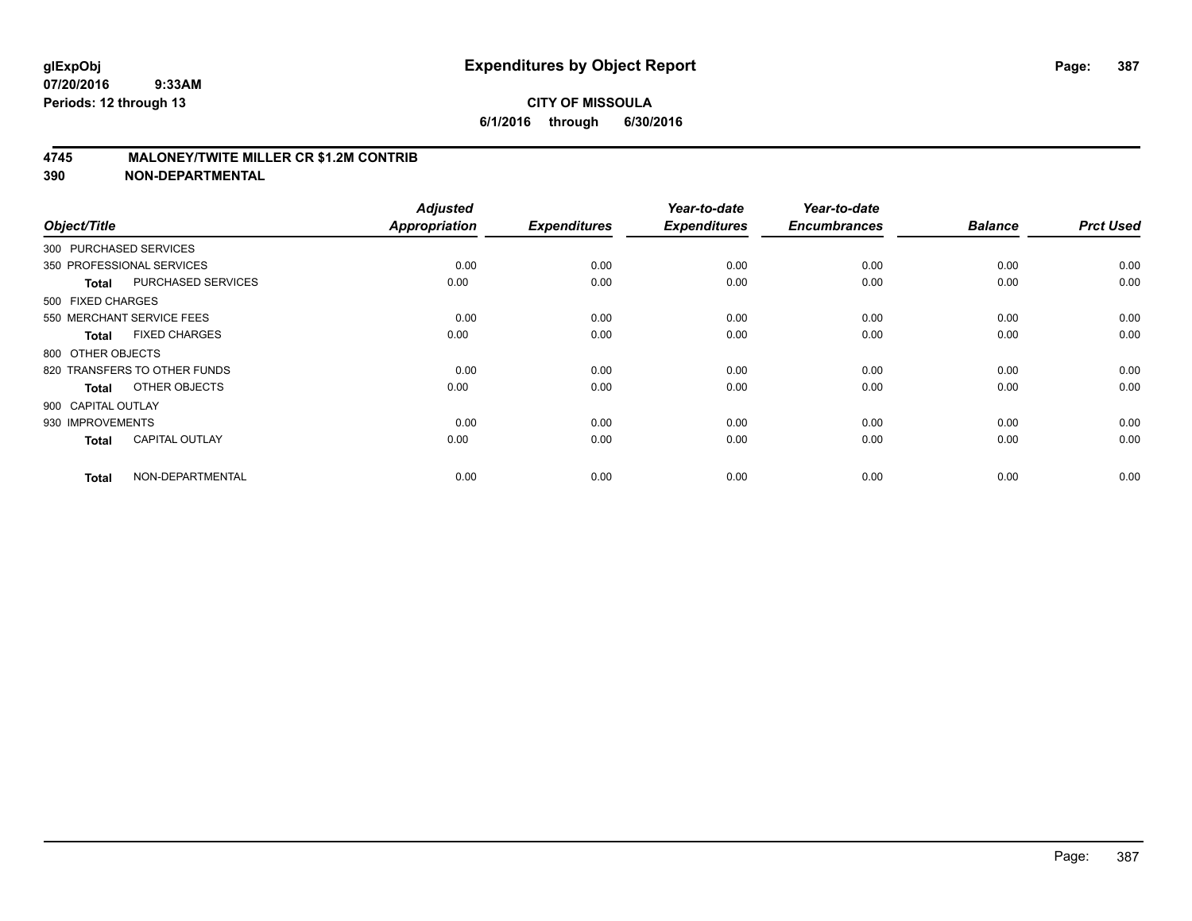# Expenditures by Object Report

glExpObj
07/20/2016 9:33AM
Periods: 12 through 13

**CITY OF MISSOULA**
**6/1/2016 through 6/30/2016**

## 4745 MALONEY/TWITE MILLER CR $1.2M CONTRIB
## 390 NON-DEPARTMENTAL

| Object/Title | Adjusted Appropriation | Expenditures | Year-to-date Expenditures | Year-to-date Encumbrances | Balance | Prct Used |
|---|---|---|---|---|---|---|
| 300 PURCHASED SERVICES | | | | | | |
| 350 PROFESSIONAL SERVICES | 0.00 | 0.00 | 0.00 | 0.00 | 0.00 | 0.00 |
| **Total** PURCHASED SERVICES | 0.00 | 0.00 | 0.00 | 0.00 | 0.00 | 0.00 |
| 500 FIXED CHARGES | | | | | | |
| 550 MERCHANT SERVICE FEES | 0.00 | 0.00 | 0.00 | 0.00 | 0.00 | 0.00 |
| **Total** FIXED CHARGES | 0.00 | 0.00 | 0.00 | 0.00 | 0.00 | 0.00 |
| 800 OTHER OBJECTS | | | | | | |
| 820 TRANSFERS TO OTHER FUNDS | 0.00 | 0.00 | 0.00 | 0.00 | 0.00 | 0.00 |
| **Total** OTHER OBJECTS | 0.00 | 0.00 | 0.00 | 0.00 | 0.00 | 0.00 |
| 900 CAPITAL OUTLAY | | | | | | |
| 930 IMPROVEMENTS | 0.00 | 0.00 | 0.00 | 0.00 | 0.00 | 0.00 |
| **Total** CAPITAL OUTLAY | 0.00 | 0.00 | 0.00 | 0.00 | 0.00 | 0.00 |
| **Total** NON-DEPARTMENTAL | 0.00 | 0.00 | 0.00 | 0.00 | 0.00 | 0.00 |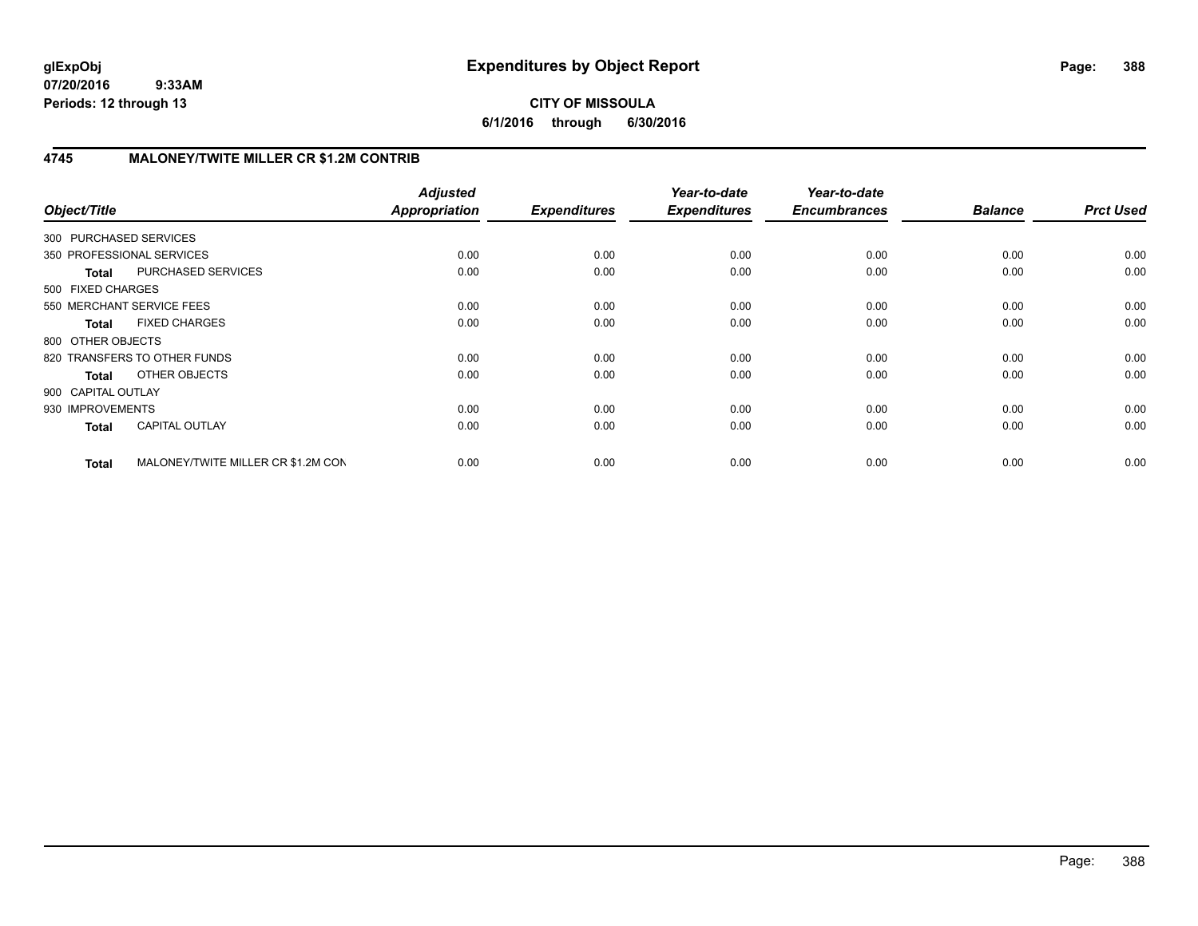**glExpObj**
**07/20/2016 9:33AM**
**Periods: 12 through 13**

# Expenditures by Object Report

**CITY OF MISSOULA**
**6/1/2016 through 6/30/2016**

## 4745 MALONEY/TWITE MILLER CR $1.2M CONTRIB

| Object/Title | | *Adjusted Appropriation* | *Expenditures* | *Year-to-date Expenditures* | *Year-to-date Encumbrances* | *Balance* | *Prct Used* |
|---|---|---|---|---|---|---|---|
| 300 PURCHASED SERVICES | | | | | | | |
| 350 PROFESSIONAL SERVICES | | 0.00 | 0.00 | 0.00 | 0.00 | 0.00 | 0.00 |
| **Total** | PURCHASED SERVICES | 0.00 | 0.00 | 0.00 | 0.00 | 0.00 | 0.00 |
| 500 FIXED CHARGES | | | | | | | |
| 550 MERCHANT SERVICE FEES | | 0.00 | 0.00 | 0.00 | 0.00 | 0.00 | 0.00 |
| **Total** | FIXED CHARGES | 0.00 | 0.00 | 0.00 | 0.00 | 0.00 | 0.00 |
| 800 OTHER OBJECTS | | | | | | | |
| 820 TRANSFERS TO OTHER FUNDS | | 0.00 | 0.00 | 0.00 | 0.00 | 0.00 | 0.00 |
| **Total** | OTHER OBJECTS | 0.00 | 0.00 | 0.00 | 0.00 | 0.00 | 0.00 |
| 900 CAPITAL OUTLAY | | | | | | | |
| 930 IMPROVEMENTS | | 0.00 | 0.00 | 0.00 | 0.00 | 0.00 | 0.00 |
| **Total** | CAPITAL OUTLAY | 0.00 | 0.00 | 0.00 | 0.00 | 0.00 | 0.00 |
| **Total** | MALONEY/TWITE MILLER CR $1.2M CON | 0.00 | 0.00 | 0.00 | 0.00 | 0.00 | 0.00 |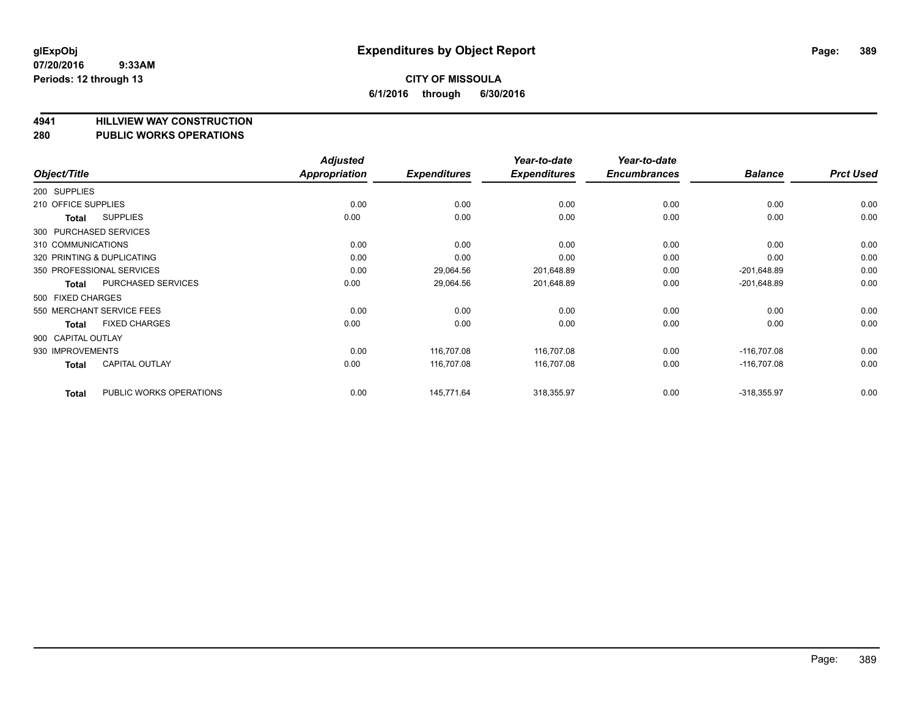**glExpObj**
**07/20/2016 9:33AM**
**Periods: 12 through 13**

# Expenditures by Object Report

**CITY OF MISSOULA**
**6/1/2016 through 6/30/2016**

## 4941 HILLVIEW WAY CONSTRUCTION
## 280 PUBLIC WORKS OPERATIONS

| Object/Title | Adjusted Appropriation | Expenditures | Year-to-date Expenditures | Year-to-date Encumbrances | Balance | Prct Used |
|---|---|---|---|---|---|---|
| 200 SUPPLIES | | | | | | |
| 210 OFFICE SUPPLIES | 0.00 | 0.00 | 0.00 | 0.00 | 0.00 | 0.00 |
| **Total** SUPPLIES | 0.00 | 0.00 | 0.00 | 0.00 | 0.00 | 0.00 |
| 300 PURCHASED SERVICES | | | | | | |
| 310 COMMUNICATIONS | 0.00 | 0.00 | 0.00 | 0.00 | 0.00 | 0.00 |
| 320 PRINTING & DUPLICATING | 0.00 | 0.00 | 0.00 | 0.00 | 0.00 | 0.00 |
| 350 PROFESSIONAL SERVICES | 0.00 | 29,064.56 | 201,648.89 | 0.00 | -201,648.89 | 0.00 |
| **Total** PURCHASED SERVICES | 0.00 | 29,064.56 | 201,648.89 | 0.00 | -201,648.89 | 0.00 |
| 500 FIXED CHARGES | | | | | | |
| 550 MERCHANT SERVICE FEES | 0.00 | 0.00 | 0.00 | 0.00 | 0.00 | 0.00 |
| **Total** FIXED CHARGES | 0.00 | 0.00 | 0.00 | 0.00 | 0.00 | 0.00 |
| 900 CAPITAL OUTLAY | | | | | | |
| 930 IMPROVEMENTS | 0.00 | 116,707.08 | 116,707.08 | 0.00 | -116,707.08 | 0.00 |
| **Total** CAPITAL OUTLAY | 0.00 | 116,707.08 | 116,707.08 | 0.00 | -116,707.08 | 0.00 |
| **Total** PUBLIC WORKS OPERATIONS | 0.00 | 145,771.64 | 318,355.97 | 0.00 | -318,355.97 | 0.00 |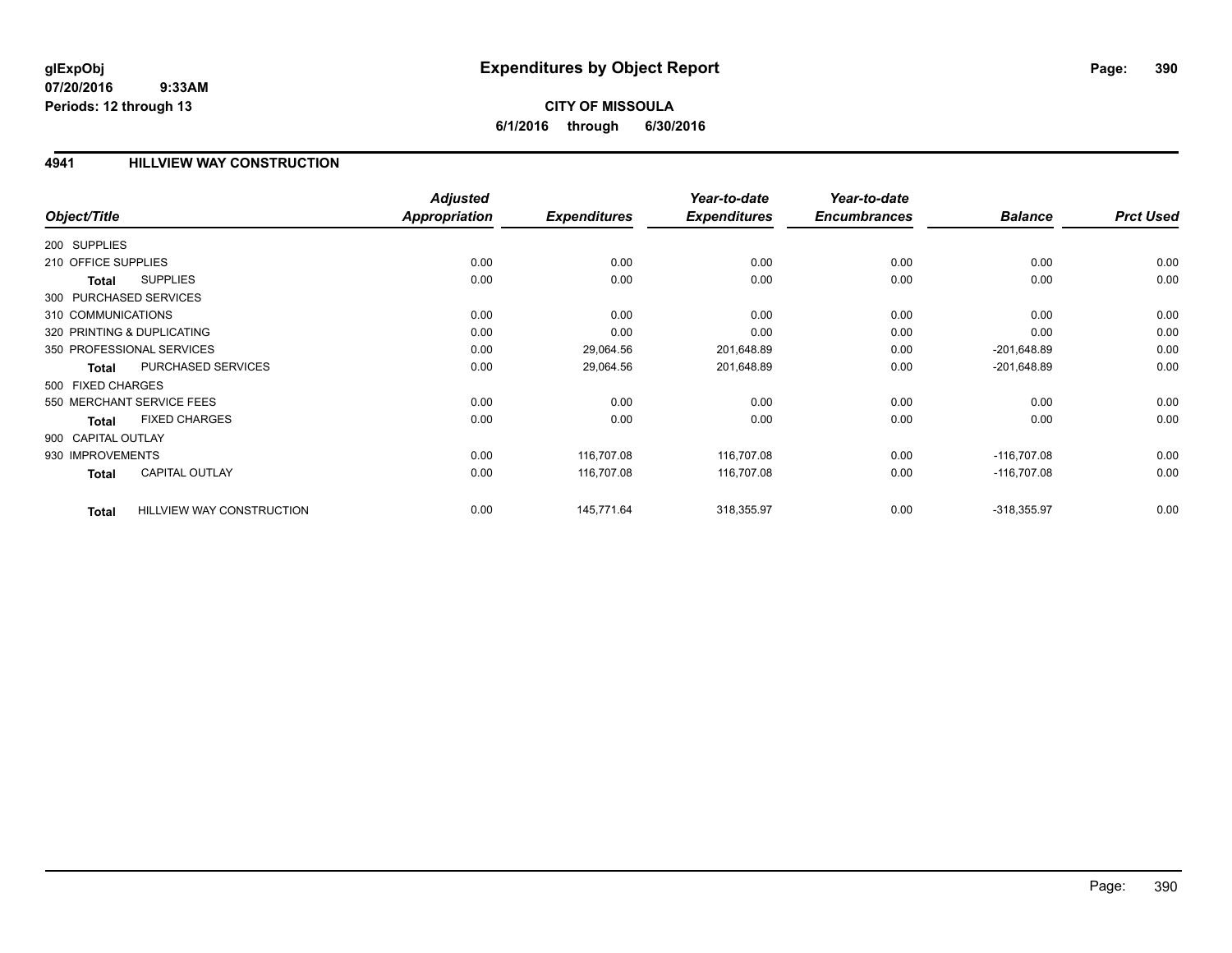**glExpObj**
**07/20/2016 9:33AM**
**Periods: 12 through 13**

# Expenditures by Object Report

**CITY OF MISSOULA**
**6/1/2016 through 6/30/2016**

## 4941 HILLVIEW WAY CONSTRUCTION

| Object/Title | Adjusted Appropriation | Expenditures | Year-to-date Expenditures | Year-to-date Encumbrances | Balance | Prct Used |
|---|---|---|---|---|---|---|
| 200 SUPPLIES | | | | | | |
| 210 OFFICE SUPPLIES | 0.00 | 0.00 | 0.00 | 0.00 | 0.00 | 0.00 |
| **Total** SUPPLIES | 0.00 | 0.00 | 0.00 | 0.00 | 0.00 | 0.00 |
| 300 PURCHASED SERVICES | | | | | | |
| 310 COMMUNICATIONS | 0.00 | 0.00 | 0.00 | 0.00 | 0.00 | 0.00 |
| 320 PRINTING & DUPLICATING | 0.00 | 0.00 | 0.00 | 0.00 | 0.00 | 0.00 |
| 350 PROFESSIONAL SERVICES | 0.00 | 29,064.56 | 201,648.89 | 0.00 | -201,648.89 | 0.00 |
| **Total** PURCHASED SERVICES | 0.00 | 29,064.56 | 201,648.89 | 0.00 | -201,648.89 | 0.00 |
| 500 FIXED CHARGES | | | | | | |
| 550 MERCHANT SERVICE FEES | 0.00 | 0.00 | 0.00 | 0.00 | 0.00 | 0.00 |
| **Total** FIXED CHARGES | 0.00 | 0.00 | 0.00 | 0.00 | 0.00 | 0.00 |
| 900 CAPITAL OUTLAY | | | | | | |
| 930 IMPROVEMENTS | 0.00 | 116,707.08 | 116,707.08 | 0.00 | -116,707.08 | 0.00 |
| **Total** CAPITAL OUTLAY | 0.00 | 116,707.08 | 116,707.08 | 0.00 | -116,707.08 | 0.00 |
| **Total** HILLVIEW WAY CONSTRUCTION | 0.00 | 145,771.64 | 318,355.97 | 0.00 | -318,355.97 | 0.00 |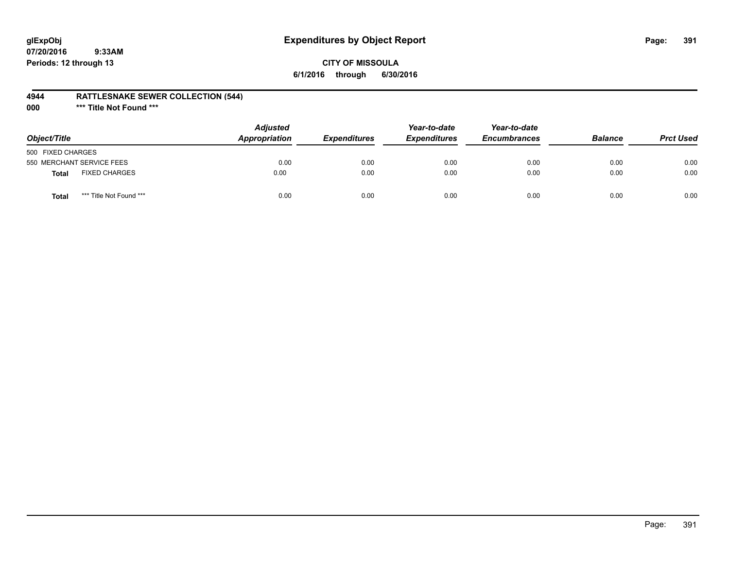# Expenditures by Object Report

glExpObj
07/20/2016 9:33AM
Periods: 12 through 13

**CITY OF MISSOULA**
**6/1/2016 through 6/30/2016**

**4944 RATTLESNAKE SEWER COLLECTION (544)**
**000 \*\*\* Title Not Found \*\*\***

| Object/Title | | Adjusted Appropriation | Expenditures | Year-to-date Expenditures | Year-to-date Encumbrances | Balance | Prct Used |
|---|---|---|---|---|---|---|---|
| 500 FIXED CHARGES | | | | | | | |
| 550 MERCHANT SERVICE FEES | | 0.00 | 0.00 | 0.00 | 0.00 | 0.00 | 0.00 |
| **Total** | FIXED CHARGES | 0.00 | 0.00 | 0.00 | 0.00 | 0.00 | 0.00 |
| **Total** | *** Title Not Found *** | 0.00 | 0.00 | 0.00 | 0.00 | 0.00 | 0.00 |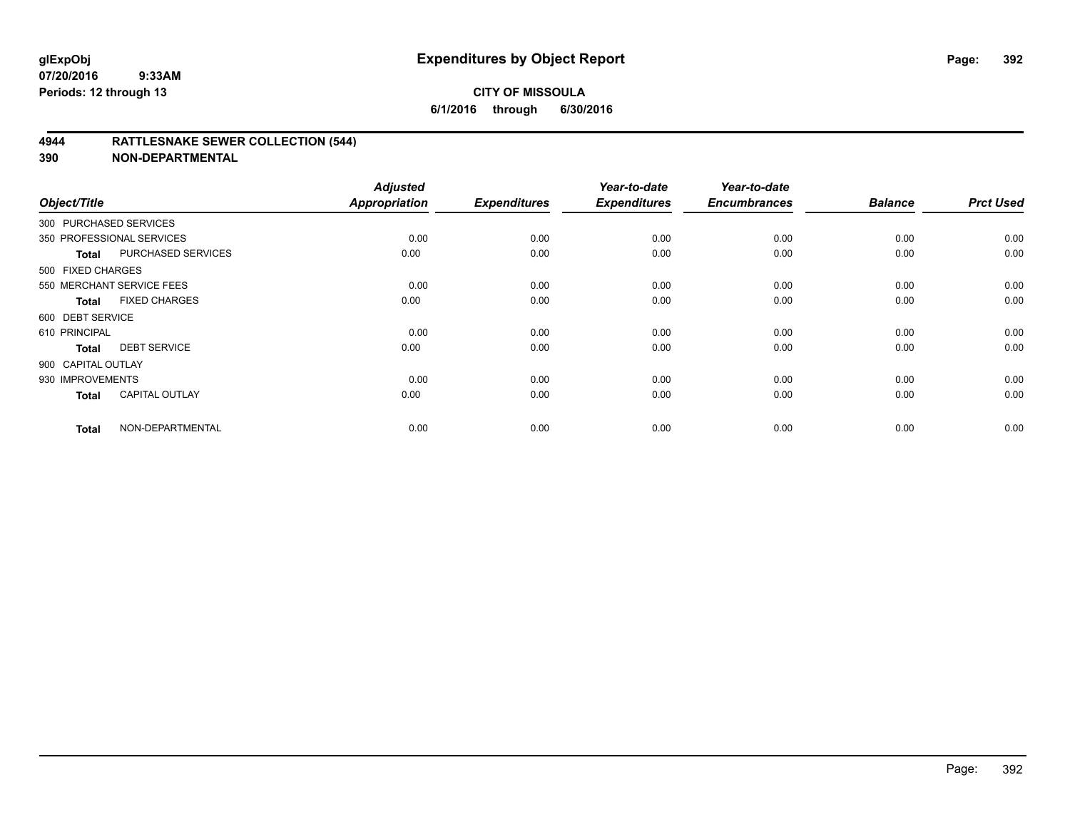# Expenditures by Object Report

glExpObj
07/20/2016 9:33AM
Periods: 12 through 13

**CITY OF MISSOULA**
**6/1/2016 through 6/30/2016**

## 4944 RATTLESNAKE SEWER COLLECTION (544)
## 390 NON-DEPARTMENTAL

| Object/Title | | Adjusted Appropriation | Expenditures | Year-to-date Expenditures | Year-to-date Encumbrances | Balance | Prct Used |
|---|---|---|---|---|---|---|---|
| 300 PURCHASED SERVICES | | | | | | | |
| 350 PROFESSIONAL SERVICES | | 0.00 | 0.00 | 0.00 | 0.00 | 0.00 | 0.00 |
| **Total** | PURCHASED SERVICES | 0.00 | 0.00 | 0.00 | 0.00 | 0.00 | 0.00 |
| 500 FIXED CHARGES | | | | | | | |
| 550 MERCHANT SERVICE FEES | | 0.00 | 0.00 | 0.00 | 0.00 | 0.00 | 0.00 |
| **Total** | FIXED CHARGES | 0.00 | 0.00 | 0.00 | 0.00 | 0.00 | 0.00 |
| 600 DEBT SERVICE | | | | | | | |
| 610 PRINCIPAL | | 0.00 | 0.00 | 0.00 | 0.00 | 0.00 | 0.00 |
| **Total** | DEBT SERVICE | 0.00 | 0.00 | 0.00 | 0.00 | 0.00 | 0.00 |
| 900 CAPITAL OUTLAY | | | | | | | |
| 930 IMPROVEMENTS | | 0.00 | 0.00 | 0.00 | 0.00 | 0.00 | 0.00 |
| **Total** | CAPITAL OUTLAY | 0.00 | 0.00 | 0.00 | 0.00 | 0.00 | 0.00 |
| **Total** | NON-DEPARTMENTAL | 0.00 | 0.00 | 0.00 | 0.00 | 0.00 | 0.00 |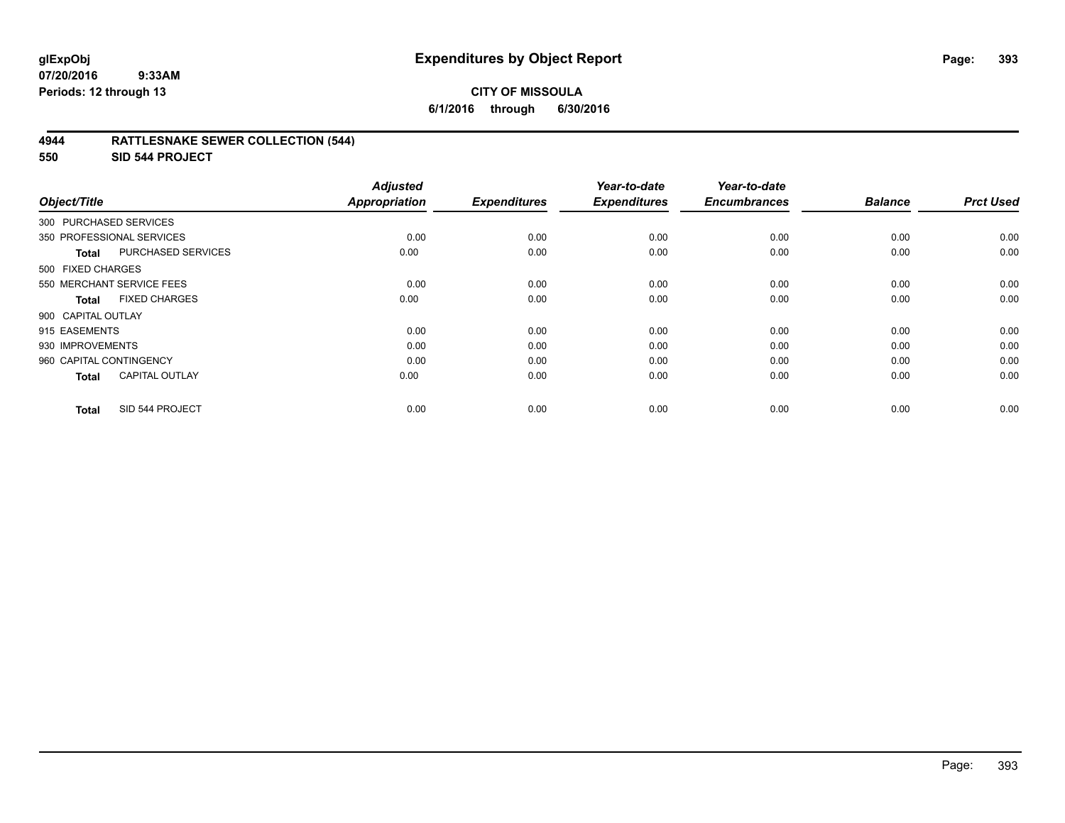**glExpObj**
**07/20/2016 9:33AM**
**Periods: 12 through 13**

# Expenditures by Object Report

**CITY OF MISSOULA**
**6/1/2016 through 6/30/2016**

## 4944 RATTLESNAKE SEWER COLLECTION (544)
## 550 SID 544 PROJECT

| Object/Title | Adjusted Appropriation | Expenditures | Year-to-date Expenditures | Year-to-date Encumbrances | Balance | Prct Used |
|---|---|---|---|---|---|---|
| 300 PURCHASED SERVICES | | | | | | |
| 350 PROFESSIONAL SERVICES | 0.00 | 0.00 | 0.00 | 0.00 | 0.00 | 0.00 |
| **Total** PURCHASED SERVICES | 0.00 | 0.00 | 0.00 | 0.00 | 0.00 | 0.00 |
| 500 FIXED CHARGES | | | | | | |
| 550 MERCHANT SERVICE FEES | 0.00 | 0.00 | 0.00 | 0.00 | 0.00 | 0.00 |
| **Total** FIXED CHARGES | 0.00 | 0.00 | 0.00 | 0.00 | 0.00 | 0.00 |
| 900 CAPITAL OUTLAY | | | | | | |
| 915 EASEMENTS | 0.00 | 0.00 | 0.00 | 0.00 | 0.00 | 0.00 |
| 930 IMPROVEMENTS | 0.00 | 0.00 | 0.00 | 0.00 | 0.00 | 0.00 |
| 960 CAPITAL CONTINGENCY | 0.00 | 0.00 | 0.00 | 0.00 | 0.00 | 0.00 |
| **Total** CAPITAL OUTLAY | 0.00 | 0.00 | 0.00 | 0.00 | 0.00 | 0.00 |
| **Total** SID 544 PROJECT | 0.00 | 0.00 | 0.00 | 0.00 | 0.00 | 0.00 |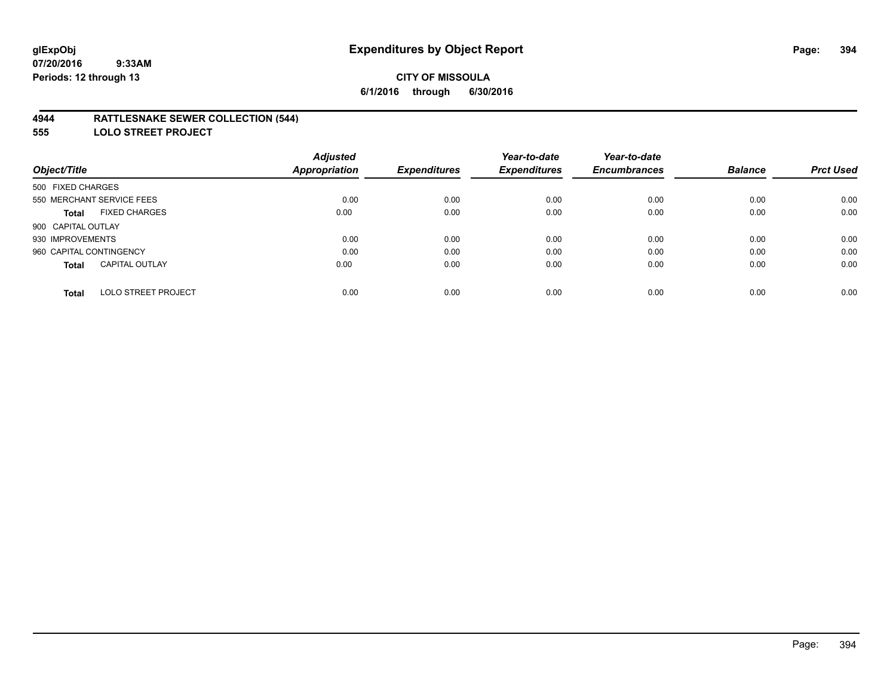**glExpObj**
**07/20/2016 9:33AM**
**Periods: 12 through 13**

# Expenditures by Object Report

**CITY OF MISSOULA**
**6/1/2016 through 6/30/2016**

## 4944 RATTLESNAKE SEWER COLLECTION (544)
## 555 LOLO STREET PROJECT

| Object/Title | Adjusted Appropriation | Expenditures | Year-to-date Expenditures | Year-to-date Encumbrances | Balance | Prct Used |
|---|---|---|---|---|---|---|
| 500 FIXED CHARGES | | | | | | |
| 550 MERCHANT SERVICE FEES | 0.00 | 0.00 | 0.00 | 0.00 | 0.00 | 0.00 |
| **Total** FIXED CHARGES | 0.00 | 0.00 | 0.00 | 0.00 | 0.00 | 0.00 |
| 900 CAPITAL OUTLAY | | | | | | |
| 930 IMPROVEMENTS | 0.00 | 0.00 | 0.00 | 0.00 | 0.00 | 0.00 |
| 960 CAPITAL CONTINGENCY | 0.00 | 0.00 | 0.00 | 0.00 | 0.00 | 0.00 |
| **Total** CAPITAL OUTLAY | 0.00 | 0.00 | 0.00 | 0.00 | 0.00 | 0.00 |
| **Total** LOLO STREET PROJECT | 0.00 | 0.00 | 0.00 | 0.00 | 0.00 | 0.00 |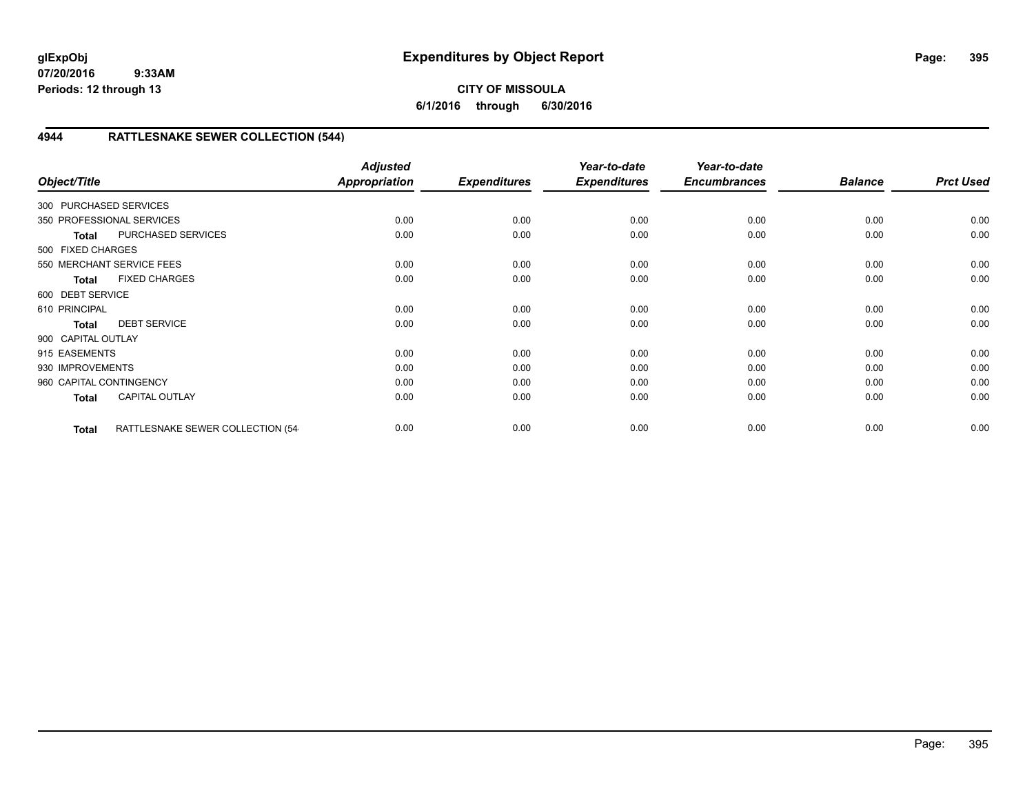# Expenditures by Object Report

glExpObj
07/20/2016 9:33AM
Periods: 12 through 13

**CITY OF MISSOULA**
**6/1/2016 through 6/30/2016**

## 4944 RATTLESNAKE SEWER COLLECTION (544)

| Object/Title | | Adjusted Appropriation | Expenditures | Year-to-date Expenditures | Year-to-date Encumbrances | Balance | Prct Used |
|---|---|---|---|---|---|---|---|
| 300 PURCHASED SERVICES | | | | | | | |
| 350 PROFESSIONAL SERVICES | | 0.00 | 0.00 | 0.00 | 0.00 | 0.00 | 0.00 |
| **Total** | PURCHASED SERVICES | 0.00 | 0.00 | 0.00 | 0.00 | 0.00 | 0.00 |
| 500 FIXED CHARGES | | | | | | | |
| 550 MERCHANT SERVICE FEES | | 0.00 | 0.00 | 0.00 | 0.00 | 0.00 | 0.00 |
| **Total** | FIXED CHARGES | 0.00 | 0.00 | 0.00 | 0.00 | 0.00 | 0.00 |
| 600 DEBT SERVICE | | | | | | | |
| 610 PRINCIPAL | | 0.00 | 0.00 | 0.00 | 0.00 | 0.00 | 0.00 |
| **Total** | DEBT SERVICE | 0.00 | 0.00 | 0.00 | 0.00 | 0.00 | 0.00 |
| 900 CAPITAL OUTLAY | | | | | | | |
| 915 EASEMENTS | | 0.00 | 0.00 | 0.00 | 0.00 | 0.00 | 0.00 |
| 930 IMPROVEMENTS | | 0.00 | 0.00 | 0.00 | 0.00 | 0.00 | 0.00 |
| 960 CAPITAL CONTINGENCY | | 0.00 | 0.00 | 0.00 | 0.00 | 0.00 | 0.00 |
| **Total** | CAPITAL OUTLAY | 0.00 | 0.00 | 0.00 | 0.00 | 0.00 | 0.00 |
| **Total** | RATTLESNAKE SEWER COLLECTION (54 | 0.00 | 0.00 | 0.00 | 0.00 | 0.00 | 0.00 |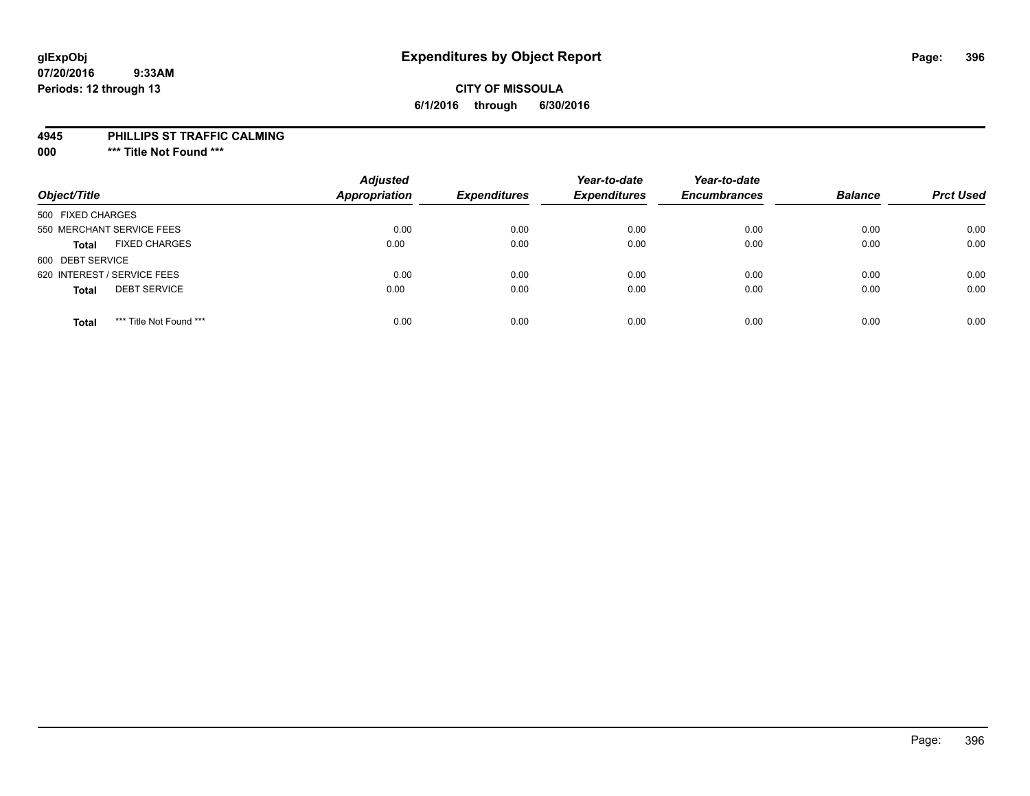# Expenditures by Object Report

glExpObj
07/20/2016 9:33AM
Periods: 12 through 13

**CITY OF MISSOULA**
**6/1/2016 through 6/30/2016**

**4945 PHILLIPS ST TRAFFIC CALMING**
**000 *** Title Not Found *****

| Object/Title | Adjusted Appropriation | Expenditures | Year-to-date Expenditures | Year-to-date Encumbrances | Balance | Prct Used |
|---|---|---|---|---|---|---|
| 500 FIXED CHARGES | | | | | | |
| 550 MERCHANT SERVICE FEES | 0.00 | 0.00 | 0.00 | 0.00 | 0.00 | 0.00 |
| **Total** FIXED CHARGES | 0.00 | 0.00 | 0.00 | 0.00 | 0.00 | 0.00 |
| 600 DEBT SERVICE | | | | | | |
| 620 INTEREST / SERVICE FEES | 0.00 | 0.00 | 0.00 | 0.00 | 0.00 | 0.00 |
| **Total** DEBT SERVICE | 0.00 | 0.00 | 0.00 | 0.00 | 0.00 | 0.00 |
| **Total** *** Title Not Found *** | 0.00 | 0.00 | 0.00 | 0.00 | 0.00 | 0.00 |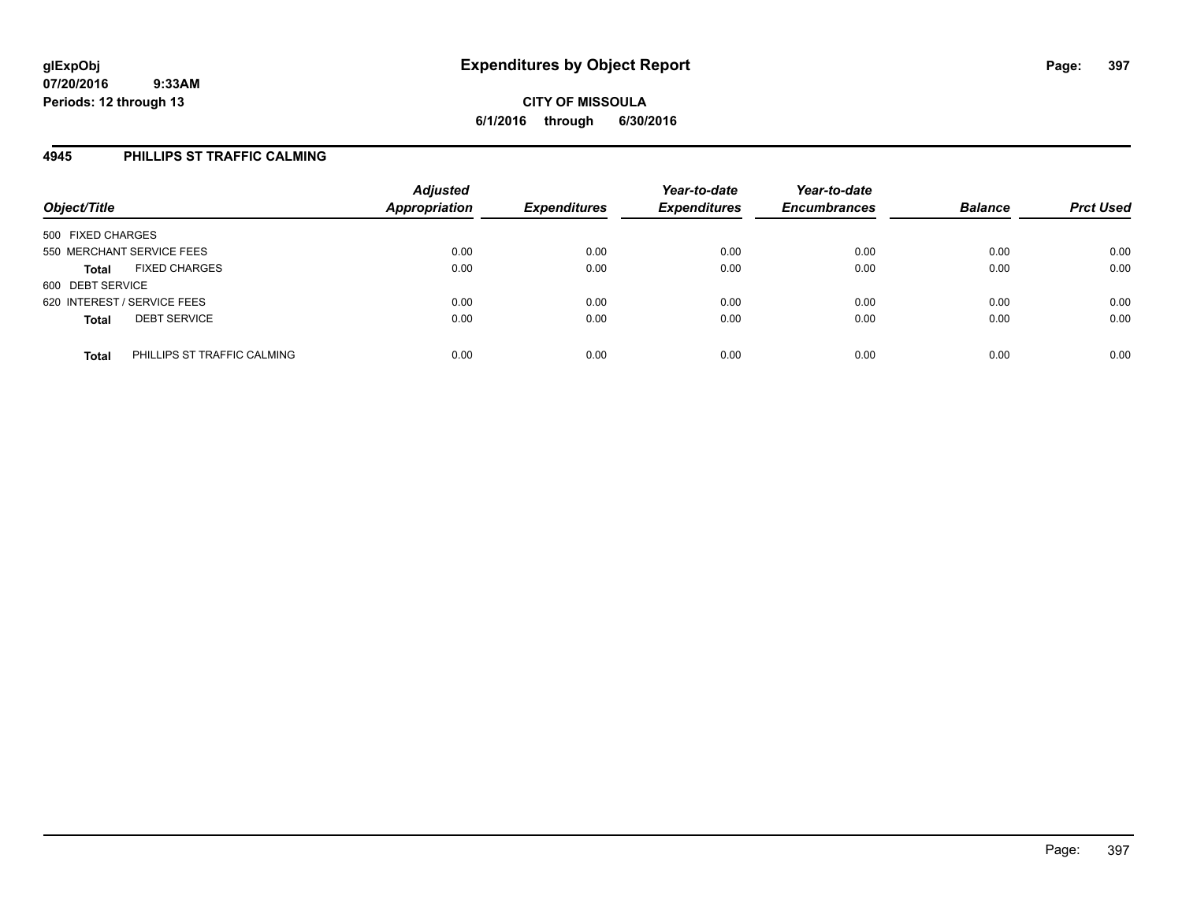# Expenditures by Object Report

glExpObj
07/20/2016 9:33AM
Periods: 12 through 13

**CITY OF MISSOULA**
**6/1/2016 through 6/30/2016**

## 4945 PHILLIPS ST TRAFFIC CALMING

| Object/Title | Adjusted Appropriation | Expenditures | Year-to-date Expenditures | Year-to-date Encumbrances | Balance | Prct Used |
|---|---|---|---|---|---|---|
| 500 FIXED CHARGES | | | | | | |
| 550 MERCHANT SERVICE FEES | 0.00 | 0.00 | 0.00 | 0.00 | 0.00 | 0.00 |
| **Total** FIXED CHARGES | 0.00 | 0.00 | 0.00 | 0.00 | 0.00 | 0.00 |
| 600 DEBT SERVICE | | | | | | |
| 620 INTEREST / SERVICE FEES | 0.00 | 0.00 | 0.00 | 0.00 | 0.00 | 0.00 |
| **Total** DEBT SERVICE | 0.00 | 0.00 | 0.00 | 0.00 | 0.00 | 0.00 |
| **Total** PHILLIPS ST TRAFFIC CALMING | 0.00 | 0.00 | 0.00 | 0.00 | 0.00 | 0.00 |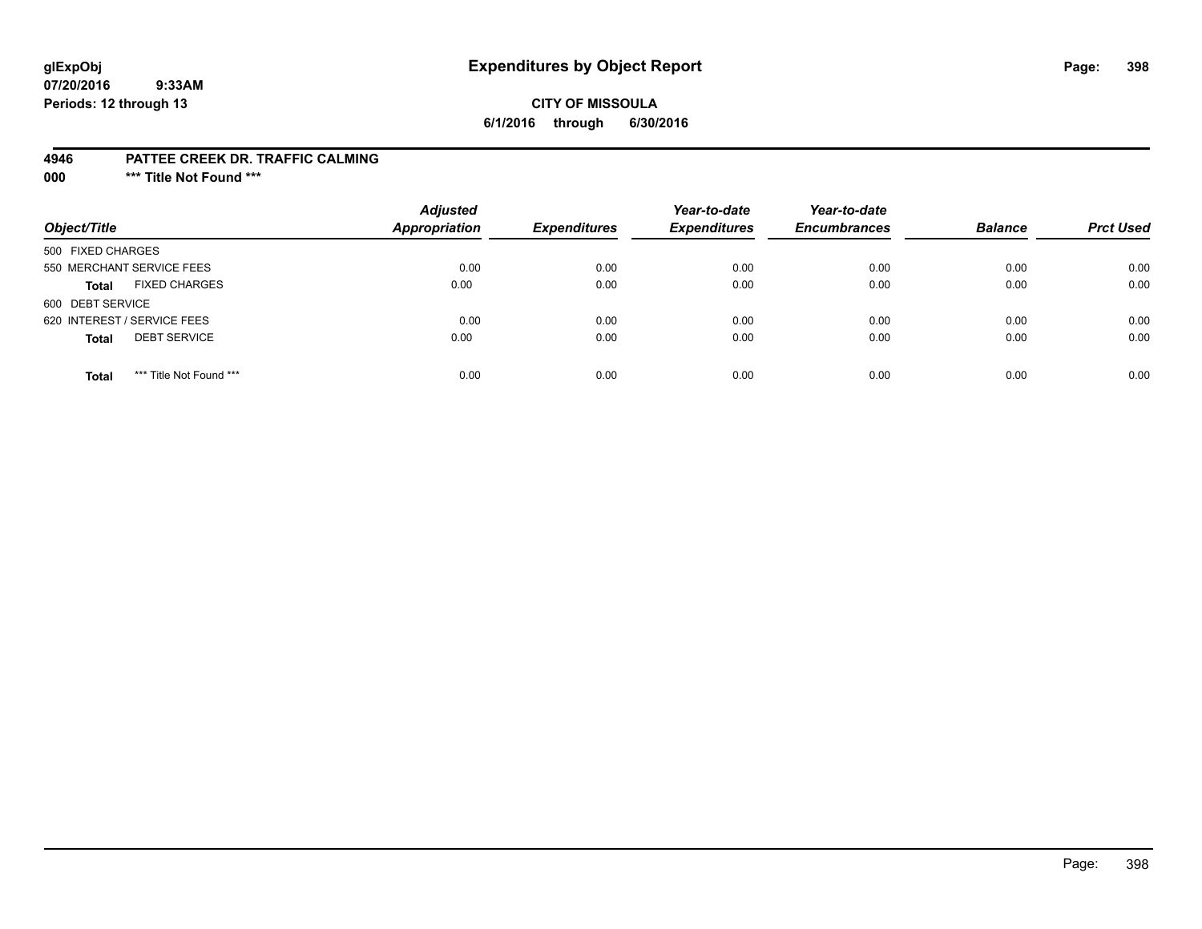# Expenditures by Object Report

glExpObj
07/20/2016 9:33AM
Periods: 12 through 13

**CITY OF MISSOULA**
**6/1/2016 through 6/30/2016**

**4946 PATTEE CREEK DR. TRAFFIC CALMING**
**000 *** Title Not Found *****

| Object/Title | | Adjusted Appropriation | Expenditures | Year-to-date Expenditures | Year-to-date Encumbrances | Balance | Prct Used |
|---|---|---|---|---|---|---|---|
| 500 FIXED CHARGES | | | | | | | |
| 550 MERCHANT SERVICE FEES | | 0.00 | 0.00 | 0.00 | 0.00 | 0.00 | 0.00 |
| **Total** | FIXED CHARGES | 0.00 | 0.00 | 0.00 | 0.00 | 0.00 | 0.00 |
| 600 DEBT SERVICE | | | | | | | |
| 620 INTEREST / SERVICE FEES | | 0.00 | 0.00 | 0.00 | 0.00 | 0.00 | 0.00 |
| **Total** | DEBT SERVICE | 0.00 | 0.00 | 0.00 | 0.00 | 0.00 | 0.00 |
| **Total** | *** Title Not Found *** | 0.00 | 0.00 | 0.00 | 0.00 | 0.00 | 0.00 |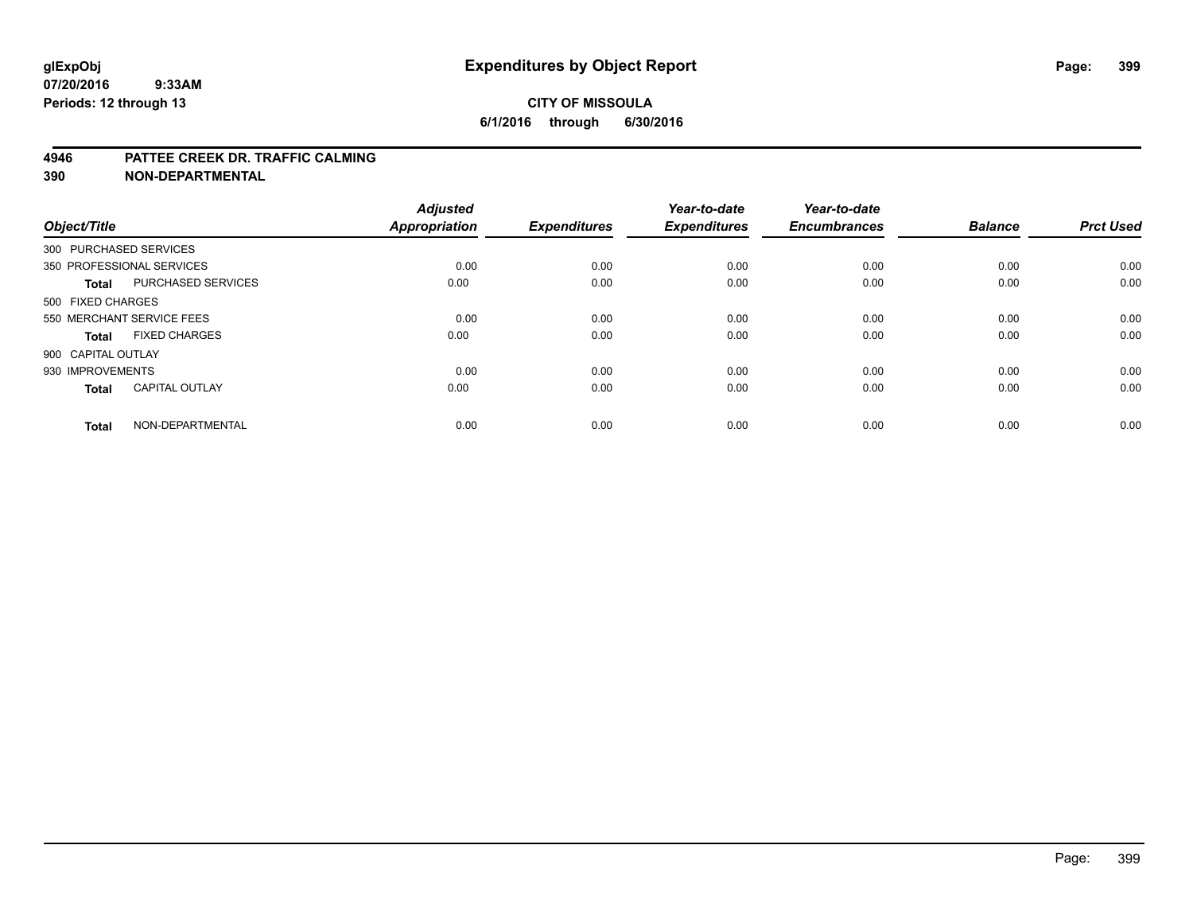# CITY OF MISSOULA

**6/1/2016 through 6/30/2016**

**Expenditures by Object Report**

glExpObj
07/20/2016 9:33AM
Periods: 12 through 13

## 4946 PATTEE CREEK DR. TRAFFIC CALMING
## 390 NON-DEPARTMENTAL

| Object/Title | | Adjusted Appropriation | Expenditures | Year-to-date Expenditures | Year-to-date Encumbrances | Balance | Prct Used |
|---|---|---|---|---|---|---|---|
| 300 PURCHASED SERVICES | | | | | | | |
| 350 PROFESSIONAL SERVICES | | 0.00 | 0.00 | 0.00 | 0.00 | 0.00 | 0.00 |
| **Total** | PURCHASED SERVICES | 0.00 | 0.00 | 0.00 | 0.00 | 0.00 | 0.00 |
| 500 FIXED CHARGES | | | | | | | |
| 550 MERCHANT SERVICE FEES | | 0.00 | 0.00 | 0.00 | 0.00 | 0.00 | 0.00 |
| **Total** | FIXED CHARGES | 0.00 | 0.00 | 0.00 | 0.00 | 0.00 | 0.00 |
| 900 CAPITAL OUTLAY | | | | | | | |
| 930 IMPROVEMENTS | | 0.00 | 0.00 | 0.00 | 0.00 | 0.00 | 0.00 |
| **Total** | CAPITAL OUTLAY | 0.00 | 0.00 | 0.00 | 0.00 | 0.00 | 0.00 |
| **Total** | NON-DEPARTMENTAL | 0.00 | 0.00 | 0.00 | 0.00 | 0.00 | 0.00 |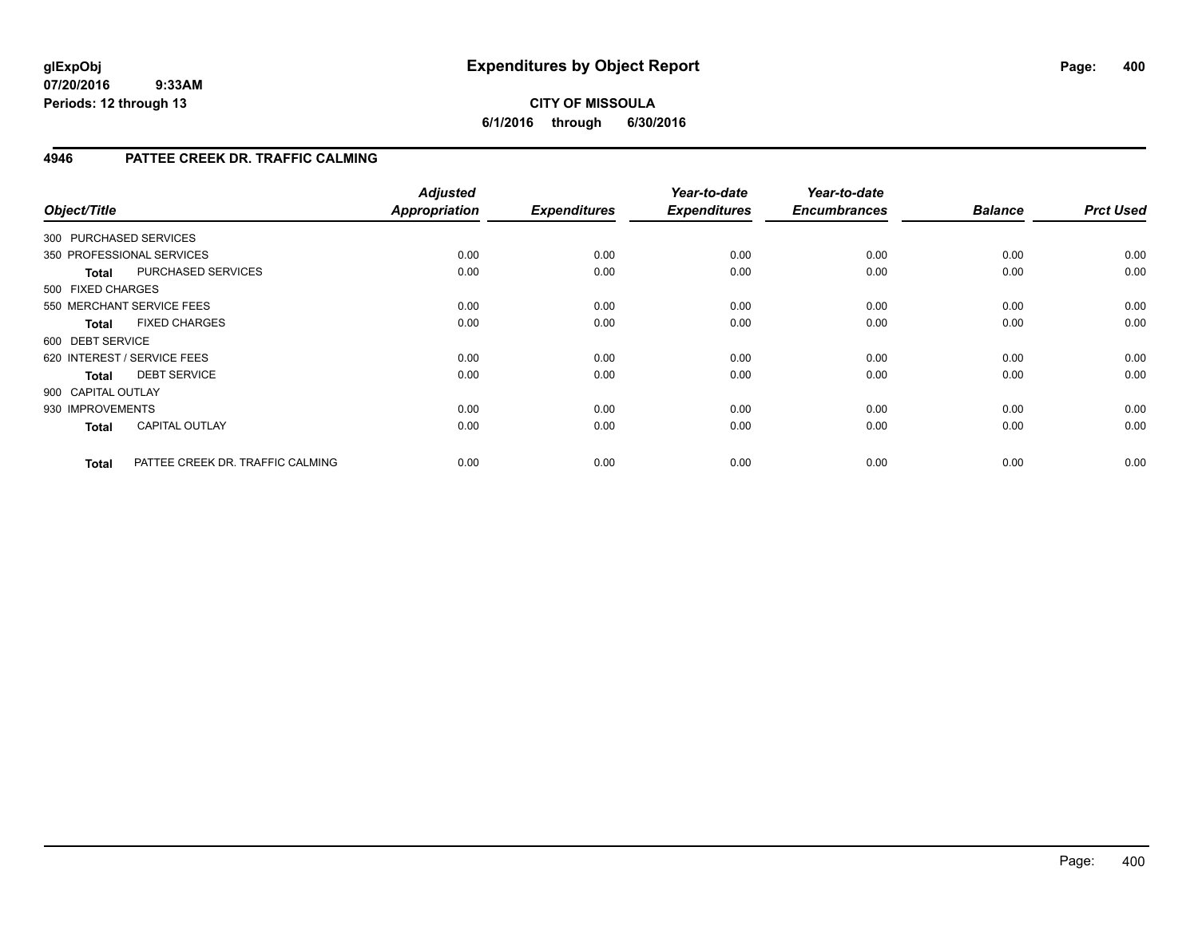**glExpObj**
**07/20/2016 9:33AM**
**Periods: 12 through 13**

# Expenditures by Object Report

**CITY OF MISSOULA**
**6/1/2016 through 6/30/2016**

## 4946 PATTEE CREEK DR. TRAFFIC CALMING

| Object/Title | | Adjusted Appropriation | Expenditures | Year-to-date Expenditures | Year-to-date Encumbrances | Balance | Prct Used |
|---|---|---|---|---|---|---|---|
| 300 PURCHASED SERVICES | | | | | | | |
| 350 PROFESSIONAL SERVICES | | 0.00 | 0.00 | 0.00 | 0.00 | 0.00 | 0.00 |
| **Total** | PURCHASED SERVICES | 0.00 | 0.00 | 0.00 | 0.00 | 0.00 | 0.00 |
| 500 FIXED CHARGES | | | | | | | |
| 550 MERCHANT SERVICE FEES | | 0.00 | 0.00 | 0.00 | 0.00 | 0.00 | 0.00 |
| **Total** | FIXED CHARGES | 0.00 | 0.00 | 0.00 | 0.00 | 0.00 | 0.00 |
| 600 DEBT SERVICE | | | | | | | |
| 620 INTEREST / SERVICE FEES | | 0.00 | 0.00 | 0.00 | 0.00 | 0.00 | 0.00 |
| **Total** | DEBT SERVICE | 0.00 | 0.00 | 0.00 | 0.00 | 0.00 | 0.00 |
| 900 CAPITAL OUTLAY | | | | | | | |
| 930 IMPROVEMENTS | | 0.00 | 0.00 | 0.00 | 0.00 | 0.00 | 0.00 |
| **Total** | CAPITAL OUTLAY | 0.00 | 0.00 | 0.00 | 0.00 | 0.00 | 0.00 |
| **Total** | PATTEE CREEK DR. TRAFFIC CALMING | 0.00 | 0.00 | 0.00 | 0.00 | 0.00 | 0.00 |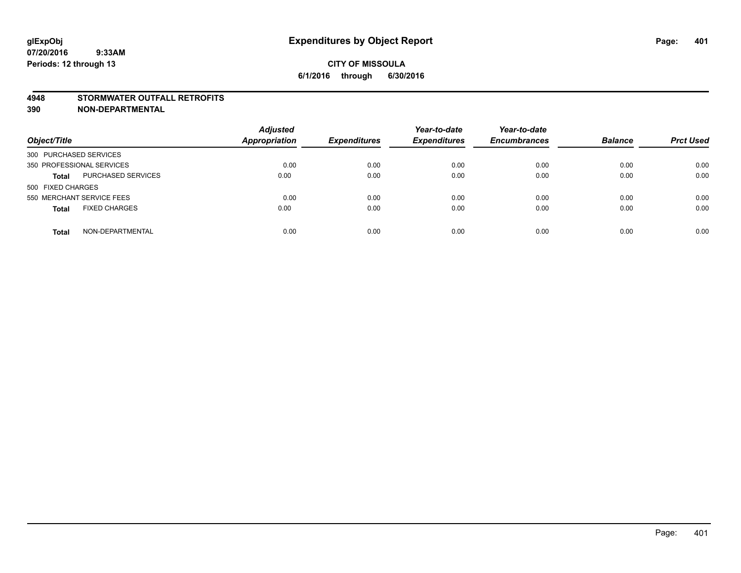**CITY OF MISSOULA**

**6/1/2016 through 6/30/2016**

**4948 STORMWATER OUTFALL RETROFITS**

**390 NON-DEPARTMENTAL**

| Object/Title | | Adjusted Appropriation | Expenditures | Year-to-date Expenditures | Year-to-date Encumbrances | Balance | Prct Used |
|---|---|---|---|---|---|---|---|
| 300 PURCHASED SERVICES | | | | | | | |
| 350 PROFESSIONAL SERVICES | | 0.00 | 0.00 | 0.00 | 0.00 | 0.00 | 0.00 |
| **Total** | PURCHASED SERVICES | 0.00 | 0.00 | 0.00 | 0.00 | 0.00 | 0.00 |
| 500 FIXED CHARGES | | | | | | | |
| 550 MERCHANT SERVICE FEES | | 0.00 | 0.00 | 0.00 | 0.00 | 0.00 | 0.00 |
| **Total** | FIXED CHARGES | 0.00 | 0.00 | 0.00 | 0.00 | 0.00 | 0.00 |
| **Total** | NON-DEPARTMENTAL | 0.00 | 0.00 | 0.00 | 0.00 | 0.00 | 0.00 |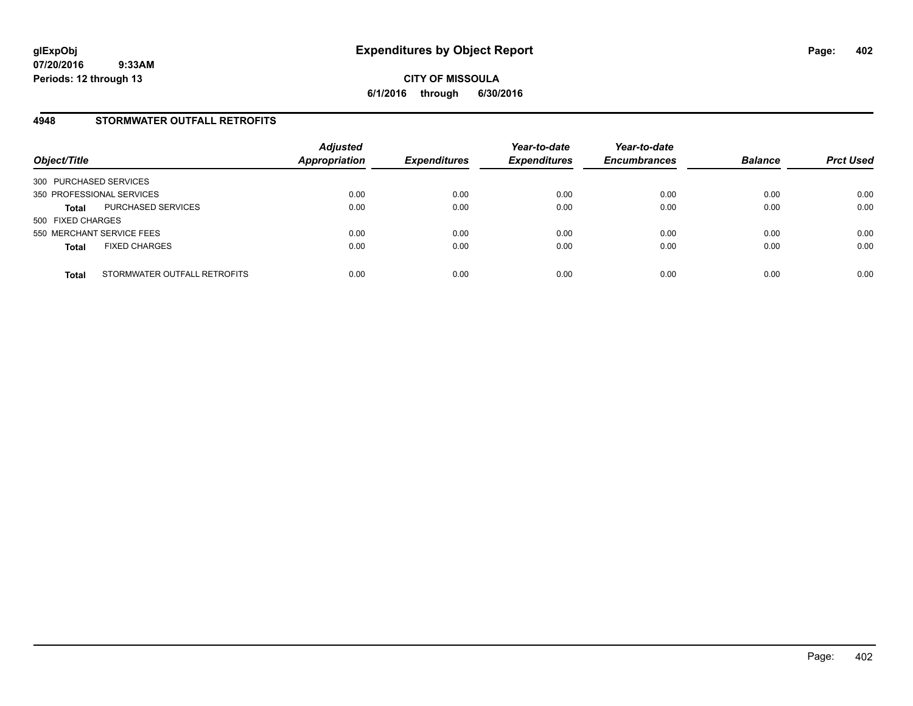# Expenditures by Object Report

**CITY OF MISSOULA**

**6/1/2016 through 6/30/2016**

glExpObj
07/20/2016 9:33AM
Periods: 12 through 13

## 4948 STORMWATER OUTFALL RETROFITS

| Object/Title | | Adjusted Appropriation | Expenditures | Year-to-date Expenditures | Year-to-date Encumbrances | Balance | Prct Used |
|---|---|---|---|---|---|---|---|
| 300 PURCHASED SERVICES | | | | | | | |
| 350 PROFESSIONAL SERVICES | | 0.00 | 0.00 | 0.00 | 0.00 | 0.00 | 0.00 |
| **Total** | PURCHASED SERVICES | 0.00 | 0.00 | 0.00 | 0.00 | 0.00 | 0.00 |
| 500 FIXED CHARGES | | | | | | | |
| 550 MERCHANT SERVICE FEES | | 0.00 | 0.00 | 0.00 | 0.00 | 0.00 | 0.00 |
| **Total** | FIXED CHARGES | 0.00 | 0.00 | 0.00 | 0.00 | 0.00 | 0.00 |
| **Total** | STORMWATER OUTFALL RETROFITS | 0.00 | 0.00 | 0.00 | 0.00 | 0.00 | 0.00 |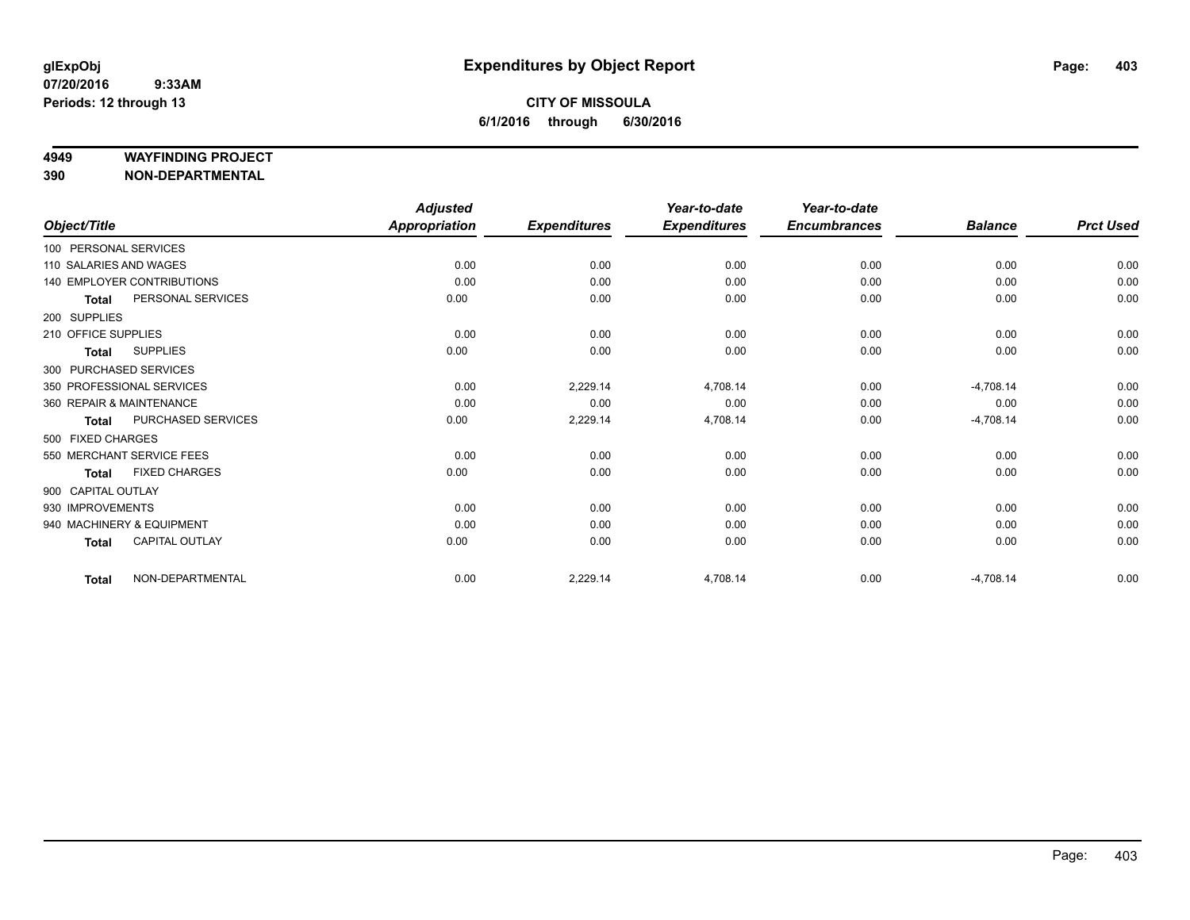**glExpObj** 07/20/2016 9:33AM
**Periods: 12 through 13**

# Expenditures by Object Report

**CITY OF MISSOULA**
**6/1/2016 through 6/30/2016**

**4949 WAYFINDING PROJECT**
**390 NON-DEPARTMENTAL**

| Object/Title | Adjusted Appropriation | Expenditures | Year-to-date Expenditures | Year-to-date Encumbrances | Balance | Prct Used |
|---|---|---|---|---|---|---|
| 100 PERSONAL SERVICES | | | | | | |
| 110 SALARIES AND WAGES | 0.00 | 0.00 | 0.00 | 0.00 | 0.00 | 0.00 |
| 140 EMPLOYER CONTRIBUTIONS | 0.00 | 0.00 | 0.00 | 0.00 | 0.00 | 0.00 |
| **Total** PERSONAL SERVICES | 0.00 | 0.00 | 0.00 | 0.00 | 0.00 | 0.00 |
| 200 SUPPLIES | | | | | | |
| 210 OFFICE SUPPLIES | 0.00 | 0.00 | 0.00 | 0.00 | 0.00 | 0.00 |
| **Total** SUPPLIES | 0.00 | 0.00 | 0.00 | 0.00 | 0.00 | 0.00 |
| 300 PURCHASED SERVICES | | | | | | |
| 350 PROFESSIONAL SERVICES | 0.00 | 2,229.14 | 4,708.14 | 0.00 | -4,708.14 | 0.00 |
| 360 REPAIR & MAINTENANCE | 0.00 | 0.00 | 0.00 | 0.00 | 0.00 | 0.00 |
| **Total** PURCHASED SERVICES | 0.00 | 2,229.14 | 4,708.14 | 0.00 | -4,708.14 | 0.00 |
| 500 FIXED CHARGES | | | | | | |
| 550 MERCHANT SERVICE FEES | 0.00 | 0.00 | 0.00 | 0.00 | 0.00 | 0.00 |
| **Total** FIXED CHARGES | 0.00 | 0.00 | 0.00 | 0.00 | 0.00 | 0.00 |
| 900 CAPITAL OUTLAY | | | | | | |
| 930 IMPROVEMENTS | 0.00 | 0.00 | 0.00 | 0.00 | 0.00 | 0.00 |
| 940 MACHINERY & EQUIPMENT | 0.00 | 0.00 | 0.00 | 0.00 | 0.00 | 0.00 |
| **Total** CAPITAL OUTLAY | 0.00 | 0.00 | 0.00 | 0.00 | 0.00 | 0.00 |
| **Total** NON-DEPARTMENTAL | 0.00 | 2,229.14 | 4,708.14 | 0.00 | -4,708.14 | 0.00 |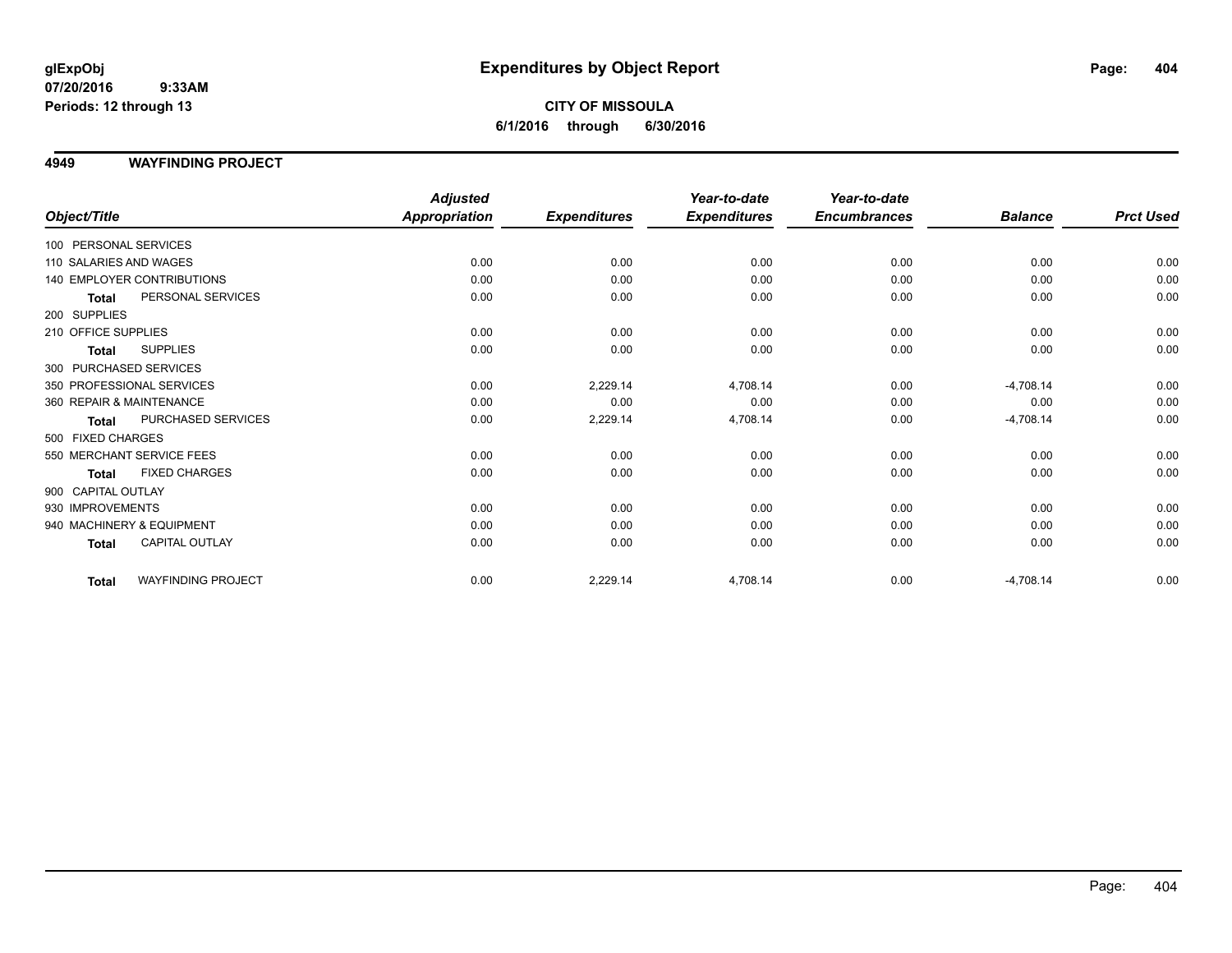**glExpObj**
**07/20/2016 9:33AM**
**Periods: 12 through 13**

# Expenditures by Object Report

**CITY OF MISSOULA**
**6/1/2016 through 6/30/2016**

## 4949 WAYFINDING PROJECT

| Object/Title | Adjusted Appropriation | Expenditures | Year-to-date Expenditures | Year-to-date Encumbrances | Balance | Prct Used |
|---|---|---|---|---|---|---|
| 100 PERSONAL SERVICES | | | | | | |
| 110 SALARIES AND WAGES | 0.00 | 0.00 | 0.00 | 0.00 | 0.00 | 0.00 |
| 140 EMPLOYER CONTRIBUTIONS | 0.00 | 0.00 | 0.00 | 0.00 | 0.00 | 0.00 |
| **Total** PERSONAL SERVICES | 0.00 | 0.00 | 0.00 | 0.00 | 0.00 | 0.00 |
| 200 SUPPLIES | | | | | | |
| 210 OFFICE SUPPLIES | 0.00 | 0.00 | 0.00 | 0.00 | 0.00 | 0.00 |
| **Total** SUPPLIES | 0.00 | 0.00 | 0.00 | 0.00 | 0.00 | 0.00 |
| 300 PURCHASED SERVICES | | | | | | |
| 350 PROFESSIONAL SERVICES | 0.00 | 2,229.14 | 4,708.14 | 0.00 | -4,708.14 | 0.00 |
| 360 REPAIR & MAINTENANCE | 0.00 | 0.00 | 0.00 | 0.00 | 0.00 | 0.00 |
| **Total** PURCHASED SERVICES | 0.00 | 2,229.14 | 4,708.14 | 0.00 | -4,708.14 | 0.00 |
| 500 FIXED CHARGES | | | | | | |
| 550 MERCHANT SERVICE FEES | 0.00 | 0.00 | 0.00 | 0.00 | 0.00 | 0.00 |
| **Total** FIXED CHARGES | 0.00 | 0.00 | 0.00 | 0.00 | 0.00 | 0.00 |
| 900 CAPITAL OUTLAY | | | | | | |
| 930 IMPROVEMENTS | 0.00 | 0.00 | 0.00 | 0.00 | 0.00 | 0.00 |
| 940 MACHINERY & EQUIPMENT | 0.00 | 0.00 | 0.00 | 0.00 | 0.00 | 0.00 |
| **Total** CAPITAL OUTLAY | 0.00 | 0.00 | 0.00 | 0.00 | 0.00 | 0.00 |
| **Total** WAYFINDING PROJECT | 0.00 | 2,229.14 | 4,708.14 | 0.00 | -4,708.14 | 0.00 |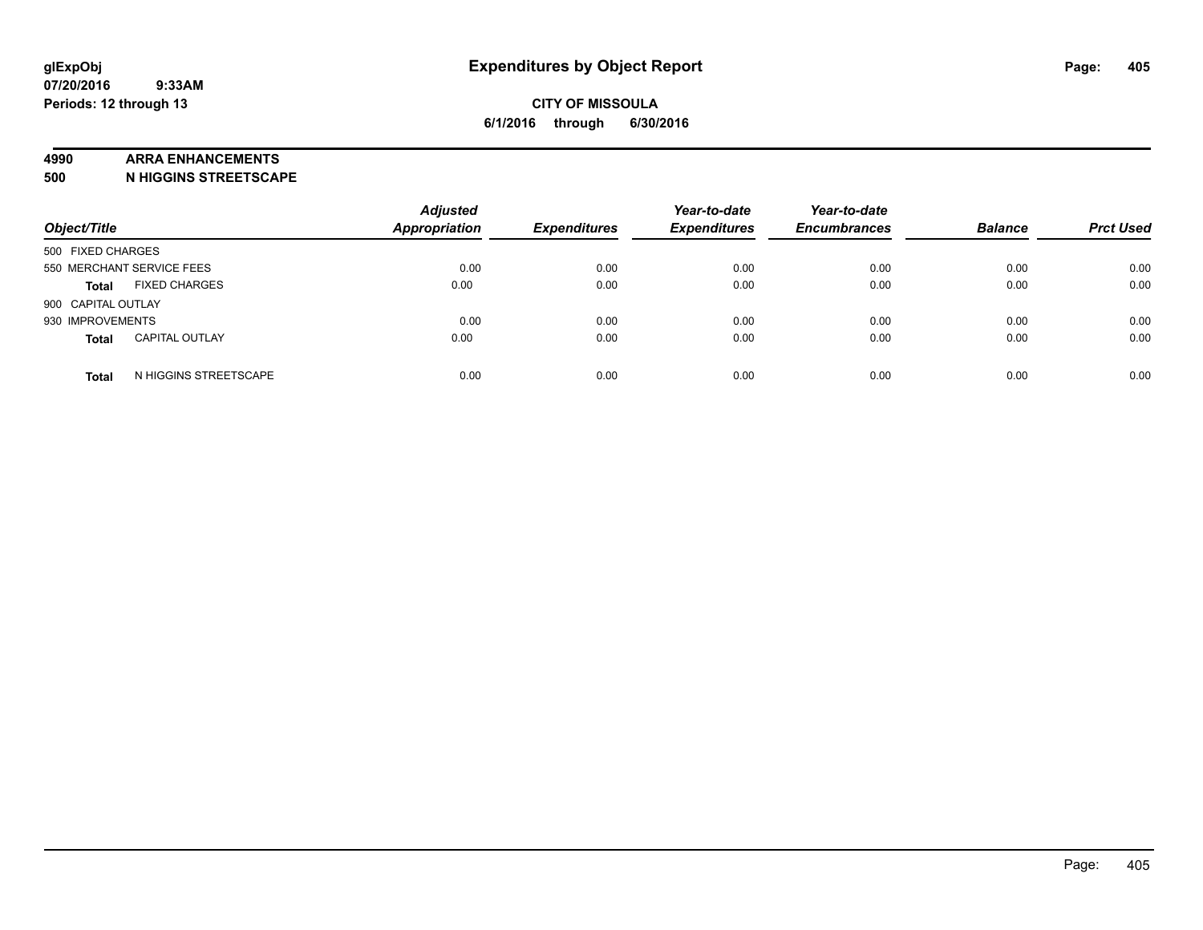**glExpObj**
**07/20/2016 9:33AM**
**Periods: 12 through 13**

# Expenditures by Object Report

**CITY OF MISSOULA**
**6/1/2016 through 6/30/2016**

**4990 ARRA ENHANCEMENTS**
**500 N HIGGINS STREETSCAPE**

| Object/Title | | Adjusted Appropriation | Expenditures | Year-to-date Expenditures | Year-to-date Encumbrances | Balance | Prct Used |
|---|---|---|---|---|---|---|---|
| 500 FIXED CHARGES | | | | | | | |
| 550 MERCHANT SERVICE FEES | | 0.00 | 0.00 | 0.00 | 0.00 | 0.00 | 0.00 |
| **Total** | FIXED CHARGES | 0.00 | 0.00 | 0.00 | 0.00 | 0.00 | 0.00 |
| 900 CAPITAL OUTLAY | | | | | | | |
| 930 IMPROVEMENTS | | 0.00 | 0.00 | 0.00 | 0.00 | 0.00 | 0.00 |
| **Total** | CAPITAL OUTLAY | 0.00 | 0.00 | 0.00 | 0.00 | 0.00 | 0.00 |
| **Total** | N HIGGINS STREETSCAPE | 0.00 | 0.00 | 0.00 | 0.00 | 0.00 | 0.00 |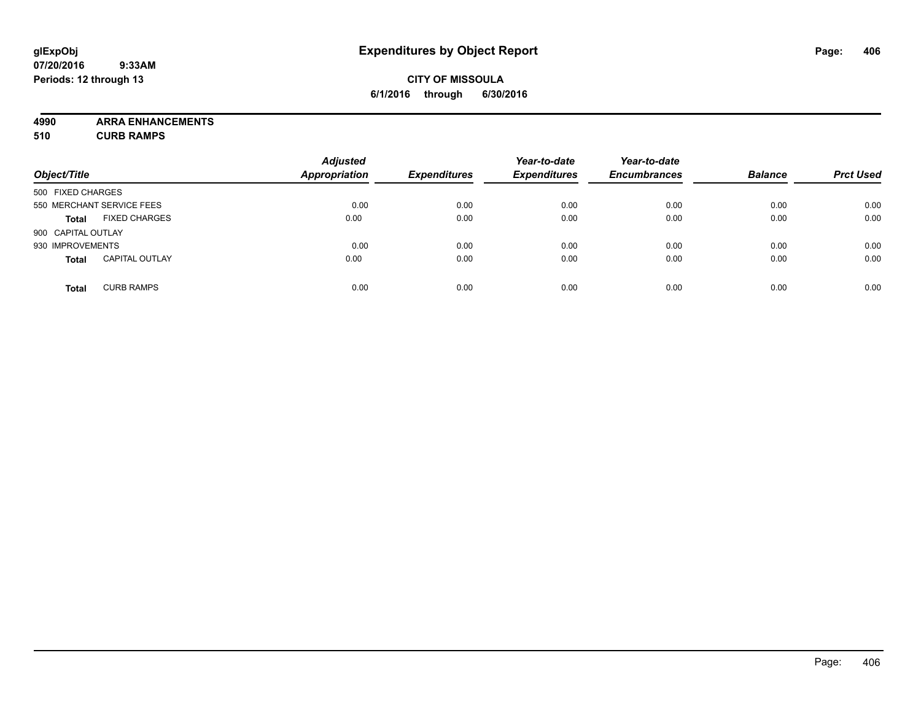# Expenditures by Object Report

glExpObj
07/20/2016 9:33AM
Periods: 12 through 13

**CITY OF MISSOULA**
**6/1/2016 through 6/30/2016**

**4990 ARRA ENHANCEMENTS**
**510 CURB RAMPS**

| Object/Title | Adjusted Appropriation | Expenditures | Year-to-date Expenditures | Year-to-date Encumbrances | Balance | Prct Used |
|---|---|---|---|---|---|---|
| 500 FIXED CHARGES | | | | | | |
| 550 MERCHANT SERVICE FEES | 0.00 | 0.00 | 0.00 | 0.00 | 0.00 | 0.00 |
| **Total** FIXED CHARGES | 0.00 | 0.00 | 0.00 | 0.00 | 0.00 | 0.00 |
| 900 CAPITAL OUTLAY | | | | | | |
| 930 IMPROVEMENTS | 0.00 | 0.00 | 0.00 | 0.00 | 0.00 | 0.00 |
| **Total** CAPITAL OUTLAY | 0.00 | 0.00 | 0.00 | 0.00 | 0.00 | 0.00 |
| **Total** CURB RAMPS | 0.00 | 0.00 | 0.00 | 0.00 | 0.00 | 0.00 |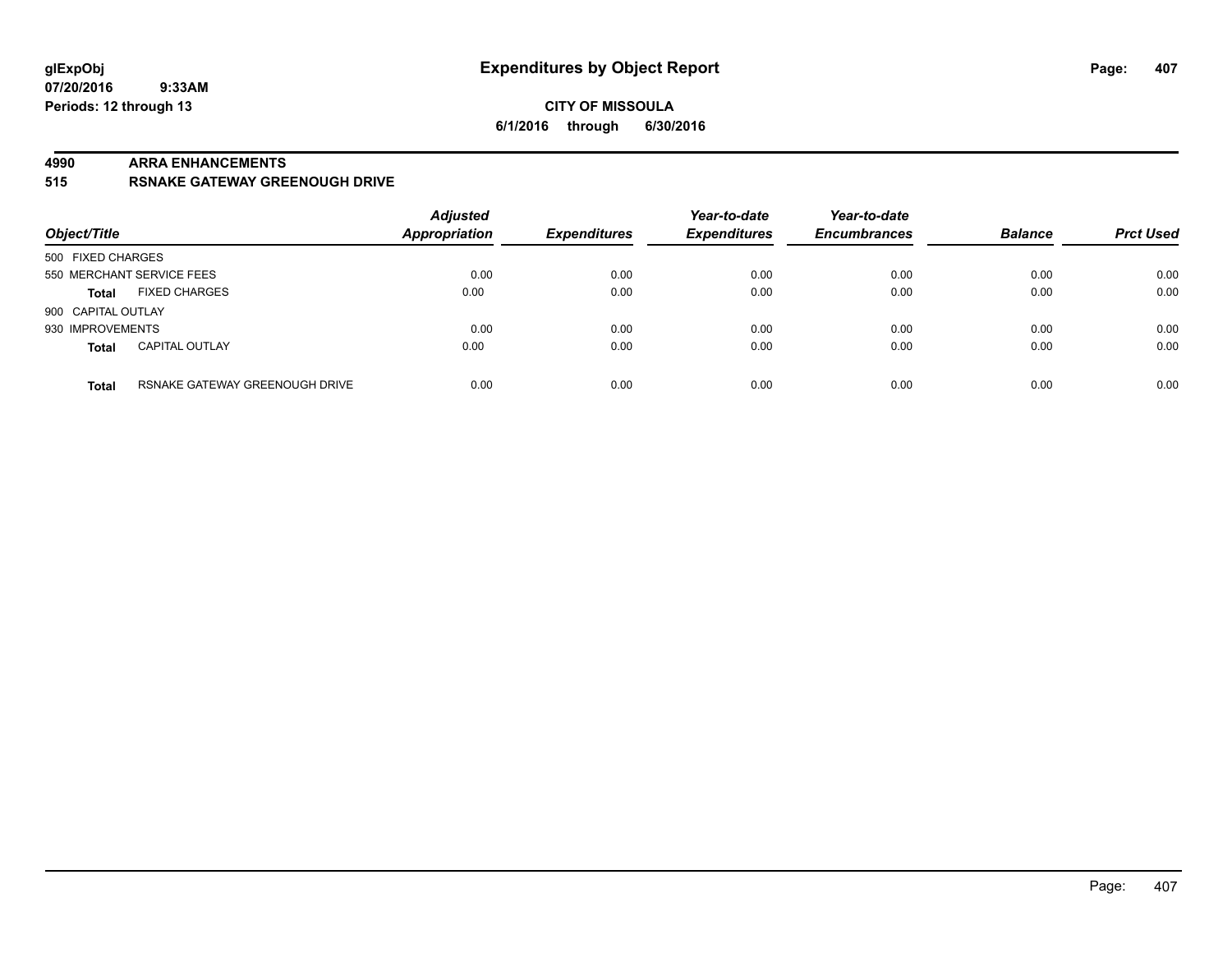# Expenditures by Object Report

**glExpObj**
**07/20/2016 9:33AM**
**Periods: 12 through 13**

**CITY OF MISSOULA**
**6/1/2016 through 6/30/2016**

## 4990 ARRA ENHANCEMENTS
## 515 RSNAKE GATEWAY GREENOUGH DRIVE

| Object/Title | | *Adjusted Appropriation* | *Expenditures* | *Year-to-date Expenditures* | *Year-to-date Encumbrances* | *Balance* | *Prct Used* |
|---|---|---|---|---|---|---|---|
| 500 FIXED CHARGES | | | | | | | |
| 550 MERCHANT SERVICE FEES | | 0.00 | 0.00 | 0.00 | 0.00 | 0.00 | 0.00 |
| **Total** | FIXED CHARGES | 0.00 | 0.00 | 0.00 | 0.00 | 0.00 | 0.00 |
| 900 CAPITAL OUTLAY | | | | | | | |
| 930 IMPROVEMENTS | | 0.00 | 0.00 | 0.00 | 0.00 | 0.00 | 0.00 |
| **Total** | CAPITAL OUTLAY | 0.00 | 0.00 | 0.00 | 0.00 | 0.00 | 0.00 |
| **Total** | RSNAKE GATEWAY GREENOUGH DRIVE | 0.00 | 0.00 | 0.00 | 0.00 | 0.00 | 0.00 |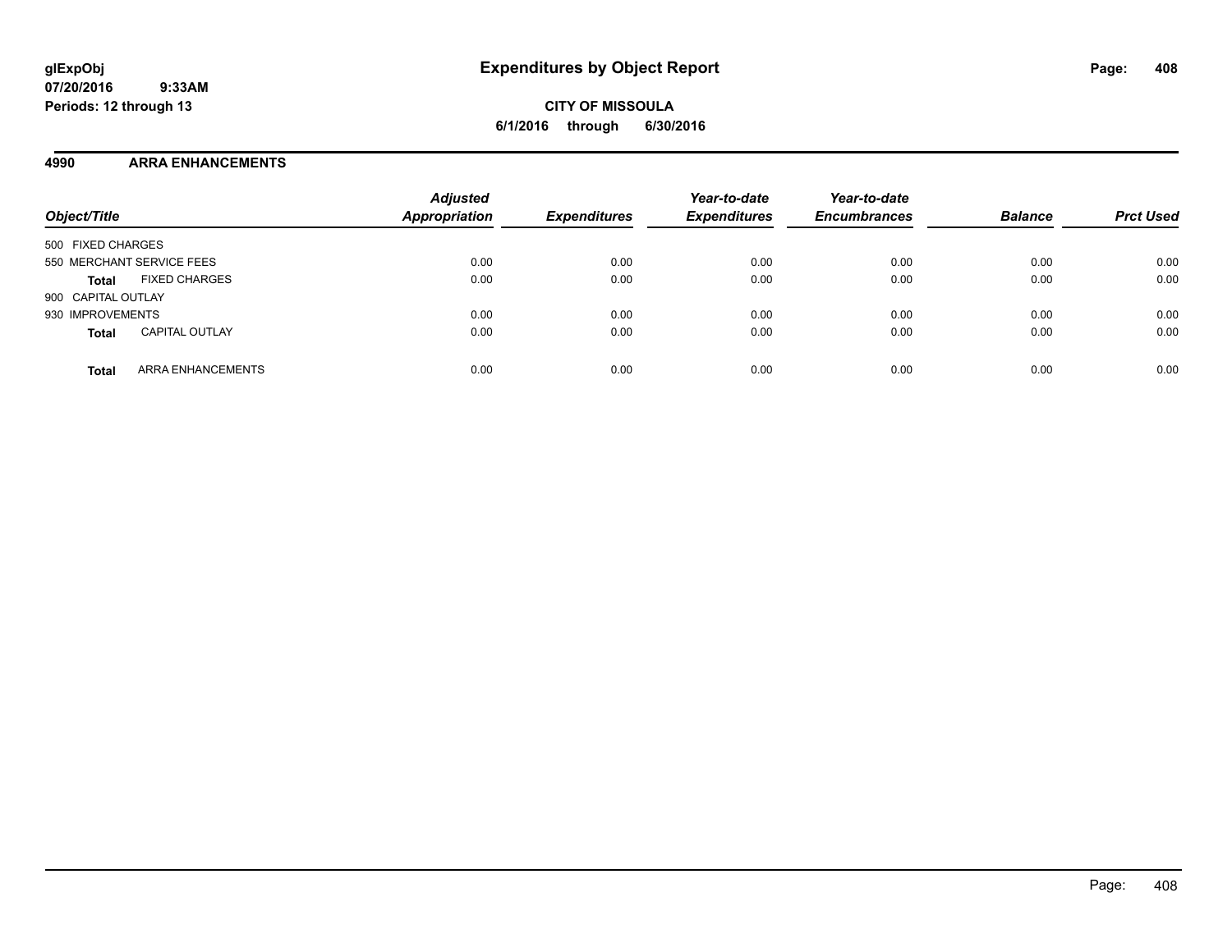**glExpObj**
**07/20/2016 9:33AM**
**Periods: 12 through 13**

# Expenditures by Object Report

**CITY OF MISSOULA**
**6/1/2016 through 6/30/2016**

## 4990 ARRA ENHANCEMENTS

| Object/Title | | Adjusted Appropriation | Expenditures | Year-to-date Expenditures | Year-to-date Encumbrances | Balance | Prct Used |
|---|---|---|---|---|---|---|---|
| 500 FIXED CHARGES | | | | | | | |
| 550 MERCHANT SERVICE FEES | | 0.00 | 0.00 | 0.00 | 0.00 | 0.00 | 0.00 |
| **Total** | FIXED CHARGES | 0.00 | 0.00 | 0.00 | 0.00 | 0.00 | 0.00 |
| 900 CAPITAL OUTLAY | | | | | | | |
| 930 IMPROVEMENTS | | 0.00 | 0.00 | 0.00 | 0.00 | 0.00 | 0.00 |
| **Total** | CAPITAL OUTLAY | 0.00 | 0.00 | 0.00 | 0.00 | 0.00 | 0.00 |
| **Total** | ARRA ENHANCEMENTS | 0.00 | 0.00 | 0.00 | 0.00 | 0.00 | 0.00 |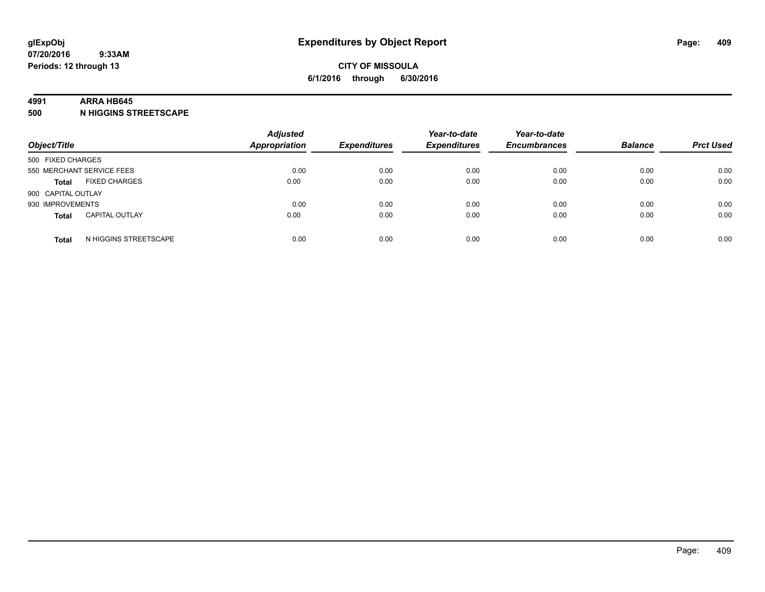**glExpObj**
**07/20/2016 9:33AM**
**Periods: 12 through 13**

# Expenditures by Object Report

**CITY OF MISSOULA**
**6/1/2016 through 6/30/2016**

**4991 ARRA HB645**
**500 N HIGGINS STREETSCAPE**

| Object/Title | Adjusted Appropriation | Expenditures | Year-to-date Expenditures | Year-to-date Encumbrances | Balance | Prct Used |
|---|---|---|---|---|---|---|
| 500 FIXED CHARGES | | | | | | |
| 550 MERCHANT SERVICE FEES | 0.00 | 0.00 | 0.00 | 0.00 | 0.00 | 0.00 |
| **Total** FIXED CHARGES | 0.00 | 0.00 | 0.00 | 0.00 | 0.00 | 0.00 |
| 900 CAPITAL OUTLAY | | | | | | |
| 930 IMPROVEMENTS | 0.00 | 0.00 | 0.00 | 0.00 | 0.00 | 0.00 |
| **Total** CAPITAL OUTLAY | 0.00 | 0.00 | 0.00 | 0.00 | 0.00 | 0.00 |
| **Total** N HIGGINS STREETSCAPE | 0.00 | 0.00 | 0.00 | 0.00 | 0.00 | 0.00 |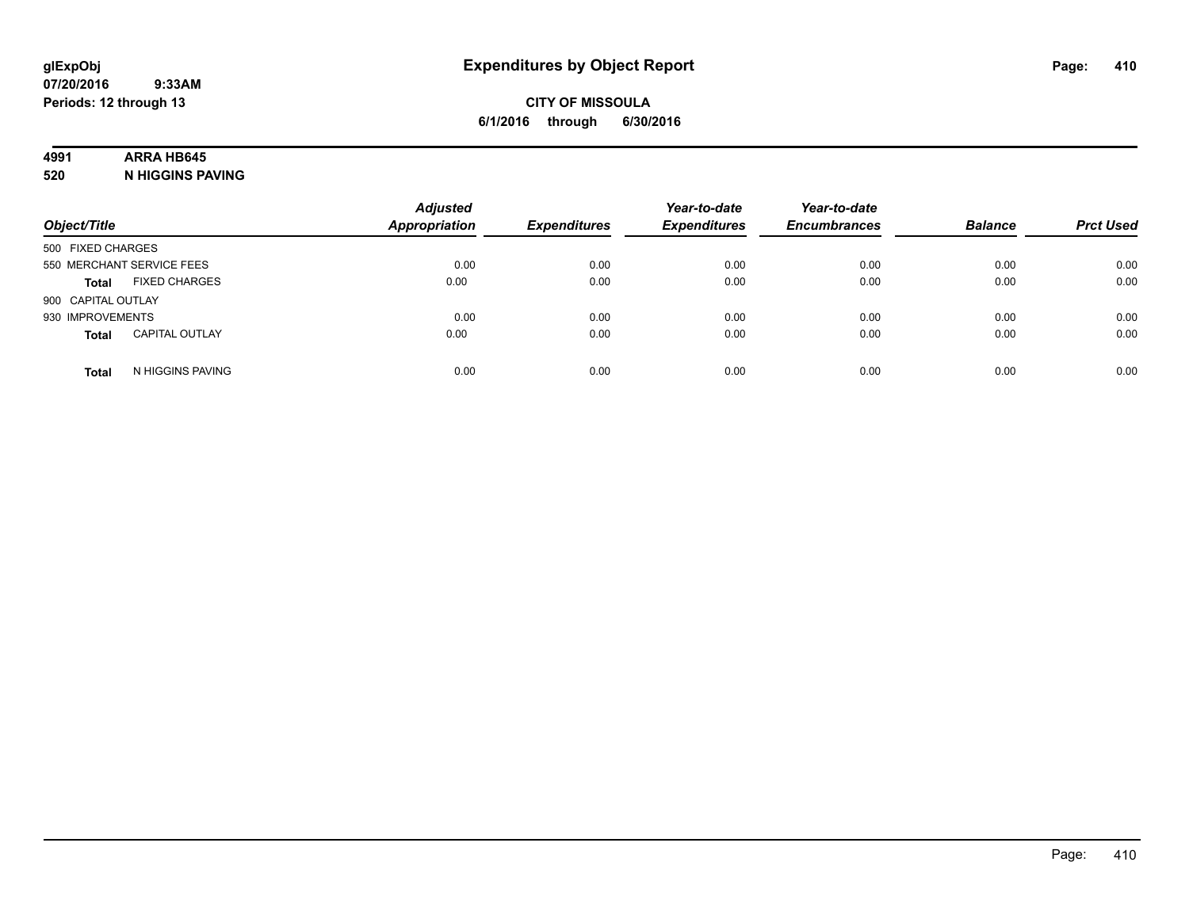glExpObj
07/20/2016 9:33AM
Periods: 12 through 13

# Expenditures by Object Report

**CITY OF MISSOULA**
**6/1/2016 through 6/30/2016**

**4991 ARRA HB645**
**520 N HIGGINS PAVING**

| Object/Title | | Adjusted Appropriation | Expenditures | Year-to-date Expenditures | Year-to-date Encumbrances | Balance | Prct Used |
|---|---|---|---|---|---|---|---|
| 500 FIXED CHARGES | | | | | | | |
| 550 MERCHANT SERVICE FEES | | 0.00 | 0.00 | 0.00 | 0.00 | 0.00 | 0.00 |
| **Total** | FIXED CHARGES | 0.00 | 0.00 | 0.00 | 0.00 | 0.00 | 0.00 |
| 900 CAPITAL OUTLAY | | | | | | | |
| 930 IMPROVEMENTS | | 0.00 | 0.00 | 0.00 | 0.00 | 0.00 | 0.00 |
| **Total** | CAPITAL OUTLAY | 0.00 | 0.00 | 0.00 | 0.00 | 0.00 | 0.00 |
| **Total** | N HIGGINS PAVING | 0.00 | 0.00 | 0.00 | 0.00 | 0.00 | 0.00 |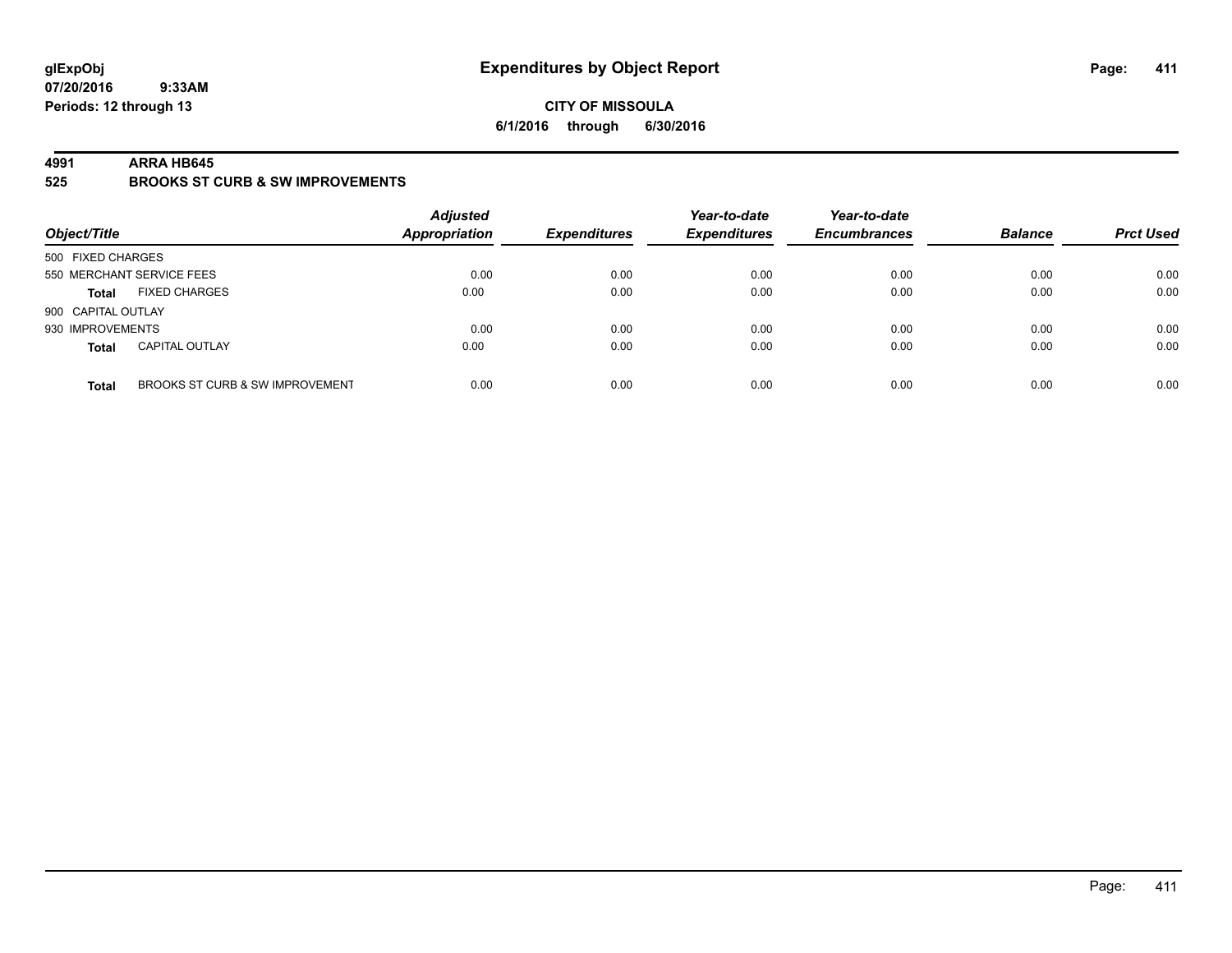**glExpObj** **Expenditures by Object Report**

**07/20/2016 9:33AM**

**Periods: 12 through 13**

**CITY OF MISSOULA**

**6/1/2016 through 6/30/2016**

**4991 ARRA HB645**

**525 BROOKS ST CURB & SW IMPROVEMENTS**

| Object/Title | | Adjusted Appropriation | Expenditures | Year-to-date Expenditures | Year-to-date Encumbrances | Balance | Prct Used |
|---|---|---|---|---|---|---|---|
| 500 FIXED CHARGES | | | | | | | |
| 550 MERCHANT SERVICE FEES | | 0.00 | 0.00 | 0.00 | 0.00 | 0.00 | 0.00 |
| **Total** | FIXED CHARGES | 0.00 | 0.00 | 0.00 | 0.00 | 0.00 | 0.00 |
| 900 CAPITAL OUTLAY | | | | | | | |
| 930 IMPROVEMENTS | | 0.00 | 0.00 | 0.00 | 0.00 | 0.00 | 0.00 |
| **Total** | CAPITAL OUTLAY | 0.00 | 0.00 | 0.00 | 0.00 | 0.00 | 0.00 |
| **Total** | BROOKS ST CURB & SW IMPROVEMENT | 0.00 | 0.00 | 0.00 | 0.00 | 0.00 | 0.00 |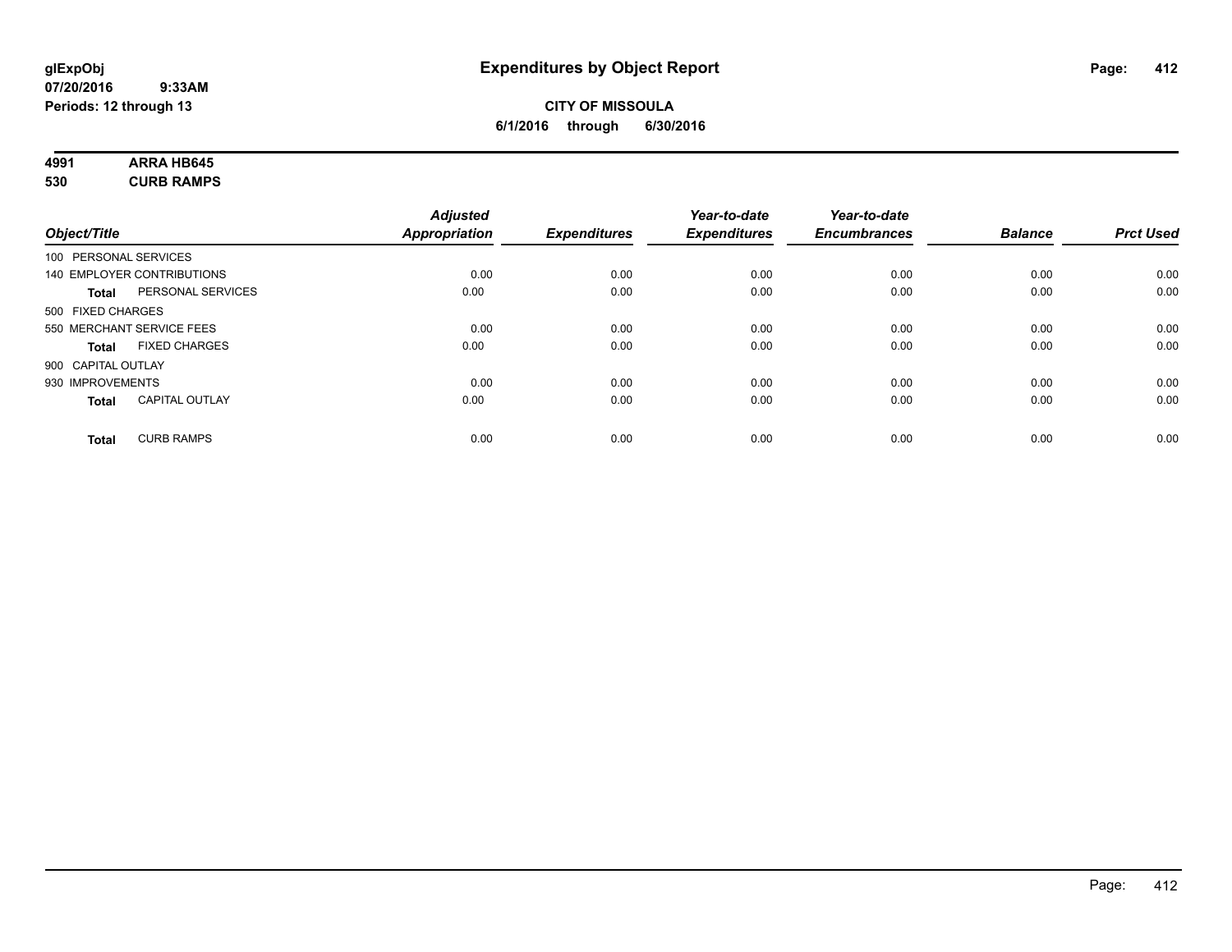# Expenditures by Object Report

glExpObj
07/20/2016 9:33AM
Periods: 12 through 13

**CITY OF MISSOULA**
**6/1/2016 through 6/30/2016**

**4991 ARRA HB645**
**530 CURB RAMPS**

| Object/Title | | Adjusted Appropriation | Expenditures | Year-to-date Expenditures | Year-to-date Encumbrances | Balance | Prct Used |
|---|---|---|---|---|---|---|---|
| 100 PERSONAL SERVICES | | | | | | | |
| 140 EMPLOYER CONTRIBUTIONS | | 0.00 | 0.00 | 0.00 | 0.00 | 0.00 | 0.00 |
| **Total** | PERSONAL SERVICES | 0.00 | 0.00 | 0.00 | 0.00 | 0.00 | 0.00 |
| 500 FIXED CHARGES | | | | | | | |
| 550 MERCHANT SERVICE FEES | | 0.00 | 0.00 | 0.00 | 0.00 | 0.00 | 0.00 |
| **Total** | FIXED CHARGES | 0.00 | 0.00 | 0.00 | 0.00 | 0.00 | 0.00 |
| 900 CAPITAL OUTLAY | | | | | | | |
| 930 IMPROVEMENTS | | 0.00 | 0.00 | 0.00 | 0.00 | 0.00 | 0.00 |
| **Total** | CAPITAL OUTLAY | 0.00 | 0.00 | 0.00 | 0.00 | 0.00 | 0.00 |
| **Total** | CURB RAMPS | 0.00 | 0.00 | 0.00 | 0.00 | 0.00 | 0.00 |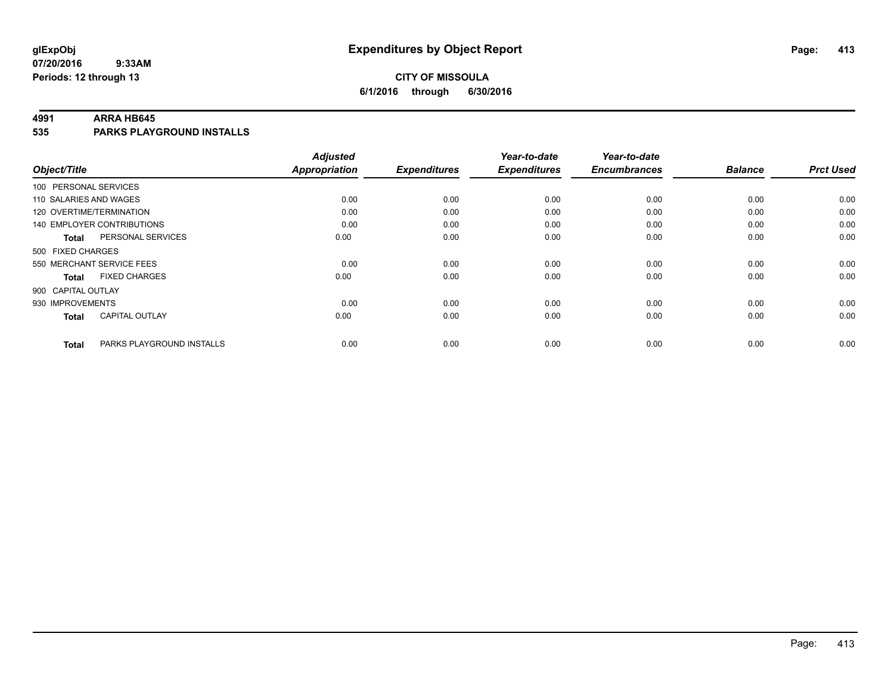# Expenditures by Object Report

glExpObj
07/20/2016 9:33AM
Periods: 12 through 13

**CITY OF MISSOULA**
**6/1/2016 through 6/30/2016**

## 4991 ARRA HB645
## 535 PARKS PLAYGROUND INSTALLS

| Object/Title | Adjusted Appropriation | Expenditures | Year-to-date Expenditures | Year-to-date Encumbrances | Balance | Prct Used |
|---|---|---|---|---|---|---|
| 100 PERSONAL SERVICES | | | | | | |
| 110 SALARIES AND WAGES | 0.00 | 0.00 | 0.00 | 0.00 | 0.00 | 0.00 |
| 120 OVERTIME/TERMINATION | 0.00 | 0.00 | 0.00 | 0.00 | 0.00 | 0.00 |
| 140 EMPLOYER CONTRIBUTIONS | 0.00 | 0.00 | 0.00 | 0.00 | 0.00 | 0.00 |
| **Total** PERSONAL SERVICES | 0.00 | 0.00 | 0.00 | 0.00 | 0.00 | 0.00 |
| 500 FIXED CHARGES | | | | | | |
| 550 MERCHANT SERVICE FEES | 0.00 | 0.00 | 0.00 | 0.00 | 0.00 | 0.00 |
| **Total** FIXED CHARGES | 0.00 | 0.00 | 0.00 | 0.00 | 0.00 | 0.00 |
| 900 CAPITAL OUTLAY | | | | | | |
| 930 IMPROVEMENTS | 0.00 | 0.00 | 0.00 | 0.00 | 0.00 | 0.00 |
| **Total** CAPITAL OUTLAY | 0.00 | 0.00 | 0.00 | 0.00 | 0.00 | 0.00 |
| **Total** PARKS PLAYGROUND INSTALLS | 0.00 | 0.00 | 0.00 | 0.00 | 0.00 | 0.00 |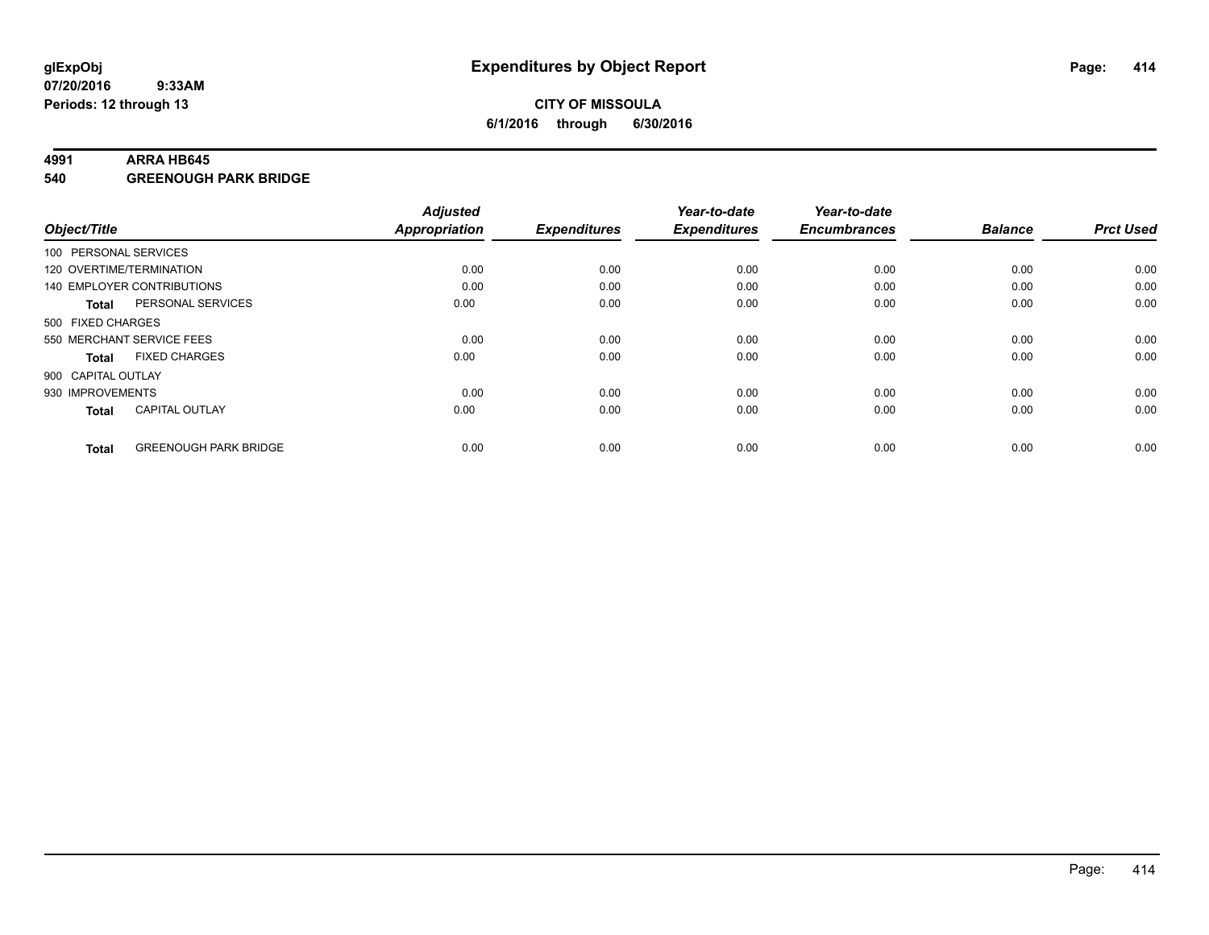# Expenditures by Object Report

glExpObj
07/20/2016 9:33AM
Periods: 12 through 13

**CITY OF MISSOULA**
**6/1/2016 through 6/30/2016**

## 4991 ARRA HB645
## 540 GREENOUGH PARK BRIDGE

| Object/Title | | Adjusted Appropriation | Expenditures | Year-to-date Expenditures | Year-to-date Encumbrances | Balance | Prct Used |
|---|---|---|---|---|---|---|---|
| 100 PERSONAL SERVICES | | | | | | | |
| 120 OVERTIME/TERMINATION | | 0.00 | 0.00 | 0.00 | 0.00 | 0.00 | 0.00 |
| 140 EMPLOYER CONTRIBUTIONS | | 0.00 | 0.00 | 0.00 | 0.00 | 0.00 | 0.00 |
| **Total** | PERSONAL SERVICES | 0.00 | 0.00 | 0.00 | 0.00 | 0.00 | 0.00 |
| 500 FIXED CHARGES | | | | | | | |
| 550 MERCHANT SERVICE FEES | | 0.00 | 0.00 | 0.00 | 0.00 | 0.00 | 0.00 |
| **Total** | FIXED CHARGES | 0.00 | 0.00 | 0.00 | 0.00 | 0.00 | 0.00 |
| 900 CAPITAL OUTLAY | | | | | | | |
| 930 IMPROVEMENTS | | 0.00 | 0.00 | 0.00 | 0.00 | 0.00 | 0.00 |
| **Total** | CAPITAL OUTLAY | 0.00 | 0.00 | 0.00 | 0.00 | 0.00 | 0.00 |
| **Total** | GREENOUGH PARK BRIDGE | 0.00 | 0.00 | 0.00 | 0.00 | 0.00 | 0.00 |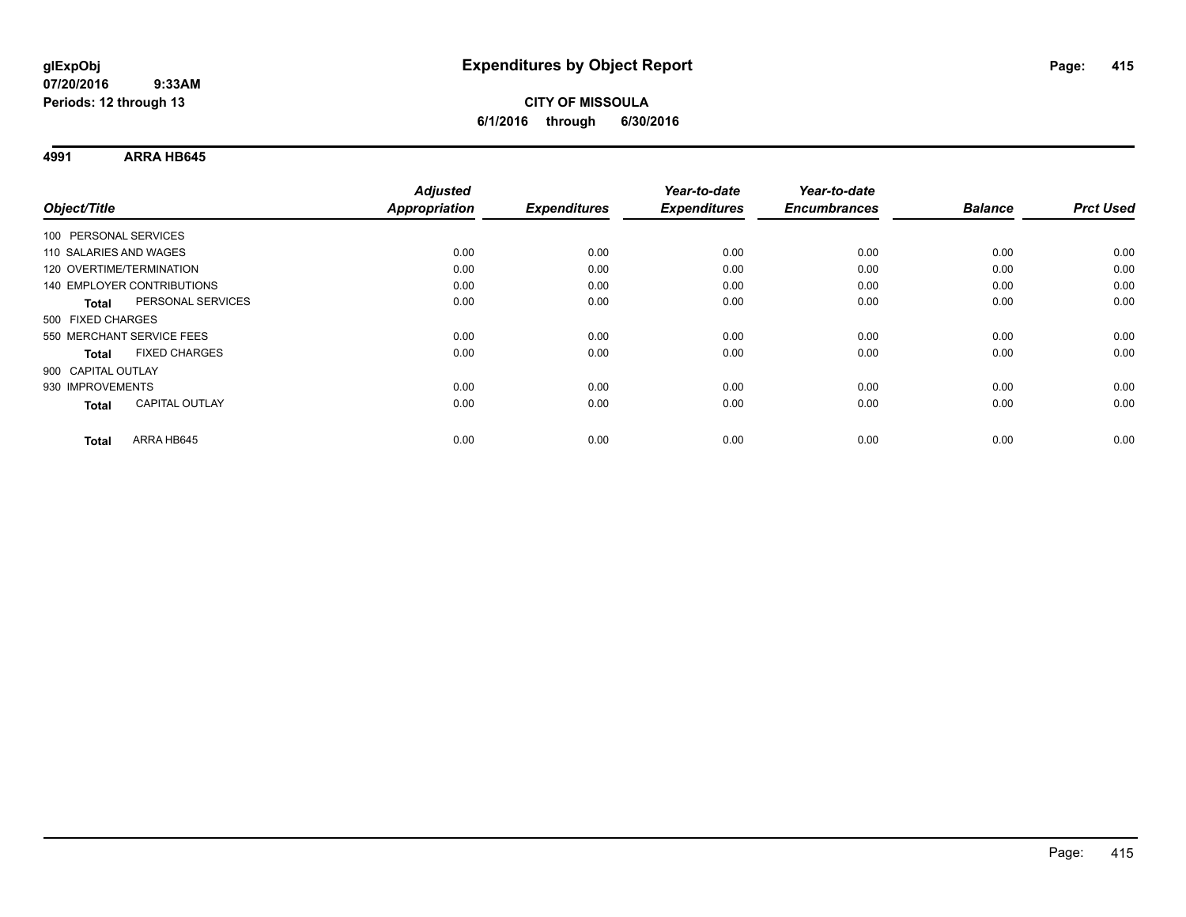**glExpObj**
**07/20/2016 9:33AM**
**Periods: 12 through 13**

# Expenditures by Object Report

**CITY OF MISSOULA**
**6/1/2016 through 6/30/2016**

## 4991 ARRA HB645

| Object/Title | | Adjusted Appropriation | Expenditures | Year-to-date Expenditures | Year-to-date Encumbrances | Balance | Prct Used |
|---|---|---|---|---|---|---|---|
| 100 PERSONAL SERVICES | | | | | | | |
| 110 SALARIES AND WAGES | | 0.00 | 0.00 | 0.00 | 0.00 | 0.00 | 0.00 |
| 120 OVERTIME/TERMINATION | | 0.00 | 0.00 | 0.00 | 0.00 | 0.00 | 0.00 |
| 140 EMPLOYER CONTRIBUTIONS | | 0.00 | 0.00 | 0.00 | 0.00 | 0.00 | 0.00 |
| **Total** | PERSONAL SERVICES | 0.00 | 0.00 | 0.00 | 0.00 | 0.00 | 0.00 |
| 500 FIXED CHARGES | | | | | | | |
| 550 MERCHANT SERVICE FEES | | 0.00 | 0.00 | 0.00 | 0.00 | 0.00 | 0.00 |
| **Total** | FIXED CHARGES | 0.00 | 0.00 | 0.00 | 0.00 | 0.00 | 0.00 |
| 900 CAPITAL OUTLAY | | | | | | | |
| 930 IMPROVEMENTS | | 0.00 | 0.00 | 0.00 | 0.00 | 0.00 | 0.00 |
| **Total** | CAPITAL OUTLAY | 0.00 | 0.00 | 0.00 | 0.00 | 0.00 | 0.00 |
| **Total** | ARRA HB645 | 0.00 | 0.00 | 0.00 | 0.00 | 0.00 | 0.00 |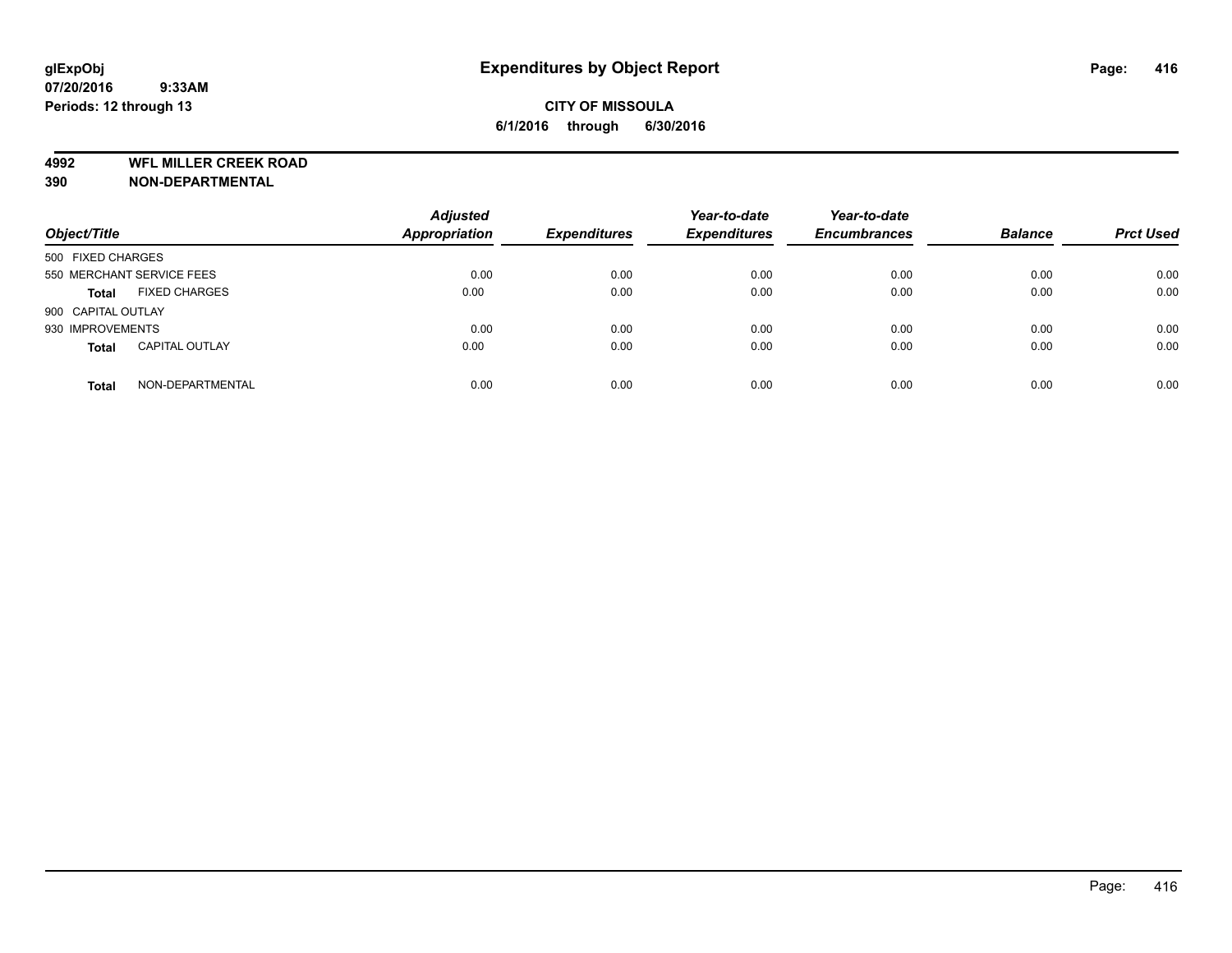# Expenditures by Object Report

glExpObj
07/20/2016 9:33AM
Periods: 12 through 13

**CITY OF MISSOULA**
**6/1/2016 through 6/30/2016**

**4992 WFL MILLER CREEK ROAD**
**390 NON-DEPARTMENTAL**

| Object/Title | Adjusted Appropriation | Expenditures | Year-to-date Expenditures | Year-to-date Encumbrances | Balance | Prct Used |
|---|---|---|---|---|---|---|
| 500 FIXED CHARGES | | | | | | |
| 550 MERCHANT SERVICE FEES | 0.00 | 0.00 | 0.00 | 0.00 | 0.00 | 0.00 |
| **Total** FIXED CHARGES | 0.00 | 0.00 | 0.00 | 0.00 | 0.00 | 0.00 |
| 900 CAPITAL OUTLAY | | | | | | |
| 930 IMPROVEMENTS | 0.00 | 0.00 | 0.00 | 0.00 | 0.00 | 0.00 |
| **Total** CAPITAL OUTLAY | 0.00 | 0.00 | 0.00 | 0.00 | 0.00 | 0.00 |
| **Total** NON-DEPARTMENTAL | 0.00 | 0.00 | 0.00 | 0.00 | 0.00 | 0.00 |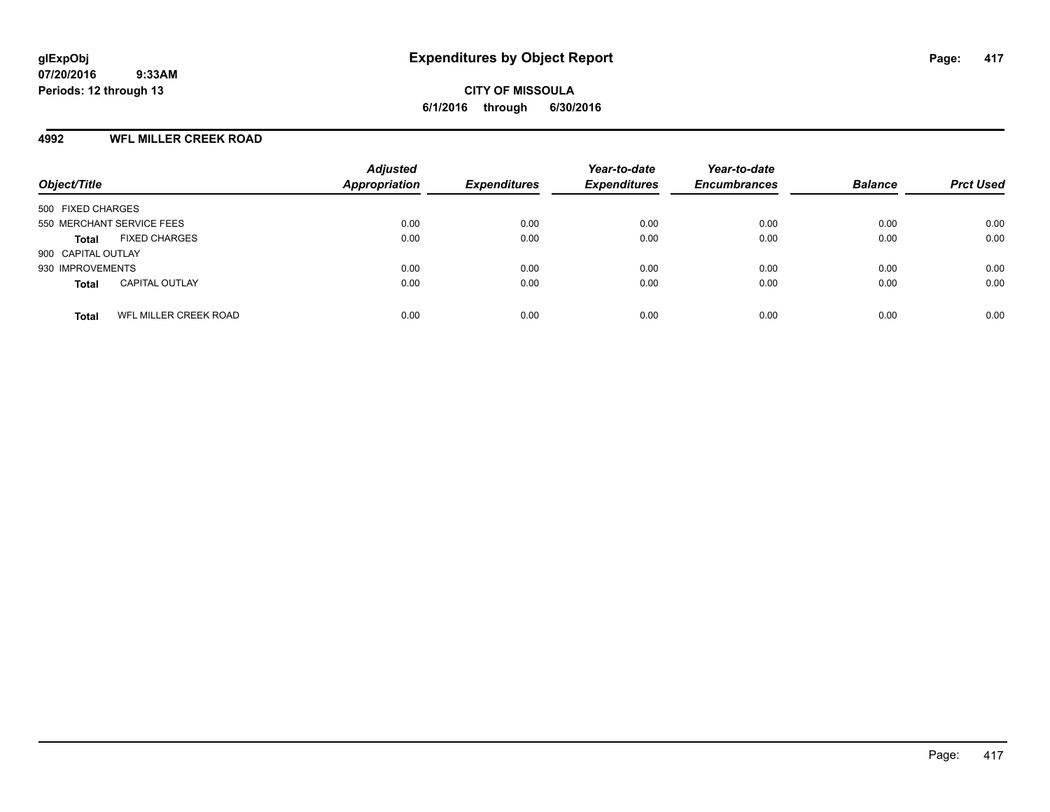# Expenditures by Object Report

glExpObj
07/20/2016 9:33AM
Periods: 12 through 13

**CITY OF MISSOULA**
**6/1/2016 through 6/30/2016**

## 4992 WFL MILLER CREEK ROAD

| Object/Title | Adjusted Appropriation | Expenditures | Year-to-date Expenditures | Year-to-date Encumbrances | Balance | Prct Used |
|---|---|---|---|---|---|---|
| 500 FIXED CHARGES | | | | | | |
| 550 MERCHANT SERVICE FEES | 0.00 | 0.00 | 0.00 | 0.00 | 0.00 | 0.00 |
| **Total** FIXED CHARGES | 0.00 | 0.00 | 0.00 | 0.00 | 0.00 | 0.00 |
| 900 CAPITAL OUTLAY | | | | | | |
| 930 IMPROVEMENTS | 0.00 | 0.00 | 0.00 | 0.00 | 0.00 | 0.00 |
| **Total** CAPITAL OUTLAY | 0.00 | 0.00 | 0.00 | 0.00 | 0.00 | 0.00 |
| **Total** WFL MILLER CREEK ROAD | 0.00 | 0.00 | 0.00 | 0.00 | 0.00 | 0.00 |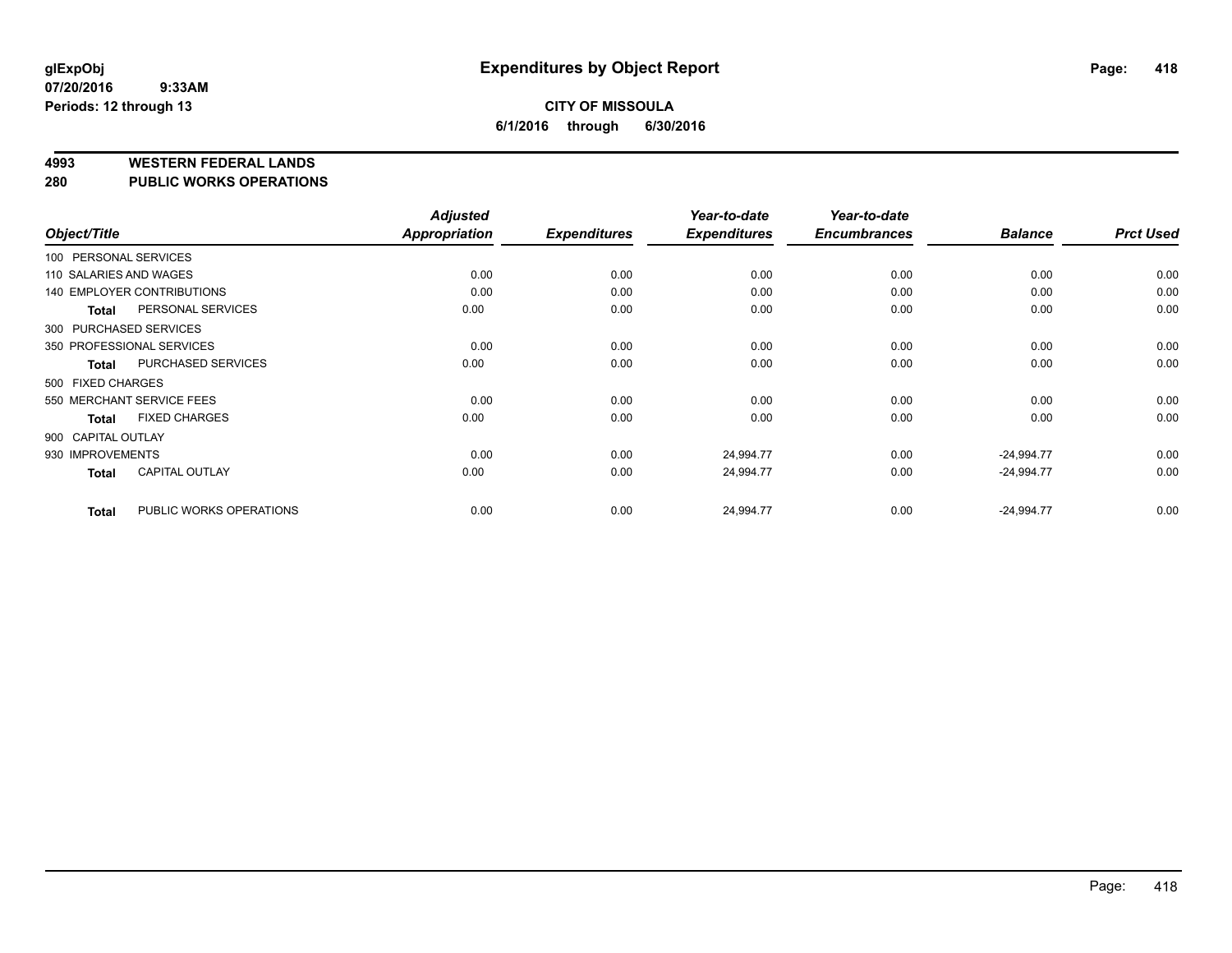# Expenditures by Object Report

glExpObj
07/20/2016 9:33AM
Periods: 12 through 13

**CITY OF MISSOULA**
**6/1/2016 through 6/30/2016**

## 4993 WESTERN FEDERAL LANDS
## 280 PUBLIC WORKS OPERATIONS

| Object/Title | Adjusted Appropriation | Expenditures | Year-to-date Expenditures | Year-to-date Encumbrances | Balance | Prct Used |
|---|---|---|---|---|---|---|
| 100 PERSONAL SERVICES | | | | | | |
| 110 SALARIES AND WAGES | 0.00 | 0.00 | 0.00 | 0.00 | 0.00 | 0.00 |
| 140 EMPLOYER CONTRIBUTIONS | 0.00 | 0.00 | 0.00 | 0.00 | 0.00 | 0.00 |
| **Total** PERSONAL SERVICES | 0.00 | 0.00 | 0.00 | 0.00 | 0.00 | 0.00 |
| 300 PURCHASED SERVICES | | | | | | |
| 350 PROFESSIONAL SERVICES | 0.00 | 0.00 | 0.00 | 0.00 | 0.00 | 0.00 |
| **Total** PURCHASED SERVICES | 0.00 | 0.00 | 0.00 | 0.00 | 0.00 | 0.00 |
| 500 FIXED CHARGES | | | | | | |
| 550 MERCHANT SERVICE FEES | 0.00 | 0.00 | 0.00 | 0.00 | 0.00 | 0.00 |
| **Total** FIXED CHARGES | 0.00 | 0.00 | 0.00 | 0.00 | 0.00 | 0.00 |
| 900 CAPITAL OUTLAY | | | | | | |
| 930 IMPROVEMENTS | 0.00 | 0.00 | 24,994.77 | 0.00 | -24,994.77 | 0.00 |
| **Total** CAPITAL OUTLAY | 0.00 | 0.00 | 24,994.77 | 0.00 | -24,994.77 | 0.00 |
| **Total** PUBLIC WORKS OPERATIONS | 0.00 | 0.00 | 24,994.77 | 0.00 | -24,994.77 | 0.00 |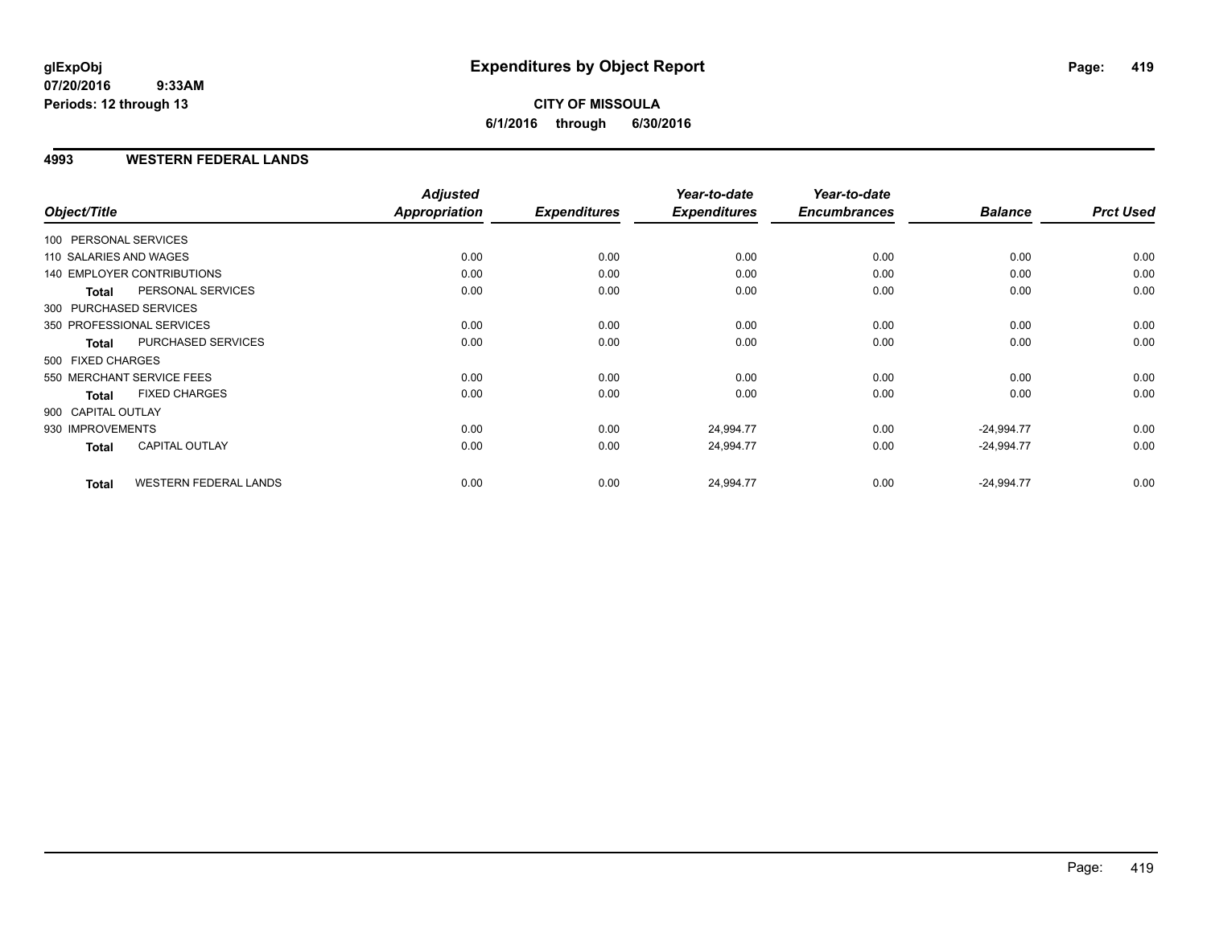**glExpObj**
**07/20/2016 9:33AM**
**Periods: 12 through 13**

# Expenditures by Object Report

**CITY OF MISSOULA**
**6/1/2016 through 6/30/2016**

## 4993 WESTERN FEDERAL LANDS

| Object/Title | Adjusted Appropriation | Expenditures | Year-to-date Expenditures | Year-to-date Encumbrances | Balance | Prct Used |
|---|---|---|---|---|---|---|
| 100 PERSONAL SERVICES | | | | | | |
| 110 SALARIES AND WAGES | 0.00 | 0.00 | 0.00 | 0.00 | 0.00 | 0.00 |
| 140 EMPLOYER CONTRIBUTIONS | 0.00 | 0.00 | 0.00 | 0.00 | 0.00 | 0.00 |
| **Total** PERSONAL SERVICES | 0.00 | 0.00 | 0.00 | 0.00 | 0.00 | 0.00 |
| 300 PURCHASED SERVICES | | | | | | |
| 350 PROFESSIONAL SERVICES | 0.00 | 0.00 | 0.00 | 0.00 | 0.00 | 0.00 |
| **Total** PURCHASED SERVICES | 0.00 | 0.00 | 0.00 | 0.00 | 0.00 | 0.00 |
| 500 FIXED CHARGES | | | | | | |
| 550 MERCHANT SERVICE FEES | 0.00 | 0.00 | 0.00 | 0.00 | 0.00 | 0.00 |
| **Total** FIXED CHARGES | 0.00 | 0.00 | 0.00 | 0.00 | 0.00 | 0.00 |
| 900 CAPITAL OUTLAY | | | | | | |
| 930 IMPROVEMENTS | 0.00 | 0.00 | 24,994.77 | 0.00 | -24,994.77 | 0.00 |
| **Total** CAPITAL OUTLAY | 0.00 | 0.00 | 24,994.77 | 0.00 | -24,994.77 | 0.00 |
| **Total** WESTERN FEDERAL LANDS | 0.00 | 0.00 | 24,994.77 | 0.00 | -24,994.77 | 0.00 |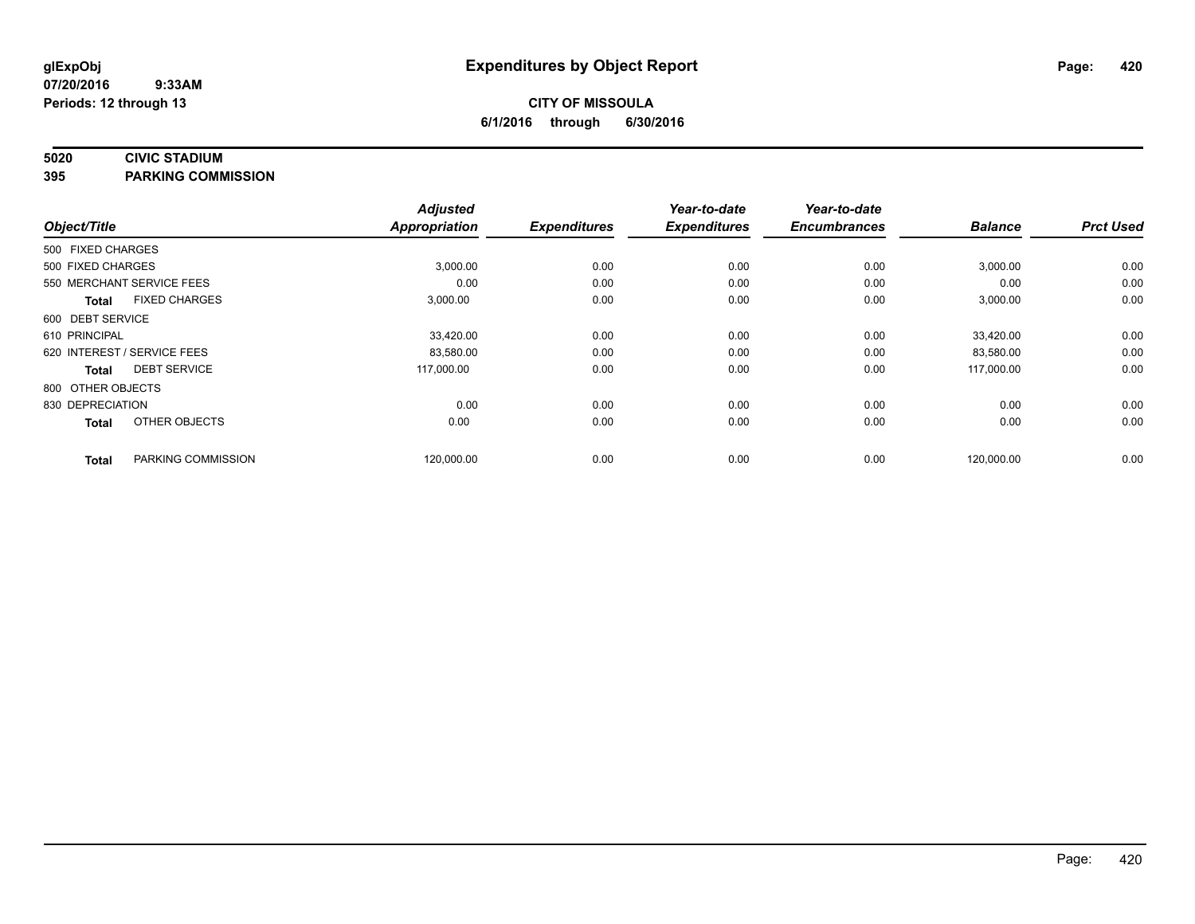# Expenditures by Object Report

glExpObj
07/20/2016 9:33AM
Periods: 12 through 13

**CITY OF MISSOULA**
**6/1/2016 through 6/30/2016**

**5020 CIVIC STADIUM**
**395 PARKING COMMISSION**

| Object/Title | Adjusted Appropriation | Expenditures | Year-to-date Expenditures | Year-to-date Encumbrances | Balance | Prct Used |
|---|---|---|---|---|---|---|
| 500 FIXED CHARGES | | | | | | |
| 500 FIXED CHARGES | 3,000.00 | 0.00 | 0.00 | 0.00 | 3,000.00 | 0.00 |
| 550 MERCHANT SERVICE FEES | 0.00 | 0.00 | 0.00 | 0.00 | 0.00 | 0.00 |
| **Total** FIXED CHARGES | 3,000.00 | 0.00 | 0.00 | 0.00 | 3,000.00 | 0.00 |
| 600 DEBT SERVICE | | | | | | |
| 610 PRINCIPAL | 33,420.00 | 0.00 | 0.00 | 0.00 | 33,420.00 | 0.00 |
| 620 INTEREST / SERVICE FEES | 83,580.00 | 0.00 | 0.00 | 0.00 | 83,580.00 | 0.00 |
| **Total** DEBT SERVICE | 117,000.00 | 0.00 | 0.00 | 0.00 | 117,000.00 | 0.00 |
| 800 OTHER OBJECTS | | | | | | |
| 830 DEPRECIATION | 0.00 | 0.00 | 0.00 | 0.00 | 0.00 | 0.00 |
| **Total** OTHER OBJECTS | 0.00 | 0.00 | 0.00 | 0.00 | 0.00 | 0.00 |
| **Total** PARKING COMMISSION | 120,000.00 | 0.00 | 0.00 | 0.00 | 120,000.00 | 0.00 |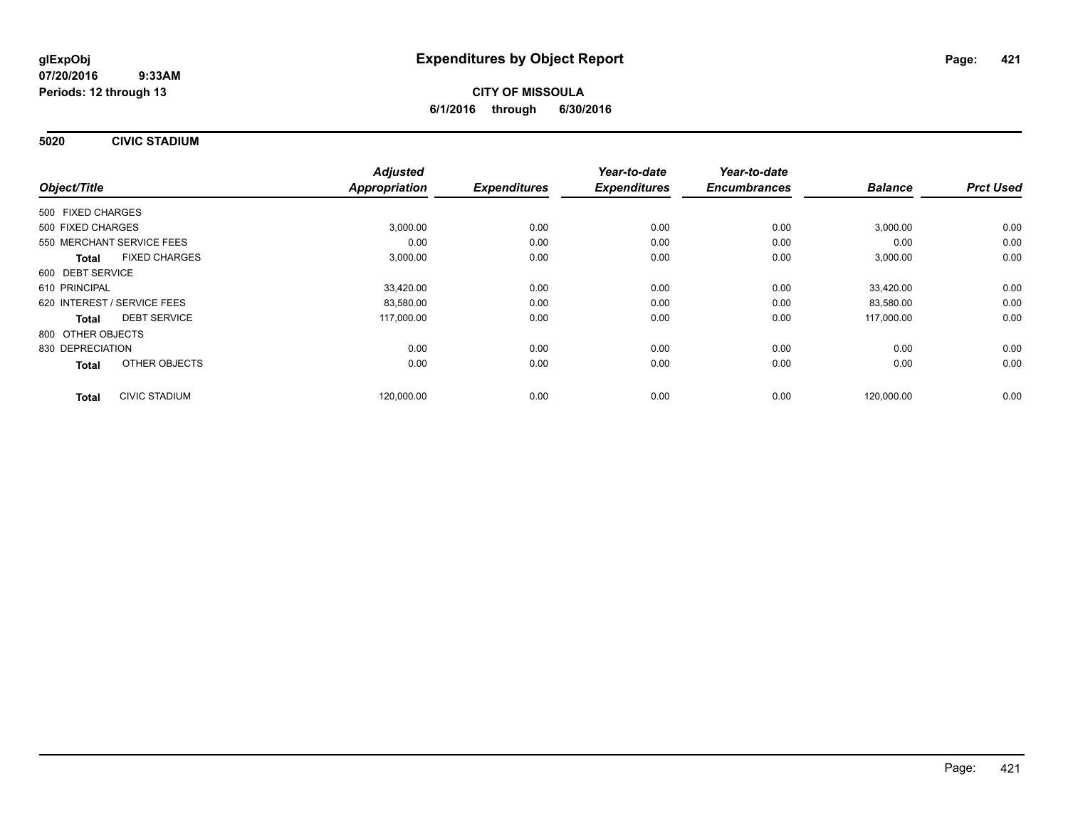**glExpObj**
**07/20/2016 9:33AM**
**Periods: 12 through 13**

# Expenditures by Object Report

**CITY OF MISSOULA**
**6/1/2016 through 6/30/2016**

## 5020 CIVIC STADIUM

| Object/Title | Adjusted Appropriation | Expenditures | Year-to-date Expenditures | Year-to-date Encumbrances | Balance | Prct Used |
|---|---|---|---|---|---|---|
| 500 FIXED CHARGES | | | | | | |
| 500 FIXED CHARGES | 3,000.00 | 0.00 | 0.00 | 0.00 | 3,000.00 | 0.00 |
| 550 MERCHANT SERVICE FEES | 0.00 | 0.00 | 0.00 | 0.00 | 0.00 | 0.00 |
| **Total** FIXED CHARGES | 3,000.00 | 0.00 | 0.00 | 0.00 | 3,000.00 | 0.00 |
| 600 DEBT SERVICE | | | | | | |
| 610 PRINCIPAL | 33,420.00 | 0.00 | 0.00 | 0.00 | 33,420.00 | 0.00 |
| 620 INTEREST / SERVICE FEES | 83,580.00 | 0.00 | 0.00 | 0.00 | 83,580.00 | 0.00 |
| **Total** DEBT SERVICE | 117,000.00 | 0.00 | 0.00 | 0.00 | 117,000.00 | 0.00 |
| 800 OTHER OBJECTS | | | | | | |
| 830 DEPRECIATION | 0.00 | 0.00 | 0.00 | 0.00 | 0.00 | 0.00 |
| **Total** OTHER OBJECTS | 0.00 | 0.00 | 0.00 | 0.00 | 0.00 | 0.00 |
| **Total** CIVIC STADIUM | 120,000.00 | 0.00 | 0.00 | 0.00 | 120,000.00 | 0.00 |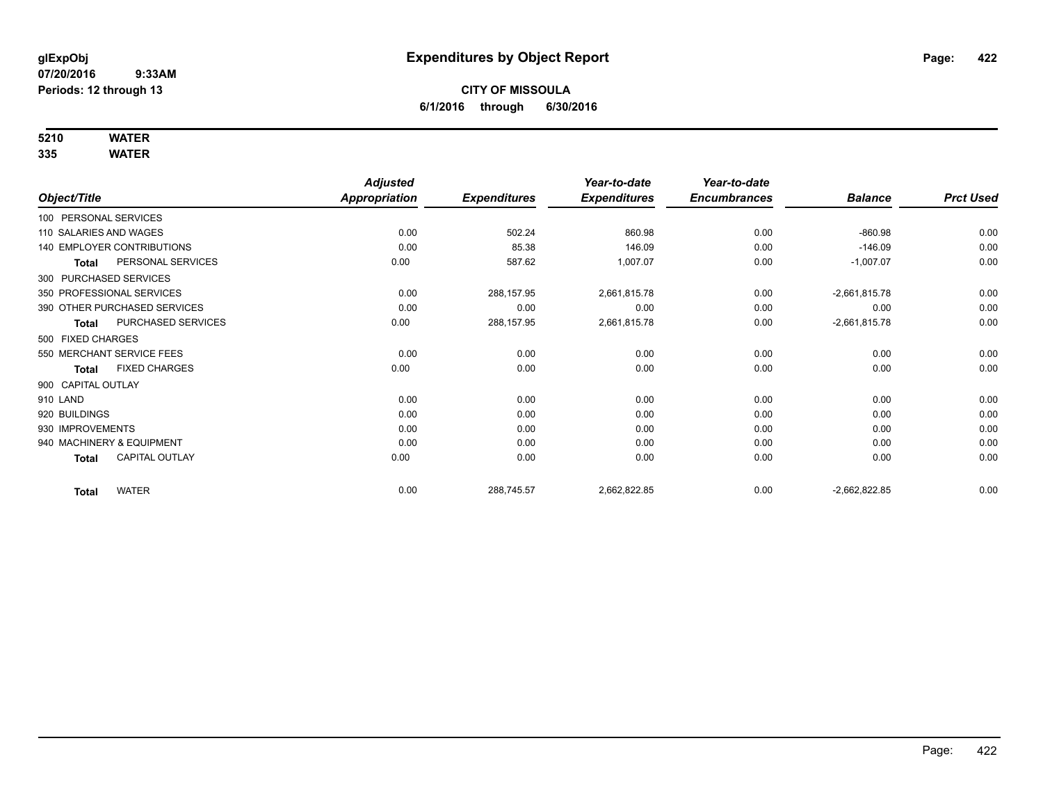# Expenditures by Object Report

glExpObj
07/20/2016 9:33AM
Periods: 12 through 13

**CITY OF MISSOULA**
**6/1/2016 through 6/30/2016**

**5210 WATER**
**335 WATER**

| Object/Title | Adjusted Appropriation | Expenditures | Year-to-date Expenditures | Year-to-date Encumbrances | Balance | Prct Used |
|---|---|---|---|---|---|---|
| 100 PERSONAL SERVICES | | | | | | |
| 110 SALARIES AND WAGES | 0.00 | 502.24 | 860.98 | 0.00 | -860.98 | 0.00 |
| 140 EMPLOYER CONTRIBUTIONS | 0.00 | 85.38 | 146.09 | 0.00 | -146.09 | 0.00 |
| **Total** PERSONAL SERVICES | 0.00 | 587.62 | 1,007.07 | 0.00 | -1,007.07 | 0.00 |
| 300 PURCHASED SERVICES | | | | | | |
| 350 PROFESSIONAL SERVICES | 0.00 | 288,157.95 | 2,661,815.78 | 0.00 | -2,661,815.78 | 0.00 |
| 390 OTHER PURCHASED SERVICES | 0.00 | 0.00 | 0.00 | 0.00 | 0.00 | 0.00 |
| **Total** PURCHASED SERVICES | 0.00 | 288,157.95 | 2,661,815.78 | 0.00 | -2,661,815.78 | 0.00 |
| 500 FIXED CHARGES | | | | | | |
| 550 MERCHANT SERVICE FEES | 0.00 | 0.00 | 0.00 | 0.00 | 0.00 | 0.00 |
| **Total** FIXED CHARGES | 0.00 | 0.00 | 0.00 | 0.00 | 0.00 | 0.00 |
| 900 CAPITAL OUTLAY | | | | | | |
| 910 LAND | 0.00 | 0.00 | 0.00 | 0.00 | 0.00 | 0.00 |
| 920 BUILDINGS | 0.00 | 0.00 | 0.00 | 0.00 | 0.00 | 0.00 |
| 930 IMPROVEMENTS | 0.00 | 0.00 | 0.00 | 0.00 | 0.00 | 0.00 |
| 940 MACHINERY & EQUIPMENT | 0.00 | 0.00 | 0.00 | 0.00 | 0.00 | 0.00 |
| **Total** CAPITAL OUTLAY | 0.00 | 0.00 | 0.00 | 0.00 | 0.00 | 0.00 |
| **Total** WATER | 0.00 | 288,745.57 | 2,662,822.85 | 0.00 | -2,662,822.85 | 0.00 |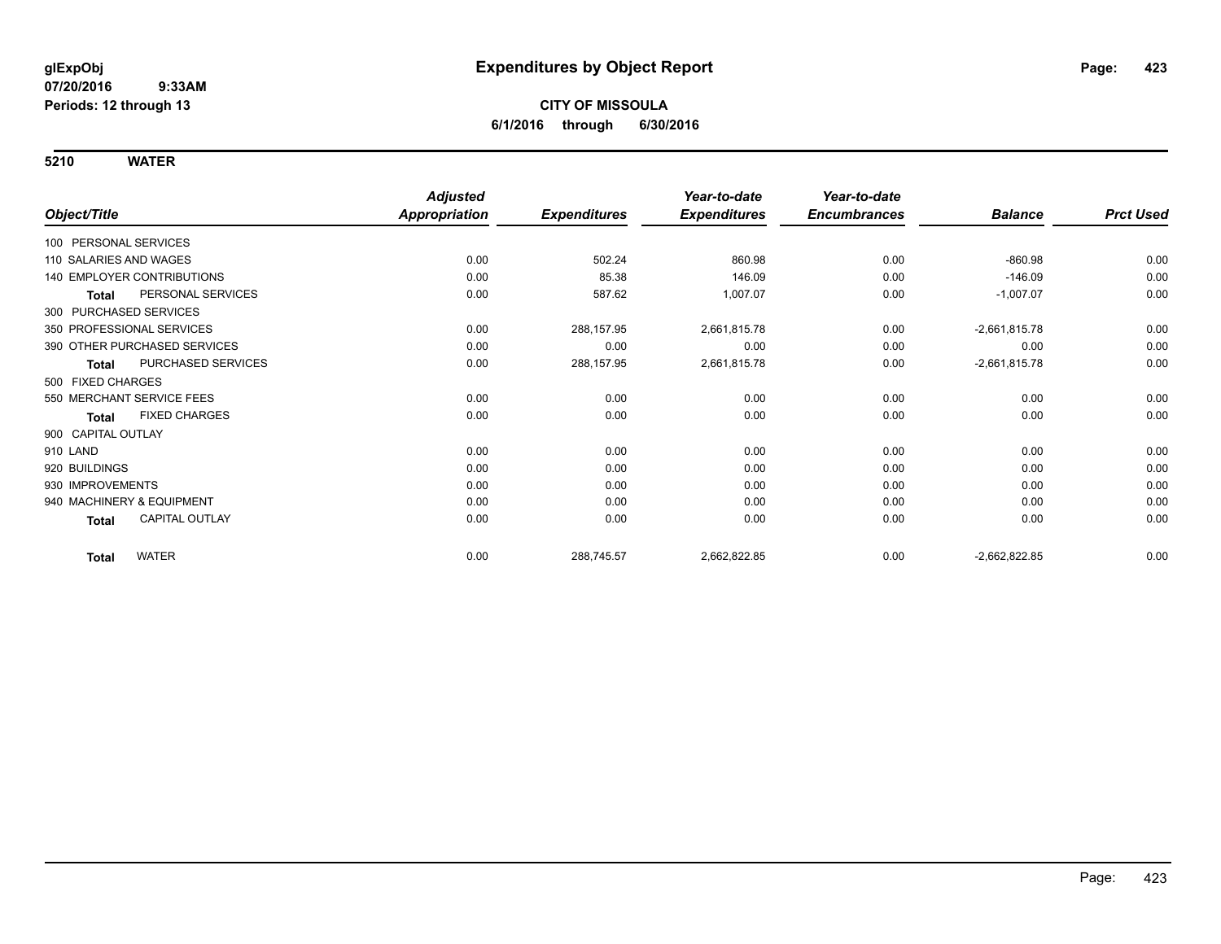**glExpObj**
**07/20/2016 9:33AM**
**Periods: 12 through 13**

# Expenditures by Object Report

**CITY OF MISSOULA**
**6/1/2016 through 6/30/2016**

## 5210 WATER

| Object/Title | | Adjusted Appropriation | Expenditures | Year-to-date Expenditures | Year-to-date Encumbrances | Balance | Prct Used |
|---|---|---|---|---|---|---|---|
| 100 PERSONAL SERVICES | | | | | | | |
| 110 SALARIES AND WAGES | | 0.00 | 502.24 | 860.98 | 0.00 | -860.98 | 0.00 |
| 140 EMPLOYER CONTRIBUTIONS | | 0.00 | 85.38 | 146.09 | 0.00 | -146.09 | 0.00 |
| Total | PERSONAL SERVICES | 0.00 | 587.62 | 1,007.07 | 0.00 | -1,007.07 | 0.00 |
| 300 PURCHASED SERVICES | | | | | | | |
| 350 PROFESSIONAL SERVICES | | 0.00 | 288,157.95 | 2,661,815.78 | 0.00 | -2,661,815.78 | 0.00 |
| 390 OTHER PURCHASED SERVICES | | 0.00 | 0.00 | 0.00 | 0.00 | 0.00 | 0.00 |
| Total | PURCHASED SERVICES | 0.00 | 288,157.95 | 2,661,815.78 | 0.00 | -2,661,815.78 | 0.00 |
| 500 FIXED CHARGES | | | | | | | |
| 550 MERCHANT SERVICE FEES | | 0.00 | 0.00 | 0.00 | 0.00 | 0.00 | 0.00 |
| Total | FIXED CHARGES | 0.00 | 0.00 | 0.00 | 0.00 | 0.00 | 0.00 |
| 900 CAPITAL OUTLAY | | | | | | | |
| 910 LAND | | 0.00 | 0.00 | 0.00 | 0.00 | 0.00 | 0.00 |
| 920 BUILDINGS | | 0.00 | 0.00 | 0.00 | 0.00 | 0.00 | 0.00 |
| 930 IMPROVEMENTS | | 0.00 | 0.00 | 0.00 | 0.00 | 0.00 | 0.00 |
| 940 MACHINERY & EQUIPMENT | | 0.00 | 0.00 | 0.00 | 0.00 | 0.00 | 0.00 |
| Total | CAPITAL OUTLAY | 0.00 | 0.00 | 0.00 | 0.00 | 0.00 | 0.00 |
| Total | WATER | 0.00 | 288,745.57 | 2,662,822.85 | 0.00 | -2,662,822.85 | 0.00 |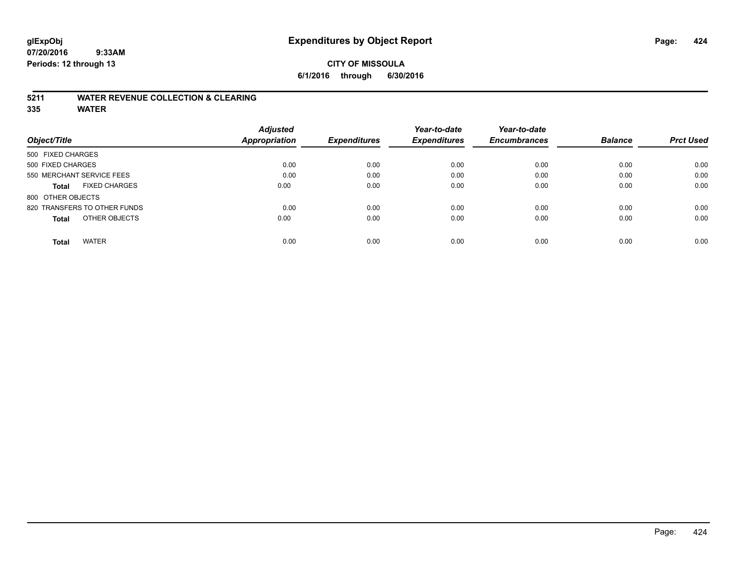# Expenditures by Object Report

glExpObj
07/20/2016 9:33AM
Periods: 12 through 13

**CITY OF MISSOULA**
**6/1/2016 through 6/30/2016**

## 5211 WATER REVENUE COLLECTION & CLEARING
## 335 WATER

| Object/Title | Adjusted Appropriation | Expenditures | Year-to-date Expenditures | Year-to-date Encumbrances | Balance | Prct Used |
|---|---|---|---|---|---|---|
| 500 FIXED CHARGES | | | | | | |
| 500 FIXED CHARGES | 0.00 | 0.00 | 0.00 | 0.00 | 0.00 | 0.00 |
| 550 MERCHANT SERVICE FEES | 0.00 | 0.00 | 0.00 | 0.00 | 0.00 | 0.00 |
| **Total** FIXED CHARGES | 0.00 | 0.00 | 0.00 | 0.00 | 0.00 | 0.00 |
| 800 OTHER OBJECTS | | | | | | |
| 820 TRANSFERS TO OTHER FUNDS | 0.00 | 0.00 | 0.00 | 0.00 | 0.00 | 0.00 |
| **Total** OTHER OBJECTS | 0.00 | 0.00 | 0.00 | 0.00 | 0.00 | 0.00 |
| **Total** WATER | 0.00 | 0.00 | 0.00 | 0.00 | 0.00 | 0.00 |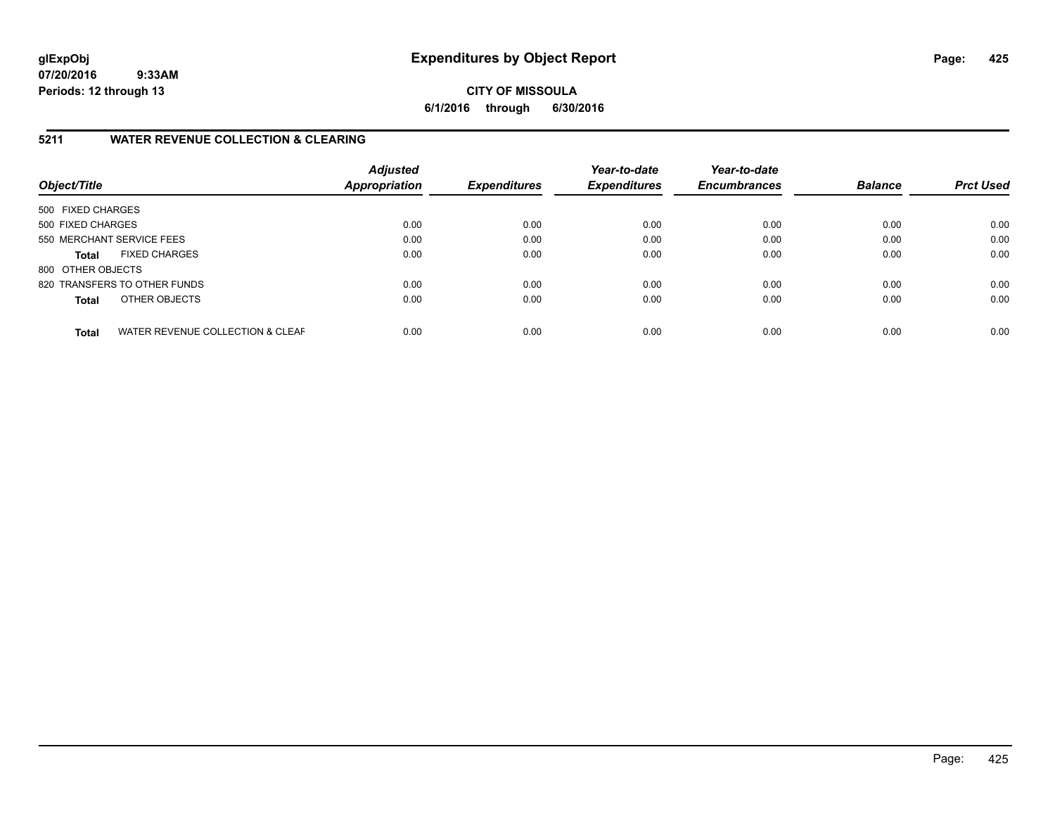# Expenditures by Object Report

glExpObj
07/20/2016 9:33AM
Periods: 12 through 13

**CITY OF MISSOULA**
**6/1/2016 through 6/30/2016**

## 5211 WATER REVENUE COLLECTION & CLEARING

| Object/Title | Adjusted Appropriation | Expenditures | Year-to-date Expenditures | Year-to-date Encumbrances | Balance | Prct Used |
|---|---|---|---|---|---|---|
| 500 FIXED CHARGES | | | | | | |
| 500 FIXED CHARGES | 0.00 | 0.00 | 0.00 | 0.00 | 0.00 | 0.00 |
| 550 MERCHANT SERVICE FEES | 0.00 | 0.00 | 0.00 | 0.00 | 0.00 | 0.00 |
| **Total** FIXED CHARGES | 0.00 | 0.00 | 0.00 | 0.00 | 0.00 | 0.00 |
| 800 OTHER OBJECTS | | | | | | |
| 820 TRANSFERS TO OTHER FUNDS | 0.00 | 0.00 | 0.00 | 0.00 | 0.00 | 0.00 |
| **Total** OTHER OBJECTS | 0.00 | 0.00 | 0.00 | 0.00 | 0.00 | 0.00 |
| **Total** WATER REVENUE COLLECTION & CLEAF | 0.00 | 0.00 | 0.00 | 0.00 | 0.00 | 0.00 |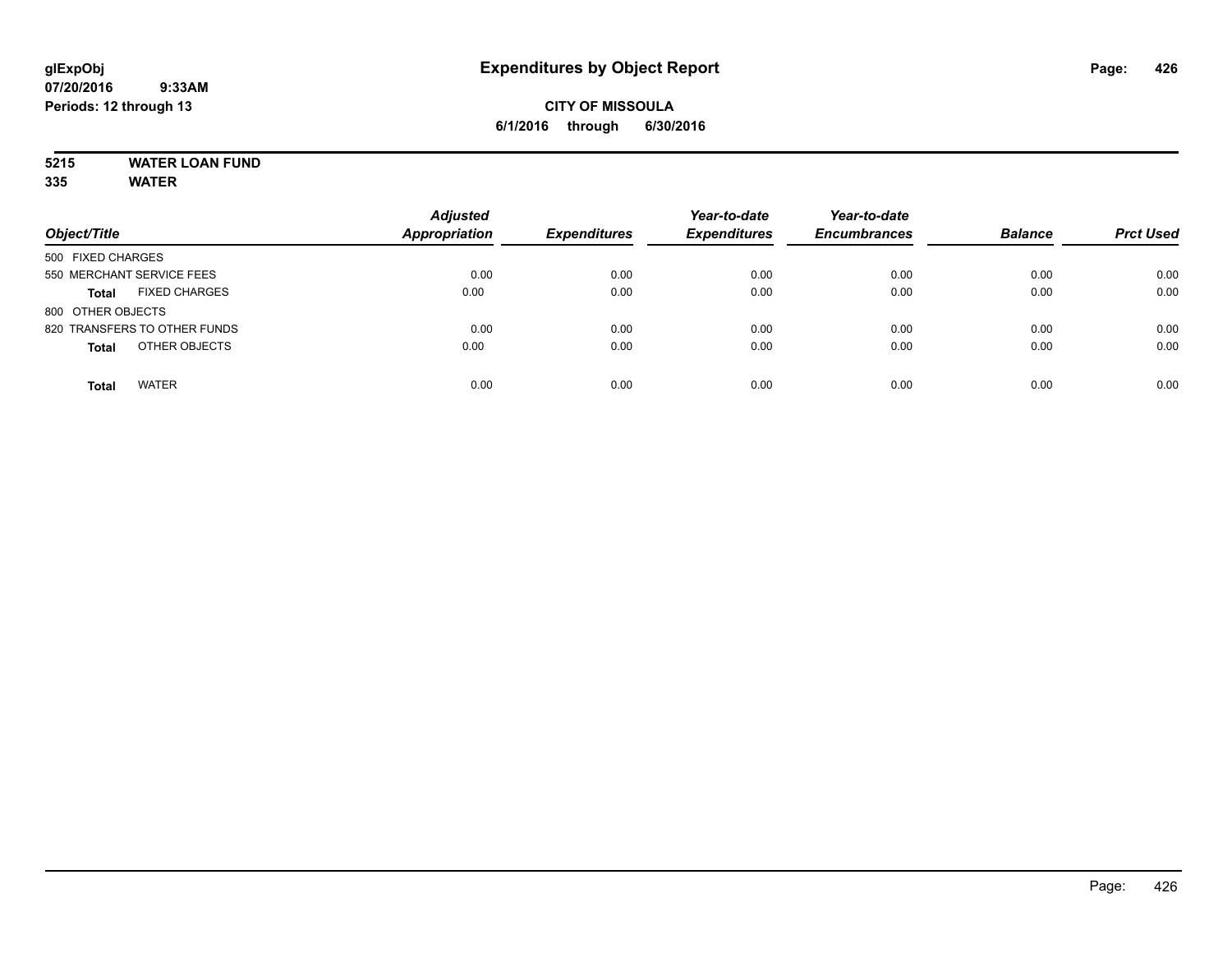# Expenditures by Object Report

glExpObj
07/20/2016 9:33AM
Periods: 12 through 13

**CITY OF MISSOULA**
**6/1/2016 through 6/30/2016**

**5215 WATER LOAN FUND**
**335 WATER**

| Object/Title | | Adjusted Appropriation | Expenditures | Year-to-date Expenditures | Year-to-date Encumbrances | Balance | Prct Used |
|---|---|---|---|---|---|---|---|
| 500 FIXED CHARGES | | | | | | | |
| 550 MERCHANT SERVICE FEES | | 0.00 | 0.00 | 0.00 | 0.00 | 0.00 | 0.00 |
| **Total** | FIXED CHARGES | 0.00 | 0.00 | 0.00 | 0.00 | 0.00 | 0.00 |
| 800 OTHER OBJECTS | | | | | | | |
| 820 TRANSFERS TO OTHER FUNDS | | 0.00 | 0.00 | 0.00 | 0.00 | 0.00 | 0.00 |
| **Total** | OTHER OBJECTS | 0.00 | 0.00 | 0.00 | 0.00 | 0.00 | 0.00 |
| **Total** | WATER | 0.00 | 0.00 | 0.00 | 0.00 | 0.00 | 0.00 |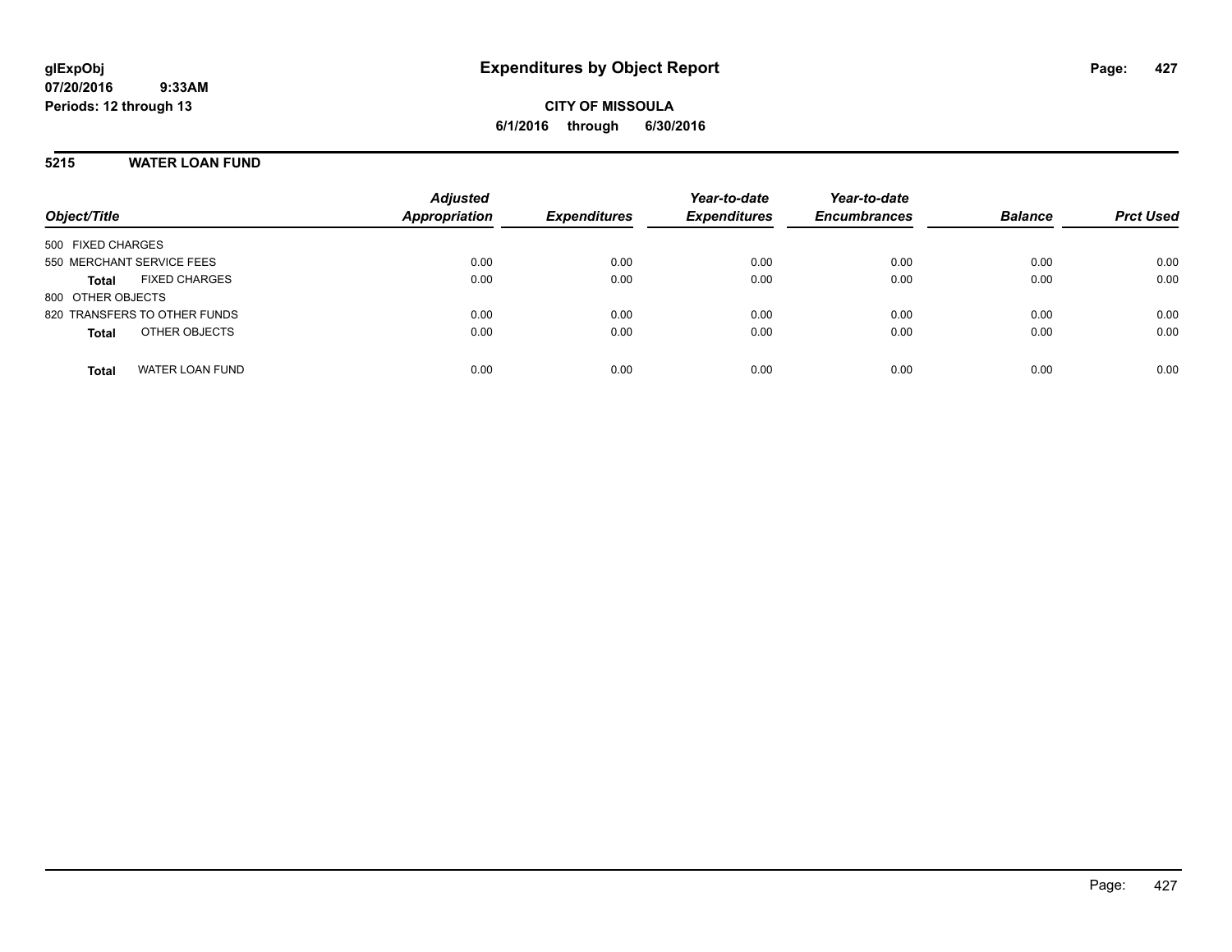**glExpObj**
**07/20/2016 9:33AM**
**Periods: 12 through 13**

# Expenditures by Object Report

**CITY OF MISSOULA**
**6/1/2016 through 6/30/2016**

## 5215 WATER LOAN FUND

| Object/Title | | Adjusted Appropriation | Expenditures | Year-to-date Expenditures | Year-to-date Encumbrances | Balance | Prct Used |
|---|---|---|---|---|---|---|---|
| 500 FIXED CHARGES | | | | | | | |
| 550 MERCHANT SERVICE FEES | | 0.00 | 0.00 | 0.00 | 0.00 | 0.00 | 0.00 |
| **Total** | FIXED CHARGES | 0.00 | 0.00 | 0.00 | 0.00 | 0.00 | 0.00 |
| 800 OTHER OBJECTS | | | | | | | |
| 820 TRANSFERS TO OTHER FUNDS | | 0.00 | 0.00 | 0.00 | 0.00 | 0.00 | 0.00 |
| **Total** | OTHER OBJECTS | 0.00 | 0.00 | 0.00 | 0.00 | 0.00 | 0.00 |
| **Total** | WATER LOAN FUND | 0.00 | 0.00 | 0.00 | 0.00 | 0.00 | 0.00 |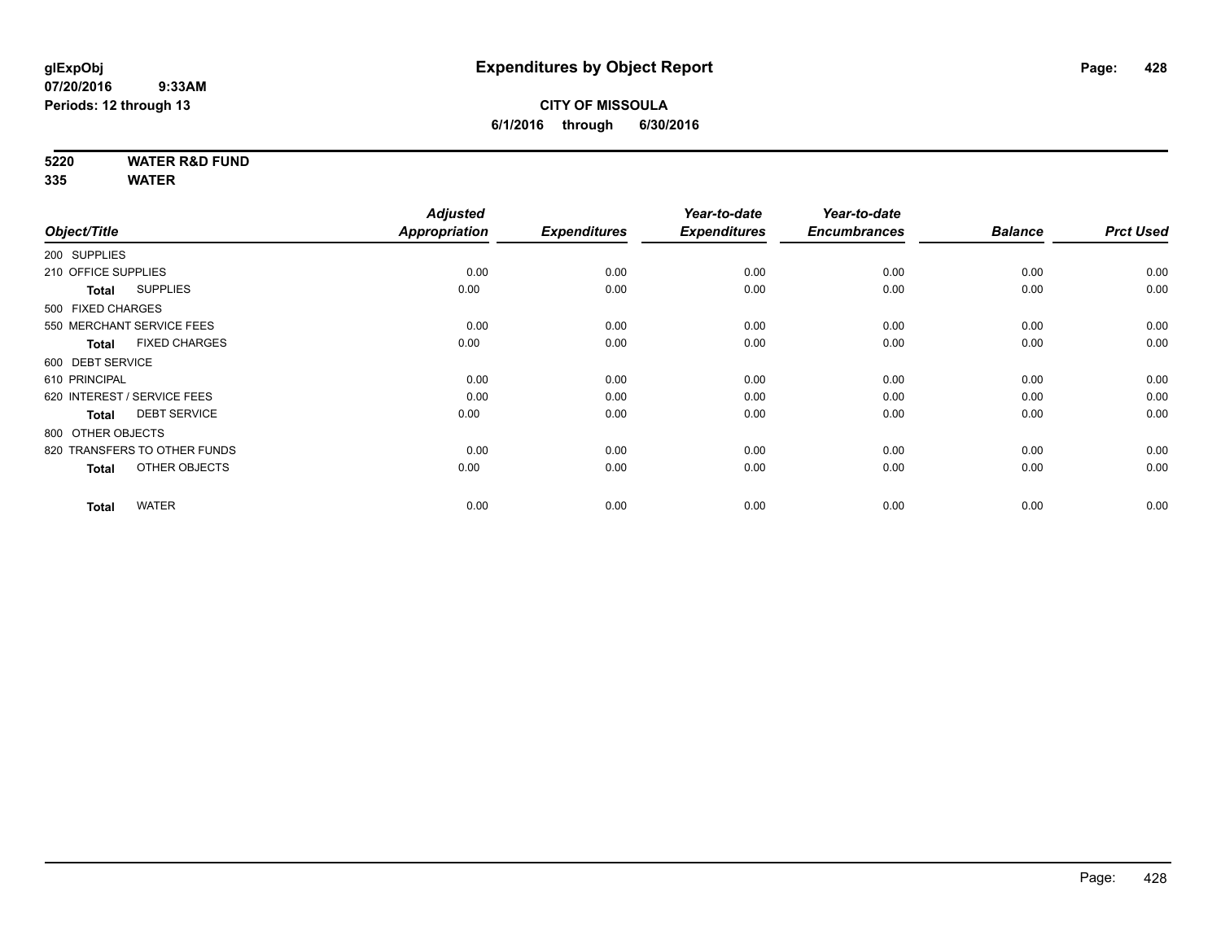**glExpObj**
**07/20/2016 9:33AM**
**Periods: 12 through 13**

# Expenditures by Object Report

**CITY OF MISSOULA**
**6/1/2016 through 6/30/2016**

**5220 WATER R&D FUND**
**335 WATER**

| Object/Title | Adjusted Appropriation | Expenditures | Year-to-date Expenditures | Year-to-date Encumbrances | Balance | Prct Used |
|---|---|---|---|---|---|---|
| 200 SUPPLIES | | | | | | |
| 210 OFFICE SUPPLIES | 0.00 | 0.00 | 0.00 | 0.00 | 0.00 | 0.00 |
| **Total** SUPPLIES | 0.00 | 0.00 | 0.00 | 0.00 | 0.00 | 0.00 |
| 500 FIXED CHARGES | | | | | | |
| 550 MERCHANT SERVICE FEES | 0.00 | 0.00 | 0.00 | 0.00 | 0.00 | 0.00 |
| **Total** FIXED CHARGES | 0.00 | 0.00 | 0.00 | 0.00 | 0.00 | 0.00 |
| 600 DEBT SERVICE | | | | | | |
| 610 PRINCIPAL | 0.00 | 0.00 | 0.00 | 0.00 | 0.00 | 0.00 |
| 620 INTEREST / SERVICE FEES | 0.00 | 0.00 | 0.00 | 0.00 | 0.00 | 0.00 |
| **Total** DEBT SERVICE | 0.00 | 0.00 | 0.00 | 0.00 | 0.00 | 0.00 |
| 800 OTHER OBJECTS | | | | | | |
| 820 TRANSFERS TO OTHER FUNDS | 0.00 | 0.00 | 0.00 | 0.00 | 0.00 | 0.00 |
| **Total** OTHER OBJECTS | 0.00 | 0.00 | 0.00 | 0.00 | 0.00 | 0.00 |
| **Total** WATER | 0.00 | 0.00 | 0.00 | 0.00 | 0.00 | 0.00 |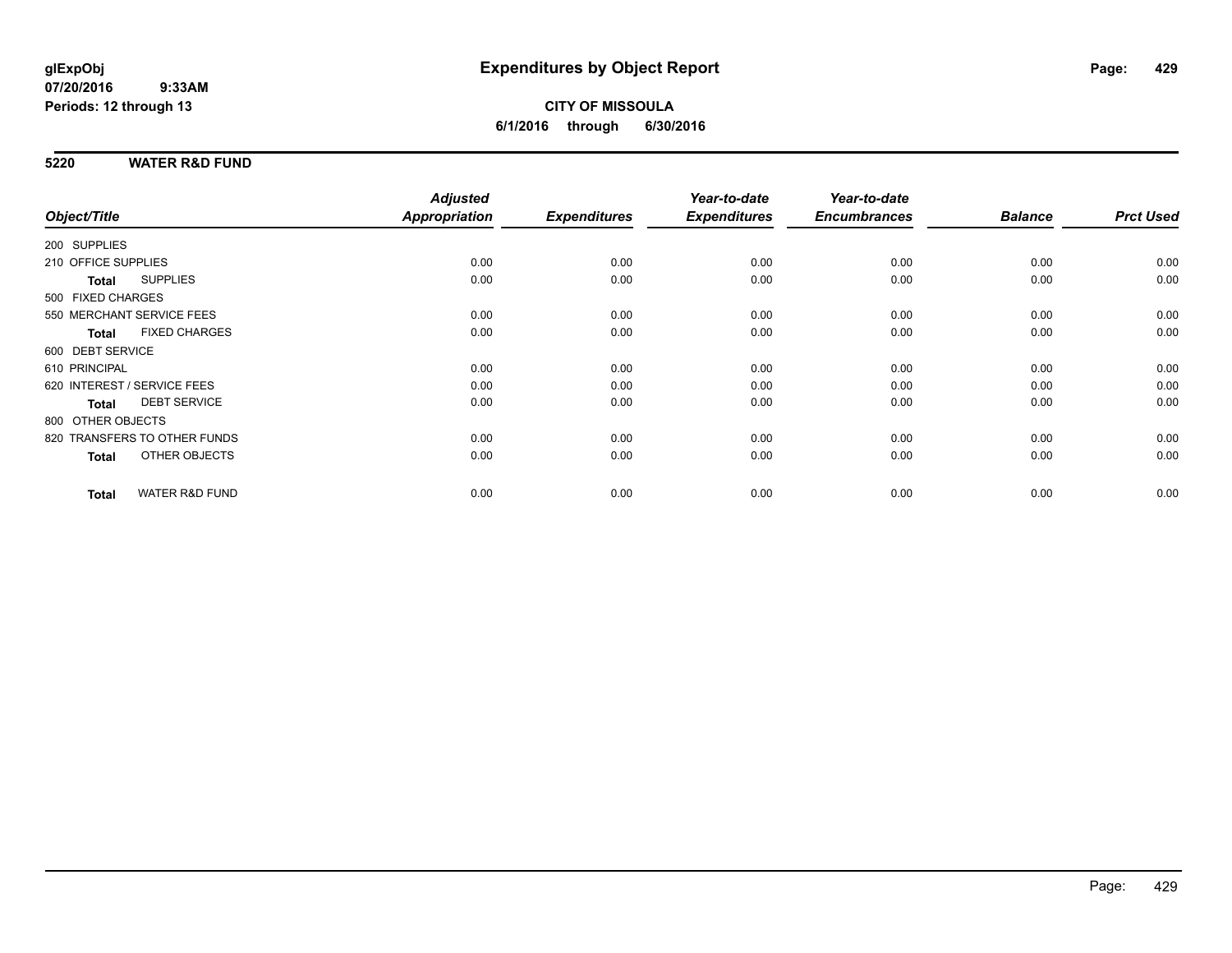# Expenditures by Object Report

**glExpObj**
**07/20/2016 9:33AM**
**Periods: 12 through 13**

**CITY OF MISSOULA**
**6/1/2016 through 6/30/2016**

## 5220 WATER R&D FUND

| Object/Title | Adjusted Appropriation | Expenditures | Year-to-date Expenditures | Year-to-date Encumbrances | Balance | Prct Used |
|---|---|---|---|---|---|---|
| 200 SUPPLIES | | | | | | |
| 210 OFFICE SUPPLIES | 0.00 | 0.00 | 0.00 | 0.00 | 0.00 | 0.00 |
| **Total** SUPPLIES | 0.00 | 0.00 | 0.00 | 0.00 | 0.00 | 0.00 |
| 500 FIXED CHARGES | | | | | | |
| 550 MERCHANT SERVICE FEES | 0.00 | 0.00 | 0.00 | 0.00 | 0.00 | 0.00 |
| **Total** FIXED CHARGES | 0.00 | 0.00 | 0.00 | 0.00 | 0.00 | 0.00 |
| 600 DEBT SERVICE | | | | | | |
| 610 PRINCIPAL | 0.00 | 0.00 | 0.00 | 0.00 | 0.00 | 0.00 |
| 620 INTEREST / SERVICE FEES | 0.00 | 0.00 | 0.00 | 0.00 | 0.00 | 0.00 |
| **Total** DEBT SERVICE | 0.00 | 0.00 | 0.00 | 0.00 | 0.00 | 0.00 |
| 800 OTHER OBJECTS | | | | | | |
| 820 TRANSFERS TO OTHER FUNDS | 0.00 | 0.00 | 0.00 | 0.00 | 0.00 | 0.00 |
| **Total** OTHER OBJECTS | 0.00 | 0.00 | 0.00 | 0.00 | 0.00 | 0.00 |
| **Total** WATER R&D FUND | 0.00 | 0.00 | 0.00 | 0.00 | 0.00 | 0.00 |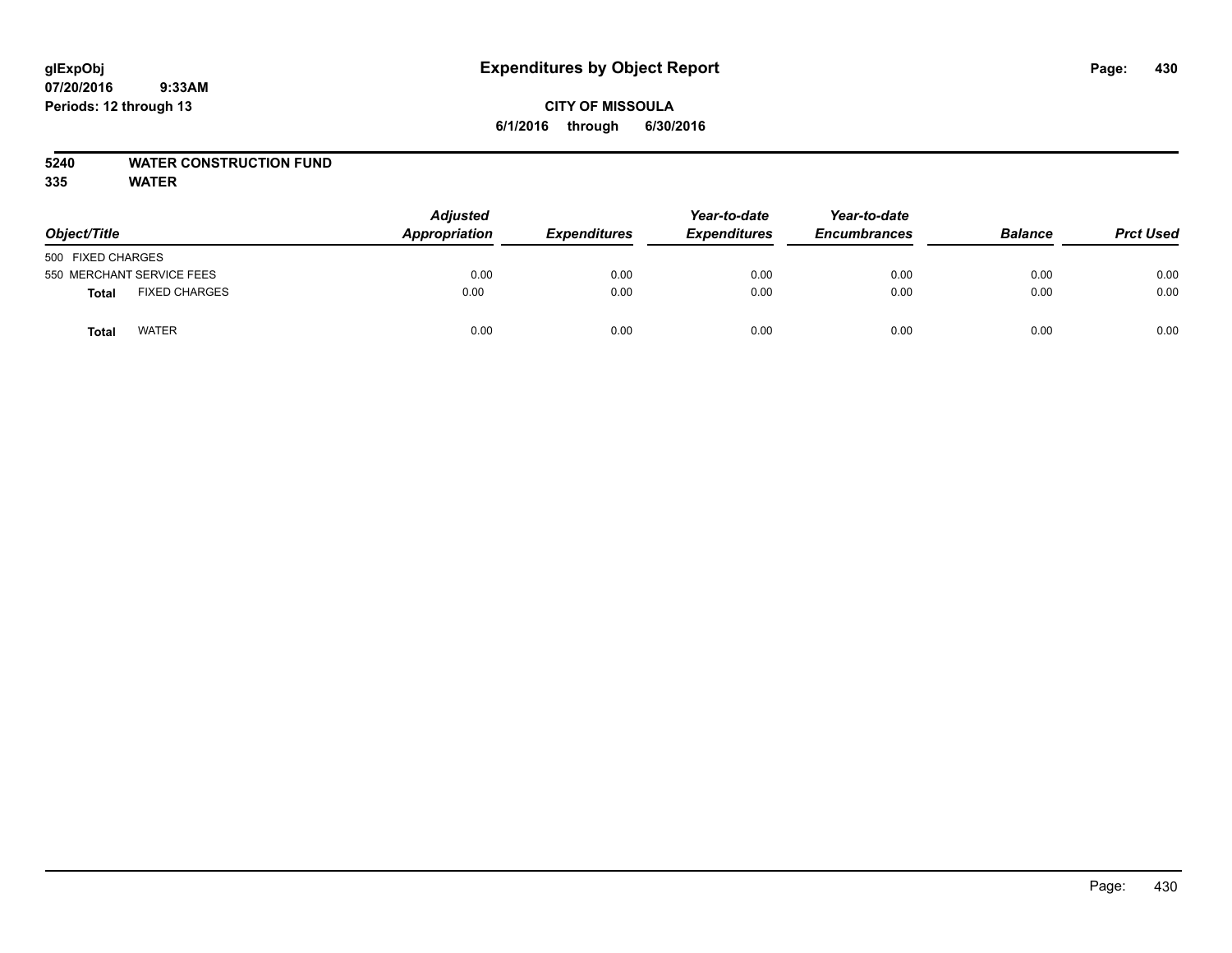glExpObj
07/20/2016 9:33AM
Periods: 12 through 13

# Expenditures by Object Report

**CITY OF MISSOULA**
**6/1/2016 through 6/30/2016**

**5240 WATER CONSTRUCTION FUND**
**335 WATER**

| Object/Title | | Adjusted Appropriation | Expenditures | Year-to-date Expenditures | Year-to-date Encumbrances | Balance | Prct Used |
|---|---|---|---|---|---|---|---|
| 500 FIXED CHARGES | | | | | | | |
| 550 MERCHANT SERVICE FEES | | 0.00 | 0.00 | 0.00 | 0.00 | 0.00 | 0.00 |
| **Total** | FIXED CHARGES | 0.00 | 0.00 | 0.00 | 0.00 | 0.00 | 0.00 |
| **Total** | WATER | 0.00 | 0.00 | 0.00 | 0.00 | 0.00 | 0.00 |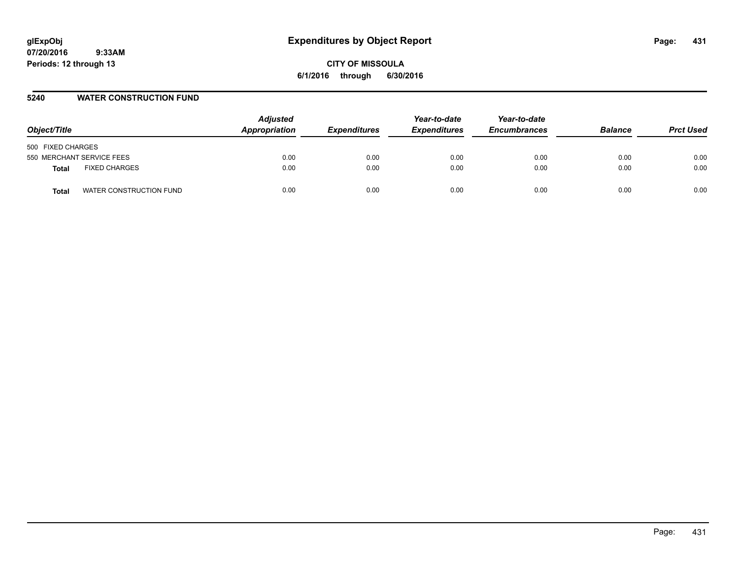# Expenditures by Object Report

glExpObj
07/20/2016 9:33AM
Periods: 12 through 13

**CITY OF MISSOULA**
**6/1/2016 through 6/30/2016**

## 5240 WATER CONSTRUCTION FUND

| Object/Title | | Adjusted Appropriation | Expenditures | Year-to-date Expenditures | Year-to-date Encumbrances | Balance | Prct Used |
|---|---|---|---|---|---|---|---|
| 500 FIXED CHARGES | | | | | | | |
| 550 MERCHANT SERVICE FEES | | 0.00 | 0.00 | 0.00 | 0.00 | 0.00 | 0.00 |
| **Total** | FIXED CHARGES | 0.00 | 0.00 | 0.00 | 0.00 | 0.00 | 0.00 |
| **Total** | WATER CONSTRUCTION FUND | 0.00 | 0.00 | 0.00 | 0.00 | 0.00 | 0.00 |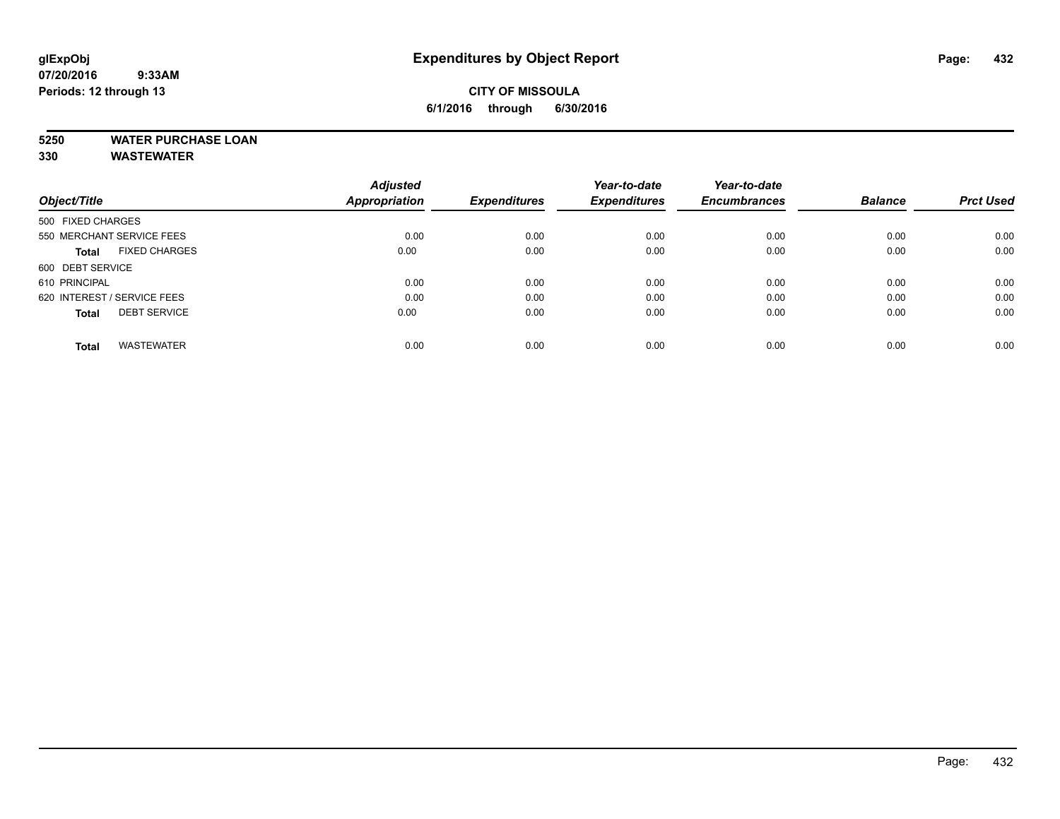# Expenditures by Object Report

glExpObj
07/20/2016 9:33AM
Periods: 12 through 13

**CITY OF MISSOULA**
**6/1/2016 through 6/30/2016**

**5250 WATER PURCHASE LOAN**
**330 WASTEWATER**

| Object/Title | Adjusted Appropriation | Expenditures | Year-to-date Expenditures | Year-to-date Encumbrances | Balance | Prct Used |
|---|---|---|---|---|---|---|
| 500 FIXED CHARGES | | | | | | |
| 550 MERCHANT SERVICE FEES | 0.00 | 0.00 | 0.00 | 0.00 | 0.00 | 0.00 |
| **Total** FIXED CHARGES | 0.00 | 0.00 | 0.00 | 0.00 | 0.00 | 0.00 |
| 600 DEBT SERVICE | | | | | | |
| 610 PRINCIPAL | 0.00 | 0.00 | 0.00 | 0.00 | 0.00 | 0.00 |
| 620 INTEREST / SERVICE FEES | 0.00 | 0.00 | 0.00 | 0.00 | 0.00 | 0.00 |
| **Total** DEBT SERVICE | 0.00 | 0.00 | 0.00 | 0.00 | 0.00 | 0.00 |
| **Total** WASTEWATER | 0.00 | 0.00 | 0.00 | 0.00 | 0.00 | 0.00 |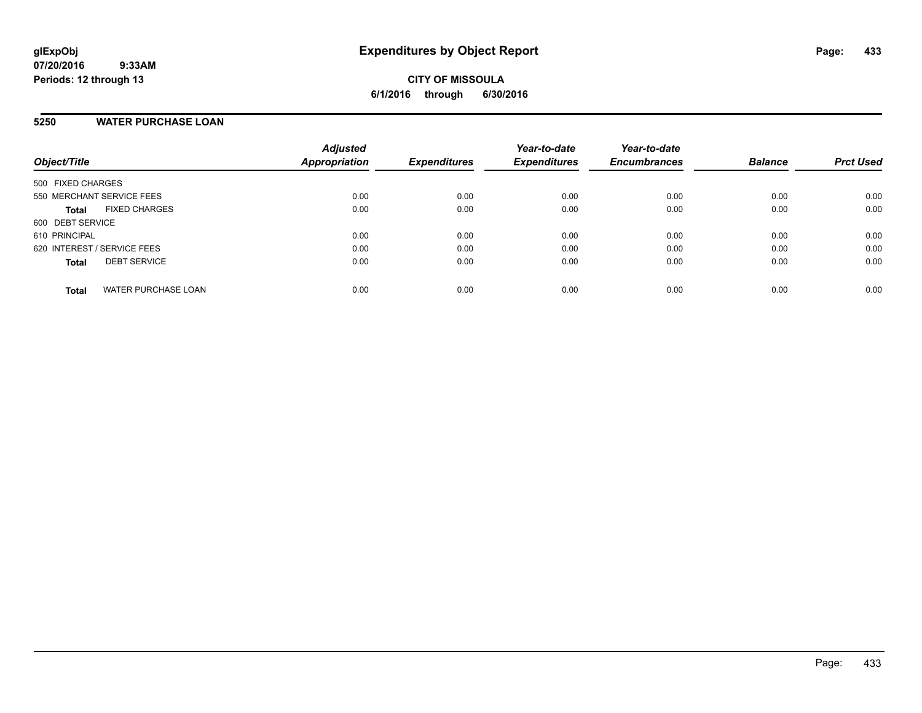# Expenditures by Object Report

glExpObj
07/20/2016 9:33AM
Periods: 12 through 13

**CITY OF MISSOULA**
**6/1/2016 through 6/30/2016**

## 5250 WATER PURCHASE LOAN

| Object/Title | Adjusted Appropriation | Expenditures | Year-to-date Expenditures | Year-to-date Encumbrances | Balance | Prct Used |
|---|---|---|---|---|---|---|
| 500 FIXED CHARGES | | | | | | |
| 550 MERCHANT SERVICE FEES | 0.00 | 0.00 | 0.00 | 0.00 | 0.00 | 0.00 |
| **Total** FIXED CHARGES | 0.00 | 0.00 | 0.00 | 0.00 | 0.00 | 0.00 |
| 600 DEBT SERVICE | | | | | | |
| 610 PRINCIPAL | 0.00 | 0.00 | 0.00 | 0.00 | 0.00 | 0.00 |
| 620 INTEREST / SERVICE FEES | 0.00 | 0.00 | 0.00 | 0.00 | 0.00 | 0.00 |
| **Total** DEBT SERVICE | 0.00 | 0.00 | 0.00 | 0.00 | 0.00 | 0.00 |
| **Total** WATER PURCHASE LOAN | 0.00 | 0.00 | 0.00 | 0.00 | 0.00 | 0.00 |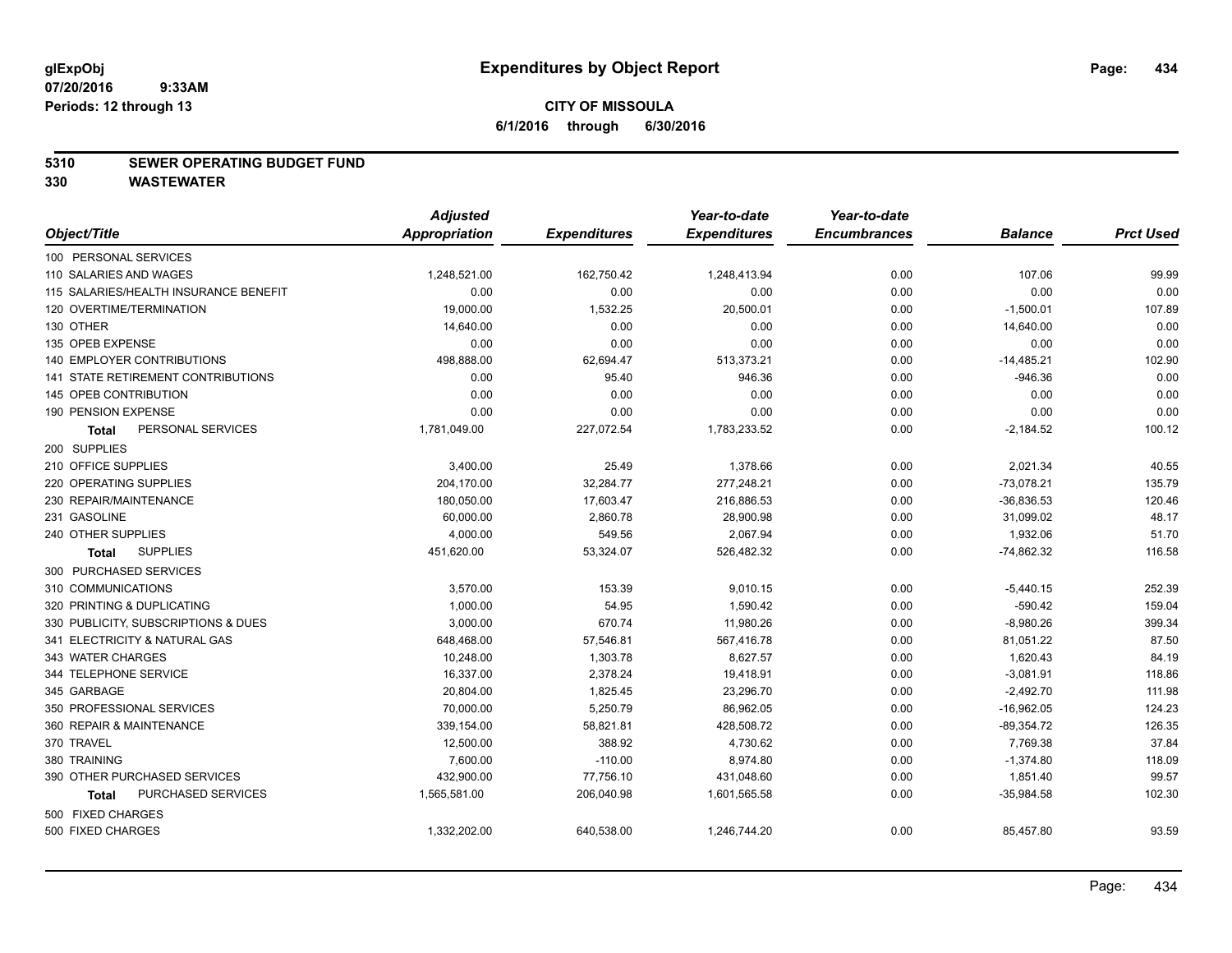# Expenditures by Object Report

glExpObj
07/20/2016 9:33AM
Periods: 12 through 13

**CITY OF MISSOULA**
**6/1/2016 through 6/30/2016**

**5310 SEWER OPERATING BUDGET FUND**
**330 WASTEWATER**

| Object/Title | Adjusted Appropriation | Expenditures | Year-to-date Expenditures | Year-to-date Encumbrances | Balance | Prct Used |
|---|---|---|---|---|---|---|
| 100 PERSONAL SERVICES | | | | | | |
| 110 SALARIES AND WAGES | 1,248,521.00 | 162,750.42 | 1,248,413.94 | 0.00 | 107.06 | 99.99 |
| 115 SALARIES/HEALTH INSURANCE BENEFIT | 0.00 | 0.00 | 0.00 | 0.00 | 0.00 | 0.00 |
| 120 OVERTIME/TERMINATION | 19,000.00 | 1,532.25 | 20,500.01 | 0.00 | -1,500.01 | 107.89 |
| 130 OTHER | 14,640.00 | 0.00 | 0.00 | 0.00 | 14,640.00 | 0.00 |
| 135 OPEB EXPENSE | 0.00 | 0.00 | 0.00 | 0.00 | 0.00 | 0.00 |
| 140 EMPLOYER CONTRIBUTIONS | 498,888.00 | 62,694.47 | 513,373.21 | 0.00 | -14,485.21 | 102.90 |
| 141 STATE RETIREMENT CONTRIBUTIONS | 0.00 | 95.40 | 946.36 | 0.00 | -946.36 | 0.00 |
| 145 OPEB CONTRIBUTION | 0.00 | 0.00 | 0.00 | 0.00 | 0.00 | 0.00 |
| 190 PENSION EXPENSE | 0.00 | 0.00 | 0.00 | 0.00 | 0.00 | 0.00 |
| **Total** PERSONAL SERVICES | 1,781,049.00 | 227,072.54 | 1,783,233.52 | 0.00 | -2,184.52 | 100.12 |
| 200 SUPPLIES | | | | | | |
| 210 OFFICE SUPPLIES | 3,400.00 | 25.49 | 1,378.66 | 0.00 | 2,021.34 | 40.55 |
| 220 OPERATING SUPPLIES | 204,170.00 | 32,284.77 | 277,248.21 | 0.00 | -73,078.21 | 135.79 |
| 230 REPAIR/MAINTENANCE | 180,050.00 | 17,603.47 | 216,886.53 | 0.00 | -36,836.53 | 120.46 |
| 231 GASOLINE | 60,000.00 | 2,860.78 | 28,900.98 | 0.00 | 31,099.02 | 48.17 |
| 240 OTHER SUPPLIES | 4,000.00 | 549.56 | 2,067.94 | 0.00 | 1,932.06 | 51.70 |
| **Total** SUPPLIES | 451,620.00 | 53,324.07 | 526,482.32 | 0.00 | -74,862.32 | 116.58 |
| 300 PURCHASED SERVICES | | | | | | |
| 310 COMMUNICATIONS | 3,570.00 | 153.39 | 9,010.15 | 0.00 | -5,440.15 | 252.39 |
| 320 PRINTING & DUPLICATING | 1,000.00 | 54.95 | 1,590.42 | 0.00 | -590.42 | 159.04 |
| 330 PUBLICITY, SUBSCRIPTIONS & DUES | 3,000.00 | 670.74 | 11,980.26 | 0.00 | -8,980.26 | 399.34 |
| 341 ELECTRICITY & NATURAL GAS | 648,468.00 | 57,546.81 | 567,416.78 | 0.00 | 81,051.22 | 87.50 |
| 343 WATER CHARGES | 10,248.00 | 1,303.78 | 8,627.57 | 0.00 | 1,620.43 | 84.19 |
| 344 TELEPHONE SERVICE | 16,337.00 | 2,378.24 | 19,418.91 | 0.00 | -3,081.91 | 118.86 |
| 345 GARBAGE | 20,804.00 | 1,825.45 | 23,296.70 | 0.00 | -2,492.70 | 111.98 |
| 350 PROFESSIONAL SERVICES | 70,000.00 | 5,250.79 | 86,962.05 | 0.00 | -16,962.05 | 124.23 |
| 360 REPAIR & MAINTENANCE | 339,154.00 | 58,821.81 | 428,508.72 | 0.00 | -89,354.72 | 126.35 |
| 370 TRAVEL | 12,500.00 | 388.92 | 4,730.62 | 0.00 | 7,769.38 | 37.84 |
| 380 TRAINING | 7,600.00 | -110.00 | 8,974.80 | 0.00 | -1,374.80 | 118.09 |
| 390 OTHER PURCHASED SERVICES | 432,900.00 | 77,756.10 | 431,048.60 | 0.00 | 1,851.40 | 99.57 |
| **Total** PURCHASED SERVICES | 1,565,581.00 | 206,040.98 | 1,601,565.58 | 0.00 | -35,984.58 | 102.30 |
| 500 FIXED CHARGES | | | | | | |
| 500 FIXED CHARGES | 1,332,202.00 | 640,538.00 | 1,246,744.20 | 0.00 | 85,457.80 | 93.59 |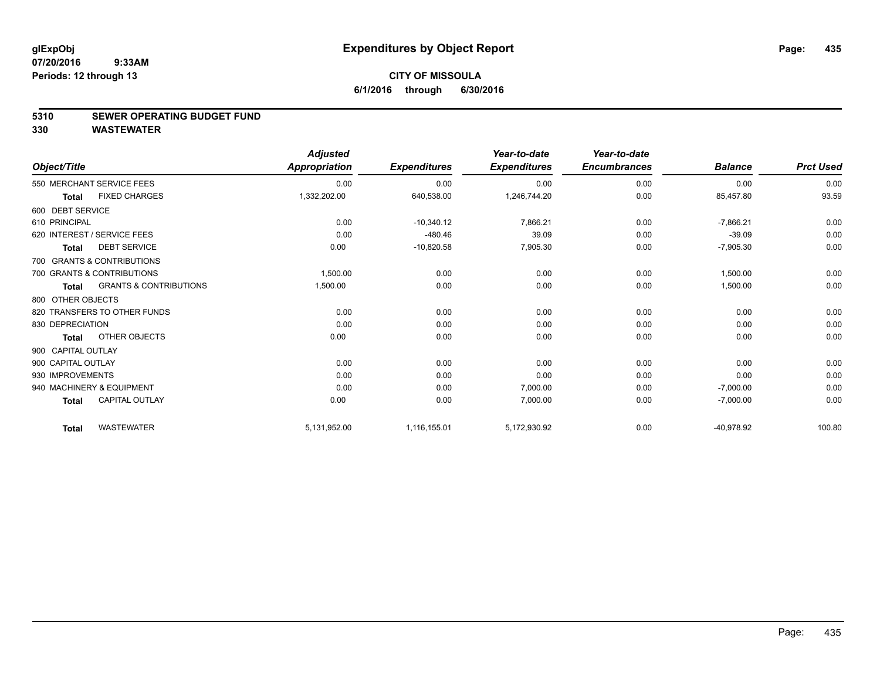**glExpObj**
**07/20/2016 9:33AM**
**Periods: 12 through 13**

# Expenditures by Object Report

**CITY OF MISSOULA**
**6/1/2016 through 6/30/2016**

## 5310 SEWER OPERATING BUDGET FUND
## 330 WASTEWATER

| Object/Title | Adjusted Appropriation | Expenditures | Year-to-date Expenditures | Year-to-date Encumbrances | Balance | Prct Used |
|---|---|---|---|---|---|---|
| 550 MERCHANT SERVICE FEES | 0.00 | 0.00 | 0.00 | 0.00 | 0.00 | 0.00 |
| **Total** FIXED CHARGES | 1,332,202.00 | 640,538.00 | 1,246,744.20 | 0.00 | 85,457.80 | 93.59 |
| 600 DEBT SERVICE | | | | | | |
| 610 PRINCIPAL | 0.00 | -10,340.12 | 7,866.21 | 0.00 | -7,866.21 | 0.00 |
| 620 INTEREST / SERVICE FEES | 0.00 | -480.46 | 39.09 | 0.00 | -39.09 | 0.00 |
| **Total** DEBT SERVICE | 0.00 | -10,820.58 | 7,905.30 | 0.00 | -7,905.30 | 0.00 |
| 700 GRANTS & CONTRIBUTIONS | | | | | | |
| 700 GRANTS & CONTRIBUTIONS | 1,500.00 | 0.00 | 0.00 | 0.00 | 1,500.00 | 0.00 |
| **Total** GRANTS & CONTRIBUTIONS | 1,500.00 | 0.00 | 0.00 | 0.00 | 1,500.00 | 0.00 |
| 800 OTHER OBJECTS | | | | | | |
| 820 TRANSFERS TO OTHER FUNDS | 0.00 | 0.00 | 0.00 | 0.00 | 0.00 | 0.00 |
| 830 DEPRECIATION | 0.00 | 0.00 | 0.00 | 0.00 | 0.00 | 0.00 |
| **Total** OTHER OBJECTS | 0.00 | 0.00 | 0.00 | 0.00 | 0.00 | 0.00 |
| 900 CAPITAL OUTLAY | | | | | | |
| 900 CAPITAL OUTLAY | 0.00 | 0.00 | 0.00 | 0.00 | 0.00 | 0.00 |
| 930 IMPROVEMENTS | 0.00 | 0.00 | 0.00 | 0.00 | 0.00 | 0.00 |
| 940 MACHINERY & EQUIPMENT | 0.00 | 0.00 | 7,000.00 | 0.00 | -7,000.00 | 0.00 |
| **Total** CAPITAL OUTLAY | 0.00 | 0.00 | 7,000.00 | 0.00 | -7,000.00 | 0.00 |
| **Total** WASTEWATER | 5,131,952.00 | 1,116,155.01 | 5,172,930.92 | 0.00 | -40,978.92 | 100.80 |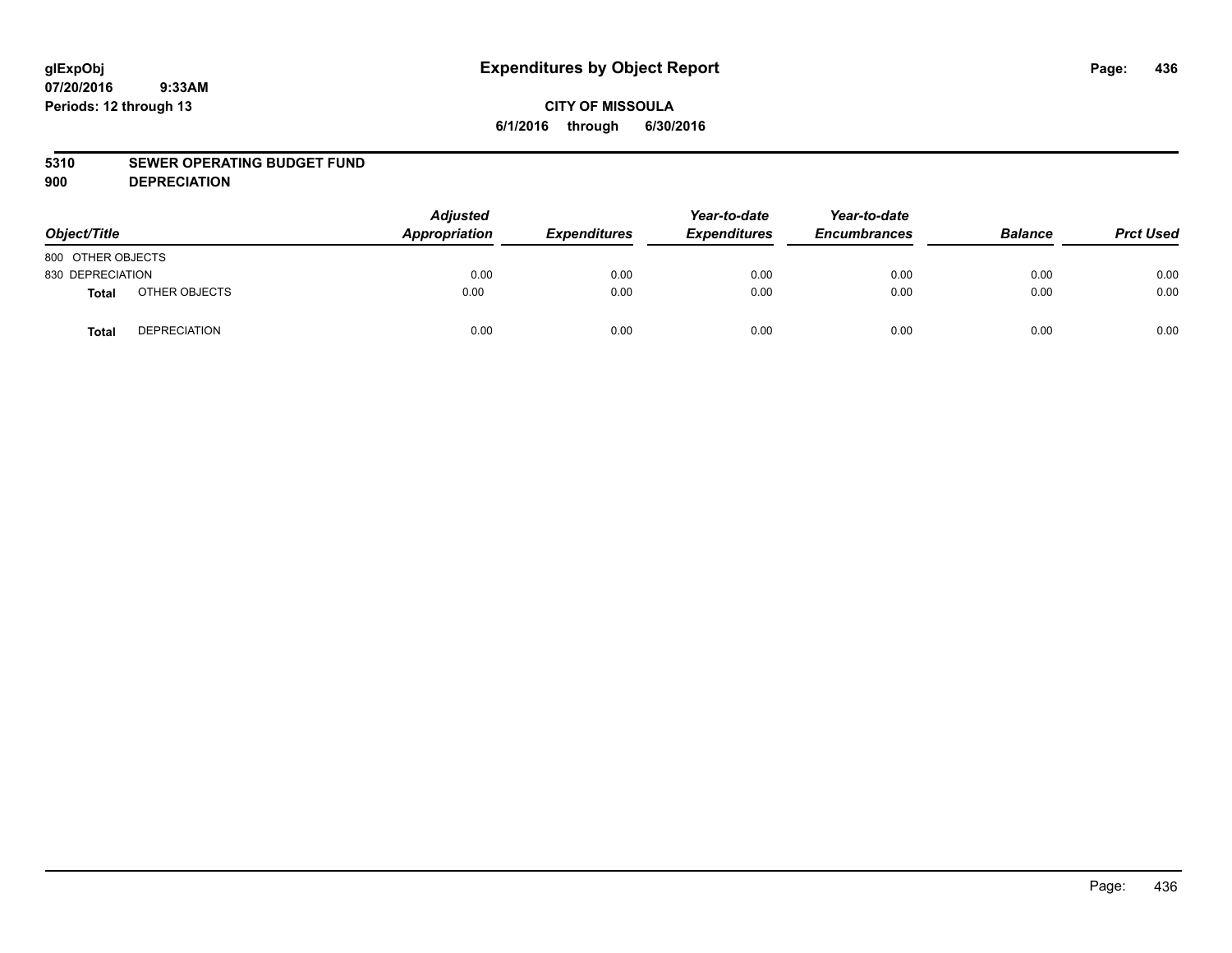# Expenditures by Object Report

glExpObj
07/20/2016 9:33AM
Periods: 12 through 13

**CITY OF MISSOULA**
**6/1/2016 through 6/30/2016**

**5310 SEWER OPERATING BUDGET FUND**
**900 DEPRECIATION**

| Object/Title | Adjusted Appropriation | Expenditures | Year-to-date Expenditures | Year-to-date Encumbrances | Balance | Prct Used |
|---|---|---|---|---|---|---|
| 800 OTHER OBJECTS | | | | | | |
| 830 DEPRECIATION | 0.00 | 0.00 | 0.00 | 0.00 | 0.00 | 0.00 |
| **Total** OTHER OBJECTS | 0.00 | 0.00 | 0.00 | 0.00 | 0.00 | 0.00 |
| **Total** DEPRECIATION | 0.00 | 0.00 | 0.00 | 0.00 | 0.00 | 0.00 |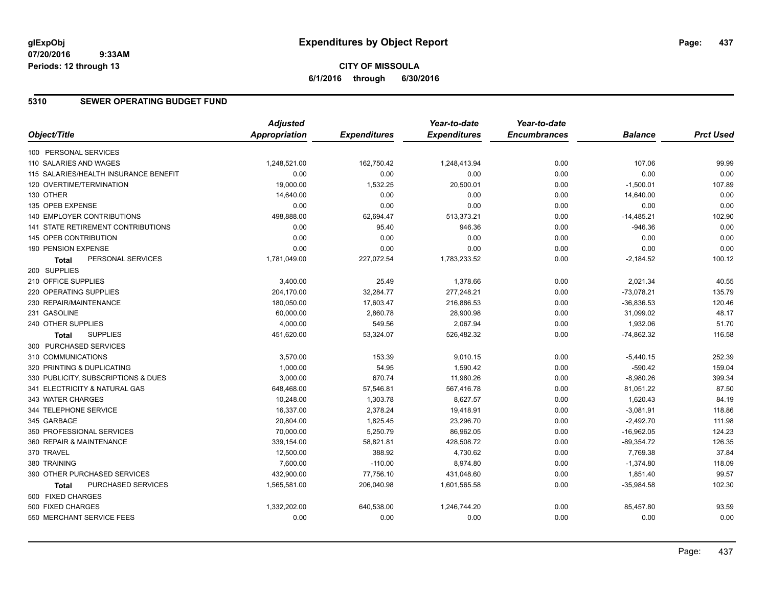**glExpObj**
**07/20/2016 9:33AM**
**Periods: 12 through 13**

# Expenditures by Object Report

**CITY OF MISSOULA**
**6/1/2016 through 6/30/2016**

## 5310 SEWER OPERATING BUDGET FUND

| Object/Title | Adjusted Appropriation | Expenditures | Year-to-date Expenditures | Year-to-date Encumbrances | Balance | Prct Used |
|---|---|---|---|---|---|---|
| 100 PERSONAL SERVICES | | | | | | |
| 110 SALARIES AND WAGES | 1,248,521.00 | 162,750.42 | 1,248,413.94 | 0.00 | 107.06 | 99.99 |
| 115 SALARIES/HEALTH INSURANCE BENEFIT | 0.00 | 0.00 | 0.00 | 0.00 | 0.00 | 0.00 |
| 120 OVERTIME/TERMINATION | 19,000.00 | 1,532.25 | 20,500.01 | 0.00 | -1,500.01 | 107.89 |
| 130 OTHER | 14,640.00 | 0.00 | 0.00 | 0.00 | 14,640.00 | 0.00 |
| 135 OPEB EXPENSE | 0.00 | 0.00 | 0.00 | 0.00 | 0.00 | 0.00 |
| 140 EMPLOYER CONTRIBUTIONS | 498,888.00 | 62,694.47 | 513,373.21 | 0.00 | -14,485.21 | 102.90 |
| 141 STATE RETIREMENT CONTRIBUTIONS | 0.00 | 95.40 | 946.36 | 0.00 | -946.36 | 0.00 |
| 145 OPEB CONTRIBUTION | 0.00 | 0.00 | 0.00 | 0.00 | 0.00 | 0.00 |
| 190 PENSION EXPENSE | 0.00 | 0.00 | 0.00 | 0.00 | 0.00 | 0.00 |
| **Total** PERSONAL SERVICES | 1,781,049.00 | 227,072.54 | 1,783,233.52 | 0.00 | -2,184.52 | 100.12 |
| 200 SUPPLIES | | | | | | |
| 210 OFFICE SUPPLIES | 3,400.00 | 25.49 | 1,378.66 | 0.00 | 2,021.34 | 40.55 |
| 220 OPERATING SUPPLIES | 204,170.00 | 32,284.77 | 277,248.21 | 0.00 | -73,078.21 | 135.79 |
| 230 REPAIR/MAINTENANCE | 180,050.00 | 17,603.47 | 216,886.53 | 0.00 | -36,836.53 | 120.46 |
| 231 GASOLINE | 60,000.00 | 2,860.78 | 28,900.98 | 0.00 | 31,099.02 | 48.17 |
| 240 OTHER SUPPLIES | 4,000.00 | 549.56 | 2,067.94 | 0.00 | 1,932.06 | 51.70 |
| **Total** SUPPLIES | 451,620.00 | 53,324.07 | 526,482.32 | 0.00 | -74,862.32 | 116.58 |
| 300 PURCHASED SERVICES | | | | | | |
| 310 COMMUNICATIONS | 3,570.00 | 153.39 | 9,010.15 | 0.00 | -5,440.15 | 252.39 |
| 320 PRINTING & DUPLICATING | 1,000.00 | 54.95 | 1,590.42 | 0.00 | -590.42 | 159.04 |
| 330 PUBLICITY, SUBSCRIPTIONS & DUES | 3,000.00 | 670.74 | 11,980.26 | 0.00 | -8,980.26 | 399.34 |
| 341 ELECTRICITY & NATURAL GAS | 648,468.00 | 57,546.81 | 567,416.78 | 0.00 | 81,051.22 | 87.50 |
| 343 WATER CHARGES | 10,248.00 | 1,303.78 | 8,627.57 | 0.00 | 1,620.43 | 84.19 |
| 344 TELEPHONE SERVICE | 16,337.00 | 2,378.24 | 19,418.91 | 0.00 | -3,081.91 | 118.86 |
| 345 GARBAGE | 20,804.00 | 1,825.45 | 23,296.70 | 0.00 | -2,492.70 | 111.98 |
| 350 PROFESSIONAL SERVICES | 70,000.00 | 5,250.79 | 86,962.05 | 0.00 | -16,962.05 | 124.23 |
| 360 REPAIR & MAINTENANCE | 339,154.00 | 58,821.81 | 428,508.72 | 0.00 | -89,354.72 | 126.35 |
| 370 TRAVEL | 12,500.00 | 388.92 | 4,730.62 | 0.00 | 7,769.38 | 37.84 |
| 380 TRAINING | 7,600.00 | -110.00 | 8,974.80 | 0.00 | -1,374.80 | 118.09 |
| 390 OTHER PURCHASED SERVICES | 432,900.00 | 77,756.10 | 431,048.60 | 0.00 | 1,851.40 | 99.57 |
| **Total** PURCHASED SERVICES | 1,565,581.00 | 206,040.98 | 1,601,565.58 | 0.00 | -35,984.58 | 102.30 |
| 500 FIXED CHARGES | | | | | | |
| 500 FIXED CHARGES | 1,332,202.00 | 640,538.00 | 1,246,744.20 | 0.00 | 85,457.80 | 93.59 |
| 550 MERCHANT SERVICE FEES | 0.00 | 0.00 | 0.00 | 0.00 | 0.00 | 0.00 |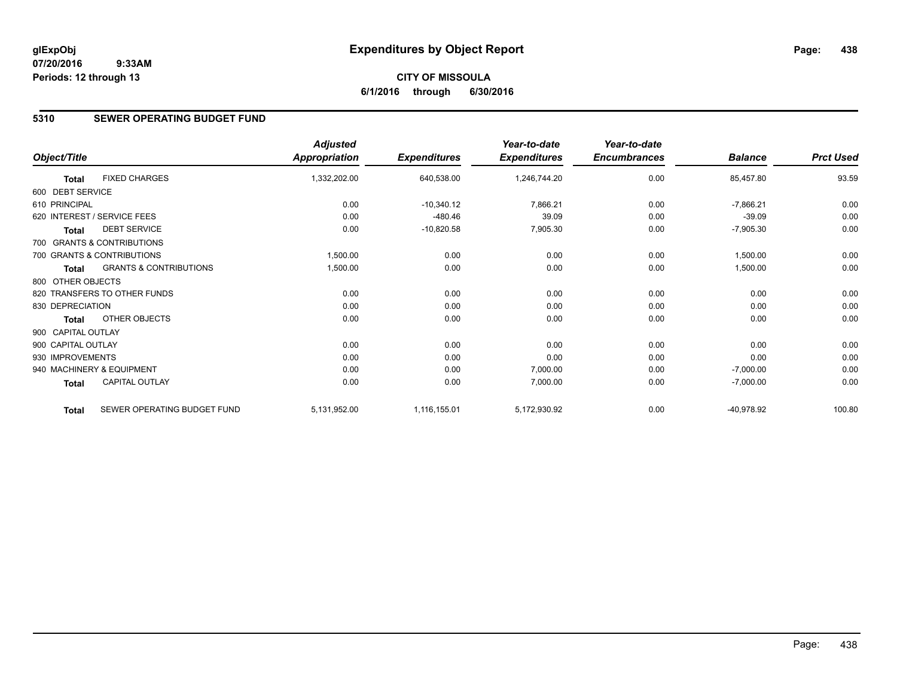glExpObj
07/20/2016 9:33AM
Periods: 12 through 13

# Expenditures by Object Report

**CITY OF MISSOULA**
**6/1/2016 through 6/30/2016**

## 5310 SEWER OPERATING BUDGET FUND

| Object/Title | | Adjusted Appropriation | Expenditures | Year-to-date Expenditures | Year-to-date Encumbrances | Balance | Prct Used |
|---|---|---|---|---|---|---|---|
| **Total** | FIXED CHARGES | 1,332,202.00 | 640,538.00 | 1,246,744.20 | 0.00 | 85,457.80 | 93.59 |
| 600 DEBT SERVICE | | | | | | | |
| 610 PRINCIPAL | | 0.00 | -10,340.12 | 7,866.21 | 0.00 | -7,866.21 | 0.00 |
| 620 INTEREST / SERVICE FEES | | 0.00 | -480.46 | 39.09 | 0.00 | -39.09 | 0.00 |
| **Total** | DEBT SERVICE | 0.00 | -10,820.58 | 7,905.30 | 0.00 | -7,905.30 | 0.00 |
| 700 GRANTS & CONTRIBUTIONS | | | | | | | |
| 700 GRANTS & CONTRIBUTIONS | | 1,500.00 | 0.00 | 0.00 | 0.00 | 1,500.00 | 0.00 |
| **Total** | GRANTS & CONTRIBUTIONS | 1,500.00 | 0.00 | 0.00 | 0.00 | 1,500.00 | 0.00 |
| 800 OTHER OBJECTS | | | | | | | |
| 820 TRANSFERS TO OTHER FUNDS | | 0.00 | 0.00 | 0.00 | 0.00 | 0.00 | 0.00 |
| 830 DEPRECIATION | | 0.00 | 0.00 | 0.00 | 0.00 | 0.00 | 0.00 |
| **Total** | OTHER OBJECTS | 0.00 | 0.00 | 0.00 | 0.00 | 0.00 | 0.00 |
| 900 CAPITAL OUTLAY | | | | | | | |
| 900 CAPITAL OUTLAY | | 0.00 | 0.00 | 0.00 | 0.00 | 0.00 | 0.00 |
| 930 IMPROVEMENTS | | 0.00 | 0.00 | 0.00 | 0.00 | 0.00 | 0.00 |
| 940 MACHINERY & EQUIPMENT | | 0.00 | 0.00 | 7,000.00 | 0.00 | -7,000.00 | 0.00 |
| **Total** | CAPITAL OUTLAY | 0.00 | 0.00 | 7,000.00 | 0.00 | -7,000.00 | 0.00 |
| **Total** | SEWER OPERATING BUDGET FUND | 5,131,952.00 | 1,116,155.01 | 5,172,930.92 | 0.00 | -40,978.92 | 100.80 |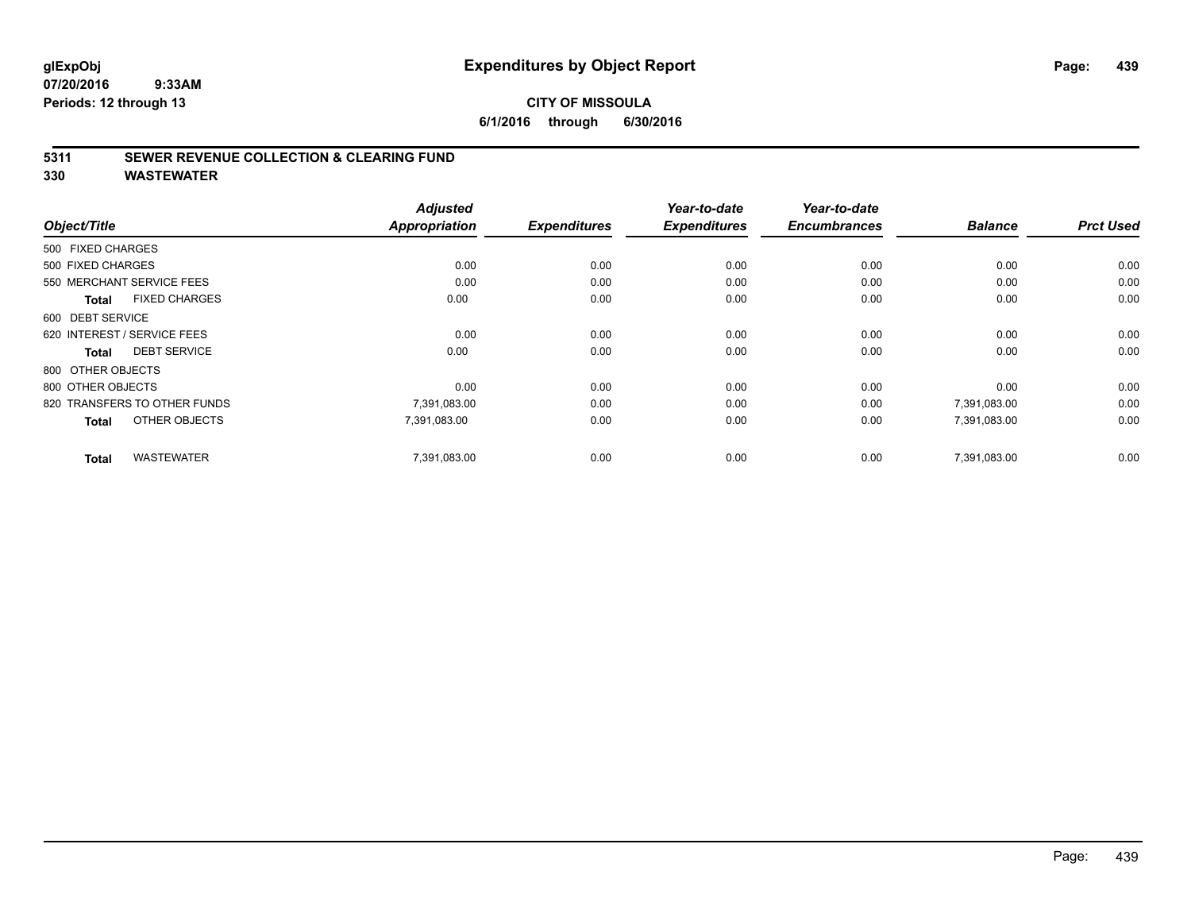# Expenditures by Object Report

glExpObj
07/20/2016 9:33AM
Periods: 12 through 13

**CITY OF MISSOULA**
**6/1/2016 through 6/30/2016**

## 5311 SEWER REVENUE COLLECTION & CLEARING FUND
## 330 WASTEWATER

| Object/Title | Adjusted Appropriation | Expenditures | Year-to-date Expenditures | Year-to-date Encumbrances | Balance | Prct Used |
|---|---|---|---|---|---|---|
| 500 FIXED CHARGES | | | | | | |
| 500 FIXED CHARGES | 0.00 | 0.00 | 0.00 | 0.00 | 0.00 | 0.00 |
| 550 MERCHANT SERVICE FEES | 0.00 | 0.00 | 0.00 | 0.00 | 0.00 | 0.00 |
| **Total** FIXED CHARGES | 0.00 | 0.00 | 0.00 | 0.00 | 0.00 | 0.00 |
| 600 DEBT SERVICE | | | | | | |
| 620 INTEREST / SERVICE FEES | 0.00 | 0.00 | 0.00 | 0.00 | 0.00 | 0.00 |
| **Total** DEBT SERVICE | 0.00 | 0.00 | 0.00 | 0.00 | 0.00 | 0.00 |
| 800 OTHER OBJECTS | | | | | | |
| 800 OTHER OBJECTS | 0.00 | 0.00 | 0.00 | 0.00 | 0.00 | 0.00 |
| 820 TRANSFERS TO OTHER FUNDS | 7,391,083.00 | 0.00 | 0.00 | 0.00 | 7,391,083.00 | 0.00 |
| **Total** OTHER OBJECTS | 7,391,083.00 | 0.00 | 0.00 | 0.00 | 7,391,083.00 | 0.00 |
| **Total** WASTEWATER | 7,391,083.00 | 0.00 | 0.00 | 0.00 | 7,391,083.00 | 0.00 |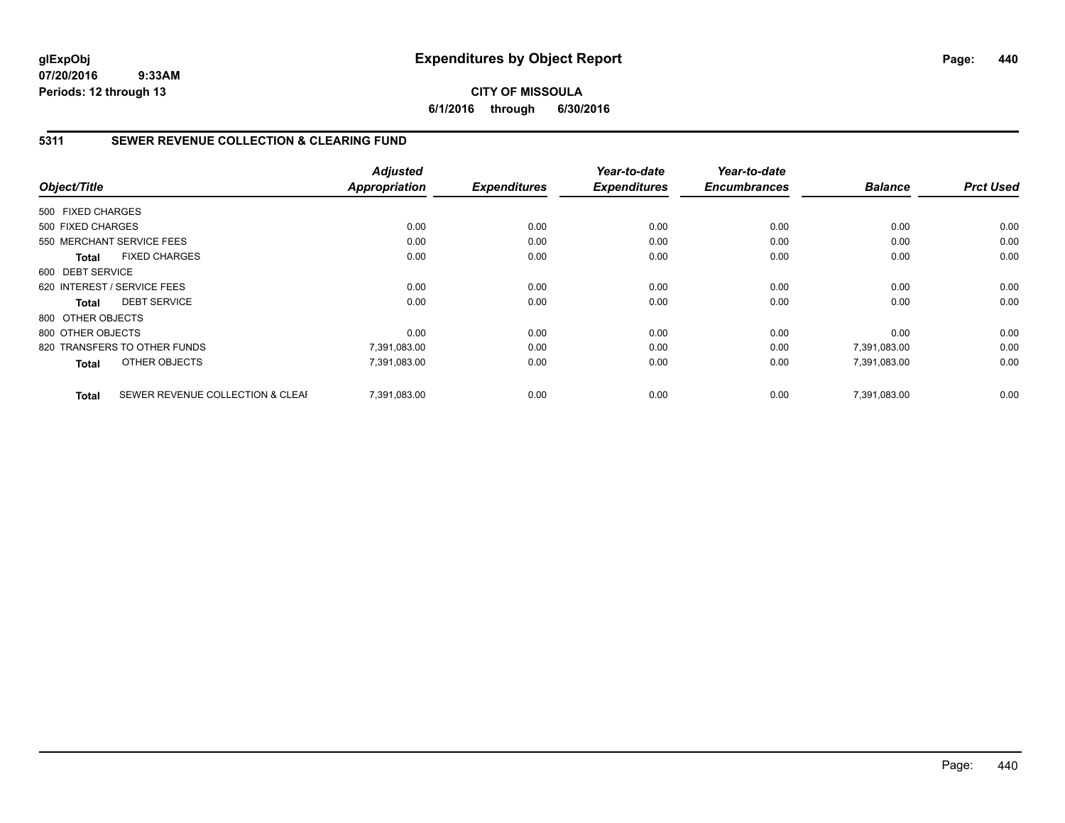**glExpObj**
**07/20/2016 9:33AM**
**Periods: 12 through 13**

# Expenditures by Object Report

**CITY OF MISSOULA**
**6/1/2016 through 6/30/2016**

## 5311 SEWER REVENUE COLLECTION & CLEARING FUND

| Object/Title | | Adjusted Appropriation | Expenditures | Year-to-date Expenditures | Year-to-date Encumbrances | Balance | Prct Used |
|---|---|---|---|---|---|---|---|
| 500 FIXED CHARGES | | | | | | | |
| 500 FIXED CHARGES | | 0.00 | 0.00 | 0.00 | 0.00 | 0.00 | 0.00 |
| 550 MERCHANT SERVICE FEES | | 0.00 | 0.00 | 0.00 | 0.00 | 0.00 | 0.00 |
| **Total** | FIXED CHARGES | 0.00 | 0.00 | 0.00 | 0.00 | 0.00 | 0.00 |
| 600 DEBT SERVICE | | | | | | | |
| 620 INTEREST / SERVICE FEES | | 0.00 | 0.00 | 0.00 | 0.00 | 0.00 | 0.00 |
| **Total** | DEBT SERVICE | 0.00 | 0.00 | 0.00 | 0.00 | 0.00 | 0.00 |
| 800 OTHER OBJECTS | | | | | | | |
| 800 OTHER OBJECTS | | 0.00 | 0.00 | 0.00 | 0.00 | 0.00 | 0.00 |
| 820 TRANSFERS TO OTHER FUNDS | | 7,391,083.00 | 0.00 | 0.00 | 0.00 | 7,391,083.00 | 0.00 |
| **Total** | OTHER OBJECTS | 7,391,083.00 | 0.00 | 0.00 | 0.00 | 7,391,083.00 | 0.00 |
| **Total** | SEWER REVENUE COLLECTION & CLEAI | 7,391,083.00 | 0.00 | 0.00 | 0.00 | 7,391,083.00 | 0.00 |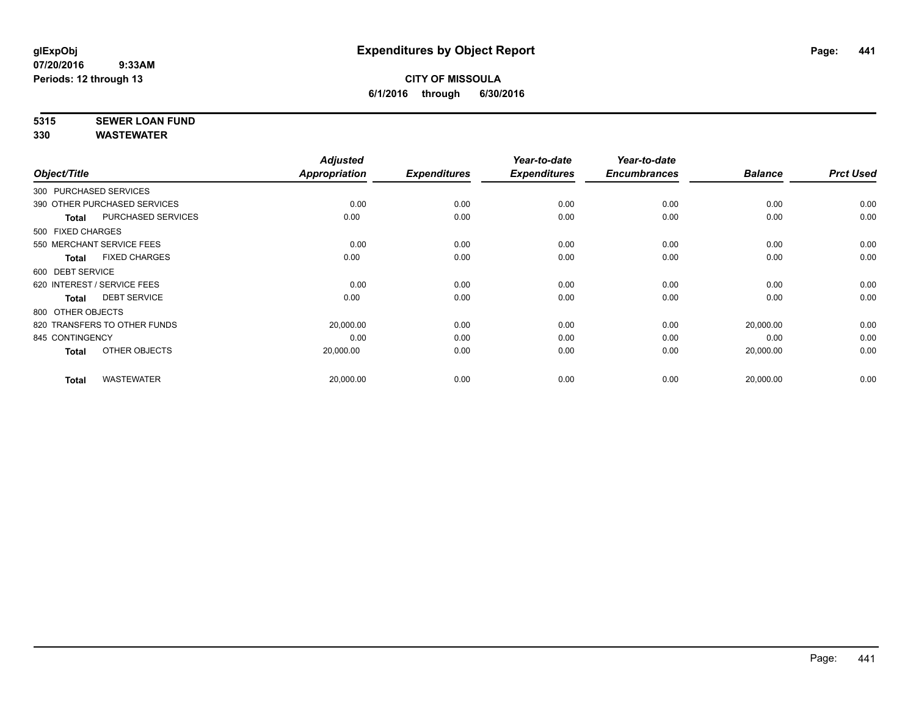# Expenditures by Object Report

glExpObj
07/20/2016 9:33AM
Periods: 12 through 13

**CITY OF MISSOULA**
**6/1/2016 through 6/30/2016**

**5315 SEWER LOAN FUND**
**330 WASTEWATER**

| Object/Title | Adjusted Appropriation | Expenditures | Year-to-date Expenditures | Year-to-date Encumbrances | Balance | Prct Used |
|---|---|---|---|---|---|---|
| 300 PURCHASED SERVICES | | | | | | |
| 390 OTHER PURCHASED SERVICES | 0.00 | 0.00 | 0.00 | 0.00 | 0.00 | 0.00 |
| **Total** PURCHASED SERVICES | 0.00 | 0.00 | 0.00 | 0.00 | 0.00 | 0.00 |
| 500 FIXED CHARGES | | | | | | |
| 550 MERCHANT SERVICE FEES | 0.00 | 0.00 | 0.00 | 0.00 | 0.00 | 0.00 |
| **Total** FIXED CHARGES | 0.00 | 0.00 | 0.00 | 0.00 | 0.00 | 0.00 |
| 600 DEBT SERVICE | | | | | | |
| 620 INTEREST / SERVICE FEES | 0.00 | 0.00 | 0.00 | 0.00 | 0.00 | 0.00 |
| **Total** DEBT SERVICE | 0.00 | 0.00 | 0.00 | 0.00 | 0.00 | 0.00 |
| 800 OTHER OBJECTS | | | | | | |
| 820 TRANSFERS TO OTHER FUNDS | 20,000.00 | 0.00 | 0.00 | 0.00 | 20,000.00 | 0.00 |
| 845 CONTINGENCY | 0.00 | 0.00 | 0.00 | 0.00 | 0.00 | 0.00 |
| **Total** OTHER OBJECTS | 20,000.00 | 0.00 | 0.00 | 0.00 | 20,000.00 | 0.00 |
| **Total** WASTEWATER | 20,000.00 | 0.00 | 0.00 | 0.00 | 20,000.00 | 0.00 |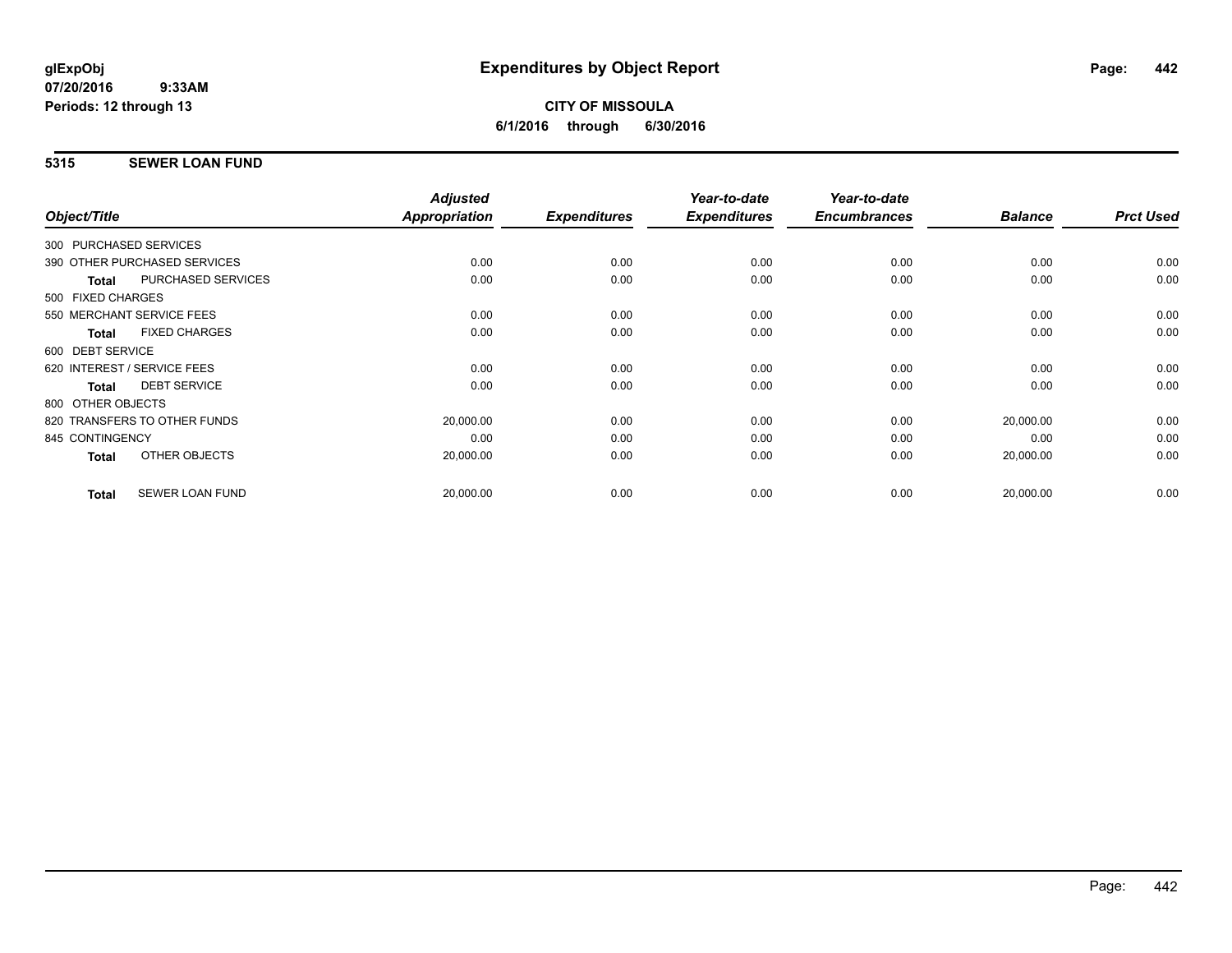**glExpObj** **Expenditures by Object Report**

**07/20/2016 9:33AM**

**Periods: 12 through 13**

**CITY OF MISSOULA**

**6/1/2016 through 6/30/2016**

## 5315 SEWER LOAN FUND

| Object/Title | Adjusted Appropriation | Expenditures | Year-to-date Expenditures | Year-to-date Encumbrances | Balance | Prct Used |
|---|---|---|---|---|---|---|
| 300 PURCHASED SERVICES | | | | | | |
| 390 OTHER PURCHASED SERVICES | 0.00 | 0.00 | 0.00 | 0.00 | 0.00 | 0.00 |
| **Total** PURCHASED SERVICES | 0.00 | 0.00 | 0.00 | 0.00 | 0.00 | 0.00 |
| 500 FIXED CHARGES | | | | | | |
| 550 MERCHANT SERVICE FEES | 0.00 | 0.00 | 0.00 | 0.00 | 0.00 | 0.00 |
| **Total** FIXED CHARGES | 0.00 | 0.00 | 0.00 | 0.00 | 0.00 | 0.00 |
| 600 DEBT SERVICE | | | | | | |
| 620 INTEREST / SERVICE FEES | 0.00 | 0.00 | 0.00 | 0.00 | 0.00 | 0.00 |
| **Total** DEBT SERVICE | 0.00 | 0.00 | 0.00 | 0.00 | 0.00 | 0.00 |
| 800 OTHER OBJECTS | | | | | | |
| 820 TRANSFERS TO OTHER FUNDS | 20,000.00 | 0.00 | 0.00 | 0.00 | 20,000.00 | 0.00 |
| 845 CONTINGENCY | 0.00 | 0.00 | 0.00 | 0.00 | 0.00 | 0.00 |
| **Total** OTHER OBJECTS | 20,000.00 | 0.00 | 0.00 | 0.00 | 20,000.00 | 0.00 |
| **Total** SEWER LOAN FUND | 20,000.00 | 0.00 | 0.00 | 0.00 | 20,000.00 | 0.00 |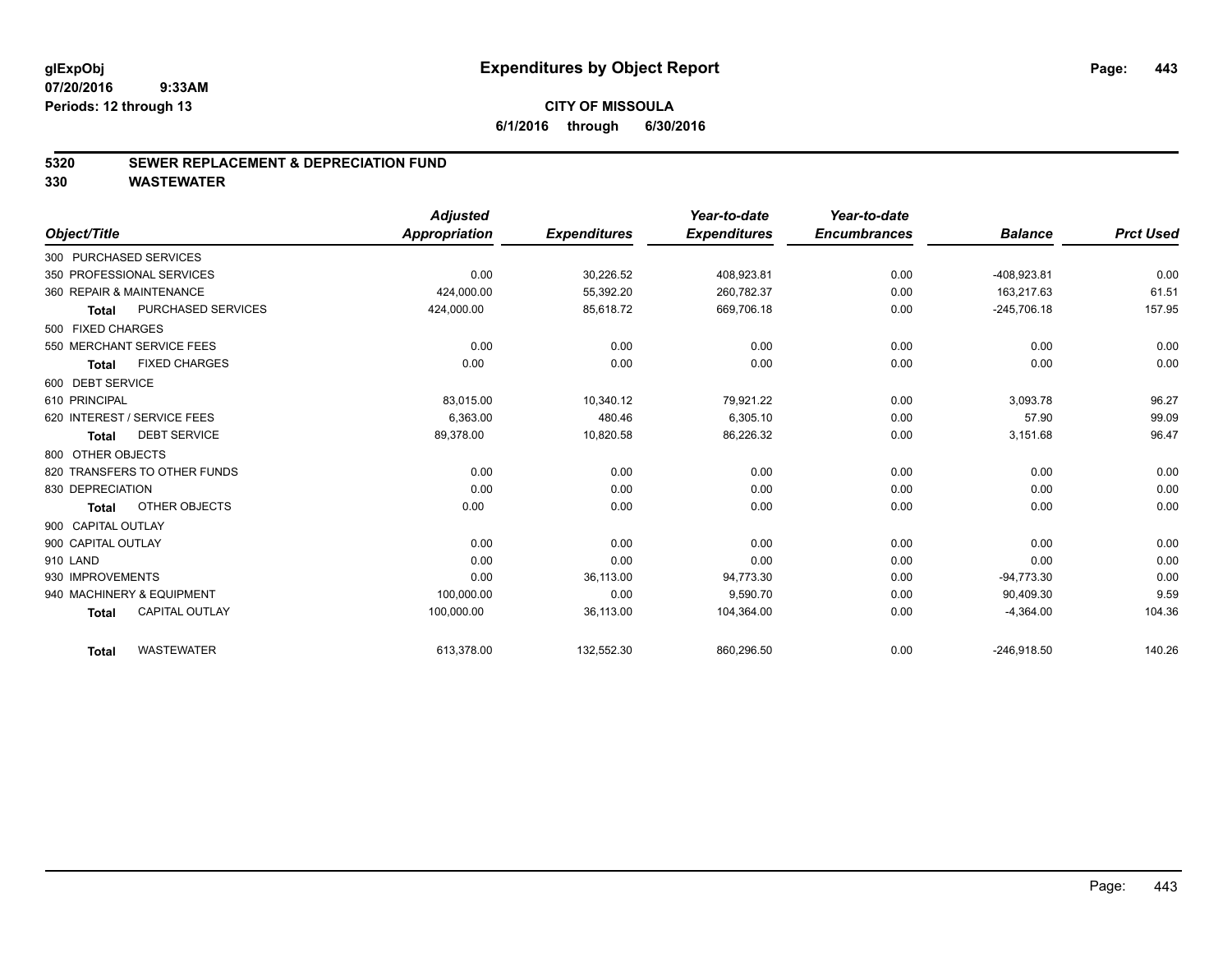# Expenditures by Object Report

glExpObj
07/20/2016 9:33AM
Periods: 12 through 13

**CITY OF MISSOULA**
**6/1/2016 through 6/30/2016**

## 5320 SEWER REPLACEMENT & DEPRECIATION FUND
## 330 WASTEWATER

| Object/Title | | Adjusted Appropriation | Expenditures | Year-to-date Expenditures | Year-to-date Encumbrances | Balance | Prct Used |
|---|---|---|---|---|---|---|---|
| 300 PURCHASED SERVICES | | | | | | | |
| 350 PROFESSIONAL SERVICES | | 0.00 | 30,226.52 | 408,923.81 | 0.00 | -408,923.81 | 0.00 |
| 360 REPAIR & MAINTENANCE | | 424,000.00 | 55,392.20 | 260,782.37 | 0.00 | 163,217.63 | 61.51 |
| **Total** | PURCHASED SERVICES | 424,000.00 | 85,618.72 | 669,706.18 | 0.00 | -245,706.18 | 157.95 |
| 500 FIXED CHARGES | | | | | | | |
| 550 MERCHANT SERVICE FEES | | 0.00 | 0.00 | 0.00 | 0.00 | 0.00 | 0.00 |
| **Total** | FIXED CHARGES | 0.00 | 0.00 | 0.00 | 0.00 | 0.00 | 0.00 |
| 600 DEBT SERVICE | | | | | | | |
| 610 PRINCIPAL | | 83,015.00 | 10,340.12 | 79,921.22 | 0.00 | 3,093.78 | 96.27 |
| 620 INTEREST / SERVICE FEES | | 6,363.00 | 480.46 | 6,305.10 | 0.00 | 57.90 | 99.09 |
| **Total** | DEBT SERVICE | 89,378.00 | 10,820.58 | 86,226.32 | 0.00 | 3,151.68 | 96.47 |
| 800 OTHER OBJECTS | | | | | | | |
| 820 TRANSFERS TO OTHER FUNDS | | 0.00 | 0.00 | 0.00 | 0.00 | 0.00 | 0.00 |
| 830 DEPRECIATION | | 0.00 | 0.00 | 0.00 | 0.00 | 0.00 | 0.00 |
| **Total** | OTHER OBJECTS | 0.00 | 0.00 | 0.00 | 0.00 | 0.00 | 0.00 |
| 900 CAPITAL OUTLAY | | | | | | | |
| 900 CAPITAL OUTLAY | | 0.00 | 0.00 | 0.00 | 0.00 | 0.00 | 0.00 |
| 910 LAND | | 0.00 | 0.00 | 0.00 | 0.00 | 0.00 | 0.00 |
| 930 IMPROVEMENTS | | 0.00 | 36,113.00 | 94,773.30 | 0.00 | -94,773.30 | 0.00 |
| 940 MACHINERY & EQUIPMENT | | 100,000.00 | 0.00 | 9,590.70 | 0.00 | 90,409.30 | 9.59 |
| **Total** | CAPITAL OUTLAY | 100,000.00 | 36,113.00 | 104,364.00 | 0.00 | -4,364.00 | 104.36 |
| **Total** | WASTEWATER | 613,378.00 | 132,552.30 | 860,296.50 | 0.00 | -246,918.50 | 140.26 |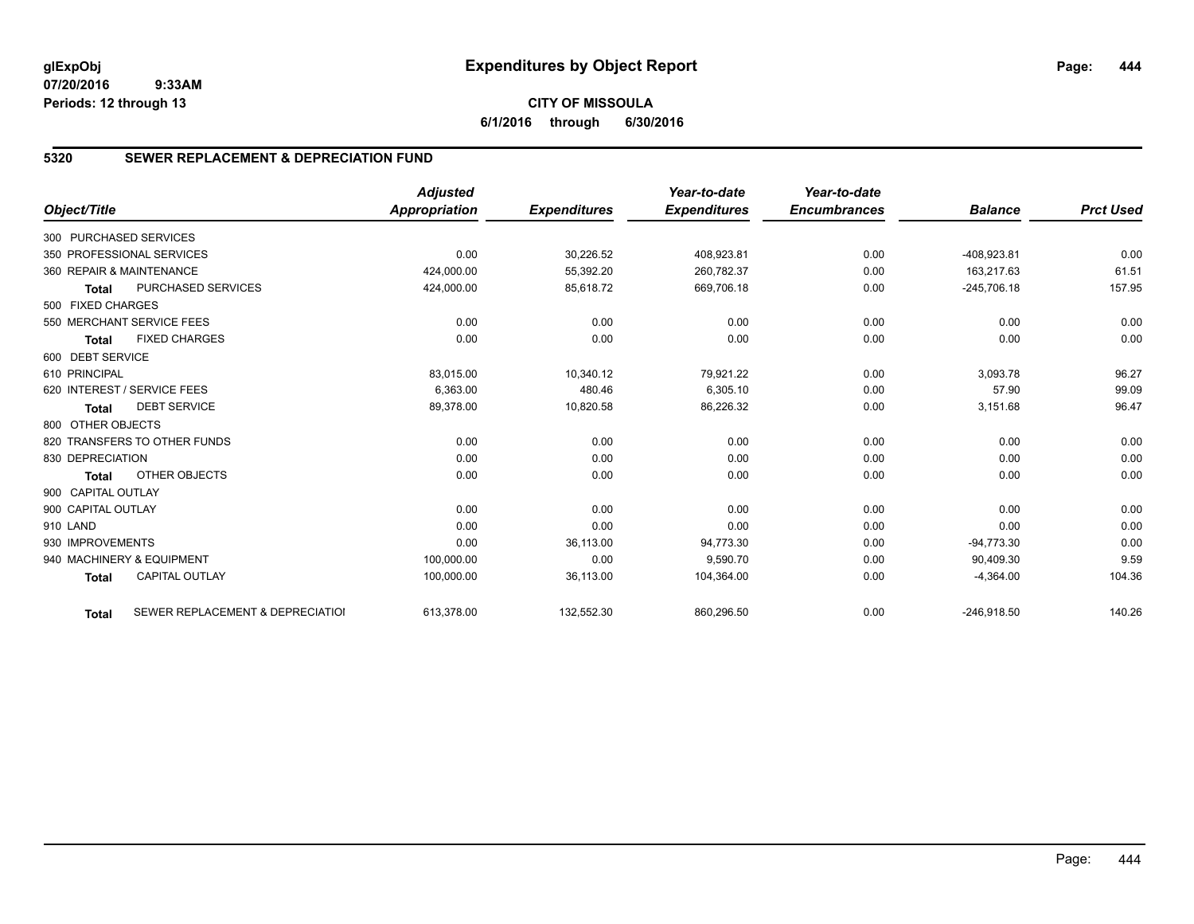**glExpObj**
**07/20/2016 9:33AM**
**Periods: 12 through 13**

# Expenditures by Object Report

**CITY OF MISSOULA**
**6/1/2016 through 6/30/2016**

## 5320 SEWER REPLACEMENT & DEPRECIATION FUND

| Object/Title | Adjusted Appropriation | Expenditures | Year-to-date Expenditures | Year-to-date Encumbrances | Balance | Prct Used |
|---|---|---|---|---|---|---|
| 300 PURCHASED SERVICES | | | | | | |
| 350 PROFESSIONAL SERVICES | 0.00 | 30,226.52 | 408,923.81 | 0.00 | -408,923.81 | 0.00 |
| 360 REPAIR & MAINTENANCE | 424,000.00 | 55,392.20 | 260,782.37 | 0.00 | 163,217.63 | 61.51 |
| **Total** PURCHASED SERVICES | 424,000.00 | 85,618.72 | 669,706.18 | 0.00 | -245,706.18 | 157.95 |
| 500 FIXED CHARGES | | | | | | |
| 550 MERCHANT SERVICE FEES | 0.00 | 0.00 | 0.00 | 0.00 | 0.00 | 0.00 |
| **Total** FIXED CHARGES | 0.00 | 0.00 | 0.00 | 0.00 | 0.00 | 0.00 |
| 600 DEBT SERVICE | | | | | | |
| 610 PRINCIPAL | 83,015.00 | 10,340.12 | 79,921.22 | 0.00 | 3,093.78 | 96.27 |
| 620 INTEREST / SERVICE FEES | 6,363.00 | 480.46 | 6,305.10 | 0.00 | 57.90 | 99.09 |
| **Total** DEBT SERVICE | 89,378.00 | 10,820.58 | 86,226.32 | 0.00 | 3,151.68 | 96.47 |
| 800 OTHER OBJECTS | | | | | | |
| 820 TRANSFERS TO OTHER FUNDS | 0.00 | 0.00 | 0.00 | 0.00 | 0.00 | 0.00 |
| 830 DEPRECIATION | 0.00 | 0.00 | 0.00 | 0.00 | 0.00 | 0.00 |
| **Total** OTHER OBJECTS | 0.00 | 0.00 | 0.00 | 0.00 | 0.00 | 0.00 |
| 900 CAPITAL OUTLAY | | | | | | |
| 900 CAPITAL OUTLAY | 0.00 | 0.00 | 0.00 | 0.00 | 0.00 | 0.00 |
| 910 LAND | 0.00 | 0.00 | 0.00 | 0.00 | 0.00 | 0.00 |
| 930 IMPROVEMENTS | 0.00 | 36,113.00 | 94,773.30 | 0.00 | -94,773.30 | 0.00 |
| 940 MACHINERY & EQUIPMENT | 100,000.00 | 0.00 | 9,590.70 | 0.00 | 90,409.30 | 9.59 |
| **Total** CAPITAL OUTLAY | 100,000.00 | 36,113.00 | 104,364.00 | 0.00 | -4,364.00 | 104.36 |
| **Total** SEWER REPLACEMENT & DEPRECIATIOI | 613,378.00 | 132,552.30 | 860,296.50 | 0.00 | -246,918.50 | 140.26 |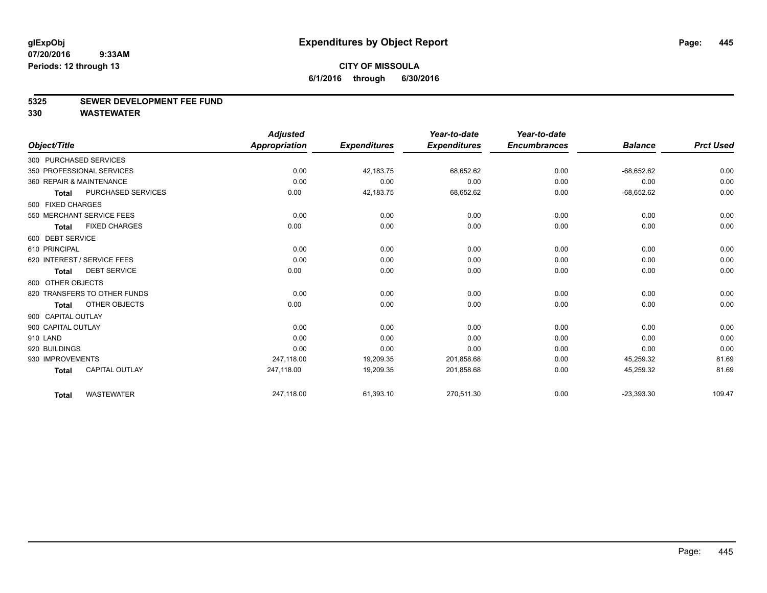**glExpObj**
**07/20/2016 9:33AM**
**Periods: 12 through 13**

# Expenditures by Object Report

**CITY OF MISSOULA**
**6/1/2016 through 6/30/2016**

## 5325 SEWER DEVELOPMENT FEE FUND
## 330 WASTEWATER

| Object/Title | Adjusted Appropriation | Expenditures | Year-to-date Expenditures | Year-to-date Encumbrances | Balance | Prct Used |
|---|---|---|---|---|---|---|
| 300 PURCHASED SERVICES | | | | | | |
| 350 PROFESSIONAL SERVICES | 0.00 | 42,183.75 | 68,652.62 | 0.00 | -68,652.62 | 0.00 |
| 360 REPAIR & MAINTENANCE | 0.00 | 0.00 | 0.00 | 0.00 | 0.00 | 0.00 |
| **Total** PURCHASED SERVICES | 0.00 | 42,183.75 | 68,652.62 | 0.00 | -68,652.62 | 0.00 |
| 500 FIXED CHARGES | | | | | | |
| 550 MERCHANT SERVICE FEES | 0.00 | 0.00 | 0.00 | 0.00 | 0.00 | 0.00 |
| **Total** FIXED CHARGES | 0.00 | 0.00 | 0.00 | 0.00 | 0.00 | 0.00 |
| 600 DEBT SERVICE | | | | | | |
| 610 PRINCIPAL | 0.00 | 0.00 | 0.00 | 0.00 | 0.00 | 0.00 |
| 620 INTEREST / SERVICE FEES | 0.00 | 0.00 | 0.00 | 0.00 | 0.00 | 0.00 |
| **Total** DEBT SERVICE | 0.00 | 0.00 | 0.00 | 0.00 | 0.00 | 0.00 |
| 800 OTHER OBJECTS | | | | | | |
| 820 TRANSFERS TO OTHER FUNDS | 0.00 | 0.00 | 0.00 | 0.00 | 0.00 | 0.00 |
| **Total** OTHER OBJECTS | 0.00 | 0.00 | 0.00 | 0.00 | 0.00 | 0.00 |
| 900 CAPITAL OUTLAY | | | | | | |
| 900 CAPITAL OUTLAY | 0.00 | 0.00 | 0.00 | 0.00 | 0.00 | 0.00 |
| 910 LAND | 0.00 | 0.00 | 0.00 | 0.00 | 0.00 | 0.00 |
| 920 BUILDINGS | 0.00 | 0.00 | 0.00 | 0.00 | 0.00 | 0.00 |
| 930 IMPROVEMENTS | 247,118.00 | 19,209.35 | 201,858.68 | 0.00 | 45,259.32 | 81.69 |
| **Total** CAPITAL OUTLAY | 247,118.00 | 19,209.35 | 201,858.68 | 0.00 | 45,259.32 | 81.69 |
| **Total** WASTEWATER | 247,118.00 | 61,393.10 | 270,511.30 | 0.00 | -23,393.30 | 109.47 |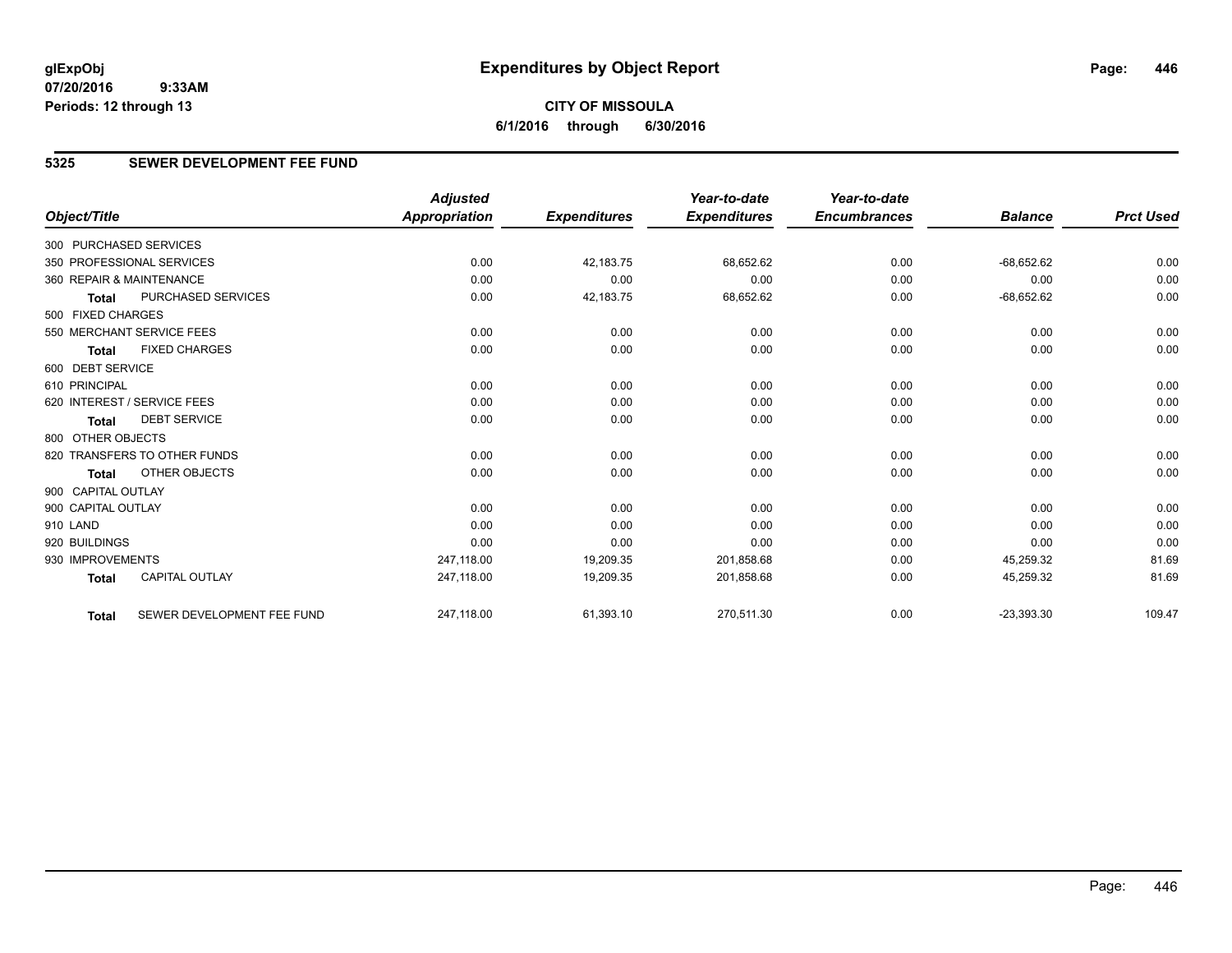glExpObj
07/20/2016 9:33AM
Periods: 12 through 13

# Expenditures by Object Report

**CITY OF MISSOULA**
**6/1/2016 through 6/30/2016**

## 5325 SEWER DEVELOPMENT FEE FUND

| Object/Title | Adjusted Appropriation | Expenditures | Year-to-date Expenditures | Year-to-date Encumbrances | Balance | Prct Used |
|---|---|---|---|---|---|---|
| 300 PURCHASED SERVICES | | | | | | |
| 350 PROFESSIONAL SERVICES | 0.00 | 42,183.75 | 68,652.62 | 0.00 | -68,652.62 | 0.00 |
| 360 REPAIR & MAINTENANCE | 0.00 | 0.00 | 0.00 | 0.00 | 0.00 | 0.00 |
| **Total** PURCHASED SERVICES | 0.00 | 42,183.75 | 68,652.62 | 0.00 | -68,652.62 | 0.00 |
| 500 FIXED CHARGES | | | | | | |
| 550 MERCHANT SERVICE FEES | 0.00 | 0.00 | 0.00 | 0.00 | 0.00 | 0.00 |
| **Total** FIXED CHARGES | 0.00 | 0.00 | 0.00 | 0.00 | 0.00 | 0.00 |
| 600 DEBT SERVICE | | | | | | |
| 610 PRINCIPAL | 0.00 | 0.00 | 0.00 | 0.00 | 0.00 | 0.00 |
| 620 INTEREST / SERVICE FEES | 0.00 | 0.00 | 0.00 | 0.00 | 0.00 | 0.00 |
| **Total** DEBT SERVICE | 0.00 | 0.00 | 0.00 | 0.00 | 0.00 | 0.00 |
| 800 OTHER OBJECTS | | | | | | |
| 820 TRANSFERS TO OTHER FUNDS | 0.00 | 0.00 | 0.00 | 0.00 | 0.00 | 0.00 |
| **Total** OTHER OBJECTS | 0.00 | 0.00 | 0.00 | 0.00 | 0.00 | 0.00 |
| 900 CAPITAL OUTLAY | | | | | | |
| 900 CAPITAL OUTLAY | 0.00 | 0.00 | 0.00 | 0.00 | 0.00 | 0.00 |
| 910 LAND | 0.00 | 0.00 | 0.00 | 0.00 | 0.00 | 0.00 |
| 920 BUILDINGS | 0.00 | 0.00 | 0.00 | 0.00 | 0.00 | 0.00 |
| 930 IMPROVEMENTS | 247,118.00 | 19,209.35 | 201,858.68 | 0.00 | 45,259.32 | 81.69 |
| **Total** CAPITAL OUTLAY | 247,118.00 | 19,209.35 | 201,858.68 | 0.00 | 45,259.32 | 81.69 |
| **Total** SEWER DEVELOPMENT FEE FUND | 247,118.00 | 61,393.10 | 270,511.30 | 0.00 | -23,393.30 | 109.47 |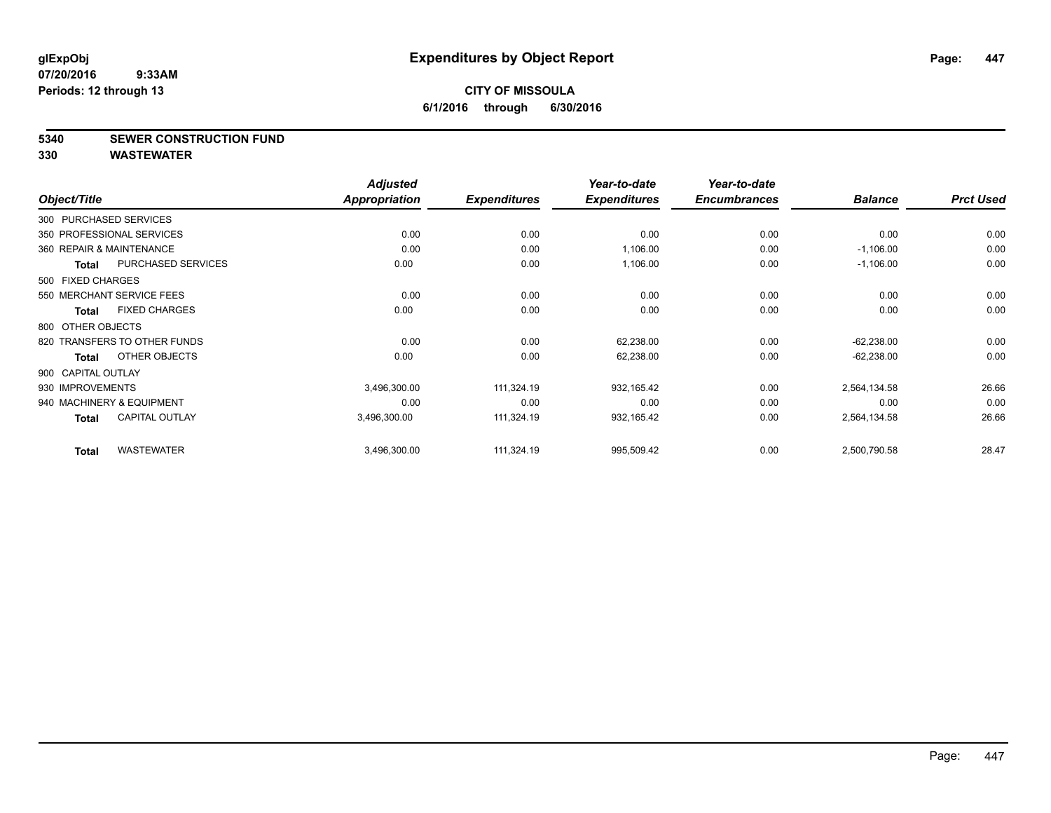**glExpObj** **Expenditures by Object Report**
**07/20/2016 9:33AM**
**Periods: 12 through 13**

**CITY OF MISSOULA**
**6/1/2016 through 6/30/2016**

## 5340 SEWER CONSTRUCTION FUND
## 330 WASTEWATER

| Object/Title | Adjusted Appropriation | Expenditures | Year-to-date Expenditures | Year-to-date Encumbrances | Balance | Prct Used |
|---|---|---|---|---|---|---|
| 300 PURCHASED SERVICES | | | | | | |
| 350 PROFESSIONAL SERVICES | 0.00 | 0.00 | 0.00 | 0.00 | 0.00 | 0.00 |
| 360 REPAIR & MAINTENANCE | 0.00 | 0.00 | 1,106.00 | 0.00 | -1,106.00 | 0.00 |
| **Total** PURCHASED SERVICES | 0.00 | 0.00 | 1,106.00 | 0.00 | -1,106.00 | 0.00 |
| 500 FIXED CHARGES | | | | | | |
| 550 MERCHANT SERVICE FEES | 0.00 | 0.00 | 0.00 | 0.00 | 0.00 | 0.00 |
| **Total** FIXED CHARGES | 0.00 | 0.00 | 0.00 | 0.00 | 0.00 | 0.00 |
| 800 OTHER OBJECTS | | | | | | |
| 820 TRANSFERS TO OTHER FUNDS | 0.00 | 0.00 | 62,238.00 | 0.00 | -62,238.00 | 0.00 |
| **Total** OTHER OBJECTS | 0.00 | 0.00 | 62,238.00 | 0.00 | -62,238.00 | 0.00 |
| 900 CAPITAL OUTLAY | | | | | | |
| 930 IMPROVEMENTS | 3,496,300.00 | 111,324.19 | 932,165.42 | 0.00 | 2,564,134.58 | 26.66 |
| 940 MACHINERY & EQUIPMENT | 0.00 | 0.00 | 0.00 | 0.00 | 0.00 | 0.00 |
| **Total** CAPITAL OUTLAY | 3,496,300.00 | 111,324.19 | 932,165.42 | 0.00 | 2,564,134.58 | 26.66 |
| **Total** WASTEWATER | 3,496,300.00 | 111,324.19 | 995,509.42 | 0.00 | 2,500,790.58 | 28.47 |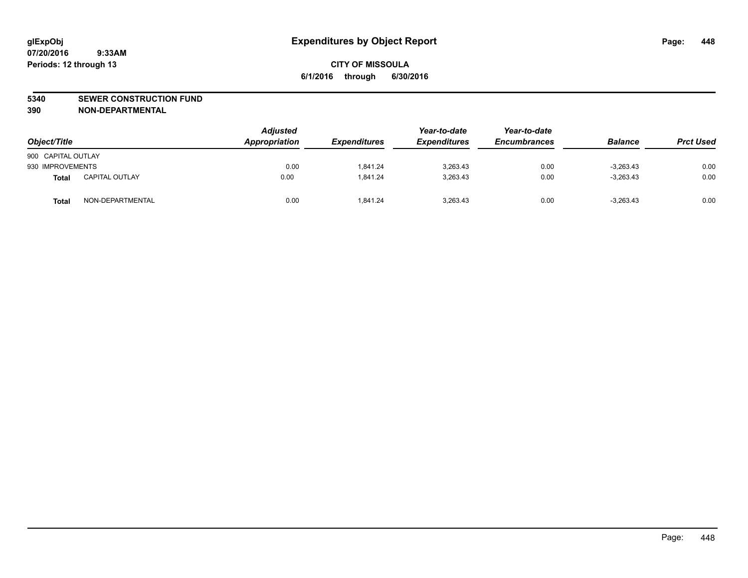# Expenditures by Object Report

glExpObj
07/20/2016 9:33AM
Periods: 12 through 13

**CITY OF MISSOULA**
**6/1/2016 through 6/30/2016**

**5340 SEWER CONSTRUCTION FUND**
**390 NON-DEPARTMENTAL**

| Object/Title | | Adjusted Appropriation | Expenditures | Year-to-date Expenditures | Year-to-date Encumbrances | Balance | Prct Used |
|---|---|---|---|---|---|---|---|
| 900 CAPITAL OUTLAY | | | | | | | |
| 930 IMPROVEMENTS | | 0.00 | 1,841.24 | 3,263.43 | 0.00 | -3,263.43 | 0.00 |
| **Total** | CAPITAL OUTLAY | 0.00 | 1,841.24 | 3,263.43 | 0.00 | -3,263.43 | 0.00 |
| **Total** | NON-DEPARTMENTAL | 0.00 | 1,841.24 | 3,263.43 | 0.00 | -3,263.43 | 0.00 |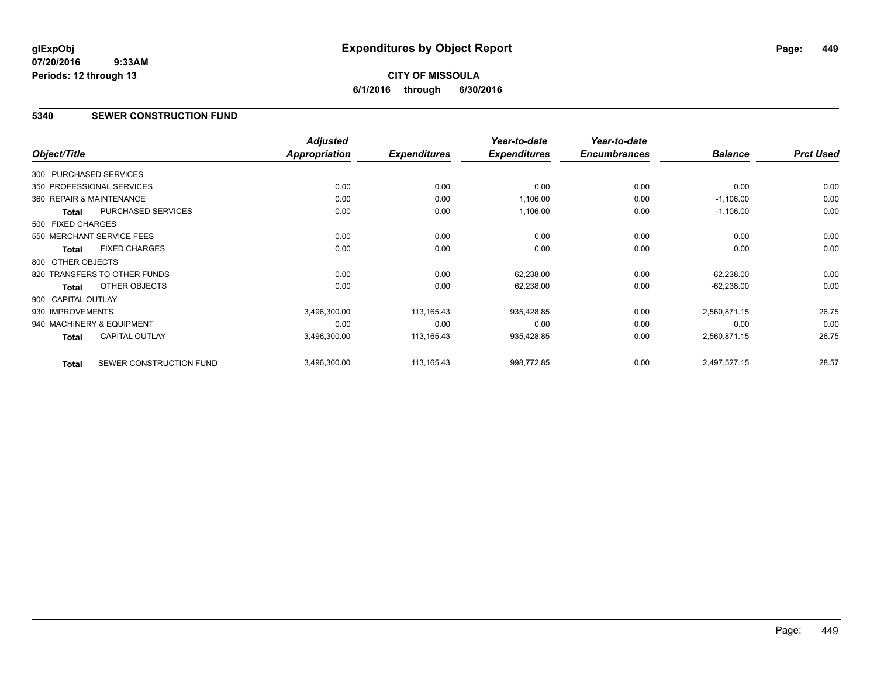# Expenditures by Object Report

glExpObj
07/20/2016 9:33AM
Periods: 12 through 13

**CITY OF MISSOULA**
**6/1/2016 through 6/30/2016**

## 5340 SEWER CONSTRUCTION FUND

| Object/Title | Adjusted Appropriation | Expenditures | Year-to-date Expenditures | Year-to-date Encumbrances | Balance | Prct Used |
|---|---|---|---|---|---|---|
| 300 PURCHASED SERVICES | | | | | | |
| 350 PROFESSIONAL SERVICES | 0.00 | 0.00 | 0.00 | 0.00 | 0.00 | 0.00 |
| 360 REPAIR & MAINTENANCE | 0.00 | 0.00 | 1,106.00 | 0.00 | -1,106.00 | 0.00 |
| **Total** PURCHASED SERVICES | 0.00 | 0.00 | 1,106.00 | 0.00 | -1,106.00 | 0.00 |
| 500 FIXED CHARGES | | | | | | |
| 550 MERCHANT SERVICE FEES | 0.00 | 0.00 | 0.00 | 0.00 | 0.00 | 0.00 |
| **Total** FIXED CHARGES | 0.00 | 0.00 | 0.00 | 0.00 | 0.00 | 0.00 |
| 800 OTHER OBJECTS | | | | | | |
| 820 TRANSFERS TO OTHER FUNDS | 0.00 | 0.00 | 62,238.00 | 0.00 | -62,238.00 | 0.00 |
| **Total** OTHER OBJECTS | 0.00 | 0.00 | 62,238.00 | 0.00 | -62,238.00 | 0.00 |
| 900 CAPITAL OUTLAY | | | | | | |
| 930 IMPROVEMENTS | 3,496,300.00 | 113,165.43 | 935,428.85 | 0.00 | 2,560,871.15 | 26.75 |
| 940 MACHINERY & EQUIPMENT | 0.00 | 0.00 | 0.00 | 0.00 | 0.00 | 0.00 |
| **Total** CAPITAL OUTLAY | 3,496,300.00 | 113,165.43 | 935,428.85 | 0.00 | 2,560,871.15 | 26.75 |
| **Total** SEWER CONSTRUCTION FUND | 3,496,300.00 | 113,165.43 | 998,772.85 | 0.00 | 2,497,527.15 | 28.57 |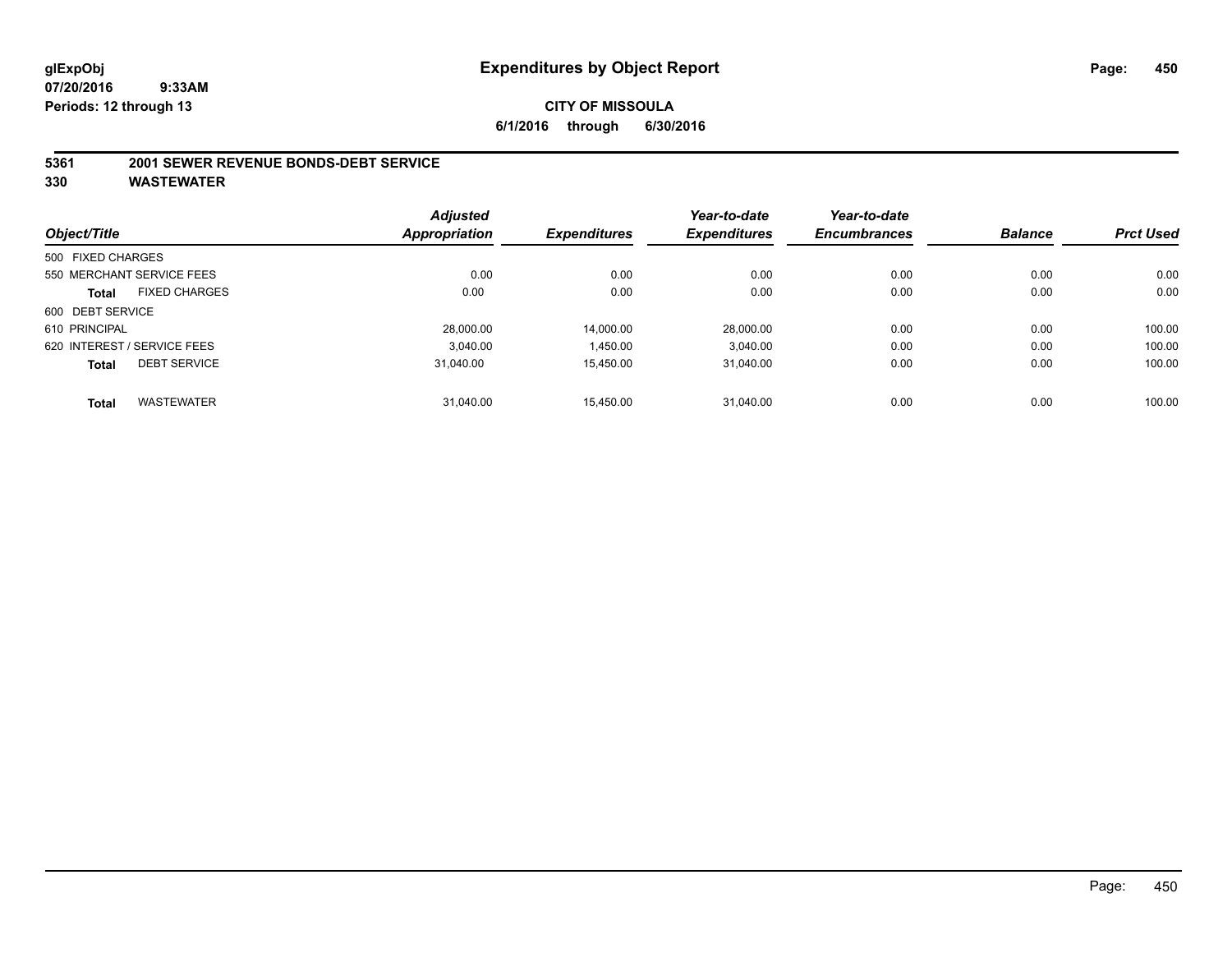glExpObj
07/20/2016 9:33AM
Periods: 12 through 13

# Expenditures by Object Report

**CITY OF MISSOULA**
**6/1/2016 through 6/30/2016**

## 5361 2001 SEWER REVENUE BONDS-DEBT SERVICE
## 330 WASTEWATER

| Object/Title | Adjusted Appropriation | Expenditures | Year-to-date Expenditures | Year-to-date Encumbrances | Balance | Prct Used |
|---|---|---|---|---|---|---|
| 500 FIXED CHARGES | | | | | | |
| 550 MERCHANT SERVICE FEES | 0.00 | 0.00 | 0.00 | 0.00 | 0.00 | 0.00 |
| **Total** FIXED CHARGES | 0.00 | 0.00 | 0.00 | 0.00 | 0.00 | 0.00 |
| 600 DEBT SERVICE | | | | | | |
| 610 PRINCIPAL | 28,000.00 | 14,000.00 | 28,000.00 | 0.00 | 0.00 | 100.00 |
| 620 INTEREST / SERVICE FEES | 3,040.00 | 1,450.00 | 3,040.00 | 0.00 | 0.00 | 100.00 |
| **Total** DEBT SERVICE | 31,040.00 | 15,450.00 | 31,040.00 | 0.00 | 0.00 | 100.00 |
| **Total** WASTEWATER | 31,040.00 | 15,450.00 | 31,040.00 | 0.00 | 0.00 | 100.00 |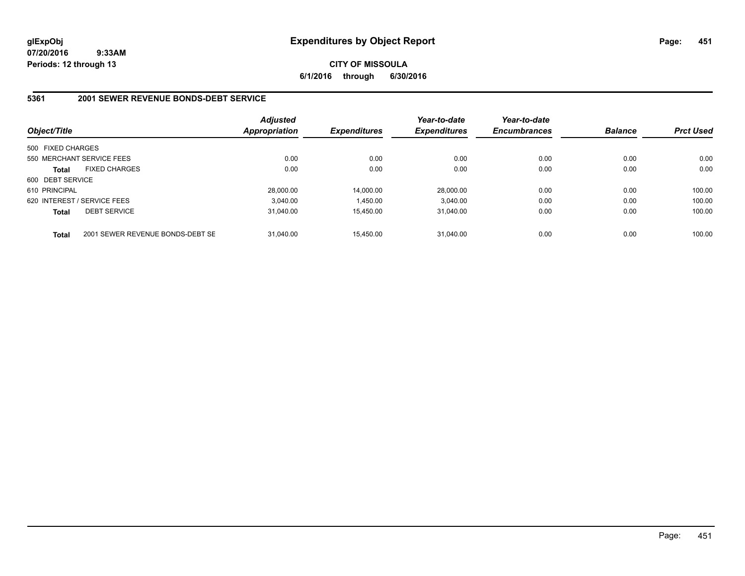**glExpObj** **Expenditures by Object Report**

**07/20/2016 9:33AM**

**Periods: 12 through 13**

**CITY OF MISSOULA**

**6/1/2016 through 6/30/2016**

## 5361 2001 SEWER REVENUE BONDS-DEBT SERVICE

| Object/Title | | Adjusted Appropriation | Expenditures | Year-to-date Expenditures | Year-to-date Encumbrances | Balance | Prct Used |
|---|---|---|---|---|---|---|---|
| 500 FIXED CHARGES | | | | | | | |
| 550 MERCHANT SERVICE FEES | | 0.00 | 0.00 | 0.00 | 0.00 | 0.00 | 0.00 |
| **Total** | FIXED CHARGES | 0.00 | 0.00 | 0.00 | 0.00 | 0.00 | 0.00 |
| 600 DEBT SERVICE | | | | | | | |
| 610 PRINCIPAL | | 28,000.00 | 14,000.00 | 28,000.00 | 0.00 | 0.00 | 100.00 |
| 620 INTEREST / SERVICE FEES | | 3,040.00 | 1,450.00 | 3,040.00 | 0.00 | 0.00 | 100.00 |
| **Total** | DEBT SERVICE | 31,040.00 | 15,450.00 | 31,040.00 | 0.00 | 0.00 | 100.00 |
| **Total** | 2001 SEWER REVENUE BONDS-DEBT SE | 31,040.00 | 15,450.00 | 31,040.00 | 0.00 | 0.00 | 100.00 |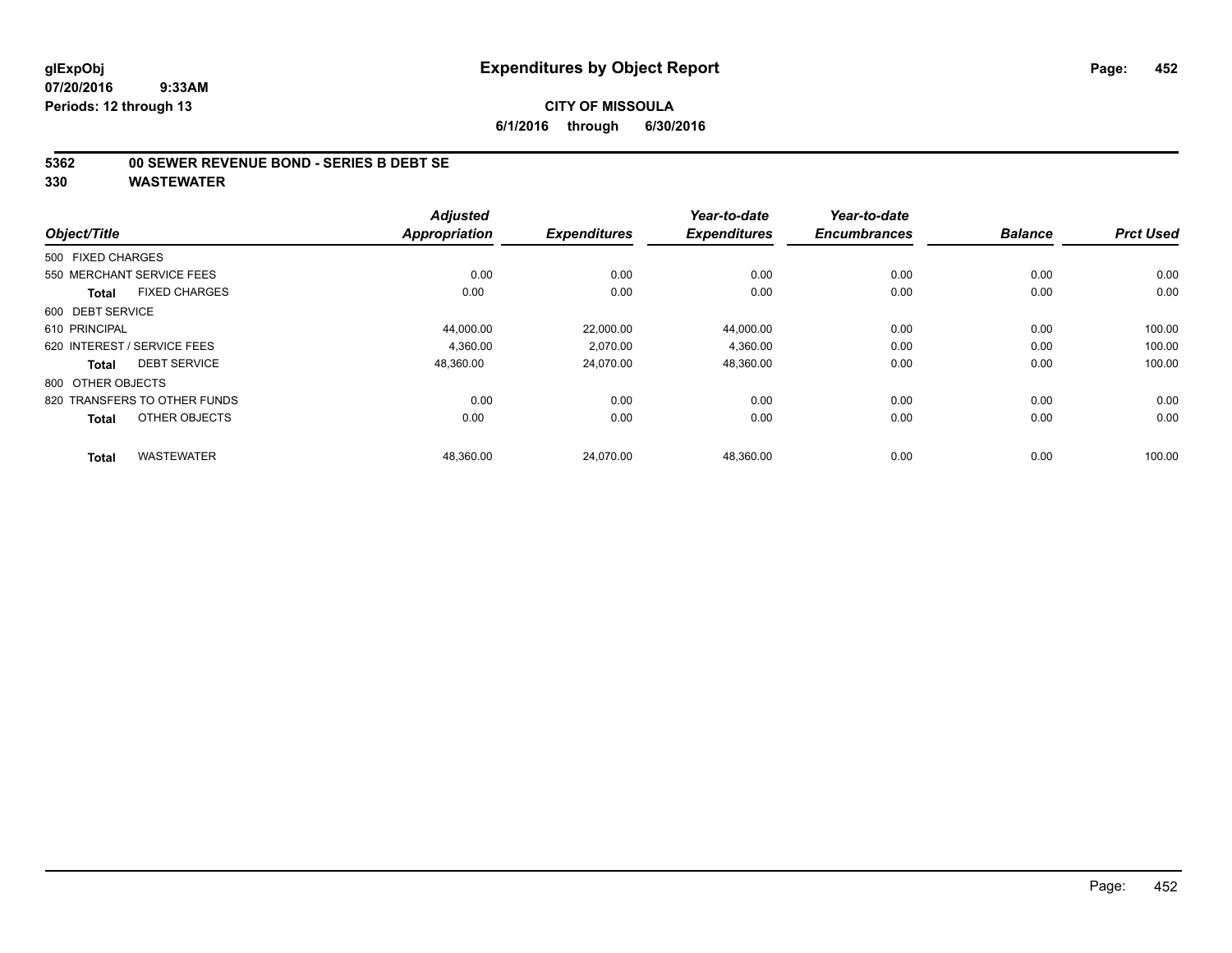# Expenditures by Object Report

glExpObj
07/20/2016 9:33AM
Periods: 12 through 13

**CITY OF MISSOULA**
**6/1/2016 through 6/30/2016**

**5362 00 SEWER REVENUE BOND - SERIES B DEBT SE**
**330 WASTEWATER**

| Object/Title | | Adjusted Appropriation | Expenditures | Year-to-date Expenditures | Year-to-date Encumbrances | Balance | Prct Used |
|---|---|---|---|---|---|---|---|
| 500 FIXED CHARGES | | | | | | | |
| 550 MERCHANT SERVICE FEES | | 0.00 | 0.00 | 0.00 | 0.00 | 0.00 | 0.00 |
| **Total** | FIXED CHARGES | 0.00 | 0.00 | 0.00 | 0.00 | 0.00 | 0.00 |
| 600 DEBT SERVICE | | | | | | | |
| 610 PRINCIPAL | | 44,000.00 | 22,000.00 | 44,000.00 | 0.00 | 0.00 | 100.00 |
| 620 INTEREST / SERVICE FEES | | 4,360.00 | 2,070.00 | 4,360.00 | 0.00 | 0.00 | 100.00 |
| **Total** | DEBT SERVICE | 48,360.00 | 24,070.00 | 48,360.00 | 0.00 | 0.00 | 100.00 |
| 800 OTHER OBJECTS | | | | | | | |
| 820 TRANSFERS TO OTHER FUNDS | | 0.00 | 0.00 | 0.00 | 0.00 | 0.00 | 0.00 |
| **Total** | OTHER OBJECTS | 0.00 | 0.00 | 0.00 | 0.00 | 0.00 | 0.00 |
| **Total** | WASTEWATER | 48,360.00 | 24,070.00 | 48,360.00 | 0.00 | 0.00 | 100.00 |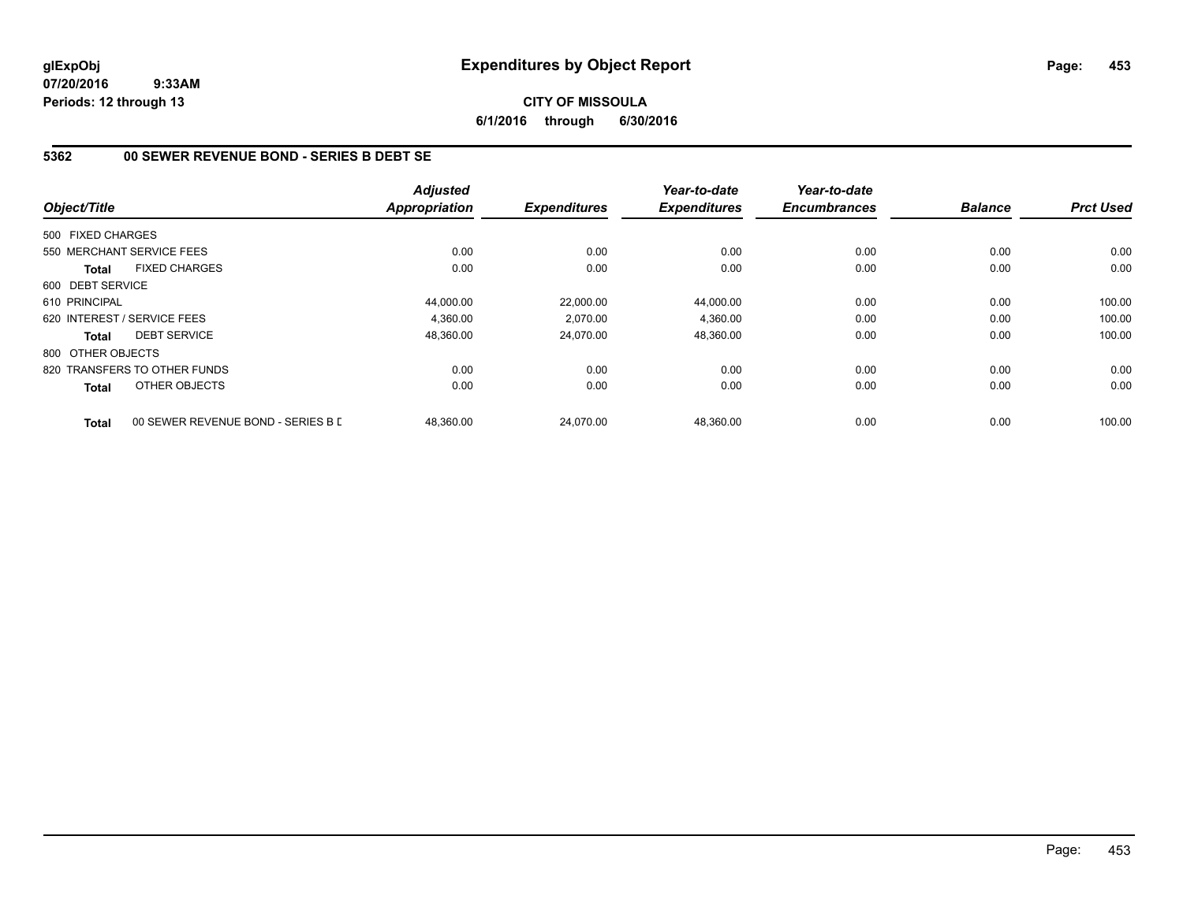glExpObj
07/20/2016 9:33AM
Periods: 12 through 13

# Expenditures by Object Report

**CITY OF MISSOULA**
**6/1/2016 through 6/30/2016**

## 5362 00 SEWER REVENUE BOND - SERIES B DEBT SE

| Object/Title | | Adjusted Appropriation | Expenditures | Year-to-date Expenditures | Year-to-date Encumbrances | Balance | Prct Used |
|---|---|---|---|---|---|---|---|
| 500 FIXED CHARGES | | | | | | | |
| 550 MERCHANT SERVICE FEES | | 0.00 | 0.00 | 0.00 | 0.00 | 0.00 | 0.00 |
| **Total** | FIXED CHARGES | 0.00 | 0.00 | 0.00 | 0.00 | 0.00 | 0.00 |
| 600 DEBT SERVICE | | | | | | | |
| 610 PRINCIPAL | | 44,000.00 | 22,000.00 | 44,000.00 | 0.00 | 0.00 | 100.00 |
| 620 INTEREST / SERVICE FEES | | 4,360.00 | 2,070.00 | 4,360.00 | 0.00 | 0.00 | 100.00 |
| **Total** | DEBT SERVICE | 48,360.00 | 24,070.00 | 48,360.00 | 0.00 | 0.00 | 100.00 |
| 800 OTHER OBJECTS | | | | | | | |
| 820 TRANSFERS TO OTHER FUNDS | | 0.00 | 0.00 | 0.00 | 0.00 | 0.00 | 0.00 |
| **Total** | OTHER OBJECTS | 0.00 | 0.00 | 0.00 | 0.00 | 0.00 | 0.00 |
| **Total** | 00 SEWER REVENUE BOND - SERIES B D | 48,360.00 | 24,070.00 | 48,360.00 | 0.00 | 0.00 | 100.00 |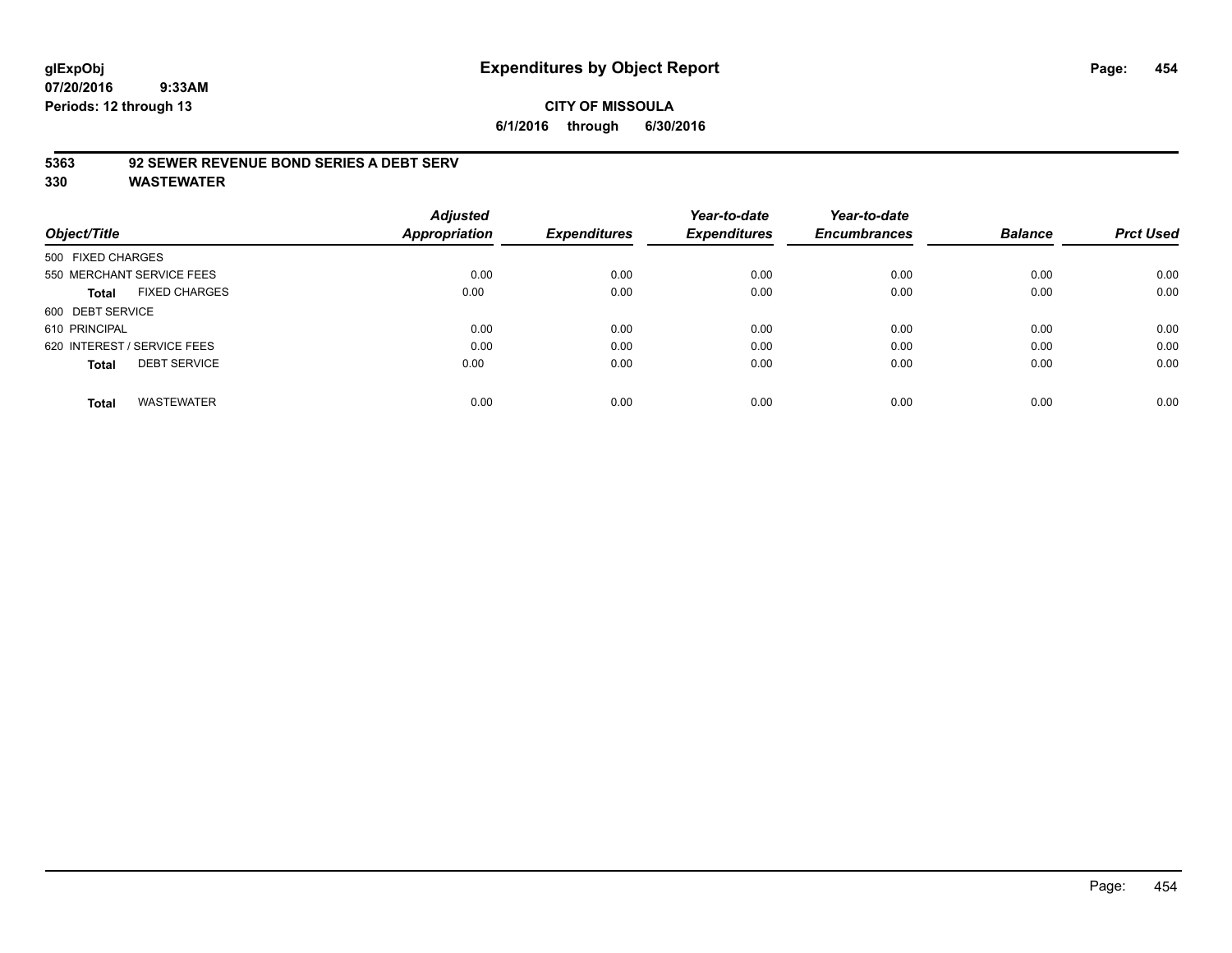**glExpObj** **Expenditures by Object Report**

**07/20/2016 9:33AM**

**Periods: 12 through 13**

**CITY OF MISSOULA**

**6/1/2016 through 6/30/2016**

**5363 92 SEWER REVENUE BOND SERIES A DEBT SERV**

**330 WASTEWATER**

| Object/Title | Adjusted Appropriation | Expenditures | Year-to-date Expenditures | Year-to-date Encumbrances | Balance | Prct Used |
|---|---|---|---|---|---|---|
| 500 FIXED CHARGES | | | | | | |
| 550 MERCHANT SERVICE FEES | 0.00 | 0.00 | 0.00 | 0.00 | 0.00 | 0.00 |
| **Total** FIXED CHARGES | 0.00 | 0.00 | 0.00 | 0.00 | 0.00 | 0.00 |
| 600 DEBT SERVICE | | | | | | |
| 610 PRINCIPAL | 0.00 | 0.00 | 0.00 | 0.00 | 0.00 | 0.00 |
| 620 INTEREST / SERVICE FEES | 0.00 | 0.00 | 0.00 | 0.00 | 0.00 | 0.00 |
| **Total** DEBT SERVICE | 0.00 | 0.00 | 0.00 | 0.00 | 0.00 | 0.00 |
| **Total** WASTEWATER | 0.00 | 0.00 | 0.00 | 0.00 | 0.00 | 0.00 |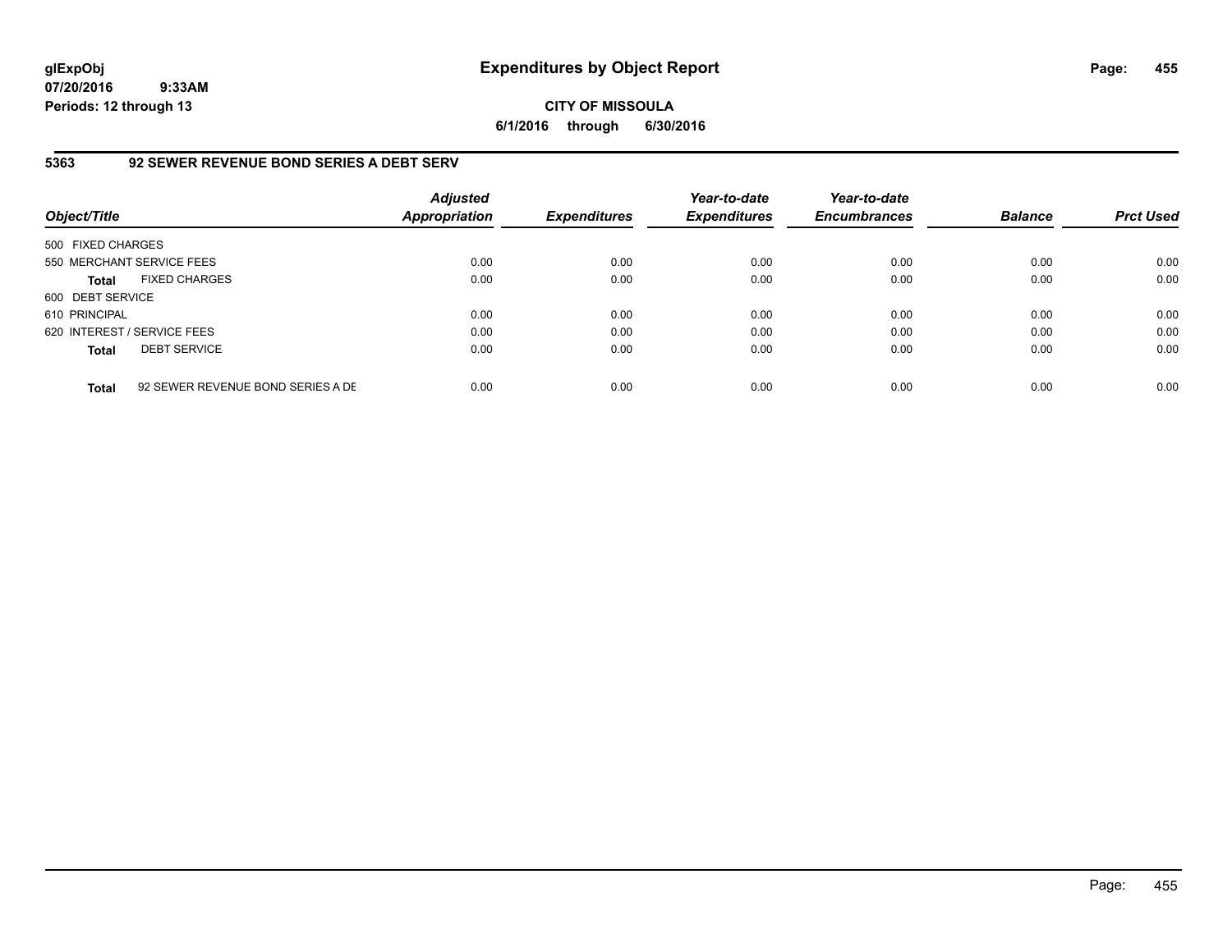# Expenditures by Object Report

glExpObj
07/20/2016 9:33AM
Periods: 12 through 13

**CITY OF MISSOULA**
**6/1/2016 through 6/30/2016**

## 5363 92 SEWER REVENUE BOND SERIES A DEBT SERV

| Object/Title | | Adjusted Appropriation | Expenditures | Year-to-date Expenditures | Year-to-date Encumbrances | Balance | Prct Used |
|---|---|---|---|---|---|---|---|
| 500 FIXED CHARGES | | | | | | | |
| 550 MERCHANT SERVICE FEES | | 0.00 | 0.00 | 0.00 | 0.00 | 0.00 | 0.00 |
| **Total** | FIXED CHARGES | 0.00 | 0.00 | 0.00 | 0.00 | 0.00 | 0.00 |
| 600 DEBT SERVICE | | | | | | | |
| 610 PRINCIPAL | | 0.00 | 0.00 | 0.00 | 0.00 | 0.00 | 0.00 |
| 620 INTEREST / SERVICE FEES | | 0.00 | 0.00 | 0.00 | 0.00 | 0.00 | 0.00 |
| **Total** | DEBT SERVICE | 0.00 | 0.00 | 0.00 | 0.00 | 0.00 | 0.00 |
| **Total** | 92 SEWER REVENUE BOND SERIES A DE | 0.00 | 0.00 | 0.00 | 0.00 | 0.00 | 0.00 |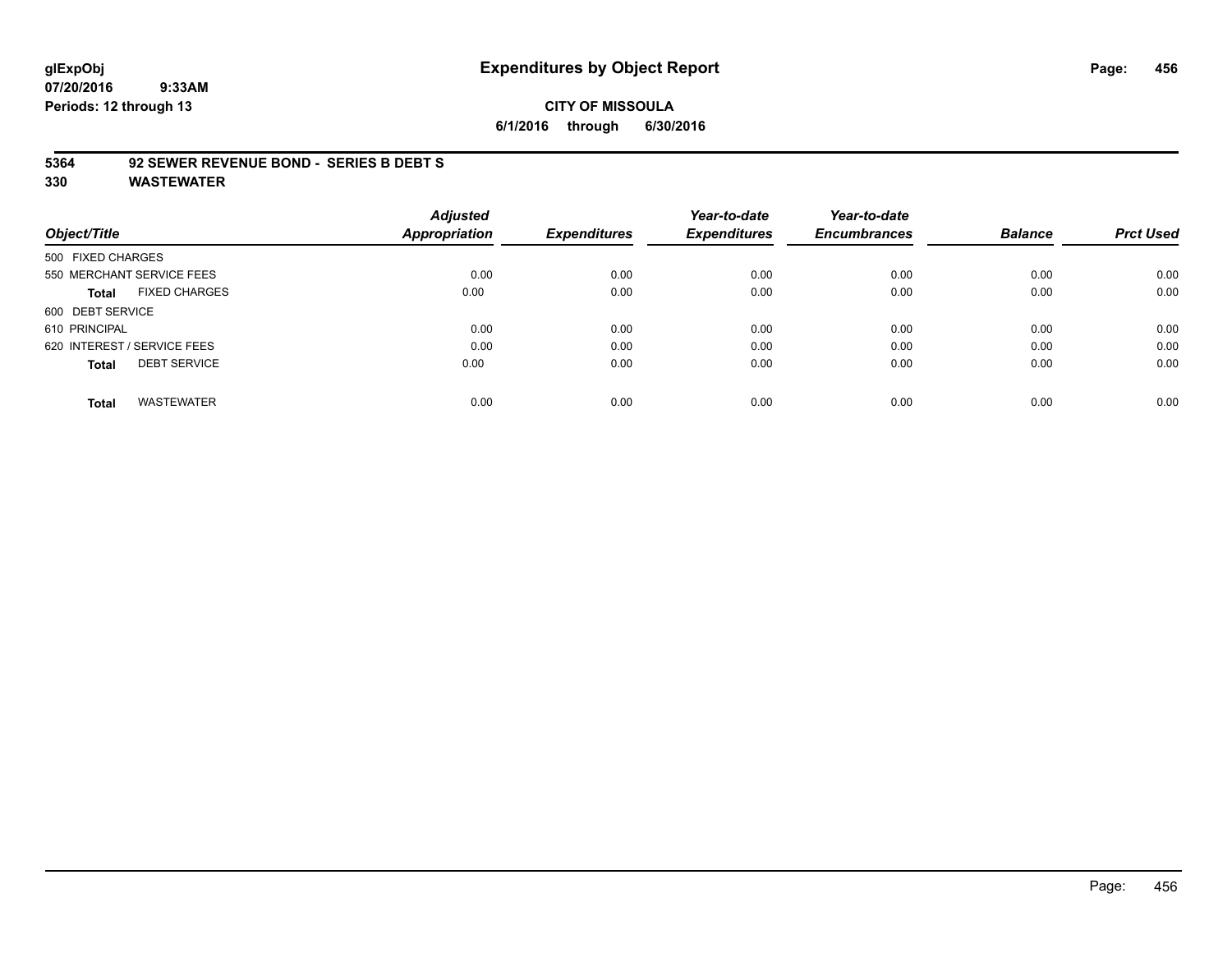glExpObj
07/20/2016 9:33AM
Periods: 12 through 13

# Expenditures by Object Report

**CITY OF MISSOULA**
**6/1/2016 through 6/30/2016**

**5364 92 SEWER REVENUE BOND - SERIES B DEBT S**
**330 WASTEWATER**

| Object/Title | Adjusted Appropriation | Expenditures | Year-to-date Expenditures | Year-to-date Encumbrances | Balance | Prct Used |
|---|---|---|---|---|---|---|
| 500 FIXED CHARGES | | | | | | |
| 550 MERCHANT SERVICE FEES | 0.00 | 0.00 | 0.00 | 0.00 | 0.00 | 0.00 |
| **Total** FIXED CHARGES | 0.00 | 0.00 | 0.00 | 0.00 | 0.00 | 0.00 |
| 600 DEBT SERVICE | | | | | | |
| 610 PRINCIPAL | 0.00 | 0.00 | 0.00 | 0.00 | 0.00 | 0.00 |
| 620 INTEREST / SERVICE FEES | 0.00 | 0.00 | 0.00 | 0.00 | 0.00 | 0.00 |
| **Total** DEBT SERVICE | 0.00 | 0.00 | 0.00 | 0.00 | 0.00 | 0.00 |
| **Total** WASTEWATER | 0.00 | 0.00 | 0.00 | 0.00 | 0.00 | 0.00 |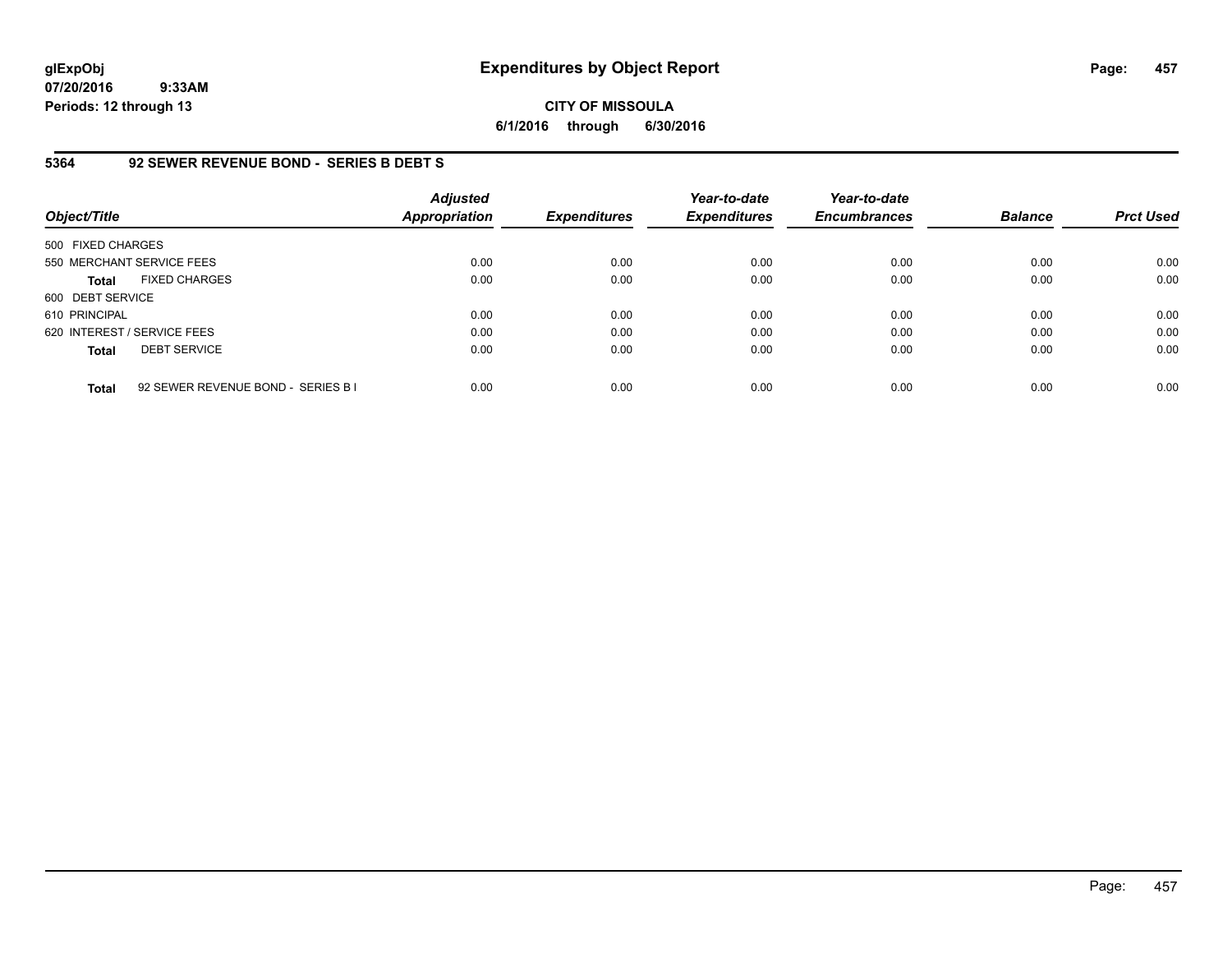glExpObj
07/20/2016 9:33AM
Periods: 12 through 13

# Expenditures by Object Report

**CITY OF MISSOULA**
**6/1/2016 through 6/30/2016**

## 5364 92 SEWER REVENUE BOND - SERIES B DEBT S

| Object/Title | Adjusted Appropriation | Expenditures | Year-to-date Expenditures | Year-to-date Encumbrances | Balance | Prct Used |
|---|---|---|---|---|---|---|
| 500 FIXED CHARGES | | | | | | |
| 550 MERCHANT SERVICE FEES | 0.00 | 0.00 | 0.00 | 0.00 | 0.00 | 0.00 |
| **Total** FIXED CHARGES | 0.00 | 0.00 | 0.00 | 0.00 | 0.00 | 0.00 |
| 600 DEBT SERVICE | | | | | | |
| 610 PRINCIPAL | 0.00 | 0.00 | 0.00 | 0.00 | 0.00 | 0.00 |
| 620 INTEREST / SERVICE FEES | 0.00 | 0.00 | 0.00 | 0.00 | 0.00 | 0.00 |
| **Total** DEBT SERVICE | 0.00 | 0.00 | 0.00 | 0.00 | 0.00 | 0.00 |
| **Total** 92 SEWER REVENUE BOND - SERIES B I | 0.00 | 0.00 | 0.00 | 0.00 | 0.00 | 0.00 |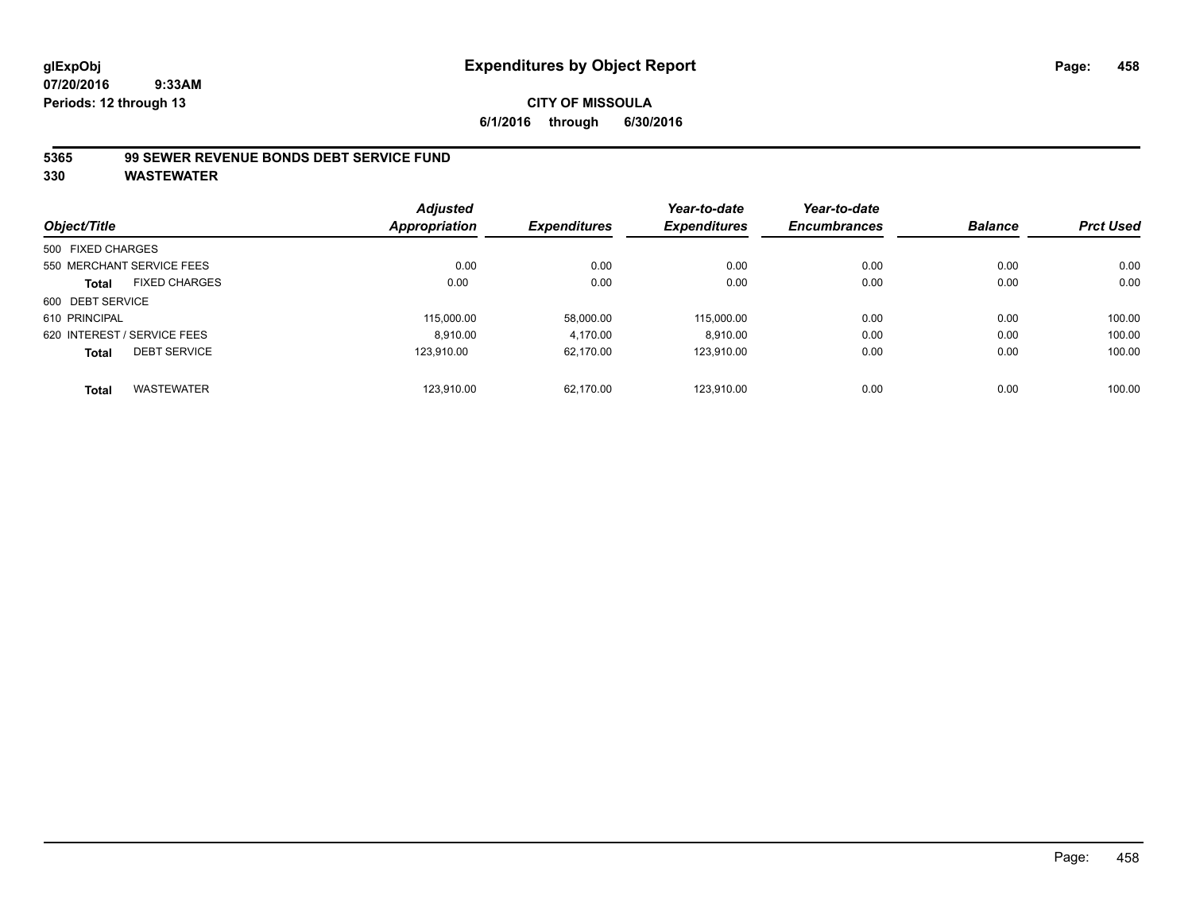# Expenditures by Object Report

glExpObj
07/20/2016 9:33AM
Periods: 12 through 13

**CITY OF MISSOULA**
**6/1/2016 through 6/30/2016**

**5365 99 SEWER REVENUE BONDS DEBT SERVICE FUND**
**330 WASTEWATER**

| Object/Title | | Adjusted Appropriation | Expenditures | Year-to-date Expenditures | Year-to-date Encumbrances | Balance | Prct Used |
|---|---|---|---|---|---|---|---|
| 500 FIXED CHARGES | | | | | | | |
| 550 MERCHANT SERVICE FEES | | 0.00 | 0.00 | 0.00 | 0.00 | 0.00 | 0.00 |
| **Total** | FIXED CHARGES | 0.00 | 0.00 | 0.00 | 0.00 | 0.00 | 0.00 |
| 600 DEBT SERVICE | | | | | | | |
| 610 PRINCIPAL | | 115,000.00 | 58,000.00 | 115,000.00 | 0.00 | 0.00 | 100.00 |
| 620 INTEREST / SERVICE FEES | | 8,910.00 | 4,170.00 | 8,910.00 | 0.00 | 0.00 | 100.00 |
| **Total** | DEBT SERVICE | 123,910.00 | 62,170.00 | 123,910.00 | 0.00 | 0.00 | 100.00 |
| **Total** | WASTEWATER | 123,910.00 | 62,170.00 | 123,910.00 | 0.00 | 0.00 | 100.00 |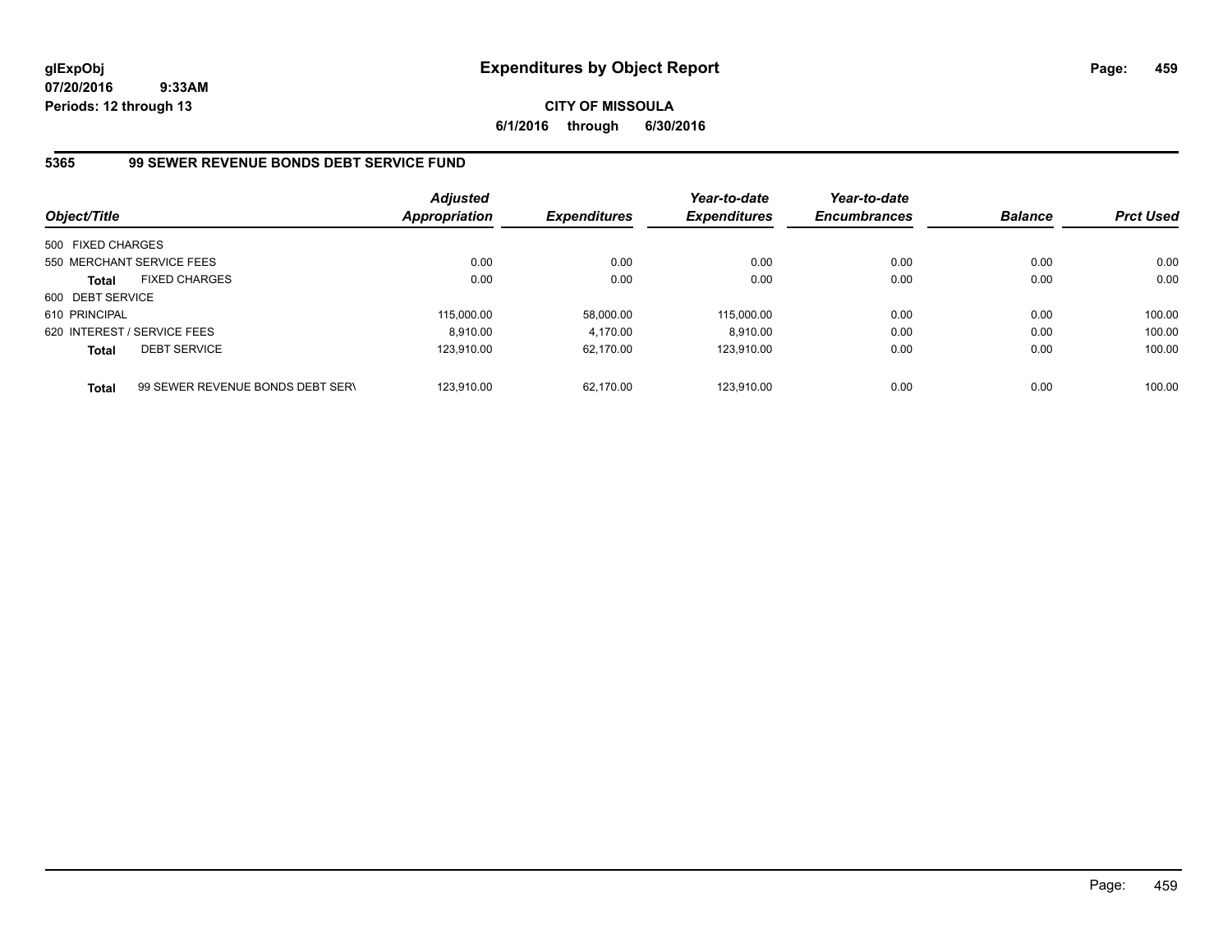glExpObj
07/20/2016 9:33AM
Periods: 12 through 13

# Expenditures by Object Report

**CITY OF MISSOULA**
**6/1/2016 through 6/30/2016**

## 5365 99 SEWER REVENUE BONDS DEBT SERVICE FUND

| Object/Title | Adjusted Appropriation | Expenditures | Year-to-date Expenditures | Year-to-date Encumbrances | Balance | Prct Used |
|---|---|---|---|---|---|---|
| 500 FIXED CHARGES | | | | | | |
| 550 MERCHANT SERVICE FEES | 0.00 | 0.00 | 0.00 | 0.00 | 0.00 | 0.00 |
| **Total** FIXED CHARGES | 0.00 | 0.00 | 0.00 | 0.00 | 0.00 | 0.00 |
| 600 DEBT SERVICE | | | | | | |
| 610 PRINCIPAL | 115,000.00 | 58,000.00 | 115,000.00 | 0.00 | 0.00 | 100.00 |
| 620 INTEREST / SERVICE FEES | 8,910.00 | 4,170.00 | 8,910.00 | 0.00 | 0.00 | 100.00 |
| **Total** DEBT SERVICE | 123,910.00 | 62,170.00 | 123,910.00 | 0.00 | 0.00 | 100.00 |
| **Total** 99 SEWER REVENUE BONDS DEBT SERV | 123,910.00 | 62,170.00 | 123,910.00 | 0.00 | 0.00 | 100.00 |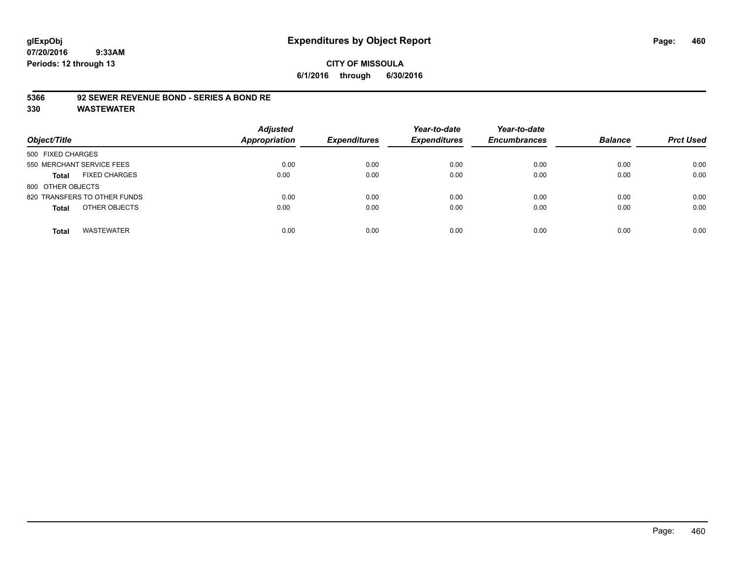# Expenditures by Object Report

glExpObj
07/20/2016 9:33AM
Periods: 12 through 13

**CITY OF MISSOULA**
**6/1/2016 through 6/30/2016**

**5366 92 SEWER REVENUE BOND - SERIES A BOND RE**
**330 WASTEWATER**

| Object/Title | Adjusted Appropriation | Expenditures | Year-to-date Expenditures | Year-to-date Encumbrances | Balance | Prct Used |
|---|---|---|---|---|---|---|
| 500 FIXED CHARGES | | | | | | |
| 550 MERCHANT SERVICE FEES | 0.00 | 0.00 | 0.00 | 0.00 | 0.00 | 0.00 |
| **Total** FIXED CHARGES | 0.00 | 0.00 | 0.00 | 0.00 | 0.00 | 0.00 |
| 800 OTHER OBJECTS | | | | | | |
| 820 TRANSFERS TO OTHER FUNDS | 0.00 | 0.00 | 0.00 | 0.00 | 0.00 | 0.00 |
| **Total** OTHER OBJECTS | 0.00 | 0.00 | 0.00 | 0.00 | 0.00 | 0.00 |
| **Total** WASTEWATER | 0.00 | 0.00 | 0.00 | 0.00 | 0.00 | 0.00 |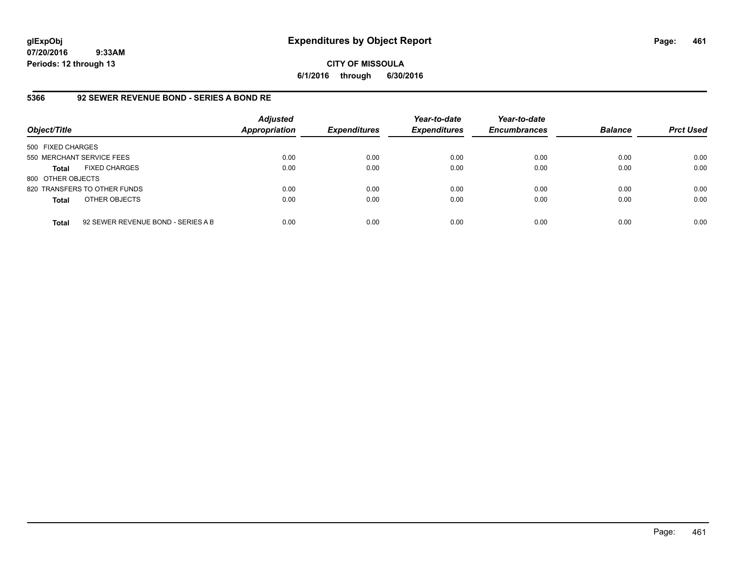# Expenditures by Object Report

glExpObj
07/20/2016 9:33AM
Periods: 12 through 13

**CITY OF MISSOULA**
**6/1/2016 through 6/30/2016**

## 5366 92 SEWER REVENUE BOND - SERIES A BOND RE

| Object/Title | Adjusted Appropriation | Expenditures | Year-to-date Expenditures | Year-to-date Encumbrances | Balance | Prct Used |
|---|---|---|---|---|---|---|
| 500 FIXED CHARGES | | | | | | |
| 550 MERCHANT SERVICE FEES | 0.00 | 0.00 | 0.00 | 0.00 | 0.00 | 0.00 |
| **Total** FIXED CHARGES | 0.00 | 0.00 | 0.00 | 0.00 | 0.00 | 0.00 |
| 800 OTHER OBJECTS | | | | | | |
| 820 TRANSFERS TO OTHER FUNDS | 0.00 | 0.00 | 0.00 | 0.00 | 0.00 | 0.00 |
| **Total** OTHER OBJECTS | 0.00 | 0.00 | 0.00 | 0.00 | 0.00 | 0.00 |
| **Total** 92 SEWER REVENUE BOND - SERIES A B | 0.00 | 0.00 | 0.00 | 0.00 | 0.00 | 0.00 |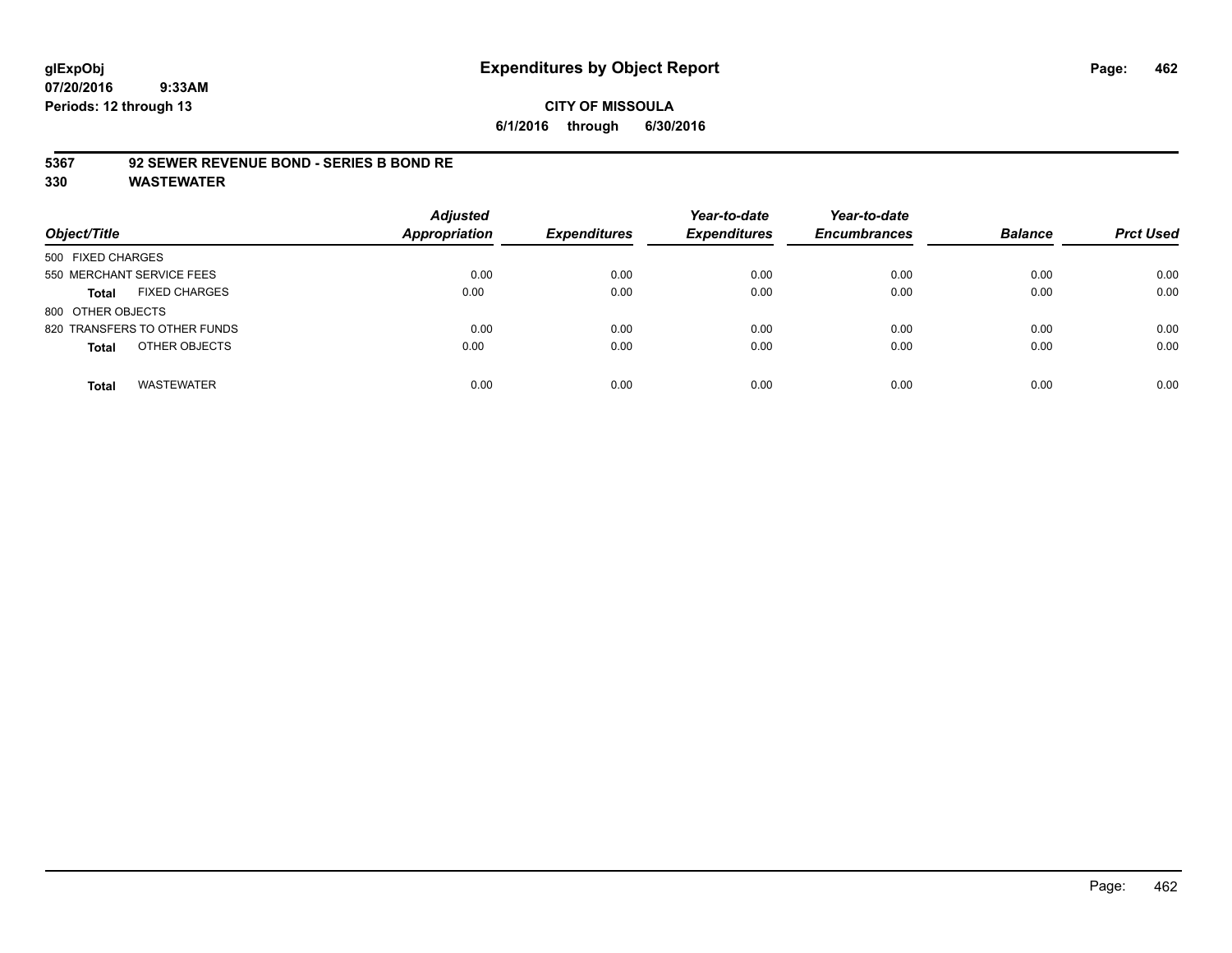# Expenditures by Object Report

glExpObj
07/20/2016 9:33AM
Periods: 12 through 13

**CITY OF MISSOULA**
**6/1/2016 through 6/30/2016**

**5367 92 SEWER REVENUE BOND - SERIES B BOND RE**
**330 WASTEWATER**

| Object/Title | Adjusted Appropriation | Expenditures | Year-to-date Expenditures | Year-to-date Encumbrances | Balance | Prct Used |
|---|---|---|---|---|---|---|
| 500 FIXED CHARGES | | | | | | |
| 550 MERCHANT SERVICE FEES | 0.00 | 0.00 | 0.00 | 0.00 | 0.00 | 0.00 |
| **Total** FIXED CHARGES | 0.00 | 0.00 | 0.00 | 0.00 | 0.00 | 0.00 |
| 800 OTHER OBJECTS | | | | | | |
| 820 TRANSFERS TO OTHER FUNDS | 0.00 | 0.00 | 0.00 | 0.00 | 0.00 | 0.00 |
| **Total** OTHER OBJECTS | 0.00 | 0.00 | 0.00 | 0.00 | 0.00 | 0.00 |
| **Total** WASTEWATER | 0.00 | 0.00 | 0.00 | 0.00 | 0.00 | 0.00 |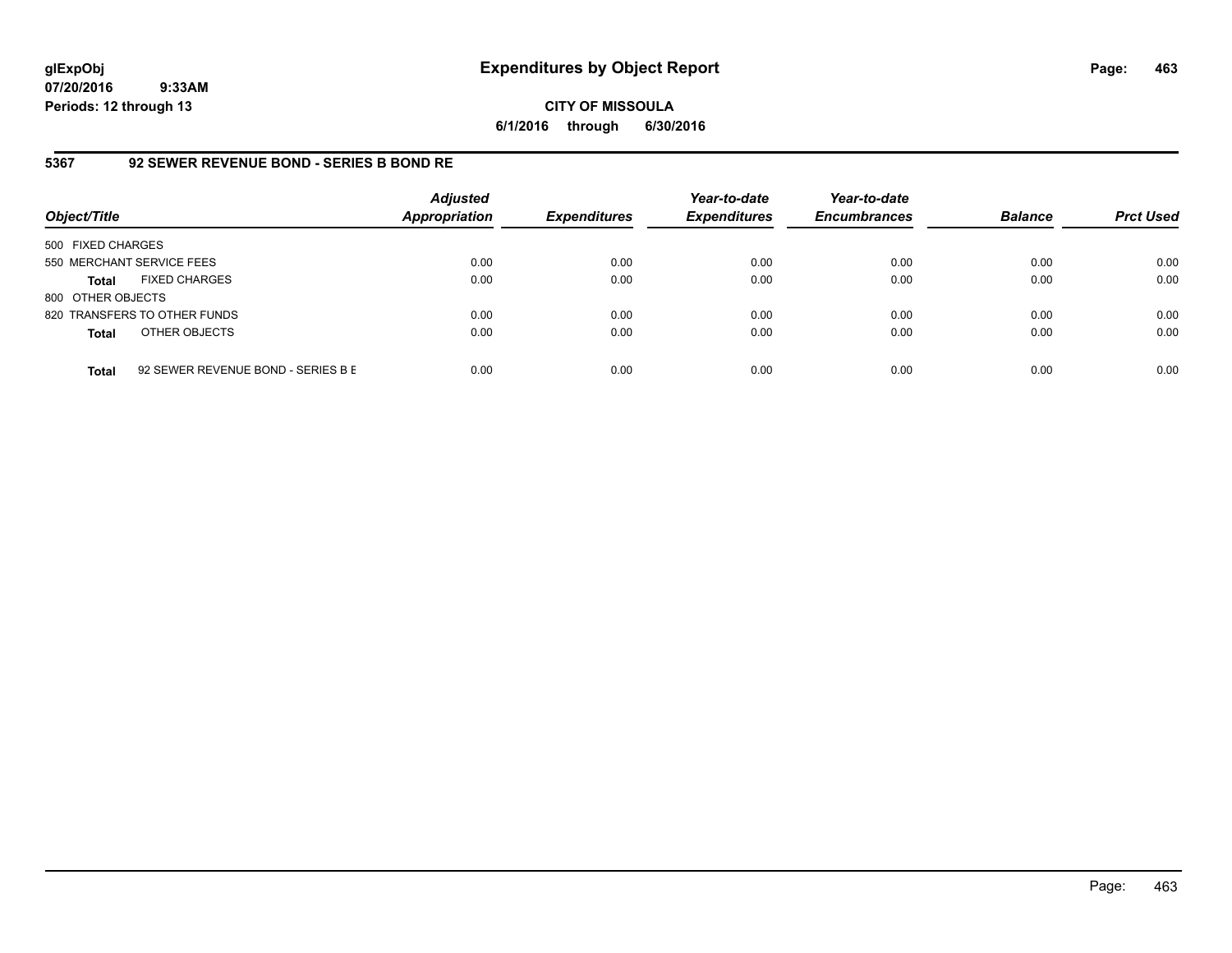# Expenditures by Object Report

glExpObj
07/20/2016 9:33AM
Periods: 12 through 13

**CITY OF MISSOULA**
**6/1/2016 through 6/30/2016**

## 5367 92 SEWER REVENUE BOND - SERIES B BOND RE

| Object/Title | | Adjusted Appropriation | Expenditures | Year-to-date Expenditures | Year-to-date Encumbrances | Balance | Prct Used |
|---|---|---|---|---|---|---|---|
| 500 FIXED CHARGES | | | | | | | |
| 550 MERCHANT SERVICE FEES | | 0.00 | 0.00 | 0.00 | 0.00 | 0.00 | 0.00 |
| **Total** | FIXED CHARGES | 0.00 | 0.00 | 0.00 | 0.00 | 0.00 | 0.00 |
| 800 OTHER OBJECTS | | | | | | | |
| 820 TRANSFERS TO OTHER FUNDS | | 0.00 | 0.00 | 0.00 | 0.00 | 0.00 | 0.00 |
| **Total** | OTHER OBJECTS | 0.00 | 0.00 | 0.00 | 0.00 | 0.00 | 0.00 |
| **Total** | 92 SEWER REVENUE BOND - SERIES B E | 0.00 | 0.00 | 0.00 | 0.00 | 0.00 | 0.00 |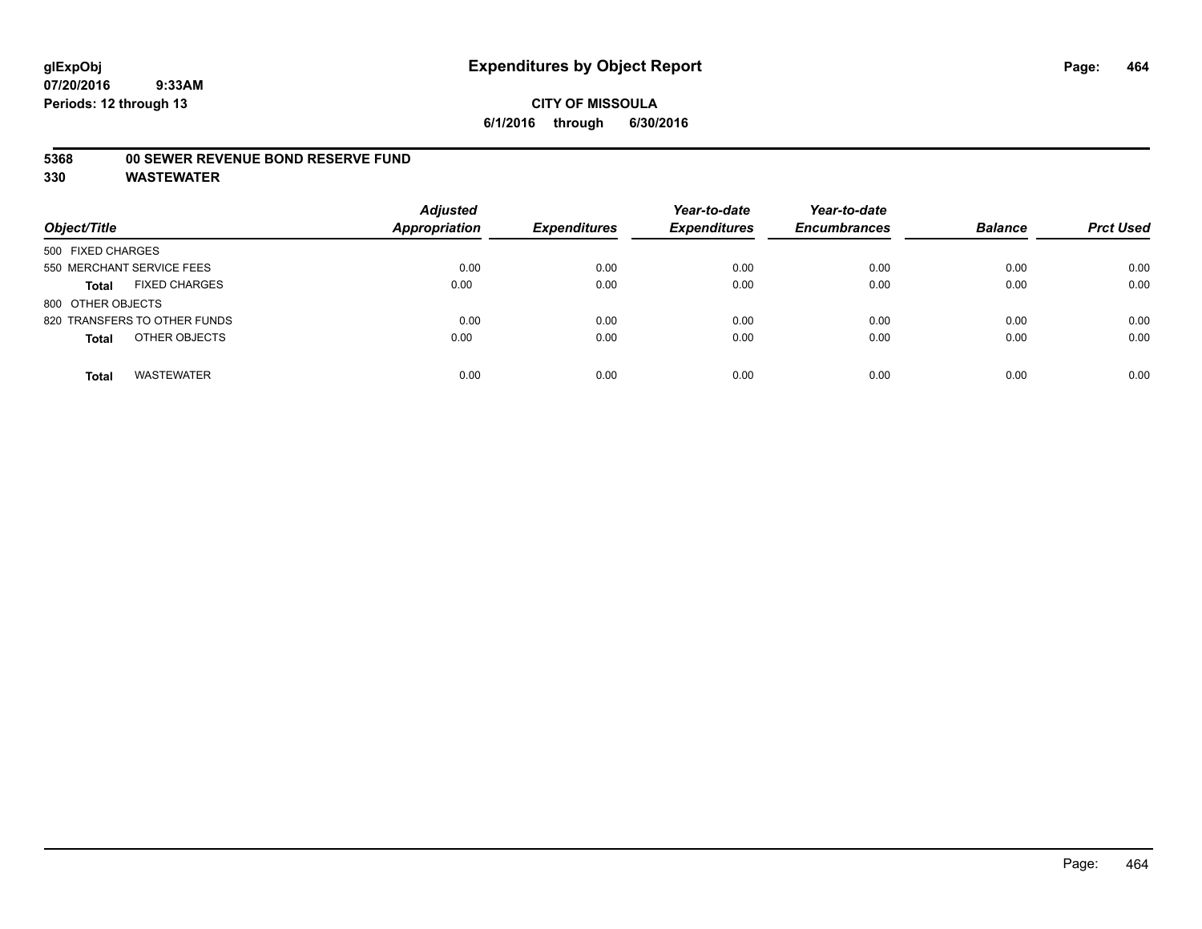# Expenditures by Object Report

glExpObj
07/20/2016 9:33AM
Periods: 12 through 13

**CITY OF MISSOULA**
**6/1/2016 through 6/30/2016**

**5368 00 SEWER REVENUE BOND RESERVE FUND**
**330 WASTEWATER**

| Object/Title | Adjusted Appropriation | Expenditures | Year-to-date Expenditures | Year-to-date Encumbrances | Balance | Prct Used |
|---|---|---|---|---|---|---|
| 500 FIXED CHARGES | | | | | | |
| 550 MERCHANT SERVICE FEES | 0.00 | 0.00 | 0.00 | 0.00 | 0.00 | 0.00 |
| **Total** FIXED CHARGES | 0.00 | 0.00 | 0.00 | 0.00 | 0.00 | 0.00 |
| 800 OTHER OBJECTS | | | | | | |
| 820 TRANSFERS TO OTHER FUNDS | 0.00 | 0.00 | 0.00 | 0.00 | 0.00 | 0.00 |
| **Total** OTHER OBJECTS | 0.00 | 0.00 | 0.00 | 0.00 | 0.00 | 0.00 |
| **Total** WASTEWATER | 0.00 | 0.00 | 0.00 | 0.00 | 0.00 | 0.00 |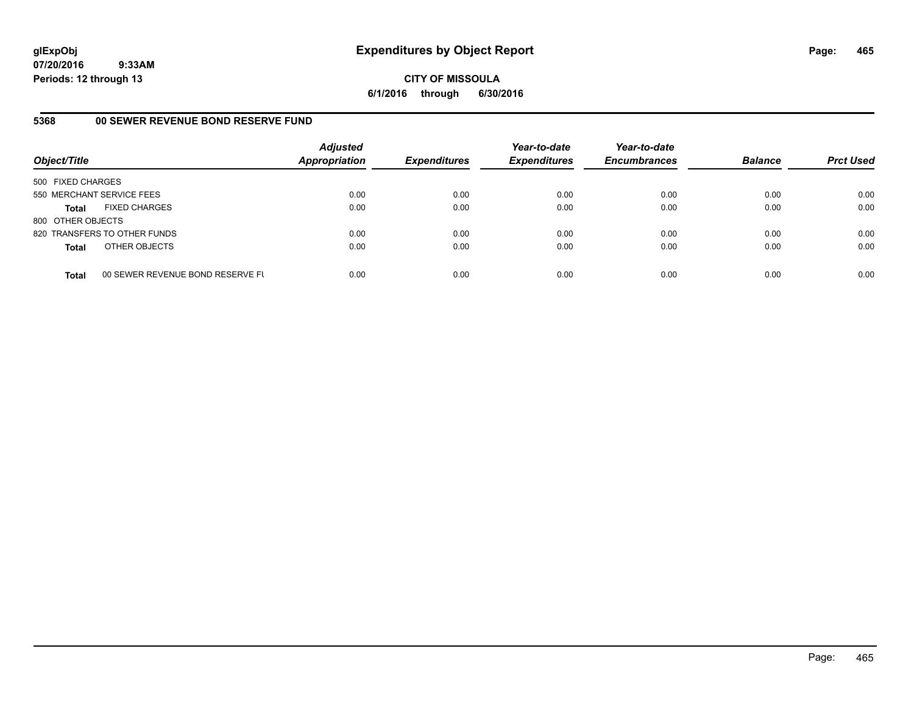# Expenditures by Object Report

glExpObj
07/20/2016 9:33AM
Periods: 12 through 13

**CITY OF MISSOULA**
**6/1/2016 through 6/30/2016**

## 5368 00 SEWER REVENUE BOND RESERVE FUND

| Object/Title | Adjusted Appropriation | Expenditures | Year-to-date Expenditures | Year-to-date Encumbrances | Balance | Prct Used |
|---|---|---|---|---|---|---|
| 500 FIXED CHARGES | | | | | | |
| 550 MERCHANT SERVICE FEES | 0.00 | 0.00 | 0.00 | 0.00 | 0.00 | 0.00 |
| **Total** FIXED CHARGES | 0.00 | 0.00 | 0.00 | 0.00 | 0.00 | 0.00 |
| 800 OTHER OBJECTS | | | | | | |
| 820 TRANSFERS TO OTHER FUNDS | 0.00 | 0.00 | 0.00 | 0.00 | 0.00 | 0.00 |
| **Total** OTHER OBJECTS | 0.00 | 0.00 | 0.00 | 0.00 | 0.00 | 0.00 |
| **Total** 00 SEWER REVENUE BOND RESERVE FU | 0.00 | 0.00 | 0.00 | 0.00 | 0.00 | 0.00 |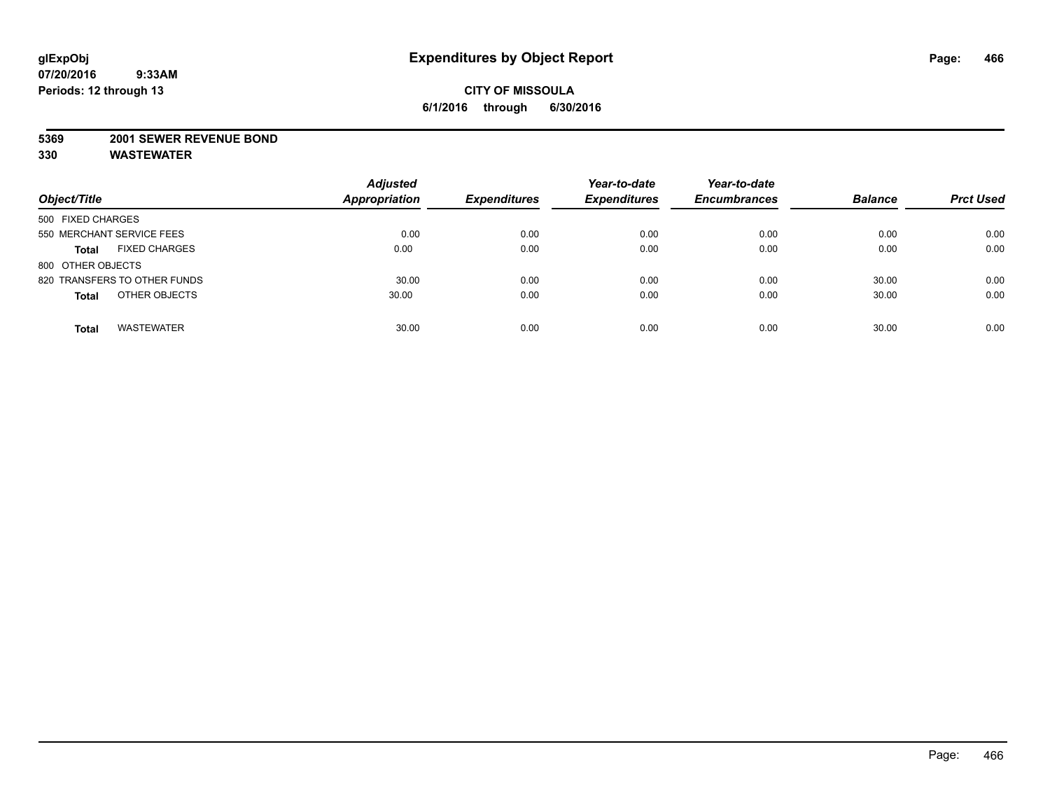# Expenditures by Object Report

glExpObj
07/20/2016 9:33AM
Periods: 12 through 13

**CITY OF MISSOULA**
**6/1/2016 through 6/30/2016**

**5369 2001 SEWER REVENUE BOND**
**330 WASTEWATER**

| Object/Title | Adjusted Appropriation | Expenditures | Year-to-date Expenditures | Year-to-date Encumbrances | Balance | Prct Used |
|---|---|---|---|---|---|---|
| 500 FIXED CHARGES | | | | | | |
| 550 MERCHANT SERVICE FEES | 0.00 | 0.00 | 0.00 | 0.00 | 0.00 | 0.00 |
| **Total** FIXED CHARGES | 0.00 | 0.00 | 0.00 | 0.00 | 0.00 | 0.00 |
| 800 OTHER OBJECTS | | | | | | |
| 820 TRANSFERS TO OTHER FUNDS | 30.00 | 0.00 | 0.00 | 0.00 | 30.00 | 0.00 |
| **Total** OTHER OBJECTS | 30.00 | 0.00 | 0.00 | 0.00 | 30.00 | 0.00 |
| **Total** WASTEWATER | 30.00 | 0.00 | 0.00 | 0.00 | 30.00 | 0.00 |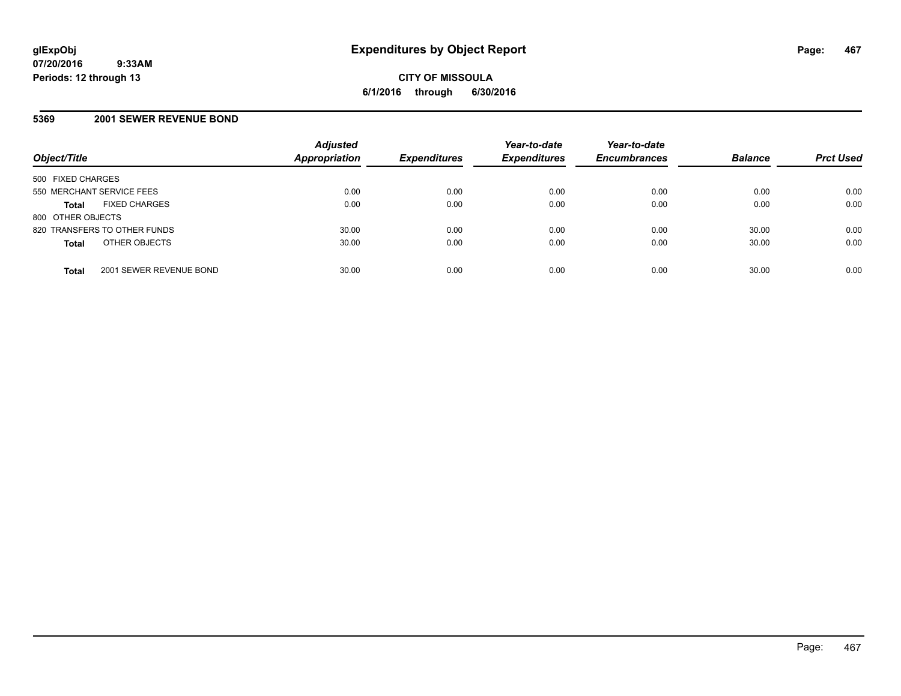**glExpObj**
**07/20/2016 9:33AM**
**Periods: 12 through 13**

# Expenditures by Object Report

**CITY OF MISSOULA**
**6/1/2016 through 6/30/2016**

## 5369 2001 SEWER REVENUE BOND

| Object/Title | | Adjusted Appropriation | Expenditures | Year-to-date Expenditures | Year-to-date Encumbrances | Balance | Prct Used |
|---|---|---|---|---|---|---|---|
| 500 FIXED CHARGES | | | | | | | |
| 550 MERCHANT SERVICE FEES | | 0.00 | 0.00 | 0.00 | 0.00 | 0.00 | 0.00 |
| **Total** | FIXED CHARGES | 0.00 | 0.00 | 0.00 | 0.00 | 0.00 | 0.00 |
| 800 OTHER OBJECTS | | | | | | | |
| 820 TRANSFERS TO OTHER FUNDS | | 30.00 | 0.00 | 0.00 | 0.00 | 30.00 | 0.00 |
| **Total** | OTHER OBJECTS | 30.00 | 0.00 | 0.00 | 0.00 | 30.00 | 0.00 |
| **Total** | 2001 SEWER REVENUE BOND | 30.00 | 0.00 | 0.00 | 0.00 | 30.00 | 0.00 |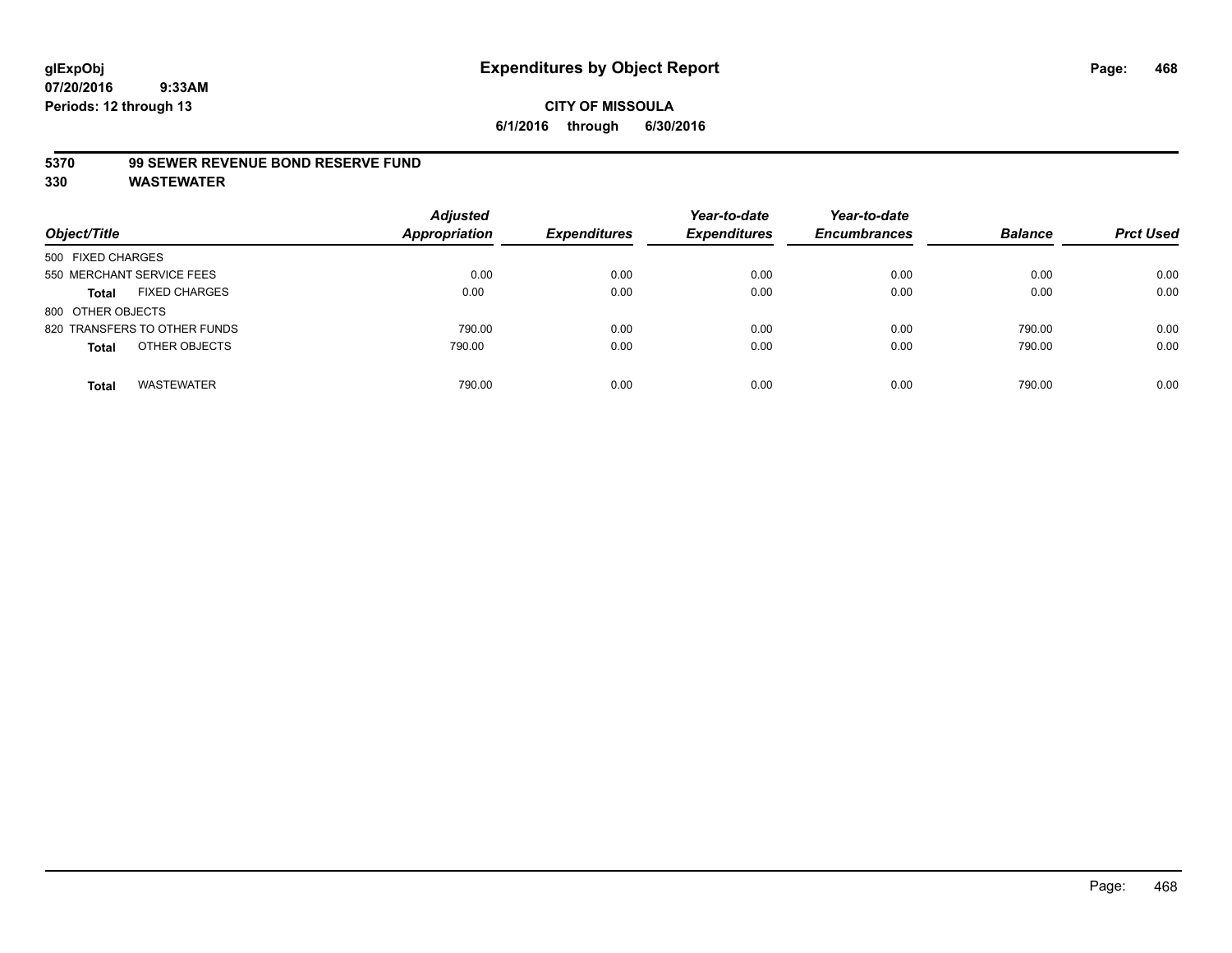**glExpObj**
**07/20/2016 9:33AM**
**Periods: 12 through 13**

# Expenditures by Object Report

**CITY OF MISSOULA**
**6/1/2016 through 6/30/2016**

**5370 99 SEWER REVENUE BOND RESERVE FUND**
**330 WASTEWATER**

| Object/Title | Adjusted Appropriation | Expenditures | Year-to-date Expenditures | Year-to-date Encumbrances | Balance | Prct Used |
|---|---|---|---|---|---|---|
| 500 FIXED CHARGES | | | | | | |
| 550 MERCHANT SERVICE FEES | 0.00 | 0.00 | 0.00 | 0.00 | 0.00 | 0.00 |
| **Total** FIXED CHARGES | 0.00 | 0.00 | 0.00 | 0.00 | 0.00 | 0.00 |
| 800 OTHER OBJECTS | | | | | | |
| 820 TRANSFERS TO OTHER FUNDS | 790.00 | 0.00 | 0.00 | 0.00 | 790.00 | 0.00 |
| **Total** OTHER OBJECTS | 790.00 | 0.00 | 0.00 | 0.00 | 790.00 | 0.00 |
| **Total** WASTEWATER | 790.00 | 0.00 | 0.00 | 0.00 | 790.00 | 0.00 |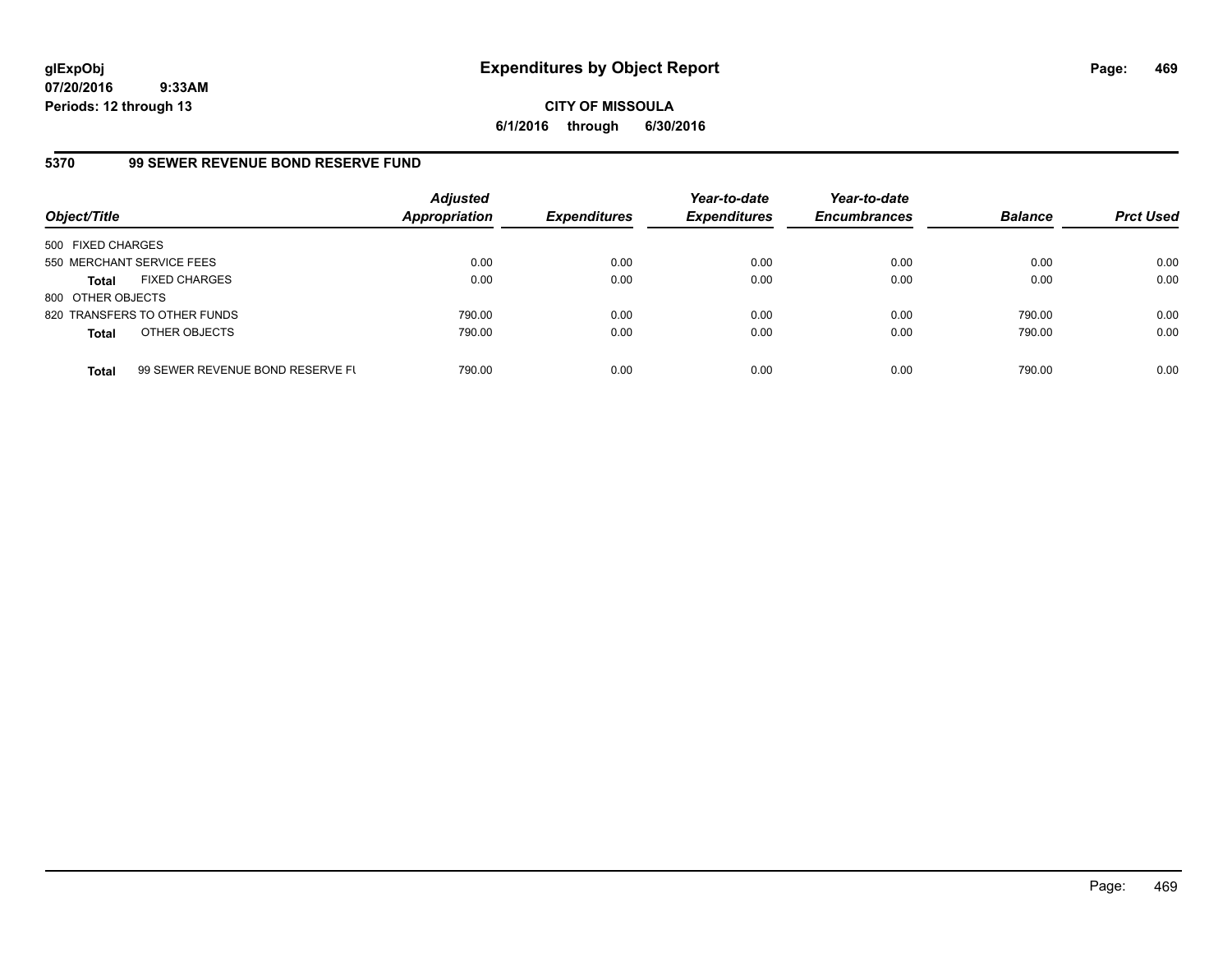**glExpObj** **Expenditures by Object Report**

**07/20/2016 9:33AM**

**Periods: 12 through 13**

**CITY OF MISSOULA**

**6/1/2016 through 6/30/2016**

## 5370 99 SEWER REVENUE BOND RESERVE FUND

| Object/Title | Adjusted Appropriation | Expenditures | Year-to-date Expenditures | Year-to-date Encumbrances | Balance | Prct Used |
|---|---|---|---|---|---|---|
| 500 FIXED CHARGES | | | | | | |
| 550 MERCHANT SERVICE FEES | 0.00 | 0.00 | 0.00 | 0.00 | 0.00 | 0.00 |
| **Total** FIXED CHARGES | 0.00 | 0.00 | 0.00 | 0.00 | 0.00 | 0.00 |
| 800 OTHER OBJECTS | | | | | | |
| 820 TRANSFERS TO OTHER FUNDS | 790.00 | 0.00 | 0.00 | 0.00 | 790.00 | 0.00 |
| **Total** OTHER OBJECTS | 790.00 | 0.00 | 0.00 | 0.00 | 790.00 | 0.00 |
| **Total** 99 SEWER REVENUE BOND RESERVE FU | 790.00 | 0.00 | 0.00 | 0.00 | 790.00 | 0.00 |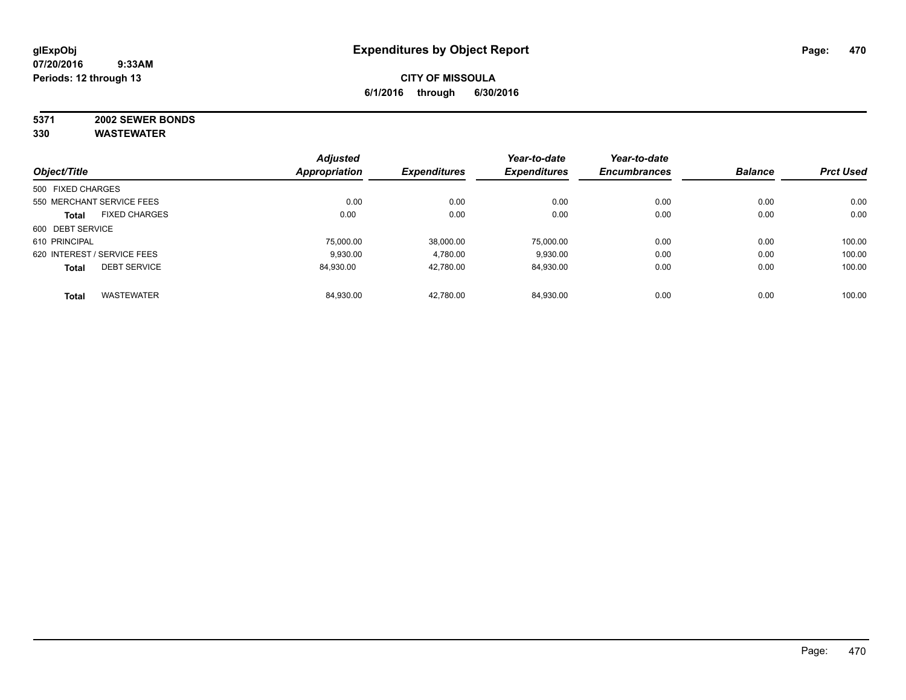# Expenditures by Object Report

glExpObj
07/20/2016 9:33AM
Periods: 12 through 13

**CITY OF MISSOULA**
**6/1/2016 through 6/30/2016**

**5371 2002 SEWER BONDS**
**330 WASTEWATER**

| Object/Title | | Adjusted Appropriation | Expenditures | Year-to-date Expenditures | Year-to-date Encumbrances | Balance | Prct Used |
|---|---|---|---|---|---|---|---|
| 500 FIXED CHARGES | | | | | | | |
| 550 MERCHANT SERVICE FEES | | 0.00 | 0.00 | 0.00 | 0.00 | 0.00 | 0.00 |
| **Total** | FIXED CHARGES | 0.00 | 0.00 | 0.00 | 0.00 | 0.00 | 0.00 |
| 600 DEBT SERVICE | | | | | | | |
| 610 PRINCIPAL | | 75,000.00 | 38,000.00 | 75,000.00 | 0.00 | 0.00 | 100.00 |
| 620 INTEREST / SERVICE FEES | | 9,930.00 | 4,780.00 | 9,930.00 | 0.00 | 0.00 | 100.00 |
| **Total** | DEBT SERVICE | 84,930.00 | 42,780.00 | 84,930.00 | 0.00 | 0.00 | 100.00 |
| **Total** | WASTEWATER | 84,930.00 | 42,780.00 | 84,930.00 | 0.00 | 0.00 | 100.00 |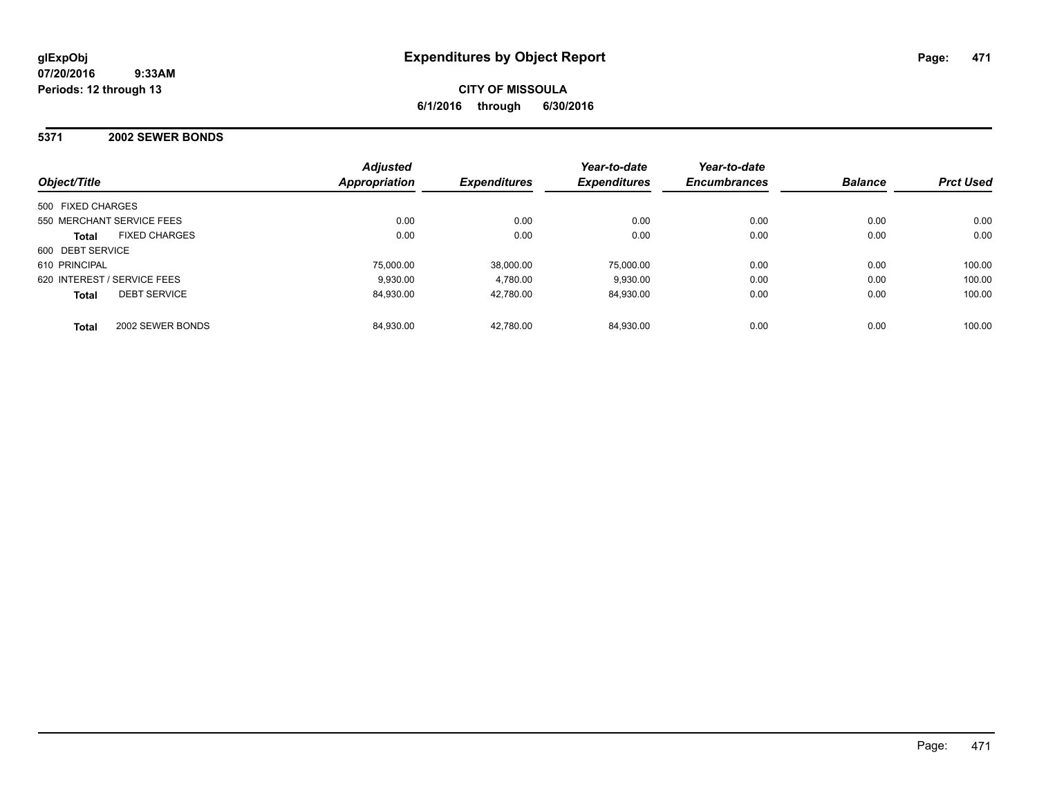glExpObj
07/20/2016 9:33AM
Periods: 12 through 13

# Expenditures by Object Report

**CITY OF MISSOULA**

**6/1/2016 through 6/30/2016**

## 5371 2002 SEWER BONDS

| Object/Title | | Adjusted Appropriation | Expenditures | Year-to-date Expenditures | Year-to-date Encumbrances | Balance | Prct Used |
|---|---|---|---|---|---|---|---|
| 500 FIXED CHARGES | | | | | | | |
| 550 MERCHANT SERVICE FEES | | 0.00 | 0.00 | 0.00 | 0.00 | 0.00 | 0.00 |
| **Total** | FIXED CHARGES | 0.00 | 0.00 | 0.00 | 0.00 | 0.00 | 0.00 |
| 600 DEBT SERVICE | | | | | | | |
| 610 PRINCIPAL | | 75,000.00 | 38,000.00 | 75,000.00 | 0.00 | 0.00 | 100.00 |
| 620 INTEREST / SERVICE FEES | | 9,930.00 | 4,780.00 | 9,930.00 | 0.00 | 0.00 | 100.00 |
| **Total** | DEBT SERVICE | 84,930.00 | 42,780.00 | 84,930.00 | 0.00 | 0.00 | 100.00 |
| **Total** | 2002 SEWER BONDS | 84,930.00 | 42,780.00 | 84,930.00 | 0.00 | 0.00 | 100.00 |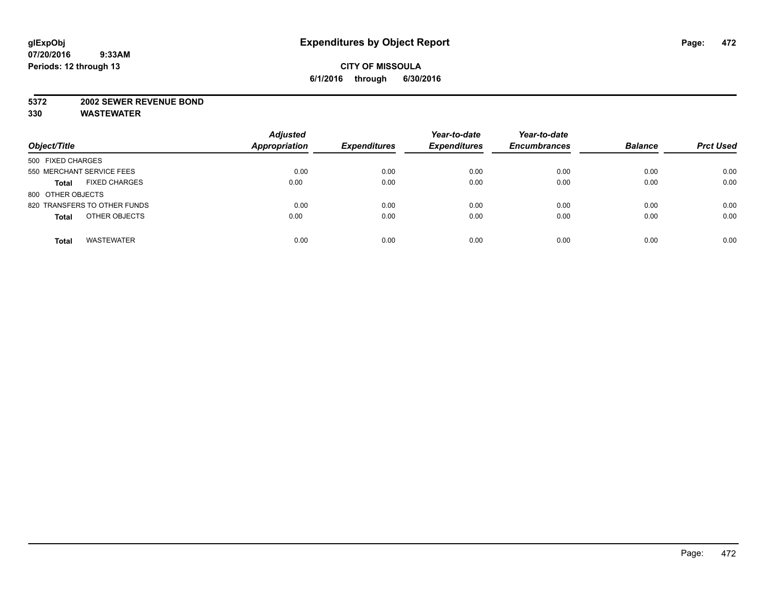**glExpObj**
**07/20/2016 9:33AM**
**Periods: 12 through 13**

# Expenditures by Object Report

**CITY OF MISSOULA**
**6/1/2016 through 6/30/2016**

**5372 2002 SEWER REVENUE BOND**
**330 WASTEWATER**

| Object/Title | Adjusted Appropriation | Expenditures | Year-to-date Expenditures | Year-to-date Encumbrances | Balance | Prct Used |
|---|---|---|---|---|---|---|
| 500 FIXED CHARGES | | | | | | |
| 550 MERCHANT SERVICE FEES | 0.00 | 0.00 | 0.00 | 0.00 | 0.00 | 0.00 |
| **Total** FIXED CHARGES | 0.00 | 0.00 | 0.00 | 0.00 | 0.00 | 0.00 |
| 800 OTHER OBJECTS | | | | | | |
| 820 TRANSFERS TO OTHER FUNDS | 0.00 | 0.00 | 0.00 | 0.00 | 0.00 | 0.00 |
| **Total** OTHER OBJECTS | 0.00 | 0.00 | 0.00 | 0.00 | 0.00 | 0.00 |
| **Total** WASTEWATER | 0.00 | 0.00 | 0.00 | 0.00 | 0.00 | 0.00 |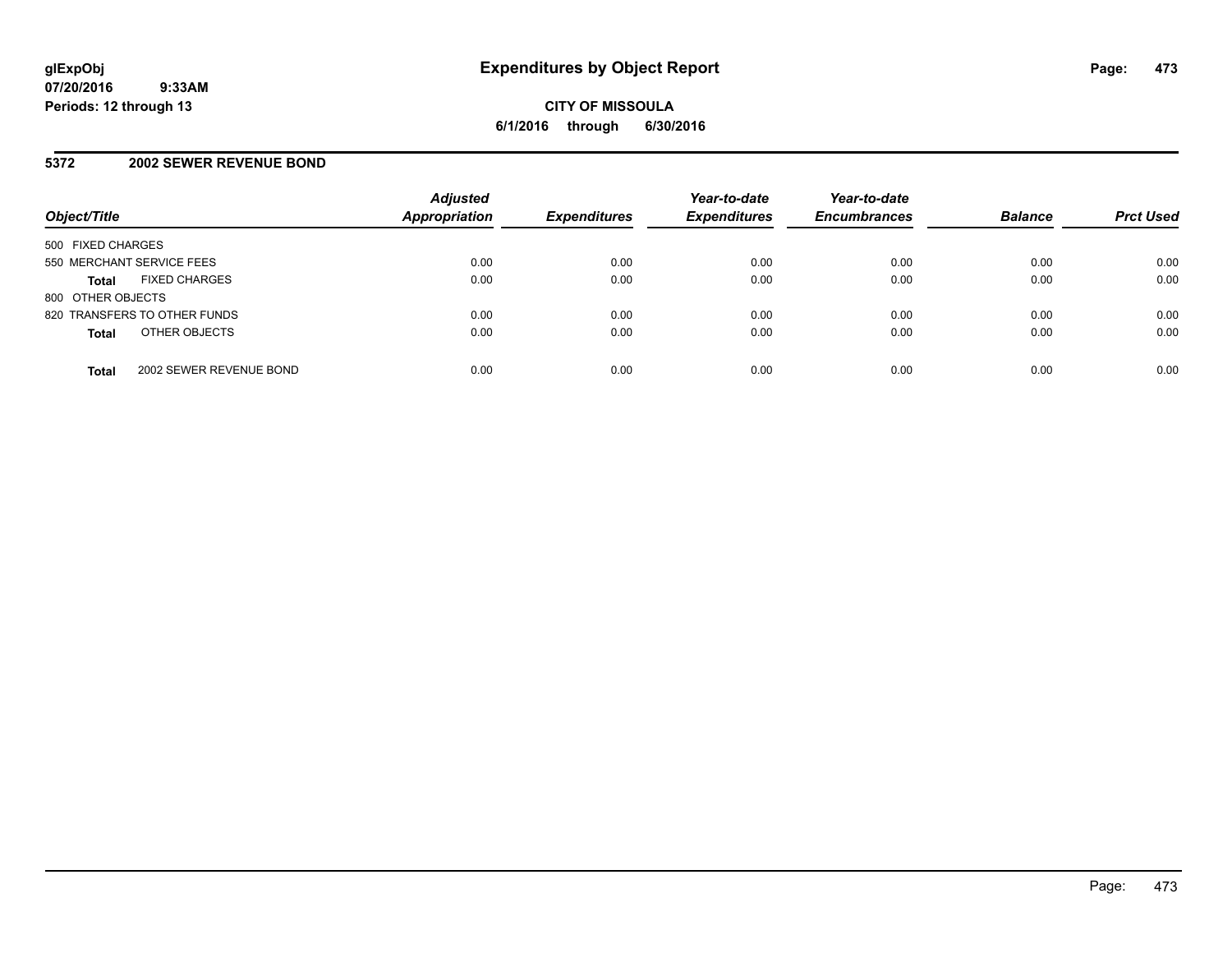# Expenditures by Object Report

glExpObj
07/20/2016 9:33AM
Periods: 12 through 13

**CITY OF MISSOULA**
**6/1/2016 through 6/30/2016**

## 5372 2002 SEWER REVENUE BOND

| Object/Title | Adjusted Appropriation | Expenditures | Year-to-date Expenditures | Year-to-date Encumbrances | Balance | Prct Used |
|---|---|---|---|---|---|---|
| 500 FIXED CHARGES | | | | | | |
| 550 MERCHANT SERVICE FEES | 0.00 | 0.00 | 0.00 | 0.00 | 0.00 | 0.00 |
| **Total** FIXED CHARGES | 0.00 | 0.00 | 0.00 | 0.00 | 0.00 | 0.00 |
| 800 OTHER OBJECTS | | | | | | |
| 820 TRANSFERS TO OTHER FUNDS | 0.00 | 0.00 | 0.00 | 0.00 | 0.00 | 0.00 |
| **Total** OTHER OBJECTS | 0.00 | 0.00 | 0.00 | 0.00 | 0.00 | 0.00 |
| **Total** 2002 SEWER REVENUE BOND | 0.00 | 0.00 | 0.00 | 0.00 | 0.00 | 0.00 |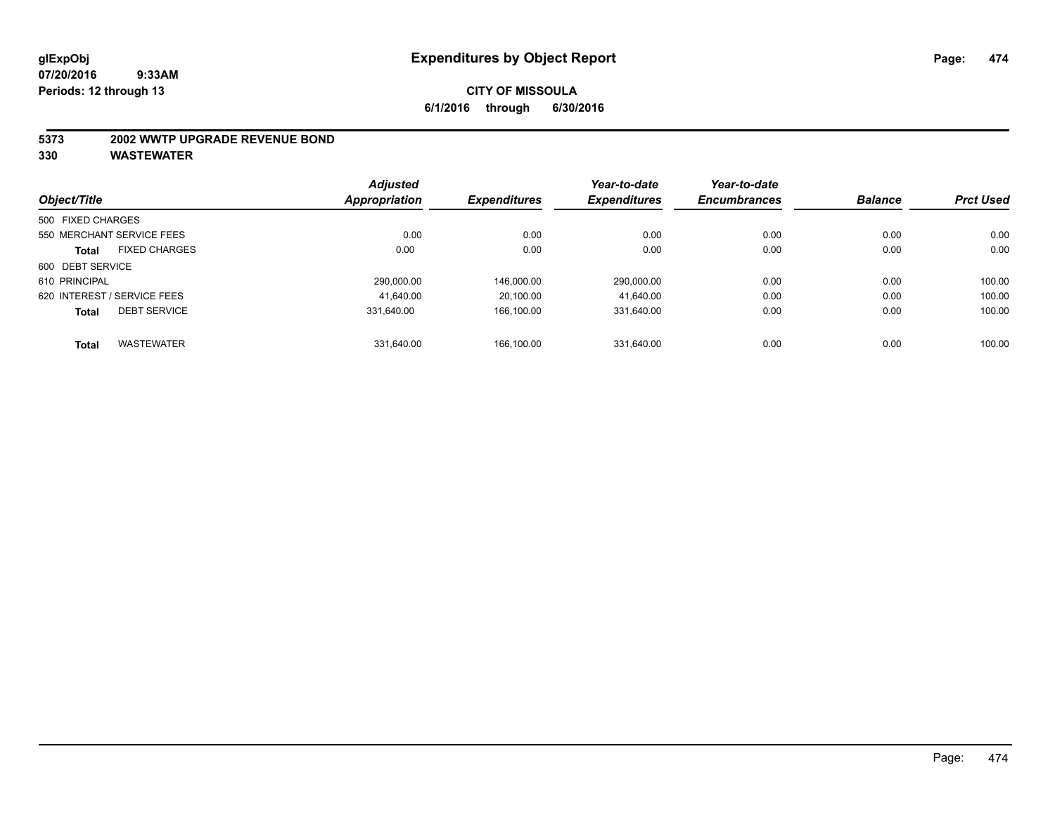# Expenditures by Object Report

glExpObj
07/20/2016 9:33AM
Periods: 12 through 13

**CITY OF MISSOULA**
**6/1/2016 through 6/30/2016**

**5373 2002 WWTP UPGRADE REVENUE BOND**
**330 WASTEWATER**

| Object/Title | Adjusted Appropriation | Expenditures | Year-to-date Expenditures | Year-to-date Encumbrances | Balance | Prct Used |
|---|---|---|---|---|---|---|
| 500 FIXED CHARGES | | | | | | |
| 550 MERCHANT SERVICE FEES | 0.00 | 0.00 | 0.00 | 0.00 | 0.00 | 0.00 |
| **Total** FIXED CHARGES | 0.00 | 0.00 | 0.00 | 0.00 | 0.00 | 0.00 |
| 600 DEBT SERVICE | | | | | | |
| 610 PRINCIPAL | 290,000.00 | 146,000.00 | 290,000.00 | 0.00 | 0.00 | 100.00 |
| 620 INTEREST / SERVICE FEES | 41,640.00 | 20,100.00 | 41,640.00 | 0.00 | 0.00 | 100.00 |
| **Total** DEBT SERVICE | 331,640.00 | 166,100.00 | 331,640.00 | 0.00 | 0.00 | 100.00 |
| **Total** WASTEWATER | 331,640.00 | 166,100.00 | 331,640.00 | 0.00 | 0.00 | 100.00 |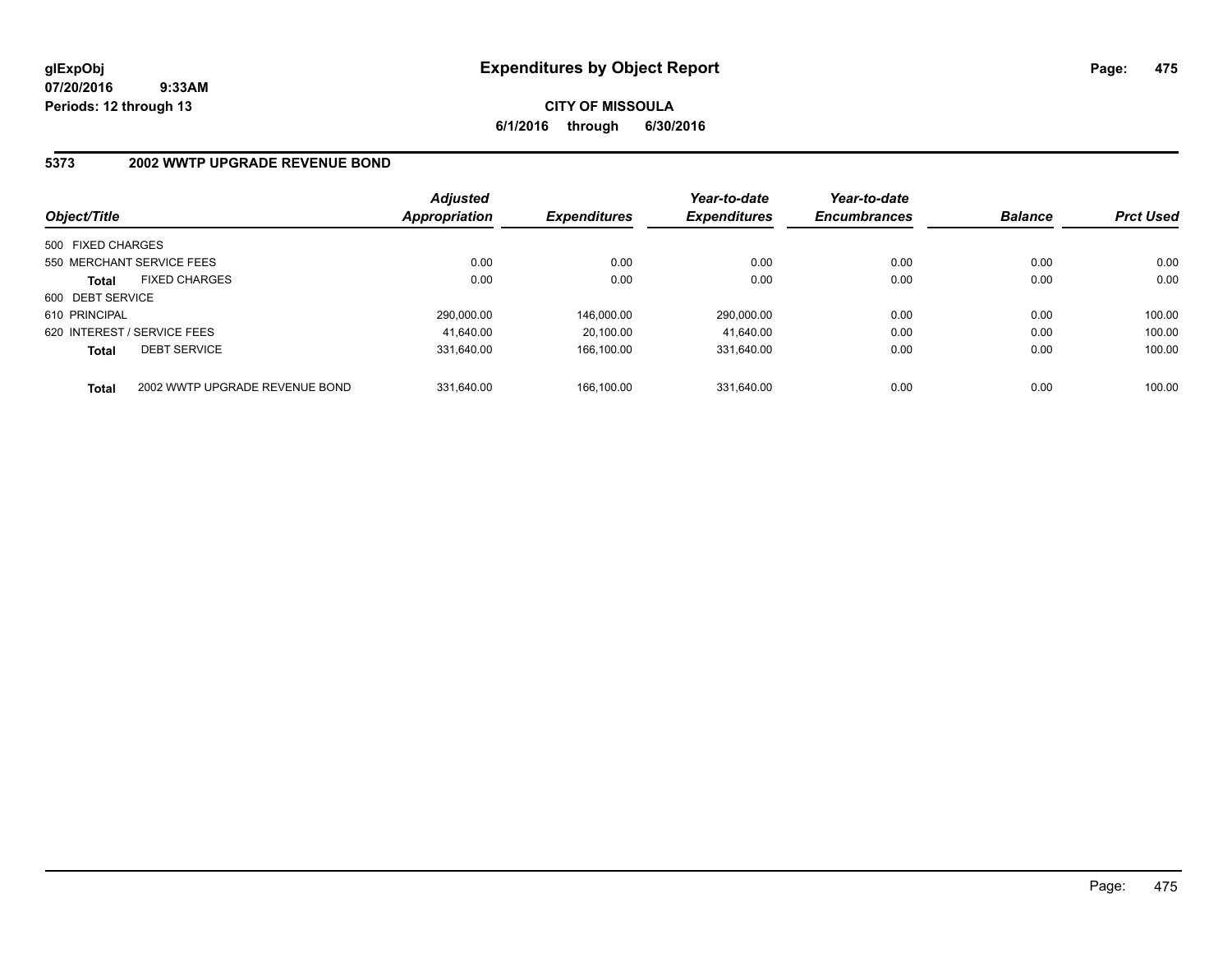**glExpObj**
**07/20/2016 9:33AM**
**Periods: 12 through 13**

# Expenditures by Object Report

**CITY OF MISSOULA**
**6/1/2016 through 6/30/2016**

## 5373 2002 WWTP UPGRADE REVENUE BOND

| Object/Title | | Adjusted Appropriation | Expenditures | Year-to-date Expenditures | Year-to-date Encumbrances | Balance | Prct Used |
|---|---|---|---|---|---|---|---|
| 500 FIXED CHARGES | | | | | | | |
| 550 MERCHANT SERVICE FEES | | 0.00 | 0.00 | 0.00 | 0.00 | 0.00 | 0.00 |
| **Total** | FIXED CHARGES | 0.00 | 0.00 | 0.00 | 0.00 | 0.00 | 0.00 |
| 600 DEBT SERVICE | | | | | | | |
| 610 PRINCIPAL | | 290,000.00 | 146,000.00 | 290,000.00 | 0.00 | 0.00 | 100.00 |
| 620 INTEREST / SERVICE FEES | | 41,640.00 | 20,100.00 | 41,640.00 | 0.00 | 0.00 | 100.00 |
| **Total** | DEBT SERVICE | 331,640.00 | 166,100.00 | 331,640.00 | 0.00 | 0.00 | 100.00 |
| **Total** | 2002 WWTP UPGRADE REVENUE BOND | 331,640.00 | 166,100.00 | 331,640.00 | 0.00 | 0.00 | 100.00 |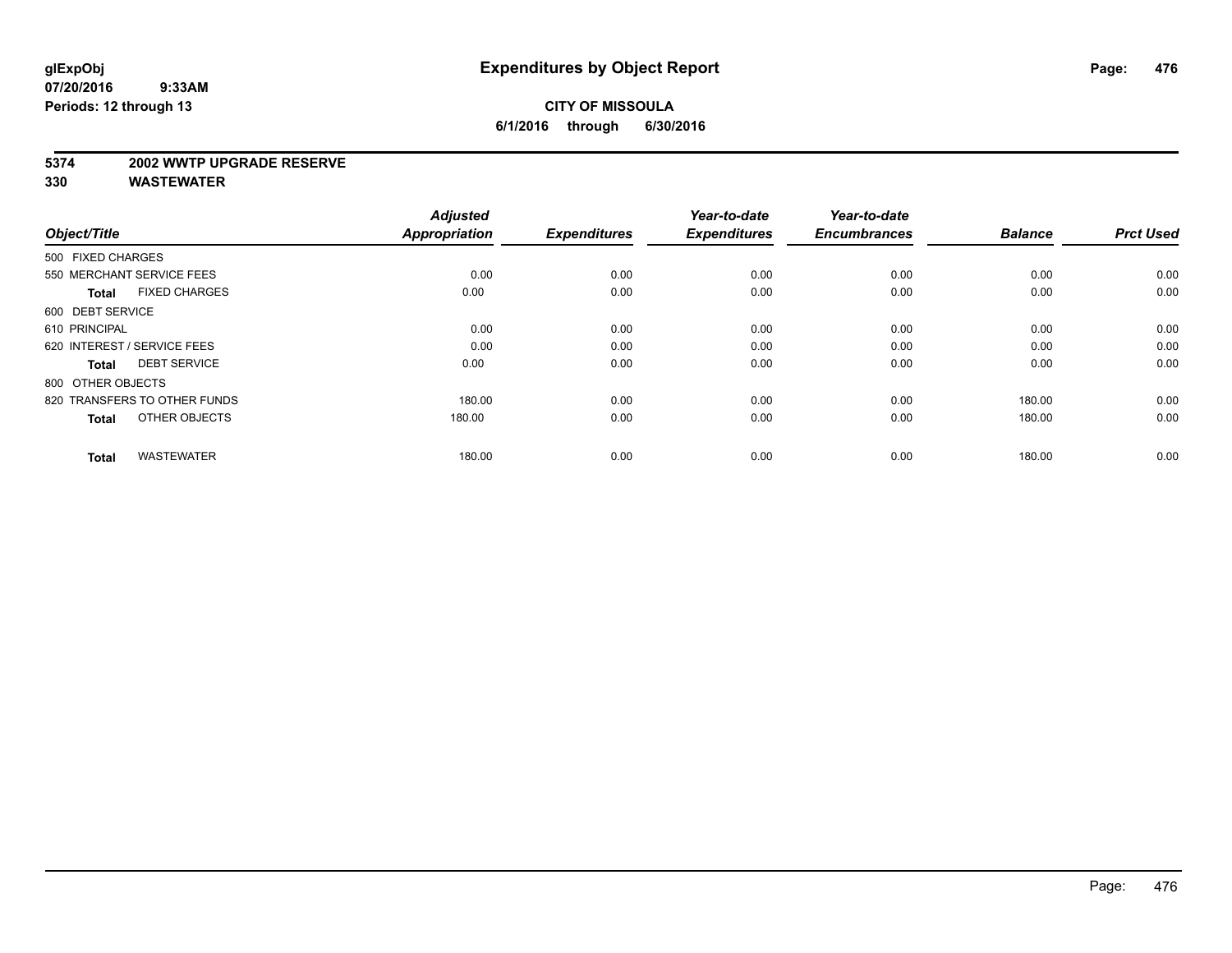# Expenditures by Object Report

glExpObj
07/20/2016 9:33AM
Periods: 12 through 13

**CITY OF MISSOULA**
**6/1/2016 through 6/30/2016**

**5374 2002 WWTP UPGRADE RESERVE**
**330 WASTEWATER**

| Object/Title | Adjusted Appropriation | Expenditures | Year-to-date Expenditures | Year-to-date Encumbrances | Balance | Prct Used |
|---|---|---|---|---|---|---|
| 500 FIXED CHARGES | | | | | | |
| 550 MERCHANT SERVICE FEES | 0.00 | 0.00 | 0.00 | 0.00 | 0.00 | 0.00 |
| **Total** FIXED CHARGES | 0.00 | 0.00 | 0.00 | 0.00 | 0.00 | 0.00 |
| 600 DEBT SERVICE | | | | | | |
| 610 PRINCIPAL | 0.00 | 0.00 | 0.00 | 0.00 | 0.00 | 0.00 |
| 620 INTEREST / SERVICE FEES | 0.00 | 0.00 | 0.00 | 0.00 | 0.00 | 0.00 |
| **Total** DEBT SERVICE | 0.00 | 0.00 | 0.00 | 0.00 | 0.00 | 0.00 |
| 800 OTHER OBJECTS | | | | | | |
| 820 TRANSFERS TO OTHER FUNDS | 180.00 | 0.00 | 0.00 | 0.00 | 180.00 | 0.00 |
| **Total** OTHER OBJECTS | 180.00 | 0.00 | 0.00 | 0.00 | 180.00 | 0.00 |
| **Total** WASTEWATER | 180.00 | 0.00 | 0.00 | 0.00 | 180.00 | 0.00 |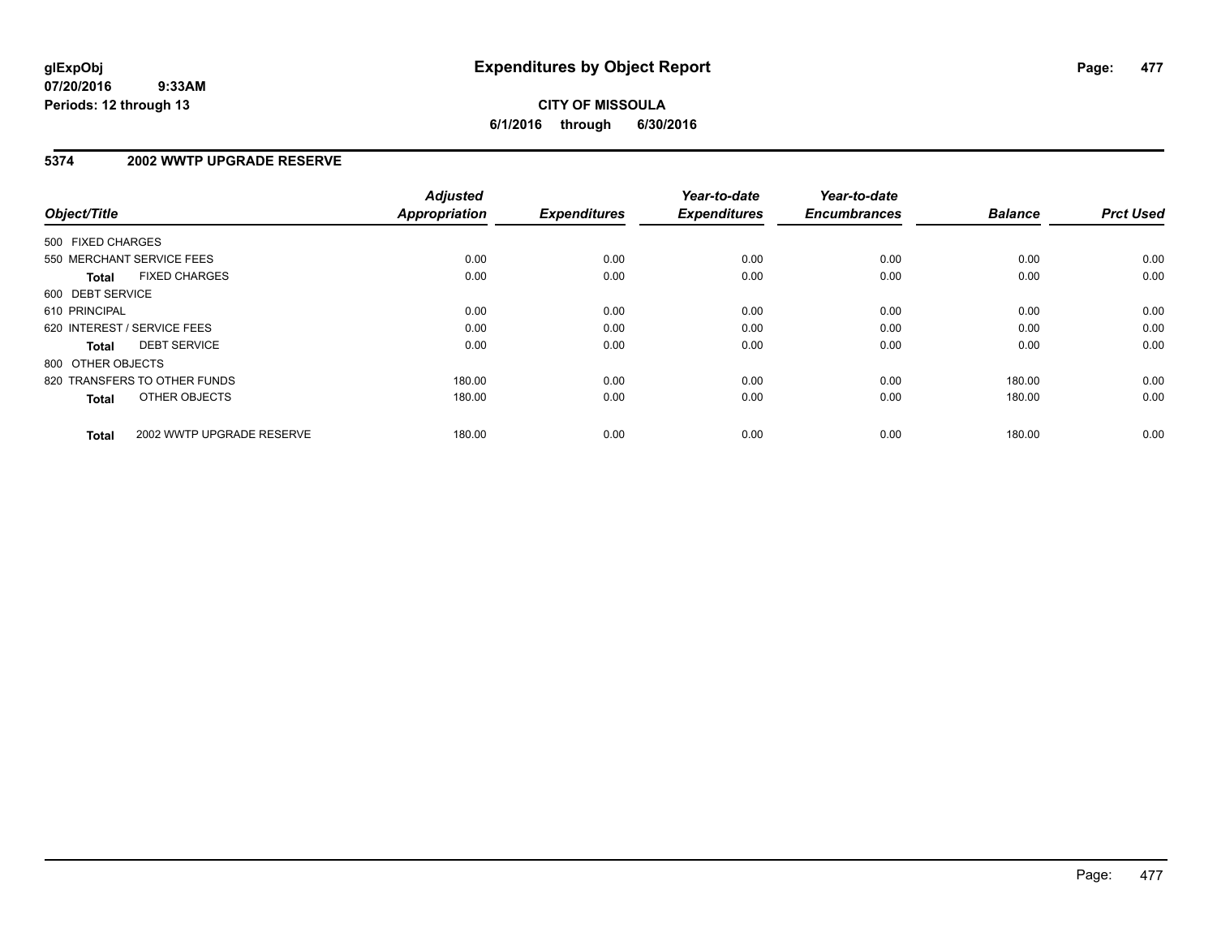glExpObj
07/20/2016 9:33AM
Periods: 12 through 13

# Expenditures by Object Report

**CITY OF MISSOULA**
**6/1/2016 through 6/30/2016**

## 5374 2002 WWTP UPGRADE RESERVE

| Object/Title | Adjusted Appropriation | Expenditures | Year-to-date Expenditures | Year-to-date Encumbrances | Balance | Prct Used |
|---|---|---|---|---|---|---|
| 500 FIXED CHARGES | | | | | | |
| 550 MERCHANT SERVICE FEES | 0.00 | 0.00 | 0.00 | 0.00 | 0.00 | 0.00 |
| **Total** FIXED CHARGES | 0.00 | 0.00 | 0.00 | 0.00 | 0.00 | 0.00 |
| 600 DEBT SERVICE | | | | | | |
| 610 PRINCIPAL | 0.00 | 0.00 | 0.00 | 0.00 | 0.00 | 0.00 |
| 620 INTEREST / SERVICE FEES | 0.00 | 0.00 | 0.00 | 0.00 | 0.00 | 0.00 |
| **Total** DEBT SERVICE | 0.00 | 0.00 | 0.00 | 0.00 | 0.00 | 0.00 |
| 800 OTHER OBJECTS | | | | | | |
| 820 TRANSFERS TO OTHER FUNDS | 180.00 | 0.00 | 0.00 | 0.00 | 180.00 | 0.00 |
| **Total** OTHER OBJECTS | 180.00 | 0.00 | 0.00 | 0.00 | 180.00 | 0.00 |
| **Total** 2002 WWTP UPGRADE RESERVE | 180.00 | 0.00 | 0.00 | 0.00 | 180.00 | 0.00 |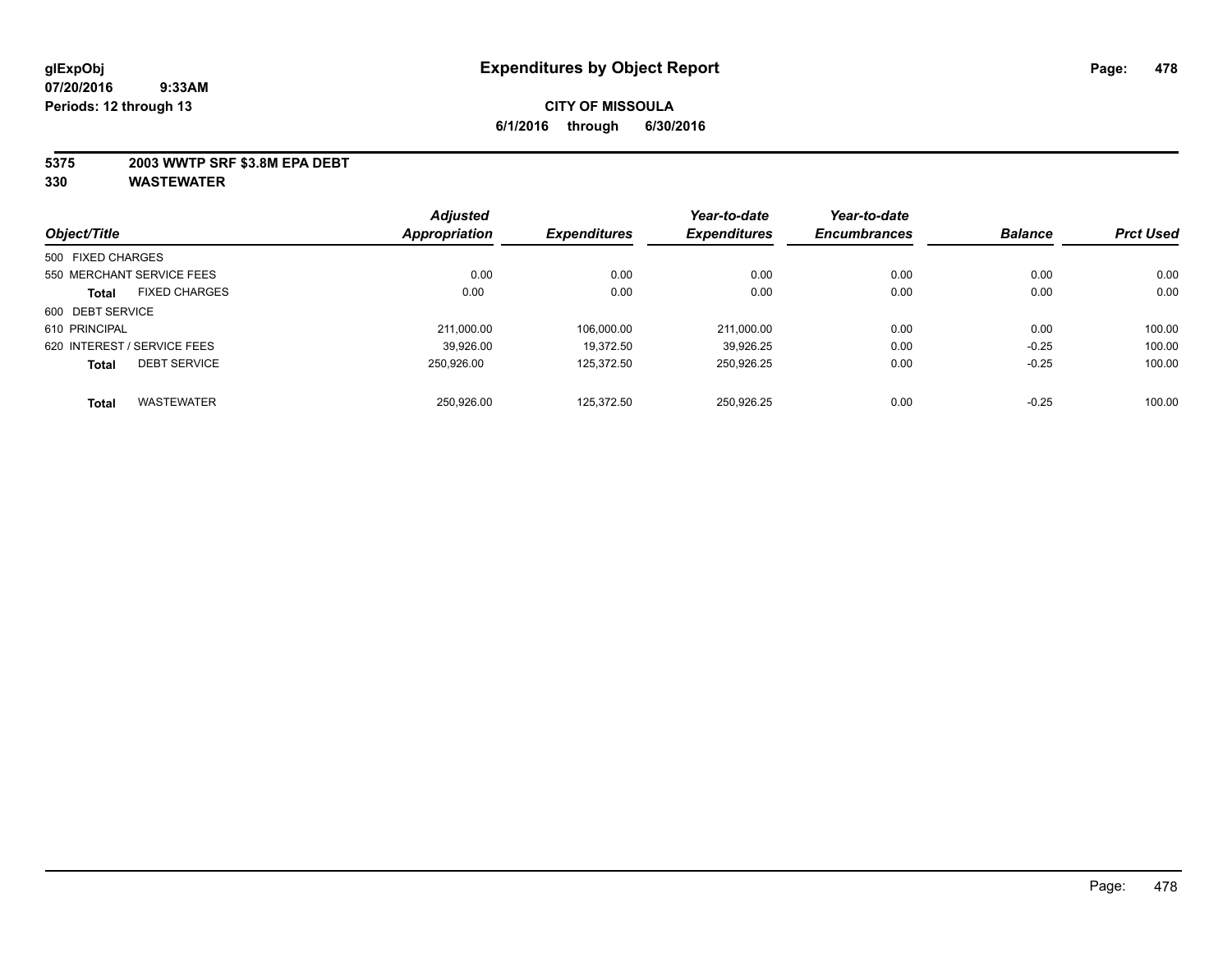**glExpObj**
**07/20/2016 9:33AM**
**Periods: 12 through 13**

# Expenditures by Object Report

**CITY OF MISSOULA**
**6/1/2016 through 6/30/2016**

**5375 2003 WWTP SRF $3.8M EPA DEBT**
**330 WASTEWATER**

| Object/Title | Adjusted Appropriation | Expenditures | Year-to-date Expenditures | Year-to-date Encumbrances | Balance | Prct Used |
|---|---|---|---|---|---|---|
| 500 FIXED CHARGES | | | | | | |
| 550 MERCHANT SERVICE FEES | 0.00 | 0.00 | 0.00 | 0.00 | 0.00 | 0.00 |
| **Total** FIXED CHARGES | 0.00 | 0.00 | 0.00 | 0.00 | 0.00 | 0.00 |
| 600 DEBT SERVICE | | | | | | |
| 610 PRINCIPAL | 211,000.00 | 106,000.00 | 211,000.00 | 0.00 | 0.00 | 100.00 |
| 620 INTEREST / SERVICE FEES | 39,926.00 | 19,372.50 | 39,926.25 | 0.00 | -0.25 | 100.00 |
| **Total** DEBT SERVICE | 250,926.00 | 125,372.50 | 250,926.25 | 0.00 | -0.25 | 100.00 |
| **Total** WASTEWATER | 250,926.00 | 125,372.50 | 250,926.25 | 0.00 | -0.25 | 100.00 |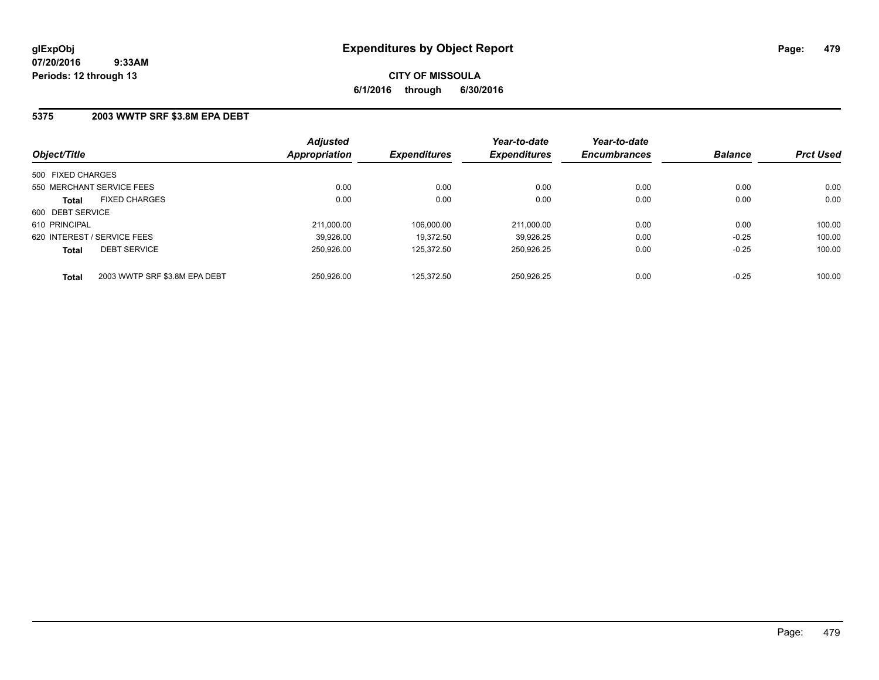glExpObj
07/20/2016 9:33AM
Periods: 12 through 13

# Expenditures by Object Report

**CITY OF MISSOULA**
**6/1/2016 through 6/30/2016**

## 5375 2003 WWTP SRF $3.8M EPA DEBT

| Object/Title | | Adjusted Appropriation | Expenditures | Year-to-date Expenditures | Year-to-date Encumbrances | Balance | Prct Used |
|---|---|---|---|---|---|---|---|
| 500 FIXED CHARGES | | | | | | | |
| 550 MERCHANT SERVICE FEES | | 0.00 | 0.00 | 0.00 | 0.00 | 0.00 | 0.00 |
| **Total** | FIXED CHARGES | 0.00 | 0.00 | 0.00 | 0.00 | 0.00 | 0.00 |
| 600 DEBT SERVICE | | | | | | | |
| 610 PRINCIPAL | | 211,000.00 | 106,000.00 | 211,000.00 | 0.00 | 0.00 | 100.00 |
| 620 INTEREST / SERVICE FEES | | 39,926.00 | 19,372.50 | 39,926.25 | 0.00 | -0.25 | 100.00 |
| **Total** | DEBT SERVICE | 250,926.00 | 125,372.50 | 250,926.25 | 0.00 | -0.25 | 100.00 |
| **Total** | 2003 WWTP SRF $3.8M EPA DEBT | 250,926.00 | 125,372.50 | 250,926.25 | 0.00 | -0.25 | 100.00 |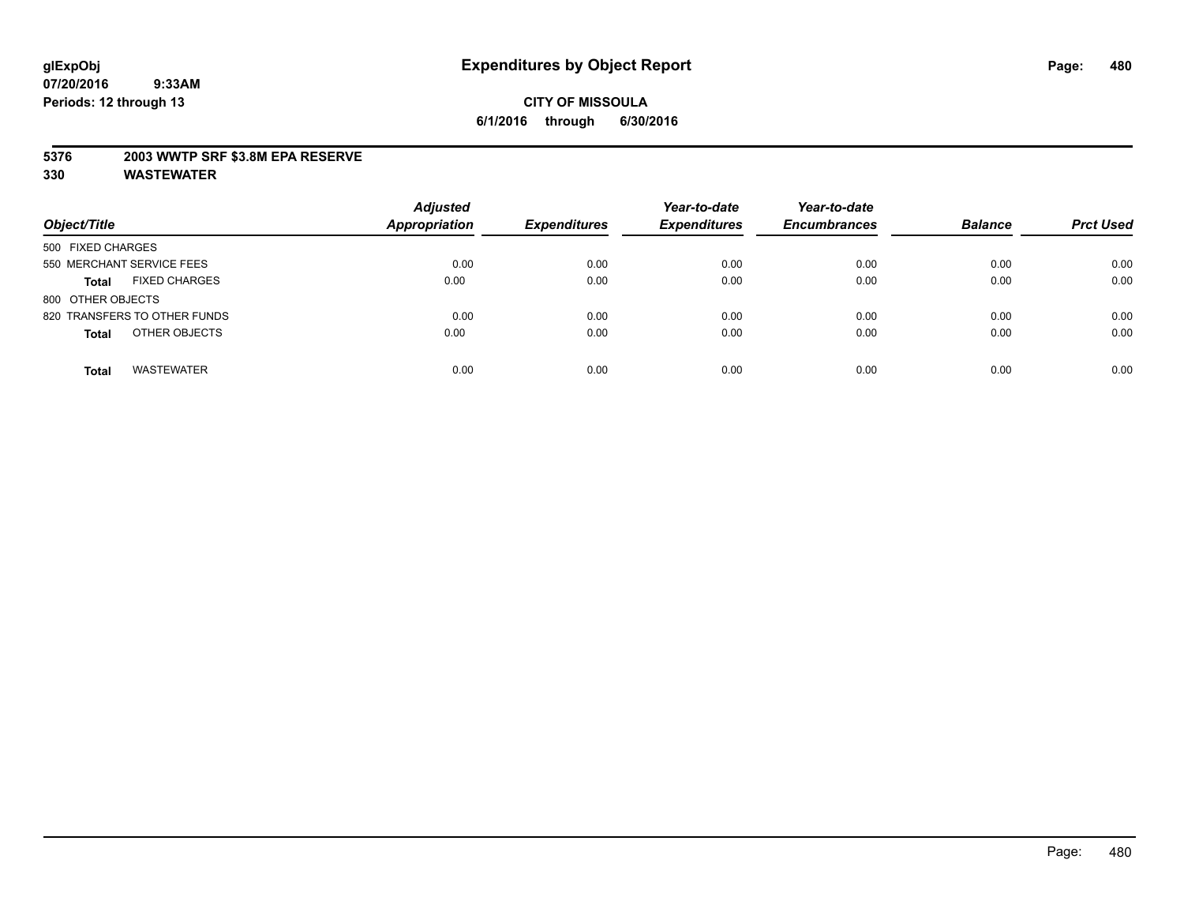# Expenditures by Object Report

glExpObj
07/20/2016 9:33AM
Periods: 12 through 13

**CITY OF MISSOULA**
**6/1/2016 through 6/30/2016**

**5376 2003 WWTP SRF $3.8M EPA RESERVE**
**330 WASTEWATER**

| Object/Title | | Adjusted Appropriation | Expenditures | Year-to-date Expenditures | Year-to-date Encumbrances | Balance | Prct Used |
|---|---|---|---|---|---|---|---|
| 500 FIXED CHARGES | | | | | | | |
| 550 MERCHANT SERVICE FEES | | 0.00 | 0.00 | 0.00 | 0.00 | 0.00 | 0.00 |
| **Total** | FIXED CHARGES | 0.00 | 0.00 | 0.00 | 0.00 | 0.00 | 0.00 |
| 800 OTHER OBJECTS | | | | | | | |
| 820 TRANSFERS TO OTHER FUNDS | | 0.00 | 0.00 | 0.00 | 0.00 | 0.00 | 0.00 |
| **Total** | OTHER OBJECTS | 0.00 | 0.00 | 0.00 | 0.00 | 0.00 | 0.00 |
| **Total** | WASTEWATER | 0.00 | 0.00 | 0.00 | 0.00 | 0.00 | 0.00 |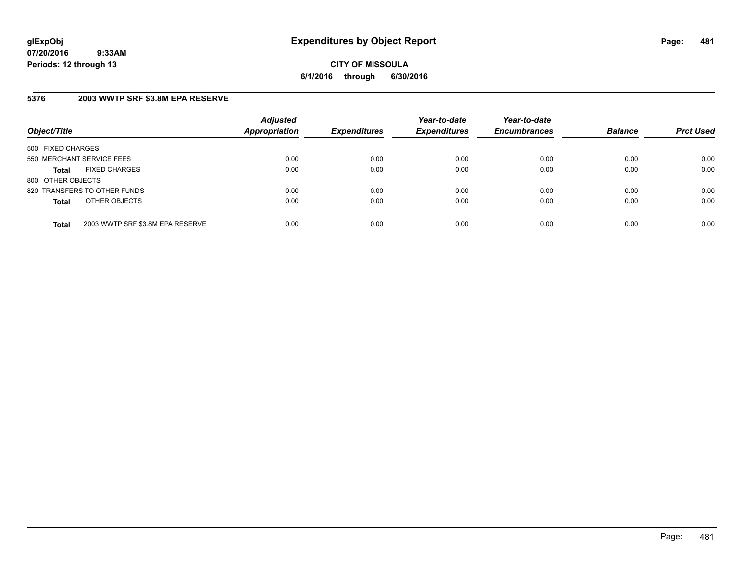**glExpObj**
**07/20/2016 9:33AM**
**Periods: 12 through 13**

# Expenditures by Object Report

**CITY OF MISSOULA**
**6/1/2016 through 6/30/2016**

## 5376 2003 WWTP SRF $3.8M EPA RESERVE

| Object/Title | Adjusted Appropriation | Expenditures | Year-to-date Expenditures | Year-to-date Encumbrances | Balance | Prct Used |
|---|---|---|---|---|---|---|
| 500 FIXED CHARGES | | | | | | |
| 550 MERCHANT SERVICE FEES | 0.00 | 0.00 | 0.00 | 0.00 | 0.00 | 0.00 |
| **Total** FIXED CHARGES | 0.00 | 0.00 | 0.00 | 0.00 | 0.00 | 0.00 |
| 800 OTHER OBJECTS | | | | | | |
| 820 TRANSFERS TO OTHER FUNDS | 0.00 | 0.00 | 0.00 | 0.00 | 0.00 | 0.00 |
| **Total** OTHER OBJECTS | 0.00 | 0.00 | 0.00 | 0.00 | 0.00 | 0.00 |
| **Total** 2003 WWTP SRF $3.8M EPA RESERVE | 0.00 | 0.00 | 0.00 | 0.00 | 0.00 | 0.00 |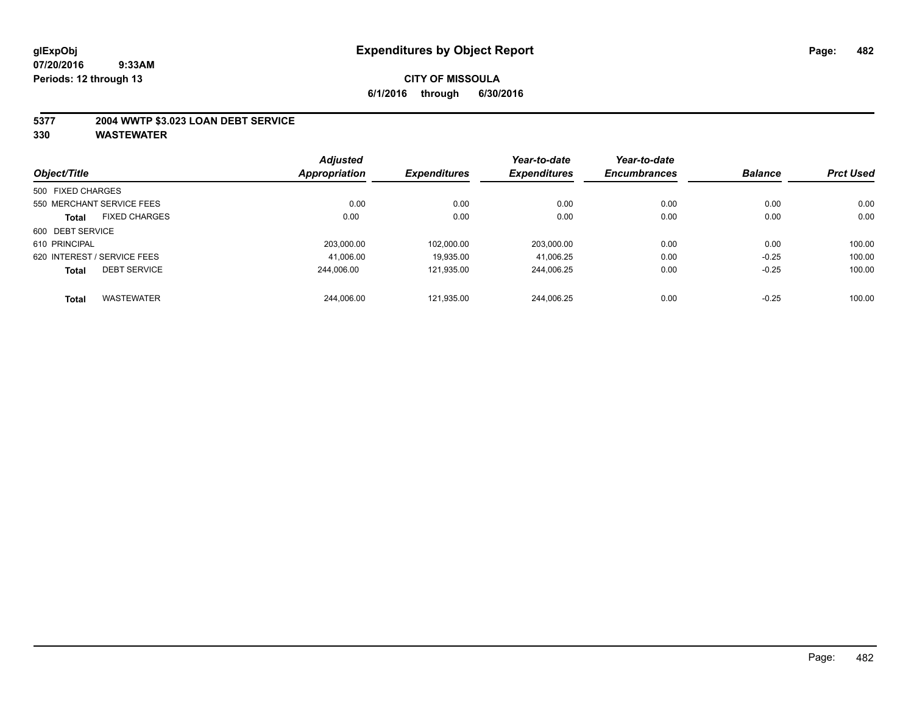**glExpObj**
**07/20/2016 9:33AM**
**Periods: 12 through 13**

# Expenditures by Object Report

**CITY OF MISSOULA**
**6/1/2016 through 6/30/2016**

## 5377 2004 WWTP $3.023 LOAN DEBT SERVICE
## 330 WASTEWATER

| Object/Title | | Adjusted Appropriation | Expenditures | Year-to-date Expenditures | Year-to-date Encumbrances | Balance | Prct Used |
|---|---|---|---|---|---|---|---|
| 500 FIXED CHARGES | | | | | | | |
| 550 MERCHANT SERVICE FEES | | 0.00 | 0.00 | 0.00 | 0.00 | 0.00 | 0.00 |
| **Total** | FIXED CHARGES | 0.00 | 0.00 | 0.00 | 0.00 | 0.00 | 0.00 |
| 600 DEBT SERVICE | | | | | | | |
| 610 PRINCIPAL | | 203,000.00 | 102,000.00 | 203,000.00 | 0.00 | 0.00 | 100.00 |
| 620 INTEREST / SERVICE FEES | | 41,006.00 | 19,935.00 | 41,006.25 | 0.00 | -0.25 | 100.00 |
| **Total** | DEBT SERVICE | 244,006.00 | 121,935.00 | 244,006.25 | 0.00 | -0.25 | 100.00 |
| **Total** | WASTEWATER | 244,006.00 | 121,935.00 | 244,006.25 | 0.00 | -0.25 | 100.00 |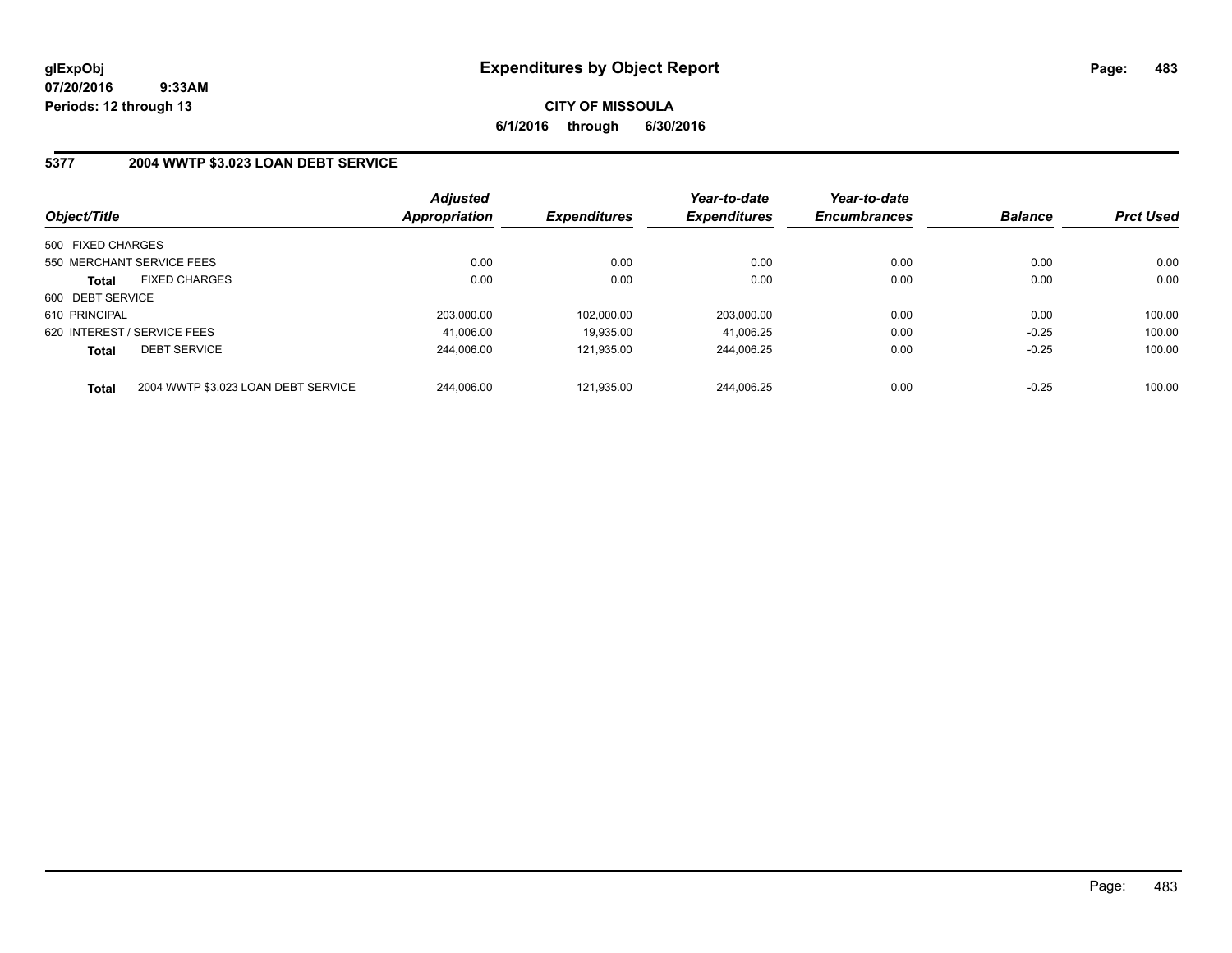**glExpObj**
**07/20/2016 9:33AM**
**Periods: 12 through 13**

# Expenditures by Object Report

**CITY OF MISSOULA**
**6/1/2016 through 6/30/2016**

## 5377 2004 WWTP $3.023 LOAN DEBT SERVICE

| Object/Title | Adjusted Appropriation | Expenditures | Year-to-date Expenditures | Year-to-date Encumbrances | Balance | Prct Used |
|---|---|---|---|---|---|---|
| 500 FIXED CHARGES | | | | | | |
| 550 MERCHANT SERVICE FEES | 0.00 | 0.00 | 0.00 | 0.00 | 0.00 | 0.00 |
| **Total** FIXED CHARGES | 0.00 | 0.00 | 0.00 | 0.00 | 0.00 | 0.00 |
| 600 DEBT SERVICE | | | | | | |
| 610 PRINCIPAL | 203,000.00 | 102,000.00 | 203,000.00 | 0.00 | 0.00 | 100.00 |
| 620 INTEREST / SERVICE FEES | 41,006.00 | 19,935.00 | 41,006.25 | 0.00 | -0.25 | 100.00 |
| **Total** DEBT SERVICE | 244,006.00 | 121,935.00 | 244,006.25 | 0.00 | -0.25 | 100.00 |
| **Total** 2004 WWTP $3.023 LOAN DEBT SERVICE | 244,006.00 | 121,935.00 | 244,006.25 | 0.00 | -0.25 | 100.00 |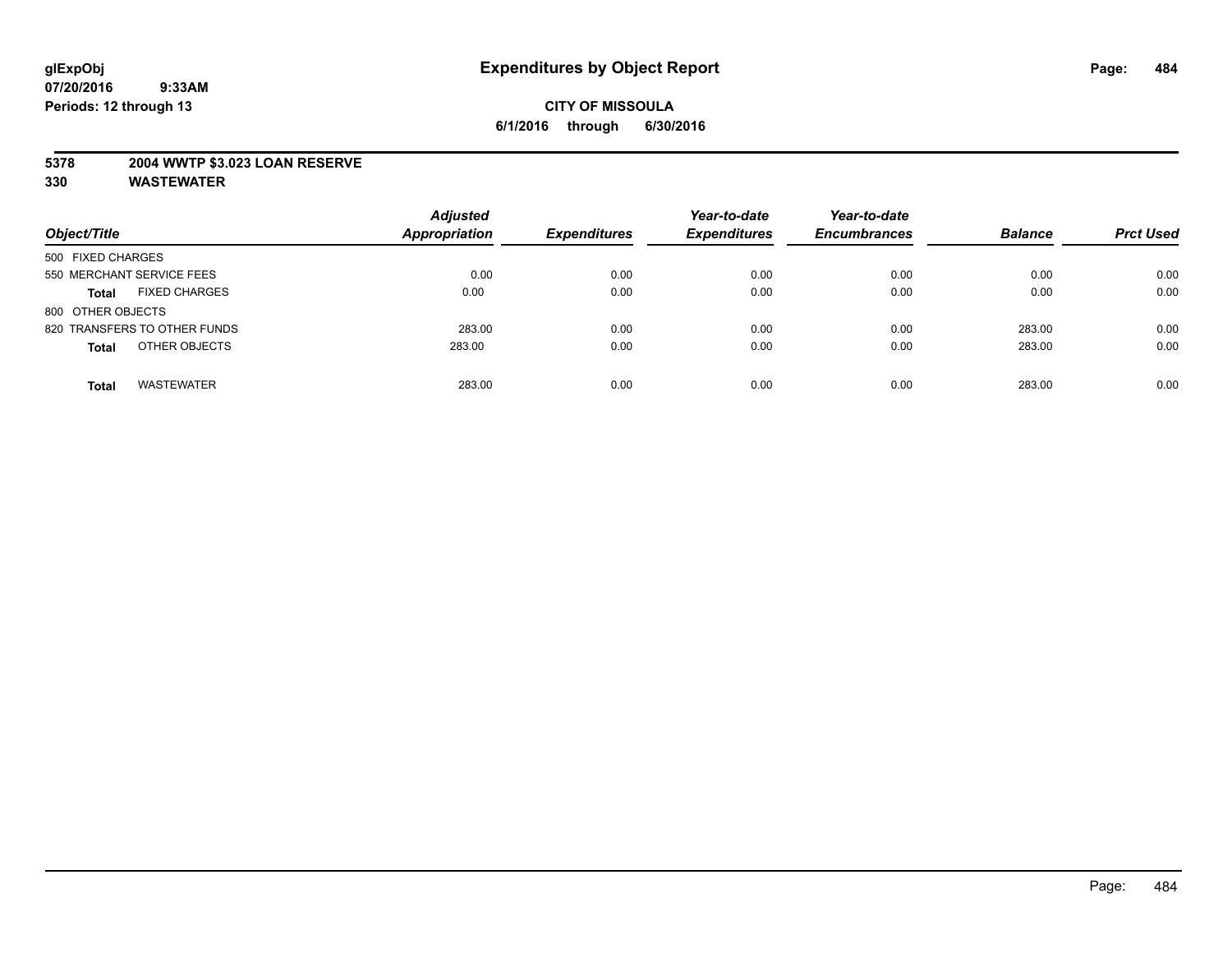# Expenditures by Object Report

**glExpObj**
**07/20/2016 9:33AM**
**Periods: 12 through 13**

**CITY OF MISSOULA**
**6/1/2016 through 6/30/2016**

**5378 2004 WWTP $3.023 LOAN RESERVE**
**330 WASTEWATER**

| Object/Title | | Adjusted Appropriation | Expenditures | Year-to-date Expenditures | Year-to-date Encumbrances | Balance | Prct Used |
|---|---|---|---|---|---|---|---|
| 500 FIXED CHARGES | | | | | | | |
| 550 MERCHANT SERVICE FEES | | 0.00 | 0.00 | 0.00 | 0.00 | 0.00 | 0.00 |
| **Total** | FIXED CHARGES | 0.00 | 0.00 | 0.00 | 0.00 | 0.00 | 0.00 |
| 800 OTHER OBJECTS | | | | | | | |
| 820 TRANSFERS TO OTHER FUNDS | | 283.00 | 0.00 | 0.00 | 0.00 | 283.00 | 0.00 |
| **Total** | OTHER OBJECTS | 283.00 | 0.00 | 0.00 | 0.00 | 283.00 | 0.00 |
| **Total** | WASTEWATER | 283.00 | 0.00 | 0.00 | 0.00 | 283.00 | 0.00 |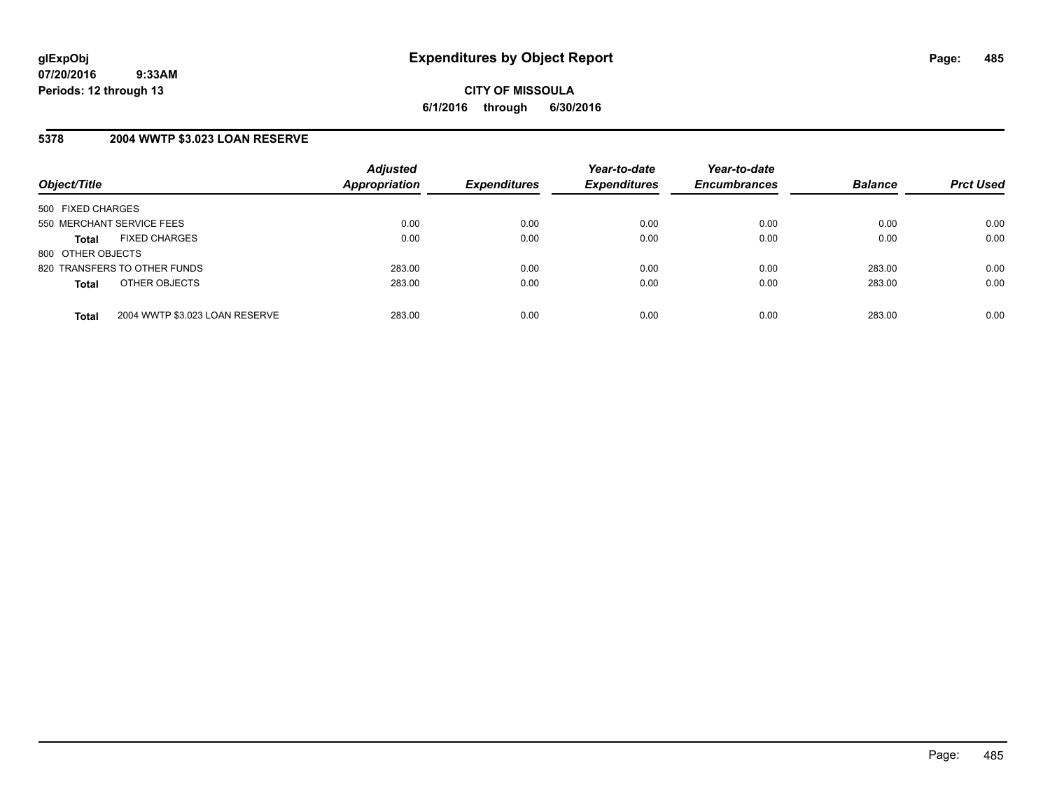# Expenditures by Object Report

glExpObj
07/20/2016 9:33AM
Periods: 12 through 13

**CITY OF MISSOULA**
**6/1/2016 through 6/30/2016**

## 5378 2004 WWTP $3.023 LOAN RESERVE

| Object/Title | Adjusted Appropriation | Expenditures | Year-to-date Expenditures | Year-to-date Encumbrances | Balance | Prct Used |
|---|---|---|---|---|---|---|
| 500 FIXED CHARGES | | | | | | |
| 550 MERCHANT SERVICE FEES | 0.00 | 0.00 | 0.00 | 0.00 | 0.00 | 0.00 |
| **Total** FIXED CHARGES | 0.00 | 0.00 | 0.00 | 0.00 | 0.00 | 0.00 |
| 800 OTHER OBJECTS | | | | | | |
| 820 TRANSFERS TO OTHER FUNDS | 283.00 | 0.00 | 0.00 | 0.00 | 283.00 | 0.00 |
| **Total** OTHER OBJECTS | 283.00 | 0.00 | 0.00 | 0.00 | 283.00 | 0.00 |
| **Total** 2004 WWTP $3.023 LOAN RESERVE | 283.00 | 0.00 | 0.00 | 0.00 | 283.00 | 0.00 |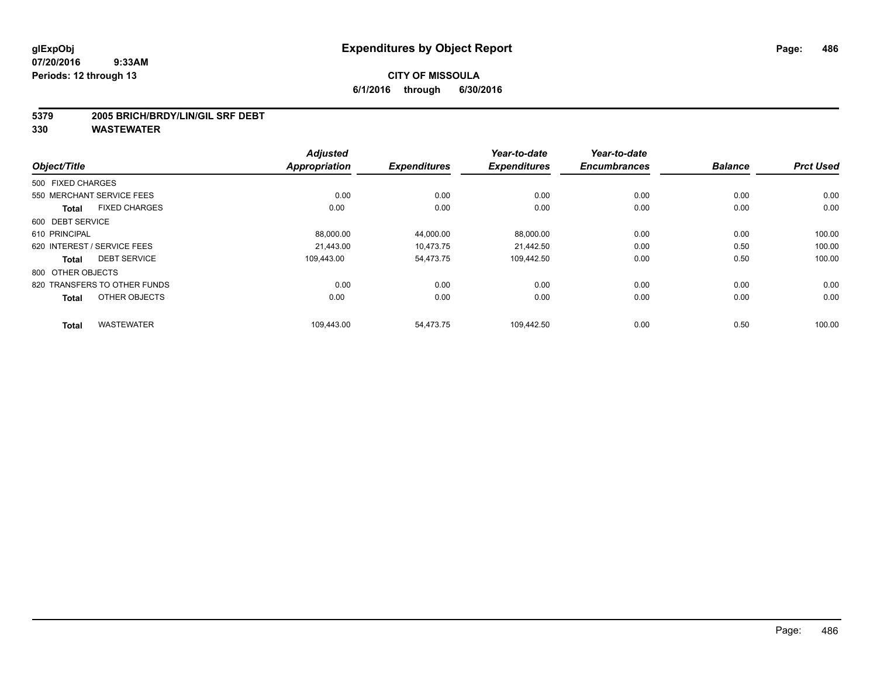# Expenditures by Object Report

glExpObj
07/20/2016 9:33AM
Periods: 12 through 13

**CITY OF MISSOULA**
**6/1/2016 through 6/30/2016**

**5379 2005 BRICH/BRDY/LIN/GIL SRF DEBT**
**330 WASTEWATER**

| Object/Title | Adjusted Appropriation | Expenditures | Year-to-date Expenditures | Year-to-date Encumbrances | Balance | Prct Used |
|---|---|---|---|---|---|---|
| 500 FIXED CHARGES | | | | | | |
| 550 MERCHANT SERVICE FEES | 0.00 | 0.00 | 0.00 | 0.00 | 0.00 | 0.00 |
| **Total** FIXED CHARGES | 0.00 | 0.00 | 0.00 | 0.00 | 0.00 | 0.00 |
| 600 DEBT SERVICE | | | | | | |
| 610 PRINCIPAL | 88,000.00 | 44,000.00 | 88,000.00 | 0.00 | 0.00 | 100.00 |
| 620 INTEREST / SERVICE FEES | 21,443.00 | 10,473.75 | 21,442.50 | 0.00 | 0.50 | 100.00 |
| **Total** DEBT SERVICE | 109,443.00 | 54,473.75 | 109,442.50 | 0.00 | 0.50 | 100.00 |
| 800 OTHER OBJECTS | | | | | | |
| 820 TRANSFERS TO OTHER FUNDS | 0.00 | 0.00 | 0.00 | 0.00 | 0.00 | 0.00 |
| **Total** OTHER OBJECTS | 0.00 | 0.00 | 0.00 | 0.00 | 0.00 | 0.00 |
| **Total** WASTEWATER | 109,443.00 | 54,473.75 | 109,442.50 | 0.00 | 0.50 | 100.00 |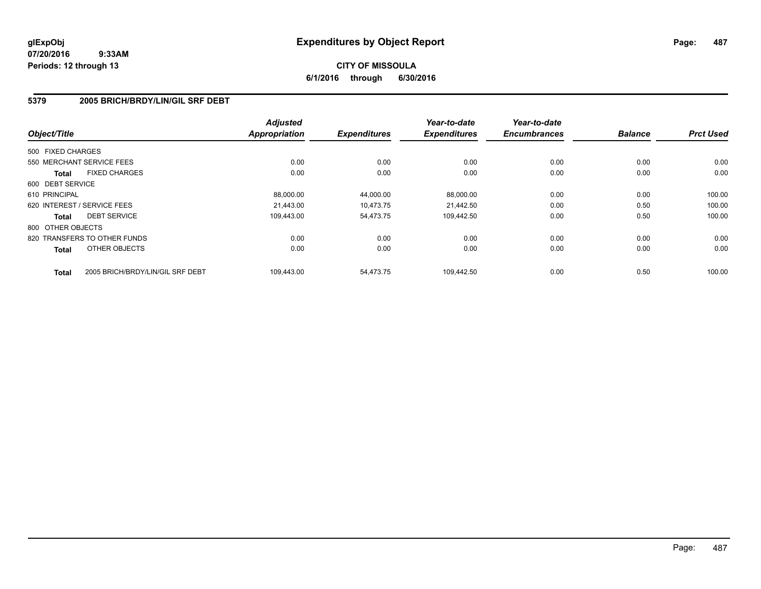# Expenditures by Object Report

**CITY OF MISSOULA**

**6/1/2016 through 6/30/2016**

glExpObj
07/20/2016 9:33AM
Periods: 12 through 13

## 5379 2005 BRICH/BRDY/LIN/GIL SRF DEBT

| Object/Title | | Adjusted Appropriation | Expenditures | Year-to-date Expenditures | Year-to-date Encumbrances | Balance | Prct Used |
|---|---|---|---|---|---|---|---|
| 500 FIXED CHARGES | | | | | | | |
| 550 MERCHANT SERVICE FEES | | 0.00 | 0.00 | 0.00 | 0.00 | 0.00 | 0.00 |
| **Total** | FIXED CHARGES | 0.00 | 0.00 | 0.00 | 0.00 | 0.00 | 0.00 |
| 600 DEBT SERVICE | | | | | | | |
| 610 PRINCIPAL | | 88,000.00 | 44,000.00 | 88,000.00 | 0.00 | 0.00 | 100.00 |
| 620 INTEREST / SERVICE FEES | | 21,443.00 | 10,473.75 | 21,442.50 | 0.00 | 0.50 | 100.00 |
| **Total** | DEBT SERVICE | 109,443.00 | 54,473.75 | 109,442.50 | 0.00 | 0.50 | 100.00 |
| 800 OTHER OBJECTS | | | | | | | |
| 820 TRANSFERS TO OTHER FUNDS | | 0.00 | 0.00 | 0.00 | 0.00 | 0.00 | 0.00 |
| **Total** | OTHER OBJECTS | 0.00 | 0.00 | 0.00 | 0.00 | 0.00 | 0.00 |
| **Total** | 2005 BRICH/BRDY/LIN/GIL SRF DEBT | 109,443.00 | 54,473.75 | 109,442.50 | 0.00 | 0.50 | 100.00 |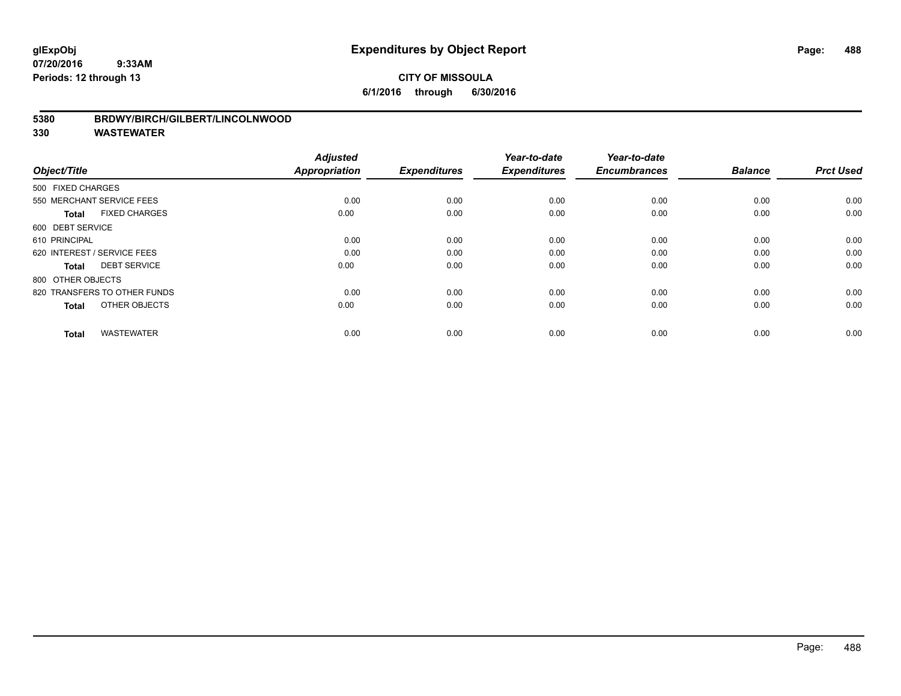# Expenditures by Object Report

glExpObj
07/20/2016 9:33AM
Periods: 12 through 13

**CITY OF MISSOULA**
**6/1/2016 through 6/30/2016**

**5380 BRDWY/BIRCH/GILBERT/LINCOLNWOOD**
**330 WASTEWATER**

| Object/Title | Adjusted Appropriation | Expenditures | Year-to-date Expenditures | Year-to-date Encumbrances | Balance | Prct Used |
|---|---|---|---|---|---|---|
| 500 FIXED CHARGES | | | | | | |
| 550 MERCHANT SERVICE FEES | 0.00 | 0.00 | 0.00 | 0.00 | 0.00 | 0.00 |
| **Total** FIXED CHARGES | 0.00 | 0.00 | 0.00 | 0.00 | 0.00 | 0.00 |
| 600 DEBT SERVICE | | | | | | |
| 610 PRINCIPAL | 0.00 | 0.00 | 0.00 | 0.00 | 0.00 | 0.00 |
| 620 INTEREST / SERVICE FEES | 0.00 | 0.00 | 0.00 | 0.00 | 0.00 | 0.00 |
| **Total** DEBT SERVICE | 0.00 | 0.00 | 0.00 | 0.00 | 0.00 | 0.00 |
| 800 OTHER OBJECTS | | | | | | |
| 820 TRANSFERS TO OTHER FUNDS | 0.00 | 0.00 | 0.00 | 0.00 | 0.00 | 0.00 |
| **Total** OTHER OBJECTS | 0.00 | 0.00 | 0.00 | 0.00 | 0.00 | 0.00 |
| **Total** WASTEWATER | 0.00 | 0.00 | 0.00 | 0.00 | 0.00 | 0.00 |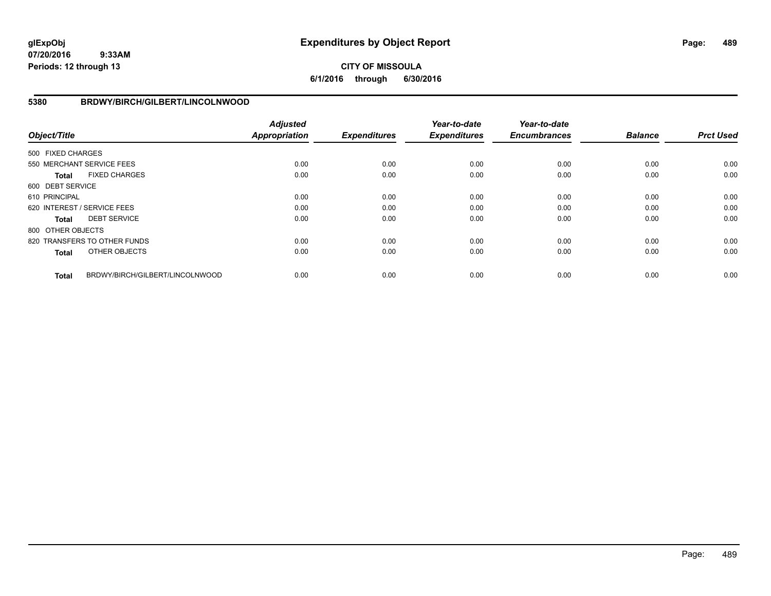# Expenditures by Object Report

**glExpObj**
**07/20/2016 9:33AM**
**Periods: 12 through 13**

**CITY OF MISSOULA**
**6/1/2016 through 6/30/2016**

## 5380 BRDWY/BIRCH/GILBERT/LINCOLNWOOD

| Object/Title | Adjusted Appropriation | Expenditures | Year-to-date Expenditures | Year-to-date Encumbrances | Balance | Prct Used |
|---|---|---|---|---|---|---|
| 500 FIXED CHARGES | | | | | | |
| 550 MERCHANT SERVICE FEES | 0.00 | 0.00 | 0.00 | 0.00 | 0.00 | 0.00 |
| **Total** FIXED CHARGES | 0.00 | 0.00 | 0.00 | 0.00 | 0.00 | 0.00 |
| 600 DEBT SERVICE | | | | | | |
| 610 PRINCIPAL | 0.00 | 0.00 | 0.00 | 0.00 | 0.00 | 0.00 |
| 620 INTEREST / SERVICE FEES | 0.00 | 0.00 | 0.00 | 0.00 | 0.00 | 0.00 |
| **Total** DEBT SERVICE | 0.00 | 0.00 | 0.00 | 0.00 | 0.00 | 0.00 |
| 800 OTHER OBJECTS | | | | | | |
| 820 TRANSFERS TO OTHER FUNDS | 0.00 | 0.00 | 0.00 | 0.00 | 0.00 | 0.00 |
| **Total** OTHER OBJECTS | 0.00 | 0.00 | 0.00 | 0.00 | 0.00 | 0.00 |
| **Total** BRDWY/BIRCH/GILBERT/LINCOLNWOOD | 0.00 | 0.00 | 0.00 | 0.00 | 0.00 | 0.00 |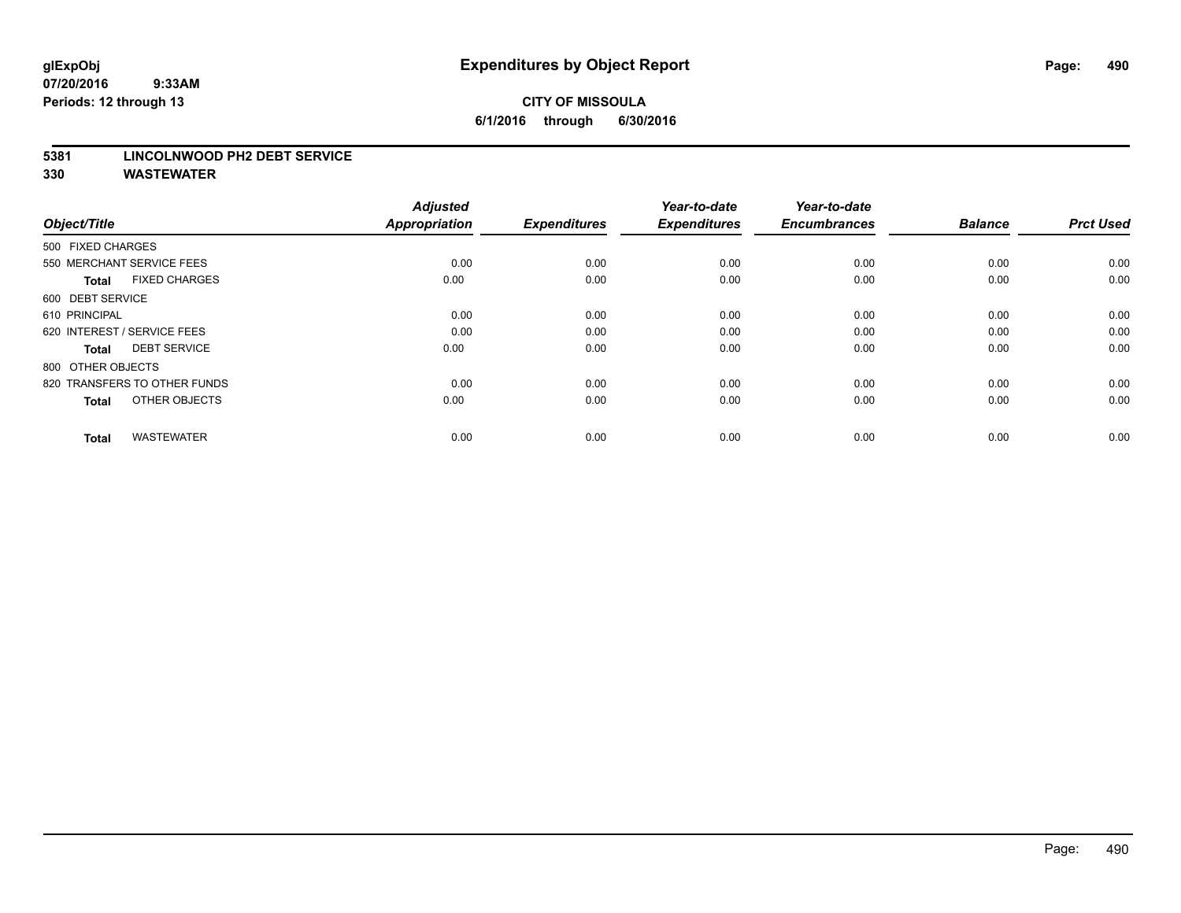**glExpObj**
**07/20/2016 9:33AM**
**Periods: 12 through 13**

# Expenditures by Object Report

**CITY OF MISSOULA**
**6/1/2016 through 6/30/2016**

**5381 LINCOLNWOOD PH2 DEBT SERVICE**
**330 WASTEWATER**

| Object/Title | Adjusted Appropriation | Expenditures | Year-to-date Expenditures | Year-to-date Encumbrances | Balance | Prct Used |
|---|---|---|---|---|---|---|
| 500 FIXED CHARGES | | | | | | |
| 550 MERCHANT SERVICE FEES | 0.00 | 0.00 | 0.00 | 0.00 | 0.00 | 0.00 |
| **Total** FIXED CHARGES | 0.00 | 0.00 | 0.00 | 0.00 | 0.00 | 0.00 |
| 600 DEBT SERVICE | | | | | | |
| 610 PRINCIPAL | 0.00 | 0.00 | 0.00 | 0.00 | 0.00 | 0.00 |
| 620 INTEREST / SERVICE FEES | 0.00 | 0.00 | 0.00 | 0.00 | 0.00 | 0.00 |
| **Total** DEBT SERVICE | 0.00 | 0.00 | 0.00 | 0.00 | 0.00 | 0.00 |
| 800 OTHER OBJECTS | | | | | | |
| 820 TRANSFERS TO OTHER FUNDS | 0.00 | 0.00 | 0.00 | 0.00 | 0.00 | 0.00 |
| **Total** OTHER OBJECTS | 0.00 | 0.00 | 0.00 | 0.00 | 0.00 | 0.00 |
| **Total** WASTEWATER | 0.00 | 0.00 | 0.00 | 0.00 | 0.00 | 0.00 |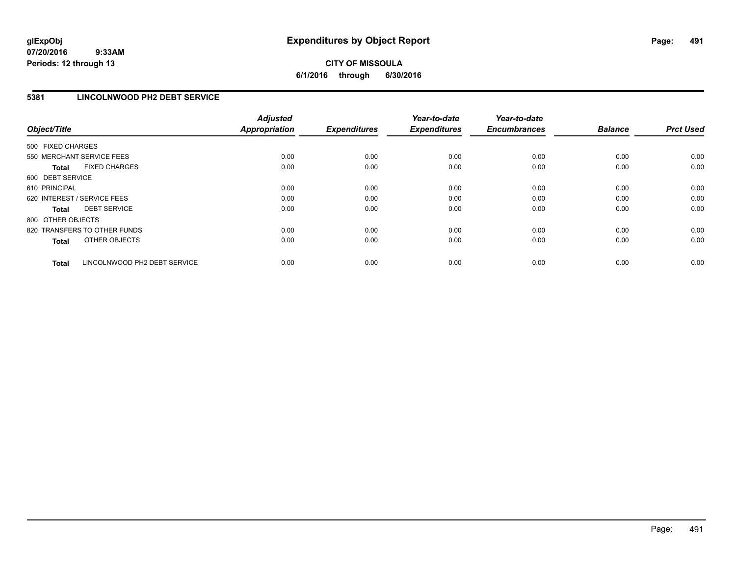**glExpObj**
**07/20/2016 9:33AM**
**Periods: 12 through 13**

# Expenditures by Object Report

**CITY OF MISSOULA**
**6/1/2016 through 6/30/2016**

## 5381 LINCOLNWOOD PH2 DEBT SERVICE

| Object/Title | Adjusted Appropriation | Expenditures | Year-to-date Expenditures | Year-to-date Encumbrances | Balance | Prct Used |
|---|---|---|---|---|---|---|
| 500 FIXED CHARGES | | | | | | |
| 550 MERCHANT SERVICE FEES | 0.00 | 0.00 | 0.00 | 0.00 | 0.00 | 0.00 |
| **Total** FIXED CHARGES | 0.00 | 0.00 | 0.00 | 0.00 | 0.00 | 0.00 |
| 600 DEBT SERVICE | | | | | | |
| 610 PRINCIPAL | 0.00 | 0.00 | 0.00 | 0.00 | 0.00 | 0.00 |
| 620 INTEREST / SERVICE FEES | 0.00 | 0.00 | 0.00 | 0.00 | 0.00 | 0.00 |
| **Total** DEBT SERVICE | 0.00 | 0.00 | 0.00 | 0.00 | 0.00 | 0.00 |
| 800 OTHER OBJECTS | | | | | | |
| 820 TRANSFERS TO OTHER FUNDS | 0.00 | 0.00 | 0.00 | 0.00 | 0.00 | 0.00 |
| **Total** OTHER OBJECTS | 0.00 | 0.00 | 0.00 | 0.00 | 0.00 | 0.00 |
| **Total** LINCOLNWOOD PH2 DEBT SERVICE | 0.00 | 0.00 | 0.00 | 0.00 | 0.00 | 0.00 |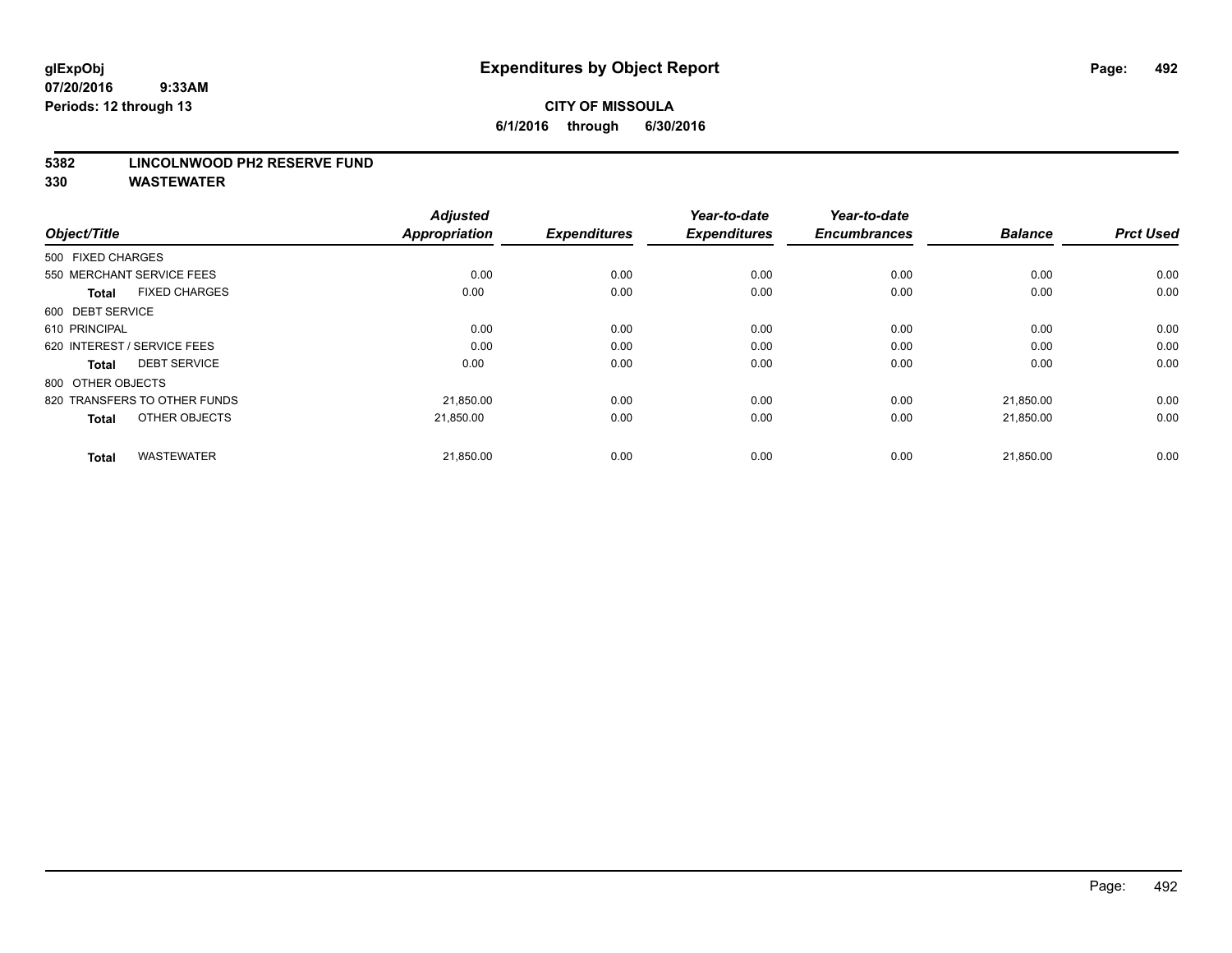# Expenditures by Object Report

glExpObj
07/20/2016 9:33AM
Periods: 12 through 13

**CITY OF MISSOULA**
**6/1/2016 through 6/30/2016**

## 5382 LINCOLNWOOD PH2 RESERVE FUND
## 330 WASTEWATER

| Object/Title | Adjusted Appropriation | Expenditures | Year-to-date Expenditures | Year-to-date Encumbrances | Balance | Prct Used |
|---|---|---|---|---|---|---|
| 500 FIXED CHARGES | | | | | | |
| 550 MERCHANT SERVICE FEES | 0.00 | 0.00 | 0.00 | 0.00 | 0.00 | 0.00 |
| **Total** FIXED CHARGES | 0.00 | 0.00 | 0.00 | 0.00 | 0.00 | 0.00 |
| 600 DEBT SERVICE | | | | | | |
| 610 PRINCIPAL | 0.00 | 0.00 | 0.00 | 0.00 | 0.00 | 0.00 |
| 620 INTEREST / SERVICE FEES | 0.00 | 0.00 | 0.00 | 0.00 | 0.00 | 0.00 |
| **Total** DEBT SERVICE | 0.00 | 0.00 | 0.00 | 0.00 | 0.00 | 0.00 |
| 800 OTHER OBJECTS | | | | | | |
| 820 TRANSFERS TO OTHER FUNDS | 21,850.00 | 0.00 | 0.00 | 0.00 | 21,850.00 | 0.00 |
| **Total** OTHER OBJECTS | 21,850.00 | 0.00 | 0.00 | 0.00 | 21,850.00 | 0.00 |
| **Total** WASTEWATER | 21,850.00 | 0.00 | 0.00 | 0.00 | 21,850.00 | 0.00 |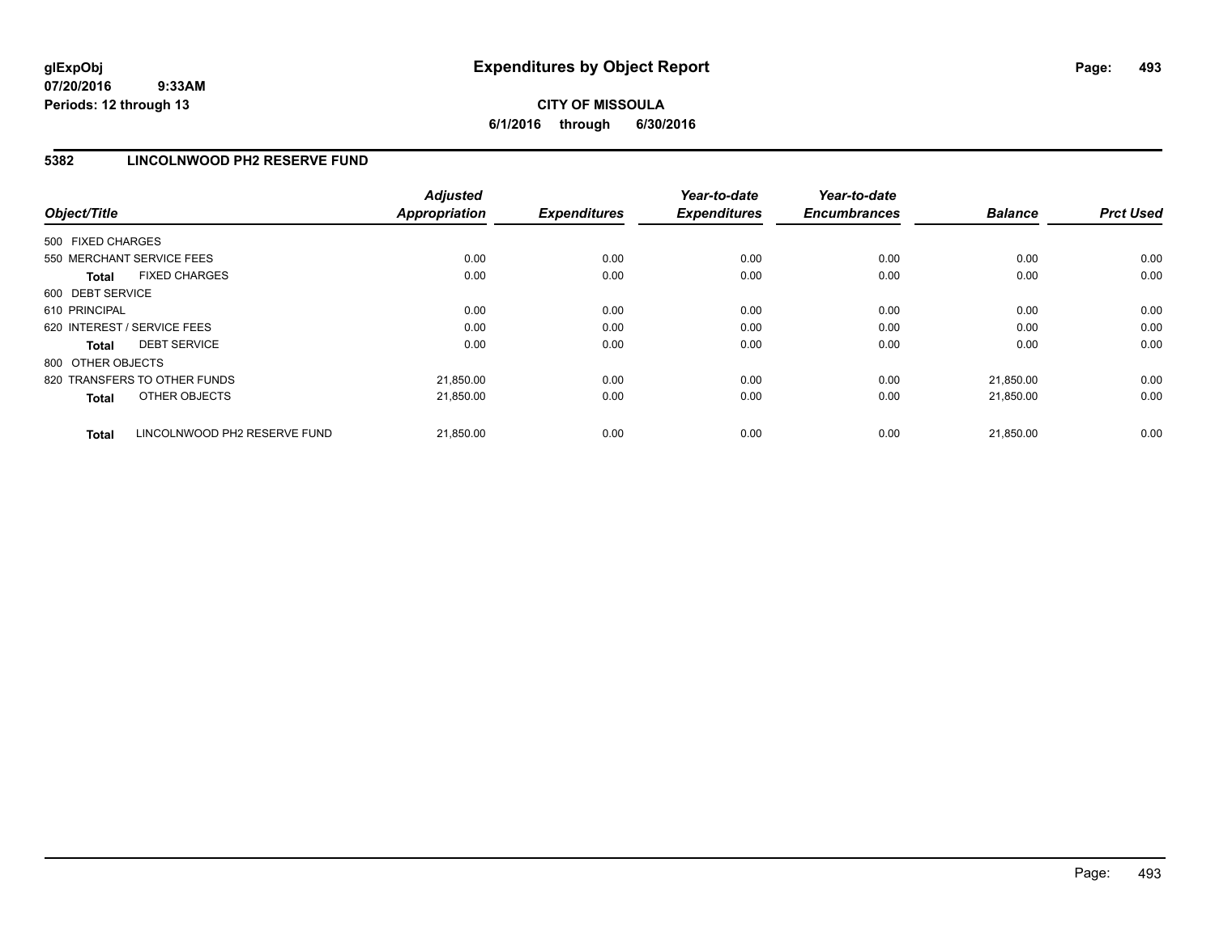# Expenditures by Object Report

glExpObj
07/20/2016 9:33AM
Periods: 12 through 13

**CITY OF MISSOULA**
**6/1/2016 through 6/30/2016**

## 5382 LINCOLNWOOD PH2 RESERVE FUND

| Object/Title | Adjusted Appropriation | Expenditures | Year-to-date Expenditures | Year-to-date Encumbrances | Balance | Prct Used |
|---|---|---|---|---|---|---|
| 500 FIXED CHARGES | | | | | | |
| 550 MERCHANT SERVICE FEES | 0.00 | 0.00 | 0.00 | 0.00 | 0.00 | 0.00 |
| **Total** FIXED CHARGES | 0.00 | 0.00 | 0.00 | 0.00 | 0.00 | 0.00 |
| 600 DEBT SERVICE | | | | | | |
| 610 PRINCIPAL | 0.00 | 0.00 | 0.00 | 0.00 | 0.00 | 0.00 |
| 620 INTEREST / SERVICE FEES | 0.00 | 0.00 | 0.00 | 0.00 | 0.00 | 0.00 |
| **Total** DEBT SERVICE | 0.00 | 0.00 | 0.00 | 0.00 | 0.00 | 0.00 |
| 800 OTHER OBJECTS | | | | | | |
| 820 TRANSFERS TO OTHER FUNDS | 21,850.00 | 0.00 | 0.00 | 0.00 | 21,850.00 | 0.00 |
| **Total** OTHER OBJECTS | 21,850.00 | 0.00 | 0.00 | 0.00 | 21,850.00 | 0.00 |
| **Total** LINCOLNWOOD PH2 RESERVE FUND | 21,850.00 | 0.00 | 0.00 | 0.00 | 21,850.00 | 0.00 |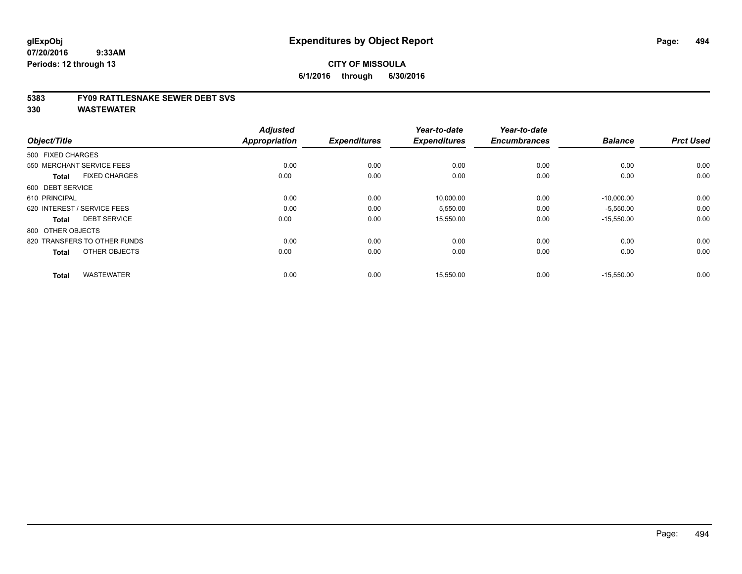**glExpObj**
**07/20/2016 9:33AM**
**Periods: 12 through 13**

# Expenditures by Object Report

**CITY OF MISSOULA**
**6/1/2016 through 6/30/2016**

## 5383 FY09 RATTLESNAKE SEWER DEBT SVS
## 330 WASTEWATER

| Object/Title | Adjusted Appropriation | Expenditures | Year-to-date Expenditures | Year-to-date Encumbrances | Balance | Prct Used |
|---|---|---|---|---|---|---|
| 500 FIXED CHARGES | | | | | | |
| 550 MERCHANT SERVICE FEES | 0.00 | 0.00 | 0.00 | 0.00 | 0.00 | 0.00 |
| **Total** FIXED CHARGES | 0.00 | 0.00 | 0.00 | 0.00 | 0.00 | 0.00 |
| 600 DEBT SERVICE | | | | | | |
| 610 PRINCIPAL | 0.00 | 0.00 | 10,000.00 | 0.00 | -10,000.00 | 0.00 |
| 620 INTEREST / SERVICE FEES | 0.00 | 0.00 | 5,550.00 | 0.00 | -5,550.00 | 0.00 |
| **Total** DEBT SERVICE | 0.00 | 0.00 | 15,550.00 | 0.00 | -15,550.00 | 0.00 |
| 800 OTHER OBJECTS | | | | | | |
| 820 TRANSFERS TO OTHER FUNDS | 0.00 | 0.00 | 0.00 | 0.00 | 0.00 | 0.00 |
| **Total** OTHER OBJECTS | 0.00 | 0.00 | 0.00 | 0.00 | 0.00 | 0.00 |
| **Total** WASTEWATER | 0.00 | 0.00 | 15,550.00 | 0.00 | -15,550.00 | 0.00 |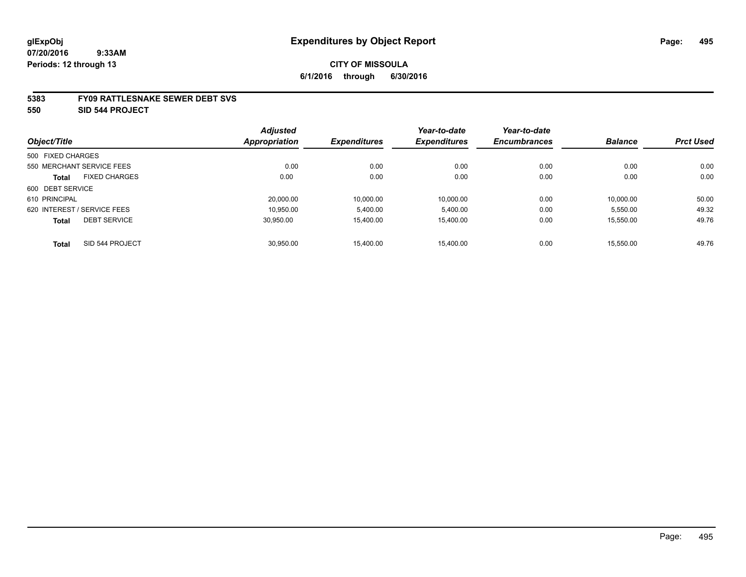**glExpObj** **Expenditures by Object Report**

**07/20/2016 9:33AM**

**Periods: 12 through 13**

**CITY OF MISSOULA**

**6/1/2016 through 6/30/2016**

**5383 FY09 RATTLESNAKE SEWER DEBT SVS**

**550 SID 544 PROJECT**

| Object/Title | Adjusted Appropriation | Expenditures | Year-to-date Expenditures | Year-to-date Encumbrances | Balance | Prct Used |
|---|---|---|---|---|---|---|
| 500 FIXED CHARGES | | | | | | |
| 550 MERCHANT SERVICE FEES | 0.00 | 0.00 | 0.00 | 0.00 | 0.00 | 0.00 |
| **Total** FIXED CHARGES | 0.00 | 0.00 | 0.00 | 0.00 | 0.00 | 0.00 |
| 600 DEBT SERVICE | | | | | | |
| 610 PRINCIPAL | 20,000.00 | 10,000.00 | 10,000.00 | 0.00 | 10,000.00 | 50.00 |
| 620 INTEREST / SERVICE FEES | 10,950.00 | 5,400.00 | 5,400.00 | 0.00 | 5,550.00 | 49.32 |
| **Total** DEBT SERVICE | 30,950.00 | 15,400.00 | 15,400.00 | 0.00 | 15,550.00 | 49.76 |
| **Total** SID 544 PROJECT | 30,950.00 | 15,400.00 | 15,400.00 | 0.00 | 15,550.00 | 49.76 |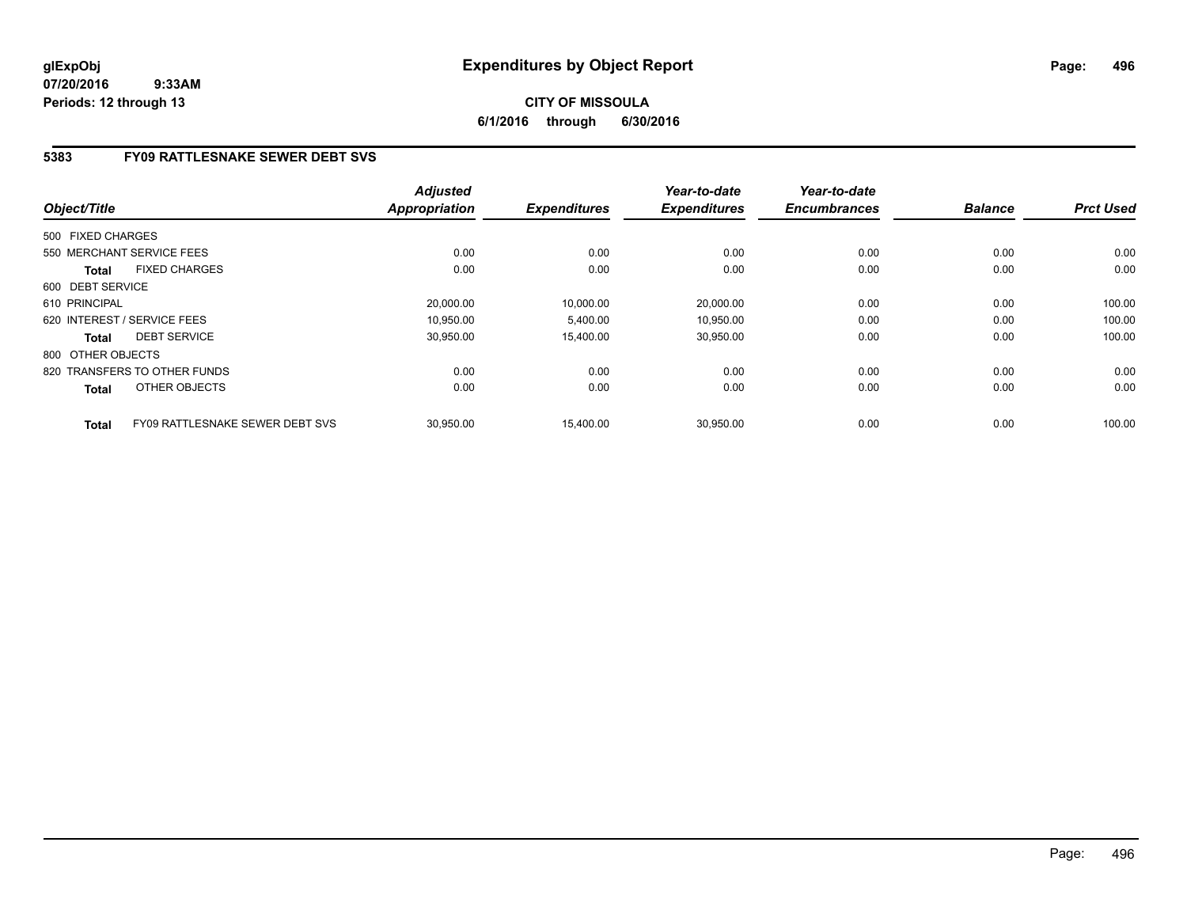# Expenditures by Object Report

**glExpObj**
**07/20/2016 9:33AM**
**Periods: 12 through 13**

**CITY OF MISSOULA**
**6/1/2016 through 6/30/2016**

## 5383 FY09 RATTLESNAKE SEWER DEBT SVS

| Object/Title | | Adjusted Appropriation | Expenditures | Year-to-date Expenditures | Year-to-date Encumbrances | Balance | Prct Used |
|---|---|---|---|---|---|---|---|
| 500 FIXED CHARGES | | | | | | | |
| 550 MERCHANT SERVICE FEES | | 0.00 | 0.00 | 0.00 | 0.00 | 0.00 | 0.00 |
| **Total** | FIXED CHARGES | 0.00 | 0.00 | 0.00 | 0.00 | 0.00 | 0.00 |
| 600 DEBT SERVICE | | | | | | | |
| 610 PRINCIPAL | | 20,000.00 | 10,000.00 | 20,000.00 | 0.00 | 0.00 | 100.00 |
| 620 INTEREST / SERVICE FEES | | 10,950.00 | 5,400.00 | 10,950.00 | 0.00 | 0.00 | 100.00 |
| **Total** | DEBT SERVICE | 30,950.00 | 15,400.00 | 30,950.00 | 0.00 | 0.00 | 100.00 |
| 800 OTHER OBJECTS | | | | | | | |
| 820 TRANSFERS TO OTHER FUNDS | | 0.00 | 0.00 | 0.00 | 0.00 | 0.00 | 0.00 |
| **Total** | OTHER OBJECTS | 0.00 | 0.00 | 0.00 | 0.00 | 0.00 | 0.00 |
| **Total** | FY09 RATTLESNAKE SEWER DEBT SVS | 30,950.00 | 15,400.00 | 30,950.00 | 0.00 | 0.00 | 100.00 |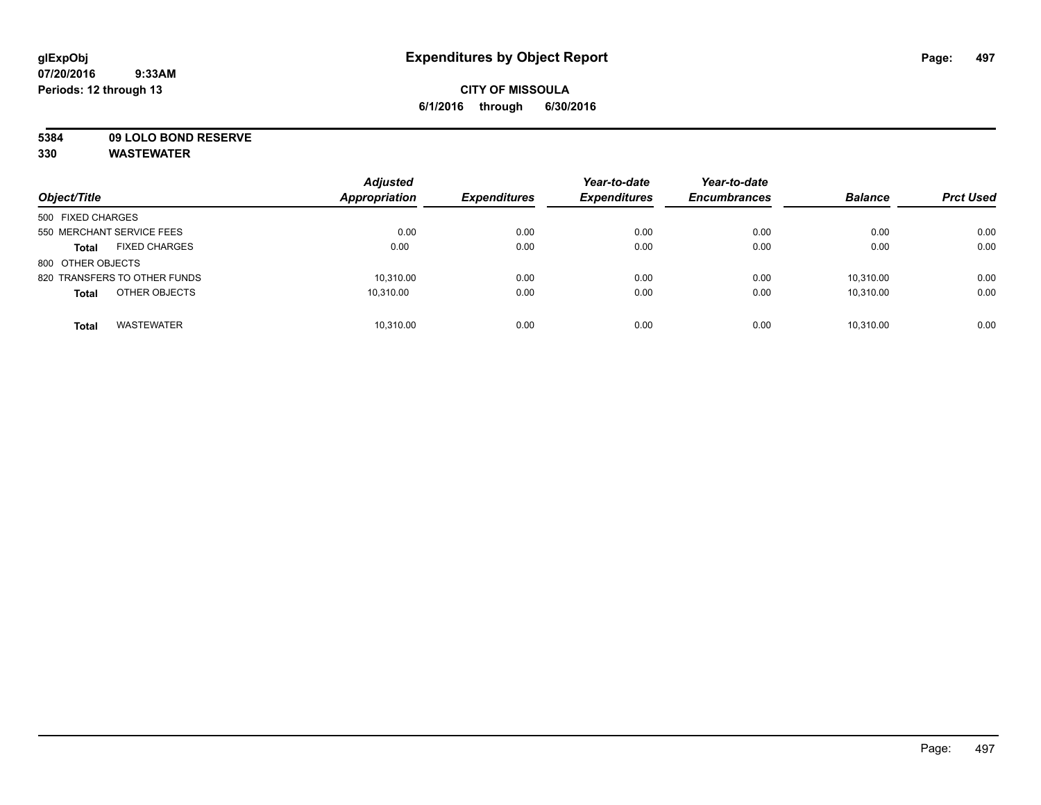**CITY OF MISSOULA**

**6/1/2016 through 6/30/2016**

**glExpObj**
**07/20/2016 9:33AM**
**Periods: 12 through 13**

# Expenditures by Object Report

**5384 09 LOLO BOND RESERVE**
**330 WASTEWATER**

| Object/Title | Adjusted Appropriation | Expenditures | Year-to-date Expenditures | Year-to-date Encumbrances | Balance | Prct Used |
|---|---|---|---|---|---|---|
| 500 FIXED CHARGES | | | | | | |
| 550 MERCHANT SERVICE FEES | 0.00 | 0.00 | 0.00 | 0.00 | 0.00 | 0.00 |
| **Total** FIXED CHARGES | 0.00 | 0.00 | 0.00 | 0.00 | 0.00 | 0.00 |
| 800 OTHER OBJECTS | | | | | | |
| 820 TRANSFERS TO OTHER FUNDS | 10,310.00 | 0.00 | 0.00 | 0.00 | 10,310.00 | 0.00 |
| **Total** OTHER OBJECTS | 10,310.00 | 0.00 | 0.00 | 0.00 | 10,310.00 | 0.00 |
| **Total** WASTEWATER | 10,310.00 | 0.00 | 0.00 | 0.00 | 10,310.00 | 0.00 |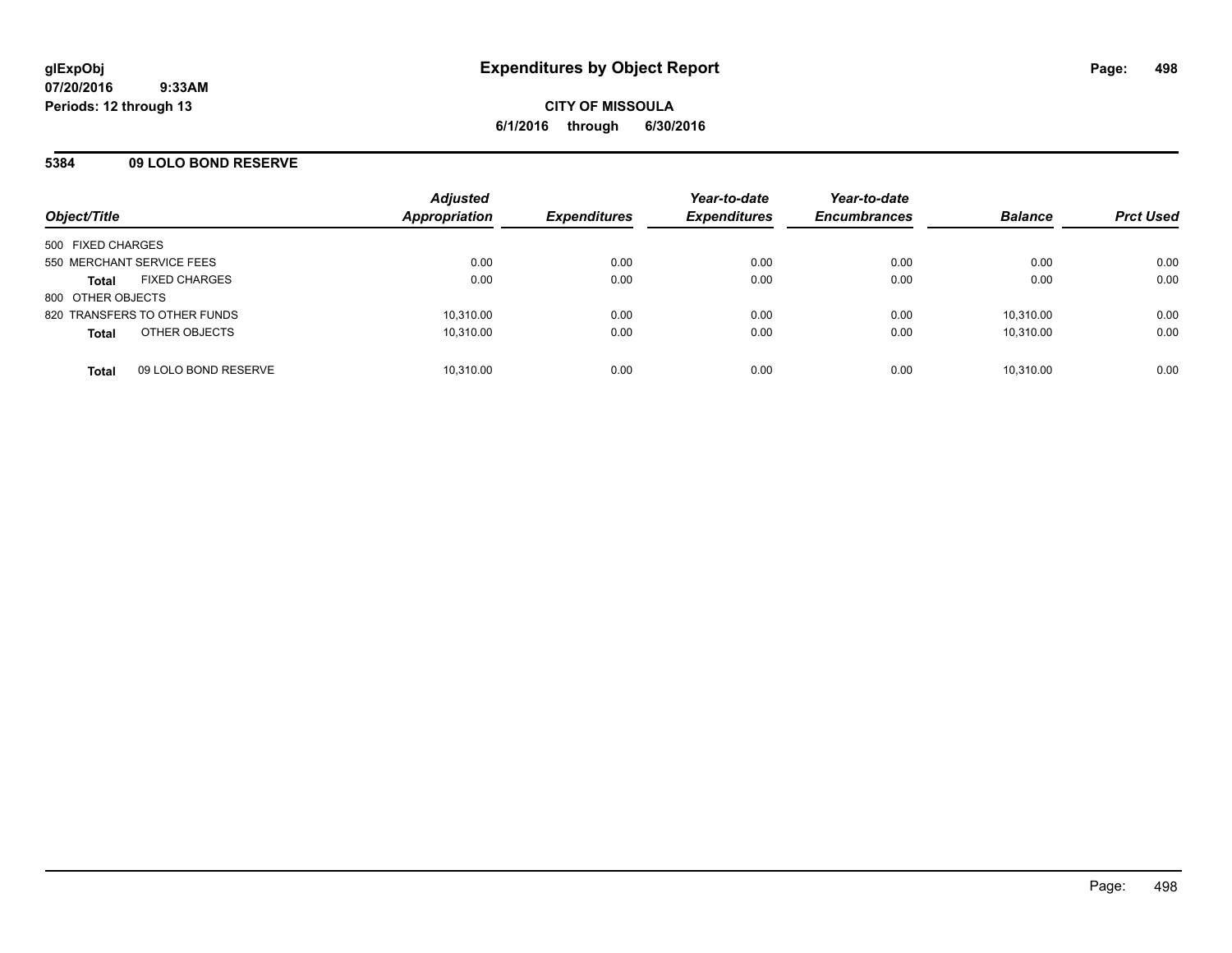**glExpObj**
**07/20/2016 9:33AM**
**Periods: 12 through 13**

# Expenditures by Object Report

**CITY OF MISSOULA**
**6/1/2016 through 6/30/2016**

## 5384 09 LOLO BOND RESERVE

| Object/Title | Adjusted Appropriation | Expenditures | Year-to-date Expenditures | Year-to-date Encumbrances | Balance | Prct Used |
|---|---|---|---|---|---|---|
| 500 FIXED CHARGES | | | | | | |
| 550 MERCHANT SERVICE FEES | 0.00 | 0.00 | 0.00 | 0.00 | 0.00 | 0.00 |
| **Total** FIXED CHARGES | 0.00 | 0.00 | 0.00 | 0.00 | 0.00 | 0.00 |
| 800 OTHER OBJECTS | | | | | | |
| 820 TRANSFERS TO OTHER FUNDS | 10,310.00 | 0.00 | 0.00 | 0.00 | 10,310.00 | 0.00 |
| **Total** OTHER OBJECTS | 10,310.00 | 0.00 | 0.00 | 0.00 | 10,310.00 | 0.00 |
| **Total** 09 LOLO BOND RESERVE | 10,310.00 | 0.00 | 0.00 | 0.00 | 10,310.00 | 0.00 |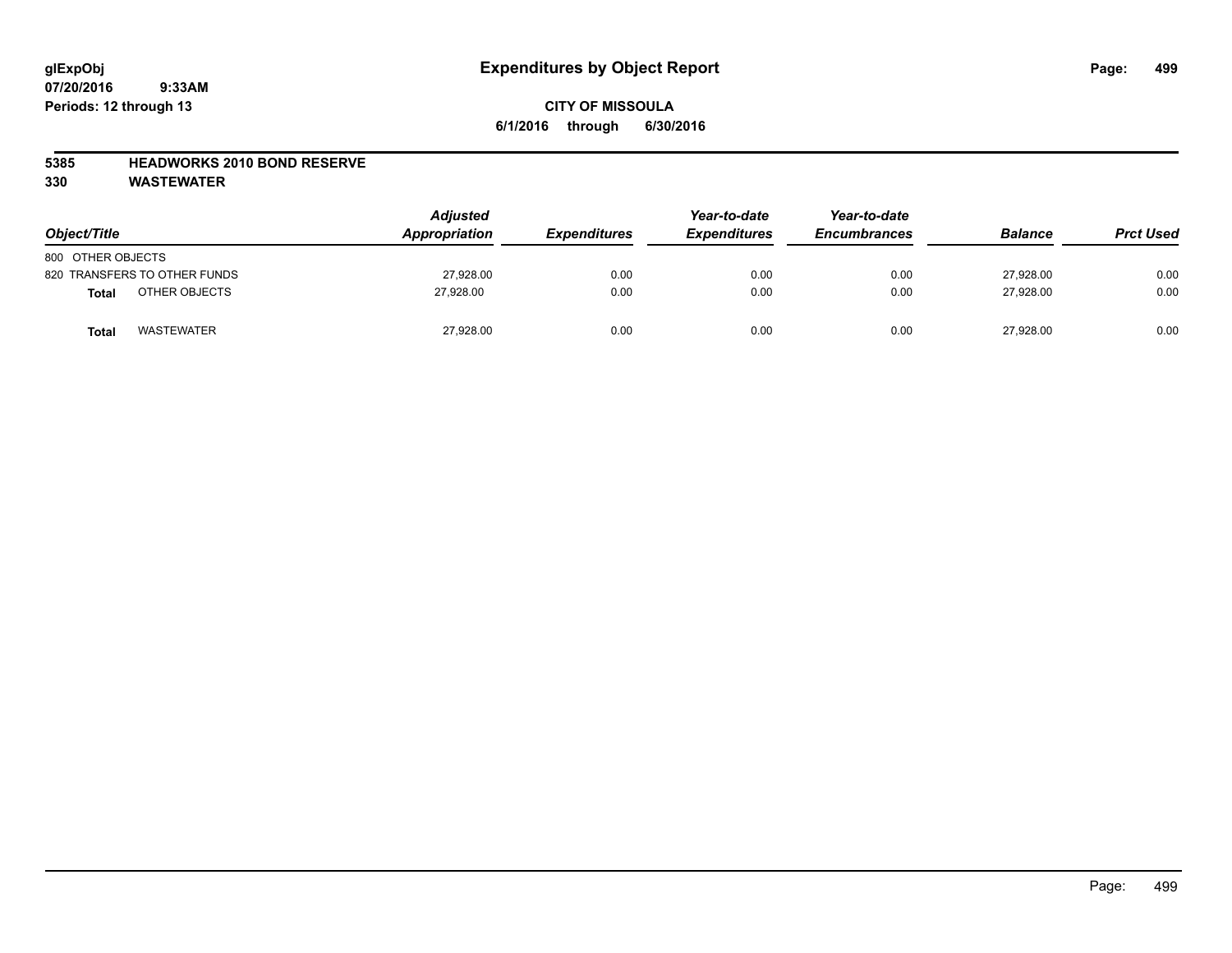glExpObj
07/20/2016 9:33AM
Periods: 12 through 13

# Expenditures by Object Report

**CITY OF MISSOULA**
**6/1/2016 through 6/30/2016**

**5385 HEADWORKS 2010 BOND RESERVE**
**330 WASTEWATER**

| Object/Title | Adjusted Appropriation | Expenditures | Year-to-date Expenditures | Year-to-date Encumbrances | Balance | Prct Used |
|---|---|---|---|---|---|---|
| 800 OTHER OBJECTS | | | | | | |
| 820 TRANSFERS TO OTHER FUNDS | 27,928.00 | 0.00 | 0.00 | 0.00 | 27,928.00 | 0.00 |
| **Total** OTHER OBJECTS | 27,928.00 | 0.00 | 0.00 | 0.00 | 27,928.00 | 0.00 |
| **Total** WASTEWATER | 27,928.00 | 0.00 | 0.00 | 0.00 | 27,928.00 | 0.00 |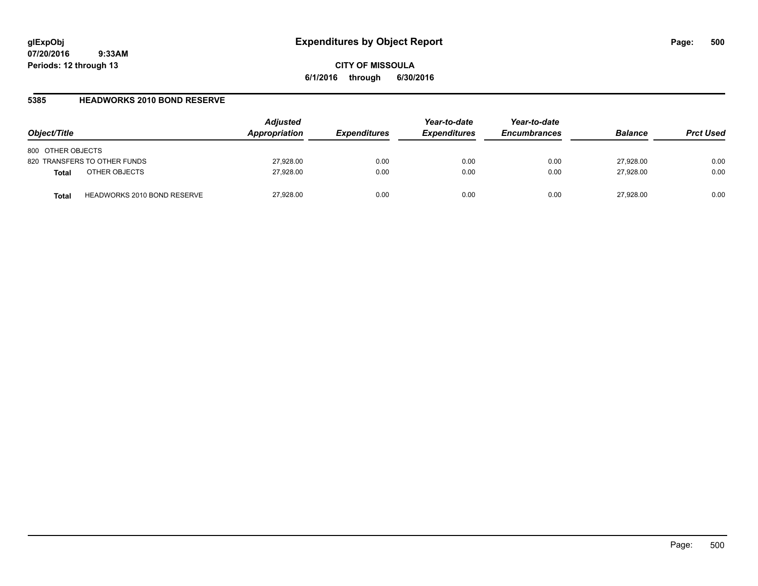**glExpObj** **Expenditures by Object Report**

**07/20/2016 9:33AM**

**Periods: 12 through 13**

**CITY OF MISSOULA**

**6/1/2016 through 6/30/2016**

## 5385 HEADWORKS 2010 BOND RESERVE

| Object/Title | | Adjusted Appropriation | Expenditures | Year-to-date Expenditures | Year-to-date Encumbrances | Balance | Prct Used |
|---|---|---|---|---|---|---|---|
| 800 OTHER OBJECTS | | | | | | | |
| 820 TRANSFERS TO OTHER FUNDS | | 27,928.00 | 0.00 | 0.00 | 0.00 | 27,928.00 | 0.00 |
| **Total** | OTHER OBJECTS | 27,928.00 | 0.00 | 0.00 | 0.00 | 27,928.00 | 0.00 |
| **Total** | HEADWORKS 2010 BOND RESERVE | 27,928.00 | 0.00 | 0.00 | 0.00 | 27,928.00 | 0.00 |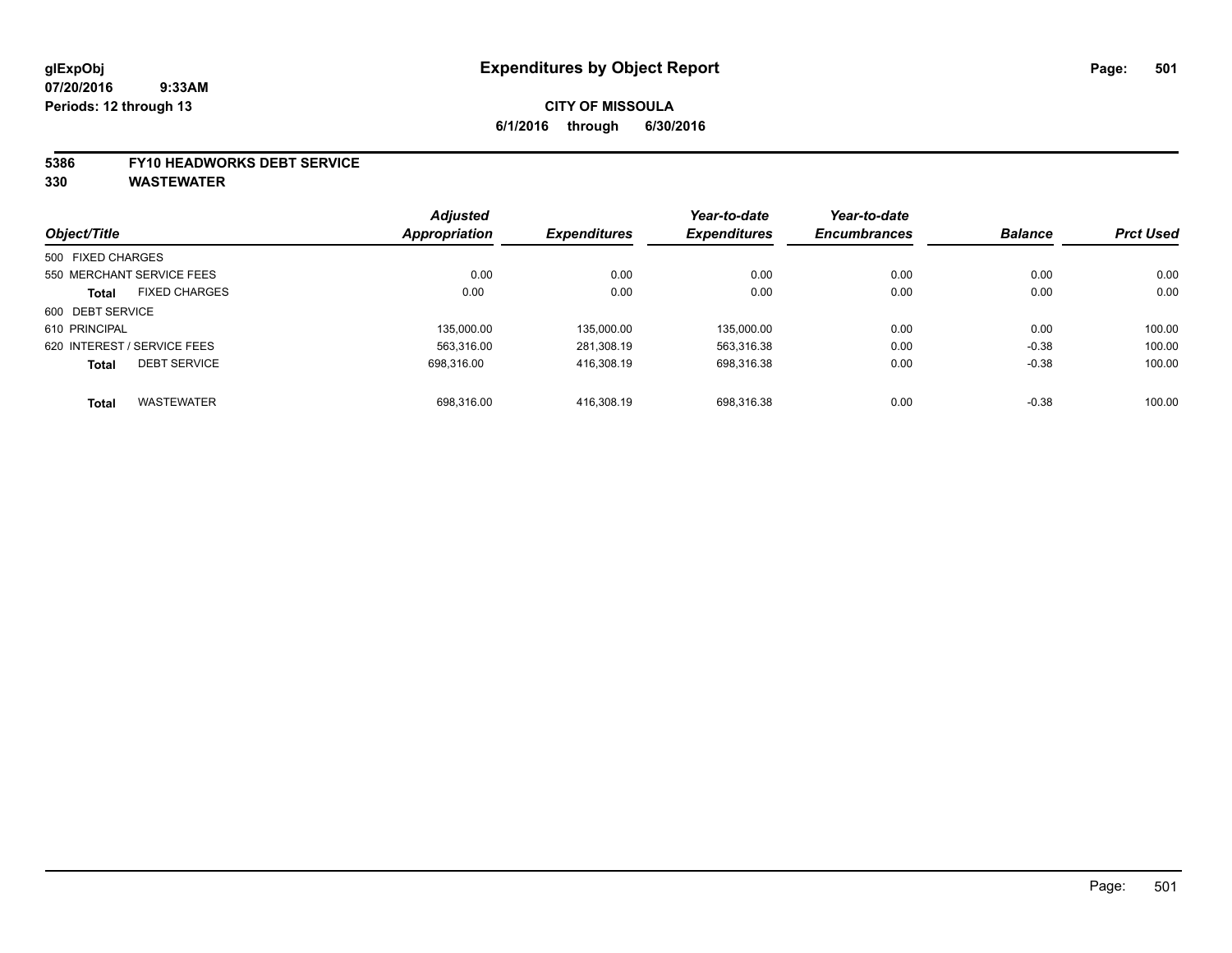glExpObj
07/20/2016 9:33AM
Periods: 12 through 13

# Expenditures by Object Report

**CITY OF MISSOULA**

**6/1/2016 through 6/30/2016**

**5386 FY10 HEADWORKS DEBT SERVICE**
**330 WASTEWATER**

| Object/Title | Adjusted Appropriation | Expenditures | Year-to-date Expenditures | Year-to-date Encumbrances | Balance | Prct Used |
|---|---|---|---|---|---|---|
| 500 FIXED CHARGES | | | | | | |
| 550 MERCHANT SERVICE FEES | 0.00 | 0.00 | 0.00 | 0.00 | 0.00 | 0.00 |
| **Total** FIXED CHARGES | 0.00 | 0.00 | 0.00 | 0.00 | 0.00 | 0.00 |
| 600 DEBT SERVICE | | | | | | |
| 610 PRINCIPAL | 135,000.00 | 135,000.00 | 135,000.00 | 0.00 | 0.00 | 100.00 |
| 620 INTEREST / SERVICE FEES | 563,316.00 | 281,308.19 | 563,316.38 | 0.00 | -0.38 | 100.00 |
| **Total** DEBT SERVICE | 698,316.00 | 416,308.19 | 698,316.38 | 0.00 | -0.38 | 100.00 |
| **Total** WASTEWATER | 698,316.00 | 416,308.19 | 698,316.38 | 0.00 | -0.38 | 100.00 |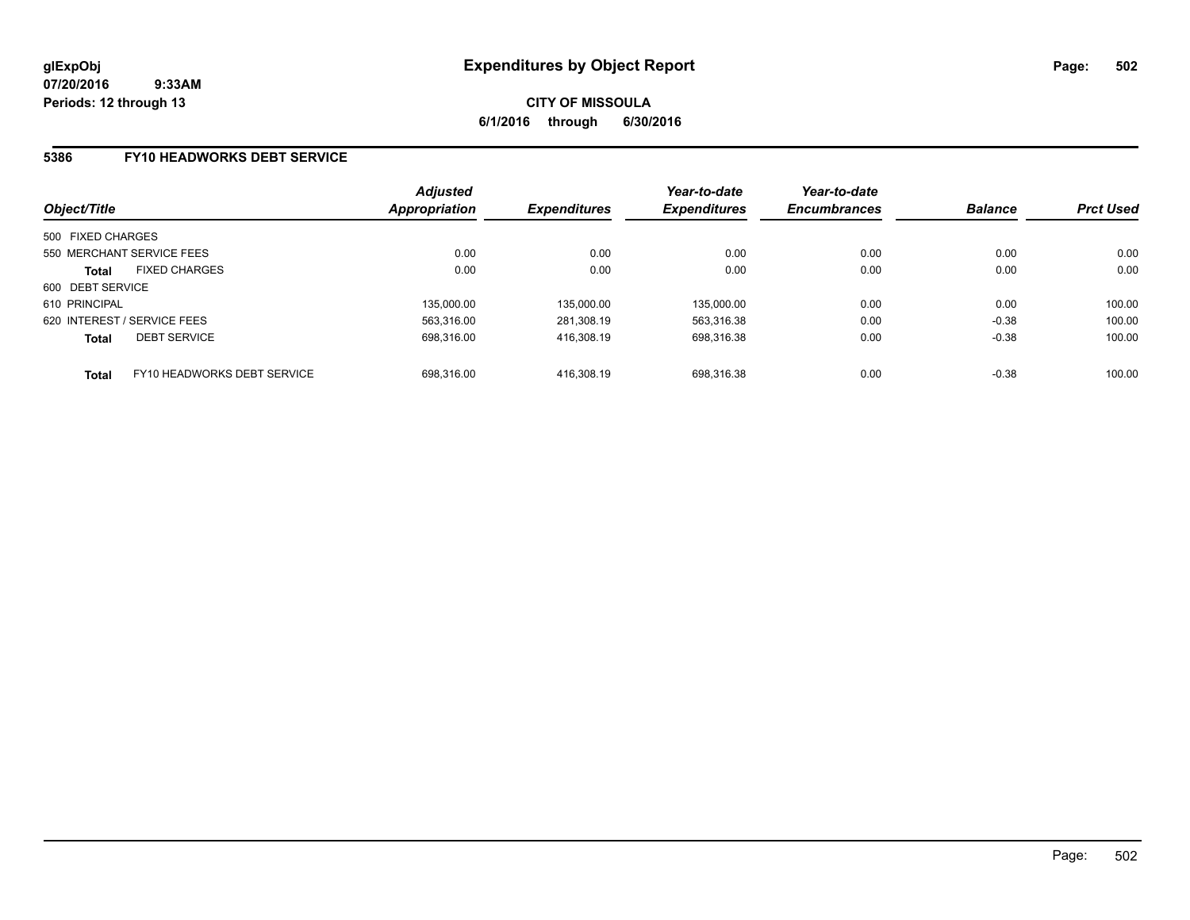**glExpObj**
**07/20/2016 9:33AM**
**Periods: 12 through 13**

# Expenditures by Object Report

**CITY OF MISSOULA**
**6/1/2016 through 6/30/2016**

## 5386 FY10 HEADWORKS DEBT SERVICE

| Object/Title | Adjusted Appropriation | Expenditures | Year-to-date Expenditures | Year-to-date Encumbrances | Balance | Prct Used |
|---|---|---|---|---|---|---|
| 500 FIXED CHARGES | | | | | | |
| 550 MERCHANT SERVICE FEES | 0.00 | 0.00 | 0.00 | 0.00 | 0.00 | 0.00 |
| **Total** FIXED CHARGES | 0.00 | 0.00 | 0.00 | 0.00 | 0.00 | 0.00 |
| 600 DEBT SERVICE | | | | | | |
| 610 PRINCIPAL | 135,000.00 | 135,000.00 | 135,000.00 | 0.00 | 0.00 | 100.00 |
| 620 INTEREST / SERVICE FEES | 563,316.00 | 281,308.19 | 563,316.38 | 0.00 | -0.38 | 100.00 |
| **Total** DEBT SERVICE | 698,316.00 | 416,308.19 | 698,316.38 | 0.00 | -0.38 | 100.00 |
| **Total** FY10 HEADWORKS DEBT SERVICE | 698,316.00 | 416,308.19 | 698,316.38 | 0.00 | -0.38 | 100.00 |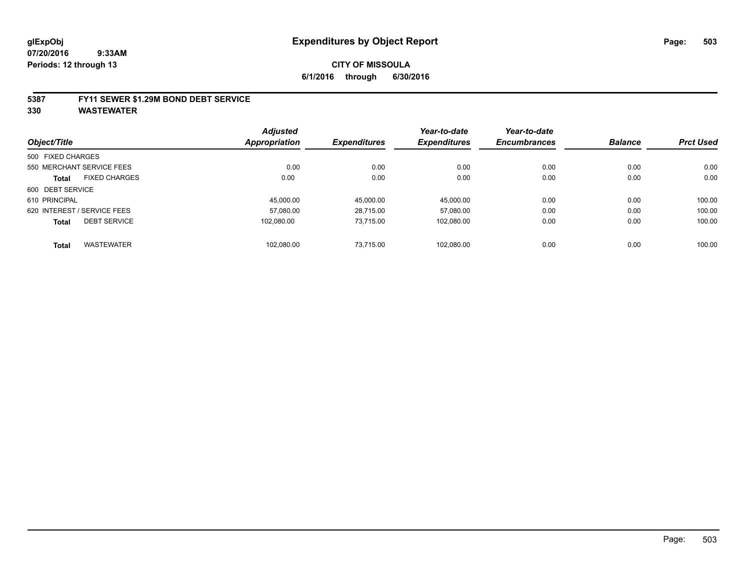# Expenditures by Object Report

glExpObj
07/20/2016 9:33AM
Periods: 12 through 13

**CITY OF MISSOULA**
**6/1/2016 through 6/30/2016**

## 5387 FY11 SEWER $1.29M BOND DEBT SERVICE
## 330 WASTEWATER

| Object/Title | Adjusted Appropriation | Expenditures | Year-to-date Expenditures | Year-to-date Encumbrances | Balance | Prct Used |
|---|---|---|---|---|---|---|
| 500 FIXED CHARGES | | | | | | |
| 550 MERCHANT SERVICE FEES | 0.00 | 0.00 | 0.00 | 0.00 | 0.00 | 0.00 |
| **Total** FIXED CHARGES | 0.00 | 0.00 | 0.00 | 0.00 | 0.00 | 0.00 |
| 600 DEBT SERVICE | | | | | | |
| 610 PRINCIPAL | 45,000.00 | 45,000.00 | 45,000.00 | 0.00 | 0.00 | 100.00 |
| 620 INTEREST / SERVICE FEES | 57,080.00 | 28,715.00 | 57,080.00 | 0.00 | 0.00 | 100.00 |
| **Total** DEBT SERVICE | 102,080.00 | 73,715.00 | 102,080.00 | 0.00 | 0.00 | 100.00 |
| **Total** WASTEWATER | 102,080.00 | 73,715.00 | 102,080.00 | 0.00 | 0.00 | 100.00 |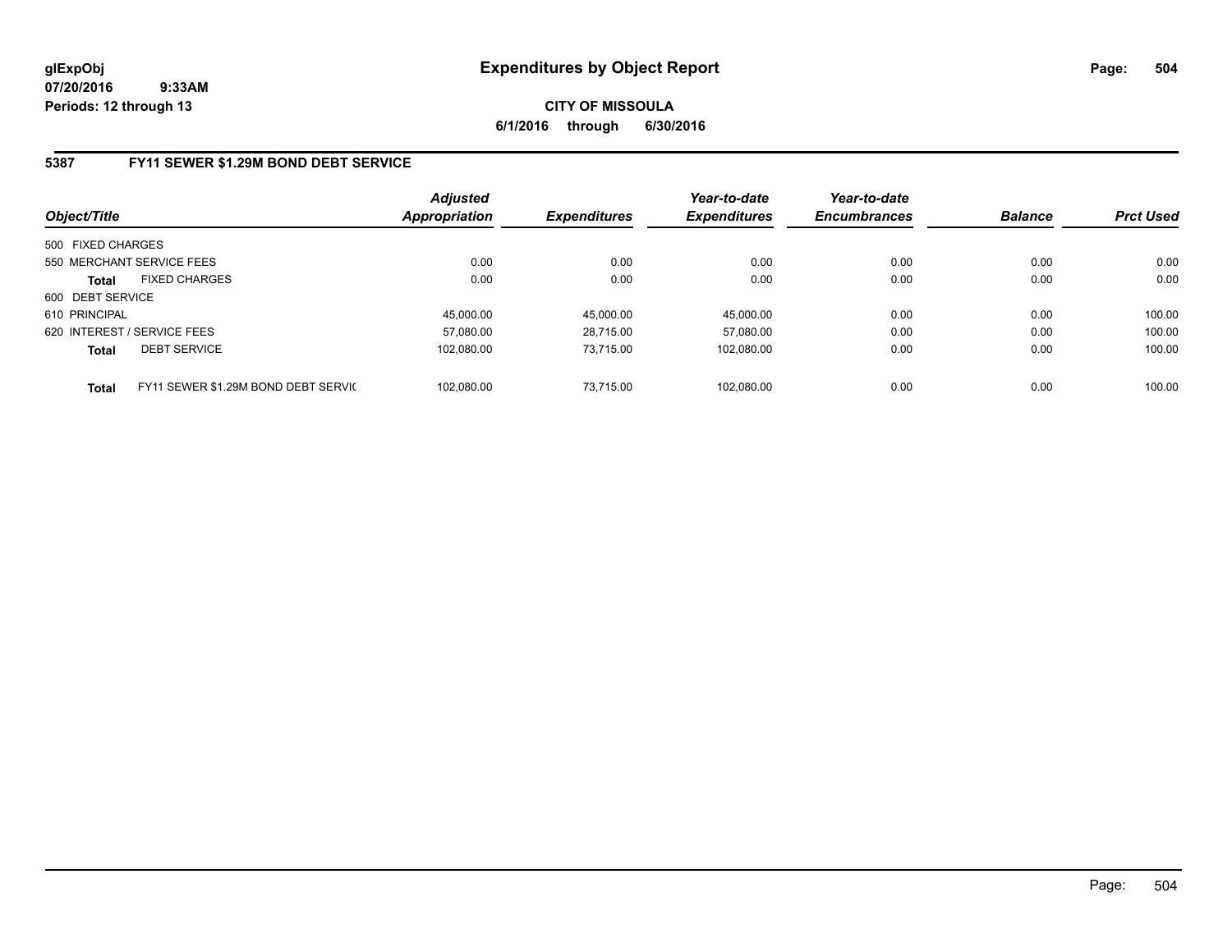# Expenditures by Object Report

glExpObj
07/20/2016 9:33AM
Periods: 12 through 13

**CITY OF MISSOULA**

**6/1/2016 through 6/30/2016**

## 5387 FY11 SEWER $1.29M BOND DEBT SERVICE

| Object/Title | | Adjusted Appropriation | Expenditures | Year-to-date Expenditures | Year-to-date Encumbrances | Balance | Prct Used |
|---|---|---|---|---|---|---|---|
| 500 FIXED CHARGES | | | | | | | |
| 550 MERCHANT SERVICE FEES | | 0.00 | 0.00 | 0.00 | 0.00 | 0.00 | 0.00 |
| **Total** | FIXED CHARGES | 0.00 | 0.00 | 0.00 | 0.00 | 0.00 | 0.00 |
| 600 DEBT SERVICE | | | | | | | |
| 610 PRINCIPAL | | 45,000.00 | 45,000.00 | 45,000.00 | 0.00 | 0.00 | 100.00 |
| 620 INTEREST / SERVICE FEES | | 57,080.00 | 28,715.00 | 57,080.00 | 0.00 | 0.00 | 100.00 |
| **Total** | DEBT SERVICE | 102,080.00 | 73,715.00 | 102,080.00 | 0.00 | 0.00 | 100.00 |
| **Total** | FY11 SEWER $1.29M BOND DEBT SERVIC | 102,080.00 | 73,715.00 | 102,080.00 | 0.00 | 0.00 | 100.00 |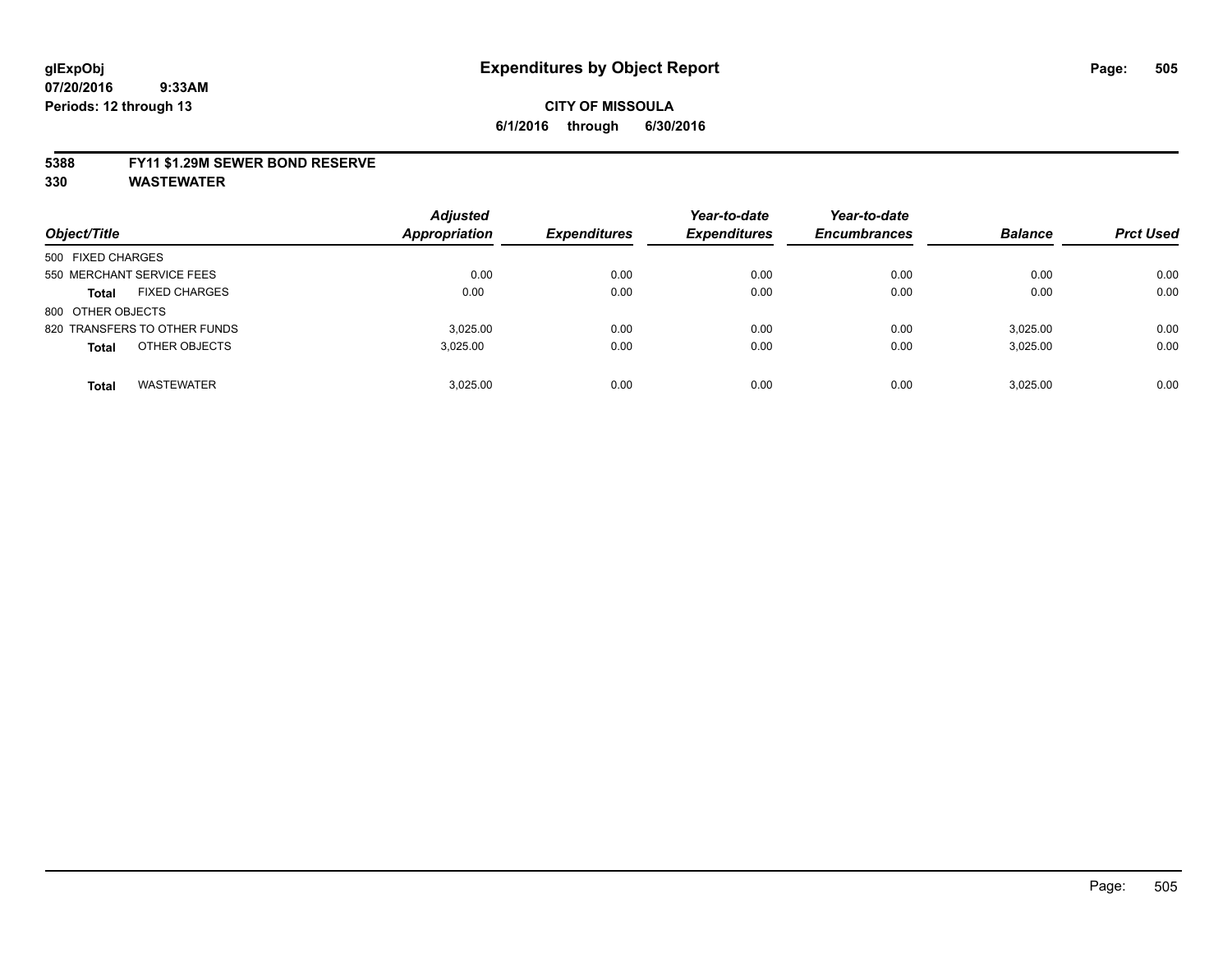**glExpObj** **Expenditures by Object Report**

**07/20/2016 9:33AM**

**Periods: 12 through 13**

**CITY OF MISSOULA**

**6/1/2016 through 6/30/2016**

**5388 FY11 $1.29M SEWER BOND RESERVE**

**330 WASTEWATER**

| Object/Title | | Adjusted Appropriation | Expenditures | Year-to-date Expenditures | Year-to-date Encumbrances | Balance | Prct Used |
|---|---|---|---|---|---|---|---|
| 500 FIXED CHARGES | | | | | | | |
| 550 MERCHANT SERVICE FEES | | 0.00 | 0.00 | 0.00 | 0.00 | 0.00 | 0.00 |
| **Total** | FIXED CHARGES | 0.00 | 0.00 | 0.00 | 0.00 | 0.00 | 0.00 |
| 800 OTHER OBJECTS | | | | | | | |
| 820 TRANSFERS TO OTHER FUNDS | | 3,025.00 | 0.00 | 0.00 | 0.00 | 3,025.00 | 0.00 |
| **Total** | OTHER OBJECTS | 3,025.00 | 0.00 | 0.00 | 0.00 | 3,025.00 | 0.00 |
| **Total** | WASTEWATER | 3,025.00 | 0.00 | 0.00 | 0.00 | 3,025.00 | 0.00 |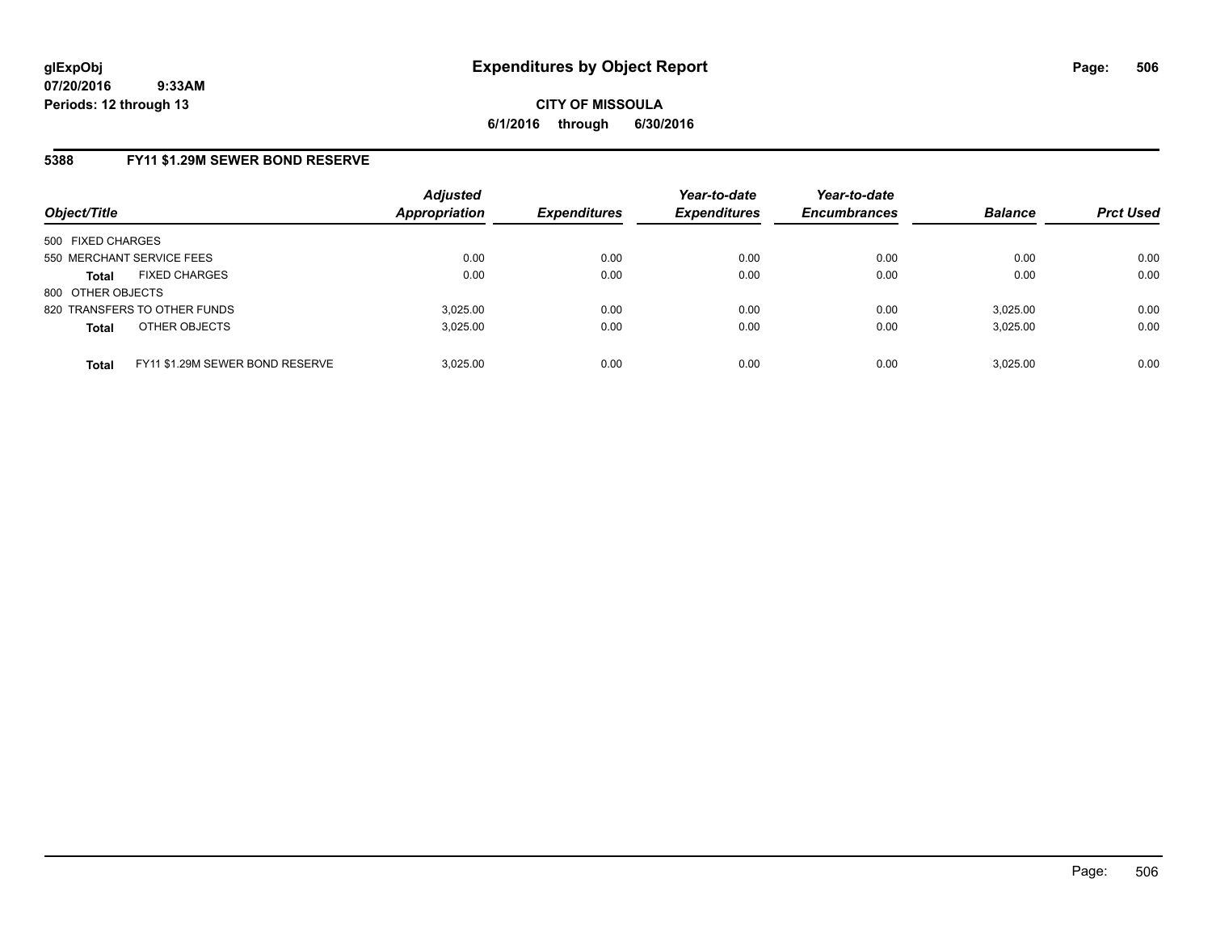# Expenditures by Object Report

**CITY OF MISSOULA**

**6/1/2016 through 6/30/2016**

glExpObj
07/20/2016 9:33AM
Periods: 12 through 13

## 5388 FY11 $1.29M SEWER BOND RESERVE

| Object/Title | | Adjusted Appropriation | Expenditures | Year-to-date Expenditures | Year-to-date Encumbrances | Balance | Prct Used |
|---|---|---|---|---|---|---|---|
| 500 FIXED CHARGES | | | | | | | |
| 550 MERCHANT SERVICE FEES | | 0.00 | 0.00 | 0.00 | 0.00 | 0.00 | 0.00 |
| **Total** | FIXED CHARGES | 0.00 | 0.00 | 0.00 | 0.00 | 0.00 | 0.00 |
| 800 OTHER OBJECTS | | | | | | | |
| 820 TRANSFERS TO OTHER FUNDS | | 3,025.00 | 0.00 | 0.00 | 0.00 | 3,025.00 | 0.00 |
| **Total** | OTHER OBJECTS | 3,025.00 | 0.00 | 0.00 | 0.00 | 3,025.00 | 0.00 |
| **Total** | FY11 $1.29M SEWER BOND RESERVE | 3,025.00 | 0.00 | 0.00 | 0.00 | 3,025.00 | 0.00 |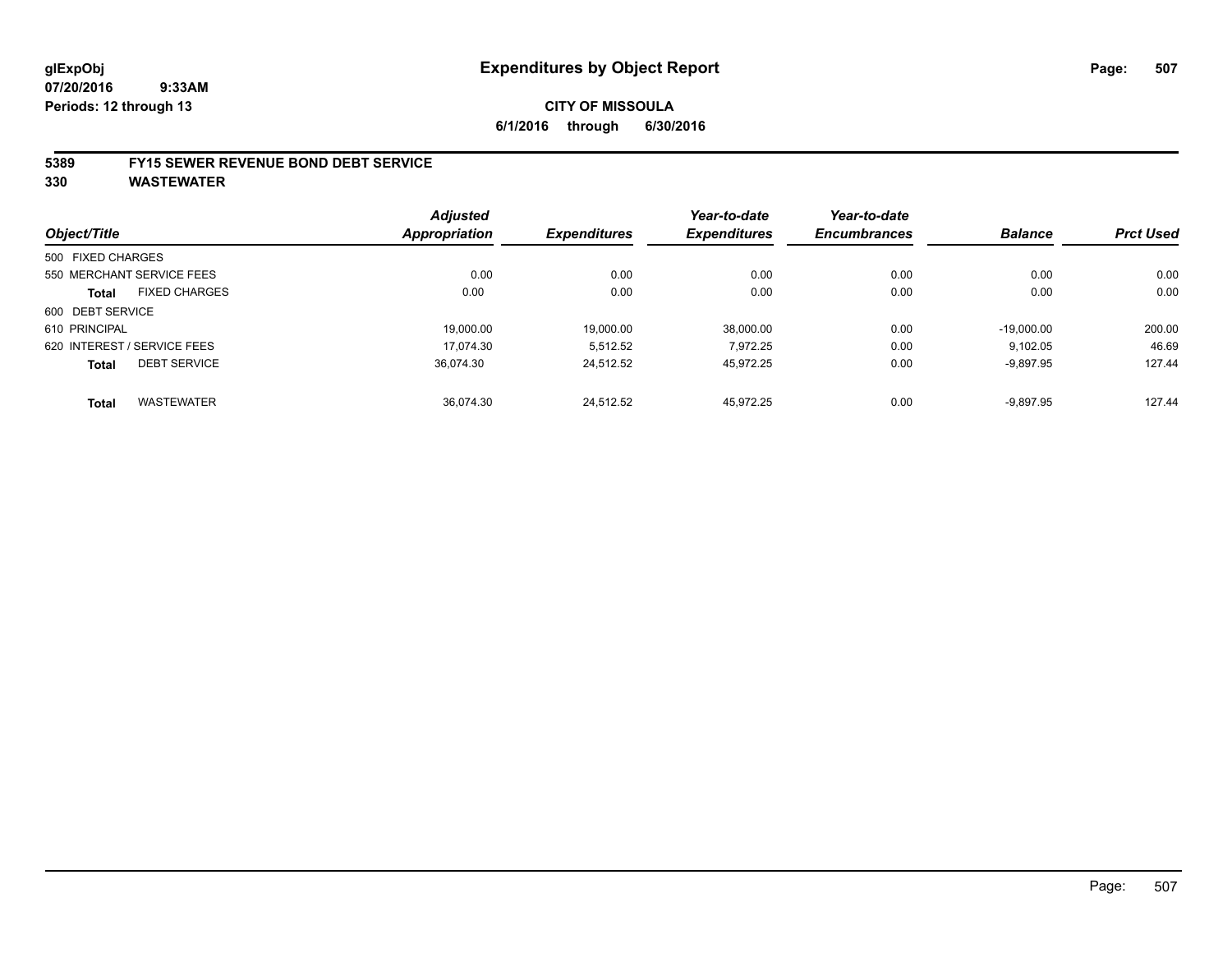**glExpObj**
**07/20/2016 9:33AM**
**Periods: 12 through 13**

# Expenditures by Object Report

**CITY OF MISSOULA**
**6/1/2016 through 6/30/2016**

## 5389 FY15 SEWER REVENUE BOND DEBT SERVICE
## 330 WASTEWATER

| Object/Title | Adjusted Appropriation | Expenditures | Year-to-date Expenditures | Year-to-date Encumbrances | Balance | Prct Used |
|---|---|---|---|---|---|---|
| 500 FIXED CHARGES | | | | | | |
| 550 MERCHANT SERVICE FEES | 0.00 | 0.00 | 0.00 | 0.00 | 0.00 | 0.00 |
| **Total** FIXED CHARGES | 0.00 | 0.00 | 0.00 | 0.00 | 0.00 | 0.00 |
| 600 DEBT SERVICE | | | | | | |
| 610 PRINCIPAL | 19,000.00 | 19,000.00 | 38,000.00 | 0.00 | -19,000.00 | 200.00 |
| 620 INTEREST / SERVICE FEES | 17,074.30 | 5,512.52 | 7,972.25 | 0.00 | 9,102.05 | 46.69 |
| **Total** DEBT SERVICE | 36,074.30 | 24,512.52 | 45,972.25 | 0.00 | -9,897.95 | 127.44 |
| **Total** WASTEWATER | 36,074.30 | 24,512.52 | 45,972.25 | 0.00 | -9,897.95 | 127.44 |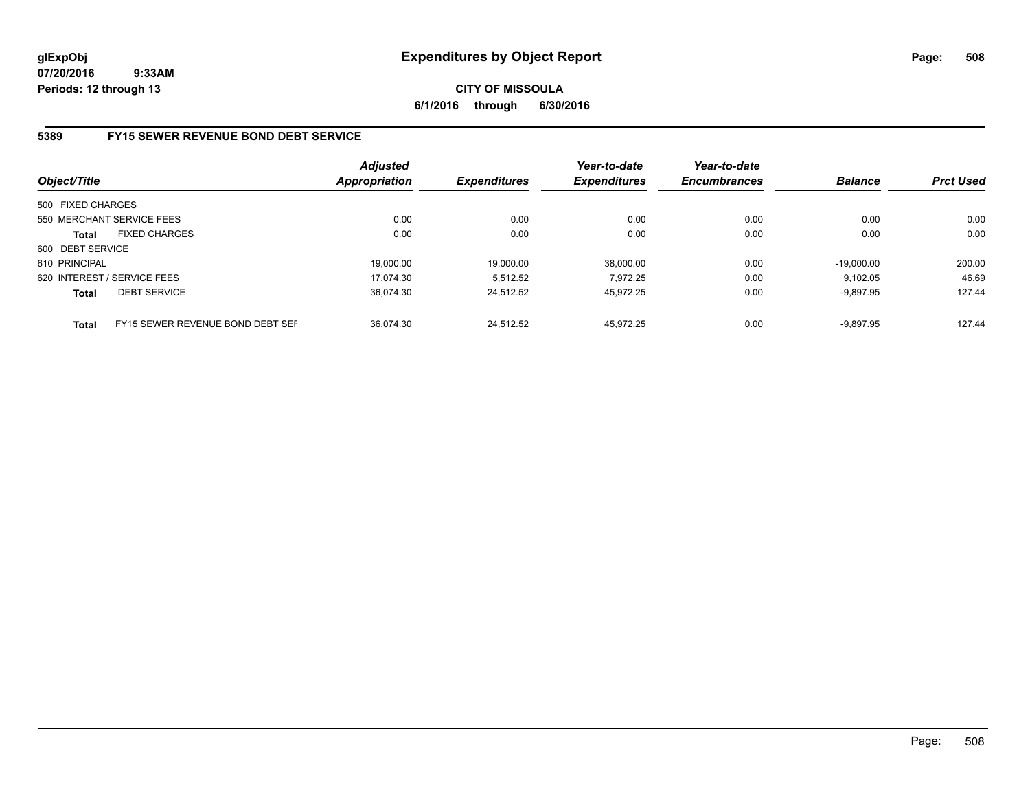**glExpObj**
**07/20/2016 9:33AM**
**Periods: 12 through 13**

# Expenditures by Object Report

**CITY OF MISSOULA**
**6/1/2016 through 6/30/2016**

## 5389 FY15 SEWER REVENUE BOND DEBT SERVICE

| Object/Title | Adjusted Appropriation | Expenditures | Year-to-date Expenditures | Year-to-date Encumbrances | Balance | Prct Used |
|---|---|---|---|---|---|---|
| 500 FIXED CHARGES | | | | | | |
| 550 MERCHANT SERVICE FEES | 0.00 | 0.00 | 0.00 | 0.00 | 0.00 | 0.00 |
| **Total** FIXED CHARGES | 0.00 | 0.00 | 0.00 | 0.00 | 0.00 | 0.00 |
| 600 DEBT SERVICE | | | | | | |
| 610 PRINCIPAL | 19,000.00 | 19,000.00 | 38,000.00 | 0.00 | -19,000.00 | 200.00 |
| 620 INTEREST / SERVICE FEES | 17,074.30 | 5,512.52 | 7,972.25 | 0.00 | 9,102.05 | 46.69 |
| **Total** DEBT SERVICE | 36,074.30 | 24,512.52 | 45,972.25 | 0.00 | -9,897.95 | 127.44 |
| **Total** FY15 SEWER REVENUE BOND DEBT SEF | 36,074.30 | 24,512.52 | 45,972.25 | 0.00 | -9,897.95 | 127.44 |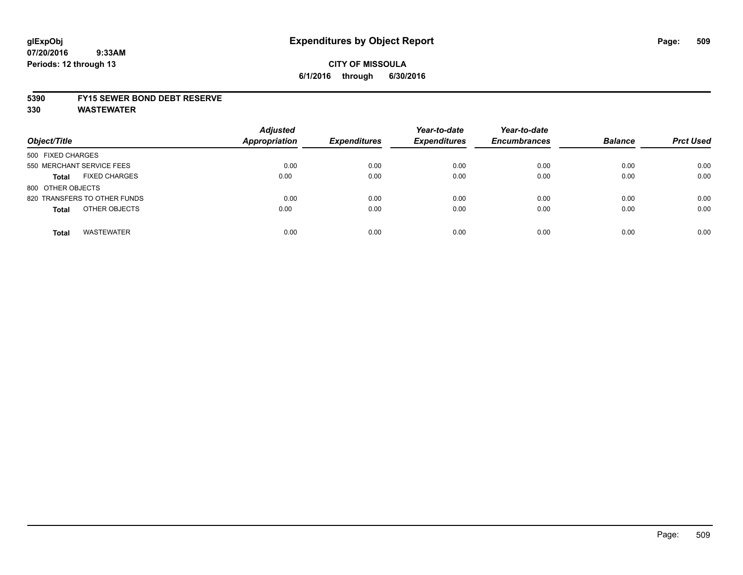**glExpObj**
**07/20/2016 9:33AM**
**Periods: 12 through 13**

# Expenditures by Object Report

**CITY OF MISSOULA**
**6/1/2016 through 6/30/2016**

**5390 FY15 SEWER BOND DEBT RESERVE**
**330 WASTEWATER**

| Object/Title | Adjusted Appropriation | Expenditures | Year-to-date Expenditures | Year-to-date Encumbrances | Balance | Prct Used |
|---|---|---|---|---|---|---|
| 500 FIXED CHARGES | | | | | | |
| 550 MERCHANT SERVICE FEES | 0.00 | 0.00 | 0.00 | 0.00 | 0.00 | 0.00 |
| **Total** FIXED CHARGES | 0.00 | 0.00 | 0.00 | 0.00 | 0.00 | 0.00 |
| 800 OTHER OBJECTS | | | | | | |
| 820 TRANSFERS TO OTHER FUNDS | 0.00 | 0.00 | 0.00 | 0.00 | 0.00 | 0.00 |
| **Total** OTHER OBJECTS | 0.00 | 0.00 | 0.00 | 0.00 | 0.00 | 0.00 |
| **Total** WASTEWATER | 0.00 | 0.00 | 0.00 | 0.00 | 0.00 | 0.00 |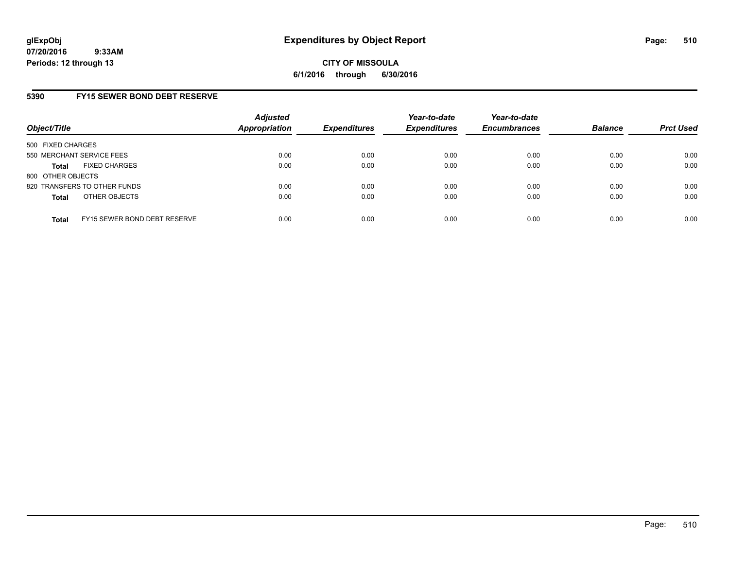# Expenditures by Object Report

glExpObj
07/20/2016 9:33AM
Periods: 12 through 13

**CITY OF MISSOULA**
**6/1/2016 through 6/30/2016**

## 5390 FY15 SEWER BOND DEBT RESERVE

| Object/Title | Adjusted Appropriation | Expenditures | Year-to-date Expenditures | Year-to-date Encumbrances | Balance | Prct Used |
|---|---|---|---|---|---|---|
| 500 FIXED CHARGES | | | | | | |
| 550 MERCHANT SERVICE FEES | 0.00 | 0.00 | 0.00 | 0.00 | 0.00 | 0.00 |
| **Total** FIXED CHARGES | 0.00 | 0.00 | 0.00 | 0.00 | 0.00 | 0.00 |
| 800 OTHER OBJECTS | | | | | | |
| 820 TRANSFERS TO OTHER FUNDS | 0.00 | 0.00 | 0.00 | 0.00 | 0.00 | 0.00 |
| **Total** OTHER OBJECTS | 0.00 | 0.00 | 0.00 | 0.00 | 0.00 | 0.00 |
| **Total** FY15 SEWER BOND DEBT RESERVE | 0.00 | 0.00 | 0.00 | 0.00 | 0.00 | 0.00 |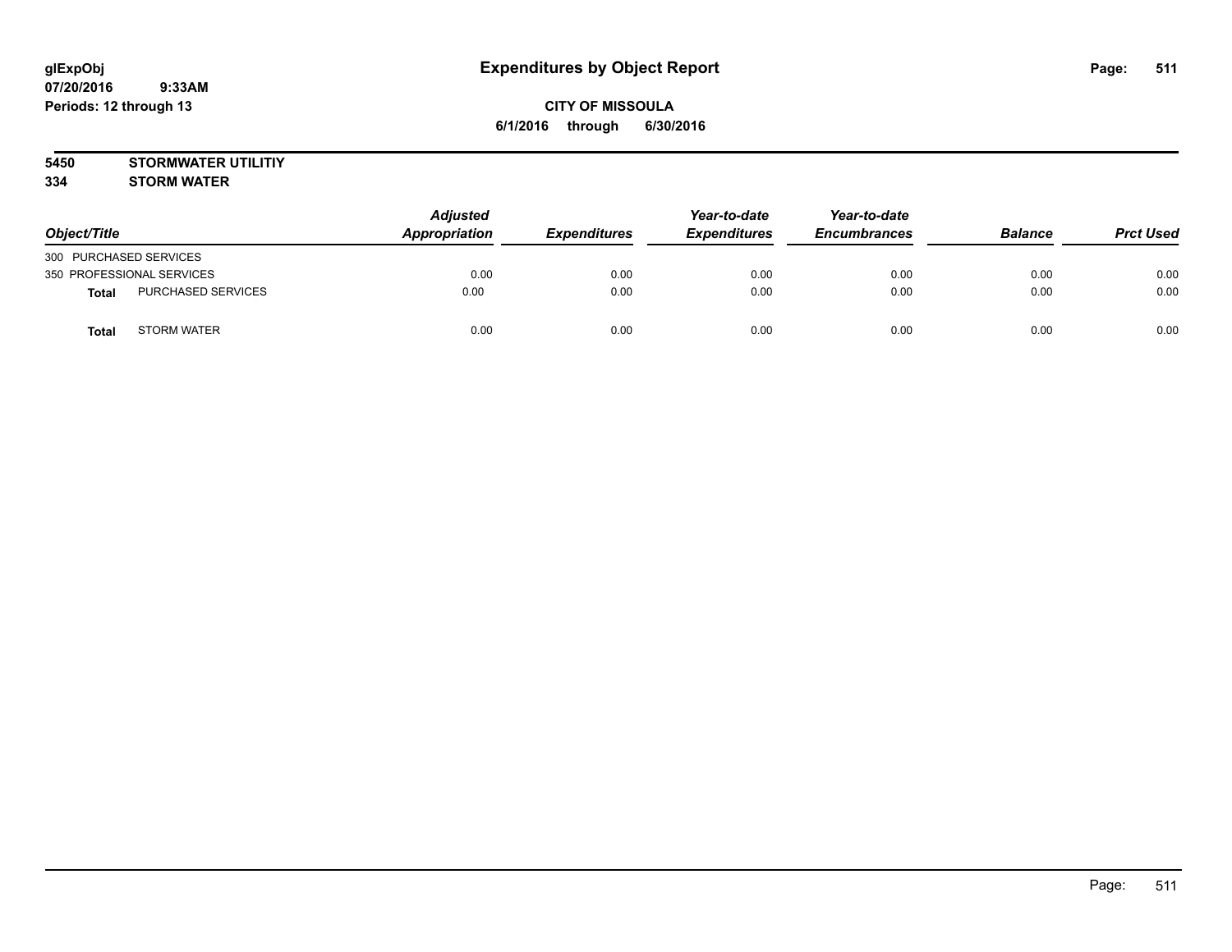**glExpObj**
**07/20/2016 9:33AM**
**Periods: 12 through 13**

# Expenditures by Object Report

**CITY OF MISSOULA**
**6/1/2016 through 6/30/2016**

**5450 STORMWATER UTILITIY**
**334 STORM WATER**

| Object/Title | | Adjusted Appropriation | Expenditures | Year-to-date Expenditures | Year-to-date Encumbrances | Balance | Prct Used |
|---|---|---|---|---|---|---|---|
| 300 PURCHASED SERVICES | | | | | | | |
| 350 PROFESSIONAL SERVICES | | 0.00 | 0.00 | 0.00 | 0.00 | 0.00 | 0.00 |
| **Total** | PURCHASED SERVICES | 0.00 | 0.00 | 0.00 | 0.00 | 0.00 | 0.00 |
| **Total** | STORM WATER | 0.00 | 0.00 | 0.00 | 0.00 | 0.00 | 0.00 |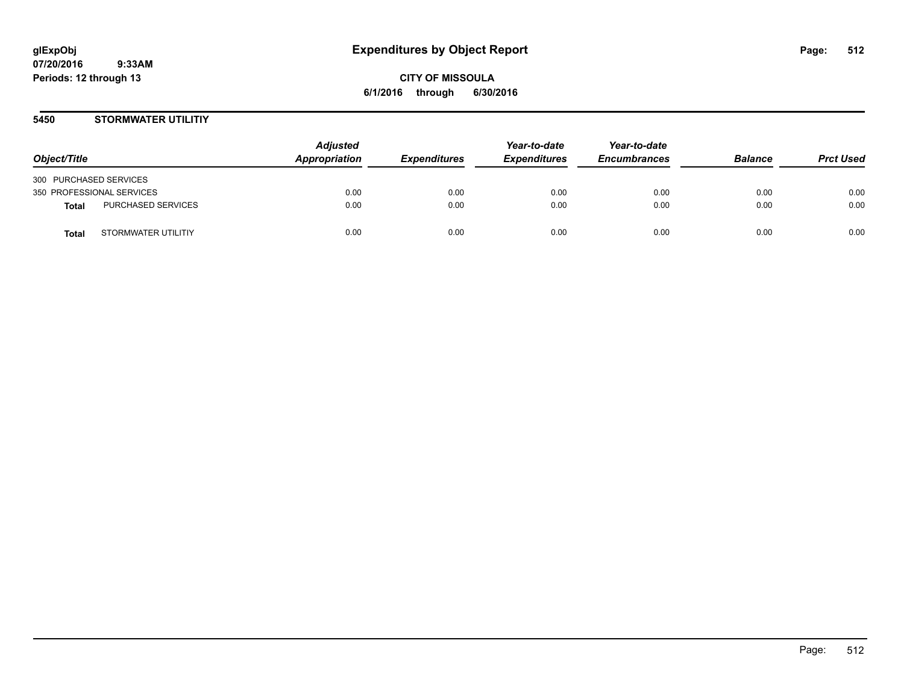# Expenditures by Object Report

glExpObj
07/20/2016 9:33AM
Periods: 12 through 13

**CITY OF MISSOULA**
**6/1/2016 through 6/30/2016**

## 5450 STORMWATER UTILITIY

| Object/Title | | Adjusted Appropriation | Expenditures | Year-to-date Expenditures | Year-to-date Encumbrances | Balance | Prct Used |
|---|---|---|---|---|---|---|---|
| 300 PURCHASED SERVICES | | | | | | | |
| 350 PROFESSIONAL SERVICES | | 0.00 | 0.00 | 0.00 | 0.00 | 0.00 | 0.00 |
| **Total** | PURCHASED SERVICES | 0.00 | 0.00 | 0.00 | 0.00 | 0.00 | 0.00 |
| **Total** | STORMWATER UTILITIY | 0.00 | 0.00 | 0.00 | 0.00 | 0.00 | 0.00 |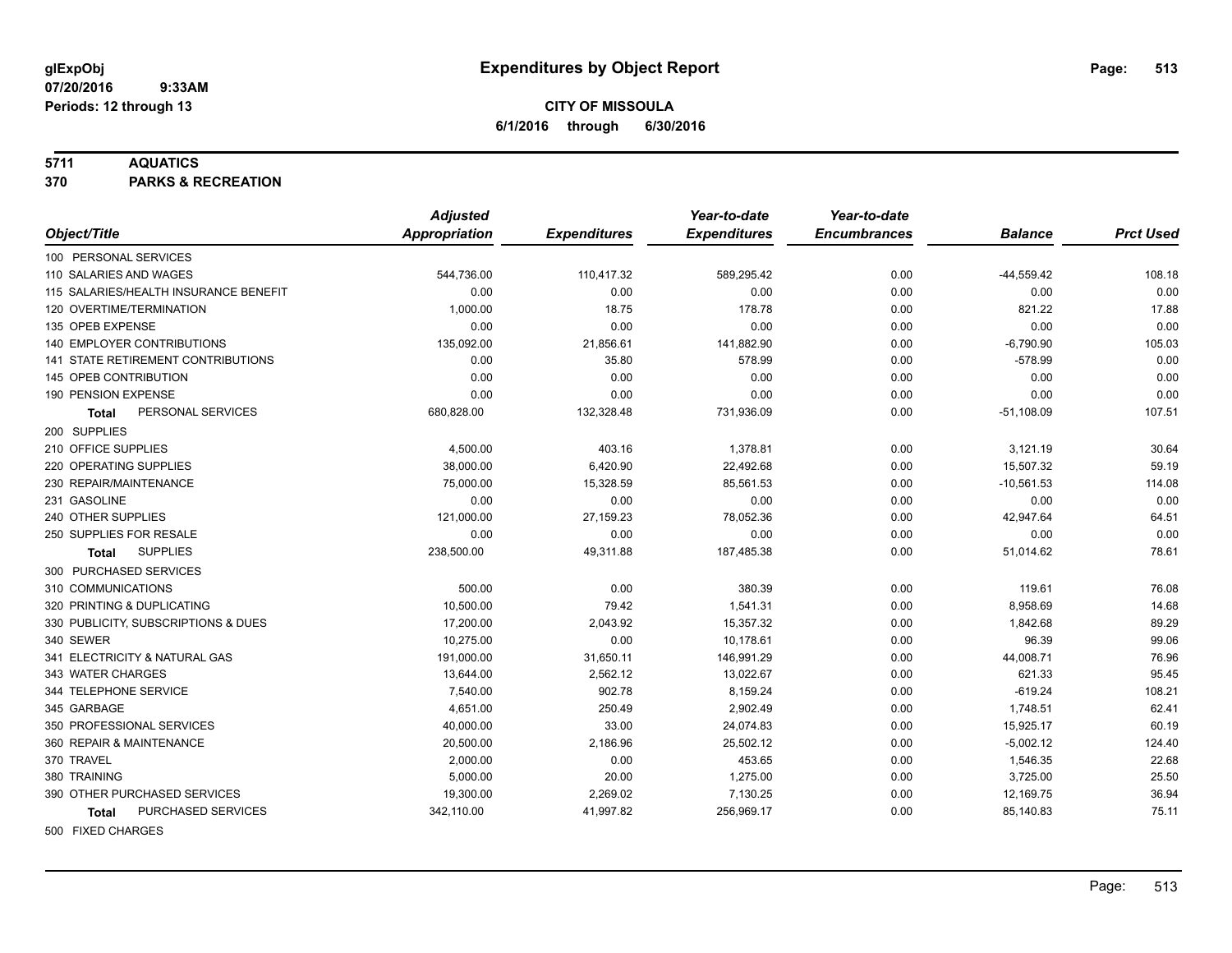**glExpObj**
**07/20/2016 9:33AM**
**Periods: 12 through 13**

# Expenditures by Object Report

**CITY OF MISSOULA**
**6/1/2016 through 6/30/2016**

**5711 AQUATICS**
**370 PARKS & RECREATION**

| Object/Title | Adjusted Appropriation | Expenditures | Year-to-date Expenditures | Year-to-date Encumbrances | Balance | Prct Used |
|---|---|---|---|---|---|---|
| 100 PERSONAL SERVICES | | | | | | |
| 110 SALARIES AND WAGES | 544,736.00 | 110,417.32 | 589,295.42 | 0.00 | -44,559.42 | 108.18 |
| 115 SALARIES/HEALTH INSURANCE BENEFIT | 0.00 | 0.00 | 0.00 | 0.00 | 0.00 | 0.00 |
| 120 OVERTIME/TERMINATION | 1,000.00 | 18.75 | 178.78 | 0.00 | 821.22 | 17.88 |
| 135 OPEB EXPENSE | 0.00 | 0.00 | 0.00 | 0.00 | 0.00 | 0.00 |
| 140 EMPLOYER CONTRIBUTIONS | 135,092.00 | 21,856.61 | 141,882.90 | 0.00 | -6,790.90 | 105.03 |
| 141 STATE RETIREMENT CONTRIBUTIONS | 0.00 | 35.80 | 578.99 | 0.00 | -578.99 | 0.00 |
| 145 OPEB CONTRIBUTION | 0.00 | 0.00 | 0.00 | 0.00 | 0.00 | 0.00 |
| 190 PENSION EXPENSE | 0.00 | 0.00 | 0.00 | 0.00 | 0.00 | 0.00 |
| **Total** PERSONAL SERVICES | 680,828.00 | 132,328.48 | 731,936.09 | 0.00 | -51,108.09 | 107.51 |
| 200 SUPPLIES | | | | | | |
| 210 OFFICE SUPPLIES | 4,500.00 | 403.16 | 1,378.81 | 0.00 | 3,121.19 | 30.64 |
| 220 OPERATING SUPPLIES | 38,000.00 | 6,420.90 | 22,492.68 | 0.00 | 15,507.32 | 59.19 |
| 230 REPAIR/MAINTENANCE | 75,000.00 | 15,328.59 | 85,561.53 | 0.00 | -10,561.53 | 114.08 |
| 231 GASOLINE | 0.00 | 0.00 | 0.00 | 0.00 | 0.00 | 0.00 |
| 240 OTHER SUPPLIES | 121,000.00 | 27,159.23 | 78,052.36 | 0.00 | 42,947.64 | 64.51 |
| 250 SUPPLIES FOR RESALE | 0.00 | 0.00 | 0.00 | 0.00 | 0.00 | 0.00 |
| **Total** SUPPLIES | 238,500.00 | 49,311.88 | 187,485.38 | 0.00 | 51,014.62 | 78.61 |
| 300 PURCHASED SERVICES | | | | | | |
| 310 COMMUNICATIONS | 500.00 | 0.00 | 380.39 | 0.00 | 119.61 | 76.08 |
| 320 PRINTING & DUPLICATING | 10,500.00 | 79.42 | 1,541.31 | 0.00 | 8,958.69 | 14.68 |
| 330 PUBLICITY, SUBSCRIPTIONS & DUES | 17,200.00 | 2,043.92 | 15,357.32 | 0.00 | 1,842.68 | 89.29 |
| 340 SEWER | 10,275.00 | 0.00 | 10,178.61 | 0.00 | 96.39 | 99.06 |
| 341 ELECTRICITY & NATURAL GAS | 191,000.00 | 31,650.11 | 146,991.29 | 0.00 | 44,008.71 | 76.96 |
| 343 WATER CHARGES | 13,644.00 | 2,562.12 | 13,022.67 | 0.00 | 621.33 | 95.45 |
| 344 TELEPHONE SERVICE | 7,540.00 | 902.78 | 8,159.24 | 0.00 | -619.24 | 108.21 |
| 345 GARBAGE | 4,651.00 | 250.49 | 2,902.49 | 0.00 | 1,748.51 | 62.41 |
| 350 PROFESSIONAL SERVICES | 40,000.00 | 33.00 | 24,074.83 | 0.00 | 15,925.17 | 60.19 |
| 360 REPAIR & MAINTENANCE | 20,500.00 | 2,186.96 | 25,502.12 | 0.00 | -5,002.12 | 124.40 |
| 370 TRAVEL | 2,000.00 | 0.00 | 453.65 | 0.00 | 1,546.35 | 22.68 |
| 380 TRAINING | 5,000.00 | 20.00 | 1,275.00 | 0.00 | 3,725.00 | 25.50 |
| 390 OTHER PURCHASED SERVICES | 19,300.00 | 2,269.02 | 7,130.25 | 0.00 | 12,169.75 | 36.94 |
| **Total** PURCHASED SERVICES | 342,110.00 | 41,997.82 | 256,969.17 | 0.00 | 85,140.83 | 75.11 |
| 500 FIXED CHARGES | | | | | | |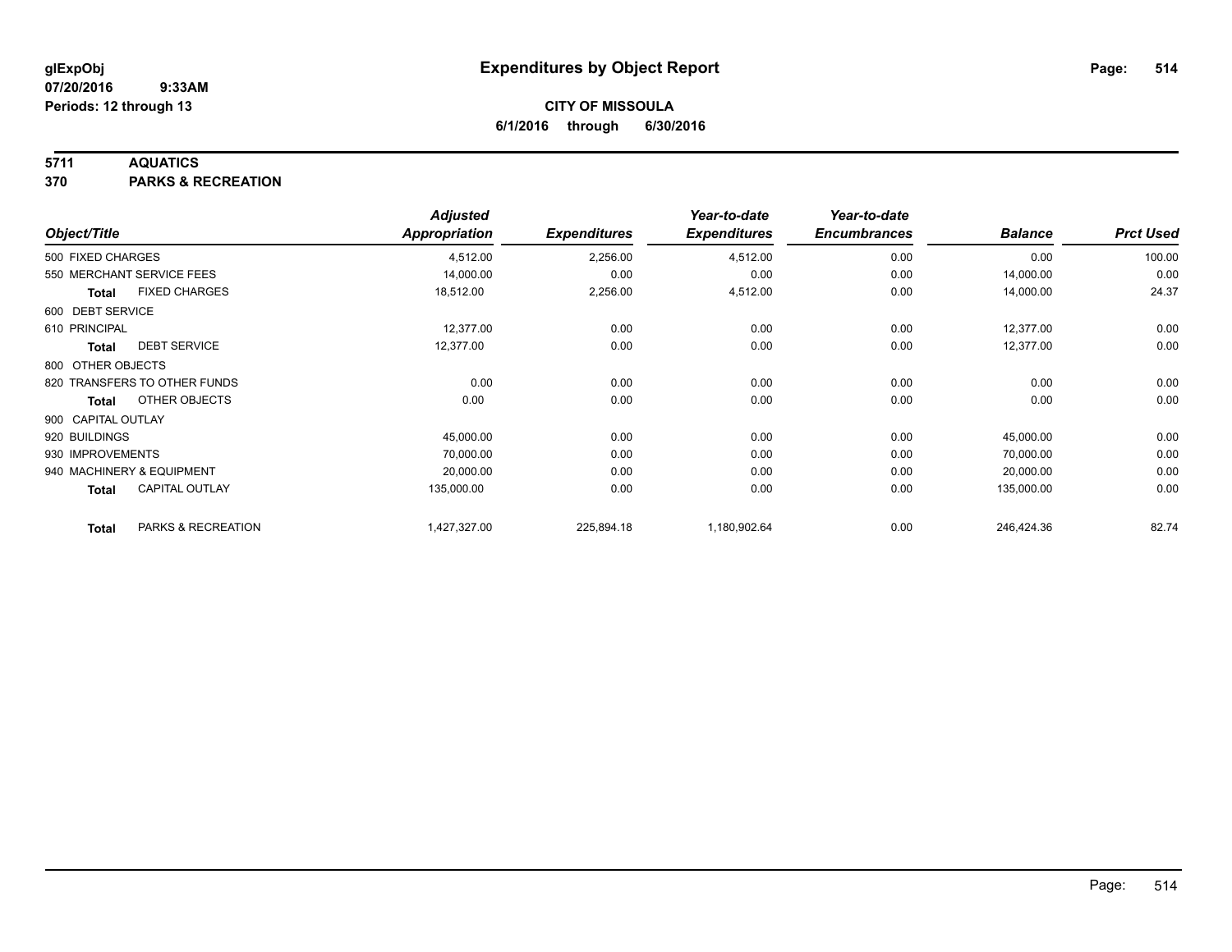**glExpObj** | **Expenditures by Object Report**

**07/20/2016 9:33AM**

**Periods: 12 through 13**

**CITY OF MISSOULA**

**6/1/2016 through 6/30/2016**

**5711 AQUATICS**

**370 PARKS & RECREATION**

| Object/Title | Adjusted Appropriation | Expenditures | Year-to-date Expenditures | Year-to-date Encumbrances | Balance | Prct Used |
|---|---|---|---|---|---|---|
| 500 FIXED CHARGES | 4,512.00 | 2,256.00 | 4,512.00 | 0.00 | 0.00 | 100.00 |
| 550 MERCHANT SERVICE FEES | 14,000.00 | 0.00 | 0.00 | 0.00 | 14,000.00 | 0.00 |
| **Total** FIXED CHARGES | 18,512.00 | 2,256.00 | 4,512.00 | 0.00 | 14,000.00 | 24.37 |
| 600 DEBT SERVICE | | | | | | |
| 610 PRINCIPAL | 12,377.00 | 0.00 | 0.00 | 0.00 | 12,377.00 | 0.00 |
| **Total** DEBT SERVICE | 12,377.00 | 0.00 | 0.00 | 0.00 | 12,377.00 | 0.00 |
| 800 OTHER OBJECTS | | | | | | |
| 820 TRANSFERS TO OTHER FUNDS | 0.00 | 0.00 | 0.00 | 0.00 | 0.00 | 0.00 |
| **Total** OTHER OBJECTS | 0.00 | 0.00 | 0.00 | 0.00 | 0.00 | 0.00 |
| 900 CAPITAL OUTLAY | | | | | | |
| 920 BUILDINGS | 45,000.00 | 0.00 | 0.00 | 0.00 | 45,000.00 | 0.00 |
| 930 IMPROVEMENTS | 70,000.00 | 0.00 | 0.00 | 0.00 | 70,000.00 | 0.00 |
| 940 MACHINERY & EQUIPMENT | 20,000.00 | 0.00 | 0.00 | 0.00 | 20,000.00 | 0.00 |
| **Total** CAPITAL OUTLAY | 135,000.00 | 0.00 | 0.00 | 0.00 | 135,000.00 | 0.00 |
| **Total** PARKS & RECREATION | 1,427,327.00 | 225,894.18 | 1,180,902.64 | 0.00 | 246,424.36 | 82.74 |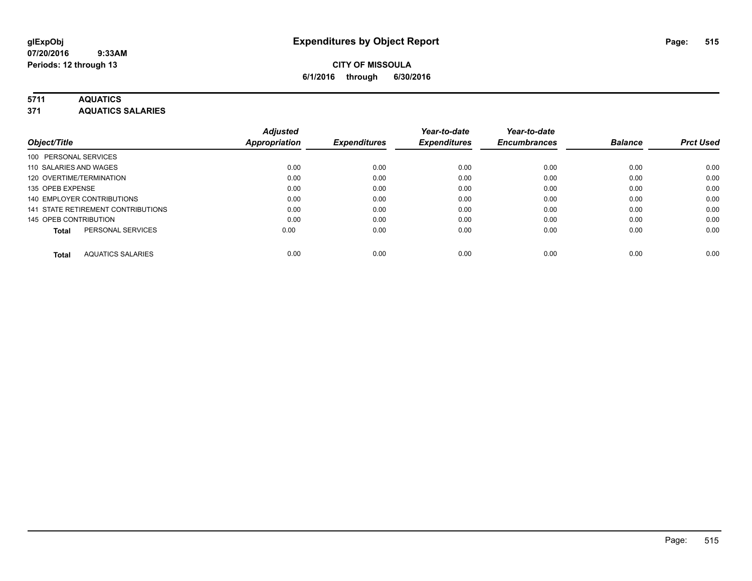**glExpObj** **Expenditures by Object Report**

**07/20/2016 9:33AM**

**Periods: 12 through 13**

**CITY OF MISSOULA**

**6/1/2016 through 6/30/2016**

**5711 AQUATICS**

**371 AQUATICS SALARIES**

| Object/Title | Adjusted Appropriation | Expenditures | Year-to-date Expenditures | Year-to-date Encumbrances | Balance | Prct Used |
|---|---|---|---|---|---|---|
| 100 PERSONAL SERVICES | | | | | | |
| 110 SALARIES AND WAGES | 0.00 | 0.00 | 0.00 | 0.00 | 0.00 | 0.00 |
| 120 OVERTIME/TERMINATION | 0.00 | 0.00 | 0.00 | 0.00 | 0.00 | 0.00 |
| 135 OPEB EXPENSE | 0.00 | 0.00 | 0.00 | 0.00 | 0.00 | 0.00 |
| 140 EMPLOYER CONTRIBUTIONS | 0.00 | 0.00 | 0.00 | 0.00 | 0.00 | 0.00 |
| 141 STATE RETIREMENT CONTRIBUTIONS | 0.00 | 0.00 | 0.00 | 0.00 | 0.00 | 0.00 |
| 145 OPEB CONTRIBUTION | 0.00 | 0.00 | 0.00 | 0.00 | 0.00 | 0.00 |
| **Total** PERSONAL SERVICES | 0.00 | 0.00 | 0.00 | 0.00 | 0.00 | 0.00 |
| **Total** AQUATICS SALARIES | 0.00 | 0.00 | 0.00 | 0.00 | 0.00 | 0.00 |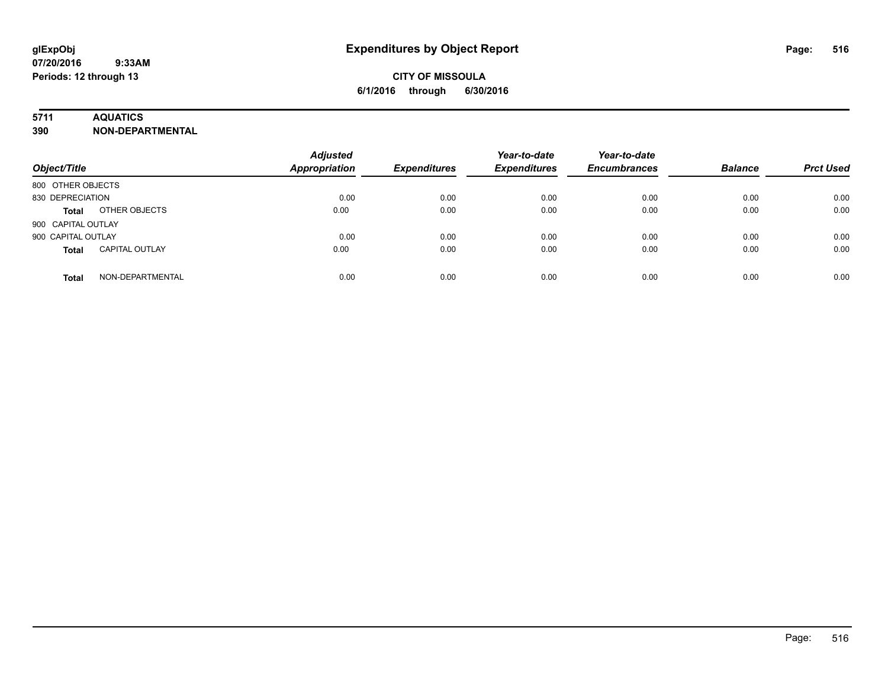# Expenditures by Object Report

glExpObj
07/20/2016 9:33AM
Periods: 12 through 13

**CITY OF MISSOULA**
**6/1/2016 through 6/30/2016**

**5711 AQUATICS**
**390 NON-DEPARTMENTAL**

| Object/Title | | Adjusted Appropriation | Expenditures | Year-to-date Expenditures | Year-to-date Encumbrances | Balance | Prct Used |
|---|---|---|---|---|---|---|---|
| 800 OTHER OBJECTS | | | | | | | |
| 830 DEPRECIATION | | 0.00 | 0.00 | 0.00 | 0.00 | 0.00 | 0.00 |
| **Total** | OTHER OBJECTS | 0.00 | 0.00 | 0.00 | 0.00 | 0.00 | 0.00 |
| 900 CAPITAL OUTLAY | | | | | | | |
| 900 CAPITAL OUTLAY | | 0.00 | 0.00 | 0.00 | 0.00 | 0.00 | 0.00 |
| **Total** | CAPITAL OUTLAY | 0.00 | 0.00 | 0.00 | 0.00 | 0.00 | 0.00 |
| **Total** | NON-DEPARTMENTAL | 0.00 | 0.00 | 0.00 | 0.00 | 0.00 | 0.00 |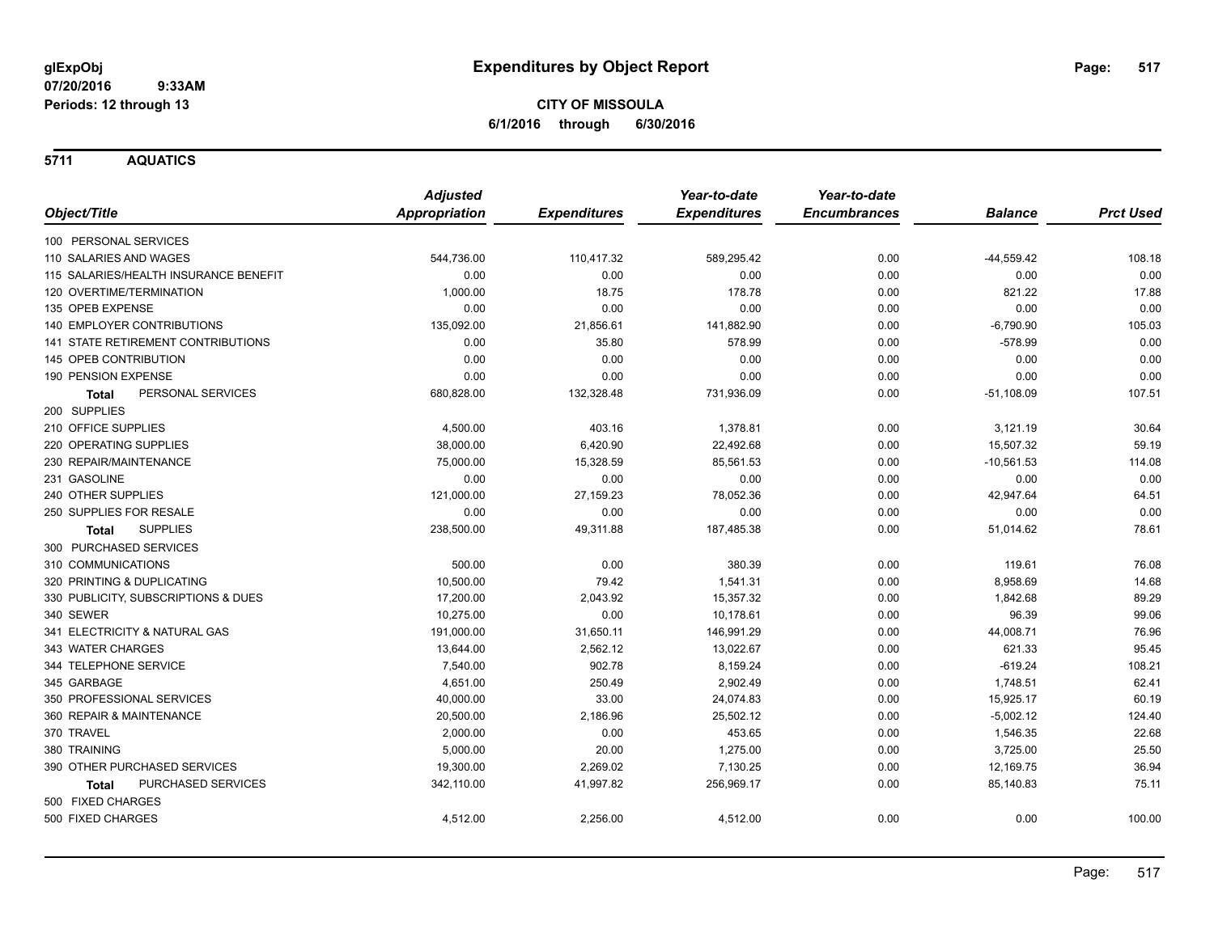glExpObj
07/20/2016 9:33AM
Periods: 12 through 13

# Expenditures by Object Report

**CITY OF MISSOULA**
**6/1/2016 through 6/30/2016**

## 5711 AQUATICS

| Object/Title | Adjusted Appropriation | Expenditures | Year-to-date Expenditures | Year-to-date Encumbrances | Balance | Prct Used |
|---|---|---|---|---|---|---|
| 100 PERSONAL SERVICES | | | | | | |
| 110 SALARIES AND WAGES | 544,736.00 | 110,417.32 | 589,295.42 | 0.00 | -44,559.42 | 108.18 |
| 115 SALARIES/HEALTH INSURANCE BENEFIT | 0.00 | 0.00 | 0.00 | 0.00 | 0.00 | 0.00 |
| 120 OVERTIME/TERMINATION | 1,000.00 | 18.75 | 178.78 | 0.00 | 821.22 | 17.88 |
| 135 OPEB EXPENSE | 0.00 | 0.00 | 0.00 | 0.00 | 0.00 | 0.00 |
| 140 EMPLOYER CONTRIBUTIONS | 135,092.00 | 21,856.61 | 141,882.90 | 0.00 | -6,790.90 | 105.03 |
| 141 STATE RETIREMENT CONTRIBUTIONS | 0.00 | 35.80 | 578.99 | 0.00 | -578.99 | 0.00 |
| 145 OPEB CONTRIBUTION | 0.00 | 0.00 | 0.00 | 0.00 | 0.00 | 0.00 |
| 190 PENSION EXPENSE | 0.00 | 0.00 | 0.00 | 0.00 | 0.00 | 0.00 |
| **Total** PERSONAL SERVICES | 680,828.00 | 132,328.48 | 731,936.09 | 0.00 | -51,108.09 | 107.51 |
| 200 SUPPLIES | | | | | | |
| 210 OFFICE SUPPLIES | 4,500.00 | 403.16 | 1,378.81 | 0.00 | 3,121.19 | 30.64 |
| 220 OPERATING SUPPLIES | 38,000.00 | 6,420.90 | 22,492.68 | 0.00 | 15,507.32 | 59.19 |
| 230 REPAIR/MAINTENANCE | 75,000.00 | 15,328.59 | 85,561.53 | 0.00 | -10,561.53 | 114.08 |
| 231 GASOLINE | 0.00 | 0.00 | 0.00 | 0.00 | 0.00 | 0.00 |
| 240 OTHER SUPPLIES | 121,000.00 | 27,159.23 | 78,052.36 | 0.00 | 42,947.64 | 64.51 |
| 250 SUPPLIES FOR RESALE | 0.00 | 0.00 | 0.00 | 0.00 | 0.00 | 0.00 |
| **Total** SUPPLIES | 238,500.00 | 49,311.88 | 187,485.38 | 0.00 | 51,014.62 | 78.61 |
| 300 PURCHASED SERVICES | | | | | | |
| 310 COMMUNICATIONS | 500.00 | 0.00 | 380.39 | 0.00 | 119.61 | 76.08 |
| 320 PRINTING & DUPLICATING | 10,500.00 | 79.42 | 1,541.31 | 0.00 | 8,958.69 | 14.68 |
| 330 PUBLICITY, SUBSCRIPTIONS & DUES | 17,200.00 | 2,043.92 | 15,357.32 | 0.00 | 1,842.68 | 89.29 |
| 340 SEWER | 10,275.00 | 0.00 | 10,178.61 | 0.00 | 96.39 | 99.06 |
| 341 ELECTRICITY & NATURAL GAS | 191,000.00 | 31,650.11 | 146,991.29 | 0.00 | 44,008.71 | 76.96 |
| 343 WATER CHARGES | 13,644.00 | 2,562.12 | 13,022.67 | 0.00 | 621.33 | 95.45 |
| 344 TELEPHONE SERVICE | 7,540.00 | 902.78 | 8,159.24 | 0.00 | -619.24 | 108.21 |
| 345 GARBAGE | 4,651.00 | 250.49 | 2,902.49 | 0.00 | 1,748.51 | 62.41 |
| 350 PROFESSIONAL SERVICES | 40,000.00 | 33.00 | 24,074.83 | 0.00 | 15,925.17 | 60.19 |
| 360 REPAIR & MAINTENANCE | 20,500.00 | 2,186.96 | 25,502.12 | 0.00 | -5,002.12 | 124.40 |
| 370 TRAVEL | 2,000.00 | 0.00 | 453.65 | 0.00 | 1,546.35 | 22.68 |
| 380 TRAINING | 5,000.00 | 20.00 | 1,275.00 | 0.00 | 3,725.00 | 25.50 |
| 390 OTHER PURCHASED SERVICES | 19,300.00 | 2,269.02 | 7,130.25 | 0.00 | 12,169.75 | 36.94 |
| **Total** PURCHASED SERVICES | 342,110.00 | 41,997.82 | 256,969.17 | 0.00 | 85,140.83 | 75.11 |
| 500 FIXED CHARGES | | | | | | |
| 500 FIXED CHARGES | 4,512.00 | 2,256.00 | 4,512.00 | 0.00 | 0.00 | 100.00 |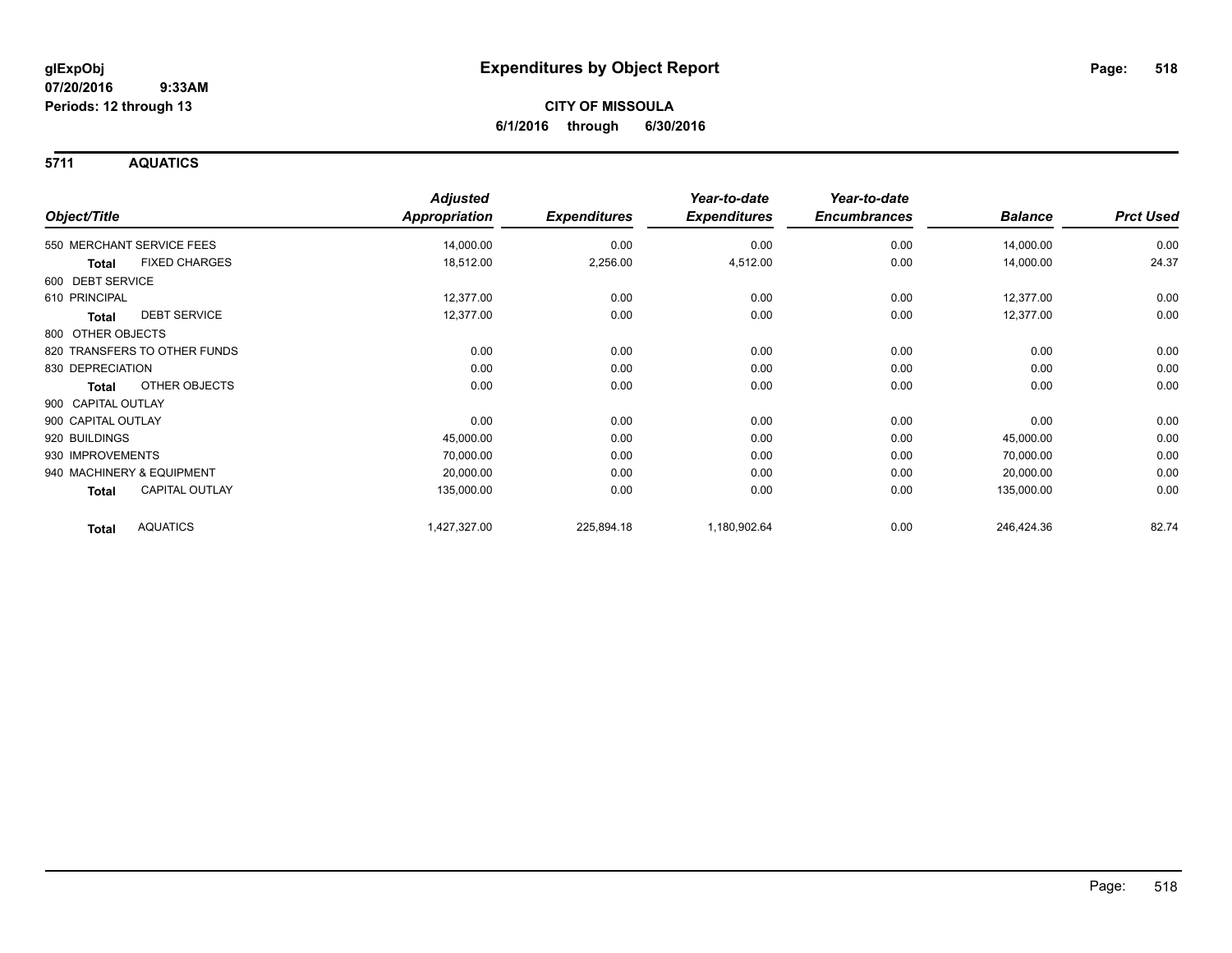# Expenditures by Object Report

glExpObj
07/20/2016 9:33AM
Periods: 12 through 13

**CITY OF MISSOULA**
**6/1/2016 through 6/30/2016**

## 5711 AQUATICS

| Object/Title | | Adjusted Appropriation | Expenditures | Year-to-date Expenditures | Year-to-date Encumbrances | Balance | Prct Used |
|---|---|---|---|---|---|---|---|
| 550 MERCHANT SERVICE FEES | | 14,000.00 | 0.00 | 0.00 | 0.00 | 14,000.00 | 0.00 |
| **Total** | FIXED CHARGES | 18,512.00 | 2,256.00 | 4,512.00 | 0.00 | 14,000.00 | 24.37 |
| 600 DEBT SERVICE | | | | | | | |
| 610 PRINCIPAL | | 12,377.00 | 0.00 | 0.00 | 0.00 | 12,377.00 | 0.00 |
| **Total** | DEBT SERVICE | 12,377.00 | 0.00 | 0.00 | 0.00 | 12,377.00 | 0.00 |
| 800 OTHER OBJECTS | | | | | | | |
| 820 TRANSFERS TO OTHER FUNDS | | 0.00 | 0.00 | 0.00 | 0.00 | 0.00 | 0.00 |
| 830 DEPRECIATION | | 0.00 | 0.00 | 0.00 | 0.00 | 0.00 | 0.00 |
| **Total** | OTHER OBJECTS | 0.00 | 0.00 | 0.00 | 0.00 | 0.00 | 0.00 |
| 900 CAPITAL OUTLAY | | | | | | | |
| 900 CAPITAL OUTLAY | | 0.00 | 0.00 | 0.00 | 0.00 | 0.00 | 0.00 |
| 920 BUILDINGS | | 45,000.00 | 0.00 | 0.00 | 0.00 | 45,000.00 | 0.00 |
| 930 IMPROVEMENTS | | 70,000.00 | 0.00 | 0.00 | 0.00 | 70,000.00 | 0.00 |
| 940 MACHINERY & EQUIPMENT | | 20,000.00 | 0.00 | 0.00 | 0.00 | 20,000.00 | 0.00 |
| **Total** | CAPITAL OUTLAY | 135,000.00 | 0.00 | 0.00 | 0.00 | 135,000.00 | 0.00 |
| **Total** | AQUATICS | 1,427,327.00 | 225,894.18 | 1,180,902.64 | 0.00 | 246,424.36 | 82.74 |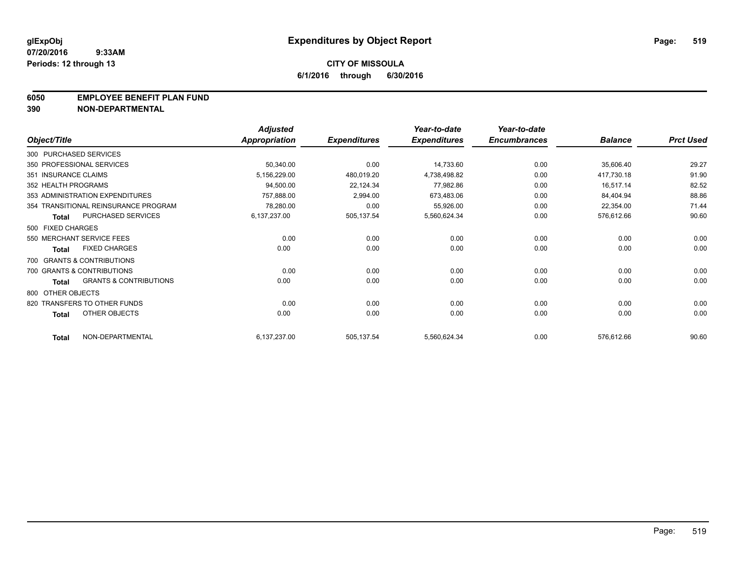# Expenditures by Object Report

glExpObj
07/20/2016 9:33AM
Periods: 12 through 13

**CITY OF MISSOULA**
**6/1/2016 through 6/30/2016**

**6050 EMPLOYEE BENEFIT PLAN FUND**
**390 NON-DEPARTMENTAL**

| Object/Title | Adjusted Appropriation | Expenditures | Year-to-date Expenditures | Year-to-date Encumbrances | Balance | Prct Used |
|---|---|---|---|---|---|---|
| 300 PURCHASED SERVICES | | | | | | |
| 350 PROFESSIONAL SERVICES | 50,340.00 | 0.00 | 14,733.60 | 0.00 | 35,606.40 | 29.27 |
| 351 INSURANCE CLAIMS | 5,156,229.00 | 480,019.20 | 4,738,498.82 | 0.00 | 417,730.18 | 91.90 |
| 352 HEALTH PROGRAMS | 94,500.00 | 22,124.34 | 77,982.86 | 0.00 | 16,517.14 | 82.52 |
| 353 ADMINISTRATION EXPENDITURES | 757,888.00 | 2,994.00 | 673,483.06 | 0.00 | 84,404.94 | 88.86 |
| 354 TRANSITIONAL REINSURANCE PROGRAM | 78,280.00 | 0.00 | 55,926.00 | 0.00 | 22,354.00 | 71.44 |
| **Total** PURCHASED SERVICES | 6,137,237.00 | 505,137.54 | 5,560,624.34 | 0.00 | 576,612.66 | 90.60 |
| 500 FIXED CHARGES | | | | | | |
| 550 MERCHANT SERVICE FEES | 0.00 | 0.00 | 0.00 | 0.00 | 0.00 | 0.00 |
| **Total** FIXED CHARGES | 0.00 | 0.00 | 0.00 | 0.00 | 0.00 | 0.00 |
| 700 GRANTS & CONTRIBUTIONS | | | | | | |
| 700 GRANTS & CONTRIBUTIONS | 0.00 | 0.00 | 0.00 | 0.00 | 0.00 | 0.00 |
| **Total** GRANTS & CONTRIBUTIONS | 0.00 | 0.00 | 0.00 | 0.00 | 0.00 | 0.00 |
| 800 OTHER OBJECTS | | | | | | |
| 820 TRANSFERS TO OTHER FUNDS | 0.00 | 0.00 | 0.00 | 0.00 | 0.00 | 0.00 |
| **Total** OTHER OBJECTS | 0.00 | 0.00 | 0.00 | 0.00 | 0.00 | 0.00 |
| **Total** NON-DEPARTMENTAL | 6,137,237.00 | 505,137.54 | 5,560,624.34 | 0.00 | 576,612.66 | 90.60 |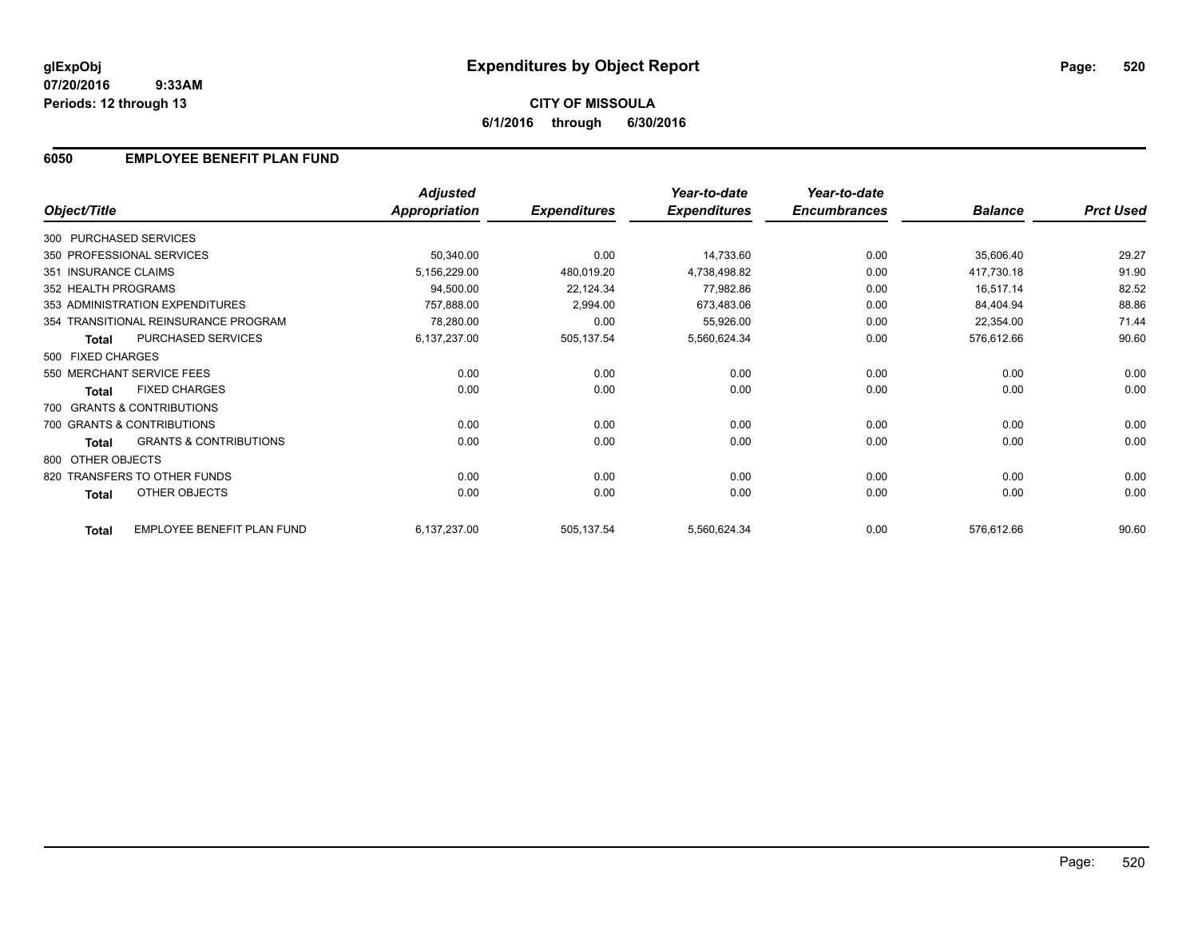# Expenditures by Object Report

glExpObj
07/20/2016 9:33AM
Periods: 12 through 13

**CITY OF MISSOULA**
**6/1/2016 through 6/30/2016**

## 6050 EMPLOYEE BENEFIT PLAN FUND

| Object/Title | | Adjusted Appropriation | Expenditures | Year-to-date Expenditures | Year-to-date Encumbrances | Balance | Prct Used |
|---|---|---|---|---|---|---|---|
| 300 PURCHASED SERVICES | | | | | | | |
| 350 PROFESSIONAL SERVICES | | 50,340.00 | 0.00 | 14,733.60 | 0.00 | 35,606.40 | 29.27 |
| 351 INSURANCE CLAIMS | | 5,156,229.00 | 480,019.20 | 4,738,498.82 | 0.00 | 417,730.18 | 91.90 |
| 352 HEALTH PROGRAMS | | 94,500.00 | 22,124.34 | 77,982.86 | 0.00 | 16,517.14 | 82.52 |
| 353 ADMINISTRATION EXPENDITURES | | 757,888.00 | 2,994.00 | 673,483.06 | 0.00 | 84,404.94 | 88.86 |
| 354 TRANSITIONAL REINSURANCE PROGRAM | | 78,280.00 | 0.00 | 55,926.00 | 0.00 | 22,354.00 | 71.44 |
| **Total** | PURCHASED SERVICES | 6,137,237.00 | 505,137.54 | 5,560,624.34 | 0.00 | 576,612.66 | 90.60 |
| 500 FIXED CHARGES | | | | | | | |
| 550 MERCHANT SERVICE FEES | | 0.00 | 0.00 | 0.00 | 0.00 | 0.00 | 0.00 |
| **Total** | FIXED CHARGES | 0.00 | 0.00 | 0.00 | 0.00 | 0.00 | 0.00 |
| 700 GRANTS & CONTRIBUTIONS | | | | | | | |
| 700 GRANTS & CONTRIBUTIONS | | 0.00 | 0.00 | 0.00 | 0.00 | 0.00 | 0.00 |
| **Total** | GRANTS & CONTRIBUTIONS | 0.00 | 0.00 | 0.00 | 0.00 | 0.00 | 0.00 |
| 800 OTHER OBJECTS | | | | | | | |
| 820 TRANSFERS TO OTHER FUNDS | | 0.00 | 0.00 | 0.00 | 0.00 | 0.00 | 0.00 |
| **Total** | OTHER OBJECTS | 0.00 | 0.00 | 0.00 | 0.00 | 0.00 | 0.00 |
| **Total** | EMPLOYEE BENEFIT PLAN FUND | 6,137,237.00 | 505,137.54 | 5,560,624.34 | 0.00 | 576,612.66 | 90.60 |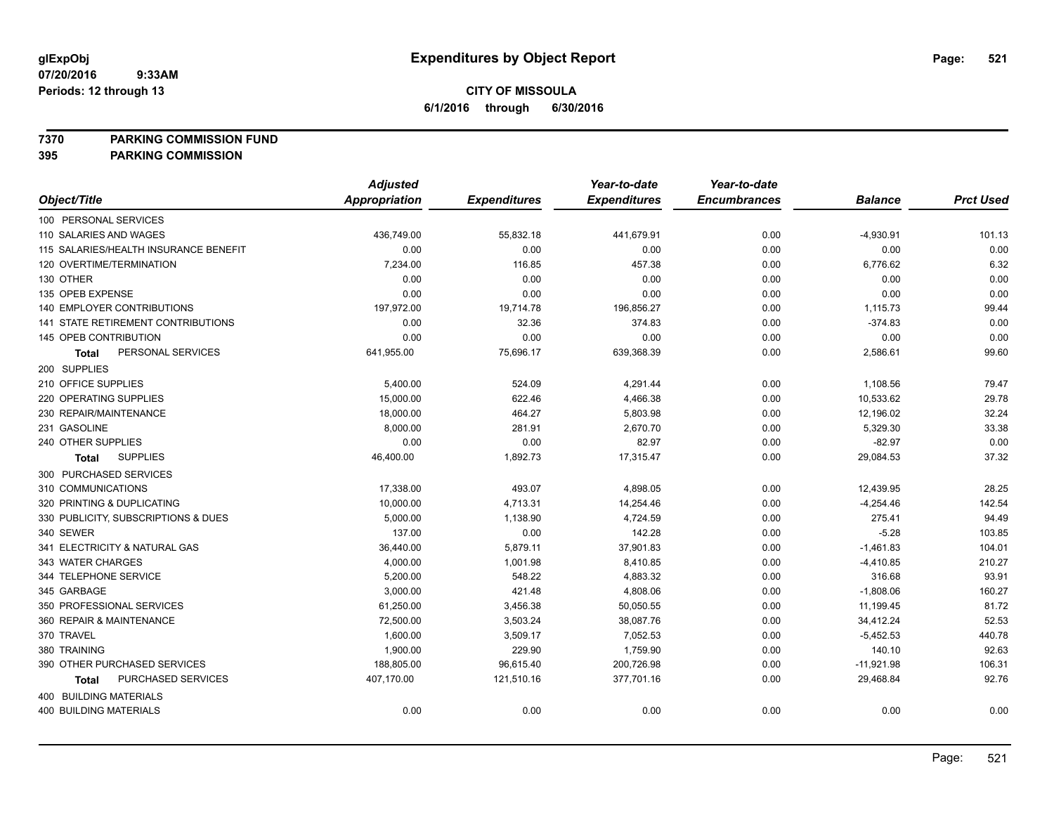**glExpObj** **Expenditures by Object Report**

**07/20/2016 9:33AM**

**Periods: 12 through 13**

**CITY OF MISSOULA**

**6/1/2016 through 6/30/2016**

**7370 PARKING COMMISSION FUND**

**395 PARKING COMMISSION**

| Object/Title | Adjusted Appropriation | Expenditures | Year-to-date Expenditures | Year-to-date Encumbrances | Balance | Prct Used |
|---|---|---|---|---|---|---|
| 100 PERSONAL SERVICES | | | | | | |
| 110 SALARIES AND WAGES | 436,749.00 | 55,832.18 | 441,679.91 | 0.00 | -4,930.91 | 101.13 |
| 115 SALARIES/HEALTH INSURANCE BENEFIT | 0.00 | 0.00 | 0.00 | 0.00 | 0.00 | 0.00 |
| 120 OVERTIME/TERMINATION | 7,234.00 | 116.85 | 457.38 | 0.00 | 6,776.62 | 6.32 |
| 130 OTHER | 0.00 | 0.00 | 0.00 | 0.00 | 0.00 | 0.00 |
| 135 OPEB EXPENSE | 0.00 | 0.00 | 0.00 | 0.00 | 0.00 | 0.00 |
| 140 EMPLOYER CONTRIBUTIONS | 197,972.00 | 19,714.78 | 196,856.27 | 0.00 | 1,115.73 | 99.44 |
| 141 STATE RETIREMENT CONTRIBUTIONS | 0.00 | 32.36 | 374.83 | 0.00 | -374.83 | 0.00 |
| 145 OPEB CONTRIBUTION | 0.00 | 0.00 | 0.00 | 0.00 | 0.00 | 0.00 |
| **Total** PERSONAL SERVICES | 641,955.00 | 75,696.17 | 639,368.39 | 0.00 | 2,586.61 | 99.60 |
| 200 SUPPLIES | | | | | | |
| 210 OFFICE SUPPLIES | 5,400.00 | 524.09 | 4,291.44 | 0.00 | 1,108.56 | 79.47 |
| 220 OPERATING SUPPLIES | 15,000.00 | 622.46 | 4,466.38 | 0.00 | 10,533.62 | 29.78 |
| 230 REPAIR/MAINTENANCE | 18,000.00 | 464.27 | 5,803.98 | 0.00 | 12,196.02 | 32.24 |
| 231 GASOLINE | 8,000.00 | 281.91 | 2,670.70 | 0.00 | 5,329.30 | 33.38 |
| 240 OTHER SUPPLIES | 0.00 | 0.00 | 82.97 | 0.00 | -82.97 | 0.00 |
| **Total** SUPPLIES | 46,400.00 | 1,892.73 | 17,315.47 | 0.00 | 29,084.53 | 37.32 |
| 300 PURCHASED SERVICES | | | | | | |
| 310 COMMUNICATIONS | 17,338.00 | 493.07 | 4,898.05 | 0.00 | 12,439.95 | 28.25 |
| 320 PRINTING & DUPLICATING | 10,000.00 | 4,713.31 | 14,254.46 | 0.00 | -4,254.46 | 142.54 |
| 330 PUBLICITY, SUBSCRIPTIONS & DUES | 5,000.00 | 1,138.90 | 4,724.59 | 0.00 | 275.41 | 94.49 |
| 340 SEWER | 137.00 | 0.00 | 142.28 | 0.00 | -5.28 | 103.85 |
| 341 ELECTRICITY & NATURAL GAS | 36,440.00 | 5,879.11 | 37,901.83 | 0.00 | -1,461.83 | 104.01 |
| 343 WATER CHARGES | 4,000.00 | 1,001.98 | 8,410.85 | 0.00 | -4,410.85 | 210.27 |
| 344 TELEPHONE SERVICE | 5,200.00 | 548.22 | 4,883.32 | 0.00 | 316.68 | 93.91 |
| 345 GARBAGE | 3,000.00 | 421.48 | 4,808.06 | 0.00 | -1,808.06 | 160.27 |
| 350 PROFESSIONAL SERVICES | 61,250.00 | 3,456.38 | 50,050.55 | 0.00 | 11,199.45 | 81.72 |
| 360 REPAIR & MAINTENANCE | 72,500.00 | 3,503.24 | 38,087.76 | 0.00 | 34,412.24 | 52.53 |
| 370 TRAVEL | 1,600.00 | 3,509.17 | 7,052.53 | 0.00 | -5,452.53 | 440.78 |
| 380 TRAINING | 1,900.00 | 229.90 | 1,759.90 | 0.00 | 140.10 | 92.63 |
| 390 OTHER PURCHASED SERVICES | 188,805.00 | 96,615.40 | 200,726.98 | 0.00 | -11,921.98 | 106.31 |
| **Total** PURCHASED SERVICES | 407,170.00 | 121,510.16 | 377,701.16 | 0.00 | 29,468.84 | 92.76 |
| 400 BUILDING MATERIALS | | | | | | |
| 400 BUILDING MATERIALS | 0.00 | 0.00 | 0.00 | 0.00 | 0.00 | 0.00 |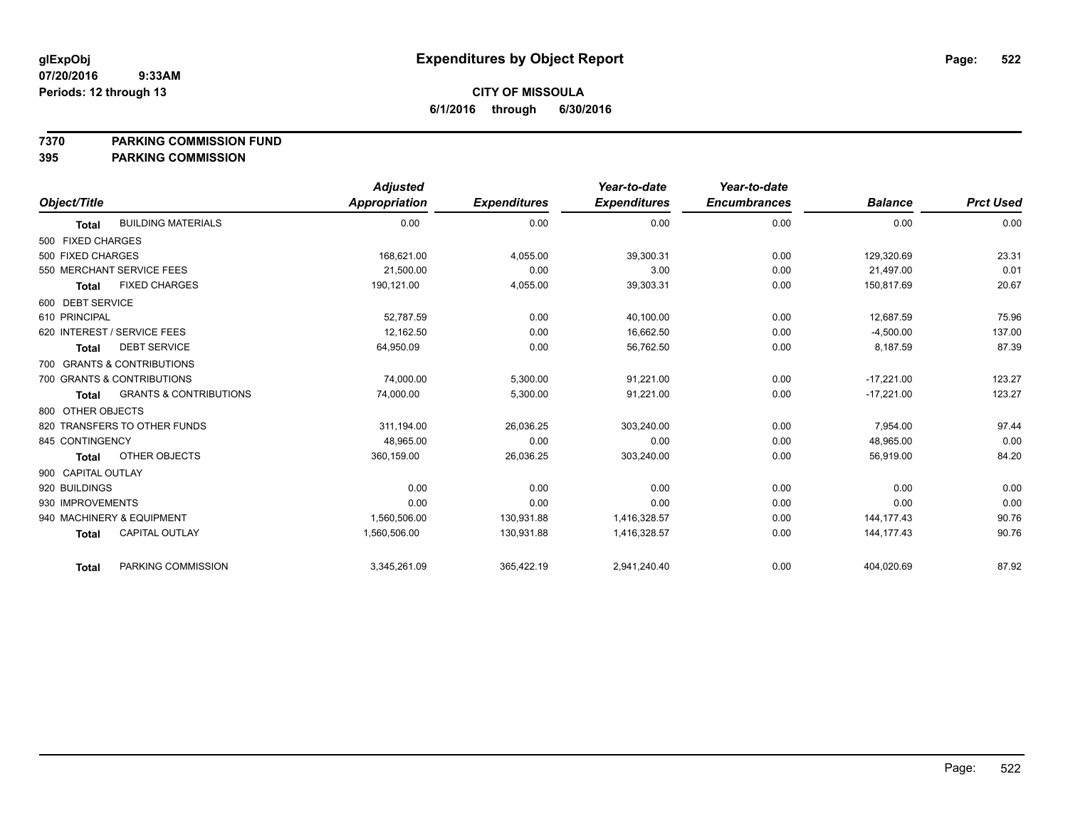**glExpObj**
**07/20/2016 9:33AM**
**Periods: 12 through 13**

# Expenditures by Object Report

**CITY OF MISSOULA**
**6/1/2016 through 6/30/2016**

**7370 PARKING COMMISSION FUND**
**395 PARKING COMMISSION**

| Object/Title | Adjusted Appropriation | Expenditures | Year-to-date Expenditures | Year-to-date Encumbrances | Balance | Prct Used |
|---|---|---|---|---|---|---|
| **Total** BUILDING MATERIALS | 0.00 | 0.00 | 0.00 | 0.00 | 0.00 | 0.00 |
| 500 FIXED CHARGES | | | | | | |
| 500 FIXED CHARGES | 168,621.00 | 4,055.00 | 39,300.31 | 0.00 | 129,320.69 | 23.31 |
| 550 MERCHANT SERVICE FEES | 21,500.00 | 0.00 | 3.00 | 0.00 | 21,497.00 | 0.01 |
| **Total** FIXED CHARGES | 190,121.00 | 4,055.00 | 39,303.31 | 0.00 | 150,817.69 | 20.67 |
| 600 DEBT SERVICE | | | | | | |
| 610 PRINCIPAL | 52,787.59 | 0.00 | 40,100.00 | 0.00 | 12,687.59 | 75.96 |
| 620 INTEREST / SERVICE FEES | 12,162.50 | 0.00 | 16,662.50 | 0.00 | -4,500.00 | 137.00 |
| **Total** DEBT SERVICE | 64,950.09 | 0.00 | 56,762.50 | 0.00 | 8,187.59 | 87.39 |
| 700 GRANTS & CONTRIBUTIONS | | | | | | |
| 700 GRANTS & CONTRIBUTIONS | 74,000.00 | 5,300.00 | 91,221.00 | 0.00 | -17,221.00 | 123.27 |
| **Total** GRANTS & CONTRIBUTIONS | 74,000.00 | 5,300.00 | 91,221.00 | 0.00 | -17,221.00 | 123.27 |
| 800 OTHER OBJECTS | | | | | | |
| 820 TRANSFERS TO OTHER FUNDS | 311,194.00 | 26,036.25 | 303,240.00 | 0.00 | 7,954.00 | 97.44 |
| 845 CONTINGENCY | 48,965.00 | 0.00 | 0.00 | 0.00 | 48,965.00 | 0.00 |
| **Total** OTHER OBJECTS | 360,159.00 | 26,036.25 | 303,240.00 | 0.00 | 56,919.00 | 84.20 |
| 900 CAPITAL OUTLAY | | | | | | |
| 920 BUILDINGS | 0.00 | 0.00 | 0.00 | 0.00 | 0.00 | 0.00 |
| 930 IMPROVEMENTS | 0.00 | 0.00 | 0.00 | 0.00 | 0.00 | 0.00 |
| 940 MACHINERY & EQUIPMENT | 1,560,506.00 | 130,931.88 | 1,416,328.57 | 0.00 | 144,177.43 | 90.76 |
| **Total** CAPITAL OUTLAY | 1,560,506.00 | 130,931.88 | 1,416,328.57 | 0.00 | 144,177.43 | 90.76 |
| **Total** PARKING COMMISSION | 3,345,261.09 | 365,422.19 | 2,941,240.40 | 0.00 | 404,020.69 | 87.92 |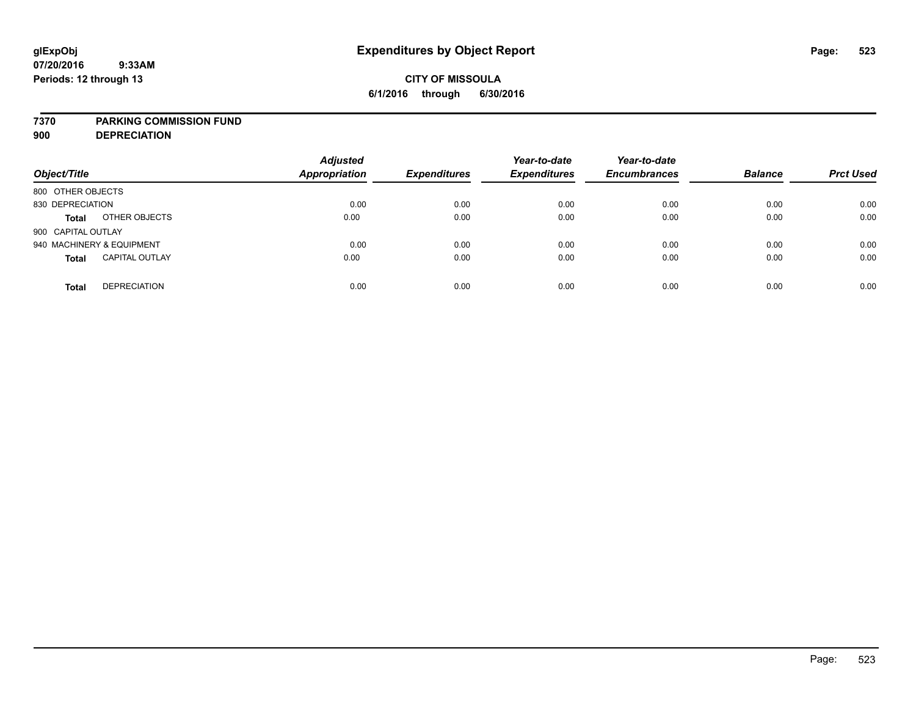**glExpObj** **Expenditures by Object Report**

**07/20/2016 9:33AM**

**Periods: 12 through 13**

**CITY OF MISSOULA**

**6/1/2016 through 6/30/2016**

**7370 PARKING COMMISSION FUND**

**900 DEPRECIATION**

| Object/Title | | Adjusted Appropriation | Expenditures | Year-to-date Expenditures | Year-to-date Encumbrances | Balance | Prct Used |
|---|---|---|---|---|---|---|---|
| 800 OTHER OBJECTS | | | | | | | |
| 830 DEPRECIATION | | 0.00 | 0.00 | 0.00 | 0.00 | 0.00 | 0.00 |
| **Total** | OTHER OBJECTS | 0.00 | 0.00 | 0.00 | 0.00 | 0.00 | 0.00 |
| 900 CAPITAL OUTLAY | | | | | | | |
| 940 MACHINERY & EQUIPMENT | | 0.00 | 0.00 | 0.00 | 0.00 | 0.00 | 0.00 |
| **Total** | CAPITAL OUTLAY | 0.00 | 0.00 | 0.00 | 0.00 | 0.00 | 0.00 |
| **Total** | DEPRECIATION | 0.00 | 0.00 | 0.00 | 0.00 | 0.00 | 0.00 |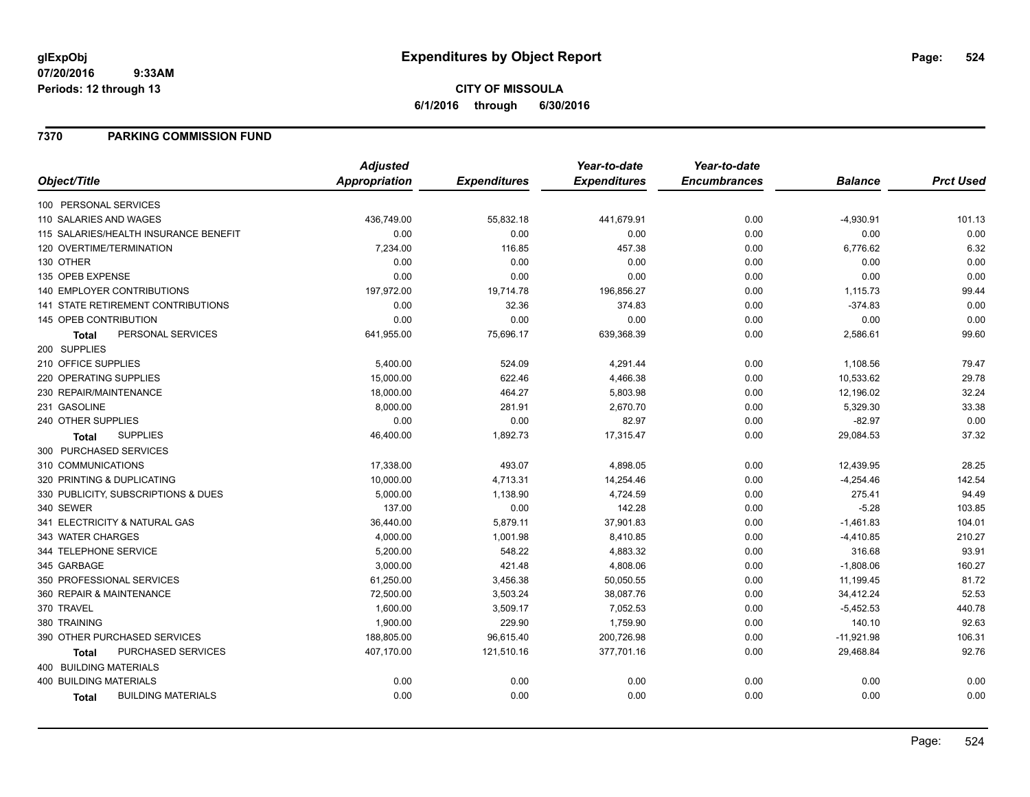# Expenditures by Object Report

glExpObj
07/20/2016 9:33AM
Periods: 12 through 13

**CITY OF MISSOULA**
**6/1/2016 through 6/30/2016**

## 7370 PARKING COMMISSION FUND

| Object/Title | Adjusted Appropriation | Expenditures | Year-to-date Expenditures | Year-to-date Encumbrances | Balance | Prct Used |
|---|---|---|---|---|---|---|
| 100 PERSONAL SERVICES | | | | | | |
| 110 SALARIES AND WAGES | 436,749.00 | 55,832.18 | 441,679.91 | 0.00 | -4,930.91 | 101.13 |
| 115 SALARIES/HEALTH INSURANCE BENEFIT | 0.00 | 0.00 | 0.00 | 0.00 | 0.00 | 0.00 |
| 120 OVERTIME/TERMINATION | 7,234.00 | 116.85 | 457.38 | 0.00 | 6,776.62 | 6.32 |
| 130 OTHER | 0.00 | 0.00 | 0.00 | 0.00 | 0.00 | 0.00 |
| 135 OPEB EXPENSE | 0.00 | 0.00 | 0.00 | 0.00 | 0.00 | 0.00 |
| 140 EMPLOYER CONTRIBUTIONS | 197,972.00 | 19,714.78 | 196,856.27 | 0.00 | 1,115.73 | 99.44 |
| 141 STATE RETIREMENT CONTRIBUTIONS | 0.00 | 32.36 | 374.83 | 0.00 | -374.83 | 0.00 |
| 145 OPEB CONTRIBUTION | 0.00 | 0.00 | 0.00 | 0.00 | 0.00 | 0.00 |
| **Total** PERSONAL SERVICES | 641,955.00 | 75,696.17 | 639,368.39 | 0.00 | 2,586.61 | 99.60 |
| 200 SUPPLIES | | | | | | |
| 210 OFFICE SUPPLIES | 5,400.00 | 524.09 | 4,291.44 | 0.00 | 1,108.56 | 79.47 |
| 220 OPERATING SUPPLIES | 15,000.00 | 622.46 | 4,466.38 | 0.00 | 10,533.62 | 29.78 |
| 230 REPAIR/MAINTENANCE | 18,000.00 | 464.27 | 5,803.98 | 0.00 | 12,196.02 | 32.24 |
| 231 GASOLINE | 8,000.00 | 281.91 | 2,670.70 | 0.00 | 5,329.30 | 33.38 |
| 240 OTHER SUPPLIES | 0.00 | 0.00 | 82.97 | 0.00 | -82.97 | 0.00 |
| **Total** SUPPLIES | 46,400.00 | 1,892.73 | 17,315.47 | 0.00 | 29,084.53 | 37.32 |
| 300 PURCHASED SERVICES | | | | | | |
| 310 COMMUNICATIONS | 17,338.00 | 493.07 | 4,898.05 | 0.00 | 12,439.95 | 28.25 |
| 320 PRINTING & DUPLICATING | 10,000.00 | 4,713.31 | 14,254.46 | 0.00 | -4,254.46 | 142.54 |
| 330 PUBLICITY, SUBSCRIPTIONS & DUES | 5,000.00 | 1,138.90 | 4,724.59 | 0.00 | 275.41 | 94.49 |
| 340 SEWER | 137.00 | 0.00 | 142.28 | 0.00 | -5.28 | 103.85 |
| 341 ELECTRICITY & NATURAL GAS | 36,440.00 | 5,879.11 | 37,901.83 | 0.00 | -1,461.83 | 104.01 |
| 343 WATER CHARGES | 4,000.00 | 1,001.98 | 8,410.85 | 0.00 | -4,410.85 | 210.27 |
| 344 TELEPHONE SERVICE | 5,200.00 | 548.22 | 4,883.32 | 0.00 | 316.68 | 93.91 |
| 345 GARBAGE | 3,000.00 | 421.48 | 4,808.06 | 0.00 | -1,808.06 | 160.27 |
| 350 PROFESSIONAL SERVICES | 61,250.00 | 3,456.38 | 50,050.55 | 0.00 | 11,199.45 | 81.72 |
| 360 REPAIR & MAINTENANCE | 72,500.00 | 3,503.24 | 38,087.76 | 0.00 | 34,412.24 | 52.53 |
| 370 TRAVEL | 1,600.00 | 3,509.17 | 7,052.53 | 0.00 | -5,452.53 | 440.78 |
| 380 TRAINING | 1,900.00 | 229.90 | 1,759.90 | 0.00 | 140.10 | 92.63 |
| 390 OTHER PURCHASED SERVICES | 188,805.00 | 96,615.40 | 200,726.98 | 0.00 | -11,921.98 | 106.31 |
| **Total** PURCHASED SERVICES | 407,170.00 | 121,510.16 | 377,701.16 | 0.00 | 29,468.84 | 92.76 |
| 400 BUILDING MATERIALS | | | | | | |
| 400 BUILDING MATERIALS | 0.00 | 0.00 | 0.00 | 0.00 | 0.00 | 0.00 |
| **Total** BUILDING MATERIALS | 0.00 | 0.00 | 0.00 | 0.00 | 0.00 | 0.00 |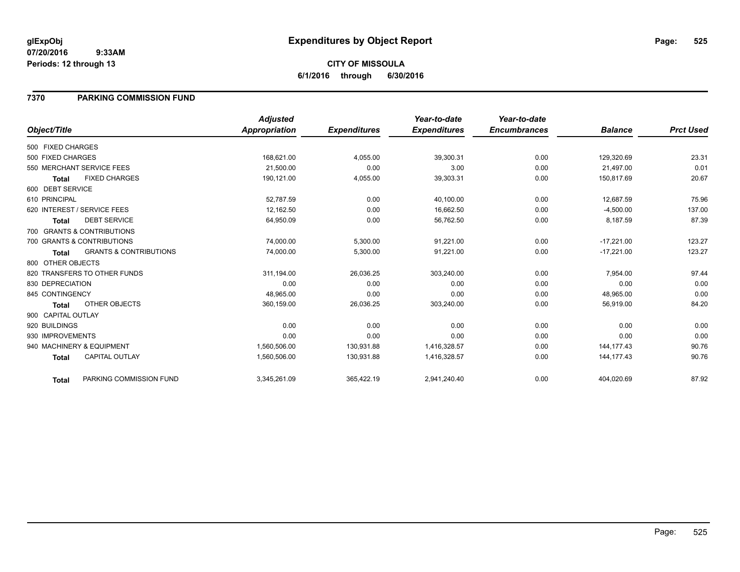# Expenditures by Object Report

glExpObj
07/20/2016 9:33AM
Periods: 12 through 13

**CITY OF MISSOULA**
**6/1/2016 through 6/30/2016**

## 7370 PARKING COMMISSION FUND

| Object/Title | | Adjusted Appropriation | Expenditures | Year-to-date Expenditures | Year-to-date Encumbrances | Balance | Prct Used |
|---|---|---|---|---|---|---|---|
| 500 FIXED CHARGES | | | | | | | |
| 500 FIXED CHARGES | | 168,621.00 | 4,055.00 | 39,300.31 | 0.00 | 129,320.69 | 23.31 |
| 550 MERCHANT SERVICE FEES | | 21,500.00 | 0.00 | 3.00 | 0.00 | 21,497.00 | 0.01 |
| **Total** | FIXED CHARGES | 190,121.00 | 4,055.00 | 39,303.31 | 0.00 | 150,817.69 | 20.67 |
| 600 DEBT SERVICE | | | | | | | |
| 610 PRINCIPAL | | 52,787.59 | 0.00 | 40,100.00 | 0.00 | 12,687.59 | 75.96 |
| 620 INTEREST / SERVICE FEES | | 12,162.50 | 0.00 | 16,662.50 | 0.00 | -4,500.00 | 137.00 |
| **Total** | DEBT SERVICE | 64,950.09 | 0.00 | 56,762.50 | 0.00 | 8,187.59 | 87.39 |
| 700 GRANTS & CONTRIBUTIONS | | | | | | | |
| 700 GRANTS & CONTRIBUTIONS | | 74,000.00 | 5,300.00 | 91,221.00 | 0.00 | -17,221.00 | 123.27 |
| **Total** | GRANTS & CONTRIBUTIONS | 74,000.00 | 5,300.00 | 91,221.00 | 0.00 | -17,221.00 | 123.27 |
| 800 OTHER OBJECTS | | | | | | | |
| 820 TRANSFERS TO OTHER FUNDS | | 311,194.00 | 26,036.25 | 303,240.00 | 0.00 | 7,954.00 | 97.44 |
| 830 DEPRECIATION | | 0.00 | 0.00 | 0.00 | 0.00 | 0.00 | 0.00 |
| 845 CONTINGENCY | | 48,965.00 | 0.00 | 0.00 | 0.00 | 48,965.00 | 0.00 |
| **Total** | OTHER OBJECTS | 360,159.00 | 26,036.25 | 303,240.00 | 0.00 | 56,919.00 | 84.20 |
| 900 CAPITAL OUTLAY | | | | | | | |
| 920 BUILDINGS | | 0.00 | 0.00 | 0.00 | 0.00 | 0.00 | 0.00 |
| 930 IMPROVEMENTS | | 0.00 | 0.00 | 0.00 | 0.00 | 0.00 | 0.00 |
| 940 MACHINERY & EQUIPMENT | | 1,560,506.00 | 130,931.88 | 1,416,328.57 | 0.00 | 144,177.43 | 90.76 |
| **Total** | CAPITAL OUTLAY | 1,560,506.00 | 130,931.88 | 1,416,328.57 | 0.00 | 144,177.43 | 90.76 |
| **Total** | PARKING COMMISSION FUND | 3,345,261.09 | 365,422.19 | 2,941,240.40 | 0.00 | 404,020.69 | 87.92 |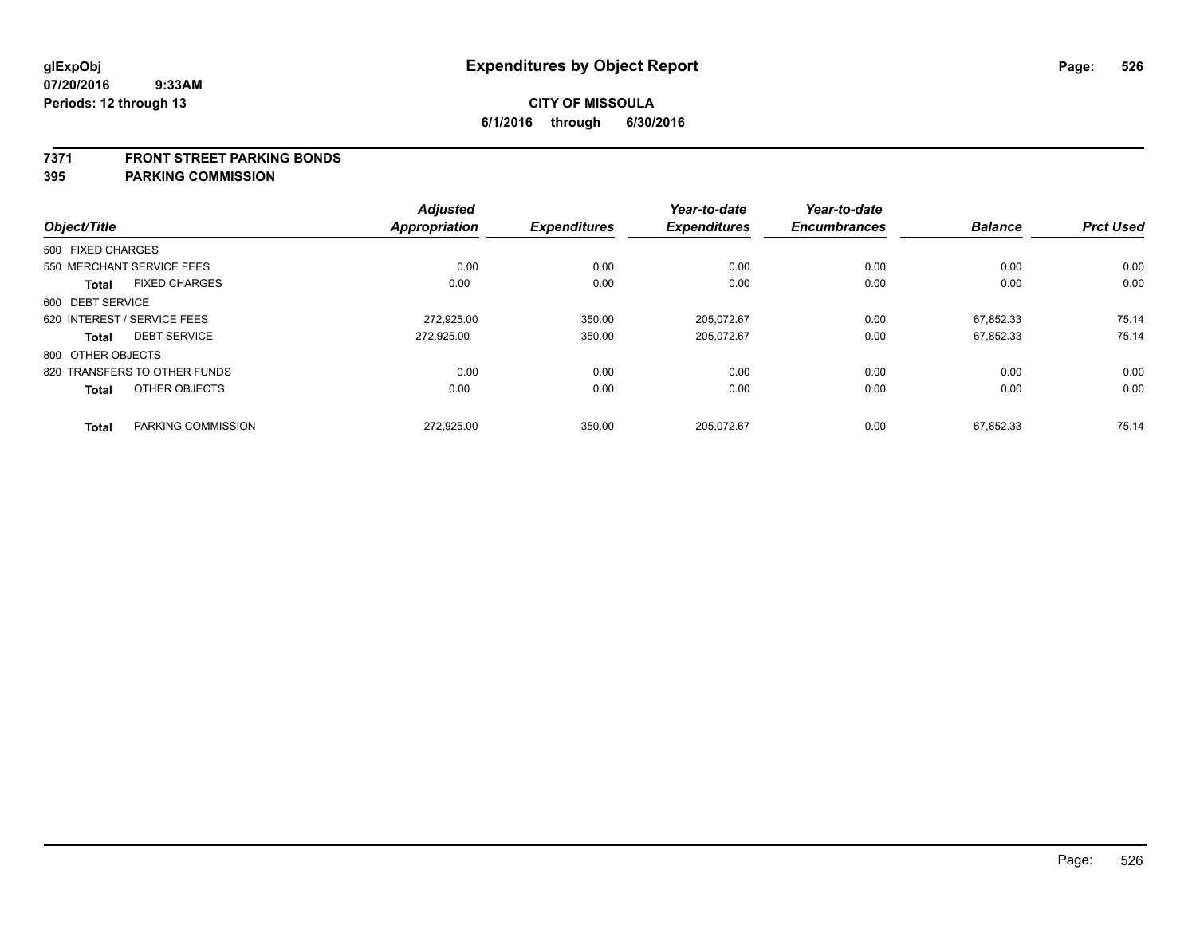glExpObj
07/20/2016 9:33AM
Periods: 12 through 13

# Expenditures by Object Report

**CITY OF MISSOULA**
**6/1/2016 through 6/30/2016**

**7371 FRONT STREET PARKING BONDS**
**395 PARKING COMMISSION**

| Object/Title | Adjusted Appropriation | Expenditures | Year-to-date Expenditures | Year-to-date Encumbrances | Balance | Prct Used |
|---|---|---|---|---|---|---|
| 500 FIXED CHARGES | | | | | | |
| 550 MERCHANT SERVICE FEES | 0.00 | 0.00 | 0.00 | 0.00 | 0.00 | 0.00 |
| **Total** FIXED CHARGES | 0.00 | 0.00 | 0.00 | 0.00 | 0.00 | 0.00 |
| 600 DEBT SERVICE | | | | | | |
| 620 INTEREST / SERVICE FEES | 272,925.00 | 350.00 | 205,072.67 | 0.00 | 67,852.33 | 75.14 |
| **Total** DEBT SERVICE | 272,925.00 | 350.00 | 205,072.67 | 0.00 | 67,852.33 | 75.14 |
| 800 OTHER OBJECTS | | | | | | |
| 820 TRANSFERS TO OTHER FUNDS | 0.00 | 0.00 | 0.00 | 0.00 | 0.00 | 0.00 |
| **Total** OTHER OBJECTS | 0.00 | 0.00 | 0.00 | 0.00 | 0.00 | 0.00 |
| **Total** PARKING COMMISSION | 272,925.00 | 350.00 | 205,072.67 | 0.00 | 67,852.33 | 75.14 |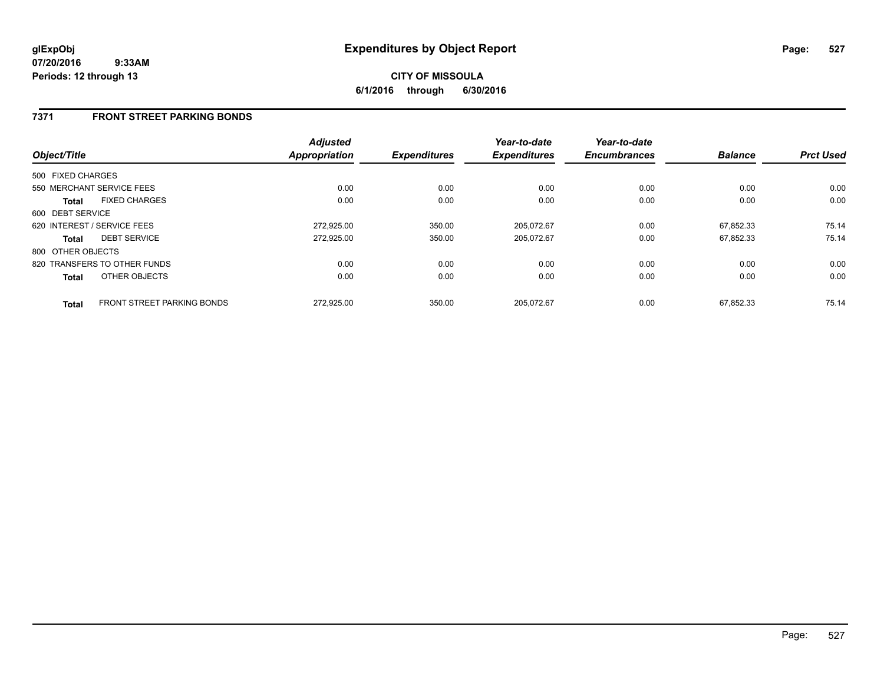# Expenditures by Object Report

**glExpObj**
**07/20/2016 9:33AM**
**Periods: 12 through 13**

**CITY OF MISSOULA**
**6/1/2016 through 6/30/2016**

## 7371 FRONT STREET PARKING BONDS

| Object/Title | | Adjusted Appropriation | Expenditures | Year-to-date Expenditures | Year-to-date Encumbrances | Balance | Prct Used |
|---|---|---|---|---|---|---|---|
| 500 FIXED CHARGES | | | | | | | |
| 550 MERCHANT SERVICE FEES | | 0.00 | 0.00 | 0.00 | 0.00 | 0.00 | 0.00 |
| **Total** | FIXED CHARGES | 0.00 | 0.00 | 0.00 | 0.00 | 0.00 | 0.00 |
| 600 DEBT SERVICE | | | | | | | |
| 620 INTEREST / SERVICE FEES | | 272,925.00 | 350.00 | 205,072.67 | 0.00 | 67,852.33 | 75.14 |
| **Total** | DEBT SERVICE | 272,925.00 | 350.00 | 205,072.67 | 0.00 | 67,852.33 | 75.14 |
| 800 OTHER OBJECTS | | | | | | | |
| 820 TRANSFERS TO OTHER FUNDS | | 0.00 | 0.00 | 0.00 | 0.00 | 0.00 | 0.00 |
| **Total** | OTHER OBJECTS | 0.00 | 0.00 | 0.00 | 0.00 | 0.00 | 0.00 |
| **Total** | FRONT STREET PARKING BONDS | 272,925.00 | 350.00 | 205,072.67 | 0.00 | 67,852.33 | 75.14 |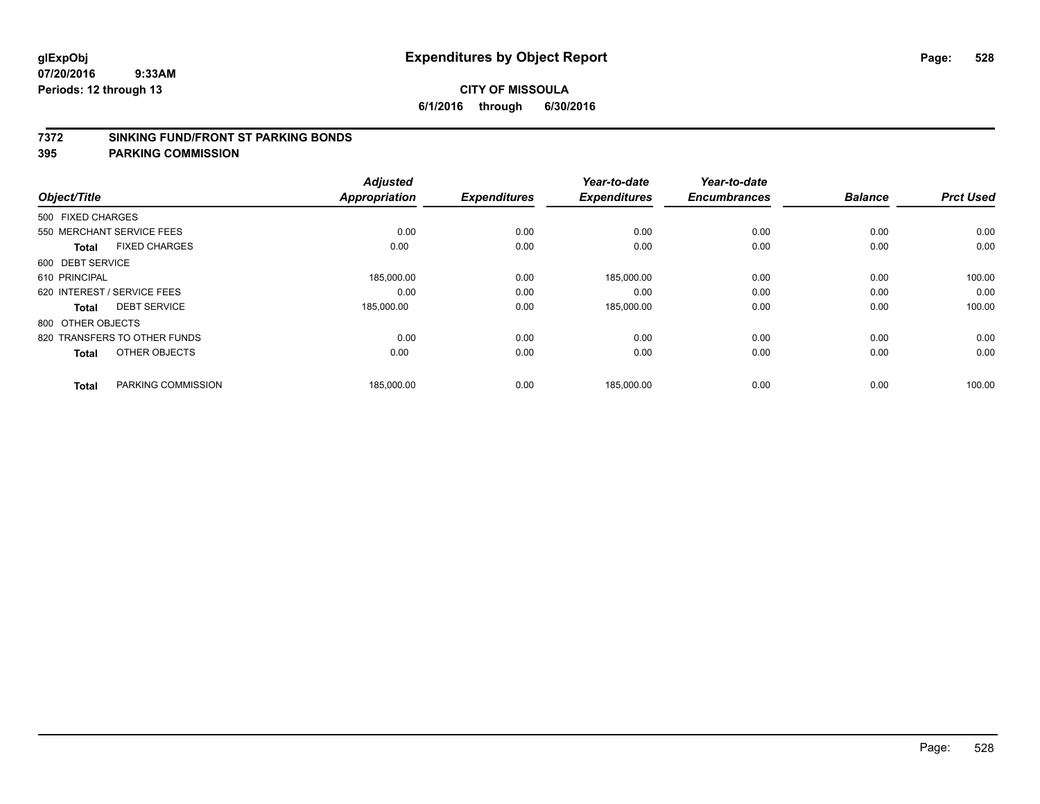glExpObj
07/20/2016 9:33AM
Periods: 12 through 13

# Expenditures by Object Report

**CITY OF MISSOULA**
**6/1/2016 through 6/30/2016**

**7372 SINKING FUND/FRONT ST PARKING BONDS**
**395 PARKING COMMISSION**

| Object/Title | | Adjusted Appropriation | Expenditures | Year-to-date Expenditures | Year-to-date Encumbrances | Balance | Prct Used |
|---|---|---|---|---|---|---|---|
| 500 FIXED CHARGES | | | | | | | |
| 550 MERCHANT SERVICE FEES | | 0.00 | 0.00 | 0.00 | 0.00 | 0.00 | 0.00 |
| **Total** | FIXED CHARGES | 0.00 | 0.00 | 0.00 | 0.00 | 0.00 | 0.00 |
| 600 DEBT SERVICE | | | | | | | |
| 610 PRINCIPAL | | 185,000.00 | 0.00 | 185,000.00 | 0.00 | 0.00 | 100.00 |
| 620 INTEREST / SERVICE FEES | | 0.00 | 0.00 | 0.00 | 0.00 | 0.00 | 0.00 |
| **Total** | DEBT SERVICE | 185,000.00 | 0.00 | 185,000.00 | 0.00 | 0.00 | 100.00 |
| 800 OTHER OBJECTS | | | | | | | |
| 820 TRANSFERS TO OTHER FUNDS | | 0.00 | 0.00 | 0.00 | 0.00 | 0.00 | 0.00 |
| **Total** | OTHER OBJECTS | 0.00 | 0.00 | 0.00 | 0.00 | 0.00 | 0.00 |
| **Total** | PARKING COMMISSION | 185,000.00 | 0.00 | 185,000.00 | 0.00 | 0.00 | 100.00 |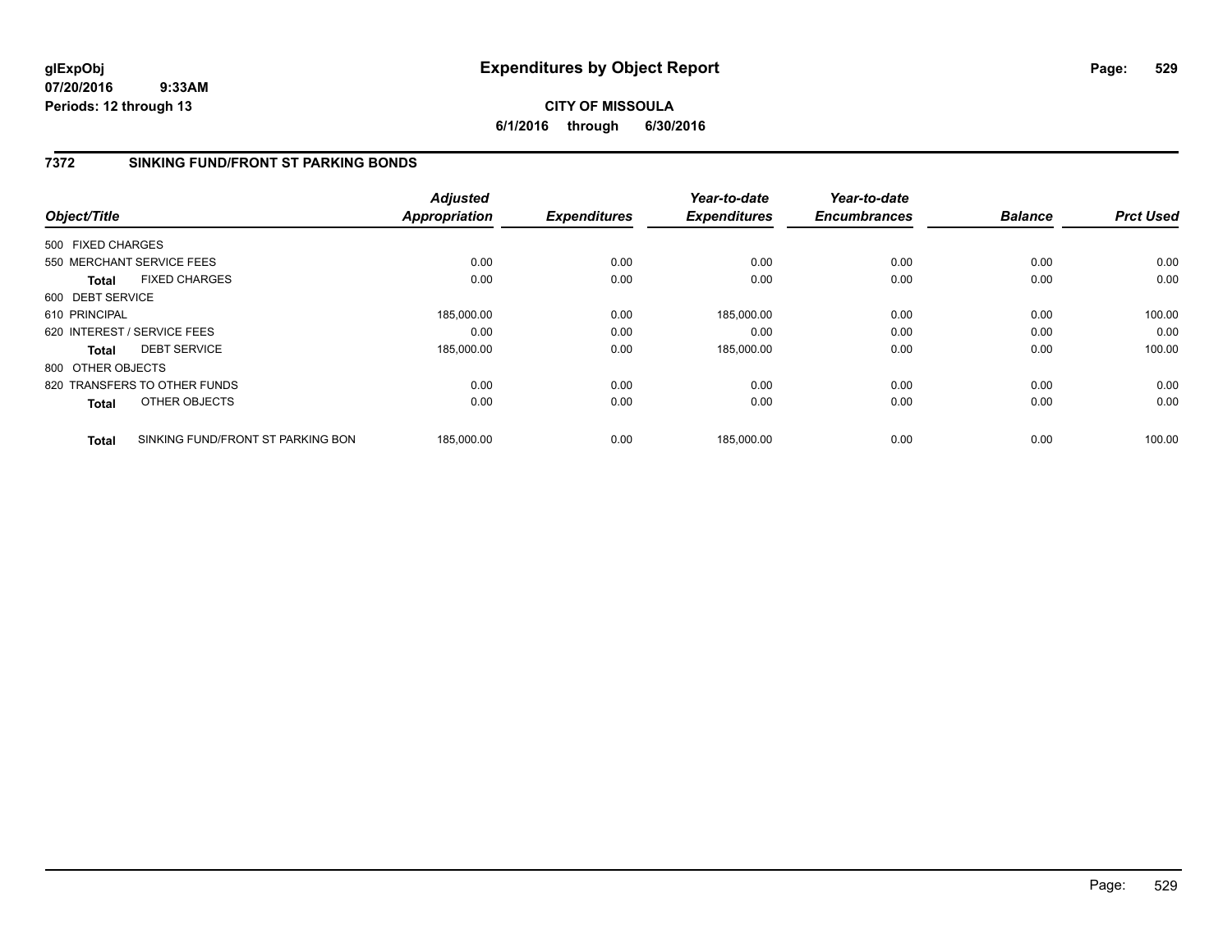**glExpObj**
**07/20/2016 9:33AM**
**Periods: 12 through 13**

# Expenditures by Object Report

**CITY OF MISSOULA**
**6/1/2016 through 6/30/2016**

## 7372 SINKING FUND/FRONT ST PARKING BONDS

| Object/Title | | Adjusted Appropriation | Expenditures | Year-to-date Expenditures | Year-to-date Encumbrances | Balance | Prct Used |
|---|---|---|---|---|---|---|---|
| 500 FIXED CHARGES | | | | | | | |
| 550 MERCHANT SERVICE FEES | | 0.00 | 0.00 | 0.00 | 0.00 | 0.00 | 0.00 |
| **Total** | FIXED CHARGES | 0.00 | 0.00 | 0.00 | 0.00 | 0.00 | 0.00 |
| 600 DEBT SERVICE | | | | | | | |
| 610 PRINCIPAL | | 185,000.00 | 0.00 | 185,000.00 | 0.00 | 0.00 | 100.00 |
| 620 INTEREST / SERVICE FEES | | 0.00 | 0.00 | 0.00 | 0.00 | 0.00 | 0.00 |
| **Total** | DEBT SERVICE | 185,000.00 | 0.00 | 185,000.00 | 0.00 | 0.00 | 100.00 |
| 800 OTHER OBJECTS | | | | | | | |
| 820 TRANSFERS TO OTHER FUNDS | | 0.00 | 0.00 | 0.00 | 0.00 | 0.00 | 0.00 |
| **Total** | OTHER OBJECTS | 0.00 | 0.00 | 0.00 | 0.00 | 0.00 | 0.00 |
| **Total** | SINKING FUND/FRONT ST PARKING BON | 185,000.00 | 0.00 | 185,000.00 | 0.00 | 0.00 | 100.00 |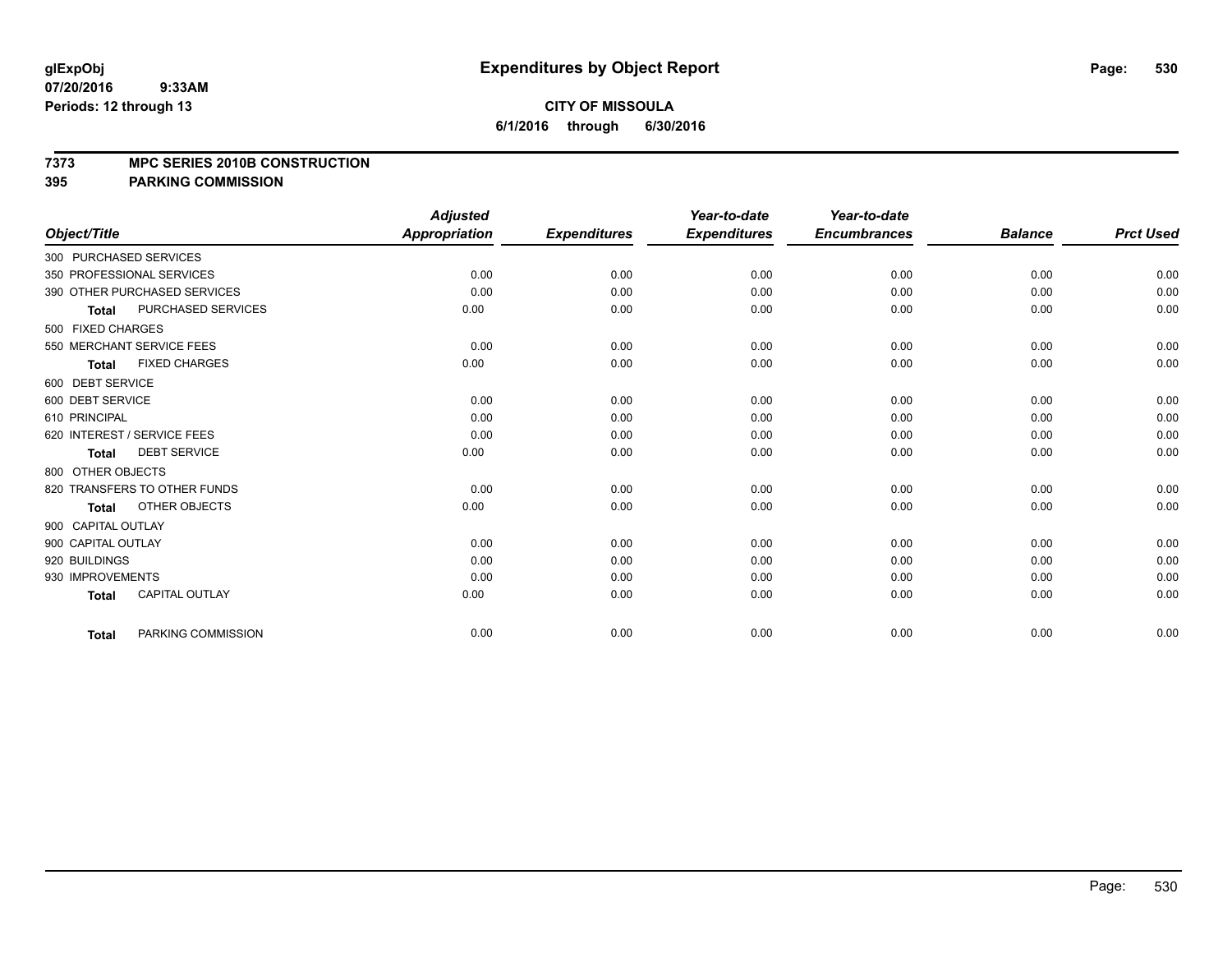**glExpObj** **Expenditures by Object Report**

**07/20/2016 9:33AM**

**Periods: 12 through 13**

**CITY OF MISSOULA**

**6/1/2016 through 6/30/2016**

## 7373 MPC SERIES 2010B CONSTRUCTION
## 395 PARKING COMMISSION

| Object/Title | Adjusted Appropriation | Expenditures | Year-to-date Expenditures | Year-to-date Encumbrances | Balance | Prct Used |
|---|---|---|---|---|---|---|
| 300 PURCHASED SERVICES | | | | | | |
| 350 PROFESSIONAL SERVICES | 0.00 | 0.00 | 0.00 | 0.00 | 0.00 | 0.00 |
| 390 OTHER PURCHASED SERVICES | 0.00 | 0.00 | 0.00 | 0.00 | 0.00 | 0.00 |
| **Total** PURCHASED SERVICES | 0.00 | 0.00 | 0.00 | 0.00 | 0.00 | 0.00 |
| 500 FIXED CHARGES | | | | | | |
| 550 MERCHANT SERVICE FEES | 0.00 | 0.00 | 0.00 | 0.00 | 0.00 | 0.00 |
| **Total** FIXED CHARGES | 0.00 | 0.00 | 0.00 | 0.00 | 0.00 | 0.00 |
| 600 DEBT SERVICE | | | | | | |
| 600 DEBT SERVICE | 0.00 | 0.00 | 0.00 | 0.00 | 0.00 | 0.00 |
| 610 PRINCIPAL | 0.00 | 0.00 | 0.00 | 0.00 | 0.00 | 0.00 |
| 620 INTEREST / SERVICE FEES | 0.00 | 0.00 | 0.00 | 0.00 | 0.00 | 0.00 |
| **Total** DEBT SERVICE | 0.00 | 0.00 | 0.00 | 0.00 | 0.00 | 0.00 |
| 800 OTHER OBJECTS | | | | | | |
| 820 TRANSFERS TO OTHER FUNDS | 0.00 | 0.00 | 0.00 | 0.00 | 0.00 | 0.00 |
| **Total** OTHER OBJECTS | 0.00 | 0.00 | 0.00 | 0.00 | 0.00 | 0.00 |
| 900 CAPITAL OUTLAY | | | | | | |
| 900 CAPITAL OUTLAY | 0.00 | 0.00 | 0.00 | 0.00 | 0.00 | 0.00 |
| 920 BUILDINGS | 0.00 | 0.00 | 0.00 | 0.00 | 0.00 | 0.00 |
| 930 IMPROVEMENTS | 0.00 | 0.00 | 0.00 | 0.00 | 0.00 | 0.00 |
| **Total** CAPITAL OUTLAY | 0.00 | 0.00 | 0.00 | 0.00 | 0.00 | 0.00 |
| **Total** PARKING COMMISSION | 0.00 | 0.00 | 0.00 | 0.00 | 0.00 | 0.00 |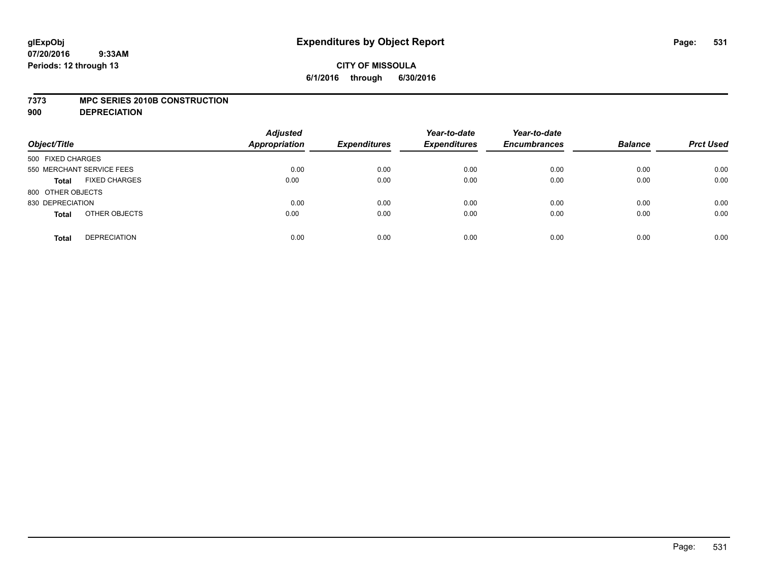**glExpObj** **Expenditures by Object Report**
**07/20/2016 9:33AM**
**Periods: 12 through 13**

**CITY OF MISSOULA**
**6/1/2016 through 6/30/2016**

**7373 MPC SERIES 2010B CONSTRUCTION**
**900 DEPRECIATION**

| Object/Title | | Adjusted Appropriation | Expenditures | Year-to-date Expenditures | Year-to-date Encumbrances | Balance | Prct Used |
|---|---|---|---|---|---|---|---|
| 500 FIXED CHARGES | | | | | | | |
| 550 MERCHANT SERVICE FEES | | 0.00 | 0.00 | 0.00 | 0.00 | 0.00 | 0.00 |
| **Total** | FIXED CHARGES | 0.00 | 0.00 | 0.00 | 0.00 | 0.00 | 0.00 |
| 800 OTHER OBJECTS | | | | | | | |
| 830 DEPRECIATION | | 0.00 | 0.00 | 0.00 | 0.00 | 0.00 | 0.00 |
| **Total** | OTHER OBJECTS | 0.00 | 0.00 | 0.00 | 0.00 | 0.00 | 0.00 |
| **Total** | DEPRECIATION | 0.00 | 0.00 | 0.00 | 0.00 | 0.00 | 0.00 |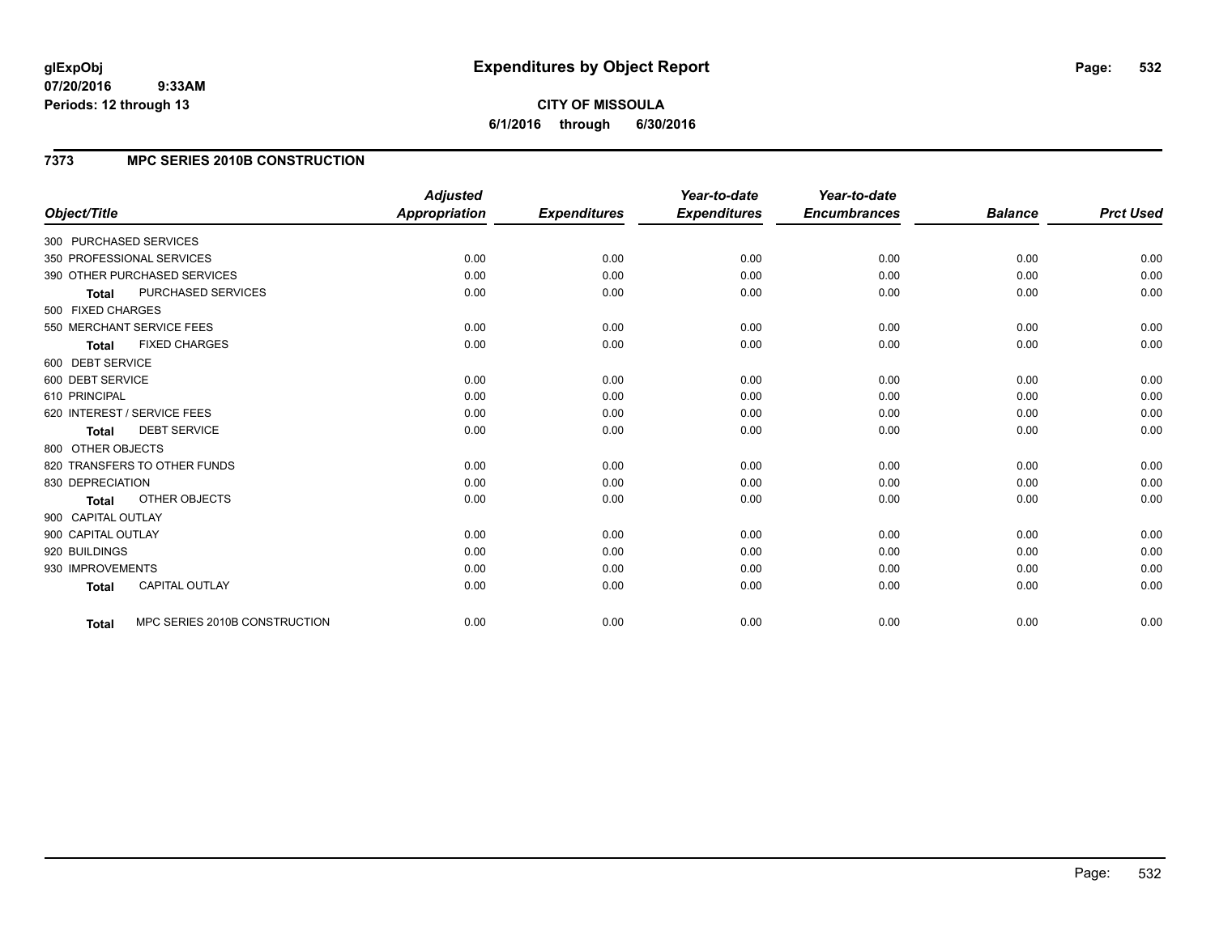**glExpObj**
**07/20/2016 9:33AM**
**Periods: 12 through 13**

# Expenditures by Object Report

**CITY OF MISSOULA**
**6/1/2016 through 6/30/2016**

## 7373 MPC SERIES 2010B CONSTRUCTION

| Object/Title | Adjusted Appropriation | Expenditures | Year-to-date Expenditures | Year-to-date Encumbrances | Balance | Prct Used |
|---|---|---|---|---|---|---|
| 300 PURCHASED SERVICES | | | | | | |
| 350 PROFESSIONAL SERVICES | 0.00 | 0.00 | 0.00 | 0.00 | 0.00 | 0.00 |
| 390 OTHER PURCHASED SERVICES | 0.00 | 0.00 | 0.00 | 0.00 | 0.00 | 0.00 |
| **Total** PURCHASED SERVICES | 0.00 | 0.00 | 0.00 | 0.00 | 0.00 | 0.00 |
| 500 FIXED CHARGES | | | | | | |
| 550 MERCHANT SERVICE FEES | 0.00 | 0.00 | 0.00 | 0.00 | 0.00 | 0.00 |
| **Total** FIXED CHARGES | 0.00 | 0.00 | 0.00 | 0.00 | 0.00 | 0.00 |
| 600 DEBT SERVICE | | | | | | |
| 600 DEBT SERVICE | 0.00 | 0.00 | 0.00 | 0.00 | 0.00 | 0.00 |
| 610 PRINCIPAL | 0.00 | 0.00 | 0.00 | 0.00 | 0.00 | 0.00 |
| 620 INTEREST / SERVICE FEES | 0.00 | 0.00 | 0.00 | 0.00 | 0.00 | 0.00 |
| **Total** DEBT SERVICE | 0.00 | 0.00 | 0.00 | 0.00 | 0.00 | 0.00 |
| 800 OTHER OBJECTS | | | | | | |
| 820 TRANSFERS TO OTHER FUNDS | 0.00 | 0.00 | 0.00 | 0.00 | 0.00 | 0.00 |
| 830 DEPRECIATION | 0.00 | 0.00 | 0.00 | 0.00 | 0.00 | 0.00 |
| **Total** OTHER OBJECTS | 0.00 | 0.00 | 0.00 | 0.00 | 0.00 | 0.00 |
| 900 CAPITAL OUTLAY | | | | | | |
| 900 CAPITAL OUTLAY | 0.00 | 0.00 | 0.00 | 0.00 | 0.00 | 0.00 |
| 920 BUILDINGS | 0.00 | 0.00 | 0.00 | 0.00 | 0.00 | 0.00 |
| 930 IMPROVEMENTS | 0.00 | 0.00 | 0.00 | 0.00 | 0.00 | 0.00 |
| **Total** CAPITAL OUTLAY | 0.00 | 0.00 | 0.00 | 0.00 | 0.00 | 0.00 |
| **Total** MPC SERIES 2010B CONSTRUCTION | 0.00 | 0.00 | 0.00 | 0.00 | 0.00 | 0.00 |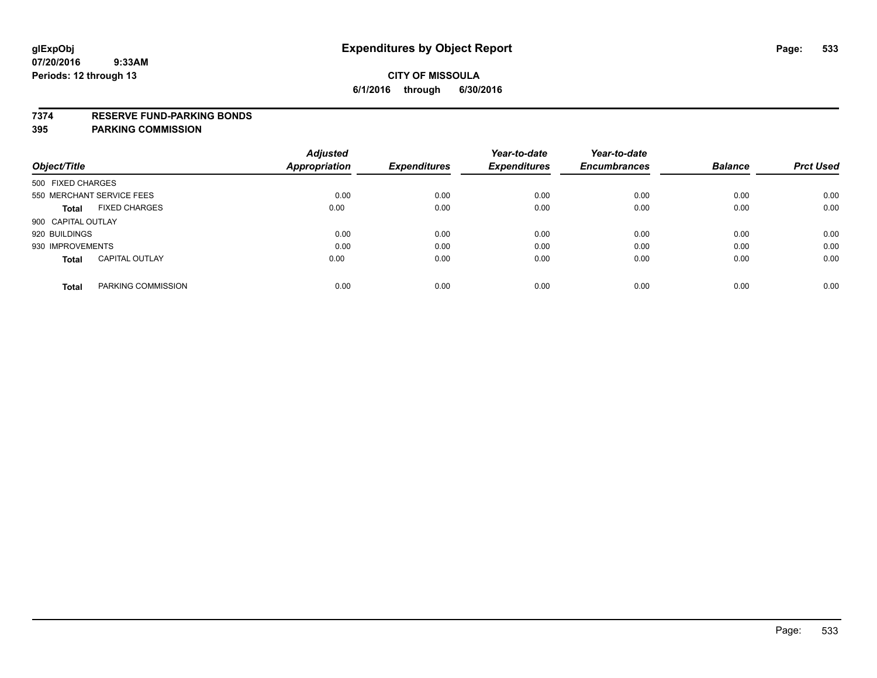**glExpObj**
**07/20/2016 9:33AM**
**Periods: 12 through 13**

# Expenditures by Object Report

**CITY OF MISSOULA**
**6/1/2016 through 6/30/2016**

**7374 RESERVE FUND-PARKING BONDS**
**395 PARKING COMMISSION**

| Object/Title | Adjusted Appropriation | Expenditures | Year-to-date Expenditures | Year-to-date Encumbrances | Balance | Prct Used |
|---|---|---|---|---|---|---|
| 500 FIXED CHARGES | | | | | | |
| 550 MERCHANT SERVICE FEES | 0.00 | 0.00 | 0.00 | 0.00 | 0.00 | 0.00 |
| **Total** FIXED CHARGES | 0.00 | 0.00 | 0.00 | 0.00 | 0.00 | 0.00 |
| 900 CAPITAL OUTLAY | | | | | | |
| 920 BUILDINGS | 0.00 | 0.00 | 0.00 | 0.00 | 0.00 | 0.00 |
| 930 IMPROVEMENTS | 0.00 | 0.00 | 0.00 | 0.00 | 0.00 | 0.00 |
| **Total** CAPITAL OUTLAY | 0.00 | 0.00 | 0.00 | 0.00 | 0.00 | 0.00 |
| **Total** PARKING COMMISSION | 0.00 | 0.00 | 0.00 | 0.00 | 0.00 | 0.00 |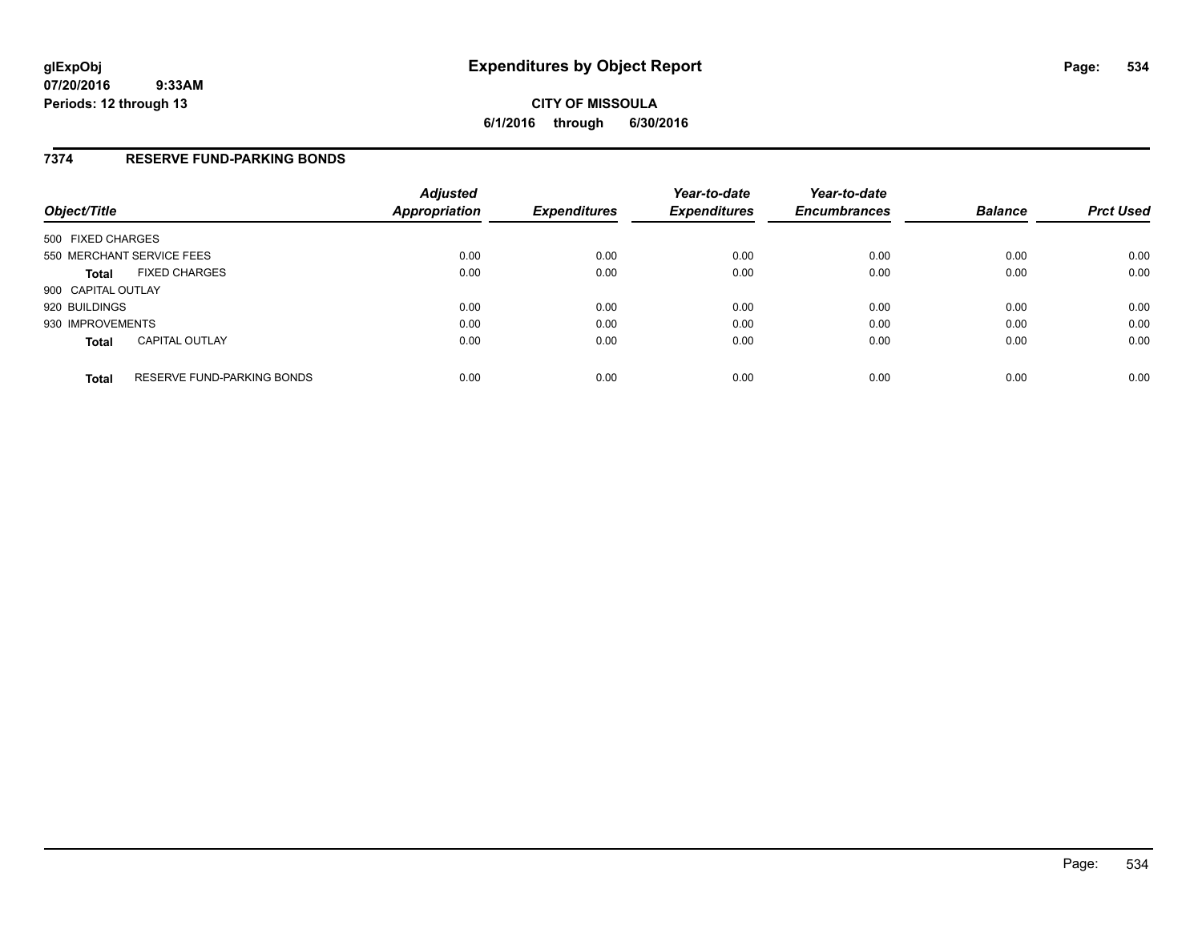# Expenditures by Object Report

glExpObj
07/20/2016 9:33AM
Periods: 12 through 13

**CITY OF MISSOULA**
**6/1/2016 through 6/30/2016**

## 7374 RESERVE FUND-PARKING BONDS

| Object/Title | Adjusted Appropriation | Expenditures | Year-to-date Expenditures | Year-to-date Encumbrances | Balance | Prct Used |
|---|---|---|---|---|---|---|
| 500 FIXED CHARGES | | | | | | |
| 550 MERCHANT SERVICE FEES | 0.00 | 0.00 | 0.00 | 0.00 | 0.00 | 0.00 |
| **Total** FIXED CHARGES | 0.00 | 0.00 | 0.00 | 0.00 | 0.00 | 0.00 |
| 900 CAPITAL OUTLAY | | | | | | |
| 920 BUILDINGS | 0.00 | 0.00 | 0.00 | 0.00 | 0.00 | 0.00 |
| 930 IMPROVEMENTS | 0.00 | 0.00 | 0.00 | 0.00 | 0.00 | 0.00 |
| **Total** CAPITAL OUTLAY | 0.00 | 0.00 | 0.00 | 0.00 | 0.00 | 0.00 |
| **Total** RESERVE FUND-PARKING BONDS | 0.00 | 0.00 | 0.00 | 0.00 | 0.00 | 0.00 |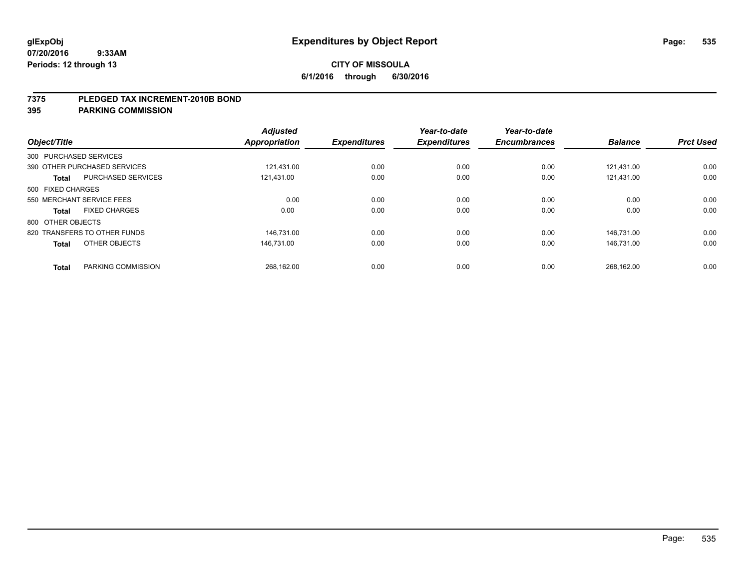**glExpObj** **Expenditures by Object Report**

**07/20/2016 9:33AM**

**Periods: 12 through 13**

**CITY OF MISSOULA**

**6/1/2016 through 6/30/2016**

## 7375 PLEDGED TAX INCREMENT-2010B BOND

## 395 PARKING COMMISSION

| Object/Title | | Adjusted Appropriation | Expenditures | Year-to-date Expenditures | Year-to-date Encumbrances | Balance | Prct Used |
|---|---|---|---|---|---|---|---|
| 300 PURCHASED SERVICES | | | | | | | |
| 390 OTHER PURCHASED SERVICES | | 121,431.00 | 0.00 | 0.00 | 0.00 | 121,431.00 | 0.00 |
| **Total** | PURCHASED SERVICES | 121,431.00 | 0.00 | 0.00 | 0.00 | 121,431.00 | 0.00 |
| 500 FIXED CHARGES | | | | | | | |
| 550 MERCHANT SERVICE FEES | | 0.00 | 0.00 | 0.00 | 0.00 | 0.00 | 0.00 |
| **Total** | FIXED CHARGES | 0.00 | 0.00 | 0.00 | 0.00 | 0.00 | 0.00 |
| 800 OTHER OBJECTS | | | | | | | |
| 820 TRANSFERS TO OTHER FUNDS | | 146,731.00 | 0.00 | 0.00 | 0.00 | 146,731.00 | 0.00 |
| **Total** | OTHER OBJECTS | 146,731.00 | 0.00 | 0.00 | 0.00 | 146,731.00 | 0.00 |
| **Total** | PARKING COMMISSION | 268,162.00 | 0.00 | 0.00 | 0.00 | 268,162.00 | 0.00 |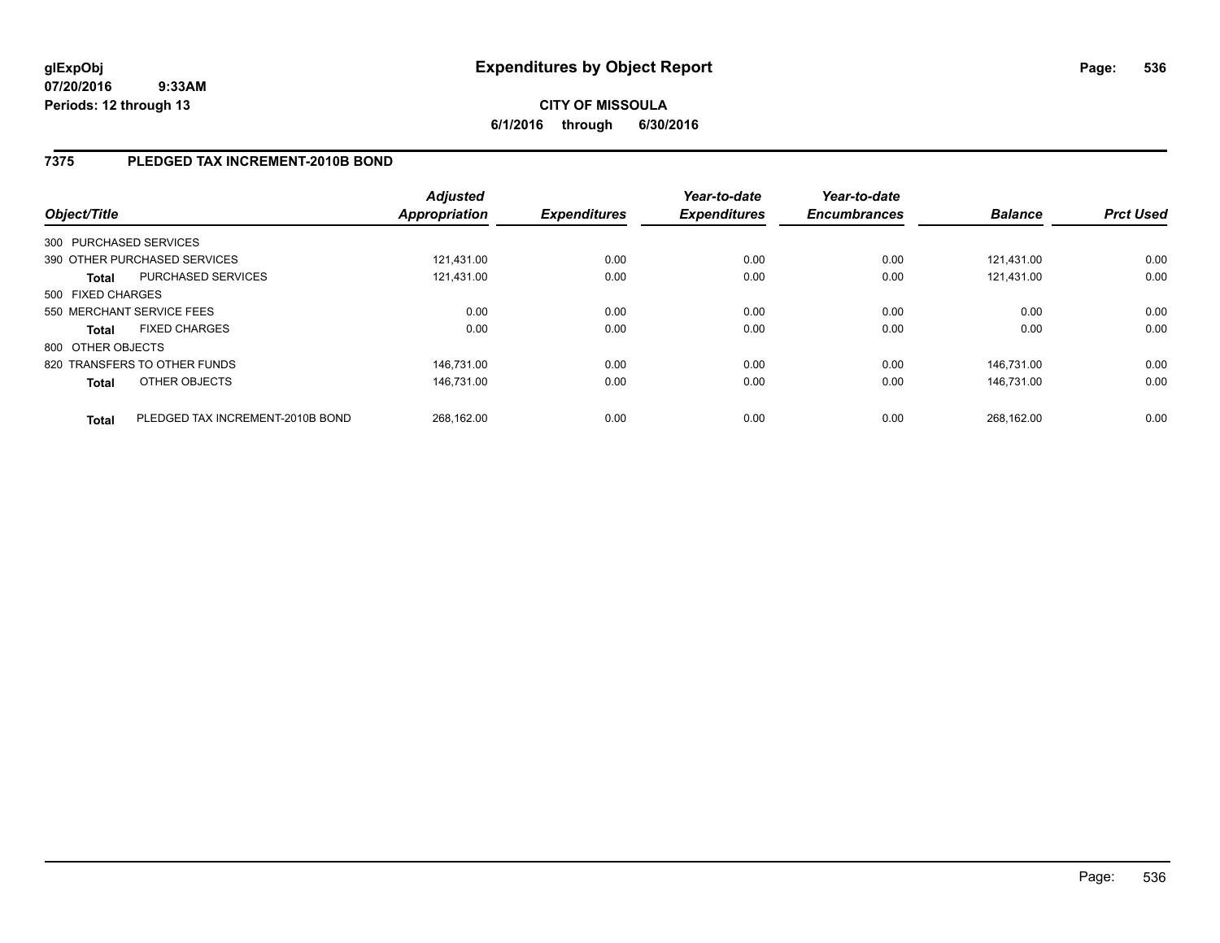**glExpObj**
**07/20/2016 9:33AM**
**Periods: 12 through 13**

# Expenditures by Object Report

**CITY OF MISSOULA**
**6/1/2016 through 6/30/2016**

## 7375 PLEDGED TAX INCREMENT-2010B BOND

| Object/Title | | Adjusted Appropriation | Expenditures | Year-to-date Expenditures | Year-to-date Encumbrances | Balance | Prct Used |
|---|---|---|---|---|---|---|---|
| 300 PURCHASED SERVICES | | | | | | | |
| 390 OTHER PURCHASED SERVICES | | 121,431.00 | 0.00 | 0.00 | 0.00 | 121,431.00 | 0.00 |
| **Total** | PURCHASED SERVICES | 121,431.00 | 0.00 | 0.00 | 0.00 | 121,431.00 | 0.00 |
| 500 FIXED CHARGES | | | | | | | |
| 550 MERCHANT SERVICE FEES | | 0.00 | 0.00 | 0.00 | 0.00 | 0.00 | 0.00 |
| **Total** | FIXED CHARGES | 0.00 | 0.00 | 0.00 | 0.00 | 0.00 | 0.00 |
| 800 OTHER OBJECTS | | | | | | | |
| 820 TRANSFERS TO OTHER FUNDS | | 146,731.00 | 0.00 | 0.00 | 0.00 | 146,731.00 | 0.00 |
| **Total** | OTHER OBJECTS | 146,731.00 | 0.00 | 0.00 | 0.00 | 146,731.00 | 0.00 |
| **Total** | PLEDGED TAX INCREMENT-2010B BOND | 268,162.00 | 0.00 | 0.00 | 0.00 | 268,162.00 | 0.00 |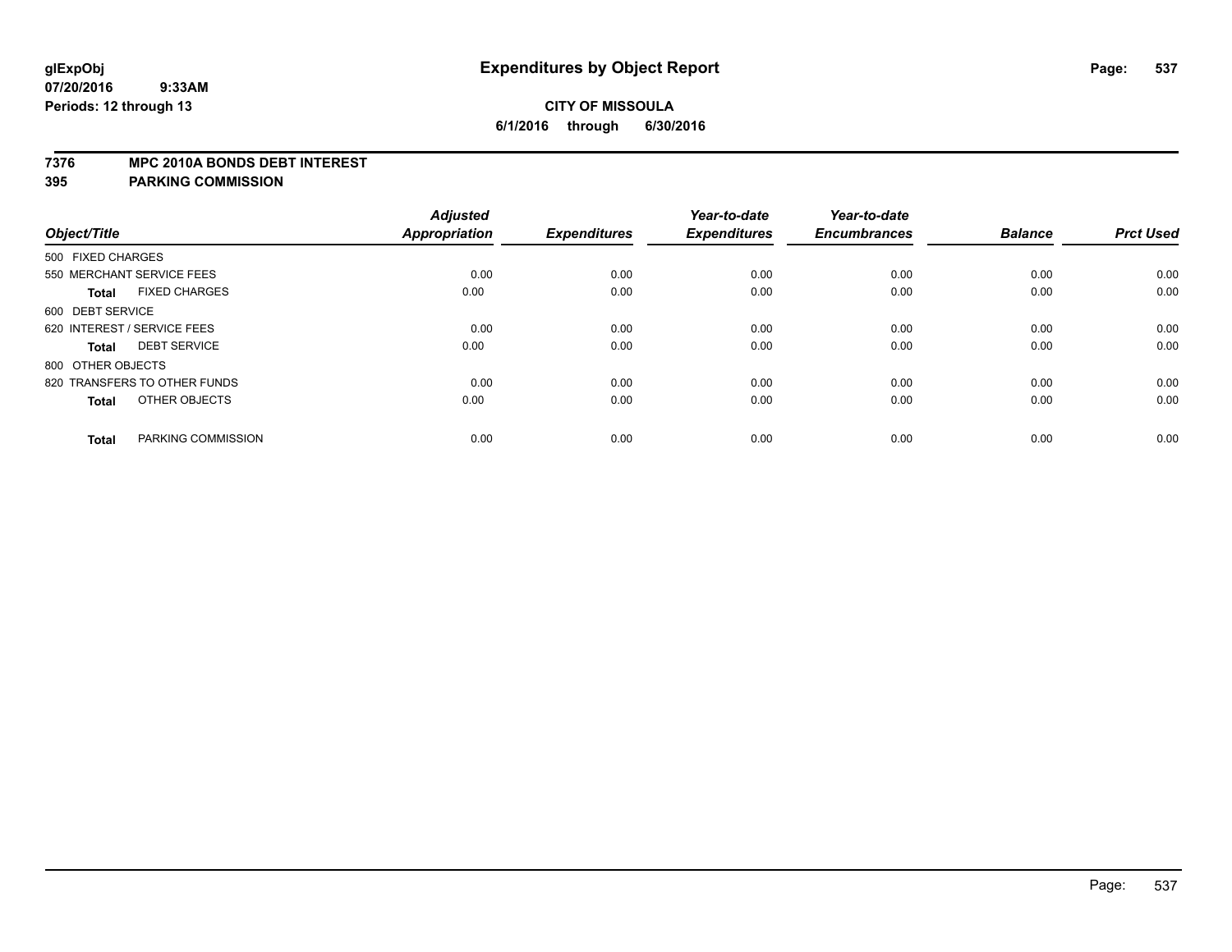**glExpObj**
**07/20/2016 9:33AM**
**Periods: 12 through 13**

# Expenditures by Object Report

**CITY OF MISSOULA**
**6/1/2016 through 6/30/2016**

**7376 MPC 2010A BONDS DEBT INTEREST**
**395 PARKING COMMISSION**

| Object/Title | Adjusted Appropriation | Expenditures | Year-to-date Expenditures | Year-to-date Encumbrances | Balance | Prct Used |
|---|---|---|---|---|---|---|
| 500 FIXED CHARGES | | | | | | |
| 550 MERCHANT SERVICE FEES | 0.00 | 0.00 | 0.00 | 0.00 | 0.00 | 0.00 |
| **Total** FIXED CHARGES | 0.00 | 0.00 | 0.00 | 0.00 | 0.00 | 0.00 |
| 600 DEBT SERVICE | | | | | | |
| 620 INTEREST / SERVICE FEES | 0.00 | 0.00 | 0.00 | 0.00 | 0.00 | 0.00 |
| **Total** DEBT SERVICE | 0.00 | 0.00 | 0.00 | 0.00 | 0.00 | 0.00 |
| 800 OTHER OBJECTS | | | | | | |
| 820 TRANSFERS TO OTHER FUNDS | 0.00 | 0.00 | 0.00 | 0.00 | 0.00 | 0.00 |
| **Total** OTHER OBJECTS | 0.00 | 0.00 | 0.00 | 0.00 | 0.00 | 0.00 |
| **Total** PARKING COMMISSION | 0.00 | 0.00 | 0.00 | 0.00 | 0.00 | 0.00 |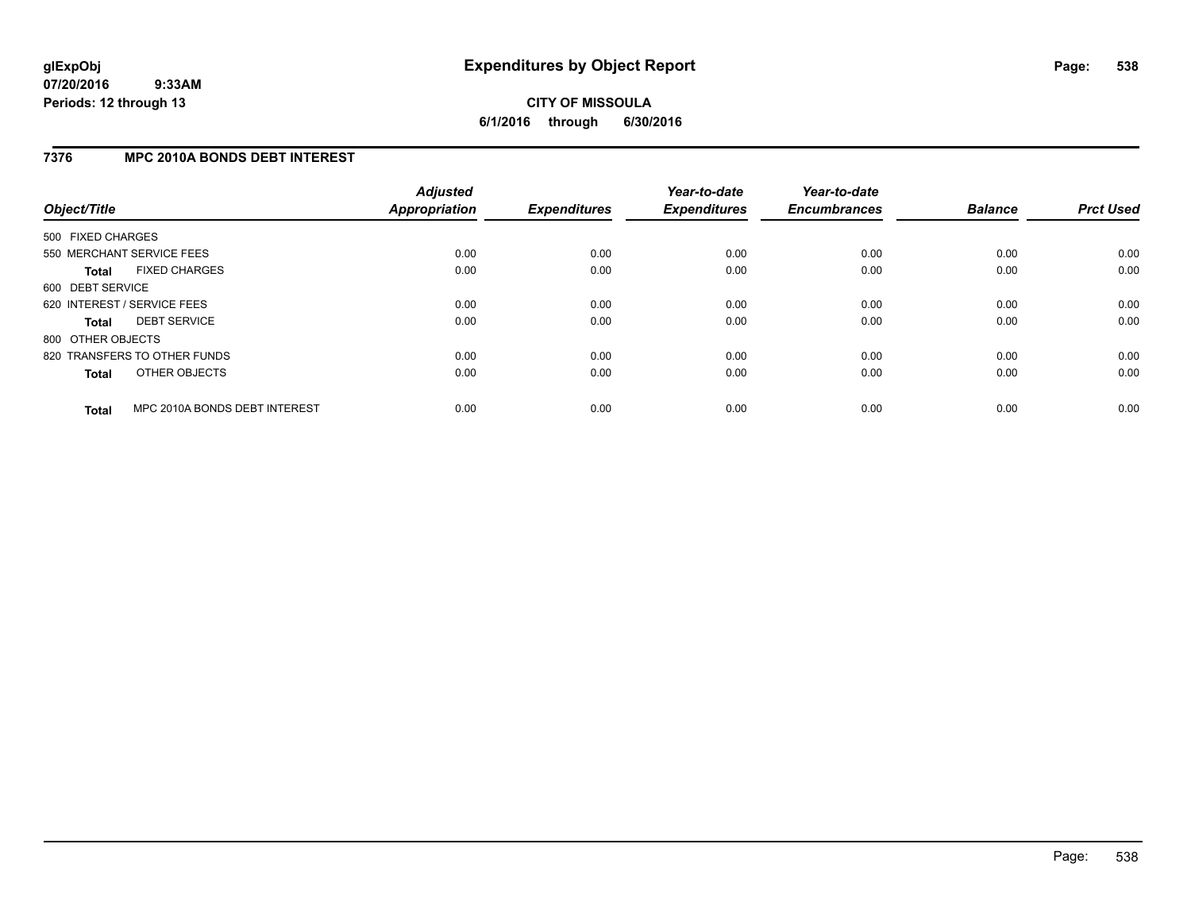# Expenditures by Object Report

glExpObj
07/20/2016 9:33AM
Periods: 12 through 13

**CITY OF MISSOULA**
**6/1/2016 through 6/30/2016**

## 7376 MPC 2010A BONDS DEBT INTEREST

| Object/Title | Adjusted Appropriation | Expenditures | Year-to-date Expenditures | Year-to-date Encumbrances | Balance | Prct Used |
|---|---|---|---|---|---|---|
| 500 FIXED CHARGES | | | | | | |
| 550 MERCHANT SERVICE FEES | 0.00 | 0.00 | 0.00 | 0.00 | 0.00 | 0.00 |
| **Total** FIXED CHARGES | 0.00 | 0.00 | 0.00 | 0.00 | 0.00 | 0.00 |
| 600 DEBT SERVICE | | | | | | |
| 620 INTEREST / SERVICE FEES | 0.00 | 0.00 | 0.00 | 0.00 | 0.00 | 0.00 |
| **Total** DEBT SERVICE | 0.00 | 0.00 | 0.00 | 0.00 | 0.00 | 0.00 |
| 800 OTHER OBJECTS | | | | | | |
| 820 TRANSFERS TO OTHER FUNDS | 0.00 | 0.00 | 0.00 | 0.00 | 0.00 | 0.00 |
| **Total** OTHER OBJECTS | 0.00 | 0.00 | 0.00 | 0.00 | 0.00 | 0.00 |
| **Total** MPC 2010A BONDS DEBT INTEREST | 0.00 | 0.00 | 0.00 | 0.00 | 0.00 | 0.00 |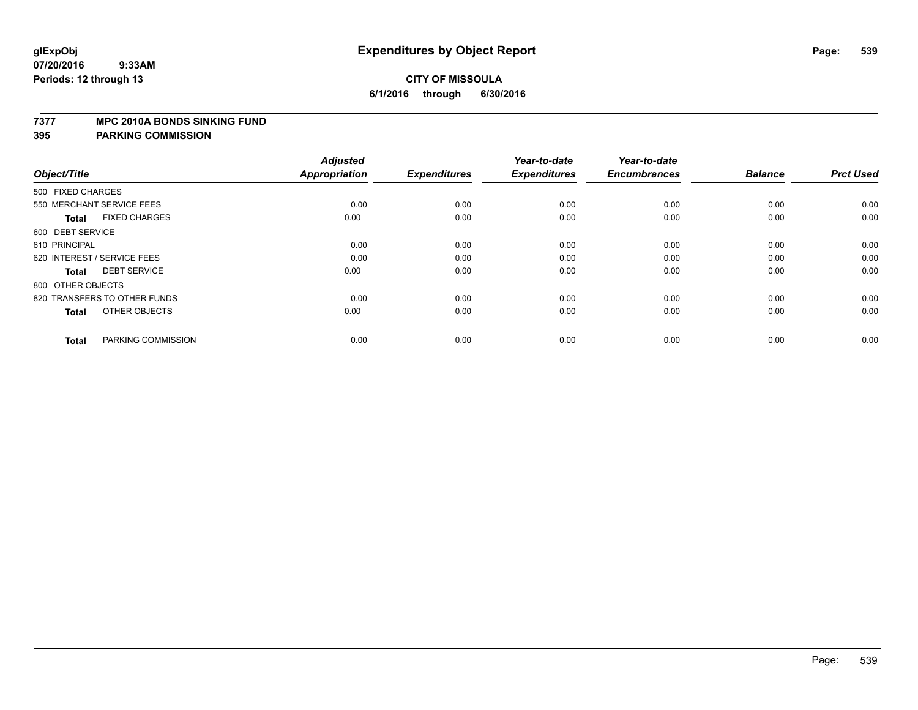# Expenditures by Object Report

glExpObj
07/20/2016 9:33AM
Periods: 12 through 13

**CITY OF MISSOULA**
**6/1/2016 through 6/30/2016**

## 7377 MPC 2010A BONDS SINKING FUND
## 395 PARKING COMMISSION

| Object/Title | Adjusted Appropriation | Expenditures | Year-to-date Expenditures | Year-to-date Encumbrances | Balance | Prct Used |
|---|---|---|---|---|---|---|
| 500 FIXED CHARGES | | | | | | |
| 550 MERCHANT SERVICE FEES | 0.00 | 0.00 | 0.00 | 0.00 | 0.00 | 0.00 |
| **Total** FIXED CHARGES | 0.00 | 0.00 | 0.00 | 0.00 | 0.00 | 0.00 |
| 600 DEBT SERVICE | | | | | | |
| 610 PRINCIPAL | 0.00 | 0.00 | 0.00 | 0.00 | 0.00 | 0.00 |
| 620 INTEREST / SERVICE FEES | 0.00 | 0.00 | 0.00 | 0.00 | 0.00 | 0.00 |
| **Total** DEBT SERVICE | 0.00 | 0.00 | 0.00 | 0.00 | 0.00 | 0.00 |
| 800 OTHER OBJECTS | | | | | | |
| 820 TRANSFERS TO OTHER FUNDS | 0.00 | 0.00 | 0.00 | 0.00 | 0.00 | 0.00 |
| **Total** OTHER OBJECTS | 0.00 | 0.00 | 0.00 | 0.00 | 0.00 | 0.00 |
| **Total** PARKING COMMISSION | 0.00 | 0.00 | 0.00 | 0.00 | 0.00 | 0.00 |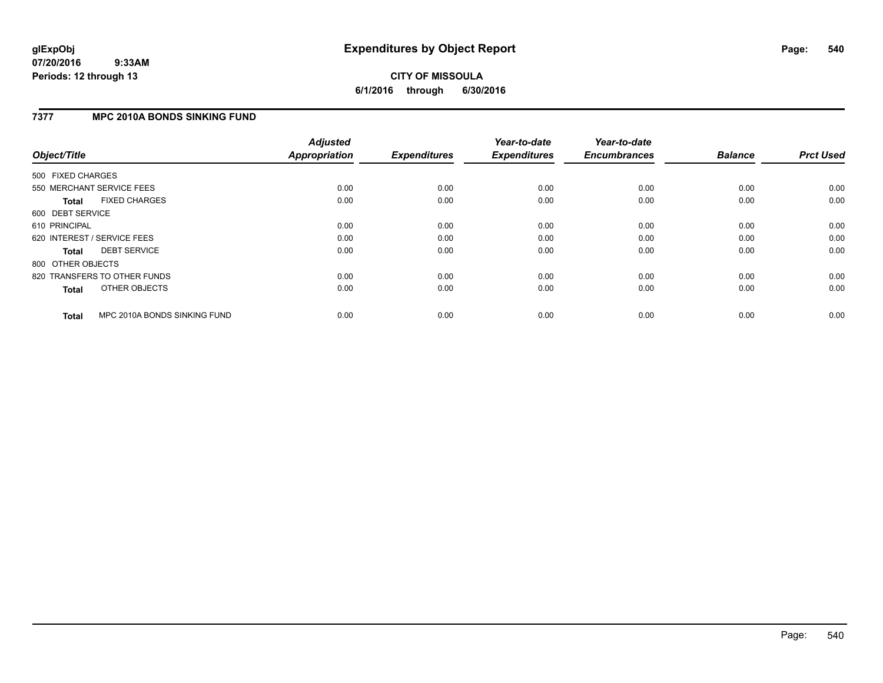**glExpObj**
**07/20/2016 9:33AM**
**Periods: 12 through 13**

# Expenditures by Object Report

**CITY OF MISSOULA**
**6/1/2016 through 6/30/2016**

## 7377 MPC 2010A BONDS SINKING FUND

| Object/Title | Adjusted Appropriation | Expenditures | Year-to-date Expenditures | Year-to-date Encumbrances | Balance | Prct Used |
|---|---|---|---|---|---|---|
| 500 FIXED CHARGES | | | | | | |
| 550 MERCHANT SERVICE FEES | 0.00 | 0.00 | 0.00 | 0.00 | 0.00 | 0.00 |
| **Total** FIXED CHARGES | 0.00 | 0.00 | 0.00 | 0.00 | 0.00 | 0.00 |
| 600 DEBT SERVICE | | | | | | |
| 610 PRINCIPAL | 0.00 | 0.00 | 0.00 | 0.00 | 0.00 | 0.00 |
| 620 INTEREST / SERVICE FEES | 0.00 | 0.00 | 0.00 | 0.00 | 0.00 | 0.00 |
| **Total** DEBT SERVICE | 0.00 | 0.00 | 0.00 | 0.00 | 0.00 | 0.00 |
| 800 OTHER OBJECTS | | | | | | |
| 820 TRANSFERS TO OTHER FUNDS | 0.00 | 0.00 | 0.00 | 0.00 | 0.00 | 0.00 |
| **Total** OTHER OBJECTS | 0.00 | 0.00 | 0.00 | 0.00 | 0.00 | 0.00 |
| **Total** MPC 2010A BONDS SINKING FUND | 0.00 | 0.00 | 0.00 | 0.00 | 0.00 | 0.00 |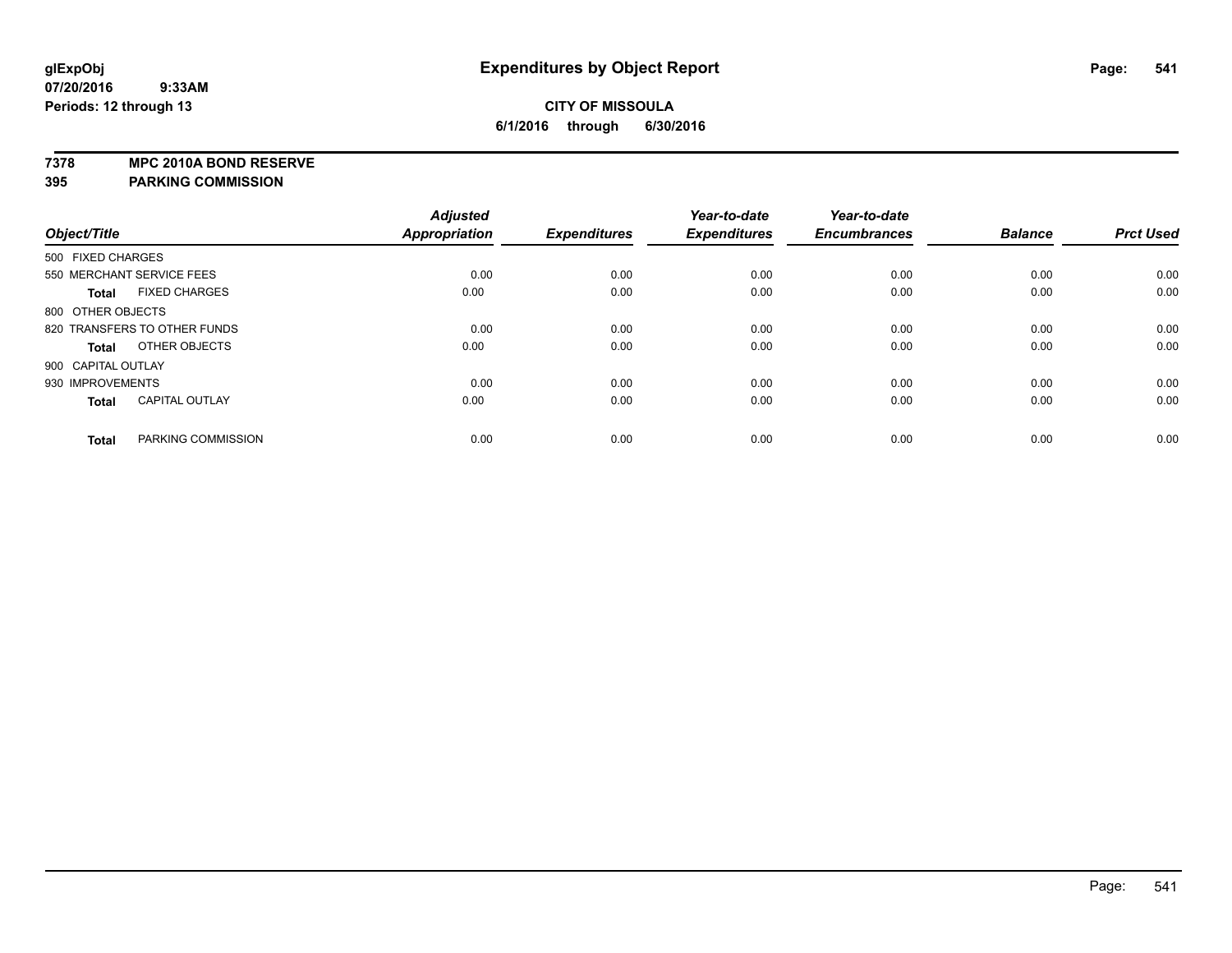# Expenditures by Object Report

glExpObj
07/20/2016 9:33AM
Periods: 12 through 13

**CITY OF MISSOULA**
**6/1/2016 through 6/30/2016**

**7378 MPC 2010A BOND RESERVE**
**395 PARKING COMMISSION**

| Object/Title | | Adjusted Appropriation | Expenditures | Year-to-date Expenditures | Year-to-date Encumbrances | Balance | Prct Used |
|---|---|---|---|---|---|---|---|
| 500 FIXED CHARGES | | | | | | | |
| 550 MERCHANT SERVICE FEES | | 0.00 | 0.00 | 0.00 | 0.00 | 0.00 | 0.00 |
| **Total** | FIXED CHARGES | 0.00 | 0.00 | 0.00 | 0.00 | 0.00 | 0.00 |
| 800 OTHER OBJECTS | | | | | | | |
| 820 TRANSFERS TO OTHER FUNDS | | 0.00 | 0.00 | 0.00 | 0.00 | 0.00 | 0.00 |
| **Total** | OTHER OBJECTS | 0.00 | 0.00 | 0.00 | 0.00 | 0.00 | 0.00 |
| 900 CAPITAL OUTLAY | | | | | | | |
| 930 IMPROVEMENTS | | 0.00 | 0.00 | 0.00 | 0.00 | 0.00 | 0.00 |
| **Total** | CAPITAL OUTLAY | 0.00 | 0.00 | 0.00 | 0.00 | 0.00 | 0.00 |
| **Total** | PARKING COMMISSION | 0.00 | 0.00 | 0.00 | 0.00 | 0.00 | 0.00 |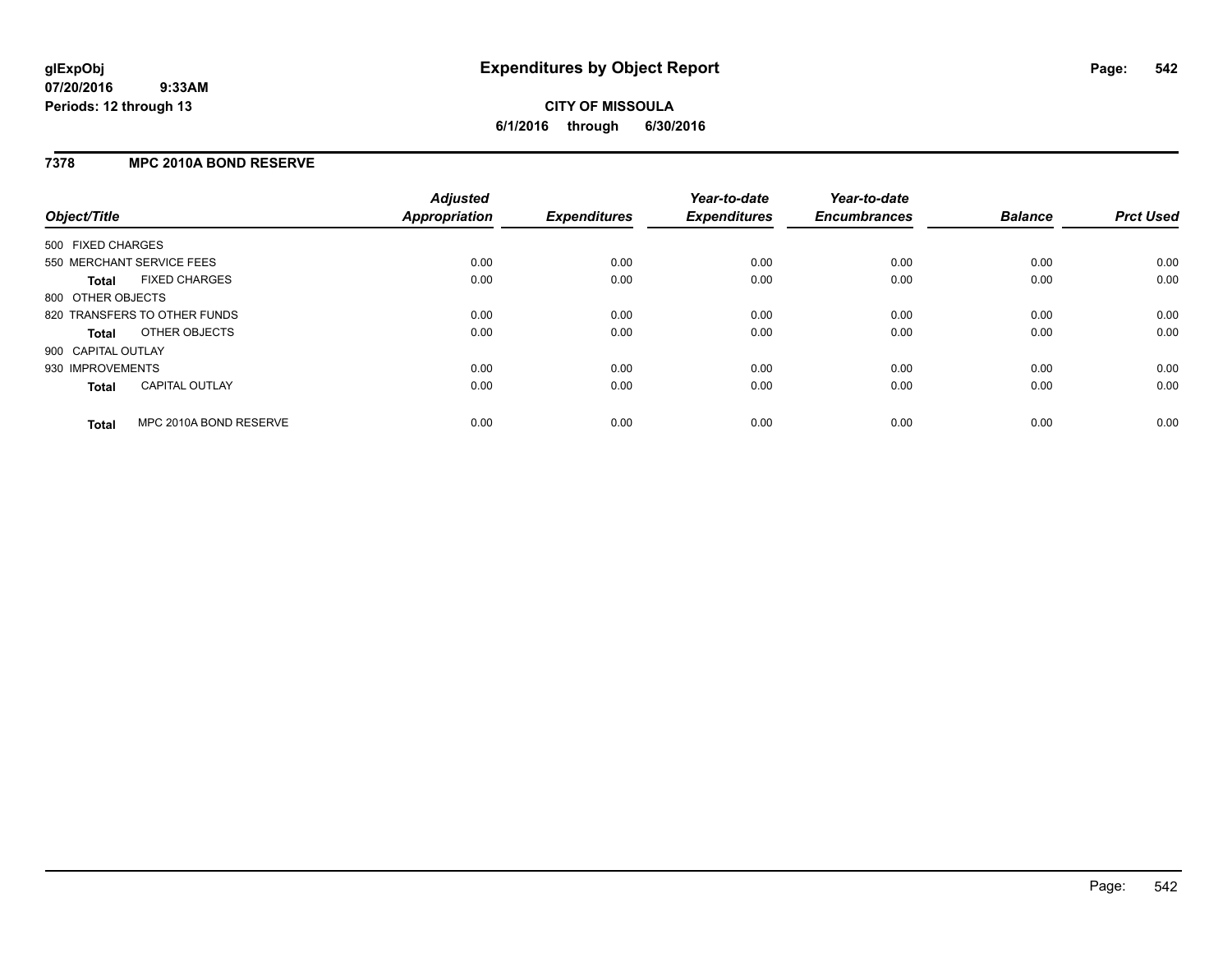**glExpObj** **Expenditures by Object Report**

07/20/2016 9:33AM

Periods: 12 through 13

**CITY OF MISSOULA**

**6/1/2016 through 6/30/2016**

## 7378 MPC 2010A BOND RESERVE

| Object/Title | Adjusted Appropriation | Expenditures | Year-to-date Expenditures | Year-to-date Encumbrances | Balance | Prct Used |
|---|---|---|---|---|---|---|
| 500 FIXED CHARGES | | | | | | |
| 550 MERCHANT SERVICE FEES | 0.00 | 0.00 | 0.00 | 0.00 | 0.00 | 0.00 |
| **Total** FIXED CHARGES | 0.00 | 0.00 | 0.00 | 0.00 | 0.00 | 0.00 |
| 800 OTHER OBJECTS | | | | | | |
| 820 TRANSFERS TO OTHER FUNDS | 0.00 | 0.00 | 0.00 | 0.00 | 0.00 | 0.00 |
| **Total** OTHER OBJECTS | 0.00 | 0.00 | 0.00 | 0.00 | 0.00 | 0.00 |
| 900 CAPITAL OUTLAY | | | | | | |
| 930 IMPROVEMENTS | 0.00 | 0.00 | 0.00 | 0.00 | 0.00 | 0.00 |
| **Total** CAPITAL OUTLAY | 0.00 | 0.00 | 0.00 | 0.00 | 0.00 | 0.00 |
| **Total** MPC 2010A BOND RESERVE | 0.00 | 0.00 | 0.00 | 0.00 | 0.00 | 0.00 |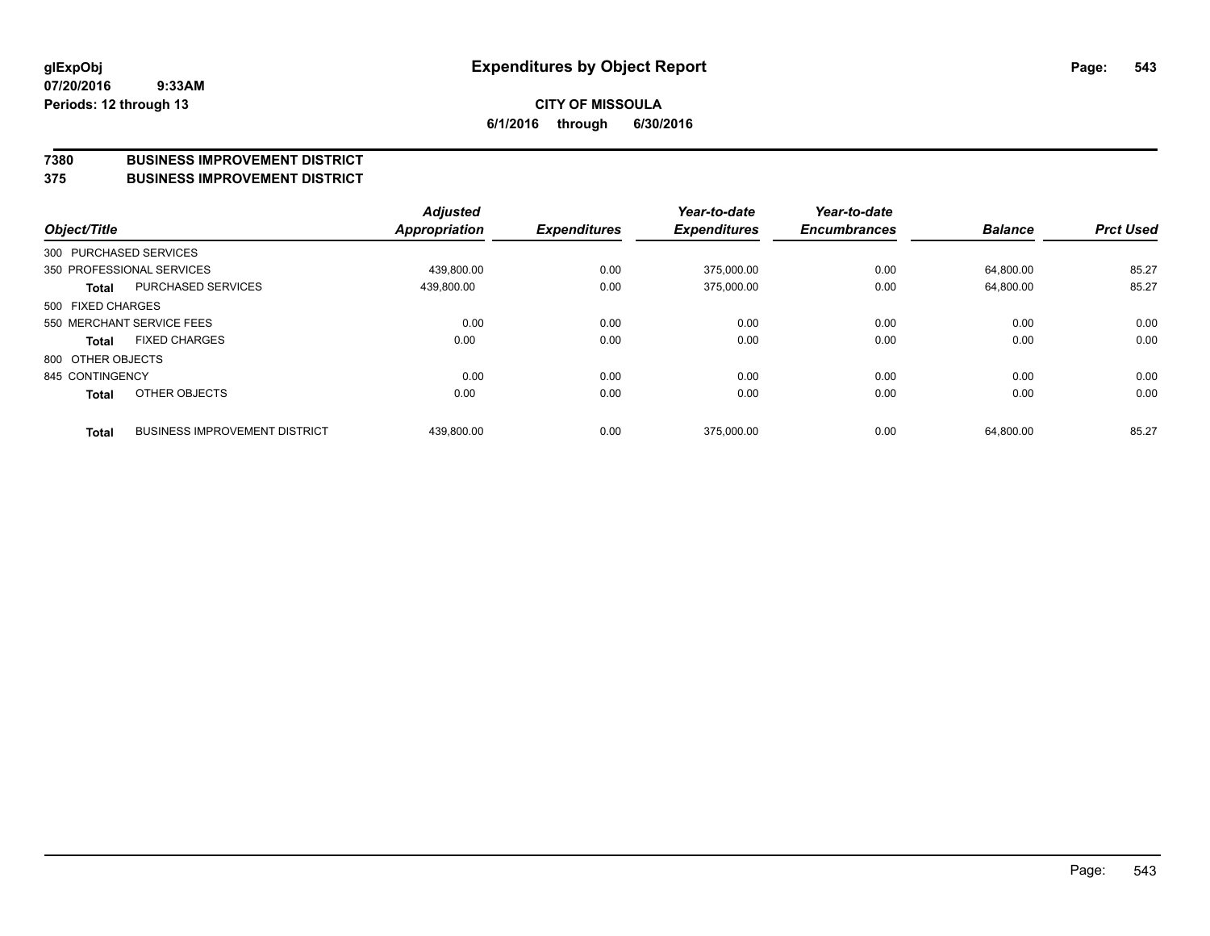**glExpObj**
**07/20/2016 9:33AM**
**Periods: 12 through 13**

# Expenditures by Object Report

**CITY OF MISSOULA**
**6/1/2016 through 6/30/2016**

**7380 BUSINESS IMPROVEMENT DISTRICT**
**375 BUSINESS IMPROVEMENT DISTRICT**

| Object/Title | | *Adjusted Appropriation* | *Expenditures* | *Year-to-date Expenditures* | *Year-to-date Encumbrances* | *Balance* | *Prct Used* |
|---|---|---|---|---|---|---|---|
| 300 PURCHASED SERVICES | | | | | | | |
| 350 PROFESSIONAL SERVICES | | 439,800.00 | 0.00 | 375,000.00 | 0.00 | 64,800.00 | 85.27 |
| **Total** | PURCHASED SERVICES | 439,800.00 | 0.00 | 375,000.00 | 0.00 | 64,800.00 | 85.27 |
| 500 FIXED CHARGES | | | | | | | |
| 550 MERCHANT SERVICE FEES | | 0.00 | 0.00 | 0.00 | 0.00 | 0.00 | 0.00 |
| **Total** | FIXED CHARGES | 0.00 | 0.00 | 0.00 | 0.00 | 0.00 | 0.00 |
| 800 OTHER OBJECTS | | | | | | | |
| 845 CONTINGENCY | | 0.00 | 0.00 | 0.00 | 0.00 | 0.00 | 0.00 |
| **Total** | OTHER OBJECTS | 0.00 | 0.00 | 0.00 | 0.00 | 0.00 | 0.00 |
| **Total** | BUSINESS IMPROVEMENT DISTRICT | 439,800.00 | 0.00 | 375,000.00 | 0.00 | 64,800.00 | 85.27 |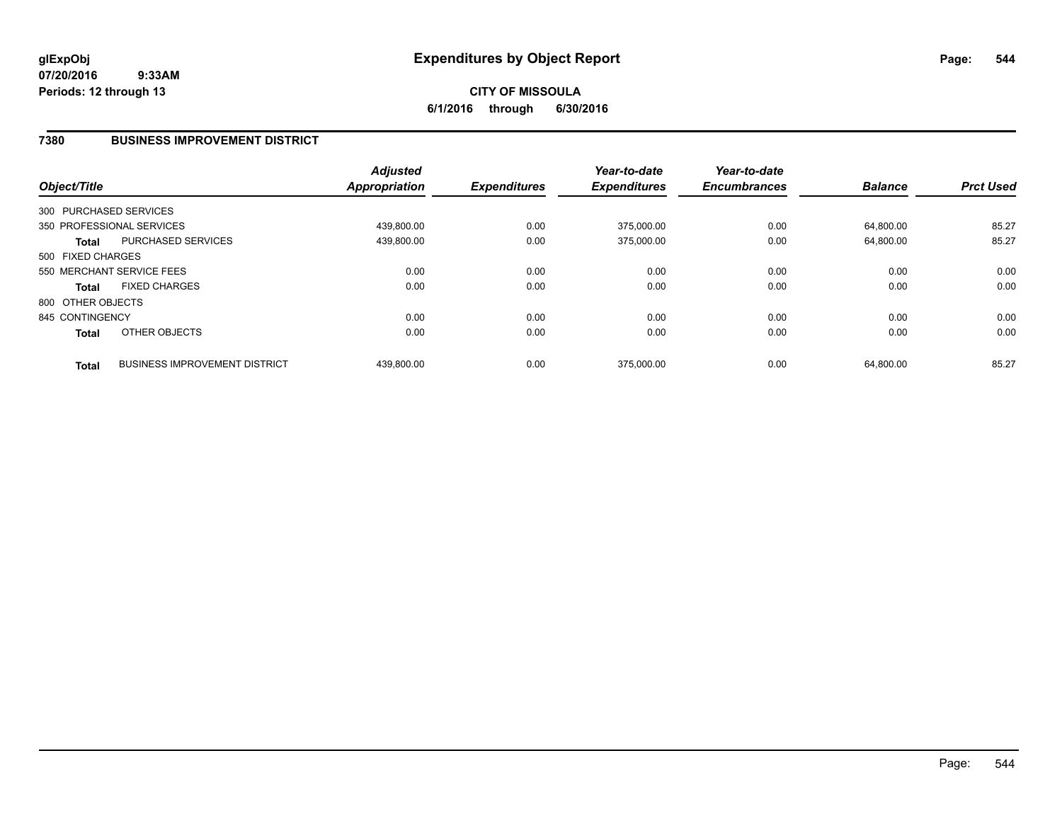**glExpObj** **Expenditures by Object Report**
**07/20/2016 9:33AM**
**Periods: 12 through 13**

**CITY OF MISSOULA**
**6/1/2016 through 6/30/2016**

## 7380 BUSINESS IMPROVEMENT DISTRICT

| Object/Title | | Adjusted Appropriation | Expenditures | Year-to-date Expenditures | Year-to-date Encumbrances | Balance | Prct Used |
|---|---|---|---|---|---|---|---|
| 300 PURCHASED SERVICES | | | | | | | |
| 350 PROFESSIONAL SERVICES | | 439,800.00 | 0.00 | 375,000.00 | 0.00 | 64,800.00 | 85.27 |
| **Total** | PURCHASED SERVICES | 439,800.00 | 0.00 | 375,000.00 | 0.00 | 64,800.00 | 85.27 |
| 500 FIXED CHARGES | | | | | | | |
| 550 MERCHANT SERVICE FEES | | 0.00 | 0.00 | 0.00 | 0.00 | 0.00 | 0.00 |
| **Total** | FIXED CHARGES | 0.00 | 0.00 | 0.00 | 0.00 | 0.00 | 0.00 |
| 800 OTHER OBJECTS | | | | | | | |
| 845 CONTINGENCY | | 0.00 | 0.00 | 0.00 | 0.00 | 0.00 | 0.00 |
| **Total** | OTHER OBJECTS | 0.00 | 0.00 | 0.00 | 0.00 | 0.00 | 0.00 |
| **Total** | BUSINESS IMPROVEMENT DISTRICT | 439,800.00 | 0.00 | 375,000.00 | 0.00 | 64,800.00 | 85.27 |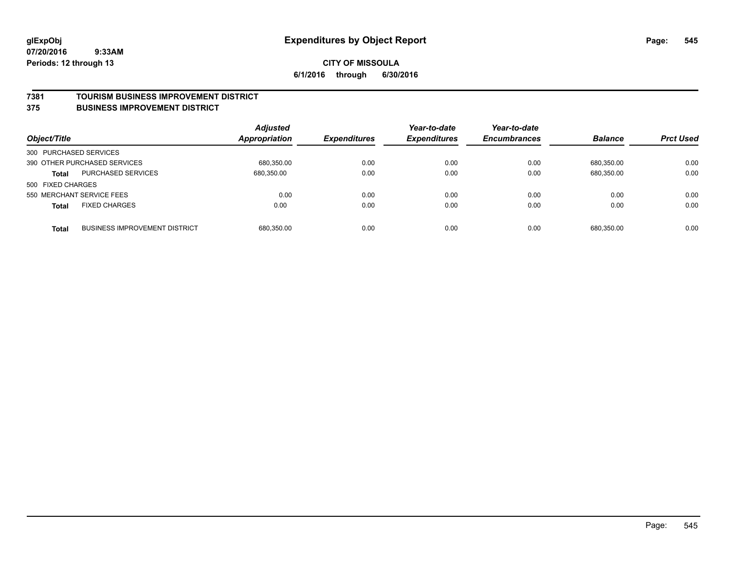**glExpObj** **Expenditures by Object Report**

**07/20/2016 9:33AM**

**Periods: 12 through 13**

**CITY OF MISSOULA**

**6/1/2016 through 6/30/2016**

## 7381 TOURISM BUSINESS IMPROVEMENT DISTRICT
## 375 BUSINESS IMPROVEMENT DISTRICT

| Object/Title | | Adjusted Appropriation | Expenditures | Year-to-date Expenditures | Year-to-date Encumbrances | Balance | Prct Used |
|---|---|---|---|---|---|---|---|
| 300 PURCHASED SERVICES | | | | | | | |
| 390 OTHER PURCHASED SERVICES | | 680,350.00 | 0.00 | 0.00 | 0.00 | 680,350.00 | 0.00 |
| **Total** | PURCHASED SERVICES | 680,350.00 | 0.00 | 0.00 | 0.00 | 680,350.00 | 0.00 |
| 500 FIXED CHARGES | | | | | | | |
| 550 MERCHANT SERVICE FEES | | 0.00 | 0.00 | 0.00 | 0.00 | 0.00 | 0.00 |
| **Total** | FIXED CHARGES | 0.00 | 0.00 | 0.00 | 0.00 | 0.00 | 0.00 |
| **Total** | BUSINESS IMPROVEMENT DISTRICT | 680,350.00 | 0.00 | 0.00 | 0.00 | 680,350.00 | 0.00 |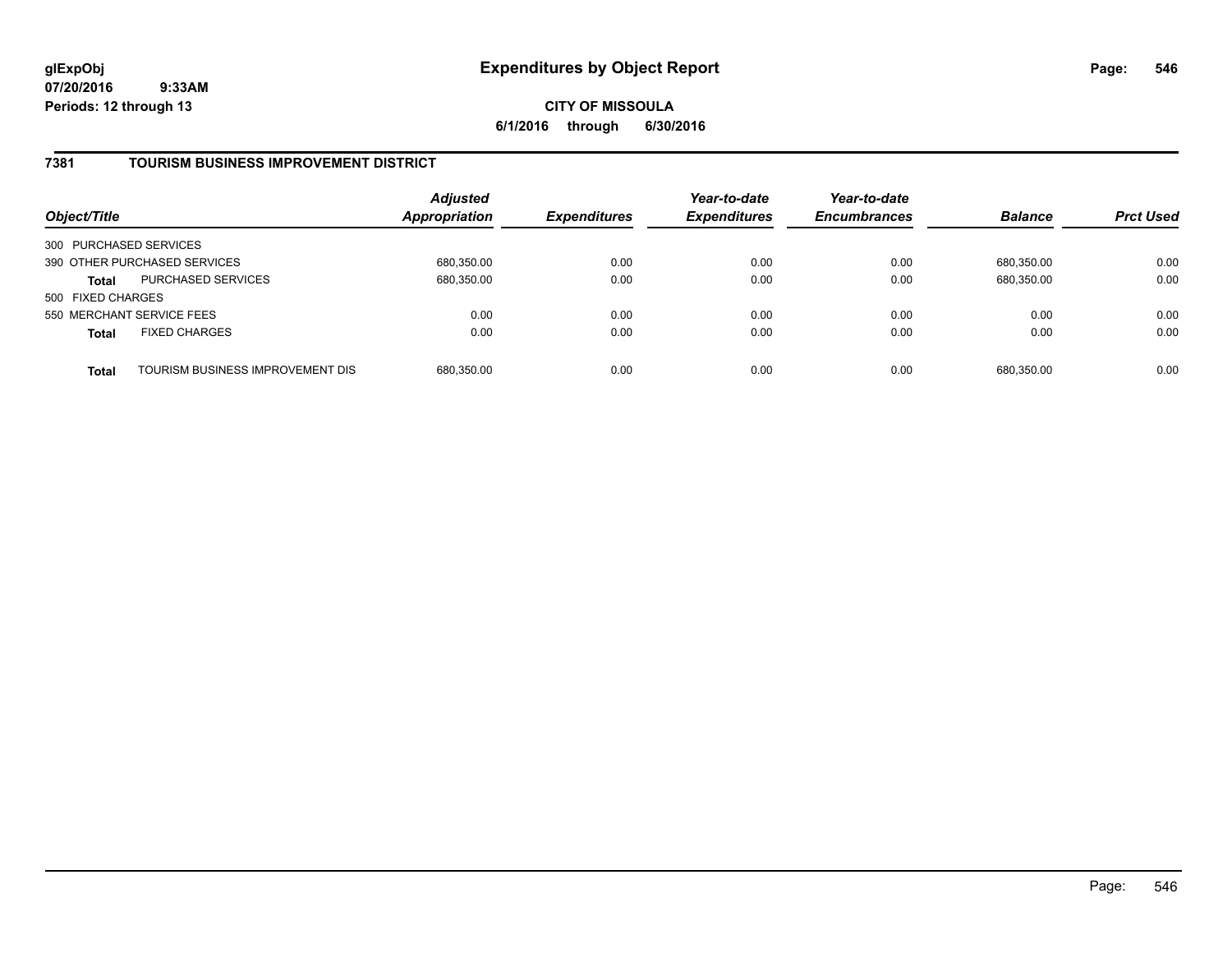# Expenditures by Object Report

glExpObj
07/20/2016 9:33AM
Periods: 12 through 13

**CITY OF MISSOULA**
**6/1/2016 through 6/30/2016**

## 7381 TOURISM BUSINESS IMPROVEMENT DISTRICT

| Object/Title | | Adjusted Appropriation | Expenditures | Year-to-date Expenditures | Year-to-date Encumbrances | Balance | Prct Used |
|---|---|---|---|---|---|---|---|
| 300 PURCHASED SERVICES | | | | | | | |
| 390 OTHER PURCHASED SERVICES | | 680,350.00 | 0.00 | 0.00 | 0.00 | 680,350.00 | 0.00 |
| **Total** | PURCHASED SERVICES | 680,350.00 | 0.00 | 0.00 | 0.00 | 680,350.00 | 0.00 |
| 500 FIXED CHARGES | | | | | | | |
| 550 MERCHANT SERVICE FEES | | 0.00 | 0.00 | 0.00 | 0.00 | 0.00 | 0.00 |
| **Total** | FIXED CHARGES | 0.00 | 0.00 | 0.00 | 0.00 | 0.00 | 0.00 |
| **Total** | TOURISM BUSINESS IMPROVEMENT DIS | 680,350.00 | 0.00 | 0.00 | 0.00 | 680,350.00 | 0.00 |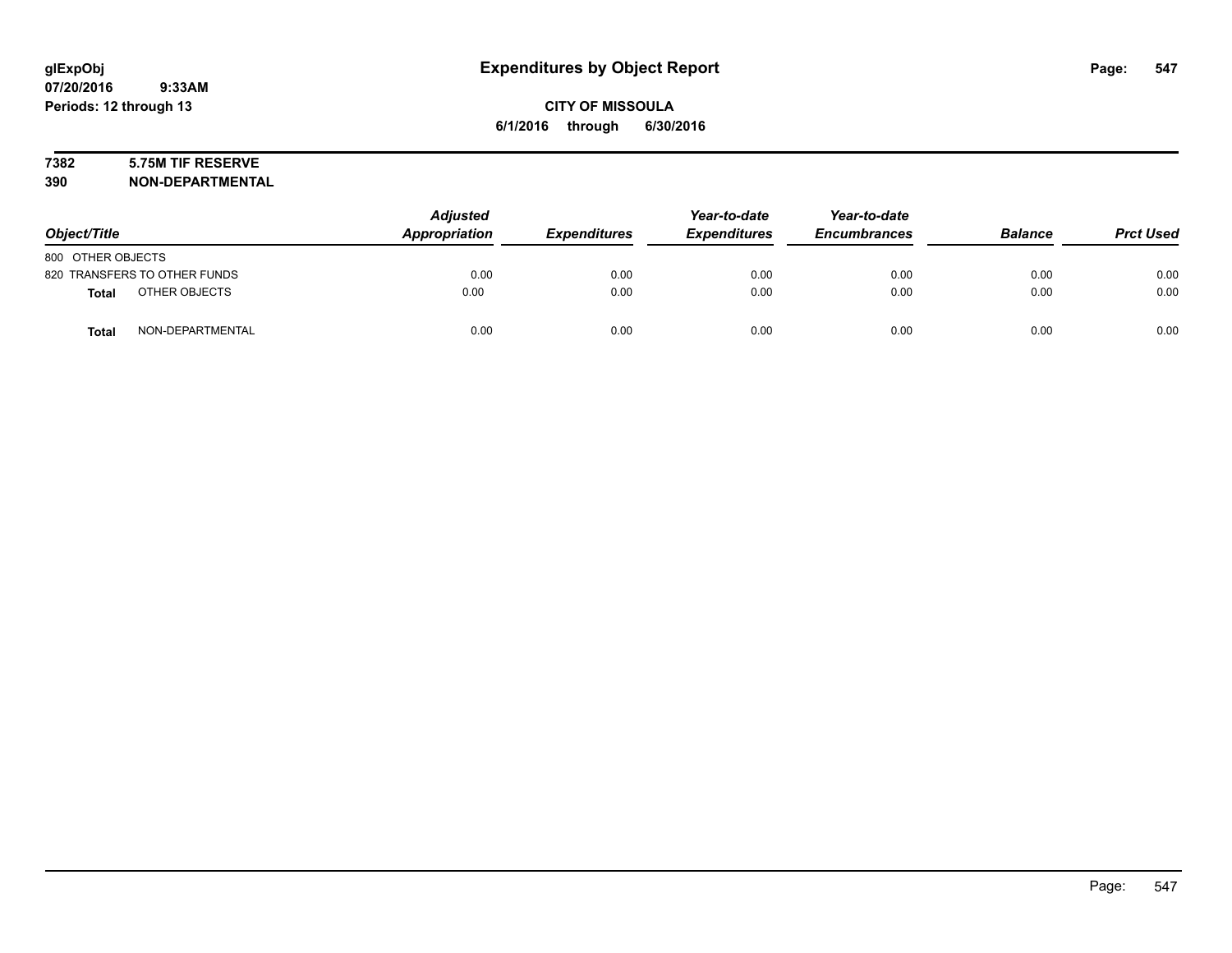**glExpObj**
**07/20/2016 9:33AM**
**Periods: 12 through 13**

# Expenditures by Object Report

**CITY OF MISSOULA**
**6/1/2016 through 6/30/2016**

**7382 5.75M TIF RESERVE**
**390 NON-DEPARTMENTAL**

| Object/Title | | Adjusted Appropriation | Expenditures | Year-to-date Expenditures | Year-to-date Encumbrances | Balance | Prct Used |
|---|---|---|---|---|---|---|---|
| 800 OTHER OBJECTS | | | | | | | |
| 820 TRANSFERS TO OTHER FUNDS | | 0.00 | 0.00 | 0.00 | 0.00 | 0.00 | 0.00 |
| **Total** | OTHER OBJECTS | 0.00 | 0.00 | 0.00 | 0.00 | 0.00 | 0.00 |
| **Total** | NON-DEPARTMENTAL | 0.00 | 0.00 | 0.00 | 0.00 | 0.00 | 0.00 |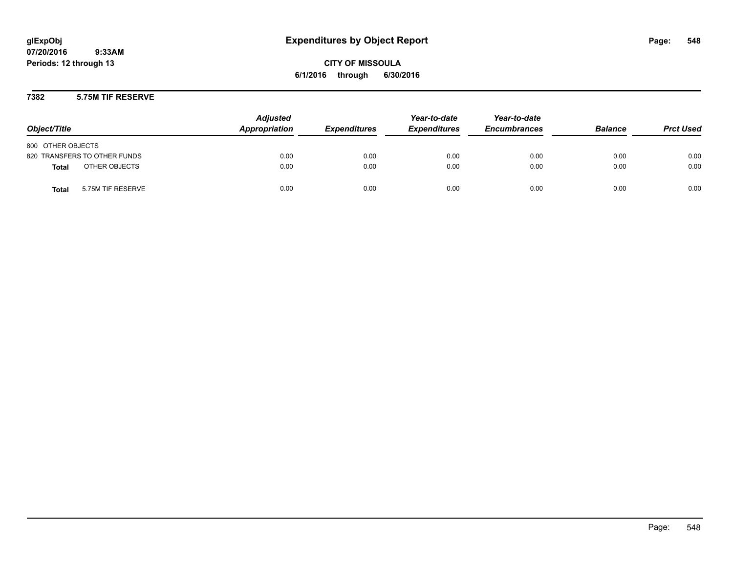# Expenditures by Object Report

**glExpObj**
**07/20/2016 9:33AM**
**Periods: 12 through 13**

**CITY OF MISSOULA**
**6/1/2016 through 6/30/2016**

## 7382 5.75M TIF RESERVE

| Object/Title | Adjusted Appropriation | Expenditures | Year-to-date Expenditures | Year-to-date Encumbrances | Balance | Prct Used |
|---|---|---|---|---|---|---|
| 800 OTHER OBJECTS | | | | | | |
| 820 TRANSFERS TO OTHER FUNDS | 0.00 | 0.00 | 0.00 | 0.00 | 0.00 | 0.00 |
| **Total** OTHER OBJECTS | 0.00 | 0.00 | 0.00 | 0.00 | 0.00 | 0.00 |
| **Total** 5.75M TIF RESERVE | 0.00 | 0.00 | 0.00 | 0.00 | 0.00 | 0.00 |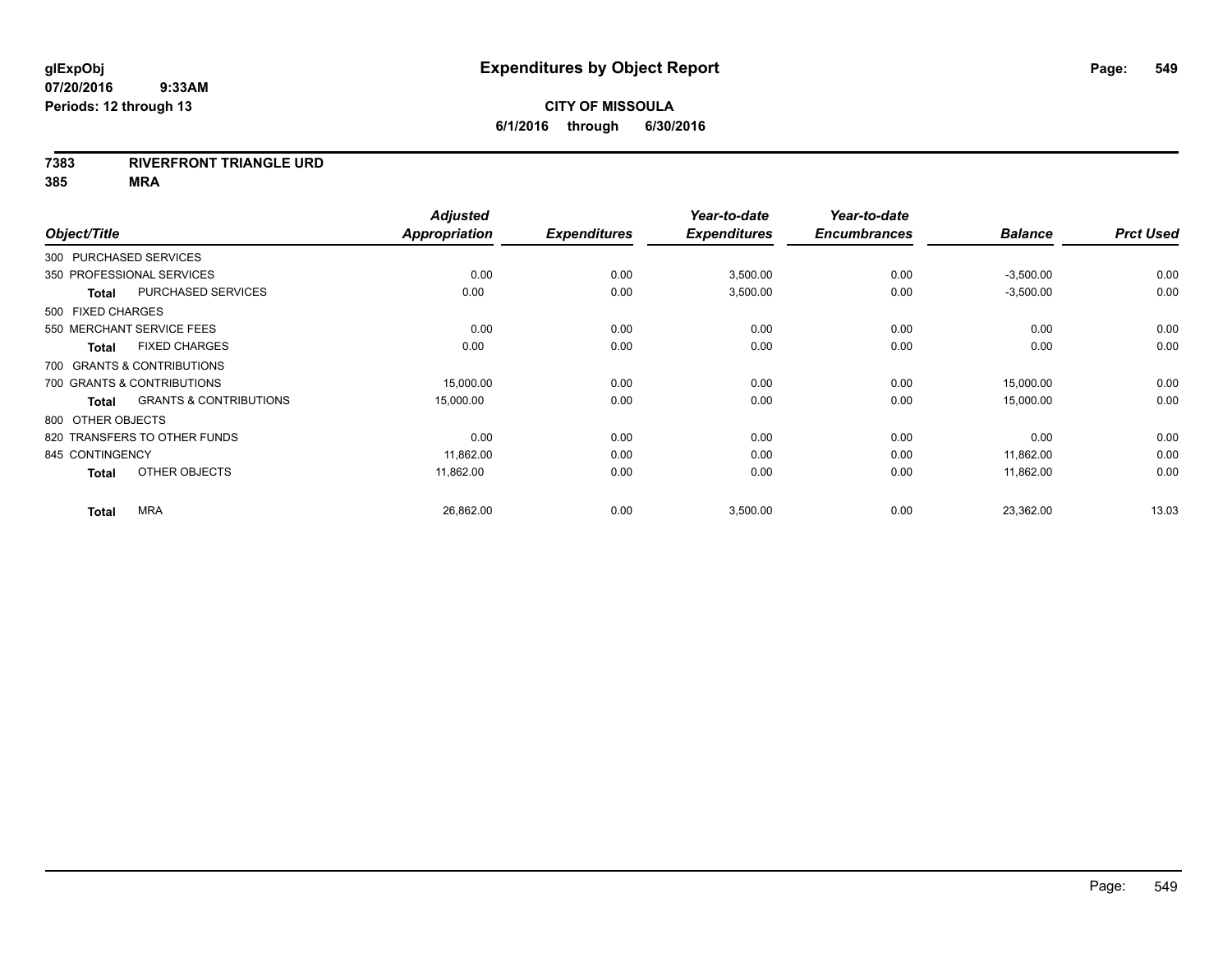**glExpObj** **Expenditures by Object Report**

**07/20/2016 9:33AM**

**Periods: 12 through 13**

**CITY OF MISSOULA**

**6/1/2016 through 6/30/2016**

**7383 RIVERFRONT TRIANGLE URD**

**385 MRA**

| Object/Title | Adjusted Appropriation | Expenditures | Year-to-date Expenditures | Year-to-date Encumbrances | Balance | Prct Used |
|---|---|---|---|---|---|---|
| 300 PURCHASED SERVICES | | | | | | |
| 350 PROFESSIONAL SERVICES | 0.00 | 0.00 | 3,500.00 | 0.00 | -3,500.00 | 0.00 |
| **Total** PURCHASED SERVICES | 0.00 | 0.00 | 3,500.00 | 0.00 | -3,500.00 | 0.00 |
| 500 FIXED CHARGES | | | | | | |
| 550 MERCHANT SERVICE FEES | 0.00 | 0.00 | 0.00 | 0.00 | 0.00 | 0.00 |
| **Total** FIXED CHARGES | 0.00 | 0.00 | 0.00 | 0.00 | 0.00 | 0.00 |
| 700 GRANTS & CONTRIBUTIONS | | | | | | |
| 700 GRANTS & CONTRIBUTIONS | 15,000.00 | 0.00 | 0.00 | 0.00 | 15,000.00 | 0.00 |
| **Total** GRANTS & CONTRIBUTIONS | 15,000.00 | 0.00 | 0.00 | 0.00 | 15,000.00 | 0.00 |
| 800 OTHER OBJECTS | | | | | | |
| 820 TRANSFERS TO OTHER FUNDS | 0.00 | 0.00 | 0.00 | 0.00 | 0.00 | 0.00 |
| 845 CONTINGENCY | 11,862.00 | 0.00 | 0.00 | 0.00 | 11,862.00 | 0.00 |
| **Total** OTHER OBJECTS | 11,862.00 | 0.00 | 0.00 | 0.00 | 11,862.00 | 0.00 |
| **Total** MRA | 26,862.00 | 0.00 | 3,500.00 | 0.00 | 23,362.00 | 13.03 |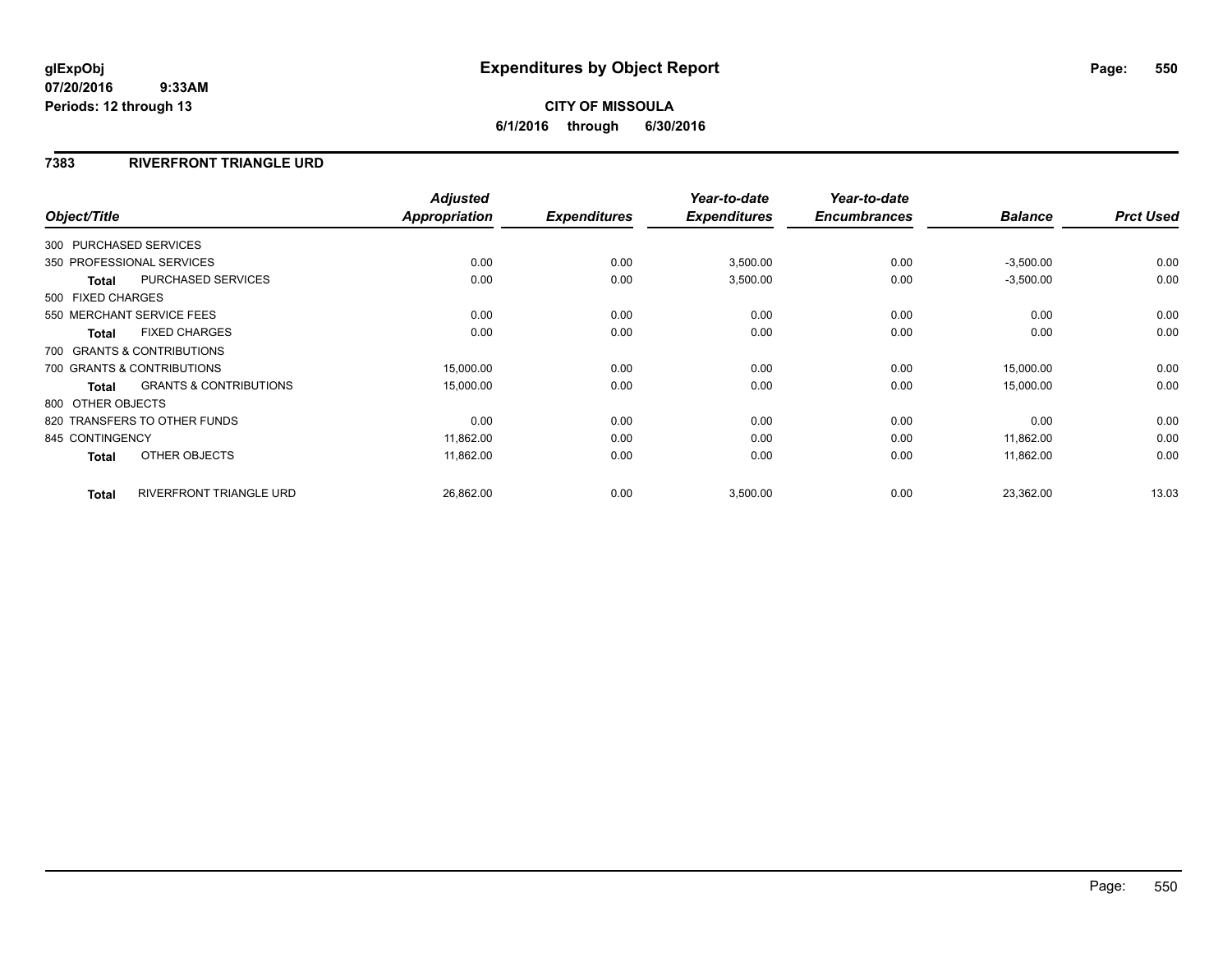**glExpObj** **Expenditures by Object Report**
07/20/2016 9:33AM
Periods: 12 through 13

**CITY OF MISSOULA**
**6/1/2016 through 6/30/2016**

## 7383 RIVERFRONT TRIANGLE URD

| Object/Title | Adjusted Appropriation | Expenditures | Year-to-date Expenditures | Year-to-date Encumbrances | Balance | Prct Used |
|---|---|---|---|---|---|---|
| 300 PURCHASED SERVICES | | | | | | |
| 350 PROFESSIONAL SERVICES | 0.00 | 0.00 | 3,500.00 | 0.00 | -3,500.00 | 0.00 |
| **Total** PURCHASED SERVICES | 0.00 | 0.00 | 3,500.00 | 0.00 | -3,500.00 | 0.00 |
| 500 FIXED CHARGES | | | | | | |
| 550 MERCHANT SERVICE FEES | 0.00 | 0.00 | 0.00 | 0.00 | 0.00 | 0.00 |
| **Total** FIXED CHARGES | 0.00 | 0.00 | 0.00 | 0.00 | 0.00 | 0.00 |
| 700 GRANTS & CONTRIBUTIONS | | | | | | |
| 700 GRANTS & CONTRIBUTIONS | 15,000.00 | 0.00 | 0.00 | 0.00 | 15,000.00 | 0.00 |
| **Total** GRANTS & CONTRIBUTIONS | 15,000.00 | 0.00 | 0.00 | 0.00 | 15,000.00 | 0.00 |
| 800 OTHER OBJECTS | | | | | | |
| 820 TRANSFERS TO OTHER FUNDS | 0.00 | 0.00 | 0.00 | 0.00 | 0.00 | 0.00 |
| 845 CONTINGENCY | 11,862.00 | 0.00 | 0.00 | 0.00 | 11,862.00 | 0.00 |
| **Total** OTHER OBJECTS | 11,862.00 | 0.00 | 0.00 | 0.00 | 11,862.00 | 0.00 |
| **Total** RIVERFRONT TRIANGLE URD | 26,862.00 | 0.00 | 3,500.00 | 0.00 | 23,362.00 | 13.03 |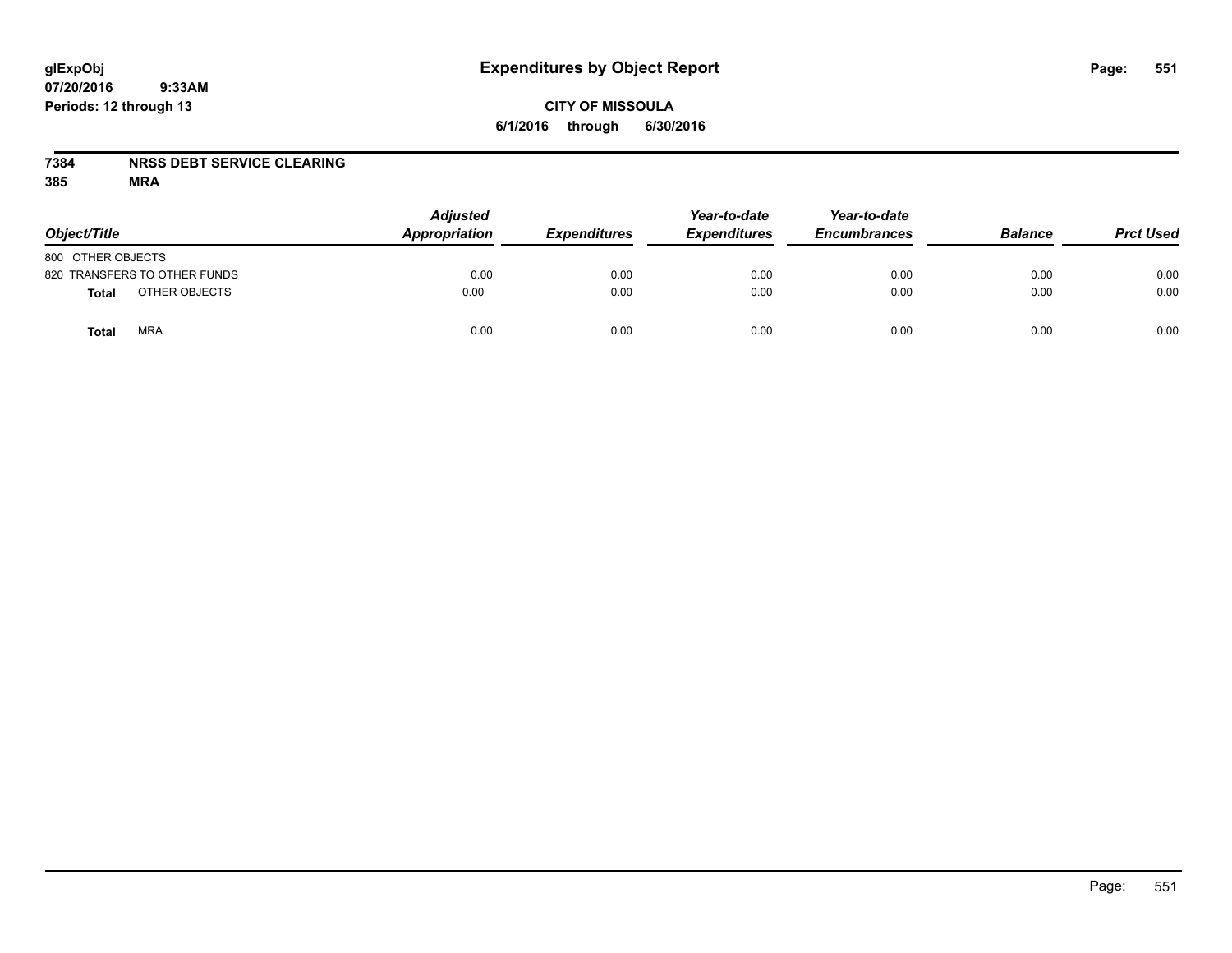# Expenditures by Object Report

glExpObj
07/20/2016 9:33AM
Periods: 12 through 13

**CITY OF MISSOULA**
**6/1/2016 through 6/30/2016**

**7384 NRSS DEBT SERVICE CLEARING**
**385 MRA**

| Object/Title | Adjusted Appropriation | Expenditures | Year-to-date Expenditures | Year-to-date Encumbrances | Balance | Prct Used |
|---|---|---|---|---|---|---|
| 800 OTHER OBJECTS | | | | | | |
| 820 TRANSFERS TO OTHER FUNDS | 0.00 | 0.00 | 0.00 | 0.00 | 0.00 | 0.00 |
| **Total** OTHER OBJECTS | 0.00 | 0.00 | 0.00 | 0.00 | 0.00 | 0.00 |
| **Total** MRA | 0.00 | 0.00 | 0.00 | 0.00 | 0.00 | 0.00 |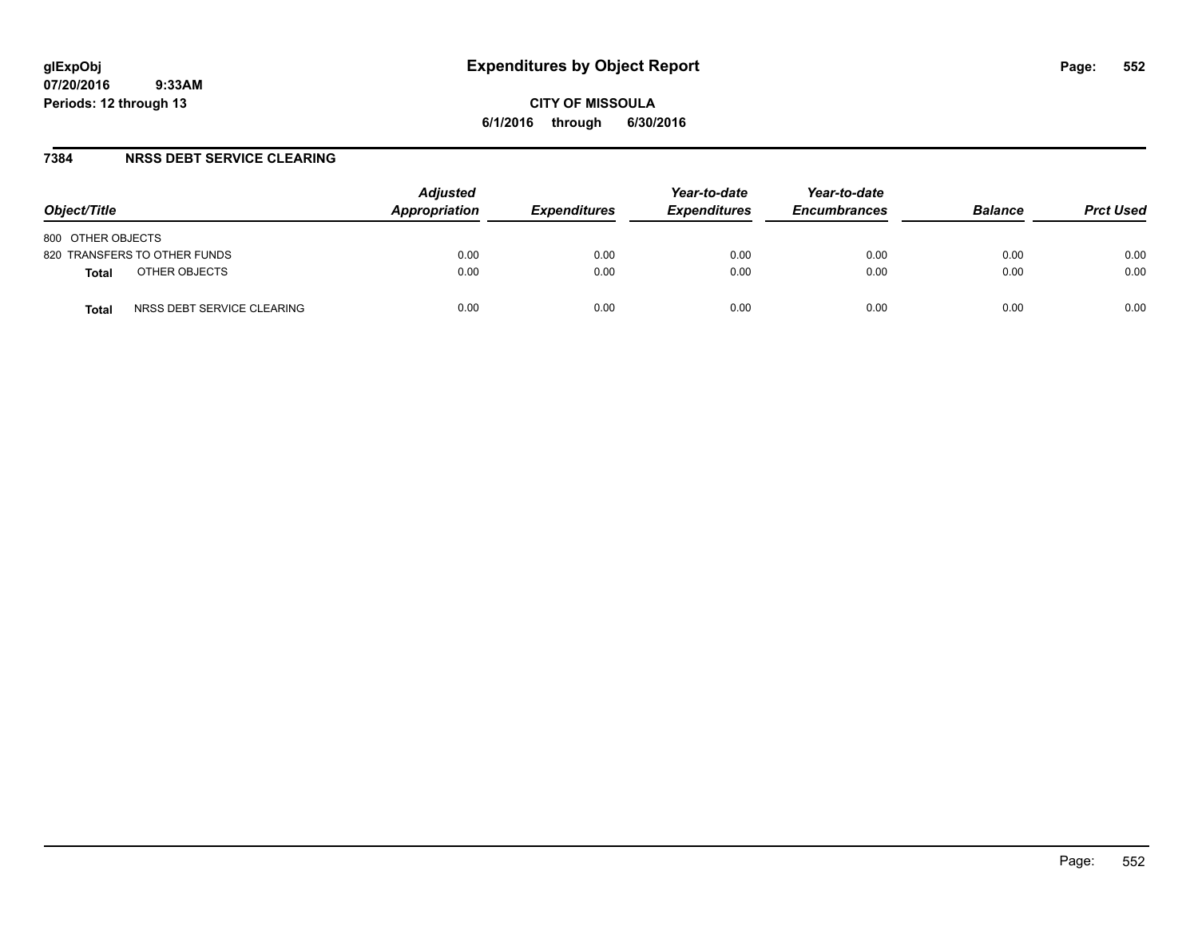# Expenditures by Object Report

**CITY OF MISSOULA**
**6/1/2016 through 6/30/2016**

glExpObj
07/20/2016 9:33AM
Periods: 12 through 13

## 7384 NRSS DEBT SERVICE CLEARING

| Object/Title | Adjusted Appropriation | Expenditures | Year-to-date Expenditures | Year-to-date Encumbrances | Balance | Prct Used |
|---|---|---|---|---|---|---|
| 800 OTHER OBJECTS | | | | | | |
| 820 TRANSFERS TO OTHER FUNDS | 0.00 | 0.00 | 0.00 | 0.00 | 0.00 | 0.00 |
| **Total** OTHER OBJECTS | 0.00 | 0.00 | 0.00 | 0.00 | 0.00 | 0.00 |
| **Total** NRSS DEBT SERVICE CLEARING | 0.00 | 0.00 | 0.00 | 0.00 | 0.00 | 0.00 |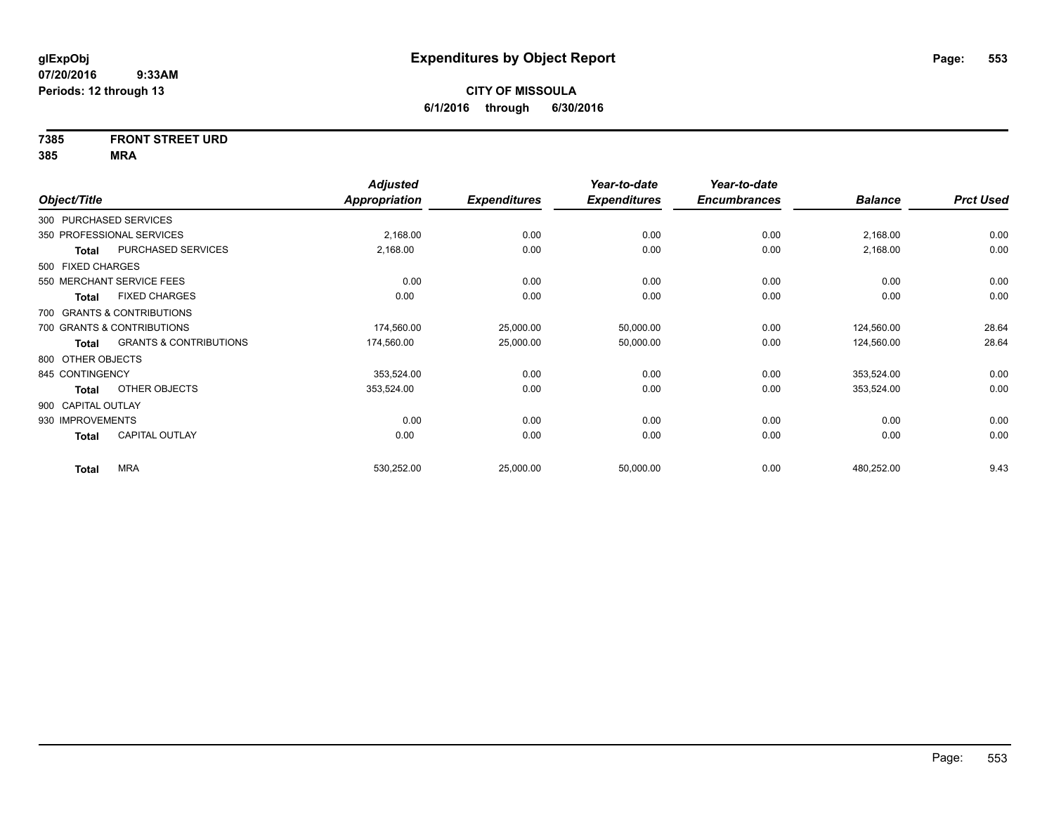# Expenditures by Object Report

glExpObj
07/20/2016 9:33AM
Periods: 12 through 13

**CITY OF MISSOULA**
**6/1/2016 through 6/30/2016**

**7385 FRONT STREET URD**
**385 MRA**

| Object/Title | | Adjusted Appropriation | Expenditures | Year-to-date Expenditures | Year-to-date Encumbrances | Balance | Prct Used |
|---|---|---|---|---|---|---|---|
| 300 PURCHASED SERVICES | | | | | | | |
| 350 PROFESSIONAL SERVICES | | 2,168.00 | 0.00 | 0.00 | 0.00 | 2,168.00 | 0.00 |
| **Total** | PURCHASED SERVICES | 2,168.00 | 0.00 | 0.00 | 0.00 | 2,168.00 | 0.00 |
| 500 FIXED CHARGES | | | | | | | |
| 550 MERCHANT SERVICE FEES | | 0.00 | 0.00 | 0.00 | 0.00 | 0.00 | 0.00 |
| **Total** | FIXED CHARGES | 0.00 | 0.00 | 0.00 | 0.00 | 0.00 | 0.00 |
| 700 GRANTS & CONTRIBUTIONS | | | | | | | |
| 700 GRANTS & CONTRIBUTIONS | | 174,560.00 | 25,000.00 | 50,000.00 | 0.00 | 124,560.00 | 28.64 |
| **Total** | GRANTS & CONTRIBUTIONS | 174,560.00 | 25,000.00 | 50,000.00 | 0.00 | 124,560.00 | 28.64 |
| 800 OTHER OBJECTS | | | | | | | |
| 845 CONTINGENCY | | 353,524.00 | 0.00 | 0.00 | 0.00 | 353,524.00 | 0.00 |
| **Total** | OTHER OBJECTS | 353,524.00 | 0.00 | 0.00 | 0.00 | 353,524.00 | 0.00 |
| 900 CAPITAL OUTLAY | | | | | | | |
| 930 IMPROVEMENTS | | 0.00 | 0.00 | 0.00 | 0.00 | 0.00 | 0.00 |
| **Total** | CAPITAL OUTLAY | 0.00 | 0.00 | 0.00 | 0.00 | 0.00 | 0.00 |
| **Total** | MRA | 530,252.00 | 25,000.00 | 50,000.00 | 0.00 | 480,252.00 | 9.43 |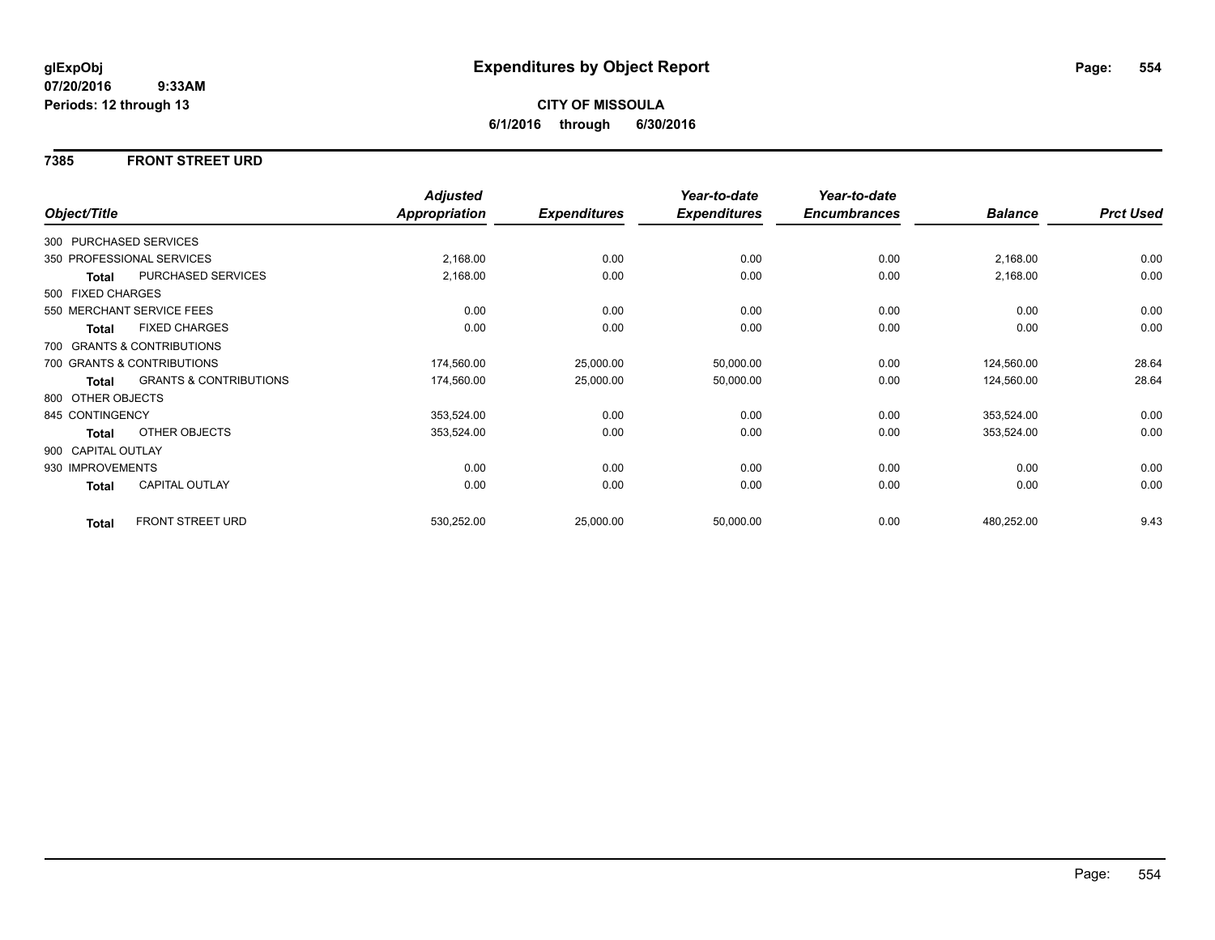**glExpObj** **Expenditures by Object Report**
**07/20/2016 9:33AM**
**Periods: 12 through 13**

**CITY OF MISSOULA**
**6/1/2016 through 6/30/2016**

## 7385 FRONT STREET URD

| Object/Title | | Adjusted Appropriation | Expenditures | Year-to-date Expenditures | Year-to-date Encumbrances | Balance | Prct Used |
|---|---|---|---|---|---|---|---|
| 300 PURCHASED SERVICES | | | | | | | |
| 350 PROFESSIONAL SERVICES | | 2,168.00 | 0.00 | 0.00 | 0.00 | 2,168.00 | 0.00 |
| **Total** | PURCHASED SERVICES | 2,168.00 | 0.00 | 0.00 | 0.00 | 2,168.00 | 0.00 |
| 500 FIXED CHARGES | | | | | | | |
| 550 MERCHANT SERVICE FEES | | 0.00 | 0.00 | 0.00 | 0.00 | 0.00 | 0.00 |
| **Total** | FIXED CHARGES | 0.00 | 0.00 | 0.00 | 0.00 | 0.00 | 0.00 |
| 700 GRANTS & CONTRIBUTIONS | | | | | | | |
| 700 GRANTS & CONTRIBUTIONS | | 174,560.00 | 25,000.00 | 50,000.00 | 0.00 | 124,560.00 | 28.64 |
| **Total** | GRANTS & CONTRIBUTIONS | 174,560.00 | 25,000.00 | 50,000.00 | 0.00 | 124,560.00 | 28.64 |
| 800 OTHER OBJECTS | | | | | | | |
| 845 CONTINGENCY | | 353,524.00 | 0.00 | 0.00 | 0.00 | 353,524.00 | 0.00 |
| **Total** | OTHER OBJECTS | 353,524.00 | 0.00 | 0.00 | 0.00 | 353,524.00 | 0.00 |
| 900 CAPITAL OUTLAY | | | | | | | |
| 930 IMPROVEMENTS | | 0.00 | 0.00 | 0.00 | 0.00 | 0.00 | 0.00 |
| **Total** | CAPITAL OUTLAY | 0.00 | 0.00 | 0.00 | 0.00 | 0.00 | 0.00 |
| **Total** | FRONT STREET URD | 530,252.00 | 25,000.00 | 50,000.00 | 0.00 | 480,252.00 | 9.43 |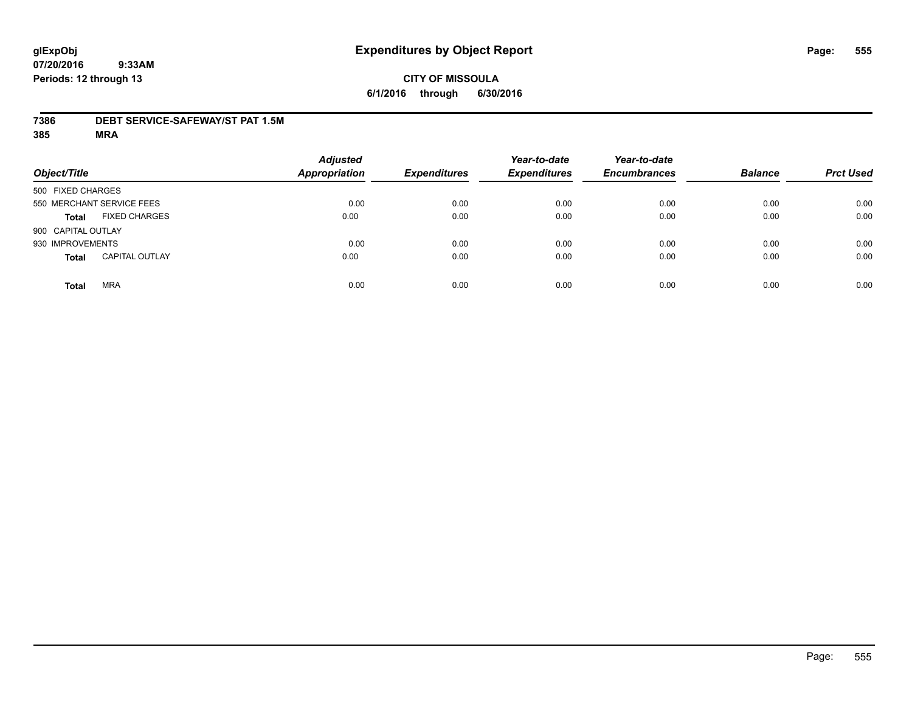**glExpObj**
**07/20/2016 9:33AM**
**Periods: 12 through 13**

# Expenditures by Object Report

**CITY OF MISSOULA**
**6/1/2016 through 6/30/2016**

**7386 DEBT SERVICE-SAFEWAY/ST PAT 1.5M**
**385 MRA**

| Object/Title | Adjusted Appropriation | Expenditures | Year-to-date Expenditures | Year-to-date Encumbrances | Balance | Prct Used |
|---|---|---|---|---|---|---|
| 500 FIXED CHARGES | | | | | | |
| 550 MERCHANT SERVICE FEES | 0.00 | 0.00 | 0.00 | 0.00 | 0.00 | 0.00 |
| **Total** FIXED CHARGES | 0.00 | 0.00 | 0.00 | 0.00 | 0.00 | 0.00 |
| 900 CAPITAL OUTLAY | | | | | | |
| 930 IMPROVEMENTS | 0.00 | 0.00 | 0.00 | 0.00 | 0.00 | 0.00 |
| **Total** CAPITAL OUTLAY | 0.00 | 0.00 | 0.00 | 0.00 | 0.00 | 0.00 |
| **Total** MRA | 0.00 | 0.00 | 0.00 | 0.00 | 0.00 | 0.00 |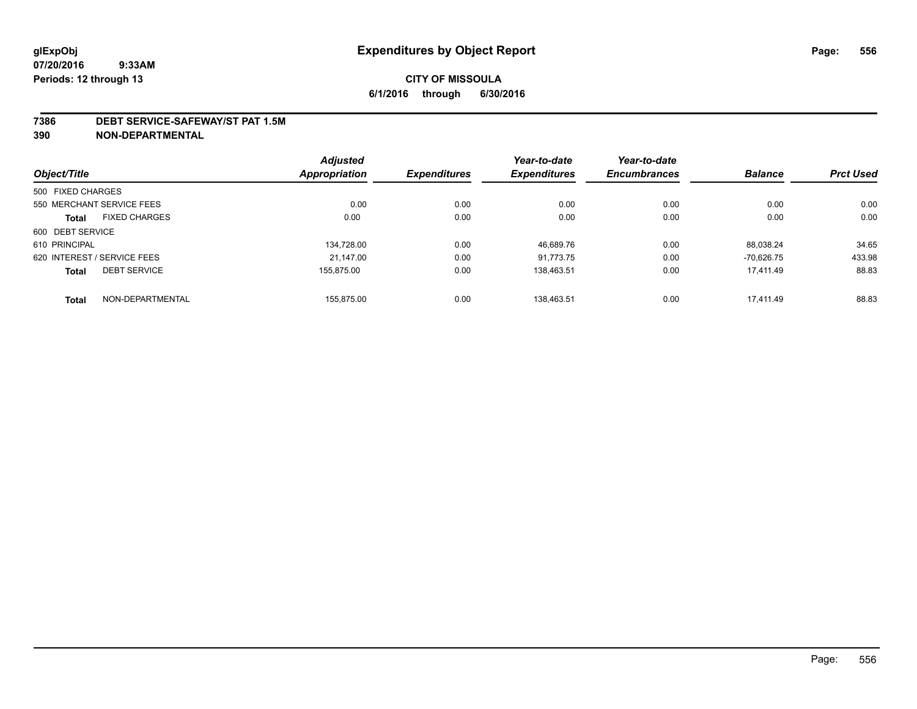**glExpObj**
**07/20/2016 9:33AM**
**Periods: 12 through 13**

# Expenditures by Object Report

**CITY OF MISSOULA**
**6/1/2016 through 6/30/2016**

## 7386 DEBT SERVICE-SAFEWAY/ST PAT 1.5M
## 390 NON-DEPARTMENTAL

| Object/Title | | Adjusted Appropriation | Expenditures | Year-to-date Expenditures | Year-to-date Encumbrances | Balance | Prct Used |
|---|---|---|---|---|---|---|---|
| 500 FIXED CHARGES | | | | | | | |
| 550 MERCHANT SERVICE FEES | | 0.00 | 0.00 | 0.00 | 0.00 | 0.00 | 0.00 |
| **Total** | FIXED CHARGES | 0.00 | 0.00 | 0.00 | 0.00 | 0.00 | 0.00 |
| 600 DEBT SERVICE | | | | | | | |
| 610 PRINCIPAL | | 134,728.00 | 0.00 | 46,689.76 | 0.00 | 88,038.24 | 34.65 |
| 620 INTEREST / SERVICE FEES | | 21,147.00 | 0.00 | 91,773.75 | 0.00 | -70,626.75 | 433.98 |
| **Total** | DEBT SERVICE | 155,875.00 | 0.00 | 138,463.51 | 0.00 | 17,411.49 | 88.83 |
| **Total** | NON-DEPARTMENTAL | 155,875.00 | 0.00 | 138,463.51 | 0.00 | 17,411.49 | 88.83 |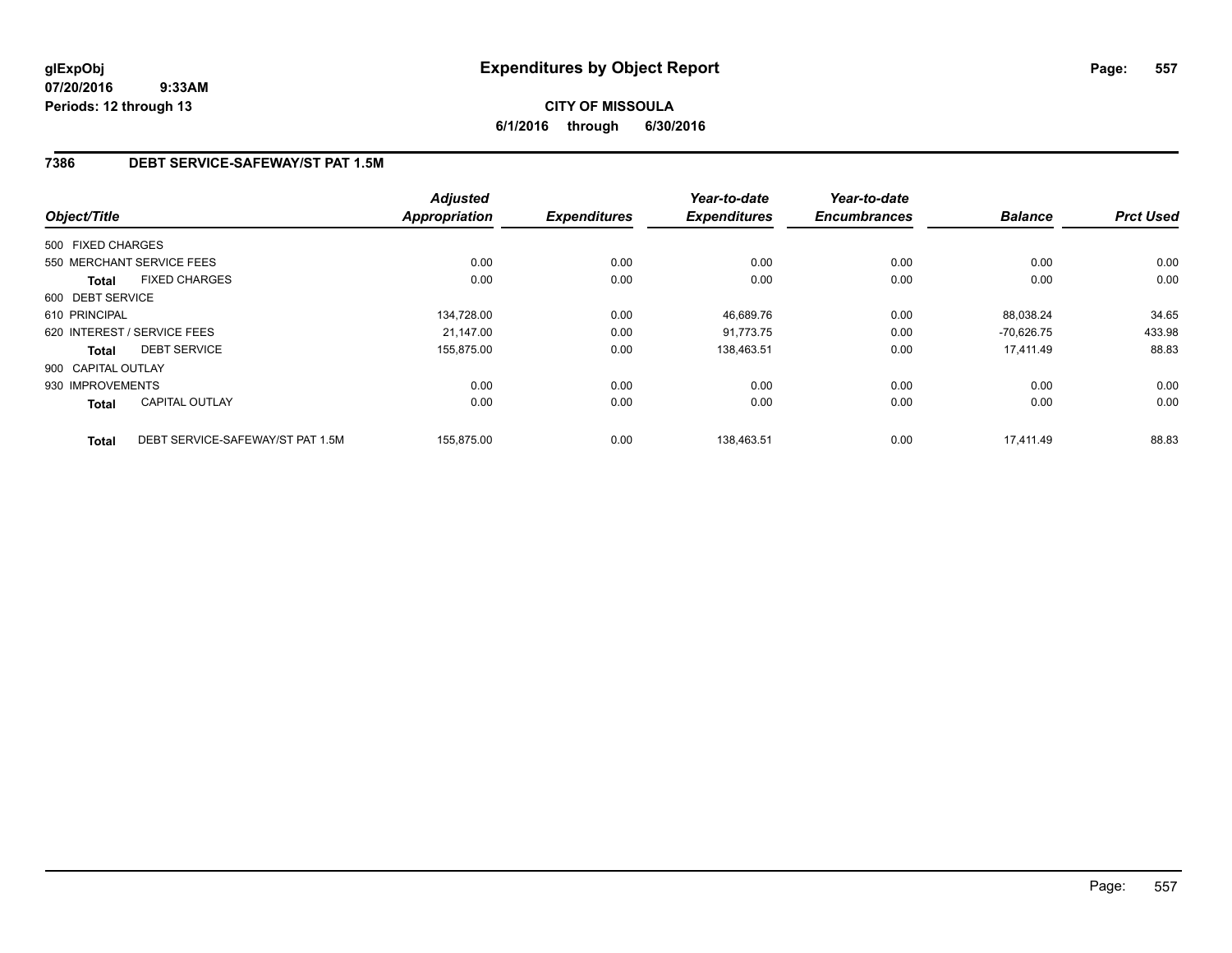**glExpObj**
**07/20/2016 9:33AM**
**Periods: 12 through 13**

# Expenditures by Object Report

**CITY OF MISSOULA**
**6/1/2016 through 6/30/2016**

## 7386 DEBT SERVICE-SAFEWAY/ST PAT 1.5M

| Object/Title | | Adjusted Appropriation | Expenditures | Year-to-date Expenditures | Year-to-date Encumbrances | Balance | Prct Used |
|---|---|---|---|---|---|---|---|
| 500 FIXED CHARGES | | | | | | | |
| 550 MERCHANT SERVICE FEES | | 0.00 | 0.00 | 0.00 | 0.00 | 0.00 | 0.00 |
| **Total** | FIXED CHARGES | 0.00 | 0.00 | 0.00 | 0.00 | 0.00 | 0.00 |
| 600 DEBT SERVICE | | | | | | | |
| 610 PRINCIPAL | | 134,728.00 | 0.00 | 46,689.76 | 0.00 | 88,038.24 | 34.65 |
| 620 INTEREST / SERVICE FEES | | 21,147.00 | 0.00 | 91,773.75 | 0.00 | -70,626.75 | 433.98 |
| **Total** | DEBT SERVICE | 155,875.00 | 0.00 | 138,463.51 | 0.00 | 17,411.49 | 88.83 |
| 900 CAPITAL OUTLAY | | | | | | | |
| 930 IMPROVEMENTS | | 0.00 | 0.00 | 0.00 | 0.00 | 0.00 | 0.00 |
| **Total** | CAPITAL OUTLAY | 0.00 | 0.00 | 0.00 | 0.00 | 0.00 | 0.00 |
| **Total** | DEBT SERVICE-SAFEWAY/ST PAT 1.5M | 155,875.00 | 0.00 | 138,463.51 | 0.00 | 17,411.49 | 88.83 |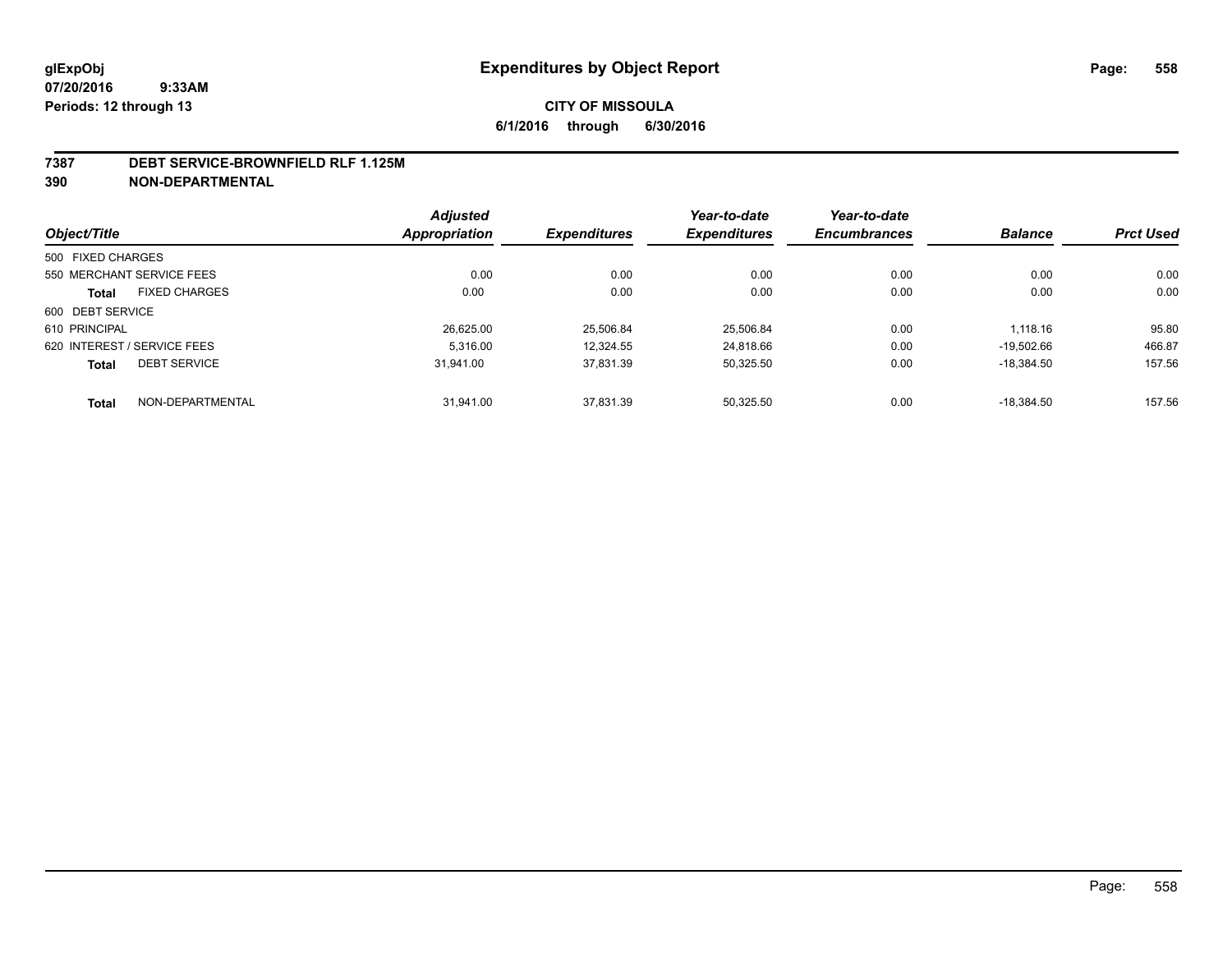**glExpObj**
**07/20/2016 9:33AM**
**Periods: 12 through 13**

# Expenditures by Object Report

**CITY OF MISSOULA**
**6/1/2016 through 6/30/2016**

**7387 DEBT SERVICE-BROWNFIELD RLF 1.125M**
**390 NON-DEPARTMENTAL**

| Object/Title | | Adjusted Appropriation | Expenditures | Year-to-date Expenditures | Year-to-date Encumbrances | Balance | Prct Used |
|---|---|---|---|---|---|---|---|
| 500 FIXED CHARGES | | | | | | | |
| 550 MERCHANT SERVICE FEES | | 0.00 | 0.00 | 0.00 | 0.00 | 0.00 | 0.00 |
| **Total** | FIXED CHARGES | 0.00 | 0.00 | 0.00 | 0.00 | 0.00 | 0.00 |
| 600 DEBT SERVICE | | | | | | | |
| 610 PRINCIPAL | | 26,625.00 | 25,506.84 | 25,506.84 | 0.00 | 1,118.16 | 95.80 |
| 620 INTEREST / SERVICE FEES | | 5,316.00 | 12,324.55 | 24,818.66 | 0.00 | -19,502.66 | 466.87 |
| **Total** | DEBT SERVICE | 31,941.00 | 37,831.39 | 50,325.50 | 0.00 | -18,384.50 | 157.56 |
| **Total** | NON-DEPARTMENTAL | 31,941.00 | 37,831.39 | 50,325.50 | 0.00 | -18,384.50 | 157.56 |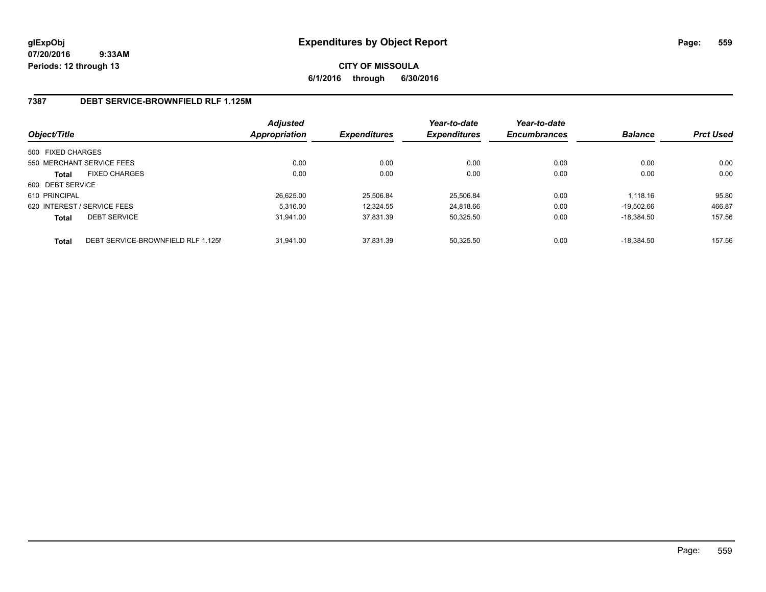**glExpObj**
**07/20/2016 9:33AM**
**Periods: 12 through 13**

# Expenditures by Object Report

**CITY OF MISSOULA**
**6/1/2016 through 6/30/2016**

## 7387 DEBT SERVICE-BROWNFIELD RLF 1.125M

| Object/Title | | *Adjusted Appropriation* | *Expenditures* | *Year-to-date Expenditures* | *Year-to-date Encumbrances* | *Balance* | *Prct Used* |
|---|---|---|---|---|---|---|---|
| 500 FIXED CHARGES | | | | | | | |
| 550 MERCHANT SERVICE FEES | | 0.00 | 0.00 | 0.00 | 0.00 | 0.00 | 0.00 |
| **Total** | FIXED CHARGES | 0.00 | 0.00 | 0.00 | 0.00 | 0.00 | 0.00 |
| 600 DEBT SERVICE | | | | | | | |
| 610 PRINCIPAL | | 26,625.00 | 25,506.84 | 25,506.84 | 0.00 | 1,118.16 | 95.80 |
| 620 INTEREST / SERVICE FEES | | 5,316.00 | 12,324.55 | 24,818.66 | 0.00 | -19,502.66 | 466.87 |
| **Total** | DEBT SERVICE | 31,941.00 | 37,831.39 | 50,325.50 | 0.00 | -18,384.50 | 157.56 |
| **Total** | DEBT SERVICE-BROWNFIELD RLF 1.125M | 31,941.00 | 37,831.39 | 50,325.50 | 0.00 | -18,384.50 | 157.56 |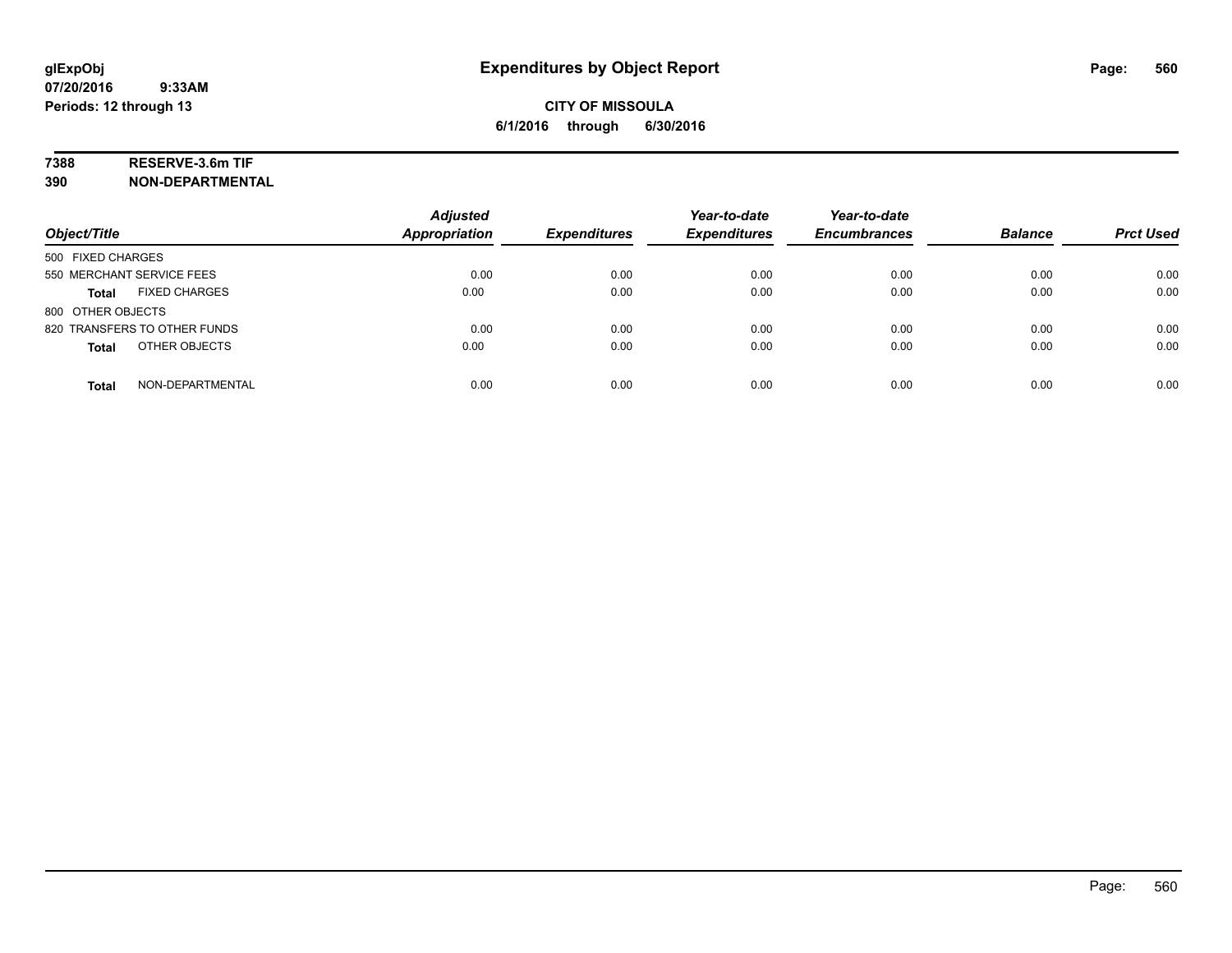# Expenditures by Object Report

glExpObj
07/20/2016 9:33AM
Periods: 12 through 13

**CITY OF MISSOULA**
**6/1/2016 through 6/30/2016**

**7388 RESERVE-3.6m TIF**
**390 NON-DEPARTMENTAL**

| Object/Title | Adjusted Appropriation | Expenditures | Year-to-date Expenditures | Year-to-date Encumbrances | Balance | Prct Used |
|---|---|---|---|---|---|---|
| 500 FIXED CHARGES | | | | | | |
| 550 MERCHANT SERVICE FEES | 0.00 | 0.00 | 0.00 | 0.00 | 0.00 | 0.00 |
| **Total** FIXED CHARGES | 0.00 | 0.00 | 0.00 | 0.00 | 0.00 | 0.00 |
| 800 OTHER OBJECTS | | | | | | |
| 820 TRANSFERS TO OTHER FUNDS | 0.00 | 0.00 | 0.00 | 0.00 | 0.00 | 0.00 |
| **Total** OTHER OBJECTS | 0.00 | 0.00 | 0.00 | 0.00 | 0.00 | 0.00 |
| **Total** NON-DEPARTMENTAL | 0.00 | 0.00 | 0.00 | 0.00 | 0.00 | 0.00 |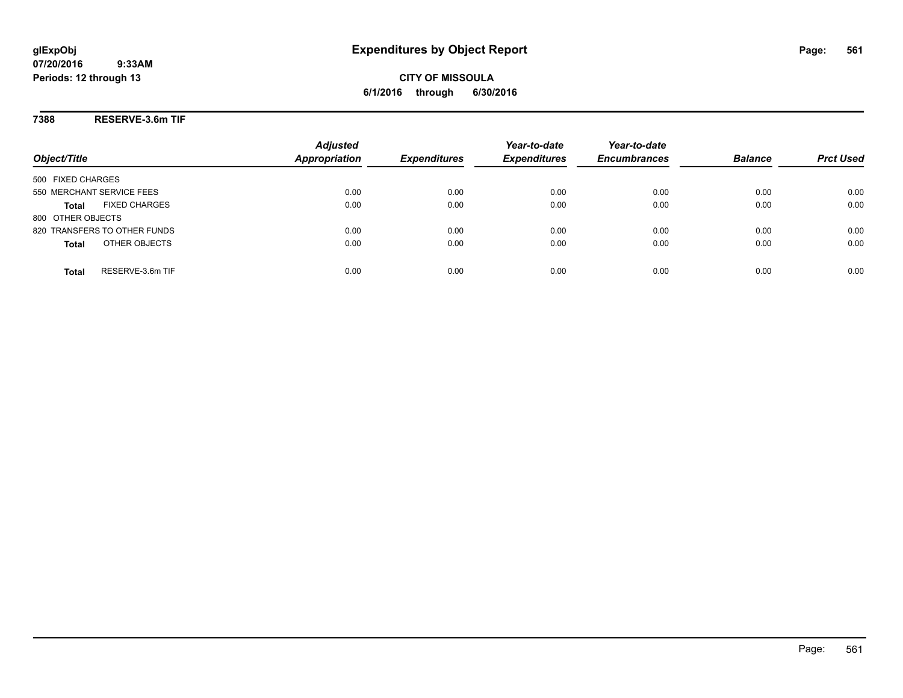# Expenditures by Object Report

glExpObj
07/20/2016 9:33AM
Periods: 12 through 13

**CITY OF MISSOULA**
**6/1/2016 through 6/30/2016**

**7388 RESERVE-3.6m TIF**

| Object/Title | Adjusted Appropriation | Expenditures | Year-to-date Expenditures | Year-to-date Encumbrances | Balance | Prct Used |
|---|---|---|---|---|---|---|
| 500 FIXED CHARGES | | | | | | |
| 550 MERCHANT SERVICE FEES | 0.00 | 0.00 | 0.00 | 0.00 | 0.00 | 0.00 |
| **Total** FIXED CHARGES | 0.00 | 0.00 | 0.00 | 0.00 | 0.00 | 0.00 |
| 800 OTHER OBJECTS | | | | | | |
| 820 TRANSFERS TO OTHER FUNDS | 0.00 | 0.00 | 0.00 | 0.00 | 0.00 | 0.00 |
| **Total** OTHER OBJECTS | 0.00 | 0.00 | 0.00 | 0.00 | 0.00 | 0.00 |
| **Total** RESERVE-3.6m TIF | 0.00 | 0.00 | 0.00 | 0.00 | 0.00 | 0.00 |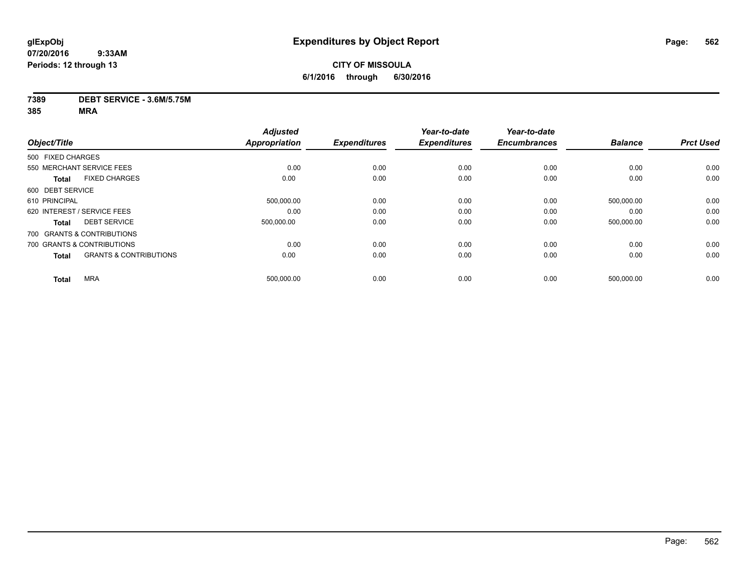**glExpObj**
**07/20/2016 9:33AM**
**Periods: 12 through 13**

# Expenditures by Object Report

**CITY OF MISSOULA**
**6/1/2016 through 6/30/2016**

**7389 DEBT SERVICE - 3.6M/5.75M**
**385 MRA**

| Object/Title | | Adjusted Appropriation | Expenditures | Year-to-date Expenditures | Year-to-date Encumbrances | Balance | Prct Used |
|---|---|---|---|---|---|---|---|
| 500 FIXED CHARGES | | | | | | | |
| 550 MERCHANT SERVICE FEES | | 0.00 | 0.00 | 0.00 | 0.00 | 0.00 | 0.00 |
| **Total** | FIXED CHARGES | 0.00 | 0.00 | 0.00 | 0.00 | 0.00 | 0.00 |
| 600 DEBT SERVICE | | | | | | | |
| 610 PRINCIPAL | | 500,000.00 | 0.00 | 0.00 | 0.00 | 500,000.00 | 0.00 |
| 620 INTEREST / SERVICE FEES | | 0.00 | 0.00 | 0.00 | 0.00 | 0.00 | 0.00 |
| **Total** | DEBT SERVICE | 500,000.00 | 0.00 | 0.00 | 0.00 | 500,000.00 | 0.00 |
| 700 GRANTS & CONTRIBUTIONS | | | | | | | |
| 700 GRANTS & CONTRIBUTIONS | | 0.00 | 0.00 | 0.00 | 0.00 | 0.00 | 0.00 |
| **Total** | GRANTS & CONTRIBUTIONS | 0.00 | 0.00 | 0.00 | 0.00 | 0.00 | 0.00 |
| **Total** | MRA | 500,000.00 | 0.00 | 0.00 | 0.00 | 500,000.00 | 0.00 |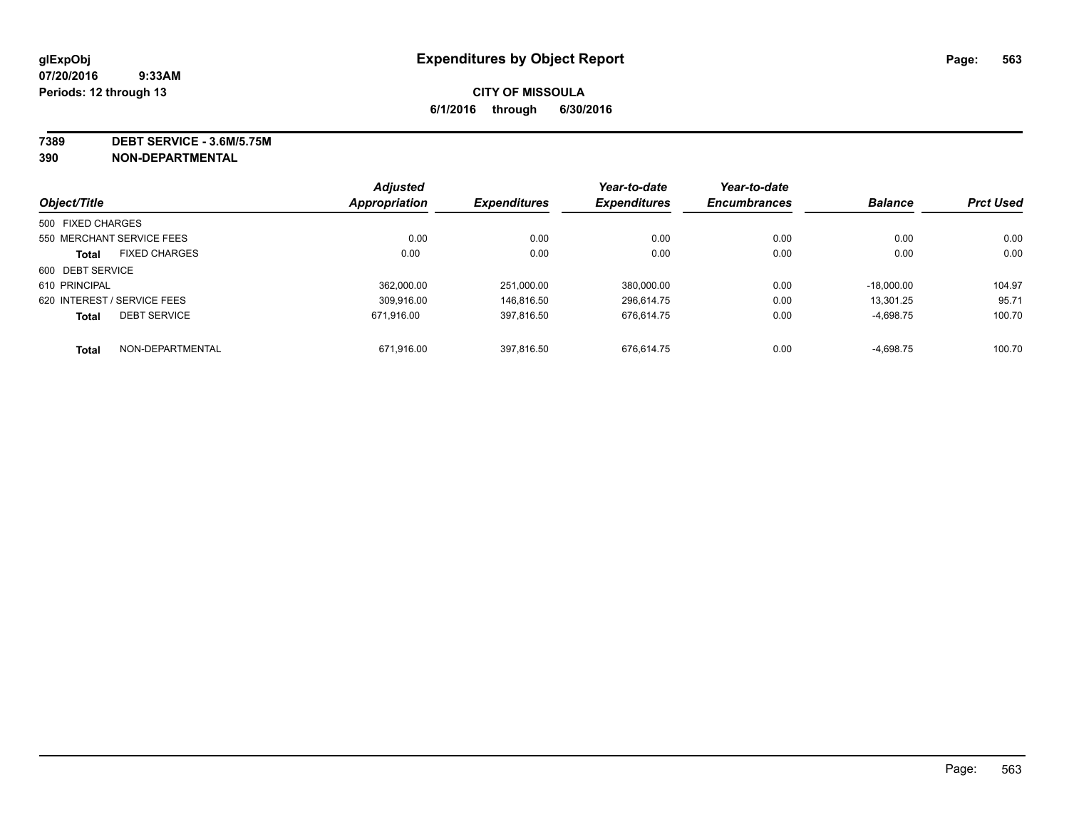# Expenditures by Object Report

glExpObj
07/20/2016 9:33AM
Periods: 12 through 13

**CITY OF MISSOULA**
**6/1/2016 through 6/30/2016**

**7389 DEBT SERVICE - 3.6M/5.75M**
**390 NON-DEPARTMENTAL**

| Object/Title | | Adjusted Appropriation | Expenditures | Year-to-date Expenditures | Year-to-date Encumbrances | Balance | Prct Used |
|---|---|---|---|---|---|---|---|
| 500 FIXED CHARGES | | | | | | | |
| 550 MERCHANT SERVICE FEES | | 0.00 | 0.00 | 0.00 | 0.00 | 0.00 | 0.00 |
| **Total** | FIXED CHARGES | 0.00 | 0.00 | 0.00 | 0.00 | 0.00 | 0.00 |
| 600 DEBT SERVICE | | | | | | | |
| 610 PRINCIPAL | | 362,000.00 | 251,000.00 | 380,000.00 | 0.00 | -18,000.00 | 104.97 |
| 620 INTEREST / SERVICE FEES | | 309,916.00 | 146,816.50 | 296,614.75 | 0.00 | 13,301.25 | 95.71 |
| **Total** | DEBT SERVICE | 671,916.00 | 397,816.50 | 676,614.75 | 0.00 | -4,698.75 | 100.70 |
| **Total** | NON-DEPARTMENTAL | 671,916.00 | 397,816.50 | 676,614.75 | 0.00 | -4,698.75 | 100.70 |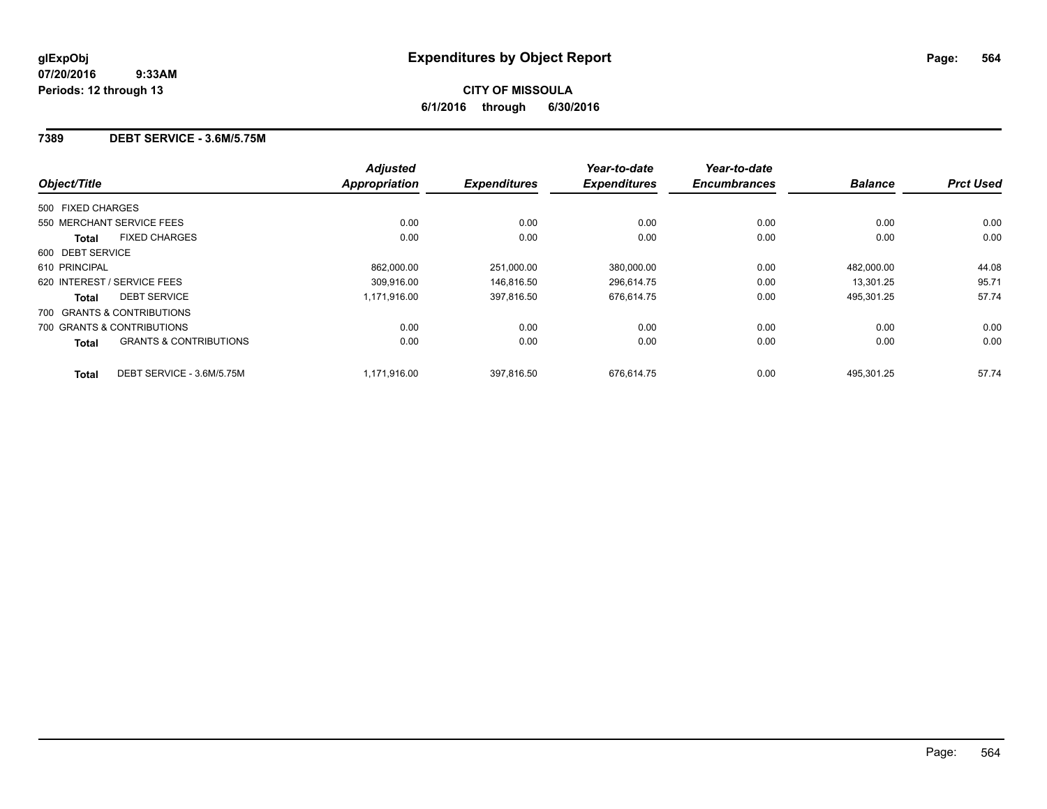# Expenditures by Object Report

glExpObj
07/20/2016 9:33AM
Periods: 12 through 13

**CITY OF MISSOULA**
**6/1/2016 through 6/30/2016**

## 7389 DEBT SERVICE - 3.6M/5.75M

| Object/Title | | Adjusted Appropriation | Expenditures | Year-to-date Expenditures | Year-to-date Encumbrances | Balance | Prct Used |
|---|---|---|---|---|---|---|---|
| 500 FIXED CHARGES | | | | | | | |
| 550 MERCHANT SERVICE FEES | | 0.00 | 0.00 | 0.00 | 0.00 | 0.00 | 0.00 |
| **Total** | FIXED CHARGES | 0.00 | 0.00 | 0.00 | 0.00 | 0.00 | 0.00 |
| 600 DEBT SERVICE | | | | | | | |
| 610 PRINCIPAL | | 862,000.00 | 251,000.00 | 380,000.00 | 0.00 | 482,000.00 | 44.08 |
| 620 INTEREST / SERVICE FEES | | 309,916.00 | 146,816.50 | 296,614.75 | 0.00 | 13,301.25 | 95.71 |
| **Total** | DEBT SERVICE | 1,171,916.00 | 397,816.50 | 676,614.75 | 0.00 | 495,301.25 | 57.74 |
| 700 GRANTS & CONTRIBUTIONS | | | | | | | |
| 700 GRANTS & CONTRIBUTIONS | | 0.00 | 0.00 | 0.00 | 0.00 | 0.00 | 0.00 |
| **Total** | GRANTS & CONTRIBUTIONS | 0.00 | 0.00 | 0.00 | 0.00 | 0.00 | 0.00 |
| **Total** | DEBT SERVICE - 3.6M/5.75M | 1,171,916.00 | 397,816.50 | 676,614.75 | 0.00 | 495,301.25 | 57.74 |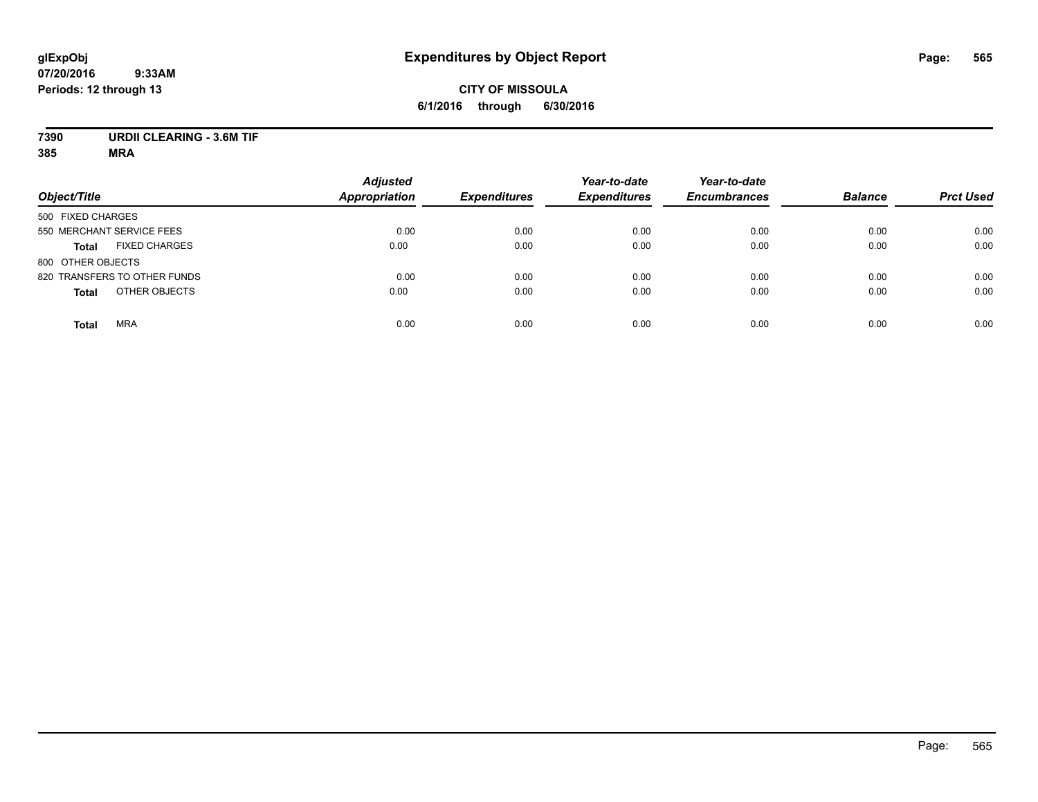# Expenditures by Object Report

glExpObj
07/20/2016 9:33AM
Periods: 12 through 13

**CITY OF MISSOULA**
**6/1/2016 through 6/30/2016**

**7390 URDII CLEARING - 3.6M TIF**
**385 MRA**

| Object/Title | Adjusted Appropriation | Expenditures | Year-to-date Expenditures | Year-to-date Encumbrances | Balance | Prct Used |
|---|---|---|---|---|---|---|
| 500 FIXED CHARGES | | | | | | |
| 550 MERCHANT SERVICE FEES | 0.00 | 0.00 | 0.00 | 0.00 | 0.00 | 0.00 |
| **Total** FIXED CHARGES | 0.00 | 0.00 | 0.00 | 0.00 | 0.00 | 0.00 |
| 800 OTHER OBJECTS | | | | | | |
| 820 TRANSFERS TO OTHER FUNDS | 0.00 | 0.00 | 0.00 | 0.00 | 0.00 | 0.00 |
| **Total** OTHER OBJECTS | 0.00 | 0.00 | 0.00 | 0.00 | 0.00 | 0.00 |
| **Total** MRA | 0.00 | 0.00 | 0.00 | 0.00 | 0.00 | 0.00 |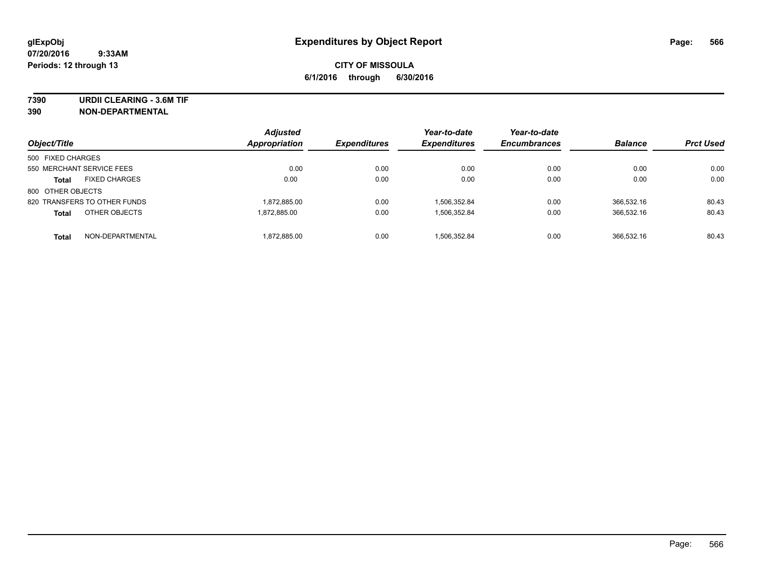# Expenditures by Object Report

glExpObj
07/20/2016 9:33AM
Periods: 12 through 13

**CITY OF MISSOULA**
**6/1/2016 through 6/30/2016**

**7390 URDII CLEARING - 3.6M TIF**
**390 NON-DEPARTMENTAL**

| Object/Title | Adjusted Appropriation | Expenditures | Year-to-date Expenditures | Year-to-date Encumbrances | Balance | Prct Used |
|---|---|---|---|---|---|---|
| 500 FIXED CHARGES | | | | | | |
| 550 MERCHANT SERVICE FEES | 0.00 | 0.00 | 0.00 | 0.00 | 0.00 | 0.00 |
| **Total** FIXED CHARGES | 0.00 | 0.00 | 0.00 | 0.00 | 0.00 | 0.00 |
| 800 OTHER OBJECTS | | | | | | |
| 820 TRANSFERS TO OTHER FUNDS | 1,872,885.00 | 0.00 | 1,506,352.84 | 0.00 | 366,532.16 | 80.43 |
| **Total** OTHER OBJECTS | 1,872,885.00 | 0.00 | 1,506,352.84 | 0.00 | 366,532.16 | 80.43 |
| **Total** NON-DEPARTMENTAL | 1,872,885.00 | 0.00 | 1,506,352.84 | 0.00 | 366,532.16 | 80.43 |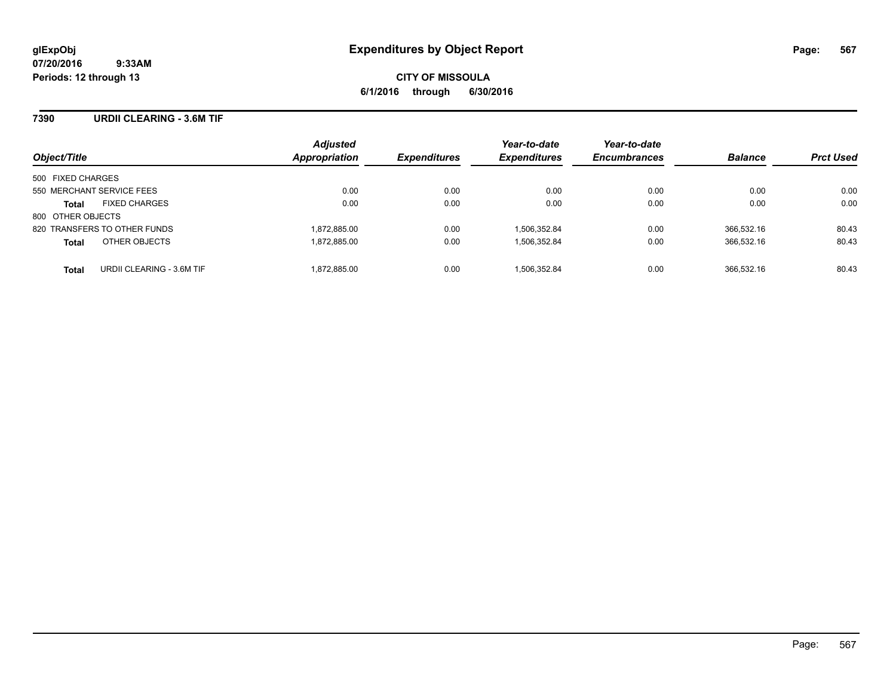# Expenditures by Object Report

glExpObj
07/20/2016 9:33AM
Periods: 12 through 13

**CITY OF MISSOULA**
**6/1/2016 through 6/30/2016**

## 7390 URDII CLEARING - 3.6M TIF

| Object/Title | | Adjusted Appropriation | Expenditures | Year-to-date Expenditures | Year-to-date Encumbrances | Balance | Prct Used |
|---|---|---|---|---|---|---|---|
| 500 FIXED CHARGES | | | | | | | |
| 550 MERCHANT SERVICE FEES | | 0.00 | 0.00 | 0.00 | 0.00 | 0.00 | 0.00 |
| **Total** | FIXED CHARGES | 0.00 | 0.00 | 0.00 | 0.00 | 0.00 | 0.00 |
| 800 OTHER OBJECTS | | | | | | | |
| 820 TRANSFERS TO OTHER FUNDS | | 1,872,885.00 | 0.00 | 1,506,352.84 | 0.00 | 366,532.16 | 80.43 |
| **Total** | OTHER OBJECTS | 1,872,885.00 | 0.00 | 1,506,352.84 | 0.00 | 366,532.16 | 80.43 |
| **Total** | URDII CLEARING - 3.6M TIF | 1,872,885.00 | 0.00 | 1,506,352.84 | 0.00 | 366,532.16 | 80.43 |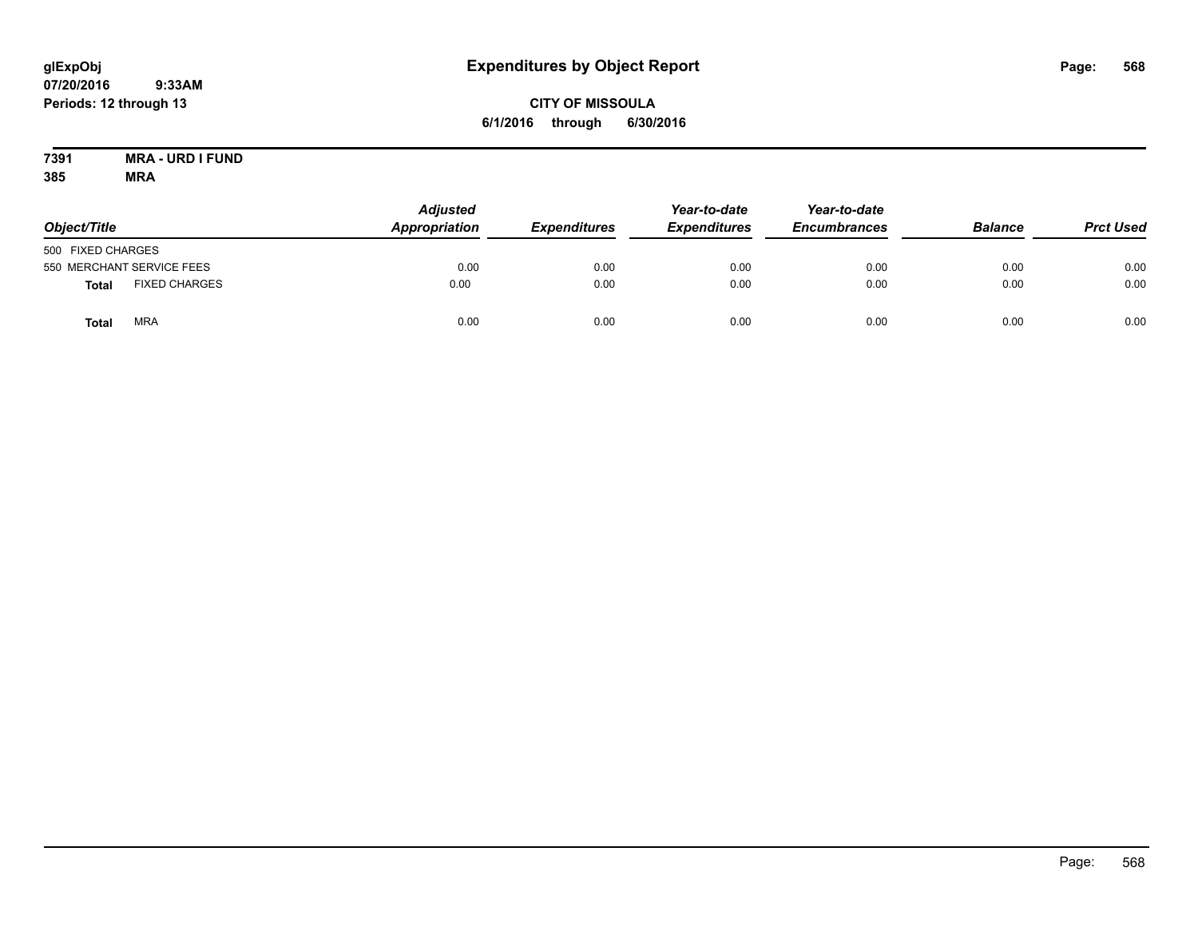**glExpObj**
**07/20/2016 9:33AM**
**Periods: 12 through 13**

# Expenditures by Object Report

**CITY OF MISSOULA**
**6/1/2016 through 6/30/2016**

**7391 MRA - URD I FUND**
**385 MRA**

| Object/Title | | Adjusted Appropriation | Expenditures | Year-to-date Expenditures | Year-to-date Encumbrances | Balance | Prct Used |
|---|---|---|---|---|---|---|---|
| 500 FIXED CHARGES | | | | | | | |
| 550 MERCHANT SERVICE FEES | | 0.00 | 0.00 | 0.00 | 0.00 | 0.00 | 0.00 |
| **Total** | FIXED CHARGES | 0.00 | 0.00 | 0.00 | 0.00 | 0.00 | 0.00 |
| **Total** | MRA | 0.00 | 0.00 | 0.00 | 0.00 | 0.00 | 0.00 |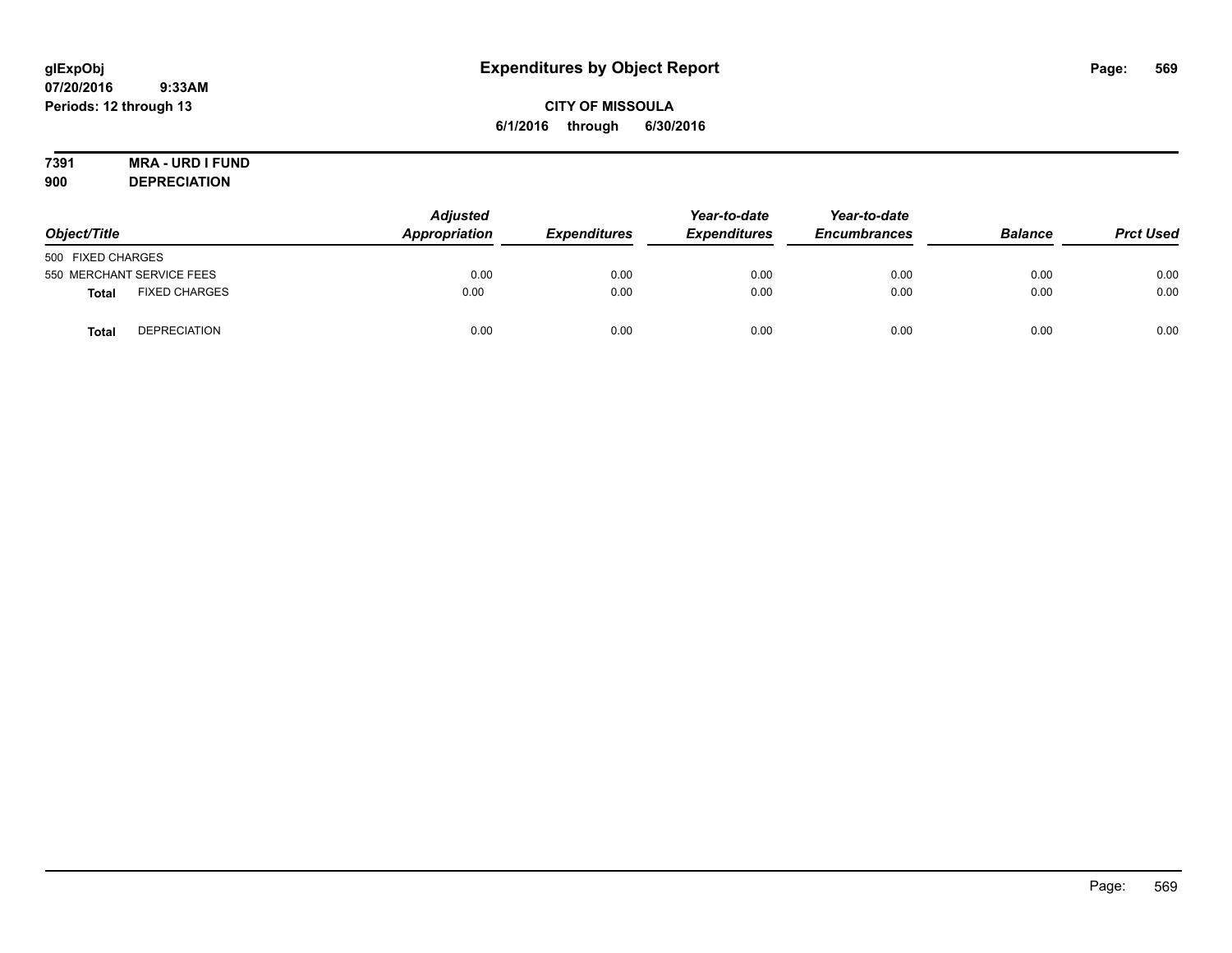**glExpObj**
**07/20/2016 9:33AM**
**Periods: 12 through 13**

# Expenditures by Object Report

**CITY OF MISSOULA**
**6/1/2016 through 6/30/2016**

**7391 MRA - URD I FUND**
**900 DEPRECIATION**

| Object/Title | | Adjusted Appropriation | Expenditures | Year-to-date Expenditures | Year-to-date Encumbrances | Balance | Prct Used |
|---|---|---|---|---|---|---|---|
| 500 FIXED CHARGES | | | | | | | |
| 550 MERCHANT SERVICE FEES | | 0.00 | 0.00 | 0.00 | 0.00 | 0.00 | 0.00 |
| **Total** | FIXED CHARGES | 0.00 | 0.00 | 0.00 | 0.00 | 0.00 | 0.00 |
| **Total** | DEPRECIATION | 0.00 | 0.00 | 0.00 | 0.00 | 0.00 | 0.00 |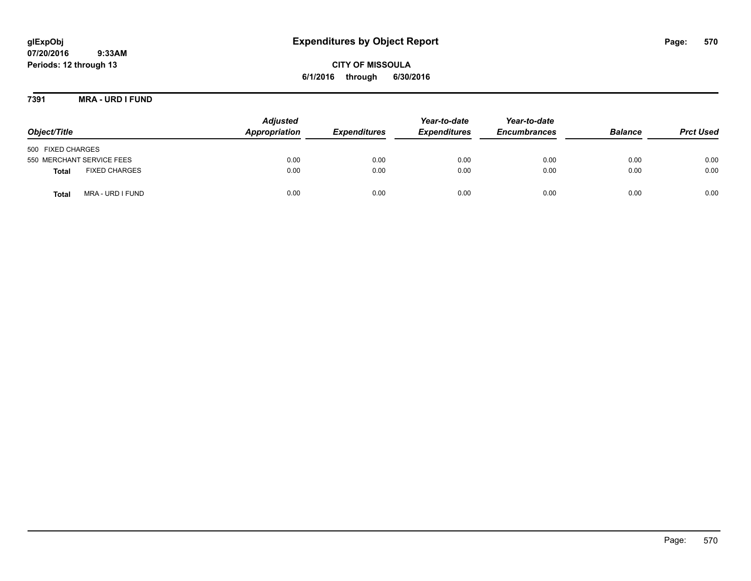**glExpObj**
**07/20/2016 9:33AM**
**Periods: 12 through 13**

# Expenditures by Object Report

**CITY OF MISSOULA**
**6/1/2016 through 6/30/2016**

## 7391 MRA - URD I FUND

| Object/Title | Adjusted Appropriation | Expenditures | Year-to-date Expenditures | Year-to-date Encumbrances | Balance | Prct Used |
|---|---|---|---|---|---|---|
| 500 FIXED CHARGES | | | | | | |
| 550 MERCHANT SERVICE FEES | 0.00 | 0.00 | 0.00 | 0.00 | 0.00 | 0.00 |
| **Total** FIXED CHARGES | 0.00 | 0.00 | 0.00 | 0.00 | 0.00 | 0.00 |
| **Total** MRA - URD I FUND | 0.00 | 0.00 | 0.00 | 0.00 | 0.00 | 0.00 |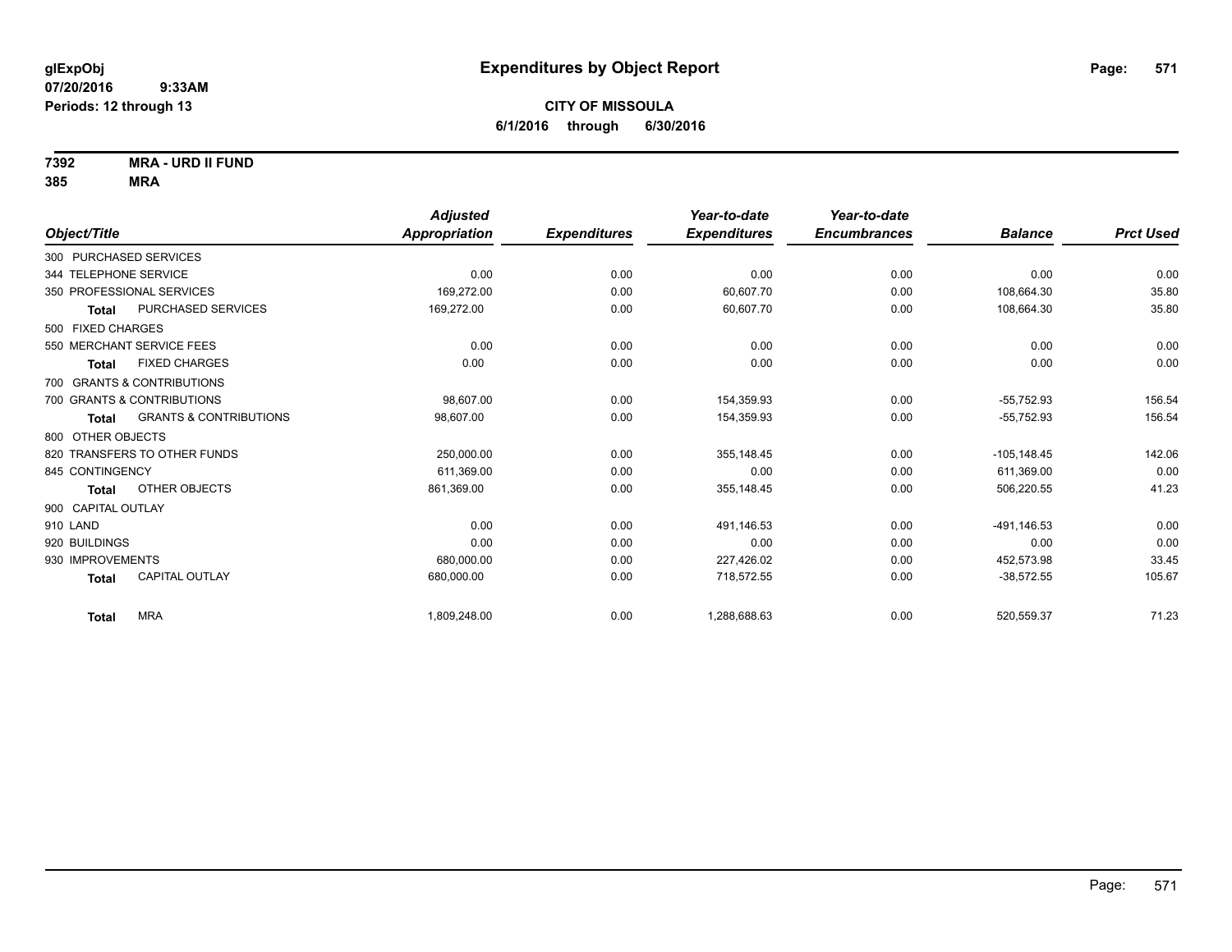**glExpObj** **Expenditures by Object Report**

**07/20/2016 9:33AM**

**Periods: 12 through 13**

**CITY OF MISSOULA**

**6/1/2016 through 6/30/2016**

**7392 MRA - URD II FUND**

**385 MRA**

| Object/Title | | Adjusted Appropriation | Expenditures | Year-to-date Expenditures | Year-to-date Encumbrances | Balance | Prct Used |
|---|---|---|---|---|---|---|---|
| 300 PURCHASED SERVICES | | | | | | | |
| 344 TELEPHONE SERVICE | | 0.00 | 0.00 | 0.00 | 0.00 | 0.00 | 0.00 |
| 350 PROFESSIONAL SERVICES | | 169,272.00 | 0.00 | 60,607.70 | 0.00 | 108,664.30 | 35.80 |
| **Total** | PURCHASED SERVICES | 169,272.00 | 0.00 | 60,607.70 | 0.00 | 108,664.30 | 35.80 |
| 500 FIXED CHARGES | | | | | | | |
| 550 MERCHANT SERVICE FEES | | 0.00 | 0.00 | 0.00 | 0.00 | 0.00 | 0.00 |
| **Total** | FIXED CHARGES | 0.00 | 0.00 | 0.00 | 0.00 | 0.00 | 0.00 |
| 700 GRANTS & CONTRIBUTIONS | | | | | | | |
| 700 GRANTS & CONTRIBUTIONS | | 98,607.00 | 0.00 | 154,359.93 | 0.00 | -55,752.93 | 156.54 |
| **Total** | GRANTS & CONTRIBUTIONS | 98,607.00 | 0.00 | 154,359.93 | 0.00 | -55,752.93 | 156.54 |
| 800 OTHER OBJECTS | | | | | | | |
| 820 TRANSFERS TO OTHER FUNDS | | 250,000.00 | 0.00 | 355,148.45 | 0.00 | -105,148.45 | 142.06 |
| 845 CONTINGENCY | | 611,369.00 | 0.00 | 0.00 | 0.00 | 611,369.00 | 0.00 |
| **Total** | OTHER OBJECTS | 861,369.00 | 0.00 | 355,148.45 | 0.00 | 506,220.55 | 41.23 |
| 900 CAPITAL OUTLAY | | | | | | | |
| 910 LAND | | 0.00 | 0.00 | 491,146.53 | 0.00 | -491,146.53 | 0.00 |
| 920 BUILDINGS | | 0.00 | 0.00 | 0.00 | 0.00 | 0.00 | 0.00 |
| 930 IMPROVEMENTS | | 680,000.00 | 0.00 | 227,426.02 | 0.00 | 452,573.98 | 33.45 |
| **Total** | CAPITAL OUTLAY | 680,000.00 | 0.00 | 718,572.55 | 0.00 | -38,572.55 | 105.67 |
| **Total** | MRA | 1,809,248.00 | 0.00 | 1,288,688.63 | 0.00 | 520,559.37 | 71.23 |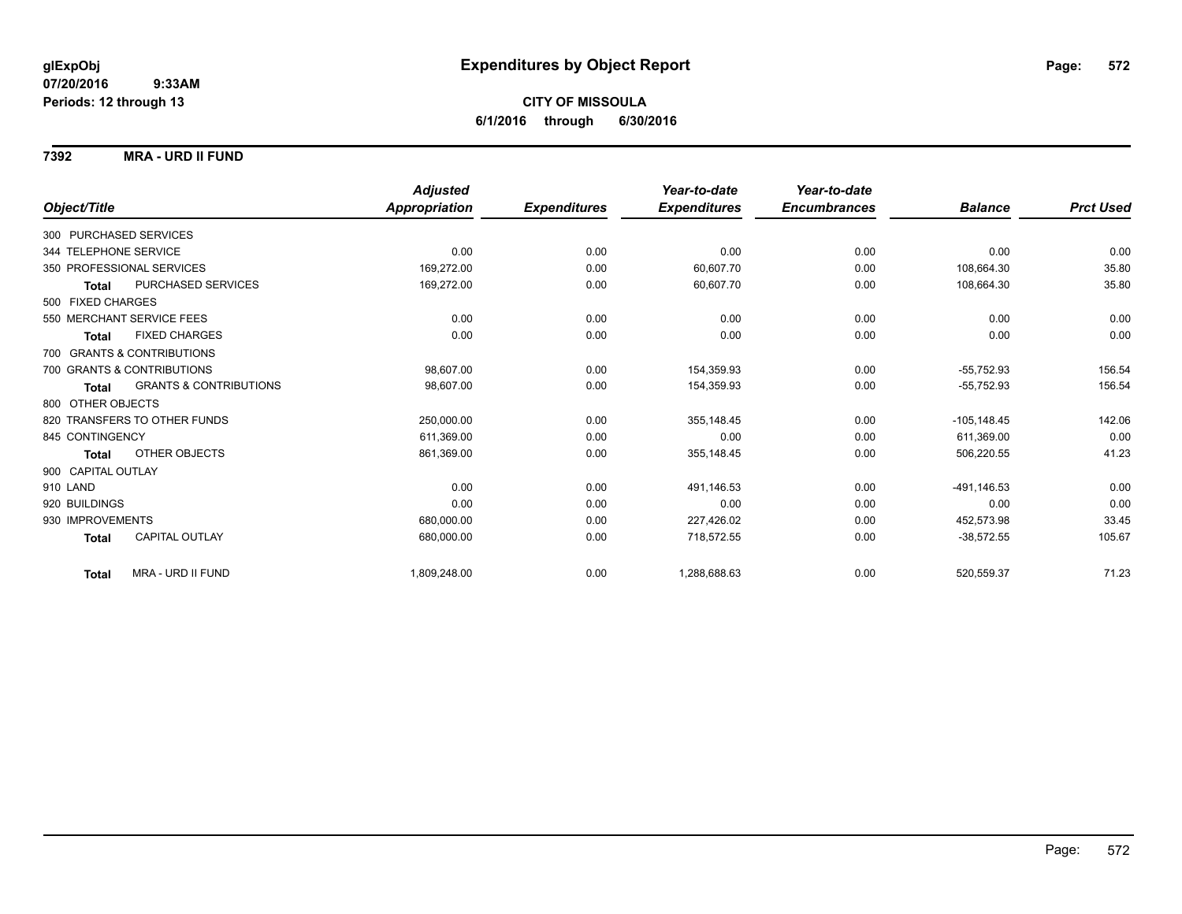# Expenditures by Object Report

glExpObj
07/20/2016 9:33AM
Periods: 12 through 13

**CITY OF MISSOULA**
**6/1/2016 through 6/30/2016**

## 7392 MRA - URD II FUND

| Object/Title | Adjusted Appropriation | Expenditures | Year-to-date Expenditures | Year-to-date Encumbrances | Balance | Prct Used |
|---|---|---|---|---|---|---|
| 300 PURCHASED SERVICES | | | | | | |
| 344 TELEPHONE SERVICE | 0.00 | 0.00 | 0.00 | 0.00 | 0.00 | 0.00 |
| 350 PROFESSIONAL SERVICES | 169,272.00 | 0.00 | 60,607.70 | 0.00 | 108,664.30 | 35.80 |
| **Total** PURCHASED SERVICES | 169,272.00 | 0.00 | 60,607.70 | 0.00 | 108,664.30 | 35.80 |
| 500 FIXED CHARGES | | | | | | |
| 550 MERCHANT SERVICE FEES | 0.00 | 0.00 | 0.00 | 0.00 | 0.00 | 0.00 |
| **Total** FIXED CHARGES | 0.00 | 0.00 | 0.00 | 0.00 | 0.00 | 0.00 |
| 700 GRANTS & CONTRIBUTIONS | | | | | | |
| 700 GRANTS & CONTRIBUTIONS | 98,607.00 | 0.00 | 154,359.93 | 0.00 | -55,752.93 | 156.54 |
| **Total** GRANTS & CONTRIBUTIONS | 98,607.00 | 0.00 | 154,359.93 | 0.00 | -55,752.93 | 156.54 |
| 800 OTHER OBJECTS | | | | | | |
| 820 TRANSFERS TO OTHER FUNDS | 250,000.00 | 0.00 | 355,148.45 | 0.00 | -105,148.45 | 142.06 |
| 845 CONTINGENCY | 611,369.00 | 0.00 | 0.00 | 0.00 | 611,369.00 | 0.00 |
| **Total** OTHER OBJECTS | 861,369.00 | 0.00 | 355,148.45 | 0.00 | 506,220.55 | 41.23 |
| 900 CAPITAL OUTLAY | | | | | | |
| 910 LAND | 0.00 | 0.00 | 491,146.53 | 0.00 | -491,146.53 | 0.00 |
| 920 BUILDINGS | 0.00 | 0.00 | 0.00 | 0.00 | 0.00 | 0.00 |
| 930 IMPROVEMENTS | 680,000.00 | 0.00 | 227,426.02 | 0.00 | 452,573.98 | 33.45 |
| **Total** CAPITAL OUTLAY | 680,000.00 | 0.00 | 718,572.55 | 0.00 | -38,572.55 | 105.67 |
| **Total** MRA - URD II FUND | 1,809,248.00 | 0.00 | 1,288,688.63 | 0.00 | 520,559.37 | 71.23 |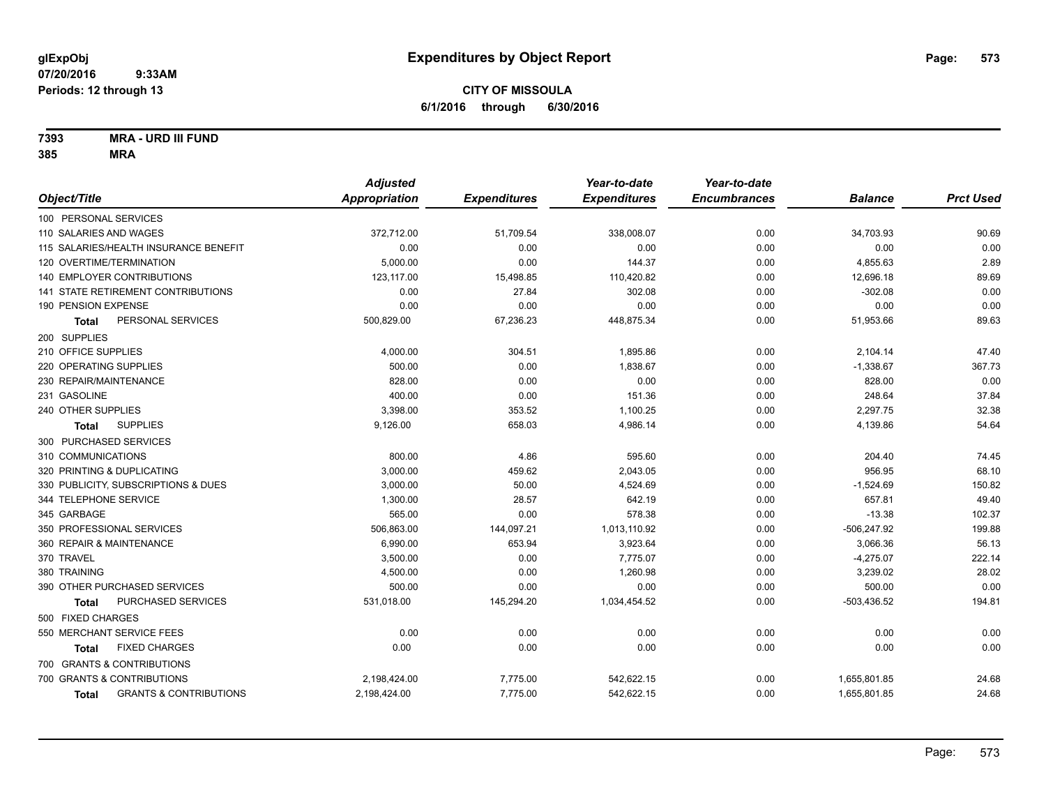glExpObj
07/20/2016 9:33AM
Periods: 12 through 13

# Expenditures by Object Report

**CITY OF MISSOULA**
**6/1/2016 through 6/30/2016**

**7393 MRA - URD III FUND**
**385 MRA**

| Object/Title | Adjusted Appropriation | Expenditures | Year-to-date Expenditures | Year-to-date Encumbrances | Balance | Prct Used |
|---|---|---|---|---|---|---|
| 100 PERSONAL SERVICES | | | | | | |
| 110 SALARIES AND WAGES | 372,712.00 | 51,709.54 | 338,008.07 | 0.00 | 34,703.93 | 90.69 |
| 115 SALARIES/HEALTH INSURANCE BENEFIT | 0.00 | 0.00 | 0.00 | 0.00 | 0.00 | 0.00 |
| 120 OVERTIME/TERMINATION | 5,000.00 | 0.00 | 144.37 | 0.00 | 4,855.63 | 2.89 |
| 140 EMPLOYER CONTRIBUTIONS | 123,117.00 | 15,498.85 | 110,420.82 | 0.00 | 12,696.18 | 89.69 |
| 141 STATE RETIREMENT CONTRIBUTIONS | 0.00 | 27.84 | 302.08 | 0.00 | -302.08 | 0.00 |
| 190 PENSION EXPENSE | 0.00 | 0.00 | 0.00 | 0.00 | 0.00 | 0.00 |
| **Total** PERSONAL SERVICES | 500,829.00 | 67,236.23 | 448,875.34 | 0.00 | 51,953.66 | 89.63 |
| 200 SUPPLIES | | | | | | |
| 210 OFFICE SUPPLIES | 4,000.00 | 304.51 | 1,895.86 | 0.00 | 2,104.14 | 47.40 |
| 220 OPERATING SUPPLIES | 500.00 | 0.00 | 1,838.67 | 0.00 | -1,338.67 | 367.73 |
| 230 REPAIR/MAINTENANCE | 828.00 | 0.00 | 0.00 | 0.00 | 828.00 | 0.00 |
| 231 GASOLINE | 400.00 | 0.00 | 151.36 | 0.00 | 248.64 | 37.84 |
| 240 OTHER SUPPLIES | 3,398.00 | 353.52 | 1,100.25 | 0.00 | 2,297.75 | 32.38 |
| **Total** SUPPLIES | 9,126.00 | 658.03 | 4,986.14 | 0.00 | 4,139.86 | 54.64 |
| 300 PURCHASED SERVICES | | | | | | |
| 310 COMMUNICATIONS | 800.00 | 4.86 | 595.60 | 0.00 | 204.40 | 74.45 |
| 320 PRINTING & DUPLICATING | 3,000.00 | 459.62 | 2,043.05 | 0.00 | 956.95 | 68.10 |
| 330 PUBLICITY, SUBSCRIPTIONS & DUES | 3,000.00 | 50.00 | 4,524.69 | 0.00 | -1,524.69 | 150.82 |
| 344 TELEPHONE SERVICE | 1,300.00 | 28.57 | 642.19 | 0.00 | 657.81 | 49.40 |
| 345 GARBAGE | 565.00 | 0.00 | 578.38 | 0.00 | -13.38 | 102.37 |
| 350 PROFESSIONAL SERVICES | 506,863.00 | 144,097.21 | 1,013,110.92 | 0.00 | -506,247.92 | 199.88 |
| 360 REPAIR & MAINTENANCE | 6,990.00 | 653.94 | 3,923.64 | 0.00 | 3,066.36 | 56.13 |
| 370 TRAVEL | 3,500.00 | 0.00 | 7,775.07 | 0.00 | -4,275.07 | 222.14 |
| 380 TRAINING | 4,500.00 | 0.00 | 1,260.98 | 0.00 | 3,239.02 | 28.02 |
| 390 OTHER PURCHASED SERVICES | 500.00 | 0.00 | 0.00 | 0.00 | 500.00 | 0.00 |
| **Total** PURCHASED SERVICES | 531,018.00 | 145,294.20 | 1,034,454.52 | 0.00 | -503,436.52 | 194.81 |
| 500 FIXED CHARGES | | | | | | |
| 550 MERCHANT SERVICE FEES | 0.00 | 0.00 | 0.00 | 0.00 | 0.00 | 0.00 |
| **Total** FIXED CHARGES | 0.00 | 0.00 | 0.00 | 0.00 | 0.00 | 0.00 |
| 700 GRANTS & CONTRIBUTIONS | | | | | | |
| 700 GRANTS & CONTRIBUTIONS | 2,198,424.00 | 7,775.00 | 542,622.15 | 0.00 | 1,655,801.85 | 24.68 |
| **Total** GRANTS & CONTRIBUTIONS | 2,198,424.00 | 7,775.00 | 542,622.15 | 0.00 | 1,655,801.85 | 24.68 |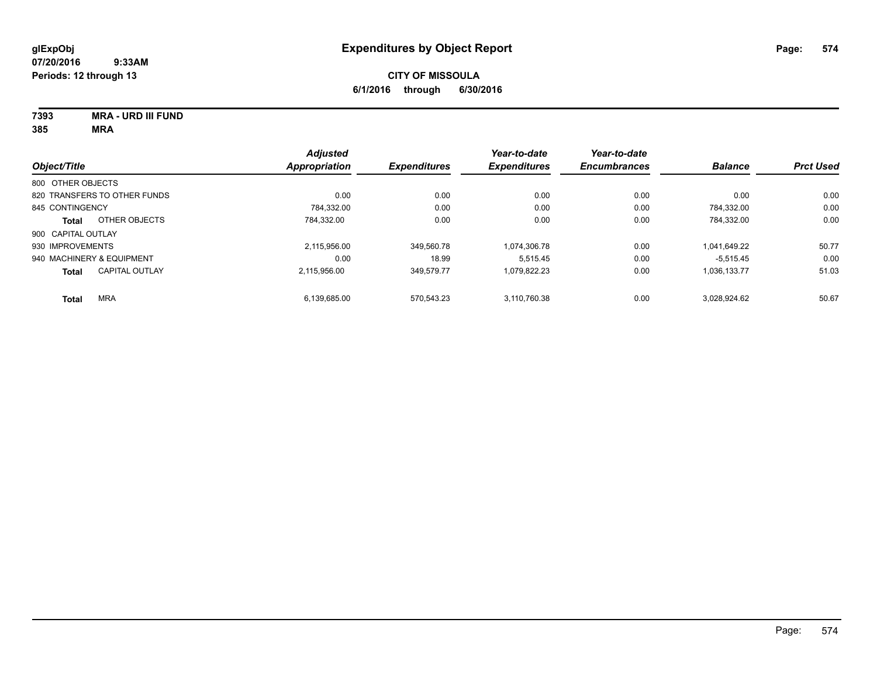**glExpObj**
**07/20/2016 9:33AM**
**Periods: 12 through 13**

# Expenditures by Object Report

**CITY OF MISSOULA**
**6/1/2016 through 6/30/2016**

**7393 MRA - URD III FUND**
**385 MRA**

| Object/Title | Adjusted Appropriation | Expenditures | Year-to-date Expenditures | Year-to-date Encumbrances | Balance | Prct Used |
|---|---|---|---|---|---|---|
| 800 OTHER OBJECTS | | | | | | |
| 820 TRANSFERS TO OTHER FUNDS | 0.00 | 0.00 | 0.00 | 0.00 | 0.00 | 0.00 |
| 845 CONTINGENCY | 784,332.00 | 0.00 | 0.00 | 0.00 | 784,332.00 | 0.00 |
| **Total** OTHER OBJECTS | 784,332.00 | 0.00 | 0.00 | 0.00 | 784,332.00 | 0.00 |
| 900 CAPITAL OUTLAY | | | | | | |
| 930 IMPROVEMENTS | 2,115,956.00 | 349,560.78 | 1,074,306.78 | 0.00 | 1,041,649.22 | 50.77 |
| 940 MACHINERY & EQUIPMENT | 0.00 | 18.99 | 5,515.45 | 0.00 | -5,515.45 | 0.00 |
| **Total** CAPITAL OUTLAY | 2,115,956.00 | 349,579.77 | 1,079,822.23 | 0.00 | 1,036,133.77 | 51.03 |
| **Total** MRA | 6,139,685.00 | 570,543.23 | 3,110,760.38 | 0.00 | 3,028,924.62 | 50.67 |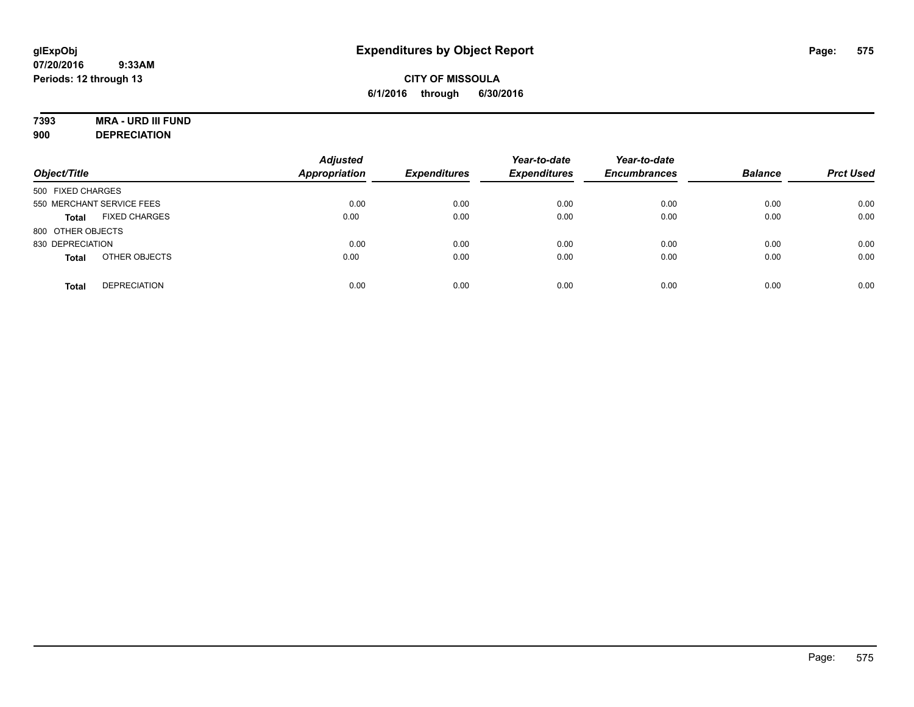glExpObj
07/20/2016 9:33AM
Periods: 12 through 13

# Expenditures by Object Report

**CITY OF MISSOULA**
**6/1/2016 through 6/30/2016**

**7393 MRA - URD III FUND**
**900 DEPRECIATION**

| Object/Title | Adjusted Appropriation | Expenditures | Year-to-date Expenditures | Year-to-date Encumbrances | Balance | Prct Used |
|---|---|---|---|---|---|---|
| 500 FIXED CHARGES | | | | | | |
| 550 MERCHANT SERVICE FEES | 0.00 | 0.00 | 0.00 | 0.00 | 0.00 | 0.00 |
| **Total** FIXED CHARGES | 0.00 | 0.00 | 0.00 | 0.00 | 0.00 | 0.00 |
| 800 OTHER OBJECTS | | | | | | |
| 830 DEPRECIATION | 0.00 | 0.00 | 0.00 | 0.00 | 0.00 | 0.00 |
| **Total** OTHER OBJECTS | 0.00 | 0.00 | 0.00 | 0.00 | 0.00 | 0.00 |
| **Total** DEPRECIATION | 0.00 | 0.00 | 0.00 | 0.00 | 0.00 | 0.00 |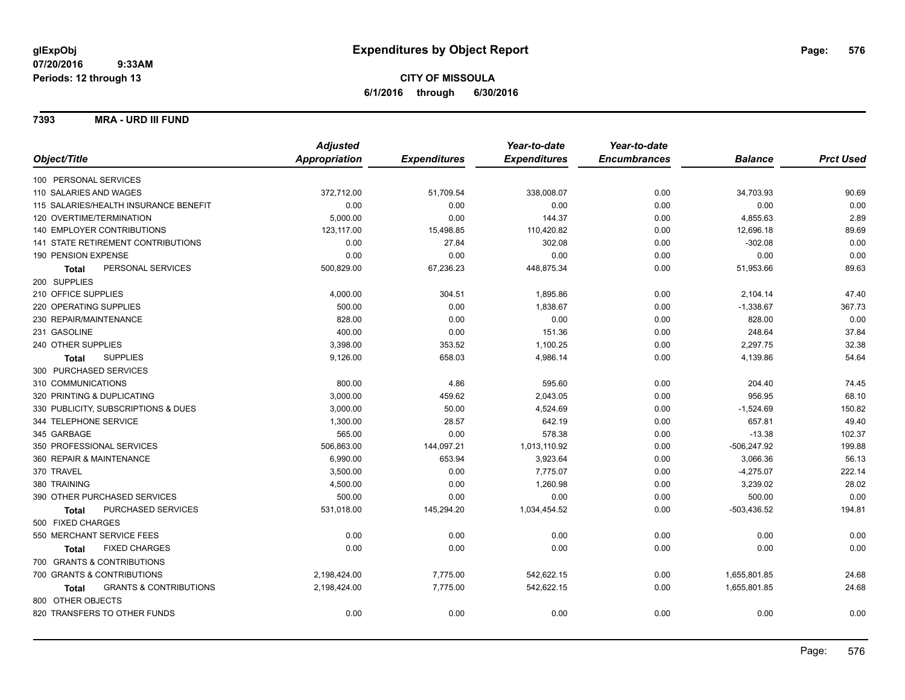**glExpObj**
**07/20/2016 9:33AM**
**Periods: 12 through 13**

# Expenditures by Object Report

**CITY OF MISSOULA**
**6/1/2016 through 6/30/2016**

**7393 MRA - URD III FUND**

| Object/Title | Adjusted Appropriation | Expenditures | Year-to-date Expenditures | Year-to-date Encumbrances | Balance | Prct Used |
|---|---|---|---|---|---|---|
| 100 PERSONAL SERVICES | | | | | | |
| 110 SALARIES AND WAGES | 372,712.00 | 51,709.54 | 338,008.07 | 0.00 | 34,703.93 | 90.69 |
| 115 SALARIES/HEALTH INSURANCE BENEFIT | 0.00 | 0.00 | 0.00 | 0.00 | 0.00 | 0.00 |
| 120 OVERTIME/TERMINATION | 5,000.00 | 0.00 | 144.37 | 0.00 | 4,855.63 | 2.89 |
| 140 EMPLOYER CONTRIBUTIONS | 123,117.00 | 15,498.85 | 110,420.82 | 0.00 | 12,696.18 | 89.69 |
| 141 STATE RETIREMENT CONTRIBUTIONS | 0.00 | 27.84 | 302.08 | 0.00 | -302.08 | 0.00 |
| 190 PENSION EXPENSE | 0.00 | 0.00 | 0.00 | 0.00 | 0.00 | 0.00 |
| **Total** PERSONAL SERVICES | 500,829.00 | 67,236.23 | 448,875.34 | 0.00 | 51,953.66 | 89.63 |
| 200 SUPPLIES | | | | | | |
| 210 OFFICE SUPPLIES | 4,000.00 | 304.51 | 1,895.86 | 0.00 | 2,104.14 | 47.40 |
| 220 OPERATING SUPPLIES | 500.00 | 0.00 | 1,838.67 | 0.00 | -1,338.67 | 367.73 |
| 230 REPAIR/MAINTENANCE | 828.00 | 0.00 | 0.00 | 0.00 | 828.00 | 0.00 |
| 231 GASOLINE | 400.00 | 0.00 | 151.36 | 0.00 | 248.64 | 37.84 |
| 240 OTHER SUPPLIES | 3,398.00 | 353.52 | 1,100.25 | 0.00 | 2,297.75 | 32.38 |
| **Total** SUPPLIES | 9,126.00 | 658.03 | 4,986.14 | 0.00 | 4,139.86 | 54.64 |
| 300 PURCHASED SERVICES | | | | | | |
| 310 COMMUNICATIONS | 800.00 | 4.86 | 595.60 | 0.00 | 204.40 | 74.45 |
| 320 PRINTING & DUPLICATING | 3,000.00 | 459.62 | 2,043.05 | 0.00 | 956.95 | 68.10 |
| 330 PUBLICITY, SUBSCRIPTIONS & DUES | 3,000.00 | 50.00 | 4,524.69 | 0.00 | -1,524.69 | 150.82 |
| 344 TELEPHONE SERVICE | 1,300.00 | 28.57 | 642.19 | 0.00 | 657.81 | 49.40 |
| 345 GARBAGE | 565.00 | 0.00 | 578.38 | 0.00 | -13.38 | 102.37 |
| 350 PROFESSIONAL SERVICES | 506,863.00 | 144,097.21 | 1,013,110.92 | 0.00 | -506,247.92 | 199.88 |
| 360 REPAIR & MAINTENANCE | 6,990.00 | 653.94 | 3,923.64 | 0.00 | 3,066.36 | 56.13 |
| 370 TRAVEL | 3,500.00 | 0.00 | 7,775.07 | 0.00 | -4,275.07 | 222.14 |
| 380 TRAINING | 4,500.00 | 0.00 | 1,260.98 | 0.00 | 3,239.02 | 28.02 |
| 390 OTHER PURCHASED SERVICES | 500.00 | 0.00 | 0.00 | 0.00 | 500.00 | 0.00 |
| **Total** PURCHASED SERVICES | 531,018.00 | 145,294.20 | 1,034,454.52 | 0.00 | -503,436.52 | 194.81 |
| 500 FIXED CHARGES | | | | | | |
| 550 MERCHANT SERVICE FEES | 0.00 | 0.00 | 0.00 | 0.00 | 0.00 | 0.00 |
| **Total** FIXED CHARGES | 0.00 | 0.00 | 0.00 | 0.00 | 0.00 | 0.00 |
| 700 GRANTS & CONTRIBUTIONS | | | | | | |
| 700 GRANTS & CONTRIBUTIONS | 2,198,424.00 | 7,775.00 | 542,622.15 | 0.00 | 1,655,801.85 | 24.68 |
| **Total** GRANTS & CONTRIBUTIONS | 2,198,424.00 | 7,775.00 | 542,622.15 | 0.00 | 1,655,801.85 | 24.68 |
| 800 OTHER OBJECTS | | | | | | |
| 820 TRANSFERS TO OTHER FUNDS | 0.00 | 0.00 | 0.00 | 0.00 | 0.00 | 0.00 |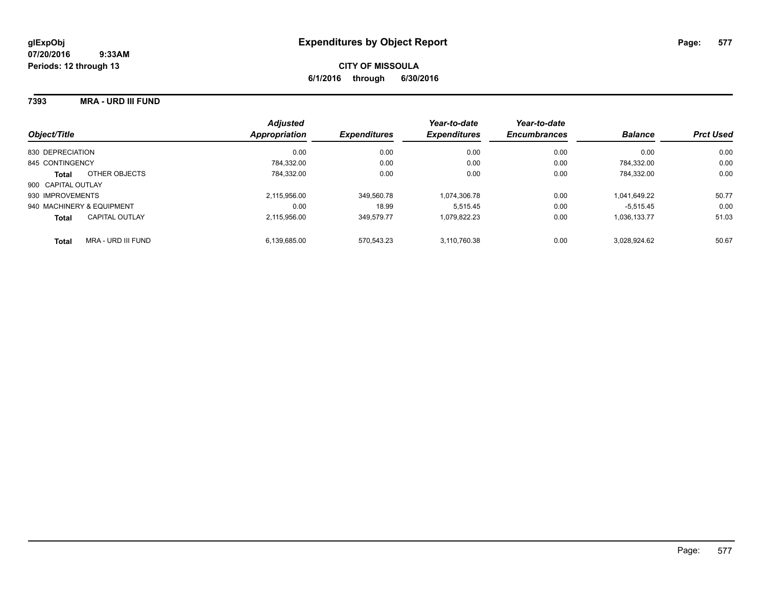**glExpObj**
**07/20/2016 9:33AM**
**Periods: 12 through 13**

# Expenditures by Object Report

**CITY OF MISSOULA**
**6/1/2016 through 6/30/2016**

**7393 MRA - URD III FUND**

| Object/Title | Adjusted Appropriation | Expenditures | Year-to-date Expenditures | Year-to-date Encumbrances | Balance | Prct Used |
|---|---|---|---|---|---|---|
| 830 DEPRECIATION | 0.00 | 0.00 | 0.00 | 0.00 | 0.00 | 0.00 |
| 845 CONTINGENCY | 784,332.00 | 0.00 | 0.00 | 0.00 | 784,332.00 | 0.00 |
| **Total** OTHER OBJECTS | 784,332.00 | 0.00 | 0.00 | 0.00 | 784,332.00 | 0.00 |
| 900 CAPITAL OUTLAY | | | | | | |
| 930 IMPROVEMENTS | 2,115,956.00 | 349,560.78 | 1,074,306.78 | 0.00 | 1,041,649.22 | 50.77 |
| 940 MACHINERY & EQUIPMENT | 0.00 | 18.99 | 5,515.45 | 0.00 | -5,515.45 | 0.00 |
| **Total** CAPITAL OUTLAY | 2,115,956.00 | 349,579.77 | 1,079,822.23 | 0.00 | 1,036,133.77 | 51.03 |
| **Total** MRA - URD III FUND | 6,139,685.00 | 570,543.23 | 3,110,760.38 | 0.00 | 3,028,924.62 | 50.67 |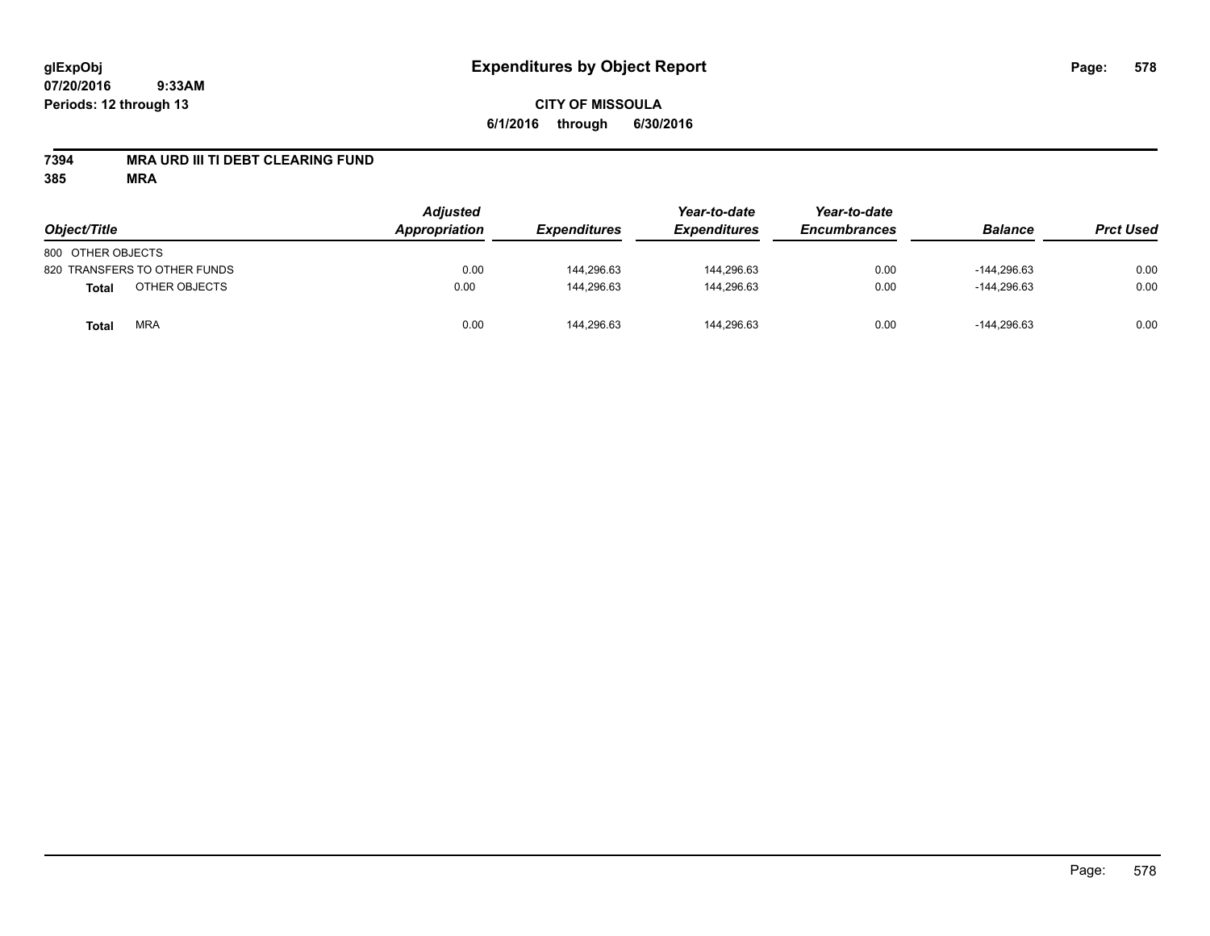# Expenditures by Object Report

glExpObj
07/20/2016 9:33AM
Periods: 12 through 13

**CITY OF MISSOULA**
**6/1/2016 through 6/30/2016**

**7394 MRA URD III TI DEBT CLEARING FUND**
**385 MRA**

| Object/Title | | Adjusted Appropriation | Expenditures | Year-to-date Expenditures | Year-to-date Encumbrances | Balance | Prct Used |
|---|---|---|---|---|---|---|---|
| 800 OTHER OBJECTS | | | | | | | |
| 820 TRANSFERS TO OTHER FUNDS | | 0.00 | 144,296.63 | 144,296.63 | 0.00 | -144,296.63 | 0.00 |
| **Total** | OTHER OBJECTS | 0.00 | 144,296.63 | 144,296.63 | 0.00 | -144,296.63 | 0.00 |
| **Total** | MRA | 0.00 | 144,296.63 | 144,296.63 | 0.00 | -144,296.63 | 0.00 |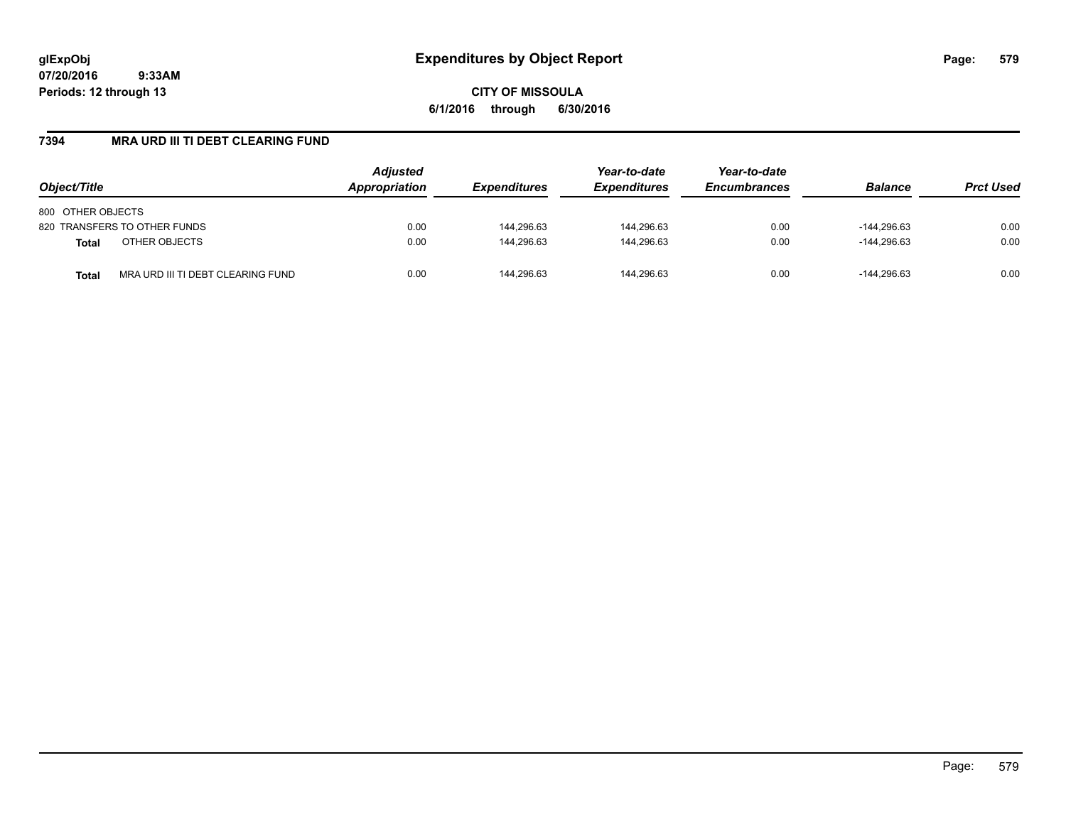# Expenditures by Object Report

glExpObj
07/20/2016 9:33AM
Periods: 12 through 13

**CITY OF MISSOULA**
**6/1/2016 through 6/30/2016**

## 7394 MRA URD III TI DEBT CLEARING FUND

| Object/Title | | Adjusted Appropriation | Expenditures | Year-to-date Expenditures | Year-to-date Encumbrances | Balance | Prct Used |
|---|---|---|---|---|---|---|---|
| 800 OTHER OBJECTS | | | | | | | |
| 820 TRANSFERS TO OTHER FUNDS | | 0.00 | 144,296.63 | 144,296.63 | 0.00 | -144,296.63 | 0.00 |
| **Total** | OTHER OBJECTS | 0.00 | 144,296.63 | 144,296.63 | 0.00 | -144,296.63 | 0.00 |
| **Total** | MRA URD III TI DEBT CLEARING FUND | 0.00 | 144,296.63 | 144,296.63 | 0.00 | -144,296.63 | 0.00 |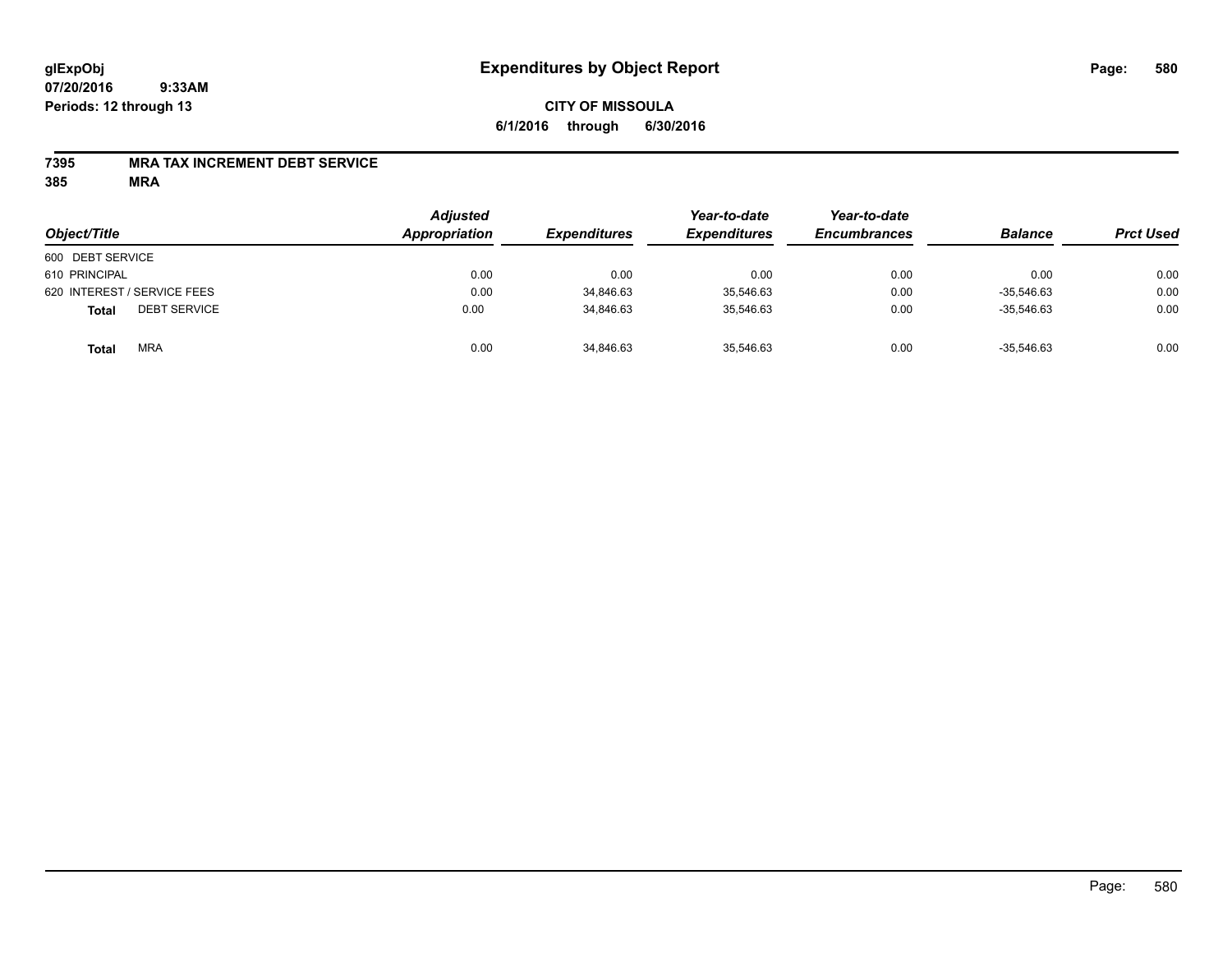# Expenditures by Object Report

glExpObj
07/20/2016 9:33AM
Periods: 12 through 13

**CITY OF MISSOULA**
**6/1/2016 through 6/30/2016**

**7395 MRA TAX INCREMENT DEBT SERVICE**
**385 MRA**

| Object/Title | Adjusted Appropriation | Expenditures | Year-to-date Expenditures | Year-to-date Encumbrances | Balance | Prct Used |
|---|---|---|---|---|---|---|
| 600 DEBT SERVICE | | | | | | |
| 610 PRINCIPAL | 0.00 | 0.00 | 0.00 | 0.00 | 0.00 | 0.00 |
| 620 INTEREST / SERVICE FEES | 0.00 | 34,846.63 | 35,546.63 | 0.00 | -35,546.63 | 0.00 |
| **Total** DEBT SERVICE | 0.00 | 34,846.63 | 35,546.63 | 0.00 | -35,546.63 | 0.00 |
| **Total** MRA | 0.00 | 34,846.63 | 35,546.63 | 0.00 | -35,546.63 | 0.00 |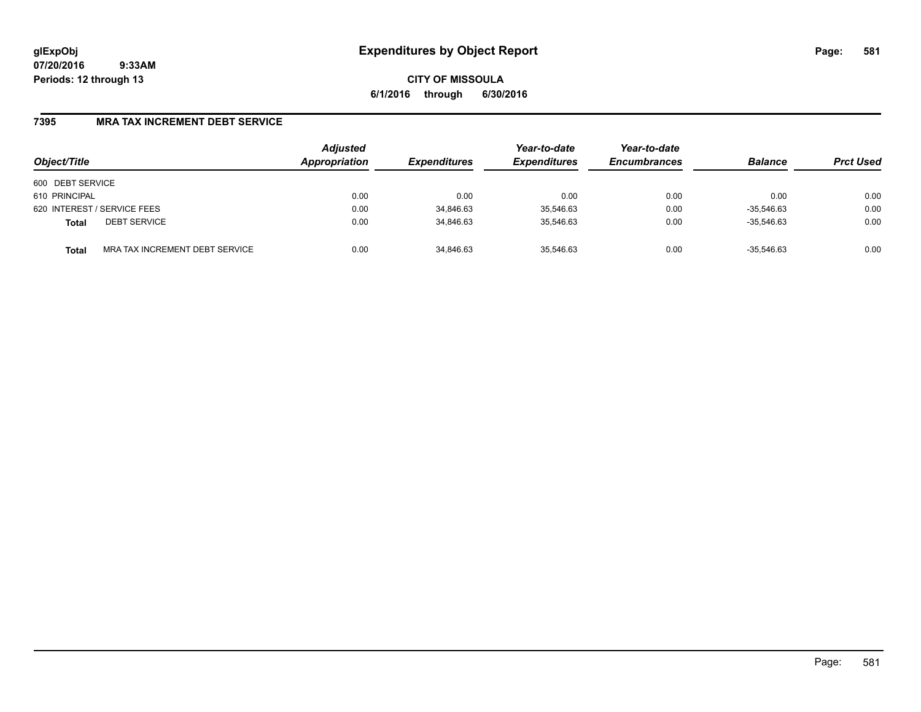**glExpObj** **Expenditures by Object Report**
**07/20/2016 9:33AM**
**Periods: 12 through 13**

**CITY OF MISSOULA**
**6/1/2016 through 6/30/2016**

## 7395 MRA TAX INCREMENT DEBT SERVICE

| Object/Title | | Adjusted Appropriation | Expenditures | Year-to-date Expenditures | Year-to-date Encumbrances | Balance | Prct Used |
|---|---|---|---|---|---|---|---|
| 600 DEBT SERVICE | | | | | | | |
| 610 PRINCIPAL | | 0.00 | 0.00 | 0.00 | 0.00 | 0.00 | 0.00 |
| 620 INTEREST / SERVICE FEES | | 0.00 | 34,846.63 | 35,546.63 | 0.00 | -35,546.63 | 0.00 |
| **Total** | DEBT SERVICE | 0.00 | 34,846.63 | 35,546.63 | 0.00 | -35,546.63 | 0.00 |
| **Total** | MRA TAX INCREMENT DEBT SERVICE | 0.00 | 34,846.63 | 35,546.63 | 0.00 | -35,546.63 | 0.00 |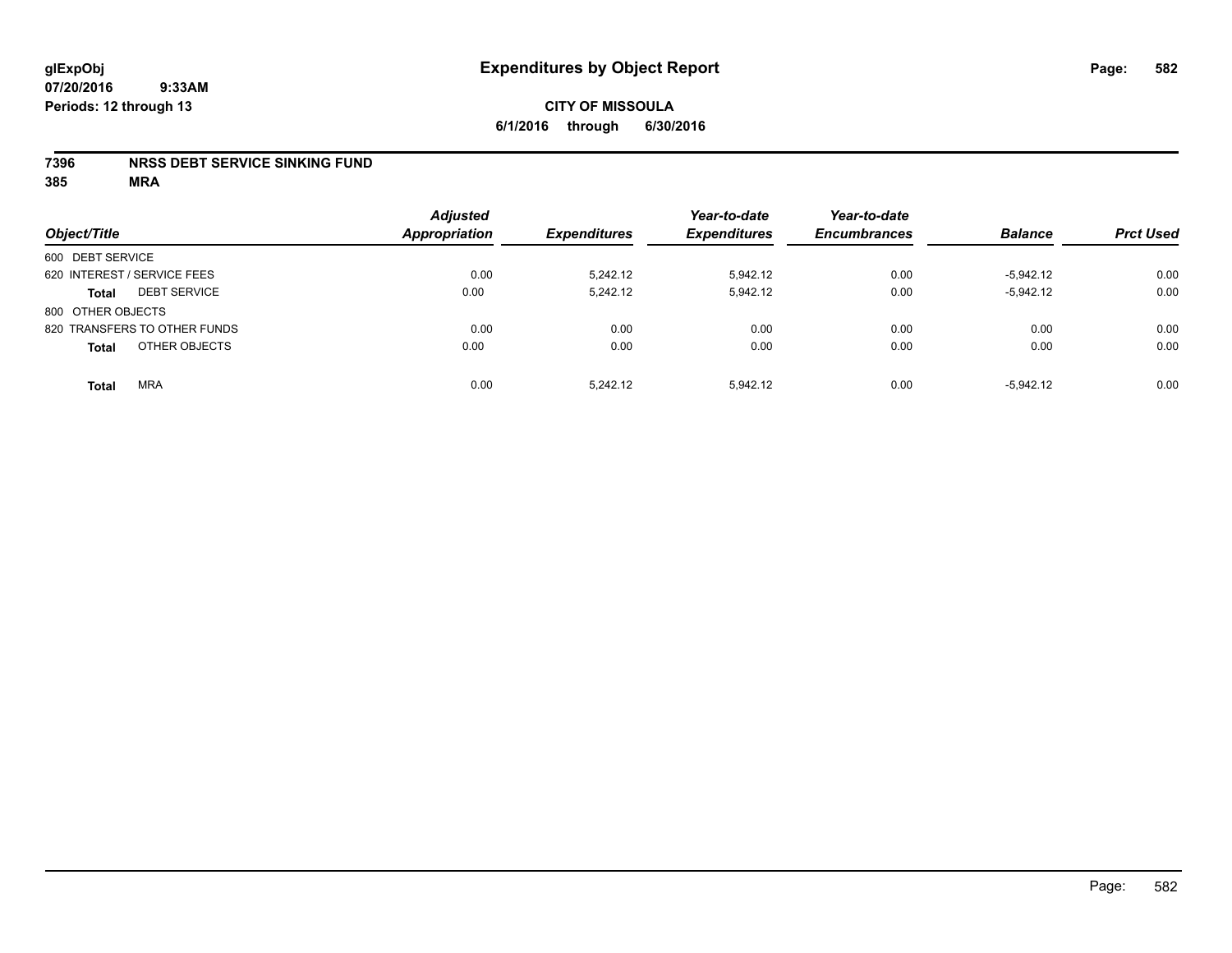# Expenditures by Object Report

glExpObj
07/20/2016 9:33AM
Periods: 12 through 13

**CITY OF MISSOULA**
**6/1/2016 through 6/30/2016**

**7396 NRSS DEBT SERVICE SINKING FUND**
**385 MRA**

| Object/Title | Adjusted Appropriation | Expenditures | Year-to-date Expenditures | Year-to-date Encumbrances | Balance | Prct Used |
|---|---|---|---|---|---|---|
| 600 DEBT SERVICE | | | | | | |
| 620 INTEREST / SERVICE FEES | 0.00 | 5,242.12 | 5,942.12 | 0.00 | -5,942.12 | 0.00 |
| **Total** DEBT SERVICE | 0.00 | 5,242.12 | 5,942.12 | 0.00 | -5,942.12 | 0.00 |
| 800 OTHER OBJECTS | | | | | | |
| 820 TRANSFERS TO OTHER FUNDS | 0.00 | 0.00 | 0.00 | 0.00 | 0.00 | 0.00 |
| **Total** OTHER OBJECTS | 0.00 | 0.00 | 0.00 | 0.00 | 0.00 | 0.00 |
| **Total** MRA | 0.00 | 5,242.12 | 5,942.12 | 0.00 | -5,942.12 | 0.00 |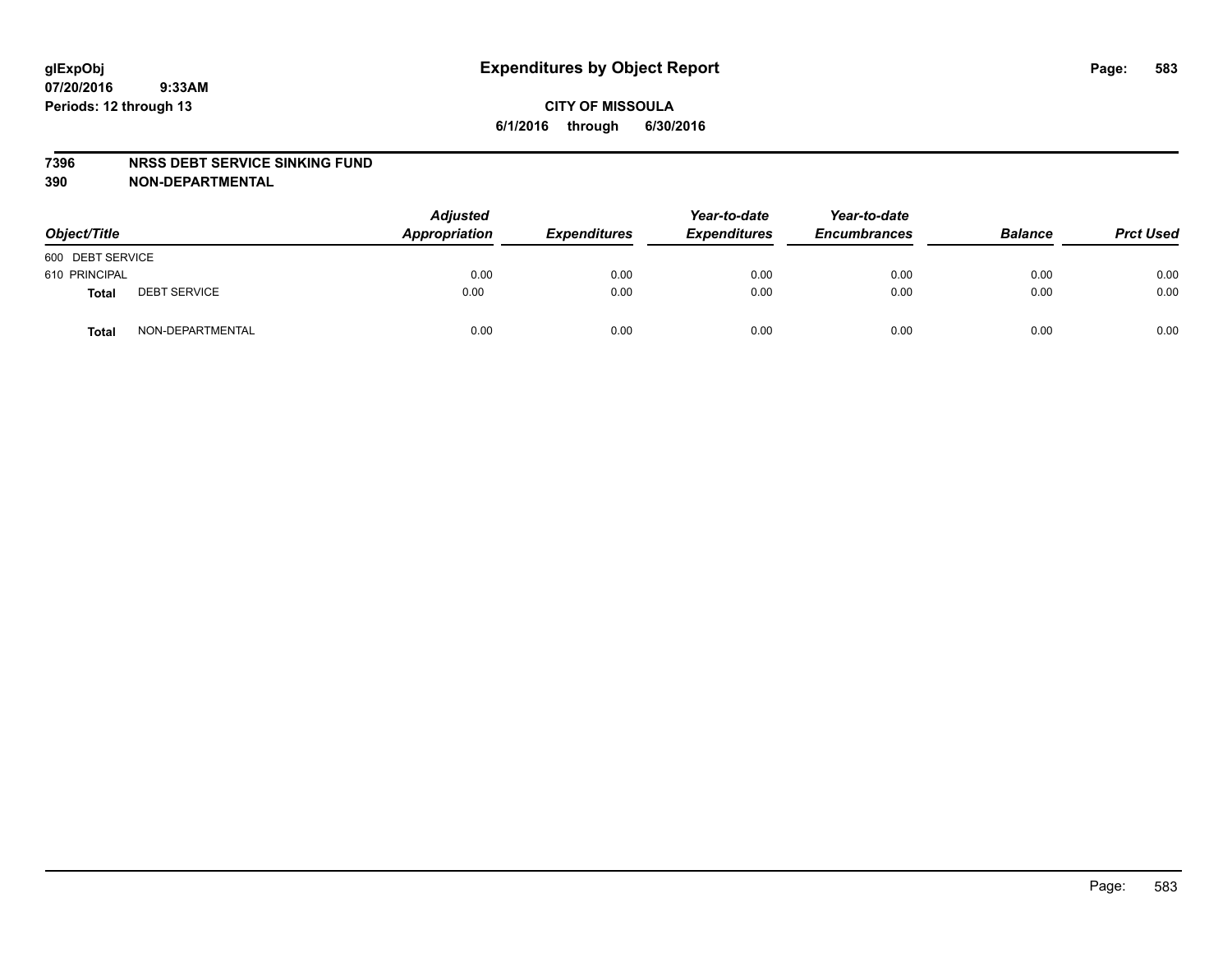# Expenditures by Object Report

glExpObj
07/20/2016 9:33AM
Periods: 12 through 13

**CITY OF MISSOULA**
**6/1/2016 through 6/30/2016**

**7396 NRSS DEBT SERVICE SINKING FUND**
**390 NON-DEPARTMENTAL**

| Object/Title | | Adjusted Appropriation | Expenditures | Year-to-date Expenditures | Year-to-date Encumbrances | Balance | Prct Used |
|---|---|---|---|---|---|---|---|
| 600 DEBT SERVICE | | | | | | | |
| 610 PRINCIPAL | | 0.00 | 0.00 | 0.00 | 0.00 | 0.00 | 0.00 |
| **Total** | DEBT SERVICE | 0.00 | 0.00 | 0.00 | 0.00 | 0.00 | 0.00 |
| **Total** | NON-DEPARTMENTAL | 0.00 | 0.00 | 0.00 | 0.00 | 0.00 | 0.00 |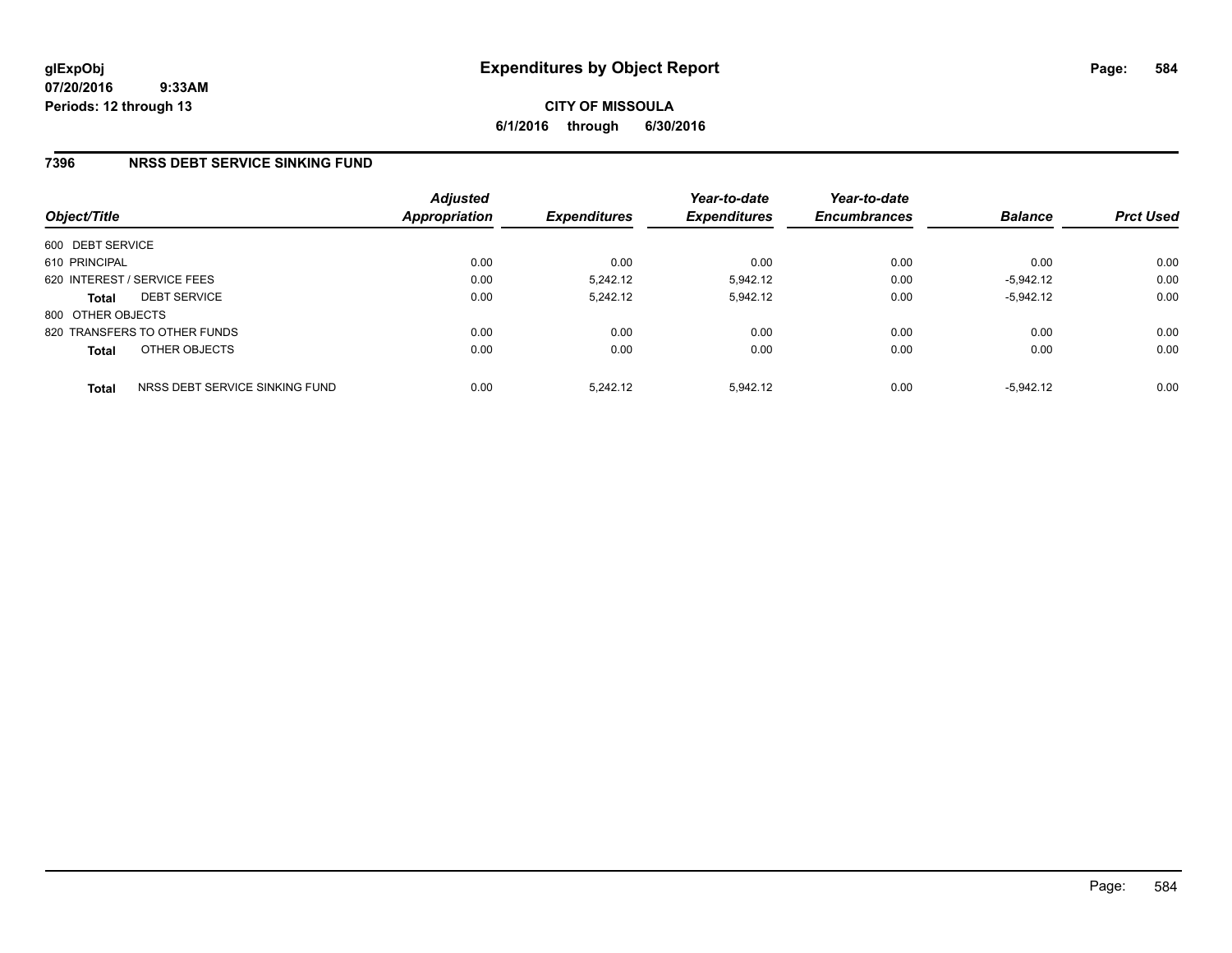# Expenditures by Object Report

glExpObj
07/20/2016 9:33AM
Periods: 12 through 13

**CITY OF MISSOULA**
**6/1/2016 through 6/30/2016**

## 7396 NRSS DEBT SERVICE SINKING FUND

| Object/Title | Adjusted Appropriation | Expenditures | Year-to-date Expenditures | Year-to-date Encumbrances | Balance | Prct Used |
|---|---|---|---|---|---|---|
| 600 DEBT SERVICE | | | | | | |
| 610 PRINCIPAL | 0.00 | 0.00 | 0.00 | 0.00 | 0.00 | 0.00 |
| 620 INTEREST / SERVICE FEES | 0.00 | 5,242.12 | 5,942.12 | 0.00 | -5,942.12 | 0.00 |
| **Total** DEBT SERVICE | 0.00 | 5,242.12 | 5,942.12 | 0.00 | -5,942.12 | 0.00 |
| 800 OTHER OBJECTS | | | | | | |
| 820 TRANSFERS TO OTHER FUNDS | 0.00 | 0.00 | 0.00 | 0.00 | 0.00 | 0.00 |
| **Total** OTHER OBJECTS | 0.00 | 0.00 | 0.00 | 0.00 | 0.00 | 0.00 |
| **Total** NRSS DEBT SERVICE SINKING FUND | 0.00 | 5,242.12 | 5,942.12 | 0.00 | -5,942.12 | 0.00 |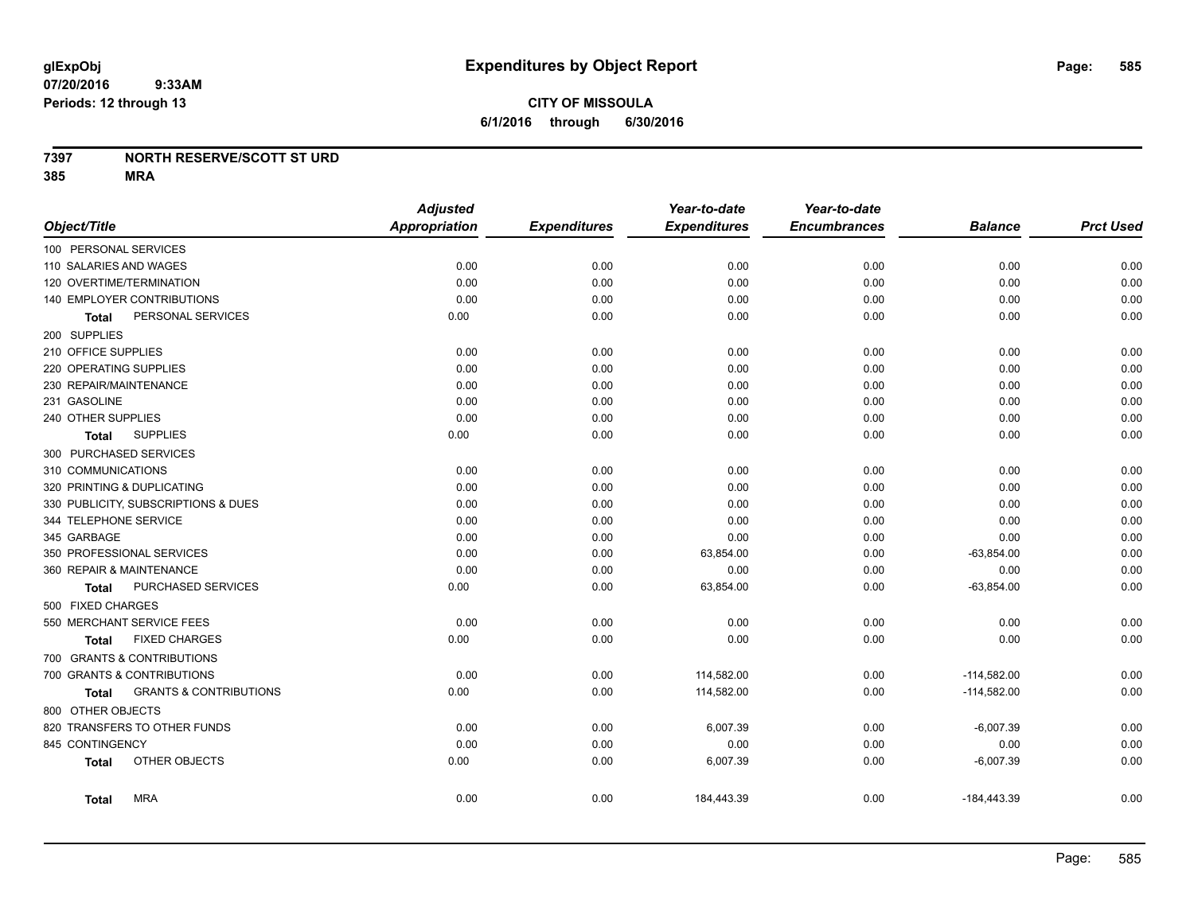# Expenditures by Object Report

glExpObj
07/20/2016 9:33AM
Periods: 12 through 13

**CITY OF MISSOULA**
**6/1/2016 through 6/30/2016**

**7397 NORTH RESERVE/SCOTT ST URD**
**385 MRA**

| Object/Title | Adjusted Appropriation | Expenditures | Year-to-date Expenditures | Year-to-date Encumbrances | Balance | Prct Used |
|---|---|---|---|---|---|---|
| 100 PERSONAL SERVICES | | | | | | |
| 110 SALARIES AND WAGES | 0.00 | 0.00 | 0.00 | 0.00 | 0.00 | 0.00 |
| 120 OVERTIME/TERMINATION | 0.00 | 0.00 | 0.00 | 0.00 | 0.00 | 0.00 |
| 140 EMPLOYER CONTRIBUTIONS | 0.00 | 0.00 | 0.00 | 0.00 | 0.00 | 0.00 |
| **Total** PERSONAL SERVICES | 0.00 | 0.00 | 0.00 | 0.00 | 0.00 | 0.00 |
| 200 SUPPLIES | | | | | | |
| 210 OFFICE SUPPLIES | 0.00 | 0.00 | 0.00 | 0.00 | 0.00 | 0.00 |
| 220 OPERATING SUPPLIES | 0.00 | 0.00 | 0.00 | 0.00 | 0.00 | 0.00 |
| 230 REPAIR/MAINTENANCE | 0.00 | 0.00 | 0.00 | 0.00 | 0.00 | 0.00 |
| 231 GASOLINE | 0.00 | 0.00 | 0.00 | 0.00 | 0.00 | 0.00 |
| 240 OTHER SUPPLIES | 0.00 | 0.00 | 0.00 | 0.00 | 0.00 | 0.00 |
| **Total** SUPPLIES | 0.00 | 0.00 | 0.00 | 0.00 | 0.00 | 0.00 |
| 300 PURCHASED SERVICES | | | | | | |
| 310 COMMUNICATIONS | 0.00 | 0.00 | 0.00 | 0.00 | 0.00 | 0.00 |
| 320 PRINTING & DUPLICATING | 0.00 | 0.00 | 0.00 | 0.00 | 0.00 | 0.00 |
| 330 PUBLICITY, SUBSCRIPTIONS & DUES | 0.00 | 0.00 | 0.00 | 0.00 | 0.00 | 0.00 |
| 344 TELEPHONE SERVICE | 0.00 | 0.00 | 0.00 | 0.00 | 0.00 | 0.00 |
| 345 GARBAGE | 0.00 | 0.00 | 0.00 | 0.00 | 0.00 | 0.00 |
| 350 PROFESSIONAL SERVICES | 0.00 | 0.00 | 63,854.00 | 0.00 | -63,854.00 | 0.00 |
| 360 REPAIR & MAINTENANCE | 0.00 | 0.00 | 0.00 | 0.00 | 0.00 | 0.00 |
| **Total** PURCHASED SERVICES | 0.00 | 0.00 | 63,854.00 | 0.00 | -63,854.00 | 0.00 |
| 500 FIXED CHARGES | | | | | | |
| 550 MERCHANT SERVICE FEES | 0.00 | 0.00 | 0.00 | 0.00 | 0.00 | 0.00 |
| **Total** FIXED CHARGES | 0.00 | 0.00 | 0.00 | 0.00 | 0.00 | 0.00 |
| 700 GRANTS & CONTRIBUTIONS | | | | | | |
| 700 GRANTS & CONTRIBUTIONS | 0.00 | 0.00 | 114,582.00 | 0.00 | -114,582.00 | 0.00 |
| **Total** GRANTS & CONTRIBUTIONS | 0.00 | 0.00 | 114,582.00 | 0.00 | -114,582.00 | 0.00 |
| 800 OTHER OBJECTS | | | | | | |
| 820 TRANSFERS TO OTHER FUNDS | 0.00 | 0.00 | 6,007.39 | 0.00 | -6,007.39 | 0.00 |
| 845 CONTINGENCY | 0.00 | 0.00 | 0.00 | 0.00 | 0.00 | 0.00 |
| **Total** OTHER OBJECTS | 0.00 | 0.00 | 6,007.39 | 0.00 | -6,007.39 | 0.00 |
| **Total** MRA | 0.00 | 0.00 | 184,443.39 | 0.00 | -184,443.39 | 0.00 |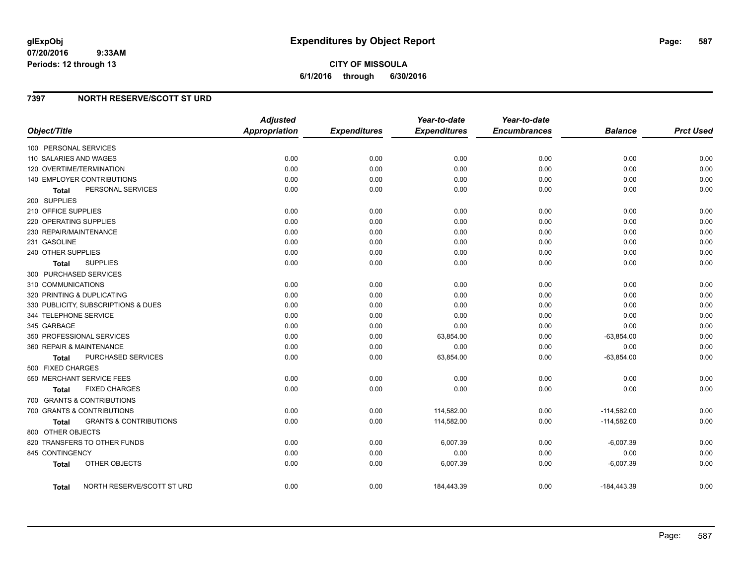# Expenditures by Object Report

glExpObj
07/20/2016 9:33AM
Periods: 12 through 13

**CITY OF MISSOULA**
**6/1/2016 through 6/30/2016**

## 7397 NORTH RESERVE/SCOTT ST URD

| Object/Title | Adjusted Appropriation | Expenditures | Year-to-date Expenditures | Year-to-date Encumbrances | Balance | Prct Used |
|---|---|---|---|---|---|---|
| 100 PERSONAL SERVICES | | | | | | |
| 110 SALARIES AND WAGES | 0.00 | 0.00 | 0.00 | 0.00 | 0.00 | 0.00 |
| 120 OVERTIME/TERMINATION | 0.00 | 0.00 | 0.00 | 0.00 | 0.00 | 0.00 |
| 140 EMPLOYER CONTRIBUTIONS | 0.00 | 0.00 | 0.00 | 0.00 | 0.00 | 0.00 |
| **Total** PERSONAL SERVICES | 0.00 | 0.00 | 0.00 | 0.00 | 0.00 | 0.00 |
| 200 SUPPLIES | | | | | | |
| 210 OFFICE SUPPLIES | 0.00 | 0.00 | 0.00 | 0.00 | 0.00 | 0.00 |
| 220 OPERATING SUPPLIES | 0.00 | 0.00 | 0.00 | 0.00 | 0.00 | 0.00 |
| 230 REPAIR/MAINTENANCE | 0.00 | 0.00 | 0.00 | 0.00 | 0.00 | 0.00 |
| 231 GASOLINE | 0.00 | 0.00 | 0.00 | 0.00 | 0.00 | 0.00 |
| 240 OTHER SUPPLIES | 0.00 | 0.00 | 0.00 | 0.00 | 0.00 | 0.00 |
| **Total** SUPPLIES | 0.00 | 0.00 | 0.00 | 0.00 | 0.00 | 0.00 |
| 300 PURCHASED SERVICES | | | | | | |
| 310 COMMUNICATIONS | 0.00 | 0.00 | 0.00 | 0.00 | 0.00 | 0.00 |
| 320 PRINTING & DUPLICATING | 0.00 | 0.00 | 0.00 | 0.00 | 0.00 | 0.00 |
| 330 PUBLICITY, SUBSCRIPTIONS & DUES | 0.00 | 0.00 | 0.00 | 0.00 | 0.00 | 0.00 |
| 344 TELEPHONE SERVICE | 0.00 | 0.00 | 0.00 | 0.00 | 0.00 | 0.00 |
| 345 GARBAGE | 0.00 | 0.00 | 0.00 | 0.00 | 0.00 | 0.00 |
| 350 PROFESSIONAL SERVICES | 0.00 | 0.00 | 63,854.00 | 0.00 | -63,854.00 | 0.00 |
| 360 REPAIR & MAINTENANCE | 0.00 | 0.00 | 0.00 | 0.00 | 0.00 | 0.00 |
| **Total** PURCHASED SERVICES | 0.00 | 0.00 | 63,854.00 | 0.00 | -63,854.00 | 0.00 |
| 500 FIXED CHARGES | | | | | | |
| 550 MERCHANT SERVICE FEES | 0.00 | 0.00 | 0.00 | 0.00 | 0.00 | 0.00 |
| **Total** FIXED CHARGES | 0.00 | 0.00 | 0.00 | 0.00 | 0.00 | 0.00 |
| 700 GRANTS & CONTRIBUTIONS | | | | | | |
| 700 GRANTS & CONTRIBUTIONS | 0.00 | 0.00 | 114,582.00 | 0.00 | -114,582.00 | 0.00 |
| **Total** GRANTS & CONTRIBUTIONS | 0.00 | 0.00 | 114,582.00 | 0.00 | -114,582.00 | 0.00 |
| 800 OTHER OBJECTS | | | | | | |
| 820 TRANSFERS TO OTHER FUNDS | 0.00 | 0.00 | 6,007.39 | 0.00 | -6,007.39 | 0.00 |
| 845 CONTINGENCY | 0.00 | 0.00 | 0.00 | 0.00 | 0.00 | 0.00 |
| **Total** OTHER OBJECTS | 0.00 | 0.00 | 6,007.39 | 0.00 | -6,007.39 | 0.00 |
| **Total** NORTH RESERVE/SCOTT ST URD | 0.00 | 0.00 | 184,443.39 | 0.00 | -184,443.39 | 0.00 |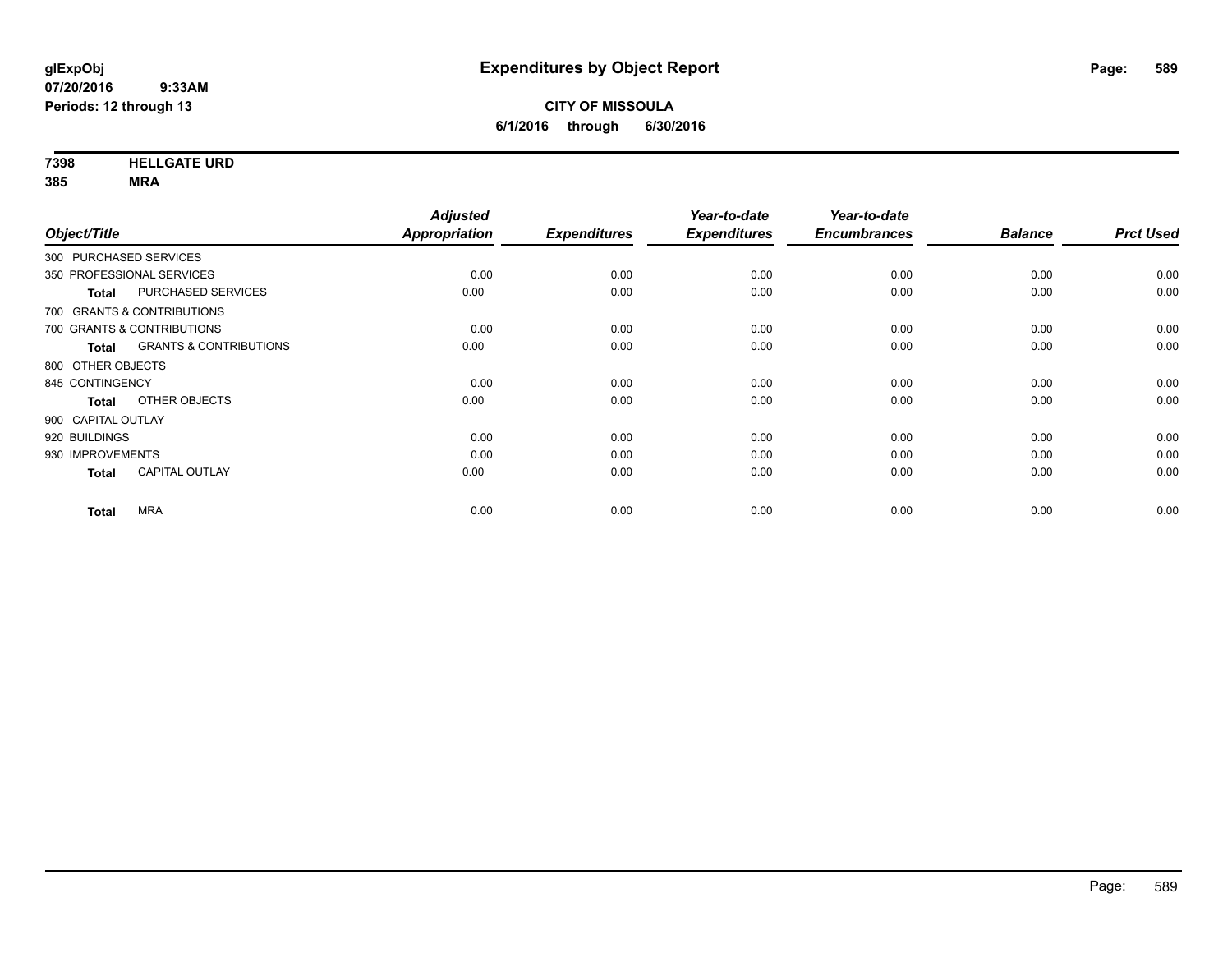**glExpObj**
**07/20/2016 9:33AM**
**Periods: 12 through 13**

# Expenditures by Object Report

**CITY OF MISSOULA**
**6/1/2016 through 6/30/2016**

**7398 HELLGATE URD**
**385 MRA**

| Object/Title | Adjusted Appropriation | Expenditures | Year-to-date Expenditures | Year-to-date Encumbrances | Balance | Prct Used |
|---|---|---|---|---|---|---|
| 300 PURCHASED SERVICES | | | | | | |
| 350 PROFESSIONAL SERVICES | 0.00 | 0.00 | 0.00 | 0.00 | 0.00 | 0.00 |
| **Total** PURCHASED SERVICES | 0.00 | 0.00 | 0.00 | 0.00 | 0.00 | 0.00 |
| 700 GRANTS & CONTRIBUTIONS | | | | | | |
| 700 GRANTS & CONTRIBUTIONS | 0.00 | 0.00 | 0.00 | 0.00 | 0.00 | 0.00 |
| **Total** GRANTS & CONTRIBUTIONS | 0.00 | 0.00 | 0.00 | 0.00 | 0.00 | 0.00 |
| 800 OTHER OBJECTS | | | | | | |
| 845 CONTINGENCY | 0.00 | 0.00 | 0.00 | 0.00 | 0.00 | 0.00 |
| **Total** OTHER OBJECTS | 0.00 | 0.00 | 0.00 | 0.00 | 0.00 | 0.00 |
| 900 CAPITAL OUTLAY | | | | | | |
| 920 BUILDINGS | 0.00 | 0.00 | 0.00 | 0.00 | 0.00 | 0.00 |
| 930 IMPROVEMENTS | 0.00 | 0.00 | 0.00 | 0.00 | 0.00 | 0.00 |
| **Total** CAPITAL OUTLAY | 0.00 | 0.00 | 0.00 | 0.00 | 0.00 | 0.00 |
| **Total** MRA | 0.00 | 0.00 | 0.00 | 0.00 | 0.00 | 0.00 |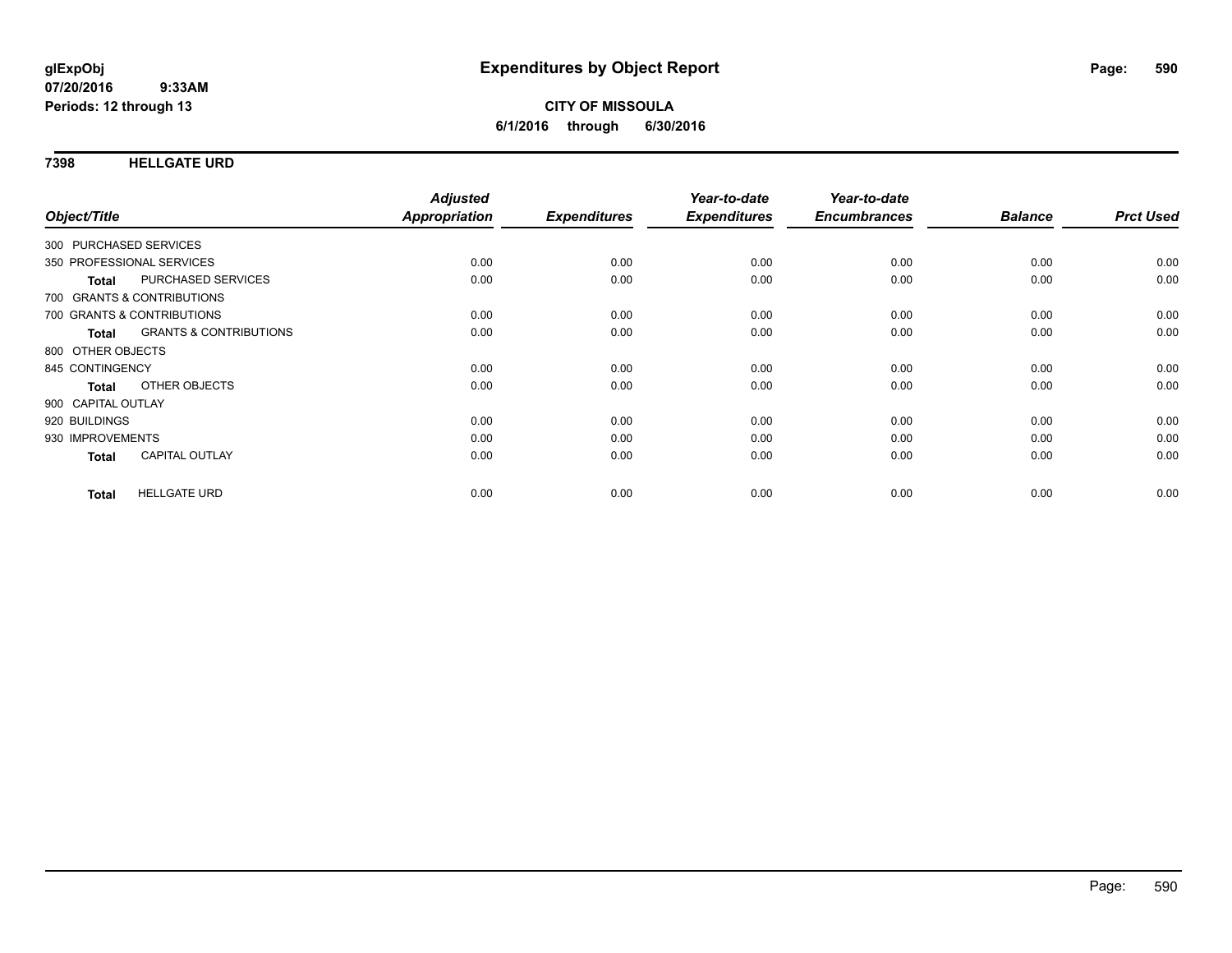# Expenditures by Object Report

glExpObj
07/20/2016 9:33AM
Periods: 12 through 13

**CITY OF MISSOULA**
**6/1/2016 through 6/30/2016**

## 7398 HELLGATE URD

| Object/Title | | Adjusted Appropriation | Expenditures | Year-to-date Expenditures | Year-to-date Encumbrances | Balance | Prct Used |
|---|---|---|---|---|---|---|---|
| 300 PURCHASED SERVICES | | | | | | | |
| 350 PROFESSIONAL SERVICES | | 0.00 | 0.00 | 0.00 | 0.00 | 0.00 | 0.00 |
| **Total** | PURCHASED SERVICES | 0.00 | 0.00 | 0.00 | 0.00 | 0.00 | 0.00 |
| 700 GRANTS & CONTRIBUTIONS | | | | | | | |
| 700 GRANTS & CONTRIBUTIONS | | 0.00 | 0.00 | 0.00 | 0.00 | 0.00 | 0.00 |
| **Total** | GRANTS & CONTRIBUTIONS | 0.00 | 0.00 | 0.00 | 0.00 | 0.00 | 0.00 |
| 800 OTHER OBJECTS | | | | | | | |
| 845 CONTINGENCY | | 0.00 | 0.00 | 0.00 | 0.00 | 0.00 | 0.00 |
| **Total** | OTHER OBJECTS | 0.00 | 0.00 | 0.00 | 0.00 | 0.00 | 0.00 |
| 900 CAPITAL OUTLAY | | | | | | | |
| 920 BUILDINGS | | 0.00 | 0.00 | 0.00 | 0.00 | 0.00 | 0.00 |
| 930 IMPROVEMENTS | | 0.00 | 0.00 | 0.00 | 0.00 | 0.00 | 0.00 |
| **Total** | CAPITAL OUTLAY | 0.00 | 0.00 | 0.00 | 0.00 | 0.00 | 0.00 |
| **Total** | HELLGATE URD | 0.00 | 0.00 | 0.00 | 0.00 | 0.00 | 0.00 |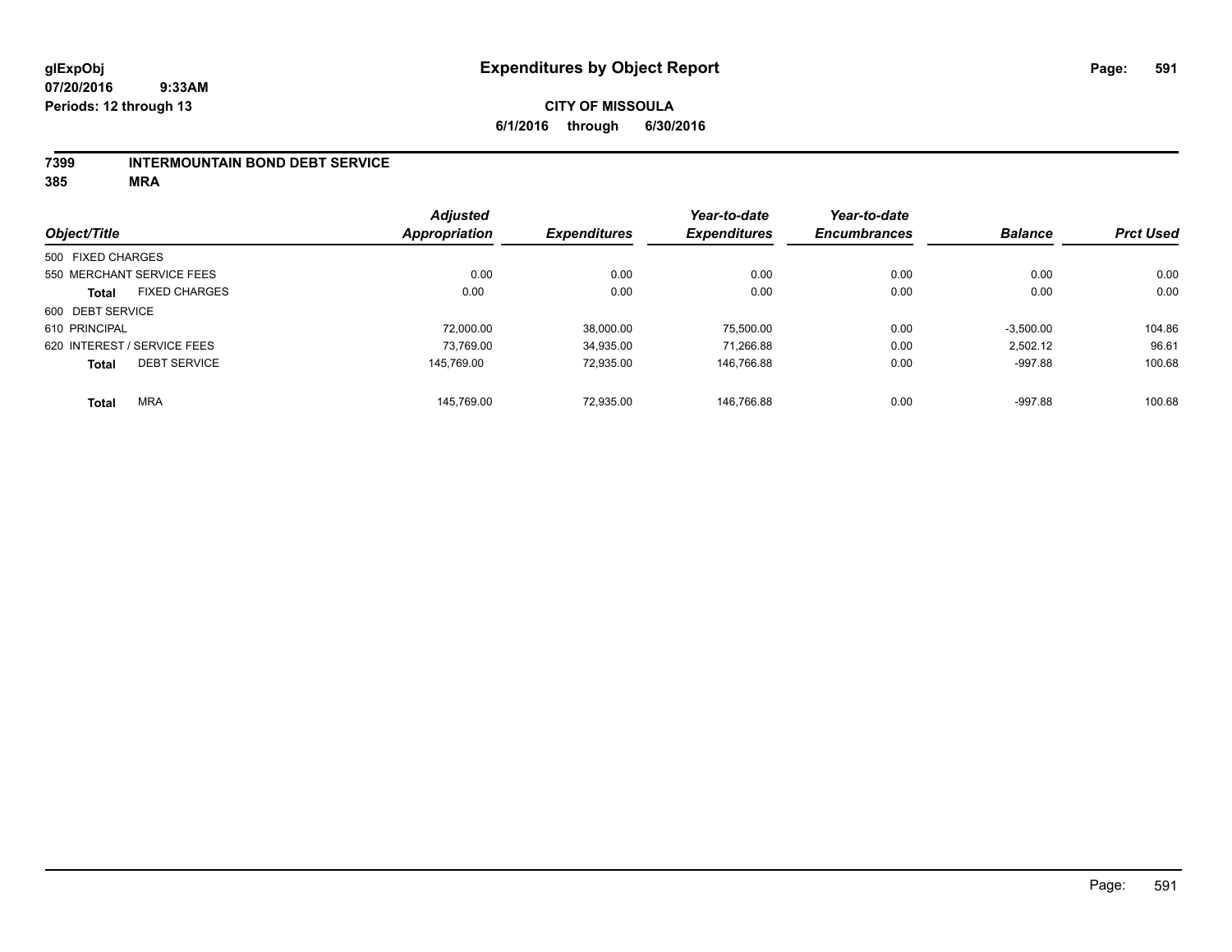# Expenditures by Object Report

**glExpObj**
**07/20/2016 9:33AM**
**Periods: 12 through 13**

**CITY OF MISSOULA**
**6/1/2016 through 6/30/2016**

## 7399 INTERMOUNTAIN BOND DEBT SERVICE
## 385 MRA

| Object/Title | Adjusted Appropriation | Expenditures | Year-to-date Expenditures | Year-to-date Encumbrances | Balance | Prct Used |
|---|---|---|---|---|---|---|
| 500 FIXED CHARGES | | | | | | |
| 550 MERCHANT SERVICE FEES | 0.00 | 0.00 | 0.00 | 0.00 | 0.00 | 0.00 |
| **Total** FIXED CHARGES | 0.00 | 0.00 | 0.00 | 0.00 | 0.00 | 0.00 |
| 600 DEBT SERVICE | | | | | | |
| 610 PRINCIPAL | 72,000.00 | 38,000.00 | 75,500.00 | 0.00 | -3,500.00 | 104.86 |
| 620 INTEREST / SERVICE FEES | 73,769.00 | 34,935.00 | 71,266.88 | 0.00 | 2,502.12 | 96.61 |
| **Total** DEBT SERVICE | 145,769.00 | 72,935.00 | 146,766.88 | 0.00 | -997.88 | 100.68 |
| **Total** MRA | 145,769.00 | 72,935.00 | 146,766.88 | 0.00 | -997.88 | 100.68 |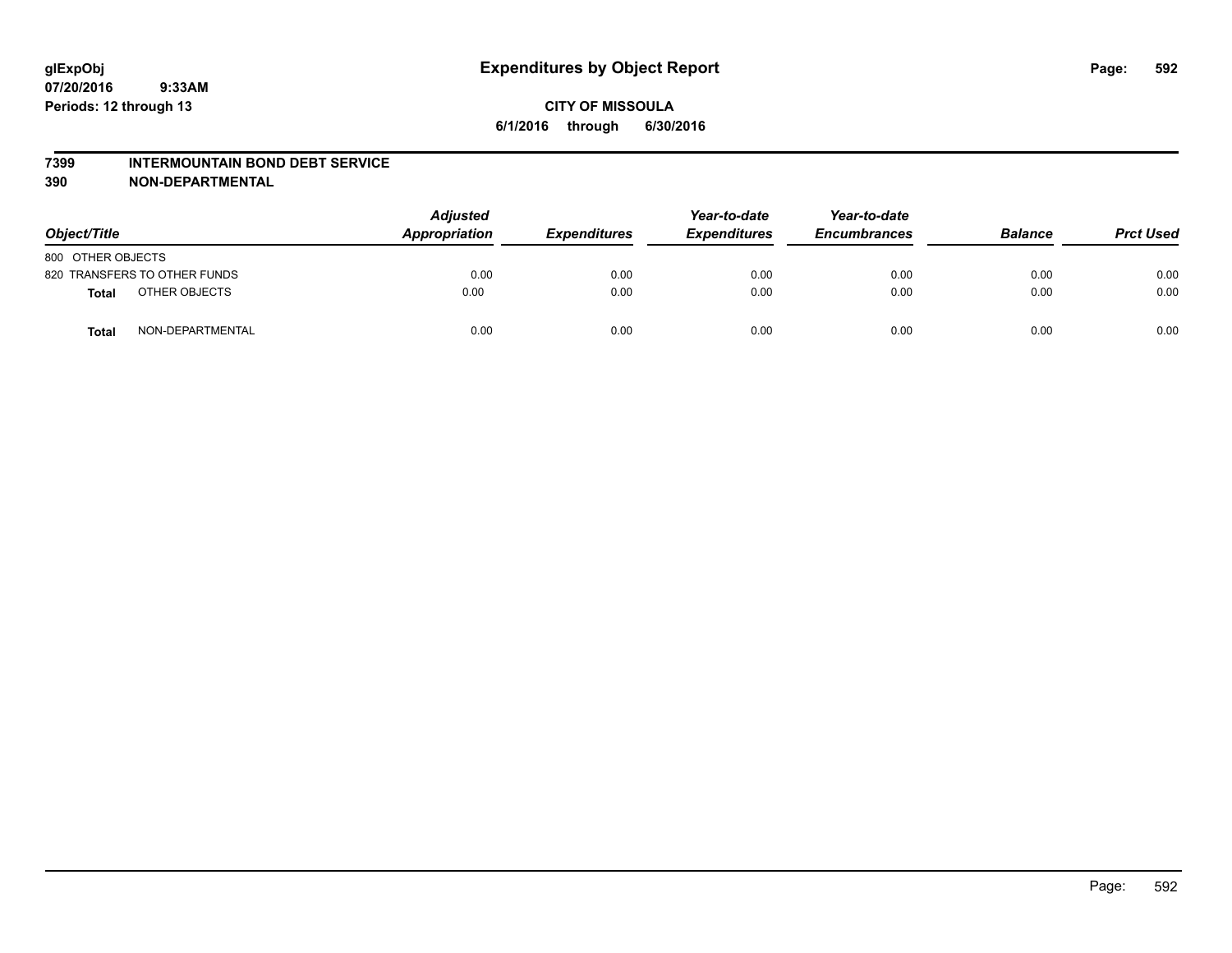# Expenditures by Object Report

glExpObj
07/20/2016 9:33AM
Periods: 12 through 13

**CITY OF MISSOULA**
**6/1/2016 through 6/30/2016**

## 7399 INTERMOUNTAIN BOND DEBT SERVICE
## 390 NON-DEPARTMENTAL

| Object/Title | Adjusted Appropriation | Expenditures | Year-to-date Expenditures | Year-to-date Encumbrances | Balance | Prct Used |
|---|---|---|---|---|---|---|
| 800 OTHER OBJECTS | | | | | | |
| 820 TRANSFERS TO OTHER FUNDS | 0.00 | 0.00 | 0.00 | 0.00 | 0.00 | 0.00 |
| **Total** OTHER OBJECTS | 0.00 | 0.00 | 0.00 | 0.00 | 0.00 | 0.00 |
| **Total** NON-DEPARTMENTAL | 0.00 | 0.00 | 0.00 | 0.00 | 0.00 | 0.00 |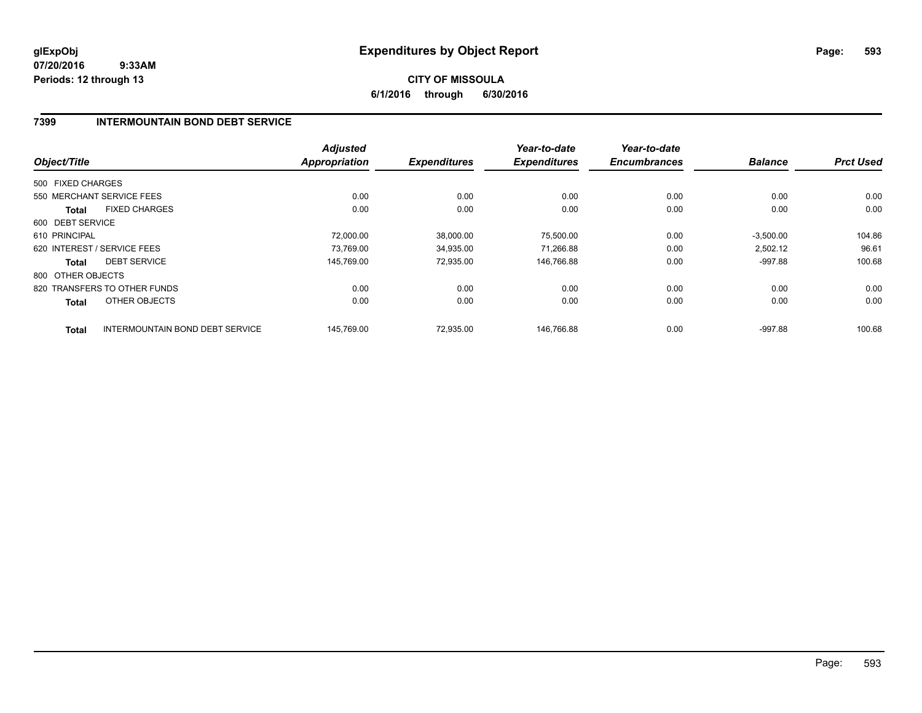# Expenditures by Object Report

glExpObj
07/20/2016 9:33AM
Periods: 12 through 13

**CITY OF MISSOULA**
**6/1/2016 through 6/30/2016**

## 7399 INTERMOUNTAIN BOND DEBT SERVICE

| Object/Title | | Adjusted Appropriation | Expenditures | Year-to-date Expenditures | Year-to-date Encumbrances | Balance | Prct Used |
|---|---|---|---|---|---|---|---|
| 500 FIXED CHARGES | | | | | | | |
| 550 MERCHANT SERVICE FEES | | 0.00 | 0.00 | 0.00 | 0.00 | 0.00 | 0.00 |
| **Total** | FIXED CHARGES | 0.00 | 0.00 | 0.00 | 0.00 | 0.00 | 0.00 |
| 600 DEBT SERVICE | | | | | | | |
| 610 PRINCIPAL | | 72,000.00 | 38,000.00 | 75,500.00 | 0.00 | -3,500.00 | 104.86 |
| 620 INTEREST / SERVICE FEES | | 73,769.00 | 34,935.00 | 71,266.88 | 0.00 | 2,502.12 | 96.61 |
| **Total** | DEBT SERVICE | 145,769.00 | 72,935.00 | 146,766.88 | 0.00 | -997.88 | 100.68 |
| 800 OTHER OBJECTS | | | | | | | |
| 820 TRANSFERS TO OTHER FUNDS | | 0.00 | 0.00 | 0.00 | 0.00 | 0.00 | 0.00 |
| **Total** | OTHER OBJECTS | 0.00 | 0.00 | 0.00 | 0.00 | 0.00 | 0.00 |
| **Total** | INTERMOUNTAIN BOND DEBT SERVICE | 145,769.00 | 72,935.00 | 146,766.88 | 0.00 | -997.88 | 100.68 |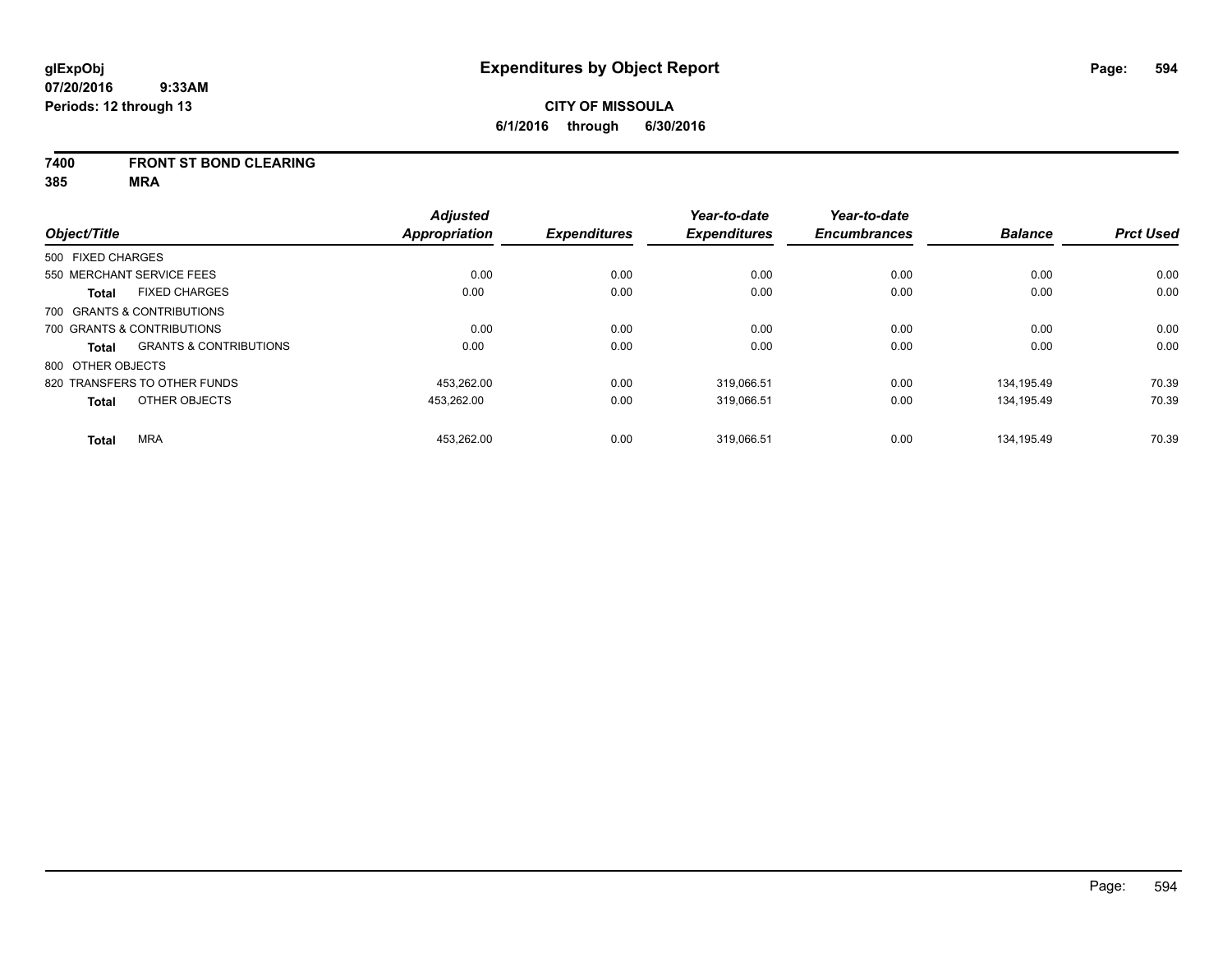**glExpObj**
**07/20/2016 9:33AM**
**Periods: 12 through 13**

# Expenditures by Object Report

**CITY OF MISSOULA**
**6/1/2016 through 6/30/2016**

**7400 FRONT ST BOND CLEARING**
**385 MRA**

| Object/Title | Adjusted Appropriation | Expenditures | Year-to-date Expenditures | Year-to-date Encumbrances | Balance | Prct Used |
|---|---|---|---|---|---|---|
| 500 FIXED CHARGES | | | | | | |
| 550 MERCHANT SERVICE FEES | 0.00 | 0.00 | 0.00 | 0.00 | 0.00 | 0.00 |
| **Total** FIXED CHARGES | 0.00 | 0.00 | 0.00 | 0.00 | 0.00 | 0.00 |
| 700 GRANTS & CONTRIBUTIONS | | | | | | |
| 700 GRANTS & CONTRIBUTIONS | 0.00 | 0.00 | 0.00 | 0.00 | 0.00 | 0.00 |
| **Total** GRANTS & CONTRIBUTIONS | 0.00 | 0.00 | 0.00 | 0.00 | 0.00 | 0.00 |
| 800 OTHER OBJECTS | | | | | | |
| 820 TRANSFERS TO OTHER FUNDS | 453,262.00 | 0.00 | 319,066.51 | 0.00 | 134,195.49 | 70.39 |
| **Total** OTHER OBJECTS | 453,262.00 | 0.00 | 319,066.51 | 0.00 | 134,195.49 | 70.39 |
| **Total** MRA | 453,262.00 | 0.00 | 319,066.51 | 0.00 | 134,195.49 | 70.39 |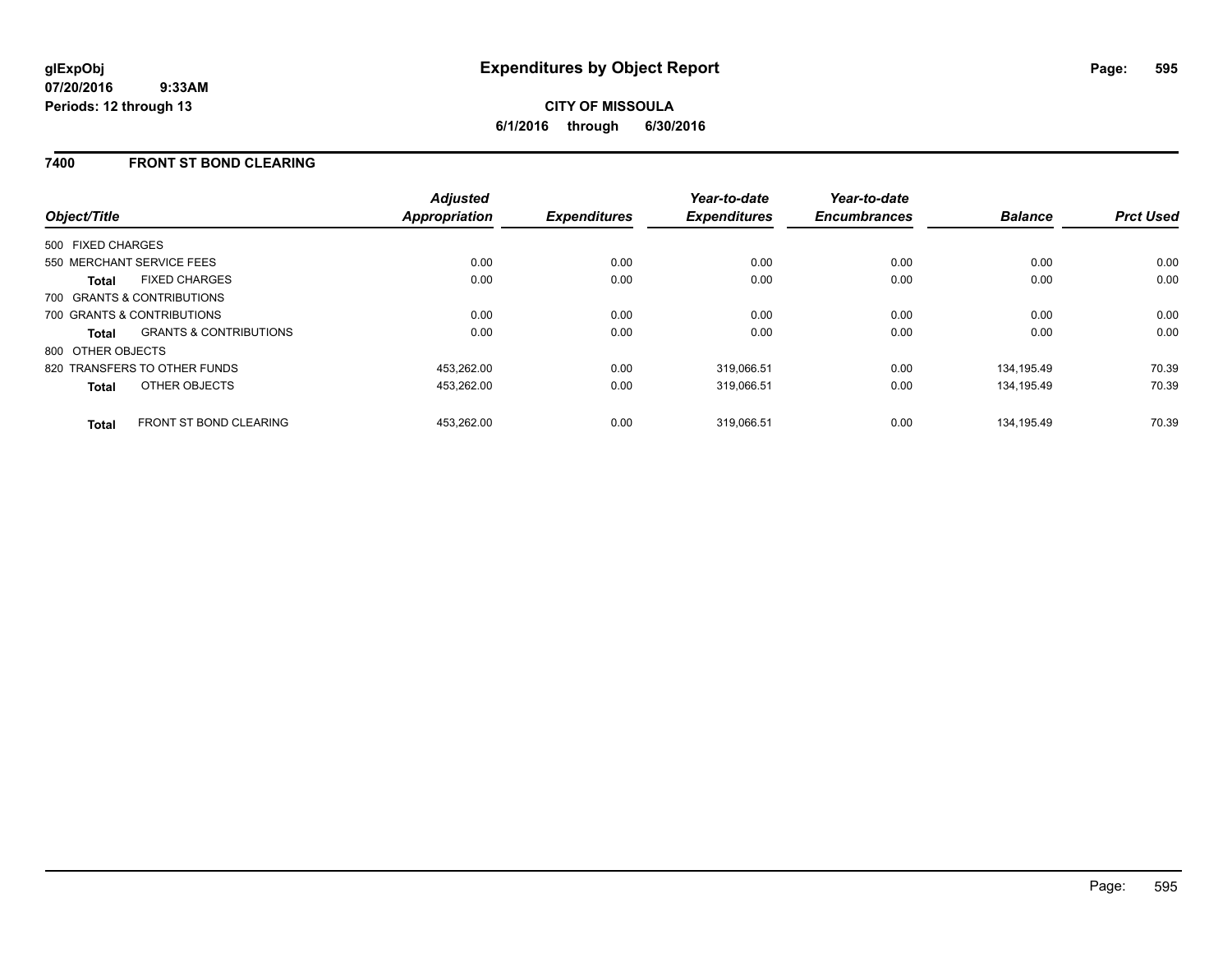**glExpObj**
**07/20/2016 9:33AM**
**Periods: 12 through 13**

# Expenditures by Object Report

**CITY OF MISSOULA**
**6/1/2016 through 6/30/2016**

## 7400 FRONT ST BOND CLEARING

| Object/Title | | Adjusted Appropriation | Expenditures | Year-to-date Expenditures | Year-to-date Encumbrances | Balance | Prct Used |
|---|---|---|---|---|---|---|---|
| 500 FIXED CHARGES | | | | | | | |
| 550 MERCHANT SERVICE FEES | | 0.00 | 0.00 | 0.00 | 0.00 | 0.00 | 0.00 |
| **Total** | FIXED CHARGES | 0.00 | 0.00 | 0.00 | 0.00 | 0.00 | 0.00 |
| 700 GRANTS & CONTRIBUTIONS | | | | | | | |
| 700 GRANTS & CONTRIBUTIONS | | 0.00 | 0.00 | 0.00 | 0.00 | 0.00 | 0.00 |
| **Total** | GRANTS & CONTRIBUTIONS | 0.00 | 0.00 | 0.00 | 0.00 | 0.00 | 0.00 |
| 800 OTHER OBJECTS | | | | | | | |
| 820 TRANSFERS TO OTHER FUNDS | | 453,262.00 | 0.00 | 319,066.51 | 0.00 | 134,195.49 | 70.39 |
| **Total** | OTHER OBJECTS | 453,262.00 | 0.00 | 319,066.51 | 0.00 | 134,195.49 | 70.39 |
| **Total** | FRONT ST BOND CLEARING | 453,262.00 | 0.00 | 319,066.51 | 0.00 | 134,195.49 | 70.39 |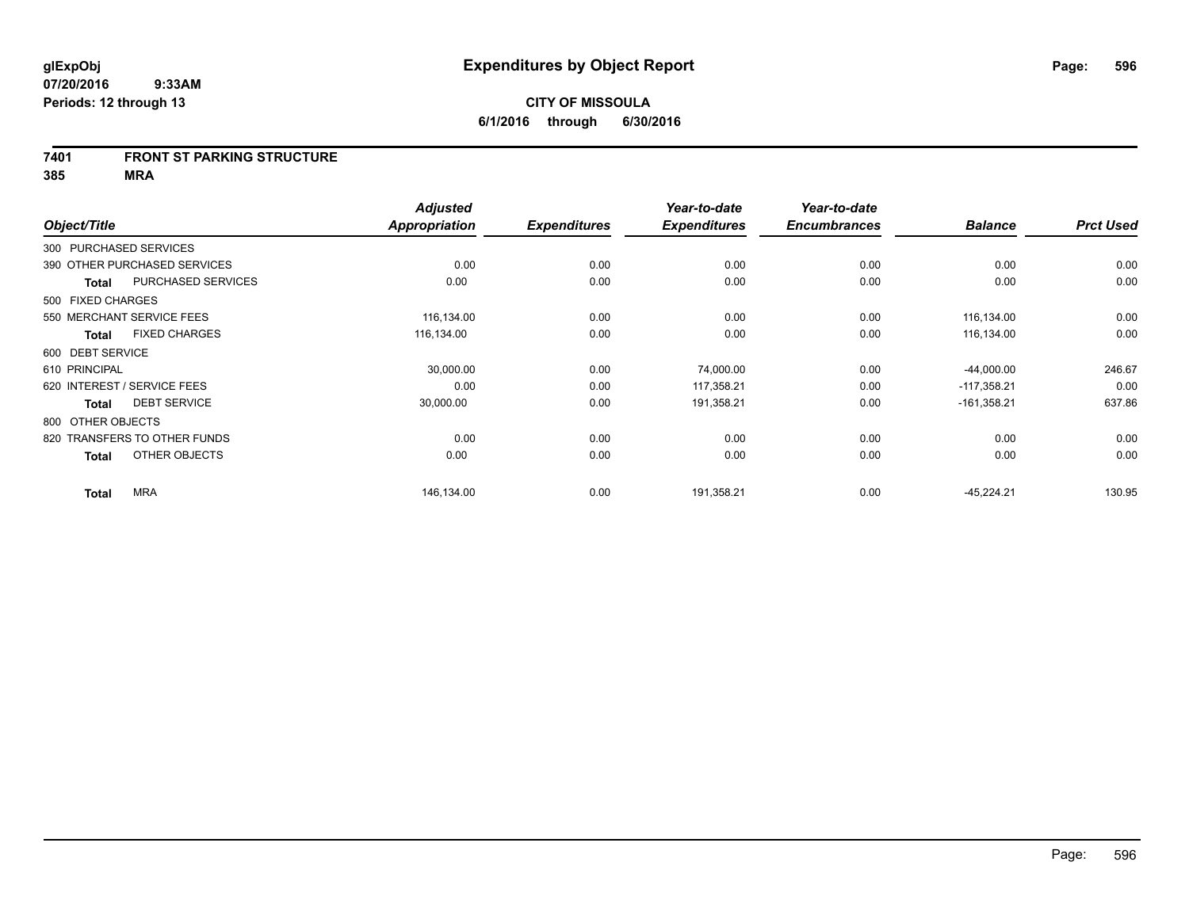**CITY OF MISSOULA**

**6/1/2016 through 6/30/2016**

## Expenditures by Object Report

glExpObj
07/20/2016 9:33AM
Periods: 12 through 13

**7401 FRONT ST PARKING STRUCTURE**
**385 MRA**

| Object/Title | | Adjusted Appropriation | Expenditures | Year-to-date Expenditures | Year-to-date Encumbrances | Balance | Prct Used |
|---|---|---|---|---|---|---|---|
| 300 PURCHASED SERVICES | | | | | | | |
| 390 OTHER PURCHASED SERVICES | | 0.00 | 0.00 | 0.00 | 0.00 | 0.00 | 0.00 |
| Total | PURCHASED SERVICES | 0.00 | 0.00 | 0.00 | 0.00 | 0.00 | 0.00 |
| 500 FIXED CHARGES | | | | | | | |
| 550 MERCHANT SERVICE FEES | | 116,134.00 | 0.00 | 0.00 | 0.00 | 116,134.00 | 0.00 |
| Total | FIXED CHARGES | 116,134.00 | 0.00 | 0.00 | 0.00 | 116,134.00 | 0.00 |
| 600 DEBT SERVICE | | | | | | | |
| 610 PRINCIPAL | | 30,000.00 | 0.00 | 74,000.00 | 0.00 | -44,000.00 | 246.67 |
| 620 INTEREST / SERVICE FEES | | 0.00 | 0.00 | 117,358.21 | 0.00 | -117,358.21 | 0.00 |
| Total | DEBT SERVICE | 30,000.00 | 0.00 | 191,358.21 | 0.00 | -161,358.21 | 637.86 |
| 800 OTHER OBJECTS | | | | | | | |
| 820 TRANSFERS TO OTHER FUNDS | | 0.00 | 0.00 | 0.00 | 0.00 | 0.00 | 0.00 |
| Total | OTHER OBJECTS | 0.00 | 0.00 | 0.00 | 0.00 | 0.00 | 0.00 |
| Total | MRA | 146,134.00 | 0.00 | 191,358.21 | 0.00 | -45,224.21 | 130.95 |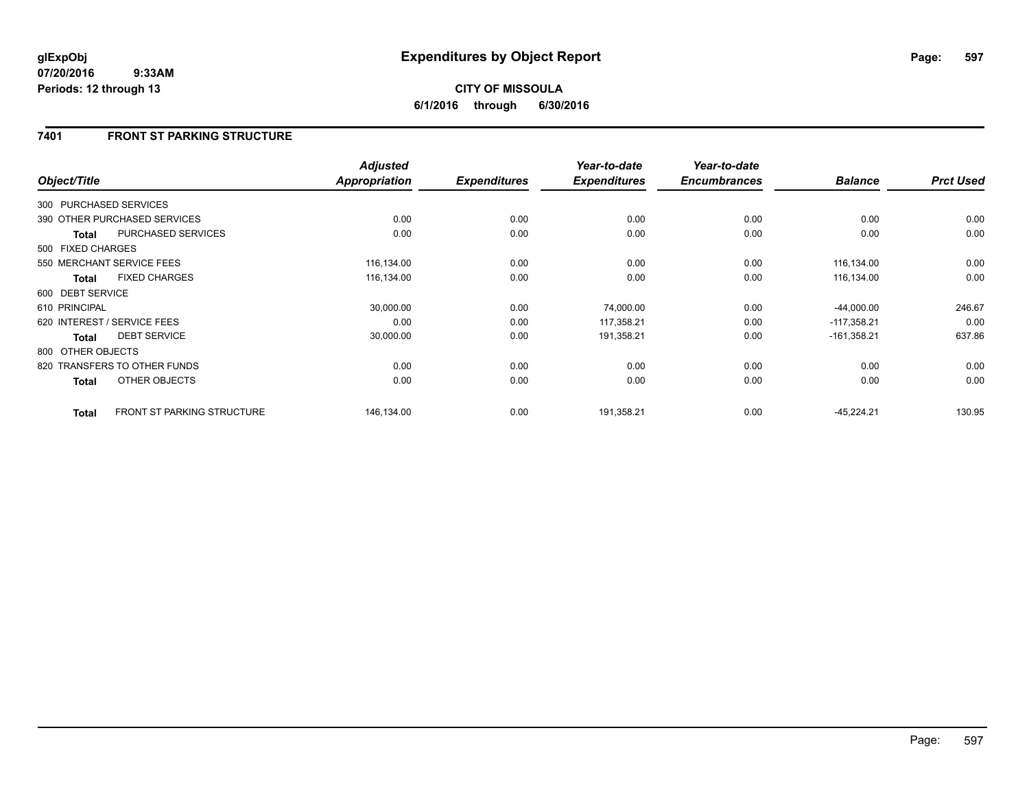**glExpObj**
**07/20/2016 9:33AM**
**Periods: 12 through 13**

# Expenditures by Object Report

**CITY OF MISSOULA**
**6/1/2016 through 6/30/2016**

## 7401 FRONT ST PARKING STRUCTURE

| Object/Title | | Adjusted Appropriation | Expenditures | Year-to-date Expenditures | Year-to-date Encumbrances | Balance | Prct Used |
|---|---|---|---|---|---|---|---|
| 300 PURCHASED SERVICES | | | | | | | |
| 390 OTHER PURCHASED SERVICES | | 0.00 | 0.00 | 0.00 | 0.00 | 0.00 | 0.00 |
| **Total** | PURCHASED SERVICES | 0.00 | 0.00 | 0.00 | 0.00 | 0.00 | 0.00 |
| 500 FIXED CHARGES | | | | | | | |
| 550 MERCHANT SERVICE FEES | | 116,134.00 | 0.00 | 0.00 | 0.00 | 116,134.00 | 0.00 |
| **Total** | FIXED CHARGES | 116,134.00 | 0.00 | 0.00 | 0.00 | 116,134.00 | 0.00 |
| 600 DEBT SERVICE | | | | | | | |
| 610 PRINCIPAL | | 30,000.00 | 0.00 | 74,000.00 | 0.00 | -44,000.00 | 246.67 |
| 620 INTEREST / SERVICE FEES | | 0.00 | 0.00 | 117,358.21 | 0.00 | -117,358.21 | 0.00 |
| **Total** | DEBT SERVICE | 30,000.00 | 0.00 | 191,358.21 | 0.00 | -161,358.21 | 637.86 |
| 800 OTHER OBJECTS | | | | | | | |
| 820 TRANSFERS TO OTHER FUNDS | | 0.00 | 0.00 | 0.00 | 0.00 | 0.00 | 0.00 |
| **Total** | OTHER OBJECTS | 0.00 | 0.00 | 0.00 | 0.00 | 0.00 | 0.00 |
| **Total** | FRONT ST PARKING STRUCTURE | 146,134.00 | 0.00 | 191,358.21 | 0.00 | -45,224.21 | 130.95 |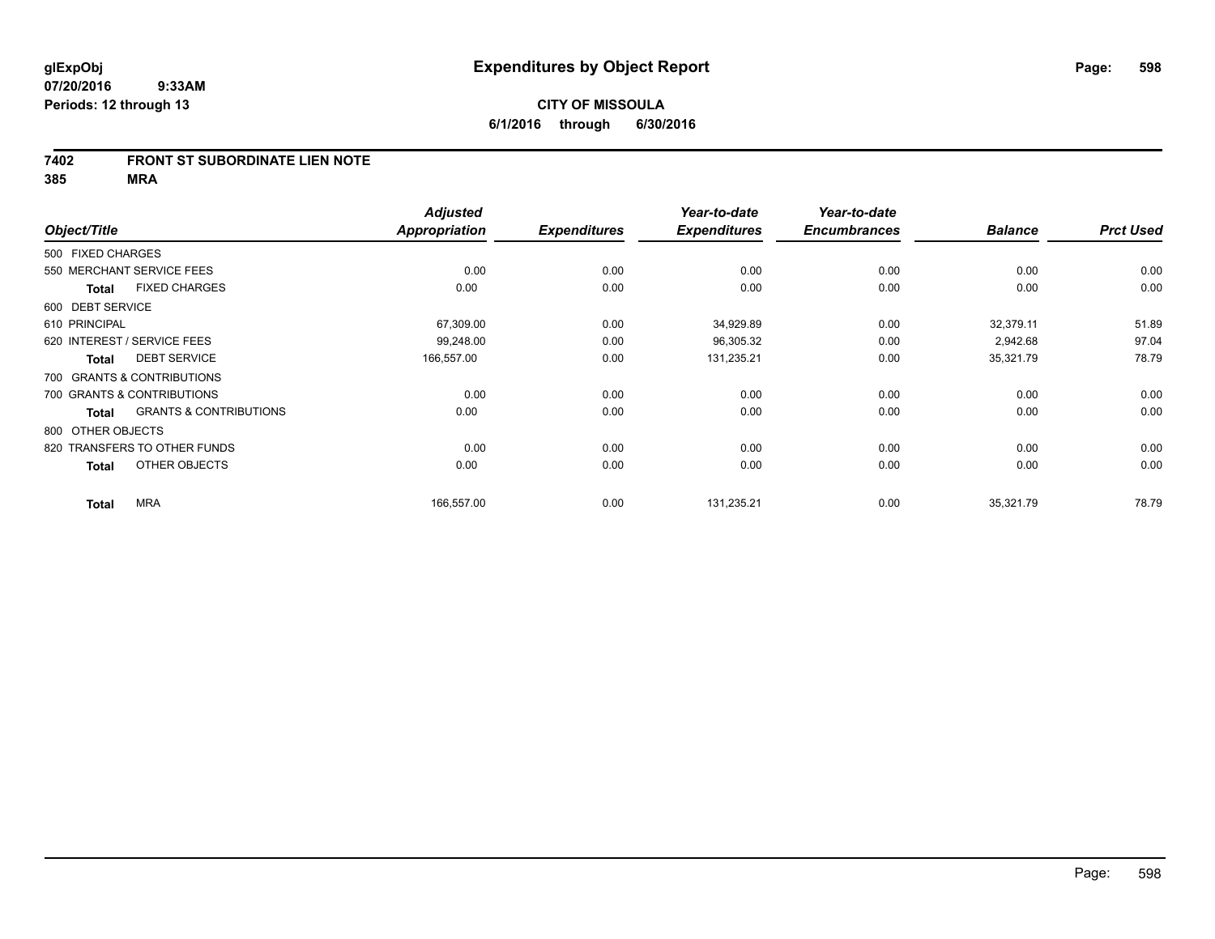# Expenditures by Object Report

glExpObj
07/20/2016 9:33AM
Periods: 12 through 13

**CITY OF MISSOULA**
**6/1/2016 through 6/30/2016**

## 7402 FRONT ST SUBORDINATE LIEN NOTE
## 385 MRA

| Object/Title | Adjusted Appropriation | Expenditures | Year-to-date Expenditures | Year-to-date Encumbrances | Balance | Prct Used |
|---|---|---|---|---|---|---|
| 500 FIXED CHARGES | | | | | | |
| 550 MERCHANT SERVICE FEES | 0.00 | 0.00 | 0.00 | 0.00 | 0.00 | 0.00 |
| **Total** FIXED CHARGES | 0.00 | 0.00 | 0.00 | 0.00 | 0.00 | 0.00 |
| 600 DEBT SERVICE | | | | | | |
| 610 PRINCIPAL | 67,309.00 | 0.00 | 34,929.89 | 0.00 | 32,379.11 | 51.89 |
| 620 INTEREST / SERVICE FEES | 99,248.00 | 0.00 | 96,305.32 | 0.00 | 2,942.68 | 97.04 |
| **Total** DEBT SERVICE | 166,557.00 | 0.00 | 131,235.21 | 0.00 | 35,321.79 | 78.79 |
| 700 GRANTS & CONTRIBUTIONS | | | | | | |
| 700 GRANTS & CONTRIBUTIONS | 0.00 | 0.00 | 0.00 | 0.00 | 0.00 | 0.00 |
| **Total** GRANTS & CONTRIBUTIONS | 0.00 | 0.00 | 0.00 | 0.00 | 0.00 | 0.00 |
| 800 OTHER OBJECTS | | | | | | |
| 820 TRANSFERS TO OTHER FUNDS | 0.00 | 0.00 | 0.00 | 0.00 | 0.00 | 0.00 |
| **Total** OTHER OBJECTS | 0.00 | 0.00 | 0.00 | 0.00 | 0.00 | 0.00 |
| **Total** MRA | 166,557.00 | 0.00 | 131,235.21 | 0.00 | 35,321.79 | 78.79 |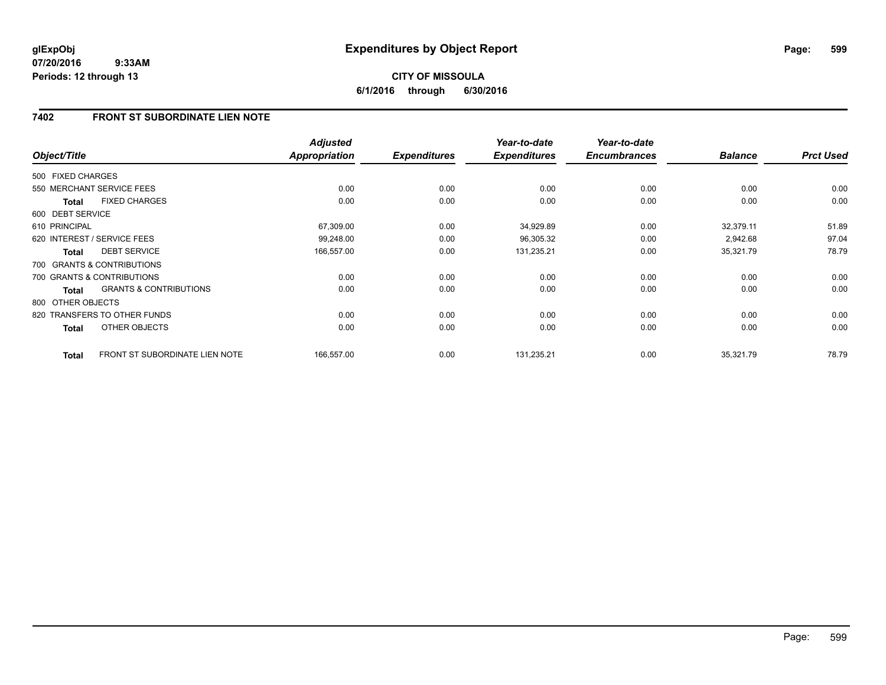glExpObj
07/20/2016 9:33AM
Periods: 12 through 13

# Expenditures by Object Report

**CITY OF MISSOULA**
**6/1/2016 through 6/30/2016**

## 7402 FRONT ST SUBORDINATE LIEN NOTE

| Object/Title | | Adjusted Appropriation | Expenditures | Year-to-date Expenditures | Year-to-date Encumbrances | Balance | Prct Used |
|---|---|---|---|---|---|---|---|
| 500 FIXED CHARGES | | | | | | | |
| 550 MERCHANT SERVICE FEES | | 0.00 | 0.00 | 0.00 | 0.00 | 0.00 | 0.00 |
| **Total** | FIXED CHARGES | 0.00 | 0.00 | 0.00 | 0.00 | 0.00 | 0.00 |
| 600 DEBT SERVICE | | | | | | | |
| 610 PRINCIPAL | | 67,309.00 | 0.00 | 34,929.89 | 0.00 | 32,379.11 | 51.89 |
| 620 INTEREST / SERVICE FEES | | 99,248.00 | 0.00 | 96,305.32 | 0.00 | 2,942.68 | 97.04 |
| **Total** | DEBT SERVICE | 166,557.00 | 0.00 | 131,235.21 | 0.00 | 35,321.79 | 78.79 |
| 700 GRANTS & CONTRIBUTIONS | | | | | | | |
| 700 GRANTS & CONTRIBUTIONS | | 0.00 | 0.00 | 0.00 | 0.00 | 0.00 | 0.00 |
| **Total** | GRANTS & CONTRIBUTIONS | 0.00 | 0.00 | 0.00 | 0.00 | 0.00 | 0.00 |
| 800 OTHER OBJECTS | | | | | | | |
| 820 TRANSFERS TO OTHER FUNDS | | 0.00 | 0.00 | 0.00 | 0.00 | 0.00 | 0.00 |
| **Total** | OTHER OBJECTS | 0.00 | 0.00 | 0.00 | 0.00 | 0.00 | 0.00 |
| **Total** | FRONT ST SUBORDINATE LIEN NOTE | 166,557.00 | 0.00 | 131,235.21 | 0.00 | 35,321.79 | 78.79 |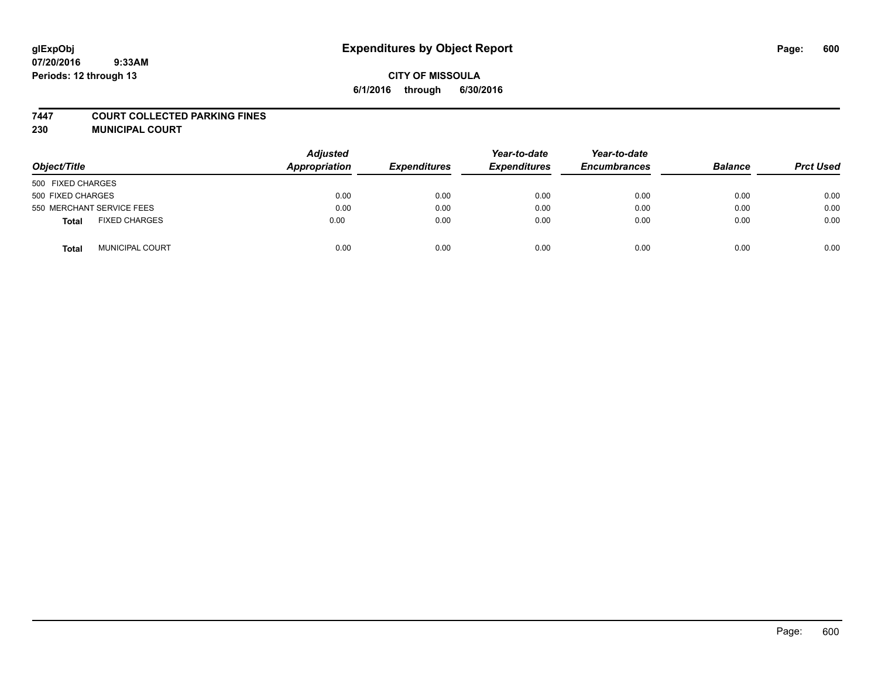# Expenditures by Object Report

glExpObj
07/20/2016 9:33AM
Periods: 12 through 13

**CITY OF MISSOULA**
**6/1/2016 through 6/30/2016**

**7447 COURT COLLECTED PARKING FINES**
**230 MUNICIPAL COURT**

| Object/Title | Adjusted Appropriation | Expenditures | Year-to-date Expenditures | Year-to-date Encumbrances | Balance | Prct Used |
|---|---|---|---|---|---|---|
| 500 FIXED CHARGES | | | | | | |
| 500 FIXED CHARGES | 0.00 | 0.00 | 0.00 | 0.00 | 0.00 | 0.00 |
| 550 MERCHANT SERVICE FEES | 0.00 | 0.00 | 0.00 | 0.00 | 0.00 | 0.00 |
| **Total** FIXED CHARGES | 0.00 | 0.00 | 0.00 | 0.00 | 0.00 | 0.00 |
| **Total** MUNICIPAL COURT | 0.00 | 0.00 | 0.00 | 0.00 | 0.00 | 0.00 |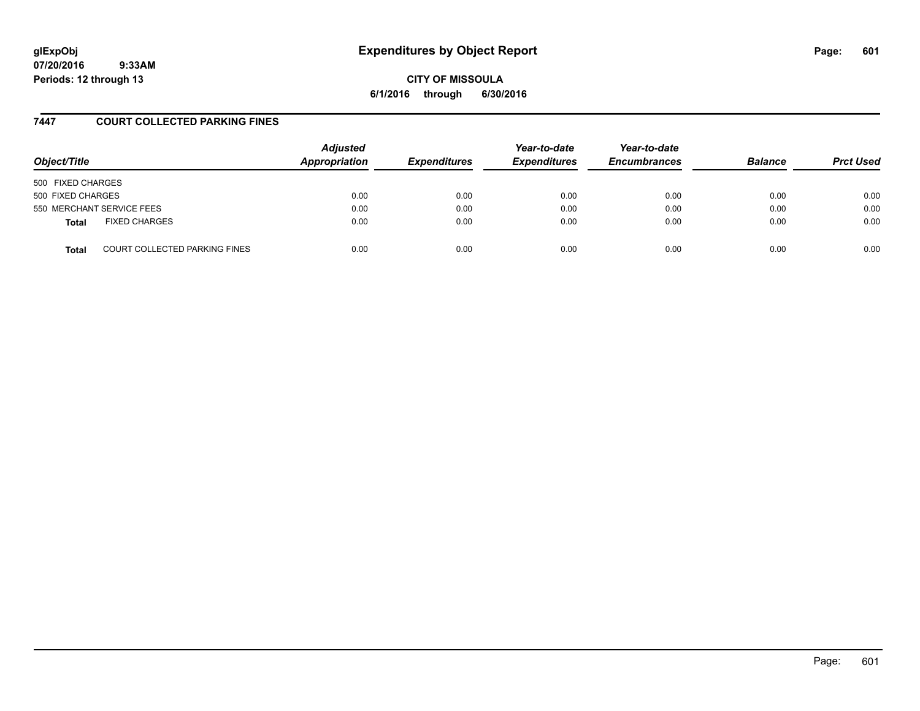glExpObj
07/20/2016 9:33AM
Periods: 12 through 13

# Expenditures by Object Report

**CITY OF MISSOULA**
**6/1/2016 through 6/30/2016**

## 7447 COURT COLLECTED PARKING FINES

| Object/Title | Adjusted Appropriation | Expenditures | Year-to-date Expenditures | Year-to-date Encumbrances | Balance | Prct Used |
|---|---|---|---|---|---|---|
| 500 FIXED CHARGES | | | | | | |
| 500 FIXED CHARGES | 0.00 | 0.00 | 0.00 | 0.00 | 0.00 | 0.00 |
| 550 MERCHANT SERVICE FEES | 0.00 | 0.00 | 0.00 | 0.00 | 0.00 | 0.00 |
| **Total** FIXED CHARGES | 0.00 | 0.00 | 0.00 | 0.00 | 0.00 | 0.00 |
| **Total** COURT COLLECTED PARKING FINES | 0.00 | 0.00 | 0.00 | 0.00 | 0.00 | 0.00 |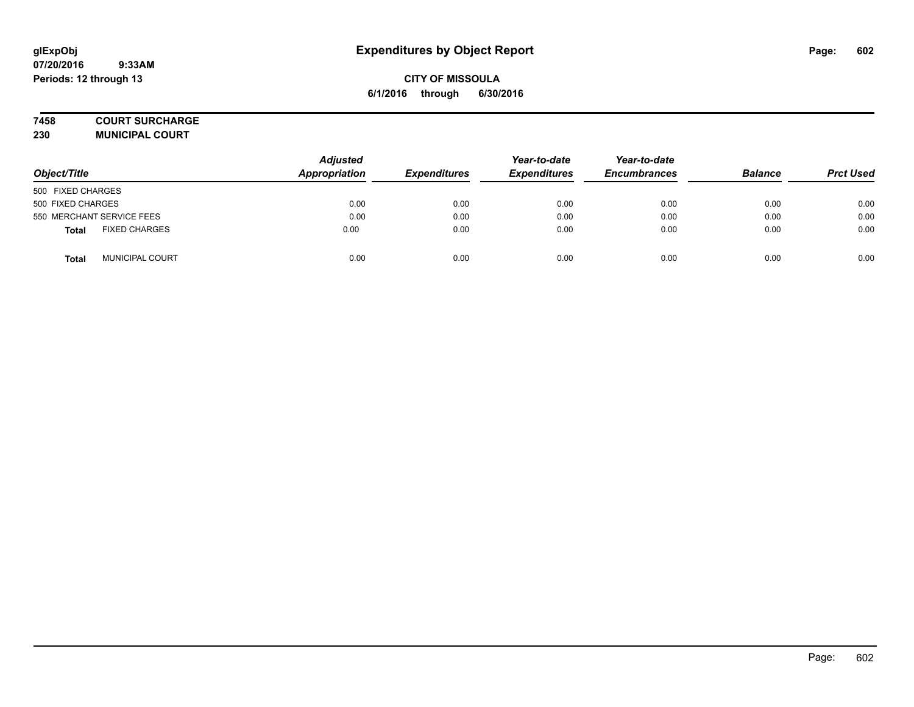# Expenditures by Object Report

glExpObj
07/20/2016 9:33AM
Periods: 12 through 13

**CITY OF MISSOULA**
**6/1/2016 through 6/30/2016**

**7458 COURT SURCHARGE**
**230 MUNICIPAL COURT**

| Object/Title | | Adjusted Appropriation | Expenditures | Year-to-date Expenditures | Year-to-date Encumbrances | Balance | Prct Used |
|---|---|---|---|---|---|---|---|
| 500 FIXED CHARGES | | | | | | | |
| 500 FIXED CHARGES | | 0.00 | 0.00 | 0.00 | 0.00 | 0.00 | 0.00 |
| 550 MERCHANT SERVICE FEES | | 0.00 | 0.00 | 0.00 | 0.00 | 0.00 | 0.00 |
| **Total** | FIXED CHARGES | 0.00 | 0.00 | 0.00 | 0.00 | 0.00 | 0.00 |
| **Total** | MUNICIPAL COURT | 0.00 | 0.00 | 0.00 | 0.00 | 0.00 | 0.00 |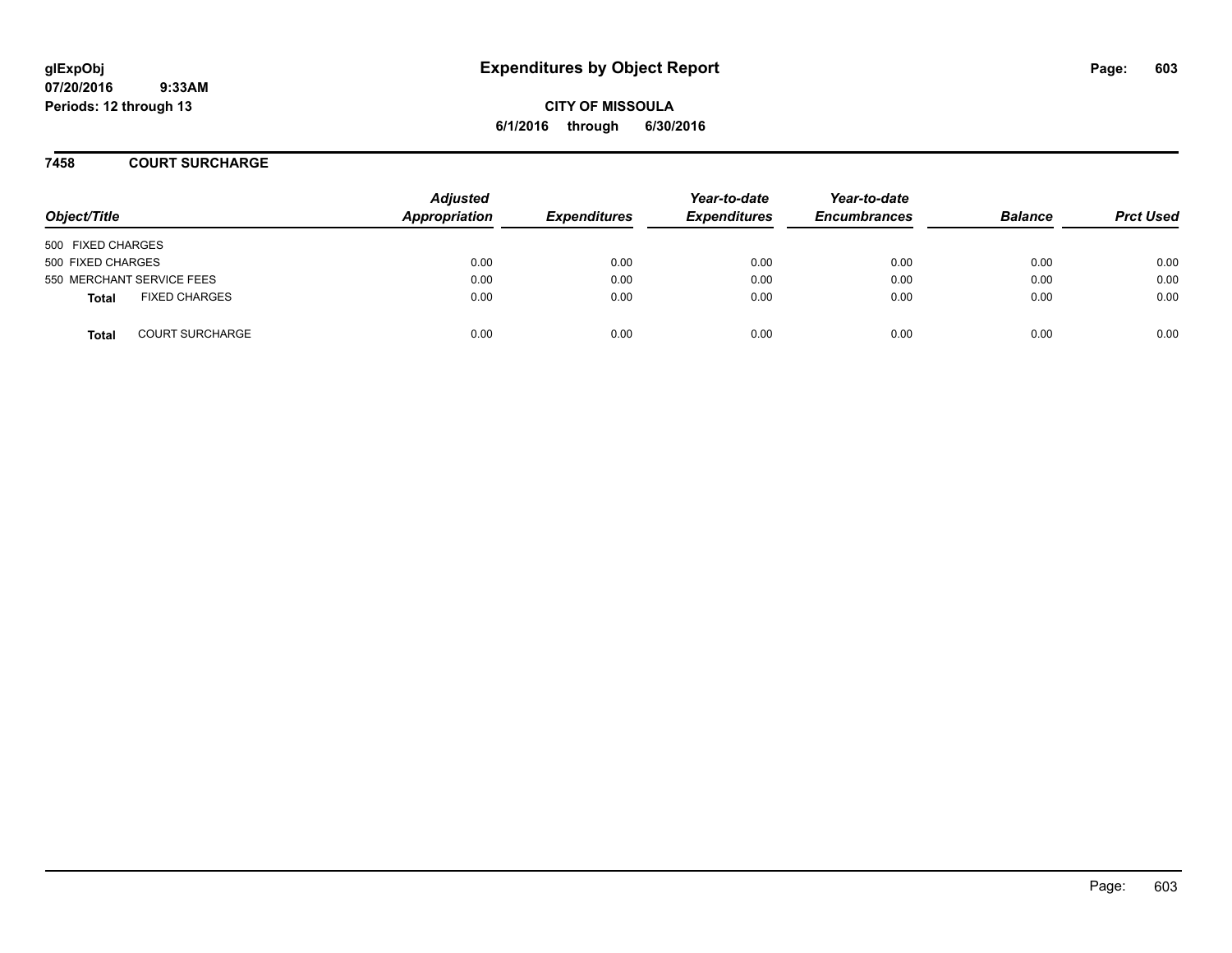**glExpObj** **Expenditures by Object Report**

**07/20/2016 9:33AM**

**Periods: 12 through 13**

**CITY OF MISSOULA**

**6/1/2016 through 6/30/2016**

## 7458 COURT SURCHARGE

| Object/Title | Adjusted Appropriation | Expenditures | Year-to-date Expenditures | Year-to-date Encumbrances | Balance | Prct Used |
|---|---|---|---|---|---|---|
| 500 FIXED CHARGES | | | | | | |
| 500 FIXED CHARGES | 0.00 | 0.00 | 0.00 | 0.00 | 0.00 | 0.00 |
| 550 MERCHANT SERVICE FEES | 0.00 | 0.00 | 0.00 | 0.00 | 0.00 | 0.00 |
| **Total** FIXED CHARGES | 0.00 | 0.00 | 0.00 | 0.00 | 0.00 | 0.00 |
| **Total** COURT SURCHARGE | 0.00 | 0.00 | 0.00 | 0.00 | 0.00 | 0.00 |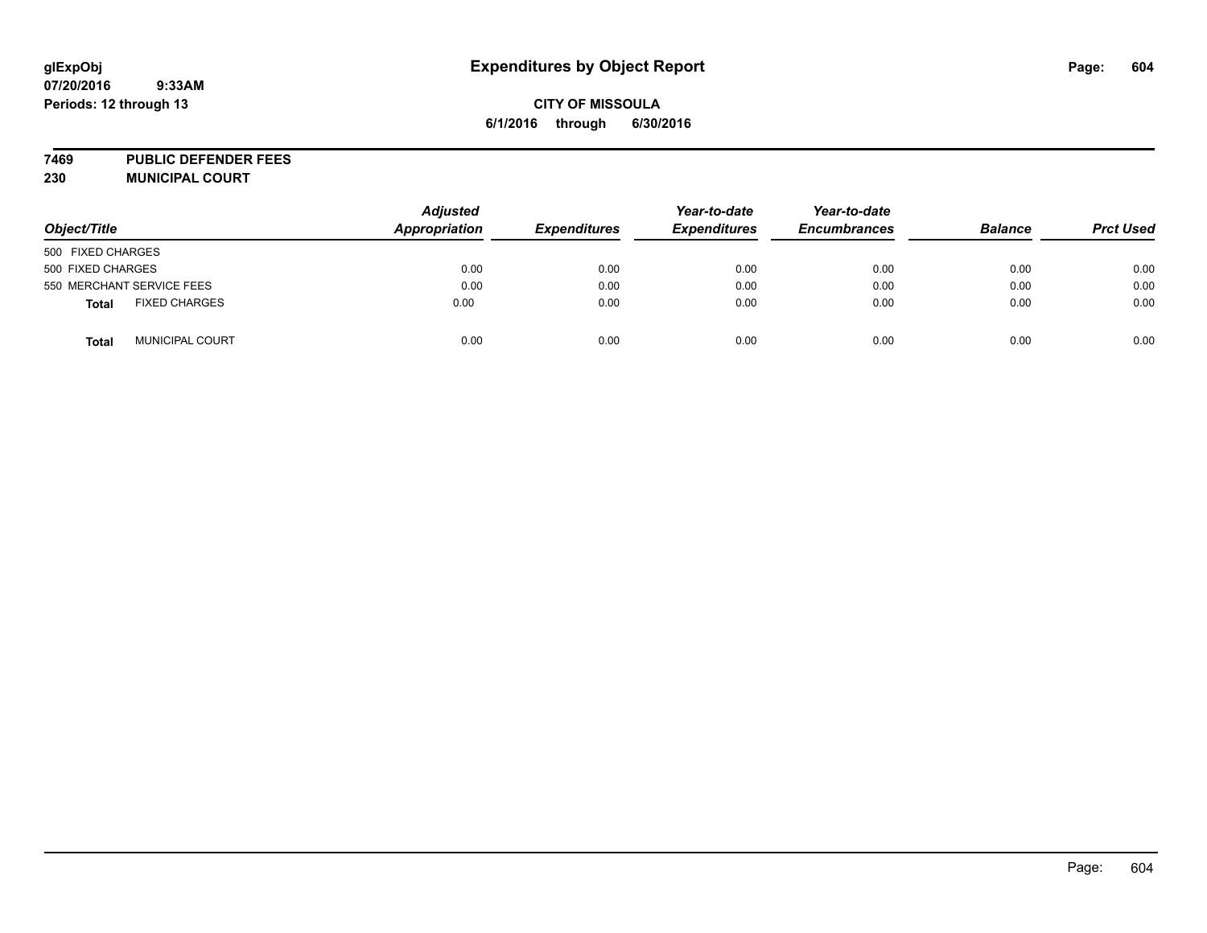# Expenditures by Object Report

glExpObj
07/20/2016 9:33AM
Periods: 12 through 13

**CITY OF MISSOULA**
**6/1/2016 through 6/30/2016**

**7469 PUBLIC DEFENDER FEES**
**230 MUNICIPAL COURT**

| Object/Title | Adjusted Appropriation | Expenditures | Year-to-date Expenditures | Year-to-date Encumbrances | Balance | Prct Used |
|---|---|---|---|---|---|---|
| 500 FIXED CHARGES | | | | | | |
| 500 FIXED CHARGES | 0.00 | 0.00 | 0.00 | 0.00 | 0.00 | 0.00 |
| 550 MERCHANT SERVICE FEES | 0.00 | 0.00 | 0.00 | 0.00 | 0.00 | 0.00 |
| **Total** FIXED CHARGES | 0.00 | 0.00 | 0.00 | 0.00 | 0.00 | 0.00 |
| **Total** MUNICIPAL COURT | 0.00 | 0.00 | 0.00 | 0.00 | 0.00 | 0.00 |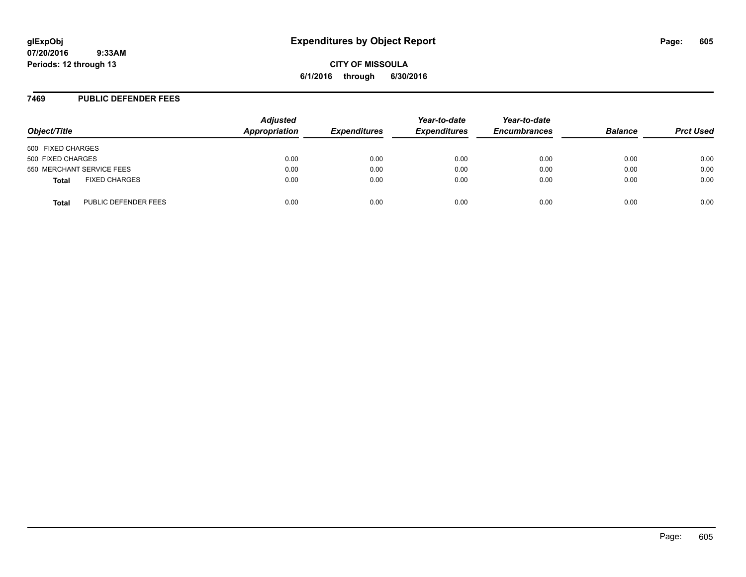**glExpObj**
**07/20/2016 9:33AM**
**Periods: 12 through 13**

# Expenditures by Object Report

**CITY OF MISSOULA**
**6/1/2016 through 6/30/2016**

## 7469 PUBLIC DEFENDER FEES

| Object/Title | Adjusted Appropriation | Expenditures | Year-to-date Expenditures | Year-to-date Encumbrances | Balance | Prct Used |
|---|---|---|---|---|---|---|
| 500 FIXED CHARGES | | | | | | |
| 500 FIXED CHARGES | 0.00 | 0.00 | 0.00 | 0.00 | 0.00 | 0.00 |
| 550 MERCHANT SERVICE FEES | 0.00 | 0.00 | 0.00 | 0.00 | 0.00 | 0.00 |
| **Total** FIXED CHARGES | 0.00 | 0.00 | 0.00 | 0.00 | 0.00 | 0.00 |
| **Total** PUBLIC DEFENDER FEES | 0.00 | 0.00 | 0.00 | 0.00 | 0.00 | 0.00 |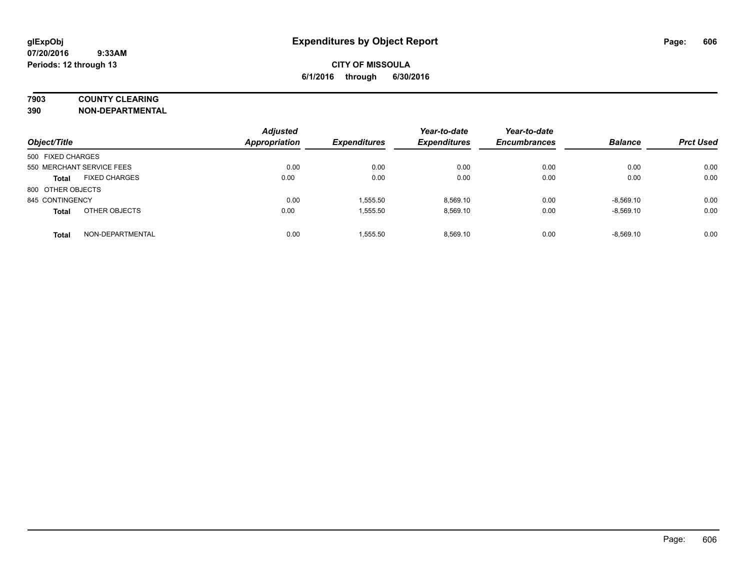# Expenditures by Object Report

glExpObj
07/20/2016 9:33AM
Periods: 12 through 13

**CITY OF MISSOULA**
**6/1/2016 through 6/30/2016**

**7903 COUNTY CLEARING**
**390 NON-DEPARTMENTAL**

| Object/Title | | Adjusted Appropriation | Expenditures | Year-to-date Expenditures | Year-to-date Encumbrances | Balance | Prct Used |
|---|---|---|---|---|---|---|---|
| 500 FIXED CHARGES | | | | | | | |
| 550 MERCHANT SERVICE FEES | | 0.00 | 0.00 | 0.00 | 0.00 | 0.00 | 0.00 |
| **Total** | FIXED CHARGES | 0.00 | 0.00 | 0.00 | 0.00 | 0.00 | 0.00 |
| 800 OTHER OBJECTS | | | | | | | |
| 845 CONTINGENCY | | 0.00 | 1,555.50 | 8,569.10 | 0.00 | -8,569.10 | 0.00 |
| **Total** | OTHER OBJECTS | 0.00 | 1,555.50 | 8,569.10 | 0.00 | -8,569.10 | 0.00 |
| **Total** | NON-DEPARTMENTAL | 0.00 | 1,555.50 | 8,569.10 | 0.00 | -8,569.10 | 0.00 |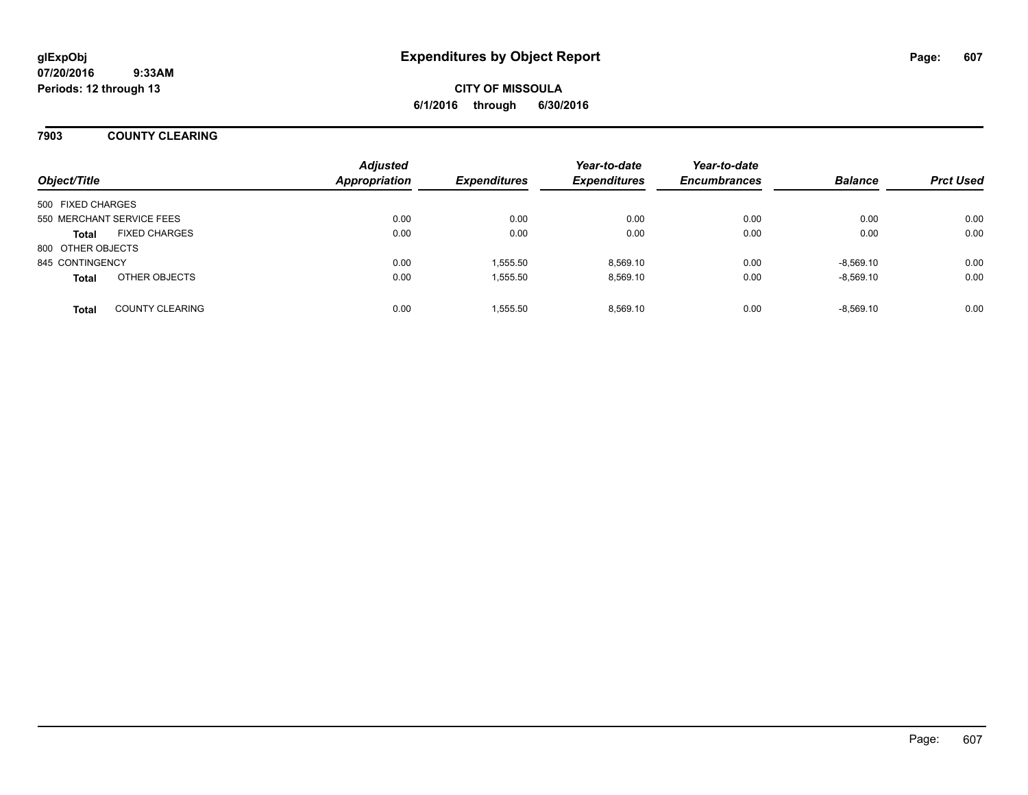# Expenditures by Object Report

glExpObj
07/20/2016 9:33AM
Periods: 12 through 13

**CITY OF MISSOULA**
**6/1/2016 through 6/30/2016**

## 7903 COUNTY CLEARING

| Object/Title | | Adjusted Appropriation | Expenditures | Year-to-date Expenditures | Year-to-date Encumbrances | Balance | Prct Used |
|---|---|---|---|---|---|---|---|
| 500 FIXED CHARGES | | | | | | | |
| 550 MERCHANT SERVICE FEES | | 0.00 | 0.00 | 0.00 | 0.00 | 0.00 | 0.00 |
| **Total** | FIXED CHARGES | 0.00 | 0.00 | 0.00 | 0.00 | 0.00 | 0.00 |
| 800 OTHER OBJECTS | | | | | | | |
| 845 CONTINGENCY | | 0.00 | 1,555.50 | 8,569.10 | 0.00 | -8,569.10 | 0.00 |
| **Total** | OTHER OBJECTS | 0.00 | 1,555.50 | 8,569.10 | 0.00 | -8,569.10 | 0.00 |
| **Total** | COUNTY CLEARING | 0.00 | 1,555.50 | 8,569.10 | 0.00 | -8,569.10 | 0.00 |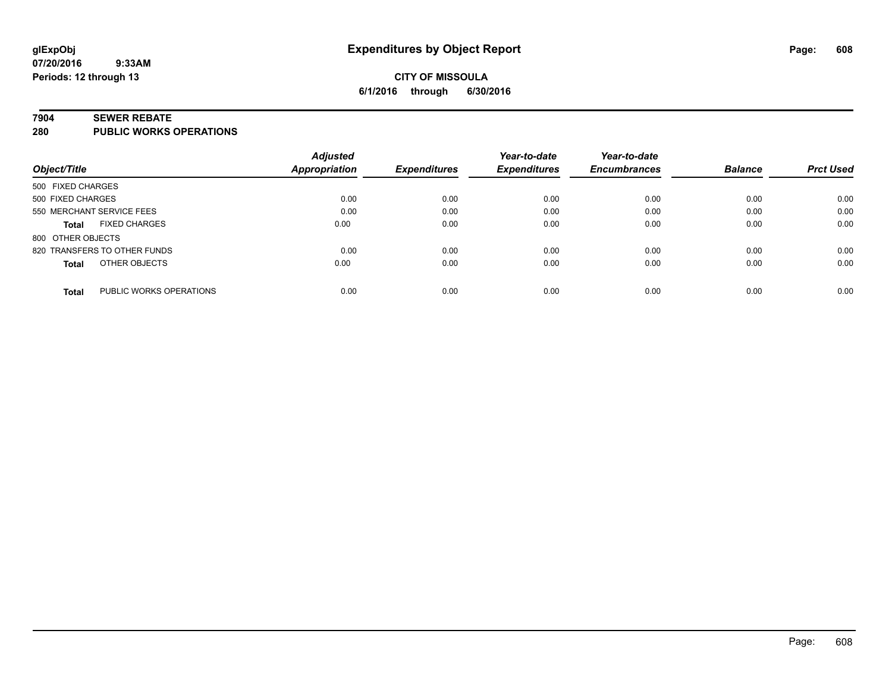# Expenditures by Object Report

glExpObj
07/20/2016 9:33AM
Periods: 12 through 13

**CITY OF MISSOULA**
**6/1/2016 through 6/30/2016**

## 7904 SEWER REBATE
## 280 PUBLIC WORKS OPERATIONS

| Object/Title | Adjusted Appropriation | Expenditures | Year-to-date Expenditures | Year-to-date Encumbrances | Balance | Prct Used |
|---|---|---|---|---|---|---|
| 500 FIXED CHARGES | | | | | | |
| 500 FIXED CHARGES | 0.00 | 0.00 | 0.00 | 0.00 | 0.00 | 0.00 |
| 550 MERCHANT SERVICE FEES | 0.00 | 0.00 | 0.00 | 0.00 | 0.00 | 0.00 |
| **Total** FIXED CHARGES | 0.00 | 0.00 | 0.00 | 0.00 | 0.00 | 0.00 |
| 800 OTHER OBJECTS | | | | | | |
| 820 TRANSFERS TO OTHER FUNDS | 0.00 | 0.00 | 0.00 | 0.00 | 0.00 | 0.00 |
| **Total** OTHER OBJECTS | 0.00 | 0.00 | 0.00 | 0.00 | 0.00 | 0.00 |
| **Total** PUBLIC WORKS OPERATIONS | 0.00 | 0.00 | 0.00 | 0.00 | 0.00 | 0.00 |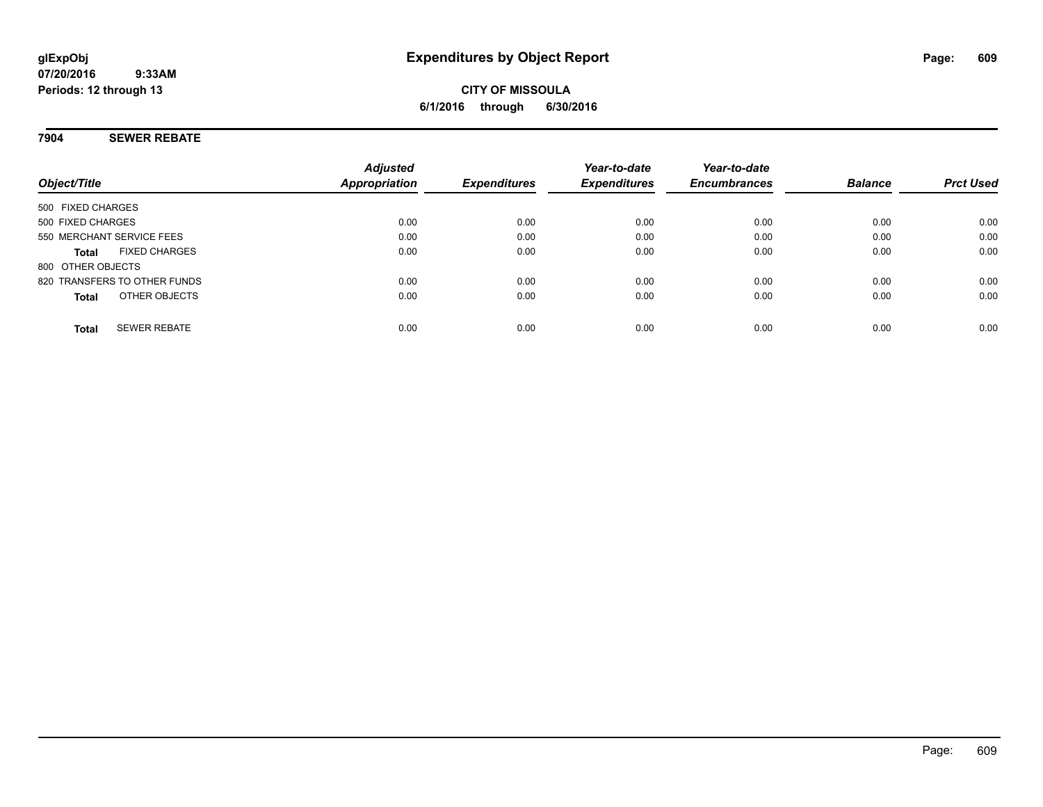**CITY OF MISSOULA**

**6/1/2016 through 6/30/2016**

## 7904 SEWER REBATE

| Object/Title | Adjusted Appropriation | Expenditures | Year-to-date Expenditures | Year-to-date Encumbrances | Balance | Prct Used |
|---|---|---|---|---|---|---|
| 500 FIXED CHARGES | | | | | | |
| 500 FIXED CHARGES | 0.00 | 0.00 | 0.00 | 0.00 | 0.00 | 0.00 |
| 550 MERCHANT SERVICE FEES | 0.00 | 0.00 | 0.00 | 0.00 | 0.00 | 0.00 |
| **Total** FIXED CHARGES | 0.00 | 0.00 | 0.00 | 0.00 | 0.00 | 0.00 |
| 800 OTHER OBJECTS | | | | | | |
| 820 TRANSFERS TO OTHER FUNDS | 0.00 | 0.00 | 0.00 | 0.00 | 0.00 | 0.00 |
| **Total** OTHER OBJECTS | 0.00 | 0.00 | 0.00 | 0.00 | 0.00 | 0.00 |
| **Total** SEWER REBATE | 0.00 | 0.00 | 0.00 | 0.00 | 0.00 | 0.00 |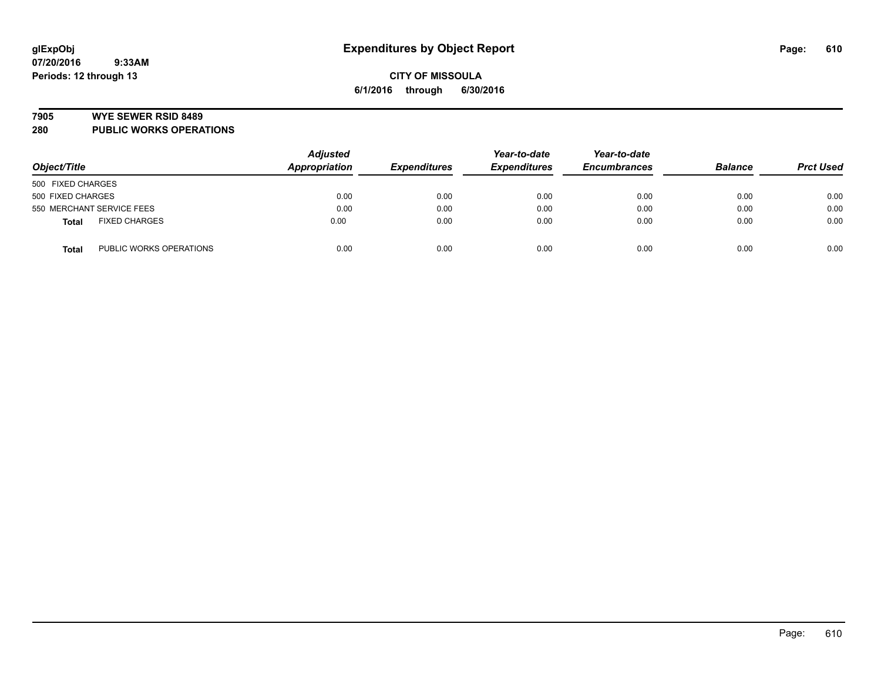**glExpObj**
**07/20/2016 9:33AM**
**Periods: 12 through 13**

# Expenditures by Object Report

**CITY OF MISSOULA**
**6/1/2016 through 6/30/2016**

**7905 WYE SEWER RSID 8489**
**280 PUBLIC WORKS OPERATIONS**

| Object/Title | | Adjusted Appropriation | Expenditures | Year-to-date Expenditures | Year-to-date Encumbrances | Balance | Prct Used |
|---|---|---|---|---|---|---|---|
| 500 FIXED CHARGES | | | | | | | |
| 500 FIXED CHARGES | | 0.00 | 0.00 | 0.00 | 0.00 | 0.00 | 0.00 |
| 550 MERCHANT SERVICE FEES | | 0.00 | 0.00 | 0.00 | 0.00 | 0.00 | 0.00 |
| **Total** | FIXED CHARGES | 0.00 | 0.00 | 0.00 | 0.00 | 0.00 | 0.00 |
| **Total** | PUBLIC WORKS OPERATIONS | 0.00 | 0.00 | 0.00 | 0.00 | 0.00 | 0.00 |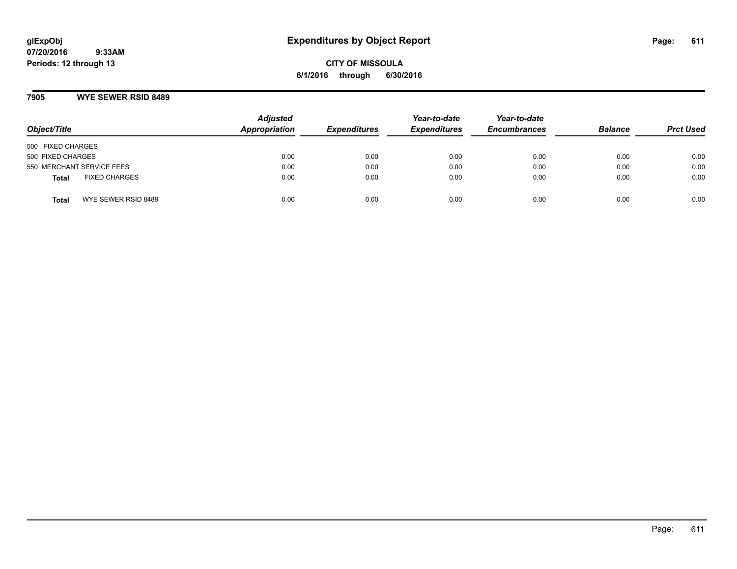# Expenditures by Object Report

glExpObj
07/20/2016 9:33AM
Periods: 12 through 13

**CITY OF MISSOULA**
**6/1/2016 through 6/30/2016**

## 7905 WYE SEWER RSID 8489

| Object/Title | Adjusted Appropriation | Expenditures | Year-to-date Expenditures | Year-to-date Encumbrances | Balance | Prct Used |
|---|---|---|---|---|---|---|
| 500 FIXED CHARGES | | | | | | |
| 500 FIXED CHARGES | 0.00 | 0.00 | 0.00 | 0.00 | 0.00 | 0.00 |
| 550 MERCHANT SERVICE FEES | 0.00 | 0.00 | 0.00 | 0.00 | 0.00 | 0.00 |
| **Total** FIXED CHARGES | 0.00 | 0.00 | 0.00 | 0.00 | 0.00 | 0.00 |
| **Total** WYE SEWER RSID 8489 | 0.00 | 0.00 | 0.00 | 0.00 | 0.00 | 0.00 |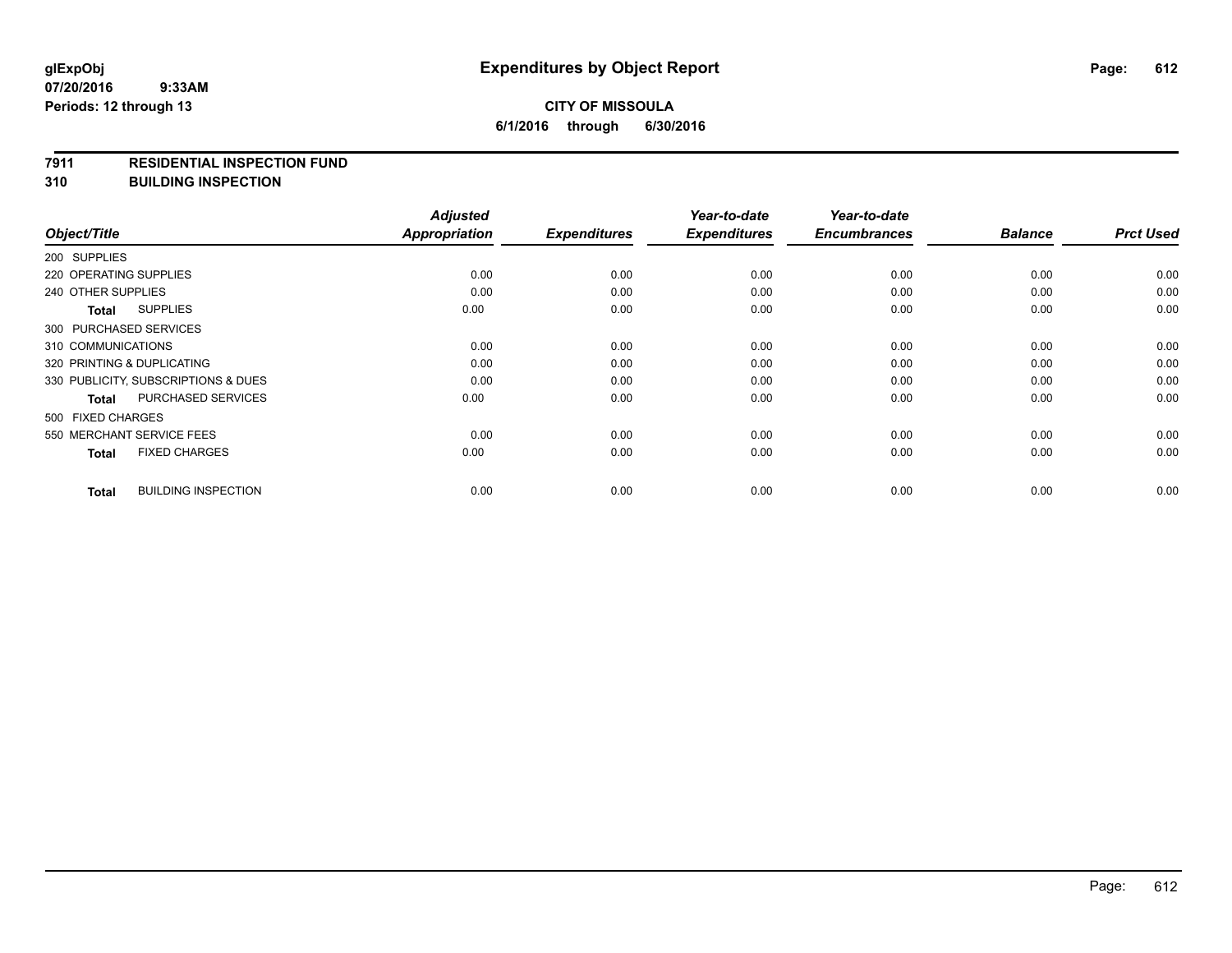**glExpObj**
**07/20/2016 9:33AM**
**Periods: 12 through 13**

# Expenditures by Object Report

**CITY OF MISSOULA**
**6/1/2016 through 6/30/2016**

**7911 RESIDENTIAL INSPECTION FUND**
**310 BUILDING INSPECTION**

| Object/Title | Adjusted Appropriation | Expenditures | Year-to-date Expenditures | Year-to-date Encumbrances | Balance | Prct Used |
|---|---|---|---|---|---|---|
| 200 SUPPLIES | | | | | | |
| 220 OPERATING SUPPLIES | 0.00 | 0.00 | 0.00 | 0.00 | 0.00 | 0.00 |
| 240 OTHER SUPPLIES | 0.00 | 0.00 | 0.00 | 0.00 | 0.00 | 0.00 |
| **Total** SUPPLIES | 0.00 | 0.00 | 0.00 | 0.00 | 0.00 | 0.00 |
| 300 PURCHASED SERVICES | | | | | | |
| 310 COMMUNICATIONS | 0.00 | 0.00 | 0.00 | 0.00 | 0.00 | 0.00 |
| 320 PRINTING & DUPLICATING | 0.00 | 0.00 | 0.00 | 0.00 | 0.00 | 0.00 |
| 330 PUBLICITY, SUBSCRIPTIONS & DUES | 0.00 | 0.00 | 0.00 | 0.00 | 0.00 | 0.00 |
| **Total** PURCHASED SERVICES | 0.00 | 0.00 | 0.00 | 0.00 | 0.00 | 0.00 |
| 500 FIXED CHARGES | | | | | | |
| 550 MERCHANT SERVICE FEES | 0.00 | 0.00 | 0.00 | 0.00 | 0.00 | 0.00 |
| **Total** FIXED CHARGES | 0.00 | 0.00 | 0.00 | 0.00 | 0.00 | 0.00 |
| **Total** BUILDING INSPECTION | 0.00 | 0.00 | 0.00 | 0.00 | 0.00 | 0.00 |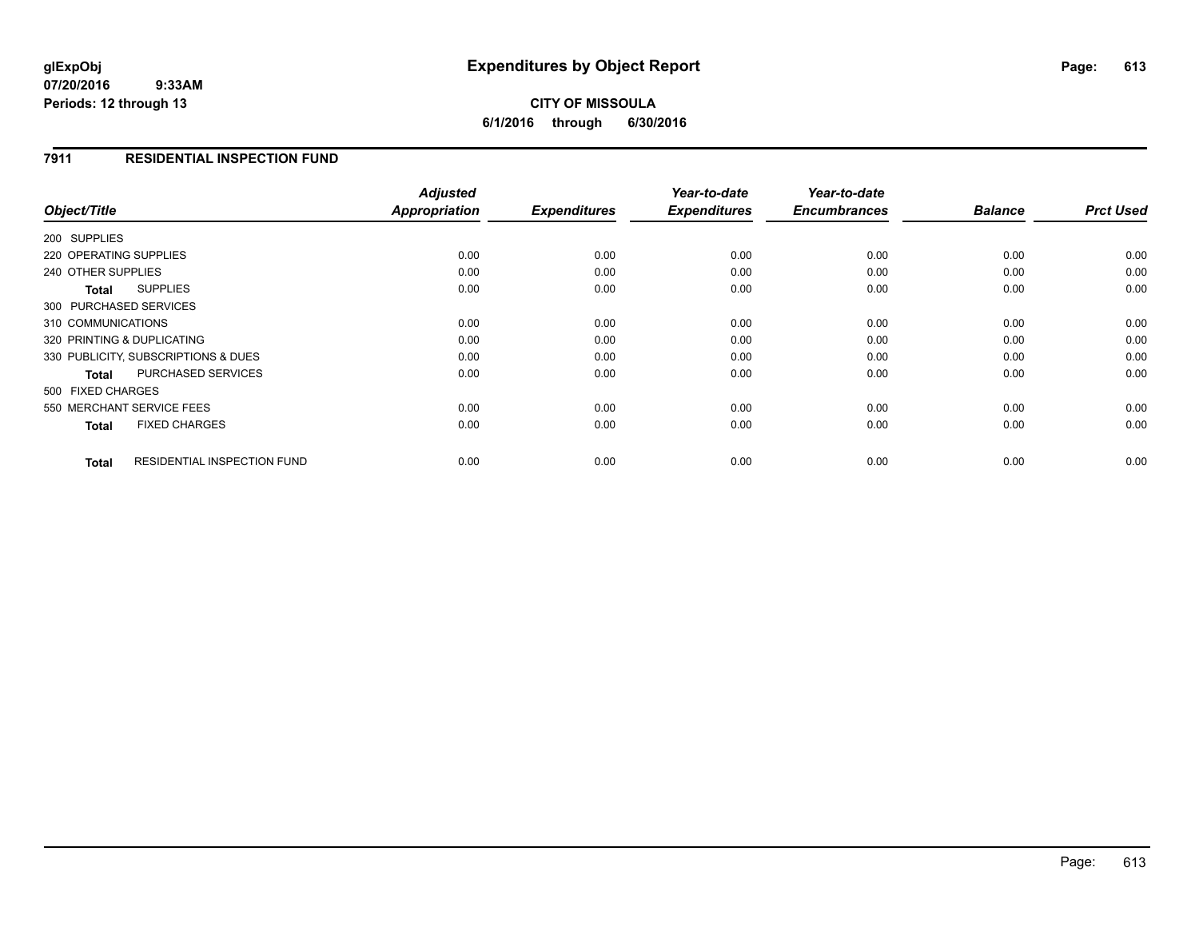**glExpObj** **Expenditures by Object Report**

**07/20/2016 9:33AM**

**Periods: 12 through 13**

**CITY OF MISSOULA**

**6/1/2016 through 6/30/2016**

## 7911 RESIDENTIAL INSPECTION FUND

| Object/Title | Adjusted Appropriation | Expenditures | Year-to-date Expenditures | Year-to-date Encumbrances | Balance | Prct Used |
|---|---|---|---|---|---|---|
| 200 SUPPLIES | | | | | | |
| 220 OPERATING SUPPLIES | 0.00 | 0.00 | 0.00 | 0.00 | 0.00 | 0.00 |
| 240 OTHER SUPPLIES | 0.00 | 0.00 | 0.00 | 0.00 | 0.00 | 0.00 |
| **Total** SUPPLIES | 0.00 | 0.00 | 0.00 | 0.00 | 0.00 | 0.00 |
| 300 PURCHASED SERVICES | | | | | | |
| 310 COMMUNICATIONS | 0.00 | 0.00 | 0.00 | 0.00 | 0.00 | 0.00 |
| 320 PRINTING & DUPLICATING | 0.00 | 0.00 | 0.00 | 0.00 | 0.00 | 0.00 |
| 330 PUBLICITY, SUBSCRIPTIONS & DUES | 0.00 | 0.00 | 0.00 | 0.00 | 0.00 | 0.00 |
| **Total** PURCHASED SERVICES | 0.00 | 0.00 | 0.00 | 0.00 | 0.00 | 0.00 |
| 500 FIXED CHARGES | | | | | | |
| 550 MERCHANT SERVICE FEES | 0.00 | 0.00 | 0.00 | 0.00 | 0.00 | 0.00 |
| **Total** FIXED CHARGES | 0.00 | 0.00 | 0.00 | 0.00 | 0.00 | 0.00 |
| **Total** RESIDENTIAL INSPECTION FUND | 0.00 | 0.00 | 0.00 | 0.00 | 0.00 | 0.00 |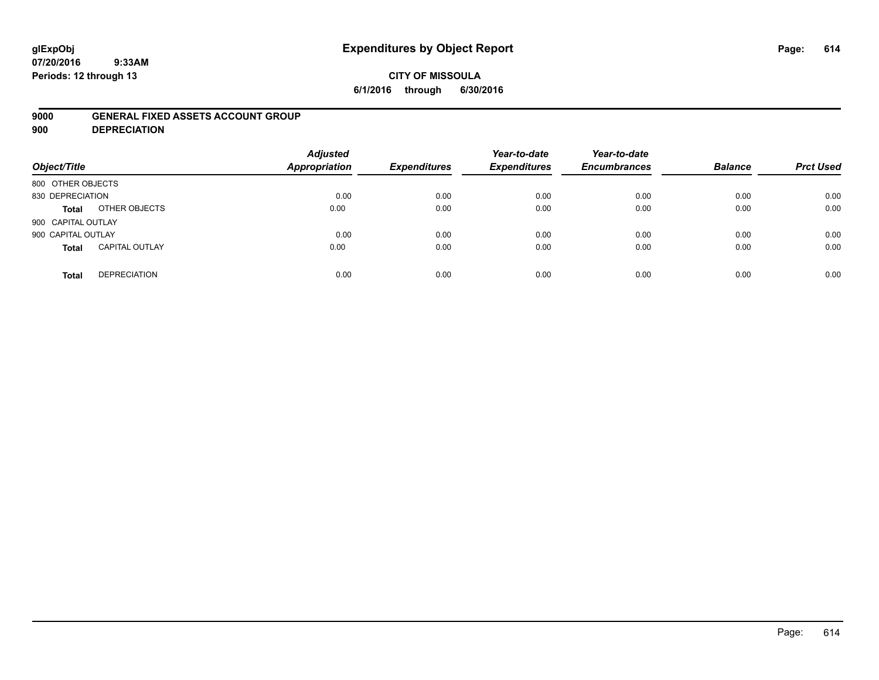**glExpObj**
**07/20/2016 9:33AM**
**Periods: 12 through 13**

# Expenditures by Object Report

**CITY OF MISSOULA**
**6/1/2016 through 6/30/2016**

**9000 GENERAL FIXED ASSETS ACCOUNT GROUP**
**900 DEPRECIATION**

| Object/Title | | Adjusted Appropriation | Expenditures | Year-to-date Expenditures | Year-to-date Encumbrances | Balance | Prct Used |
|---|---|---|---|---|---|---|---|
| 800 OTHER OBJECTS | | | | | | | |
| 830 DEPRECIATION | | 0.00 | 0.00 | 0.00 | 0.00 | 0.00 | 0.00 |
| **Total** | OTHER OBJECTS | 0.00 | 0.00 | 0.00 | 0.00 | 0.00 | 0.00 |
| 900 CAPITAL OUTLAY | | | | | | | |
| 900 CAPITAL OUTLAY | | 0.00 | 0.00 | 0.00 | 0.00 | 0.00 | 0.00 |
| **Total** | CAPITAL OUTLAY | 0.00 | 0.00 | 0.00 | 0.00 | 0.00 | 0.00 |
| **Total** | DEPRECIATION | 0.00 | 0.00 | 0.00 | 0.00 | 0.00 | 0.00 |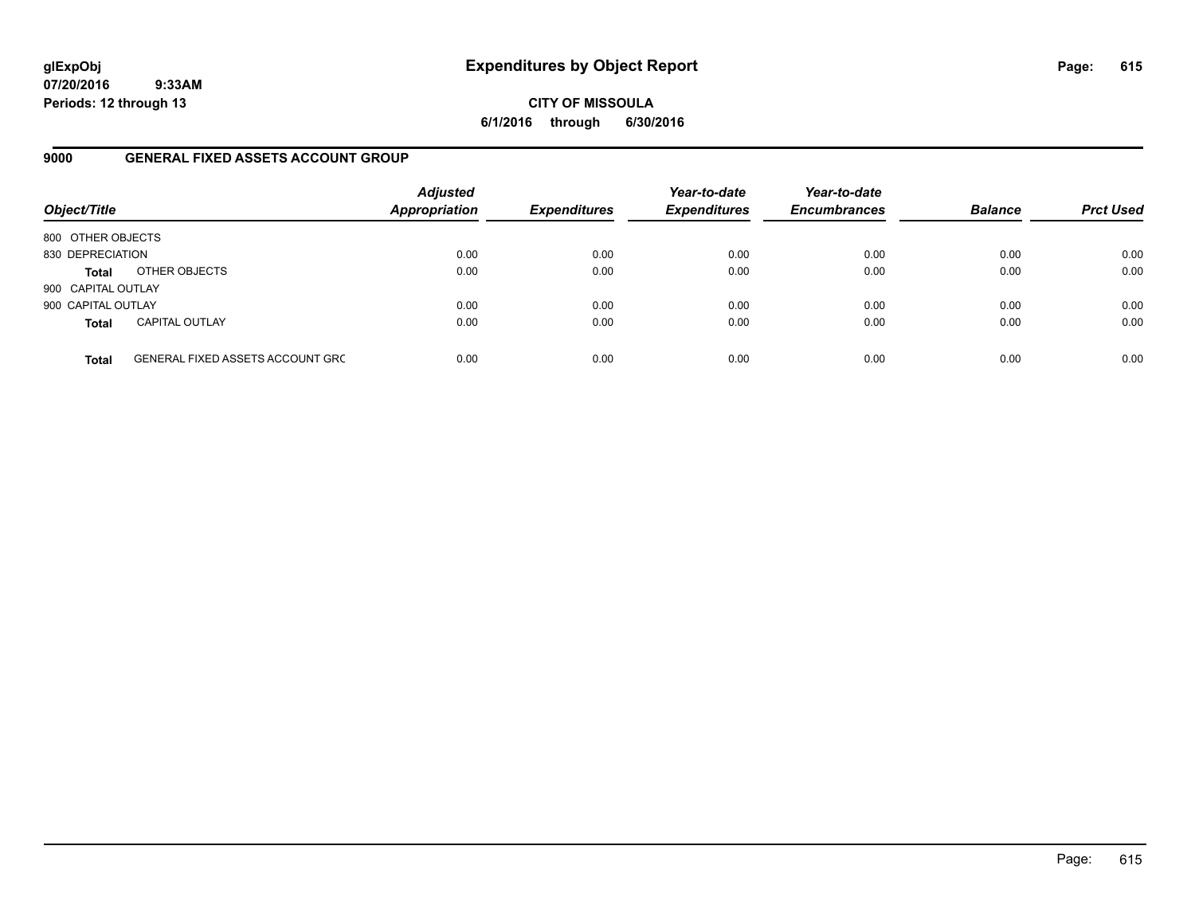# Expenditures by Object Report

glExpObj
07/20/2016 9:33AM
Periods: 12 through 13

**CITY OF MISSOULA**

**6/1/2016 through 6/30/2016**

## 9000 GENERAL FIXED ASSETS ACCOUNT GROUP

| Object/Title | | Adjusted Appropriation | Expenditures | Year-to-date Expenditures | Year-to-date Encumbrances | Balance | Prct Used |
|---|---|---|---|---|---|---|---|
| 800 OTHER OBJECTS | | | | | | | |
| 830 DEPRECIATION | | 0.00 | 0.00 | 0.00 | 0.00 | 0.00 | 0.00 |
| **Total** | OTHER OBJECTS | 0.00 | 0.00 | 0.00 | 0.00 | 0.00 | 0.00 |
| 900 CAPITAL OUTLAY | | | | | | | |
| 900 CAPITAL OUTLAY | | 0.00 | 0.00 | 0.00 | 0.00 | 0.00 | 0.00 |
| **Total** | CAPITAL OUTLAY | 0.00 | 0.00 | 0.00 | 0.00 | 0.00 | 0.00 |
| **Total** | GENERAL FIXED ASSETS ACCOUNT GRC | 0.00 | 0.00 | 0.00 | 0.00 | 0.00 | 0.00 |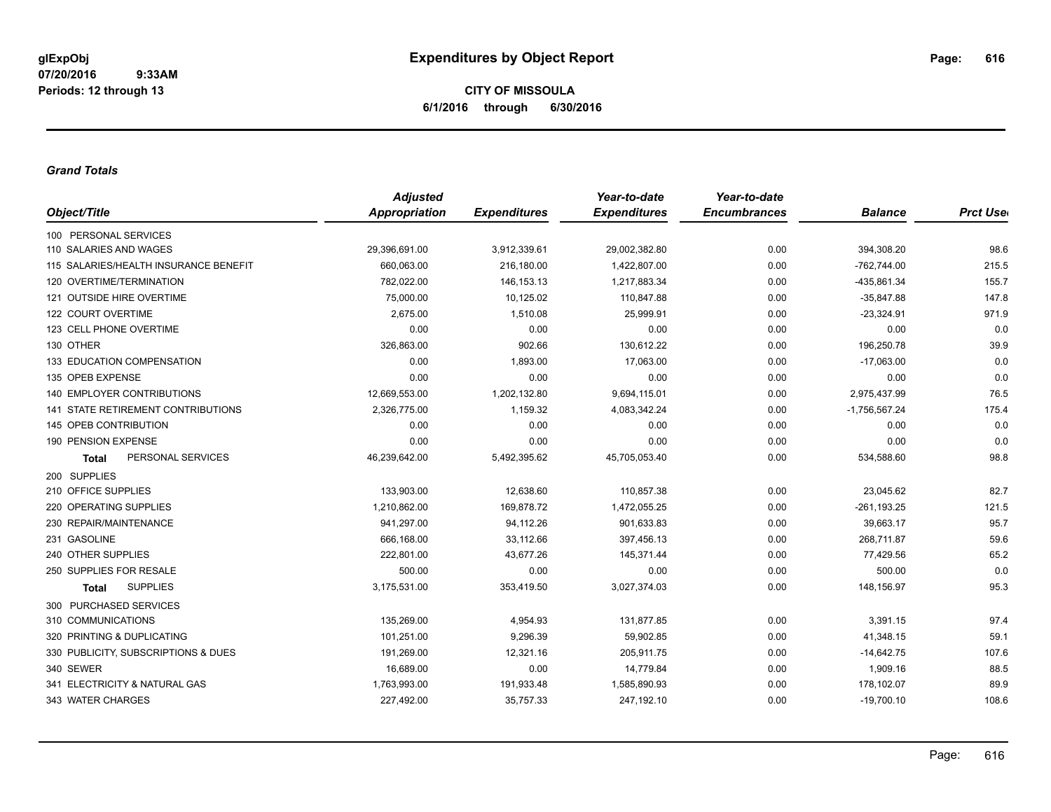**glExpObj**
**07/20/2016 9:33AM**
**Periods: 12 through 13**

# Expenditures by Object Report

**CITY OF MISSOULA**
**6/1/2016 through 6/30/2016**

### *Grand Totals*

| Object/Title | Adjusted Appropriation | Expenditures | Year-to-date Expenditures | Year-to-date Encumbrances | Balance | Prct Used |
|---|---|---|---|---|---|---|
| 100 PERSONAL SERVICES | | | | | | |
| 110 SALARIES AND WAGES | 29,396,691.00 | 3,912,339.61 | 29,002,382.80 | 0.00 | 394,308.20 | 98.6 |
| 115 SALARIES/HEALTH INSURANCE BENEFIT | 660,063.00 | 216,180.00 | 1,422,807.00 | 0.00 | -762,744.00 | 215.5 |
| 120 OVERTIME/TERMINATION | 782,022.00 | 146,153.13 | 1,217,883.34 | 0.00 | -435,861.34 | 155.7 |
| 121 OUTSIDE HIRE OVERTIME | 75,000.00 | 10,125.02 | 110,847.88 | 0.00 | -35,847.88 | 147.8 |
| 122 COURT OVERTIME | 2,675.00 | 1,510.08 | 25,999.91 | 0.00 | -23,324.91 | 971.9 |
| 123 CELL PHONE OVERTIME | 0.00 | 0.00 | 0.00 | 0.00 | 0.00 | 0.0 |
| 130 OTHER | 326,863.00 | 902.66 | 130,612.22 | 0.00 | 196,250.78 | 39.9 |
| 133 EDUCATION COMPENSATION | 0.00 | 1,893.00 | 17,063.00 | 0.00 | -17,063.00 | 0.0 |
| 135 OPEB EXPENSE | 0.00 | 0.00 | 0.00 | 0.00 | 0.00 | 0.0 |
| 140 EMPLOYER CONTRIBUTIONS | 12,669,553.00 | 1,202,132.80 | 9,694,115.01 | 0.00 | 2,975,437.99 | 76.5 |
| 141 STATE RETIREMENT CONTRIBUTIONS | 2,326,775.00 | 1,159.32 | 4,083,342.24 | 0.00 | -1,756,567.24 | 175.4 |
| 145 OPEB CONTRIBUTION | 0.00 | 0.00 | 0.00 | 0.00 | 0.00 | 0.0 |
| 190 PENSION EXPENSE | 0.00 | 0.00 | 0.00 | 0.00 | 0.00 | 0.0 |
| **Total** PERSONAL SERVICES | 46,239,642.00 | 5,492,395.62 | 45,705,053.40 | 0.00 | 534,588.60 | 98.8 |
| 200 SUPPLIES | | | | | | |
| 210 OFFICE SUPPLIES | 133,903.00 | 12,638.60 | 110,857.38 | 0.00 | 23,045.62 | 82.7 |
| 220 OPERATING SUPPLIES | 1,210,862.00 | 169,878.72 | 1,472,055.25 | 0.00 | -261,193.25 | 121.5 |
| 230 REPAIR/MAINTENANCE | 941,297.00 | 94,112.26 | 901,633.83 | 0.00 | 39,663.17 | 95.7 |
| 231 GASOLINE | 666,168.00 | 33,112.66 | 397,456.13 | 0.00 | 268,711.87 | 59.6 |
| 240 OTHER SUPPLIES | 222,801.00 | 43,677.26 | 145,371.44 | 0.00 | 77,429.56 | 65.2 |
| 250 SUPPLIES FOR RESALE | 500.00 | 0.00 | 0.00 | 0.00 | 500.00 | 0.0 |
| **Total** SUPPLIES | 3,175,531.00 | 353,419.50 | 3,027,374.03 | 0.00 | 148,156.97 | 95.3 |
| 300 PURCHASED SERVICES | | | | | | |
| 310 COMMUNICATIONS | 135,269.00 | 4,954.93 | 131,877.85 | 0.00 | 3,391.15 | 97.4 |
| 320 PRINTING & DUPLICATING | 101,251.00 | 9,296.39 | 59,902.85 | 0.00 | 41,348.15 | 59.1 |
| 330 PUBLICITY, SUBSCRIPTIONS & DUES | 191,269.00 | 12,321.16 | 205,911.75 | 0.00 | -14,642.75 | 107.6 |
| 340 SEWER | 16,689.00 | 0.00 | 14,779.84 | 0.00 | 1,909.16 | 88.5 |
| 341 ELECTRICITY & NATURAL GAS | 1,763,993.00 | 191,933.48 | 1,585,890.93 | 0.00 | 178,102.07 | 89.9 |
| 343 WATER CHARGES | 227,492.00 | 35,757.33 | 247,192.10 | 0.00 | -19,700.10 | 108.6 |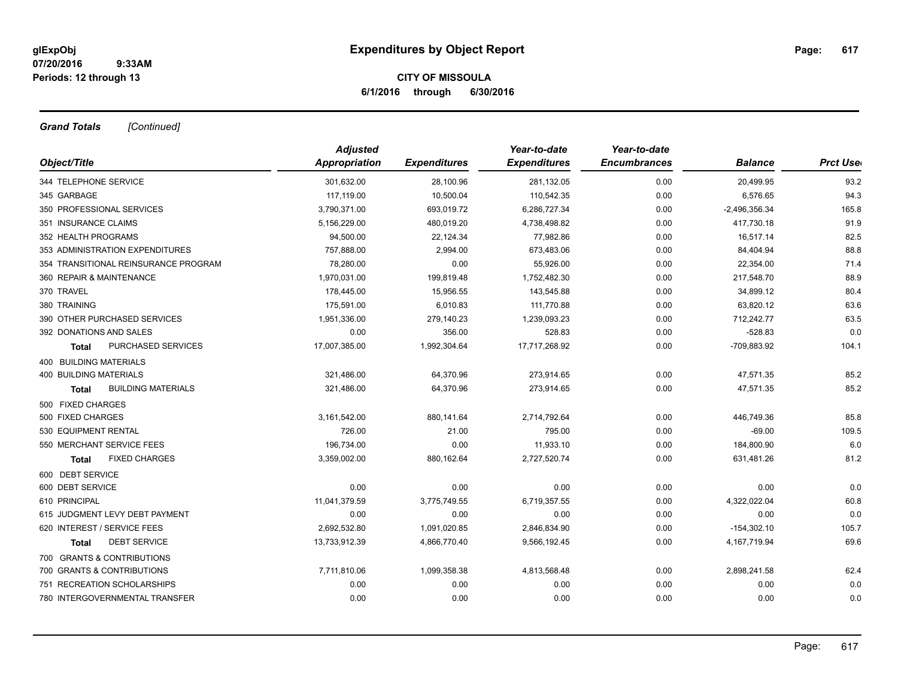**glExpObj** **Expenditures by Object Report**
**07/20/2016 9:33AM**
**Periods: 12 through 13**

**CITY OF MISSOULA**
**6/1/2016 through 6/30/2016**

***Grand Totals*** *[Continued]*

| Object/Title | Adjusted Appropriation | Expenditures | Year-to-date Expenditures | Year-to-date Encumbrances | Balance | Prct Used |
|---|---|---|---|---|---|---|
| 344 TELEPHONE SERVICE | 301,632.00 | 28,100.96 | 281,132.05 | 0.00 | 20,499.95 | 93.2 |
| 345 GARBAGE | 117,119.00 | 10,500.04 | 110,542.35 | 0.00 | 6,576.65 | 94.3 |
| 350 PROFESSIONAL SERVICES | 3,790,371.00 | 693,019.72 | 6,286,727.34 | 0.00 | -2,496,356.34 | 165.8 |
| 351 INSURANCE CLAIMS | 5,156,229.00 | 480,019.20 | 4,738,498.82 | 0.00 | 417,730.18 | 91.9 |
| 352 HEALTH PROGRAMS | 94,500.00 | 22,124.34 | 77,982.86 | 0.00 | 16,517.14 | 82.5 |
| 353 ADMINISTRATION EXPENDITURES | 757,888.00 | 2,994.00 | 673,483.06 | 0.00 | 84,404.94 | 88.8 |
| 354 TRANSITIONAL REINSURANCE PROGRAM | 78,280.00 | 0.00 | 55,926.00 | 0.00 | 22,354.00 | 71.4 |
| 360 REPAIR & MAINTENANCE | 1,970,031.00 | 199,819.48 | 1,752,482.30 | 0.00 | 217,548.70 | 88.9 |
| 370 TRAVEL | 178,445.00 | 15,956.55 | 143,545.88 | 0.00 | 34,899.12 | 80.4 |
| 380 TRAINING | 175,591.00 | 6,010.83 | 111,770.88 | 0.00 | 63,820.12 | 63.6 |
| 390 OTHER PURCHASED SERVICES | 1,951,336.00 | 279,140.23 | 1,239,093.23 | 0.00 | 712,242.77 | 63.5 |
| 392 DONATIONS AND SALES | 0.00 | 356.00 | 528.83 | 0.00 | -528.83 | 0.0 |
| **Total** PURCHASED SERVICES | 17,007,385.00 | 1,992,304.64 | 17,717,268.92 | 0.00 | -709,883.92 | 104.1 |
| 400 BUILDING MATERIALS | | | | | | |
| 400 BUILDING MATERIALS | 321,486.00 | 64,370.96 | 273,914.65 | 0.00 | 47,571.35 | 85.2 |
| **Total** BUILDING MATERIALS | 321,486.00 | 64,370.96 | 273,914.65 | 0.00 | 47,571.35 | 85.2 |
| 500 FIXED CHARGES | | | | | | |
| 500 FIXED CHARGES | 3,161,542.00 | 880,141.64 | 2,714,792.64 | 0.00 | 446,749.36 | 85.8 |
| 530 EQUIPMENT RENTAL | 726.00 | 21.00 | 795.00 | 0.00 | -69.00 | 109.5 |
| 550 MERCHANT SERVICE FEES | 196,734.00 | 0.00 | 11,933.10 | 0.00 | 184,800.90 | 6.0 |
| **Total** FIXED CHARGES | 3,359,002.00 | 880,162.64 | 2,727,520.74 | 0.00 | 631,481.26 | 81.2 |
| 600 DEBT SERVICE | | | | | | |
| 600 DEBT SERVICE | 0.00 | 0.00 | 0.00 | 0.00 | 0.00 | 0.0 |
| 610 PRINCIPAL | 11,041,379.59 | 3,775,749.55 | 6,719,357.55 | 0.00 | 4,322,022.04 | 60.8 |
| 615 JUDGMENT LEVY DEBT PAYMENT | 0.00 | 0.00 | 0.00 | 0.00 | 0.00 | 0.0 |
| 620 INTEREST / SERVICE FEES | 2,692,532.80 | 1,091,020.85 | 2,846,834.90 | 0.00 | -154,302.10 | 105.7 |
| **Total** DEBT SERVICE | 13,733,912.39 | 4,866,770.40 | 9,566,192.45 | 0.00 | 4,167,719.94 | 69.6 |
| 700 GRANTS & CONTRIBUTIONS | | | | | | |
| 700 GRANTS & CONTRIBUTIONS | 7,711,810.06 | 1,099,358.38 | 4,813,568.48 | 0.00 | 2,898,241.58 | 62.4 |
| 751 RECREATION SCHOLARSHIPS | 0.00 | 0.00 | 0.00 | 0.00 | 0.00 | 0.0 |
| 780 INTERGOVERNMENTAL TRANSFER | 0.00 | 0.00 | 0.00 | 0.00 | 0.00 | 0.0 |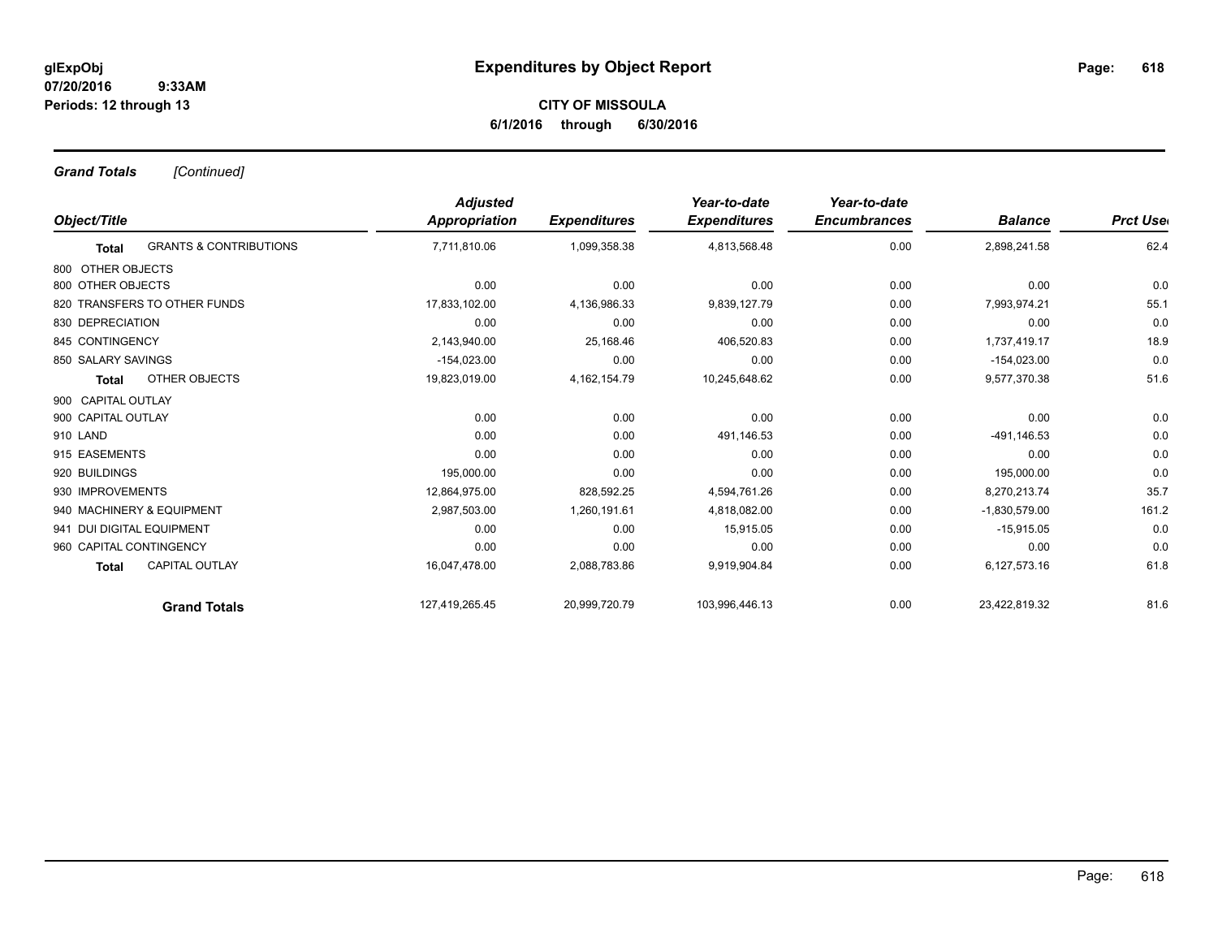**CITY OF MISSOULA**
**6/1/2016 through 6/30/2016**

## Expenditures by Object Report

glExpObj
07/20/2016 9:33AM
Periods: 12 through 13

***Grand Totals*** *[Continued]*

| Object/Title | *Adjusted Appropriation* | *Expenditures* | *Year-to-date Expenditures* | *Year-to-date Encumbrances* | *Balance* | *Prct Used* |
|---|---|---|---|---|---|---|
| **Total** GRANTS & CONTRIBUTIONS | 7,711,810.06 | 1,099,358.38 | 4,813,568.48 | 0.00 | 2,898,241.58 | 62.4 |
| 800 OTHER OBJECTS | | | | | | |
| 800 OTHER OBJECTS | 0.00 | 0.00 | 0.00 | 0.00 | 0.00 | 0.0 |
| 820 TRANSFERS TO OTHER FUNDS | 17,833,102.00 | 4,136,986.33 | 9,839,127.79 | 0.00 | 7,993,974.21 | 55.1 |
| 830 DEPRECIATION | 0.00 | 0.00 | 0.00 | 0.00 | 0.00 | 0.0 |
| 845 CONTINGENCY | 2,143,940.00 | 25,168.46 | 406,520.83 | 0.00 | 1,737,419.17 | 18.9 |
| 850 SALARY SAVINGS | -154,023.00 | 0.00 | 0.00 | 0.00 | -154,023.00 | 0.0 |
| **Total** OTHER OBJECTS | 19,823,019.00 | 4,162,154.79 | 10,245,648.62 | 0.00 | 9,577,370.38 | 51.6 |
| 900 CAPITAL OUTLAY | | | | | | |
| 900 CAPITAL OUTLAY | 0.00 | 0.00 | 0.00 | 0.00 | 0.00 | 0.0 |
| 910 LAND | 0.00 | 0.00 | 491,146.53 | 0.00 | -491,146.53 | 0.0 |
| 915 EASEMENTS | 0.00 | 0.00 | 0.00 | 0.00 | 0.00 | 0.0 |
| 920 BUILDINGS | 195,000.00 | 0.00 | 0.00 | 0.00 | 195,000.00 | 0.0 |
| 930 IMPROVEMENTS | 12,864,975.00 | 828,592.25 | 4,594,761.26 | 0.00 | 8,270,213.74 | 35.7 |
| 940 MACHINERY & EQUIPMENT | 2,987,503.00 | 1,260,191.61 | 4,818,082.00 | 0.00 | -1,830,579.00 | 161.2 |
| 941 DUI DIGITAL EQUIPMENT | 0.00 | 0.00 | 15,915.05 | 0.00 | -15,915.05 | 0.0 |
| 960 CAPITAL CONTINGENCY | 0.00 | 0.00 | 0.00 | 0.00 | 0.00 | 0.0 |
| **Total** CAPITAL OUTLAY | 16,047,478.00 | 2,088,783.86 | 9,919,904.84 | 0.00 | 6,127,573.16 | 61.8 |
| **Grand Totals** | 127,419,265.45 | 20,999,720.79 | 103,996,446.13 | 0.00 | 23,422,819.32 | 81.6 |